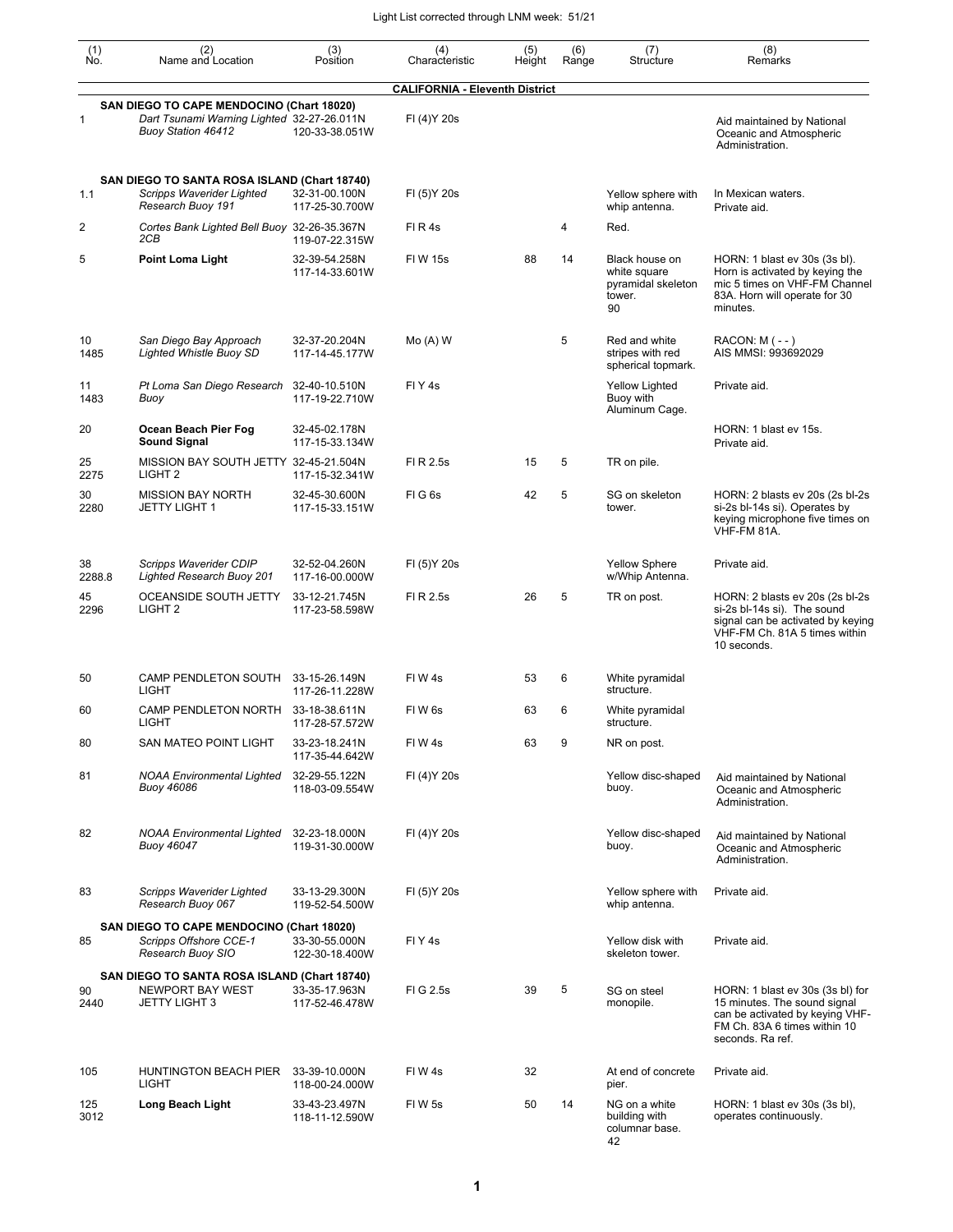Light List corrected through LNM week: 51/21

| (1) No. | (2) Name and Location | (3) Position | (4) Characteristic | (5) Height | (6) Range | (7) Structure | (8) Remarks |
|---|---|---|---|---|---|---|---|
| | | | **CALIFORNIA - Eleventh District** | | | | |
| | **SAN DIEGO TO CAPE MENDOCINO (Chart 18020)** | | | | | | |
| 1 | *Dart Tsunami Warning Lighted Buoy Station 46412* | 32-27-26.011N 120-33-38.051W | Fl (4)Y 20s | | | | Aid maintained by National Oceanic and Atmospheric Administration. |
| | **SAN DIEGO TO SANTA ROSA ISLAND (Chart 18740)** | | | | | | |
| 1.1 | *Scripps Waverider Lighted Research Buoy 191* | 32-31-00.100N 117-25-30.700W | Fl (5)Y 20s | | | Yellow sphere with whip antenna. | In Mexican waters. Private aid. |
| 2 | *Cortes Bank Lighted Bell Buoy 2CB* | 32-26-35.367N 119-07-22.315W | Fl R 4s | | 4 | Red. | |
| 5 | **Point Loma Light** | 32-39-54.258N 117-14-33.601W | Fl W 15s | 88 | 14 | Black house on white square pyramidal skeleton tower. 90 | HORN: 1 blast ev 30s (3s bl). Horn is activated by keying the mic 5 times on VHF-FM Channel 83A. Horn will operate for 30 minutes. |
| 10 1485 | *San Diego Bay Approach Lighted Whistle Buoy SD* | 32-37-20.204N 117-14-45.177W | Mo (A) W | | 5 | Red and white stripes with red spherical topmark. | RACON: M ( - - ) AIS MMSI: 993692029 |
| 11 1483 | *Pt Loma San Diego Research Buoy* | 32-40-10.510N 117-19-22.710W | Fl Y 4s | | | Yellow Lighted Buoy with Aluminum Cage. | Private aid. |
| 20 | **Ocean Beach Pier Fog Sound Signal** | 32-45-02.178N 117-15-33.134W | | | | | HORN: 1 blast ev 15s. Private aid. |
| 25 2275 | MISSION BAY SOUTH JETTY LIGHT 2 | 32-45-21.504N 117-15-32.341W | Fl R 2.5s | 15 | 5 | TR on pile. | |
| 30 2280 | MISSION BAY NORTH JETTY LIGHT 1 | 32-45-30.600N 117-15-33.151W | Fl G 6s | 42 | 5 | SG on skeleton tower. | HORN: 2 blasts ev 20s (2s bl-2s si-2s bl-14s si). Operates by keying microphone five times on VHF-FM 81A. |
| 38 2288.8 | *Scripps Waverider CDIP Lighted Research Buoy 201* | 32-52-04.260N 117-16-00.000W | Fl (5)Y 20s | | | Yellow Sphere w/Whip Antenna. | Private aid. |
| 45 2296 | OCEANSIDE SOUTH JETTY LIGHT 2 | 33-12-21.745N 117-23-58.598W | Fl R 2.5s | 26 | 5 | TR on post. | HORN: 2 blasts ev 20s (2s bl-2s si-2s bl-14s si). The sound signal can be activated by keying VHF-FM Ch. 81A 5 times within 10 seconds. |
| 50 | CAMP PENDLETON SOUTH LIGHT | 33-15-26.149N 117-26-11.228W | Fl W 4s | 53 | 6 | White pyramidal structure. | |
| 60 | CAMP PENDLETON NORTH LIGHT | 33-18-38.611N 117-28-57.572W | Fl W 6s | 63 | 6 | White pyramidal structure. | |
| 80 | SAN MATEO POINT LIGHT | 33-23-18.241N 117-35-44.642W | Fl W 4s | 63 | 9 | NR on post. | |
| 81 | *NOAA Environmental Lighted Buoy 46086* | 32-29-55.122N 118-03-09.554W | Fl (4)Y 20s | | | Yellow disc-shaped buoy. | Aid maintained by National Oceanic and Atmospheric Administration. |
| 82 | *NOAA Environmental Lighted Buoy 46047* | 32-23-18.000N 119-31-30.000W | Fl (4)Y 20s | | | Yellow disc-shaped buoy. | Aid maintained by National Oceanic and Atmospheric Administration. |
| 83 | *Scripps Waverider Lighted Research Buoy 067* | 33-13-29.300N 119-52-54.500W | Fl (5)Y 20s | | | Yellow sphere with whip antenna. | Private aid. |
| | **SAN DIEGO TO CAPE MENDOCINO (Chart 18020)** | | | | | | |
| 85 | *Scripps Offshore CCE-1 Research Buoy SIO* | 33-30-55.000N 122-30-18.400W | Fl Y 4s | | | Yellow disk with skeleton tower. | Private aid. |
| | **SAN DIEGO TO SANTA ROSA ISLAND (Chart 18740)** | | | | | | |
| 90 2440 | NEWPORT BAY WEST JETTY LIGHT 3 | 33-35-17.963N 117-52-46.478W | Fl G 2.5s | 39 | 5 | SG on steel monopile. | HORN: 1 blast ev 30s (3s bl) for 15 minutes. The sound signal can be activated by keying VHF-FM Ch. 83A 6 times within 10 seconds. Ra ref. |
| 105 | HUNTINGTON BEACH PIER LIGHT | 33-39-10.000N 118-00-24.000W | Fl W 4s | 32 | | At end of concrete pier. | Private aid. |
| 125 3012 | **Long Beach Light** | 33-43-23.497N 118-11-12.590W | Fl W 5s | 50 | 14 | NG on a white building with columnar base. 42 | HORN: 1 blast ev 30s (3s bl), operates continuously. |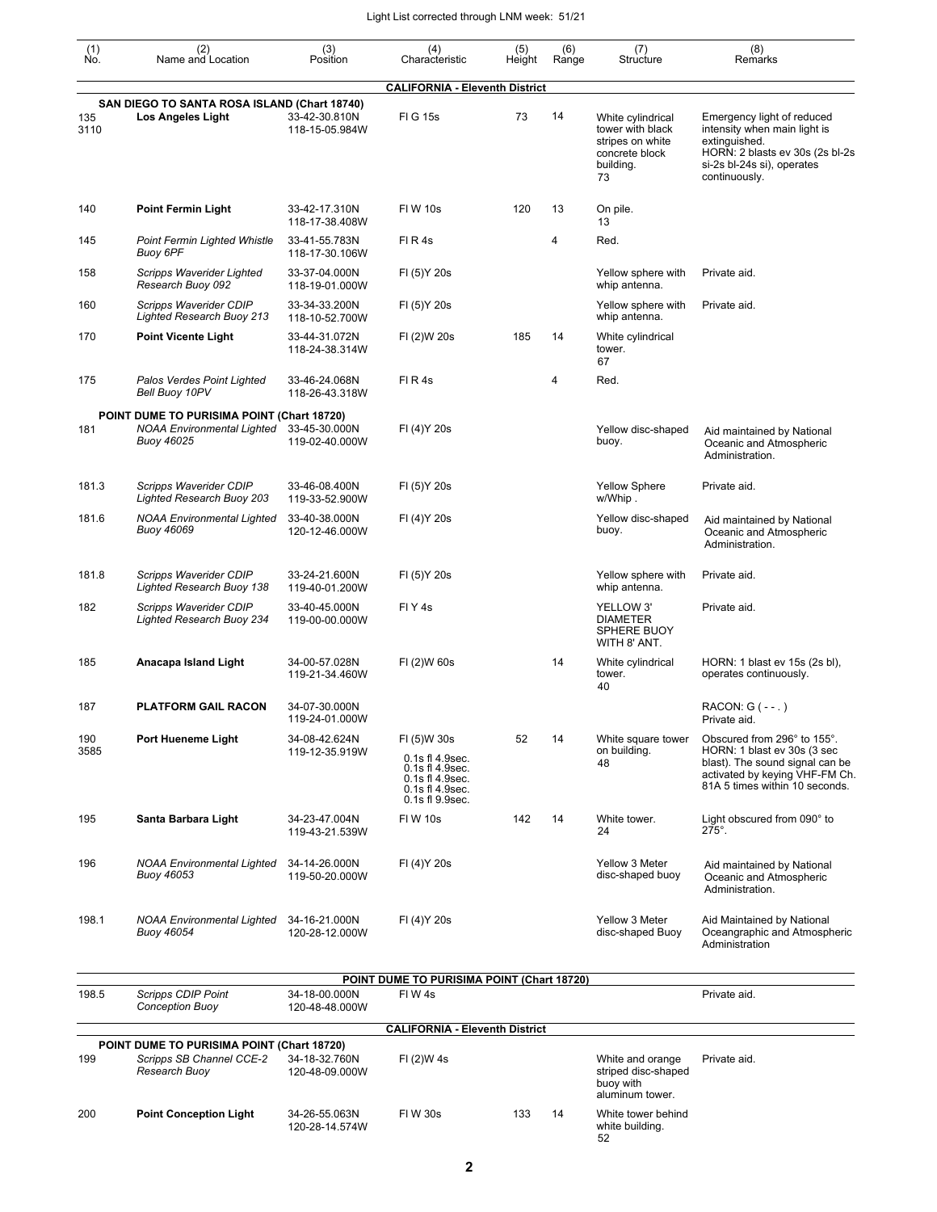| (1) No. | (2) Name and Location | (3) Position | (4) Characteristic | (5) Height | (6) Range | (7) Structure | (8) Remarks |
|---|---|---|---|---|---|---|---|
| | **CALIFORNIA - Eleventh District** | | | | | | |
| | **SAN DIEGO TO SANTA ROSA ISLAND (Chart 18740)** | | | | | | |
| 135 3110 | **Los Angeles Light** | 33-42-30.810N 118-15-05.984W | Fl G 15s | 73 | 14 | White cylindrical tower with black stripes on white concrete block building. 73 | Emergency light of reduced intensity when main light is extinguished. HORN: 2 blasts ev 30s (2s bl-2s si-2s bl-24s si), operates continuously. |
| 140 | **Point Fermin Light** | 33-42-17.310N 118-17-38.408W | Fl W 10s | 120 | 13 | On pile. 13 | |
| 145 | *Point Fermin Lighted Whistle Buoy 6PF* | 33-41-55.783N 118-17-30.106W | Fl R 4s | | 4 | Red. | |
| 158 | *Scripps Waverider Lighted Research Buoy 092* | 33-37-04.000N 118-19-01.000W | Fl (5)Y 20s | | | Yellow sphere with whip antenna. | Private aid. |
| 160 | *Scripps Waverider CDIP Lighted Research Buoy 213* | 33-34-33.200N 118-10-52.700W | Fl (5)Y 20s | | | Yellow sphere with whip antenna. | Private aid. |
| 170 | **Point Vicente Light** | 33-44-31.072N 118-24-38.314W | Fl (2)W 20s | 185 | 14 | White cylindrical tower. 67 | |
| 175 | *Palos Verdes Point Lighted Bell Buoy 10PV* | 33-46-24.068N 118-26-43.318W | Fl R 4s | | 4 | Red. | |
| | **POINT DUME TO PURISIMA POINT (Chart 18720)** | | | | | | |
| 181 | *NOAA Environmental Lighted Buoy 46025* | 33-45-30.000N 119-02-40.000W | Fl (4)Y 20s | | | Yellow disc-shaped buoy. | Aid maintained by National Oceanic and Atmospheric Administration. |
| 181.3 | *Scripps Waverider CDIP Lighted Research Buoy 203* | 33-46-08.400N 119-33-52.900W | Fl (5)Y 20s | | | Yellow Sphere w/Whip . | Private aid. |
| 181.6 | *NOAA Environmental Lighted Buoy 46069* | 33-40-38.000N 120-12-46.000W | Fl (4)Y 20s | | | Yellow disc-shaped buoy. | Aid maintained by National Oceanic and Atmospheric Administration. |
| 181.8 | *Scripps Waverider CDIP Lighted Research Buoy 138* | 33-24-21.600N 119-40-01.200W | Fl (5)Y 20s | | | Yellow sphere with whip antenna. | Private aid. |
| 182 | *Scripps Waverider CDIP Lighted Research Buoy 234* | 33-40-45.000N 119-00-00.000W | Fl Y 4s | | | YELLOW 3' DIAMETER SPHERE BUOY WITH 8' ANT. | Private aid. |
| 185 | **Anacapa Island Light** | 34-00-57.028N 119-21-34.460W | Fl (2)W 60s | | 14 | White cylindrical tower. 40 | HORN: 1 blast ev 15s (2s bl), operates continuously. |
| 187 | **PLATFORM GAIL RACON** | 34-07-30.000N 119-24-01.000W | | | | | RACON: G ( - - . ) Private aid. |
| 190 3585 | **Port Hueneme Light** | 34-08-42.624N 119-12-35.919W | Fl (5)W 30s 0.1s fl 4.9sec. 0.1s fl 4.9sec. 0.1s fl 4.9sec. 0.1s fl 4.9sec. 0.1s fl 9.9sec. | 52 | 14 | White square tower on building. 48 | Obscured from 296° to 155°. HORN: 1 blast ev 30s (3 sec blast). The sound signal can be activated by keying VHF-FM Ch. 81A 5 times within 10 seconds. |
| 195 | **Santa Barbara Light** | 34-23-47.004N 119-43-21.539W | Fl W 10s | 142 | 14 | White tower. 24 | Light obscured from 090° to 275°. |
| 196 | *NOAA Environmental Lighted Buoy 46053* | 34-14-26.000N 119-50-20.000W | Fl (4)Y 20s | | | Yellow 3 Meter disc-shaped buoy | Aid maintained by National Oceanic and Atmospheric Administration. |
| 198.1 | *NOAA Environmental Lighted Buoy 46054* | 34-16-21.000N 120-28-12.000W | Fl (4)Y 20s | | | Yellow 3 Meter disc-shaped Buoy | Aid Maintained by National Oceangraphic and Atmospheric Administration |
| | **POINT DUME TO PURISIMA POINT (Chart 18720)** | | | | | | |
| 198.5 | *Scripps CDIP Point Conception Buoy* | 34-18-00.000N 120-48-48.000W | Fl W 4s | | | | Private aid. |
| | **CALIFORNIA - Eleventh District** | | | | | | |
| | **POINT DUME TO PURISIMA POINT (Chart 18720)** | | | | | | |
| 199 | *Scripps SB Channel CCE-2 Research Buoy* | 34-18-32.760N 120-48-09.000W | Fl (2)W 4s | | | White and orange striped disc-shaped buoy with aluminum tower. | Private aid. |
| 200 | **Point Conception Light** | 34-26-55.063N 120-28-14.574W | Fl W 30s | 133 | 14 | White tower behind white building. 52 | |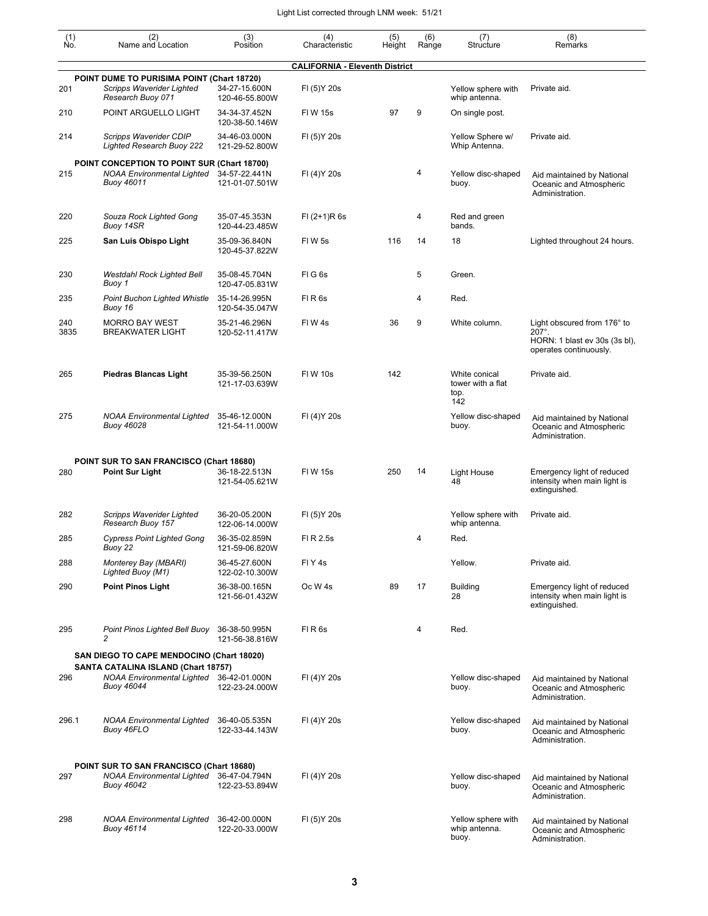Light List corrected through LNM week: 51/21

| (1) No. | (2) Name and Location | (3) Position | (4) Characteristic | (5) Height | (6) Range | (7) Structure | (8) Remarks |
|---|---|---|---|---|---|---|---|
| | | | **CALIFORNIA - Eleventh District** | | | | |
| | **POINT DUME TO PURISIMA POINT (Chart 18720)** | | | | | | |
| 201 | *Scripps Waverider Lighted Research Buoy 071* | 34-27-15.600N 120-46-55.800W | Fl (5)Y 20s | | | Yellow sphere with whip antenna. | Private aid. |
| 210 | POINT ARGUELLO LIGHT | 34-34-37.452N 120-38-50.146W | Fl W 15s | 97 | 9 | On single post. | |
| 214 | *Scripps Waverider CDIP Lighted Research Buoy 222* | 34-46-03.000N 121-29-52.800W | Fl (5)Y 20s | | | Yellow Sphere w/ Whip Antenna. | Private aid. |
| | **POINT CONCEPTION TO POINT SUR (Chart 18700)** | | | | | | |
| 215 | *NOAA Environmental Lighted Buoy 46011* | 34-57-22.441N 121-01-07.501W | Fl (4)Y 20s | | 4 | Yellow disc-shaped buoy. | Aid maintained by National Oceanic and Atmospheric Administration. |
| 220 | *Souza Rock Lighted Gong Buoy 14SR* | 35-07-45.353N 120-44-23.485W | Fl (2+1)R 6s | | 4 | Red and green bands. | |
| 225 | **San Luis Obispo Light** | 35-09-36.840N 120-45-37.822W | Fl W 5s | 116 | 14 | 18 | Lighted throughout 24 hours. |
| 230 | *Westdahl Rock Lighted Bell Buoy 1* | 35-08-45.704N 120-47-05.831W | Fl G 6s | | 5 | Green. | |
| 235 | *Point Buchon Lighted Whistle Buoy 16* | 35-14-26.995N 120-54-35.047W | Fl R 6s | | 4 | Red. | |
| 240 3835 | MORRO BAY WEST BREAKWATER LIGHT | 35-21-46.296N 120-52-11.417W | Fl W 4s | 36 | 9 | White column. | Light obscured from 176° to 207°. HORN: 1 blast ev 30s (3s bl), operates continuously. |
| 265 | **Piedras Blancas Light** | 35-39-56.250N 121-17-03.639W | Fl W 10s | 142 | | White conical tower with a flat top. 142 | Private aid. |
| 275 | *NOAA Environmental Lighted Buoy 46028* | 35-46-12.000N 121-54-11.000W | Fl (4)Y 20s | | | Yellow disc-shaped buoy. | Aid maintained by National Oceanic and Atmospheric Administration. |
| | **POINT SUR TO SAN FRANCISCO (Chart 18680)** | | | | | | |
| 280 | **Point Sur Light** | 36-18-22.513N 121-54-05.621W | Fl W 15s | 250 | 14 | Light House 48 | Emergency light of reduced intensity when main light is extinguished. |
| 282 | *Scripps Waverider Lighted Research Buoy 157* | 36-20-05.200N 122-06-14.000W | Fl (5)Y 20s | | | Yellow sphere with whip antenna. | Private aid. |
| 285 | *Cypress Point Lighted Gong Buoy 22* | 36-35-02.859N 121-59-06.820W | Fl R 2.5s | | 4 | Red. | |
| 288 | *Monterey Bay (MBARI) Lighted Buoy (M1)* | 36-45-27.600N 122-02-10.300W | Fl Y 4s | | | Yellow. | Private aid. |
| 290 | **Point Pinos Light** | 36-38-00.165N 121-56-01.432W | Oc W 4s | 89 | 17 | Building 28 | Emergency light of reduced intensity when main light is extinguished. |
| 295 | *Point Pinos Lighted Bell Buoy 2* | 36-38-50.995N 121-56-38.816W | Fl R 6s | | 4 | Red. | |
| | **SAN DIEGO TO CAPE MENDOCINO (Chart 18020)** | | | | | | |
| | **SANTA CATALINA ISLAND (Chart 18757)** | | | | | | |
| 296 | *NOAA Environmental Lighted Buoy 46044* | 36-42-01.000N 122-23-24.000W | Fl (4)Y 20s | | | Yellow disc-shaped buoy. | Aid maintained by National Oceanic and Atmospheric Administration. |
| 296.1 | *NOAA Environmental Lighted Buoy 46FLO* | 36-40-05.535N 122-33-44.143W | Fl (4)Y 20s | | | Yellow disc-shaped buoy. | Aid maintained by National Oceanic and Atmospheric Administration. |
| | **POINT SUR TO SAN FRANCISCO (Chart 18680)** | | | | | | |
| 297 | *NOAA Environmental Lighted Buoy 46042* | 36-47-04.794N 122-23-53.894W | Fl (4)Y 20s | | | Yellow disc-shaped buoy. | Aid maintained by National Oceanic and Atmospheric Administration. |
| 298 | *NOAA Environmental Lighted Buoy 46114* | 36-42-00.000N 122-20-33.000W | Fl (5)Y 20s | | | Yellow sphere with whip antenna. buoy. | Aid maintained by National Oceanic and Atmospheric Administration. |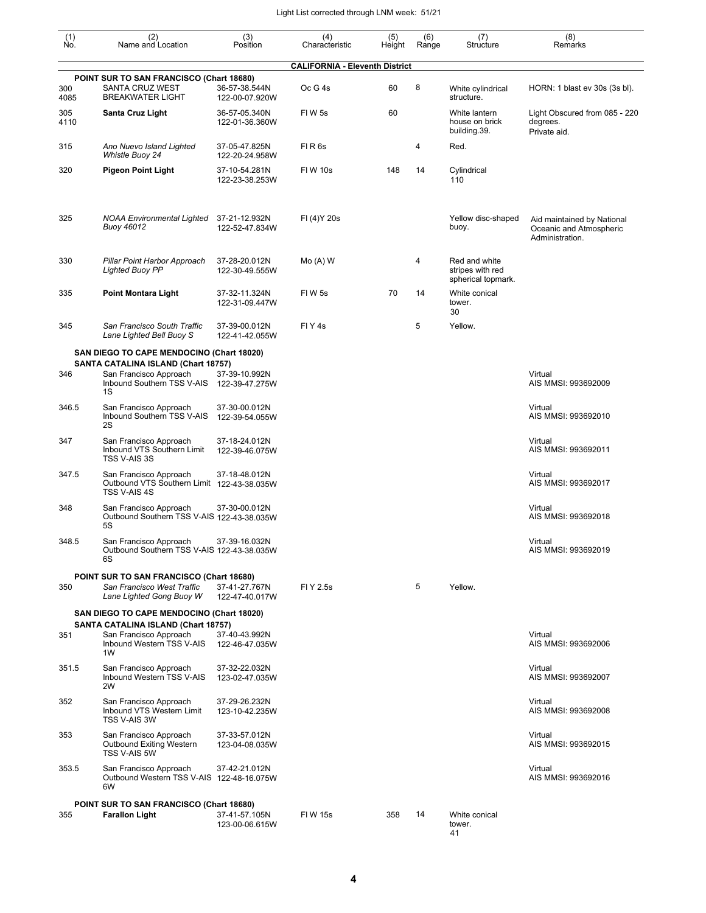| (1) No. | (2) Name and Location | (3) Position | (4) Characteristic | (5) Height | (6) Range | (7) Structure | (8) Remarks |
|---|---|---|---|---|---|---|---|
| | | | **CALIFORNIA - Eleventh District** | | | | |
| | **POINT SUR TO SAN FRANCISCO (Chart 18680)** | | | | | | |
| 300 4085 | SANTA CRUZ WEST BREAKWATER LIGHT | 36-57-38.544N 122-00-07.920W | Oc G 4s | 60 | 8 | White cylindrical structure. | HORN: 1 blast ev 30s (3s bl). |
| 305 4110 | **Santa Cruz Light** | 36-57-05.340N 122-01-36.360W | Fl W 5s | 60 | | White lantern house on brick building.39. | Light Obscured from 085 - 220 degrees. Private aid. |
| 315 | *Ano Nuevo Island Lighted Whistle Buoy 24* | 37-05-47.825N 122-20-24.958W | Fl R 6s | | 4 | Red. | |
| 320 | **Pigeon Point Light** | 37-10-54.281N 122-23-38.253W | Fl W 10s | 148 | 14 | Cylindrical 110 | |
| 325 | *NOAA Environmental Lighted Buoy 46012* | 37-21-12.932N 122-52-47.834W | Fl (4)Y 20s | | | Yellow disc-shaped buoy. | Aid maintained by National Oceanic and Atmospheric Administration. |
| 330 | *Pillar Point Harbor Approach Lighted Buoy PP* | 37-28-20.012N 122-30-49.555W | Mo (A) W | | 4 | Red and white stripes with red spherical topmark. | |
| 335 | **Point Montara Light** | 37-32-11.324N 122-31-09.447W | Fl W 5s | 70 | 14 | White conical tower. 30 | |
| 345 | *San Francisco South Traffic Lane Lighted Bell Buoy S* | 37-39-00.012N 122-41-42.055W | Fl Y 4s | | 5 | Yellow. | |
| | **SAN DIEGO TO CAPE MENDOCINO (Chart 18020) SANTA CATALINA ISLAND (Chart 18757)** | | | | | | |
| 346 | San Francisco Approach Inbound Southern TSS V-AIS 1S | 37-39-10.992N 122-39-47.275W | | | | | Virtual AIS MMSI: 993692009 |
| 346.5 | San Francisco Approach Inbound Southern TSS V-AIS 2S | 37-30-00.012N 122-39-54.055W | | | | | Virtual AIS MMSI: 993692010 |
| 347 | San Francisco Approach Inbound VTS Southern Limit TSS V-AIS 3S | 37-18-24.012N 122-39-46.075W | | | | | Virtual AIS MMSI: 993692011 |
| 347.5 | San Francisco Approach Outbound VTS Southern Limit TSS V-AIS 4S | 37-18-48.012N 122-43-38.035W | | | | | Virtual AIS MMSI: 993692017 |
| 348 | San Francisco Approach Outbound Southern TSS V-AIS 5S | 37-30-00.012N 122-43-38.035W | | | | | Virtual AIS MMSI: 993692018 |
| 348.5 | San Francisco Approach Outbound Southern TSS V-AIS 6S | 37-39-16.032N 122-43-38.035W | | | | | Virtual AIS MMSI: 993692019 |
| | **POINT SUR TO SAN FRANCISCO (Chart 18680)** | | | | | | |
| 350 | *San Francisco West Traffic Lane Lighted Gong Buoy W* | 37-41-27.767N 122-47-40.017W | Fl Y 2.5s | | 5 | Yellow. | |
| | **SAN DIEGO TO CAPE MENDOCINO (Chart 18020) SANTA CATALINA ISLAND (Chart 18757)** | | | | | | |
| 351 | San Francisco Approach Inbound Western TSS V-AIS 1W | 37-40-43.992N 122-46-47.035W | | | | | Virtual AIS MMSI: 993692006 |
| 351.5 | San Francisco Approach Inbound Western TSS V-AIS 2W | 37-32-22.032N 123-02-47.035W | | | | | Virtual AIS MMSI: 993692007 |
| 352 | San Francisco Approach Inbound VTS Western Limit TSS V-AIS 3W | 37-29-26.232N 123-10-42.235W | | | | | Virtual AIS MMSI: 993692008 |
| 353 | San Francisco Approach Outbound Exiting Western TSS V-AIS 5W | 37-33-57.012N 123-04-08.035W | | | | | Virtual AIS MMSI: 993692015 |
| 353.5 | San Francisco Approach Outbound Western TSS V-AIS 6W | 37-42-21.012N 122-48-16.075W | | | | | Virtual AIS MMSI: 993692016 |
| | **POINT SUR TO SAN FRANCISCO (Chart 18680)** | | | | | | |
| 355 | **Farallon Light** | 37-41-57.105N 123-00-06.615W | Fl W 15s | 358 | 14 | White conical tower. 41 | |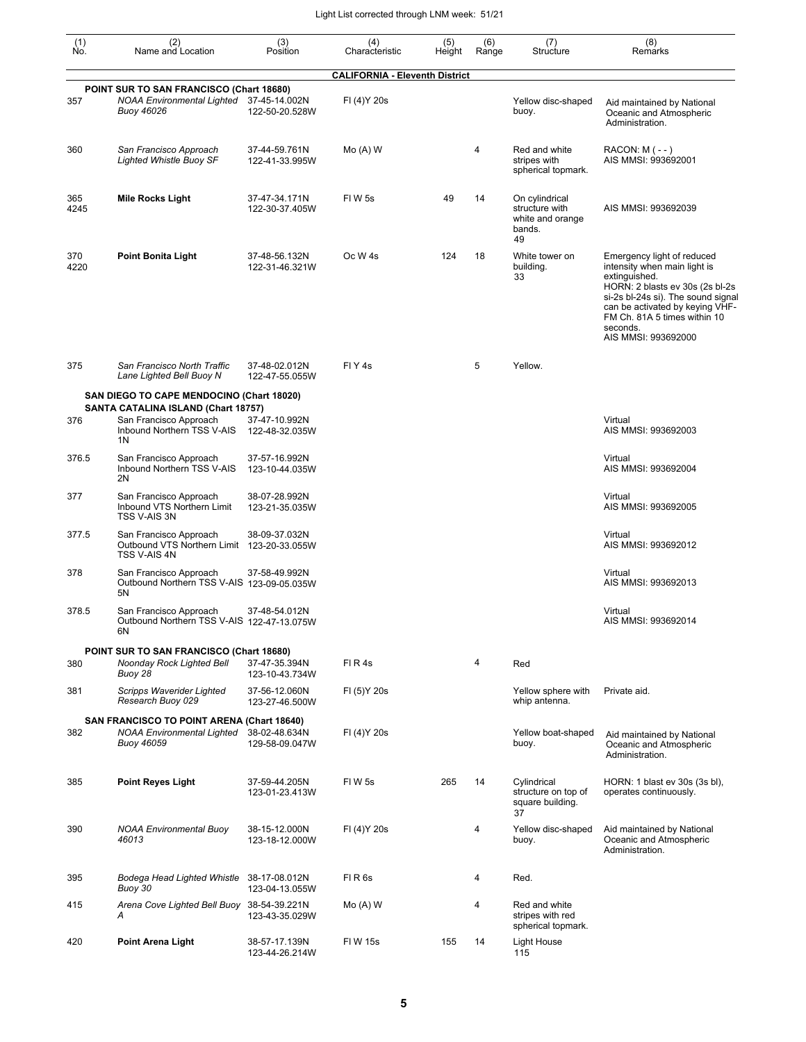Light List corrected through LNM week: 51/21

| (1) No. | (2) Name and Location | (3) Position | (4) Characteristic | (5) Height | (6) Range | (7) Structure | (8) Remarks |
|---|---|---|---|---|---|---|---|
| | | | **CALIFORNIA - Eleventh District** | | | | |
| | **POINT SUR TO SAN FRANCISCO (Chart 18680)** | | | | | | |
| 357 | *NOAA Environmental Lighted Buoy 46026* | 37-45-14.002N 122-50-20.528W | Fl (4)Y 20s | | | Yellow disc-shaped buoy. | Aid maintained by National Oceanic and Atmospheric Administration. |
| 360 | *San Francisco Approach Lighted Whistle Buoy SF* | 37-44-59.761N 122-41-33.995W | Mo (A) W | | 4 | Red and white stripes with spherical topmark. | RACON: M ( - - ) AIS MMSI: 993692001 |
| 365 4245 | **Mile Rocks Light** | 37-47-34.171N 122-30-37.405W | Fl W 5s | 49 | 14 | On cylindrical structure with white and orange bands. 49 | AIS MMSI: 993692039 |
| 370 4220 | **Point Bonita Light** | 37-48-56.132N 122-31-46.321W | Oc W 4s | 124 | 18 | White tower on building. 33 | Emergency light of reduced intensity when main light is extinguished. HORN: 2 blasts ev 30s (2s bl-2s si-2s bl-24s si). The sound signal can be activated by keying VHF-FM Ch. 81A 5 times within 10 seconds. AIS MMSI: 993692000 |
| 375 | *San Francisco North Traffic Lane Lighted Bell Buoy N* | 37-48-02.012N 122-47-55.055W | Fl Y 4s | | 5 | Yellow. | |
| | **SAN DIEGO TO CAPE MENDOCINO (Chart 18020) SANTA CATALINA ISLAND (Chart 18757)** | | | | | | |
| 376 | San Francisco Approach Inbound Northern TSS V-AIS 1N | 37-47-10.992N 122-48-32.035W | | | | | Virtual AIS MMSI: 993692003 |
| 376.5 | San Francisco Approach Inbound Northern TSS V-AIS 2N | 37-57-16.992N 123-10-44.035W | | | | | Virtual AIS MMSI: 993692004 |
| 377 | San Francisco Approach Inbound VTS Northern Limit TSS V-AIS 3N | 38-07-28.992N 123-21-35.035W | | | | | Virtual AIS MMSI: 993692005 |
| 377.5 | San Francisco Approach Outbound VTS Northern Limit TSS V-AIS 4N | 38-09-37.032N 123-20-33.055W | | | | | Virtual AIS MMSI: 993692012 |
| 378 | San Francisco Approach Outbound Northern TSS V-AIS 5N | 37-58-49.992N 123-09-05.035W | | | | | Virtual AIS MMSI: 993692013 |
| 378.5 | San Francisco Approach Outbound Northern TSS V-AIS 6N | 37-48-54.012N 122-47-13.075W | | | | | Virtual AIS MMSI: 993692014 |
| | **POINT SUR TO SAN FRANCISCO (Chart 18680)** | | | | | | |
| 380 | *Noonday Rock Lighted Bell Buoy 28* | 37-47-35.394N 123-10-43.734W | Fl R 4s | | 4 | Red | |
| 381 | *Scripps Waverider Lighted Research Buoy 029* | 37-56-12.060N 123-27-46.500W | Fl (5)Y 20s | | | Yellow sphere with whip antenna. | Private aid. |
| | **SAN FRANCISCO TO POINT ARENA (Chart 18640)** | | | | | | |
| 382 | *NOAA Environmental Lighted Buoy 46059* | 38-02-48.634N 129-58-09.047W | Fl (4)Y 20s | | | Yellow boat-shaped buoy. | Aid maintained by National Oceanic and Atmospheric Administration. |
| 385 | **Point Reyes Light** | 37-59-44.205N 123-01-23.413W | Fl W 5s | 265 | 14 | Cylindrical structure on top of square building. 37 | HORN: 1 blast ev 30s (3s bl), operates continuously. |
| 390 | *NOAA Environmental Buoy 46013* | 38-15-12.000N 123-18-12.000W | Fl (4)Y 20s | | 4 | Yellow disc-shaped buoy. | Aid maintained by National Oceanic and Atmospheric Administration. |
| 395 | *Bodega Head Lighted Whistle Buoy 30* | 38-17-08.012N 123-04-13.055W | Fl R 6s | | 4 | Red. | |
| 415 | *Arena Cove Lighted Bell Buoy A* | 38-54-39.221N 123-43-35.029W | Mo (A) W | | 4 | Red and white stripes with red spherical topmark. | |
| 420 | **Point Arena Light** | 38-57-17.139N 123-44-26.214W | Fl W 15s | 155 | 14 | Light House 115 | |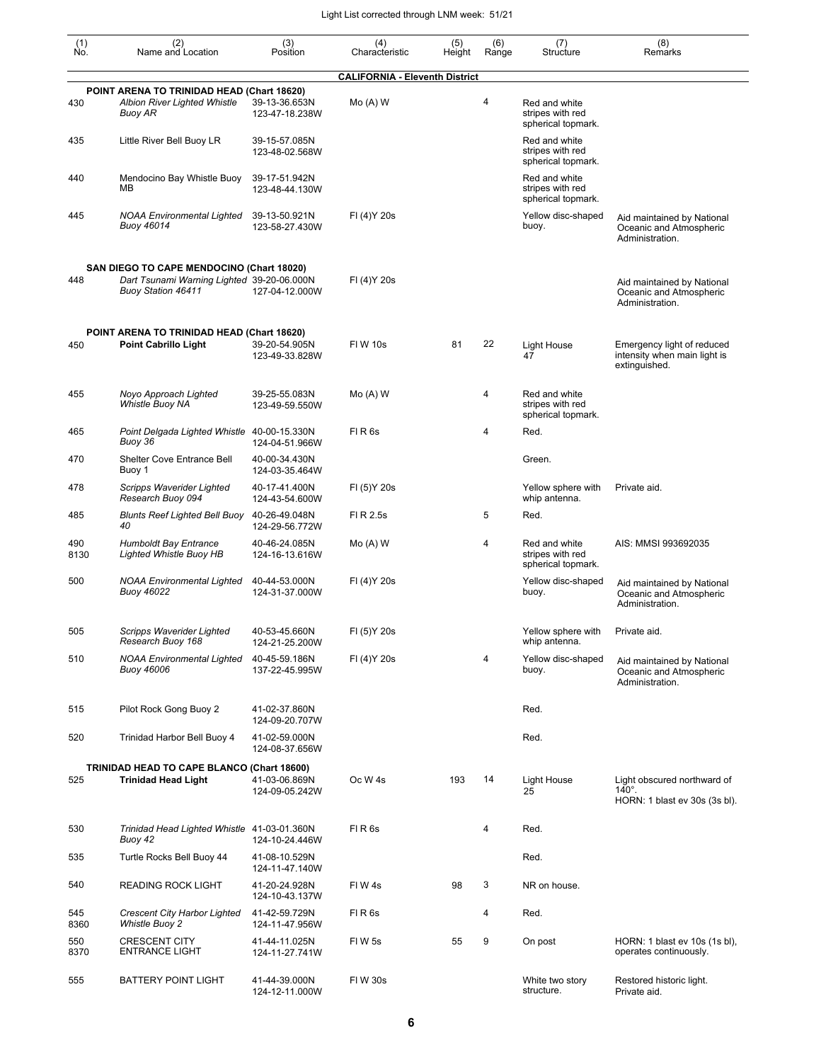| (1) No. | (2) Name and Location | (3) Position | (4) Characteristic | (5) Height | (6) Range | (7) Structure | (8) Remarks |
|---|---|---|---|---|---|---|---|
| | | | **CALIFORNIA - Eleventh District** | | | | |
| | **POINT ARENA TO TRINIDAD HEAD (Chart 18620)** | | | | | | |
| 430 | *Albion River Lighted Whistle Buoy AR* | 39-13-36.653N 123-47-18.238W | Mo (A) W | | 4 | Red and white stripes with red spherical topmark. | |
| 435 | Little River Bell Buoy LR | 39-15-57.085N 123-48-02.568W | | | | Red and white stripes with red spherical topmark. | |
| 440 | Mendocino Bay Whistle Buoy MB | 39-17-51.942N 123-48-44.130W | | | | Red and white stripes with red spherical topmark. | |
| 445 | *NOAA Environmental Lighted Buoy 46014* | 39-13-50.921N 123-58-27.430W | Fl (4)Y 20s | | | Yellow disc-shaped buoy. | Aid maintained by National Oceanic and Atmospheric Administration. |
| | **SAN DIEGO TO CAPE MENDOCINO (Chart 18020)** | | | | | | |
| 448 | *Dart Tsunami Warning Lighted Buoy Station 46411* | 39-20-06.000N 127-04-12.000W | Fl (4)Y 20s | | | | Aid maintained by National Oceanic and Atmospheric Administration. |
| | **POINT ARENA TO TRINIDAD HEAD (Chart 18620)** | | | | | | |
| 450 | **Point Cabrillo Light** | 39-20-54.905N 123-49-33.828W | Fl W 10s | 81 | 22 | Light House 47 | Emergency light of reduced intensity when main light is extinguished. |
| 455 | *Noyo Approach Lighted Whistle Buoy NA* | 39-25-55.083N 123-49-59.550W | Mo (A) W | | 4 | Red and white stripes with red spherical topmark. | |
| 465 | *Point Delgada Lighted Whistle Buoy 36* | 40-00-15.330N 124-04-51.966W | Fl R 6s | | 4 | Red. | |
| 470 | Shelter Cove Entrance Bell Buoy 1 | 40-00-34.430N 124-03-35.464W | | | | Green. | |
| 478 | *Scripps Waverider Lighted Research Buoy 094* | 40-17-41.400N 124-43-54.600W | Fl (5)Y 20s | | | Yellow sphere with whip antenna. | Private aid. |
| 485 | *Blunts Reef Lighted Bell Buoy 40* | 40-26-49.048N 124-29-56.772W | Fl R 2.5s | | 5 | Red. | |
| 490 8130 | *Humboldt Bay Entrance Lighted Whistle Buoy HB* | 40-46-24.085N 124-16-13.616W | Mo (A) W | | 4 | Red and white stripes with red spherical topmark. | AIS: MMSI 993692035 |
| 500 | *NOAA Environmental Lighted Buoy 46022* | 40-44-53.000N 124-31-37.000W | Fl (4)Y 20s | | | Yellow disc-shaped buoy. | Aid maintained by National Oceanic and Atmospheric Administration. |
| 505 | *Scripps Waverider Lighted Research Buoy 168* | 40-53-45.660N 124-21-25.200W | Fl (5)Y 20s | | | Yellow sphere with whip antenna. | Private aid. |
| 510 | *NOAA Environmental Lighted Buoy 46006* | 40-45-59.186N 137-22-45.995W | Fl (4)Y 20s | | 4 | Yellow disc-shaped buoy. | Aid maintained by National Oceanic and Atmospheric Administration. |
| 515 | Pilot Rock Gong Buoy 2 | 41-02-37.860N 124-09-20.707W | | | | Red. | |
| 520 | Trinidad Harbor Bell Buoy 4 | 41-02-59.000N 124-08-37.656W | | | | Red. | |
| | **TRINIDAD HEAD TO CAPE BLANCO (Chart 18600)** | | | | | | |
| 525 | **Trinidad Head Light** | 41-03-06.869N 124-09-05.242W | Oc W 4s | 193 | 14 | Light House 25 | Light obscured northward of 140°. HORN: 1 blast ev 30s (3s bl). |
| 530 | *Trinidad Head Lighted Whistle Buoy 42* | 41-03-01.360N 124-10-24.446W | Fl R 6s | | 4 | Red. | |
| 535 | Turtle Rocks Bell Buoy 44 | 41-08-10.529N 124-11-47.140W | | | | Red. | |
| 540 | READING ROCK LIGHT | 41-20-24.928N 124-10-43.137W | Fl W 4s | 98 | 3 | NR on house. | |
| 545 8360 | *Crescent City Harbor Lighted Whistle Buoy 2* | 41-42-59.729N 124-11-47.956W | Fl R 6s | | 4 | Red. | |
| 550 8370 | CRESCENT CITY ENTRANCE LIGHT | 41-44-11.025N 124-11-27.741W | Fl W 5s | 55 | 9 | On post | HORN: 1 blast ev 10s (1s bl), operates continuously. |
| 555 | BATTERY POINT LIGHT | 41-44-39.000N 124-12-11.000W | Fl W 30s | | | White two story structure. | Restored historic light. Private aid. |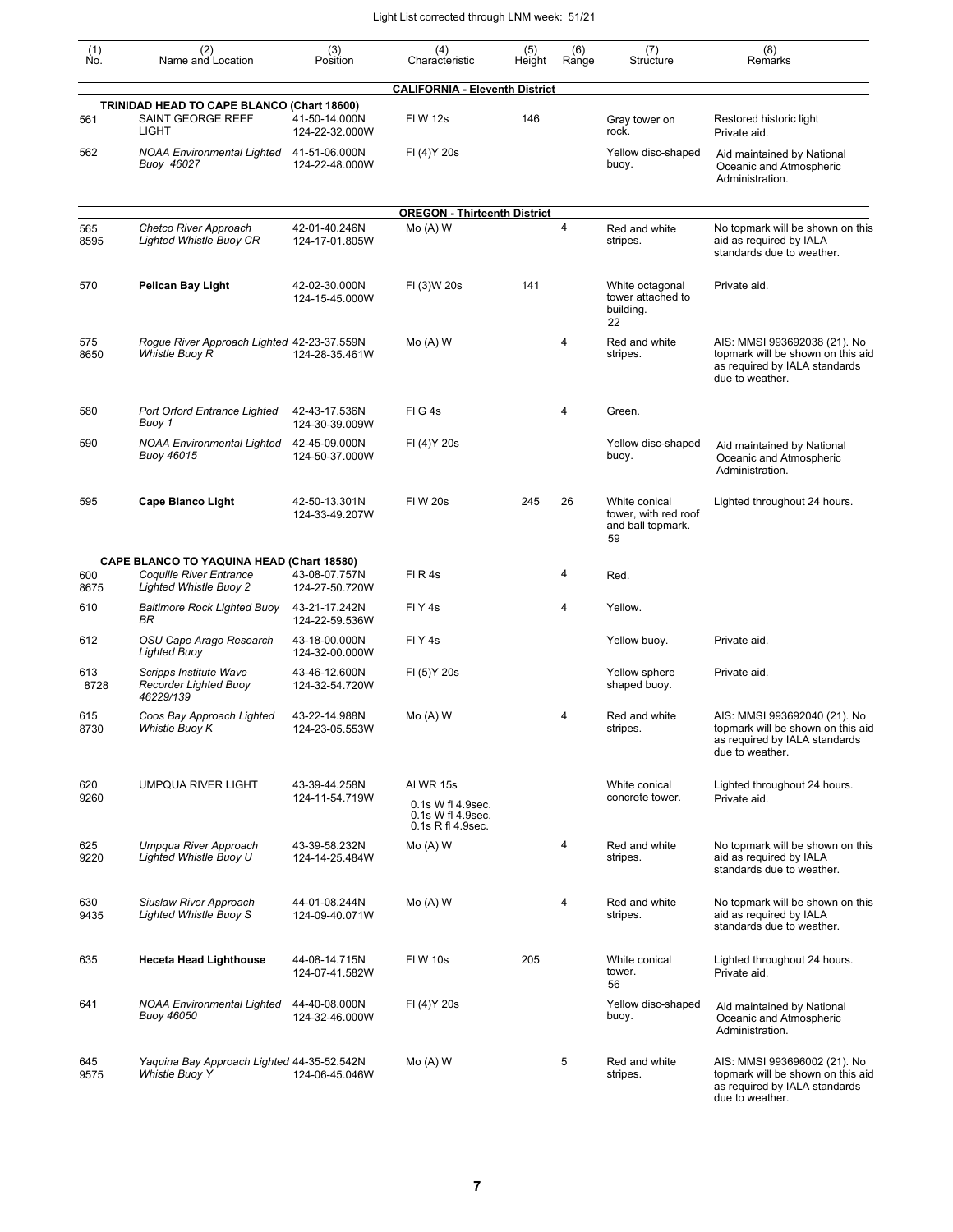| (1) No. | (2) Name and Location | (3) Position | (4) Characteristic | (5) Height | (6) Range | (7) Structure | (8) Remarks |
|---|---|---|---|---|---|---|---|
| | | | **CALIFORNIA - Eleventh District** | | | | |
| | **TRINIDAD HEAD TO CAPE BLANCO (Chart 18600)** | | | | | | |
| 561 | SAINT GEORGE REEF LIGHT | 41-50-14.000N 124-22-32.000W | Fl W 12s | 146 | | Gray tower on rock. | Restored historic light Private aid. |
| 562 | *NOAA Environmental Lighted Buoy 46027* | 41-51-06.000N 124-22-48.000W | Fl (4)Y 20s | | | Yellow disc-shaped buoy. | Aid maintained by National Oceanic and Atmospheric Administration. |
| | | | **OREGON - Thirteenth District** | | | | |
| 565 8595 | *Chetco River Approach Lighted Whistle Buoy CR* | 42-01-40.246N 124-17-01.805W | Mo (A) W | | 4 | Red and white stripes. | No topmark will be shown on this aid as required by IALA standards due to weather. |
| 570 | **Pelican Bay Light** | 42-02-30.000N 124-15-45.000W | Fl (3)W 20s | 141 | | White octagonal tower attached to building. 22 | Private aid. |
| 575 8650 | *Rogue River Approach Lighted Whistle Buoy R* | 42-23-37.559N 124-28-35.461W | Mo (A) W | | 4 | Red and white stripes. | AIS: MMSI 993692038 (21). No topmark will be shown on this aid as required by IALA standards due to weather. |
| 580 | *Port Orford Entrance Lighted Buoy 1* | 42-43-17.536N 124-30-39.009W | Fl G 4s | | 4 | Green. | |
| 590 | *NOAA Environmental Lighted Buoy 46015* | 42-45-09.000N 124-50-37.000W | Fl (4)Y 20s | | | Yellow disc-shaped buoy. | Aid maintained by National Oceanic and Atmospheric Administration. |
| 595 | **Cape Blanco Light** | 42-50-13.301N 124-33-49.207W | Fl W 20s | 245 | 26 | White conical tower, with red roof and ball topmark. 59 | Lighted throughout 24 hours. |
| | **CAPE BLANCO TO YAQUINA HEAD (Chart 18580)** | | | | | | |
| 600 8675 | *Coquille River Entrance Lighted Whistle Buoy 2* | 43-08-07.757N 124-27-50.720W | Fl R 4s | | 4 | Red. | |
| 610 | *Baltimore Rock Lighted Buoy BR* | 43-21-17.242N 124-22-59.536W | Fl Y 4s | | 4 | Yellow. | |
| 612 | *OSU Cape Arago Research Lighted Buoy* | 43-18-00.000N 124-32-00.000W | Fl Y 4s | | | Yellow buoy. | Private aid. |
| 613 8728 | *Scripps Institute Wave Recorder Lighted Buoy 46229/139* | 43-46-12.600N 124-32-54.720W | Fl (5)Y 20s | | | Yellow sphere shaped buoy. | Private aid. |
| 615 8730 | *Coos Bay Approach Lighted Whistle Buoy K* | 43-22-14.988N 124-23-05.553W | Mo (A) W | | 4 | Red and white stripes. | AIS: MMSI 993692040 (21). No topmark will be shown on this aid as required by IALA standards due to weather. |
| 620 9260 | UMPQUA RIVER LIGHT | 43-39-44.258N 124-11-54.719W | Al WR 15s<br>0.1s W fl 4.9sec.<br>0.1s W fl 4.9sec.<br>0.1s R fl 4.9sec. | | | White conical concrete tower. | Lighted throughout 24 hours. Private aid. |
| 625 9220 | *Umpqua River Approach Lighted Whistle Buoy U* | 43-39-58.232N 124-14-25.484W | Mo (A) W | | 4 | Red and white stripes. | No topmark will be shown on this aid as required by IALA standards due to weather. |
| 630 9435 | *Siuslaw River Approach Lighted Whistle Buoy S* | 44-01-08.244N 124-09-40.071W | Mo (A) W | | 4 | Red and white stripes. | No topmark will be shown on this aid as required by IALA standards due to weather. |
| 635 | **Heceta Head Lighthouse** | 44-08-14.715N 124-07-41.582W | Fl W 10s | 205 | | White conical tower. 56 | Lighted throughout 24 hours. Private aid. |
| 641 | *NOAA Environmental Lighted Buoy 46050* | 44-40-08.000N 124-32-46.000W | Fl (4)Y 20s | | | Yellow disc-shaped buoy. | Aid maintained by National Oceanic and Atmospheric Administration. |
| 645 9575 | *Yaquina Bay Approach Lighted Whistle Buoy Y* | 44-35-52.542N 124-06-45.046W | Mo (A) W | | 5 | Red and white stripes. | AIS: MMSI 993696002 (21). No topmark will be shown on this aid as required by IALA standards due to weather. |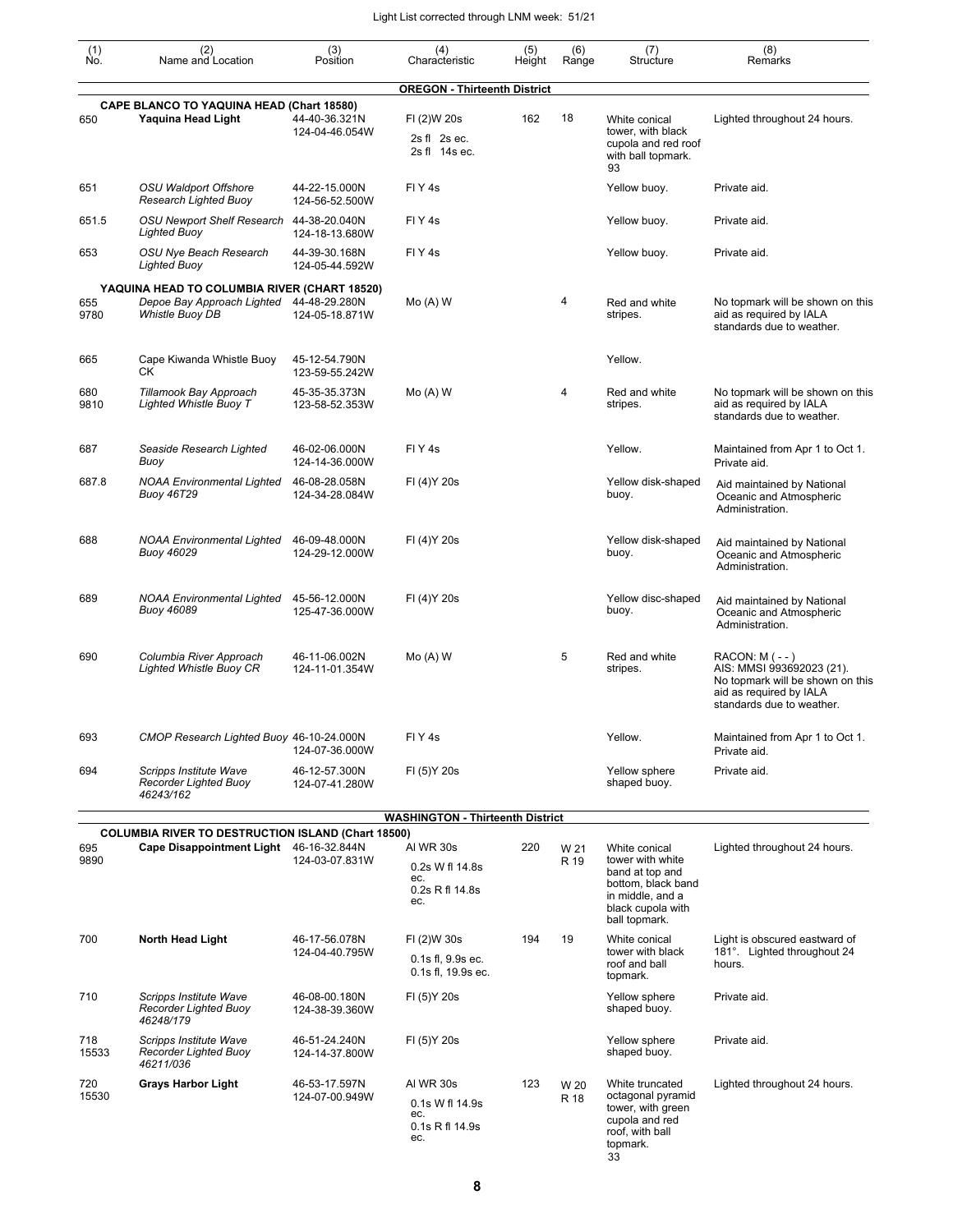| (1) No. | (2) Name and Location | (3) Position | (4) Characteristic | (5) Height | (6) Range | (7) Structure | (8) Remarks |
|---|---|---|---|---|---|---|---|
| | | | **OREGON - Thirteenth District** | | | | |
| | **CAPE BLANCO TO YAQUINA HEAD (Chart 18580)** | | | | | | |
| 650 | **Yaquina Head Light** | 44-40-36.321N 124-04-46.054W | Fl (2)W 20s 2s fl 2s ec. 2s fl 14s ec. | 162 | 18 | White conical tower, with black cupola and red roof with ball topmark. 93 | Lighted throughout 24 hours. |
| 651 | *OSU Waldport Offshore Research Lighted Buoy* | 44-22-15.000N 124-56-52.500W | Fl Y 4s | | | Yellow buoy. | Private aid. |
| 651.5 | *OSU Newport Shelf Research Lighted Buoy* | 44-38-20.040N 124-18-13.680W | Fl Y 4s | | | Yellow buoy. | Private aid. |
| 653 | *OSU Nye Beach Research Lighted Buoy* | 44-39-30.168N 124-05-44.592W | Fl Y 4s | | | Yellow buoy. | Private aid. |
| | **YAQUINA HEAD TO COLUMBIA RIVER (CHART 18520)** | | | | | | |
| 655 9780 | *Depoe Bay Approach Lighted Whistle Buoy DB* | 44-48-29.280N 124-05-18.871W | Mo (A) W | | 4 | Red and white stripes. | No topmark will be shown on this aid as required by IALA standards due to weather. |
| 665 | Cape Kiwanda Whistle Buoy CK | 45-12-54.790N 123-59-55.242W | | | | Yellow. | |
| 680 9810 | *Tillamook Bay Approach Lighted Whistle Buoy T* | 45-35-35.373N 123-58-52.353W | Mo (A) W | | 4 | Red and white stripes. | No topmark will be shown on this aid as required by IALA standards due to weather. |
| 687 | *Seaside Research Lighted Buoy* | 46-02-06.000N 124-14-36.000W | Fl Y 4s | | | Yellow. | Maintained from Apr 1 to Oct 1. Private aid. |
| 687.8 | *NOAA Environmental Lighted Buoy 46T29* | 46-08-28.058N 124-34-28.084W | Fl (4)Y 20s | | | Yellow disk-shaped buoy. | Aid maintained by National Oceanic and Atmospheric Administration. |
| 688 | *NOAA Environmental Lighted Buoy 46029* | 46-09-48.000N 124-29-12.000W | Fl (4)Y 20s | | | Yellow disk-shaped buoy. | Aid maintained by National Oceanic and Atmospheric Administration. |
| 689 | *NOAA Environmental Lighted Buoy 46089* | 45-56-12.000N 125-47-36.000W | Fl (4)Y 20s | | | Yellow disc-shaped buoy. | Aid maintained by National Oceanic and Atmospheric Administration. |
| 690 | *Columbia River Approach Lighted Whistle Buoy CR* | 46-11-06.002N 124-11-01.354W | Mo (A) W | | 5 | Red and white stripes. | RACON: M ( - - ) AIS: MMSI 993692023 (21). No topmark will be shown on this aid as required by IALA standards due to weather. |
| 693 | *CMOP Research Lighted Buoy* | 46-10-24.000N 124-07-36.000W | Fl Y 4s | | | Yellow. | Maintained from Apr 1 to Oct 1. Private aid. |
| 694 | *Scripps Institute Wave Recorder Lighted Buoy 46243/162* | 46-12-57.300N 124-07-41.280W | Fl (5)Y 20s | | | Yellow sphere shaped buoy. | Private aid. |
| | | | **WASHINGTON - Thirteenth District** | | | | |
| | **COLUMBIA RIVER TO DESTRUCTION ISLAND (Chart 18500)** | | | | | | |
| 695 9890 | **Cape Disappointment Light** | 46-16-32.844N 124-03-07.831W | Al WR 30s 0.2s W fl 14.8s ec. 0.2s R fl 14.8s ec. | 220 | W 21 R 19 | White conical tower with white band at top and bottom, black band in middle, and a black cupola with ball topmark. | Lighted throughout 24 hours. |
| 700 | **North Head Light** | 46-17-56.078N 124-04-40.795W | Fl (2)W 30s 0.1s fl, 9.9s ec. 0.1s fl, 19.9s ec. | 194 | 19 | White conical tower with black roof and ball topmark. | Light is obscured eastward of 181°. Lighted throughout 24 hours. |
| 710 | *Scripps Institute Wave Recorder Lighted Buoy 46248/179* | 46-08-00.180N 124-38-39.360W | Fl (5)Y 20s | | | Yellow sphere shaped buoy. | Private aid. |
| 718 15533 | *Scripps Institute Wave Recorder Lighted Buoy 46211/036* | 46-51-24.240N 124-14-37.800W | Fl (5)Y 20s | | | Yellow sphere shaped buoy. | Private aid. |
| 720 15530 | **Grays Harbor Light** | 46-53-17.597N 124-07-00.949W | Al WR 30s 0.1s W fl 14.9s ec. 0.1s R fl 14.9s ec. | 123 | W 20 R 18 | White truncated octagonal pyramid tower, with green cupola and red roof, with ball topmark. 33 | Lighted throughout 24 hours. |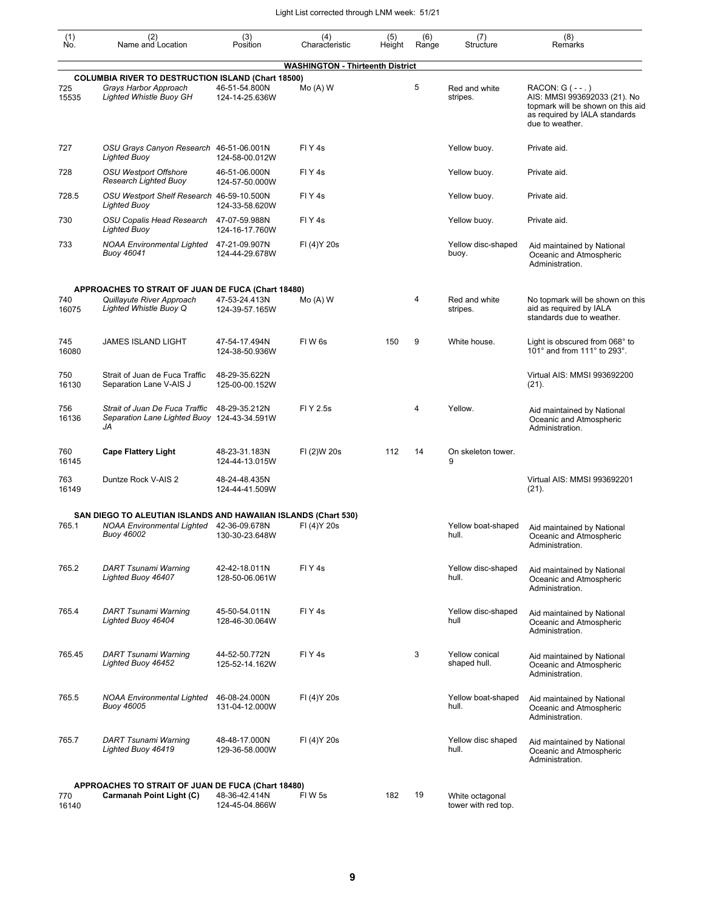Light List corrected through LNM week: 51/21

| (1) No. | (2) Name and Location | (3) Position | (4) Characteristic | (5) Height | (6) Range | (7) Structure | (8) Remarks |
|---|---|---|---|---|---|---|---|
| | | | **WASHINGTON - Thirteenth District** | | | | |
| | **COLUMBIA RIVER TO DESTRUCTION ISLAND (Chart 18500)** | | | | | | |
| 725 15535 | *Grays Harbor Approach Lighted Whistle Buoy GH* | 46-51-54.800N 124-14-25.636W | Mo (A) W | | 5 | Red and white stripes. | RACON: G ( - - . ) AIS: MMSI 993692033 (21). No topmark will be shown on this aid as required by IALA standards due to weather. |
| 727 | *OSU Grays Canyon Research Lighted Buoy* | 46-51-06.001N 124-58-00.012W | Fl Y 4s | | | Yellow buoy. | Private aid. |
| 728 | *OSU Westport Offshore Research Lighted Buoy* | 46-51-06.000N 124-57-50.000W | Fl Y 4s | | | Yellow buoy. | Private aid. |
| 728.5 | *OSU Westport Shelf Research Lighted Buoy* | 46-59-10.500N 124-33-58.620W | Fl Y 4s | | | Yellow buoy. | Private aid. |
| 730 | *OSU Copalis Head Research Lighted Buoy* | 47-07-59.988N 124-16-17.760W | Fl Y 4s | | | Yellow buoy. | Private aid. |
| 733 | *NOAA Environmental Lighted Buoy 46041* | 47-21-09.907N 124-44-29.678W | Fl (4)Y 20s | | | Yellow disc-shaped buoy. | Aid maintained by National Oceanic and Atmospheric Administration. |
| | **APPROACHES TO STRAIT OF JUAN DE FUCA (Chart 18480)** | | | | | | |
| 740 16075 | *Quillayute River Approach Lighted Whistle Buoy Q* | 47-53-24.413N 124-39-57.165W | Mo (A) W | | 4 | Red and white stripes. | No topmark will be shown on this aid as required by IALA standards due to weather. |
| 745 16080 | JAMES ISLAND LIGHT | 47-54-17.494N 124-38-50.936W | Fl W 6s | 150 | 9 | White house. | Light is obscured from 068° to 101° and from 111° to 293°. |
| 750 16130 | Strait of Juan de Fuca Traffic Separation Lane V-AIS J | 48-29-35.622N 125-00-00.152W | | | | | Virtual AIS: MMSI 993692200 (21). |
| 756 16136 | *Strait of Juan De Fuca Traffic Separation Lane Lighted Buoy JA* | 48-29-35.212N 124-43-34.591W | Fl Y 2.5s | | 4 | Yellow. | Aid maintained by National Oceanic and Atmospheric Administration. |
| 760 16145 | **Cape Flattery Light** | 48-23-31.183N 124-44-13.015W | Fl (2)W 20s | 112 | 14 | On skeleton tower. 9 | |
| 763 16149 | Duntze Rock V-AIS 2 | 48-24-48.435N 124-44-41.509W | | | | | Virtual AIS: MMSI 993692201 (21). |
| | **SAN DIEGO TO ALEUTIAN ISLANDS AND HAWAIIAN ISLANDS (Chart 530)** | | | | | | |
| 765.1 | *NOAA Environmental Lighted Buoy 46002* | 42-36-09.678N 130-30-23.648W | Fl (4)Y 20s | | | Yellow boat-shaped hull. | Aid maintained by National Oceanic and Atmospheric Administration. |
| 765.2 | *DART Tsunami Warning Lighted Buoy 46407* | 42-42-18.011N 128-50-06.061W | Fl Y 4s | | | Yellow disc-shaped hull. | Aid maintained by National Oceanic and Atmospheric Administration. |
| 765.4 | *DART Tsunami Warning Lighted Buoy 46404* | 45-50-54.011N 128-46-30.064W | Fl Y 4s | | | Yellow disc-shaped hull | Aid maintained by National Oceanic and Atmospheric Administration. |
| 765.45 | *DART Tsunami Warning Lighted Buoy 46452* | 44-52-50.772N 125-52-14.162W | Fl Y 4s | | 3 | Yellow conical shaped hull. | Aid maintained by National Oceanic and Atmospheric Administration. |
| 765.5 | *NOAA Environmental Lighted Buoy 46005* | 46-08-24.000N 131-04-12.000W | Fl (4)Y 20s | | | Yellow boat-shaped hull. | Aid maintained by National Oceanic and Atmospheric Administration. |
| 765.7 | *DART Tsunami Warning Lighted Buoy 46419* | 48-48-17.000N 129-36-58.000W | Fl (4)Y 20s | | | Yellow disc shaped hull. | Aid maintained by National Oceanic and Atmospheric Administration. |
| | **APPROACHES TO STRAIT OF JUAN DE FUCA (Chart 18480)** | | | | | | |
| 770 16140 | **Carmanah Point Light (C)** | 48-36-42.414N 124-45-04.866W | Fl W 5s | 182 | 19 | White octagonal tower with red top. | |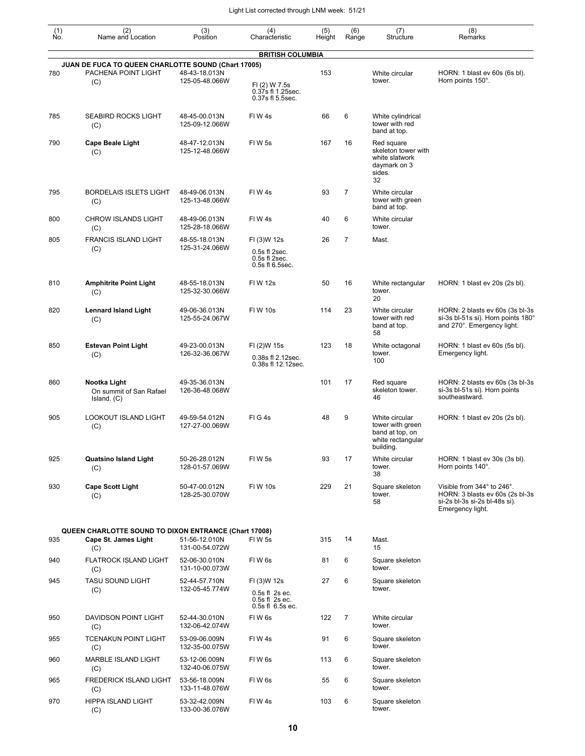Light List corrected through LNM week: 51/21

| (1) No. | (2) Name and Location | (3) Position | (4) Characteristic | (5) Height | (6) Range | (7) Structure | (8) Remarks |
|---|---|---|---|---|---|---|---|
| | **BRITISH COLUMBIA** | | | | | | |
| | **JUAN DE FUCA TO QUEEN CHARLOTTE SOUND (Chart 17005)** | | | | | | |
| 780 | PACHENA POINT LIGHT (C) | 48-43-18.013N 125-05-48.066W | Fl (2) W 7.5s 0.37s fl 1.25sec. 0.37s fl 5.5sec. | 153 | | White circular tower. | HORN: 1 blast ev 60s (6s bl). Horn points 150°. |
| 785 | SEABIRD ROCKS LIGHT (C) | 48-45-00.013N 125-09-12.066W | Fl W 4s | 66 | 6 | White cylindrical tower with red band at top. | |
| 790 | **Cape Beale Light** (C) | 48-47-12.013N 125-12-48.066W | Fl W 5s | 167 | 16 | Red square skeleton tower with white slatwork daymark on 3 sides. 32 | |
| 795 | BORDELAIS ISLETS LIGHT (C) | 48-49-06.013N 125-13-48.066W | Fl W 4s | 93 | 7 | White circular tower with green band at top. | |
| 800 | CHROW ISLANDS LIGHT (C) | 48-49-06.013N 125-28-18.066W | Fl W 4s | 40 | 6 | White circular tower. | |
| 805 | FRANCIS ISLAND LIGHT (C) | 48-55-18.013N 125-31-24.066W | Fl (3)W 12s 0.5s fl 2sec. 0.5s fl 2sec. 0.5s fl 6.5sec. | 26 | 7 | Mast. | |
| 810 | **Amphitrite Point Light** (C) | 48-55-18.013N 125-32-30.066W | Fl W 12s | 50 | 16 | White rectangular tower. 20 | HORN: 1 blast ev 20s (2s bl). |
| 820 | **Lennard Island Light** (C) | 49-06-36.013N 125-55-24.067W | Fl W 10s | 114 | 23 | White circular tower with red band at top. 58 | HORN: 2 blasts ev 60s (3s bl-3s si-3s bl-51s si). Horn points 180° and 270°. Emergency light. |
| 850 | **Estevan Point Light** (C) | 49-23-00.013N 126-32-36.067W | Fl (2)W 15s 0.38s fl 2.12sec. 0.38s fl 12.12sec. | 123 | 18 | White octagonal tower. 100 | HORN: 1 blast ev 60s (5s bl). Emergency light. |
| 860 | **Nootka Light** On summit of San Rafael Island. (C) | 49-35-36.013N 126-36-48.068W | | 101 | 17 | Red square skeleton tower. 46 | HORN: 2 blasts ev 60s (3s bl-3s si-3s bl-51s si). Horn points southeastward. |
| 905 | LOOKOUT ISLAND LIGHT (C) | 49-59-54.012N 127-27-00.069W | Fl G 4s | 48 | 9 | White circular tower with green band at top, on white rectangular building. | HORN: 1 blast ev 20s (2s bl). |
| 925 | **Quatsino Island Light** (C) | 50-26-28.012N 128-01-57.069W | Fl W 5s | 93 | 17 | White circular tower. 38 | HORN: 1 blast ev 30s (3s bl). Horn points 140°. |
| 930 | **Cape Scott Light** (C) | 50-47-00.012N 128-25-30.070W | Fl W 10s | 229 | 21 | Square skeleton tower. 58 | Visible from 344° to 246°. HORN: 3 blasts ev 60s (2s bl-3s si-2s bl-3s si-2s bl-48s si). Emergency light. |
| | **QUEEN CHARLOTTE SOUND TO DIXON ENTRANCE (Chart 17008)** | | | | | | |
| 935 | **Cape St. James Light** (C) | 51-56-12.010N 131-00-54.072W | Fl W 5s | 315 | 14 | Mast. 15 | |
| 940 | FLATROCK ISLAND LIGHT (C) | 52-06-30.010N 131-10-00.073W | Fl W 6s | 81 | 6 | Square skeleton tower. | |
| 945 | TASU SOUND LIGHT (C) | 52-44-57.710N 132-05-45.774W | Fl (3)W 12s 0.5s fl 2s ec. 0.5s fl 2s ec. 0.5s fl 6.5s ec. | 27 | 6 | Square skeleton tower. | |
| 950 | DAVIDSON POINT LIGHT (C) | 52-44-30.010N 132-06-42.074W | Fl W 6s | 122 | 7 | White circular tower. | |
| 955 | TCENAKUN POINT LIGHT (C) | 53-09-06.009N 132-35-00.075W | Fl W 4s | 91 | 6 | Square skeleton tower. | |
| 960 | MARBLE ISLAND LIGHT (C) | 53-12-06.009N 132-40-06.075W | Fl W 6s | 113 | 6 | Square skeleton tower. | |
| 965 | FREDERICK ISLAND LIGHT (C) | 53-56-18.009N 133-11-48.076W | Fl W 6s | 55 | 6 | Square skeleton tower. | |
| 970 | HIPPA ISLAND LIGHT (C) | 53-32-42.009N 133-00-36.076W | Fl W 4s | 103 | 6 | Square skeleton tower. | |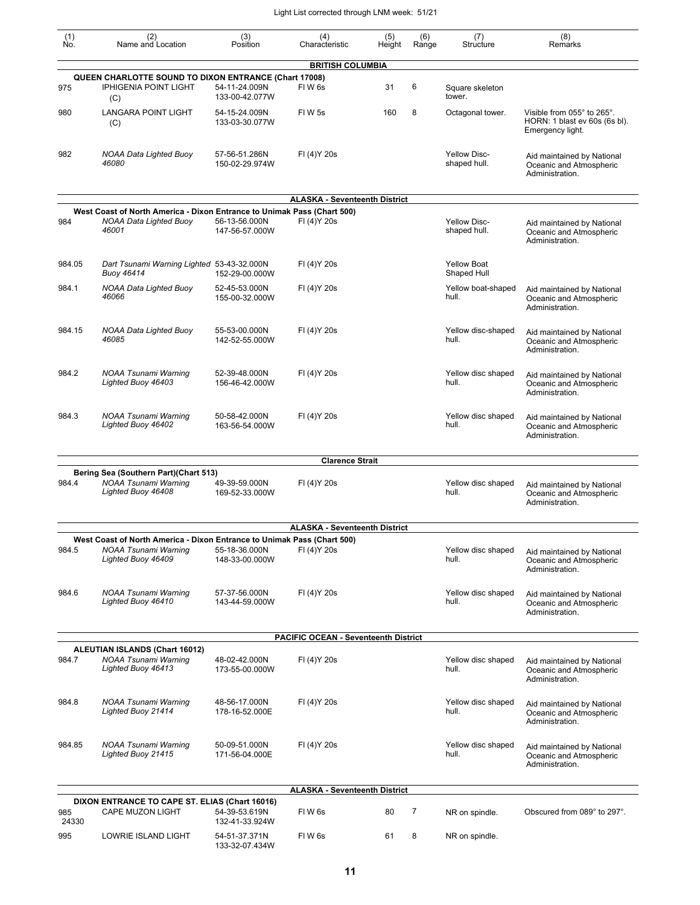| (1) No. | (2) Name and Location | (3) Position | (4) Characteristic | (5) Height | (6) Range | (7) Structure | (8) Remarks |
|---|---|---|---|---|---|---|---|
| | **BRITISH COLUMBIA** | | | | | | |
| | **QUEEN CHARLOTTE SOUND TO DIXON ENTRANCE (Chart 17008)** | | | | | | |
| 975 | IPHIGENIA POINT LIGHT (C) | 54-11-24.009N 133-00-42.077W | Fl W 6s | 31 | 6 | Square skeleton tower. | |
| 980 | LANGARA POINT LIGHT (C) | 54-15-24.009N 133-03-30.077W | Fl W 5s | 160 | 8 | Octagonal tower. | Visible from 055° to 265°. HORN: 1 blast ev 60s (6s bl). Emergency light. |
| 982 | *NOAA Data Lighted Buoy 46080* | 57-56-51.286N 150-02-29.974W | Fl (4)Y 20s | | | Yellow Disc-shaped hull. | Aid maintained by National Oceanic and Atmospheric Administration. |
| | **ALASKA - Seventeenth District** | | | | | | |
| | **West Coast of North America - Dixon Entrance to Unimak Pass (Chart 500)** | | | | | | |
| 984 | *NOAA Data Lighted Buoy 46001* | 56-13-56.000N 147-56-57.000W | Fl (4)Y 20s | | | Yellow Disc-shaped hull. | Aid maintained by National Oceanic and Atmospheric Administration. |
| 984.05 | *Dart Tsunami Warning Lighted Buoy 46414* | 53-43-32.000N 152-29-00.000W | Fl (4)Y 20s | | | Yellow Boat Shaped Hull | |
| 984.1 | *NOAA Data Lighted Buoy 46066* | 52-45-53.000N 155-00-32.000W | Fl (4)Y 20s | | | Yellow boat-shaped hull. | Aid maintained by National Oceanic and Atmospheric Administration. |
| 984.15 | *NOAA Data Lighted Buoy 46085* | 55-53-00.000N 142-52-55.000W | Fl (4)Y 20s | | | Yellow disc-shaped hull. | Aid maintained by National Oceanic and Atmospheric Administration. |
| 984.2 | *NOAA Tsunami Warning Lighted Buoy 46403* | 52-39-48.000N 156-46-42.000W | Fl (4)Y 20s | | | Yellow disc shaped hull. | Aid maintained by National Oceanic and Atmospheric Administration. |
| 984.3 | *NOAA Tsunami Warning Lighted Buoy 46402* | 50-58-42.000N 163-56-54.000W | Fl (4)Y 20s | | | Yellow disc shaped hull. | Aid maintained by National Oceanic and Atmospheric Administration. |
| | **Clarence Strait** | | | | | | |
| | **Bering Sea (Southern Part)(Chart 513)** | | | | | | |
| 984.4 | *NOAA Tsunami Warning Lighted Buoy 46408* | 49-39-59.000N 169-52-33.000W | Fl (4)Y 20s | | | Yellow disc shaped hull. | Aid maintained by National Oceanic and Atmospheric Administration. |
| | **ALASKA - Seventeenth District** | | | | | | |
| | **West Coast of North America - Dixon Entrance to Unimak Pass (Chart 500)** | | | | | | |
| 984.5 | *NOAA Tsunami Warning Lighted Buoy 46409* | 55-18-36.000N 148-33-00.000W | Fl (4)Y 20s | | | Yellow disc shaped hull. | Aid maintained by National Oceanic and Atmospheric Administration. |
| 984.6 | *NOAA Tsunami Warning Lighted Buoy 46410* | 57-37-56.000N 143-44-59.000W | Fl (4)Y 20s | | | Yellow disc shaped hull. | Aid maintained by National Oceanic and Atmospheric Administration. |
| | **PACIFIC OCEAN - Seventeenth District** | | | | | | |
| | **ALEUTIAN ISLANDS (Chart 16012)** | | | | | | |
| 984.7 | *NOAA Tsunami Warning Lighted Buoy 46413* | 48-02-42.000N 173-55-00.000W | Fl (4)Y 20s | | | Yellow disc shaped hull. | Aid maintained by National Oceanic and Atmospheric Administration. |
| 984.8 | *NOAA Tsunami Warning Lighted Buoy 21414* | 48-56-17.000N 178-16-52.000E | Fl (4)Y 20s | | | Yellow disc shaped hull. | Aid maintained by National Oceanic and Atmospheric Administration. |
| 984.85 | *NOAA Tsunami Warning Lighted Buoy 21415* | 50-09-51.000N 171-56-04.000E | Fl (4)Y 20s | | | Yellow disc shaped hull. | Aid maintained by National Oceanic and Atmospheric Administration. |
| | **ALASKA - Seventeenth District** | | | | | | |
| | **DIXON ENTRANCE TO CAPE ST. ELIAS (Chart 16016)** | | | | | | |
| 985 24330 | CAPE MUZON LIGHT | 54-39-53.619N 132-41-33.924W | Fl W 6s | 80 | 7 | NR on spindle. | Obscured from 089° to 297°. |
| 995 | LOWRIE ISLAND LIGHT | 54-51-37.371N 133-32-07.434W | Fl W 6s | 61 | 8 | NR on spindle. | |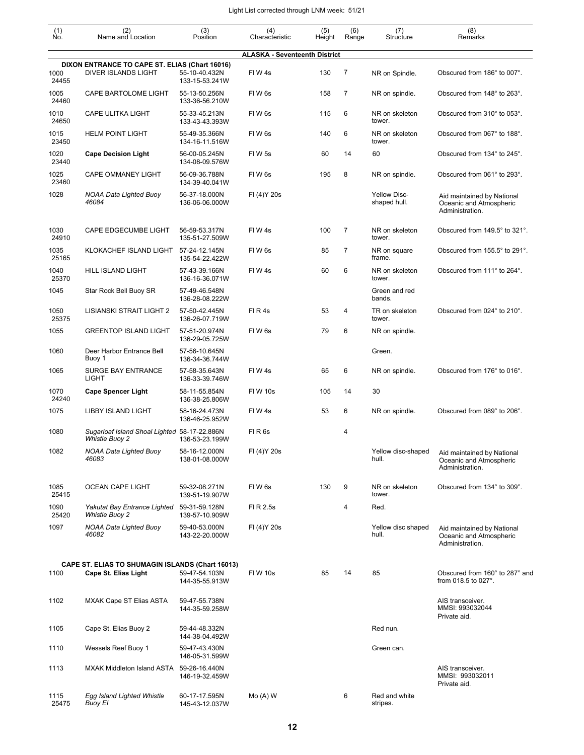| (1) No. | (2) Name and Location | (3) Position | (4) Characteristic | (5) Height | (6) Range | (7) Structure | (8) Remarks |
|---|---|---|---|---|---|---|---|
| | | | **ALASKA - Seventeenth District** | | | | |
| | **DIXON ENTRANCE TO CAPE ST. ELIAS (Chart 16016)** | | | | | | |
| 1000 24455 | DIVER ISLANDS LIGHT | 55-10-40.432N 133-15-53.241W | Fl W 4s | 130 | 7 | NR on Spindle. | Obscured from 186° to 007°. |
| 1005 24460 | CAPE BARTOLOME LIGHT | 55-13-50.256N 133-36-56.210W | Fl W 6s | 158 | 7 | NR on spindle. | Obscured from 148° to 263°. |
| 1010 24650 | CAPE ULITKA LIGHT | 55-33-45.213N 133-43-43.393W | Fl W 6s | 115 | 6 | NR on skeleton tower. | Obscured from 310° to 053°. |
| 1015 23450 | HELM POINT LIGHT | 55-49-35.366N 134-16-11.516W | Fl W 6s | 140 | 6 | NR on skeleton tower. | Obscured from 067° to 188°. |
| 1020 23440 | **Cape Decision Light** | 56-00-05.245N 134-08-09.576W | Fl W 5s | 60 | 14 | 60 | Obscured from 134° to 245°. |
| 1025 23460 | CAPE OMMANEY LIGHT | 56-09-36.788N 134-39-40.041W | Fl W 6s | 195 | 8 | NR on spindle. | Obscured from 061° to 293°. |
| 1028 | *NOAA Data Lighted Buoy 46084* | 56-37-18.000N 136-06-06.000W | Fl (4)Y 20s | | | Yellow Disc-shaped hull. | Aid maintained by National Oceanic and Atmospheric Administration. |
| 1030 24910 | CAPE EDGECUMBE LIGHT | 56-59-53.317N 135-51-27.509W | Fl W 4s | 100 | 7 | NR on skeleton tower. | Obscured from 149.5° to 321°. |
| 1035 25165 | KLOKACHEF ISLAND LIGHT | 57-24-12.145N 135-54-22.422W | Fl W 6s | 85 | 7 | NR on square frame. | Obscured from 155.5° to 291°. |
| 1040 25370 | HILL ISLAND LIGHT | 57-43-39.166N 136-16-36.071W | Fl W 4s | 60 | 6 | NR on skeleton tower. | Obscured from 111° to 264°. |
| 1045 | Star Rock Bell Buoy SR | 57-49-46.548N 136-28-08.222W | | | | Green and red bands. | |
| 1050 25375 | LISIANSKI STRAIT LIGHT 2 | 57-50-42.445N 136-26-07.719W | Fl R 4s | 53 | 4 | TR on skeleton tower. | Obscured from 024° to 210°. |
| 1055 | GREENTOP ISLAND LIGHT | 57-51-20.974N 136-29-05.725W | Fl W 6s | 79 | 6 | NR on spindle. | |
| 1060 | Deer Harbor Entrance Bell Buoy 1 | 57-56-10.645N 136-34-36.744W | | | | Green. | |
| 1065 | SURGE BAY ENTRANCE LIGHT | 57-58-35.643N 136-33-39.746W | Fl W 4s | 65 | 6 | NR on spindle. | Obscured from 176° to 016°. |
| 1070 24240 | **Cape Spencer Light** | 58-11-55.854N 136-38-25.806W | Fl W 10s | 105 | 14 | 30 | |
| 1075 | LIBBY ISLAND LIGHT | 58-16-24.473N 136-46-25.952W | Fl W 4s | 53 | 6 | NR on spindle. | Obscured from 089° to 206°. |
| 1080 | *Sugarloaf Island Shoal Lighted Whistle Buoy 2* | 58-17-22.886N 136-53-23.199W | Fl R 6s | | 4 | | |
| 1082 | *NOAA Data Lighted Buoy 46083* | 58-16-12.000N 138-01-08.000W | Fl (4)Y 20s | | | Yellow disc-shaped hull. | Aid maintained by National Oceanic and Atmospheric Administration. |
| 1085 25415 | OCEAN CAPE LIGHT | 59-32-08.271N 139-51-19.907W | Fl W 6s | 130 | 9 | NR on skeleton tower. | Obscured from 134° to 309°. |
| 1090 25420 | *Yakutat Bay Entrance Lighted Whistle Buoy 2* | 59-31-59.128N 139-57-10.909W | Fl R 2.5s | | 4 | Red. | |
| 1097 | *NOAA Data Lighted Buoy 46082* | 59-40-53.000N 143-22-20.000W | Fl (4)Y 20s | | | Yellow disc shaped hull. | Aid maintained by National Oceanic and Atmospheric Administration. |
| | **CAPE ST. ELIAS TO SHUMAGIN ISLANDS (Chart 16013)** | | | | | | |
| 1100 | **Cape St. Elias Light** | 59-47-54.103N 144-35-55.913W | Fl W 10s | 85 | 14 | 85 | Obscured from 160° to 287° and from 018.5 to 027°. |
| 1102 | MXAK Cape ST Elias ASTA | 59-47-55.738N 144-35-59.258W | | | | | AIS transceiver. MMSI: 993032044 Private aid. |
| 1105 | Cape St. Elias Buoy 2 | 59-44-48.332N 144-38-04.492W | | | | Red nun. | |
| 1110 | Wessels Reef Buoy 1 | 59-47-43.430N 146-05-31.599W | | | | Green can. | |
| 1113 | MXAK Middleton Island ASTA | 59-26-16.440N 146-19-32.459W | | | | | AIS transceiver. MMSI: 993032011 Private aid. |
| 1115 25475 | *Egg Island Lighted Whistle Buoy EI* | 60-17-17.595N 145-43-12.037W | Mo (A) W | | 6 | Red and white stripes. | |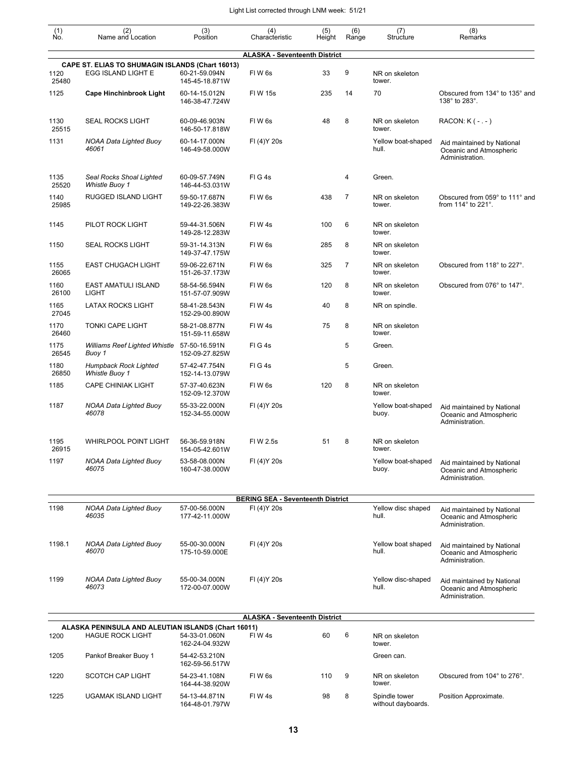Light List corrected through LNM week: 51/21

| (1) No. | (2) Name and Location | (3) Position | (4) Characteristic | (5) Height | (6) Range | (7) Structure | (8) Remarks |
|---|---|---|---|---|---|---|---|
| | | | **ALASKA - Seventeenth District** | | | | |
| | **CAPE ST. ELIAS TO SHUMAGIN ISLANDS (Chart 16013)** | | | | | | |
| 1120 25480 | EGG ISLAND LIGHT E | 60-21-59.094N 145-45-18.871W | Fl W 6s | 33 | 9 | NR on skeleton tower. | |
| 1125 | **Cape Hinchinbrook Light** | 60-14-15.012N 146-38-47.724W | Fl W 15s | 235 | 14 | 70 | Obscured from 134° to 135° and 138° to 283°. |
| 1130 25515 | SEAL ROCKS LIGHT | 60-09-46.903N 146-50-17.818W | Fl W 6s | 48 | 8 | NR on skeleton tower. | RACON: K ( - . - ) |
| 1131 | *NOAA Data Lighted Buoy 46061* | 60-14-17.000N 146-49-58.000W | Fl (4)Y 20s | | | Yellow boat-shaped hull. | Aid maintained by National Oceanic and Atmospheric Administration. |
| 1135 25520 | *Seal Rocks Shoal Lighted Whistle Buoy 1* | 60-09-57.749N 146-44-53.031W | Fl G 4s | | 4 | Green. | |
| 1140 25985 | RUGGED ISLAND LIGHT | 59-50-17.687N 149-22-26.383W | Fl W 6s | 438 | 7 | NR on skeleton tower. | Obscured from 059° to 111° and from 114° to 221°. |
| 1145 | PILOT ROCK LIGHT | 59-44-31.506N 149-28-12.283W | Fl W 4s | 100 | 6 | NR on skeleton tower. | |
| 1150 | SEAL ROCKS LIGHT | 59-31-14.313N 149-37-47.175W | Fl W 6s | 285 | 8 | NR on skeleton tower. | |
| 1155 26065 | EAST CHUGACH LIGHT | 59-06-22.671N 151-26-37.173W | Fl W 6s | 325 | 7 | NR on skeleton tower. | Obscured from 118° to 227°. |
| 1160 26100 | EAST AMATULI ISLAND LIGHT | 58-54-56.594N 151-57-07.909W | Fl W 6s | 120 | 8 | NR on skeleton tower. | Obscured from 076° to 147°. |
| 1165 27045 | LATAX ROCKS LIGHT | 58-41-28.543N 152-29-00.890W | Fl W 4s | 40 | 8 | NR on spindle. | |
| 1170 26460 | TONKI CAPE LIGHT | 58-21-08.877N 151-59-11.658W | Fl W 4s | 75 | 8 | NR on skeleton tower. | |
| 1175 26545 | *Williams Reef Lighted Whistle Buoy 1* | 57-50-16.591N 152-09-27.825W | Fl G 4s | | 5 | Green. | |
| 1180 26850 | *Humpback Rock Lighted Whistle Buoy 1* | 57-42-47.754N 152-14-13.079W | Fl G 4s | | 5 | Green. | |
| 1185 | CAPE CHINIAK LIGHT | 57-37-40.623N 152-09-12.370W | Fl W 6s | 120 | 8 | NR on skeleton tower. | |
| 1187 | *NOAA Data Lighted Buoy 46078* | 55-33-22.000N 152-34-55.000W | Fl (4)Y 20s | | | Yellow boat-shaped buoy. | Aid maintained by National Oceanic and Atmospheric Administration. |
| 1195 26915 | WHIRLPOOL POINT LIGHT | 56-36-59.918N 154-05-42.601W | Fl W 2.5s | 51 | 8 | NR on skeleton tower. | |
| 1197 | *NOAA Data Lighted Buoy 46075* | 53-58-08.000N 160-47-38.000W | Fl (4)Y 20s | | | Yellow boat-shaped buoy. | Aid maintained by National Oceanic and Atmospheric Administration. |
| | | | **BERING SEA - Seventeenth District** | | | | |
| 1198 | *NOAA Data Lighted Buoy 46035* | 57-00-56.000N 177-42-11.000W | Fl (4)Y 20s | | | Yellow disc shaped hull. | Aid maintained by National Oceanic and Atmospheric Administration. |
| 1198.1 | *NOAA Data Lighted Buoy 46070* | 55-00-30.000N 175-10-59.000E | Fl (4)Y 20s | | | Yellow boat shaped hull. | Aid maintained by National Oceanic and Atmospheric Administration. |
| 1199 | *NOAA Data Lighted Buoy 46073* | 55-00-34.000N 172-00-07.000W | Fl (4)Y 20s | | | Yellow disc-shaped hull. | Aid maintained by National Oceanic and Atmospheric Administration. |
| | | | **ALASKA - Seventeenth District** | | | | |
| | **ALASKA PENINSULA AND ALEUTIAN ISLANDS (Chart 16011)** | | | | | | |
| 1200 | HAGUE ROCK LIGHT | 54-33-01.060N 162-24-04.932W | Fl W 4s | 60 | 6 | NR on skeleton tower. | |
| 1205 | Pankof Breaker Buoy 1 | 54-42-53.210N 162-59-56.517W | | | | Green can. | |
| 1220 | SCOTCH CAP LIGHT | 54-23-41.108N 164-44-38.920W | Fl W 6s | 110 | 9 | NR on skeleton tower. | Obscured from 104° to 276°. |
| 1225 | UGAMAK ISLAND LIGHT | 54-13-44.871N 164-48-01.797W | Fl W 4s | 98 | 8 | Spindle tower without dayboards. | Position Approximate. |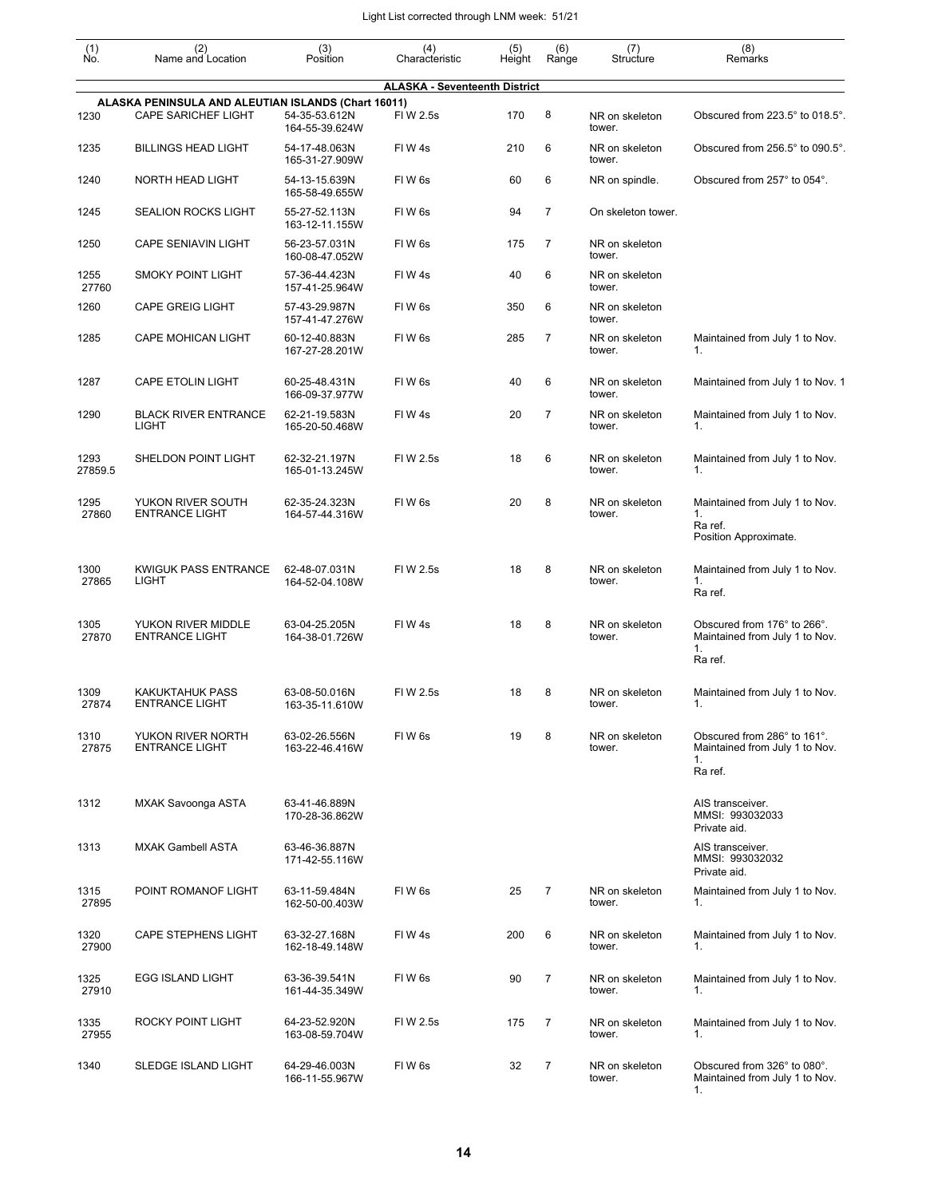| (1) No. | (2) Name and Location | (3) Position | (4) Characteristic | (5) Height | (6) Range | (7) Structure | (8) Remarks |
|---|---|---|---|---|---|---|---|
| | | | **ALASKA - Seventeenth District** | | | | |
| | **ALASKA PENINSULA AND ALEUTIAN ISLANDS (Chart 16011)** | | | | | | |
| 1230 | CAPE SARICHEF LIGHT | 54-35-53.612N 164-55-39.624W | Fl W 2.5s | 170 | 8 | NR on skeleton tower. | Obscured from 223.5° to 018.5°. |
| 1235 | BILLINGS HEAD LIGHT | 54-17-48.063N 165-31-27.909W | Fl W 4s | 210 | 6 | NR on skeleton tower. | Obscured from 256.5° to 090.5°. |
| 1240 | NORTH HEAD LIGHT | 54-13-15.639N 165-58-49.655W | Fl W 6s | 60 | 6 | NR on spindle. | Obscured from 257° to 054°. |
| 1245 | SEALION ROCKS LIGHT | 55-27-52.113N 163-12-11.155W | Fl W 6s | 94 | 7 | On skeleton tower. | |
| 1250 | CAPE SENIAVIN LIGHT | 56-23-57.031N 160-08-47.052W | Fl W 6s | 175 | 7 | NR on skeleton tower. | |
| 1255 27760 | SMOKY POINT LIGHT | 57-36-44.423N 157-41-25.964W | Fl W 4s | 40 | 6 | NR on skeleton tower. | |
| 1260 | CAPE GREIG LIGHT | 57-43-29.987N 157-41-47.276W | Fl W 6s | 350 | 6 | NR on skeleton tower. | |
| 1285 | CAPE MOHICAN LIGHT | 60-12-40.883N 167-27-28.201W | Fl W 6s | 285 | 7 | NR on skeleton tower. | Maintained from July 1 to Nov. 1. |
| 1287 | CAPE ETOLIN LIGHT | 60-25-48.431N 166-09-37.977W | Fl W 6s | 40 | 6 | NR on skeleton tower. | Maintained from July 1 to Nov. 1 |
| 1290 | BLACK RIVER ENTRANCE LIGHT | 62-21-19.583N 165-20-50.468W | Fl W 4s | 20 | 7 | NR on skeleton tower. | Maintained from July 1 to Nov. 1. |
| 1293 27859.5 | SHELDON POINT LIGHT | 62-32-21.197N 165-01-13.245W | Fl W 2.5s | 18 | 6 | NR on skeleton tower. | Maintained from July 1 to Nov. 1. |
| 1295 27860 | YUKON RIVER SOUTH ENTRANCE LIGHT | 62-35-24.323N 164-57-44.316W | Fl W 6s | 20 | 8 | NR on skeleton tower. | Maintained from July 1 to Nov. 1. Ra ref. Position Approximate. |
| 1300 27865 | KWIGUK PASS ENTRANCE LIGHT | 62-48-07.031N 164-52-04.108W | Fl W 2.5s | 18 | 8 | NR on skeleton tower. | Maintained from July 1 to Nov. 1. Ra ref. |
| 1305 27870 | YUKON RIVER MIDDLE ENTRANCE LIGHT | 63-04-25.205N 164-38-01.726W | Fl W 4s | 18 | 8 | NR on skeleton tower. | Obscured from 176° to 266°. Maintained from July 1 to Nov. 1. Ra ref. |
| 1309 27874 | KAKUKTAHUK PASS ENTRANCE LIGHT | 63-08-50.016N 163-35-11.610W | Fl W 2.5s | 18 | 8 | NR on skeleton tower. | Maintained from July 1 to Nov. 1. |
| 1310 27875 | YUKON RIVER NORTH ENTRANCE LIGHT | 63-02-26.556N 163-22-46.416W | Fl W 6s | 19 | 8 | NR on skeleton tower. | Obscured from 286° to 161°. Maintained from July 1 to Nov. 1. Ra ref. |
| 1312 | MXAK Savoonga ASTA | 63-41-46.889N 170-28-36.862W | | | | | AIS transceiver. MMSI: 993032033 Private aid. |
| 1313 | MXAK Gambell ASTA | 63-46-36.887N 171-42-55.116W | | | | | AIS transceiver. MMSI: 993032032 Private aid. |
| 1315 27895 | POINT ROMANOF LIGHT | 63-11-59.484N 162-50-00.403W | Fl W 6s | 25 | 7 | NR on skeleton tower. | Maintained from July 1 to Nov. 1. |
| 1320 27900 | CAPE STEPHENS LIGHT | 63-32-27.168N 162-18-49.148W | Fl W 4s | 200 | 6 | NR on skeleton tower. | Maintained from July 1 to Nov. 1. |
| 1325 27910 | EGG ISLAND LIGHT | 63-36-39.541N 161-44-35.349W | Fl W 6s | 90 | 7 | NR on skeleton tower. | Maintained from July 1 to Nov. 1. |
| 1335 27955 | ROCKY POINT LIGHT | 64-23-52.920N 163-08-59.704W | Fl W 2.5s | 175 | 7 | NR on skeleton tower. | Maintained from July 1 to Nov. 1. |
| 1340 | SLEDGE ISLAND LIGHT | 64-29-46.003N 166-11-55.967W | Fl W 6s | 32 | 7 | NR on skeleton tower. | Obscured from 326° to 080°. Maintained from July 1 to Nov. 1. |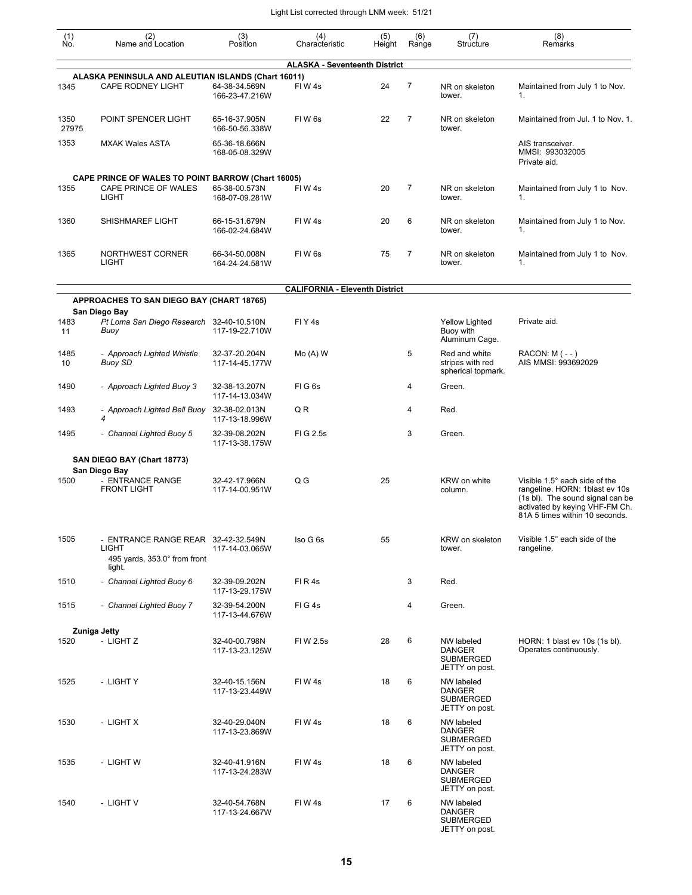| (1) No. | (2) Name and Location | (3) Position | (4) Characteristic | (5) Height | (6) Range | (7) Structure | (8) Remarks |
|---|---|---|---|---|---|---|---|
| | | | **ALASKA - Seventeenth District** | | | | |
| | **ALASKA PENINSULA AND ALEUTIAN ISLANDS (Chart 16011)** | | | | | | |
| 1345 | CAPE RODNEY LIGHT | 64-38-34.569N 166-23-47.216W | Fl W 4s | 24 | 7 | NR on skeleton tower. | Maintained from July 1 to Nov. 1. |
| 1350 27975 | POINT SPENCER LIGHT | 65-16-37.905N 166-50-56.338W | Fl W 6s | 22 | 7 | NR on skeleton tower. | Maintained from Jul. 1 to Nov. 1. |
| 1353 | MXAK Wales ASTA | 65-36-18.666N 168-05-08.329W | | | | | AIS transceiver. MMSI: 993032005 Private aid. |
| | **CAPE PRINCE OF WALES TO POINT BARROW (Chart 16005)** | | | | | | |
| 1355 | CAPE PRINCE OF WALES LIGHT | 65-38-00.573N 168-07-09.281W | Fl W 4s | 20 | 7 | NR on skeleton tower. | Maintained from July 1 to Nov. 1. |
| 1360 | SHISHMAREF LIGHT | 66-15-31.679N 166-02-24.684W | Fl W 4s | 20 | 6 | NR on skeleton tower. | Maintained from July 1 to Nov. 1. |
| 1365 | NORTHWEST CORNER LIGHT | 66-34-50.008N 164-24-24.581W | Fl W 6s | 75 | 7 | NR on skeleton tower. | Maintained from July 1 to Nov. 1. |
| | | | **CALIFORNIA - Eleventh District** | | | | |
| | **APPROACHES TO SAN DIEGO BAY (CHART 18765)** | | | | | | |
| | **San Diego Bay** | | | | | | |
| 1483 11 | *Pt Loma San Diego Research Buoy* | 32-40-10.510N 117-19-22.710W | Fl Y 4s | | | Yellow Lighted Buoy with Aluminum Cage. | Private aid. |
| 1485 10 | *- Approach Lighted Whistle Buoy SD* | 32-37-20.204N 117-14-45.177W | Mo (A) W | | 5 | Red and white stripes with red spherical topmark. | RACON: M ( - - ) AIS MMSI: 993692029 |
| 1490 | *- Approach Lighted Buoy 3* | 32-38-13.207N 117-14-13.034W | Fl G 6s | | 4 | Green. | |
| 1493 | *- Approach Lighted Bell Buoy 4* | 32-38-02.013N 117-13-18.996W | Q R | | 4 | Red. | |
| 1495 | *- Channel Lighted Buoy 5* | 32-39-08.202N 117-13-38.175W | Fl G 2.5s | | 3 | Green. | |
| | **SAN DIEGO BAY (Chart 18773)** | | | | | | |
| | **San Diego Bay** | | | | | | |
| 1500 | - ENTRANCE RANGE FRONT LIGHT | 32-42-17.966N 117-14-00.951W | Q G | 25 | | KRW on white column. | Visible 1.5° each side of the rangeline. HORN: 1blast ev 10s (1s bl). The sound signal can be activated by keying VHF-FM Ch. 81A 5 times within 10 seconds. |
| 1505 | - ENTRANCE RANGE REAR LIGHT 495 yards, 353.0° from front light. | 32-42-32.549N 117-14-03.065W | Iso G 6s | 55 | | KRW on skeleton tower. | Visible 1.5° each side of the rangeline. |
| 1510 | *- Channel Lighted Buoy 6* | 32-39-09.202N 117-13-29.175W | Fl R 4s | | 3 | Red. | |
| 1515 | *- Channel Lighted Buoy 7* | 32-39-54.200N 117-13-44.676W | Fl G 4s | | 4 | Green. | |
| | **Zuniga Jetty** | | | | | | |
| 1520 | - LIGHT Z | 32-40-00.798N 117-13-23.125W | Fl W 2.5s | 28 | 6 | NW labeled DANGER SUBMERGED JETTY on post. | HORN: 1 blast ev 10s (1s bl). Operates continuously. |
| 1525 | - LIGHT Y | 32-40-15.156N 117-13-23.449W | Fl W 4s | 18 | 6 | NW labeled DANGER SUBMERGED JETTY on post. | |
| 1530 | - LIGHT X | 32-40-29.040N 117-13-23.869W | Fl W 4s | 18 | 6 | NW labeled DANGER SUBMERGED JETTY on post. | |
| 1535 | - LIGHT W | 32-40-41.916N 117-13-24.283W | Fl W 4s | 18 | 6 | NW labeled DANGER SUBMERGED JETTY on post. | |
| 1540 | - LIGHT V | 32-40-54.768N 117-13-24.667W | Fl W 4s | 17 | 6 | NW labeled DANGER SUBMERGED JETTY on post. | |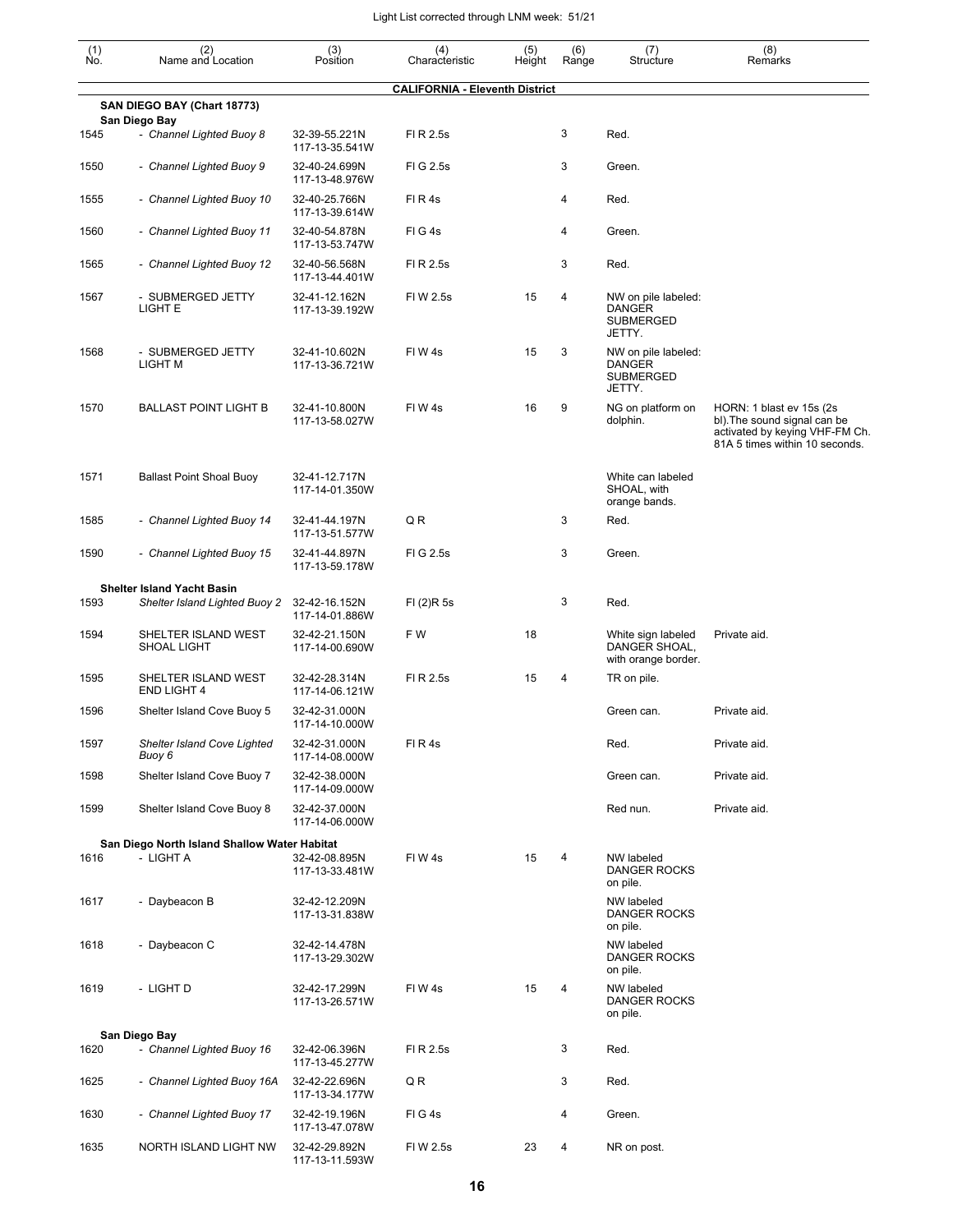Light List corrected through LNM week: 51/21

| (1) No. | (2) Name and Location | (3) Position | (4) Characteristic | (5) Height | (6) Range | (7) Structure | (8) Remarks |
|---|---|---|---|---|---|---|---|
| | **CALIFORNIA - Eleventh District** | | | | | | |
| | **SAN DIEGO BAY (Chart 18773)** | | | | | | |
| | **San Diego Bay** | | | | | | |
| 1545 | *- Channel Lighted Buoy 8* | 32-39-55.221N 117-13-35.541W | Fl R 2.5s | | 3 | Red. | |
| 1550 | *- Channel Lighted Buoy 9* | 32-40-24.699N 117-13-48.976W | Fl G 2.5s | | 3 | Green. | |
| 1555 | *- Channel Lighted Buoy 10* | 32-40-25.766N 117-13-39.614W | Fl R 4s | | 4 | Red. | |
| 1560 | *- Channel Lighted Buoy 11* | 32-40-54.878N 117-13-53.747W | Fl G 4s | | 4 | Green. | |
| 1565 | *- Channel Lighted Buoy 12* | 32-40-56.568N 117-13-44.401W | Fl R 2.5s | | 3 | Red. | |
| 1567 | - SUBMERGED JETTY LIGHT E | 32-41-12.162N 117-13-39.192W | Fl W 2.5s | 15 | 4 | NW on pile labeled: DANGER SUBMERGED JETTY. | |
| 1568 | - SUBMERGED JETTY LIGHT M | 32-41-10.602N 117-13-36.721W | Fl W 4s | 15 | 3 | NW on pile labeled: DANGER SUBMERGED JETTY. | |
| 1570 | BALLAST POINT LIGHT B | 32-41-10.800N 117-13-58.027W | Fl W 4s | 16 | 9 | NG on platform on dolphin. | HORN: 1 blast ev 15s (2s bl).The sound signal can be activated by keying VHF-FM Ch. 81A 5 times within 10 seconds. |
| 1571 | Ballast Point Shoal Buoy | 32-41-12.717N 117-14-01.350W | | | | White can labeled SHOAL, with orange bands. | |
| 1585 | *- Channel Lighted Buoy 14* | 32-41-44.197N 117-13-51.577W | Q R | | 3 | Red. | |
| 1590 | *- Channel Lighted Buoy 15* | 32-41-44.897N 117-13-59.178W | Fl G 2.5s | | 3 | Green. | |
| | **Shelter Island Yacht Basin** | | | | | | |
| 1593 | *Shelter Island Lighted Buoy 2* | 32-42-16.152N 117-14-01.886W | Fl (2)R 5s | | 3 | Red. | |
| 1594 | SHELTER ISLAND WEST SHOAL LIGHT | 32-42-21.150N 117-14-00.690W | F W | 18 | | White sign labeled DANGER SHOAL, with orange border. | Private aid. |
| 1595 | SHELTER ISLAND WEST END LIGHT 4 | 32-42-28.314N 117-14-06.121W | Fl R 2.5s | 15 | 4 | TR on pile. | |
| 1596 | Shelter Island Cove Buoy 5 | 32-42-31.000N 117-14-10.000W | | | | Green can. | Private aid. |
| 1597 | *Shelter Island Cove Lighted Buoy 6* | 32-42-31.000N 117-14-08.000W | Fl R 4s | | | Red. | Private aid. |
| 1598 | Shelter Island Cove Buoy 7 | 32-42-38.000N 117-14-09.000W | | | | Green can. | Private aid. |
| 1599 | Shelter Island Cove Buoy 8 | 32-42-37.000N 117-14-06.000W | | | | Red nun. | Private aid. |
| | **San Diego North Island Shallow Water Habitat** | | | | | | |
| 1616 | - LIGHT A | 32-42-08.895N 117-13-33.481W | Fl W 4s | 15 | 4 | NW labeled DANGER ROCKS on pile. | |
| 1617 | - Daybeacon B | 32-42-12.209N 117-13-31.838W | | | | NW labeled DANGER ROCKS on pile. | |
| 1618 | - Daybeacon C | 32-42-14.478N 117-13-29.302W | | | | NW labeled DANGER ROCKS on pile. | |
| 1619 | - LIGHT D | 32-42-17.299N 117-13-26.571W | Fl W 4s | 15 | 4 | NW labeled DANGER ROCKS on pile. | |
| | **San Diego Bay** | | | | | | |
| 1620 | *- Channel Lighted Buoy 16* | 32-42-06.396N 117-13-45.277W | Fl R 2.5s | | 3 | Red. | |
| 1625 | *- Channel Lighted Buoy 16A* | 32-42-22.696N 117-13-34.177W | Q R | | 3 | Red. | |
| 1630 | *- Channel Lighted Buoy 17* | 32-42-19.196N 117-13-47.078W | Fl G 4s | | 4 | Green. | |
| 1635 | NORTH ISLAND LIGHT NW | 32-42-29.892N 117-13-11.593W | Fl W 2.5s | 23 | 4 | NR on post. | |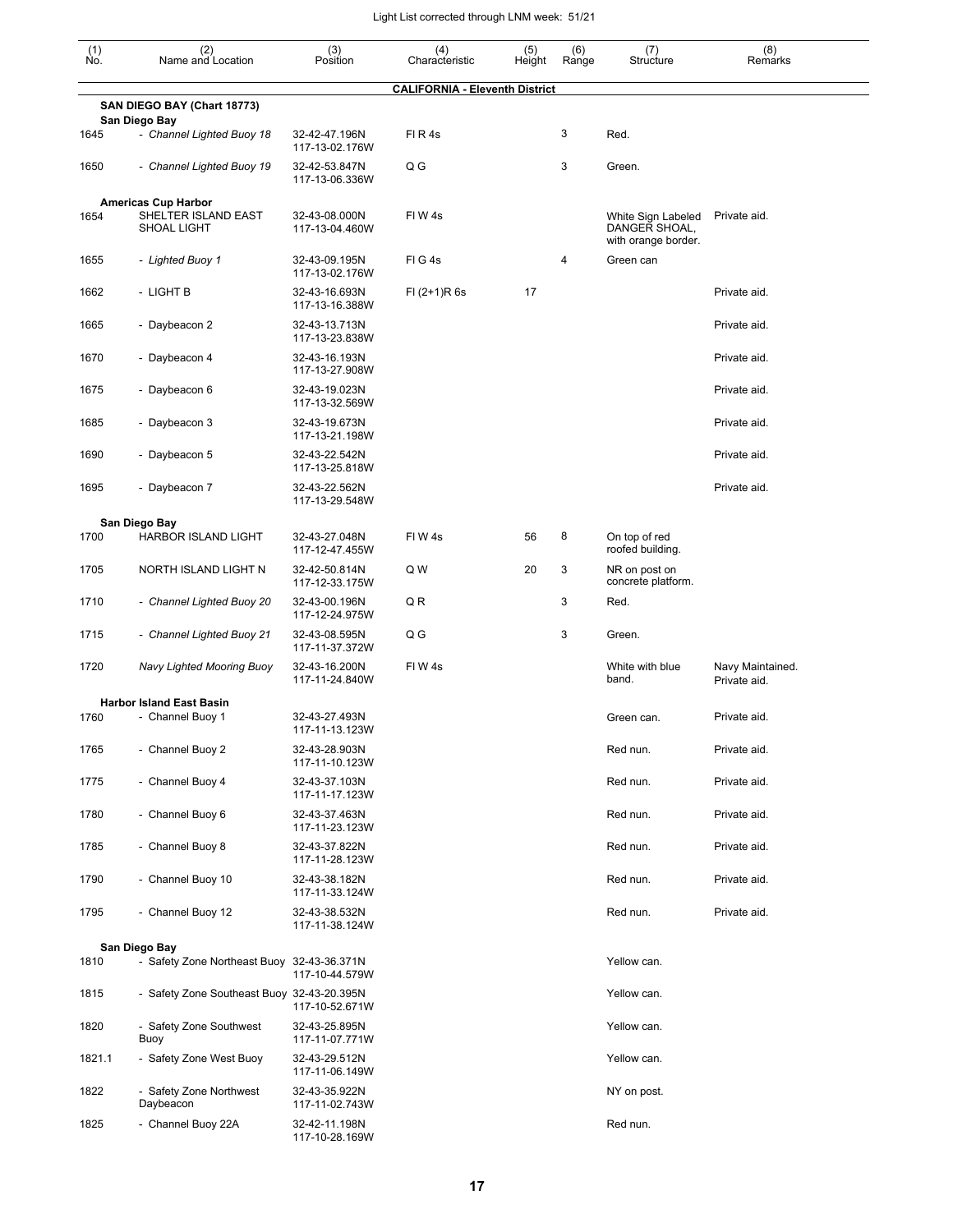| (1) No. | (2) Name and Location | (3) Position | (4) Characteristic | (5) Height | (6) Range | (7) Structure | (8) Remarks |
|---|---|---|---|---|---|---|---|
| | | | **CALIFORNIA - Eleventh District** | | | | |
| | **SAN DIEGO BAY (Chart 18773)** | | | | | | |
| | **San Diego Bay** | | | | | | |
| 1645 | *- Channel Lighted Buoy 18* | 32-42-47.196N 117-13-02.176W | Fl R 4s | | 3 | Red. | |
| 1650 | *- Channel Lighted Buoy 19* | 32-42-53.847N 117-13-06.336W | Q G | | 3 | Green. | |
| | **Americas Cup Harbor** | | | | | | |
| 1654 | SHELTER ISLAND EAST SHOAL LIGHT | 32-43-08.000N 117-13-04.460W | Fl W 4s | | | White Sign Labeled DANGER SHOAL, with orange border. | Private aid. |
| 1655 | *- Lighted Buoy 1* | 32-43-09.195N 117-13-02.176W | Fl G 4s | | 4 | Green can | |
| 1662 | - LIGHT B | 32-43-16.693N 117-13-16.388W | Fl (2+1)R 6s | 17 | | | Private aid. |
| 1665 | - Daybeacon 2 | 32-43-13.713N 117-13-23.838W | | | | | Private aid. |
| 1670 | - Daybeacon 4 | 32-43-16.193N 117-13-27.908W | | | | | Private aid. |
| 1675 | - Daybeacon 6 | 32-43-19.023N 117-13-32.569W | | | | | Private aid. |
| 1685 | - Daybeacon 3 | 32-43-19.673N 117-13-21.198W | | | | | Private aid. |
| 1690 | - Daybeacon 5 | 32-43-22.542N 117-13-25.818W | | | | | Private aid. |
| 1695 | - Daybeacon 7 | 32-43-22.562N 117-13-29.548W | | | | | Private aid. |
| | **San Diego Bay** | | | | | | |
| 1700 | HARBOR ISLAND LIGHT | 32-43-27.048N 117-12-47.455W | Fl W 4s | 56 | 8 | On top of red roofed building. | |
| 1705 | NORTH ISLAND LIGHT N | 32-42-50.814N 117-12-33.175W | Q W | 20 | 3 | NR on post on concrete platform. | |
| 1710 | *- Channel Lighted Buoy 20* | 32-43-00.196N 117-12-24.975W | Q R | | 3 | Red. | |
| 1715 | *- Channel Lighted Buoy 21* | 32-43-08.595N 117-11-37.372W | Q G | | 3 | Green. | |
| 1720 | *Navy Lighted Mooring Buoy* | 32-43-16.200N 117-11-24.840W | Fl W 4s | | | White with blue band. | Navy Maintained. Private aid. |
| | **Harbor Island East Basin** | | | | | | |
| 1760 | - Channel Buoy 1 | 32-43-27.493N 117-11-13.123W | | | | Green can. | Private aid. |
| 1765 | - Channel Buoy 2 | 32-43-28.903N 117-11-10.123W | | | | Red nun. | Private aid. |
| 1775 | - Channel Buoy 4 | 32-43-37.103N 117-11-17.123W | | | | Red nun. | Private aid. |
| 1780 | - Channel Buoy 6 | 32-43-37.463N 117-11-23.123W | | | | Red nun. | Private aid. |
| 1785 | - Channel Buoy 8 | 32-43-37.822N 117-11-28.123W | | | | Red nun. | Private aid. |
| 1790 | - Channel Buoy 10 | 32-43-38.182N 117-11-33.124W | | | | Red nun. | Private aid. |
| 1795 | - Channel Buoy 12 | 32-43-38.532N 117-11-38.124W | | | | Red nun. | Private aid. |
| | **San Diego Bay** | | | | | | |
| 1810 | - Safety Zone Northeast Buoy | 32-43-36.371N 117-10-44.579W | | | | Yellow can. | |
| 1815 | - Safety Zone Southeast Buoy | 32-43-20.395N 117-10-52.671W | | | | Yellow can. | |
| 1820 | - Safety Zone Southwest Buoy | 32-43-25.895N 117-11-07.771W | | | | Yellow can. | |
| 1821.1 | - Safety Zone West Buoy | 32-43-29.512N 117-11-06.149W | | | | Yellow can. | |
| 1822 | - Safety Zone Northwest Daybeacon | 32-43-35.922N 117-11-02.743W | | | | NY on post. | |
| 1825 | - Channel Buoy 22A | 32-42-11.198N 117-10-28.169W | | | | Red nun. | |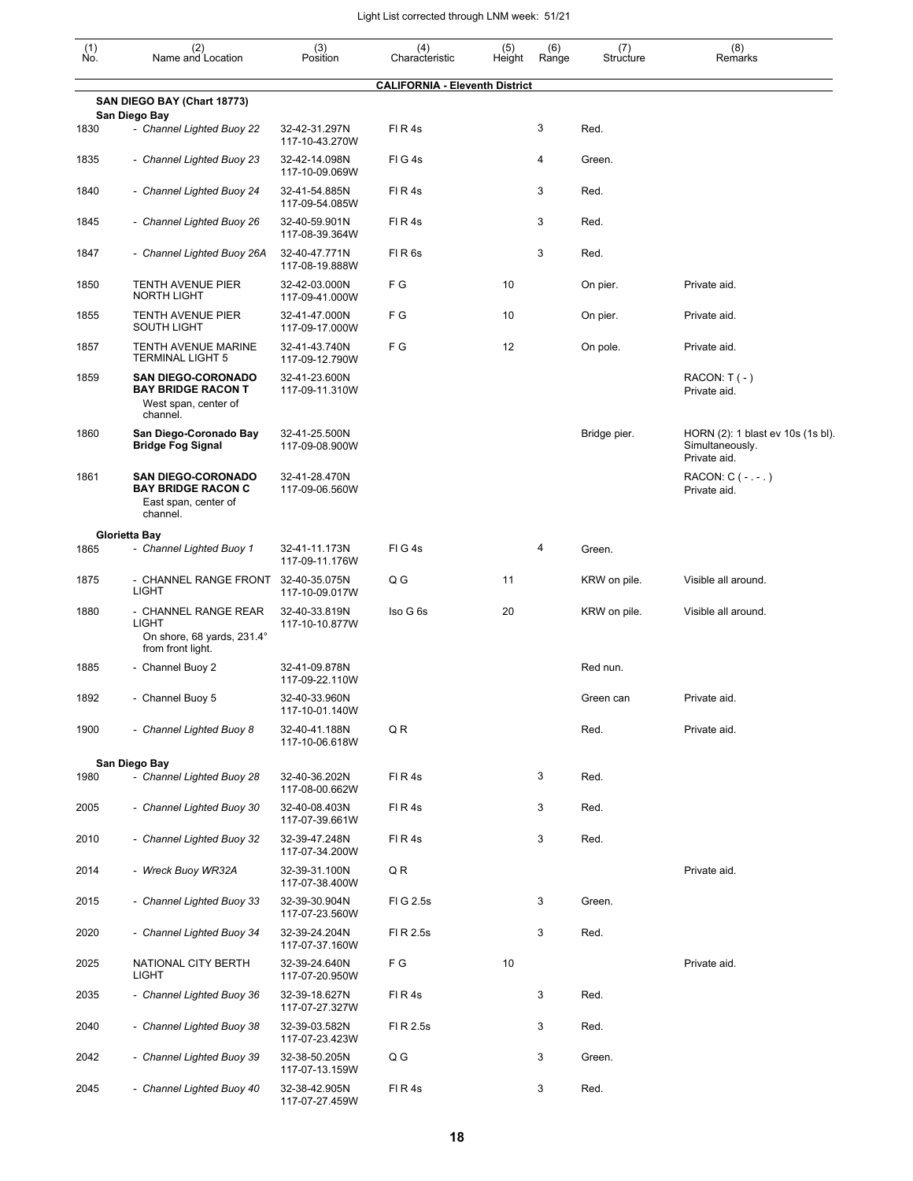Light List corrected through LNM week: 51/21

| (1) No. | (2) Name and Location | (3) Position | (4) Characteristic | (5) Height | (6) Range | (7) Structure | (8) Remarks |
|---|---|---|---|---|---|---|---|
| | **CALIFORNIA - Eleventh District** | | | | | | |
| | **SAN DIEGO BAY (Chart 18773)** | | | | | | |
| | **San Diego Bay** | | | | | | |
| 1830 | *- Channel Lighted Buoy 22* | 32-42-31.297N 117-10-43.270W | Fl R 4s | | 3 | Red. | |
| 1835 | *- Channel Lighted Buoy 23* | 32-42-14.098N 117-10-09.069W | Fl G 4s | | 4 | Green. | |
| 1840 | *- Channel Lighted Buoy 24* | 32-41-54.885N 117-09-54.085W | Fl R 4s | | 3 | Red. | |
| 1845 | *- Channel Lighted Buoy 26* | 32-40-59.901N 117-08-39.364W | Fl R 4s | | 3 | Red. | |
| 1847 | *- Channel Lighted Buoy 26A* | 32-40-47.771N 117-08-19.888W | Fl R 6s | | 3 | Red. | |
| 1850 | TENTH AVENUE PIER NORTH LIGHT | 32-42-03.000N 117-09-41.000W | F G | 10 | | On pier. | Private aid. |
| 1855 | TENTH AVENUE PIER SOUTH LIGHT | 32-41-47.000N 117-09-17.000W | F G | 10 | | On pier. | Private aid. |
| 1857 | TENTH AVENUE MARINE TERMINAL LIGHT 5 | 32-41-43.740N 117-09-12.790W | F G | 12 | | On pole. | Private aid. |
| 1859 | **SAN DIEGO-CORONADO BAY BRIDGE RACON T** West span, center of channel. | 32-41-23.600N 117-09-11.310W | | | | | RACON: T ( - ) Private aid. |
| 1860 | **San Diego-Coronado Bay Bridge Fog Signal** | 32-41-25.500N 117-09-08.900W | | | | Bridge pier. | HORN (2): 1 blast ev 10s (1s bl). Simultaneously. Private aid. |
| 1861 | **SAN DIEGO-CORONADO BAY BRIDGE RACON C** East span, center of channel. | 32-41-28.470N 117-09-06.560W | | | | | RACON: C ( - . - . ) Private aid. |
| | **Glorietta Bay** | | | | | | |
| 1865 | *- Channel Lighted Buoy 1* | 32-41-11.173N 117-09-11.176W | Fl G 4s | | 4 | Green. | |
| 1875 | - CHANNEL RANGE FRONT LIGHT | 32-40-35.075N 117-10-09.017W | Q G | 11 | | KRW on pile. | Visible all around. |
| 1880 | - CHANNEL RANGE REAR LIGHT On shore, 68 yards, 231.4° from front light. | 32-40-33.819N 117-10-10.877W | Iso G 6s | 20 | | KRW on pile. | Visible all around. |
| 1885 | - Channel Buoy 2 | 32-41-09.878N 117-09-22.110W | | | | Red nun. | |
| 1892 | - Channel Buoy 5 | 32-40-33.960N 117-10-01.140W | | | | Green can | Private aid. |
| 1900 | *- Channel Lighted Buoy 8* | 32-40-41.188N 117-10-06.618W | Q R | | | Red. | Private aid. |
| | **San Diego Bay** | | | | | | |
| 1980 | *- Channel Lighted Buoy 28* | 32-40-36.202N 117-08-00.662W | Fl R 4s | | 3 | Red. | |
| 2005 | *- Channel Lighted Buoy 30* | 32-40-08.403N 117-07-39.661W | Fl R 4s | | 3 | Red. | |
| 2010 | *- Channel Lighted Buoy 32* | 32-39-47.248N 117-07-34.200W | Fl R 4s | | 3 | Red. | |
| 2014 | *- Wreck Buoy WR32A* | 32-39-31.100N 117-07-38.400W | Q R | | | | Private aid. |
| 2015 | *- Channel Lighted Buoy 33* | 32-39-30.904N 117-07-23.560W | Fl G 2.5s | | 3 | Green. | |
| 2020 | *- Channel Lighted Buoy 34* | 32-39-24.204N 117-07-37.160W | Fl R 2.5s | | 3 | Red. | |
| 2025 | NATIONAL CITY BERTH LIGHT | 32-39-24.640N 117-07-20.950W | F G | 10 | | | Private aid. |
| 2035 | *- Channel Lighted Buoy 36* | 32-39-18.627N 117-07-27.327W | Fl R 4s | | 3 | Red. | |
| 2040 | *- Channel Lighted Buoy 38* | 32-39-03.582N 117-07-23.423W | Fl R 2.5s | | 3 | Red. | |
| 2042 | *- Channel Lighted Buoy 39* | 32-38-50.205N 117-07-13.159W | Q G | | 3 | Green. | |
| 2045 | *- Channel Lighted Buoy 40* | 32-38-42.905N 117-07-27.459W | Fl R 4s | | 3 | Red. | |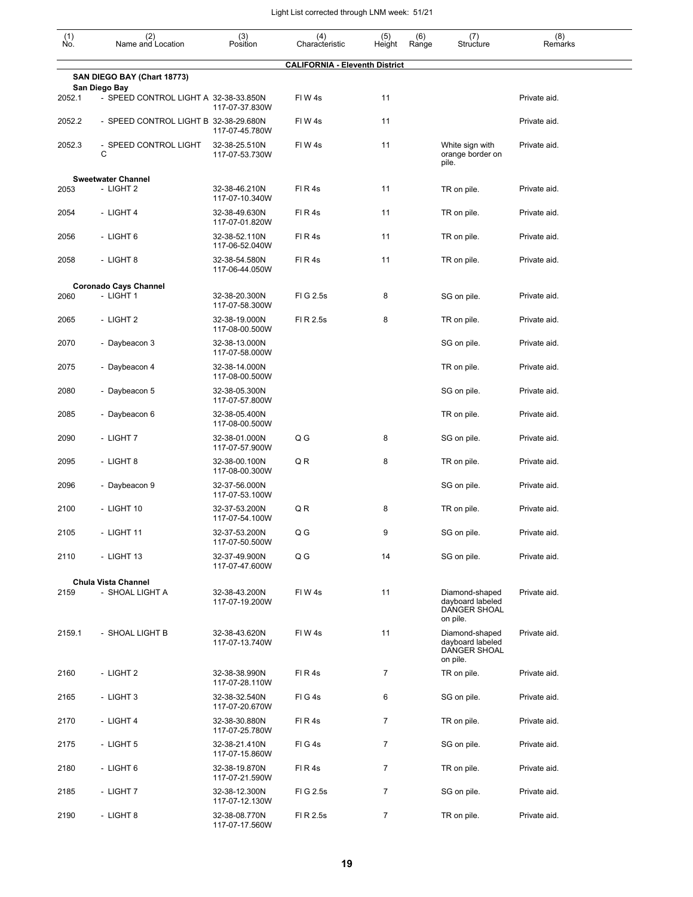Light List corrected through LNM week: 51/21

| (1) No. | (2) Name and Location | (3) Position | (4) Characteristic | (5) Height | (6) Range | (7) Structure | (8) Remarks |
|---|---|---|---|---|---|---|---|
| | | | **CALIFORNIA - Eleventh District** | | | | |
| | **SAN DIEGO BAY (Chart 18773)** | | | | | | |
| | **San Diego Bay** | | | | | | |
| 2052.1 | - SPEED CONTROL LIGHT A | 32-38-33.850N 117-07-37.830W | Fl W 4s | 11 | | | Private aid. |
| 2052.2 | - SPEED CONTROL LIGHT B | 32-38-29.680N 117-07-45.780W | Fl W 4s | 11 | | | Private aid. |
| 2052.3 | - SPEED CONTROL LIGHT C | 32-38-25.510N 117-07-53.730W | Fl W 4s | 11 | | White sign with orange border on pile. | Private aid. |
| | **Sweetwater Channel** | | | | | | |
| 2053 | - LIGHT 2 | 32-38-46.210N 117-07-10.340W | Fl R 4s | 11 | | TR on pile. | Private aid. |
| 2054 | - LIGHT 4 | 32-38-49.630N 117-07-01.820W | Fl R 4s | 11 | | TR on pile. | Private aid. |
| 2056 | - LIGHT 6 | 32-38-52.110N 117-06-52.040W | Fl R 4s | 11 | | TR on pile. | Private aid. |
| 2058 | - LIGHT 8 | 32-38-54.580N 117-06-44.050W | Fl R 4s | 11 | | TR on pile. | Private aid. |
| | **Coronado Cays Channel** | | | | | | |
| 2060 | - LIGHT 1 | 32-38-20.300N 117-07-58.300W | Fl G 2.5s | 8 | | SG on pile. | Private aid. |
| 2065 | - LIGHT 2 | 32-38-19.000N 117-08-00.500W | Fl R 2.5s | 8 | | TR on pile. | Private aid. |
| 2070 | - Daybeacon 3 | 32-38-13.000N 117-07-58.000W | | | | SG on pile. | Private aid. |
| 2075 | - Daybeacon 4 | 32-38-14.000N 117-08-00.500W | | | | TR on pile. | Private aid. |
| 2080 | - Daybeacon 5 | 32-38-05.300N 117-07-57.800W | | | | SG on pile. | Private aid. |
| 2085 | - Daybeacon 6 | 32-38-05.400N 117-08-00.500W | | | | TR on pile. | Private aid. |
| 2090 | - LIGHT 7 | 32-38-01.000N 117-07-57.900W | Q G | 8 | | SG on pile. | Private aid. |
| 2095 | - LIGHT 8 | 32-38-00.100N 117-08-00.300W | Q R | 8 | | TR on pile. | Private aid. |
| 2096 | - Daybeacon 9 | 32-37-56.000N 117-07-53.100W | | | | SG on pile. | Private aid. |
| 2100 | - LIGHT 10 | 32-37-53.200N 117-07-54.100W | Q R | 8 | | TR on pile. | Private aid. |
| 2105 | - LIGHT 11 | 32-37-53.200N 117-07-50.500W | Q G | 9 | | SG on pile. | Private aid. |
| 2110 | - LIGHT 13 | 32-37-49.900N 117-07-47.600W | Q G | 14 | | SG on pile. | Private aid. |
| | **Chula Vista Channel** | | | | | | |
| 2159 | - SHOAL LIGHT A | 32-38-43.200N 117-07-19.200W | Fl W 4s | 11 | | Diamond-shaped dayboard labeled DANGER SHOAL on pile. | Private aid. |
| 2159.1 | - SHOAL LIGHT B | 32-38-43.620N 117-07-13.740W | Fl W 4s | 11 | | Diamond-shaped dayboard labeled DANGER SHOAL on pile. | Private aid. |
| 2160 | - LIGHT 2 | 32-38-38.990N 117-07-28.110W | Fl R 4s | 7 | | TR on pile. | Private aid. |
| 2165 | - LIGHT 3 | 32-38-32.540N 117-07-20.670W | Fl G 4s | 6 | | SG on pile. | Private aid. |
| 2170 | - LIGHT 4 | 32-38-30.880N 117-07-25.780W | Fl R 4s | 7 | | TR on pile. | Private aid. |
| 2175 | - LIGHT 5 | 32-38-21.410N 117-07-15.860W | Fl G 4s | 7 | | SG on pile. | Private aid. |
| 2180 | - LIGHT 6 | 32-38-19.870N 117-07-21.590W | Fl R 4s | 7 | | TR on pile. | Private aid. |
| 2185 | - LIGHT 7 | 32-38-12.300N 117-07-12.130W | Fl G 2.5s | 7 | | SG on pile. | Private aid. |
| 2190 | - LIGHT 8 | 32-38-08.770N 117-07-17.560W | Fl R 2.5s | 7 | | TR on pile. | Private aid. |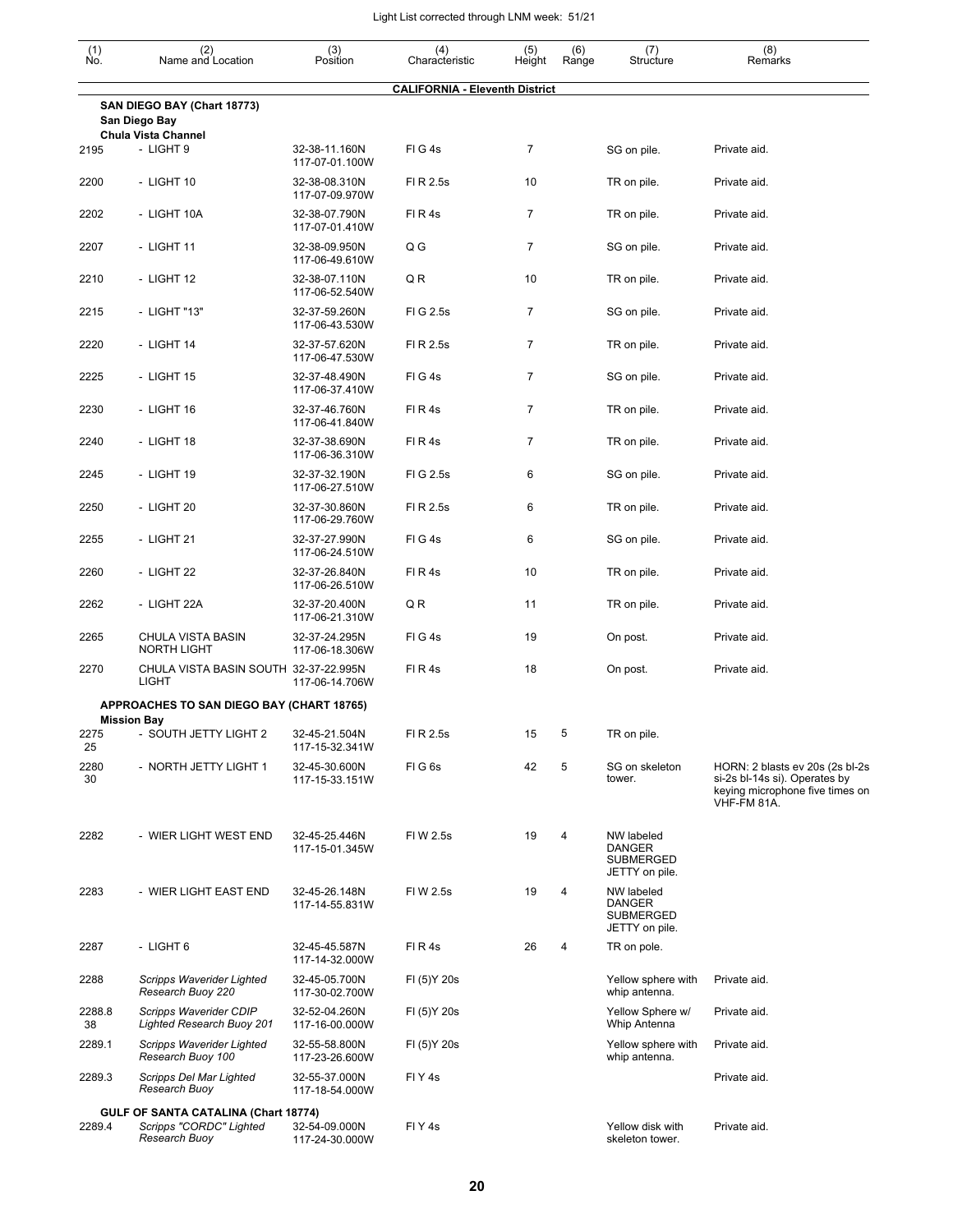| (1) No. | (2) Name and Location | (3) Position | (4) Characteristic | (5) Height | (6) Range | (7) Structure | (8) Remarks |
|---|---|---|---|---|---|---|---|
| | **CALIFORNIA - Eleventh District** | | | | | | |
| | **SAN DIEGO BAY (Chart 18773)** | | | | | | |
| | **San Diego Bay** | | | | | | |
| | **Chula Vista Channel** | | | | | | |
| 2195 | - LIGHT 9 | 32-38-11.160N 117-07-01.100W | Fl G 4s | 7 | | SG on pile. | Private aid. |
| 2200 | - LIGHT 10 | 32-38-08.310N 117-07-09.970W | Fl R 2.5s | 10 | | TR on pile. | Private aid. |
| 2202 | - LIGHT 10A | 32-38-07.790N 117-07-01.410W | Fl R 4s | 7 | | TR on pile. | Private aid. |
| 2207 | - LIGHT 11 | 32-38-09.950N 117-06-49.610W | Q G | 7 | | SG on pile. | Private aid. |
| 2210 | - LIGHT 12 | 32-38-07.110N 117-06-52.540W | Q R | 10 | | TR on pile. | Private aid. |
| 2215 | - LIGHT "13" | 32-37-59.260N 117-06-43.530W | Fl G 2.5s | 7 | | SG on pile. | Private aid. |
| 2220 | - LIGHT 14 | 32-37-57.620N 117-06-47.530W | Fl R 2.5s | 7 | | TR on pile. | Private aid. |
| 2225 | - LIGHT 15 | 32-37-48.490N 117-06-37.410W | Fl G 4s | 7 | | SG on pile. | Private aid. |
| 2230 | - LIGHT 16 | 32-37-46.760N 117-06-41.840W | Fl R 4s | 7 | | TR on pile. | Private aid. |
| 2240 | - LIGHT 18 | 32-37-38.690N 117-06-36.310W | Fl R 4s | 7 | | TR on pile. | Private aid. |
| 2245 | - LIGHT 19 | 32-37-32.190N 117-06-27.510W | Fl G 2.5s | 6 | | SG on pile. | Private aid. |
| 2250 | - LIGHT 20 | 32-37-30.860N 117-06-29.760W | Fl R 2.5s | 6 | | TR on pile. | Private aid. |
| 2255 | - LIGHT 21 | 32-37-27.990N 117-06-24.510W | Fl G 4s | 6 | | SG on pile. | Private aid. |
| 2260 | - LIGHT 22 | 32-37-26.840N 117-06-26.510W | Fl R 4s | 10 | | TR on pile. | Private aid. |
| 2262 | - LIGHT 22A | 32-37-20.400N 117-06-21.310W | Q R | 11 | | TR on pile. | Private aid. |
| 2265 | CHULA VISTA BASIN NORTH LIGHT | 32-37-24.295N 117-06-18.306W | Fl G 4s | 19 | | On post. | Private aid. |
| 2270 | CHULA VISTA BASIN SOUTH LIGHT | 32-37-22.995N 117-06-14.706W | Fl R 4s | 18 | | On post. | Private aid. |
| | **APPROACHES TO SAN DIEGO BAY (CHART 18765)** | | | | | | |
| | **Mission Bay** | | | | | | |
| 2275 25 | - SOUTH JETTY LIGHT 2 | 32-45-21.504N 117-15-32.341W | Fl R 2.5s | 15 | 5 | TR on pile. | |
| 2280 30 | - NORTH JETTY LIGHT 1 | 32-45-30.600N 117-15-33.151W | Fl G 6s | 42 | 5 | SG on skeleton tower. | HORN: 2 blasts ev 20s (2s bl-2s si-2s bl-14s si). Operates by keying microphone five times on VHF-FM 81A. |
| 2282 | - WIER LIGHT WEST END | 32-45-25.446N 117-15-01.345W | Fl W 2.5s | 19 | 4 | NW labeled DANGER SUBMERGED JETTY on pile. | |
| 2283 | - WIER LIGHT EAST END | 32-45-26.148N 117-14-55.831W | Fl W 2.5s | 19 | 4 | NW labeled DANGER SUBMERGED JETTY on pile. | |
| 2287 | - LIGHT 6 | 32-45-45.587N 117-14-32.000W | Fl R 4s | 26 | 4 | TR on pole. | |
| 2288 | *Scripps Waverider Lighted Research Buoy 220* | 32-45-05.700N 117-30-02.700W | Fl (5)Y 20s | | | Yellow sphere with whip antenna. | Private aid. |
| 2288.8 38 | *Scripps Waverider CDIP Lighted Research Buoy 201* | 32-52-04.260N 117-16-00.000W | Fl (5)Y 20s | | | Yellow Sphere w/ Whip Antenna | Private aid. |
| 2289.1 | *Scripps Waverider Lighted Research Buoy 100* | 32-55-58.800N 117-23-26.600W | Fl (5)Y 20s | | | Yellow sphere with whip antenna. | Private aid. |
| 2289.3 | *Scripps Del Mar Lighted Research Buoy* | 32-55-37.000N 117-18-54.000W | Fl Y 4s | | | | Private aid. |
| | **GULF OF SANTA CATALINA (Chart 18774)** | | | | | | |
| 2289.4 | *Scripps "CORDC" Lighted Research Buoy* | 32-54-09.000N 117-24-30.000W | Fl Y 4s | | | Yellow disk with skeleton tower. | Private aid. |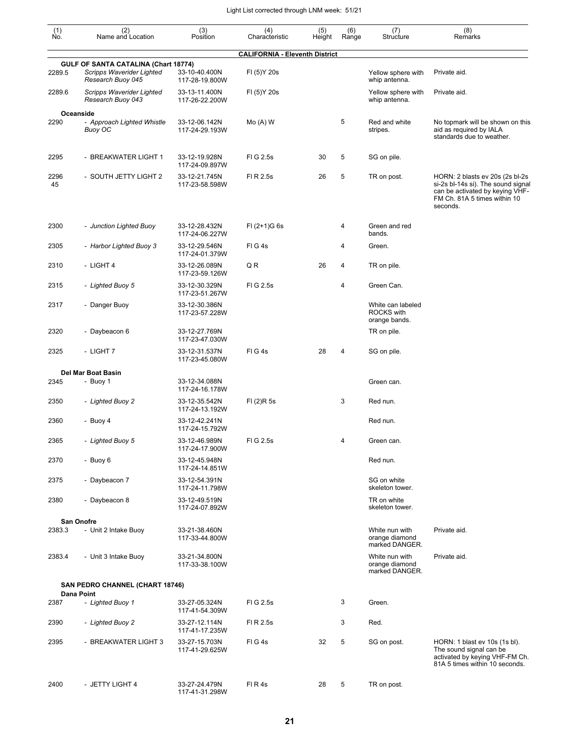Light List corrected through LNM week: 51/21

| (1) No. | (2) Name and Location | (3) Position | (4) Characteristic | (5) Height | (6) Range | (7) Structure | (8) Remarks |
|---|---|---|---|---|---|---|---|
| | **CALIFORNIA - Eleventh District** | | | | | | |
| | **GULF OF SANTA CATALINA (Chart 18774)** | | | | | | |
| 2289.5 | *Scripps Waverider Lighted Research Buoy 045* | 33-10-40.400N 117-28-19.800W | Fl (5)Y 20s | | | Yellow sphere with whip antenna. | Private aid. |
| 2289.6 | *Scripps Waverider Lighted Research Buoy 043* | 33-13-11.400N 117-26-22.200W | Fl (5)Y 20s | | | Yellow sphere with whip antenna. | Private aid. |
| | **Oceanside** | | | | | | |
| 2290 | - *Approach Lighted Whistle Buoy OC* | 33-12-06.142N 117-24-29.193W | Mo (A) W | | 5 | Red and white stripes. | No topmark will be shown on this aid as required by IALA standards due to weather. |
| 2295 | - BREAKWATER LIGHT 1 | 33-12-19.928N 117-24-09.897W | Fl G 2.5s | 30 | 5 | SG on pile. | |
| 2296 45 | - SOUTH JETTY LIGHT 2 | 33-12-21.745N 117-23-58.598W | Fl R 2.5s | 26 | 5 | TR on post. | HORN: 2 blasts ev 20s (2s bl-2s si-2s bl-14s si). The sound signal can be activated by keying VHF-FM Ch. 81A 5 times within 10 seconds. |
| 2300 | - *Junction Lighted Buoy* | 33-12-28.432N 117-24-06.227W | Fl (2+1)G 6s | | 4 | Green and red bands. | |
| 2305 | - *Harbor Lighted Buoy 3* | 33-12-29.546N 117-24-01.379W | Fl G 4s | | 4 | Green. | |
| 2310 | - LIGHT 4 | 33-12-26.089N 117-23-59.126W | Q R | 26 | 4 | TR on pile. | |
| 2315 | - *Lighted Buoy 5* | 33-12-30.329N 117-23-51.267W | Fl G 2.5s | | 4 | Green Can. | |
| 2317 | - Danger Buoy | 33-12-30.386N 117-23-57.228W | | | | White can labeled ROCKS with orange bands. | |
| 2320 | - Daybeacon 6 | 33-12-27.769N 117-23-47.030W | | | | TR on pile. | |
| 2325 | - LIGHT 7 | 33-12-31.537N 117-23-45.080W | Fl G 4s | 28 | 4 | SG on pile. | |
| | **Del Mar Boat Basin** | | | | | | |
| 2345 | - Buoy 1 | 33-12-34.088N 117-24-16.178W | | | | Green can. | |
| 2350 | - *Lighted Buoy 2* | 33-12-35.542N 117-24-13.192W | Fl (2)R 5s | | 3 | Red nun. | |
| 2360 | - Buoy 4 | 33-12-42.241N 117-24-15.792W | | | | Red nun. | |
| 2365 | - *Lighted Buoy 5* | 33-12-46.989N 117-24-17.900W | Fl G 2.5s | | 4 | Green can. | |
| 2370 | - Buoy 6 | 33-12-45.948N 117-24-14.851W | | | | Red nun. | |
| 2375 | - Daybeacon 7 | 33-12-54.391N 117-24-11.798W | | | | SG on white skeleton tower. | |
| 2380 | - Daybeacon 8 | 33-12-49.519N 117-24-07.892W | | | | TR on white skeleton tower. | |
| | **San Onofre** | | | | | | |
| 2383.3 | - Unit 2 Intake Buoy | 33-21-38.460N 117-33-44.800W | | | | White nun with orange diamond marked DANGER. | Private aid. |
| 2383.4 | - Unit 3 Intake Buoy | 33-21-34.800N 117-33-38.100W | | | | White nun with orange diamond marked DANGER. | Private aid. |
| | **SAN PEDRO CHANNEL (CHART 18746)** | | | | | | |
| | **Dana Point** | | | | | | |
| 2387 | - *Lighted Buoy 1* | 33-27-05.324N 117-41-54.309W | Fl G 2.5s | | 3 | Green. | |
| 2390 | - *Lighted Buoy 2* | 33-27-12.114N 117-41-17.235W | Fl R 2.5s | | 3 | Red. | |
| 2395 | - BREAKWATER LIGHT 3 | 33-27-15.703N 117-41-29.625W | Fl G 4s | 32 | 5 | SG on post. | HORN: 1 blast ev 10s (1s bl). The sound signal can be activated by keying VHF-FM Ch. 81A 5 times within 10 seconds. |
| 2400 | - JETTY LIGHT 4 | 33-27-24.479N 117-41-31.298W | Fl R 4s | 28 | 5 | TR on post. | |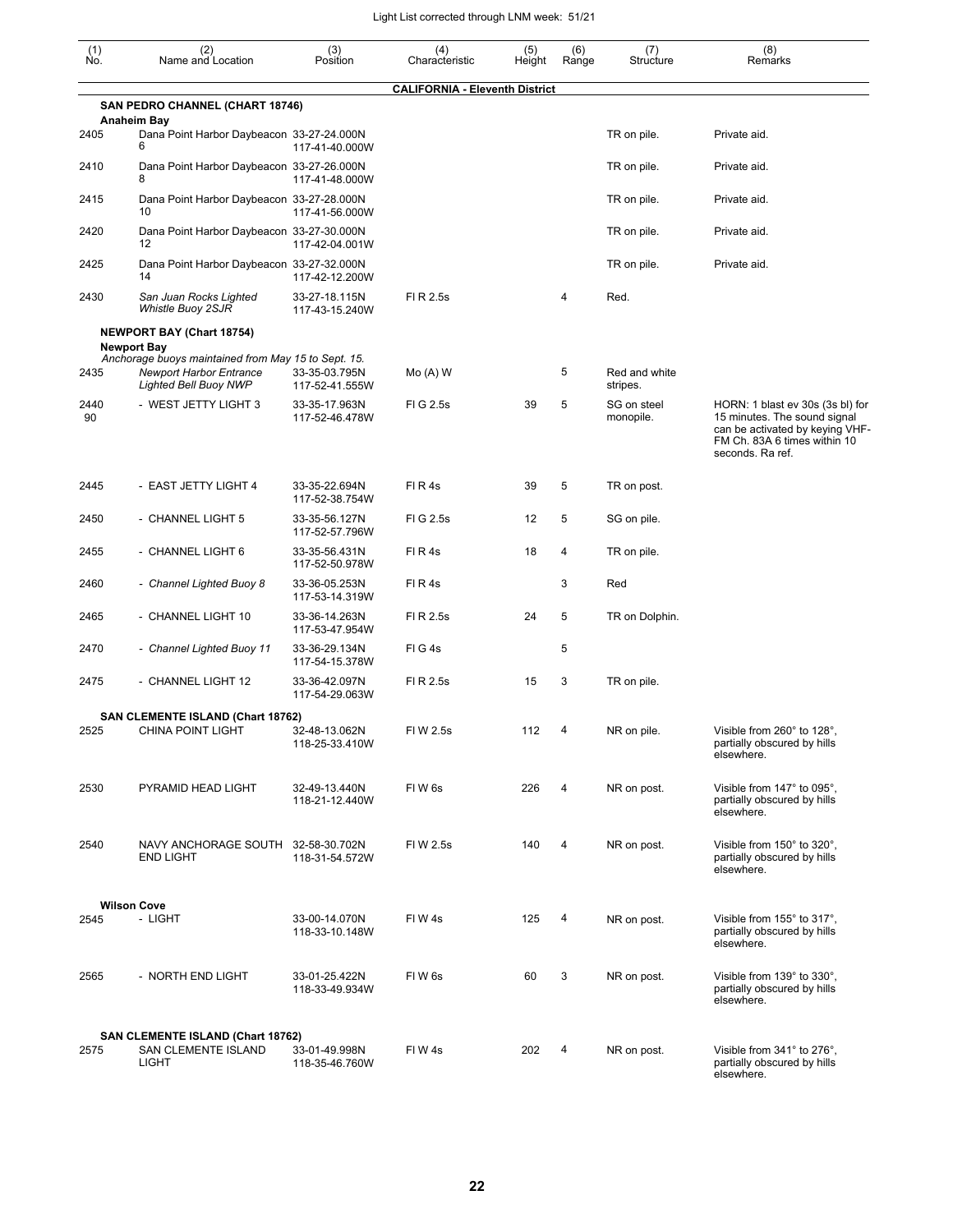| (1) No. | (2) Name and Location | (3) Position | (4) Characteristic | (5) Height | (6) Range | (7) Structure | (8) Remarks |
|---|---|---|---|---|---|---|---|
| | | | **CALIFORNIA - Eleventh District** | | | | |
| | **SAN PEDRO CHANNEL (CHART 18746)** | | | | | | |
| | **Anaheim Bay** | | | | | | |
| 2405 | Dana Point Harbor Daybeacon 6 | 33-27-24.000N 117-41-40.000W | | | | TR on pile. | Private aid. |
| 2410 | Dana Point Harbor Daybeacon 8 | 33-27-26.000N 117-41-48.000W | | | | TR on pile. | Private aid. |
| 2415 | Dana Point Harbor Daybeacon 10 | 33-27-28.000N 117-41-56.000W | | | | TR on pile. | Private aid. |
| 2420 | Dana Point Harbor Daybeacon 12 | 33-27-30.000N 117-42-04.001W | | | | TR on pile. | Private aid. |
| 2425 | Dana Point Harbor Daybeacon 14 | 33-27-32.000N 117-42-12.200W | | | | TR on pile. | Private aid. |
| 2430 | *San Juan Rocks Lighted Whistle Buoy 2SJR* | 33-27-18.115N 117-43-15.240W | Fl R 2.5s | | 4 | Red. | |
| | **NEWPORT BAY (Chart 18754)** | | | | | | |
| | **Newport Bay** | | | | | | |
| | *Anchorage buoys maintained from May 15 to Sept. 15.* | | | | | | |
| 2435 | *Newport Harbor Entrance Lighted Bell Buoy NWP* | 33-35-03.795N 117-52-41.555W | Mo (A) W | | 5 | Red and white stripes. | |
| 2440 90 | - WEST JETTY LIGHT 3 | 33-35-17.963N 117-52-46.478W | Fl G 2.5s | 39 | 5 | SG on steel monopile. | HORN: 1 blast ev 30s (3s bl) for 15 minutes. The sound signal can be activated by keying VHF-FM Ch. 83A 6 times within 10 seconds. Ra ref. |
| 2445 | - EAST JETTY LIGHT 4 | 33-35-22.694N 117-52-38.754W | Fl R 4s | 39 | 5 | TR on post. | |
| 2450 | - CHANNEL LIGHT 5 | 33-35-56.127N 117-52-57.796W | Fl G 2.5s | 12 | 5 | SG on pile. | |
| 2455 | - CHANNEL LIGHT 6 | 33-35-56.431N 117-52-50.978W | Fl R 4s | 18 | 4 | TR on pile. | |
| 2460 | *- Channel Lighted Buoy 8* | 33-36-05.253N 117-53-14.319W | Fl R 4s | | 3 | Red | |
| 2465 | - CHANNEL LIGHT 10 | 33-36-14.263N 117-53-47.954W | Fl R 2.5s | 24 | 5 | TR on Dolphin. | |
| 2470 | *- Channel Lighted Buoy 11* | 33-36-29.134N 117-54-15.378W | Fl G 4s | | 5 | | |
| 2475 | - CHANNEL LIGHT 12 | 33-36-42.097N 117-54-29.063W | Fl R 2.5s | 15 | 3 | TR on pile. | |
| | **SAN CLEMENTE ISLAND (Chart 18762)** | | | | | | |
| 2525 | CHINA POINT LIGHT | 32-48-13.062N 118-25-33.410W | Fl W 2.5s | 112 | 4 | NR on pile. | Visible from 260° to 128°, partially obscured by hills elsewhere. |
| 2530 | PYRAMID HEAD LIGHT | 32-49-13.440N 118-21-12.440W | Fl W 6s | 226 | 4 | NR on post. | Visible from 147° to 095°, partially obscured by hills elsewhere. |
| 2540 | NAVY ANCHORAGE SOUTH END LIGHT | 32-58-30.702N 118-31-54.572W | Fl W 2.5s | 140 | 4 | NR on post. | Visible from 150° to 320°, partially obscured by hills elsewhere. |
| | **Wilson Cove** | | | | | | |
| 2545 | - LIGHT | 33-00-14.070N 118-33-10.148W | Fl W 4s | 125 | 4 | NR on post. | Visible from 155° to 317°, partially obscured by hills elsewhere. |
| 2565 | - NORTH END LIGHT | 33-01-25.422N 118-33-49.934W | Fl W 6s | 60 | 3 | NR on post. | Visible from 139° to 330°, partially obscured by hills elsewhere. |
| | **SAN CLEMENTE ISLAND (Chart 18762)** | | | | | | |
| 2575 | SAN CLEMENTE ISLAND LIGHT | 33-01-49.998N 118-35-46.760W | Fl W 4s | 202 | 4 | NR on post. | Visible from 341° to 276°, partially obscured by hills elsewhere. |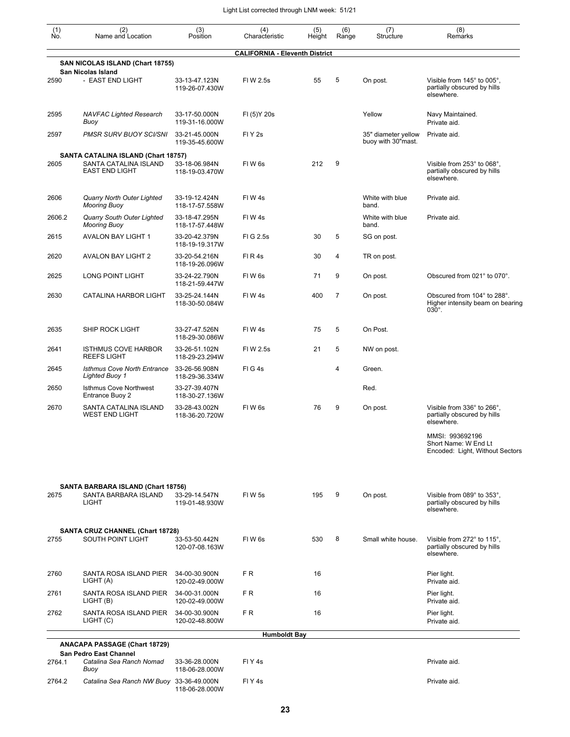Light List corrected through LNM week: 51/21

| (1) No. | (2) Name and Location | (3) Position | (4) Characteristic | (5) Height | (6) Range | (7) Structure | (8) Remarks |
|---|---|---|---|---|---|---|---|
| | | | **CALIFORNIA - Eleventh District** | | | | |
| | **SAN NICOLAS ISLAND (Chart 18755)** | | | | | | |
| | **San Nicolas Island** | | | | | | |
| 2590 | - EAST END LIGHT | 33-13-47.123N 119-26-07.430W | Fl W 2.5s | 55 | 5 | On post. | Visible from 145° to 005°, partially obscured by hills elsewhere. |
| 2595 | *NAVFAC Lighted Research Buoy* | 33-17-50.000N 119-31-16.000W | Fl (5)Y 20s | | | Yellow | Navy Maintained. Private aid. |
| 2597 | *PMSR SURV BUOY SCI/SNI* | 33-21-45.000N 119-35-45.600W | Fl Y 2s | | | 35" diameter yellow buoy with 30"mast. | Private aid. |
| | **SANTA CATALINA ISLAND (Chart 18757)** | | | | | | |
| 2605 | SANTA CATALINA ISLAND EAST END LIGHT | 33-18-06.984N 118-19-03.470W | Fl W 6s | 212 | 9 | | Visible from 253° to 068°, partially obscured by hills elsewhere. |
| 2606 | *Quarry North Outer Lighted Mooring Buoy* | 33-19-12.424N 118-17-57.558W | Fl W 4s | | | White with blue band. | Private aid. |
| 2606.2 | *Quarry South Outer Lighted Mooring Buoy* | 33-18-47.295N 118-17-57.448W | Fl W 4s | | | White with blue band. | Private aid. |
| 2615 | AVALON BAY LIGHT 1 | 33-20-42.379N 118-19-19.317W | Fl G 2.5s | 30 | 5 | SG on post. | |
| 2620 | AVALON BAY LIGHT 2 | 33-20-54.216N 118-19-26.096W | Fl R 4s | 30 | 4 | TR on post. | |
| 2625 | LONG POINT LIGHT | 33-24-22.790N 118-21-59.447W | Fl W 6s | 71 | 9 | On post. | Obscured from 021° to 070°. |
| 2630 | CATALINA HARBOR LIGHT | 33-25-24.144N 118-30-50.084W | Fl W 4s | 400 | 7 | On post. | Obscured from 104° to 288°. Higher intensity beam on bearing 030°. |
| 2635 | SHIP ROCK LIGHT | 33-27-47.526N 118-29-30.086W | Fl W 4s | 75 | 5 | On Post. | |
| 2641 | ISTHMUS COVE HARBOR REEFS LIGHT | 33-26-51.102N 118-29-23.294W | Fl W 2.5s | 21 | 5 | NW on post. | |
| 2645 | *Isthmus Cove North Entrance Lighted Buoy 1* | 33-26-56.908N 118-29-36.334W | Fl G 4s | | 4 | Green. | |
| 2650 | Isthmus Cove Northwest Entrance Buoy 2 | 33-27-39.407N 118-30-27.136W | | | | Red. | |
| 2670 | SANTA CATALINA ISLAND WEST END LIGHT | 33-28-43.002N 118-36-20.720W | Fl W 6s | 76 | 9 | On post. | Visible from 336° to 266°, partially obscured by hills elsewhere. MMSI: 993692196 Short Name: W End Lt Encoded: Light, Without Sectors |
| | **SANTA BARBARA ISLAND (Chart 18756)** | | | | | | |
| 2675 | SANTA BARBARA ISLAND LIGHT | 33-29-14.547N 119-01-48.930W | Fl W 5s | 195 | 9 | On post. | Visible from 089° to 353°, partially obscured by hills elsewhere. |
| | **SANTA CRUZ CHANNEL (Chart 18728)** | | | | | | |
| 2755 | SOUTH POINT LIGHT | 33-53-50.442N 120-07-08.163W | Fl W 6s | 530 | 8 | Small white house. | Visible from 272° to 115°, partially obscured by hills elsewhere. |
| 2760 | SANTA ROSA ISLAND PIER LIGHT (A) | 34-00-30.900N 120-02-49.000W | F R | 16 | | | Pier light. Private aid. |
| 2761 | SANTA ROSA ISLAND PIER LIGHT (B) | 34-00-31.000N 120-02-49.000W | F R | 16 | | | Pier light. Private aid. |
| 2762 | SANTA ROSA ISLAND PIER LIGHT (C) | 34-00-30.900N 120-02-48.800W | F R | 16 | | | Pier light. Private aid. |
| | | | **Humboldt Bay** | | | | |
| | **ANACAPA PASSAGE (Chart 18729)** | | | | | | |
| | **San Pedro East Channel** | | | | | | |
| 2764.1 | *Catalina Sea Ranch Nomad Buoy* | 33-36-28.000N 118-06-28.000W | Fl Y 4s | | | | Private aid. |
| 2764.2 | *Catalina Sea Ranch NW Buoy* | 33-36-49.000N 118-06-28.000W | Fl Y 4s | | | | Private aid. |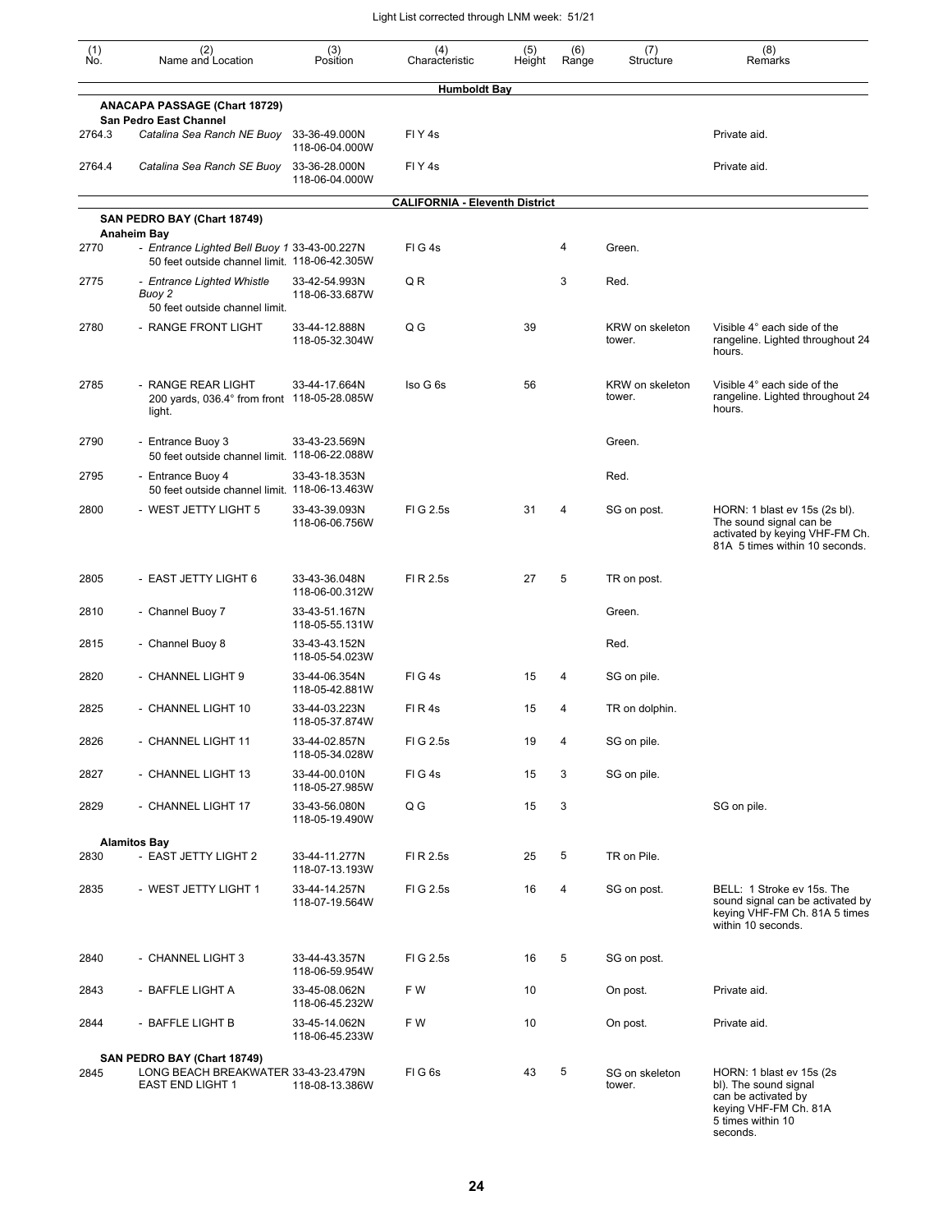| (1) No. | (2) Name and Location | (3) Position | (4) Characteristic | (5) Height | (6) Range | (7) Structure | (8) Remarks |
|---|---|---|---|---|---|---|---|
| | | | **Humboldt Bay** | | | | |
| | **ANACAPA PASSAGE (Chart 18729)** | | | | | | |
| | **San Pedro East Channel** | | | | | | |
| 2764.3 | *Catalina Sea Ranch NE Buoy* | 33-36-49.000N 118-06-04.000W | Fl Y 4s | | | | Private aid. |
| 2764.4 | *Catalina Sea Ranch SE Buoy* | 33-36-28.000N 118-06-04.000W | Fl Y 4s | | | | Private aid. |
| | | | **CALIFORNIA - Eleventh District** | | | | |
| | **SAN PEDRO BAY (Chart 18749)** | | | | | | |
| | **Anaheim Bay** | | | | | | |
| 2770 | *- Entrance Lighted Bell Buoy 1* 50 feet outside channel limit. | 33-43-00.227N 118-06-42.305W | Fl G 4s | | 4 | Green. | |
| 2775 | *- Entrance Lighted Whistle Buoy 2* 50 feet outside channel limit. | 33-42-54.993N 118-06-33.687W | Q R | | 3 | Red. | |
| 2780 | - RANGE FRONT LIGHT | 33-44-12.888N 118-05-32.304W | Q G | 39 | | KRW on skeleton tower. | Visible 4° each side of the rangeline. Lighted throughout 24 hours. |
| 2785 | - RANGE REAR LIGHT 200 yards, 036.4° from front light. | 33-44-17.664N 118-05-28.085W | Iso G 6s | 56 | | KRW on skeleton tower. | Visible 4° each side of the rangeline. Lighted throughout 24 hours. |
| 2790 | - Entrance Buoy 3 50 feet outside channel limit. | 33-43-23.569N 118-06-22.088W | | | | Green. | |
| 2795 | - Entrance Buoy 4 50 feet outside channel limit. | 33-43-18.353N 118-06-13.463W | | | | Red. | |
| 2800 | - WEST JETTY LIGHT 5 | 33-43-39.093N 118-06-06.756W | Fl G 2.5s | 31 | 4 | SG on post. | HORN: 1 blast ev 15s (2s bl). The sound signal can be activated by keying VHF-FM Ch. 81A 5 times within 10 seconds. |
| 2805 | - EAST JETTY LIGHT 6 | 33-43-36.048N 118-06-00.312W | Fl R 2.5s | 27 | 5 | TR on post. | |
| 2810 | - Channel Buoy 7 | 33-43-51.167N 118-05-55.131W | | | | Green. | |
| 2815 | - Channel Buoy 8 | 33-43-43.152N 118-05-54.023W | | | | Red. | |
| 2820 | - CHANNEL LIGHT 9 | 33-44-06.354N 118-05-42.881W | Fl G 4s | 15 | 4 | SG on pile. | |
| 2825 | - CHANNEL LIGHT 10 | 33-44-03.223N 118-05-37.874W | Fl R 4s | 15 | 4 | TR on dolphin. | |
| 2826 | - CHANNEL LIGHT 11 | 33-44-02.857N 118-05-34.028W | Fl G 2.5s | 19 | 4 | SG on pile. | |
| 2827 | - CHANNEL LIGHT 13 | 33-44-00.010N 118-05-27.985W | Fl G 4s | 15 | 3 | SG on pile. | |
| 2829 | - CHANNEL LIGHT 17 | 33-43-56.080N 118-05-19.490W | Q G | 15 | 3 | | SG on pile. |
| | **Alamitos Bay** | | | | | | |
| 2830 | - EAST JETTY LIGHT 2 | 33-44-11.277N 118-07-13.193W | Fl R 2.5s | 25 | 5 | TR on Pile. | |
| 2835 | - WEST JETTY LIGHT 1 | 33-44-14.257N 118-07-19.564W | Fl G 2.5s | 16 | 4 | SG on post. | BELL: 1 Stroke ev 15s. The sound signal can be activated by keying VHF-FM Ch. 81A 5 times within 10 seconds. |
| 2840 | - CHANNEL LIGHT 3 | 33-44-43.357N 118-06-59.954W | Fl G 2.5s | 16 | 5 | SG on post. | |
| 2843 | - BAFFLE LIGHT A | 33-45-08.062N 118-06-45.232W | F W | 10 | | On post. | Private aid. |
| 2844 | - BAFFLE LIGHT B | 33-45-14.062N 118-06-45.233W | F W | 10 | | On post. | Private aid. |
| | **SAN PEDRO BAY (Chart 18749)** | | | | | | |
| 2845 | LONG BEACH BREAKWATER EAST END LIGHT 1 | 33-43-23.479N 118-08-13.386W | Fl G 6s | 43 | 5 | SG on skeleton tower. | HORN: 1 blast ev 15s (2s bl). The sound signal can be activated by keying VHF-FM Ch. 81A 5 times within 10 seconds. |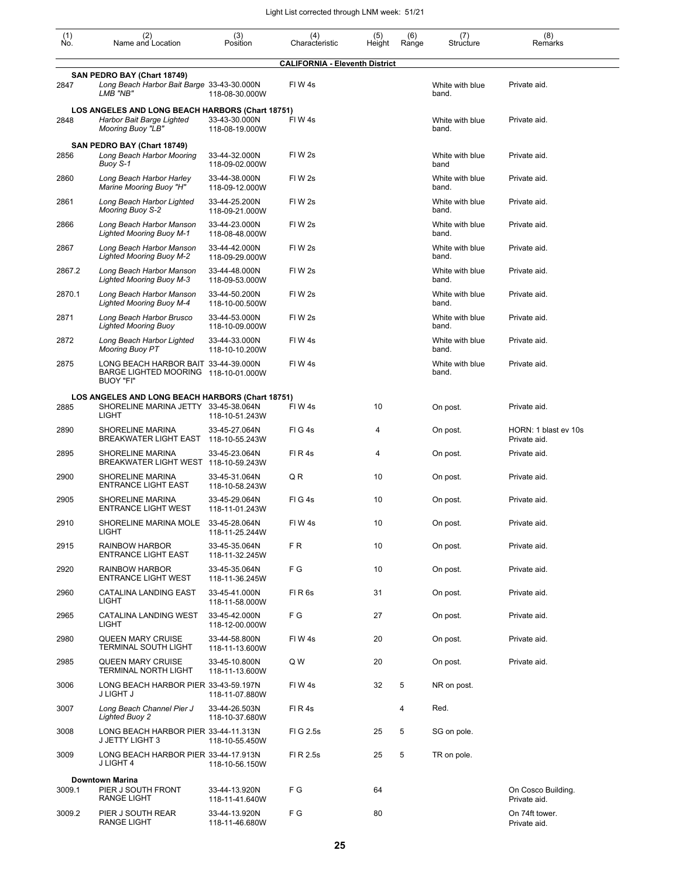| (1) No. | (2) Name and Location | (3) Position | (4) Characteristic | (5) Height | (6) Range | (7) Structure | (8) Remarks |
|---|---|---|---|---|---|---|---|
| | | | **CALIFORNIA - Eleventh District** | | | | |
| | **SAN PEDRO BAY (Chart 18749)** | | | | | | |
| 2847 | *Long Beach Harbor Bait Barge LMB "NB"* | 33-43-30.000N 118-08-30.000W | Fl W 4s | | | White with blue band. | Private aid. |
| | **LOS ANGELES AND LONG BEACH HARBORS (Chart 18751)** | | | | | | |
| 2848 | *Harbor Bait Barge Lighted Mooring Buoy "LB"* | 33-43-30.000N 118-08-19.000W | Fl W 4s | | | White with blue band. | Private aid. |
| | **SAN PEDRO BAY (Chart 18749)** | | | | | | |
| 2856 | *Long Beach Harbor Mooring Buoy S-1* | 33-44-32.000N 118-09-02.000W | Fl W 2s | | | White with blue band | Private aid. |
| 2860 | *Long Beach Harbor Harley Marine Mooring Buoy "H"* | 33-44-38.000N 118-09-12.000W | Fl W 2s | | | White with blue band. | Private aid. |
| 2861 | *Long Beach Harbor Lighted Mooring Buoy S-2* | 33-44-25.200N 118-09-21.000W | Fl W 2s | | | White with blue band. | Private aid. |
| 2866 | *Long Beach Harbor Manson Lighted Mooring Buoy M-1* | 33-44-23.000N 118-08-48.000W | Fl W 2s | | | White with blue band. | Private aid. |
| 2867 | *Long Beach Harbor Manson Lighted Mooring Buoy M-2* | 33-44-42.000N 118-09-29.000W | Fl W 2s | | | White with blue band. | Private aid. |
| 2867.2 | *Long Beach Harbor Manson Lighted Mooring Buoy M-3* | 33-44-48.000N 118-09-53.000W | Fl W 2s | | | White with blue band. | Private aid. |
| 2870.1 | *Long Beach Harbor Manson Lighted Mooring Buoy M-4* | 33-44-50.200N 118-10-00.500W | Fl W 2s | | | White with blue band. | Private aid. |
| 2871 | *Long Beach Harbor Brusco Lighted Mooring Buoy* | 33-44-53.000N 118-10-09.000W | Fl W 2s | | | White with blue band. | Private aid. |
| 2872 | *Long Beach Harbor Lighted Mooring Buoy PT* | 33-44-33.000N 118-10-10.200W | Fl W 4s | | | White with blue band. | Private aid. |
| 2875 | LONG BEACH HARBOR BAIT BARGE LIGHTED MOORING BUOY "FI" | 33-44-39.000N 118-10-01.000W | Fl W 4s | | | White with blue band. | Private aid. |
| | **LOS ANGELES AND LONG BEACH HARBORS (Chart 18751)** | | | | | | |
| 2885 | SHORELINE MARINA JETTY LIGHT | 33-45-38.064N 118-10-51.243W | Fl W 4s | 10 | | On post. | Private aid. |
| 2890 | SHORELINE MARINA BREAKWATER LIGHT EAST | 33-45-27.064N 118-10-55.243W | Fl G 4s | 4 | | On post. | HORN: 1 blast ev 10s Private aid. |
| 2895 | SHORELINE MARINA BREAKWATER LIGHT WEST | 33-45-23.064N 118-10-59.243W | Fl R 4s | 4 | | On post. | Private aid. |
| 2900 | SHORELINE MARINA ENTRANCE LIGHT EAST | 33-45-31.064N 118-10-58.243W | Q R | 10 | | On post. | Private aid. |
| 2905 | SHORELINE MARINA ENTRANCE LIGHT WEST | 33-45-29.064N 118-11-01.243W | Fl G 4s | 10 | | On post. | Private aid. |
| 2910 | SHORELINE MARINA MOLE LIGHT | 33-45-28.064N 118-11-25.244W | Fl W 4s | 10 | | On post. | Private aid. |
| 2915 | RAINBOW HARBOR ENTRANCE LIGHT EAST | 33-45-35.064N 118-11-32.245W | F R | 10 | | On post. | Private aid. |
| 2920 | RAINBOW HARBOR ENTRANCE LIGHT WEST | 33-45-35.064N 118-11-36.245W | F G | 10 | | On post. | Private aid. |
| 2960 | CATALINA LANDING EAST LIGHT | 33-45-41.000N 118-11-58.000W | Fl R 6s | 31 | | On post. | Private aid. |
| 2965 | CATALINA LANDING WEST LIGHT | 33-45-42.000N 118-12-00.000W | F G | 27 | | On post. | Private aid. |
| 2980 | QUEEN MARY CRUISE TERMINAL SOUTH LIGHT | 33-44-58.800N 118-11-13.600W | Fl W 4s | 20 | | On post. | Private aid. |
| 2985 | QUEEN MARY CRUISE TERMINAL NORTH LIGHT | 33-45-10.800N 118-11-13.600W | Q W | 20 | | On post. | Private aid. |
| 3006 | LONG BEACH HARBOR PIER J LIGHT J | 33-43-59.197N 118-11-07.880W | Fl W 4s | 32 | 5 | NR on post. | |
| 3007 | *Long Beach Channel Pier J Lighted Buoy 2* | 33-44-26.503N 118-10-37.680W | Fl R 4s | | 4 | Red. | |
| 3008 | LONG BEACH HARBOR PIER J JETTY LIGHT 3 | 33-44-11.313N 118-10-55.450W | Fl G 2.5s | 25 | 5 | SG on pole. | |
| 3009 | LONG BEACH HARBOR PIER J LIGHT 4 | 33-44-17.913N 118-10-56.150W | Fl R 2.5s | 25 | 5 | TR on pole. | |
| | **Downtown Marina** | | | | | | |
| 3009.1 | PIER J SOUTH FRONT RANGE LIGHT | 33-44-13.920N 118-11-41.640W | F G | 64 | | | On Cosco Building. Private aid. |
| 3009.2 | PIER J SOUTH REAR RANGE LIGHT | 33-44-13.920N 118-11-46.680W | F G | 80 | | | On 74ft tower. Private aid. |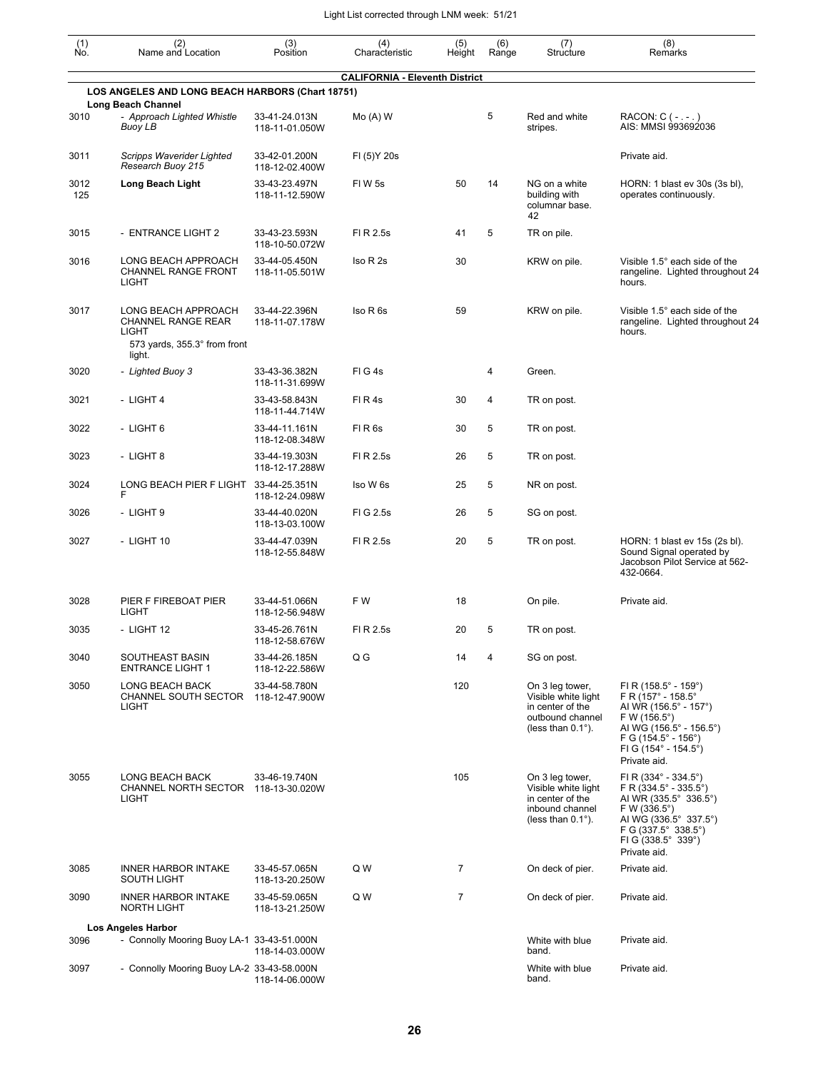| (1) No. | (2) Name and Location | (3) Position | (4) Characteristic | (5) Height | (6) Range | (7) Structure | (8) Remarks |
|---|---|---|---|---|---|---|---|
| | | | **CALIFORNIA - Eleventh District** | | | | |
| | **LOS ANGELES AND LONG BEACH HARBORS (Chart 18751)** | | | | | | |
| | **Long Beach Channel** | | | | | | |
| 3010 | *- Approach Lighted Whistle Buoy LB* | 33-41-24.013N 118-11-01.050W | Mo (A) W | | 5 | Red and white stripes. | RACON: C ( - . - . ) AIS: MMSI 993692036 |
| 3011 | *Scripps Waverider Lighted Research Buoy 215* | 33-42-01.200N 118-12-02.400W | Fl (5)Y 20s | | | | Private aid. |
| 3012 125 | **Long Beach Light** | 33-43-23.497N 118-11-12.590W | Fl W 5s | 50 | 14 | NG on a white building with columnar base. 42 | HORN: 1 blast ev 30s (3s bl), operates continuously. |
| 3015 | - ENTRANCE LIGHT 2 | 33-43-23.593N 118-10-50.072W | Fl R 2.5s | 41 | 5 | TR on pile. | |
| 3016 | LONG BEACH APPROACH CHANNEL RANGE FRONT LIGHT | 33-44-05.450N 118-11-05.501W | Iso R 2s | 30 | | KRW on pile. | Visible 1.5° each side of the rangeline. Lighted throughout 24 hours. |
| 3017 | LONG BEACH APPROACH CHANNEL RANGE REAR LIGHT 573 yards, 355.3° from front light. | 33-44-22.396N 118-11-07.178W | Iso R 6s | 59 | | KRW on pile. | Visible 1.5° each side of the rangeline. Lighted throughout 24 hours. |
| 3020 | *- Lighted Buoy 3* | 33-43-36.382N 118-11-31.699W | Fl G 4s | | 4 | Green. | |
| 3021 | - LIGHT 4 | 33-43-58.843N 118-11-44.714W | Fl R 4s | 30 | 4 | TR on post. | |
| 3022 | - LIGHT 6 | 33-44-11.161N 118-12-08.348W | Fl R 6s | 30 | 5 | TR on post. | |
| 3023 | - LIGHT 8 | 33-44-19.303N 118-12-17.288W | Fl R 2.5s | 26 | 5 | TR on post. | |
| 3024 | LONG BEACH PIER F LIGHT F | 33-44-25.351N 118-12-24.098W | Iso W 6s | 25 | 5 | NR on post. | |
| 3026 | - LIGHT 9 | 33-44-40.020N 118-13-03.100W | Fl G 2.5s | 26 | 5 | SG on post. | |
| 3027 | - LIGHT 10 | 33-44-47.039N 118-12-55.848W | Fl R 2.5s | 20 | 5 | TR on post. | HORN: 1 blast ev 15s (2s bl). Sound Signal operated by Jacobson Pilot Service at 562-432-0664. |
| 3028 | PIER F FIREBOAT PIER LIGHT | 33-44-51.066N 118-12-56.948W | F W | 18 | | On pile. | Private aid. |
| 3035 | - LIGHT 12 | 33-45-26.761N 118-12-58.676W | Fl R 2.5s | 20 | 5 | TR on post. | |
| 3040 | SOUTHEAST BASIN ENTRANCE LIGHT 1 | 33-44-26.185N 118-12-22.586W | Q G | 14 | 4 | SG on post. | |
| 3050 | LONG BEACH BACK CHANNEL SOUTH SECTOR LIGHT | 33-44-58.780N 118-12-47.900W | | 120 | | On 3 leg tower, Visible white light in center of the outbound channel (less than 0.1°). | Fl R (158.5° - 159°) F R (157° - 158.5° Al WR (156.5° - 157°) F W (156.5°) Al WG (156.5° - 156.5°) F G (154.5° - 156°) Fl G (154° - 154.5°) Private aid. |
| 3055 | LONG BEACH BACK CHANNEL NORTH SECTOR LIGHT | 33-46-19.740N 118-13-30.020W | | 105 | | On 3 leg tower, Visible white light in center of the inbound channel (less than 0.1°). | Fl R (334° - 334.5°) F R (334.5° - 335.5°) Al WR (335.5° 336.5°) F W (336.5°) Al WG (336.5° 337.5°) F G (337.5° 338.5°) Fl G (338.5° 339°) Private aid. |
| 3085 | INNER HARBOR INTAKE SOUTH LIGHT | 33-45-57.065N 118-13-20.250W | Q W | 7 | | On deck of pier. | Private aid. |
| 3090 | INNER HARBOR INTAKE NORTH LIGHT | 33-45-59.065N 118-13-21.250W | Q W | 7 | | On deck of pier. | Private aid. |
| | **Los Angeles Harbor** | | | | | | |
| 3096 | - Connolly Mooring Buoy LA-1 | 33-43-51.000N 118-14-03.000W | | | | White with blue band. | Private aid. |
| 3097 | - Connolly Mooring Buoy LA-2 | 33-43-58.000N 118-14-06.000W | | | | White with blue band. | Private aid. |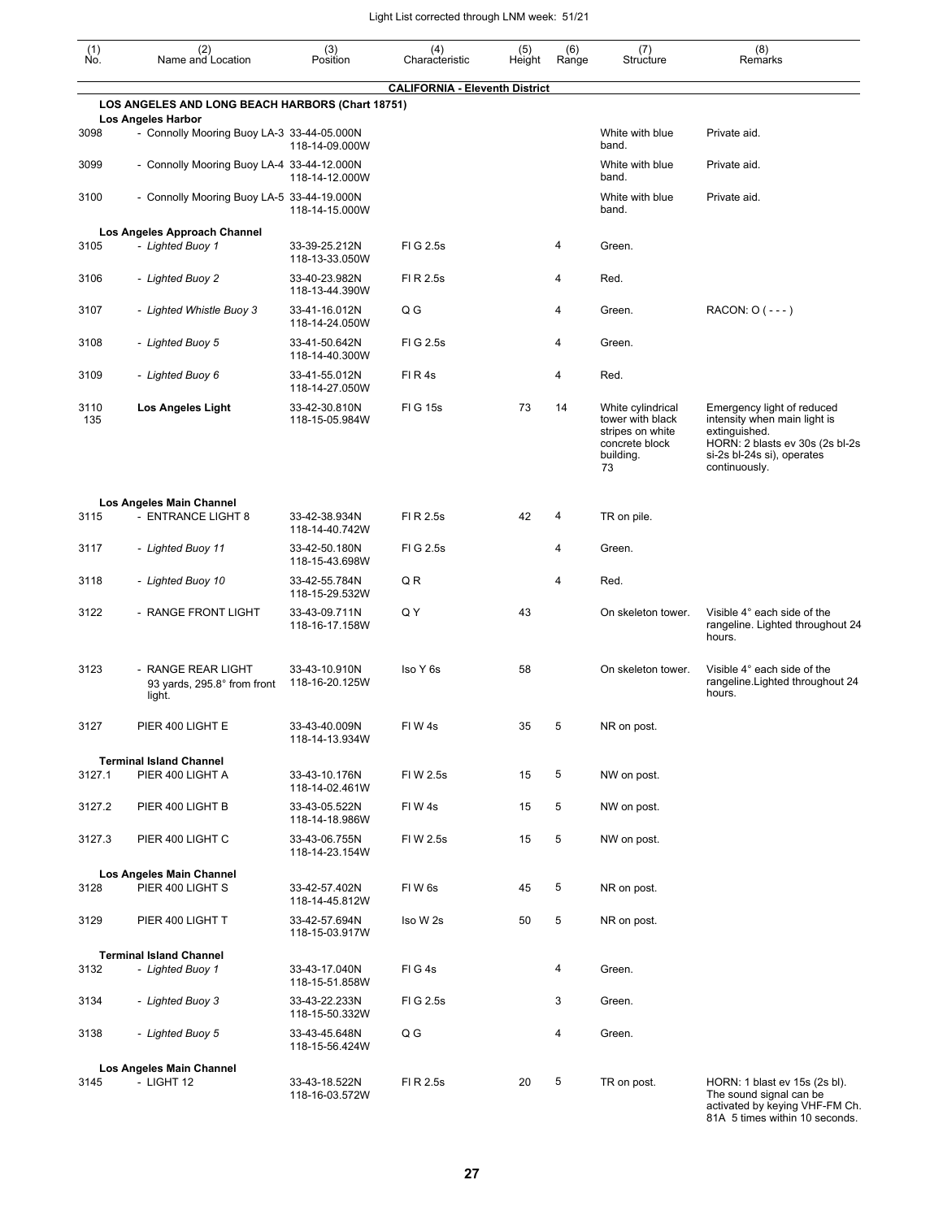Light List corrected through LNM week: 51/21

| (1) No. | (2) Name and Location | (3) Position | (4) Characteristic | (5) Height | (6) Range | (7) Structure | (8) Remarks |
|---|---|---|---|---|---|---|---|
| | **CALIFORNIA - Eleventh District** | | | | | | |
| | **LOS ANGELES AND LONG BEACH HARBORS (Chart 18751)** | | | | | | |
| | **Los Angeles Harbor** | | | | | | |
| 3098 | - Connolly Mooring Buoy LA-3 | 33-44-05.000N 118-14-09.000W | | | | White with blue band. | Private aid. |
| 3099 | - Connolly Mooring Buoy LA-4 | 33-44-12.000N 118-14-12.000W | | | | White with blue band. | Private aid. |
| 3100 | - Connolly Mooring Buoy LA-5 | 33-44-19.000N 118-14-15.000W | | | | White with blue band. | Private aid. |
| | **Los Angeles Approach Channel** | | | | | | |
| 3105 | *- Lighted Buoy 1* | 33-39-25.212N 118-13-33.050W | Fl G 2.5s | | 4 | Green. | |
| 3106 | *- Lighted Buoy 2* | 33-40-23.982N 118-13-44.390W | Fl R 2.5s | | 4 | Red. | |
| 3107 | *- Lighted Whistle Buoy 3* | 33-41-16.012N 118-14-24.050W | Q G | | 4 | Green. | RACON: O ( - - - ) |
| 3108 | *- Lighted Buoy 5* | 33-41-50.642N 118-14-40.300W | Fl G 2.5s | | 4 | Green. | |
| 3109 | *- Lighted Buoy 6* | 33-41-55.012N 118-14-27.050W | Fl R 4s | | 4 | Red. | |
| 3110 135 | **Los Angeles Light** | 33-42-30.810N 118-15-05.984W | Fl G 15s | 73 | 14 | White cylindrical tower with black stripes on white concrete block building. 73 | Emergency light of reduced intensity when main light is extinguished. HORN: 2 blasts ev 30s (2s bl-2s si-2s bl-24s si), operates continuously. |
| | **Los Angeles Main Channel** | | | | | | |
| 3115 | - ENTRANCE LIGHT 8 | 33-42-38.934N 118-14-40.742W | Fl R 2.5s | 42 | 4 | TR on pile. | |
| 3117 | *- Lighted Buoy 11* | 33-42-50.180N 118-15-43.698W | Fl G 2.5s | | 4 | Green. | |
| 3118 | *- Lighted Buoy 10* | 33-42-55.784N 118-15-29.532W | Q R | | 4 | Red. | |
| 3122 | - RANGE FRONT LIGHT | 33-43-09.711N 118-16-17.158W | Q Y | 43 | | On skeleton tower. | Visible 4° each side of the rangeline. Lighted throughout 24 hours. |
| 3123 | - RANGE REAR LIGHT 93 yards, 295.8° from front light. | 33-43-10.910N 118-16-20.125W | Iso Y 6s | 58 | | On skeleton tower. | Visible 4° each side of the rangeline.Lighted throughout 24 hours. |
| 3127 | PIER 400 LIGHT E | 33-43-40.009N 118-14-13.934W | Fl W 4s | 35 | 5 | NR on post. | |
| | **Terminal Island Channel** | | | | | | |
| 3127.1 | PIER 400 LIGHT A | 33-43-10.176N 118-14-02.461W | Fl W 2.5s | 15 | 5 | NW on post. | |
| 3127.2 | PIER 400 LIGHT B | 33-43-05.522N 118-14-18.986W | Fl W 4s | 15 | 5 | NW on post. | |
| 3127.3 | PIER 400 LIGHT C | 33-43-06.755N 118-14-23.154W | Fl W 2.5s | 15 | 5 | NW on post. | |
| | **Los Angeles Main Channel** | | | | | | |
| 3128 | PIER 400 LIGHT S | 33-42-57.402N 118-14-45.812W | Fl W 6s | 45 | 5 | NR on post. | |
| 3129 | PIER 400 LIGHT T | 33-42-57.694N 118-15-03.917W | Iso W 2s | 50 | 5 | NR on post. | |
| | **Terminal Island Channel** | | | | | | |
| 3132 | *- Lighted Buoy 1* | 33-43-17.040N 118-15-51.858W | Fl G 4s | | 4 | Green. | |
| 3134 | *- Lighted Buoy 3* | 33-43-22.233N 118-15-50.332W | Fl G 2.5s | | 3 | Green. | |
| 3138 | *- Lighted Buoy 5* | 33-43-45.648N 118-15-56.424W | Q G | | 4 | Green. | |
| | **Los Angeles Main Channel** | | | | | | |
| 3145 | - LIGHT 12 | 33-43-18.522N 118-16-03.572W | Fl R 2.5s | 20 | 5 | TR on post. | HORN: 1 blast ev 15s (2s bl). The sound signal can be activated by keying VHF-FM Ch. 81A 5 times within 10 seconds. |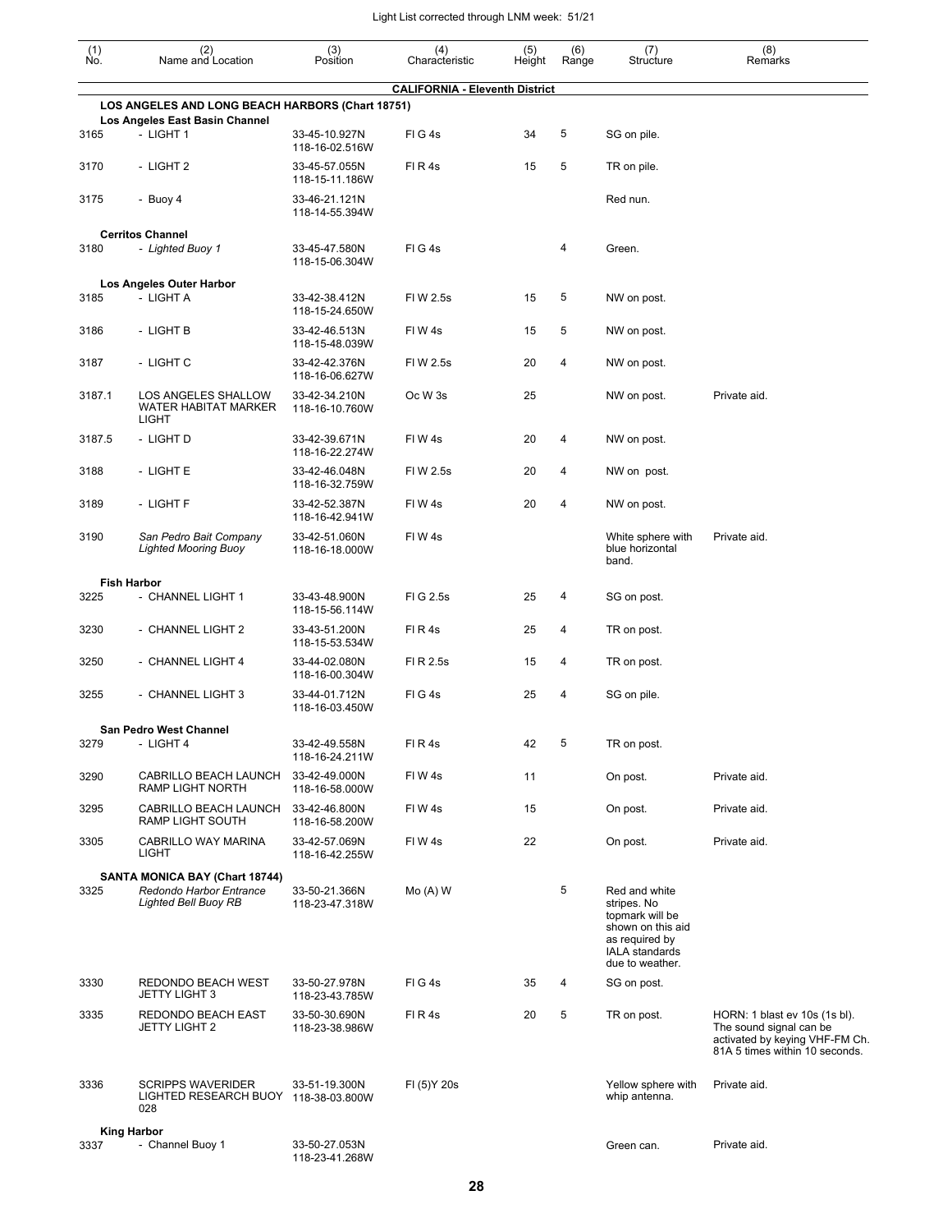| (1) No. | (2) Name and Location | (3) Position | (4) Characteristic | (5) Height | (6) Range | (7) Structure | (8) Remarks |
|---|---|---|---|---|---|---|---|
| | **CALIFORNIA - Eleventh District** | | | | | | |
| | **LOS ANGELES AND LONG BEACH HARBORS (Chart 18751)** | | | | | | |
| | **Los Angeles East Basin Channel** | | | | | | |
| 3165 | - LIGHT 1 | 33-45-10.927N 118-16-02.516W | Fl G 4s | 34 | 5 | SG on pile. | |
| 3170 | - LIGHT 2 | 33-45-57.055N 118-15-11.186W | Fl R 4s | 15 | 5 | TR on pile. | |
| 3175 | - Buoy 4 | 33-46-21.121N 118-14-55.394W | | | | Red nun. | |
| | **Cerritos Channel** | | | | | | |
| 3180 | *- Lighted Buoy 1* | 33-45-47.580N 118-15-06.304W | Fl G 4s | | 4 | Green. | |
| | **Los Angeles Outer Harbor** | | | | | | |
| 3185 | - LIGHT A | 33-42-38.412N 118-15-24.650W | Fl W 2.5s | 15 | 5 | NW on post. | |
| 3186 | - LIGHT B | 33-42-46.513N 118-15-48.039W | Fl W 4s | 15 | 5 | NW on post. | |
| 3187 | - LIGHT C | 33-42-42.376N 118-16-06.627W | Fl W 2.5s | 20 | 4 | NW on post. | |
| 3187.1 | LOS ANGELES SHALLOW WATER HABITAT MARKER LIGHT | 33-42-34.210N 118-16-10.760W | Oc W 3s | 25 | | NW on post. | Private aid. |
| 3187.5 | - LIGHT D | 33-42-39.671N 118-16-22.274W | Fl W 4s | 20 | 4 | NW on post. | |
| 3188 | - LIGHT E | 33-42-46.048N 118-16-32.759W | Fl W 2.5s | 20 | 4 | NW on post. | |
| 3189 | - LIGHT F | 33-42-52.387N 118-16-42.941W | Fl W 4s | 20 | 4 | NW on post. | |
| 3190 | *San Pedro Bait Company Lighted Mooring Buoy* | 33-42-51.060N 118-16-18.000W | Fl W 4s | | | White sphere with blue horizontal band. | Private aid. |
| | **Fish Harbor** | | | | | | |
| 3225 | - CHANNEL LIGHT 1 | 33-43-48.900N 118-15-56.114W | Fl G 2.5s | 25 | 4 | SG on post. | |
| 3230 | - CHANNEL LIGHT 2 | 33-43-51.200N 118-15-53.534W | Fl R 4s | 25 | 4 | TR on post. | |
| 3250 | - CHANNEL LIGHT 4 | 33-44-02.080N 118-16-00.304W | Fl R 2.5s | 15 | 4 | TR on post. | |
| 3255 | - CHANNEL LIGHT 3 | 33-44-01.712N 118-16-03.450W | Fl G 4s | 25 | 4 | SG on pile. | |
| | **San Pedro West Channel** | | | | | | |
| 3279 | - LIGHT 4 | 33-42-49.558N 118-16-24.211W | Fl R 4s | 42 | 5 | TR on post. | |
| 3290 | CABRILLO BEACH LAUNCH RAMP LIGHT NORTH | 33-42-49.000N 118-16-58.000W | Fl W 4s | 11 | | On post. | Private aid. |
| 3295 | CABRILLO BEACH LAUNCH RAMP LIGHT SOUTH | 33-42-46.800N 118-16-58.200W | Fl W 4s | 15 | | On post. | Private aid. |
| 3305 | CABRILLO WAY MARINA LIGHT | 33-42-57.069N 118-16-42.255W | Fl W 4s | 22 | | On post. | Private aid. |
| | **SANTA MONICA BAY (Chart 18744)** | | | | | | |
| 3325 | *Redondo Harbor Entrance Lighted Bell Buoy RB* | 33-50-21.366N 118-23-47.318W | Mo (A) W | | 5 | Red and white stripes. No topmark will be shown on this aid as required by IALA standards due to weather. | |
| 3330 | REDONDO BEACH WEST JETTY LIGHT 3 | 33-50-27.978N 118-23-43.785W | Fl G 4s | 35 | 4 | SG on post. | |
| 3335 | REDONDO BEACH EAST JETTY LIGHT 2 | 33-50-30.690N 118-23-38.986W | Fl R 4s | 20 | 5 | TR on post. | HORN: 1 blast ev 10s (1s bl). The sound signal can be activated by keying VHF-FM Ch. 81A 5 times within 10 seconds. |
| 3336 | SCRIPPS WAVERIDER LIGHTED RESEARCH BUOY 028 | 33-51-19.300N 118-38-03.800W | Fl (5)Y 20s | | | Yellow sphere with whip antenna. | Private aid. |
| | **King Harbor** | | | | | | |
| 3337 | - Channel Buoy 1 | 33-50-27.053N 118-23-41.268W | | | | Green can. | Private aid. |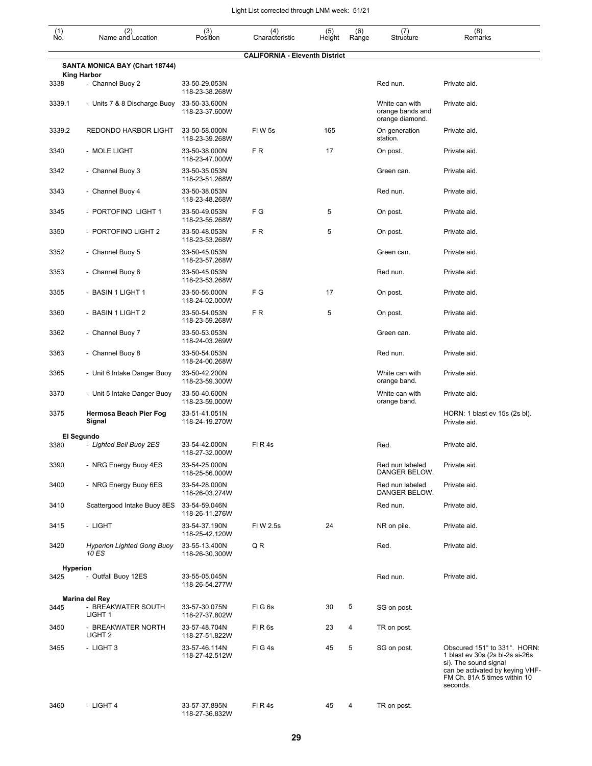Light List corrected through LNM week: 51/21

| (1) No. | (2) Name and Location | (3) Position | (4) Characteristic | (5) Height | (6) Range | (7) Structure | (8) Remarks |
|---|---|---|---|---|---|---|---|
| | | | **CALIFORNIA - Eleventh District** | | | | |
| | **SANTA MONICA BAY (Chart 18744)** | | | | | | |
| | **King Harbor** | | | | | | |
| 3338 | - Channel Buoy 2 | 33-50-29.053N 118-23-38.268W | | | | Red nun. | Private aid. |
| 3339.1 | - Units 7 & 8 Discharge Buoy | 33-50-33.600N 118-23-37.600W | | | | White can with orange bands and orange diamond. | Private aid. |
| 3339.2 | REDONDO HARBOR LIGHT | 33-50-58.000N 118-23-39.268W | Fl W 5s | 165 | | On generation station. | Private aid. |
| 3340 | - MOLE LIGHT | 33-50-38.000N 118-23-47.000W | F R | 17 | | On post. | Private aid. |
| 3342 | - Channel Buoy 3 | 33-50-35.053N 118-23-51.268W | | | | Green can. | Private aid. |
| 3343 | - Channel Buoy 4 | 33-50-38.053N 118-23-48.268W | | | | Red nun. | Private aid. |
| 3345 | - PORTOFINO LIGHT 1 | 33-50-49.053N 118-23-55.268W | F G | 5 | | On post. | Private aid. |
| 3350 | - PORTOFINO LIGHT 2 | 33-50-48.053N 118-23-53.268W | F R | 5 | | On post. | Private aid. |
| 3352 | - Channel Buoy 5 | 33-50-45.053N 118-23-57.268W | | | | Green can. | Private aid. |
| 3353 | - Channel Buoy 6 | 33-50-45.053N 118-23-53.268W | | | | Red nun. | Private aid. |
| 3355 | - BASIN 1 LIGHT 1 | 33-50-56.000N 118-24-02.000W | F G | 17 | | On post. | Private aid. |
| 3360 | - BASIN 1 LIGHT 2 | 33-50-54.053N 118-23-59.268W | F R | 5 | | On post. | Private aid. |
| 3362 | - Channel Buoy 7 | 33-50-53.053N 118-24-03.269W | | | | Green can. | Private aid. |
| 3363 | - Channel Buoy 8 | 33-50-54.053N 118-24-00.268W | | | | Red nun. | Private aid. |
| 3365 | - Unit 6 Intake Danger Buoy | 33-50-42.200N 118-23-59.300W | | | | White can with orange band. | Private aid. |
| 3370 | - Unit 5 Intake Danger Buoy | 33-50-40.600N 118-23-59.000W | | | | White can with orange band. | Private aid. |
| 3375 | **Hermosa Beach Pier Fog Signal** | 33-51-41.051N 118-24-19.270W | | | | | HORN: 1 blast ev 15s (2s bl). Private aid. |
| | **El Segundo** | | | | | | |
| 3380 | - *Lighted Bell Buoy 2ES* | 33-54-42.000N 118-27-32.000W | Fl R 4s | | | Red. | Private aid. |
| 3390 | - NRG Energy Buoy 4ES | 33-54-25.000N 118-25-56.000W | | | | Red nun labeled DANGER BELOW. | Private aid. |
| 3400 | - NRG Energy Buoy 6ES | 33-54-28.000N 118-26-03.274W | | | | Red nun labeled DANGER BELOW. | Private aid. |
| 3410 | Scattergood Intake Buoy 8ES | 33-54-59.046N 118-26-11.276W | | | | Red nun. | Private aid. |
| 3415 | - LIGHT | 33-54-37.190N 118-25-42.120W | Fl W 2.5s | 24 | | NR on pile. | Private aid. |
| 3420 | *Hyperion Lighted Gong Buoy 10 ES* | 33-55-13.400N 118-26-30.300W | Q R | | | Red. | Private aid. |
| | **Hyperion** | | | | | | |
| 3425 | - Outfall Buoy 12ES | 33-55-05.045N 118-26-54.277W | | | | Red nun. | Private aid. |
| | **Marina del Rey** | | | | | | |
| 3445 | - BREAKWATER SOUTH LIGHT 1 | 33-57-30.075N 118-27-37.802W | Fl G 6s | 30 | 5 | SG on post. | |
| 3450 | - BREAKWATER NORTH LIGHT 2 | 33-57-48.704N 118-27-51.822W | Fl R 6s | 23 | 4 | TR on post. | |
| 3455 | - LIGHT 3 | 33-57-46.114N 118-27-42.512W | Fl G 4s | 45 | 5 | SG on post. | Obscured 151° to 331°. HORN: 1 blast ev 30s (2s bl-2s si-26s si). The sound signal can be activated by keying VHF-FM Ch. 81A 5 times within 10 seconds. |
| 3460 | - LIGHT 4 | 33-57-37.895N 118-27-36.832W | Fl R 4s | 45 | 4 | TR on post. | |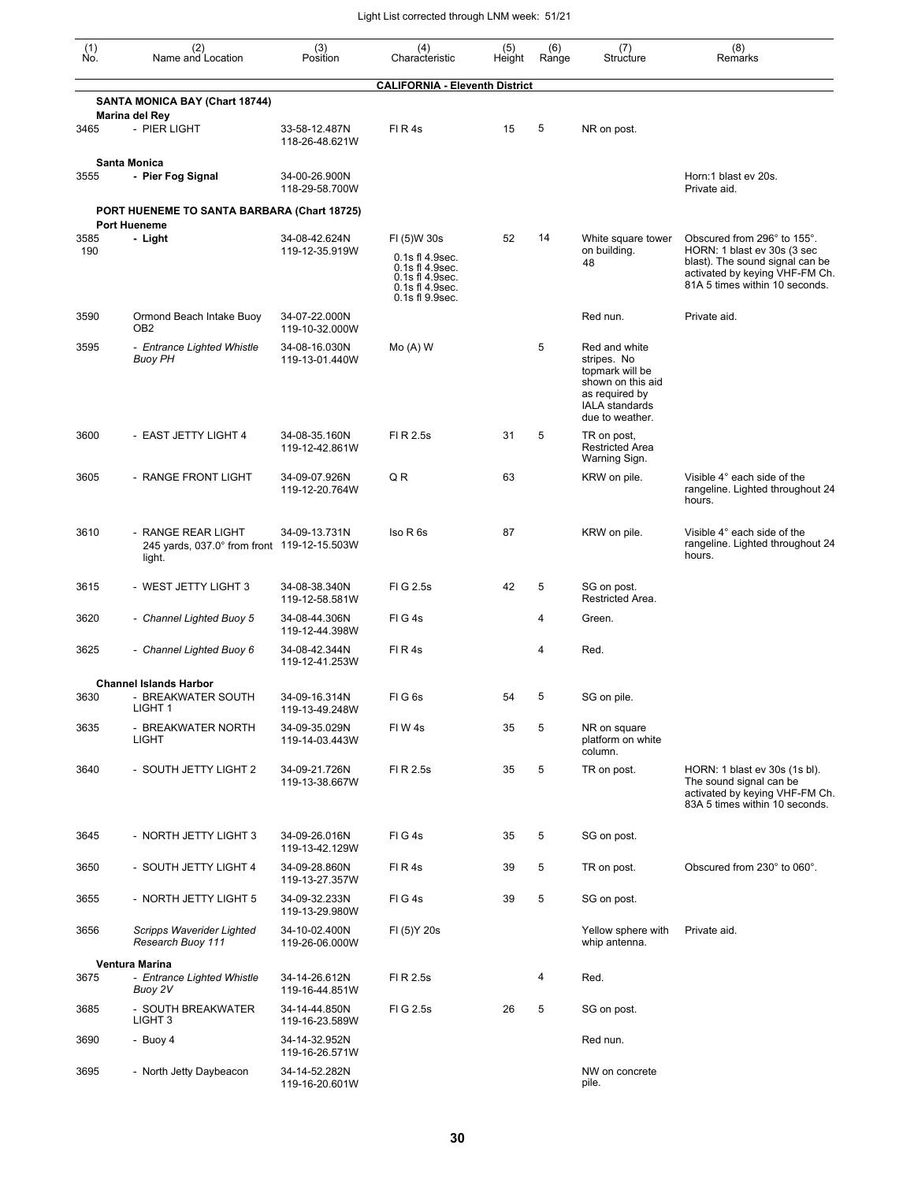Light List corrected through LNM week: 51/21

| (1) No. | (2) Name and Location | (3) Position | (4) Characteristic | (5) Height | (6) Range | (7) Structure | (8) Remarks |
|---|---|---|---|---|---|---|---|
| | **CALIFORNIA - Eleventh District** | | | | | | |
| | **SANTA MONICA BAY (Chart 18744)** | | | | | | |
| | **Marina del Rey** | | | | | | |
| 3465 | - PIER LIGHT | 33-58-12.487N 118-26-48.621W | Fl R 4s | 15 | 5 | NR on post. | |
| | **Santa Monica** | | | | | | |
| 3555 | **- Pier Fog Signal** | 34-00-26.900N 118-29-58.700W | | | | | Horn:1 blast ev 20s. Private aid. |
| | **PORT HUENEME TO SANTA BARBARA (Chart 18725)** | | | | | | |
| | **Port Hueneme** | | | | | | |
| 3585 190 | **- Light** | 34-08-42.624N 119-12-35.919W | Fl (5)W 30s 0.1s fl 4.9sec. 0.1s fl 4.9sec. 0.1s fl 4.9sec. 0.1s fl 4.9sec. 0.1s fl 9.9sec. | 52 | 14 | White square tower on building. 48 | Obscured from 296° to 155°. HORN: 1 blast ev 30s (3 sec blast). The sound signal can be activated by keying VHF-FM Ch. 81A 5 times within 10 seconds. |
| 3590 | Ormond Beach Intake Buoy OB2 | 34-07-22.000N 119-10-32.000W | | | | Red nun. | Private aid. |
| 3595 | *- Entrance Lighted Whistle Buoy PH* | 34-08-16.030N 119-13-01.440W | Mo (A) W | | 5 | Red and white stripes. No topmark will be shown on this aid as required by IALA standards due to weather. | |
| 3600 | - EAST JETTY LIGHT 4 | 34-08-35.160N 119-12-42.861W | Fl R 2.5s | 31 | 5 | TR on post, Restricted Area Warning Sign. | |
| 3605 | - RANGE FRONT LIGHT | 34-09-07.926N 119-12-20.764W | Q R | 63 | | KRW on pile. | Visible 4° each side of the rangeline. Lighted throughout 24 hours. |
| 3610 | - RANGE REAR LIGHT 245 yards, 037.0° from front light. | 34-09-13.731N 119-12-15.503W | Iso R 6s | 87 | | KRW on pile. | Visible 4° each side of the rangeline. Lighted throughout 24 hours. |
| 3615 | - WEST JETTY LIGHT 3 | 34-08-38.340N 119-12-58.581W | Fl G 2.5s | 42 | 5 | SG on post. Restricted Area. | |
| 3620 | *- Channel Lighted Buoy 5* | 34-08-44.306N 119-12-44.398W | Fl G 4s | | 4 | Green. | |
| 3625 | *- Channel Lighted Buoy 6* | 34-08-42.344N 119-12-41.253W | Fl R 4s | | 4 | Red. | |
| | **Channel Islands Harbor** | | | | | | |
| 3630 | - BREAKWATER SOUTH LIGHT 1 | 34-09-16.314N 119-13-49.248W | Fl G 6s | 54 | 5 | SG on pile. | |
| 3635 | - BREAKWATER NORTH LIGHT | 34-09-35.029N 119-14-03.443W | Fl W 4s | 35 | 5 | NR on square platform on white column. | |
| 3640 | - SOUTH JETTY LIGHT 2 | 34-09-21.726N 119-13-38.667W | Fl R 2.5s | 35 | 5 | TR on post. | HORN: 1 blast ev 30s (1s bl). The sound signal can be activated by keying VHF-FM Ch. 83A 5 times within 10 seconds. |
| 3645 | - NORTH JETTY LIGHT 3 | 34-09-26.016N 119-13-42.129W | Fl G 4s | 35 | 5 | SG on post. | |
| 3650 | - SOUTH JETTY LIGHT 4 | 34-09-28.860N 119-13-27.357W | Fl R 4s | 39 | 5 | TR on post. | Obscured from 230° to 060°. |
| 3655 | - NORTH JETTY LIGHT 5 | 34-09-32.233N 119-13-29.980W | Fl G 4s | 39 | 5 | SG on post. | |
| 3656 | *Scripps Waverider Lighted Research Buoy 111* | 34-10-02.400N 119-26-06.000W | Fl (5)Y 20s | | | Yellow sphere with whip antenna. | Private aid. |
| | **Ventura Marina** | | | | | | |
| 3675 | *- Entrance Lighted Whistle Buoy 2V* | 34-14-26.612N 119-16-44.851W | Fl R 2.5s | | 4 | Red. | |
| 3685 | - SOUTH BREAKWATER LIGHT 3 | 34-14-44.850N 119-16-23.589W | Fl G 2.5s | 26 | 5 | SG on post. | |
| 3690 | - Buoy 4 | 34-14-32.952N 119-16-26.571W | | | | Red nun. | |
| 3695 | - North Jetty Daybeacon | 34-14-52.282N 119-16-20.601W | | | | NW on concrete pile. | |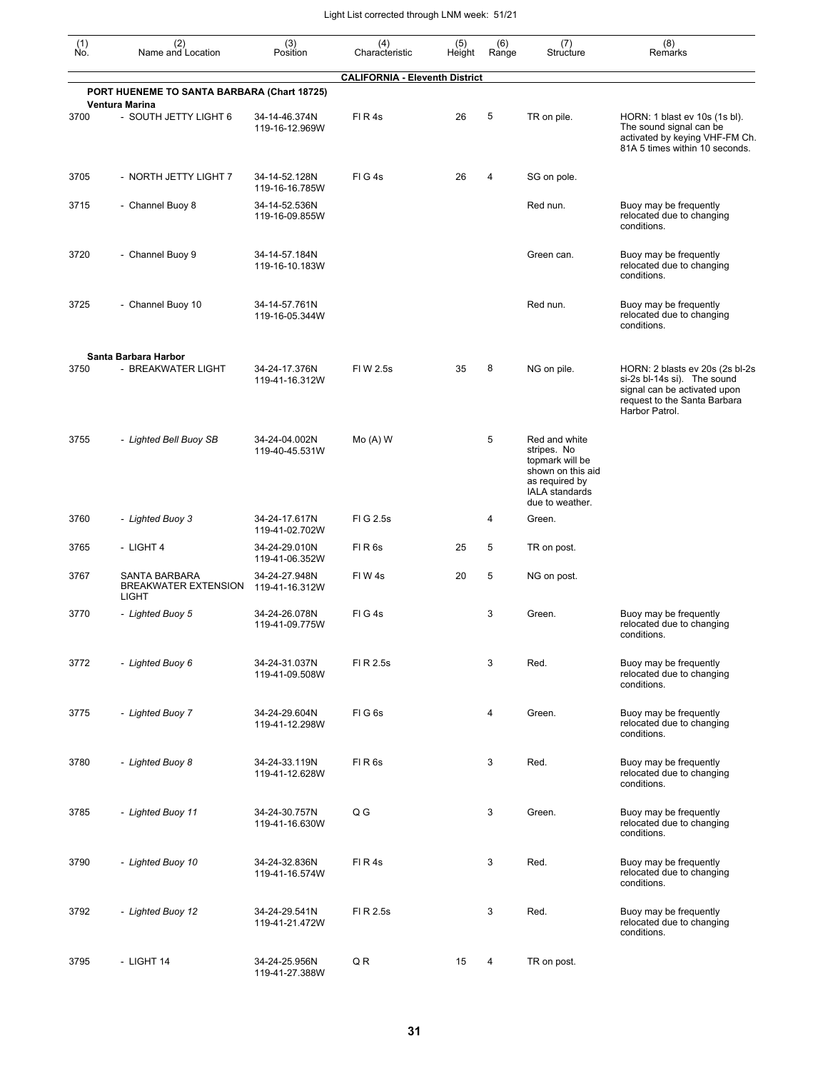Light List corrected through LNM week: 51/21

| (1) No. | (2) Name and Location | (3) Position | (4) Characteristic | (5) Height | (6) Range | (7) Structure | (8) Remarks |
|---|---|---|---|---|---|---|---|
| | | | **CALIFORNIA - Eleventh District** | | | | |
| | **PORT HUENEME TO SANTA BARBARA (Chart 18725)** | | | | | | |
| | **Ventura Marina** | | | | | | |
| 3700 | - SOUTH JETTY LIGHT 6 | 34-14-46.374N 119-16-12.969W | Fl R 4s | 26 | 5 | TR on pile. | HORN: 1 blast ev 10s (1s bl). The sound signal can be activated by keying VHF-FM Ch. 81A 5 times within 10 seconds. |
| 3705 | - NORTH JETTY LIGHT 7 | 34-14-52.128N 119-16-16.785W | Fl G 4s | 26 | 4 | SG on pole. | |
| 3715 | - Channel Buoy 8 | 34-14-52.536N 119-16-09.855W | | | | Red nun. | Buoy may be frequently relocated due to changing conditions. |
| 3720 | - Channel Buoy 9 | 34-14-57.184N 119-16-10.183W | | | | Green can. | Buoy may be frequently relocated due to changing conditions. |
| 3725 | - Channel Buoy 10 | 34-14-57.761N 119-16-05.344W | | | | Red nun. | Buoy may be frequently relocated due to changing conditions. |
| | **Santa Barbara Harbor** | | | | | | |
| 3750 | - BREAKWATER LIGHT | 34-24-17.376N 119-41-16.312W | Fl W 2.5s | 35 | 8 | NG on pile. | HORN: 2 blasts ev 20s (2s bl-2s si-2s bl-14s si). The sound signal can be activated upon request to the Santa Barbara Harbor Patrol. |
| 3755 | - *Lighted Bell Buoy SB* | 34-24-04.002N 119-40-45.531W | Mo (A) W | | 5 | Red and white stripes. No topmark will be shown on this aid as required by IALA standards due to weather. | |
| 3760 | - *Lighted Buoy 3* | 34-24-17.617N 119-41-02.702W | Fl G 2.5s | | 4 | Green. | |
| 3765 | - LIGHT 4 | 34-24-29.010N 119-41-06.352W | Fl R 6s | 25 | 5 | TR on post. | |
| 3767 | SANTA BARBARA BREAKWATER EXTENSION LIGHT | 34-24-27.948N 119-41-16.312W | Fl W 4s | 20 | 5 | NG on post. | |
| 3770 | - *Lighted Buoy 5* | 34-24-26.078N 119-41-09.775W | Fl G 4s | | 3 | Green. | Buoy may be frequently relocated due to changing conditions. |
| 3772 | - *Lighted Buoy 6* | 34-24-31.037N 119-41-09.508W | Fl R 2.5s | | 3 | Red. | Buoy may be frequently relocated due to changing conditions. |
| 3775 | - *Lighted Buoy 7* | 34-24-29.604N 119-41-12.298W | Fl G 6s | | 4 | Green. | Buoy may be frequently relocated due to changing conditions. |
| 3780 | - *Lighted Buoy 8* | 34-24-33.119N 119-41-12.628W | Fl R 6s | | 3 | Red. | Buoy may be frequently relocated due to changing conditions. |
| 3785 | - *Lighted Buoy 11* | 34-24-30.757N 119-41-16.630W | Q G | | 3 | Green. | Buoy may be frequently relocated due to changing conditions. |
| 3790 | - *Lighted Buoy 10* | 34-24-32.836N 119-41-16.574W | Fl R 4s | | 3 | Red. | Buoy may be frequently relocated due to changing conditions. |
| 3792 | - *Lighted Buoy 12* | 34-24-29.541N 119-41-21.472W | Fl R 2.5s | | 3 | Red. | Buoy may be frequently relocated due to changing conditions. |
| 3795 | - LIGHT 14 | 34-24-25.956N 119-41-27.388W | Q R | 15 | 4 | TR on post. | |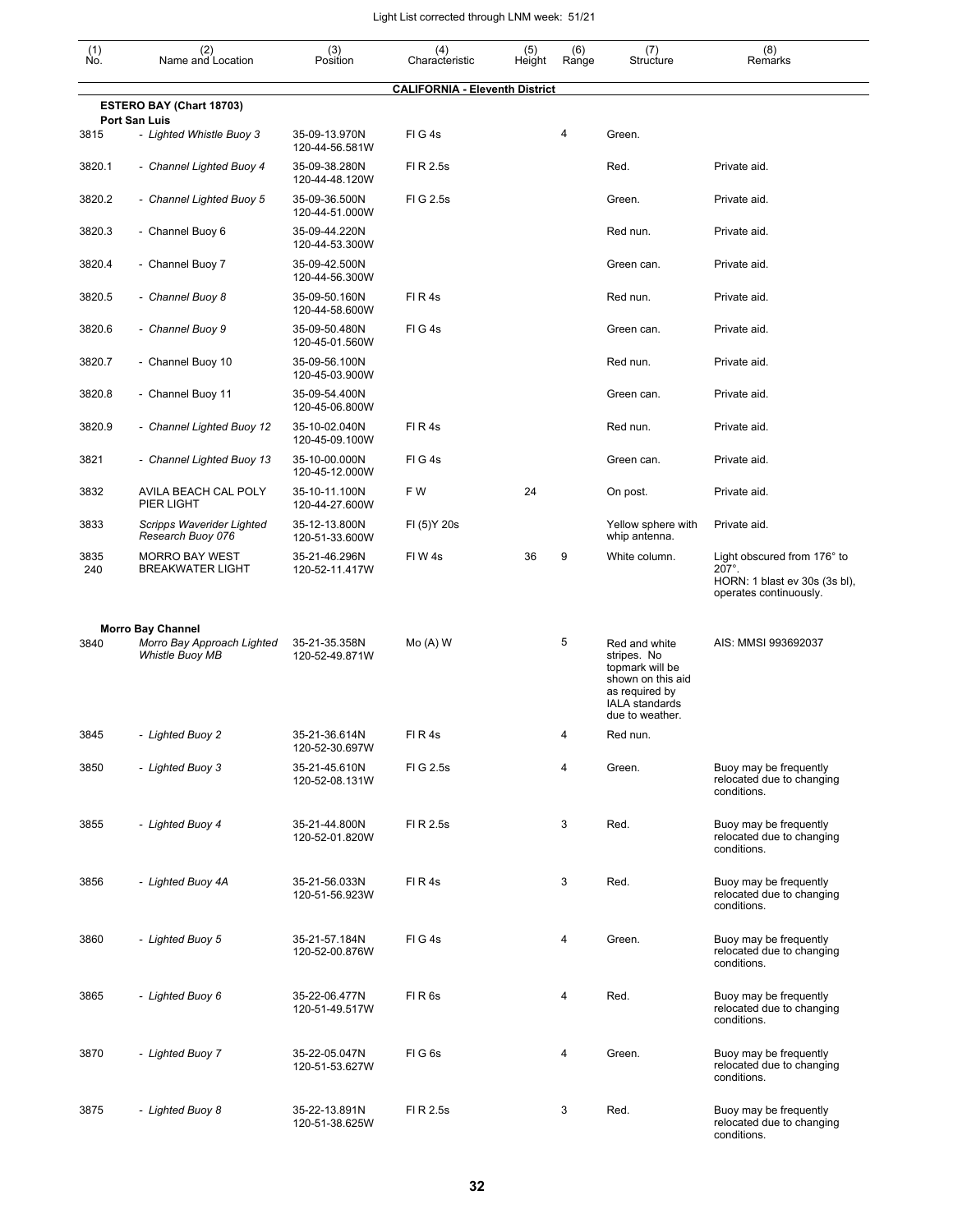Light List corrected through LNM week: 51/21

| (1) No. | (2) Name and Location | (3) Position | (4) Characteristic | (5) Height | (6) Range | (7) Structure | (8) Remarks |
|---|---|---|---|---|---|---|---|
| | | | **CALIFORNIA - Eleventh District** | | | | |
| | **ESTERO BAY (Chart 18703)** | | | | | | |
| | **Port San Luis** | | | | | | |
| 3815 | *- Lighted Whistle Buoy 3* | 35-09-13.970N 120-44-56.581W | Fl G 4s | | 4 | Green. | |
| 3820.1 | *- Channel Lighted Buoy 4* | 35-09-38.280N 120-44-48.120W | Fl R 2.5s | | | Red. | Private aid. |
| 3820.2 | *- Channel Lighted Buoy 5* | 35-09-36.500N 120-44-51.000W | Fl G 2.5s | | | Green. | Private aid. |
| 3820.3 | - Channel Buoy 6 | 35-09-44.220N 120-44-53.300W | | | | Red nun. | Private aid. |
| 3820.4 | - Channel Buoy 7 | 35-09-42.500N 120-44-56.300W | | | | Green can. | Private aid. |
| 3820.5 | *- Channel Buoy 8* | 35-09-50.160N 120-44-58.600W | Fl R 4s | | | Red nun. | Private aid. |
| 3820.6 | *- Channel Buoy 9* | 35-09-50.480N 120-45-01.560W | Fl G 4s | | | Green can. | Private aid. |
| 3820.7 | - Channel Buoy 10 | 35-09-56.100N 120-45-03.900W | | | | Red nun. | Private aid. |
| 3820.8 | - Channel Buoy 11 | 35-09-54.400N 120-45-06.800W | | | | Green can. | Private aid. |
| 3820.9 | *- Channel Lighted Buoy 12* | 35-10-02.040N 120-45-09.100W | Fl R 4s | | | Red nun. | Private aid. |
| 3821 | *- Channel Lighted Buoy 13* | 35-10-00.000N 120-45-12.000W | Fl G 4s | | | Green can. | Private aid. |
| 3832 | AVILA BEACH CAL POLY PIER LIGHT | 35-10-11.100N 120-44-27.600W | F W | 24 | | On post. | Private aid. |
| 3833 | *Scripps Waverider Lighted Research Buoy 076* | 35-12-13.800N 120-51-33.600W | Fl (5)Y 20s | | | Yellow sphere with whip antenna. | Private aid. |
| 3835 240 | MORRO BAY WEST BREAKWATER LIGHT | 35-21-46.296N 120-52-11.417W | Fl W 4s | 36 | 9 | White column. | Light obscured from 176° to 207°. HORN: 1 blast ev 30s (3s bl), operates continuously. |
| | **Morro Bay Channel** | | | | | | |
| 3840 | *Morro Bay Approach Lighted Whistle Buoy MB* | 35-21-35.358N 120-52-49.871W | Mo (A) W | | 5 | Red and white stripes. No topmark will be shown on this aid as required by IALA standards due to weather. | AIS: MMSI 993692037 |
| 3845 | *- Lighted Buoy 2* | 35-21-36.614N 120-52-30.697W | Fl R 4s | | 4 | Red nun. | |
| 3850 | *- Lighted Buoy 3* | 35-21-45.610N 120-52-08.131W | Fl G 2.5s | | 4 | Green. | Buoy may be frequently relocated due to changing conditions. |
| 3855 | *- Lighted Buoy 4* | 35-21-44.800N 120-52-01.820W | Fl R 2.5s | | 3 | Red. | Buoy may be frequently relocated due to changing conditions. |
| 3856 | *- Lighted Buoy 4A* | 35-21-56.033N 120-51-56.923W | Fl R 4s | | 3 | Red. | Buoy may be frequently relocated due to changing conditions. |
| 3860 | *- Lighted Buoy 5* | 35-21-57.184N 120-52-00.876W | Fl G 4s | | 4 | Green. | Buoy may be frequently relocated due to changing conditions. |
| 3865 | *- Lighted Buoy 6* | 35-22-06.477N 120-51-49.517W | Fl R 6s | | 4 | Red. | Buoy may be frequently relocated due to changing conditions. |
| 3870 | *- Lighted Buoy 7* | 35-22-05.047N 120-51-53.627W | Fl G 6s | | 4 | Green. | Buoy may be frequently relocated due to changing conditions. |
| 3875 | *- Lighted Buoy 8* | 35-22-13.891N 120-51-38.625W | Fl R 2.5s | | 3 | Red. | Buoy may be frequently relocated due to changing conditions. |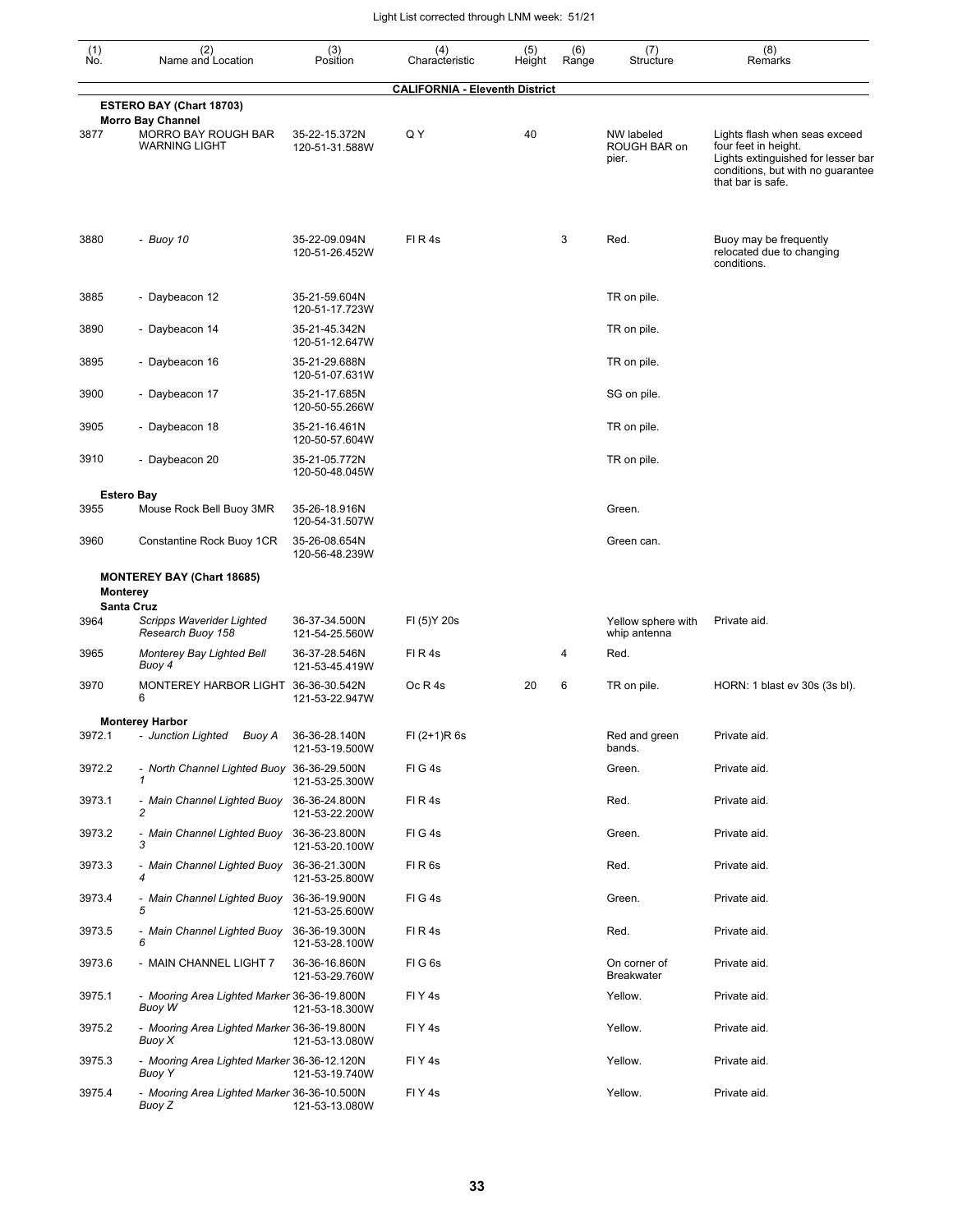| (1) No. | (2) Name and Location | (3) Position | (4) Characteristic | (5) Height | (6) Range | (7) Structure | (8) Remarks |
|---|---|---|---|---|---|---|---|
| | **CALIFORNIA - Eleventh District** | | | | | | |
| | **ESTERO BAY (Chart 18703)** | | | | | | |
| | **Morro Bay Channel** | | | | | | |
| 3877 | MORRO BAY ROUGH BAR WARNING LIGHT | 35-22-15.372N 120-51-31.588W | Q Y | 40 | | NW labeled ROUGH BAR on pier. | Lights flash when seas exceed four feet in height. Lights extinguished for lesser bar conditions, but with no guarantee that bar is safe. |
| 3880 | *- Buoy 10* | 35-22-09.094N 120-51-26.452W | Fl R 4s | | 3 | Red. | Buoy may be frequently relocated due to changing conditions. |
| 3885 | - Daybeacon 12 | 35-21-59.604N 120-51-17.723W | | | | TR on pile. | |
| 3890 | - Daybeacon 14 | 35-21-45.342N 120-51-12.647W | | | | TR on pile. | |
| 3895 | - Daybeacon 16 | 35-21-29.688N 120-51-07.631W | | | | TR on pile. | |
| 3900 | - Daybeacon 17 | 35-21-17.685N 120-50-55.266W | | | | SG on pile. | |
| 3905 | - Daybeacon 18 | 35-21-16.461N 120-50-57.604W | | | | TR on pile. | |
| 3910 | - Daybeacon 20 | 35-21-05.772N 120-50-48.045W | | | | TR on pile. | |
| | **Estero Bay** | | | | | | |
| 3955 | Mouse Rock Bell Buoy 3MR | 35-26-18.916N 120-54-31.507W | | | | Green. | |
| 3960 | Constantine Rock Buoy 1CR | 35-26-08.654N 120-56-48.239W | | | | Green can. | |
| | **MONTEREY BAY (Chart 18685)** | | | | | | |
| | **Monterey** | | | | | | |
| | **Santa Cruz** | | | | | | |
| 3964 | *Scripps Waverider Lighted Research Buoy 158* | 36-37-34.500N 121-54-25.560W | Fl (5)Y 20s | | | Yellow sphere with whip antenna | Private aid. |
| 3965 | *Monterey Bay Lighted Bell Buoy 4* | 36-37-28.546N 121-53-45.419W | Fl R 4s | | 4 | Red. | |
| 3970 | MONTEREY HARBOR LIGHT 6 | 36-36-30.542N 121-53-22.947W | Oc R 4s | 20 | 6 | TR on pile. | HORN: 1 blast ev 30s (3s bl). |
| | **Monterey Harbor** | | | | | | |
| 3972.1 | *- Junction Lighted Buoy A* | 36-36-28.140N 121-53-19.500W | Fl (2+1)R 6s | | | Red and green bands. | Private aid. |
| 3972.2 | *- North Channel Lighted Buoy 1* | 36-36-29.500N 121-53-25.300W | Fl G 4s | | | Green. | Private aid. |
| 3973.1 | *- Main Channel Lighted Buoy 2* | 36-36-24.800N 121-53-22.200W | Fl R 4s | | | Red. | Private aid. |
| 3973.2 | *- Main Channel Lighted Buoy 3* | 36-36-23.800N 121-53-20.100W | Fl G 4s | | | Green. | Private aid. |
| 3973.3 | *- Main Channel Lighted Buoy 4* | 36-36-21.300N 121-53-25.800W | Fl R 6s | | | Red. | Private aid. |
| 3973.4 | *- Main Channel Lighted Buoy 5* | 36-36-19.900N 121-53-25.600W | Fl G 4s | | | Green. | Private aid. |
| 3973.5 | *- Main Channel Lighted Buoy 6* | 36-36-19.300N 121-53-28.100W | Fl R 4s | | | Red. | Private aid. |
| 3973.6 | - MAIN CHANNEL LIGHT 7 | 36-36-16.860N 121-53-29.760W | Fl G 6s | | | On corner of Breakwater | Private aid. |
| 3975.1 | *- Mooring Area Lighted Marker Buoy W* | 36-36-19.800N 121-53-18.300W | Fl Y 4s | | | Yellow. | Private aid. |
| 3975.2 | *- Mooring Area Lighted Marker Buoy X* | 36-36-19.800N 121-53-13.080W | Fl Y 4s | | | Yellow. | Private aid. |
| 3975.3 | *- Mooring Area Lighted Marker Buoy Y* | 36-36-12.120N 121-53-19.740W | Fl Y 4s | | | Yellow. | Private aid. |
| 3975.4 | *- Mooring Area Lighted Marker Buoy Z* | 36-36-10.500N 121-53-13.080W | Fl Y 4s | | | Yellow. | Private aid. |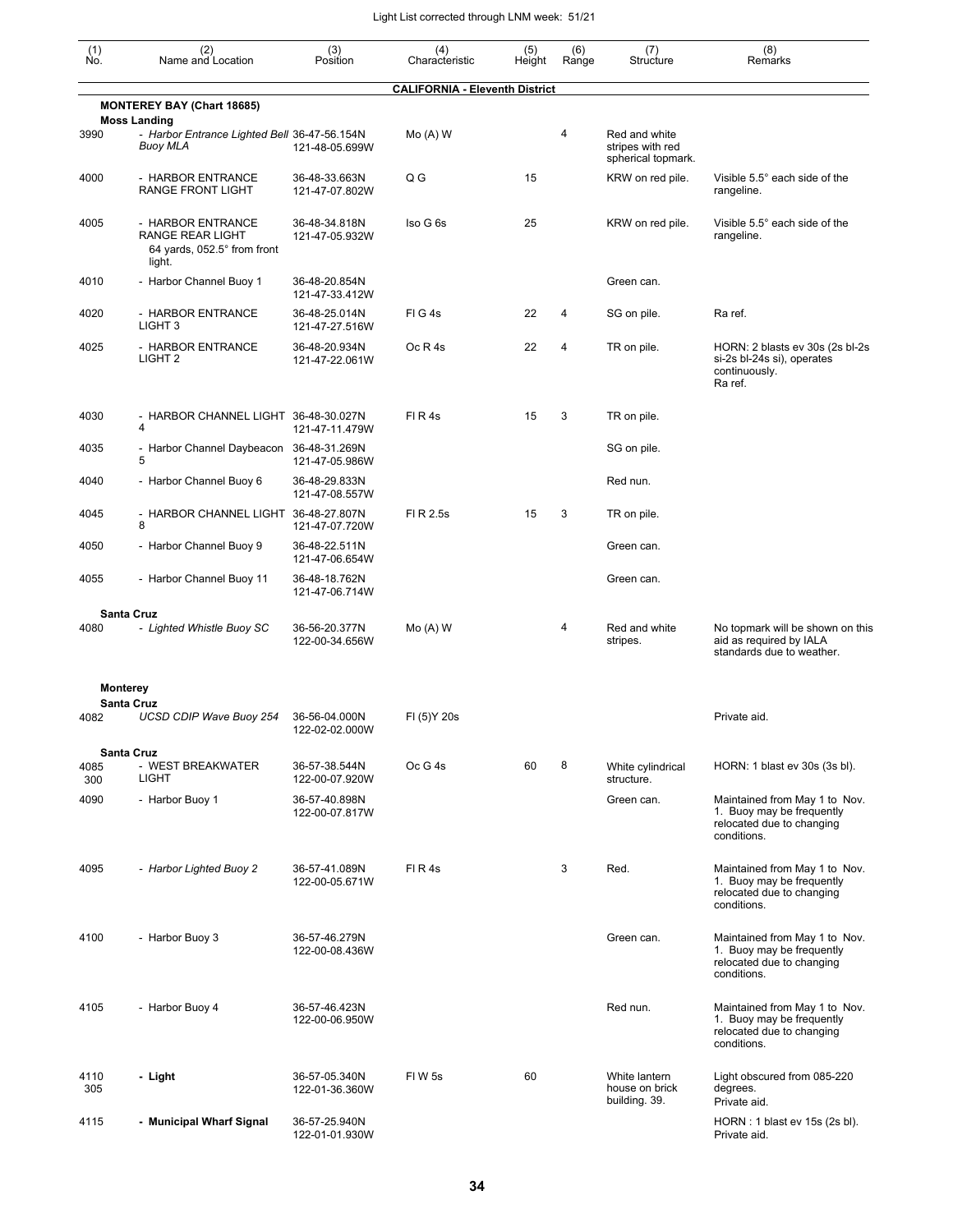| (1) No. | (2) Name and Location | (3) Position | (4) Characteristic | (5) Height | (6) Range | (7) Structure | (8) Remarks |
|---|---|---|---|---|---|---|---|
| | | | **CALIFORNIA - Eleventh District** | | | | |
| | **MONTEREY BAY (Chart 18685)** | | | | | | |
| | **Moss Landing** | | | | | | |
| 3990 | *- Harbor Entrance Lighted Bell Buoy MLA* | 36-47-56.154N 121-48-05.699W | Mo (A) W | | 4 | Red and white stripes with red spherical topmark. | |
| 4000 | - HARBOR ENTRANCE RANGE FRONT LIGHT | 36-48-33.663N 121-47-07.802W | Q G | 15 | | KRW on red pile. | Visible 5.5° each side of the rangeline. |
| 4005 | - HARBOR ENTRANCE RANGE REAR LIGHT 64 yards, 052.5° from front light. | 36-48-34.818N 121-47-05.932W | Iso G 6s | 25 | | KRW on red pile. | Visible 5.5° each side of the rangeline. |
| 4010 | - Harbor Channel Buoy 1 | 36-48-20.854N 121-47-33.412W | | | | Green can. | |
| 4020 | - HARBOR ENTRANCE LIGHT 3 | 36-48-25.014N 121-47-27.516W | Fl G 4s | 22 | 4 | SG on pile. | Ra ref. |
| 4025 | - HARBOR ENTRANCE LIGHT 2 | 36-48-20.934N 121-47-22.061W | Oc R 4s | 22 | 4 | TR on pile. | HORN: 2 blasts ev 30s (2s bl-2s si-2s bl-24s si), operates continuously. Ra ref. |
| 4030 | - HARBOR CHANNEL LIGHT 4 | 36-48-30.027N 121-47-11.479W | Fl R 4s | 15 | 3 | TR on pile. | |
| 4035 | - Harbor Channel Daybeacon 5 | 36-48-31.269N 121-47-05.986W | | | | SG on pile. | |
| 4040 | - Harbor Channel Buoy 6 | 36-48-29.833N 121-47-08.557W | | | | Red nun. | |
| 4045 | - HARBOR CHANNEL LIGHT 8 | 36-48-27.807N 121-47-07.720W | Fl R 2.5s | 15 | 3 | TR on pile. | |
| 4050 | - Harbor Channel Buoy 9 | 36-48-22.511N 121-47-06.654W | | | | Green can. | |
| 4055 | - Harbor Channel Buoy 11 | 36-48-18.762N 121-47-06.714W | | | | Green can. | |
| | **Santa Cruz** | | | | | | |
| 4080 | *- Lighted Whistle Buoy SC* | 36-56-20.377N 122-00-34.656W | Mo (A) W | | 4 | Red and white stripes. | No topmark will be shown on this aid as required by IALA standards due to weather. |
| | **Monterey** | | | | | | |
| | **Santa Cruz** | | | | | | |
| 4082 | *UCSD CDIP Wave Buoy 254* | 36-56-04.000N 122-02-02.000W | Fl (5)Y 20s | | | | Private aid. |
| | **Santa Cruz** | | | | | | |
| 4085 300 | - WEST BREAKWATER LIGHT | 36-57-38.544N 122-00-07.920W | Oc G 4s | 60 | 8 | White cylindrical structure. | HORN: 1 blast ev 30s (3s bl). |
| 4090 | - Harbor Buoy 1 | 36-57-40.898N 122-00-07.817W | | | | Green can. | Maintained from May 1 to Nov. 1. Buoy may be frequently relocated due to changing conditions. |
| 4095 | *- Harbor Lighted Buoy 2* | 36-57-41.089N 122-00-05.671W | Fl R 4s | | 3 | Red. | Maintained from May 1 to Nov. 1. Buoy may be frequently relocated due to changing conditions. |
| 4100 | - Harbor Buoy 3 | 36-57-46.279N 122-00-08.436W | | | | Green can. | Maintained from May 1 to Nov. 1. Buoy may be frequently relocated due to changing conditions. |
| 4105 | - Harbor Buoy 4 | 36-57-46.423N 122-00-06.950W | | | | Red nun. | Maintained from May 1 to Nov. 1. Buoy may be frequently relocated due to changing conditions. |
| 4110 305 | **- Light** | 36-57-05.340N 122-01-36.360W | Fl W 5s | 60 | | White lantern house on brick building. 39. | Light obscured from 085-220 degrees. Private aid. |
| 4115 | **- Municipal Wharf Signal** | 36-57-25.940N 122-01-01.930W | | | | | HORN : 1 blast ev 15s (2s bl). Private aid. |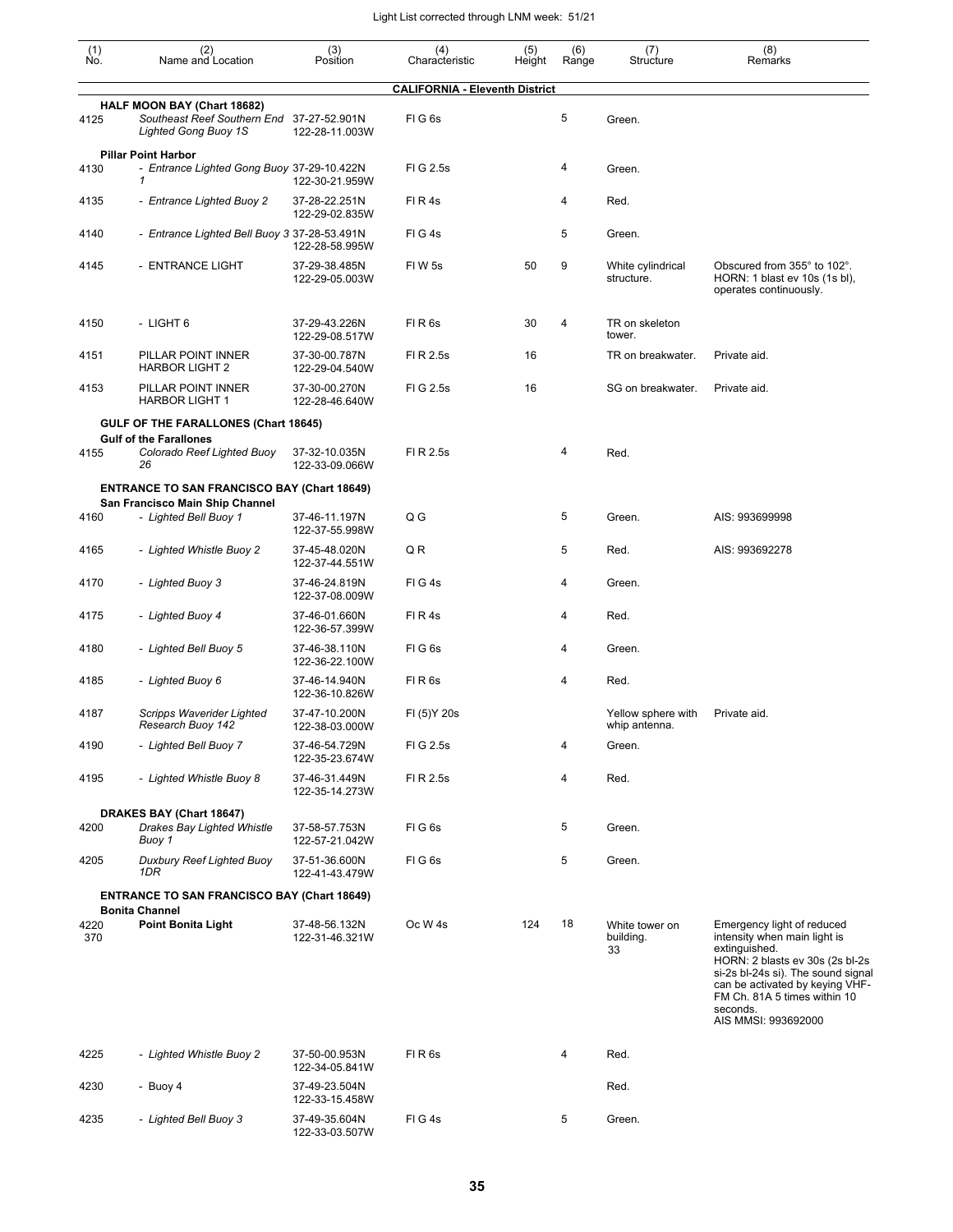Light List corrected through LNM week: 51/21

| (1) No. | (2) Name and Location | (3) Position | (4) Characteristic | (5) Height | (6) Range | (7) Structure | (8) Remarks |
|---|---|---|---|---|---|---|---|
| | | | **CALIFORNIA - Eleventh District** | | | | |
| | **HALF MOON BAY (Chart 18682)** | | | | | | |
| 4125 | *Southeast Reef Southern End Lighted Gong Buoy 1S* | 37-27-52.901N 122-28-11.003W | Fl G 6s | | 5 | Green. | |
| | **Pillar Point Harbor** | | | | | | |
| 4130 | *- Entrance Lighted Gong Buoy 1* | 37-29-10.422N 122-30-21.959W | Fl G 2.5s | | 4 | Green. | |
| 4135 | *- Entrance Lighted Buoy 2* | 37-28-22.251N 122-29-02.835W | Fl R 4s | | 4 | Red. | |
| 4140 | *- Entrance Lighted Bell Buoy 3* | 37-28-53.491N 122-28-58.995W | Fl G 4s | | 5 | Green. | |
| 4145 | - ENTRANCE LIGHT | 37-29-38.485N 122-29-05.003W | Fl W 5s | 50 | 9 | White cylindrical structure. | Obscured from 355° to 102°. HORN: 1 blast ev 10s (1s bl), operates continuously. |
| 4150 | - LIGHT 6 | 37-29-43.226N 122-29-08.517W | Fl R 6s | 30 | 4 | TR on skeleton tower. | |
| 4151 | PILLAR POINT INNER HARBOR LIGHT 2 | 37-30-00.787N 122-29-04.540W | Fl R 2.5s | 16 | | TR on breakwater. | Private aid. |
| 4153 | PILLAR POINT INNER HARBOR LIGHT 1 | 37-30-00.270N 122-28-46.640W | Fl G 2.5s | 16 | | SG on breakwater. | Private aid. |
| | **GULF OF THE FARALLONES (Chart 18645)** | | | | | | |
| | **Gulf of the Farallones** | | | | | | |
| 4155 | *Colorado Reef Lighted Buoy 26* | 37-32-10.035N 122-33-09.066W | Fl R 2.5s | | 4 | Red. | |
| | **ENTRANCE TO SAN FRANCISCO BAY (Chart 18649)** | | | | | | |
| | **San Francisco Main Ship Channel** | | | | | | |
| 4160 | *- Lighted Bell Buoy 1* | 37-46-11.197N 122-37-55.998W | Q G | | 5 | Green. | AIS: 993699998 |
| 4165 | *- Lighted Whistle Buoy 2* | 37-45-48.020N 122-37-44.551W | Q R | | 5 | Red. | AIS: 993692278 |
| 4170 | *- Lighted Buoy 3* | 37-46-24.819N 122-37-08.009W | Fl G 4s | | 4 | Green. | |
| 4175 | *- Lighted Buoy 4* | 37-46-01.660N 122-36-57.399W | Fl R 4s | | 4 | Red. | |
| 4180 | *- Lighted Bell Buoy 5* | 37-46-38.110N 122-36-22.100W | Fl G 6s | | 4 | Green. | |
| 4185 | *- Lighted Buoy 6* | 37-46-14.940N 122-36-10.826W | Fl R 6s | | 4 | Red. | |
| 4187 | *Scripps Waverider Lighted Research Buoy 142* | 37-47-10.200N 122-38-03.000W | Fl (5)Y 20s | | | Yellow sphere with whip antenna. | Private aid. |
| 4190 | *- Lighted Bell Buoy 7* | 37-46-54.729N 122-35-23.674W | Fl G 2.5s | | 4 | Green. | |
| 4195 | *- Lighted Whistle Buoy 8* | 37-46-31.449N 122-35-14.273W | Fl R 2.5s | | 4 | Red. | |
| | **DRAKES BAY (Chart 18647)** | | | | | | |
| 4200 | *Drakes Bay Lighted Whistle Buoy 1* | 37-58-57.753N 122-57-21.042W | Fl G 6s | | 5 | Green. | |
| 4205 | *Duxbury Reef Lighted Buoy 1DR* | 37-51-36.600N 122-41-43.479W | Fl G 6s | | 5 | Green. | |
| | **ENTRANCE TO SAN FRANCISCO BAY (Chart 18649)** | | | | | | |
| | **Bonita Channel** | | | | | | |
| 4220 370 | **Point Bonita Light** | 37-48-56.132N 122-31-46.321W | Oc W 4s | 124 | 18 | White tower on building. 33 | Emergency light of reduced intensity when main light is extinguished. HORN: 2 blasts ev 30s (2s bl-2s si-2s bl-24s si). The sound signal can be activated by keying VHF-FM Ch. 81A 5 times within 10 seconds. AIS MMSI: 993692000 |
| 4225 | *- Lighted Whistle Buoy 2* | 37-50-00.953N 122-34-05.841W | Fl R 6s | | 4 | Red. | |
| 4230 | *- Buoy 4* | 37-49-23.504N 122-33-15.458W | | | | Red. | |
| 4235 | *- Lighted Bell Buoy 3* | 37-49-35.604N 122-33-03.507W | Fl G 4s | | 5 | Green. | |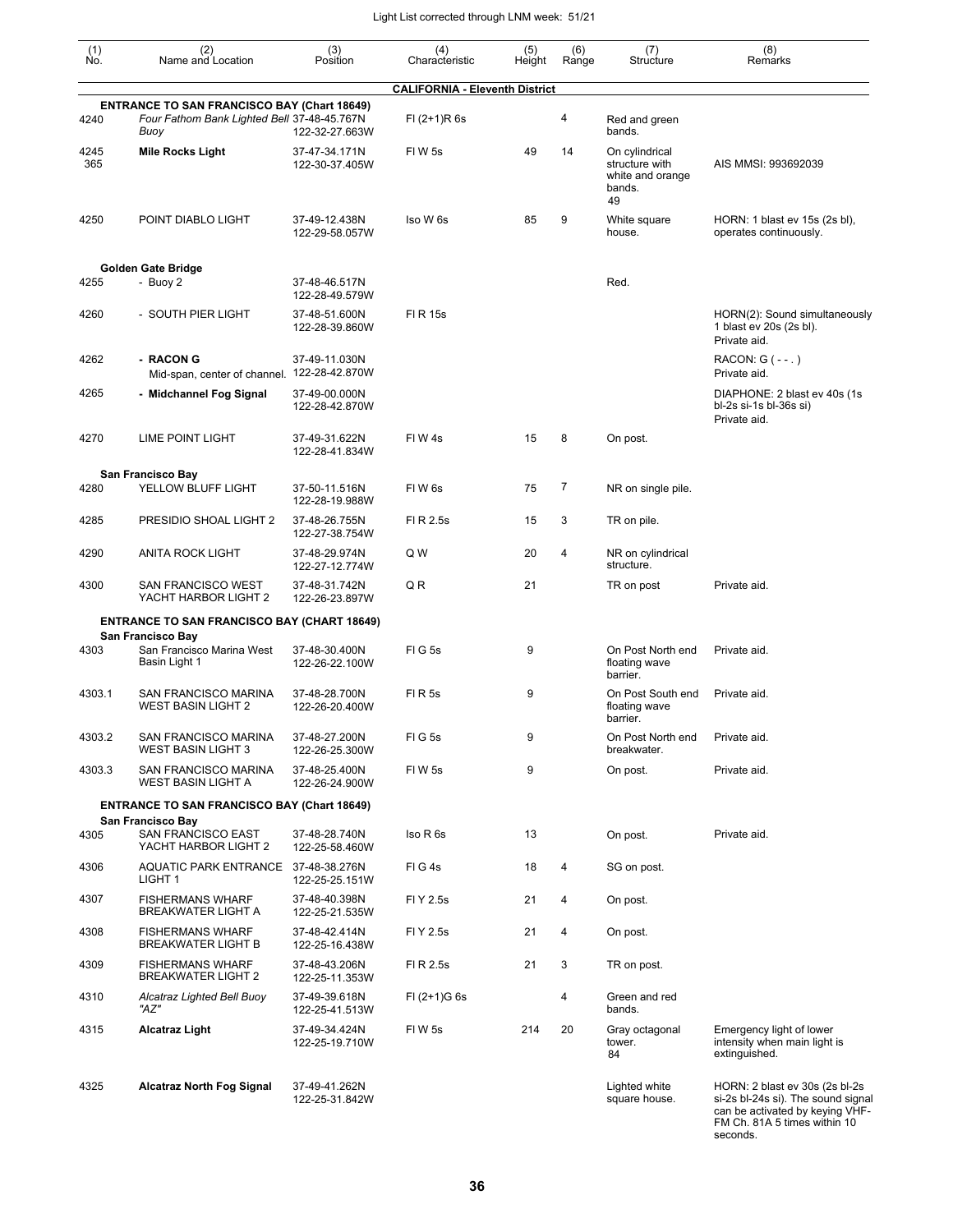| (1) No. | (2) Name and Location | (3) Position | (4) Characteristic | (5) Height | (6) Range | (7) Structure | (8) Remarks |
|---|---|---|---|---|---|---|---|
| | | | **CALIFORNIA - Eleventh District** | | | | |
| | **ENTRANCE TO SAN FRANCISCO BAY (Chart 18649)** | | | | | | |
| 4240 | *Four Fathom Bank Lighted Bell Buoy* | 37-48-45.767N 122-32-27.663W | Fl (2+1)R 6s | | 4 | Red and green bands. | |
| 4245 365 | **Mile Rocks Light** | 37-47-34.171N 122-30-37.405W | Fl W 5s | 49 | 14 | On cylindrical structure with white and orange bands. 49 | AIS MMSI: 993692039 |
| 4250 | POINT DIABLO LIGHT | 37-49-12.438N 122-29-58.057W | Iso W 6s | 85 | 9 | White square house. | HORN: 1 blast ev 15s (2s bl), operates continuously. |
| | **Golden Gate Bridge** | | | | | | |
| 4255 | - Buoy 2 | 37-48-46.517N 122-28-49.579W | | | | Red. | |
| 4260 | - SOUTH PIER LIGHT | 37-48-51.600N 122-28-39.860W | Fl R 15s | | | | HORN(2): Sound simultaneously 1 blast ev 20s (2s bl). Private aid. |
| 4262 | **- RACON G** Mid-span, center of channel. | 37-49-11.030N 122-28-42.870W | | | | | RACON: G ( - - . ) Private aid. |
| 4265 | **- Midchannel Fog Signal** | 37-49-00.000N 122-28-42.870W | | | | | DIAPHONE: 2 blast ev 40s (1s bl-2s si-1s bl-36s si) Private aid. |
| 4270 | LIME POINT LIGHT | 37-49-31.622N 122-28-41.834W | Fl W 4s | 15 | 8 | On post. | |
| | **San Francisco Bay** | | | | | | |
| 4280 | YELLOW BLUFF LIGHT | 37-50-11.516N 122-28-19.988W | Fl W 6s | 75 | 7 | NR on single pile. | |
| 4285 | PRESIDIO SHOAL LIGHT 2 | 37-48-26.755N 122-27-38.754W | Fl R 2.5s | 15 | 3 | TR on pile. | |
| 4290 | ANITA ROCK LIGHT | 37-48-29.974N 122-27-12.774W | Q W | 20 | 4 | NR on cylindrical structure. | |
| 4300 | SAN FRANCISCO WEST YACHT HARBOR LIGHT 2 | 37-48-31.742N 122-26-23.897W | Q R | 21 | | TR on post | Private aid. |
| | **ENTRANCE TO SAN FRANCISCO BAY (CHART 18649)** | | | | | | |
| | **San Francisco Bay** | | | | | | |
| 4303 | San Francisco Marina West Basin Light 1 | 37-48-30.400N 122-26-22.100W | Fl G 5s | 9 | | On Post North end floating wave barrier. | Private aid. |
| 4303.1 | SAN FRANCISCO MARINA WEST BASIN LIGHT 2 | 37-48-28.700N 122-26-20.400W | Fl R 5s | 9 | | On Post South end floating wave barrier. | Private aid. |
| 4303.2 | SAN FRANCISCO MARINA WEST BASIN LIGHT 3 | 37-48-27.200N 122-26-25.300W | Fl G 5s | 9 | | On Post North end breakwater. | Private aid. |
| 4303.3 | SAN FRANCISCO MARINA WEST BASIN LIGHT A | 37-48-25.400N 122-26-24.900W | Fl W 5s | 9 | | On post. | Private aid. |
| | **ENTRANCE TO SAN FRANCISCO BAY (Chart 18649)** | | | | | | |
| | **San Francisco Bay** | | | | | | |
| 4305 | SAN FRANCISCO EAST YACHT HARBOR LIGHT 2 | 37-48-28.740N 122-25-58.460W | Iso R 6s | 13 | | On post. | Private aid. |
| 4306 | AQUATIC PARK ENTRANCE LIGHT 1 | 37-48-38.276N 122-25-25.151W | Fl G 4s | 18 | 4 | SG on post. | |
| 4307 | FISHERMANS WHARF BREAKWATER LIGHT A | 37-48-40.398N 122-25-21.535W | Fl Y 2.5s | 21 | 4 | On post. | |
| 4308 | FISHERMANS WHARF BREAKWATER LIGHT B | 37-48-42.414N 122-25-16.438W | Fl Y 2.5s | 21 | 4 | On post. | |
| 4309 | FISHERMANS WHARF BREAKWATER LIGHT 2 | 37-48-43.206N 122-25-11.353W | Fl R 2.5s | 21 | 3 | TR on post. | |
| 4310 | *Alcatraz Lighted Bell Buoy "AZ"* | 37-49-39.618N 122-25-41.513W | Fl (2+1)G 6s | | 4 | Green and red bands. | |
| 4315 | **Alcatraz Light** | 37-49-34.424N 122-25-19.710W | Fl W 5s | 214 | 20 | Gray octagonal tower. 84 | Emergency light of lower intensity when main light is extinguished. |
| 4325 | **Alcatraz North Fog Signal** | 37-49-41.262N 122-25-31.842W | | | | Lighted white square house. | HORN: 2 blast ev 30s (2s bl-2s si-2s bl-24s si). The sound signal can be activated by keying VHF-FM Ch. 81A 5 times within 10 seconds. |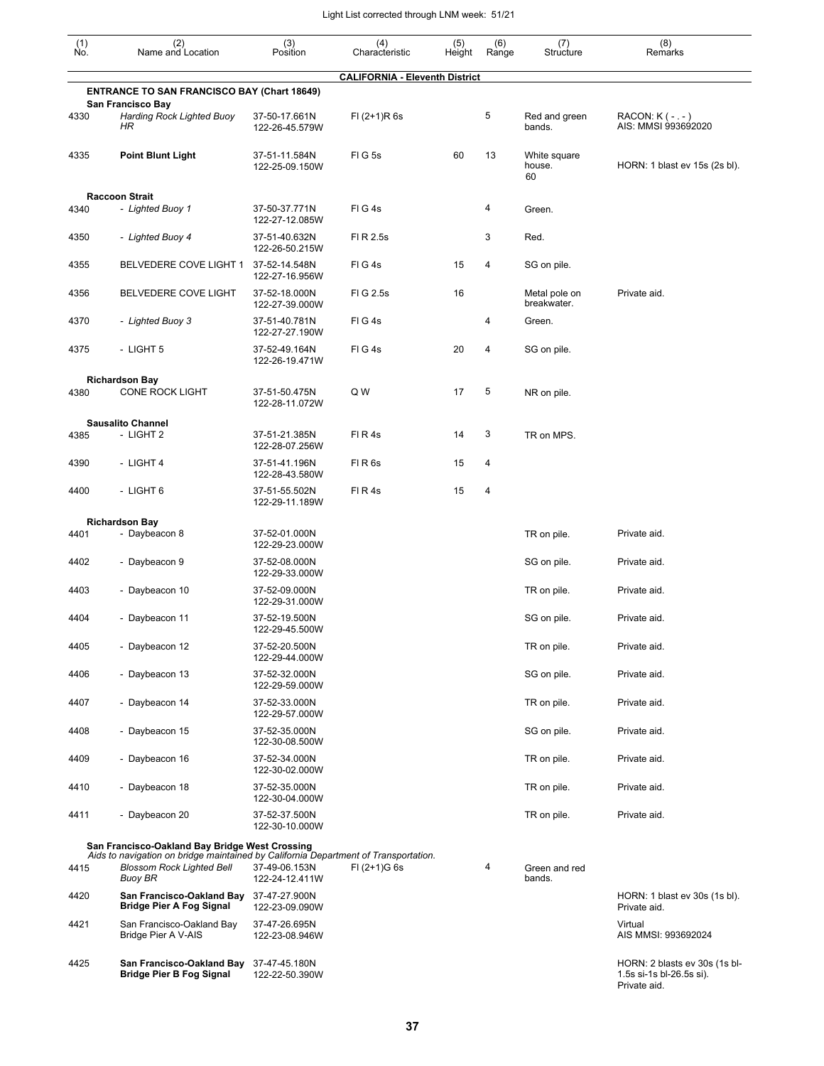| (1) No. | (2) Name and Location | (3) Position | (4) Characteristic | (5) Height | (6) Range | (7) Structure | (8) Remarks |
|---|---|---|---|---|---|---|---|
| | **CALIFORNIA - Eleventh District** | | | | | | |
| | **ENTRANCE TO SAN FRANCISCO BAY (Chart 18649)** | | | | | | |
| | **San Francisco Bay** | | | | | | |
| 4330 | *Harding Rock Lighted Buoy HR* | 37-50-17.661N 122-26-45.579W | Fl (2+1)R 6s | | 5 | Red and green bands. | RACON: K ( - . - ) AIS: MMSI 993692020 |
| 4335 | **Point Blunt Light** | 37-51-11.584N 122-25-09.150W | Fl G 5s | 60 | 13 | White square house. 60 | HORN: 1 blast ev 15s (2s bl). |
| | **Raccoon Strait** | | | | | | |
| 4340 | *- Lighted Buoy 1* | 37-50-37.771N 122-27-12.085W | Fl G 4s | | 4 | Green. | |
| 4350 | *- Lighted Buoy 4* | 37-51-40.632N 122-26-50.215W | Fl R 2.5s | | 3 | Red. | |
| 4355 | BELVEDERE COVE LIGHT 1 | 37-52-14.548N 122-27-16.956W | Fl G 4s | 15 | 4 | SG on pile. | |
| 4356 | BELVEDERE COVE LIGHT | 37-52-18.000N 122-27-39.000W | Fl G 2.5s | 16 | | Metal pole on breakwater. | Private aid. |
| 4370 | *- Lighted Buoy 3* | 37-51-40.781N 122-27-27.190W | Fl G 4s | | 4 | Green. | |
| 4375 | - LIGHT 5 | 37-52-49.164N 122-26-19.471W | Fl G 4s | 20 | 4 | SG on pile. | |
| | **Richardson Bay** | | | | | | |
| 4380 | CONE ROCK LIGHT | 37-51-50.475N 122-28-11.072W | Q W | 17 | 5 | NR on pile. | |
| | **Sausalito Channel** | | | | | | |
| 4385 | - LIGHT 2 | 37-51-21.385N 122-28-07.256W | Fl R 4s | 14 | 3 | TR on MPS. | |
| 4390 | - LIGHT 4 | 37-51-41.196N 122-28-43.580W | Fl R 6s | 15 | 4 | | |
| 4400 | - LIGHT 6 | 37-51-55.502N 122-29-11.189W | Fl R 4s | 15 | 4 | | |
| | **Richardson Bay** | | | | | | |
| 4401 | - Daybeacon 8 | 37-52-01.000N 122-29-23.000W | | | | TR on pile. | Private aid. |
| 4402 | - Daybeacon 9 | 37-52-08.000N 122-29-33.000W | | | | SG on pile. | Private aid. |
| 4403 | - Daybeacon 10 | 37-52-09.000N 122-29-31.000W | | | | TR on pile. | Private aid. |
| 4404 | - Daybeacon 11 | 37-52-19.500N 122-29-45.500W | | | | SG on pile. | Private aid. |
| 4405 | - Daybeacon 12 | 37-52-20.500N 122-29-44.000W | | | | TR on pile. | Private aid. |
| 4406 | - Daybeacon 13 | 37-52-32.000N 122-29-59.000W | | | | SG on pile. | Private aid. |
| 4407 | - Daybeacon 14 | 37-52-33.000N 122-29-57.000W | | | | TR on pile. | Private aid. |
| 4408 | - Daybeacon 15 | 37-52-35.000N 122-30-08.500W | | | | SG on pile. | Private aid. |
| 4409 | - Daybeacon 16 | 37-52-34.000N 122-30-02.000W | | | | TR on pile. | Private aid. |
| 4410 | - Daybeacon 18 | 37-52-35.000N 122-30-04.000W | | | | TR on pile. | Private aid. |
| 4411 | - Daybeacon 20 | 37-52-37.500N 122-30-10.000W | | | | TR on pile. | Private aid. |
| | **San Francisco-Oakland Bay Bridge West Crossing** *Aids to navigation on bridge maintained by California Department of Transportation.* | | | | | | |
| 4415 | *Blossom Rock Lighted Bell Buoy BR* | 37-49-06.153N 122-24-12.411W | Fl (2+1)G 6s | | 4 | Green and red bands. | |
| 4420 | **San Francisco-Oakland Bay Bridge Pier A Fog Signal** | 37-47-27.900N 122-23-09.090W | | | | | HORN: 1 blast ev 30s (1s bl). Private aid. |
| 4421 | San Francisco-Oakland Bay Bridge Pier A V-AIS | 37-47-26.695N 122-23-08.946W | | | | | Virtual AIS MMSI: 993692024 |
| 4425 | **San Francisco-Oakland Bay Bridge Pier B Fog Signal** | 37-47-45.180N 122-22-50.390W | | | | | HORN: 2 blasts ev 30s (1s bl-1.5s si-1s bl-26.5s si). Private aid. |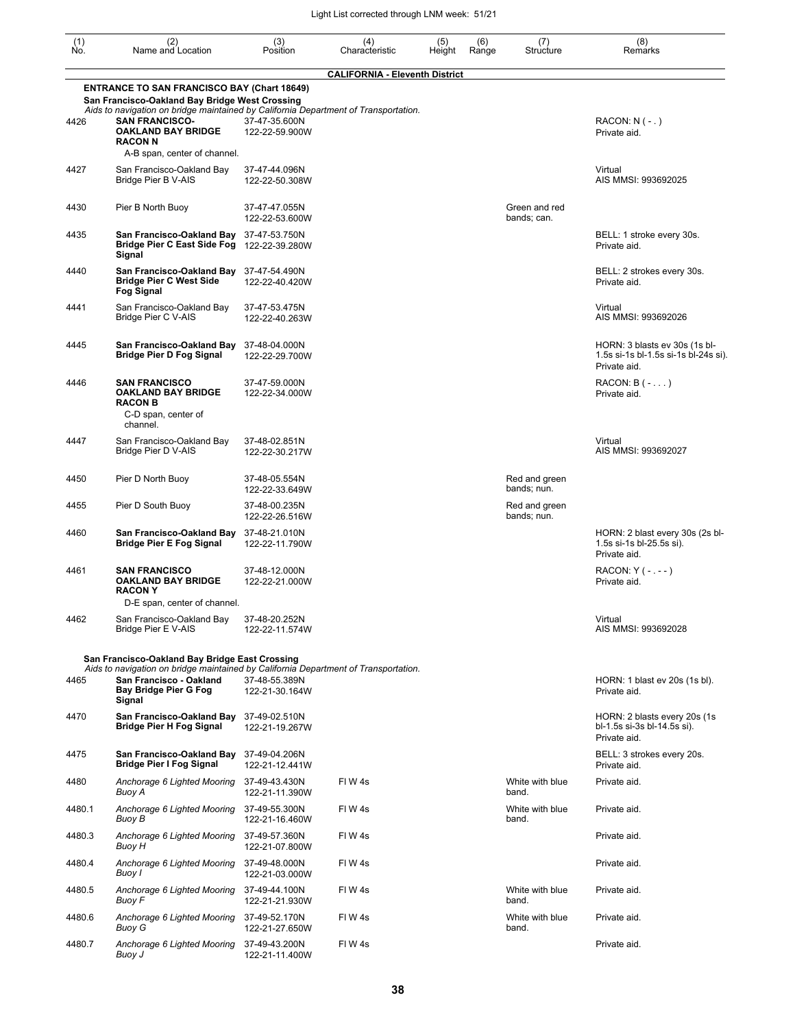| (1) No. | (2) Name and Location | (3) Position | (4) Characteristic | (5) Height | (6) Range | (7) Structure | (8) Remarks |
|---|---|---|---|---|---|---|---|
| | | | **CALIFORNIA - Eleventh District** | | | | |
| | **ENTRANCE TO SAN FRANCISCO BAY (Chart 18649)** | | | | | | |
| | **San Francisco-Oakland Bay Bridge West Crossing** *Aids to navigation on bridge maintained by California Department of Transportation.* | | | | | | |
| 4426 | **SAN FRANCISCO-OAKLAND BAY BRIDGE RACON N** A-B span, center of channel. | 37-47-35.600N 122-22-59.900W | | | | | RACON: N ( - . ) Private aid. |
| 4427 | San Francisco-Oakland Bay Bridge Pier B V-AIS | 37-47-44.096N 122-22-50.308W | | | | | Virtual AIS MMSI: 993692025 |
| 4430 | Pier B North Buoy | 37-47-47.055N 122-22-53.600W | | | | Green and red bands; can. | |
| 4435 | **San Francisco-Oakland Bay Bridge Pier C East Side Fog Signal** | 37-47-53.750N 122-22-39.280W | | | | | BELL: 1 stroke every 30s. Private aid. |
| 4440 | **San Francisco-Oakland Bay Bridge Pier C West Side Fog Signal** | 37-47-54.490N 122-22-40.420W | | | | | BELL: 2 strokes every 30s. Private aid. |
| 4441 | San Francisco-Oakland Bay Bridge Pier C V-AIS | 37-47-53.475N 122-22-40.263W | | | | | Virtual AIS MMSI: 993692026 |
| 4445 | **San Francisco-Oakland Bay Bridge Pier D Fog Signal** | 37-48-04.000N 122-22-29.700W | | | | | HORN: 3 blasts ev 30s (1s bl-1.5s si-1s bl-1.5s si-1s bl-24s si). Private aid. |
| 4446 | **SAN FRANCISCO OAKLAND BAY BRIDGE RACON B** C-D span, center of channel. | 37-47-59.000N 122-22-34.000W | | | | | RACON: B ( - . . . ) Private aid. |
| 4447 | San Francisco-Oakland Bay Bridge Pier D V-AIS | 37-48-02.851N 122-22-30.217W | | | | | Virtual AIS MMSI: 993692027 |
| 4450 | Pier D North Buoy | 37-48-05.554N 122-22-33.649W | | | | Red and green bands; nun. | |
| 4455 | Pier D South Buoy | 37-48-00.235N 122-22-26.516W | | | | Red and green bands; nun. | |
| 4460 | **San Francisco-Oakland Bay Bridge Pier E Fog Signal** | 37-48-21.010N 122-22-11.790W | | | | | HORN: 2 blast every 30s (2s bl-1.5s si-1s bl-25.5s si). Private aid. |
| 4461 | **SAN FRANCISCO OAKLAND BAY BRIDGE RACON Y** D-E span, center of channel. | 37-48-12.000N 122-22-21.000W | | | | | RACON: Y ( - . - - ) Private aid. |
| 4462 | San Francisco-Oakland Bay Bridge Pier E V-AIS | 37-48-20.252N 122-22-11.574W | | | | | Virtual AIS MMSI: 993692028 |
| | **San Francisco-Oakland Bay Bridge East Crossing** *Aids to navigation on bridge maintained by California Department of Transportation.* | | | | | | |
| 4465 | **San Francisco - Oakland Bay Bridge Pier G Fog Signal** | 37-48-55.389N 122-21-30.164W | | | | | HORN: 1 blast ev 20s (1s bl). Private aid. |
| 4470 | **San Francisco-Oakland Bay Bridge Pier H Fog Signal** | 37-49-02.510N 122-21-19.267W | | | | | HORN: 2 blasts every 20s (1s bl-1.5s si-3s bl-14.5s si). Private aid. |
| 4475 | **San Francisco-Oakland Bay Bridge Pier I Fog Signal** | 37-49-04.206N 122-21-12.441W | | | | | BELL: 3 strokes every 20s. Private aid. |
| 4480 | *Anchorage 6 Lighted Mooring Buoy A* | 37-49-43.430N 122-21-11.390W | Fl W 4s | | | White with blue band. | Private aid. |
| 4480.1 | *Anchorage 6 Lighted Mooring Buoy B* | 37-49-55.300N 122-21-16.460W | Fl W 4s | | | White with blue band. | Private aid. |
| 4480.3 | *Anchorage 6 Lighted Mooring Buoy H* | 37-49-57.360N 122-21-07.800W | Fl W 4s | | | | Private aid. |
| 4480.4 | *Anchorage 6 Lighted Mooring Buoy I* | 37-49-48.000N 122-21-03.000W | Fl W 4s | | | | Private aid. |
| 4480.5 | *Anchorage 6 Lighted Mooring Buoy F* | 37-49-44.100N 122-21-21.930W | Fl W 4s | | | White with blue band. | Private aid. |
| 4480.6 | *Anchorage 6 Lighted Mooring Buoy G* | 37-49-52.170N 122-21-27.650W | Fl W 4s | | | White with blue band. | Private aid. |
| 4480.7 | *Anchorage 6 Lighted Mooring Buoy J* | 37-49-43.200N 122-21-11.400W | Fl W 4s | | | | Private aid. |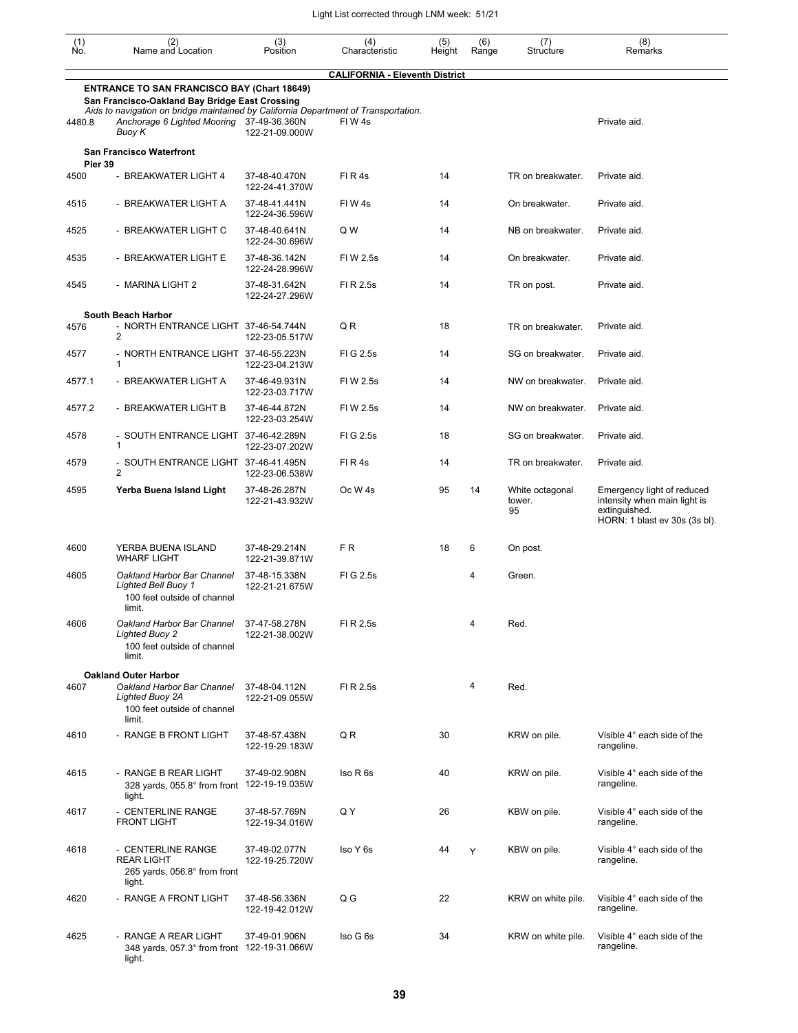Light List corrected through LNM week: 51/21

| (1) No. | (2) Name and Location | (3) Position | (4) Characteristic | (5) Height | (6) Range | (7) Structure | (8) Remarks |
|---|---|---|---|---|---|---|---|
| | **CALIFORNIA - Eleventh District** | | | | | | |
| | **ENTRANCE TO SAN FRANCISCO BAY (Chart 18649)** | | | | | | |
| | **San Francisco-Oakland Bay Bridge East Crossing** | | | | | | |
| | *Aids to navigation on bridge maintained by California Department of Transportation.* | | | | | | |
| 4480.8 | *Anchorage 6 Lighted Mooring Buoy K* | 37-49-36.360N 122-21-09.000W | Fl W 4s | | | | Private aid. |
| | **San Francisco Waterfront** | | | | | | |
| | **Pier 39** | | | | | | |
| 4500 | - BREAKWATER LIGHT 4 | 37-48-40.470N 122-24-41.370W | Fl R 4s | 14 | | TR on breakwater. | Private aid. |
| 4515 | - BREAKWATER LIGHT A | 37-48-41.441N 122-24-36.596W | Fl W 4s | 14 | | On breakwater. | Private aid. |
| 4525 | - BREAKWATER LIGHT C | 37-48-40.641N 122-24-30.696W | Q W | 14 | | NB on breakwater. | Private aid. |
| 4535 | - BREAKWATER LIGHT E | 37-48-36.142N 122-24-28.996W | Fl W 2.5s | 14 | | On breakwater. | Private aid. |
| 4545 | - MARINA LIGHT 2 | 37-48-31.642N 122-24-27.296W | Fl R 2.5s | 14 | | TR on post. | Private aid. |
| | **South Beach Harbor** | | | | | | |
| 4576 | - NORTH ENTRANCE LIGHT 2 | 37-46-54.744N 122-23-05.517W | Q R | 18 | | TR on breakwater. | Private aid. |
| 4577 | - NORTH ENTRANCE LIGHT 1 | 37-46-55.223N 122-23-04.213W | Fl G 2.5s | 14 | | SG on breakwater. | Private aid. |
| 4577.1 | - BREAKWATER LIGHT A | 37-46-49.931N 122-23-03.717W | Fl W 2.5s | 14 | | NW on breakwater. | Private aid. |
| 4577.2 | - BREAKWATER LIGHT B | 37-46-44.872N 122-23-03.254W | Fl W 2.5s | 14 | | NW on breakwater. | Private aid. |
| 4578 | - SOUTH ENTRANCE LIGHT 1 | 37-46-42.289N 122-23-07.202W | Fl G 2.5s | 18 | | SG on breakwater. | Private aid. |
| 4579 | - SOUTH ENTRANCE LIGHT 2 | 37-46-41.495N 122-23-06.538W | Fl R 4s | 14 | | TR on breakwater. | Private aid. |
| 4595 | **Yerba Buena Island Light** | 37-48-26.287N 122-21-43.932W | Oc W 4s | 95 | 14 | White octagonal tower. 95 | Emergency light of reduced intensity when main light is extinguished. HORN: 1 blast ev 30s (3s bl). |
| 4600 | YERBA BUENA ISLAND WHARF LIGHT | 37-48-29.214N 122-21-39.871W | F R | 18 | 6 | On post. | |
| 4605 | *Oakland Harbor Bar Channel Lighted Bell Buoy 1* 100 feet outside of channel limit. | 37-48-15.338N 122-21-21.675W | Fl G 2.5s | | 4 | Green. | |
| 4606 | *Oakland Harbor Bar Channel Lighted Buoy 2* 100 feet outside of channel limit. | 37-47-58.278N 122-21-38.002W | Fl R 2.5s | | 4 | Red. | |
| | **Oakland Outer Harbor** | | | | | | |
| 4607 | *Oakland Harbor Bar Channel Lighted Buoy 2A* 100 feet outside of channel limit. | 37-48-04.112N 122-21-09.055W | Fl R 2.5s | | 4 | Red. | |
| 4610 | - RANGE B FRONT LIGHT | 37-48-57.438N 122-19-29.183W | Q R | 30 | | KRW on pile. | Visible 4° each side of the rangeline. |
| 4615 | - RANGE B REAR LIGHT 328 yards, 055.8° from front light. | 37-49-02.908N 122-19-19.035W | Iso R 6s | 40 | | KRW on pile. | Visible 4° each side of the rangeline. |
| 4617 | - CENTERLINE RANGE FRONT LIGHT | 37-48-57.769N 122-19-34.016W | Q Y | 26 | | KBW on pile. | Visible 4° each side of the rangeline. |
| 4618 | - CENTERLINE RANGE REAR LIGHT 265 yards, 056.8° from front light. | 37-49-02.077N 122-19-25.720W | Iso Y 6s | 44 | Y | KBW on pile. | Visible 4° each side of the rangeline. |
| 4620 | - RANGE A FRONT LIGHT | 37-48-56.336N 122-19-42.012W | Q G | 22 | | KRW on white pile. | Visible 4° each side of the rangeline. |
| 4625 | - RANGE A REAR LIGHT 348 yards, 057.3° from front light. | 37-49-01.906N 122-19-31.066W | Iso G 6s | 34 | | KRW on white pile. | Visible 4° each side of the rangeline. |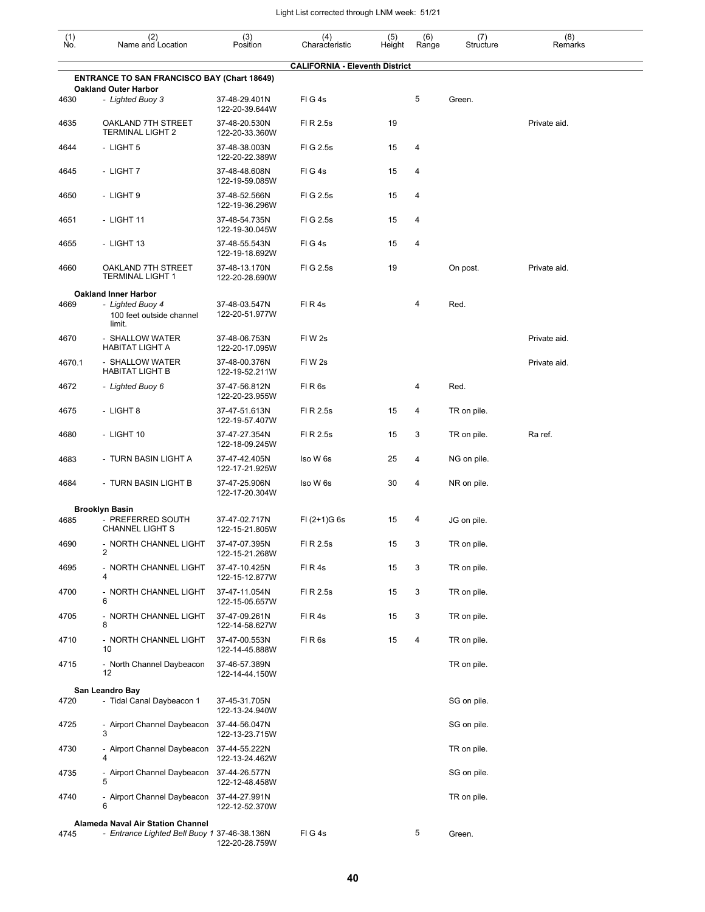Light List corrected through LNM week: 51/21

| (1) No. | (2) Name and Location | (3) Position | (4) Characteristic | (5) Height | (6) Range | (7) Structure | (8) Remarks |
|---|---|---|---|---|---|---|---|
| | **CALIFORNIA - Eleventh District** | | | | | | |
| | **ENTRANCE TO SAN FRANCISCO BAY (Chart 18649)** | | | | | | |
| | **Oakland Outer Harbor** | | | | | | |
| 4630 | *- Lighted Buoy 3* | 37-48-29.401N 122-20-39.644W | Fl G 4s | | 5 | Green. | |
| 4635 | OAKLAND 7TH STREET TERMINAL LIGHT 2 | 37-48-20.530N 122-20-33.360W | Fl R 2.5s | 19 | | | Private aid. |
| 4644 | - LIGHT 5 | 37-48-38.003N 122-20-22.389W | Fl G 2.5s | 15 | 4 | | |
| 4645 | - LIGHT 7 | 37-48-48.608N 122-19-59.085W | Fl G 4s | 15 | 4 | | |
| 4650 | - LIGHT 9 | 37-48-52.566N 122-19-36.296W | Fl G 2.5s | 15 | 4 | | |
| 4651 | - LIGHT 11 | 37-48-54.735N 122-19-30.045W | Fl G 2.5s | 15 | 4 | | |
| 4655 | - LIGHT 13 | 37-48-55.543N 122-19-18.692W | Fl G 4s | 15 | 4 | | |
| 4660 | OAKLAND 7TH STREET TERMINAL LIGHT 1 | 37-48-13.170N 122-20-28.690W | Fl G 2.5s | 19 | | On post. | Private aid. |
| | **Oakland Inner Harbor** | | | | | | |
| 4669 | *- Lighted Buoy 4* 100 feet outside channel limit. | 37-48-03.547N 122-20-51.977W | Fl R 4s | | 4 | Red. | |
| 4670 | - SHALLOW WATER HABITAT LIGHT A | 37-48-06.753N 122-20-17.095W | Fl W 2s | | | | Private aid. |
| 4670.1 | - SHALLOW WATER HABITAT LIGHT B | 37-48-00.376N 122-19-52.211W | Fl W 2s | | | | Private aid. |
| 4672 | *- Lighted Buoy 6* | 37-47-56.812N 122-20-23.955W | Fl R 6s | | 4 | Red. | |
| 4675 | - LIGHT 8 | 37-47-51.613N 122-19-57.407W | Fl R 2.5s | 15 | 4 | TR on pile. | |
| 4680 | - LIGHT 10 | 37-47-27.354N 122-18-09.245W | Fl R 2.5s | 15 | 3 | TR on pile. | Ra ref. |
| 4683 | - TURN BASIN LIGHT A | 37-47-42.405N 122-17-21.925W | Iso W 6s | 25 | 4 | NG on pile. | |
| 4684 | - TURN BASIN LIGHT B | 37-47-25.906N 122-17-20.304W | Iso W 6s | 30 | 4 | NR on pile. | |
| | **Brooklyn Basin** | | | | | | |
| 4685 | - PREFERRED SOUTH CHANNEL LIGHT S | 37-47-02.717N 122-15-21.805W | Fl (2+1)G 6s | 15 | 4 | JG on pile. | |
| 4690 | - NORTH CHANNEL LIGHT 2 | 37-47-07.395N 122-15-21.268W | Fl R 2.5s | 15 | 3 | TR on pile. | |
| 4695 | - NORTH CHANNEL LIGHT 4 | 37-47-10.425N 122-15-12.877W | Fl R 4s | 15 | 3 | TR on pile. | |
| 4700 | - NORTH CHANNEL LIGHT 6 | 37-47-11.054N 122-15-05.657W | Fl R 2.5s | 15 | 3 | TR on pile. | |
| 4705 | - NORTH CHANNEL LIGHT 8 | 37-47-09.261N 122-14-58.627W | Fl R 4s | 15 | 3 | TR on pile. | |
| 4710 | - NORTH CHANNEL LIGHT 10 | 37-47-00.553N 122-14-45.888W | Fl R 6s | 15 | 4 | TR on pile. | |
| 4715 | - North Channel Daybeacon 12 | 37-46-57.389N 122-14-44.150W | | | | TR on pile. | |
| | **San Leandro Bay** | | | | | | |
| 4720 | - Tidal Canal Daybeacon 1 | 37-45-31.705N 122-13-24.940W | | | | SG on pile. | |
| 4725 | - Airport Channel Daybeacon 3 | 37-44-56.047N 122-13-23.715W | | | | SG on pile. | |
| 4730 | - Airport Channel Daybeacon 4 | 37-44-55.222N 122-13-24.462W | | | | TR on pile. | |
| 4735 | - Airport Channel Daybeacon 5 | 37-44-26.577N 122-12-48.458W | | | | SG on pile. | |
| 4740 | - Airport Channel Daybeacon 6 | 37-44-27.991N 122-12-52.370W | | | | TR on pile. | |
| | **Alameda Naval Air Station Channel** | | | | | | |
| 4745 | *- Entrance Lighted Bell Buoy 1* | 37-46-38.136N 122-20-28.759W | Fl G 4s | | 5 | Green. | |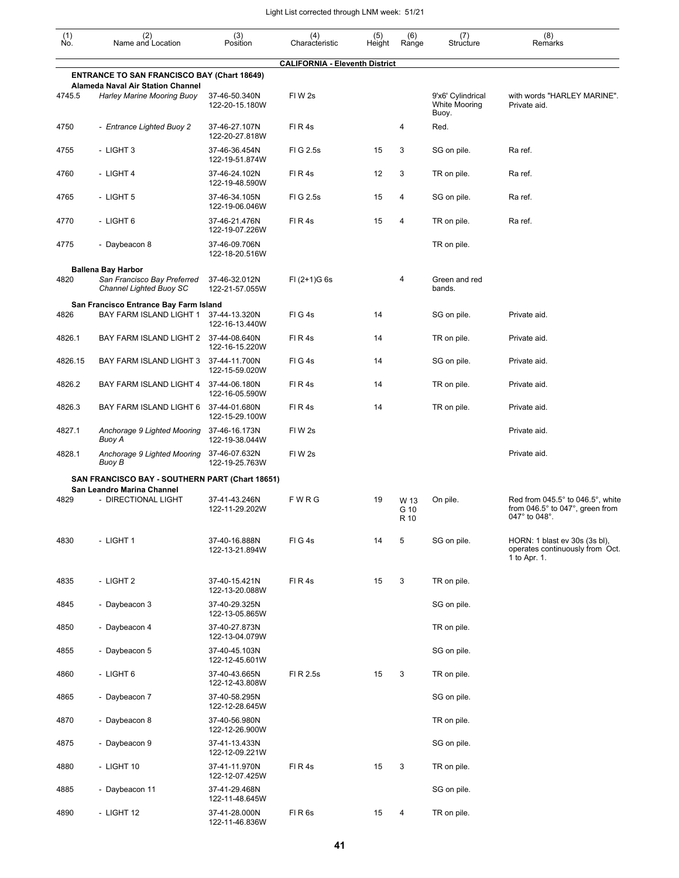Light List corrected through LNM week: 51/21

| (1) No. | (2) Name and Location | (3) Position | (4) Characteristic | (5) Height | (6) Range | (7) Structure | (8) Remarks |
|---|---|---|---|---|---|---|---|
| | **CALIFORNIA - Eleventh District** | | | | | | |
| | **ENTRANCE TO SAN FRANCISCO BAY (Chart 18649)** | | | | | | |
| | **Alameda Naval Air Station Channel** | | | | | | |
| 4745.5 | *Harley Marine Mooring Buoy* | 37-46-50.340N 122-20-15.180W | Fl W 2s | | | 9'x6' Cylindrical White Mooring Buoy. | with words "HARLEY MARINE". Private aid. |
| 4750 | *- Entrance Lighted Buoy 2* | 37-46-27.107N 122-20-27.818W | Fl R 4s | | 4 | Red. | |
| 4755 | - LIGHT 3 | 37-46-36.454N 122-19-51.874W | Fl G 2.5s | 15 | 3 | SG on pile. | Ra ref. |
| 4760 | - LIGHT 4 | 37-46-24.102N 122-19-48.590W | Fl R 4s | 12 | 3 | TR on pile. | Ra ref. |
| 4765 | - LIGHT 5 | 37-46-34.105N 122-19-06.046W | Fl G 2.5s | 15 | 4 | SG on pile. | Ra ref. |
| 4770 | - LIGHT 6 | 37-46-21.476N 122-19-07.226W | Fl R 4s | 15 | 4 | TR on pile. | Ra ref. |
| 4775 | - Daybeacon 8 | 37-46-09.706N 122-18-20.516W | | | | TR on pile. | |
| | **Ballena Bay Harbor** | | | | | | |
| 4820 | *San Francisco Bay Preferred Channel Lighted Buoy SC* | 37-46-32.012N 122-21-57.055W | Fl (2+1)G 6s | | 4 | Green and red bands. | |
| | **San Francisco Entrance Bay Farm Island** | | | | | | |
| 4826 | BAY FARM ISLAND LIGHT 1 | 37-44-13.320N 122-16-13.440W | Fl G 4s | 14 | | SG on pile. | Private aid. |
| 4826.1 | BAY FARM ISLAND LIGHT 2 | 37-44-08.640N 122-16-15.220W | Fl R 4s | 14 | | TR on pile. | Private aid. |
| 4826.15 | BAY FARM ISLAND LIGHT 3 | 37-44-11.700N 122-15-59.020W | Fl G 4s | 14 | | SG on pile. | Private aid. |
| 4826.2 | BAY FARM ISLAND LIGHT 4 | 37-44-06.180N 122-16-05.590W | Fl R 4s | 14 | | TR on pile. | Private aid. |
| 4826.3 | BAY FARM ISLAND LIGHT 6 | 37-44-01.680N 122-15-29.100W | Fl R 4s | 14 | | TR on pile. | Private aid. |
| 4827.1 | *Anchorage 9 Lighted Mooring Buoy A* | 37-46-16.173N 122-19-38.044W | Fl W 2s | | | | Private aid. |
| 4828.1 | *Anchorage 9 Lighted Mooring Buoy B* | 37-46-07.632N 122-19-25.763W | Fl W 2s | | | | Private aid. |
| | **SAN FRANCISCO BAY - SOUTHERN PART (Chart 18651)** | | | | | | |
| | **San Leandro Marina Channel** | | | | | | |
| 4829 | - DIRECTIONAL LIGHT | 37-41-43.246N 122-11-29.202W | F W R G | 19 | W 13 G 10 R 10 | On pile. | Red from 045.5° to 046.5°, white from 046.5° to 047°, green from 047° to 048°. |
| 4830 | - LIGHT 1 | 37-40-16.888N 122-13-21.894W | Fl G 4s | 14 | 5 | SG on pile. | HORN: 1 blast ev 30s (3s bl), operates continuously from Oct. 1 to Apr. 1. |
| 4835 | - LIGHT 2 | 37-40-15.421N 122-13-20.088W | Fl R 4s | 15 | 3 | TR on pile. | |
| 4845 | - Daybeacon 3 | 37-40-29.325N 122-13-05.865W | | | | SG on pile. | |
| 4850 | - Daybeacon 4 | 37-40-27.873N 122-13-04.079W | | | | TR on pile. | |
| 4855 | - Daybeacon 5 | 37-40-45.103N 122-12-45.601W | | | | SG on pile. | |
| 4860 | - LIGHT 6 | 37-40-43.665N 122-12-43.808W | Fl R 2.5s | 15 | 3 | TR on pile. | |
| 4865 | - Daybeacon 7 | 37-40-58.295N 122-12-28.645W | | | | SG on pile. | |
| 4870 | - Daybeacon 8 | 37-40-56.980N 122-12-26.900W | | | | TR on pile. | |
| 4875 | - Daybeacon 9 | 37-41-13.433N 122-12-09.221W | | | | SG on pile. | |
| 4880 | - LIGHT 10 | 37-41-11.970N 122-12-07.425W | Fl R 4s | 15 | 3 | TR on pile. | |
| 4885 | - Daybeacon 11 | 37-41-29.468N 122-11-48.645W | | | | SG on pile. | |
| 4890 | - LIGHT 12 | 37-41-28.000N 122-11-46.836W | Fl R 6s | 15 | 4 | TR on pile. | |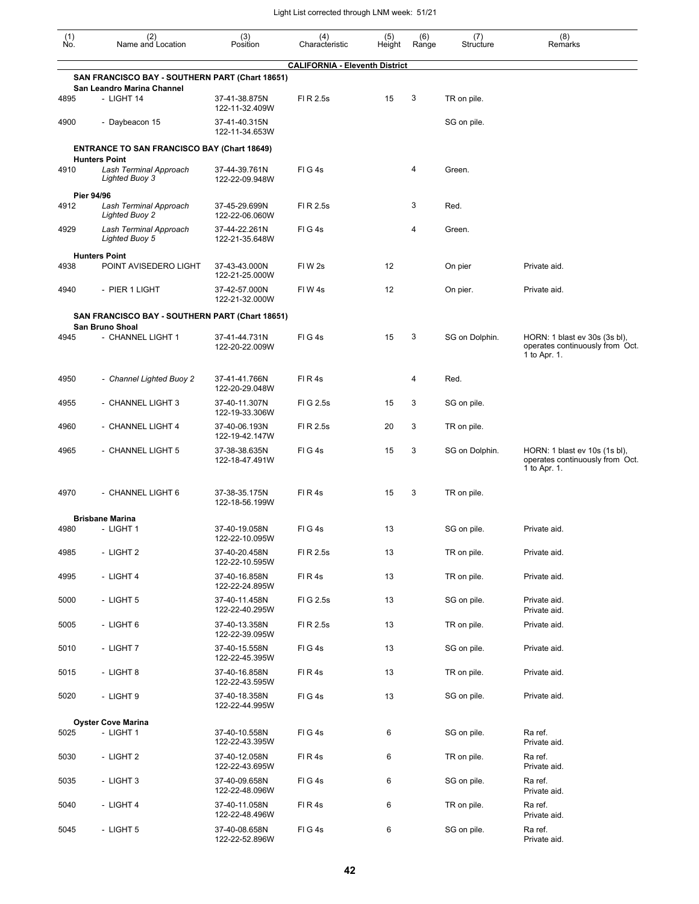| (1) No. | (2) Name and Location | (3) Position | (4) Characteristic | (5) Height | (6) Range | (7) Structure | (8) Remarks |
|---|---|---|---|---|---|---|---|
| | **CALIFORNIA - Eleventh District** | | | | | | |
| | **SAN FRANCISCO BAY - SOUTHERN PART (Chart 18651)** | | | | | | |
| | **San Leandro Marina Channel** | | | | | | |
| 4895 | - LIGHT 14 | 37-41-38.875N 122-11-32.409W | Fl R 2.5s | 15 | 3 | TR on pile. | |
| 4900 | - Daybeacon 15 | 37-41-40.315N 122-11-34.653W | | | | SG on pile. | |
| | **ENTRANCE TO SAN FRANCISCO BAY (Chart 18649)** | | | | | | |
| | **Hunters Point** | | | | | | |
| 4910 | *Lash Terminal Approach Lighted Buoy 3* | 37-44-39.761N 122-22-09.948W | Fl G 4s | | 4 | Green. | |
| | **Pier 94/96** | | | | | | |
| 4912 | *Lash Terminal Approach Lighted Buoy 2* | 37-45-29.699N 122-22-06.060W | Fl R 2.5s | | 3 | Red. | |
| 4929 | *Lash Terminal Approach Lighted Buoy 5* | 37-44-22.261N 122-21-35.648W | Fl G 4s | | 4 | Green. | |
| | **Hunters Point** | | | | | | |
| 4938 | POINT AVISEDERO LIGHT | 37-43-43.000N 122-21-25.000W | Fl W 2s | 12 | | On pier | Private aid. |
| 4940 | - PIER 1 LIGHT | 37-42-57.000N 122-21-32.000W | Fl W 4s | 12 | | On pier. | Private aid. |
| | **SAN FRANCISCO BAY - SOUTHERN PART (Chart 18651)** | | | | | | |
| | **San Bruno Shoal** | | | | | | |
| 4945 | - CHANNEL LIGHT 1 | 37-41-44.731N 122-20-22.009W | Fl G 4s | 15 | 3 | SG on Dolphin. | HORN: 1 blast ev 30s (3s bl), operates continuously from Oct. 1 to Apr. 1. |
| 4950 | - *Channel Lighted Buoy 2* | 37-41-41.766N 122-20-29.048W | Fl R 4s | | 4 | Red. | |
| 4955 | - CHANNEL LIGHT 3 | 37-40-11.307N 122-19-33.306W | Fl G 2.5s | 15 | 3 | SG on pile. | |
| 4960 | - CHANNEL LIGHT 4 | 37-40-06.193N 122-19-42.147W | Fl R 2.5s | 20 | 3 | TR on pile. | |
| 4965 | - CHANNEL LIGHT 5 | 37-38-38.635N 122-18-47.491W | Fl G 4s | 15 | 3 | SG on Dolphin. | HORN: 1 blast ev 10s (1s bl), operates continuously from Oct. 1 to Apr. 1. |
| 4970 | - CHANNEL LIGHT 6 | 37-38-35.175N 122-18-56.199W | Fl R 4s | 15 | 3 | TR on pile. | |
| | **Brisbane Marina** | | | | | | |
| 4980 | - LIGHT 1 | 37-40-19.058N 122-22-10.095W | Fl G 4s | 13 | | SG on pile. | Private aid. |
| 4985 | - LIGHT 2 | 37-40-20.458N 122-22-10.595W | Fl R 2.5s | 13 | | TR on pile. | Private aid. |
| 4995 | - LIGHT 4 | 37-40-16.858N 122-22-24.895W | Fl R 4s | 13 | | TR on pile. | Private aid. |
| 5000 | - LIGHT 5 | 37-40-11.458N 122-22-40.295W | Fl G 2.5s | 13 | | SG on pile. | Private aid. Private aid. |
| 5005 | - LIGHT 6 | 37-40-13.358N 122-22-39.095W | Fl R 2.5s | 13 | | TR on pile. | Private aid. |
| 5010 | - LIGHT 7 | 37-40-15.558N 122-22-45.395W | Fl G 4s | 13 | | SG on pile. | Private aid. |
| 5015 | - LIGHT 8 | 37-40-16.858N 122-22-43.595W | Fl R 4s | 13 | | TR on pile. | Private aid. |
| 5020 | - LIGHT 9 | 37-40-18.358N 122-22-44.995W | Fl G 4s | 13 | | SG on pile. | Private aid. |
| | **Oyster Cove Marina** | | | | | | |
| 5025 | - LIGHT 1 | 37-40-10.558N 122-22-43.395W | Fl G 4s | 6 | | SG on pile. | Ra ref. Private aid. |
| 5030 | - LIGHT 2 | 37-40-12.058N 122-22-43.695W | Fl R 4s | 6 | | TR on pile. | Ra ref. Private aid. |
| 5035 | - LIGHT 3 | 37-40-09.658N 122-22-48.096W | Fl G 4s | 6 | | SG on pile. | Ra ref. Private aid. |
| 5040 | - LIGHT 4 | 37-40-11.058N 122-22-48.496W | Fl R 4s | 6 | | TR on pile. | Ra ref. Private aid. |
| 5045 | - LIGHT 5 | 37-40-08.658N 122-22-52.896W | Fl G 4s | 6 | | SG on pile. | Ra ref. Private aid. |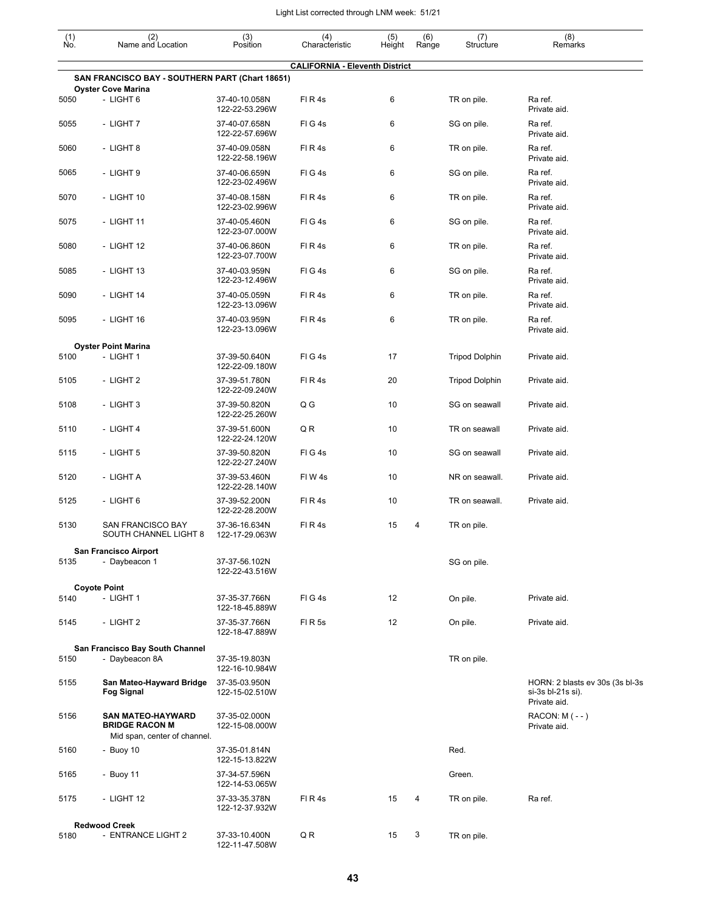| (1) No. | (2) Name and Location | (3) Position | (4) Characteristic | (5) Height | (6) Range | (7) Structure | (8) Remarks |
|---|---|---|---|---|---|---|---|
| | **CALIFORNIA - Eleventh District** | | | | | | |
| | **SAN FRANCISCO BAY - SOUTHERN PART (Chart 18651)** | | | | | | |
| | **Oyster Cove Marina** | | | | | | |
| 5050 | - LIGHT 6 | 37-40-10.058N 122-22-53.296W | Fl R 4s | 6 | | TR on pile. | Ra ref. Private aid. |
| 5055 | - LIGHT 7 | 37-40-07.658N 122-22-57.696W | Fl G 4s | 6 | | SG on pile. | Ra ref. Private aid. |
| 5060 | - LIGHT 8 | 37-40-09.058N 122-22-58.196W | Fl R 4s | 6 | | TR on pile. | Ra ref. Private aid. |
| 5065 | - LIGHT 9 | 37-40-06.659N 122-23-02.496W | Fl G 4s | 6 | | SG on pile. | Ra ref. Private aid. |
| 5070 | - LIGHT 10 | 37-40-08.158N 122-23-02.996W | Fl R 4s | 6 | | TR on pile. | Ra ref. Private aid. |
| 5075 | - LIGHT 11 | 37-40-05.460N 122-23-07.000W | Fl G 4s | 6 | | SG on pile. | Ra ref. Private aid. |
| 5080 | - LIGHT 12 | 37-40-06.860N 122-23-07.700W | Fl R 4s | 6 | | TR on pile. | Ra ref. Private aid. |
| 5085 | - LIGHT 13 | 37-40-03.959N 122-23-12.496W | Fl G 4s | 6 | | SG on pile. | Ra ref. Private aid. |
| 5090 | - LIGHT 14 | 37-40-05.059N 122-23-13.096W | Fl R 4s | 6 | | TR on pile. | Ra ref. Private aid. |
| 5095 | - LIGHT 16 | 37-40-03.959N 122-23-13.096W | Fl R 4s | 6 | | TR on pile. | Ra ref. Private aid. |
| | **Oyster Point Marina** | | | | | | |
| 5100 | - LIGHT 1 | 37-39-50.640N 122-22-09.180W | Fl G 4s | 17 | | Tripod Dolphin | Private aid. |
| 5105 | - LIGHT 2 | 37-39-51.780N 122-22-09.240W | Fl R 4s | 20 | | Tripod Dolphin | Private aid. |
| 5108 | - LIGHT 3 | 37-39-50.820N 122-22-25.260W | Q G | 10 | | SG on seawall | Private aid. |
| 5110 | - LIGHT 4 | 37-39-51.600N 122-22-24.120W | Q R | 10 | | TR on seawall | Private aid. |
| 5115 | - LIGHT 5 | 37-39-50.820N 122-22-27.240W | Fl G 4s | 10 | | SG on seawall | Private aid. |
| 5120 | - LIGHT A | 37-39-53.460N 122-22-28.140W | Fl W 4s | 10 | | NR on seawall. | Private aid. |
| 5125 | - LIGHT 6 | 37-39-52.200N 122-22-28.200W | Fl R 4s | 10 | | TR on seawall. | Private aid. |
| 5130 | SAN FRANCISCO BAY SOUTH CHANNEL LIGHT 8 | 37-36-16.634N 122-17-29.063W | Fl R 4s | 15 | 4 | TR on pile. | |
| | **San Francisco Airport** | | | | | | |
| 5135 | - Daybeacon 1 | 37-37-56.102N 122-22-43.516W | | | | SG on pile. | |
| | **Coyote Point** | | | | | | |
| 5140 | - LIGHT 1 | 37-35-37.766N 122-18-45.889W | Fl G 4s | 12 | | On pile. | Private aid. |
| 5145 | - LIGHT 2 | 37-35-37.766N 122-18-47.889W | Fl R 5s | 12 | | On pile. | Private aid. |
| | **San Francisco Bay South Channel** | | | | | | |
| 5150 | - Daybeacon 8A | 37-35-19.803N 122-16-10.984W | | | | TR on pile. | |
| 5155 | **San Mateo-Hayward Bridge Fog Signal** | 37-35-03.950N 122-15-02.510W | | | | | HORN: 2 blasts ev 30s (3s bl-3s si-3s bl-21s si). Private aid. |
| 5156 | **SAN MATEO-HAYWARD BRIDGE RACON M** Mid span, center of channel. | 37-35-02.000N 122-15-08.000W | | | | | RACON: M ( - - ) Private aid. |
| 5160 | - Buoy 10 | 37-35-01.814N 122-15-13.822W | | | | Red. | |
| 5165 | - Buoy 11 | 37-34-57.596N 122-14-53.065W | | | | Green. | |
| 5175 | - LIGHT 12 | 37-33-35.378N 122-12-37.932W | Fl R 4s | 15 | 4 | TR on pile. | Ra ref. |
| | **Redwood Creek** | | | | | | |
| 5180 | - ENTRANCE LIGHT 2 | 37-33-10.400N 122-11-47.508W | Q R | 15 | 3 | TR on pile. | |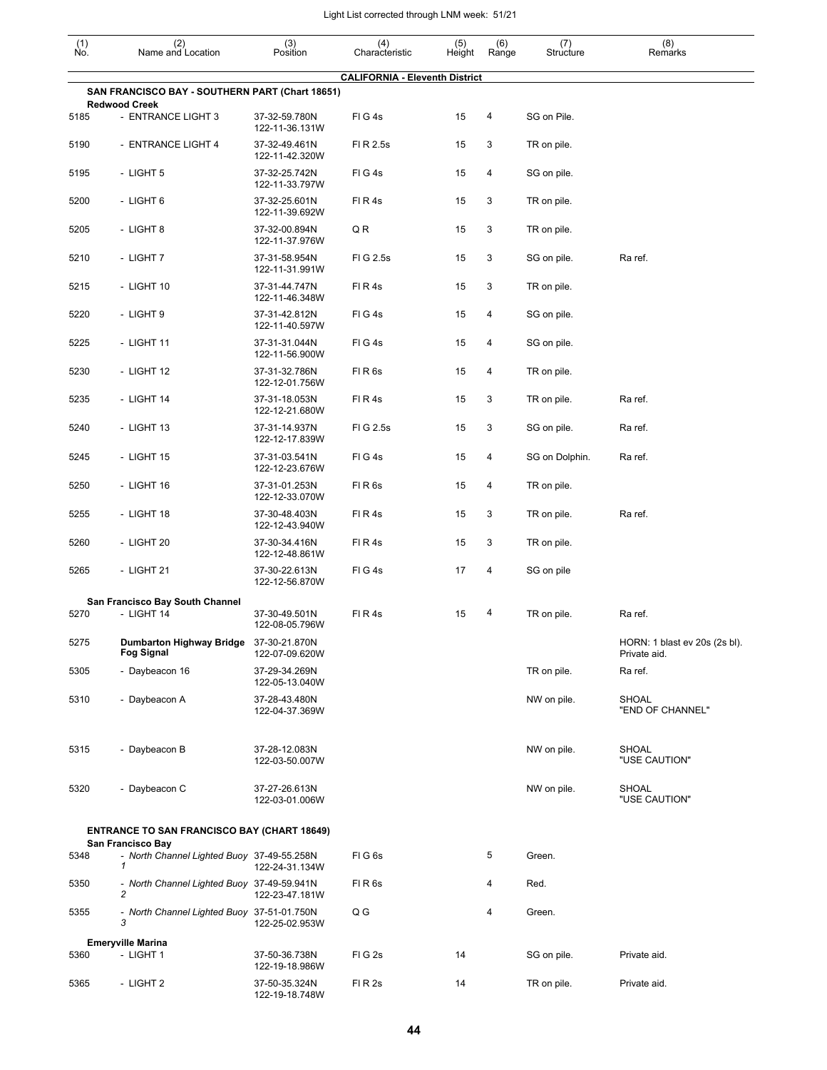| (1) No. | (2) Name and Location | (3) Position | (4) Characteristic | (5) Height | (6) Range | (7) Structure | (8) Remarks |
|---|---|---|---|---|---|---|---|
| | **CALIFORNIA - Eleventh District** | | | | | | |
| | **SAN FRANCISCO BAY - SOUTHERN PART (Chart 18651)** | | | | | | |
| | **Redwood Creek** | | | | | | |
| 5185 | - ENTRANCE LIGHT 3 | 37-32-59.780N 122-11-36.131W | Fl G 4s | 15 | 4 | SG on Pile. | |
| 5190 | - ENTRANCE LIGHT 4 | 37-32-49.461N 122-11-42.320W | Fl R 2.5s | 15 | 3 | TR on pile. | |
| 5195 | - LIGHT 5 | 37-32-25.742N 122-11-33.797W | Fl G 4s | 15 | 4 | SG on pile. | |
| 5200 | - LIGHT 6 | 37-32-25.601N 122-11-39.692W | Fl R 4s | 15 | 3 | TR on pile. | |
| 5205 | - LIGHT 8 | 37-32-00.894N 122-11-37.976W | Q R | 15 | 3 | TR on pile. | |
| 5210 | - LIGHT 7 | 37-31-58.954N 122-11-31.991W | Fl G 2.5s | 15 | 3 | SG on pile. | Ra ref. |
| 5215 | - LIGHT 10 | 37-31-44.747N 122-11-46.348W | Fl R 4s | 15 | 3 | TR on pile. | |
| 5220 | - LIGHT 9 | 37-31-42.812N 122-11-40.597W | Fl G 4s | 15 | 4 | SG on pile. | |
| 5225 | - LIGHT 11 | 37-31-31.044N 122-11-56.900W | Fl G 4s | 15 | 4 | SG on pile. | |
| 5230 | - LIGHT 12 | 37-31-32.786N 122-12-01.756W | Fl R 6s | 15 | 4 | TR on pile. | |
| 5235 | - LIGHT 14 | 37-31-18.053N 122-12-21.680W | Fl R 4s | 15 | 3 | TR on pile. | Ra ref. |
| 5240 | - LIGHT 13 | 37-31-14.937N 122-12-17.839W | Fl G 2.5s | 15 | 3 | SG on pile. | Ra ref. |
| 5245 | - LIGHT 15 | 37-31-03.541N 122-12-23.676W | Fl G 4s | 15 | 4 | SG on Dolphin. | Ra ref. |
| 5250 | - LIGHT 16 | 37-31-01.253N 122-12-33.070W | Fl R 6s | 15 | 4 | TR on pile. | |
| 5255 | - LIGHT 18 | 37-30-48.403N 122-12-43.940W | Fl R 4s | 15 | 3 | TR on pile. | Ra ref. |
| 5260 | - LIGHT 20 | 37-30-34.416N 122-12-48.861W | Fl R 4s | 15 | 3 | TR on pile. | |
| 5265 | - LIGHT 21 | 37-30-22.613N 122-12-56.870W | Fl G 4s | 17 | 4 | SG on pile | |
| | **San Francisco Bay South Channel** | | | | | | |
| 5270 | - LIGHT 14 | 37-30-49.501N 122-08-05.796W | Fl R 4s | 15 | 4 | TR on pile. | Ra ref. |
| 5275 | **Dumbarton Highway Bridge Fog Signal** | 37-30-21.870N 122-07-09.620W | | | | | HORN: 1 blast ev 20s (2s bl). Private aid. |
| 5305 | - Daybeacon 16 | 37-29-34.269N 122-05-13.040W | | | | TR on pile. | Ra ref. |
| 5310 | - Daybeacon A | 37-28-43.480N 122-04-37.369W | | | | NW on pile. | SHOAL "END OF CHANNEL" |
| 5315 | - Daybeacon B | 37-28-12.083N 122-03-50.007W | | | | NW on pile. | SHOAL "USE CAUTION" |
| 5320 | - Daybeacon C | 37-27-26.613N 122-03-01.006W | | | | NW on pile. | SHOAL "USE CAUTION" |
| | **ENTRANCE TO SAN FRANCISCO BAY (CHART 18649)** | | | | | | |
| | **San Francisco Bay** | | | | | | |
| 5348 | - *North Channel Lighted Buoy 1* | 37-49-55.258N 122-24-31.134W | Fl G 6s | | 5 | Green. | |
| 5350 | - *North Channel Lighted Buoy 2* | 37-49-59.941N 122-23-47.181W | Fl R 6s | | 4 | Red. | |
| 5355 | - *North Channel Lighted Buoy 3* | 37-51-01.750N 122-25-02.953W | Q G | | 4 | Green. | |
| | **Emeryville Marina** | | | | | | |
| 5360 | - LIGHT 1 | 37-50-36.738N 122-19-18.986W | Fl G 2s | 14 | | SG on pile. | Private aid. |
| 5365 | - LIGHT 2 | 37-50-35.324N 122-19-18.748W | Fl R 2s | 14 | | TR on pile. | Private aid. |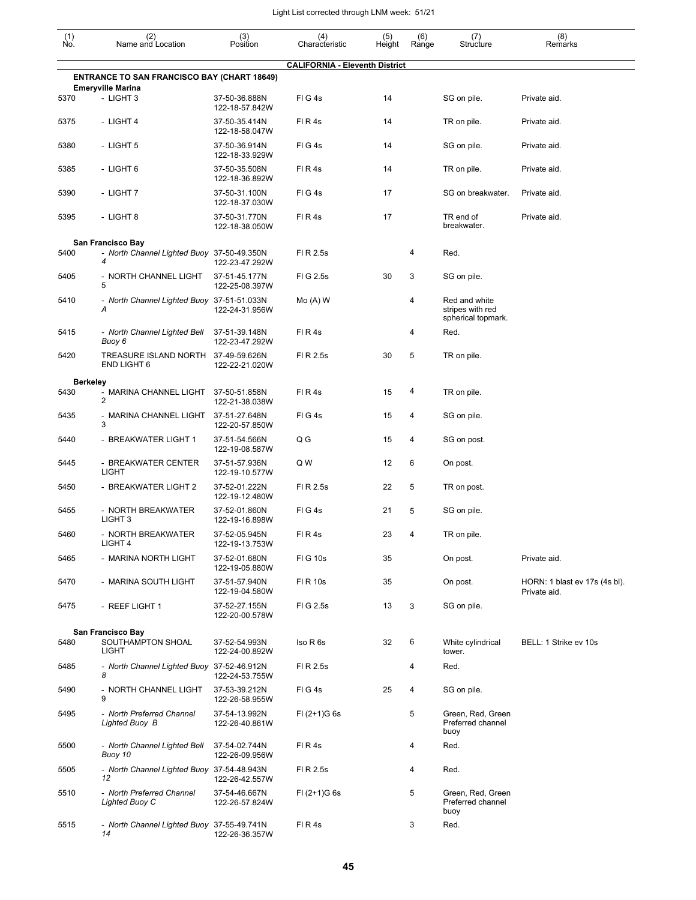| (1) No. | (2) Name and Location | (3) Position | (4) Characteristic | (5) Height | (6) Range | (7) Structure | (8) Remarks |
|---|---|---|---|---|---|---|---|
| | **CALIFORNIA - Eleventh District** | | | | | | |
| | **ENTRANCE TO SAN FRANCISCO BAY (CHART 18649)** | | | | | | |
| | **Emeryville Marina** | | | | | | |
| 5370 | - LIGHT 3 | 37-50-36.888N 122-18-57.842W | Fl G 4s | 14 | | SG on pile. | Private aid. |
| 5375 | - LIGHT 4 | 37-50-35.414N 122-18-58.047W | Fl R 4s | 14 | | TR on pile. | Private aid. |
| 5380 | - LIGHT 5 | 37-50-36.914N 122-18-33.929W | Fl G 4s | 14 | | SG on pile. | Private aid. |
| 5385 | - LIGHT 6 | 37-50-35.508N 122-18-36.892W | Fl R 4s | 14 | | TR on pile. | Private aid. |
| 5390 | - LIGHT 7 | 37-50-31.100N 122-18-37.030W | Fl G 4s | 17 | | SG on breakwater. | Private aid. |
| 5395 | - LIGHT 8 | 37-50-31.770N 122-18-38.050W | Fl R 4s | 17 | | TR end of breakwater. | Private aid. |
| | **San Francisco Bay** | | | | | | |
| 5400 | - *North Channel Lighted Buoy 4* | 37-50-49.350N 122-23-47.292W | Fl R 2.5s | | 4 | Red. | |
| 5405 | - NORTH CHANNEL LIGHT 5 | 37-51-45.177N 122-25-08.397W | Fl G 2.5s | 30 | 3 | SG on pile. | |
| 5410 | - *North Channel Lighted Buoy A* | 37-51-51.033N 122-24-31.956W | Mo (A) W | | 4 | Red and white stripes with red spherical topmark. | |
| 5415 | - *North Channel Lighted Bell Buoy 6* | 37-51-39.148N 122-23-47.292W | Fl R 4s | | 4 | Red. | |
| 5420 | TREASURE ISLAND NORTH END LIGHT 6 | 37-49-59.626N 122-22-21.020W | Fl R 2.5s | 30 | 5 | TR on pile. | |
| | **Berkeley** | | | | | | |
| 5430 | - MARINA CHANNEL LIGHT 2 | 37-50-51.858N 122-21-38.038W | Fl R 4s | 15 | 4 | TR on pile. | |
| 5435 | - MARINA CHANNEL LIGHT 3 | 37-51-27.648N 122-20-57.850W | Fl G 4s | 15 | 4 | SG on pile. | |
| 5440 | - BREAKWATER LIGHT 1 | 37-51-54.566N 122-19-08.587W | Q G | 15 | 4 | SG on post. | |
| 5445 | - BREAKWATER CENTER LIGHT | 37-51-57.936N 122-19-10.577W | Q W | 12 | 6 | On post. | |
| 5450 | - BREAKWATER LIGHT 2 | 37-52-01.222N 122-19-12.480W | Fl R 2.5s | 22 | 5 | TR on post. | |
| 5455 | - NORTH BREAKWATER LIGHT 3 | 37-52-01.860N 122-19-16.898W | Fl G 4s | 21 | 5 | SG on pile. | |
| 5460 | - NORTH BREAKWATER LIGHT 4 | 37-52-05.945N 122-19-13.753W | Fl R 4s | 23 | 4 | TR on pile. | |
| 5465 | - MARINA NORTH LIGHT | 37-52-01.680N 122-19-05.880W | Fl G 10s | 35 | | On post. | Private aid. |
| 5470 | - MARINA SOUTH LIGHT | 37-51-57.940N 122-19-04.580W | Fl R 10s | 35 | | On post. | HORN: 1 blast ev 17s (4s bl). Private aid. |
| 5475 | - REEF LIGHT 1 | 37-52-27.155N 122-20-00.578W | Fl G 2.5s | 13 | 3 | SG on pile. | |
| | **San Francisco Bay** | | | | | | |
| 5480 | SOUTHAMPTON SHOAL LIGHT | 37-52-54.993N 122-24-00.892W | Iso R 6s | 32 | 6 | White cylindrical tower. | BELL: 1 Strike ev 10s |
| 5485 | - *North Channel Lighted Buoy 8* | 37-52-46.912N 122-24-53.755W | Fl R 2.5s | | 4 | Red. | |
| 5490 | - NORTH CHANNEL LIGHT 9 | 37-53-39.212N 122-26-58.955W | Fl G 4s | 25 | 4 | SG on pile. | |
| 5495 | - *North Preferred Channel Lighted Buoy B* | 37-54-13.992N 122-26-40.861W | Fl (2+1)G 6s | | 5 | Green, Red, Green Preferred channel buoy | |
| 5500 | - *North Channel Lighted Bell Buoy 10* | 37-54-02.744N 122-26-09.956W | Fl R 4s | | 4 | Red. | |
| 5505 | - *North Channel Lighted Buoy 12* | 37-54-48.943N 122-26-42.557W | Fl R 2.5s | | 4 | Red. | |
| 5510 | - *North Preferred Channel Lighted Buoy C* | 37-54-46.667N 122-26-57.824W | Fl (2+1)G 6s | | 5 | Green, Red, Green Preferred channel buoy | |
| 5515 | - *North Channel Lighted Buoy 14* | 37-55-49.741N 122-26-36.357W | Fl R 4s | | 3 | Red. | |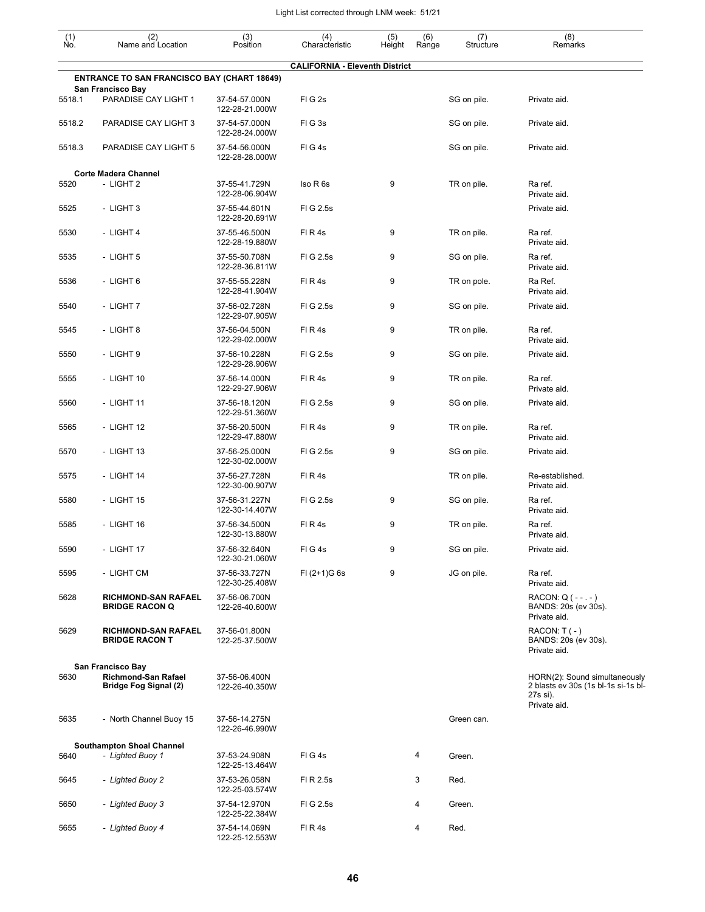Light List corrected through LNM week: 51/21

| (1) No. | (2) Name and Location | (3) Position | (4) Characteristic | (5) Height | (6) Range | (7) Structure | (8) Remarks |
|---|---|---|---|---|---|---|---|
| | **CALIFORNIA - Eleventh District** | | | | | | |
| | **ENTRANCE TO SAN FRANCISCO BAY (CHART 18649)** | | | | | | |
| | **San Francisco Bay** | | | | | | |
| 5518.1 | PARADISE CAY LIGHT 1 | 37-54-57.000N 122-28-21.000W | Fl G 2s | | | SG on pile. | Private aid. |
| 5518.2 | PARADISE CAY LIGHT 3 | 37-54-57.000N 122-28-24.000W | Fl G 3s | | | SG on pile. | Private aid. |
| 5518.3 | PARADISE CAY LIGHT 5 | 37-54-56.000N 122-28-28.000W | Fl G 4s | | | SG on pile. | Private aid. |
| | **Corte Madera Channel** | | | | | | |
| 5520 | - LIGHT 2 | 37-55-41.729N 122-28-06.904W | Iso R 6s | 9 | | TR on pile. | Ra ref. Private aid. |
| 5525 | - LIGHT 3 | 37-55-44.601N 122-28-20.691W | Fl G 2.5s | | | | Private aid. |
| 5530 | - LIGHT 4 | 37-55-46.500N 122-28-19.880W | Fl R 4s | 9 | | TR on pile. | Ra ref. Private aid. |
| 5535 | - LIGHT 5 | 37-55-50.708N 122-28-36.811W | Fl G 2.5s | 9 | | SG on pile. | Ra ref. Private aid. |
| 5536 | - LIGHT 6 | 37-55-55.228N 122-28-41.904W | Fl R 4s | 9 | | TR on pole. | Ra Ref. Private aid. |
| 5540 | - LIGHT 7 | 37-56-02.728N 122-29-07.905W | Fl G 2.5s | 9 | | SG on pile. | Private aid. |
| 5545 | - LIGHT 8 | 37-56-04.500N 122-29-02.000W | Fl R 4s | 9 | | TR on pile. | Ra ref. Private aid. |
| 5550 | - LIGHT 9 | 37-56-10.228N 122-29-28.906W | Fl G 2.5s | 9 | | SG on pile. | Private aid. |
| 5555 | - LIGHT 10 | 37-56-14.000N 122-29-27.906W | Fl R 4s | 9 | | TR on pile. | Ra ref. Private aid. |
| 5560 | - LIGHT 11 | 37-56-18.120N 122-29-51.360W | Fl G 2.5s | 9 | | SG on pile. | Private aid. |
| 5565 | - LIGHT 12 | 37-56-20.500N 122-29-47.880W | Fl R 4s | 9 | | TR on pile. | Ra ref. Private aid. |
| 5570 | - LIGHT 13 | 37-56-25.000N 122-30-02.000W | Fl G 2.5s | 9 | | SG on pile. | Private aid. |
| 5575 | - LIGHT 14 | 37-56-27.728N 122-30-00.907W | Fl R 4s | | | TR on pile. | Re-established. Private aid. |
| 5580 | - LIGHT 15 | 37-56-31.227N 122-30-14.407W | Fl G 2.5s | 9 | | SG on pile. | Ra ref. Private aid. |
| 5585 | - LIGHT 16 | 37-56-34.500N 122-30-13.880W | Fl R 4s | 9 | | TR on pile. | Ra ref. Private aid. |
| 5590 | - LIGHT 17 | 37-56-32.640N 122-30-21.060W | Fl G 4s | 9 | | SG on pile. | Private aid. |
| 5595 | - LIGHT CM | 37-56-33.727N 122-30-25.408W | Fl (2+1)G 6s | 9 | | JG on pile. | Ra ref. Private aid. |
| 5628 | **RICHMOND-SAN RAFAEL BRIDGE RACON Q** | 37-56-06.700N 122-26-40.600W | | | | | RACON: Q ( - - . - ) BANDS: 20s (ev 30s). Private aid. |
| 5629 | **RICHMOND-SAN RAFAEL BRIDGE RACON T** | 37-56-01.800N 122-25-37.500W | | | | | RACON: T ( - ) BANDS: 20s (ev 30s). Private aid. |
| | **San Francisco Bay** | | | | | | |
| 5630 | **Richmond-San Rafael Bridge Fog Signal (2)** | 37-56-06.400N 122-26-40.350W | | | | | HORN(2): Sound simultaneously 2 blasts ev 30s (1s bl-1s si-1s bl-27s si). Private aid. |
| 5635 | - North Channel Buoy 15 | 37-56-14.275N 122-26-46.990W | | | | Green can. | |
| | **Southampton Shoal Channel** | | | | | | |
| 5640 | *- Lighted Buoy 1* | 37-53-24.908N 122-25-13.464W | Fl G 4s | | 4 | Green. | |
| 5645 | *- Lighted Buoy 2* | 37-53-26.058N 122-25-03.574W | Fl R 2.5s | | 3 | Red. | |
| 5650 | *- Lighted Buoy 3* | 37-54-12.970N 122-25-22.384W | Fl G 2.5s | | 4 | Green. | |
| 5655 | *- Lighted Buoy 4* | 37-54-14.069N 122-25-12.553W | Fl R 4s | | 4 | Red. | |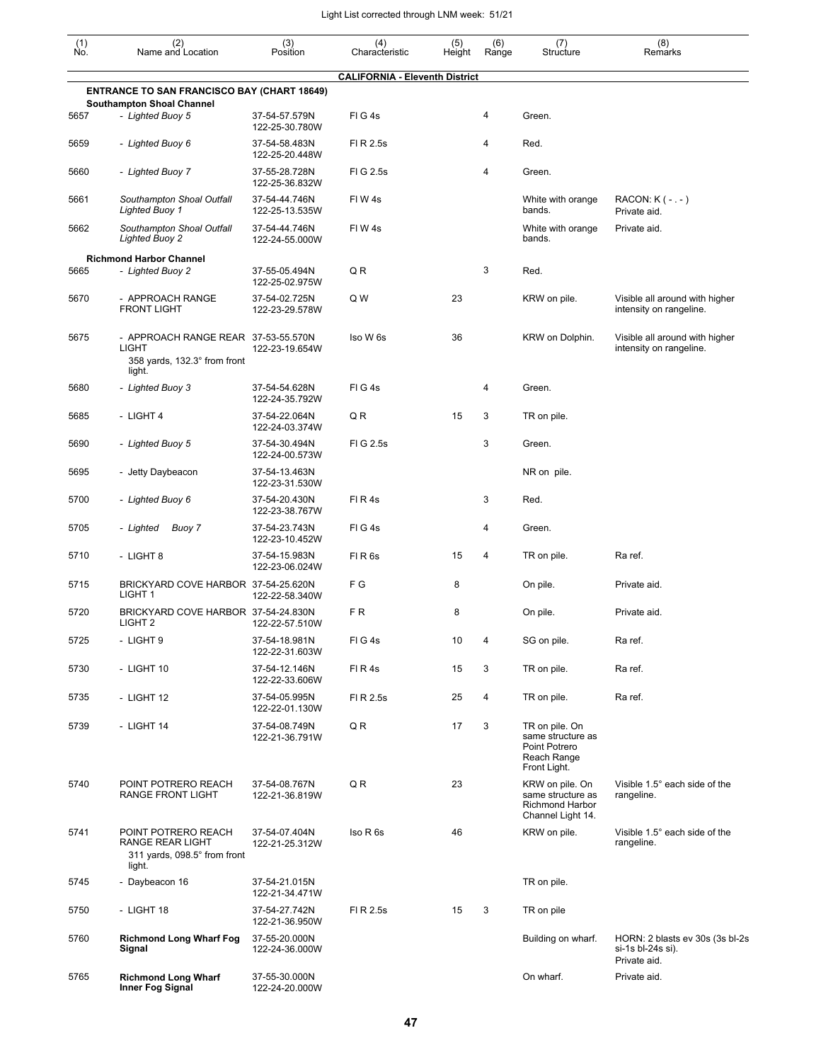| (1) No. | (2) Name and Location | (3) Position | (4) Characteristic | (5) Height | (6) Range | (7) Structure | (8) Remarks |
|---|---|---|---|---|---|---|---|
| | | | **CALIFORNIA - Eleventh District** | | | | |
| | **ENTRANCE TO SAN FRANCISCO BAY (CHART 18649)** | | | | | | |
| | **Southampton Shoal Channel** | | | | | | |
| 5657 | *- Lighted Buoy 5* | 37-54-57.579N 122-25-30.780W | Fl G 4s | | 4 | Green. | |
| 5659 | *- Lighted Buoy 6* | 37-54-58.483N 122-25-20.448W | Fl R 2.5s | | 4 | Red. | |
| 5660 | *- Lighted Buoy 7* | 37-55-28.728N 122-25-36.832W | Fl G 2.5s | | 4 | Green. | |
| 5661 | *Southampton Shoal Outfall Lighted Buoy 1* | 37-54-44.746N 122-25-13.535W | Fl W 4s | | | White with orange bands. | RACON: K ( - . - ) Private aid. |
| 5662 | *Southampton Shoal Outfall Lighted Buoy 2* | 37-54-44.746N 122-24-55.000W | Fl W 4s | | | White with orange bands. | Private aid. |
| | **Richmond Harbor Channel** | | | | | | |
| 5665 | *- Lighted Buoy 2* | 37-55-05.494N 122-25-02.975W | Q R | | 3 | Red. | |
| 5670 | - APPROACH RANGE FRONT LIGHT | 37-54-02.725N 122-23-29.578W | Q W | 23 | | KRW on pile. | Visible all around with higher intensity on rangeline. |
| 5675 | - APPROACH RANGE REAR LIGHT 358 yards, 132.3° from front light. | 37-53-55.570N 122-23-19.654W | Iso W 6s | 36 | | KRW on Dolphin. | Visible all around with higher intensity on rangeline. |
| 5680 | *- Lighted Buoy 3* | 37-54-54.628N 122-24-35.792W | Fl G 4s | | 4 | Green. | |
| 5685 | - LIGHT 4 | 37-54-22.064N 122-24-03.374W | Q R | 15 | 3 | TR on pile. | |
| 5690 | *- Lighted Buoy 5* | 37-54-30.494N 122-24-00.573W | Fl G 2.5s | | 3 | Green. | |
| 5695 | - Jetty Daybeacon | 37-54-13.463N 122-23-31.530W | | | | NR on pile. | |
| 5700 | *- Lighted Buoy 6* | 37-54-20.430N 122-23-38.767W | Fl R 4s | | 3 | Red. | |
| 5705 | *- Lighted Buoy 7* | 37-54-23.743N 122-23-10.452W | Fl G 4s | | 4 | Green. | |
| 5710 | - LIGHT 8 | 37-54-15.983N 122-23-06.024W | Fl R 6s | 15 | 4 | TR on pile. | Ra ref. |
| 5715 | BRICKYARD COVE HARBOR LIGHT 1 | 37-54-25.620N 122-22-58.340W | F G | 8 | | On pile. | Private aid. |
| 5720 | BRICKYARD COVE HARBOR LIGHT 2 | 37-54-24.830N 122-22-57.510W | F R | 8 | | On pile. | Private aid. |
| 5725 | - LIGHT 9 | 37-54-18.981N 122-22-31.603W | Fl G 4s | 10 | 4 | SG on pile. | Ra ref. |
| 5730 | - LIGHT 10 | 37-54-12.146N 122-22-33.606W | Fl R 4s | 15 | 3 | TR on pile. | Ra ref. |
| 5735 | - LIGHT 12 | 37-54-05.995N 122-22-01.130W | Fl R 2.5s | 25 | 4 | TR on pile. | Ra ref. |
| 5739 | - LIGHT 14 | 37-54-08.749N 122-21-36.791W | Q R | 17 | 3 | TR on pile. On same structure as Point Potrero Reach Range Front Light. | |
| 5740 | POINT POTRERO REACH RANGE FRONT LIGHT | 37-54-08.767N 122-21-36.819W | Q R | 23 | | KRW on pile. On same structure as Richmond Harbor Channel Light 14. | Visible 1.5° each side of the rangeline. |
| 5741 | POINT POTRERO REACH RANGE REAR LIGHT 311 yards, 098.5° from front light. | 37-54-07.404N 122-21-25.312W | Iso R 6s | 46 | | KRW on pile. | Visible 1.5° each side of the rangeline. |
| 5745 | - Daybeacon 16 | 37-54-21.015N 122-21-34.471W | | | | TR on pile. | |
| 5750 | - LIGHT 18 | 37-54-27.742N 122-21-36.950W | Fl R 2.5s | 15 | 3 | TR on pile | |
| 5760 | **Richmond Long Wharf Fog Signal** | 37-55-20.000N 122-24-36.000W | | | | Building on wharf. | HORN: 2 blasts ev 30s (3s bl-2s si-1s bl-24s si). Private aid. |
| 5765 | **Richmond Long Wharf Inner Fog Signal** | 37-55-30.000N 122-24-20.000W | | | | On wharf. | Private aid. |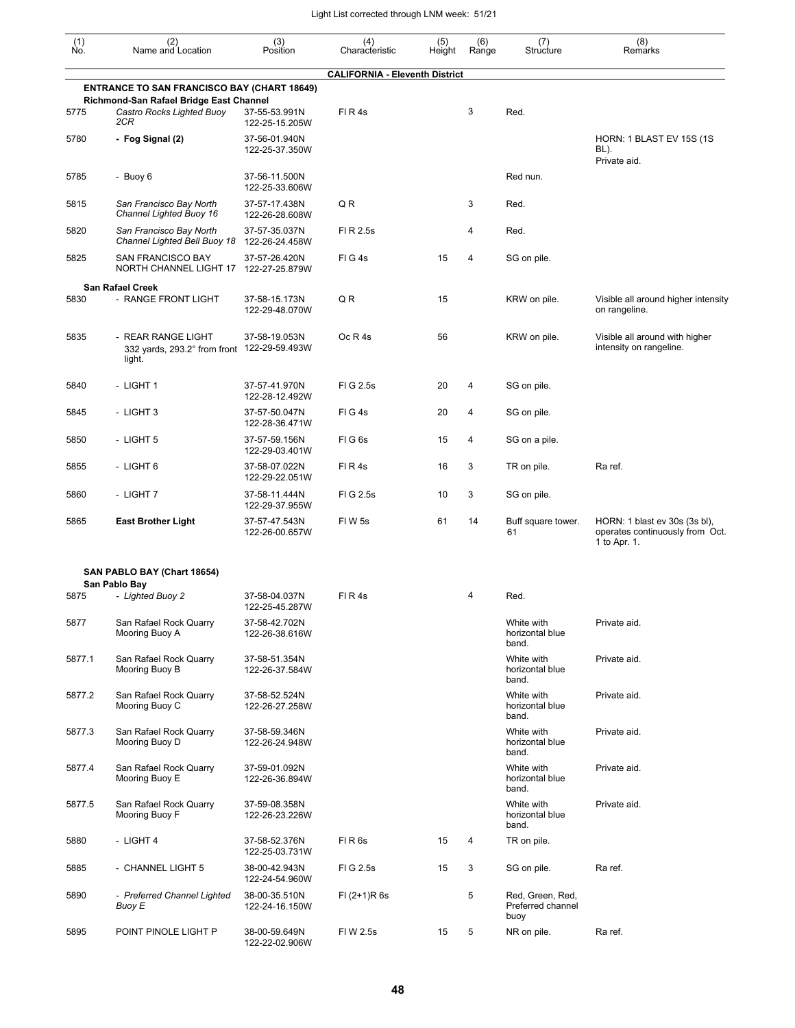| (1) No. | (2) Name and Location | (3) Position | (4) Characteristic | (5) Height | (6) Range | (7) Structure | (8) Remarks |
|---|---|---|---|---|---|---|---|
| | | | **CALIFORNIA - Eleventh District** | | | | |
| | **ENTRANCE TO SAN FRANCISCO BAY (CHART 18649)** | | | | | | |
| | **Richmond-San Rafael Bridge East Channel** | | | | | | |
| 5775 | *Castro Rocks Lighted Buoy 2CR* | 37-55-53.991N 122-25-15.205W | Fl R 4s | | 3 | Red. | |
| 5780 | **- Fog Signal (2)** | 37-56-01.940N 122-25-37.350W | | | | | HORN: 1 BLAST EV 15S (1S BL). Private aid. |
| 5785 | - Buoy 6 | 37-56-11.500N 122-25-33.606W | | | | Red nun. | |
| 5815 | *San Francisco Bay North Channel Lighted Buoy 16* | 37-57-17.438N 122-26-28.608W | Q R | | 3 | Red. | |
| 5820 | *San Francisco Bay North Channel Lighted Bell Buoy 18* | 37-57-35.037N 122-26-24.458W | Fl R 2.5s | | 4 | Red. | |
| 5825 | SAN FRANCISCO BAY NORTH CHANNEL LIGHT 17 | 37-57-26.420N 122-27-25.879W | Fl G 4s | 15 | 4 | SG on pile. | |
| | **San Rafael Creek** | | | | | | |
| 5830 | - RANGE FRONT LIGHT | 37-58-15.173N 122-29-48.070W | Q R | 15 | | KRW on pile. | Visible all around higher intensity on rangeline. |
| 5835 | - REAR RANGE LIGHT 332 yards, 293.2° from front light. | 37-58-19.053N 122-29-59.493W | Oc R 4s | 56 | | KRW on pile. | Visible all around with higher intensity on rangeline. |
| 5840 | - LIGHT 1 | 37-57-41.970N 122-28-12.492W | Fl G 2.5s | 20 | 4 | SG on pile. | |
| 5845 | - LIGHT 3 | 37-57-50.047N 122-28-36.471W | Fl G 4s | 20 | 4 | SG on pile. | |
| 5850 | - LIGHT 5 | 37-57-59.156N 122-29-03.401W | Fl G 6s | 15 | 4 | SG on a pile. | |
| 5855 | - LIGHT 6 | 37-58-07.022N 122-29-22.051W | Fl R 4s | 16 | 3 | TR on pile. | Ra ref. |
| 5860 | - LIGHT 7 | 37-58-11.444N 122-29-37.955W | Fl G 2.5s | 10 | 3 | SG on pile. | |
| 5865 | **East Brother Light** | 37-57-47.543N 122-26-00.657W | Fl W 5s | 61 | 14 | Buff square tower. 61 | HORN: 1 blast ev 30s (3s bl), operates continuously from Oct. 1 to Apr. 1. |
| | **SAN PABLO BAY (Chart 18654)** | | | | | | |
| | **San Pablo Bay** | | | | | | |
| 5875 | *- Lighted Buoy 2* | 37-58-04.037N 122-25-45.287W | Fl R 4s | | 4 | Red. | |
| 5877 | San Rafael Rock Quarry Mooring Buoy A | 37-58-42.702N 122-26-38.616W | | | | White with horizontal blue band. | Private aid. |
| 5877.1 | San Rafael Rock Quarry Mooring Buoy B | 37-58-51.354N 122-26-37.584W | | | | White with horizontal blue band. | Private aid. |
| 5877.2 | San Rafael Rock Quarry Mooring Buoy C | 37-58-52.524N 122-26-27.258W | | | | White with horizontal blue band. | Private aid. |
| 5877.3 | San Rafael Rock Quarry Mooring Buoy D | 37-58-59.346N 122-26-24.948W | | | | White with horizontal blue band. | Private aid. |
| 5877.4 | San Rafael Rock Quarry Mooring Buoy E | 37-59-01.092N 122-26-36.894W | | | | White with horizontal blue band. | Private aid. |
| 5877.5 | San Rafael Rock Quarry Mooring Buoy F | 37-59-08.358N 122-26-23.226W | | | | White with horizontal blue band. | Private aid. |
| 5880 | - LIGHT 4 | 37-58-52.376N 122-25-03.731W | Fl R 6s | 15 | 4 | TR on pile. | |
| 5885 | - CHANNEL LIGHT 5 | 38-00-42.943N 122-24-54.960W | Fl G 2.5s | 15 | 3 | SG on pile. | Ra ref. |
| 5890 | *- Preferred Channel Lighted Buoy E* | 38-00-35.510N 122-24-16.150W | Fl (2+1)R 6s | | 5 | Red, Green, Red, Preferred channel buoy | |
| 5895 | POINT PINOLE LIGHT P | 38-00-59.649N 122-22-02.906W | Fl W 2.5s | 15 | 5 | NR on pile. | Ra ref. |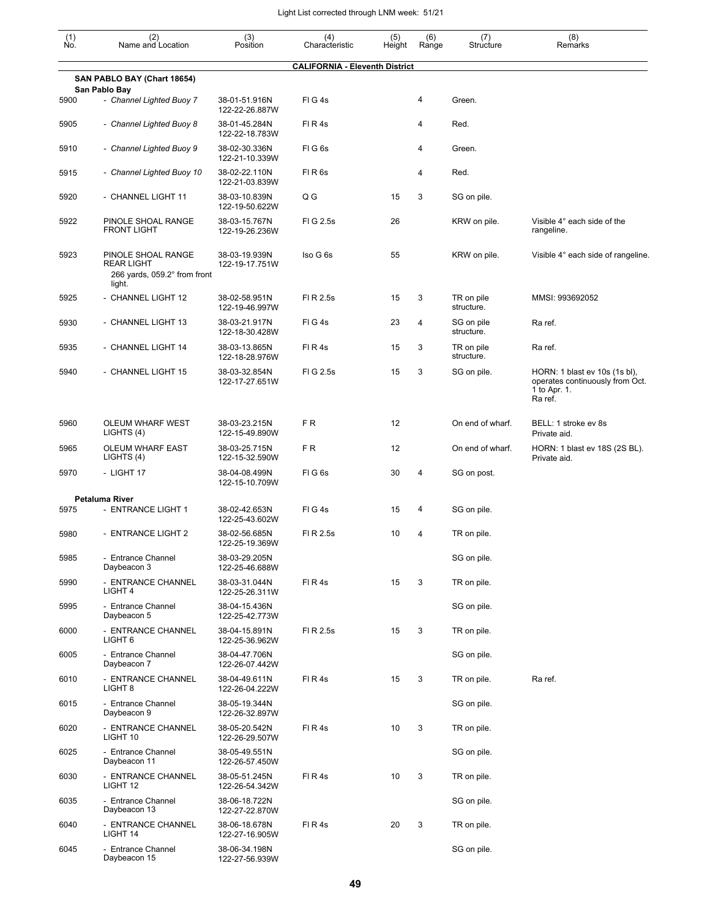Light List corrected through LNM week: 51/21

| (1) No. | (2) Name and Location | (3) Position | (4) Characteristic | (5) Height | (6) Range | (7) Structure | (8) Remarks |
|---|---|---|---|---|---|---|---|
| | **CALIFORNIA - Eleventh District** | | | | | | |
| | **SAN PABLO BAY (Chart 18654)** | | | | | | |
| | **San Pablo Bay** | | | | | | |
| 5900 | - *Channel Lighted Buoy 7* | 38-01-51.916N 122-22-26.887W | Fl G 4s | | 4 | Green. | |
| 5905 | - *Channel Lighted Buoy 8* | 38-01-45.284N 122-22-18.783W | Fl R 4s | | 4 | Red. | |
| 5910 | - *Channel Lighted Buoy 9* | 38-02-30.336N 122-21-10.339W | Fl G 6s | | 4 | Green. | |
| 5915 | - *Channel Lighted Buoy 10* | 38-02-22.110N 122-21-03.839W | Fl R 6s | | 4 | Red. | |
| 5920 | - CHANNEL LIGHT 11 | 38-03-10.839N 122-19-50.622W | Q G | 15 | 3 | SG on pile. | |
| 5922 | PINOLE SHOAL RANGE FRONT LIGHT | 38-03-15.767N 122-19-26.236W | Fl G 2.5s | 26 | | KRW on pile. | Visible 4° each side of the rangeline. |
| 5923 | PINOLE SHOAL RANGE REAR LIGHT 266 yards, 059.2° from front light. | 38-03-19.939N 122-19-17.751W | Iso G 6s | 55 | | KRW on pile. | Visible 4° each side of rangeline. |
| 5925 | - CHANNEL LIGHT 12 | 38-02-58.951N 122-19-46.997W | Fl R 2.5s | 15 | 3 | TR on pile structure. | MMSI: 993692052 |
| 5930 | - CHANNEL LIGHT 13 | 38-03-21.917N 122-18-30.428W | Fl G 4s | 23 | 4 | SG on pile structure. | Ra ref. |
| 5935 | - CHANNEL LIGHT 14 | 38-03-13.865N 122-18-28.976W | Fl R 4s | 15 | 3 | TR on pile structure. | Ra ref. |
| 5940 | - CHANNEL LIGHT 15 | 38-03-32.854N 122-17-27.651W | Fl G 2.5s | 15 | 3 | SG on pile. | HORN: 1 blast ev 10s (1s bl), operates continuously from Oct. 1 to Apr. 1. Ra ref. |
| 5960 | OLEUM WHARF WEST LIGHTS (4) | 38-03-23.215N 122-15-49.890W | F R | 12 | | On end of wharf. | BELL: 1 stroke ev 8s Private aid. |
| 5965 | OLEUM WHARF EAST LIGHTS (4) | 38-03-25.715N 122-15-32.590W | F R | 12 | | On end of wharf. | HORN: 1 blast ev 18S (2S BL). Private aid. |
| 5970 | - LIGHT 17 | 38-04-08.499N 122-15-10.709W | Fl G 6s | 30 | 4 | SG on post. | |
| | **Petaluma River** | | | | | | |
| 5975 | - ENTRANCE LIGHT 1 | 38-02-42.653N 122-25-43.602W | Fl G 4s | 15 | 4 | SG on pile. | |
| 5980 | - ENTRANCE LIGHT 2 | 38-02-56.685N 122-25-19.369W | Fl R 2.5s | 10 | 4 | TR on pile. | |
| 5985 | - Entrance Channel Daybeacon 3 | 38-03-29.205N 122-25-46.688W | | | | SG on pile. | |
| 5990 | - ENTRANCE CHANNEL LIGHT 4 | 38-03-31.044N 122-25-26.311W | Fl R 4s | 15 | 3 | TR on pile. | |
| 5995 | - Entrance Channel Daybeacon 5 | 38-04-15.436N 122-25-42.773W | | | | SG on pile. | |
| 6000 | - ENTRANCE CHANNEL LIGHT 6 | 38-04-15.891N 122-25-36.962W | Fl R 2.5s | 15 | 3 | TR on pile. | |
| 6005 | - Entrance Channel Daybeacon 7 | 38-04-47.706N 122-26-07.442W | | | | SG on pile. | |
| 6010 | - ENTRANCE CHANNEL LIGHT 8 | 38-04-49.611N 122-26-04.222W | Fl R 4s | 15 | 3 | TR on pile. | Ra ref. |
| 6015 | - Entrance Channel Daybeacon 9 | 38-05-19.344N 122-26-32.897W | | | | SG on pile. | |
| 6020 | - ENTRANCE CHANNEL LIGHT 10 | 38-05-20.542N 122-26-29.507W | Fl R 4s | 10 | 3 | TR on pile. | |
| 6025 | - Entrance Channel Daybeacon 11 | 38-05-49.551N 122-26-57.450W | | | | SG on pile. | |
| 6030 | - ENTRANCE CHANNEL LIGHT 12 | 38-05-51.245N 122-26-54.342W | Fl R 4s | 10 | 3 | TR on pile. | |
| 6035 | - Entrance Channel Daybeacon 13 | 38-06-18.722N 122-27-22.870W | | | | SG on pile. | |
| 6040 | - ENTRANCE CHANNEL LIGHT 14 | 38-06-18.678N 122-27-16.905W | Fl R 4s | 20 | 3 | TR on pile. | |
| 6045 | - Entrance Channel Daybeacon 15 | 38-06-34.198N 122-27-56.939W | | | | SG on pile. | |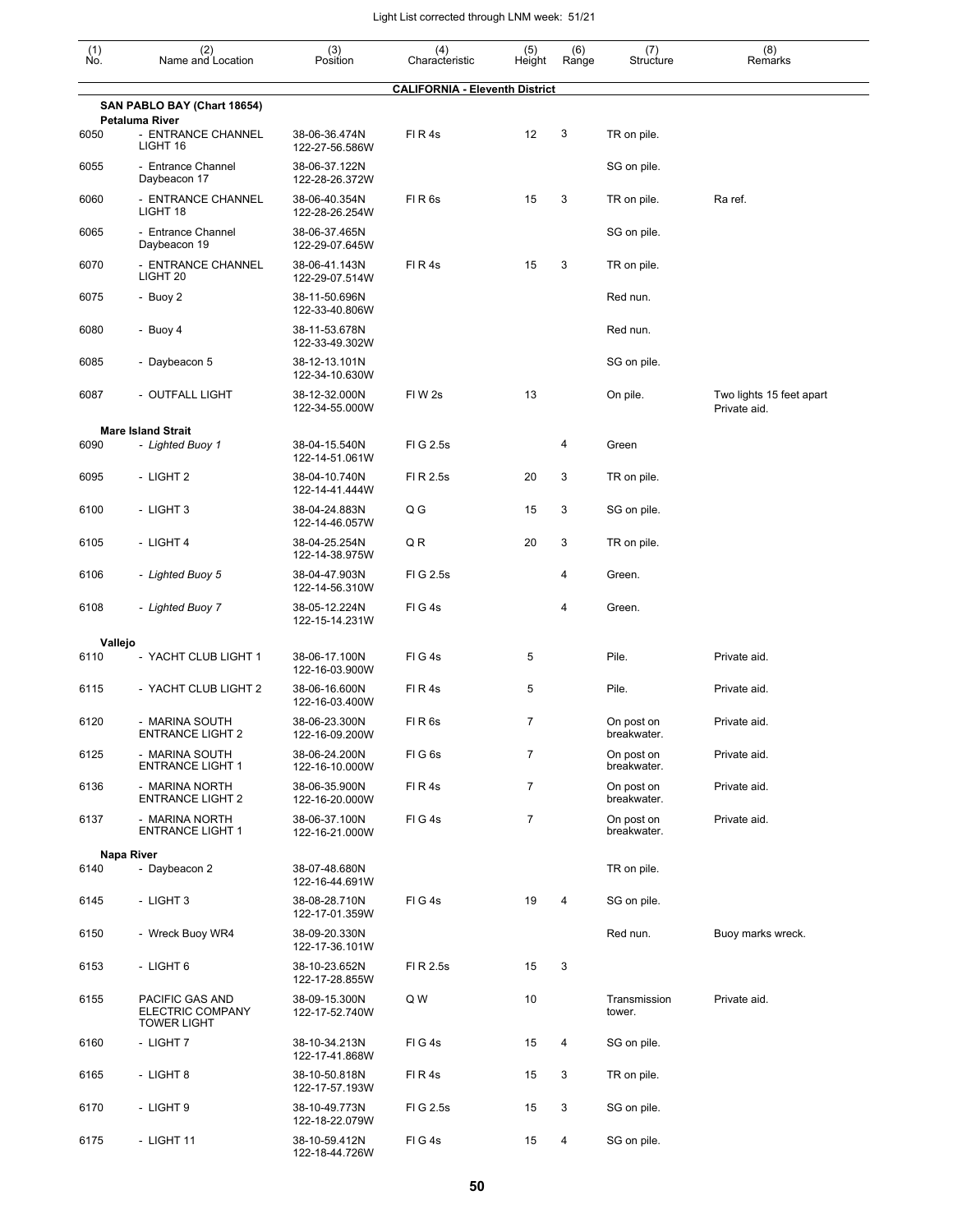| (1) No. | (2) Name and Location | (3) Position | (4) Characteristic | (5) Height | (6) Range | (7) Structure | (8) Remarks |
|---|---|---|---|---|---|---|---|
| | **CALIFORNIA - Eleventh District** | | | | | | |
| | **SAN PABLO BAY (Chart 18654)** | | | | | | |
| | **Petaluma River** | | | | | | |
| 6050 | - ENTRANCE CHANNEL LIGHT 16 | 38-06-36.474N 122-27-56.586W | Fl R 4s | 12 | 3 | TR on pile. | |
| 6055 | - Entrance Channel Daybeacon 17 | 38-06-37.122N 122-28-26.372W | | | | SG on pile. | |
| 6060 | - ENTRANCE CHANNEL LIGHT 18 | 38-06-40.354N 122-28-26.254W | Fl R 6s | 15 | 3 | TR on pile. | Ra ref. |
| 6065 | - Entrance Channel Daybeacon 19 | 38-06-37.465N 122-29-07.645W | | | | SG on pile. | |
| 6070 | - ENTRANCE CHANNEL LIGHT 20 | 38-06-41.143N 122-29-07.514W | Fl R 4s | 15 | 3 | TR on pile. | |
| 6075 | - Buoy 2 | 38-11-50.696N 122-33-40.806W | | | | Red nun. | |
| 6080 | - Buoy 4 | 38-11-53.678N 122-33-49.302W | | | | Red nun. | |
| 6085 | - Daybeacon 5 | 38-12-13.101N 122-34-10.630W | | | | SG on pile. | |
| 6087 | - OUTFALL LIGHT | 38-12-32.000N 122-34-55.000W | Fl W 2s | 13 | | On pile. | Two lights 15 feet apart Private aid. |
| | **Mare Island Strait** | | | | | | |
| 6090 | *- Lighted Buoy 1* | 38-04-15.540N 122-14-51.061W | Fl G 2.5s | | 4 | Green | |
| 6095 | - LIGHT 2 | 38-04-10.740N 122-14-41.444W | Fl R 2.5s | 20 | 3 | TR on pile. | |
| 6100 | - LIGHT 3 | 38-04-24.883N 122-14-46.057W | Q G | 15 | 3 | SG on pile. | |
| 6105 | - LIGHT 4 | 38-04-25.254N 122-14-38.975W | Q R | 20 | 3 | TR on pile. | |
| 6106 | *- Lighted Buoy 5* | 38-04-47.903N 122-14-56.310W | Fl G 2.5s | | 4 | Green. | |
| 6108 | *- Lighted Buoy 7* | 38-05-12.224N 122-15-14.231W | Fl G 4s | | 4 | Green. | |
| | **Vallejo** | | | | | | |
| 6110 | - YACHT CLUB LIGHT 1 | 38-06-17.100N 122-16-03.900W | Fl G 4s | 5 | | Pile. | Private aid. |
| 6115 | - YACHT CLUB LIGHT 2 | 38-06-16.600N 122-16-03.400W | Fl R 4s | 5 | | Pile. | Private aid. |
| 6120 | - MARINA SOUTH ENTRANCE LIGHT 2 | 38-06-23.300N 122-16-09.200W | Fl R 6s | 7 | | On post on breakwater. | Private aid. |
| 6125 | - MARINA SOUTH ENTRANCE LIGHT 1 | 38-06-24.200N 122-16-10.000W | Fl G 6s | 7 | | On post on breakwater. | Private aid. |
| 6136 | - MARINA NORTH ENTRANCE LIGHT 2 | 38-06-35.900N 122-16-20.000W | Fl R 4s | 7 | | On post on breakwater. | Private aid. |
| 6137 | - MARINA NORTH ENTRANCE LIGHT 1 | 38-06-37.100N 122-16-21.000W | Fl G 4s | 7 | | On post on breakwater. | Private aid. |
| | **Napa River** | | | | | | |
| 6140 | - Daybeacon 2 | 38-07-48.680N 122-16-44.691W | | | | TR on pile. | |
| 6145 | - LIGHT 3 | 38-08-28.710N 122-17-01.359W | Fl G 4s | 19 | 4 | SG on pile. | |
| 6150 | - Wreck Buoy WR4 | 38-09-20.330N 122-17-36.101W | | | | Red nun. | Buoy marks wreck. |
| 6153 | - LIGHT 6 | 38-10-23.652N 122-17-28.855W | Fl R 2.5s | 15 | 3 | | |
| 6155 | PACIFIC GAS AND ELECTRIC COMPANY TOWER LIGHT | 38-09-15.300N 122-17-52.740W | Q W | 10 | | Transmission tower. | Private aid. |
| 6160 | - LIGHT 7 | 38-10-34.213N 122-17-41.868W | Fl G 4s | 15 | 4 | SG on pile. | |
| 6165 | - LIGHT 8 | 38-10-50.818N 122-17-57.193W | Fl R 4s | 15 | 3 | TR on pile. | |
| 6170 | - LIGHT 9 | 38-10-49.773N 122-18-22.079W | Fl G 2.5s | 15 | 3 | SG on pile. | |
| 6175 | - LIGHT 11 | 38-10-59.412N 122-18-44.726W | Fl G 4s | 15 | 4 | SG on pile. | |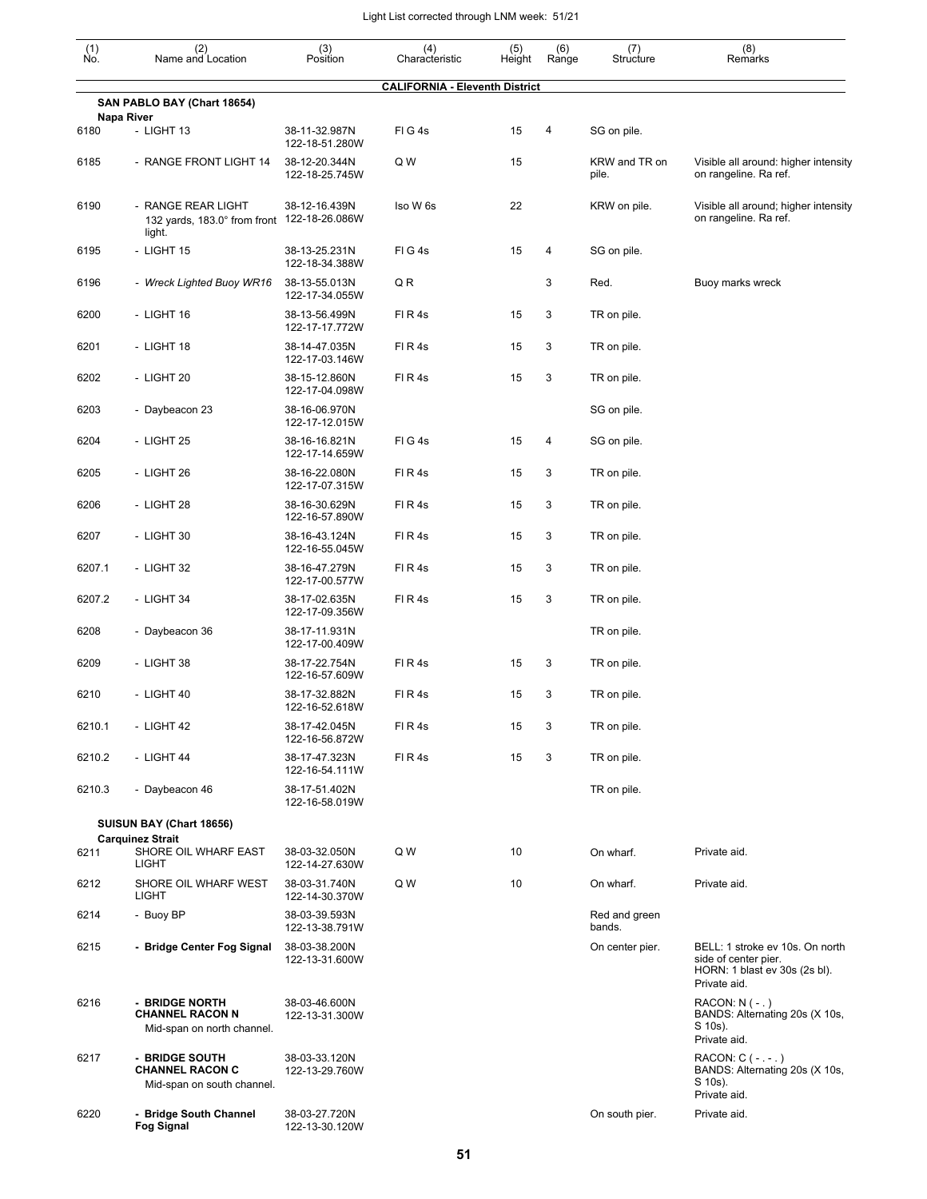Light List corrected through LNM week: 51/21

| (1) No. | (2) Name and Location | (3) Position | (4) Characteristic | (5) Height | (6) Range | (7) Structure | (8) Remarks |
|---|---|---|---|---|---|---|---|
| | **CALIFORNIA - Eleventh District** | | | | | | |
| | **SAN PABLO BAY (Chart 18654)** | | | | | | |
| | **Napa River** | | | | | | |
| 6180 | - LIGHT 13 | 38-11-32.987N 122-18-51.280W | Fl G 4s | 15 | 4 | SG on pile. | |
| 6185 | - RANGE FRONT LIGHT 14 | 38-12-20.344N 122-18-25.745W | Q W | 15 | | KRW and TR on pile. | Visible all around: higher intensity on rangeline. Ra ref. |
| 6190 | - RANGE REAR LIGHT 132 yards, 183.0° from front light. | 38-12-16.439N 122-18-26.086W | Iso W 6s | 22 | | KRW on pile. | Visible all around; higher intensity on rangeline. Ra ref. |
| 6195 | - LIGHT 15 | 38-13-25.231N 122-18-34.388W | Fl G 4s | 15 | 4 | SG on pile. | |
| 6196 | - *Wreck Lighted Buoy WR16* | 38-13-55.013N 122-17-34.055W | Q R | | 3 | Red. | Buoy marks wreck |
| 6200 | - LIGHT 16 | 38-13-56.499N 122-17-17.772W | Fl R 4s | 15 | 3 | TR on pile. | |
| 6201 | - LIGHT 18 | 38-14-47.035N 122-17-03.146W | Fl R 4s | 15 | 3 | TR on pile. | |
| 6202 | - LIGHT 20 | 38-15-12.860N 122-17-04.098W | Fl R 4s | 15 | 3 | TR on pile. | |
| 6203 | - Daybeacon 23 | 38-16-06.970N 122-17-12.015W | | | | SG on pile. | |
| 6204 | - LIGHT 25 | 38-16-16.821N 122-17-14.659W | Fl G 4s | 15 | 4 | SG on pile. | |
| 6205 | - LIGHT 26 | 38-16-22.080N 122-17-07.315W | Fl R 4s | 15 | 3 | TR on pile. | |
| 6206 | - LIGHT 28 | 38-16-30.629N 122-16-57.890W | Fl R 4s | 15 | 3 | TR on pile. | |
| 6207 | - LIGHT 30 | 38-16-43.124N 122-16-55.045W | Fl R 4s | 15 | 3 | TR on pile. | |
| 6207.1 | - LIGHT 32 | 38-16-47.279N 122-17-00.577W | Fl R 4s | 15 | 3 | TR on pile. | |
| 6207.2 | - LIGHT 34 | 38-17-02.635N 122-17-09.356W | Fl R 4s | 15 | 3 | TR on pile. | |
| 6208 | - Daybeacon 36 | 38-17-11.931N 122-17-00.409W | | | | TR on pile. | |
| 6209 | - LIGHT 38 | 38-17-22.754N 122-16-57.609W | Fl R 4s | 15 | 3 | TR on pile. | |
| 6210 | - LIGHT 40 | 38-17-32.882N 122-16-52.618W | Fl R 4s | 15 | 3 | TR on pile. | |
| 6210.1 | - LIGHT 42 | 38-17-42.045N 122-16-56.872W | Fl R 4s | 15 | 3 | TR on pile. | |
| 6210.2 | - LIGHT 44 | 38-17-47.323N 122-16-54.111W | Fl R 4s | 15 | 3 | TR on pile. | |
| 6210.3 | - Daybeacon 46 | 38-17-51.402N 122-16-58.019W | | | | TR on pile. | |
| | **SUISUN BAY (Chart 18656)** | | | | | | |
| | **Carquinez Strait** | | | | | | |
| 6211 | SHORE OIL WHARF EAST LIGHT | 38-03-32.050N 122-14-27.630W | Q W | 10 | | On wharf. | Private aid. |
| 6212 | SHORE OIL WHARF WEST LIGHT | 38-03-31.740N 122-14-30.370W | Q W | 10 | | On wharf. | Private aid. |
| 6214 | - Buoy BP | 38-03-39.593N 122-13-38.791W | | | | Red and green bands. | |
| 6215 | **- Bridge Center Fog Signal** | 38-03-38.200N 122-13-31.600W | | | | On center pier. | BELL: 1 stroke ev 10s. On north side of center pier. HORN: 1 blast ev 30s (2s bl). Private aid. |
| 6216 | **- BRIDGE NORTH CHANNEL RACON N** Mid-span on north channel. | 38-03-46.600N 122-13-31.300W | | | | | RACON: N ( - . ) BANDS: Alternating 20s (X 10s, S 10s). Private aid. |
| 6217 | **- BRIDGE SOUTH CHANNEL RACON C** Mid-span on south channel. | 38-03-33.120N 122-13-29.760W | | | | | RACON: C ( - . - . ) BANDS: Alternating 20s (X 10s, S 10s). Private aid. |
| 6220 | **- Bridge South Channel Fog Signal** | 38-03-27.720N 122-13-30.120W | | | | On south pier. | Private aid. |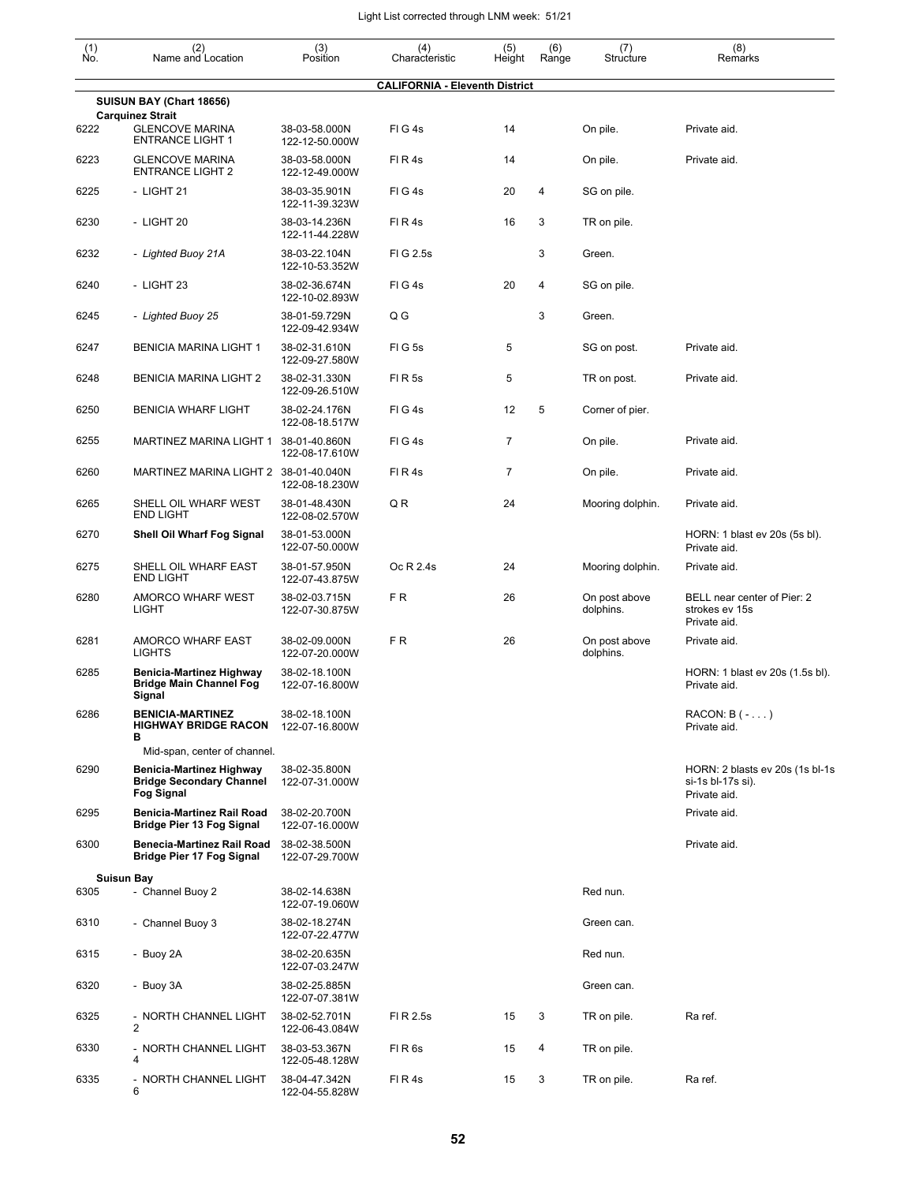## CALIFORNIA - Eleventh District

| (1) No. | (2) Name and Location | (3) Position | (4) Characteristic | (5) Height | (6) Range | (7) Structure | (8) Remarks |
|---|---|---|---|---|---|---|---|
| | **SUISUN BAY (Chart 18656)** | | | | | | |
| | **Carquinez Strait** | | | | | | |
| 6222 | GLENCOVE MARINA ENTRANCE LIGHT 1 | 38-03-58.000N 122-12-50.000W | Fl G 4s | 14 | | On pile. | Private aid. |
| 6223 | GLENCOVE MARINA ENTRANCE LIGHT 2 | 38-03-58.000N 122-12-49.000W | Fl R 4s | 14 | | On pile. | Private aid. |
| 6225 | - LIGHT 21 | 38-03-35.901N 122-11-39.323W | Fl G 4s | 20 | 4 | SG on pile. | |
| 6230 | - LIGHT 20 | 38-03-14.236N 122-11-44.228W | Fl R 4s | 16 | 3 | TR on pile. | |
| 6232 | *- Lighted Buoy 21A* | 38-03-22.104N 122-10-53.352W | Fl G 2.5s | | 3 | Green. | |
| 6240 | - LIGHT 23 | 38-02-36.674N 122-10-02.893W | Fl G 4s | 20 | 4 | SG on pile. | |
| 6245 | *- Lighted Buoy 25* | 38-01-59.729N 122-09-42.934W | Q G | | 3 | Green. | |
| 6247 | BENICIA MARINA LIGHT 1 | 38-02-31.610N 122-09-27.580W | Fl G 5s | 5 | | SG on post. | Private aid. |
| 6248 | BENICIA MARINA LIGHT 2 | 38-02-31.330N 122-09-26.510W | Fl R 5s | 5 | | TR on post. | Private aid. |
| 6250 | BENICIA WHARF LIGHT | 38-02-24.176N 122-08-18.517W | Fl G 4s | 12 | 5 | Corner of pier. | |
| 6255 | MARTINEZ MARINA LIGHT 1 | 38-01-40.860N 122-08-17.610W | Fl G 4s | 7 | | On pile. | Private aid. |
| 6260 | MARTINEZ MARINA LIGHT 2 | 38-01-40.040N 122-08-18.230W | Fl R 4s | 7 | | On pile. | Private aid. |
| 6265 | SHELL OIL WHARF WEST END LIGHT | 38-01-48.430N 122-08-02.570W | Q R | 24 | | Mooring dolphin. | Private aid. |
| 6270 | **Shell Oil Wharf Fog Signal** | 38-01-53.000N 122-07-50.000W | | | | | HORN: 1 blast ev 20s (5s bl). Private aid. |
| 6275 | SHELL OIL WHARF EAST END LIGHT | 38-01-57.950N 122-07-43.875W | Oc R 2.4s | 24 | | Mooring dolphin. | Private aid. |
| 6280 | AMORCO WHARF WEST LIGHT | 38-02-03.715N 122-07-30.875W | F R | 26 | | On post above dolphins. | BELL near center of Pier: 2 strokes ev 15s Private aid. |
| 6281 | AMORCO WHARF EAST LIGHTS | 38-02-09.000N 122-07-20.000W | F R | 26 | | On post above dolphins. | Private aid. |
| 6285 | **Benicia-Martinez Highway Bridge Main Channel Fog Signal** | 38-02-18.100N 122-07-16.800W | | | | | HORN: 1 blast ev 20s (1.5s bl). Private aid. |
| 6286 | **BENICIA-MARTINEZ HIGHWAY BRIDGE RACON B** Mid-span, center of channel. | 38-02-18.100N 122-07-16.800W | | | | | RACON: B ( - . . . ) Private aid. |
| 6290 | **Benicia-Martinez Highway Bridge Secondary Channel Fog Signal** | 38-02-35.800N 122-07-31.000W | | | | | HORN: 2 blasts ev 20s (1s bl-1s si-1s bl-17s si). Private aid. |
| 6295 | **Benicia-Martinez Rail Road Bridge Pier 13 Fog Signal** | 38-02-20.700N 122-07-16.000W | | | | | Private aid. |
| 6300 | **Benecia-Martinez Rail Road Bridge Pier 17 Fog Signal** | 38-02-38.500N 122-07-29.700W | | | | | Private aid. |
| | **Suisun Bay** | | | | | | |
| 6305 | - Channel Buoy 2 | 38-02-14.638N 122-07-19.060W | | | | Red nun. | |
| 6310 | - Channel Buoy 3 | 38-02-18.274N 122-07-22.477W | | | | Green can. | |
| 6315 | - Buoy 2A | 38-02-20.635N 122-07-03.247W | | | | Red nun. | |
| 6320 | - Buoy 3A | 38-02-25.885N 122-07-07.381W | | | | Green can. | |
| 6325 | - NORTH CHANNEL LIGHT 2 | 38-02-52.701N 122-06-43.084W | Fl R 2.5s | 15 | 3 | TR on pile. | Ra ref. |
| 6330 | - NORTH CHANNEL LIGHT 4 | 38-03-53.367N 122-05-48.128W | Fl R 6s | 15 | 4 | TR on pile. | |
| 6335 | - NORTH CHANNEL LIGHT 6 | 38-04-47.342N 122-04-55.828W | Fl R 4s | 15 | 3 | TR on pile. | Ra ref. |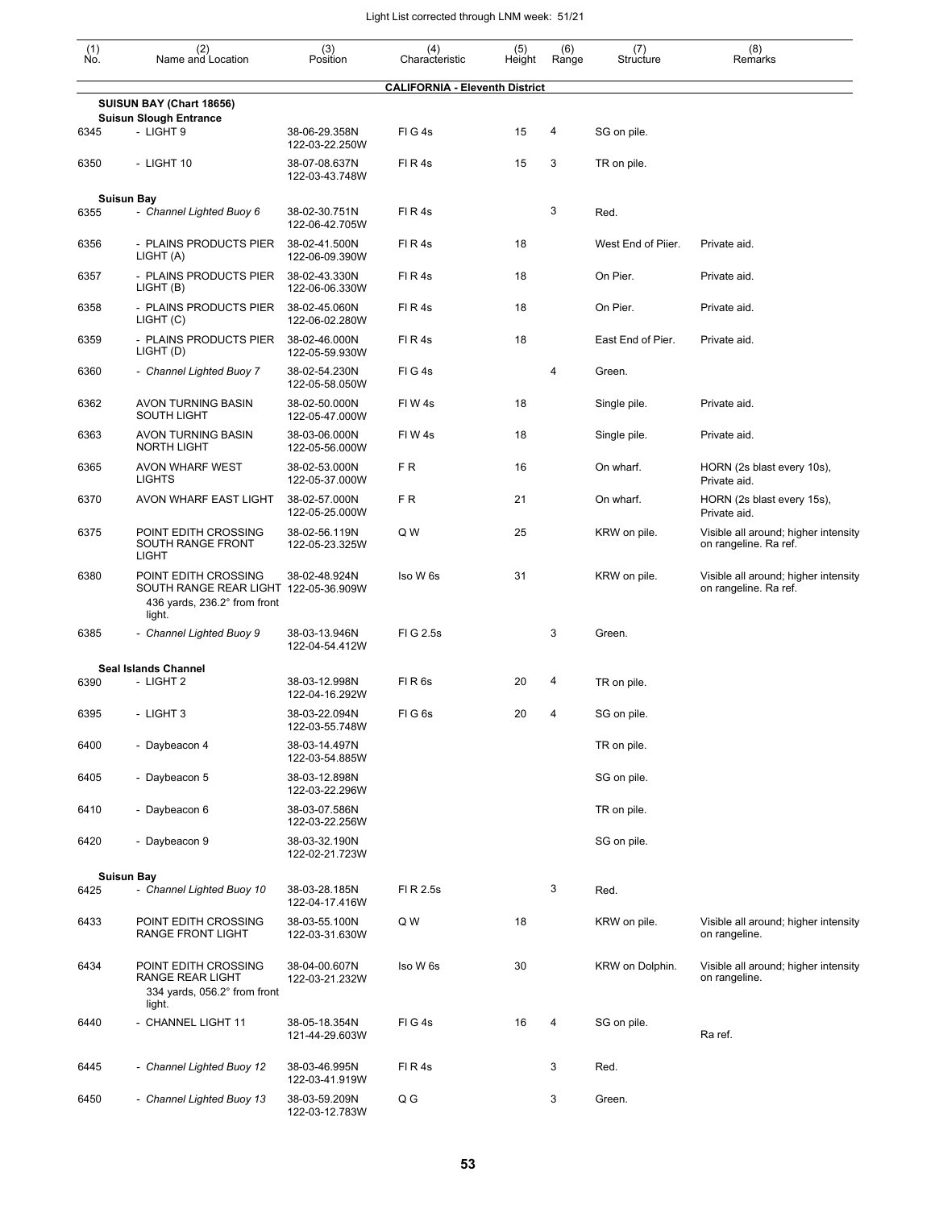Light List corrected through LNM week: 51/21

| (1) No. | (2) Name and Location | (3) Position | (4) Characteristic | (5) Height | (6) Range | (7) Structure | (8) Remarks |
|---|---|---|---|---|---|---|---|
| | | | **CALIFORNIA - Eleventh District** | | | | |
| | **SUISUN BAY (Chart 18656)** | | | | | | |
| | **Suisun Slough Entrance** | | | | | | |
| 6345 | - LIGHT 9 | 38-06-29.358N 122-03-22.250W | Fl G 4s | 15 | 4 | SG on pile. | |
| 6350 | - LIGHT 10 | 38-07-08.637N 122-03-43.748W | Fl R 4s | 15 | 3 | TR on pile. | |
| | **Suisun Bay** | | | | | | |
| 6355 | - *Channel Lighted Buoy 6* | 38-02-30.751N 122-06-42.705W | Fl R 4s | | 3 | Red. | |
| 6356 | - PLAINS PRODUCTS PIER LIGHT (A) | 38-02-41.500N 122-06-09.390W | Fl R 4s | 18 | | West End of Piier. | Private aid. |
| 6357 | - PLAINS PRODUCTS PIER LIGHT (B) | 38-02-43.330N 122-06-06.330W | Fl R 4s | 18 | | On Pier. | Private aid. |
| 6358 | - PLAINS PRODUCTS PIER LIGHT (C) | 38-02-45.060N 122-06-02.280W | Fl R 4s | 18 | | On Pier. | Private aid. |
| 6359 | - PLAINS PRODUCTS PIER LIGHT (D) | 38-02-46.000N 122-05-59.930W | Fl R 4s | 18 | | East End of Pier. | Private aid. |
| 6360 | - *Channel Lighted Buoy 7* | 38-02-54.230N 122-05-58.050W | Fl G 4s | | 4 | Green. | |
| 6362 | AVON TURNING BASIN SOUTH LIGHT | 38-02-50.000N 122-05-47.000W | Fl W 4s | 18 | | Single pile. | Private aid. |
| 6363 | AVON TURNING BASIN NORTH LIGHT | 38-03-06.000N 122-05-56.000W | Fl W 4s | 18 | | Single pile. | Private aid. |
| 6365 | AVON WHARF WEST LIGHTS | 38-02-53.000N 122-05-37.000W | F R | 16 | | On wharf. | HORN (2s blast every 10s), Private aid. |
| 6370 | AVON WHARF EAST LIGHT | 38-02-57.000N 122-05-25.000W | F R | 21 | | On wharf. | HORN (2s blast every 15s), Private aid. |
| 6375 | POINT EDITH CROSSING SOUTH RANGE FRONT LIGHT | 38-02-56.119N 122-05-23.325W | Q W | 25 | | KRW on pile. | Visible all around; higher intensity on rangeline. Ra ref. |
| 6380 | POINT EDITH CROSSING SOUTH RANGE REAR LIGHT 436 yards, 236.2° from front light. | 38-02-48.924N 122-05-36.909W | Iso W 6s | 31 | | KRW on pile. | Visible all around; higher intensity on rangeline. Ra ref. |
| 6385 | - *Channel Lighted Buoy 9* | 38-03-13.946N 122-04-54.412W | Fl G 2.5s | | 3 | Green. | |
| | **Seal Islands Channel** | | | | | | |
| 6390 | - LIGHT 2 | 38-03-12.998N 122-04-16.292W | Fl R 6s | 20 | 4 | TR on pile. | |
| 6395 | - LIGHT 3 | 38-03-22.094N 122-03-55.748W | Fl G 6s | 20 | 4 | SG on pile. | |
| 6400 | - Daybeacon 4 | 38-03-14.497N 122-03-54.885W | | | | TR on pile. | |
| 6405 | - Daybeacon 5 | 38-03-12.898N 122-03-22.296W | | | | SG on pile. | |
| 6410 | - Daybeacon 6 | 38-03-07.586N 122-03-22.256W | | | | TR on pile. | |
| 6420 | - Daybeacon 9 | 38-03-32.190N 122-02-21.723W | | | | SG on pile. | |
| | **Suisun Bay** | | | | | | |
| 6425 | - *Channel Lighted Buoy 10* | 38-03-28.185N 122-04-17.416W | Fl R 2.5s | | 3 | Red. | |
| 6433 | POINT EDITH CROSSING RANGE FRONT LIGHT | 38-03-55.100N 122-03-31.630W | Q W | 18 | | KRW on pile. | Visible all around; higher intensity on rangeline. |
| 6434 | POINT EDITH CROSSING RANGE REAR LIGHT 334 yards, 056.2° from front light. | 38-04-00.607N 122-03-21.232W | Iso W 6s | 30 | | KRW on Dolphin. | Visible all around; higher intensity on rangeline. |
| 6440 | - CHANNEL LIGHT 11 | 38-05-18.354N 121-44-29.603W | Fl G 4s | 16 | 4 | SG on pile. | Ra ref. |
| 6445 | - *Channel Lighted Buoy 12* | 38-03-46.995N 122-03-41.919W | Fl R 4s | | 3 | Red. | |
| 6450 | - *Channel Lighted Buoy 13* | 38-03-59.209N 122-03-12.783W | Q G | | 3 | Green. | |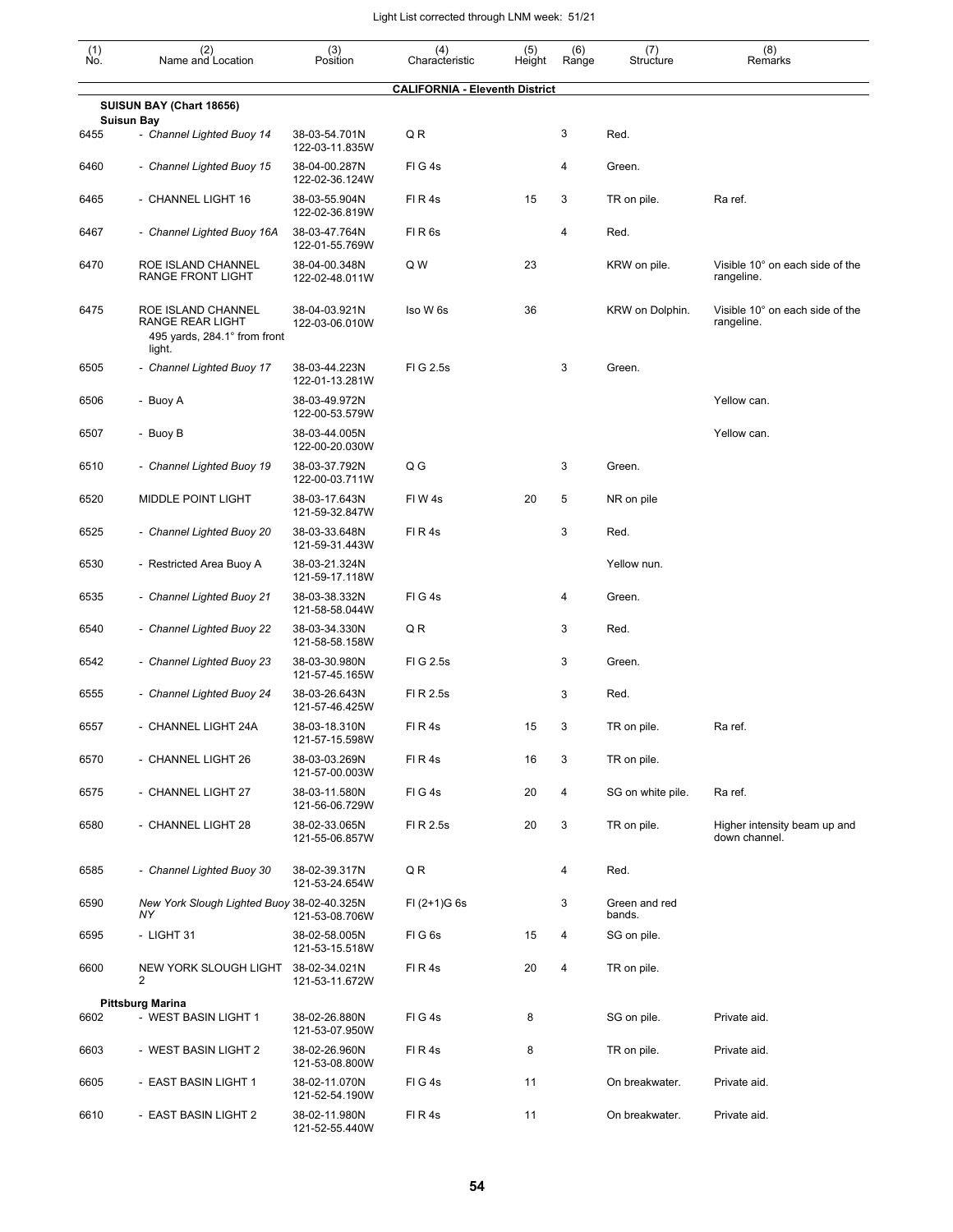Light List corrected through LNM week: 51/21

| (1) No. | (2) Name and Location | (3) Position | (4) Characteristic | (5) Height | (6) Range | (7) Structure | (8) Remarks |
|---|---|---|---|---|---|---|---|
| | **CALIFORNIA - Eleventh District** | | | | | | |
| | **SUISUN BAY (Chart 18656)** | | | | | | |
| | **Suisun Bay** | | | | | | |
| 6455 | - *Channel Lighted Buoy 14* | 38-03-54.701N 122-03-11.835W | Q R | | 3 | Red. | |
| 6460 | - *Channel Lighted Buoy 15* | 38-04-00.287N 122-02-36.124W | Fl G 4s | | 4 | Green. | |
| 6465 | - CHANNEL LIGHT 16 | 38-03-55.904N 122-02-36.819W | Fl R 4s | 15 | 3 | TR on pile. | Ra ref. |
| 6467 | - *Channel Lighted Buoy 16A* | 38-03-47.764N 122-01-55.769W | Fl R 6s | | 4 | Red. | |
| 6470 | ROE ISLAND CHANNEL RANGE FRONT LIGHT | 38-04-00.348N 122-02-48.011W | Q W | 23 | | KRW on pile. | Visible 10° on each side of the rangeline. |
| 6475 | ROE ISLAND CHANNEL RANGE REAR LIGHT 495 yards, 284.1° from front light. | 38-04-03.921N 122-03-06.010W | Iso W 6s | 36 | | KRW on Dolphin. | Visible 10° on each side of the rangeline. |
| 6505 | - *Channel Lighted Buoy 17* | 38-03-44.223N 122-01-13.281W | Fl G 2.5s | | 3 | Green. | |
| 6506 | - Buoy A | 38-03-49.972N 122-00-53.579W | | | | | Yellow can. |
| 6507 | - Buoy B | 38-03-44.005N 122-00-20.030W | | | | | Yellow can. |
| 6510 | - *Channel Lighted Buoy 19* | 38-03-37.792N 122-00-03.711W | Q G | | 3 | Green. | |
| 6520 | MIDDLE POINT LIGHT | 38-03-17.643N 121-59-32.847W | Fl W 4s | 20 | 5 | NR on pile | |
| 6525 | - *Channel Lighted Buoy 20* | 38-03-33.648N 121-59-31.443W | Fl R 4s | | 3 | Red. | |
| 6530 | - Restricted Area Buoy A | 38-03-21.324N 121-59-17.118W | | | | Yellow nun. | |
| 6535 | - *Channel Lighted Buoy 21* | 38-03-38.332N 121-58-58.044W | Fl G 4s | | 4 | Green. | |
| 6540 | - *Channel Lighted Buoy 22* | 38-03-34.330N 121-58-58.158W | Q R | | 3 | Red. | |
| 6542 | - *Channel Lighted Buoy 23* | 38-03-30.980N 121-57-45.165W | Fl G 2.5s | | 3 | Green. | |
| 6555 | - *Channel Lighted Buoy 24* | 38-03-26.643N 121-57-46.425W | Fl R 2.5s | | 3 | Red. | |
| 6557 | - CHANNEL LIGHT 24A | 38-03-18.310N 121-57-15.598W | Fl R 4s | 15 | 3 | TR on pile. | Ra ref. |
| 6570 | - CHANNEL LIGHT 26 | 38-03-03.269N 121-57-00.003W | Fl R 4s | 16 | 3 | TR on pile. | |
| 6575 | - CHANNEL LIGHT 27 | 38-03-11.580N 121-56-06.729W | Fl G 4s | 20 | 4 | SG on white pile. | Ra ref. |
| 6580 | - CHANNEL LIGHT 28 | 38-02-33.065N 121-55-06.857W | Fl R 2.5s | 20 | 3 | TR on pile. | Higher intensity beam up and down channel. |
| 6585 | - *Channel Lighted Buoy 30* | 38-02-39.317N 121-53-24.654W | Q R | | 4 | Red. | |
| 6590 | *New York Slough Lighted Buoy NY* | 38-02-40.325N 121-53-08.706W | Fl (2+1)G 6s | | 3 | Green and red bands. | |
| 6595 | - LIGHT 31 | 38-02-58.005N 121-53-15.518W | Fl G 6s | 15 | 4 | SG on pile. | |
| 6600 | NEW YORK SLOUGH LIGHT 2 | 38-02-34.021N 121-53-11.672W | Fl R 4s | 20 | 4 | TR on pile. | |
| | **Pittsburg Marina** | | | | | | |
| 6602 | - WEST BASIN LIGHT 1 | 38-02-26.880N 121-53-07.950W | Fl G 4s | 8 | | SG on pile. | Private aid. |
| 6603 | - WEST BASIN LIGHT 2 | 38-02-26.960N 121-53-08.800W | Fl R 4s | 8 | | TR on pile. | Private aid. |
| 6605 | - EAST BASIN LIGHT 1 | 38-02-11.070N 121-52-54.190W | Fl G 4s | 11 | | On breakwater. | Private aid. |
| 6610 | - EAST BASIN LIGHT 2 | 38-02-11.980N 121-52-55.440W | Fl R 4s | 11 | | On breakwater. | Private aid. |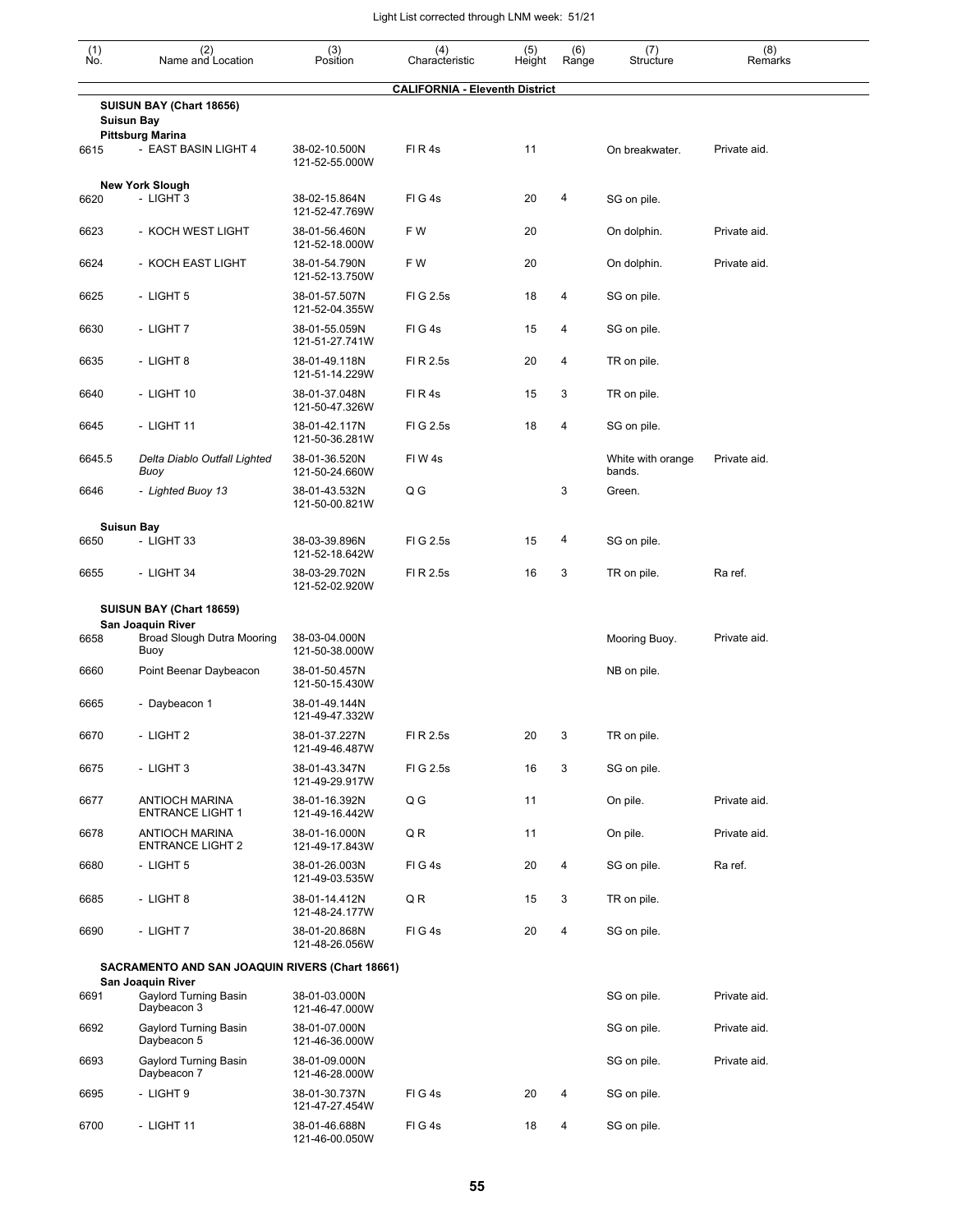| (1) No. | (2) Name and Location | (3) Position | (4) Characteristic | (5) Height | (6) Range | (7) Structure | (8) Remarks |
|---|---|---|---|---|---|---|---|
| | **CALIFORNIA - Eleventh District** | | | | | | |
| | **SUISUN BAY (Chart 18656)** | | | | | | |
| | **Suisun Bay** | | | | | | |
| | **Pittsburg Marina** | | | | | | |
| 6615 | - EAST BASIN LIGHT 4 | 38-02-10.500N 121-52-55.000W | Fl R 4s | 11 | | On breakwater. | Private aid. |
| | **New York Slough** | | | | | | |
| 6620 | - LIGHT 3 | 38-02-15.864N 121-52-47.769W | Fl G 4s | 20 | 4 | SG on pile. | |
| 6623 | - KOCH WEST LIGHT | 38-01-56.460N 121-52-18.000W | F W | 20 | | On dolphin. | Private aid. |
| 6624 | - KOCH EAST LIGHT | 38-01-54.790N 121-52-13.750W | F W | 20 | | On dolphin. | Private aid. |
| 6625 | - LIGHT 5 | 38-01-57.507N 121-52-04.355W | Fl G 2.5s | 18 | 4 | SG on pile. | |
| 6630 | - LIGHT 7 | 38-01-55.059N 121-51-27.741W | Fl G 4s | 15 | 4 | SG on pile. | |
| 6635 | - LIGHT 8 | 38-01-49.118N 121-51-14.229W | Fl R 2.5s | 20 | 4 | TR on pile. | |
| 6640 | - LIGHT 10 | 38-01-37.048N 121-50-47.326W | Fl R 4s | 15 | 3 | TR on pile. | |
| 6645 | - LIGHT 11 | 38-01-42.117N 121-50-36.281W | Fl G 2.5s | 18 | 4 | SG on pile. | |
| 6645.5 | *Delta Diablo Outfall Lighted Buoy* | 38-01-36.520N 121-50-24.660W | Fl W 4s | | | White with orange bands. | Private aid. |
| 6646 | *- Lighted Buoy 13* | 38-01-43.532N 121-50-00.821W | Q G | | 3 | Green. | |
| | **Suisun Bay** | | | | | | |
| 6650 | - LIGHT 33 | 38-03-39.896N 121-52-18.642W | Fl G 2.5s | 15 | 4 | SG on pile. | |
| 6655 | - LIGHT 34 | 38-03-29.702N 121-52-02.920W | Fl R 2.5s | 16 | 3 | TR on pile. | Ra ref. |
| | **SUISUN BAY (Chart 18659)** | | | | | | |
| | **San Joaquin River** | | | | | | |
| 6658 | Broad Slough Dutra Mooring Buoy | 38-03-04.000N 121-50-38.000W | | | | Mooring Buoy. | Private aid. |
| 6660 | Point Beenar Daybeacon | 38-01-50.457N 121-50-15.430W | | | | NB on pile. | |
| 6665 | - Daybeacon 1 | 38-01-49.144N 121-49-47.332W | | | | | |
| 6670 | - LIGHT 2 | 38-01-37.227N 121-49-46.487W | Fl R 2.5s | 20 | 3 | TR on pile. | |
| 6675 | - LIGHT 3 | 38-01-43.347N 121-49-29.917W | Fl G 2.5s | 16 | 3 | SG on pile. | |
| 6677 | ANTIOCH MARINA ENTRANCE LIGHT 1 | 38-01-16.392N 121-49-16.442W | Q G | 11 | | On pile. | Private aid. |
| 6678 | ANTIOCH MARINA ENTRANCE LIGHT 2 | 38-01-16.000N 121-49-17.843W | Q R | 11 | | On pile. | Private aid. |
| 6680 | - LIGHT 5 | 38-01-26.003N 121-49-03.535W | Fl G 4s | 20 | 4 | SG on pile. | Ra ref. |
| 6685 | - LIGHT 8 | 38-01-14.412N 121-48-24.177W | Q R | 15 | 3 | TR on pile. | |
| 6690 | - LIGHT 7 | 38-01-20.868N 121-48-26.056W | Fl G 4s | 20 | 4 | SG on pile. | |
| | **SACRAMENTO AND SAN JOAQUIN RIVERS (Chart 18661)** | | | | | | |
| | **San Joaquin River** | | | | | | |
| 6691 | Gaylord Turning Basin Daybeacon 3 | 38-01-03.000N 121-46-47.000W | | | | SG on pile. | Private aid. |
| 6692 | Gaylord Turning Basin Daybeacon 5 | 38-01-07.000N 121-46-36.000W | | | | SG on pile. | Private aid. |
| 6693 | Gaylord Turning Basin Daybeacon 7 | 38-01-09.000N 121-46-28.000W | | | | SG on pile. | Private aid. |
| 6695 | - LIGHT 9 | 38-01-30.737N 121-47-27.454W | Fl G 4s | 20 | 4 | SG on pile. | |
| 6700 | - LIGHT 11 | 38-01-46.688N 121-46-00.050W | Fl G 4s | 18 | 4 | SG on pile. | |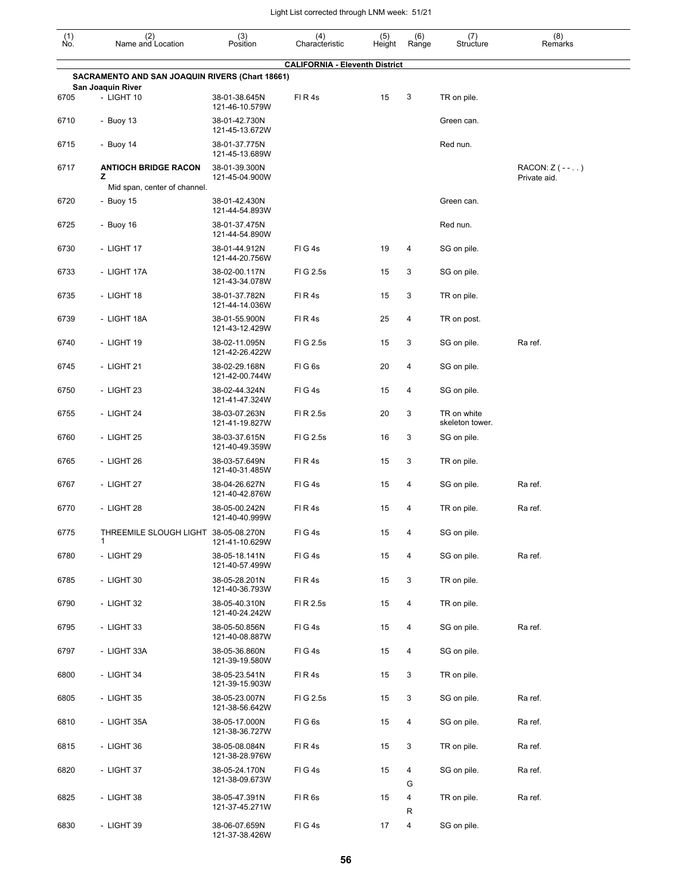| (1) No. | (2) Name and Location | (3) Position | (4) Characteristic | (5) Height | (6) Range | (7) Structure | (8) Remarks |
|---|---|---|---|---|---|---|---|
| | **CALIFORNIA - Eleventh District** | | | | | | |
| | **SACRAMENTO AND SAN JOAQUIN RIVERS (Chart 18661)** | | | | | | |
| | **San Joaquin River** | | | | | | |
| 6705 | - LIGHT 10 | 38-01-38.645N 121-46-10.579W | Fl R 4s | 15 | 3 | TR on pile. | |
| 6710 | - Buoy 13 | 38-01-42.730N 121-45-13.672W | | | | Green can. | |
| 6715 | - Buoy 14 | 38-01-37.775N 121-45-13.689W | | | | Red nun. | |
| 6717 | **ANTIOCH BRIDGE RACON Z** Mid span, center of channel. | 38-01-39.300N 121-45-04.900W | | | | | RACON: Z ( - - . . ) Private aid. |
| 6720 | - Buoy 15 | 38-01-42.430N 121-44-54.893W | | | | Green can. | |
| 6725 | - Buoy 16 | 38-01-37.475N 121-44-54.890W | | | | Red nun. | |
| 6730 | - LIGHT 17 | 38-01-44.912N 121-44-20.756W | Fl G 4s | 19 | 4 | SG on pile. | |
| 6733 | - LIGHT 17A | 38-02-00.117N 121-43-34.078W | Fl G 2.5s | 15 | 3 | SG on pile. | |
| 6735 | - LIGHT 18 | 38-01-37.782N 121-44-14.036W | Fl R 4s | 15 | 3 | TR on pile. | |
| 6739 | - LIGHT 18A | 38-01-55.900N 121-43-12.429W | Fl R 4s | 25 | 4 | TR on post. | |
| 6740 | - LIGHT 19 | 38-02-11.095N 121-42-26.422W | Fl G 2.5s | 15 | 3 | SG on pile. | Ra ref. |
| 6745 | - LIGHT 21 | 38-02-29.168N 121-42-00.744W | Fl G 6s | 20 | 4 | SG on pile. | |
| 6750 | - LIGHT 23 | 38-02-44.324N 121-41-47.324W | Fl G 4s | 15 | 4 | SG on pile. | |
| 6755 | - LIGHT 24 | 38-03-07.263N 121-41-19.827W | Fl R 2.5s | 20 | 3 | TR on white skeleton tower. | |
| 6760 | - LIGHT 25 | 38-03-37.615N 121-40-49.359W | Fl G 2.5s | 16 | 3 | SG on pile. | |
| 6765 | - LIGHT 26 | 38-03-57.649N 121-40-31.485W | Fl R 4s | 15 | 3 | TR on pile. | |
| 6767 | - LIGHT 27 | 38-04-26.627N 121-40-42.876W | Fl G 4s | 15 | 4 | SG on pile. | Ra ref. |
| 6770 | - LIGHT 28 | 38-05-00.242N 121-40-40.999W | Fl R 4s | 15 | 4 | TR on pile. | Ra ref. |
| 6775 | THREEMILE SLOUGH LIGHT 1 | 38-05-08.270N 121-41-10.629W | Fl G 4s | 15 | 4 | SG on pile. | |
| 6780 | - LIGHT 29 | 38-05-18.141N 121-40-57.499W | Fl G 4s | 15 | 4 | SG on pile. | Ra ref. |
| 6785 | - LIGHT 30 | 38-05-28.201N 121-40-36.793W | Fl R 4s | 15 | 3 | TR on pile. | |
| 6790 | - LIGHT 32 | 38-05-40.310N 121-40-24.242W | Fl R 2.5s | 15 | 4 | TR on pile. | |
| 6795 | - LIGHT 33 | 38-05-50.856N 121-40-08.887W | Fl G 4s | 15 | 4 | SG on pile. | Ra ref. |
| 6797 | - LIGHT 33A | 38-05-36.860N 121-39-19.580W | Fl G 4s | 15 | 4 | SG on pile. | |
| 6800 | - LIGHT 34 | 38-05-23.541N 121-39-15.903W | Fl R 4s | 15 | 3 | TR on pile. | |
| 6805 | - LIGHT 35 | 38-05-23.007N 121-38-56.642W | Fl G 2.5s | 15 | 3 | SG on pile. | Ra ref. |
| 6810 | - LIGHT 35A | 38-05-17.000N 121-38-36.727W | Fl G 6s | 15 | 4 | SG on pile. | Ra ref. |
| 6815 | - LIGHT 36 | 38-05-08.084N 121-38-28.976W | Fl R 4s | 15 | 3 | TR on pile. | Ra ref. |
| 6820 | - LIGHT 37 | 38-05-24.170N 121-38-09.673W | Fl G 4s | 15 | 4 G | SG on pile. | Ra ref. |
| 6825 | - LIGHT 38 | 38-05-47.391N 121-37-45.271W | Fl R 6s | 15 | 4 R | TR on pile. | Ra ref. |
| 6830 | - LIGHT 39 | 38-06-07.659N 121-37-38.426W | Fl G 4s | 17 | 4 | SG on pile. | |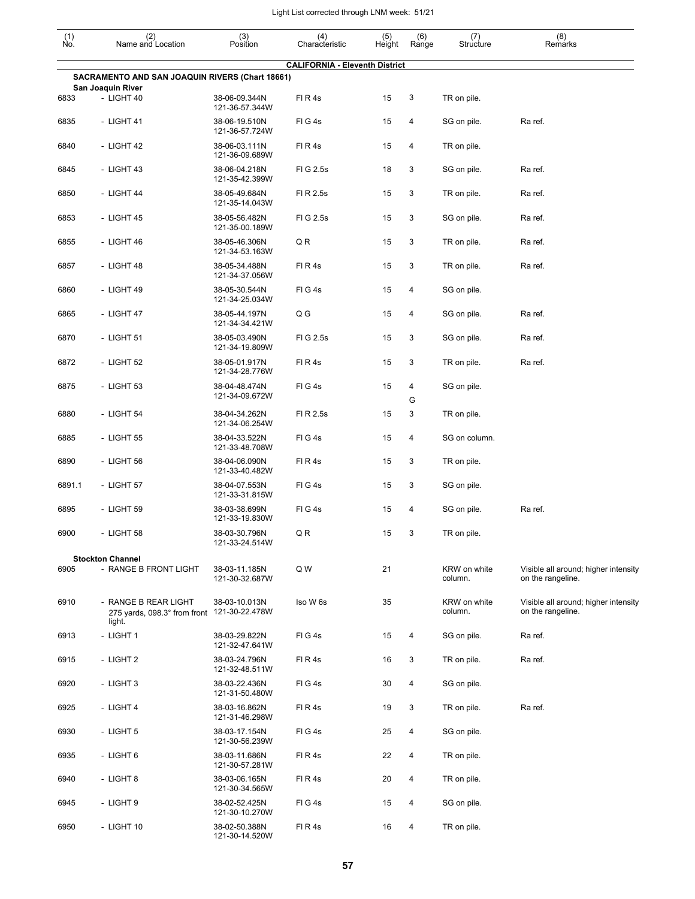Light List corrected through LNM week: 51/21

| (1) No. | (2) Name and Location | (3) Position | (4) Characteristic | (5) Height | (6) Range | (7) Structure | (8) Remarks |
|---|---|---|---|---|---|---|---|
| | **CALIFORNIA - Eleventh District** | | | | | | |
| | **SACRAMENTO AND SAN JOAQUIN RIVERS (Chart 18661)** | | | | | | |
| | **San Joaquin River** | | | | | | |
| 6833 | - LIGHT 40 | 38-06-09.344N 121-36-57.344W | Fl R 4s | 15 | 3 | TR on pile. | |
| 6835 | - LIGHT 41 | 38-06-19.510N 121-36-57.724W | Fl G 4s | 15 | 4 | SG on pile. | Ra ref. |
| 6840 | - LIGHT 42 | 38-06-03.111N 121-36-09.689W | Fl R 4s | 15 | 4 | TR on pile. | |
| 6845 | - LIGHT 43 | 38-06-04.218N 121-35-42.399W | Fl G 2.5s | 18 | 3 | SG on pile. | Ra ref. |
| 6850 | - LIGHT 44 | 38-05-49.684N 121-35-14.043W | Fl R 2.5s | 15 | 3 | TR on pile. | Ra ref. |
| 6853 | - LIGHT 45 | 38-05-56.482N 121-35-00.189W | Fl G 2.5s | 15 | 3 | SG on pile. | Ra ref. |
| 6855 | - LIGHT 46 | 38-05-46.306N 121-34-53.163W | Q R | 15 | 3 | TR on pile. | Ra ref. |
| 6857 | - LIGHT 48 | 38-05-34.488N 121-34-37.056W | Fl R 4s | 15 | 3 | TR on pile. | Ra ref. |
| 6860 | - LIGHT 49 | 38-05-30.544N 121-34-25.034W | Fl G 4s | 15 | 4 | SG on pile. | |
| 6865 | - LIGHT 47 | 38-05-44.197N 121-34-34.421W | Q G | 15 | 4 | SG on pile. | Ra ref. |
| 6870 | - LIGHT 51 | 38-05-03.490N 121-34-19.809W | Fl G 2.5s | 15 | 3 | SG on pile. | Ra ref. |
| 6872 | - LIGHT 52 | 38-05-01.917N 121-34-28.776W | Fl R 4s | 15 | 3 | TR on pile. | Ra ref. |
| 6875 | - LIGHT 53 | 38-04-48.474N 121-34-09.672W | Fl G 4s | 15 | 4 G | SG on pile. | |
| 6880 | - LIGHT 54 | 38-04-34.262N 121-34-06.254W | Fl R 2.5s | 15 | 3 | TR on pile. | |
| 6885 | - LIGHT 55 | 38-04-33.522N 121-33-48.708W | Fl G 4s | 15 | 4 | SG on column. | |
| 6890 | - LIGHT 56 | 38-04-06.090N 121-33-40.482W | Fl R 4s | 15 | 3 | TR on pile. | |
| 6891.1 | - LIGHT 57 | 38-04-07.553N 121-33-31.815W | Fl G 4s | 15 | 3 | SG on pile. | |
| 6895 | - LIGHT 59 | 38-03-38.699N 121-33-19.830W | Fl G 4s | 15 | 4 | SG on pile. | Ra ref. |
| 6900 | - LIGHT 58 | 38-03-30.796N 121-33-24.514W | Q R | 15 | 3 | TR on pile. | |
| | **Stockton Channel** | | | | | | |
| 6905 | - RANGE B FRONT LIGHT | 38-03-11.185N 121-30-32.687W | Q W | 21 | | KRW on white column. | Visible all around; higher intensity on the rangeline. |
| 6910 | - RANGE B REAR LIGHT 275 yards, 098.3° from front light. | 38-03-10.013N 121-30-22.478W | Iso W 6s | 35 | | KRW on white column. | Visible all around; higher intensity on the rangeline. |
| 6913 | - LIGHT 1 | 38-03-29.822N 121-32-47.641W | Fl G 4s | 15 | 4 | SG on pile. | Ra ref. |
| 6915 | - LIGHT 2 | 38-03-24.796N 121-32-48.511W | Fl R 4s | 16 | 3 | TR on pile. | Ra ref. |
| 6920 | - LIGHT 3 | 38-03-22.436N 121-31-50.480W | Fl G 4s | 30 | 4 | SG on pile. | |
| 6925 | - LIGHT 4 | 38-03-16.862N 121-31-46.298W | Fl R 4s | 19 | 3 | TR on pile. | Ra ref. |
| 6930 | - LIGHT 5 | 38-03-17.154N 121-30-56.239W | Fl G 4s | 25 | 4 | SG on pile. | |
| 6935 | - LIGHT 6 | 38-03-11.686N 121-30-57.281W | Fl R 4s | 22 | 4 | TR on pile. | |
| 6940 | - LIGHT 8 | 38-03-06.165N 121-30-34.565W | Fl R 4s | 20 | 4 | TR on pile. | |
| 6945 | - LIGHT 9 | 38-02-52.425N 121-30-10.270W | Fl G 4s | 15 | 4 | SG on pile. | |
| 6950 | - LIGHT 10 | 38-02-50.388N 121-30-14.520W | Fl R 4s | 16 | 4 | TR on pile. | |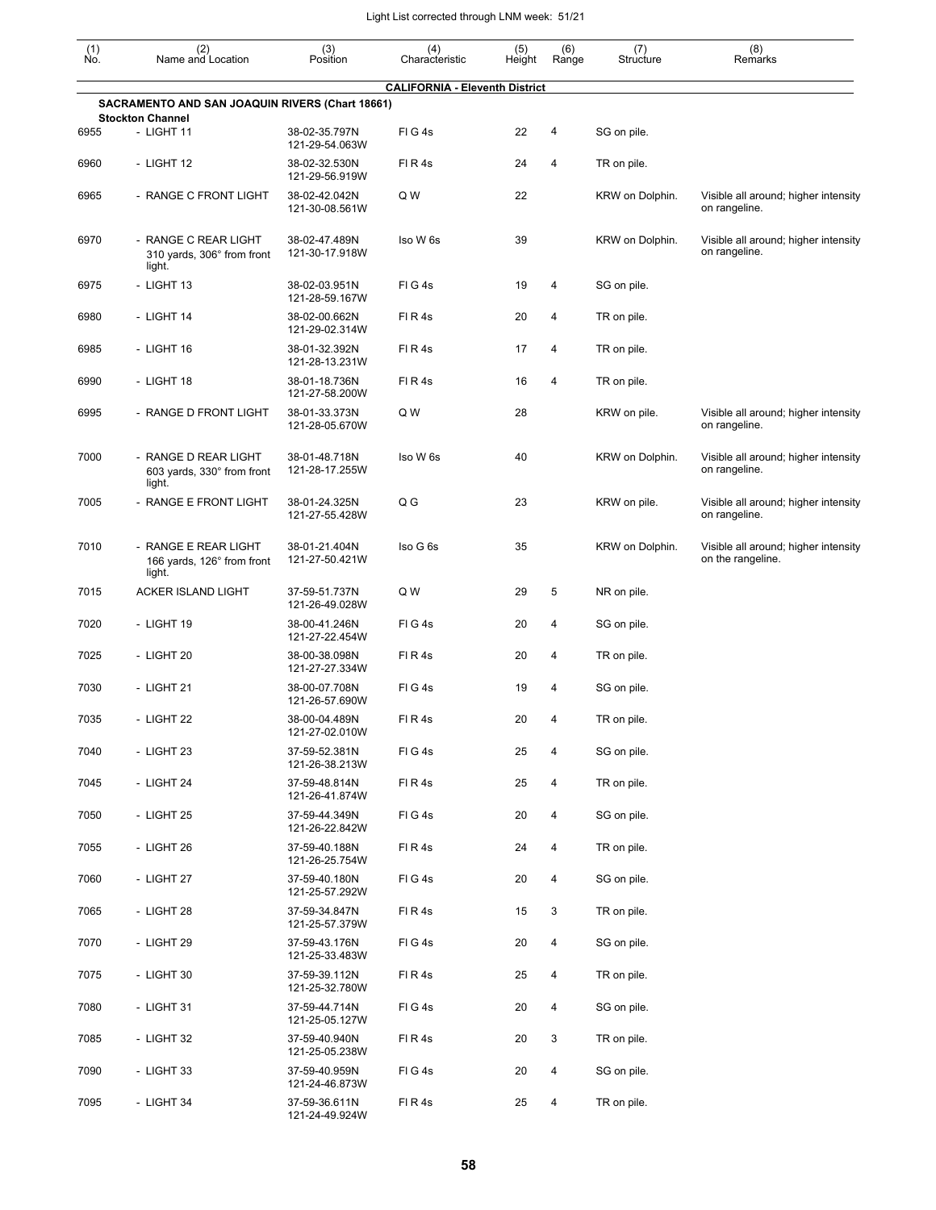| (1) No. | (2) Name and Location | (3) Position | (4) Characteristic | (5) Height | (6) Range | (7) Structure | (8) Remarks |
|---|---|---|---|---|---|---|---|
| | **CALIFORNIA - Eleventh District** | | | | | | |
| | **SACRAMENTO AND SAN JOAQUIN RIVERS (Chart 18661)** | | | | | | |
| | **Stockton Channel** | | | | | | |
| 6955 | - LIGHT 11 | 38-02-35.797N 121-29-54.063W | Fl G 4s | 22 | 4 | SG on pile. | |
| 6960 | - LIGHT 12 | 38-02-32.530N 121-29-56.919W | Fl R 4s | 24 | 4 | TR on pile. | |
| 6965 | - RANGE C FRONT LIGHT | 38-02-42.042N 121-30-08.561W | Q W | 22 | | KRW on Dolphin. | Visible all around; higher intensity on rangeline. |
| 6970 | - RANGE C REAR LIGHT 310 yards, 306° from front light. | 38-02-47.489N 121-30-17.918W | Iso W 6s | 39 | | KRW on Dolphin. | Visible all around; higher intensity on rangeline. |
| 6975 | - LIGHT 13 | 38-02-03.951N 121-28-59.167W | Fl G 4s | 19 | 4 | SG on pile. | |
| 6980 | - LIGHT 14 | 38-02-00.662N 121-29-02.314W | Fl R 4s | 20 | 4 | TR on pile. | |
| 6985 | - LIGHT 16 | 38-01-32.392N 121-28-13.231W | Fl R 4s | 17 | 4 | TR on pile. | |
| 6990 | - LIGHT 18 | 38-01-18.736N 121-27-58.200W | Fl R 4s | 16 | 4 | TR on pile. | |
| 6995 | - RANGE D FRONT LIGHT | 38-01-33.373N 121-28-05.670W | Q W | 28 | | KRW on pile. | Visible all around; higher intensity on rangeline. |
| 7000 | - RANGE D REAR LIGHT 603 yards, 330° from front light. | 38-01-48.718N 121-28-17.255W | Iso W 6s | 40 | | KRW on Dolphin. | Visible all around; higher intensity on rangeline. |
| 7005 | - RANGE E FRONT LIGHT | 38-01-24.325N 121-27-55.428W | Q G | 23 | | KRW on pile. | Visible all around; higher intensity on rangeline. |
| 7010 | - RANGE E REAR LIGHT 166 yards, 126° from front light. | 38-01-21.404N 121-27-50.421W | Iso G 6s | 35 | | KRW on Dolphin. | Visible all around; higher intensity on the rangeline. |
| 7015 | ACKER ISLAND LIGHT | 37-59-51.737N 121-26-49.028W | Q W | 29 | 5 | NR on pile. | |
| 7020 | - LIGHT 19 | 38-00-41.246N 121-27-22.454W | Fl G 4s | 20 | 4 | SG on pile. | |
| 7025 | - LIGHT 20 | 38-00-38.098N 121-27-27.334W | Fl R 4s | 20 | 4 | TR on pile. | |
| 7030 | - LIGHT 21 | 38-00-07.708N 121-26-57.690W | Fl G 4s | 19 | 4 | SG on pile. | |
| 7035 | - LIGHT 22 | 38-00-04.489N 121-27-02.010W | Fl R 4s | 20 | 4 | TR on pile. | |
| 7040 | - LIGHT 23 | 37-59-52.381N 121-26-38.213W | Fl G 4s | 25 | 4 | SG on pile. | |
| 7045 | - LIGHT 24 | 37-59-48.814N 121-26-41.874W | Fl R 4s | 25 | 4 | TR on pile. | |
| 7050 | - LIGHT 25 | 37-59-44.349N 121-26-22.842W | Fl G 4s | 20 | 4 | SG on pile. | |
| 7055 | - LIGHT 26 | 37-59-40.188N 121-26-25.754W | Fl R 4s | 24 | 4 | TR on pile. | |
| 7060 | - LIGHT 27 | 37-59-40.180N 121-25-57.292W | Fl G 4s | 20 | 4 | SG on pile. | |
| 7065 | - LIGHT 28 | 37-59-34.847N 121-25-57.379W | Fl R 4s | 15 | 3 | TR on pile. | |
| 7070 | - LIGHT 29 | 37-59-43.176N 121-25-33.483W | Fl G 4s | 20 | 4 | SG on pile. | |
| 7075 | - LIGHT 30 | 37-59-39.112N 121-25-32.780W | Fl R 4s | 25 | 4 | TR on pile. | |
| 7080 | - LIGHT 31 | 37-59-44.714N 121-25-05.127W | Fl G 4s | 20 | 4 | SG on pile. | |
| 7085 | - LIGHT 32 | 37-59-40.940N 121-25-05.238W | Fl R 4s | 20 | 3 | TR on pile. | |
| 7090 | - LIGHT 33 | 37-59-40.959N 121-24-46.873W | Fl G 4s | 20 | 4 | SG on pile. | |
| 7095 | - LIGHT 34 | 37-59-36.611N 121-24-49.924W | Fl R 4s | 25 | 4 | TR on pile. | |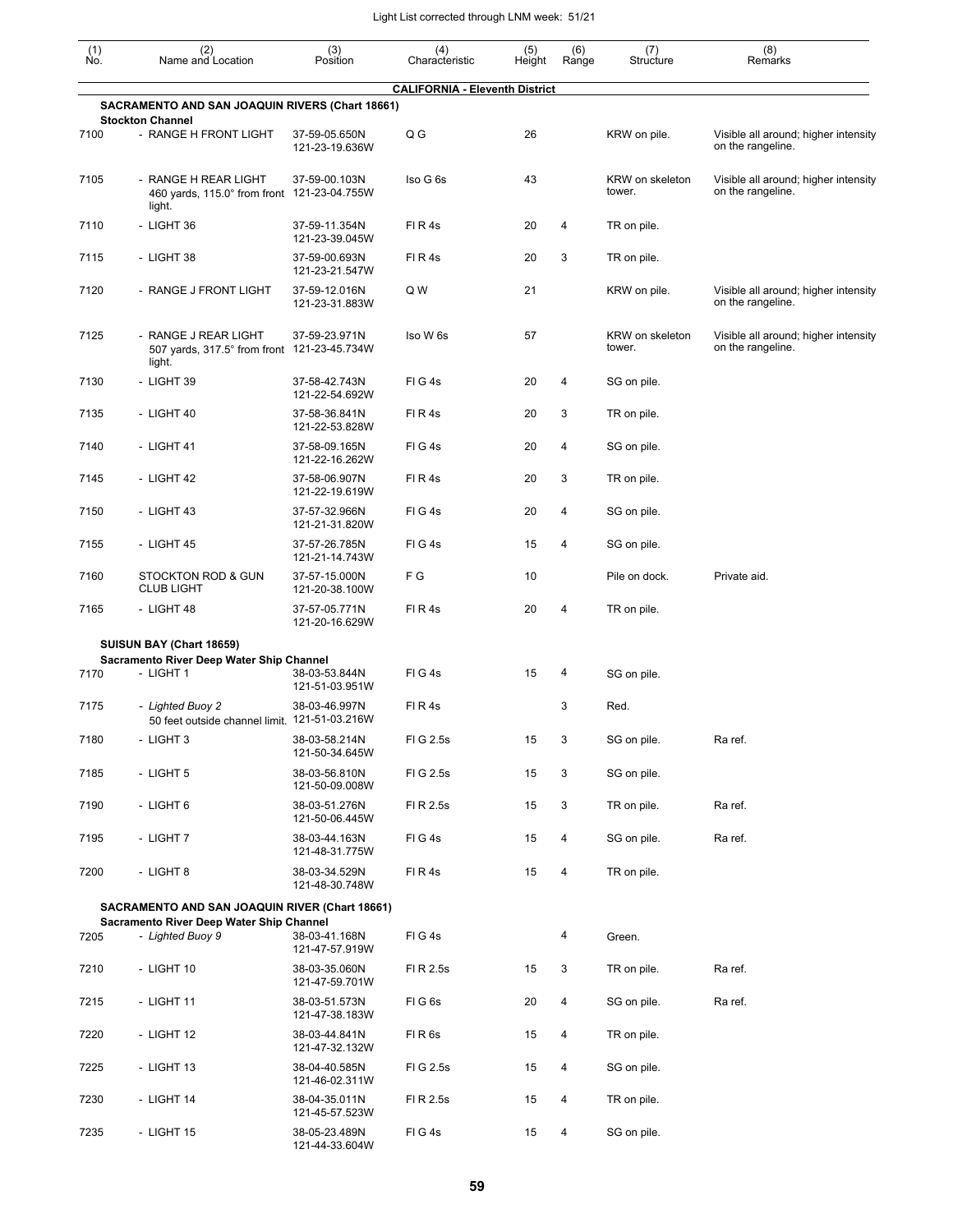| (1) No. | (2) Name and Location | (3) Position | (4) Characteristic | (5) Height | (6) Range | (7) Structure | (8) Remarks |
|---|---|---|---|---|---|---|---|
| | **CALIFORNIA - Eleventh District** | | | | | | |
| | **SACRAMENTO AND SAN JOAQUIN RIVERS (Chart 18661)** | | | | | | |
| | **Stockton Channel** | | | | | | |
| 7100 | - RANGE H FRONT LIGHT | 37-59-05.650N 121-23-19.636W | Q G | 26 | | KRW on pile. | Visible all around; higher intensity on the rangeline. |
| 7105 | - RANGE H REAR LIGHT 460 yards, 115.0° from front light. | 37-59-00.103N 121-23-04.755W | Iso G 6s | 43 | | KRW on skeleton tower. | Visible all around; higher intensity on the rangeline. |
| 7110 | - LIGHT 36 | 37-59-11.354N 121-23-39.045W | Fl R 4s | 20 | 4 | TR on pile. | |
| 7115 | - LIGHT 38 | 37-59-00.693N 121-23-21.547W | Fl R 4s | 20 | 3 | TR on pile. | |
| 7120 | - RANGE J FRONT LIGHT | 37-59-12.016N 121-23-31.883W | Q W | 21 | | KRW on pile. | Visible all around; higher intensity on the rangeline. |
| 7125 | - RANGE J REAR LIGHT 507 yards, 317.5° from front light. | 37-59-23.971N 121-23-45.734W | Iso W 6s | 57 | | KRW on skeleton tower. | Visible all around; higher intensity on the rangeline. |
| 7130 | - LIGHT 39 | 37-58-42.743N 121-22-54.692W | Fl G 4s | 20 | 4 | SG on pile. | |
| 7135 | - LIGHT 40 | 37-58-36.841N 121-22-53.828W | Fl R 4s | 20 | 3 | TR on pile. | |
| 7140 | - LIGHT 41 | 37-58-09.165N 121-22-16.262W | Fl G 4s | 20 | 4 | SG on pile. | |
| 7145 | - LIGHT 42 | 37-58-06.907N 121-22-19.619W | Fl R 4s | 20 | 3 | TR on pile. | |
| 7150 | - LIGHT 43 | 37-57-32.966N 121-21-31.820W | Fl G 4s | 20 | 4 | SG on pile. | |
| 7155 | - LIGHT 45 | 37-57-26.785N 121-21-14.743W | Fl G 4s | 15 | 4 | SG on pile. | |
| 7160 | STOCKTON ROD & GUN CLUB LIGHT | 37-57-15.000N 121-20-38.100W | F G | 10 | | Pile on dock. | Private aid. |
| 7165 | - LIGHT 48 | 37-57-05.771N 121-20-16.629W | Fl R 4s | 20 | 4 | TR on pile. | |
| | **SUISUN BAY (Chart 18659)** | | | | | | |
| | **Sacramento River Deep Water Ship Channel** | | | | | | |
| 7170 | - LIGHT 1 | 38-03-53.844N 121-51-03.951W | Fl G 4s | 15 | 4 | SG on pile. | |
| 7175 | - *Lighted Buoy 2* 50 feet outside channel limit. | 38-03-46.997N 121-51-03.216W | Fl R 4s | | 3 | Red. | |
| 7180 | - LIGHT 3 | 38-03-58.214N 121-50-34.645W | Fl G 2.5s | 15 | 3 | SG on pile. | Ra ref. |
| 7185 | - LIGHT 5 | 38-03-56.810N 121-50-09.008W | Fl G 2.5s | 15 | 3 | SG on pile. | |
| 7190 | - LIGHT 6 | 38-03-51.276N 121-50-06.445W | Fl R 2.5s | 15 | 3 | TR on pile. | Ra ref. |
| 7195 | - LIGHT 7 | 38-03-44.163N 121-48-31.775W | Fl G 4s | 15 | 4 | SG on pile. | Ra ref. |
| 7200 | - LIGHT 8 | 38-03-34.529N 121-48-30.748W | Fl R 4s | 15 | 4 | TR on pile. | |
| | **SACRAMENTO AND SAN JOAQUIN RIVER (Chart 18661)** | | | | | | |
| | **Sacramento River Deep Water Ship Channel** | | | | | | |
| 7205 | - *Lighted Buoy 9* | 38-03-41.168N 121-47-57.919W | Fl G 4s | | 4 | Green. | |
| 7210 | - LIGHT 10 | 38-03-35.060N 121-47-59.701W | Fl R 2.5s | 15 | 3 | TR on pile. | Ra ref. |
| 7215 | - LIGHT 11 | 38-03-51.573N 121-47-38.183W | Fl G 6s | 20 | 4 | SG on pile. | Ra ref. |
| 7220 | - LIGHT 12 | 38-03-44.841N 121-47-32.132W | Fl R 6s | 15 | 4 | TR on pile. | |
| 7225 | - LIGHT 13 | 38-04-40.585N 121-46-02.311W | Fl G 2.5s | 15 | 4 | SG on pile. | |
| 7230 | - LIGHT 14 | 38-04-35.011N 121-45-57.523W | Fl R 2.5s | 15 | 4 | TR on pile. | |
| 7235 | - LIGHT 15 | 38-05-23.489N 121-44-33.604W | Fl G 4s | 15 | 4 | SG on pile. | |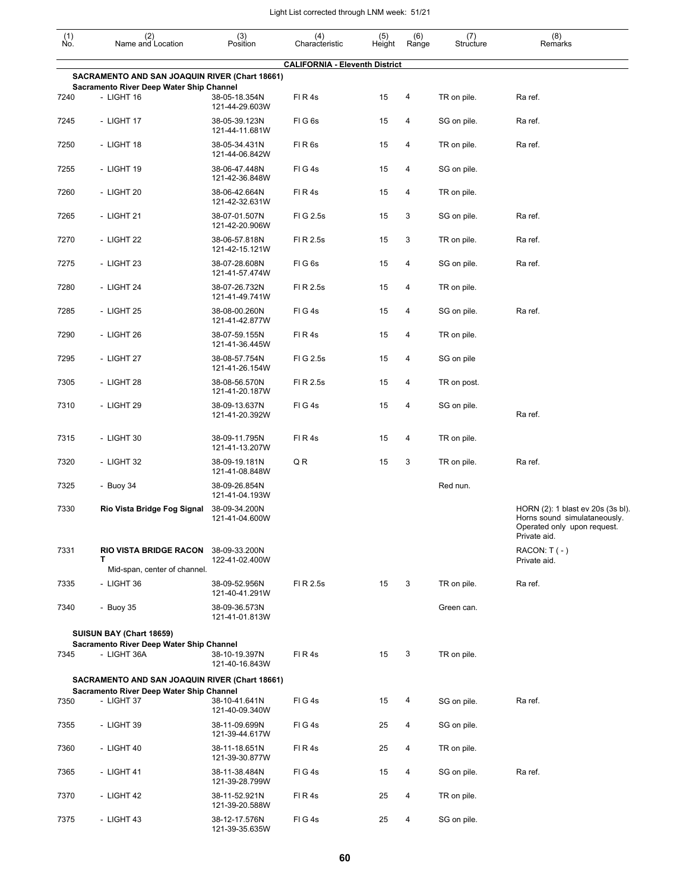Light List corrected through LNM week: 51/21

| (1) No. | (2) Name and Location | (3) Position | (4) Characteristic | (5) Height | (6) Range | (7) Structure | (8) Remarks |
|---|---|---|---|---|---|---|---|
| | **CALIFORNIA - Eleventh District** | | | | | | |
| | **SACRAMENTO AND SAN JOAQUIN RIVER (Chart 18661)** | | | | | | |
| | **Sacramento River Deep Water Ship Channel** | | | | | | |
| 7240 | - LIGHT 16 | 38-05-18.354N 121-44-29.603W | Fl R 4s | 15 | 4 | TR on pile. | Ra ref. |
| 7245 | - LIGHT 17 | 38-05-39.123N 121-44-11.681W | Fl G 6s | 15 | 4 | SG on pile. | Ra ref. |
| 7250 | - LIGHT 18 | 38-05-34.431N 121-44-06.842W | Fl R 6s | 15 | 4 | TR on pile. | Ra ref. |
| 7255 | - LIGHT 19 | 38-06-47.448N 121-42-36.848W | Fl G 4s | 15 | 4 | SG on pile. | |
| 7260 | - LIGHT 20 | 38-06-42.664N 121-42-32.631W | Fl R 4s | 15 | 4 | TR on pile. | |
| 7265 | - LIGHT 21 | 38-07-01.507N 121-42-20.906W | Fl G 2.5s | 15 | 3 | SG on pile. | Ra ref. |
| 7270 | - LIGHT 22 | 38-06-57.818N 121-42-15.121W | Fl R 2.5s | 15 | 3 | TR on pile. | Ra ref. |
| 7275 | - LIGHT 23 | 38-07-28.608N 121-41-57.474W | Fl G 6s | 15 | 4 | SG on pile. | Ra ref. |
| 7280 | - LIGHT 24 | 38-07-26.732N 121-41-49.741W | Fl R 2.5s | 15 | 4 | TR on pile. | |
| 7285 | - LIGHT 25 | 38-08-00.260N 121-41-42.877W | Fl G 4s | 15 | 4 | SG on pile. | Ra ref. |
| 7290 | - LIGHT 26 | 38-07-59.155N 121-41-36.445W | Fl R 4s | 15 | 4 | TR on pile. | |
| 7295 | - LIGHT 27 | 38-08-57.754N 121-41-26.154W | Fl G 2.5s | 15 | 4 | SG on pile | |
| 7305 | - LIGHT 28 | 38-08-56.570N 121-41-20.187W | Fl R 2.5s | 15 | 4 | TR on post. | |
| 7310 | - LIGHT 29 | 38-09-13.637N 121-41-20.392W | Fl G 4s | 15 | 4 | SG on pile. | Ra ref. |
| 7315 | - LIGHT 30 | 38-09-11.795N 121-41-13.207W | Fl R 4s | 15 | 4 | TR on pile. | |
| 7320 | - LIGHT 32 | 38-09-19.181N 121-41-08.848W | Q R | 15 | 3 | TR on pile. | Ra ref. |
| 7325 | - Buoy 34 | 38-09-26.854N 121-41-04.193W | | | | Red nun. | |
| 7330 | **Rio Vista Bridge Fog Signal** | 38-09-34.200N 121-41-04.600W | | | | | HORN (2): 1 blast ev 20s (3s bl). Horns sound simulataneously. Operated only upon request. Private aid. |
| 7331 | **RIO VISTA BRIDGE RACON T** Mid-span, center of channel. | 38-09-33.200N 122-41-02.400W | | | | | RACON: T ( - ) Private aid. |
| 7335 | - LIGHT 36 | 38-09-52.956N 121-40-41.291W | Fl R 2.5s | 15 | 3 | TR on pile. | Ra ref. |
| 7340 | - Buoy 35 | 38-09-36.573N 121-41-01.813W | | | | Green can. | |
| | **SUISUN BAY (Chart 18659)** | | | | | | |
| | **Sacramento River Deep Water Ship Channel** | | | | | | |
| 7345 | - LIGHT 36A | 38-10-19.397N 121-40-16.843W | Fl R 4s | 15 | 3 | TR on pile. | |
| | **SACRAMENTO AND SAN JOAQUIN RIVER (Chart 18661)** | | | | | | |
| | **Sacramento River Deep Water Ship Channel** | | | | | | |
| 7350 | - LIGHT 37 | 38-10-41.641N 121-40-09.340W | Fl G 4s | 15 | 4 | SG on pile. | Ra ref. |
| 7355 | - LIGHT 39 | 38-11-09.699N 121-39-44.617W | Fl G 4s | 25 | 4 | SG on pile. | |
| 7360 | - LIGHT 40 | 38-11-18.651N 121-39-30.877W | Fl R 4s | 25 | 4 | TR on pile. | |
| 7365 | - LIGHT 41 | 38-11-38.484N 121-39-28.799W | Fl G 4s | 15 | 4 | SG on pile. | Ra ref. |
| 7370 | - LIGHT 42 | 38-11-52.921N 121-39-20.588W | Fl R 4s | 25 | 4 | TR on pile. | |
| 7375 | - LIGHT 43 | 38-12-17.576N 121-39-35.635W | Fl G 4s | 25 | 4 | SG on pile. | |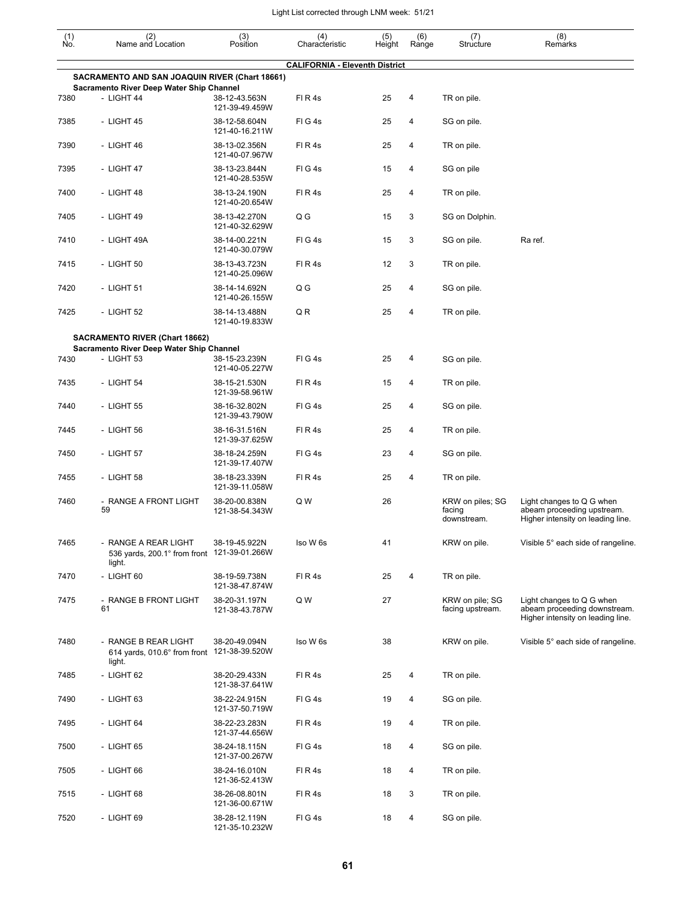| (1) No. | (2) Name and Location | (3) Position | (4) Characteristic | (5) Height | (6) Range | (7) Structure | (8) Remarks |
|---|---|---|---|---|---|---|---|
| | **CALIFORNIA - Eleventh District** | | | | | | |
| | **SACRAMENTO AND SAN JOAQUIN RIVER (Chart 18661)** | | | | | | |
| | **Sacramento River Deep Water Ship Channel** | | | | | | |
| 7380 | - LIGHT 44 | 38-12-43.563N 121-39-49.459W | Fl R 4s | 25 | 4 | TR on pile. | |
| 7385 | - LIGHT 45 | 38-12-58.604N 121-40-16.211W | Fl G 4s | 25 | 4 | SG on pile. | |
| 7390 | - LIGHT 46 | 38-13-02.356N 121-40-07.967W | Fl R 4s | 25 | 4 | TR on pile. | |
| 7395 | - LIGHT 47 | 38-13-23.844N 121-40-28.535W | Fl G 4s | 15 | 4 | SG on pile | |
| 7400 | - LIGHT 48 | 38-13-24.190N 121-40-20.654W | Fl R 4s | 25 | 4 | TR on pile. | |
| 7405 | - LIGHT 49 | 38-13-42.270N 121-40-32.629W | Q G | 15 | 3 | SG on Dolphin. | |
| 7410 | - LIGHT 49A | 38-14-00.221N 121-40-30.079W | Fl G 4s | 15 | 3 | SG on pile. | Ra ref. |
| 7415 | - LIGHT 50 | 38-13-43.723N 121-40-25.096W | Fl R 4s | 12 | 3 | TR on pile. | |
| 7420 | - LIGHT 51 | 38-14-14.692N 121-40-26.155W | Q G | 25 | 4 | SG on pile. | |
| 7425 | - LIGHT 52 | 38-14-13.488N 121-40-19.833W | Q R | 25 | 4 | TR on pile. | |
| | **SACRAMENTO RIVER (Chart 18662)** | | | | | | |
| | **Sacramento River Deep Water Ship Channel** | | | | | | |
| 7430 | - LIGHT 53 | 38-15-23.239N 121-40-05.227W | Fl G 4s | 25 | 4 | SG on pile. | |
| 7435 | - LIGHT 54 | 38-15-21.530N 121-39-58.961W | Fl R 4s | 15 | 4 | TR on pile. | |
| 7440 | - LIGHT 55 | 38-16-32.802N 121-39-43.790W | Fl G 4s | 25 | 4 | SG on pile. | |
| 7445 | - LIGHT 56 | 38-16-31.516N 121-39-37.625W | Fl R 4s | 25 | 4 | TR on pile. | |
| 7450 | - LIGHT 57 | 38-18-24.259N 121-39-17.407W | Fl G 4s | 23 | 4 | SG on pile. | |
| 7455 | - LIGHT 58 | 38-18-23.339N 121-39-11.058W | Fl R 4s | 25 | 4 | TR on pile. | |
| 7460 | - RANGE A FRONT LIGHT 59 | 38-20-00.838N 121-38-54.343W | Q W | 26 | | KRW on piles; SG facing downstream. | Light changes to Q G when abeam proceeding upstream. Higher intensity on leading line. |
| 7465 | - RANGE A REAR LIGHT 536 yards, 200.1° from front light. | 38-19-45.922N 121-39-01.266W | Iso W 6s | 41 | | KRW on pile. | Visible 5° each side of rangeline. |
| 7470 | - LIGHT 60 | 38-19-59.738N 121-38-47.874W | Fl R 4s | 25 | 4 | TR on pile. | |
| 7475 | - RANGE B FRONT LIGHT 61 | 38-20-31.197N 121-38-43.787W | Q W | 27 | | KRW on pile; SG facing upstream. | Light changes to Q G when abeam proceeding downstream. Higher intensity on leading line. |
| 7480 | - RANGE B REAR LIGHT 614 yards, 010.6° from front light. | 38-20-49.094N 121-38-39.520W | Iso W 6s | 38 | | KRW on pile. | Visible 5° each side of rangeline. |
| 7485 | - LIGHT 62 | 38-20-29.433N 121-38-37.641W | Fl R 4s | 25 | 4 | TR on pile. | |
| 7490 | - LIGHT 63 | 38-22-24.915N 121-37-50.719W | Fl G 4s | 19 | 4 | SG on pile. | |
| 7495 | - LIGHT 64 | 38-22-23.283N 121-37-44.656W | Fl R 4s | 19 | 4 | TR on pile. | |
| 7500 | - LIGHT 65 | 38-24-18.115N 121-37-00.267W | Fl G 4s | 18 | 4 | SG on pile. | |
| 7505 | - LIGHT 66 | 38-24-16.010N 121-36-52.413W | Fl R 4s | 18 | 4 | TR on pile. | |
| 7515 | - LIGHT 68 | 38-26-08.801N 121-36-00.671W | Fl R 4s | 18 | 3 | TR on pile. | |
| 7520 | - LIGHT 69 | 38-28-12.119N 121-35-10.232W | Fl G 4s | 18 | 4 | SG on pile. | |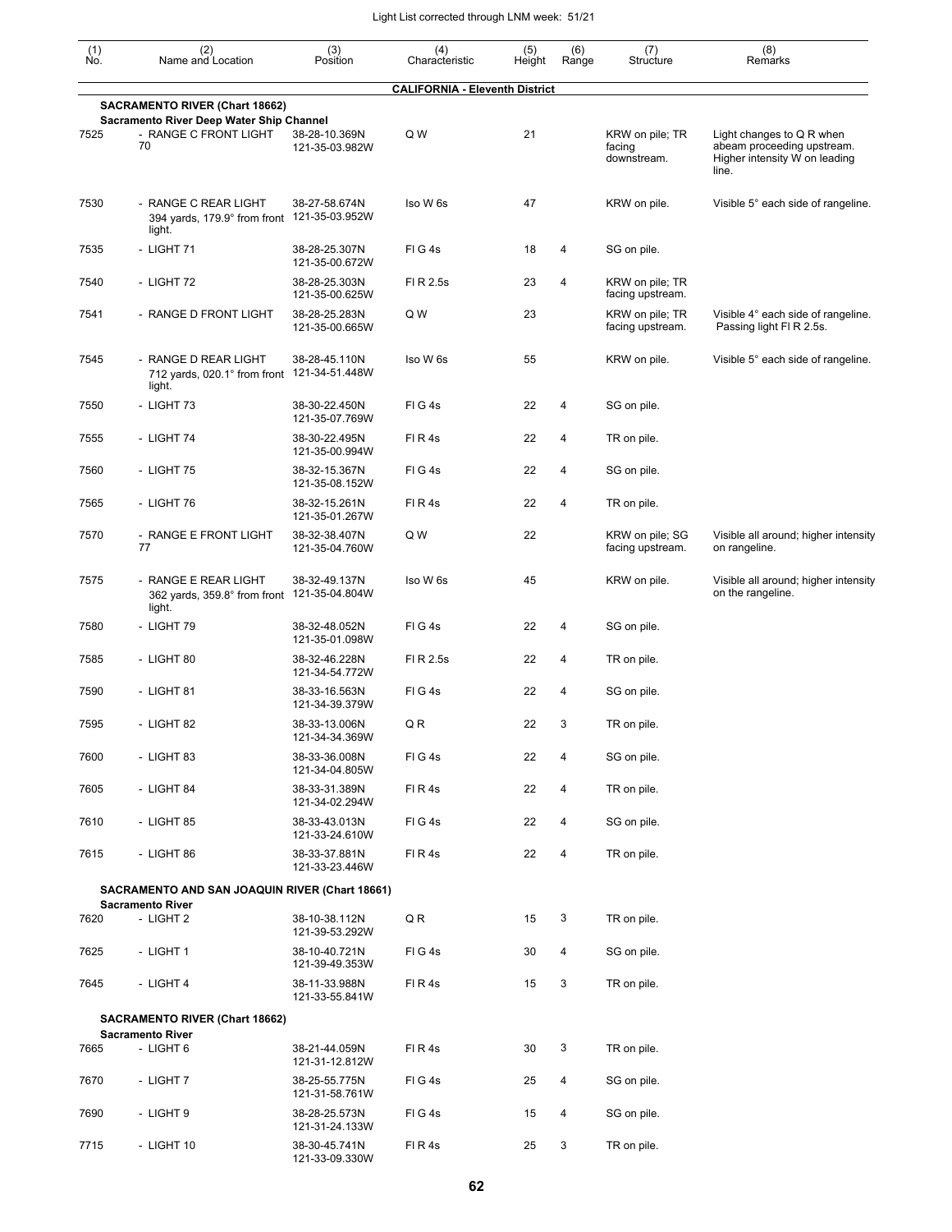| (1) No. | (2) Name and Location | (3) Position | (4) Characteristic | (5) Height | (6) Range | (7) Structure | (8) Remarks |
|---|---|---|---|---|---|---|---|
| | **CALIFORNIA - Eleventh District** | | | | | | |
| | **SACRAMENTO RIVER (Chart 18662)** | | | | | | |
| | **Sacramento River Deep Water Ship Channel** | | | | | | |
| 7525 | - RANGE C FRONT LIGHT 70 | 38-28-10.369N 121-35-03.982W | Q W | 21 | | KRW on pile; TR facing downstream. | Light changes to Q R when abeam proceeding upstream. Higher intensity W on leading line. |
| 7530 | - RANGE C REAR LIGHT 394 yards, 179.9° from front light. | 38-27-58.674N 121-35-03.952W | Iso W 6s | 47 | | KRW on pile. | Visible 5° each side of rangeline. |
| 7535 | - LIGHT 71 | 38-28-25.307N 121-35-00.672W | Fl G 4s | 18 | 4 | SG on pile. | |
| 7540 | - LIGHT 72 | 38-28-25.303N 121-35-00.625W | Fl R 2.5s | 23 | 4 | KRW on pile; TR facing upstream. | |
| 7541 | - RANGE D FRONT LIGHT | 38-28-25.283N 121-35-00.665W | Q W | 23 | | KRW on pile; TR facing upstream. | Visible 4° each side of rangeline. Passing light Fl R 2.5s. |
| 7545 | - RANGE D REAR LIGHT 712 yards, 020.1° from front light. | 38-28-45.110N 121-34-51.448W | Iso W 6s | 55 | | KRW on pile. | Visible 5° each side of rangeline. |
| 7550 | - LIGHT 73 | 38-30-22.450N 121-35-07.769W | Fl G 4s | 22 | 4 | SG on pile. | |
| 7555 | - LIGHT 74 | 38-30-22.495N 121-35-00.994W | Fl R 4s | 22 | 4 | TR on pile. | |
| 7560 | - LIGHT 75 | 38-32-15.367N 121-35-08.152W | Fl G 4s | 22 | 4 | SG on pile. | |
| 7565 | - LIGHT 76 | 38-32-15.261N 121-35-01.267W | Fl R 4s | 22 | 4 | TR on pile. | |
| 7570 | - RANGE E FRONT LIGHT 77 | 38-32-38.407N 121-35-04.760W | Q W | 22 | | KRW on pile; SG facing upstream. | Visible all around; higher intensity on rangeline. |
| 7575 | - RANGE E REAR LIGHT 362 yards, 359.8° from front light. | 38-32-49.137N 121-35-04.804W | Iso W 6s | 45 | | KRW on pile. | Visible all around; higher intensity on the rangeline. |
| 7580 | - LIGHT 79 | 38-32-48.052N 121-35-01.098W | Fl G 4s | 22 | 4 | SG on pile. | |
| 7585 | - LIGHT 80 | 38-32-46.228N 121-34-54.772W | Fl R 2.5s | 22 | 4 | TR on pile. | |
| 7590 | - LIGHT 81 | 38-33-16.563N 121-34-39.379W | Fl G 4s | 22 | 4 | SG on pile. | |
| 7595 | - LIGHT 82 | 38-33-13.006N 121-34-34.369W | Q R | 22 | 3 | TR on pile. | |
| 7600 | - LIGHT 83 | 38-33-36.008N 121-34-04.805W | Fl G 4s | 22 | 4 | SG on pile. | |
| 7605 | - LIGHT 84 | 38-33-31.389N 121-34-02.294W | Fl R 4s | 22 | 4 | TR on pile. | |
| 7610 | - LIGHT 85 | 38-33-43.013N 121-33-24.610W | Fl G 4s | 22 | 4 | SG on pile. | |
| 7615 | - LIGHT 86 | 38-33-37.881N 121-33-23.446W | Fl R 4s | 22 | 4 | TR on pile. | |
| | **SACRAMENTO AND SAN JOAQUIN RIVER (Chart 18661)** | | | | | | |
| | **Sacramento River** | | | | | | |
| 7620 | - LIGHT 2 | 38-10-38.112N 121-39-53.292W | Q R | 15 | 3 | TR on pile. | |
| 7625 | - LIGHT 1 | 38-10-40.721N 121-39-49.353W | Fl G 4s | 30 | 4 | SG on pile. | |
| 7645 | - LIGHT 4 | 38-11-33.988N 121-33-55.841W | Fl R 4s | 15 | 3 | TR on pile. | |
| | **SACRAMENTO RIVER (Chart 18662)** | | | | | | |
| | **Sacramento River** | | | | | | |
| 7665 | - LIGHT 6 | 38-21-44.059N 121-31-12.812W | Fl R 4s | 30 | 3 | TR on pile. | |
| 7670 | - LIGHT 7 | 38-25-55.775N 121-31-58.761W | Fl G 4s | 25 | 4 | SG on pile. | |
| 7690 | - LIGHT 9 | 38-28-25.573N 121-31-24.133W | Fl G 4s | 15 | 4 | SG on pile. | |
| 7715 | - LIGHT 10 | 38-30-45.741N 121-33-09.330W | Fl R 4s | 25 | 3 | TR on pile. | |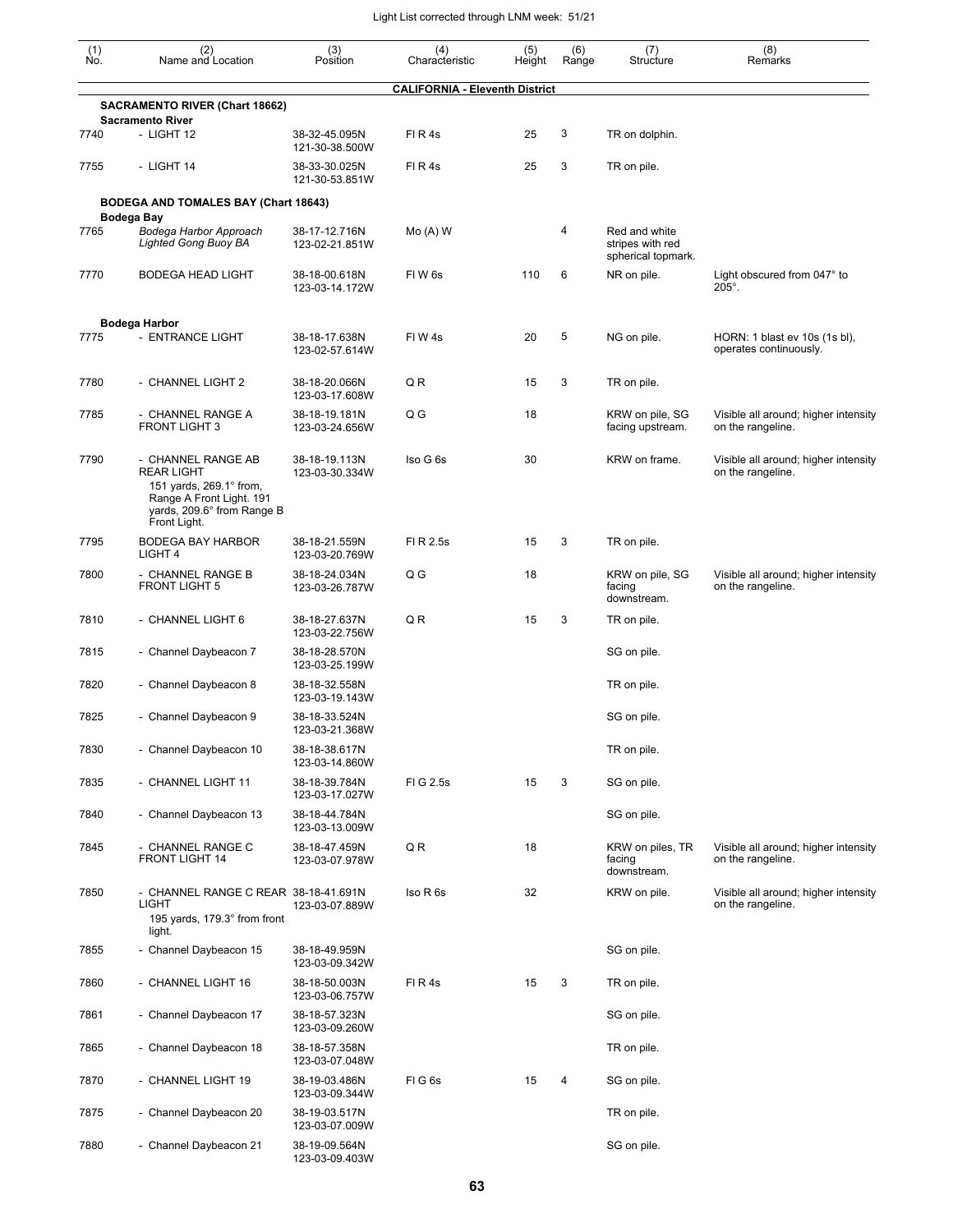| (1) No. | (2) Name and Location | (3) Position | (4) Characteristic | (5) Height | (6) Range | (7) Structure | (8) Remarks |
|---|---|---|---|---|---|---|---|
| | **CALIFORNIA - Eleventh District** | | | | | | |
| | **SACRAMENTO RIVER (Chart 18662)** | | | | | | |
| | **Sacramento River** | | | | | | |
| 7740 | - LIGHT 12 | 38-32-45.095N 121-30-38.500W | Fl R 4s | 25 | 3 | TR on dolphin. | |
| 7755 | - LIGHT 14 | 38-33-30.025N 121-30-53.851W | Fl R 4s | 25 | 3 | TR on pile. | |
| | **BODEGA AND TOMALES BAY (Chart 18643)** | | | | | | |
| | **Bodega Bay** | | | | | | |
| 7765 | *Bodega Harbor Approach Lighted Gong Buoy BA* | 38-17-12.716N 123-02-21.851W | Mo (A) W | | 4 | Red and white stripes with red spherical topmark. | |
| 7770 | BODEGA HEAD LIGHT | 38-18-00.618N 123-03-14.172W | Fl W 6s | 110 | 6 | NR on pile. | Light obscured from 047° to 205°. |
| | **Bodega Harbor** | | | | | | |
| 7775 | - ENTRANCE LIGHT | 38-18-17.638N 123-02-57.614W | Fl W 4s | 20 | 5 | NG on pile. | HORN: 1 blast ev 10s (1s bl), operates continuously. |
| 7780 | - CHANNEL LIGHT 2 | 38-18-20.066N 123-03-17.608W | Q R | 15 | 3 | TR on pile. | |
| 7785 | - CHANNEL RANGE A FRONT LIGHT 3 | 38-18-19.181N 123-03-24.656W | Q G | 18 | | KRW on pile, SG facing upstream. | Visible all around; higher intensity on the rangeline. |
| 7790 | - CHANNEL RANGE AB REAR LIGHT 151 yards, 269.1° from, Range A Front Light. 191 yards, 209.6° from Range B Front Light. | 38-18-19.113N 123-03-30.334W | Iso G 6s | 30 | | KRW on frame. | Visible all around; higher intensity on the rangeline. |
| 7795 | BODEGA BAY HARBOR LIGHT 4 | 38-18-21.559N 123-03-20.769W | Fl R 2.5s | 15 | 3 | TR on pile. | |
| 7800 | - CHANNEL RANGE B FRONT LIGHT 5 | 38-18-24.034N 123-03-26.787W | Q G | 18 | | KRW on pile, SG facing downstream. | Visible all around; higher intensity on the rangeline. |
| 7810 | - CHANNEL LIGHT 6 | 38-18-27.637N 123-03-22.756W | Q R | 15 | 3 | TR on pile. | |
| 7815 | - Channel Daybeacon 7 | 38-18-28.570N 123-03-25.199W | | | | SG on pile. | |
| 7820 | - Channel Daybeacon 8 | 38-18-32.558N 123-03-19.143W | | | | TR on pile. | |
| 7825 | - Channel Daybeacon 9 | 38-18-33.524N 123-03-21.368W | | | | SG on pile. | |
| 7830 | - Channel Daybeacon 10 | 38-18-38.617N 123-03-14.860W | | | | TR on pile. | |
| 7835 | - CHANNEL LIGHT 11 | 38-18-39.784N 123-03-17.027W | Fl G 2.5s | 15 | 3 | SG on pile. | |
| 7840 | - Channel Daybeacon 13 | 38-18-44.784N 123-03-13.009W | | | | SG on pile. | |
| 7845 | - CHANNEL RANGE C FRONT LIGHT 14 | 38-18-47.459N 123-03-07.978W | Q R | 18 | | KRW on piles, TR facing downstream. | Visible all around; higher intensity on the rangeline. |
| 7850 | - CHANNEL RANGE C REAR LIGHT 195 yards, 179.3° from front light. | 38-18-41.691N 123-03-07.889W | Iso R 6s | 32 | | KRW on pile. | Visible all around; higher intensity on the rangeline. |
| 7855 | - Channel Daybeacon 15 | 38-18-49.959N 123-03-09.342W | | | | SG on pile. | |
| 7860 | - CHANNEL LIGHT 16 | 38-18-50.003N 123-03-06.757W | Fl R 4s | 15 | 3 | TR on pile. | |
| 7861 | - Channel Daybeacon 17 | 38-18-57.323N 123-03-09.260W | | | | SG on pile. | |
| 7865 | - Channel Daybeacon 18 | 38-18-57.358N 123-03-07.048W | | | | TR on pile. | |
| 7870 | - CHANNEL LIGHT 19 | 38-19-03.486N 123-03-09.344W | Fl G 6s | 15 | 4 | SG on pile. | |
| 7875 | - Channel Daybeacon 20 | 38-19-03.517N 123-03-07.009W | | | | TR on pile. | |
| 7880 | - Channel Daybeacon 21 | 38-19-09.564N 123-03-09.403W | | | | SG on pile. | |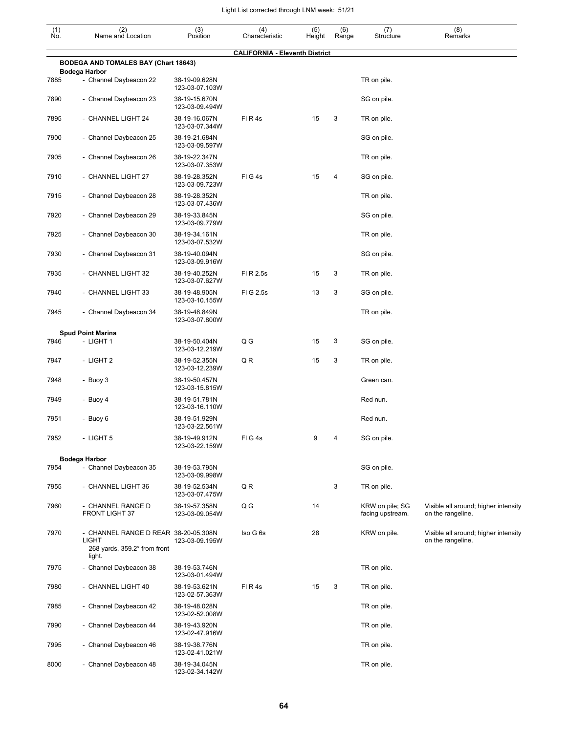| (1) No. | (2) Name and Location | (3) Position | (4) Characteristic | (5) Height | (6) Range | (7) Structure | (8) Remarks |
|---|---|---|---|---|---|---|---|
| | | | **CALIFORNIA - Eleventh District** | | | | |
| | **BODEGA AND TOMALES BAY (Chart 18643)** | | | | | | |
| | **Bodega Harbor** | | | | | | |
| 7885 | - Channel Daybeacon 22 | 38-19-09.628N 123-03-07.103W | | | | TR on pile. | |
| 7890 | - Channel Daybeacon 23 | 38-19-15.670N 123-03-09.494W | | | | SG on pile. | |
| 7895 | - CHANNEL LIGHT 24 | 38-19-16.067N 123-03-07.344W | Fl R 4s | 15 | 3 | TR on pile. | |
| 7900 | - Channel Daybeacon 25 | 38-19-21.684N 123-03-09.597W | | | | SG on pile. | |
| 7905 | - Channel Daybeacon 26 | 38-19-22.347N 123-03-07.353W | | | | TR on pile. | |
| 7910 | - CHANNEL LIGHT 27 | 38-19-28.352N 123-03-09.723W | Fl G 4s | 15 | 4 | SG on pile. | |
| 7915 | - Channel Daybeacon 28 | 38-19-28.352N 123-03-07.436W | | | | TR on pile. | |
| 7920 | - Channel Daybeacon 29 | 38-19-33.845N 123-03-09.779W | | | | SG on pile. | |
| 7925 | - Channel Daybeacon 30 | 38-19-34.161N 123-03-07.532W | | | | TR on pile. | |
| 7930 | - Channel Daybeacon 31 | 38-19-40.094N 123-03-09.916W | | | | SG on pile. | |
| 7935 | - CHANNEL LIGHT 32 | 38-19-40.252N 123-03-07.627W | Fl R 2.5s | 15 | 3 | TR on pile. | |
| 7940 | - CHANNEL LIGHT 33 | 38-19-48.905N 123-03-10.155W | Fl G 2.5s | 13 | 3 | SG on pile. | |
| 7945 | - Channel Daybeacon 34 | 38-19-48.849N 123-03-07.800W | | | | TR on pile. | |
| | **Spud Point Marina** | | | | | | |
| 7946 | - LIGHT 1 | 38-19-50.404N 123-03-12.219W | Q G | 15 | 3 | SG on pile. | |
| 7947 | - LIGHT 2 | 38-19-52.355N 123-03-12.239W | Q R | 15 | 3 | TR on pile. | |
| 7948 | - Buoy 3 | 38-19-50.457N 123-03-15.815W | | | | Green can. | |
| 7949 | - Buoy 4 | 38-19-51.781N 123-03-16.110W | | | | Red nun. | |
| 7951 | - Buoy 6 | 38-19-51.929N 123-03-22.561W | | | | Red nun. | |
| 7952 | - LIGHT 5 | 38-19-49.912N 123-03-22.159W | Fl G 4s | 9 | 4 | SG on pile. | |
| | **Bodega Harbor** | | | | | | |
| 7954 | - Channel Daybeacon 35 | 38-19-53.795N 123-03-09.998W | | | | SG on pile. | |
| 7955 | - CHANNEL LIGHT 36 | 38-19-52.534N 123-03-07.475W | Q R | | 3 | TR on pile. | |
| 7960 | - CHANNEL RANGE D FRONT LIGHT 37 | 38-19-57.358N 123-03-09.054W | Q G | 14 | | KRW on pile; SG facing upstream. | Visible all around; higher intensity on the rangeline. |
| 7970 | - CHANNEL RANGE D REAR LIGHT 268 yards, 359.2° from front light. | 38-20-05.308N 123-03-09.195W | Iso G 6s | 28 | | KRW on pile. | Visible all around; higher intensity on the rangeline. |
| 7975 | - Channel Daybeacon 38 | 38-19-53.746N 123-03-01.494W | | | | TR on pile. | |
| 7980 | - CHANNEL LIGHT 40 | 38-19-53.621N 123-02-57.363W | Fl R 4s | 15 | 3 | TR on pile. | |
| 7985 | - Channel Daybeacon 42 | 38-19-48.028N 123-02-52.008W | | | | TR on pile. | |
| 7990 | - Channel Daybeacon 44 | 38-19-43.920N 123-02-47.916W | | | | TR on pile. | |
| 7995 | - Channel Daybeacon 46 | 38-19-38.776N 123-02-41.021W | | | | TR on pile. | |
| 8000 | - Channel Daybeacon 48 | 38-19-34.045N 123-02-34.142W | | | | TR on pile. | |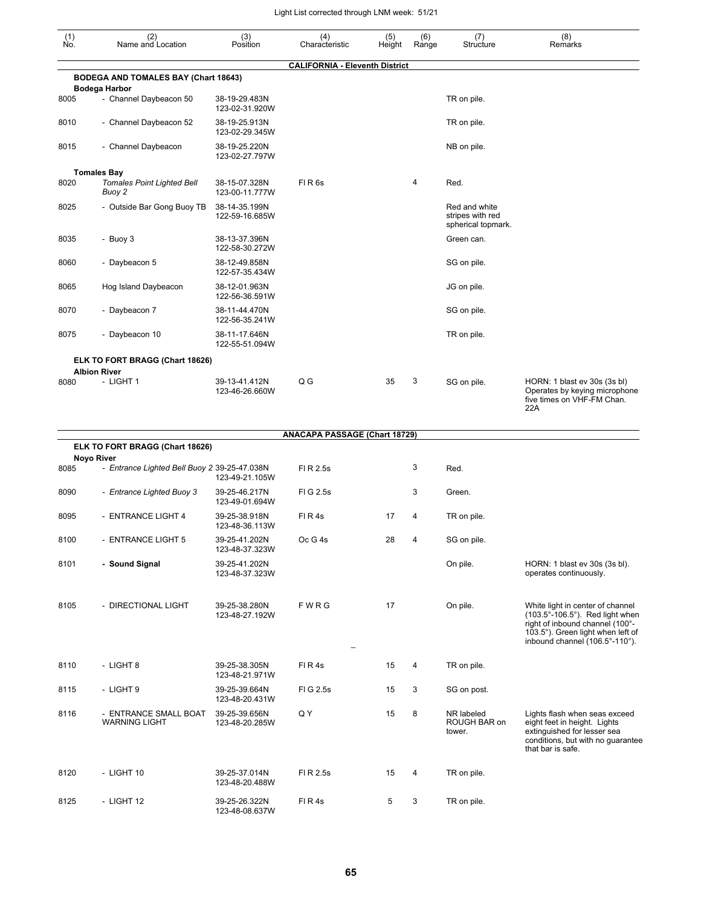| (1) No. | (2) Name and Location | (3) Position | (4) Characteristic | (5) Height | (6) Range | (7) Structure | (8) Remarks |
|---|---|---|---|---|---|---|---|
| | **CALIFORNIA - Eleventh District** | | | | | | |
| | **BODEGA AND TOMALES BAY (Chart 18643)** | | | | | | |
| | **Bodega Harbor** | | | | | | |
| 8005 | - Channel Daybeacon 50 | 38-19-29.483N 123-02-31.920W | | | | TR on pile. | |
| 8010 | - Channel Daybeacon 52 | 38-19-25.913N 123-02-29.345W | | | | TR on pile. | |
| 8015 | - Channel Daybeacon | 38-19-25.220N 123-02-27.797W | | | | NB on pile. | |
| | **Tomales Bay** | | | | | | |
| 8020 | *Tomales Point Lighted Bell Buoy 2* | 38-15-07.328N 123-00-11.777W | Fl R 6s | | 4 | Red. | |
| 8025 | - Outside Bar Gong Buoy TB | 38-14-35.199N 122-59-16.685W | | | | Red and white stripes with red spherical topmark. | |
| 8035 | - Buoy 3 | 38-13-37.396N 122-58-30.272W | | | | Green can. | |
| 8060 | - Daybeacon 5 | 38-12-49.858N 122-57-35.434W | | | | SG on pile. | |
| 8065 | Hog Island Daybeacon | 38-12-01.963N 122-56-36.591W | | | | JG on pile. | |
| 8070 | - Daybeacon 7 | 38-11-44.470N 122-56-35.241W | | | | SG on pile. | |
| 8075 | - Daybeacon 10 | 38-11-17.646N 122-55-51.094W | | | | TR on pile. | |
| | **ELK TO FORT BRAGG (Chart 18626)** | | | | | | |
| | **Albion River** | | | | | | |
| 8080 | - LIGHT 1 | 39-13-41.412N 123-46-26.660W | Q G | 35 | 3 | SG on pile. | HORN: 1 blast ev 30s (3s bl) Operates by keying microphone five times on VHF-FM Chan. 22A |
| | **ANACAPA PASSAGE (Chart 18729)** | | | | | | |
| | **ELK TO FORT BRAGG (Chart 18626)** | | | | | | |
| | **Noyo River** | | | | | | |
| 8085 | - *Entrance Lighted Bell Buoy 2* | 39-25-47.038N 123-49-21.105W | Fl R 2.5s | | 3 | Red. | |
| 8090 | - *Entrance Lighted Buoy 3* | 39-25-46.217N 123-49-01.694W | Fl G 2.5s | | 3 | Green. | |
| 8095 | - ENTRANCE LIGHT 4 | 39-25-38.918N 123-48-36.113W | Fl R 4s | 17 | 4 | TR on pile. | |
| 8100 | - ENTRANCE LIGHT 5 | 39-25-41.202N 123-48-37.323W | Oc G 4s | 28 | 4 | SG on pile. | |
| 8101 | **- Sound Signal** | 39-25-41.202N 123-48-37.323W | | | | On pile. | HORN: 1 blast ev 30s (3s bl). operates continuously. |
| 8105 | - DIRECTIONAL LIGHT | 39-25-38.280N 123-48-27.192W | F W R G | 17 | | On pile. | White light in center of channel (103.5°-106.5°). Red light when right of inbound channel (100°-103.5°). Green light when left of inbound channel (106.5°-110°). |
| 8110 | - LIGHT 8 | 39-25-38.305N 123-48-21.971W | Fl R 4s | 15 | 4 | TR on pile. | |
| 8115 | - LIGHT 9 | 39-25-39.664N 123-48-20.431W | Fl G 2.5s | 15 | 3 | SG on post. | |
| 8116 | - ENTRANCE SMALL BOAT WARNING LIGHT | 39-25-39.656N 123-48-20.285W | Q Y | 15 | 8 | NR labeled ROUGH BAR on tower. | Lights flash when seas exceed eight feet in height. Lights extinguished for lesser sea conditions, but with no guarantee that bar is safe. |
| 8120 | - LIGHT 10 | 39-25-37.014N 123-48-20.488W | Fl R 2.5s | 15 | 4 | TR on pile. | |
| 8125 | - LIGHT 12 | 39-25-26.322N 123-48-08.637W | Fl R 4s | 5 | 3 | TR on pile. | |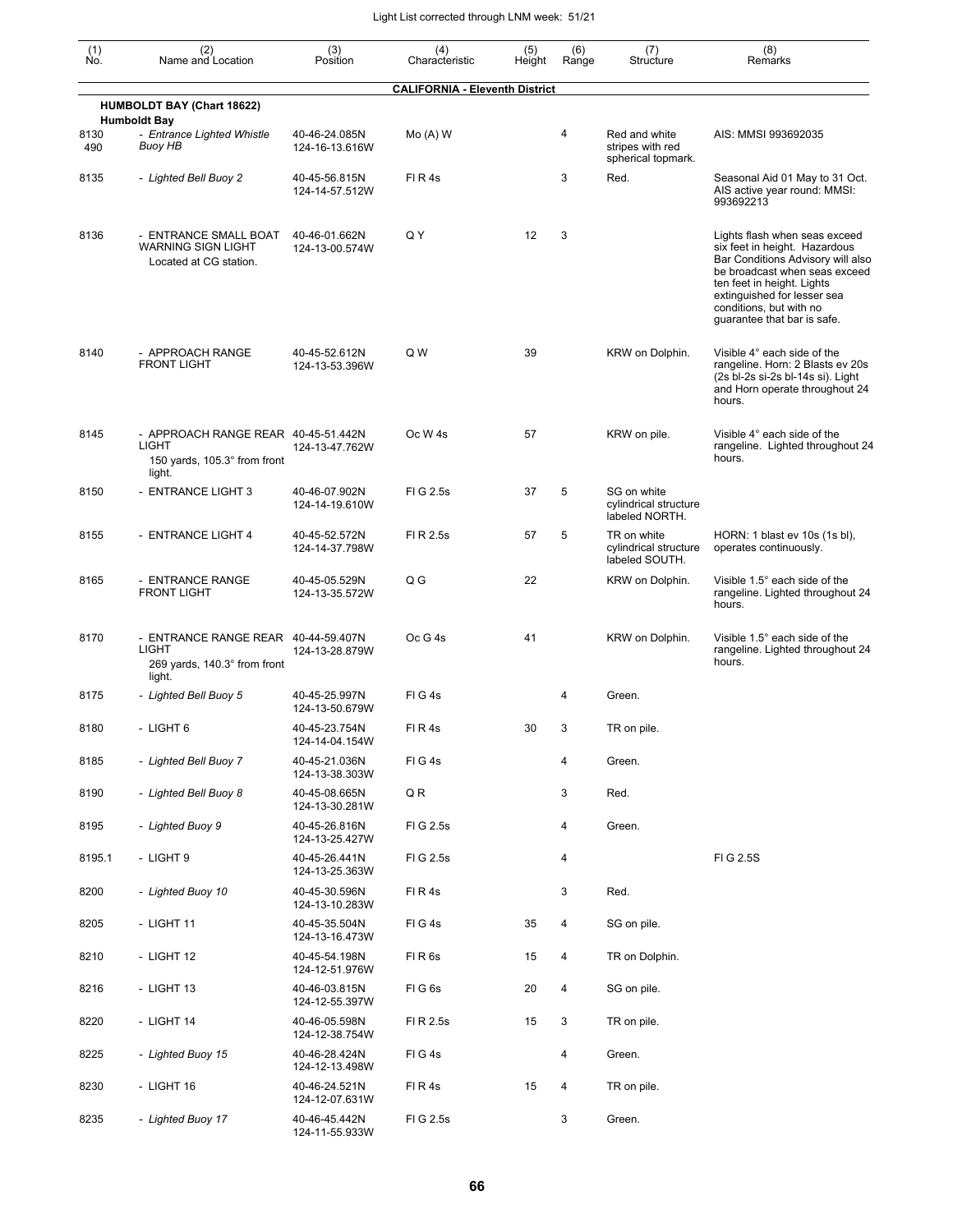| (1) No. | (2) Name and Location | (3) Position | (4) Characteristic | (5) Height | (6) Range | (7) Structure | (8) Remarks |
|---|---|---|---|---|---|---|---|
| | | | **CALIFORNIA - Eleventh District** | | | | |
| | **HUMBOLDT BAY (Chart 18622)** | | | | | | |
| | **Humboldt Bay** | | | | | | |
| 8130 490 | - *Entrance Lighted Whistle Buoy HB* | 40-46-24.085N 124-16-13.616W | Mo (A) W | | 4 | Red and white stripes with red spherical topmark. | AIS: MMSI 993692035 |
| 8135 | - *Lighted Bell Buoy 2* | 40-45-56.815N 124-14-57.512W | Fl R 4s | | 3 | Red. | Seasonal Aid 01 May to 31 Oct. AIS active year round: MMSI: 993692213 |
| 8136 | - ENTRANCE SMALL BOAT WARNING SIGN LIGHT Located at CG station. | 40-46-01.662N 124-13-00.574W | Q Y | 12 | 3 | | Lights flash when seas exceed six feet in height. Hazardous Bar Conditions Advisory will also be broadcast when seas exceed ten feet in height. Lights extinguished for lesser sea conditions, but with no guarantee that bar is safe. |
| 8140 | - APPROACH RANGE FRONT LIGHT | 40-45-52.612N 124-13-53.396W | Q W | 39 | | KRW on Dolphin. | Visible 4° each side of the rangeline. Horn: 2 Blasts ev 20s (2s bl-2s si-2s bl-14s si). Light and Horn operate throughout 24 hours. |
| 8145 | - APPROACH RANGE REAR LIGHT 150 yards, 105.3° from front light. | 40-45-51.442N 124-13-47.762W | Oc W 4s | 57 | | KRW on pile. | Visible 4° each side of the rangeline. Lighted throughout 24 hours. |
| 8150 | - ENTRANCE LIGHT 3 | 40-46-07.902N 124-14-19.610W | Fl G 2.5s | 37 | 5 | SG on white cylindrical structure labeled NORTH. | |
| 8155 | - ENTRANCE LIGHT 4 | 40-45-52.572N 124-14-37.798W | Fl R 2.5s | 57 | 5 | TR on white cylindrical structure labeled SOUTH. | HORN: 1 blast ev 10s (1s bl), operates continuously. |
| 8165 | - ENTRANCE RANGE FRONT LIGHT | 40-45-05.529N 124-13-35.572W | Q G | 22 | | KRW on Dolphin. | Visible 1.5° each side of the rangeline. Lighted throughout 24 hours. |
| 8170 | - ENTRANCE RANGE REAR LIGHT 269 yards, 140.3° from front light. | 40-44-59.407N 124-13-28.879W | Oc G 4s | 41 | | KRW on Dolphin. | Visible 1.5° each side of the rangeline. Lighted throughout 24 hours. |
| 8175 | - *Lighted Bell Buoy 5* | 40-45-25.997N 124-13-50.679W | Fl G 4s | | 4 | Green. | |
| 8180 | - LIGHT 6 | 40-45-23.754N 124-14-04.154W | Fl R 4s | 30 | 3 | TR on pile. | |
| 8185 | - *Lighted Bell Buoy 7* | 40-45-21.036N 124-13-38.303W | Fl G 4s | | 4 | Green. | |
| 8190 | - *Lighted Bell Buoy 8* | 40-45-08.665N 124-13-30.281W | Q R | | 3 | Red. | |
| 8195 | - *Lighted Buoy 9* | 40-45-26.816N 124-13-25.427W | Fl G 2.5s | | 4 | Green. | |
| 8195.1 | - LIGHT 9 | 40-45-26.441N 124-13-25.363W | Fl G 2.5s | | 4 | | Fl G 2.5S |
| 8200 | - *Lighted Buoy 10* | 40-45-30.596N 124-13-10.283W | Fl R 4s | | 3 | Red. | |
| 8205 | - LIGHT 11 | 40-45-35.504N 124-13-16.473W | Fl G 4s | 35 | 4 | SG on pile. | |
| 8210 | - LIGHT 12 | 40-45-54.198N 124-12-51.976W | Fl R 6s | 15 | 4 | TR on Dolphin. | |
| 8216 | - LIGHT 13 | 40-46-03.815N 124-12-55.397W | Fl G 6s | 20 | 4 | SG on pile. | |
| 8220 | - LIGHT 14 | 40-46-05.598N 124-12-38.754W | Fl R 2.5s | 15 | 3 | TR on pile. | |
| 8225 | - *Lighted Buoy 15* | 40-46-28.424N 124-12-13.498W | Fl G 4s | | 4 | Green. | |
| 8230 | - LIGHT 16 | 40-46-24.521N 124-12-07.631W | Fl R 4s | 15 | 4 | TR on pile. | |
| 8235 | - *Lighted Buoy 17* | 40-46-45.442N 124-11-55.933W | Fl G 2.5s | | 3 | Green. | |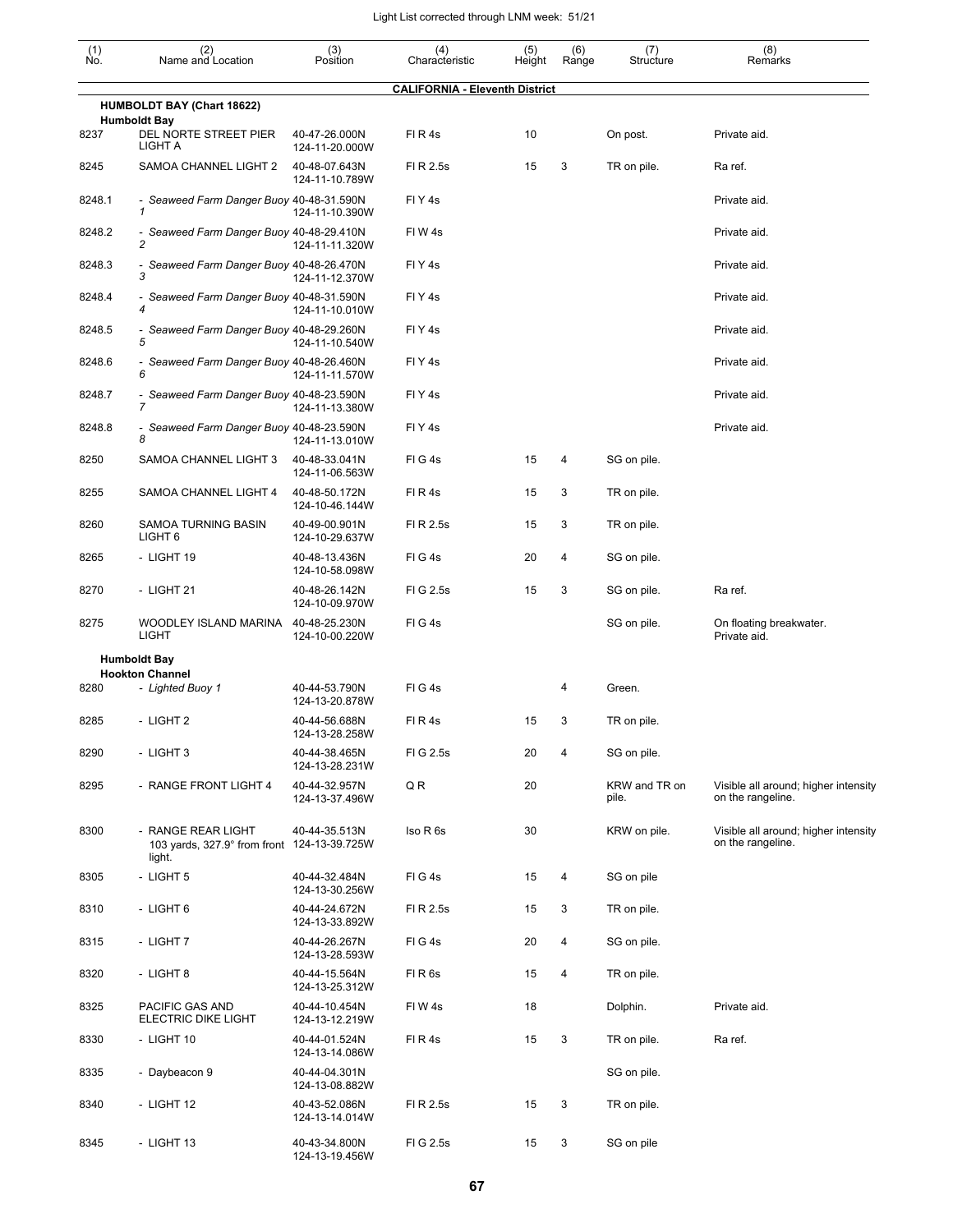Light List corrected through LNM week: 51/21

| (1) No. | (2) Name and Location | (3) Position | (4) Characteristic | (5) Height | (6) Range | (7) Structure | (8) Remarks |
|---|---|---|---|---|---|---|---|
| | **CALIFORNIA - Eleventh District** | | | | | | |
| | **HUMBOLDT BAY (Chart 18622)** | | | | | | |
| | **Humboldt Bay** | | | | | | |
| 8237 | DEL NORTE STREET PIER LIGHT A | 40-47-26.000N 124-11-20.000W | Fl R 4s | 10 | | On post. | Private aid. |
| 8245 | SAMOA CHANNEL LIGHT 2 | 40-48-07.643N 124-11-10.789W | Fl R 2.5s | 15 | 3 | TR on pile. | Ra ref. |
| 8248.1 | - *Seaweed Farm Danger Buoy 1* | 40-48-31.590N 124-11-10.390W | Fl Y 4s | | | | Private aid. |
| 8248.2 | - *Seaweed Farm Danger Buoy 2* | 40-48-29.410N 124-11-11.320W | Fl W 4s | | | | Private aid. |
| 8248.3 | - *Seaweed Farm Danger Buoy 3* | 40-48-26.470N 124-11-12.370W | Fl Y 4s | | | | Private aid. |
| 8248.4 | - *Seaweed Farm Danger Buoy 4* | 40-48-31.590N 124-11-10.010W | Fl Y 4s | | | | Private aid. |
| 8248.5 | - *Seaweed Farm Danger Buoy 5* | 40-48-29.260N 124-11-10.540W | Fl Y 4s | | | | Private aid. |
| 8248.6 | - *Seaweed Farm Danger Buoy 6* | 40-48-26.460N 124-11-11.570W | Fl Y 4s | | | | Private aid. |
| 8248.7 | - *Seaweed Farm Danger Buoy 7* | 40-48-23.590N 124-11-13.380W | Fl Y 4s | | | | Private aid. |
| 8248.8 | - *Seaweed Farm Danger Buoy 8* | 40-48-23.590N 124-11-13.010W | Fl Y 4s | | | | Private aid. |
| 8250 | SAMOA CHANNEL LIGHT 3 | 40-48-33.041N 124-11-06.563W | Fl G 4s | 15 | 4 | SG on pile. | |
| 8255 | SAMOA CHANNEL LIGHT 4 | 40-48-50.172N 124-10-46.144W | Fl R 4s | 15 | 3 | TR on pile. | |
| 8260 | SAMOA TURNING BASIN LIGHT 6 | 40-49-00.901N 124-10-29.637W | Fl R 2.5s | 15 | 3 | TR on pile. | |
| 8265 | - LIGHT 19 | 40-48-13.436N 124-10-58.098W | Fl G 4s | 20 | 4 | SG on pile. | |
| 8270 | - LIGHT 21 | 40-48-26.142N 124-10-09.970W | Fl G 2.5s | 15 | 3 | SG on pile. | Ra ref. |
| 8275 | WOODLEY ISLAND MARINA LIGHT | 40-48-25.230N 124-10-00.220W | Fl G 4s | | | SG on pile. | On floating breakwater. Private aid. |
| | **Humboldt Bay** | | | | | | |
| | **Hookton Channel** | | | | | | |
| 8280 | - *Lighted Buoy 1* | 40-44-53.790N 124-13-20.878W | Fl G 4s | | 4 | Green. | |
| 8285 | - LIGHT 2 | 40-44-56.688N 124-13-28.258W | Fl R 4s | 15 | 3 | TR on pile. | |
| 8290 | - LIGHT 3 | 40-44-38.465N 124-13-28.231W | Fl G 2.5s | 20 | 4 | SG on pile. | |
| 8295 | - RANGE FRONT LIGHT 4 | 40-44-32.957N 124-13-37.496W | Q R | 20 | | KRW and TR on pile. | Visible all around; higher intensity on the rangeline. |
| 8300 | - RANGE REAR LIGHT 103 yards, 327.9° from front light. | 40-44-35.513N 124-13-39.725W | Iso R 6s | 30 | | KRW on pile. | Visible all around; higher intensity on the rangeline. |
| 8305 | - LIGHT 5 | 40-44-32.484N 124-13-30.256W | Fl G 4s | 15 | 4 | SG on pile | |
| 8310 | - LIGHT 6 | 40-44-24.672N 124-13-33.892W | Fl R 2.5s | 15 | 3 | TR on pile. | |
| 8315 | - LIGHT 7 | 40-44-26.267N 124-13-28.593W | Fl G 4s | 20 | 4 | SG on pile. | |
| 8320 | - LIGHT 8 | 40-44-15.564N 124-13-25.312W | Fl R 6s | 15 | 4 | TR on pile. | |
| 8325 | PACIFIC GAS AND ELECTRIC DIKE LIGHT | 40-44-10.454N 124-13-12.219W | Fl W 4s | 18 | | Dolphin. | Private aid. |
| 8330 | - LIGHT 10 | 40-44-01.524N 124-13-14.086W | Fl R 4s | 15 | 3 | TR on pile. | Ra ref. |
| 8335 | - Daybeacon 9 | 40-44-04.301N 124-13-08.882W | | | | SG on pile. | |
| 8340 | - LIGHT 12 | 40-43-52.086N 124-13-14.014W | Fl R 2.5s | 15 | 3 | TR on pile. | |
| 8345 | - LIGHT 13 | 40-43-34.800N 124-13-19.456W | Fl G 2.5s | 15 | 3 | SG on pile | |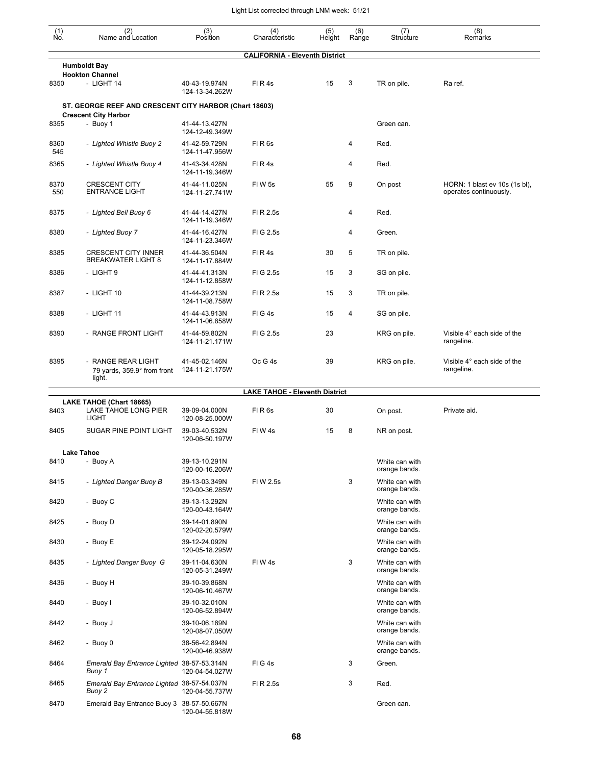| (1) No. | (2) Name and Location | (3) Position | (4) Characteristic | (5) Height | (6) Range | (7) Structure | (8) Remarks |
|---|---|---|---|---|---|---|---|
| | **CALIFORNIA - Eleventh District** | | | | | | |
| | **Humboldt Bay** | | | | | | |
| | **Hookton Channel** | | | | | | |
| 8350 | - LIGHT 14 | 40-43-19.974N 124-13-34.262W | Fl R 4s | 15 | 3 | TR on pile. | Ra ref. |
| | **ST. GEORGE REEF AND CRESCENT CITY HARBOR (Chart 18603)** | | | | | | |
| | **Crescent City Harbor** | | | | | | |
| 8355 | - Buoy 1 | 41-44-13.427N 124-12-49.349W | | | | Green can. | |
| 8360 545 | *- Lighted Whistle Buoy 2* | 41-42-59.729N 124-11-47.956W | Fl R 6s | | 4 | Red. | |
| 8365 | *- Lighted Whistle Buoy 4* | 41-43-34.428N 124-11-19.346W | Fl R 4s | | 4 | Red. | |
| 8370 550 | CRESCENT CITY ENTRANCE LIGHT | 41-44-11.025N 124-11-27.741W | Fl W 5s | 55 | 9 | On post | HORN: 1 blast ev 10s (1s bl), operates continuously. |
| 8375 | *- Lighted Bell Buoy 6* | 41-44-14.427N 124-11-19.346W | Fl R 2.5s | | 4 | Red. | |
| 8380 | *- Lighted Buoy 7* | 41-44-16.427N 124-11-23.346W | Fl G 2.5s | | 4 | Green. | |
| 8385 | CRESCENT CITY INNER BREAKWATER LIGHT 8 | 41-44-36.504N 124-11-17.884W | Fl R 4s | 30 | 5 | TR on pile. | |
| 8386 | - LIGHT 9 | 41-44-41.313N 124-11-12.858W | Fl G 2.5s | 15 | 3 | SG on pile. | |
| 8387 | - LIGHT 10 | 41-44-39.213N 124-11-08.758W | Fl R 2.5s | 15 | 3 | TR on pile. | |
| 8388 | - LIGHT 11 | 41-44-43.913N 124-11-06.858W | Fl G 4s | 15 | 4 | SG on pile. | |
| 8390 | - RANGE FRONT LIGHT | 41-44-59.802N 124-11-21.171W | Fl G 2.5s | 23 | | KRG on pile. | Visible 4° each side of the rangeline. |
| 8395 | - RANGE REAR LIGHT 79 yards, 359.9° from front light. | 41-45-02.146N 124-11-21.175W | Oc G 4s | 39 | | KRG on pile. | Visible 4° each side of the rangeline. |
| | **LAKE TAHOE - Eleventh District** | | | | | | |
| | **LAKE TAHOE (Chart 18665)** | | | | | | |
| 8403 | LAKE TAHOE LONG PIER LIGHT | 39-09-04.000N 120-08-25.000W | Fl R 6s | 30 | | On post. | Private aid. |
| 8405 | SUGAR PINE POINT LIGHT | 39-03-40.532N 120-06-50.197W | Fl W 4s | 15 | 8 | NR on post. | |
| | **Lake Tahoe** | | | | | | |
| 8410 | - Buoy A | 39-13-10.291N 120-00-16.206W | | | | White can with orange bands. | |
| 8415 | *- Lighted Danger Buoy B* | 39-13-03.349N 120-00-36.285W | Fl W 2.5s | | 3 | White can with orange bands. | |
| 8420 | - Buoy C | 39-13-13.292N 120-00-43.164W | | | | White can with orange bands. | |
| 8425 | - Buoy D | 39-14-01.890N 120-02-20.579W | | | | White can with orange bands. | |
| 8430 | - Buoy E | 39-12-24.092N 120-05-18.295W | | | | White can with orange bands. | |
| 8435 | *- Lighted Danger Buoy G* | 39-11-04.630N 120-05-31.249W | Fl W 4s | | 3 | White can with orange bands. | |
| 8436 | - Buoy H | 39-10-39.868N 120-06-10.467W | | | | White can with orange bands. | |
| 8440 | - Buoy I | 39-10-32.010N 120-06-52.894W | | | | White can with orange bands. | |
| 8442 | - Buoy J | 39-10-06.189N 120-08-07.050W | | | | White can with orange bands. | |
| 8462 | - Buoy 0 | 38-56-42.894N 120-00-46.938W | | | | White can with orange bands. | |
| 8464 | *Emerald Bay Entrance Lighted Buoy 1* | 38-57-53.314N 120-04-54.027W | Fl G 4s | | 3 | Green. | |
| 8465 | *Emerald Bay Entrance Lighted Buoy 2* | 38-57-54.037N 120-04-55.737W | Fl R 2.5s | | 3 | Red. | |
| 8470 | Emerald Bay Entrance Buoy 3 | 38-57-50.667N 120-04-55.818W | | | | Green can. | |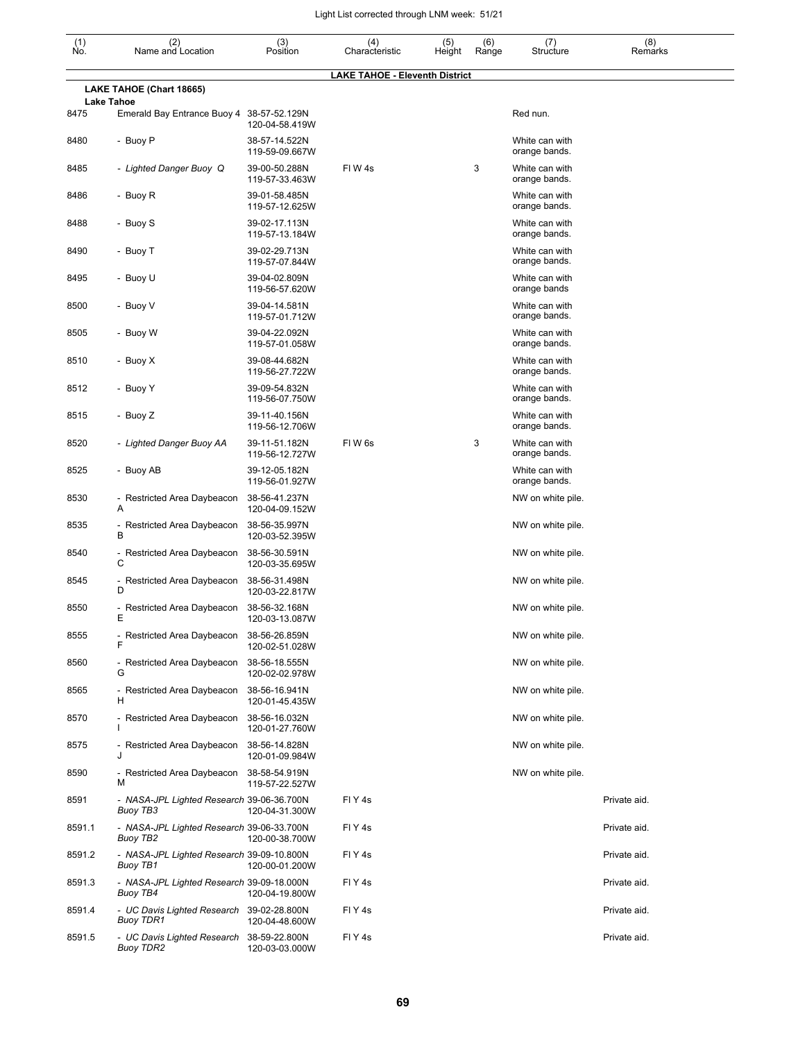| (1) No. | (2) Name and Location | (3) Position | (4) Characteristic | (5) Height | (6) Range | (7) Structure | (8) Remarks |
|---|---|---|---|---|---|---|---|
| | | | **LAKE TAHOE - Eleventh District** | | | | |
| | **LAKE TAHOE (Chart 18665)** | | | | | | |
| | **Lake Tahoe** | | | | | | |
| 8475 | Emerald Bay Entrance Buoy 4 | 38-57-52.129N 120-04-58.419W | | | | Red nun. | |
| 8480 | - Buoy P | 38-57-14.522N 119-59-09.667W | | | | White can with orange bands. | |
| 8485 | - *Lighted Danger Buoy Q* | 39-00-50.288N 119-57-33.463W | Fl W 4s | | 3 | White can with orange bands. | |
| 8486 | - Buoy R | 39-01-58.485N 119-57-12.625W | | | | White can with orange bands. | |
| 8488 | - Buoy S | 39-02-17.113N 119-57-13.184W | | | | White can with orange bands. | |
| 8490 | - Buoy T | 39-02-29.713N 119-57-07.844W | | | | White can with orange bands. | |
| 8495 | - Buoy U | 39-04-02.809N 119-56-57.620W | | | | White can with orange bands | |
| 8500 | - Buoy V | 39-04-14.581N 119-57-01.712W | | | | White can with orange bands. | |
| 8505 | - Buoy W | 39-04-22.092N 119-57-01.058W | | | | White can with orange bands. | |
| 8510 | - Buoy X | 39-08-44.682N 119-56-27.722W | | | | White can with orange bands. | |
| 8512 | - Buoy Y | 39-09-54.832N 119-56-07.750W | | | | White can with orange bands. | |
| 8515 | - Buoy Z | 39-11-40.156N 119-56-12.706W | | | | White can with orange bands. | |
| 8520 | - *Lighted Danger Buoy AA* | 39-11-51.182N 119-56-12.727W | Fl W 6s | | 3 | White can with orange bands. | |
| 8525 | - Buoy AB | 39-12-05.182N 119-56-01.927W | | | | White can with orange bands. | |
| 8530 | - Restricted Area Daybeacon A | 38-56-41.237N 120-04-09.152W | | | | NW on white pile. | |
| 8535 | - Restricted Area Daybeacon B | 38-56-35.997N 120-03-52.395W | | | | NW on white pile. | |
| 8540 | - Restricted Area Daybeacon C | 38-56-30.591N 120-03-35.695W | | | | NW on white pile. | |
| 8545 | - Restricted Area Daybeacon D | 38-56-31.498N 120-03-22.817W | | | | NW on white pile. | |
| 8550 | - Restricted Area Daybeacon E | 38-56-32.168N 120-03-13.087W | | | | NW on white pile. | |
| 8555 | - Restricted Area Daybeacon F | 38-56-26.859N 120-02-51.028W | | | | NW on white pile. | |
| 8560 | - Restricted Area Daybeacon G | 38-56-18.555N 120-02-02.978W | | | | NW on white pile. | |
| 8565 | - Restricted Area Daybeacon H | 38-56-16.941N 120-01-45.435W | | | | NW on white pile. | |
| 8570 | - Restricted Area Daybeacon I | 38-56-16.032N 120-01-27.760W | | | | NW on white pile. | |
| 8575 | - Restricted Area Daybeacon J | 38-56-14.828N 120-01-09.984W | | | | NW on white pile. | |
| 8590 | - Restricted Area Daybeacon M | 38-58-54.919N 119-57-22.527W | | | | NW on white pile. | |
| 8591 | - *NASA-JPL Lighted Research Buoy TB3* | 39-06-36.700N 120-04-31.300W | Fl Y 4s | | | | Private aid. |
| 8591.1 | - *NASA-JPL Lighted Research Buoy TB2* | 39-06-33.700N 120-00-38.700W | Fl Y 4s | | | | Private aid. |
| 8591.2 | - *NASA-JPL Lighted Research Buoy TB1* | 39-09-10.800N 120-00-01.200W | Fl Y 4s | | | | Private aid. |
| 8591.3 | - *NASA-JPL Lighted Research Buoy TB4* | 39-09-18.000N 120-04-19.800W | Fl Y 4s | | | | Private aid. |
| 8591.4 | - *UC Davis Lighted Research Buoy TDR1* | 39-02-28.800N 120-04-48.600W | Fl Y 4s | | | | Private aid. |
| 8591.5 | - *UC Davis Lighted Research Buoy TDR2* | 38-59-22.800N 120-03-03.000W | Fl Y 4s | | | | Private aid. |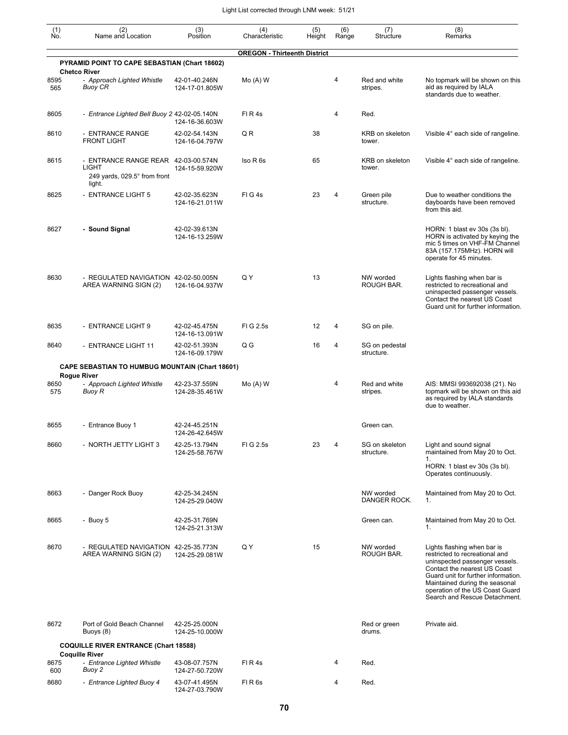| (1) No. | (2) Name and Location | (3) Position | (4) Characteristic | (5) Height | (6) Range | (7) Structure | (8) Remarks |
|---|---|---|---|---|---|---|---|
| | | | **OREGON - Thirteenth District** | | | | |
| | **PYRAMID POINT TO CAPE SEBASTIAN (Chart 18602)** | | | | | | |
| | **Chetco River** | | | | | | |
| 8595 565 | - *Approach Lighted Whistle Buoy CR* | 42-01-40.246N 124-17-01.805W | Mo (A) W | | 4 | Red and white stripes. | No topmark will be shown on this aid as required by IALA standards due to weather. |
| 8605 | - *Entrance Lighted Bell Buoy 2* | 42-02-05.140N 124-16-36.603W | Fl R 4s | | 4 | Red. | |
| 8610 | - ENTRANCE RANGE FRONT LIGHT | 42-02-54.143N 124-16-04.797W | Q R | 38 | | KRB on skeleton tower. | Visible 4° each side of rangeline. |
| 8615 | - ENTRANCE RANGE REAR LIGHT 249 yards, 029.5° from front light. | 42-03-00.574N 124-15-59.920W | Iso R 6s | 65 | | KRB on skeleton tower. | Visible 4° each side of rangeline. |
| 8625 | - ENTRANCE LIGHT 5 | 42-02-35.623N 124-16-21.011W | Fl G 4s | 23 | 4 | Green pile structure. | Due to weather conditions the dayboards have been removed from this aid. |
| 8627 | **- Sound Signal** | 42-02-39.613N 124-16-13.259W | | | | | HORN: 1 blast ev 30s (3s bl). HORN is activated by keying the mic 5 times on VHF-FM Channel 83A (157.175MHz). HORN will operate for 45 minutes. |
| 8630 | - REGULATED NAVIGATION AREA WARNING SIGN (2) | 42-02-50.005N 124-16-04.937W | Q Y | 13 | | NW worded ROUGH BAR. | Lights flashing when bar is restricted to recreational and uninspected passenger vessels. Contact the nearest US Coast Guard unit for further information. |
| 8635 | - ENTRANCE LIGHT 9 | 42-02-45.475N 124-16-13.091W | Fl G 2.5s | 12 | 4 | SG on pile. | |
| 8640 | - ENTRANCE LIGHT 11 | 42-02-51.393N 124-16-09.179W | Q G | 16 | 4 | SG on pedestal structure. | |
| | **CAPE SEBASTIAN TO HUMBUG MOUNTAIN (Chart 18601)** | | | | | | |
| | **Rogue River** | | | | | | |
| 8650 575 | - *Approach Lighted Whistle Buoy R* | 42-23-37.559N 124-28-35.461W | Mo (A) W | | 4 | Red and white stripes. | AIS: MMSI 993692038 (21). No topmark will be shown on this aid as required by IALA standards due to weather. |
| 8655 | - Entrance Buoy 1 | 42-24-45.251N 124-26-42.645W | | | | Green can. | |
| 8660 | - NORTH JETTY LIGHT 3 | 42-25-13.794N 124-25-58.767W | Fl G 2.5s | 23 | 4 | SG on skeleton structure. | Light and sound signal maintained from May 20 to Oct. 1. HORN: 1 blast ev 30s (3s bl). Operates continuously. |
| 8663 | - Danger Rock Buoy | 42-25-34.245N 124-25-29.040W | | | | NW worded DANGER ROCK. | Maintained from May 20 to Oct. 1. |
| 8665 | - Buoy 5 | 42-25-31.769N 124-25-21.313W | | | | Green can. | Maintained from May 20 to Oct. 1. |
| 8670 | - REGULATED NAVIGATION AREA WARNING SIGN (2) | 42-25-35.773N 124-25-29.081W | Q Y | 15 | | NW worded ROUGH BAR. | Lights flashing when bar is restricted to recreational and uninspected passenger vessels. Contact the nearest US Coast Guard unit for further information. Maintained during the seasonal operation of the US Coast Guard Search and Rescue Detachment. |
| 8672 | Port of Gold Beach Channel Buoys (8) | 42-25-25.000N 124-25-10.000W | | | | Red or green drums. | Private aid. |
| | **COQUILLE RIVER ENTRANCE (Chart 18588)** | | | | | | |
| | **Coquille River** | | | | | | |
| 8675 600 | - *Entrance Lighted Whistle Buoy 2* | 43-08-07.757N 124-27-50.720W | Fl R 4s | | 4 | Red. | |
| 8680 | - *Entrance Lighted Buoy 4* | 43-07-41.495N 124-27-03.790W | Fl R 6s | | 4 | Red. | |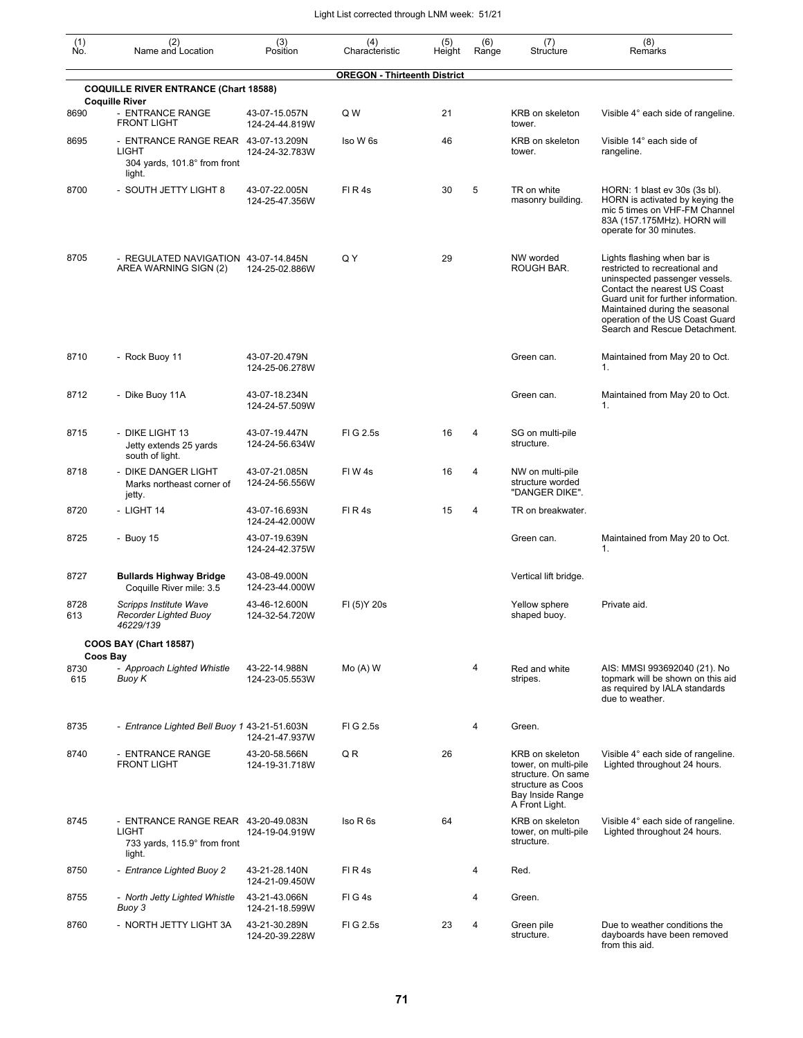| (1) No. | (2) Name and Location | (3) Position | (4) Characteristic | (5) Height | (6) Range | (7) Structure | (8) Remarks |
|---|---|---|---|---|---|---|---|
| | | | **OREGON - Thirteenth District** | | | | |
| | **COQUILLE RIVER ENTRANCE (Chart 18588)** | | | | | | |
| | **Coquille River** | | | | | | |
| 8690 | - ENTRANCE RANGE FRONT LIGHT | 43-07-15.057N 124-24-44.819W | Q W | 21 | | KRB on skeleton tower. | Visible 4° each side of rangeline. |
| 8695 | - ENTRANCE RANGE REAR LIGHT 304 yards, 101.8° from front light. | 43-07-13.209N 124-24-32.783W | Iso W 6s | 46 | | KRB on skeleton tower. | Visible 14° each side of rangeline. |
| 8700 | - SOUTH JETTY LIGHT 8 | 43-07-22.005N 124-25-47.356W | Fl R 4s | 30 | 5 | TR on white masonry building. | HORN: 1 blast ev 30s (3s bl). HORN is activated by keying the mic 5 times on VHF-FM Channel 83A (157.175MHz). HORN will operate for 30 minutes. |
| 8705 | - REGULATED NAVIGATION AREA WARNING SIGN (2) | 43-07-14.845N 124-25-02.886W | Q Y | 29 | | NW worded ROUGH BAR. | Lights flashing when bar is restricted to recreational and uninspected passenger vessels. Contact the nearest US Coast Guard unit for further information. Maintained during the seasonal operation of the US Coast Guard Search and Rescue Detachment. |
| 8710 | - Rock Buoy 11 | 43-07-20.479N 124-25-06.278W | | | | Green can. | Maintained from May 20 to Oct. 1. |
| 8712 | - Dike Buoy 11A | 43-07-18.234N 124-24-57.509W | | | | Green can. | Maintained from May 20 to Oct. 1. |
| 8715 | - DIKE LIGHT 13 Jetty extends 25 yards south of light. | 43-07-19.447N 124-24-56.634W | Fl G 2.5s | 16 | 4 | SG on multi-pile structure. | |
| 8718 | - DIKE DANGER LIGHT Marks northeast corner of jetty. | 43-07-21.085N 124-24-56.556W | Fl W 4s | 16 | 4 | NW on multi-pile structure worded "DANGER DIKE". | |
| 8720 | - LIGHT 14 | 43-07-16.693N 124-24-42.000W | Fl R 4s | 15 | 4 | TR on breakwater. | |
| 8725 | - Buoy 15 | 43-07-19.639N 124-24-42.375W | | | | Green can. | Maintained from May 20 to Oct. 1. |
| 8727 | **Bullards Highway Bridge** Coquille River mile: 3.5 | 43-08-49.000N 124-23-44.000W | | | | Vertical lift bridge. | |
| 8728 613 | *Scripps Institute Wave Recorder Lighted Buoy 46229/139* | 43-46-12.600N 124-32-54.720W | Fl (5)Y 20s | | | Yellow sphere shaped buoy. | Private aid. |
| | **COOS BAY (Chart 18587)** | | | | | | |
| | **Coos Bay** | | | | | | |
| 8730 615 | - *Approach Lighted Whistle Buoy K* | 43-22-14.988N 124-23-05.553W | Mo (A) W | | 4 | Red and white stripes. | AIS: MMSI 993692040 (21). No topmark will be shown on this aid as required by IALA standards due to weather. |
| 8735 | - *Entrance Lighted Bell Buoy 1* | 43-21-51.603N 124-21-47.937W | Fl G 2.5s | | 4 | Green. | |
| 8740 | - ENTRANCE RANGE FRONT LIGHT | 43-20-58.566N 124-19-31.718W | Q R | 26 | | KRB on skeleton tower, on multi-pile structure. On same structure as Coos Bay Inside Range A Front Light. | Visible 4° each side of rangeline. Lighted throughout 24 hours. |
| 8745 | - ENTRANCE RANGE REAR LIGHT 733 yards, 115.9° from front light. | 43-20-49.083N 124-19-04.919W | Iso R 6s | 64 | | KRB on skeleton tower, on multi-pile structure. | Visible 4° each side of rangeline. Lighted throughout 24 hours. |
| 8750 | - *Entrance Lighted Buoy 2* | 43-21-28.140N 124-21-09.450W | Fl R 4s | | 4 | Red. | |
| 8755 | - *North Jetty Lighted Whistle Buoy 3* | 43-21-43.066N 124-21-18.599W | Fl G 4s | | 4 | Green. | |
| 8760 | - NORTH JETTY LIGHT 3A | 43-21-30.289N 124-20-39.228W | Fl G 2.5s | 23 | 4 | Green pile structure. | Due to weather conditions the dayboards have been removed from this aid. |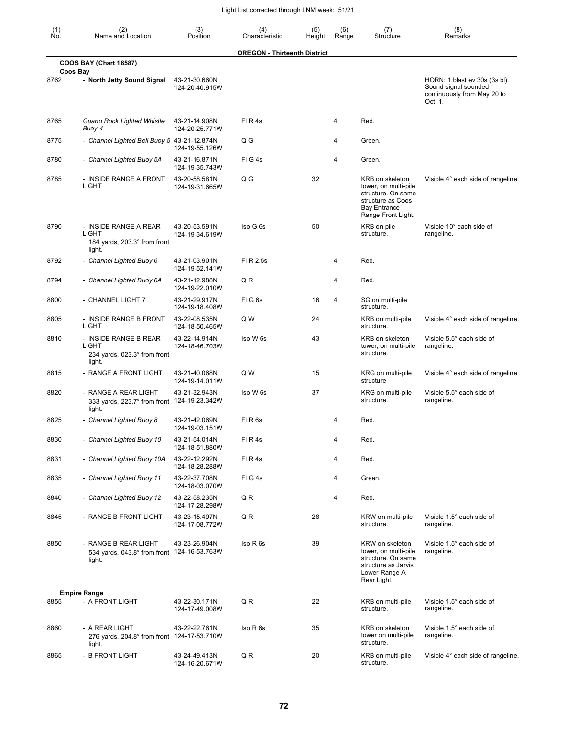Light List corrected through LNM week: 51/21

| (1) No. | (2) Name and Location | (3) Position | (4) Characteristic | (5) Height | (6) Range | (7) Structure | (8) Remarks |
|---|---|---|---|---|---|---|---|
| | **OREGON - Thirteenth District** | | | | | | |
| | **COOS BAY (Chart 18587)** | | | | | | |
| | **Coos Bay** | | | | | | |
| 8762 | **- North Jetty Sound Signal** | 43-21-30.660N 124-20-40.915W | | | | | HORN: 1 blast ev 30s (3s bl). Sound signal sounded continuously from May 20 to Oct. 1. |
| 8765 | *Guano Rock Lighted Whistle Buoy 4* | 43-21-14.908N 124-20-25.771W | Fl R 4s | | 4 | Red. | |
| 8775 | *- Channel Lighted Bell Buoy 5* | 43-21-12.874N 124-19-55.126W | Q G | | 4 | Green. | |
| 8780 | *- Channel Lighted Buoy 5A* | 43-21-16.871N 124-19-35.743W | Fl G 4s | | 4 | Green. | |
| 8785 | - INSIDE RANGE A FRONT LIGHT | 43-20-58.581N 124-19-31.665W | Q G | 32 | | KRB on skeleton tower, on multi-pile structure. On same structure as Coos Bay Entrance Range Front Light. | Visible 4° each side of rangeline. |
| 8790 | - INSIDE RANGE A REAR LIGHT 184 yards, 203.3° from front light. | 43-20-53.591N 124-19-34.619W | Iso G 6s | 50 | | KRB on pile structure. | Visible 10° each side of rangeline. |
| 8792 | *- Channel Lighted Buoy 6* | 43-21-03.901N 124-19-52.141W | Fl R 2.5s | | 4 | Red. | |
| 8794 | *- Channel Lighted Buoy 6A* | 43-21-12.988N 124-19-22.010W | Q R | | 4 | Red. | |
| 8800 | - CHANNEL LIGHT 7 | 43-21-29.917N 124-19-18.408W | Fl G 6s | 16 | 4 | SG on multi-pile structure. | |
| 8805 | - INSIDE RANGE B FRONT LIGHT | 43-22-08.535N 124-18-50.465W | Q W | 24 | | KRB on multi-pile structure. | Visible 4° each side of rangeline. |
| 8810 | - INSIDE RANGE B REAR LIGHT 234 yards, 023.3° from front light. | 43-22-14.914N 124-18-46.703W | Iso W 6s | 43 | | KRB on skeleton tower, on multi-pile structure. | Visible 5.5° each side of rangeline. |
| 8815 | - RANGE A FRONT LIGHT | 43-21-40.068N 124-19-14.011W | Q W | 15 | | KRG on multi-pile structure | Visible 4° each side of rangeline. |
| 8820 | - RANGE A REAR LIGHT 333 yards, 223.7° from front light. | 43-21-32.943N 124-19-23.342W | Iso W 6s | 37 | | KRG on multi-pile structure. | Visible 5.5° each side of rangeline. |
| 8825 | *- Channel Lighted Buoy 8* | 43-21-42.069N 124-19-03.151W | Fl R 6s | | 4 | Red. | |
| 8830 | *- Channel Lighted Buoy 10* | 43-21-54.014N 124-18-51.880W | Fl R 4s | | 4 | Red. | |
| 8831 | *- Channel Lighted Buoy 10A* | 43-22-12.292N 124-18-28.288W | Fl R 4s | | 4 | Red. | |
| 8835 | *- Channel Lighted Buoy 11* | 43-22-37.708N 124-18-03.070W | Fl G 4s | | 4 | Green. | |
| 8840 | *- Channel Lighted Buoy 12* | 43-22-58.235N 124-17-28.298W | Q R | | 4 | Red. | |
| 8845 | - RANGE B FRONT LIGHT | 43-23-15.497N 124-17-08.772W | Q R | 28 | | KRW on multi-pile structure. | Visible 1.5° each side of rangeline. |
| 8850 | - RANGE B REAR LIGHT 534 yards, 043.8° from front light. | 43-23-26.904N 124-16-53.763W | Iso R 6s | 39 | | KRW on skeleton tower, on multi-pile structure. On same structure as Jarvis Lower Range A Rear Light. | Visible 1.5° each side of rangeline. |
| | **Empire Range** | | | | | | |
| 8855 | - A FRONT LIGHT | 43-22-30.171N 124-17-49.008W | Q R | 22 | | KRB on multi-pile structure. | Visible 1.5° each side of rangeline. |
| 8860 | - A REAR LIGHT 276 yards, 204.8° from front light. | 43-22-22.761N 124-17-53.710W | Iso R 6s | 35 | | KRB on skeleton tower on multi-pile structure. | Visible 1.5° each side of rangeline. |
| 8865 | - B FRONT LIGHT | 43-24-49.413N 124-16-20.671W | Q R | 20 | | KRB on multi-pile structure. | Visible 4° each side of rangeline. |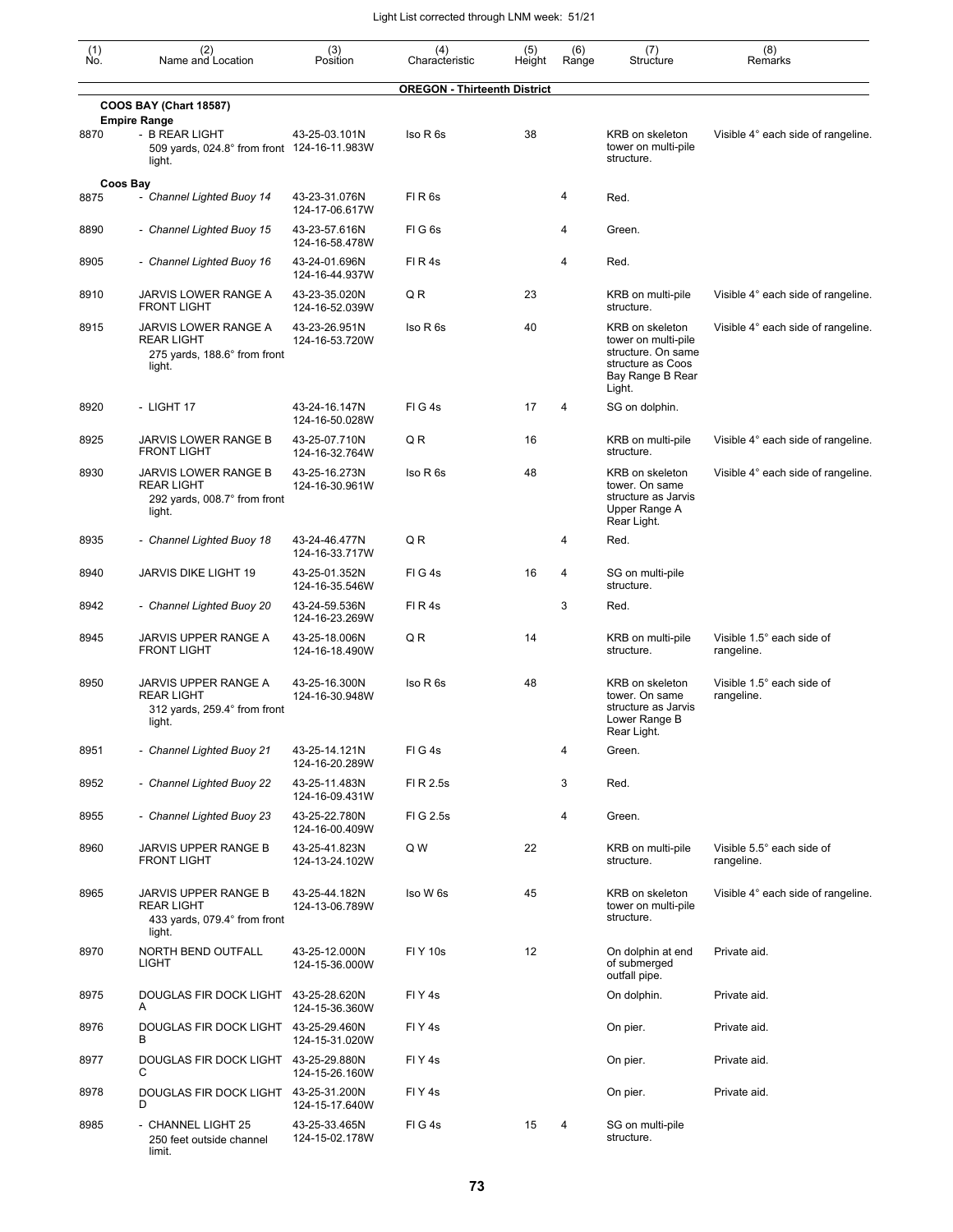Light List corrected through LNM week: 51/21

| (1) No. | (2) Name and Location | (3) Position | (4) Characteristic | (5) Height | (6) Range | (7) Structure | (8) Remarks |
|---|---|---|---|---|---|---|---|
| | **OREGON - Thirteenth District** | | | | | | |
| | **COOS BAY (Chart 18587)** | | | | | | |
| | **Empire Range** | | | | | | |
| 8870 | - B REAR LIGHT 509 yards, 024.8° from front light. | 43-25-03.101N 124-16-11.983W | Iso R 6s | 38 | | KRB on skeleton tower on multi-pile structure. | Visible 4° each side of rangeline. |
| | **Coos Bay** | | | | | | |
| 8875 | - *Channel Lighted Buoy 14* | 43-23-31.076N 124-17-06.617W | Fl R 6s | | 4 | Red. | |
| 8890 | - *Channel Lighted Buoy 15* | 43-23-57.616N 124-16-58.478W | Fl G 6s | | 4 | Green. | |
| 8905 | - *Channel Lighted Buoy 16* | 43-24-01.696N 124-16-44.937W | Fl R 4s | | 4 | Red. | |
| 8910 | JARVIS LOWER RANGE A FRONT LIGHT | 43-23-35.020N 124-16-52.039W | Q R | 23 | | KRB on multi-pile structure. | Visible 4° each side of rangeline. |
| 8915 | JARVIS LOWER RANGE A REAR LIGHT 275 yards, 188.6° from front light. | 43-23-26.951N 124-16-53.720W | Iso R 6s | 40 | | KRB on skeleton tower on multi-pile structure. On same structure as Coos Bay Range B Rear Light. | Visible 4° each side of rangeline. |
| 8920 | - LIGHT 17 | 43-24-16.147N 124-16-50.028W | Fl G 4s | 17 | 4 | SG on dolphin. | |
| 8925 | JARVIS LOWER RANGE B FRONT LIGHT | 43-25-07.710N 124-16-32.764W | Q R | 16 | | KRB on multi-pile structure. | Visible 4° each side of rangeline. |
| 8930 | JARVIS LOWER RANGE B REAR LIGHT 292 yards, 008.7° from front light. | 43-25-16.273N 124-16-30.961W | Iso R 6s | 48 | | KRB on skeleton tower. On same structure as Jarvis Upper Range A Rear Light. | Visible 4° each side of rangeline. |
| 8935 | - *Channel Lighted Buoy 18* | 43-24-46.477N 124-16-33.717W | Q R | | 4 | Red. | |
| 8940 | JARVIS DIKE LIGHT 19 | 43-25-01.352N 124-16-35.546W | Fl G 4s | 16 | 4 | SG on multi-pile structure. | |
| 8942 | - *Channel Lighted Buoy 20* | 43-24-59.536N 124-16-23.269W | Fl R 4s | | 3 | Red. | |
| 8945 | JARVIS UPPER RANGE A FRONT LIGHT | 43-25-18.006N 124-16-18.490W | Q R | 14 | | KRB on multi-pile structure. | Visible 1.5° each side of rangeline. |
| 8950 | JARVIS UPPER RANGE A REAR LIGHT 312 yards, 259.4° from front light. | 43-25-16.300N 124-16-30.948W | Iso R 6s | 48 | | KRB on skeleton tower. On same structure as Jarvis Lower Range B Rear Light. | Visible 1.5° each side of rangeline. |
| 8951 | - *Channel Lighted Buoy 21* | 43-25-14.121N 124-16-20.289W | Fl G 4s | | 4 | Green. | |
| 8952 | - *Channel Lighted Buoy 22* | 43-25-11.483N 124-16-09.431W | Fl R 2.5s | | 3 | Red. | |
| 8955 | - *Channel Lighted Buoy 23* | 43-25-22.780N 124-16-00.409W | Fl G 2.5s | | 4 | Green. | |
| 8960 | JARVIS UPPER RANGE B FRONT LIGHT | 43-25-41.823N 124-13-24.102W | Q W | 22 | | KRB on multi-pile structure. | Visible 5.5° each side of rangeline. |
| 8965 | JARVIS UPPER RANGE B REAR LIGHT 433 yards, 079.4° from front light. | 43-25-44.182N 124-13-06.789W | Iso W 6s | 45 | | KRB on skeleton tower on multi-pile structure. | Visible 4° each side of rangeline. |
| 8970 | NORTH BEND OUTFALL LIGHT | 43-25-12.000N 124-15-36.000W | Fl Y 10s | 12 | | On dolphin at end of submerged outfall pipe. | Private aid. |
| 8975 | DOUGLAS FIR DOCK LIGHT A | 43-25-28.620N 124-15-36.360W | Fl Y 4s | | | On dolphin. | Private aid. |
| 8976 | DOUGLAS FIR DOCK LIGHT B | 43-25-29.460N 124-15-31.020W | Fl Y 4s | | | On pier. | Private aid. |
| 8977 | DOUGLAS FIR DOCK LIGHT C | 43-25-29.880N 124-15-26.160W | Fl Y 4s | | | On pier. | Private aid. |
| 8978 | DOUGLAS FIR DOCK LIGHT D | 43-25-31.200N 124-15-17.640W | Fl Y 4s | | | On pier. | Private aid. |
| 8985 | - CHANNEL LIGHT 25 250 feet outside channel limit. | 43-25-33.465N 124-15-02.178W | Fl G 4s | 15 | 4 | SG on multi-pile structure. | |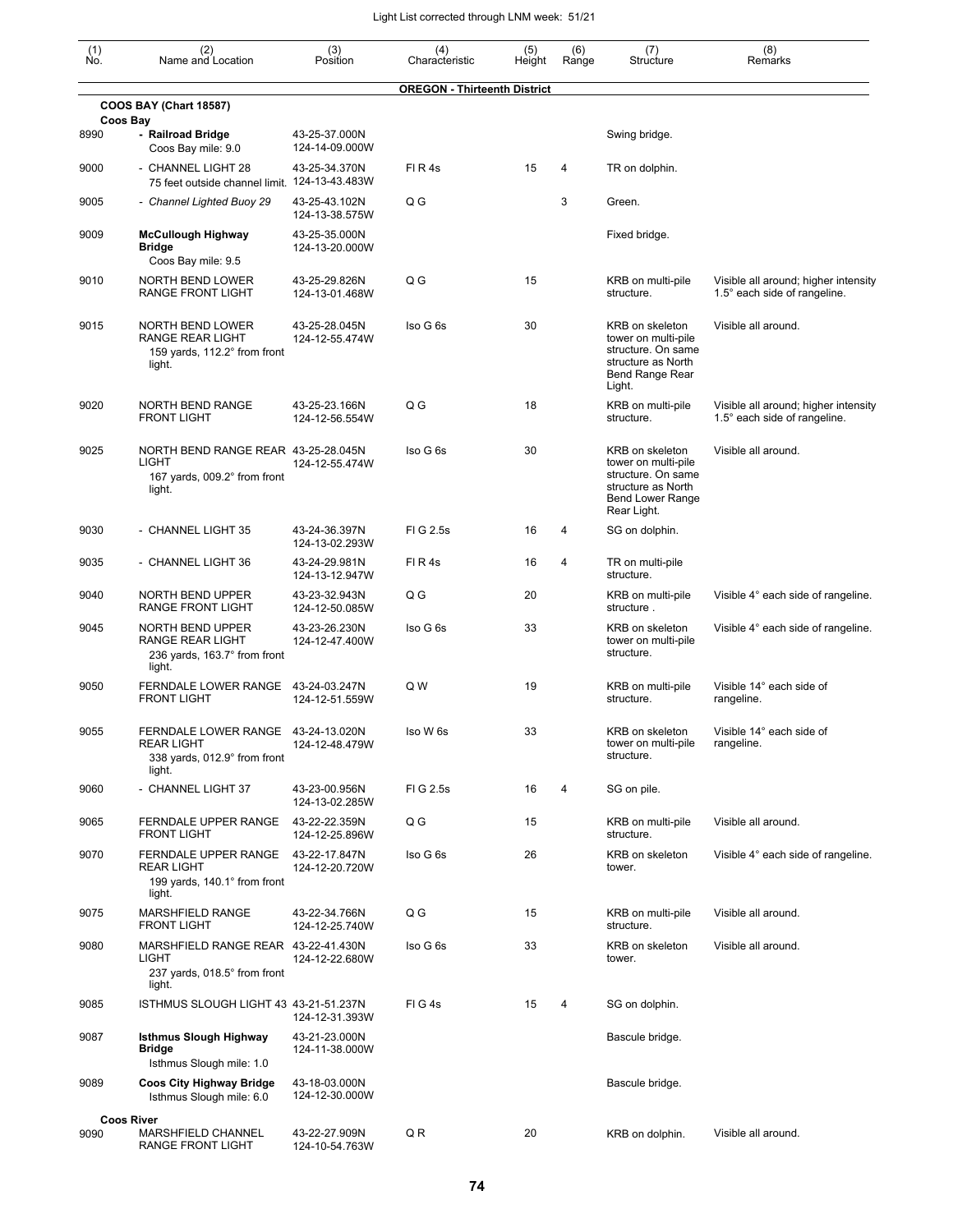| (1) No. | (2) Name and Location | (3) Position | (4) Characteristic | (5) Height | (6) Range | (7) Structure | (8) Remarks |
|---|---|---|---|---|---|---|---|
| | | | **OREGON - Thirteenth District** | | | | |
| | **COOS BAY (Chart 18587)** | | | | | | |
| | **Coos Bay** | | | | | | |
| 8990 | **- Railroad Bridge** Coos Bay mile: 9.0 | 43-25-37.000N 124-14-09.000W | | | | Swing bridge. | |
| 9000 | - CHANNEL LIGHT 28 75 feet outside channel limit. | 43-25-34.370N 124-13-43.483W | Fl R 4s | 15 | 4 | TR on dolphin. | |
| 9005 | - *Channel Lighted Buoy 29* | 43-25-43.102N 124-13-38.575W | Q G | | 3 | Green. | |
| 9009 | **McCullough Highway Bridge** Coos Bay mile: 9.5 | 43-25-35.000N 124-13-20.000W | | | | Fixed bridge. | |
| 9010 | NORTH BEND LOWER RANGE FRONT LIGHT | 43-25-29.826N 124-13-01.468W | Q G | 15 | | KRB on multi-pile structure. | Visible all around; higher intensity 1.5° each side of rangeline. |
| 9015 | NORTH BEND LOWER RANGE REAR LIGHT 159 yards, 112.2° from front light. | 43-25-28.045N 124-12-55.474W | Iso G 6s | 30 | | KRB on skeleton tower on multi-pile structure. On same structure as North Bend Range Rear Light. | Visible all around. |
| 9020 | NORTH BEND RANGE FRONT LIGHT | 43-25-23.166N 124-12-56.554W | Q G | 18 | | KRB on multi-pile structure. | Visible all around; higher intensity 1.5° each side of rangeline. |
| 9025 | NORTH BEND RANGE REAR LIGHT 167 yards, 009.2° from front light. | 43-25-28.045N 124-12-55.474W | Iso G 6s | 30 | | KRB on skeleton tower on multi-pile structure. On same structure as North Bend Lower Range Rear Light. | Visible all around. |
| 9030 | - CHANNEL LIGHT 35 | 43-24-36.397N 124-13-02.293W | Fl G 2.5s | 16 | 4 | SG on dolphin. | |
| 9035 | - CHANNEL LIGHT 36 | 43-24-29.981N 124-13-12.947W | Fl R 4s | 16 | 4 | TR on multi-pile structure. | |
| 9040 | NORTH BEND UPPER RANGE FRONT LIGHT | 43-23-32.943N 124-12-50.085W | Q G | 20 | | KRB on multi-pile structure . | Visible 4° each side of rangeline. |
| 9045 | NORTH BEND UPPER RANGE REAR LIGHT 236 yards, 163.7° from front light. | 43-23-26.230N 124-12-47.400W | Iso G 6s | 33 | | KRB on skeleton tower on multi-pile structure. | Visible 4° each side of rangeline. |
| 9050 | FERNDALE LOWER RANGE FRONT LIGHT | 43-24-03.247N 124-12-51.559W | Q W | 19 | | KRB on multi-pile structure. | Visible 14° each side of rangeline. |
| 9055 | FERNDALE LOWER RANGE REAR LIGHT 338 yards, 012.9° from front light. | 43-24-13.020N 124-12-48.479W | Iso W 6s | 33 | | KRB on skeleton tower on multi-pile structure. | Visible 14° each side of rangeline. |
| 9060 | - CHANNEL LIGHT 37 | 43-23-00.956N 124-13-02.285W | Fl G 2.5s | 16 | 4 | SG on pile. | |
| 9065 | FERNDALE UPPER RANGE FRONT LIGHT | 43-22-22.359N 124-12-25.896W | Q G | 15 | | KRB on multi-pile structure. | Visible all around. |
| 9070 | FERNDALE UPPER RANGE REAR LIGHT 199 yards, 140.1° from front light. | 43-22-17.847N 124-12-20.720W | Iso G 6s | 26 | | KRB on skeleton tower. | Visible 4° each side of rangeline. |
| 9075 | MARSHFIELD RANGE FRONT LIGHT | 43-22-34.766N 124-12-25.740W | Q G | 15 | | KRB on multi-pile structure. | Visible all around. |
| 9080 | MARSHFIELD RANGE REAR LIGHT 237 yards, 018.5° from front light. | 43-22-41.430N 124-12-22.680W | Iso G 6s | 33 | | KRB on skeleton tower. | Visible all around. |
| 9085 | ISTHMUS SLOUGH LIGHT 43 | 43-21-51.237N 124-12-31.393W | Fl G 4s | 15 | 4 | SG on dolphin. | |
| 9087 | **Isthmus Slough Highway Bridge** Isthmus Slough mile: 1.0 | 43-21-23.000N 124-11-38.000W | | | | Bascule bridge. | |
| 9089 | **Coos City Highway Bridge** Isthmus Slough mile: 6.0 | 43-18-03.000N 124-12-30.000W | | | | Bascule bridge. | |
| | **Coos River** | | | | | | |
| 9090 | MARSHFIELD CHANNEL RANGE FRONT LIGHT | 43-22-27.909N 124-10-54.763W | Q R | 20 | | KRB on dolphin. | Visible all around. |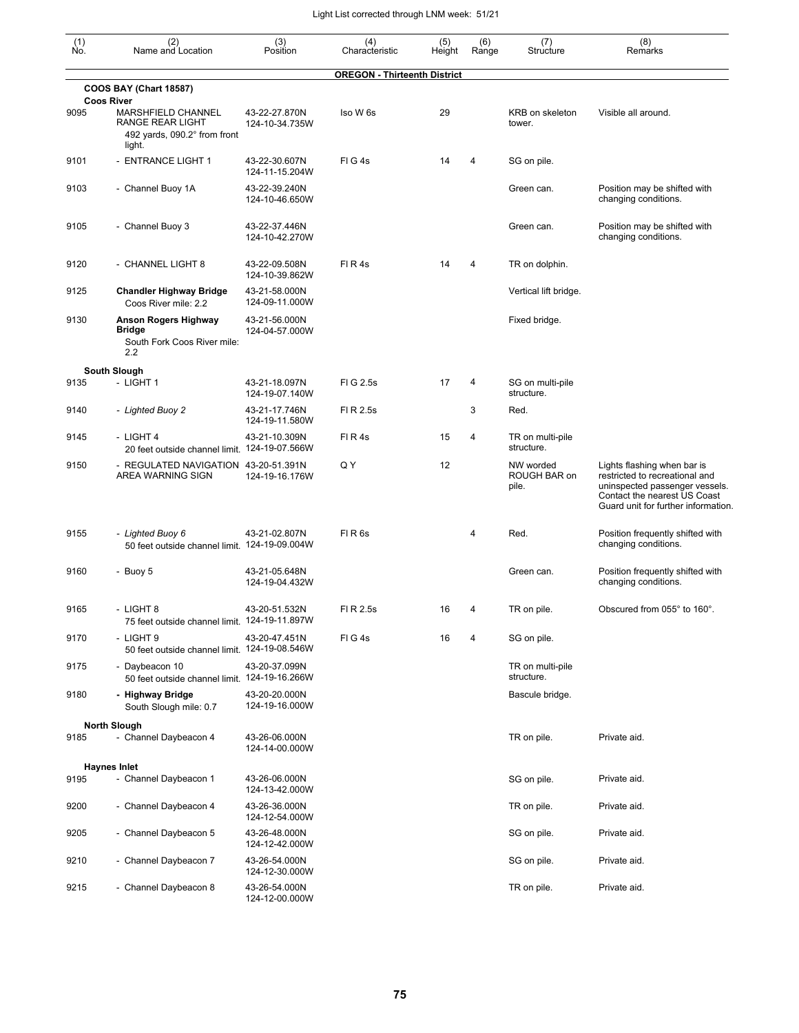Light List corrected through LNM week: 51/21

| (1) No. | (2) Name and Location | (3) Position | (4) Characteristic | (5) Height | (6) Range | (7) Structure | (8) Remarks |
|---|---|---|---|---|---|---|---|
| | **OREGON - Thirteenth District** | | | | | | |
| | **COOS BAY (Chart 18587)** | | | | | | |
| | **Coos River** | | | | | | |
| 9095 | MARSHFIELD CHANNEL RANGE REAR LIGHT 492 yards, 090.2° from front light. | 43-22-27.870N 124-10-34.735W | Iso W 6s | 29 | | KRB on skeleton tower. | Visible all around. |
| 9101 | - ENTRANCE LIGHT 1 | 43-22-30.607N 124-11-15.204W | Fl G 4s | 14 | 4 | SG on pile. | |
| 9103 | - Channel Buoy 1A | 43-22-39.240N 124-10-46.650W | | | | Green can. | Position may be shifted with changing conditions. |
| 9105 | - Channel Buoy 3 | 43-22-37.446N 124-10-42.270W | | | | Green can. | Position may be shifted with changing conditions. |
| 9120 | - CHANNEL LIGHT 8 | 43-22-09.508N 124-10-39.862W | Fl R 4s | 14 | 4 | TR on dolphin. | |
| 9125 | **Chandler Highway Bridge** Coos River mile: 2.2 | 43-21-58.000N 124-09-11.000W | | | | Vertical lift bridge. | |
| 9130 | **Anson Rogers Highway Bridge** South Fork Coos River mile: 2.2 | 43-21-56.000N 124-04-57.000W | | | | Fixed bridge. | |
| | **South Slough** | | | | | | |
| 9135 | - LIGHT 1 | 43-21-18.097N 124-19-07.140W | Fl G 2.5s | 17 | 4 | SG on multi-pile structure. | |
| 9140 | - *Lighted Buoy 2* | 43-21-17.746N 124-19-11.580W | Fl R 2.5s | | 3 | Red. | |
| 9145 | - LIGHT 4 20 feet outside channel limit. | 43-21-10.309N 124-19-07.566W | Fl R 4s | 15 | 4 | TR on multi-pile structure. | |
| 9150 | - REGULATED NAVIGATION AREA WARNING SIGN | 43-20-51.391N 124-19-16.176W | Q Y | 12 | | NW worded ROUGH BAR on pile. | Lights flashing when bar is restricted to recreational and uninspected passenger vessels. Contact the nearest US Coast Guard unit for further information. |
| 9155 | - *Lighted Buoy 6* 50 feet outside channel limit. | 43-21-02.807N 124-19-09.004W | Fl R 6s | | 4 | Red. | Position frequently shifted with changing conditions. |
| 9160 | - Buoy 5 | 43-21-05.648N 124-19-04.432W | | | | Green can. | Position frequently shifted with changing conditions. |
| 9165 | - LIGHT 8 75 feet outside channel limit. | 43-20-51.532N 124-19-11.897W | Fl R 2.5s | 16 | 4 | TR on pile. | Obscured from 055° to 160°. |
| 9170 | - LIGHT 9 50 feet outside channel limit. | 43-20-47.451N 124-19-08.546W | Fl G 4s | 16 | 4 | SG on pile. | |
| 9175 | - Daybeacon 10 50 feet outside channel limit. | 43-20-37.099N 124-19-16.266W | | | | TR on multi-pile structure. | |
| 9180 | **- Highway Bridge** South Slough mile: 0.7 | 43-20-20.000N 124-19-16.000W | | | | Bascule bridge. | |
| | **North Slough** | | | | | | |
| 9185 | - Channel Daybeacon 4 | 43-26-06.000N 124-14-00.000W | | | | TR on pile. | Private aid. |
| | **Haynes Inlet** | | | | | | |
| 9195 | - Channel Daybeacon 1 | 43-26-06.000N 124-13-42.000W | | | | SG on pile. | Private aid. |
| 9200 | - Channel Daybeacon 4 | 43-26-36.000N 124-12-54.000W | | | | TR on pile. | Private aid. |
| 9205 | - Channel Daybeacon 5 | 43-26-48.000N 124-12-42.000W | | | | SG on pile. | Private aid. |
| 9210 | - Channel Daybeacon 7 | 43-26-54.000N 124-12-30.000W | | | | SG on pile. | Private aid. |
| 9215 | - Channel Daybeacon 8 | 43-26-54.000N 124-12-00.000W | | | | TR on pile. | Private aid. |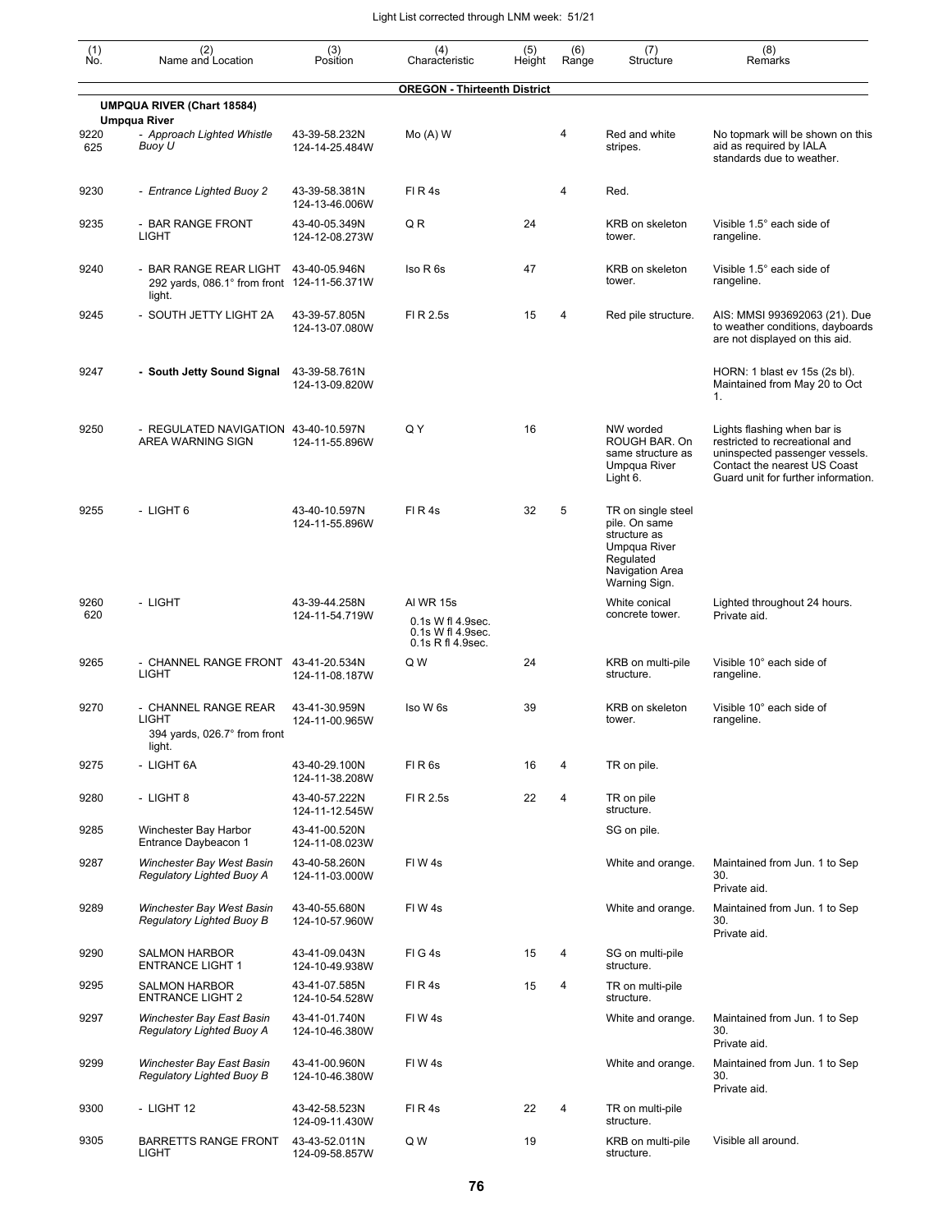Light List corrected through LNM week: 51/21

| (1) No. | (2) Name and Location | (3) Position | (4) Characteristic | (5) Height | (6) Range | (7) Structure | (8) Remarks |
|---|---|---|---|---|---|---|---|
| | | | **OREGON - Thirteenth District** | | | | |
| | **UMPQUA RIVER (Chart 18584)** | | | | | | |
| | **Umpqua River** | | | | | | |
| 9220 625 | *- Approach Lighted Whistle Buoy U* | 43-39-58.232N 124-14-25.484W | Mo (A) W | | 4 | Red and white stripes. | No topmark will be shown on this aid as required by IALA standards due to weather. |
| 9230 | *- Entrance Lighted Buoy 2* | 43-39-58.381N 124-13-46.006W | Fl R 4s | | 4 | Red. | |
| 9235 | - BAR RANGE FRONT LIGHT | 43-40-05.349N 124-12-08.273W | Q R | 24 | | KRB on skeleton tower. | Visible 1.5° each side of rangeline. |
| 9240 | - BAR RANGE REAR LIGHT 292 yards, 086.1° from front light. | 43-40-05.946N 124-11-56.371W | Iso R 6s | 47 | | KRB on skeleton tower. | Visible 1.5° each side of rangeline. |
| 9245 | - SOUTH JETTY LIGHT 2A | 43-39-57.805N 124-13-07.080W | Fl R 2.5s | 15 | 4 | Red pile structure. | AIS: MMSI 993692063 (21). Due to weather conditions, dayboards are not displayed on this aid. |
| 9247 | **- South Jetty Sound Signal** | 43-39-58.761N 124-13-09.820W | | | | | HORN: 1 blast ev 15s (2s bl). Maintained from May 20 to Oct 1. |
| 9250 | - REGULATED NAVIGATION AREA WARNING SIGN | 43-40-10.597N 124-11-55.896W | Q Y | 16 | | NW worded ROUGH BAR. On same structure as Umpqua River Light 6. | Lights flashing when bar is restricted to recreational and uninspected passenger vessels. Contact the nearest US Coast Guard unit for further information. |
| 9255 | - LIGHT 6 | 43-40-10.597N 124-11-55.896W | Fl R 4s | 32 | 5 | TR on single steel pile. On same structure as Umpqua River Regulated Navigation Area Warning Sign. | |
| 9260 620 | - LIGHT | 43-39-44.258N 124-11-54.719W | Al WR 15s 0.1s W fl 4.9sec. 0.1s W fl 4.9sec. 0.1s R fl 4.9sec. | | | White conical concrete tower. | Lighted throughout 24 hours. Private aid. |
| 9265 | - CHANNEL RANGE FRONT LIGHT | 43-41-20.534N 124-11-08.187W | Q W | 24 | | KRB on multi-pile structure. | Visible 10° each side of rangeline. |
| 9270 | - CHANNEL RANGE REAR LIGHT 394 yards, 026.7° from front light. | 43-41-30.959N 124-11-00.965W | Iso W 6s | 39 | | KRB on skeleton tower. | Visible 10° each side of rangeline. |
| 9275 | - LIGHT 6A | 43-40-29.100N 124-11-38.208W | Fl R 6s | 16 | 4 | TR on pile. | |
| 9280 | - LIGHT 8 | 43-40-57.222N 124-11-12.545W | Fl R 2.5s | 22 | 4 | TR on pile structure. | |
| 9285 | Winchester Bay Harbor Entrance Daybeacon 1 | 43-41-00.520N 124-11-08.023W | | | | SG on pile. | |
| 9287 | *Winchester Bay West Basin Regulatory Lighted Buoy A* | 43-40-58.260N 124-11-03.000W | Fl W 4s | | | White and orange. | Maintained from Jun. 1 to Sep 30. Private aid. |
| 9289 | *Winchester Bay West Basin Regulatory Lighted Buoy B* | 43-40-55.680N 124-10-57.960W | Fl W 4s | | | White and orange. | Maintained from Jun. 1 to Sep 30. Private aid. |
| 9290 | SALMON HARBOR ENTRANCE LIGHT 1 | 43-41-09.043N 124-10-49.938W | Fl G 4s | 15 | 4 | SG on multi-pile structure. | |
| 9295 | SALMON HARBOR ENTRANCE LIGHT 2 | 43-41-07.585N 124-10-54.528W | Fl R 4s | 15 | 4 | TR on multi-pile structure. | |
| 9297 | *Winchester Bay East Basin Regulatory Lighted Buoy A* | 43-41-01.740N 124-10-46.380W | Fl W 4s | | | White and orange. | Maintained from Jun. 1 to Sep 30. Private aid. |
| 9299 | *Winchester Bay East Basin Regulatory Lighted Buoy B* | 43-41-00.960N 124-10-46.380W | Fl W 4s | | | White and orange. | Maintained from Jun. 1 to Sep 30. Private aid. |
| 9300 | - LIGHT 12 | 43-42-58.523N 124-09-11.430W | Fl R 4s | 22 | 4 | TR on multi-pile structure. | |
| 9305 | BARRETTS RANGE FRONT LIGHT | 43-43-52.011N 124-09-58.857W | Q W | 19 | | KRB on multi-pile structure. | Visible all around. |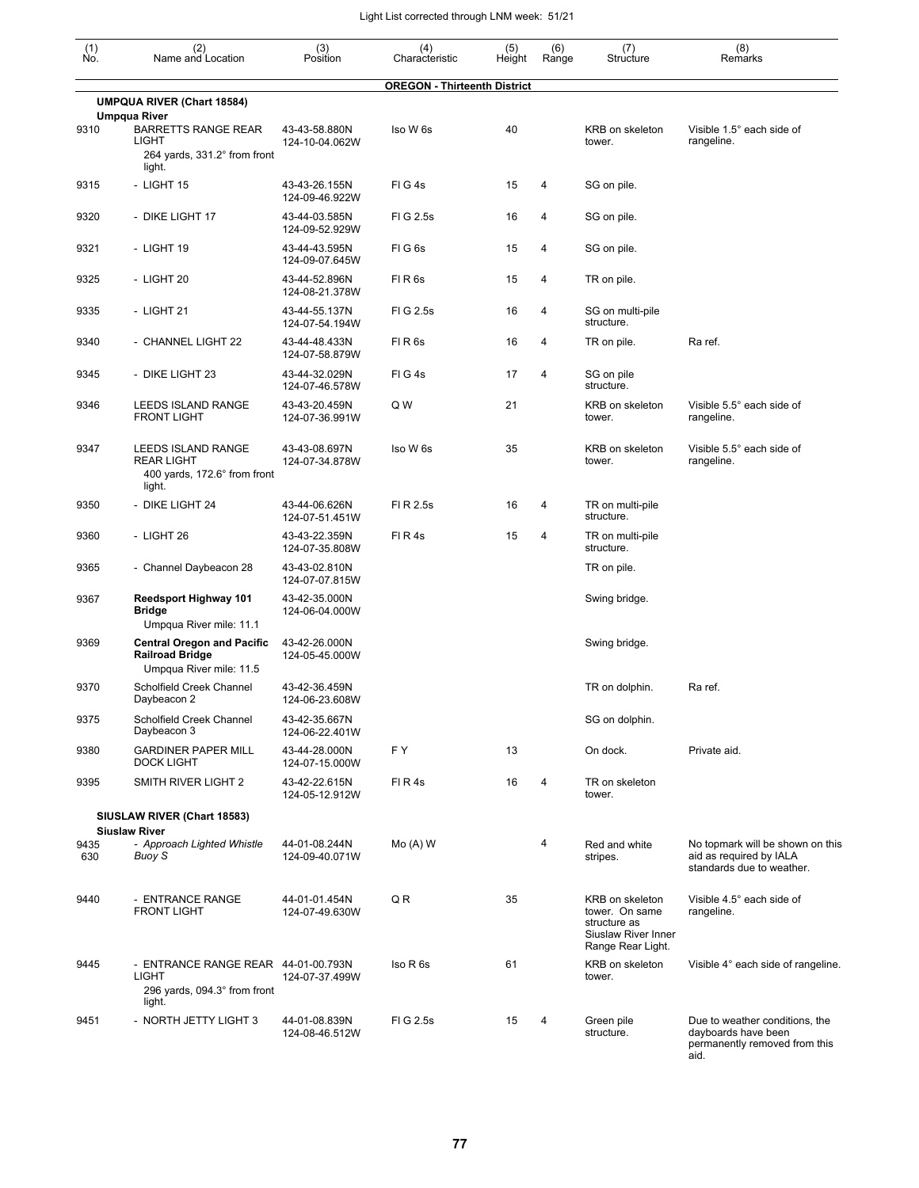| (1) No. | (2) Name and Location | (3) Position | (4) Characteristic | (5) Height | (6) Range | (7) Structure | (8) Remarks |
|---|---|---|---|---|---|---|---|
| | | | **OREGON - Thirteenth District** | | | | |
| | **UMPQUA RIVER (Chart 18584)** | | | | | | |
| | **Umpqua River** | | | | | | |
| 9310 | BARRETTS RANGE REAR LIGHT 264 yards, 331.2° from front light. | 43-43-58.880N 124-10-04.062W | Iso W 6s | 40 | | KRB on skeleton tower. | Visible 1.5° each side of rangeline. |
| 9315 | - LIGHT 15 | 43-43-26.155N 124-09-46.922W | Fl G 4s | 15 | 4 | SG on pile. | |
| 9320 | - DIKE LIGHT 17 | 43-44-03.585N 124-09-52.929W | Fl G 2.5s | 16 | 4 | SG on pile. | |
| 9321 | - LIGHT 19 | 43-44-43.595N 124-09-07.645W | Fl G 6s | 15 | 4 | SG on pile. | |
| 9325 | - LIGHT 20 | 43-44-52.896N 124-08-21.378W | Fl R 6s | 15 | 4 | TR on pile. | |
| 9335 | - LIGHT 21 | 43-44-55.137N 124-07-54.194W | Fl G 2.5s | 16 | 4 | SG on multi-pile structure. | |
| 9340 | - CHANNEL LIGHT 22 | 43-44-48.433N 124-07-58.879W | Fl R 6s | 16 | 4 | TR on pile. | Ra ref. |
| 9345 | - DIKE LIGHT 23 | 43-44-32.029N 124-07-46.578W | Fl G 4s | 17 | 4 | SG on pile structure. | |
| 9346 | LEEDS ISLAND RANGE FRONT LIGHT | 43-43-20.459N 124-07-36.991W | Q W | 21 | | KRB on skeleton tower. | Visible 5.5° each side of rangeline. |
| 9347 | LEEDS ISLAND RANGE REAR LIGHT 400 yards, 172.6° from front light. | 43-43-08.697N 124-07-34.878W | Iso W 6s | 35 | | KRB on skeleton tower. | Visible 5.5° each side of rangeline. |
| 9350 | - DIKE LIGHT 24 | 43-44-06.626N 124-07-51.451W | Fl R 2.5s | 16 | 4 | TR on multi-pile structure. | |
| 9360 | - LIGHT 26 | 43-43-22.359N 124-07-35.808W | Fl R 4s | 15 | 4 | TR on multi-pile structure. | |
| 9365 | - Channel Daybeacon 28 | 43-43-02.810N 124-07-07.815W | | | | TR on pile. | |
| 9367 | **Reedsport Highway 101 Bridge** Umpqua River mile: 11.1 | 43-42-35.000N 124-06-04.000W | | | | Swing bridge. | |
| 9369 | **Central Oregon and Pacific Railroad Bridge** Umpqua River mile: 11.5 | 43-42-26.000N 124-05-45.000W | | | | Swing bridge. | |
| 9370 | Scholfield Creek Channel Daybeacon 2 | 43-42-36.459N 124-06-23.608W | | | | TR on dolphin. | Ra ref. |
| 9375 | Scholfield Creek Channel Daybeacon 3 | 43-42-35.667N 124-06-22.401W | | | | SG on dolphin. | |
| 9380 | GARDINER PAPER MILL DOCK LIGHT | 43-44-28.000N 124-07-15.000W | F Y | 13 | | On dock. | Private aid. |
| 9395 | SMITH RIVER LIGHT 2 | 43-42-22.615N 124-05-12.912W | Fl R 4s | 16 | 4 | TR on skeleton tower. | |
| | **SIUSLAW RIVER (Chart 18583)** | | | | | | |
| | **Siuslaw River** | | | | | | |
| 9435 630 | *- Approach Lighted Whistle Buoy S* | 44-01-08.244N 124-09-40.071W | Mo (A) W | | 4 | Red and white stripes. | No topmark will be shown on this aid as required by IALA standards due to weather. |
| 9440 | - ENTRANCE RANGE FRONT LIGHT | 44-01-01.454N 124-07-49.630W | Q R | 35 | | KRB on skeleton tower. On same structure as Siuslaw River Inner Range Rear Light. | Visible 4.5° each side of rangeline. |
| 9445 | - ENTRANCE RANGE REAR LIGHT 296 yards, 094.3° from front light. | 44-01-00.793N 124-07-37.499W | Iso R 6s | 61 | | KRB on skeleton tower. | Visible 4° each side of rangeline. |
| 9451 | - NORTH JETTY LIGHT 3 | 44-01-08.839N 124-08-46.512W | Fl G 2.5s | 15 | 4 | Green pile structure. | Due to weather conditions, the dayboards have been permanently removed from this aid. |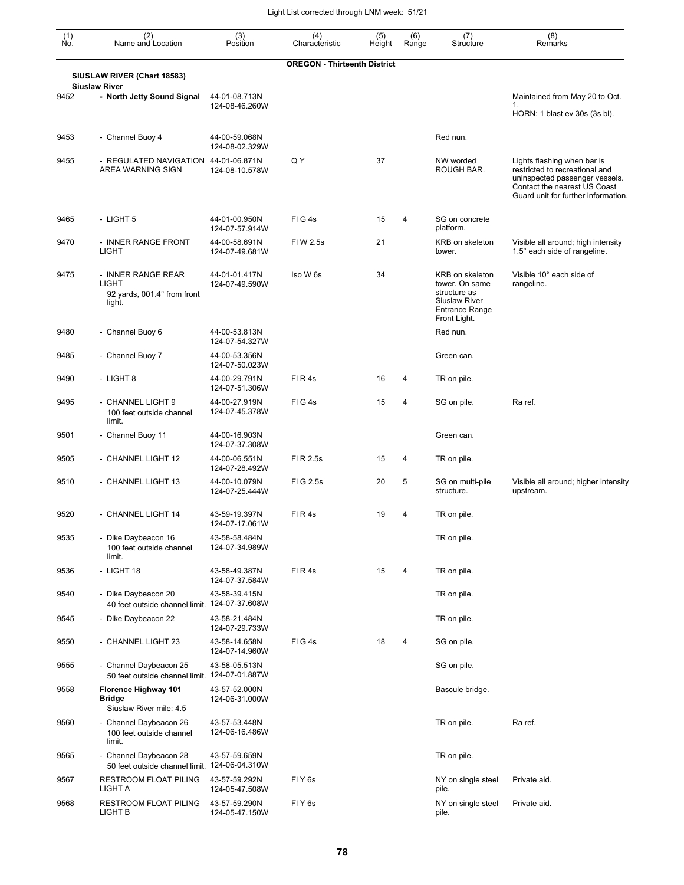| (1) No. | (2) Name and Location | (3) Position | (4) Characteristic | (5) Height | (6) Range | (7) Structure | (8) Remarks |
|---|---|---|---|---|---|---|---|
| | **OREGON - Thirteenth District** | | | | | | |
| | **SIUSLAW RIVER (Chart 18583)** | | | | | | |
| | **Siuslaw River** | | | | | | |
| 9452 | **- North Jetty Sound Signal** | 44-01-08.713N 124-08-46.260W | | | | | Maintained from May 20 to Oct. 1. HORN: 1 blast ev 30s (3s bl). |
| 9453 | - Channel Buoy 4 | 44-00-59.068N 124-08-02.329W | | | | Red nun. | |
| 9455 | - REGULATED NAVIGATION AREA WARNING SIGN | 44-01-06.871N 124-08-10.578W | Q Y | 37 | | NW worded ROUGH BAR. | Lights flashing when bar is restricted to recreational and uninspected passenger vessels. Contact the nearest US Coast Guard unit for further information. |
| 9465 | - LIGHT 5 | 44-01-00.950N 124-07-57.914W | Fl G 4s | 15 | 4 | SG on concrete platform. | |
| 9470 | - INNER RANGE FRONT LIGHT | 44-00-58.691N 124-07-49.681W | Fl W 2.5s | 21 | | KRB on skeleton tower. | Visible all around; high intensity 1.5° each side of rangeline. |
| 9475 | - INNER RANGE REAR LIGHT 92 yards, 001.4° from front light. | 44-01-01.417N 124-07-49.590W | Iso W 6s | 34 | | KRB on skeleton tower. On same structure as Siuslaw River Entrance Range Front Light. | Visible 10° each side of rangeline. |
| 9480 | - Channel Buoy 6 | 44-00-53.813N 124-07-54.327W | | | | Red nun. | |
| 9485 | - Channel Buoy 7 | 44-00-53.356N 124-07-50.023W | | | | Green can. | |
| 9490 | - LIGHT 8 | 44-00-29.791N 124-07-51.306W | Fl R 4s | 16 | 4 | TR on pile. | |
| 9495 | - CHANNEL LIGHT 9 100 feet outside channel limit. | 44-00-27.919N 124-07-45.378W | Fl G 4s | 15 | 4 | SG on pile. | Ra ref. |
| 9501 | - Channel Buoy 11 | 44-00-16.903N 124-07-37.308W | | | | Green can. | |
| 9505 | - CHANNEL LIGHT 12 | 44-00-06.551N 124-07-28.492W | Fl R 2.5s | 15 | 4 | TR on pile. | |
| 9510 | - CHANNEL LIGHT 13 | 44-00-10.079N 124-07-25.444W | Fl G 2.5s | 20 | 5 | SG on multi-pile structure. | Visible all around; higher intensity upstream. |
| 9520 | - CHANNEL LIGHT 14 | 43-59-19.397N 124-07-17.061W | Fl R 4s | 19 | 4 | TR on pile. | |
| 9535 | - Dike Daybeacon 16 100 feet outside channel limit. | 43-58-58.484N 124-07-34.989W | | | | TR on pile. | |
| 9536 | - LIGHT 18 | 43-58-49.387N 124-07-37.584W | Fl R 4s | 15 | 4 | TR on pile. | |
| 9540 | - Dike Daybeacon 20 40 feet outside channel limit. | 43-58-39.415N 124-07-37.608W | | | | TR on pile. | |
| 9545 | - Dike Daybeacon 22 | 43-58-21.484N 124-07-29.733W | | | | TR on pile. | |
| 9550 | - CHANNEL LIGHT 23 | 43-58-14.658N 124-07-14.960W | Fl G 4s | 18 | 4 | SG on pile. | |
| 9555 | - Channel Daybeacon 25 50 feet outside channel limit. | 43-58-05.513N 124-07-01.887W | | | | SG on pile. | |
| 9558 | **Florence Highway 101 Bridge** Siuslaw River mile: 4.5 | 43-57-52.000N 124-06-31.000W | | | | Bascule bridge. | |
| 9560 | - Channel Daybeacon 26 100 feet outside channel limit. | 43-57-53.448N 124-06-16.486W | | | | TR on pile. | Ra ref. |
| 9565 | - Channel Daybeacon 28 50 feet outside channel limit. | 43-57-59.659N 124-06-04.310W | | | | TR on pile. | |
| 9567 | RESTROOM FLOAT PILING LIGHT A | 43-57-59.292N 124-05-47.508W | Fl Y 6s | | | NY on single steel pile. | Private aid. |
| 9568 | RESTROOM FLOAT PILING LIGHT B | 43-57-59.290N 124-05-47.150W | Fl Y 6s | | | NY on single steel pile. | Private aid. |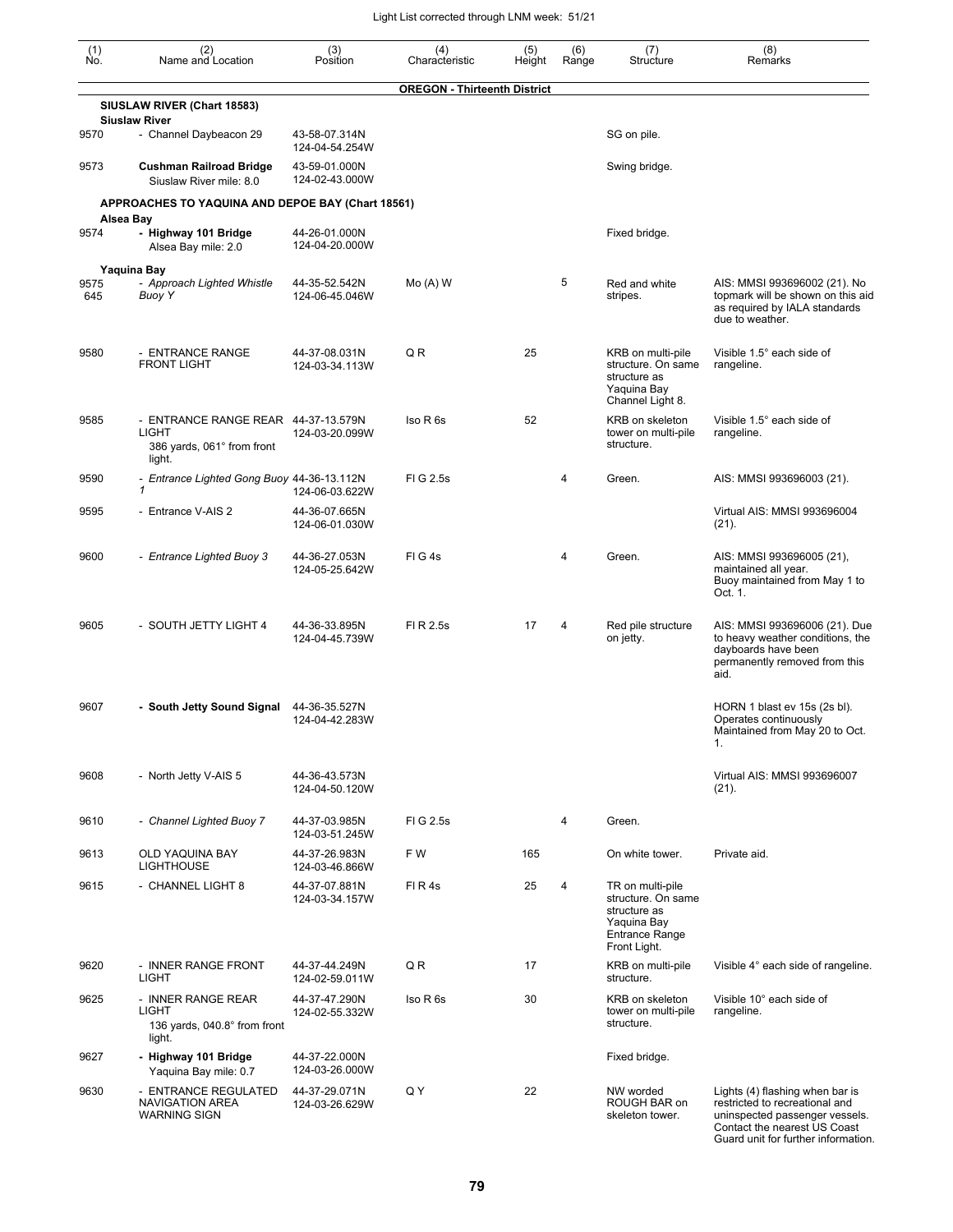| (1) No. | (2) Name and Location | (3) Position | (4) Characteristic | (5) Height | (6) Range | (7) Structure | (8) Remarks |
|---|---|---|---|---|---|---|---|
| | | | **OREGON - Thirteenth District** | | | | |
| | **SIUSLAW RIVER (Chart 18583)** | | | | | | |
| | **Siuslaw River** | | | | | | |
| 9570 | - Channel Daybeacon 29 | 43-58-07.314N 124-04-54.254W | | | | SG on pile. | |
| 9573 | **Cushman Railroad Bridge** Siuslaw River mile: 8.0 | 43-59-01.000N 124-02-43.000W | | | | Swing bridge. | |
| | **APPROACHES TO YAQUINA AND DEPOE BAY (Chart 18561)** | | | | | | |
| | **Alsea Bay** | | | | | | |
| 9574 | **- Highway 101 Bridge** Alsea Bay mile: 2.0 | 44-26-01.000N 124-04-20.000W | | | | Fixed bridge. | |
| | **Yaquina Bay** | | | | | | |
| 9575 645 | - *Approach Lighted Whistle Buoy Y* | 44-35-52.542N 124-06-45.046W | Mo (A) W | | 5 | Red and white stripes. | AIS: MMSI 993696002 (21). No topmark will be shown on this aid as required by IALA standards due to weather. |
| 9580 | - ENTRANCE RANGE FRONT LIGHT | 44-37-08.031N 124-03-34.113W | Q R | 25 | | KRB on multi-pile structure. On same structure as Yaquina Bay Channel Light 8. | Visible 1.5° each side of rangeline. |
| 9585 | - ENTRANCE RANGE REAR LIGHT 386 yards, 061° from front light. | 44-37-13.579N 124-03-20.099W | Iso R 6s | 52 | | KRB on skeleton tower on multi-pile structure. | Visible 1.5° each side of rangeline. |
| 9590 | - *Entrance Lighted Gong Buoy 1* | 44-36-13.112N 124-06-03.622W | Fl G 2.5s | | 4 | Green. | AIS: MMSI 993696003 (21). |
| 9595 | - Entrance V-AIS 2 | 44-36-07.665N 124-06-01.030W | | | | | Virtual AIS: MMSI 993696004 (21). |
| 9600 | - *Entrance Lighted Buoy 3* | 44-36-27.053N 124-05-25.642W | Fl G 4s | | 4 | Green. | AIS: MMSI 993696005 (21), maintained all year. Buoy maintained from May 1 to Oct. 1. |
| 9605 | - SOUTH JETTY LIGHT 4 | 44-36-33.895N 124-04-45.739W | Fl R 2.5s | 17 | 4 | Red pile structure on jetty. | AIS: MMSI 993696006 (21). Due to heavy weather conditions, the dayboards have been permanently removed from this aid. |
| 9607 | **- South Jetty Sound Signal** | 44-36-35.527N 124-04-42.283W | | | | | HORN 1 blast ev 15s (2s bl). Operates continuously Maintained from May 20 to Oct. 1. |
| 9608 | - North Jetty V-AIS 5 | 44-36-43.573N 124-04-50.120W | | | | | Virtual AIS: MMSI 993696007 (21). |
| 9610 | - *Channel Lighted Buoy 7* | 44-37-03.985N 124-03-51.245W | Fl G 2.5s | | 4 | Green. | |
| 9613 | OLD YAQUINA BAY LIGHTHOUSE | 44-37-26.983N 124-03-46.866W | F W | 165 | | On white tower. | Private aid. |
| 9615 | - CHANNEL LIGHT 8 | 44-37-07.881N 124-03-34.157W | Fl R 4s | 25 | 4 | TR on multi-pile structure. On same structure as Yaquina Bay Entrance Range Front Light. | |
| 9620 | - INNER RANGE FRONT LIGHT | 44-37-44.249N 124-02-59.011W | Q R | 17 | | KRB on multi-pile structure. | Visible 4° each side of rangeline. |
| 9625 | - INNER RANGE REAR LIGHT 136 yards, 040.8° from front light. | 44-37-47.290N 124-02-55.332W | Iso R 6s | 30 | | KRB on skeleton tower on multi-pile structure. | Visible 10° each side of rangeline. |
| 9627 | **- Highway 101 Bridge** Yaquina Bay mile: 0.7 | 44-37-22.000N 124-03-26.000W | | | | Fixed bridge. | |
| 9630 | - ENTRANCE REGULATED NAVIGATION AREA WARNING SIGN | 44-37-29.071N 124-03-26.629W | Q Y | 22 | | NW worded ROUGH BAR on skeleton tower. | Lights (4) flashing when bar is restricted to recreational and uninspected passenger vessels. Contact the nearest US Coast Guard unit for further information. |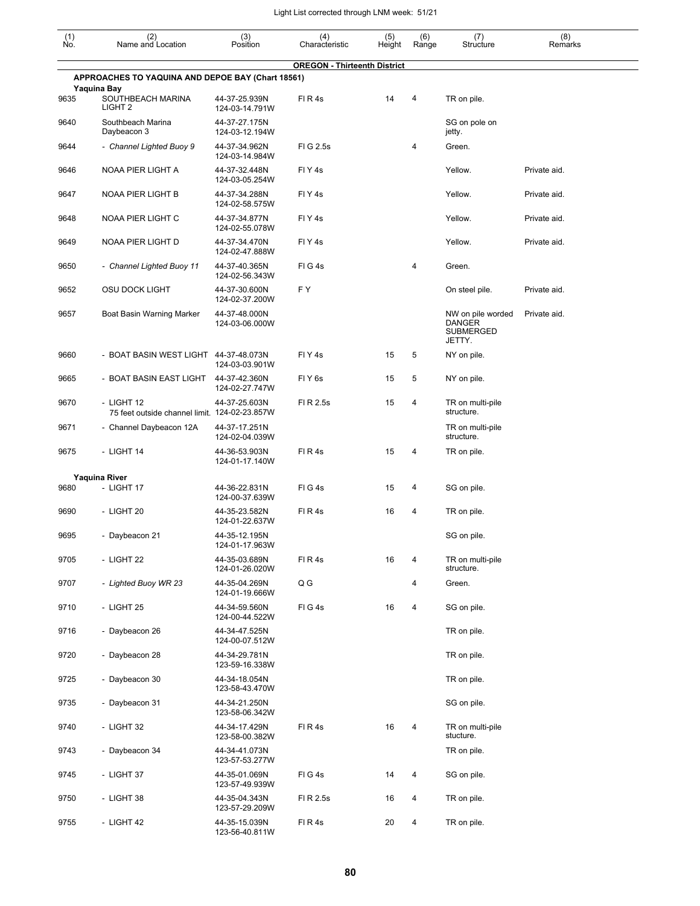| (1) No. | (2) Name and Location | (3) Position | (4) Characteristic | (5) Height | (6) Range | (7) Structure | (8) Remarks |
|---|---|---|---|---|---|---|---|
| | | | **OREGON - Thirteenth District** | | | | |
| | **APPROACHES TO YAQUINA AND DEPOE BAY (Chart 18561)** | | | | | | |
| | **Yaquina Bay** | | | | | | |
| 9635 | SOUTHBEACH MARINA LIGHT 2 | 44-37-25.939N 124-03-14.791W | Fl R 4s | 14 | 4 | TR on pile. | |
| 9640 | Southbeach Marina Daybeacon 3 | 44-37-27.175N 124-03-12.194W | | | | SG on pole on jetty. | |
| 9644 | - *Channel Lighted Buoy 9* | 44-37-34.962N 124-03-14.984W | Fl G 2.5s | | 4 | Green. | |
| 9646 | NOAA PIER LIGHT A | 44-37-32.448N 124-03-05.254W | Fl Y 4s | | | Yellow. | Private aid. |
| 9647 | NOAA PIER LIGHT B | 44-37-34.288N 124-02-58.575W | Fl Y 4s | | | Yellow. | Private aid. |
| 9648 | NOAA PIER LIGHT C | 44-37-34.877N 124-02-55.078W | Fl Y 4s | | | Yellow. | Private aid. |
| 9649 | NOAA PIER LIGHT D | 44-37-34.470N 124-02-47.888W | Fl Y 4s | | | Yellow. | Private aid. |
| 9650 | - *Channel Lighted Buoy 11* | 44-37-40.365N 124-02-56.343W | Fl G 4s | | 4 | Green. | |
| 9652 | OSU DOCK LIGHT | 44-37-30.600N 124-02-37.200W | F Y | | | On steel pile. | Private aid. |
| 9657 | Boat Basin Warning Marker | 44-37-48.000N 124-03-06.000W | | | | NW on pile worded DANGER SUBMERGED JETTY. | Private aid. |
| 9660 | - BOAT BASIN WEST LIGHT | 44-37-48.073N 124-03-03.901W | Fl Y 4s | 15 | 5 | NY on pile. | |
| 9665 | - BOAT BASIN EAST LIGHT | 44-37-42.360N 124-02-27.747W | Fl Y 6s | 15 | 5 | NY on pile. | |
| 9670 | - LIGHT 12 75 feet outside channel limit. | 44-37-25.603N 124-02-23.857W | Fl R 2.5s | 15 | 4 | TR on multi-pile structure. | |
| 9671 | - Channel Daybeacon 12A | 44-37-17.251N 124-02-04.039W | | | | TR on multi-pile structure. | |
| 9675 | - LIGHT 14 | 44-36-53.903N 124-01-17.140W | Fl R 4s | 15 | 4 | TR on pile. | |
| | **Yaquina River** | | | | | | |
| 9680 | - LIGHT 17 | 44-36-22.831N 124-00-37.639W | Fl G 4s | 15 | 4 | SG on pile. | |
| 9690 | - LIGHT 20 | 44-35-23.582N 124-01-22.637W | Fl R 4s | 16 | 4 | TR on pile. | |
| 9695 | - Daybeacon 21 | 44-35-12.195N 124-01-17.963W | | | | SG on pile. | |
| 9705 | - LIGHT 22 | 44-35-03.689N 124-01-26.020W | Fl R 4s | 16 | 4 | TR on multi-pile structure. | |
| 9707 | - *Lighted Buoy WR 23* | 44-35-04.269N 124-01-19.666W | Q G | | 4 | Green. | |
| 9710 | - LIGHT 25 | 44-34-59.560N 124-00-44.522W | Fl G 4s | 16 | 4 | SG on pile. | |
| 9716 | - Daybeacon 26 | 44-34-47.525N 124-00-07.512W | | | | TR on pile. | |
| 9720 | - Daybeacon 28 | 44-34-29.781N 123-59-16.338W | | | | TR on pile. | |
| 9725 | - Daybeacon 30 | 44-34-18.054N 123-58-43.470W | | | | TR on pile. | |
| 9735 | - Daybeacon 31 | 44-34-21.250N 123-58-06.342W | | | | SG on pile. | |
| 9740 | - LIGHT 32 | 44-34-17.429N 123-58-00.382W | Fl R 4s | 16 | 4 | TR on multi-pile stucture. | |
| 9743 | - Daybeacon 34 | 44-34-41.073N 123-57-53.277W | | | | TR on pile. | |
| 9745 | - LIGHT 37 | 44-35-01.069N 123-57-49.939W | Fl G 4s | 14 | 4 | SG on pile. | |
| 9750 | - LIGHT 38 | 44-35-04.343N 123-57-29.209W | Fl R 2.5s | 16 | 4 | TR on pile. | |
| 9755 | - LIGHT 42 | 44-35-15.039N 123-56-40.811W | Fl R 4s | 20 | 4 | TR on pile. | |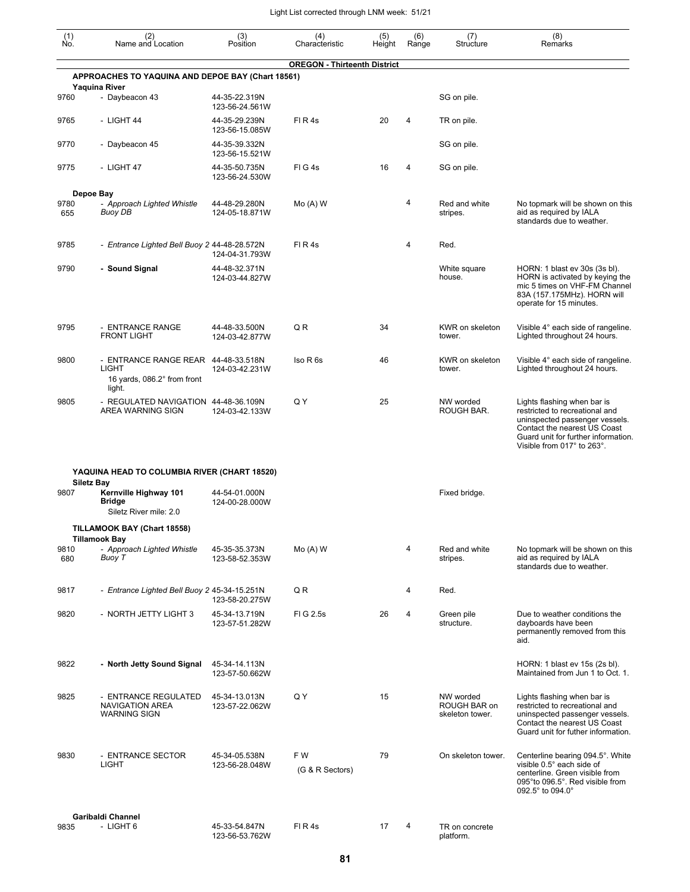| (1) No. | (2) Name and Location | (3) Position | (4) Characteristic | (5) Height | (6) Range | (7) Structure | (8) Remarks |
|---|---|---|---|---|---|---|---|
| | **OREGON - Thirteenth District** | | | | | | |
| | **APPROACHES TO YAQUINA AND DEPOE BAY (Chart 18561)** | | | | | | |
| | **Yaquina River** | | | | | | |
| 9760 | - Daybeacon 43 | 44-35-22.319N 123-56-24.561W | | | | SG on pile. | |
| 9765 | - LIGHT 44 | 44-35-29.239N 123-56-15.085W | Fl R 4s | 20 | 4 | TR on pile. | |
| 9770 | - Daybeacon 45 | 44-35-39.332N 123-56-15.521W | | | | SG on pile. | |
| 9775 | - LIGHT 47 | 44-35-50.735N 123-56-24.530W | Fl G 4s | 16 | 4 | SG on pile. | |
| | **Depoe Bay** | | | | | | |
| 9780 655 | - *Approach Lighted Whistle Buoy DB* | 44-48-29.280N 124-05-18.871W | Mo (A) W | | 4 | Red and white stripes. | No topmark will be shown on this aid as required by IALA standards due to weather. |
| 9785 | - *Entrance Lighted Bell Buoy 2* | 44-48-28.572N 124-04-31.793W | Fl R 4s | | 4 | Red. | |
| 9790 | **- Sound Signal** | 44-48-32.371N 124-03-44.827W | | | | White square house. | HORN: 1 blast ev 30s (3s bl). HORN is activated by keying the mic 5 times on VHF-FM Channel 83A (157.175MHz). HORN will operate for 15 minutes. |
| 9795 | - ENTRANCE RANGE FRONT LIGHT | 44-48-33.500N 124-03-42.877W | Q R | 34 | | KWR on skeleton tower. | Visible 4° each side of rangeline. Lighted throughout 24 hours. |
| 9800 | - ENTRANCE RANGE REAR LIGHT 16 yards, 086.2° from front light. | 44-48-33.518N 124-03-42.231W | Iso R 6s | 46 | | KWR on skeleton tower. | Visible 4° each side of rangeline. Lighted throughout 24 hours. |
| 9805 | - REGULATED NAVIGATION AREA WARNING SIGN | 44-48-36.109N 124-03-42.133W | Q Y | 25 | | NW worded ROUGH BAR. | Lights flashing when bar is restricted to recreational and uninspected passenger vessels. Contact the nearest US Coast Guard unit for further information. Visible from 017° to 263°. |
| | **YAQUINA HEAD TO COLUMBIA RIVER (CHART 18520)** | | | | | | |
| | **Siletz Bay** | | | | | | |
| 9807 | **Kernville Highway 101 Bridge** Siletz River mile: 2.0 | 44-54-01.000N 124-00-28.000W | | | | Fixed bridge. | |
| | **TILLAMOOK BAY (Chart 18558)** | | | | | | |
| | **Tillamook Bay** | | | | | | |
| 9810 680 | - *Approach Lighted Whistle Buoy T* | 45-35-35.373N 123-58-52.353W | Mo (A) W | | 4 | Red and white stripes. | No topmark will be shown on this aid as required by IALA standards due to weather. |
| 9817 | - *Entrance Lighted Bell Buoy 2* | 45-34-15.251N 123-58-20.275W | Q R | | 4 | Red. | |
| 9820 | - NORTH JETTY LIGHT 3 | 45-34-13.719N 123-57-51.282W | Fl G 2.5s | 26 | 4 | Green pile structure. | Due to weather conditions the dayboards have been permanently removed from this aid. |
| 9822 | **- North Jetty Sound Signal** | 45-34-14.113N 123-57-50.662W | | | | | HORN: 1 blast ev 15s (2s bl). Maintained from Jun 1 to Oct. 1. |
| 9825 | - ENTRANCE REGULATED NAVIGATION AREA WARNING SIGN | 45-34-13.013N 123-57-22.062W | Q Y | 15 | | NW worded ROUGH BAR on skeleton tower. | Lights flashing when bar is restricted to recreational and uninspected passenger vessels. Contact the nearest US Coast Guard unit for futher information. |
| 9830 | - ENTRANCE SECTOR LIGHT | 45-34-05.538N 123-56-28.048W | F W (G & R Sectors) | 79 | | On skeleton tower. | Centerline bearing 094.5°. White visible 0.5° each side of centerline. Green visible from 095°to 096.5°. Red visible from 092.5° to 094.0° |
| | **Garibaldi Channel** | | | | | | |
| 9835 | - LIGHT 6 | 45-33-54.847N 123-56-53.762W | Fl R 4s | 17 | 4 | TR on concrete platform. | |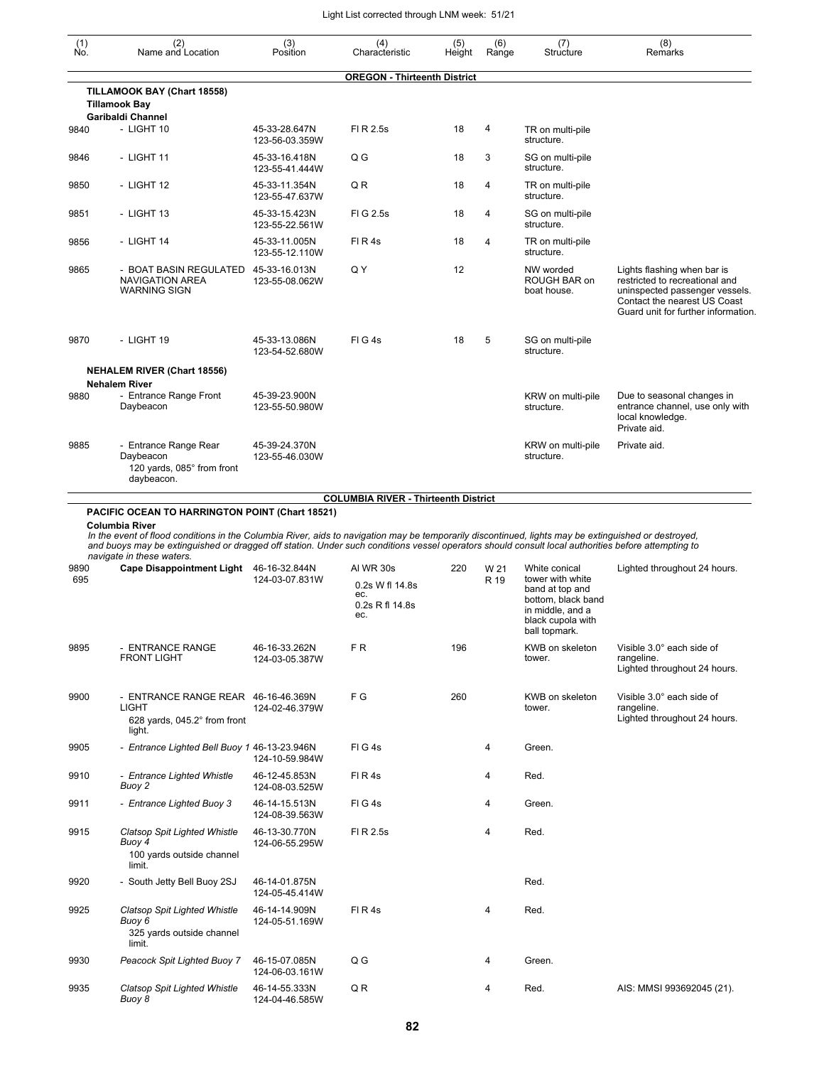| (1) No. | (2) Name and Location | (3) Position | (4) Characteristic | (5) Height | (6) Range | (7) Structure | (8) Remarks |
|---|---|---|---|---|---|---|---|
| | **OREGON - Thirteenth District** | | | | | | |
| | **TILLAMOOK BAY (Chart 18558)** | | | | | | |
| | **Tillamook Bay** | | | | | | |
| | **Garibaldi Channel** | | | | | | |
| 9840 | - LIGHT 10 | 45-33-28.647N 123-56-03.359W | Fl R 2.5s | 18 | 4 | TR on multi-pile structure. | |
| 9846 | - LIGHT 11 | 45-33-16.418N 123-55-41.444W | Q G | 18 | 3 | SG on multi-pile structure. | |
| 9850 | - LIGHT 12 | 45-33-11.354N 123-55-47.637W | Q R | 18 | 4 | TR on multi-pile structure. | |
| 9851 | - LIGHT 13 | 45-33-15.423N 123-55-22.561W | Fl G 2.5s | 18 | 4 | SG on multi-pile structure. | |
| 9856 | - LIGHT 14 | 45-33-11.005N 123-55-12.110W | Fl R 4s | 18 | 4 | TR on multi-pile structure. | |
| 9865 | - BOAT BASIN REGULATED NAVIGATION AREA WARNING SIGN | 45-33-16.013N 123-55-08.062W | Q Y | 12 | | NW worded ROUGH BAR on boat house. | Lights flashing when bar is restricted to recreational and uninspected passenger vessels. Contact the nearest US Coast Guard unit for further information. |
| 9870 | - LIGHT 19 | 45-33-13.086N 123-54-52.680W | Fl G 4s | 18 | 5 | SG on multi-pile structure. | |
| | **NEHALEM RIVER (Chart 18556)** | | | | | | |
| | **Nehalem River** | | | | | | |
| 9880 | - Entrance Range Front Daybeacon | 45-39-23.900N 123-55-50.980W | | | | KRW on multi-pile structure. | Due to seasonal changes in entrance channel, use only with local knowledge. Private aid. |
| 9885 | - Entrance Range Rear Daybeacon 120 yards, 085° from front daybeacon. | 45-39-24.370N 123-55-46.030W | | | | KRW on multi-pile structure. | Private aid. |
| | **COLUMBIA RIVER - Thirteenth District** | | | | | | |
| | **PACIFIC OCEAN TO HARRINGTON POINT (Chart 18521)** | | | | | | |
| | **Columbia River** *In the event of flood conditions in the Columbia River, aids to navigation may be temporarily discontinued, lights may be extinguished or destroyed, and buoys may be extinguished or dragged off station. Under such conditions vessel operators should consult local authorities before attempting to navigate in these waters.* | | | | | | |
| 9890 695 | **Cape Disappointment Light** | 46-16-32.844N 124-03-07.831W | Al WR 30s 0.2s W fl 14.8s ec. 0.2s R fl 14.8s ec. | 220 | W 21 R 19 | White conical tower with white band at top and bottom, black band in middle, and a black cupola with ball topmark. | Lighted throughout 24 hours. |
| 9895 | - ENTRANCE RANGE FRONT LIGHT | 46-16-33.262N 124-03-05.387W | F R | 196 | | KWB on skeleton tower. | Visible 3.0° each side of rangeline. Lighted throughout 24 hours. |
| 9900 | - ENTRANCE RANGE REAR LIGHT 628 yards, 045.2° from front light. | 46-16-46.369N 124-02-46.379W | F G | 260 | | KWB on skeleton tower. | Visible 3.0° each side of rangeline. Lighted throughout 24 hours. |
| 9905 | - *Entrance Lighted Bell Buoy 1* | 46-13-23.946N 124-10-59.984W | Fl G 4s | | 4 | Green. | |
| 9910 | - *Entrance Lighted Whistle Buoy 2* | 46-12-45.853N 124-08-03.525W | Fl R 4s | | 4 | Red. | |
| 9911 | - *Entrance Lighted Buoy 3* | 46-14-15.513N 124-08-39.563W | Fl G 4s | | 4 | Green. | |
| 9915 | *Clatsop Spit Lighted Whistle Buoy 4* 100 yards outside channel limit. | 46-13-30.770N 124-06-55.295W | Fl R 2.5s | | 4 | Red. | |
| 9920 | - South Jetty Bell Buoy 2SJ | 46-14-01.875N 124-05-45.414W | | | | Red. | |
| 9925 | *Clatsop Spit Lighted Whistle Buoy 6* 325 yards outside channel limit. | 46-14-14.909N 124-05-51.169W | Fl R 4s | | 4 | Red. | |
| 9930 | *Peacock Spit Lighted Buoy 7* | 46-15-07.085N 124-06-03.161W | Q G | | 4 | Green. | |
| 9935 | *Clatsop Spit Lighted Whistle Buoy 8* | 46-14-55.333N 124-04-46.585W | Q R | | 4 | Red. | AIS: MMSI 993692045 (21). |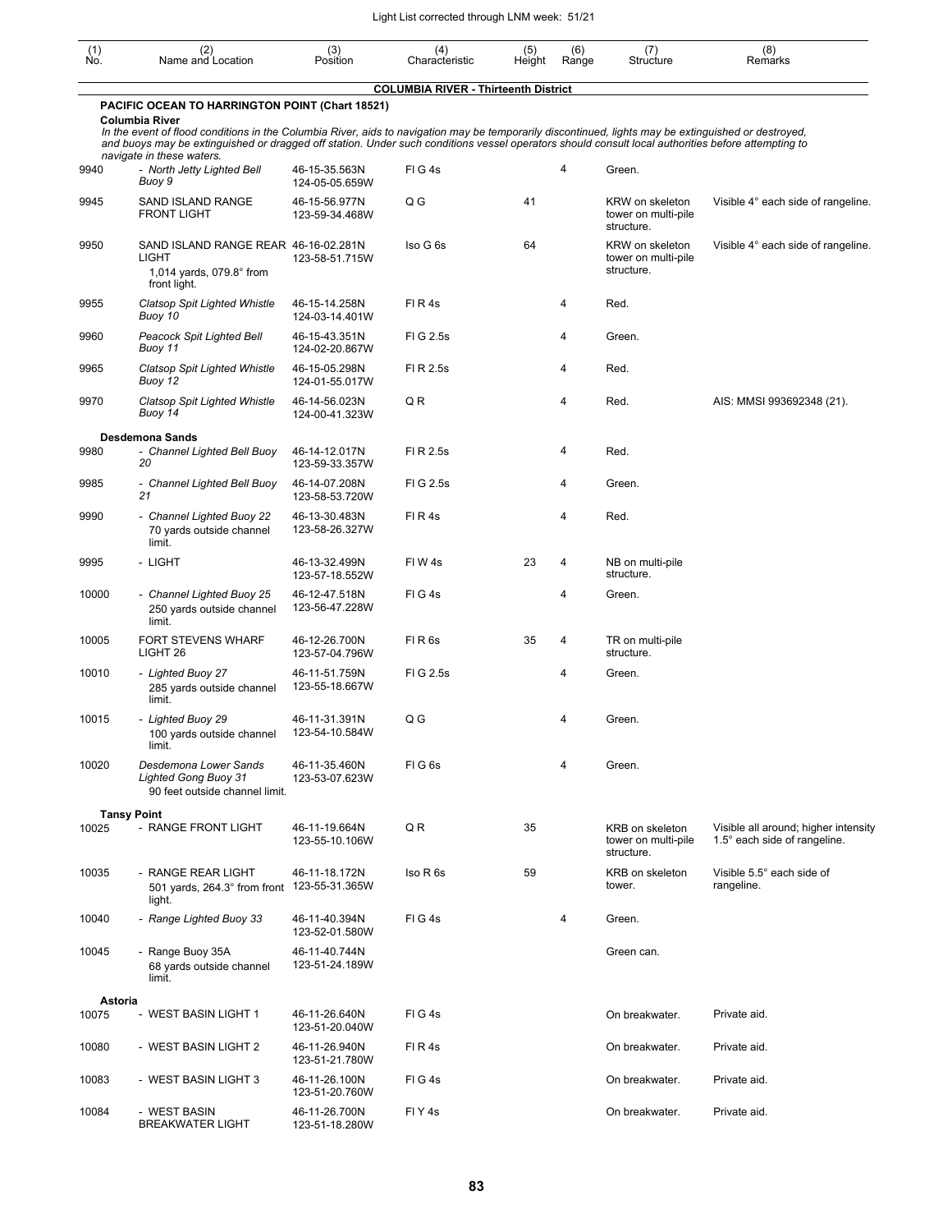Light List corrected through LNM week: 51/21

| (1) No. | (2) Name and Location | (3) Position | (4) Characteristic | (5) Height | (6) Range | (7) Structure | (8) Remarks |
|---|---|---|---|---|---|---|---|
| | **COLUMBIA RIVER - Thirteenth District** | | | | | | |
| | **PACIFIC OCEAN TO HARRINGTON POINT (Chart 18521)** | | | | | | |
| | **Columbia River** *In the event of flood conditions in the Columbia River, aids to navigation may be temporarily discontinued, lights may be extinguished or destroyed, and buoys may be extinguished or dragged off station. Under such conditions vessel operators should consult local authorities before attempting to navigate in these waters.* | | | | | | |
| 9940 | - *North Jetty Lighted Bell Buoy 9* | 46-15-35.563N 124-05-05.659W | Fl G 4s | | 4 | Green. | |
| 9945 | SAND ISLAND RANGE FRONT LIGHT | 46-15-56.977N 123-59-34.468W | Q G | 41 | | KRW on skeleton tower on multi-pile structure. | Visible 4° each side of rangeline. |
| 9950 | SAND ISLAND RANGE REAR LIGHT 1,014 yards, 079.8° from front light. | 46-16-02.281N 123-58-51.715W | Iso G 6s | 64 | | KRW on skeleton tower on multi-pile structure. | Visible 4° each side of rangeline. |
| 9955 | *Clatsop Spit Lighted Whistle Buoy 10* | 46-15-14.258N 124-03-14.401W | Fl R 4s | | 4 | Red. | |
| 9960 | *Peacock Spit Lighted Bell Buoy 11* | 46-15-43.351N 124-02-20.867W | Fl G 2.5s | | 4 | Green. | |
| 9965 | *Clatsop Spit Lighted Whistle Buoy 12* | 46-15-05.298N 124-01-55.017W | Fl R 2.5s | | 4 | Red. | |
| 9970 | *Clatsop Spit Lighted Whistle Buoy 14* | 46-14-56.023N 124-00-41.323W | Q R | | 4 | Red. | AIS: MMSI 993692348 (21). |
| | **Desdemona Sands** | | | | | | |
| 9980 | - *Channel Lighted Bell Buoy 20* | 46-14-12.017N 123-59-33.357W | Fl R 2.5s | | 4 | Red. | |
| 9985 | - *Channel Lighted Bell Buoy 21* | 46-14-07.208N 123-58-53.720W | Fl G 2.5s | | 4 | Green. | |
| 9990 | - *Channel Lighted Buoy 22* 70 yards outside channel limit. | 46-13-30.483N 123-58-26.327W | Fl R 4s | | 4 | Red. | |
| 9995 | - LIGHT | 46-13-32.499N 123-57-18.552W | Fl W 4s | 23 | 4 | NB on multi-pile structure. | |
| 10000 | - *Channel Lighted Buoy 25* 250 yards outside channel limit. | 46-12-47.518N 123-56-47.228W | Fl G 4s | | 4 | Green. | |
| 10005 | FORT STEVENS WHARF LIGHT 26 | 46-12-26.700N 123-57-04.796W | Fl R 6s | 35 | 4 | TR on multi-pile structure. | |
| 10010 | - *Lighted Buoy 27* 285 yards outside channel limit. | 46-11-51.759N 123-55-18.667W | Fl G 2.5s | | 4 | Green. | |
| 10015 | - *Lighted Buoy 29* 100 yards outside channel limit. | 46-11-31.391N 123-54-10.584W | Q G | | 4 | Green. | |
| 10020 | *Desdemona Lower Sands Lighted Gong Buoy 31* 90 feet outside channel limit. | 46-11-35.460N 123-53-07.623W | Fl G 6s | | 4 | Green. | |
| | **Tansy Point** | | | | | | |
| 10025 | - RANGE FRONT LIGHT | 46-11-19.664N 123-55-10.106W | Q R | 35 | | KRB on skeleton tower on multi-pile structure. | Visible all around; higher intensity 1.5° each side of rangeline. |
| 10035 | - RANGE REAR LIGHT 501 yards, 264.3° from front light. | 46-11-18.172N 123-55-31.365W | Iso R 6s | 59 | | KRB on skeleton tower. | Visible 5.5° each side of rangeline. |
| 10040 | - *Range Lighted Buoy 33* | 46-11-40.394N 123-52-01.580W | Fl G 4s | | 4 | Green. | |
| 10045 | - Range Buoy 35A 68 yards outside channel limit. | 46-11-40.744N 123-51-24.189W | | | | Green can. | |
| | **Astoria** | | | | | | |
| 10075 | - WEST BASIN LIGHT 1 | 46-11-26.640N 123-51-20.040W | Fl G 4s | | | On breakwater. | Private aid. |
| 10080 | - WEST BASIN LIGHT 2 | 46-11-26.940N 123-51-21.780W | Fl R 4s | | | On breakwater. | Private aid. |
| 10083 | - WEST BASIN LIGHT 3 | 46-11-26.100N 123-51-20.760W | Fl G 4s | | | On breakwater. | Private aid. |
| 10084 | - WEST BASIN BREAKWATER LIGHT | 46-11-26.700N 123-51-18.280W | Fl Y 4s | | | On breakwater. | Private aid. |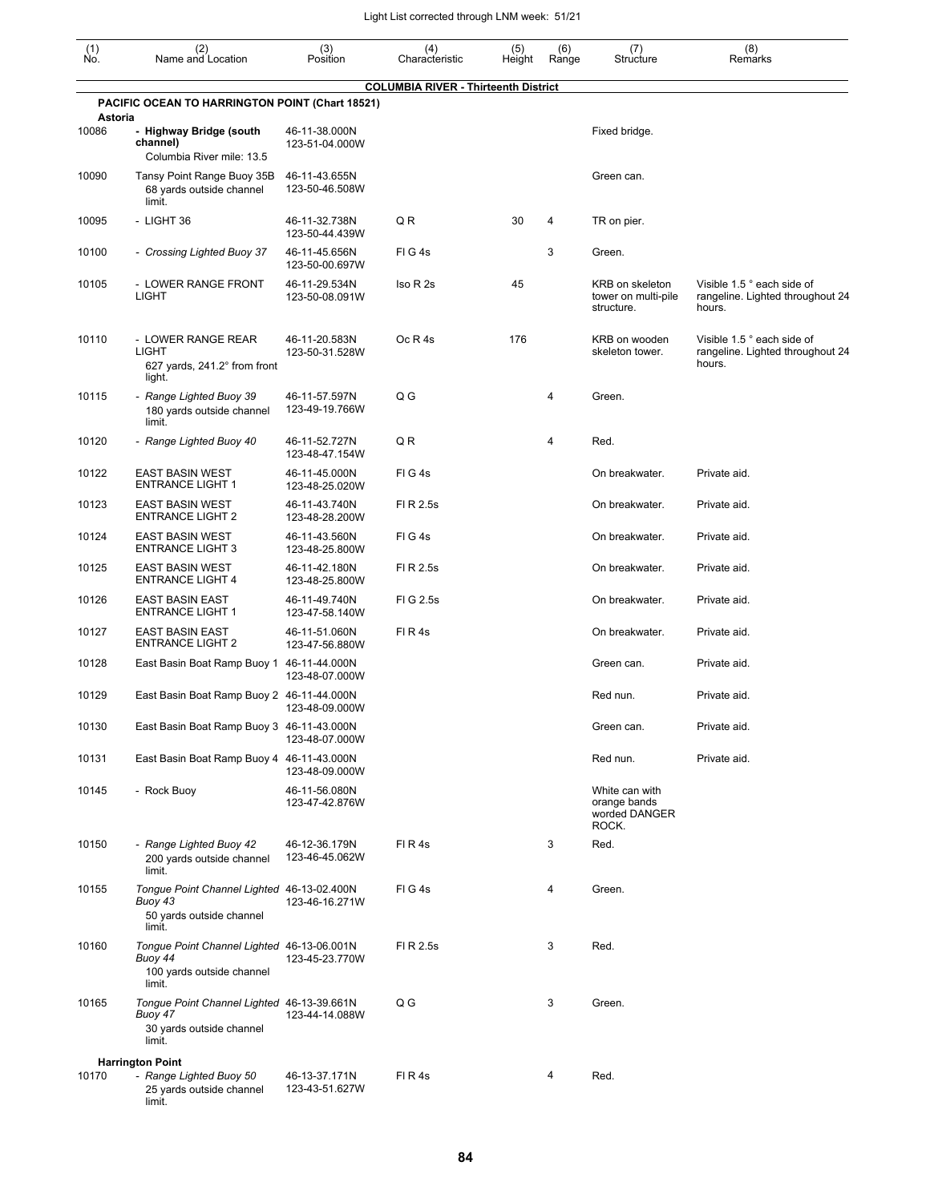| (1) No. | (2) Name and Location | (3) Position | (4) Characteristic | (5) Height | (6) Range | (7) Structure | (8) Remarks |
|---|---|---|---|---|---|---|---|
| | **COLUMBIA RIVER - Thirteenth District** | | | | | | |
| | **PACIFIC OCEAN TO HARRINGTON POINT (Chart 18521)** | | | | | | |
| | **Astoria** | | | | | | |
| 10086 | **- Highway Bridge (south channel)** Columbia River mile: 13.5 | 46-11-38.000N 123-51-04.000W | | | | Fixed bridge. | |
| 10090 | Tansy Point Range Buoy 35B 68 yards outside channel limit. | 46-11-43.655N 123-50-46.508W | | | | Green can. | |
| 10095 | - LIGHT 36 | 46-11-32.738N 123-50-44.439W | Q R | 30 | 4 | TR on pier. | |
| 10100 | *- Crossing Lighted Buoy 37* | 46-11-45.656N 123-50-00.697W | Fl G 4s | | 3 | Green. | |
| 10105 | - LOWER RANGE FRONT LIGHT | 46-11-29.534N 123-50-08.091W | Iso R 2s | 45 | | KRB on skeleton tower on multi-pile structure. | Visible 1.5 ° each side of rangeline. Lighted throughout 24 hours. |
| 10110 | - LOWER RANGE REAR LIGHT 627 yards, 241.2° from front light. | 46-11-20.583N 123-50-31.528W | Oc R 4s | 176 | | KRB on wooden skeleton tower. | Visible 1.5 ° each side of rangeline. Lighted throughout 24 hours. |
| 10115 | *- Range Lighted Buoy 39* 180 yards outside channel limit. | 46-11-57.597N 123-49-19.766W | Q G | | 4 | Green. | |
| 10120 | *- Range Lighted Buoy 40* | 46-11-52.727N 123-48-47.154W | Q R | | 4 | Red. | |
| 10122 | EAST BASIN WEST ENTRANCE LIGHT 1 | 46-11-45.000N 123-48-25.020W | Fl G 4s | | | On breakwater. | Private aid. |
| 10123 | EAST BASIN WEST ENTRANCE LIGHT 2 | 46-11-43.740N 123-48-28.200W | Fl R 2.5s | | | On breakwater. | Private aid. |
| 10124 | EAST BASIN WEST ENTRANCE LIGHT 3 | 46-11-43.560N 123-48-25.800W | Fl G 4s | | | On breakwater. | Private aid. |
| 10125 | EAST BASIN WEST ENTRANCE LIGHT 4 | 46-11-42.180N 123-48-25.800W | Fl R 2.5s | | | On breakwater. | Private aid. |
| 10126 | EAST BASIN EAST ENTRANCE LIGHT 1 | 46-11-49.740N 123-47-58.140W | Fl G 2.5s | | | On breakwater. | Private aid. |
| 10127 | EAST BASIN EAST ENTRANCE LIGHT 2 | 46-11-51.060N 123-47-56.880W | Fl R 4s | | | On breakwater. | Private aid. |
| 10128 | East Basin Boat Ramp Buoy 1 | 46-11-44.000N 123-48-07.000W | | | | Green can. | Private aid. |
| 10129 | East Basin Boat Ramp Buoy 2 | 46-11-44.000N 123-48-09.000W | | | | Red nun. | Private aid. |
| 10130 | East Basin Boat Ramp Buoy 3 | 46-11-43.000N 123-48-07.000W | | | | Green can. | Private aid. |
| 10131 | East Basin Boat Ramp Buoy 4 | 46-11-43.000N 123-48-09.000W | | | | Red nun. | Private aid. |
| 10145 | - Rock Buoy | 46-11-56.080N 123-47-42.876W | | | | White can with orange bands worded DANGER ROCK. | |
| 10150 | *- Range Lighted Buoy 42* 200 yards outside channel limit. | 46-12-36.179N 123-46-45.062W | Fl R 4s | | 3 | Red. | |
| 10155 | *Tongue Point Channel Lighted Buoy 43* 50 yards outside channel limit. | 46-13-02.400N 123-46-16.271W | Fl G 4s | | 4 | Green. | |
| 10160 | *Tongue Point Channel Lighted Buoy 44* 100 yards outside channel limit. | 46-13-06.001N 123-45-23.770W | Fl R 2.5s | | 3 | Red. | |
| 10165 | *Tongue Point Channel Lighted Buoy 47* 30 yards outside channel limit. | 46-13-39.661N 123-44-14.088W | Q G | | 3 | Green. | |
| | **Harrington Point** | | | | | | |
| 10170 | *- Range Lighted Buoy 50* 25 yards outside channel limit. | 46-13-37.171N 123-43-51.627W | Fl R 4s | | 4 | Red. | |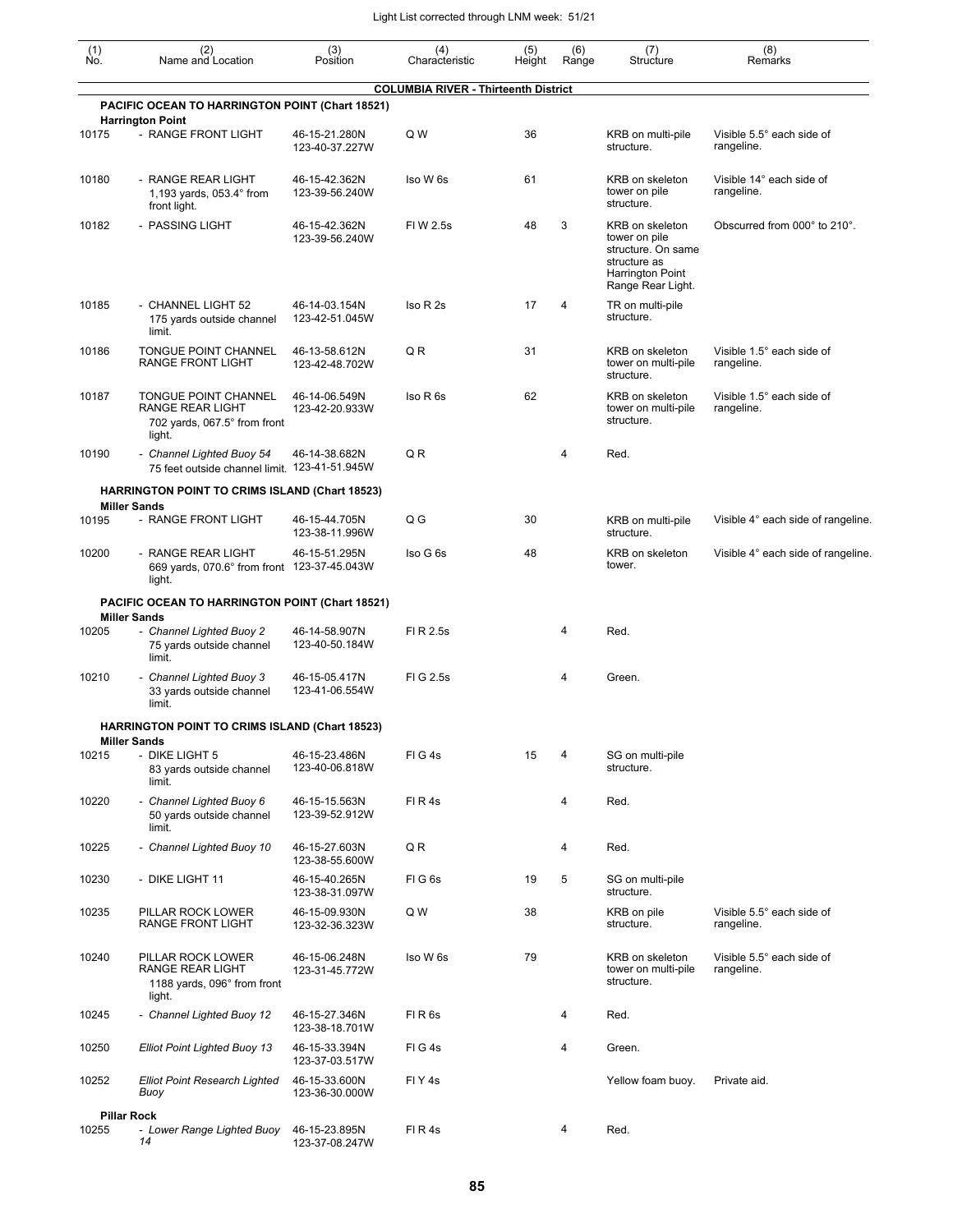Light List corrected through LNM week: 51/21

| (1) No. | (2) Name and Location | (3) Position | (4) Characteristic | (5) Height | (6) Range | (7) Structure | (8) Remarks |
|---|---|---|---|---|---|---|---|
| | **COLUMBIA RIVER - Thirteenth District** | | | | | | |
| | **PACIFIC OCEAN TO HARRINGTON POINT (Chart 18521)** | | | | | | |
| | **Harrington Point** | | | | | | |
| 10175 | - RANGE FRONT LIGHT | 46-15-21.280N 123-40-37.227W | Q W | 36 | | KRB on multi-pile structure. | Visible 5.5° each side of rangeline. |
| 10180 | - RANGE REAR LIGHT 1,193 yards, 053.4° from front light. | 46-15-42.362N 123-39-56.240W | Iso W 6s | 61 | | KRB on skeleton tower on pile structure. | Visible 14° each side of rangeline. |
| 10182 | - PASSING LIGHT | 46-15-42.362N 123-39-56.240W | Fl W 2.5s | 48 | 3 | KRB on skeleton tower on pile structure. On same structure as Harrington Point Range Rear Light. | Obscurred from 000° to 210°. |
| 10185 | - CHANNEL LIGHT 52 175 yards outside channel limit. | 46-14-03.154N 123-42-51.045W | Iso R 2s | 17 | 4 | TR on multi-pile structure. | |
| 10186 | TONGUE POINT CHANNEL RANGE FRONT LIGHT | 46-13-58.612N 123-42-48.702W | Q R | 31 | | KRB on skeleton tower on multi-pile structure. | Visible 1.5° each side of rangeline. |
| 10187 | TONGUE POINT CHANNEL RANGE REAR LIGHT 702 yards, 067.5° from front light. | 46-14-06.549N 123-42-20.933W | Iso R 6s | 62 | | KRB on skeleton tower on multi-pile structure. | Visible 1.5° each side of rangeline. |
| 10190 | - *Channel Lighted Buoy 54* 75 feet outside channel limit. | 46-14-38.682N 123-41-51.945W | Q R | | 4 | Red. | |
| | **HARRINGTON POINT TO CRIMS ISLAND (Chart 18523)** | | | | | | |
| | **Miller Sands** | | | | | | |
| 10195 | - RANGE FRONT LIGHT | 46-15-44.705N 123-38-11.996W | Q G | 30 | | KRB on multi-pile structure. | Visible 4° each side of rangeline. |
| 10200 | - RANGE REAR LIGHT 669 yards, 070.6° from front light. | 46-15-51.295N 123-37-45.043W | Iso G 6s | 48 | | KRB on skeleton tower. | Visible 4° each side of rangeline. |
| | **PACIFIC OCEAN TO HARRINGTON POINT (Chart 18521)** | | | | | | |
| | **Miller Sands** | | | | | | |
| 10205 | - *Channel Lighted Buoy 2* 75 yards outside channel limit. | 46-14-58.907N 123-40-50.184W | Fl R 2.5s | | 4 | Red. | |
| 10210 | - *Channel Lighted Buoy 3* 33 yards outside channel limit. | 46-15-05.417N 123-41-06.554W | Fl G 2.5s | | 4 | Green. | |
| | **HARRINGTON POINT TO CRIMS ISLAND (Chart 18523)** | | | | | | |
| | **Miller Sands** | | | | | | |
| 10215 | - DIKE LIGHT 5 83 yards outside channel limit. | 46-15-23.486N 123-40-06.818W | Fl G 4s | 15 | 4 | SG on multi-pile structure. | |
| 10220 | - *Channel Lighted Buoy 6* 50 yards outside channel limit. | 46-15-15.563N 123-39-52.912W | Fl R 4s | | 4 | Red. | |
| 10225 | - *Channel Lighted Buoy 10* | 46-15-27.603N 123-38-55.600W | Q R | | 4 | Red. | |
| 10230 | - DIKE LIGHT 11 | 46-15-40.265N 123-38-31.097W | Fl G 6s | 19 | 5 | SG on multi-pile structure. | |
| 10235 | PILLAR ROCK LOWER RANGE FRONT LIGHT | 46-15-09.930N 123-32-36.323W | Q W | 38 | | KRB on pile structure. | Visible 5.5° each side of rangeline. |
| 10240 | PILLAR ROCK LOWER RANGE REAR LIGHT 1188 yards, 096° from front light. | 46-15-06.248N 123-31-45.772W | Iso W 6s | 79 | | KRB on skeleton tower on multi-pile structure. | Visible 5.5° each side of rangeline. |
| 10245 | - *Channel Lighted Buoy 12* | 46-15-27.346N 123-38-18.701W | Fl R 6s | | 4 | Red. | |
| 10250 | *Elliot Point Lighted Buoy 13* | 46-15-33.394N 123-37-03.517W | Fl G 4s | | 4 | Green. | |
| 10252 | *Elliot Point Research Lighted Buoy* | 46-15-33.600N 123-36-30.000W | Fl Y 4s | | | Yellow foam buoy. | Private aid. |
| | **Pillar Rock** | | | | | | |
| 10255 | - *Lower Range Lighted Buoy 14* | 46-15-23.895N 123-37-08.247W | Fl R 4s | | 4 | Red. | |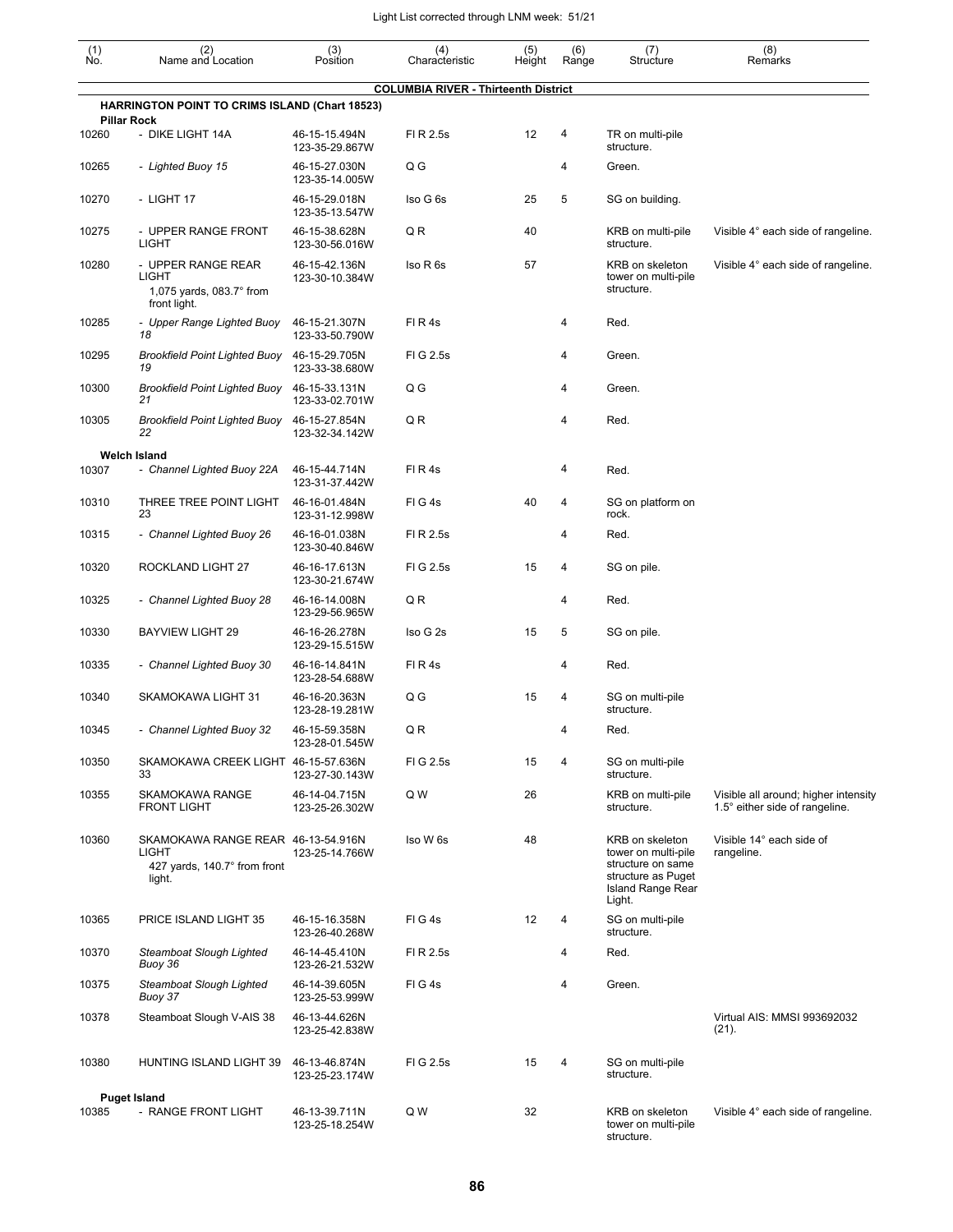| (1) No. | (2) Name and Location | (3) Position | (4) Characteristic | (5) Height | (6) Range | (7) Structure | (8) Remarks |
|---|---|---|---|---|---|---|---|
| | **COLUMBIA RIVER - Thirteenth District** | | | | | | |
| | **HARRINGTON POINT TO CRIMS ISLAND (Chart 18523)** | | | | | | |
| | **Pillar Rock** | | | | | | |
| 10260 | - DIKE LIGHT 14A | 46-15-15.494N 123-35-29.867W | Fl R 2.5s | 12 | 4 | TR on multi-pile structure. | |
| 10265 | - *Lighted Buoy 15* | 46-15-27.030N 123-35-14.005W | Q G | | 4 | Green. | |
| 10270 | - LIGHT 17 | 46-15-29.018N 123-35-13.547W | Iso G 6s | 25 | 5 | SG on building. | |
| 10275 | - UPPER RANGE FRONT LIGHT | 46-15-38.628N 123-30-56.016W | Q R | 40 | | KRB on multi-pile structure. | Visible 4° each side of rangeline. |
| 10280 | - UPPER RANGE REAR LIGHT 1,075 yards, 083.7° from front light. | 46-15-42.136N 123-30-10.384W | Iso R 6s | 57 | | KRB on skeleton tower on multi-pile structure. | Visible 4° each side of rangeline. |
| 10285 | - *Upper Range Lighted Buoy 18* | 46-15-21.307N 123-33-50.790W | Fl R 4s | | 4 | Red. | |
| 10295 | *Brookfield Point Lighted Buoy 19* | 46-15-29.705N 123-33-38.680W | Fl G 2.5s | | 4 | Green. | |
| 10300 | *Brookfield Point Lighted Buoy 21* | 46-15-33.131N 123-33-02.701W | Q G | | 4 | Green. | |
| 10305 | *Brookfield Point Lighted Buoy 22* | 46-15-27.854N 123-32-34.142W | Q R | | 4 | Red. | |
| | **Welch Island** | | | | | | |
| 10307 | - *Channel Lighted Buoy 22A* | 46-15-44.714N 123-31-37.442W | Fl R 4s | | 4 | Red. | |
| 10310 | THREE TREE POINT LIGHT 23 | 46-16-01.484N 123-31-12.998W | Fl G 4s | 40 | 4 | SG on platform on rock. | |
| 10315 | - *Channel Lighted Buoy 26* | 46-16-01.038N 123-30-40.846W | Fl R 2.5s | | 4 | Red. | |
| 10320 | ROCKLAND LIGHT 27 | 46-16-17.613N 123-30-21.674W | Fl G 2.5s | 15 | 4 | SG on pile. | |
| 10325 | - *Channel Lighted Buoy 28* | 46-16-14.008N 123-29-56.965W | Q R | | 4 | Red. | |
| 10330 | BAYVIEW LIGHT 29 | 46-16-26.278N 123-29-15.515W | Iso G 2s | 15 | 5 | SG on pile. | |
| 10335 | - *Channel Lighted Buoy 30* | 46-16-14.841N 123-28-54.688W | Fl R 4s | | 4 | Red. | |
| 10340 | SKAMOKAWA LIGHT 31 | 46-16-20.363N 123-28-19.281W | Q G | 15 | 4 | SG on multi-pile structure. | |
| 10345 | - *Channel Lighted Buoy 32* | 46-15-59.358N 123-28-01.545W | Q R | | 4 | Red. | |
| 10350 | SKAMOKAWA CREEK LIGHT 33 | 46-15-57.636N 123-27-30.143W | Fl G 2.5s | 15 | 4 | SG on multi-pile structure. | |
| 10355 | SKAMOKAWA RANGE FRONT LIGHT | 46-14-04.715N 123-25-26.302W | Q W | 26 | | KRB on multi-pile structure. | Visible all around; higher intensity 1.5° either side of rangeline. |
| 10360 | SKAMOKAWA RANGE REAR LIGHT 427 yards, 140.7° from front light. | 46-13-54.916N 123-25-14.766W | Iso W 6s | 48 | | KRB on skeleton tower on multi-pile structure on same structure as Puget Island Range Rear Light. | Visible 14° each side of rangeline. |
| 10365 | PRICE ISLAND LIGHT 35 | 46-15-16.358N 123-26-40.268W | Fl G 4s | 12 | 4 | SG on multi-pile structure. | |
| 10370 | *Steamboat Slough Lighted Buoy 36* | 46-14-45.410N 123-26-21.532W | Fl R 2.5s | | 4 | Red. | |
| 10375 | *Steamboat Slough Lighted Buoy 37* | 46-14-39.605N 123-25-53.999W | Fl G 4s | | 4 | Green. | |
| 10378 | Steamboat Slough V-AIS 38 | 46-13-44.626N 123-25-42.838W | | | | | Virtual AIS: MMSI 993692032 (21). |
| 10380 | HUNTING ISLAND LIGHT 39 | 46-13-46.874N 123-25-23.174W | Fl G 2.5s | 15 | 4 | SG on multi-pile structure. | |
| | **Puget Island** | | | | | | |
| 10385 | - RANGE FRONT LIGHT | 46-13-39.711N 123-25-18.254W | Q W | 32 | | KRB on skeleton tower on multi-pile structure. | Visible 4° each side of rangeline. |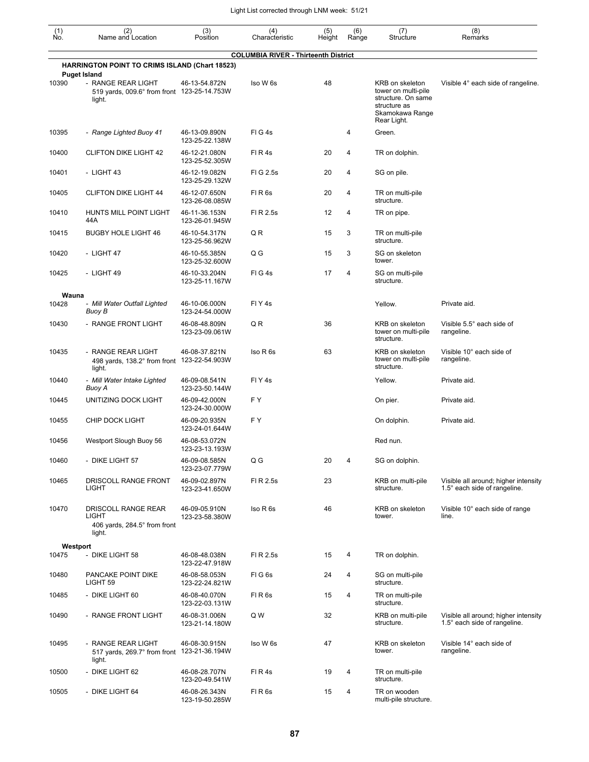| (1) No. | (2) Name and Location | (3) Position | (4) Characteristic | (5) Height | (6) Range | (7) Structure | (8) Remarks |
|---|---|---|---|---|---|---|---|
| | **COLUMBIA RIVER - Thirteenth District** | | | | | | |
| | **HARRINGTON POINT TO CRIMS ISLAND (Chart 18523)** | | | | | | |
| | **Puget Island** | | | | | | |
| 10390 | - RANGE REAR LIGHT 519 yards, 009.6° from front light. | 46-13-54.872N 123-25-14.753W | Iso W 6s | 48 | | KRB on skeleton tower on multi-pile structure. On same structure as Skamokawa Range Rear Light. | Visible 4° each side of rangeline. |
| 10395 | *- Range Lighted Buoy 41* | 46-13-09.890N 123-25-22.138W | Fl G 4s | | 4 | Green. | |
| 10400 | CLIFTON DIKE LIGHT 42 | 46-12-21.080N 123-25-52.305W | Fl R 4s | 20 | 4 | TR on dolphin. | |
| 10401 | - LIGHT 43 | 46-12-19.082N 123-25-29.132W | Fl G 2.5s | 20 | 4 | SG on pile. | |
| 10405 | CLIFTON DIKE LIGHT 44 | 46-12-07.650N 123-26-08.085W | Fl R 6s | 20 | 4 | TR on multi-pile structure. | |
| 10410 | HUNTS MILL POINT LIGHT 44A | 46-11-36.153N 123-26-01.945W | Fl R 2.5s | 12 | 4 | TR on pipe. | |
| 10415 | BUGBY HOLE LIGHT 46 | 46-10-54.317N 123-25-56.962W | Q R | 15 | 3 | TR on multi-pile structure. | |
| 10420 | - LIGHT 47 | 46-10-55.385N 123-25-32.600W | Q G | 15 | 3 | SG on skeleton tower. | |
| 10425 | - LIGHT 49 | 46-10-33.204N 123-25-11.167W | Fl G 4s | 17 | 4 | SG on multi-pile structure. | |
| | **Wauna** | | | | | | |
| 10428 | *- Mill Water Outfall Lighted Buoy B* | 46-10-06.000N 123-24-54.000W | Fl Y 4s | | | Yellow. | Private aid. |
| 10430 | - RANGE FRONT LIGHT | 46-08-48.809N 123-23-09.061W | Q R | 36 | | KRB on skeleton tower on multi-pile structure. | Visible 5.5° each side of rangeline. |
| 10435 | - RANGE REAR LIGHT 498 yards, 138.2° from front light. | 46-08-37.821N 123-22-54.903W | Iso R 6s | 63 | | KRB on skeleton tower on multi-pile structure. | Visible 10° each side of rangeline. |
| 10440 | *- Mill Water Intake Lighted Buoy A* | 46-09-08.541N 123-23-50.144W | Fl Y 4s | | | Yellow. | Private aid. |
| 10445 | UNITIZING DOCK LIGHT | 46-09-42.000N 123-24-30.000W | F Y | | | On pier. | Private aid. |
| 10455 | CHIP DOCK LIGHT | 46-09-20.935N 123-24-01.644W | F Y | | | On dolphin. | Private aid. |
| 10456 | Westport Slough Buoy 56 | 46-08-53.072N 123-23-13.193W | | | | Red nun. | |
| 10460 | - DIKE LIGHT 57 | 46-09-08.585N 123-23-07.779W | Q G | 20 | 4 | SG on dolphin. | |
| 10465 | DRISCOLL RANGE FRONT LIGHT | 46-09-02.897N 123-23-41.650W | Fl R 2.5s | 23 | | KRB on multi-pile structure. | Visible all around; higher intensity 1.5° each side of rangeline. |
| 10470 | DRISCOLL RANGE REAR LIGHT 406 yards, 284.5° from front light. | 46-09-05.910N 123-23-58.380W | Iso R 6s | 46 | | KRB on skeleton tower. | Visible 10° each side of range line. |
| | **Westport** | | | | | | |
| 10475 | - DIKE LIGHT 58 | 46-08-48.038N 123-22-47.918W | Fl R 2.5s | 15 | 4 | TR on dolphin. | |
| 10480 | PANCAKE POINT DIKE LIGHT 59 | 46-08-58.053N 123-22-24.821W | Fl G 6s | 24 | 4 | SG on multi-pile structure. | |
| 10485 | - DIKE LIGHT 60 | 46-08-40.070N 123-22-03.131W | Fl R 6s | 15 | 4 | TR on multi-pile structure. | |
| 10490 | - RANGE FRONT LIGHT | 46-08-31.006N 123-21-14.180W | Q W | 32 | | KRB on multi-pile structure. | Visible all around; higher intensity 1.5° each side of rangeline. |
| 10495 | - RANGE REAR LIGHT 517 yards, 269.7° from front light. | 46-08-30.915N 123-21-36.194W | Iso W 6s | 47 | | KRB on skeleton tower. | Visible 14° each side of rangeline. |
| 10500 | - DIKE LIGHT 62 | 46-08-28.707N 123-20-49.541W | Fl R 4s | 19 | 4 | TR on multi-pile structure. | |
| 10505 | - DIKE LIGHT 64 | 46-08-26.343N 123-19-50.285W | Fl R 6s | 15 | 4 | TR on wooden multi-pile structure. | |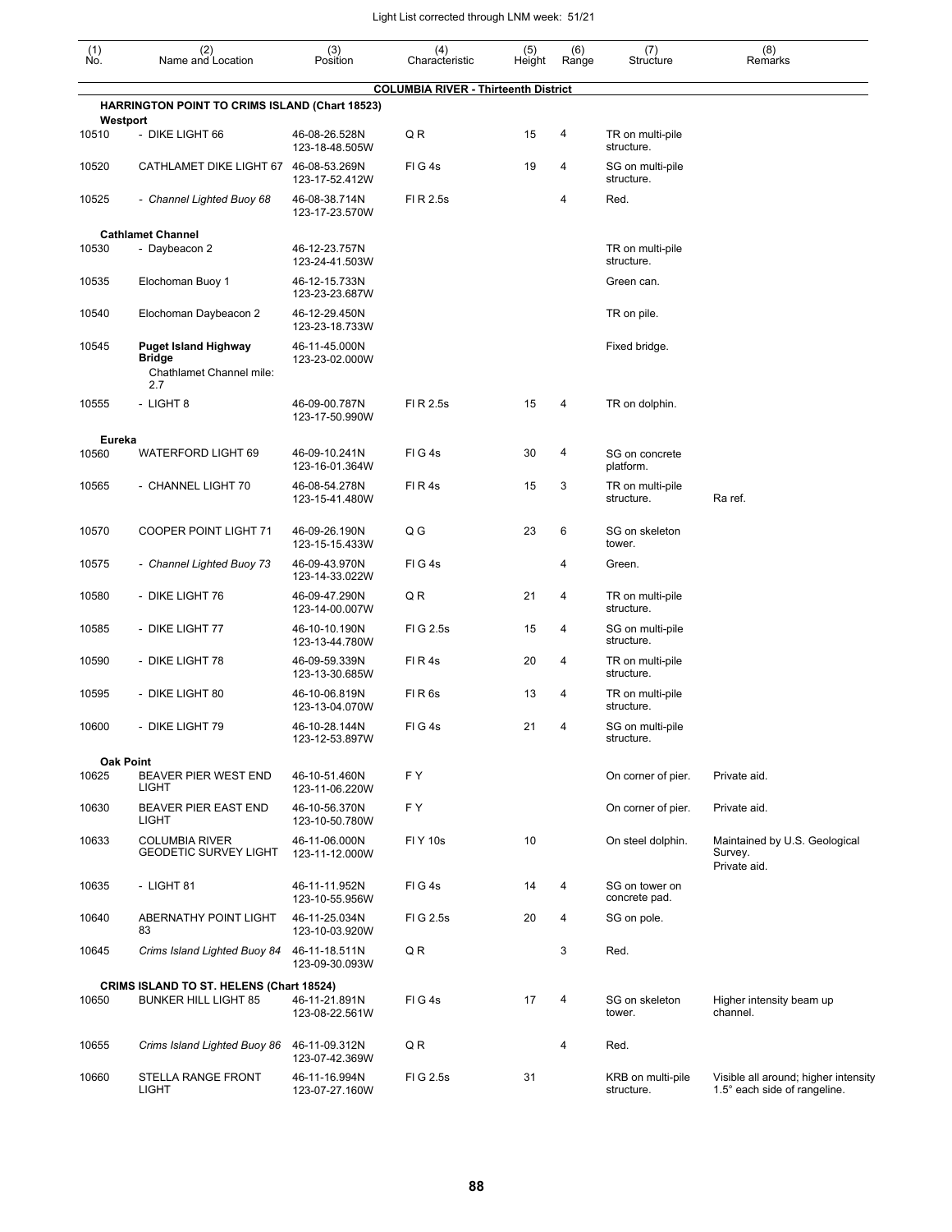Light List corrected through LNM week: 51/21

| (1) No. | (2) Name and Location | (3) Position | (4) Characteristic | (5) Height | (6) Range | (7) Structure | (8) Remarks |
|---|---|---|---|---|---|---|---|
| | **COLUMBIA RIVER - Thirteenth District** | | | | | | |
| | **HARRINGTON POINT TO CRIMS ISLAND (Chart 18523)** | | | | | | |
| | **Westport** | | | | | | |
| 10510 | - DIKE LIGHT 66 | 46-08-26.528N 123-18-48.505W | Q R | 15 | 4 | TR on multi-pile structure. | |
| 10520 | CATHLAMET DIKE LIGHT 67 | 46-08-53.269N 123-17-52.412W | Fl G 4s | 19 | 4 | SG on multi-pile structure. | |
| 10525 | *- Channel Lighted Buoy 68* | 46-08-38.714N 123-17-23.570W | Fl R 2.5s | | 4 | Red. | |
| | **Cathlamet Channel** | | | | | | |
| 10530 | - Daybeacon 2 | 46-12-23.757N 123-24-41.503W | | | | TR on multi-pile structure. | |
| 10535 | Elochoman Buoy 1 | 46-12-15.733N 123-23-23.687W | | | | Green can. | |
| 10540 | Elochoman Daybeacon 2 | 46-12-29.450N 123-23-18.733W | | | | TR on pile. | |
| 10545 | **Puget Island Highway Bridge** Chathlamet Channel mile: 2.7 | 46-11-45.000N 123-23-02.000W | | | | Fixed bridge. | |
| 10555 | - LIGHT 8 | 46-09-00.787N 123-17-50.990W | Fl R 2.5s | 15 | 4 | TR on dolphin. | |
| | **Eureka** | | | | | | |
| 10560 | WATERFORD LIGHT 69 | 46-09-10.241N 123-16-01.364W | Fl G 4s | 30 | 4 | SG on concrete platform. | |
| 10565 | - CHANNEL LIGHT 70 | 46-08-54.278N 123-15-41.480W | Fl R 4s | 15 | 3 | TR on multi-pile structure. | Ra ref. |
| 10570 | COOPER POINT LIGHT 71 | 46-09-26.190N 123-15-15.433W | Q G | 23 | 6 | SG on skeleton tower. | |
| 10575 | *- Channel Lighted Buoy 73* | 46-09-43.970N 123-14-33.022W | Fl G 4s | | 4 | Green. | |
| 10580 | - DIKE LIGHT 76 | 46-09-47.290N 123-14-00.007W | Q R | 21 | 4 | TR on multi-pile structure. | |
| 10585 | - DIKE LIGHT 77 | 46-10-10.190N 123-13-44.780W | Fl G 2.5s | 15 | 4 | SG on multi-pile structure. | |
| 10590 | - DIKE LIGHT 78 | 46-09-59.339N 123-13-30.685W | Fl R 4s | 20 | 4 | TR on multi-pile structure. | |
| 10595 | - DIKE LIGHT 80 | 46-10-06.819N 123-13-04.070W | Fl R 6s | 13 | 4 | TR on multi-pile structure. | |
| 10600 | - DIKE LIGHT 79 | 46-10-28.144N 123-12-53.897W | Fl G 4s | 21 | 4 | SG on multi-pile structure. | |
| | **Oak Point** | | | | | | |
| 10625 | BEAVER PIER WEST END LIGHT | 46-10-51.460N 123-11-06.220W | F Y | | | On corner of pier. | Private aid. |
| 10630 | BEAVER PIER EAST END LIGHT | 46-10-56.370N 123-10-50.780W | F Y | | | On corner of pier. | Private aid. |
| 10633 | COLUMBIA RIVER GEODETIC SURVEY LIGHT | 46-11-06.000N 123-11-12.000W | Fl Y 10s | 10 | | On steel dolphin. | Maintained by U.S. Geological Survey. Private aid. |
| 10635 | - LIGHT 81 | 46-11-11.952N 123-10-55.956W | Fl G 4s | 14 | 4 | SG on tower on concrete pad. | |
| 10640 | ABERNATHY POINT LIGHT 83 | 46-11-25.034N 123-10-03.920W | Fl G 2.5s | 20 | 4 | SG on pole. | |
| 10645 | *Crims Island Lighted Buoy 84* | 46-11-18.511N 123-09-30.093W | Q R | | 3 | Red. | |
| | **CRIMS ISLAND TO ST. HELENS (Chart 18524)** | | | | | | |
| 10650 | BUNKER HILL LIGHT 85 | 46-11-21.891N 123-08-22.561W | Fl G 4s | 17 | 4 | SG on skeleton tower. | Higher intensity beam up channel. |
| 10655 | *Crims Island Lighted Buoy 86* | 46-11-09.312N 123-07-42.369W | Q R | | 4 | Red. | |
| 10660 | STELLA RANGE FRONT LIGHT | 46-11-16.994N 123-07-27.160W | Fl G 2.5s | 31 | | KRB on multi-pile structure. | Visible all around; higher intensity 1.5° each side of rangeline. |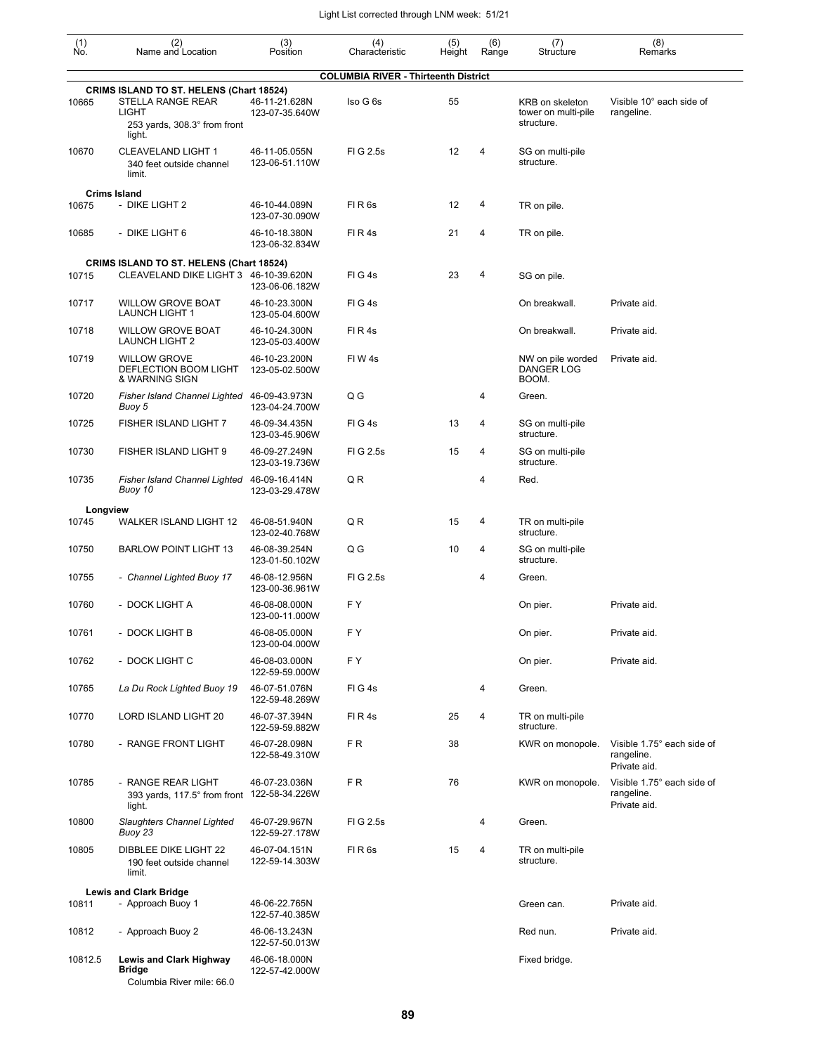| (1) No. | (2) Name and Location | (3) Position | (4) Characteristic | (5) Height | (6) Range | (7) Structure | (8) Remarks |
|---|---|---|---|---|---|---|---|
| | **COLUMBIA RIVER - Thirteenth District** | | | | | | |
| | **CRIMS ISLAND TO ST. HELENS (Chart 18524)** | | | | | | |
| 10665 | STELLA RANGE REAR LIGHT 253 yards, 308.3° from front light. | 46-11-21.628N 123-07-35.640W | Iso G 6s | 55 | | KRB on skeleton tower on multi-pile structure. | Visible 10° each side of rangeline. |
| 10670 | CLEAVELAND LIGHT 1 340 feet outside channel limit. | 46-11-05.055N 123-06-51.110W | Fl G 2.5s | 12 | 4 | SG on multi-pile structure. | |
| | **Crims Island** | | | | | | |
| 10675 | - DIKE LIGHT 2 | 46-10-44.089N 123-07-30.090W | Fl R 6s | 12 | 4 | TR on pile. | |
| 10685 | - DIKE LIGHT 6 | 46-10-18.380N 123-06-32.834W | Fl R 4s | 21 | 4 | TR on pile. | |
| | **CRIMS ISLAND TO ST. HELENS (Chart 18524)** | | | | | | |
| 10715 | CLEAVELAND DIKE LIGHT 3 | 46-10-39.620N 123-06-06.182W | Fl G 4s | 23 | 4 | SG on pile. | |
| 10717 | WILLOW GROVE BOAT LAUNCH LIGHT 1 | 46-10-23.300N 123-05-04.600W | Fl G 4s | | | On breakwall. | Private aid. |
| 10718 | WILLOW GROVE BOAT LAUNCH LIGHT 2 | 46-10-24.300N 123-05-03.400W | Fl R 4s | | | On breakwall. | Private aid. |
| 10719 | WILLOW GROVE DEFLECTION BOOM LIGHT & WARNING SIGN | 46-10-23.200N 123-05-02.500W | Fl W 4s | | | NW on pile worded DANGER LOG BOOM. | Private aid. |
| 10720 | *Fisher Island Channel Lighted Buoy 5* | 46-09-43.973N 123-04-24.700W | Q G | | 4 | Green. | |
| 10725 | FISHER ISLAND LIGHT 7 | 46-09-34.435N 123-03-45.906W | Fl G 4s | 13 | 4 | SG on multi-pile structure. | |
| 10730 | FISHER ISLAND LIGHT 9 | 46-09-27.249N 123-03-19.736W | Fl G 2.5s | 15 | 4 | SG on multi-pile structure. | |
| 10735 | *Fisher Island Channel Lighted Buoy 10* | 46-09-16.414N 123-03-29.478W | Q R | | 4 | Red. | |
| | **Longview** | | | | | | |
| 10745 | WALKER ISLAND LIGHT 12 | 46-08-51.940N 123-02-40.768W | Q R | 15 | 4 | TR on multi-pile structure. | |
| 10750 | BARLOW POINT LIGHT 13 | 46-08-39.254N 123-01-50.102W | Q G | 10 | 4 | SG on multi-pile structure. | |
| 10755 | *- Channel Lighted Buoy 17* | 46-08-12.956N 123-00-36.961W | Fl G 2.5s | | 4 | Green. | |
| 10760 | - DOCK LIGHT A | 46-08-08.000N 123-00-11.000W | F Y | | | On pier. | Private aid. |
| 10761 | - DOCK LIGHT B | 46-08-05.000N 123-00-04.000W | F Y | | | On pier. | Private aid. |
| 10762 | - DOCK LIGHT C | 46-08-03.000N 122-59-59.000W | F Y | | | On pier. | Private aid. |
| 10765 | *La Du Rock Lighted Buoy 19* | 46-07-51.076N 122-59-48.269W | Fl G 4s | | 4 | Green. | |
| 10770 | LORD ISLAND LIGHT 20 | 46-07-37.394N 122-59-59.882W | Fl R 4s | 25 | 4 | TR on multi-pile structure. | |
| 10780 | - RANGE FRONT LIGHT | 46-07-28.098N 122-58-49.310W | F R | 38 | | KWR on monopole. | Visible 1.75° each side of rangeline. Private aid. |
| 10785 | - RANGE REAR LIGHT 393 yards, 117.5° from front light. | 46-07-23.036N 122-58-34.226W | F R | 76 | | KWR on monopole. | Visible 1.75° each side of rangeline. Private aid. |
| 10800 | *Slaughters Channel Lighted Buoy 23* | 46-07-29.967N 122-59-27.178W | Fl G 2.5s | | 4 | Green. | |
| 10805 | DIBBLEE DIKE LIGHT 22 190 feet outside channel limit. | 46-07-04.151N 122-59-14.303W | Fl R 6s | 15 | 4 | TR on multi-pile structure. | |
| | **Lewis and Clark Bridge** | | | | | | |
| 10811 | - Approach Buoy 1 | 46-06-22.765N 122-57-40.385W | | | | Green can. | Private aid. |
| 10812 | - Approach Buoy 2 | 46-06-13.243N 122-57-50.013W | | | | Red nun. | Private aid. |
| 10812.5 | **Lewis and Clark Highway Bridge** Columbia River mile: 66.0 | 46-06-18.000N 122-57-42.000W | | | | Fixed bridge. | |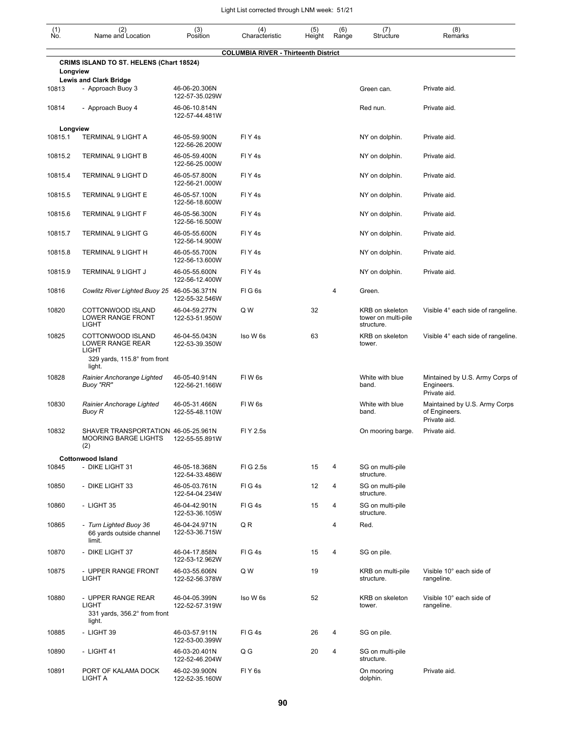Light List corrected through LNM week: 51/21

| (1) No. | (2) Name and Location | (3) Position | (4) Characteristic | (5) Height | (6) Range | (7) Structure | (8) Remarks |
|---|---|---|---|---|---|---|---|
| | **COLUMBIA RIVER - Thirteenth District** | | | | | | |
| | **CRIMS ISLAND TO ST. HELENS (Chart 18524)** | | | | | | |
| | **Longview** | | | | | | |
| | **Lewis and Clark Bridge** | | | | | | |
| 10813 | - Approach Buoy 3 | 46-06-20.306N 122-57-35.029W | | | | Green can. | Private aid. |
| 10814 | - Approach Buoy 4 | 46-06-10.814N 122-57-44.481W | | | | Red nun. | Private aid. |
| | **Longview** | | | | | | |
| 10815.1 | TERMINAL 9 LIGHT A | 46-05-59.900N 122-56-26.200W | Fl Y 4s | | | NY on dolphin. | Private aid. |
| 10815.2 | TERMINAL 9 LIGHT B | 46-05-59.400N 122-56-25.000W | Fl Y 4s | | | NY on dolphin. | Private aid. |
| 10815.4 | TERMINAL 9 LIGHT D | 46-05-57.800N 122-56-21.000W | Fl Y 4s | | | NY on dolphin. | Private aid. |
| 10815.5 | TERMINAL 9 LIGHT E | 46-05-57.100N 122-56-18.600W | Fl Y 4s | | | NY on dolphin. | Private aid. |
| 10815.6 | TERMINAL 9 LIGHT F | 46-05-56.300N 122-56-16.500W | Fl Y 4s | | | NY on dolphin. | Private aid. |
| 10815.7 | TERMINAL 9 LIGHT G | 46-05-55.600N 122-56-14.900W | Fl Y 4s | | | NY on dolphin. | Private aid. |
| 10815.8 | TERMINAL 9 LIGHT H | 46-05-55.700N 122-56-13.600W | Fl Y 4s | | | NY on dolphin. | Private aid. |
| 10815.9 | TERMINAL 9 LIGHT J | 46-05-55.600N 122-56-12.400W | Fl Y 4s | | | NY on dolphin. | Private aid. |
| 10816 | *Cowlitz River Lighted Buoy 25* | 46-05-36.371N 122-55-32.546W | Fl G 6s | | 4 | Green. | |
| 10820 | COTTONWOOD ISLAND LOWER RANGE FRONT LIGHT | 46-04-59.277N 122-53-51.950W | Q W | 32 | | KRB on skeleton tower on multi-pile structure. | Visible 4° each side of rangeline. |
| 10825 | COTTONWOOD ISLAND LOWER RANGE REAR LIGHT<br>329 yards, 115.8° from front light. | 46-04-55.043N 122-53-39.350W | Iso W 6s | 63 | | KRB on skeleton tower. | Visible 4° each side of rangeline. |
| 10828 | *Rainier Anchorange Lighted Buoy "RR"* | 46-05-40.914N 122-56-21.166W | Fl W 6s | | | White with blue band. | Mintained by U.S. Army Corps of Engineers.<br>Private aid. |
| 10830 | *Rainier Anchorage Lighted Buoy R* | 46-05-31.466N 122-55-48.110W | Fl W 6s | | | White with blue band. | Maintained by U.S. Army Corps of Engineers.<br>Private aid. |
| 10832 | SHAVER TRANSPORTATION MOORING BARGE LIGHTS (2) | 46-05-25.961N 122-55-55.891W | Fl Y 2.5s | | | On mooring barge. | Private aid. |
| | **Cottonwood Island** | | | | | | |
| 10845 | - DIKE LIGHT 31 | 46-05-18.368N 122-54-33.486W | Fl G 2.5s | 15 | 4 | SG on multi-pile structure. | |
| 10850 | - DIKE LIGHT 33 | 46-05-03.761N 122-54-04.234W | Fl G 4s | 12 | 4 | SG on multi-pile structure. | |
| 10860 | - LIGHT 35 | 46-04-42.901N 122-53-36.105W | Fl G 4s | 15 | 4 | SG on multi-pile structure. | |
| 10865 | - *Turn Lighted Buoy 36*<br>66 yards outside channel limit. | 46-04-24.971N 122-53-36.715W | Q R | | 4 | Red. | |
| 10870 | - DIKE LIGHT 37 | 46-04-17.858N 122-53-12.962W | Fl G 4s | 15 | 4 | SG on pile. | |
| 10875 | - UPPER RANGE FRONT LIGHT | 46-03-55.606N 122-52-56.378W | Q W | 19 | | KRB on multi-pile structure. | Visible 10° each side of rangeline. |
| 10880 | - UPPER RANGE REAR LIGHT<br>331 yards, 356.2° from front light. | 46-04-05.399N 122-52-57.319W | Iso W 6s | 52 | | KRB on skeleton tower. | Visible 10° each side of rangeline. |
| 10885 | - LIGHT 39 | 46-03-57.911N 122-53-00.399W | Fl G 4s | 26 | 4 | SG on pile. | |
| 10890 | - LIGHT 41 | 46-03-20.401N 122-52-46.204W | Q G | 20 | 4 | SG on multi-pile structure. | |
| 10891 | PORT OF KALAMA DOCK LIGHT A | 46-02-39.900N 122-52-35.160W | Fl Y 6s | | | On mooring dolphin. | Private aid. |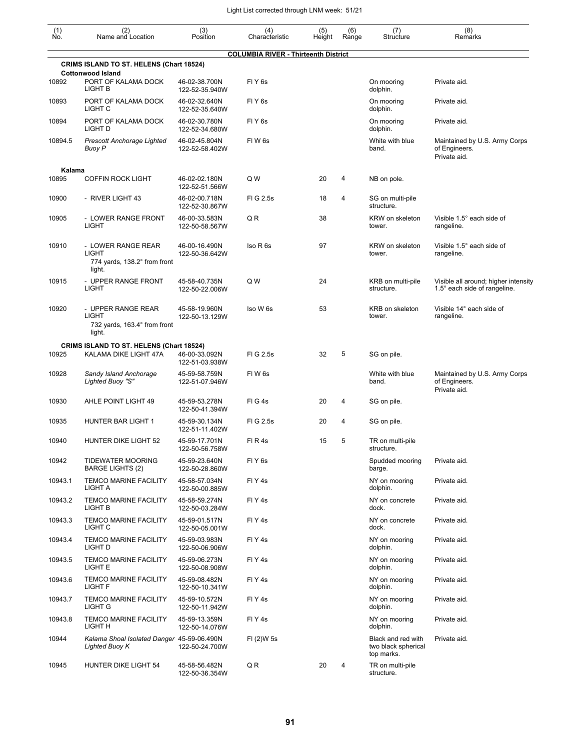| (1) No. | (2) Name and Location | (3) Position | (4) Characteristic | (5) Height | (6) Range | (7) Structure | (8) Remarks |
|---|---|---|---|---|---|---|---|
| | **COLUMBIA RIVER - Thirteenth District** | | | | | | |
| | **CRIMS ISLAND TO ST. HELENS (Chart 18524)** | | | | | | |
| | **Cottonwood Island** | | | | | | |
| 10892 | PORT OF KALAMA DOCK LIGHT B | 46-02-38.700N 122-52-35.940W | Fl Y 6s | | | On mooring dolphin. | Private aid. |
| 10893 | PORT OF KALAMA DOCK LIGHT C | 46-02-32.640N 122-52-35.640W | Fl Y 6s | | | On mooring dolphin. | Private aid. |
| 10894 | PORT OF KALAMA DOCK LIGHT D | 46-02-30.780N 122-52-34.680W | Fl Y 6s | | | On mooring dolphin. | Private aid. |
| 10894.5 | *Prescott Anchorage Lighted Buoy P* | 46-02-45.804N 122-52-58.402W | Fl W 6s | | | White with blue band. | Maintained by U.S. Army Corps of Engineers. Private aid. |
| **Kalama** | | | | | | | |
| 10895 | COFFIN ROCK LIGHT | 46-02-02.180N 122-52-51.566W | Q W | 20 | 4 | NB on pole. | |
| 10900 | - RIVER LIGHT 43 | 46-02-00.718N 122-52-30.867W | Fl G 2.5s | 18 | 4 | SG on multi-pile structure. | |
| 10905 | - LOWER RANGE FRONT LIGHT | 46-00-33.583N 122-50-58.567W | Q R | 38 | | KRW on skeleton tower. | Visible 1.5° each side of rangeline. |
| 10910 | - LOWER RANGE REAR LIGHT 774 yards, 138.2° from front light. | 46-00-16.490N 122-50-36.642W | Iso R 6s | 97 | | KRW on skeleton tower. | Visible 1.5° each side of rangeline. |
| 10915 | - UPPER RANGE FRONT LIGHT | 45-58-40.735N 122-50-22.006W | Q W | 24 | | KRB on multi-pile structure. | Visible all around; higher intensity 1.5° each side of rangeline. |
| 10920 | - UPPER RANGE REAR LIGHT 732 yards, 163.4° from front light. | 45-58-19.960N 122-50-13.129W | Iso W 6s | 53 | | KRB on skeleton tower. | Visible 14° each side of rangeline. |
| | **CRIMS ISLAND TO ST. HELENS (Chart 18524)** | | | | | | |
| 10925 | KALAMA DIKE LIGHT 47A | 46-00-33.092N 122-51-03.938W | Fl G 2.5s | 32 | 5 | SG on pile. | |
| 10928 | *Sandy Island Anchorage Lighted Buoy "S"* | 45-59-58.759N 122-51-07.946W | Fl W 6s | | | White with blue band. | Maintained by U.S. Army Corps of Engineers. Private aid. |
| 10930 | AHLE POINT LIGHT 49 | 45-59-53.278N 122-50-41.394W | Fl G 4s | 20 | 4 | SG on pile. | |
| 10935 | HUNTER BAR LIGHT 1 | 45-59-30.134N 122-51-11.402W | Fl G 2.5s | 20 | 4 | SG on pile. | |
| 10940 | HUNTER DIKE LIGHT 52 | 45-59-17.701N 122-50-56.758W | Fl R 4s | 15 | 5 | TR on multi-pile structure. | |
| 10942 | TIDEWATER MOORING BARGE LIGHTS (2) | 45-59-23.640N 122-50-28.860W | Fl Y 6s | | | Spudded mooring barge. | Private aid. |
| 10943.1 | TEMCO MARINE FACILITY LIGHT A | 45-58-57.034N 122-50-00.885W | Fl Y 4s | | | NY on mooring dolphin. | Private aid. |
| 10943.2 | TEMCO MARINE FACILITY LIGHT B | 45-58-59.274N 122-50-03.284W | Fl Y 4s | | | NY on concrete dock. | Private aid. |
| 10943.3 | TEMCO MARINE FACILITY LIGHT C | 45-59-01.517N 122-50-05.001W | Fl Y 4s | | | NY on concrete dock. | Private aid. |
| 10943.4 | TEMCO MARINE FACILITY LIGHT D | 45-59-03.983N 122-50-06.906W | Fl Y 4s | | | NY on mooring dolphin. | Private aid. |
| 10943.5 | TEMCO MARINE FACILITY LIGHT E | 45-59-06.273N 122-50-08.908W | Fl Y 4s | | | NY on mooring dolphin. | Private aid. |
| 10943.6 | TEMCO MARINE FACILITY LIGHT F | 45-59-08.482N 122-50-10.341W | Fl Y 4s | | | NY on mooring dolphin. | Private aid. |
| 10943.7 | TEMCO MARINE FACILITY LIGHT G | 45-59-10.572N 122-50-11.942W | Fl Y 4s | | | NY on mooring dolphin. | Private aid. |
| 10943.8 | TEMCO MARINE FACILITY LIGHT H | 45-59-13.359N 122-50-14.076W | Fl Y 4s | | | NY on mooring dolphin. | Private aid. |
| 10944 | *Kalama Shoal Isolated Danger Lighted Buoy K* | 45-59-06.490N 122-50-24.700W | Fl (2)W 5s | | | Black and red with two black spherical top marks. | Private aid. |
| 10945 | HUNTER DIKE LIGHT 54 | 45-58-56.482N 122-50-36.354W | Q R | 20 | 4 | TR on multi-pile structure. | |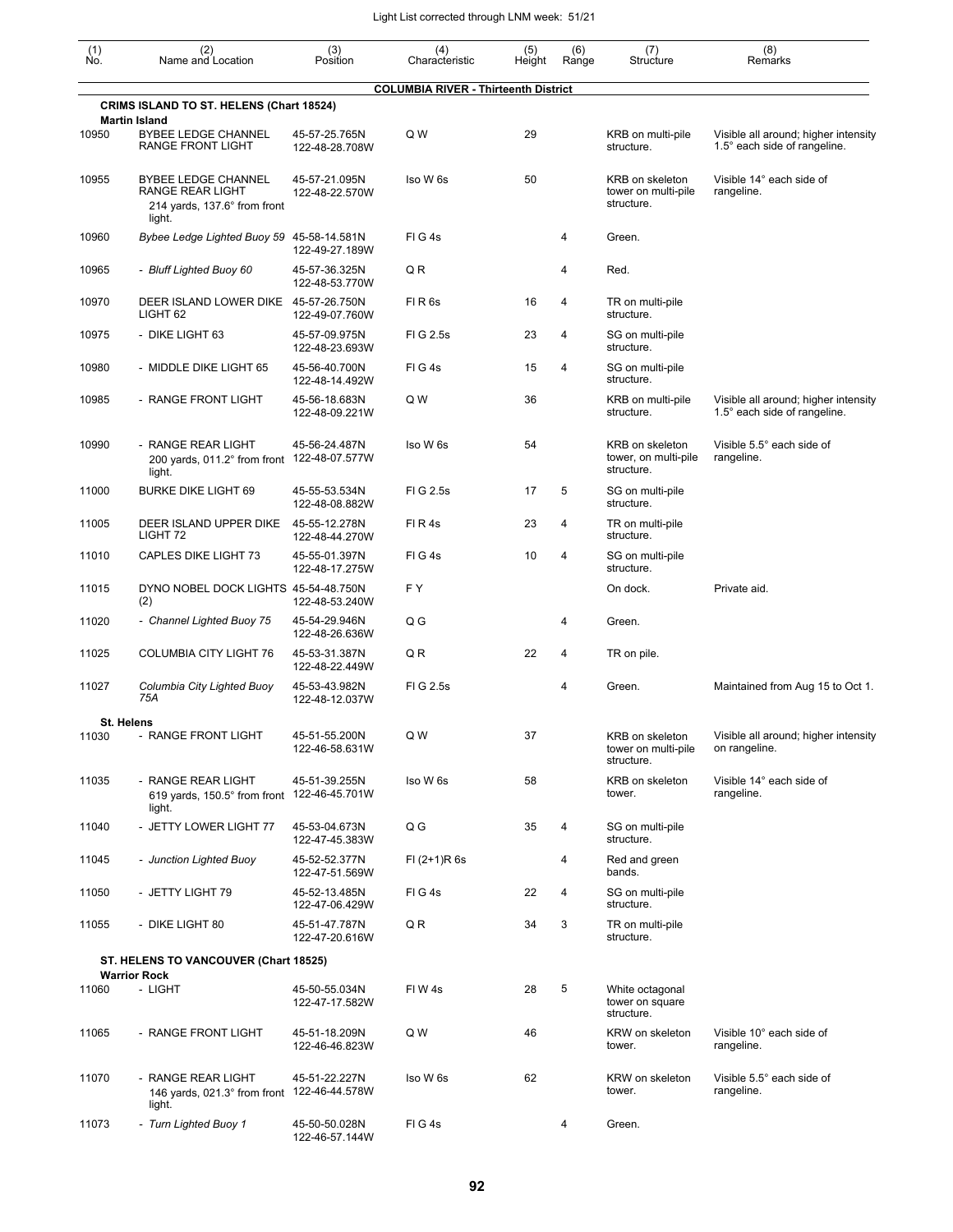Light List corrected through LNM week: 51/21

| (1) No. | (2) Name and Location | (3) Position | (4) Characteristic | (5) Height | (6) Range | (7) Structure | (8) Remarks |
|---|---|---|---|---|---|---|---|
| | **COLUMBIA RIVER - Thirteenth District** | | | | | | |
| | **CRIMS ISLAND TO ST. HELENS (Chart 18524)** | | | | | | |
| | **Martin Island** | | | | | | |
| 10950 | BYBEE LEDGE CHANNEL RANGE FRONT LIGHT | 45-57-25.765N 122-48-28.708W | Q W | 29 | | KRB on multi-pile structure. | Visible all around; higher intensity 1.5° each side of rangeline. |
| 10955 | BYBEE LEDGE CHANNEL RANGE REAR LIGHT 214 yards, 137.6° from front light. | 45-57-21.095N 122-48-22.570W | Iso W 6s | 50 | | KRB on skeleton tower on multi-pile structure. | Visible 14° each side of rangeline. |
| 10960 | *Bybee Ledge Lighted Buoy 59* | 45-58-14.581N 122-49-27.189W | Fl G 4s | | 4 | Green. | |
| 10965 | *- Bluff Lighted Buoy 60* | 45-57-36.325N 122-48-53.770W | Q R | | 4 | Red. | |
| 10970 | DEER ISLAND LOWER DIKE LIGHT 62 | 45-57-26.750N 122-49-07.760W | Fl R 6s | 16 | 4 | TR on multi-pile structure. | |
| 10975 | - DIKE LIGHT 63 | 45-57-09.975N 122-48-23.693W | Fl G 2.5s | 23 | 4 | SG on multi-pile structure. | |
| 10980 | - MIDDLE DIKE LIGHT 65 | 45-56-40.700N 122-48-14.492W | Fl G 4s | 15 | 4 | SG on multi-pile structure. | |
| 10985 | - RANGE FRONT LIGHT | 45-56-18.683N 122-48-09.221W | Q W | 36 | | KRB on multi-pile structure. | Visible all around; higher intensity 1.5° each side of rangeline. |
| 10990 | - RANGE REAR LIGHT 200 yards, 011.2° from front light. | 45-56-24.487N 122-48-07.577W | Iso W 6s | 54 | | KRB on skeleton tower, on multi-pile structure. | Visible 5.5° each side of rangeline. |
| 11000 | BURKE DIKE LIGHT 69 | 45-55-53.534N 122-48-08.882W | Fl G 2.5s | 17 | 5 | SG on multi-pile structure. | |
| 11005 | DEER ISLAND UPPER DIKE LIGHT 72 | 45-55-12.278N 122-48-44.270W | Fl R 4s | 23 | 4 | TR on multi-pile structure. | |
| 11010 | CAPLES DIKE LIGHT 73 | 45-55-01.397N 122-48-17.275W | Fl G 4s | 10 | 4 | SG on multi-pile structure. | |
| 11015 | DYNO NOBEL DOCK LIGHTS (2) | 45-54-48.750N 122-48-53.240W | F Y | | | On dock. | Private aid. |
| 11020 | *- Channel Lighted Buoy 75* | 45-54-29.946N 122-48-26.636W | Q G | | 4 | Green. | |
| 11025 | COLUMBIA CITY LIGHT 76 | 45-53-31.387N 122-48-22.449W | Q R | 22 | 4 | TR on pile. | |
| 11027 | *Columbia City Lighted Buoy 75A* | 45-53-43.982N 122-48-12.037W | Fl G 2.5s | | 4 | Green. | Maintained from Aug 15 to Oct 1. |
| | **St. Helens** | | | | | | |
| 11030 | - RANGE FRONT LIGHT | 45-51-55.200N 122-46-58.631W | Q W | 37 | | KRB on skeleton tower on multi-pile structure. | Visible all around; higher intensity on rangeline. |
| 11035 | - RANGE REAR LIGHT 619 yards, 150.5° from front light. | 45-51-39.255N 122-46-45.701W | Iso W 6s | 58 | | KRB on skeleton tower. | Visible 14° each side of rangeline. |
| 11040 | - JETTY LOWER LIGHT 77 | 45-53-04.673N 122-47-45.383W | Q G | 35 | 4 | SG on multi-pile structure. | |
| 11045 | *- Junction Lighted Buoy* | 45-52-52.377N 122-47-51.569W | Fl (2+1)R 6s | | 4 | Red and green bands. | |
| 11050 | - JETTY LIGHT 79 | 45-52-13.485N 122-47-06.429W | Fl G 4s | 22 | 4 | SG on multi-pile structure. | |
| 11055 | - DIKE LIGHT 80 | 45-51-47.787N 122-47-20.616W | Q R | 34 | 3 | TR on multi-pile structure. | |
| | **ST. HELENS TO VANCOUVER (Chart 18525)** | | | | | | |
| | **Warrior Rock** | | | | | | |
| 11060 | - LIGHT | 45-50-55.034N 122-47-17.582W | Fl W 4s | 28 | 5 | White octagonal tower on square structure. | |
| 11065 | - RANGE FRONT LIGHT | 45-51-18.209N 122-46-46.823W | Q W | 46 | | KRW on skeleton tower. | Visible 10° each side of rangeline. |
| 11070 | - RANGE REAR LIGHT 146 yards, 021.3° from front light. | 45-51-22.227N 122-46-44.578W | Iso W 6s | 62 | | KRW on skeleton tower. | Visible 5.5° each side of rangeline. |
| 11073 | *- Turn Lighted Buoy 1* | 45-50-50.028N 122-46-57.144W | Fl G 4s | | 4 | Green. | |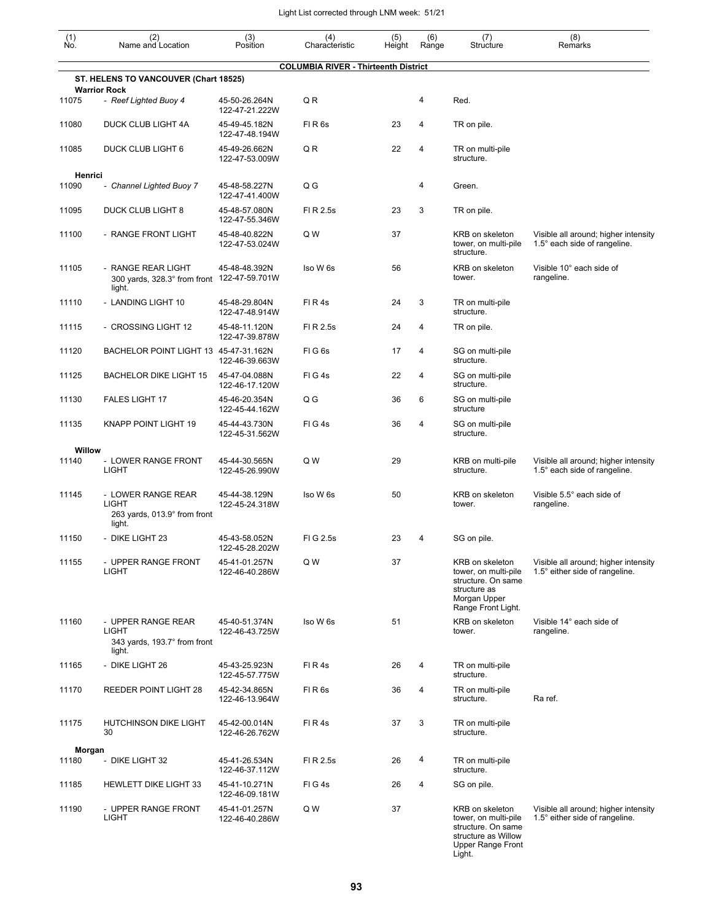Light List corrected through LNM week: 51/21

| (1) No. | (2) Name and Location | (3) Position | (4) Characteristic | (5) Height | (6) Range | (7) Structure | (8) Remarks |
|---|---|---|---|---|---|---|---|
| | **COLUMBIA RIVER - Thirteenth District** | | | | | | |
| | **ST. HELENS TO VANCOUVER (Chart 18525)** | | | | | | |
| | **Warrior Rock** | | | | | | |
| 11075 | *- Reef Lighted Buoy 4* | 45-50-26.264N 122-47-21.222W | Q R | | 4 | Red. | |
| 11080 | DUCK CLUB LIGHT 4A | 45-49-45.182N 122-47-48.194W | Fl R 6s | 23 | 4 | TR on pile. | |
| 11085 | DUCK CLUB LIGHT 6 | 45-49-26.662N 122-47-53.009W | Q R | 22 | 4 | TR on multi-pile structure. | |
| | **Henrici** | | | | | | |
| 11090 | *- Channel Lighted Buoy 7* | 45-48-58.227N 122-47-41.400W | Q G | | 4 | Green. | |
| 11095 | DUCK CLUB LIGHT 8 | 45-48-57.080N 122-47-55.346W | Fl R 2.5s | 23 | 3 | TR on pile. | |
| 11100 | - RANGE FRONT LIGHT | 45-48-40.822N 122-47-53.024W | Q W | 37 | | KRB on skeleton tower, on multi-pile structure. | Visible all around; higher intensity 1.5° each side of rangeline. |
| 11105 | - RANGE REAR LIGHT 300 yards, 328.3° from front light. | 45-48-48.392N 122-47-59.701W | Iso W 6s | 56 | | KRB on skeleton tower. | Visible 10° each side of rangeline. |
| 11110 | - LANDING LIGHT 10 | 45-48-29.804N 122-47-48.914W | Fl R 4s | 24 | 3 | TR on multi-pile structure. | |
| 11115 | - CROSSING LIGHT 12 | 45-48-11.120N 122-47-39.878W | Fl R 2.5s | 24 | 4 | TR on pile. | |
| 11120 | BACHELOR POINT LIGHT 13 | 45-47-31.162N 122-46-39.663W | Fl G 6s | 17 | 4 | SG on multi-pile structure. | |
| 11125 | BACHELOR DIKE LIGHT 15 | 45-47-04.088N 122-46-17.120W | Fl G 4s | 22 | 4 | SG on multi-pile structure. | |
| 11130 | FALES LIGHT 17 | 45-46-20.354N 122-45-44.162W | Q G | 36 | 6 | SG on multi-pile structure | |
| 11135 | KNAPP POINT LIGHT 19 | 45-44-43.730N 122-45-31.562W | Fl G 4s | 36 | 4 | SG on multi-pile structure. | |
| | **Willow** | | | | | | |
| 11140 | - LOWER RANGE FRONT LIGHT | 45-44-30.565N 122-45-26.990W | Q W | 29 | | KRB on multi-pile structure. | Visible all around; higher intensity 1.5° each side of rangeline. |
| 11145 | - LOWER RANGE REAR LIGHT 263 yards, 013.9° from front light. | 45-44-38.129N 122-45-24.318W | Iso W 6s | 50 | | KRB on skeleton tower. | Visible 5.5° each side of rangeline. |
| 11150 | - DIKE LIGHT 23 | 45-43-58.052N 122-45-28.202W | Fl G 2.5s | 23 | 4 | SG on pile. | |
| 11155 | - UPPER RANGE FRONT LIGHT | 45-41-01.257N 122-46-40.286W | Q W | 37 | | KRB on skeleton tower, on multi-pile structure. On same structure as Morgan Upper Range Front Light. | Visible all around; higher intensity 1.5° either side of rangeline. |
| 11160 | - UPPER RANGE REAR LIGHT 343 yards, 193.7° from front light. | 45-40-51.374N 122-46-43.725W | Iso W 6s | 51 | | KRB on skeleton tower. | Visible 14° each side of rangeline. |
| 11165 | - DIKE LIGHT 26 | 45-43-25.923N 122-45-57.775W | Fl R 4s | 26 | 4 | TR on multi-pile structure. | |
| 11170 | REEDER POINT LIGHT 28 | 45-42-34.865N 122-46-13.964W | Fl R 6s | 36 | 4 | TR on multi-pile structure. | Ra ref. |
| 11175 | HUTCHINSON DIKE LIGHT 30 | 45-42-00.014N 122-46-26.762W | Fl R 4s | 37 | 3 | TR on multi-pile structure. | |
| | **Morgan** | | | | | | |
| 11180 | - DIKE LIGHT 32 | 45-41-26.534N 122-46-37.112W | Fl R 2.5s | 26 | 4 | TR on multi-pile structure. | |
| 11185 | HEWLETT DIKE LIGHT 33 | 45-41-10.271N 122-46-09.181W | Fl G 4s | 26 | 4 | SG on pile. | |
| 11190 | - UPPER RANGE FRONT LIGHT | 45-41-01.257N 122-46-40.286W | Q W | 37 | | KRB on skeleton tower, on multi-pile structure. On same structure as Willow Upper Range Front Light. | Visible all around; higher intensity 1.5° either side of rangeline. |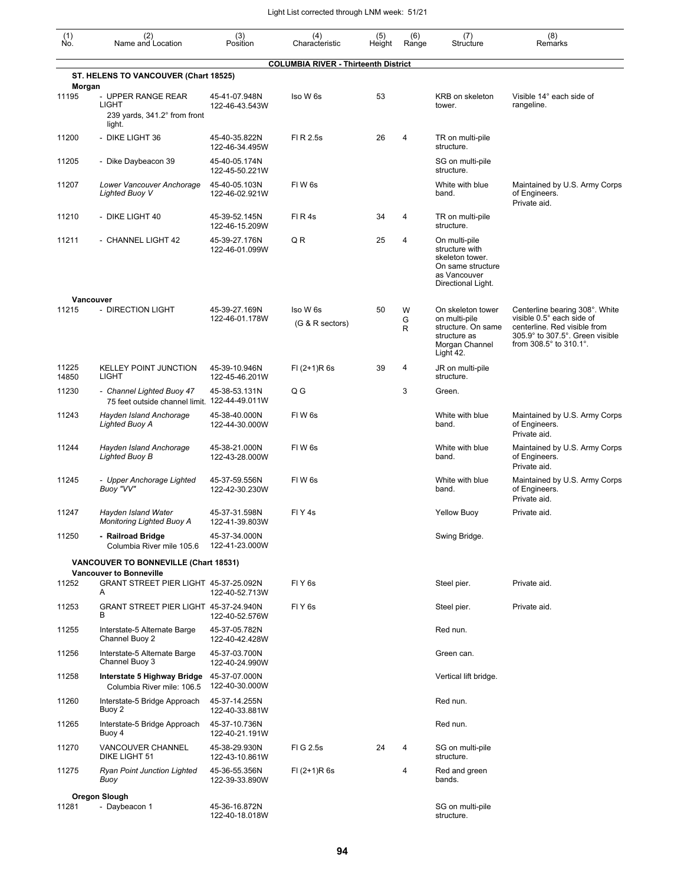Light List corrected through LNM week: 51/21

| (1) No. | (2) Name and Location | (3) Position | (4) Characteristic | (5) Height | (6) Range | (7) Structure | (8) Remarks |
|---|---|---|---|---|---|---|---|
| | **COLUMBIA RIVER - Thirteenth District** | | | | | | |
| | **ST. HELENS TO VANCOUVER (Chart 18525)** | | | | | | |
| | **Morgan** | | | | | | |
| 11195 | - UPPER RANGE REAR LIGHT 239 yards, 341.2° from front light. | 45-41-07.948N 122-46-43.543W | Iso W 6s | 53 | | KRB on skeleton tower. | Visible 14° each side of rangeline. |
| 11200 | - DIKE LIGHT 36 | 45-40-35.822N 122-46-34.495W | Fl R 2.5s | 26 | 4 | TR on multi-pile structure. | |
| 11205 | - Dike Daybeacon 39 | 45-40-05.174N 122-45-50.221W | | | | SG on multi-pile structure. | |
| 11207 | *Lower Vancouver Anchorage Lighted Buoy V* | 45-40-05.103N 122-46-02.921W | Fl W 6s | | | White with blue band. | Maintained by U.S. Army Corps of Engineers. Private aid. |
| 11210 | - DIKE LIGHT 40 | 45-39-52.145N 122-46-15.209W | Fl R 4s | 34 | 4 | TR on multi-pile structure. | |
| 11211 | - CHANNEL LIGHT 42 | 45-39-27.176N 122-46-01.099W | Q R | 25 | 4 | On multi-pile structure with skeleton tower. On same structure as Vancouver Directional Light. | |
| | **Vancouver** | | | | | | |
| 11215 | - DIRECTION LIGHT | 45-39-27.169N 122-46-01.178W | Iso W 6s (G & R sectors) | 50 | W G R | On skeleton tower on multi-pile structure. On same structure as Morgan Channel Light 42. | Centerline bearing 308°. White visible 0.5° each side of centerline. Red visible from 305.9° to 307.5°. Green visible from 308.5° to 310.1°. |
| 11225 14850 | KELLEY POINT JUNCTION LIGHT | 45-39-10.946N 122-45-46.201W | Fl (2+1)R 6s | 39 | 4 | JR on multi-pile structure. | |
| 11230 | - *Channel Lighted Buoy 47* 75 feet outside channel limit. | 45-38-53.131N 122-44-49.011W | Q G | | 3 | Green. | |
| 11243 | *Hayden Island Anchorage Lighted Buoy A* | 45-38-40.000N 122-44-30.000W | Fl W 6s | | | White with blue band. | Maintained by U.S. Army Corps of Engineers. Private aid. |
| 11244 | *Hayden Island Anchorage Lighted Buoy B* | 45-38-21.000N 122-43-28.000W | Fl W 6s | | | White with blue band. | Maintained by U.S. Army Corps of Engineers. Private aid. |
| 11245 | - *Upper Anchorage Lighted Buoy "VV"* | 45-37-59.556N 122-42-30.230W | Fl W 6s | | | White with blue band. | Maintained by U.S. Army Corps of Engineers. Private aid. |
| 11247 | *Hayden Island Water Monitoring Lighted Buoy A* | 45-37-31.598N 122-41-39.803W | Fl Y 4s | | | Yellow Buoy | Private aid. |
| 11250 | **- Railroad Bridge** Columbia River mile 105.6 | 45-37-34.000N 122-41-23.000W | | | | Swing Bridge. | |
| | **VANCOUVER TO BONNEVILLE (Chart 18531)** | | | | | | |
| | **Vancouver to Bonneville** | | | | | | |
| 11252 | GRANT STREET PIER LIGHT A | 45-37-25.092N 122-40-52.713W | Fl Y 6s | | | Steel pier. | Private aid. |
| 11253 | GRANT STREET PIER LIGHT B | 45-37-24.940N 122-40-52.576W | Fl Y 6s | | | Steel pier. | Private aid. |
| 11255 | Interstate-5 Alternate Barge Channel Buoy 2 | 45-37-05.782N 122-40-42.428W | | | | Red nun. | |
| 11256 | Interstate-5 Alternate Barge Channel Buoy 3 | 45-37-03.700N 122-40-24.990W | | | | Green can. | |
| 11258 | **Interstate 5 Highway Bridge** Columbia River mile: 106.5 | 45-37-07.000N 122-40-30.000W | | | | Vertical lift bridge. | |
| 11260 | Interstate-5 Bridge Approach Buoy 2 | 45-37-14.255N 122-40-33.881W | | | | Red nun. | |
| 11265 | Interstate-5 Bridge Approach Buoy 4 | 45-37-10.736N 122-40-21.191W | | | | Red nun. | |
| 11270 | VANCOUVER CHANNEL DIKE LIGHT 51 | 45-38-29.930N 122-43-10.861W | Fl G 2.5s | 24 | 4 | SG on multi-pile structure. | |
| 11275 | *Ryan Point Junction Lighted Buoy* | 45-36-55.356N 122-39-33.890W | Fl (2+1)R 6s | | 4 | Red and green bands. | |
| | **Oregon Slough** | | | | | | |
| 11281 | - Daybeacon 1 | 45-36-16.872N 122-40-18.018W | | | | SG on multi-pile structure. | |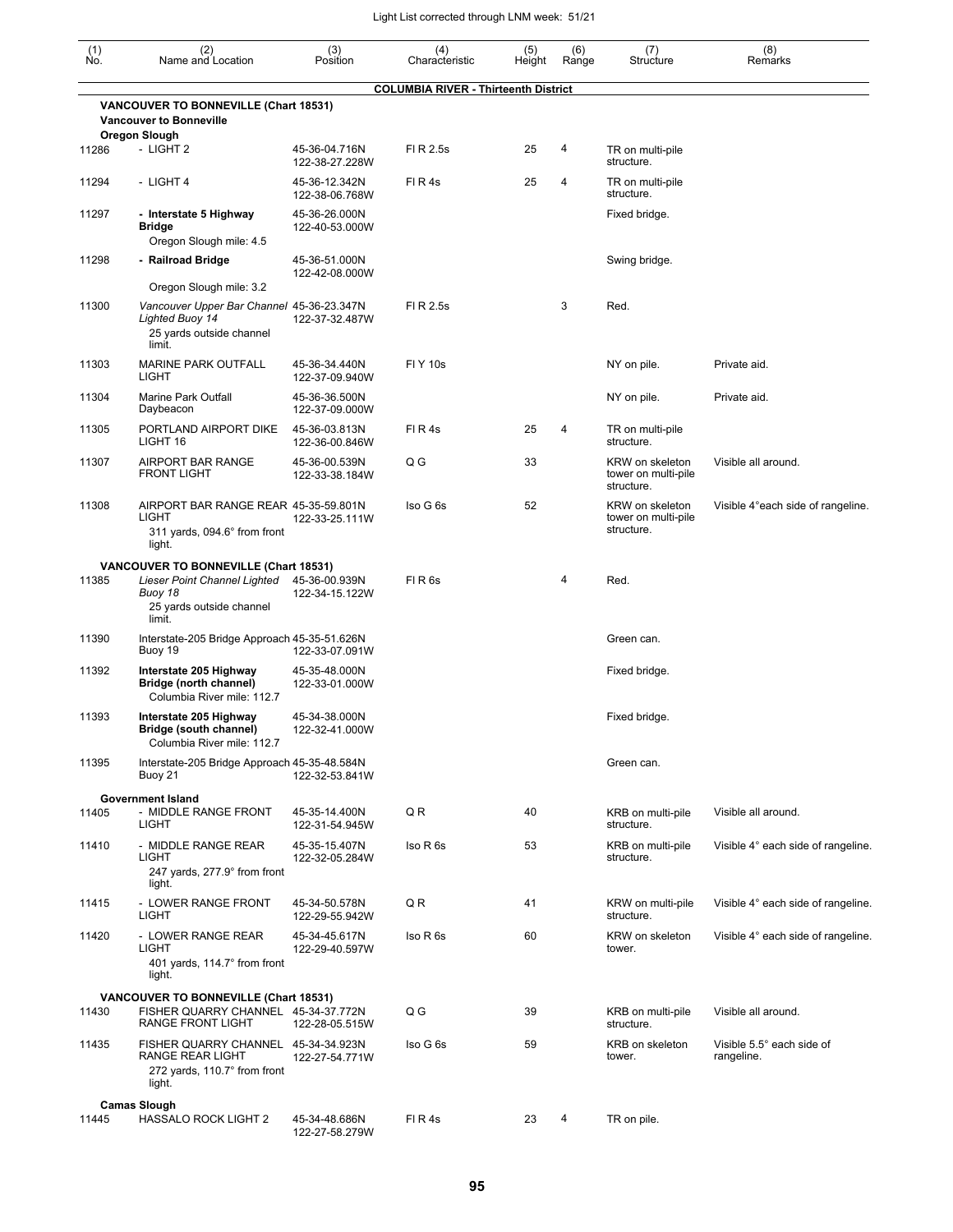**COLUMNA RIVER - Thirteenth District**

| (1) No. | (2) Name and Location | (3) Position | (4) Characteristic | (5) Height | (6) Range | (7) Structure | (8) Remarks |
|---|---|---|---|---|---|---|---|
| | **VANCOUVER TO BONNEVILLE (Chart 18531)** | | | | | | |
| | **Vancouver to Bonneville** | | | | | | |
| | **Oregon Slough** | | | | | | |
| 11286 | - LIGHT 2 | 45-36-04.716N 122-38-27.228W | Fl R 2.5s | 25 | 4 | TR on multi-pile structure. | |
| 11294 | - LIGHT 4 | 45-36-12.342N 122-38-06.768W | Fl R 4s | 25 | 4 | TR on multi-pile structure. | |
| 11297 | **- Interstate 5 Highway Bridge** Oregon Slough mile: 4.5 | 45-36-26.000N 122-40-53.000W | | | | Fixed bridge. | |
| 11298 | **- Railroad Bridge** Oregon Slough mile: 3.2 | 45-36-51.000N 122-42-08.000W | | | | Swing bridge. | |
| 11300 | *Vancouver Upper Bar Channel Lighted Buoy 14* 25 yards outside channel limit. | 45-36-23.347N 122-37-32.487W | Fl R 2.5s | | 3 | Red. | |
| 11303 | MARINE PARK OUTFALL LIGHT | 45-36-34.440N 122-37-09.940W | Fl Y 10s | | | NY on pile. | Private aid. |
| 11304 | Marine Park Outfall Daybeacon | 45-36-36.500N 122-37-09.000W | | | | NY on pile. | Private aid. |
| 11305 | PORTLAND AIRPORT DIKE LIGHT 16 | 45-36-03.813N 122-36-00.846W | Fl R 4s | 25 | 4 | TR on multi-pile structure. | |
| 11307 | AIRPORT BAR RANGE FRONT LIGHT | 45-36-00.539N 122-33-38.184W | Q G | 33 | | KRW on skeleton tower on multi-pile structure. | Visible all around. |
| 11308 | AIRPORT BAR RANGE REAR LIGHT 311 yards, 094.6° from front light. | 45-35-59.801N 122-33-25.111W | Iso G 6s | 52 | | KRW on skeleton tower on multi-pile structure. | Visible 4°each side of rangeline. |
| | **VANCOUVER TO BONNEVILLE (Chart 18531)** | | | | | | |
| 11385 | *Lieser Point Channel Lighted Buoy 18* 25 yards outside channel limit. | 45-36-00.939N 122-34-15.122W | Fl R 6s | | 4 | Red. | |
| 11390 | Interstate-205 Bridge Approach Buoy 19 | 45-35-51.626N 122-33-07.091W | | | | Green can. | |
| 11392 | **Interstate 205 Highway Bridge (north channel)** Columbia River mile: 112.7 | 45-35-48.000N 122-33-01.000W | | | | Fixed bridge. | |
| 11393 | **Interstate 205 Highway Bridge (south channel)** Columbia River mile: 112.7 | 45-34-38.000N 122-32-41.000W | | | | Fixed bridge. | |
| 11395 | Interstate-205 Bridge Approach Buoy 21 | 45-35-48.584N 122-32-53.841W | | | | Green can. | |
| | **Government Island** | | | | | | |
| 11405 | - MIDDLE RANGE FRONT LIGHT | 45-35-14.400N 122-31-54.945W | Q R | 40 | | KRB on multi-pile structure. | Visible all around. |
| 11410 | - MIDDLE RANGE REAR LIGHT 247 yards, 277.9° from front light. | 45-35-15.407N 122-32-05.284W | Iso R 6s | 53 | | KRB on multi-pile structure. | Visible 4° each side of rangeline. |
| 11415 | - LOWER RANGE FRONT LIGHT | 45-34-50.578N 122-29-55.942W | Q R | 41 | | KRW on multi-pile structure. | Visible 4° each side of rangeline. |
| 11420 | - LOWER RANGE REAR LIGHT 401 yards, 114.7° from front light. | 45-34-45.617N 122-29-40.597W | Iso R 6s | 60 | | KRW on skeleton tower. | Visible 4° each side of rangeline. |
| | **VANCOUVER TO BONNEVILLE (Chart 18531)** | | | | | | |
| 11430 | FISHER QUARRY CHANNEL RANGE FRONT LIGHT | 45-34-37.772N 122-28-05.515W | Q G | 39 | | KRB on multi-pile structure. | Visible all around. |
| 11435 | FISHER QUARRY CHANNEL RANGE REAR LIGHT 272 yards, 110.7° from front light. | 45-34-34.923N 122-27-54.771W | Iso G 6s | 59 | | KRB on skeleton tower. | Visible 5.5° each side of rangeline. |
| | **Camas Slough** | | | | | | |
| 11445 | HASSALO ROCK LIGHT 2 | 45-34-48.686N 122-27-58.279W | Fl R 4s | 23 | 4 | TR on pile. | |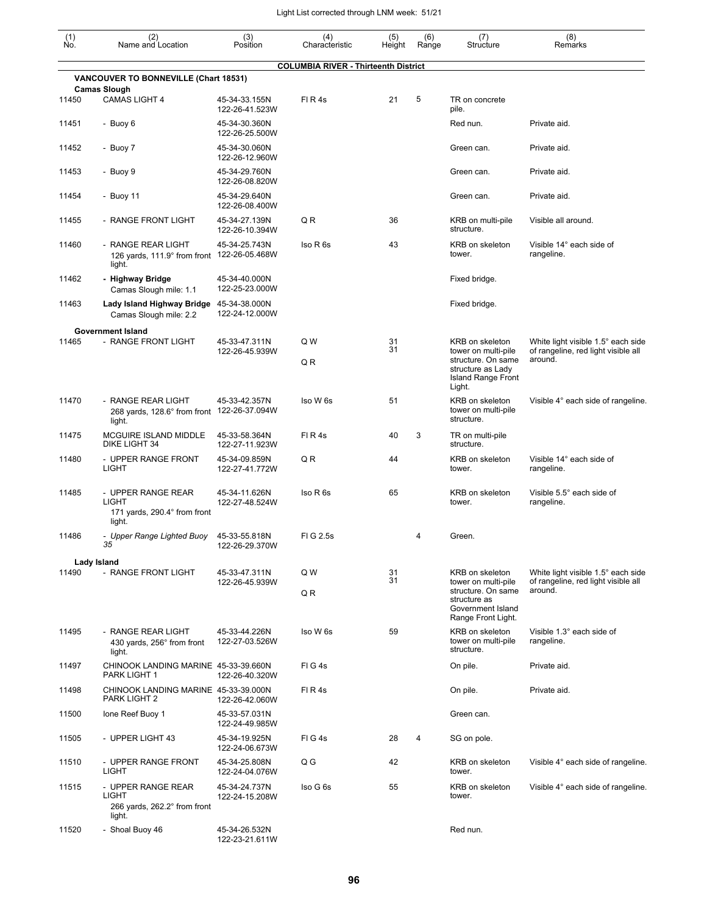| (1) No. | (2) Name and Location | (3) Position | (4) Characteristic | (5) Height | (6) Range | (7) Structure | (8) Remarks |
|---|---|---|---|---|---|---|---|
| | | | **COLUMBIA RIVER - Thirteenth District** | | | | |
| | **VANCOUVER TO BONNEVILLE (Chart 18531)** | | | | | | |
| | **Camas Slough** | | | | | | |
| 11450 | CAMAS LIGHT 4 | 45-34-33.155N 122-26-41.523W | Fl R 4s | 21 | 5 | TR on concrete pile. | |
| 11451 | - Buoy 6 | 45-34-30.360N 122-26-25.500W | | | | Red nun. | Private aid. |
| 11452 | - Buoy 7 | 45-34-30.060N 122-26-12.960W | | | | Green can. | Private aid. |
| 11453 | - Buoy 9 | 45-34-29.760N 122-26-08.820W | | | | Green can. | Private aid. |
| 11454 | - Buoy 11 | 45-34-29.640N 122-26-08.400W | | | | Green can. | Private aid. |
| 11455 | - RANGE FRONT LIGHT | 45-34-27.139N 122-26-10.394W | Q R | 36 | | KRB on multi-pile structure. | Visible all around. |
| 11460 | - RANGE REAR LIGHT 126 yards, 111.9° from front light. | 45-34-25.743N 122-26-05.468W | Iso R 6s | 43 | | KRB on skeleton tower. | Visible 14° each side of rangeline. |
| 11462 | **- Highway Bridge** Camas Slough mile: 1.1 | 45-34-40.000N 122-25-23.000W | | | | Fixed bridge. | |
| 11463 | **Lady Island Highway Bridge** Camas Slough mile: 2.2 | 45-34-38.000N 122-24-12.000W | | | | Fixed bridge. | |
| | **Government Island** | | | | | | |
| 11465 | - RANGE FRONT LIGHT | 45-33-47.311N 122-26-45.939W | Q W<br>Q R | 31<br>31 | | KRB on skeleton tower on multi-pile structure. On same structure as Lady Island Range Front Light. | White light visible 1.5° each side of rangeline, red light visible all around. |
| 11470 | - RANGE REAR LIGHT 268 yards, 128.6° from front light. | 45-33-42.357N 122-26-37.094W | Iso W 6s | 51 | | KRB on skeleton tower on multi-pile structure. | Visible 4° each side of rangeline. |
| 11475 | MCGUIRE ISLAND MIDDLE DIKE LIGHT 34 | 45-33-58.364N 122-27-11.923W | Fl R 4s | 40 | 3 | TR on multi-pile structure. | |
| 11480 | - UPPER RANGE FRONT LIGHT | 45-34-09.859N 122-27-41.772W | Q R | 44 | | KRB on skeleton tower. | Visible 14° each side of rangeline. |
| 11485 | - UPPER RANGE REAR LIGHT 171 yards, 290.4° from front light. | 45-34-11.626N 122-27-48.524W | Iso R 6s | 65 | | KRB on skeleton tower. | Visible 5.5° each side of rangeline. |
| 11486 | *- Upper Range Lighted Buoy 35* | 45-33-55.818N 122-26-29.370W | Fl G 2.5s | | 4 | Green. | |
| | **Lady Island** | | | | | | |
| 11490 | - RANGE FRONT LIGHT | 45-33-47.311N 122-26-45.939W | Q W<br>Q R | 31<br>31 | | KRB on skeleton tower on multi-pile structure. On same structure as Government Island Range Front Light. | White light visible 1.5° each side of rangeline, red light visible all around. |
| 11495 | - RANGE REAR LIGHT 430 yards, 256° from front light. | 45-33-44.226N 122-27-03.526W | Iso W 6s | 59 | | KRB on skeleton tower on multi-pile structure. | Visible 1.3° each side of rangeline. |
| 11497 | CHINOOK LANDING MARINE PARK LIGHT 1 | 45-33-39.660N 122-26-40.320W | Fl G 4s | | | On pile. | Private aid. |
| 11498 | CHINOOK LANDING MARINE PARK LIGHT 2 | 45-33-39.000N 122-26-42.060W | Fl R 4s | | | On pile. | Private aid. |
| 11500 | Ione Reef Buoy 1 | 45-33-57.031N 122-24-49.985W | | | | Green can. | |
| 11505 | - UPPER LIGHT 43 | 45-34-19.925N 122-24-06.673W | Fl G 4s | 28 | 4 | SG on pole. | |
| 11510 | - UPPER RANGE FRONT LIGHT | 45-34-25.808N 122-24-04.076W | Q G | 42 | | KRB on skeleton tower. | Visible 4° each side of rangeline. |
| 11515 | - UPPER RANGE REAR LIGHT 266 yards, 262.2° from front light. | 45-34-24.737N 122-24-15.208W | Iso G 6s | 55 | | KRB on skeleton tower. | Visible 4° each side of rangeline. |
| 11520 | - Shoal Buoy 46 | 45-34-26.532N 122-23-21.611W | | | | Red nun. | |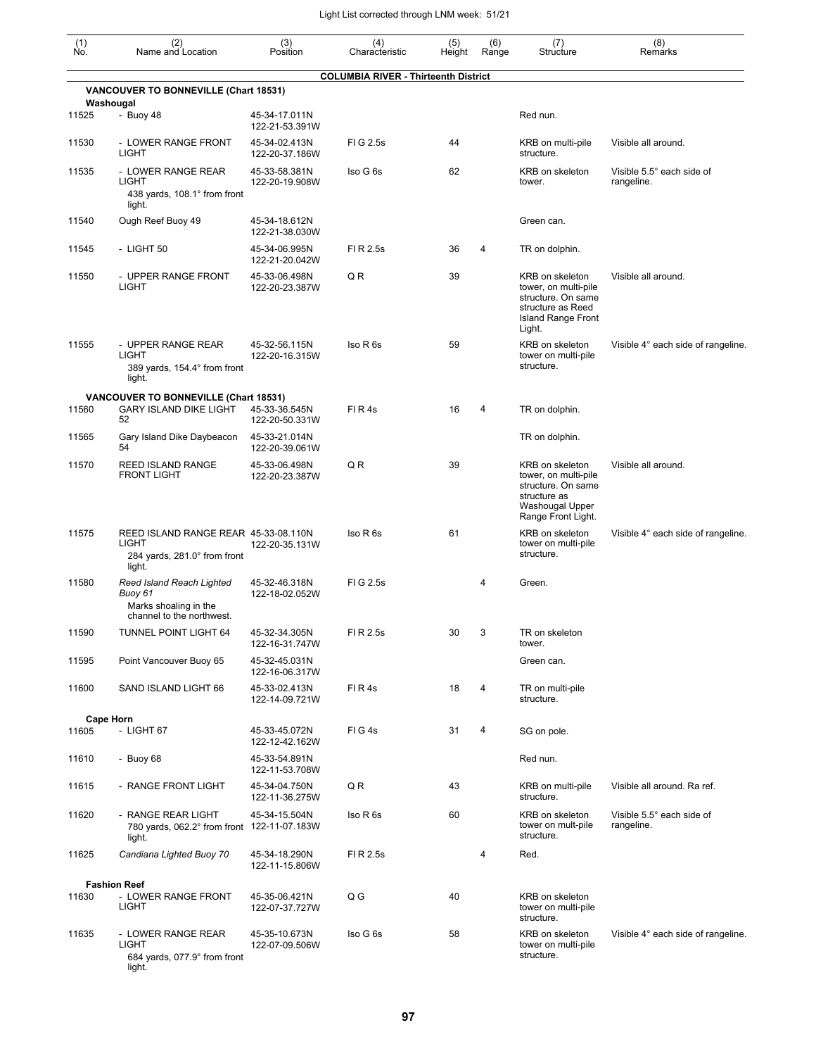| (1) No. | (2) Name and Location | (3) Position | (4) Characteristic | (5) Height | (6) Range | (7) Structure | (8) Remarks |
|---|---|---|---|---|---|---|---|
| | | | **COLUMBIA RIVER - Thirteenth District** | | | | |
| | **VANCOUVER TO BONNEVILLE (Chart 18531)** | | | | | | |
| | **Washougal** | | | | | | |
| 11525 | - Buoy 48 | 45-34-17.011N 122-21-53.391W | | | | Red nun. | |
| 11530 | - LOWER RANGE FRONT LIGHT | 45-34-02.413N 122-20-37.186W | Fl G 2.5s | 44 | | KRB on multi-pile structure. | Visible all around. |
| 11535 | - LOWER RANGE REAR LIGHT 438 yards, 108.1° from front light. | 45-33-58.381N 122-20-19.908W | Iso G 6s | 62 | | KRB on skeleton tower. | Visible 5.5° each side of rangeline. |
| 11540 | Ough Reef Buoy 49 | 45-34-18.612N 122-21-38.030W | | | | Green can. | |
| 11545 | - LIGHT 50 | 45-34-06.995N 122-21-20.042W | Fl R 2.5s | 36 | 4 | TR on dolphin. | |
| 11550 | - UPPER RANGE FRONT LIGHT | 45-33-06.498N 122-20-23.387W | Q R | 39 | | KRB on skeleton tower, on multi-pile structure. On same structure as Reed Island Range Front Light. | Visible all around. |
| 11555 | - UPPER RANGE REAR LIGHT 389 yards, 154.4° from front light. | 45-32-56.115N 122-20-16.315W | Iso R 6s | 59 | | KRB on skeleton tower on multi-pile structure. | Visible 4° each side of rangeline. |
| | **VANCOUVER TO BONNEVILLE (Chart 18531)** | | | | | | |
| 11560 | GARY ISLAND DIKE LIGHT 52 | 45-33-36.545N 122-20-50.331W | Fl R 4s | 16 | 4 | TR on dolphin. | |
| 11565 | Gary Island Dike Daybeacon 54 | 45-33-21.014N 122-20-39.061W | | | | TR on dolphin. | |
| 11570 | REED ISLAND RANGE FRONT LIGHT | 45-33-06.498N 122-20-23.387W | Q R | 39 | | KRB on skeleton tower, on multi-pile structure. On same structure as Washougal Upper Range Front Light. | Visible all around. |
| 11575 | REED ISLAND RANGE REAR LIGHT 284 yards, 281.0° from front light. | 45-33-08.110N 122-20-35.131W | Iso R 6s | 61 | | KRB on skeleton tower on multi-pile structure. | Visible 4° each side of rangeline. |
| 11580 | *Reed Island Reach Lighted Buoy 61* Marks shoaling in the channel to the northwest. | 45-32-46.318N 122-18-02.052W | Fl G 2.5s | | 4 | Green. | |
| 11590 | TUNNEL POINT LIGHT 64 | 45-32-34.305N 122-16-31.747W | Fl R 2.5s | 30 | 3 | TR on skeleton tower. | |
| 11595 | Point Vancouver Buoy 65 | 45-32-45.031N 122-16-06.317W | | | | Green can. | |
| 11600 | SAND ISLAND LIGHT 66 | 45-33-02.413N 122-14-09.721W | Fl R 4s | 18 | 4 | TR on multi-pile structure. | |
| | **Cape Horn** | | | | | | |
| 11605 | - LIGHT 67 | 45-33-45.072N 122-12-42.162W | Fl G 4s | 31 | 4 | SG on pole. | |
| 11610 | - Buoy 68 | 45-33-54.891N 122-11-53.708W | | | | Red nun. | |
| 11615 | - RANGE FRONT LIGHT | 45-34-04.750N 122-11-36.275W | Q R | 43 | | KRB on multi-pile structure. | Visible all around. Ra ref. |
| 11620 | - RANGE REAR LIGHT 780 yards, 062.2° from front light. | 45-34-15.504N 122-11-07.183W | Iso R 6s | 60 | | KRB on skeleton tower on mult-pile structure. | Visible 5.5° each side of rangeline. |
| 11625 | *Candiana Lighted Buoy 70* | 45-34-18.290N 122-11-15.806W | Fl R 2.5s | | 4 | Red. | |
| | **Fashion Reef** | | | | | | |
| 11630 | - LOWER RANGE FRONT LIGHT | 45-35-06.421N 122-07-37.727W | Q G | 40 | | KRB on skeleton tower on multi-pile structure. | |
| 11635 | - LOWER RANGE REAR LIGHT 684 yards, 077.9° from front light. | 45-35-10.673N 122-07-09.506W | Iso G 6s | 58 | | KRB on skeleton tower on multi-pile structure. | Visible 4° each side of rangeline. |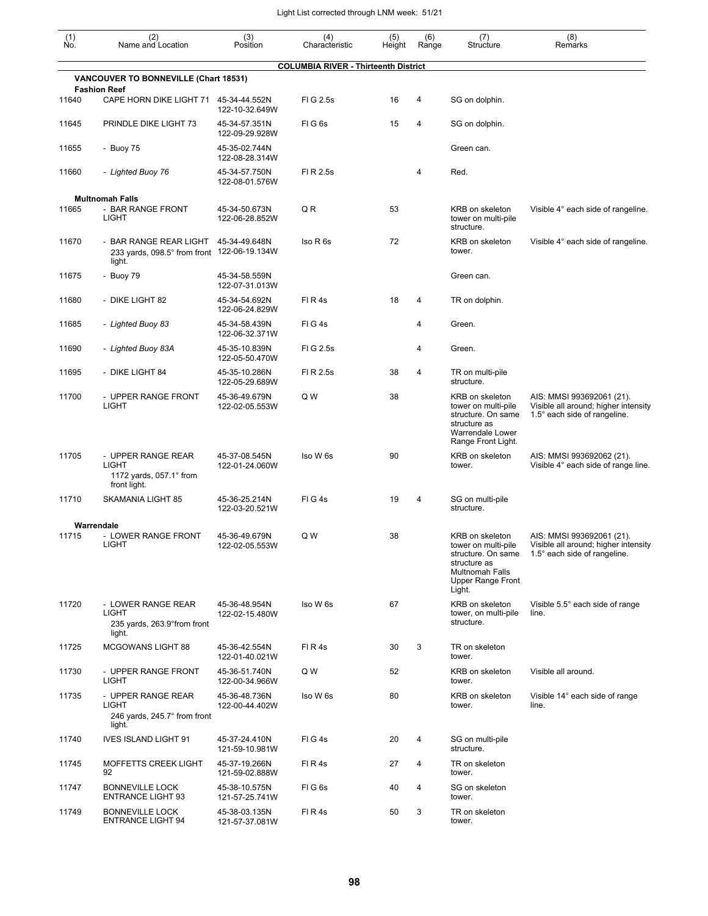Light List corrected through LNM week: 51/21

| (1) No. | (2) Name and Location | (3) Position | (4) Characteristic | (5) Height | (6) Range | (7) Structure | (8) Remarks |
|---|---|---|---|---|---|---|---|
| | **COLUMBIA RIVER - Thirteenth District** | | | | | | |
| | **VANCOUVER TO BONNEVILLE (Chart 18531)** | | | | | | |
| | **Fashion Reef** | | | | | | |
| 11640 | CAPE HORN DIKE LIGHT 71 | 45-34-44.552N 122-10-32.649W | Fl G 2.5s | 16 | 4 | SG on dolphin. | |
| 11645 | PRINDLE DIKE LIGHT 73 | 45-34-57.351N 122-09-29.928W | Fl G 6s | 15 | 4 | SG on dolphin. | |
| 11655 | - Buoy 75 | 45-35-02.744N 122-08-28.314W | | | | Green can. | |
| 11660 | *- Lighted Buoy 76* | 45-34-57.750N 122-08-01.576W | Fl R 2.5s | | 4 | Red. | |
| | **Multnomah Falls** | | | | | | |
| 11665 | - BAR RANGE FRONT LIGHT | 45-34-50.673N 122-06-28.852W | Q R | 53 | | KRB on skeleton tower on multi-pile structure. | Visible 4° each side of rangeline. |
| 11670 | - BAR RANGE REAR LIGHT 233 yards, 098.5° from front light. | 45-34-49.648N 122-06-19.134W | Iso R 6s | 72 | | KRB on skeleton tower. | Visible 4° each side of rangeline. |
| 11675 | - Buoy 79 | 45-34-58.559N 122-07-31.013W | | | | Green can. | |
| 11680 | - DIKE LIGHT 82 | 45-34-54.692N 122-06-24.829W | Fl R 4s | 18 | 4 | TR on dolphin. | |
| 11685 | *- Lighted Buoy 83* | 45-34-58.439N 122-06-32.371W | Fl G 4s | | 4 | Green. | |
| 11690 | *- Lighted Buoy 83A* | 45-35-10.839N 122-05-50.470W | Fl G 2.5s | | 4 | Green. | |
| 11695 | - DIKE LIGHT 84 | 45-35-10.286N 122-05-29.689W | Fl R 2.5s | 38 | 4 | TR on multi-pile structure. | |
| 11700 | - UPPER RANGE FRONT LIGHT | 45-36-49.679N 122-02-05.553W | Q W | 38 | | KRB on skeleton tower on multi-pile structure. On same structure as Warrendale Lower Range Front Light. | AIS: MMSI 993692061 (21). Visible all around; higher intensity 1.5° each side of rangeline. |
| 11705 | - UPPER RANGE REAR LIGHT 1172 yards, 057.1° from front light. | 45-37-08.545N 122-01-24.060W | Iso W 6s | 90 | | KRB on skeleton tower. | AIS: MMSI 993692062 (21). Visible 4° each side of range line. |
| 11710 | SKAMANIA LIGHT 85 | 45-36-25.214N 122-03-20.521W | Fl G 4s | 19 | 4 | SG on multi-pile structure. | |
| | **Warrendale** | | | | | | |
| 11715 | - LOWER RANGE FRONT LIGHT | 45-36-49.679N 122-02-05.553W | Q W | 38 | | KRB on skeleton tower on multi-pile structure. On same structure as Multnomah Falls Upper Range Front Light. | AIS: MMSI 993692061 (21). Visible all around; higher intensity 1.5° each side of rangeline. |
| 11720 | - LOWER RANGE REAR LIGHT 235 yards, 263.9°from front light. | 45-36-48.954N 122-02-15.480W | Iso W 6s | 67 | | KRB on skeleton tower, on multi-pile structure. | Visible 5.5° each side of range line. |
| 11725 | MCGOWANS LIGHT 88 | 45-36-42.554N 122-01-40.021W | Fl R 4s | 30 | 3 | TR on skeleton tower. | |
| 11730 | - UPPER RANGE FRONT LIGHT | 45-36-51.740N 122-00-34.966W | Q W | 52 | | KRB on skeleton tower. | Visible all around. |
| 11735 | - UPPER RANGE REAR LIGHT 246 yards, 245.7° from front light. | 45-36-48.736N 122-00-44.402W | Iso W 6s | 80 | | KRB on skeleton tower. | Visible 14° each side of range line. |
| 11740 | IVES ISLAND LIGHT 91 | 45-37-24.410N 121-59-10.981W | Fl G 4s | 20 | 4 | SG on multi-pile structure. | |
| 11745 | MOFFETTS CREEK LIGHT 92 | 45-37-19.266N 121-59-02.888W | Fl R 4s | 27 | 4 | TR on skeleton tower. | |
| 11747 | BONNEVILLE LOCK ENTRANCE LIGHT 93 | 45-38-10.575N 121-57-25.741W | Fl G 6s | 40 | 4 | SG on skeleton tower. | |
| 11749 | BONNEVILLE LOCK ENTRANCE LIGHT 94 | 45-38-03.135N 121-57-37.081W | Fl R 4s | 50 | 3 | TR on skeleton tower. | |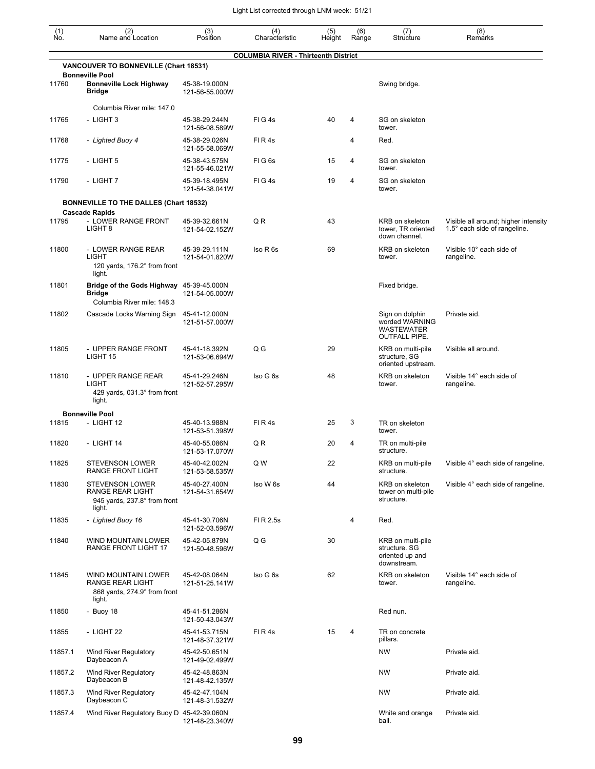Light List corrected through LNM week: 51/21

| (1) No. | (2) Name and Location | (3) Position | (4) Characteristic | (5) Height | (6) Range | (7) Structure | (8) Remarks |
|---|---|---|---|---|---|---|---|
| | | | **COLUMBIA RIVER - Thirteenth District** | | | | |
| | **VANCOUVER TO BONNEVILLE (Chart 18531)** | | | | | | |
| | **Bonneville Pool** | | | | | | |
| 11760 | **Bonneville Lock Highway Bridge** Columbia River mile: 147.0 | 45-38-19.000N 121-56-55.000W | | | | Swing bridge. | |
| 11765 | - LIGHT 3 | 45-38-29.244N 121-56-08.589W | Fl G 4s | 40 | 4 | SG on skeleton tower. | |
| 11768 | - *Lighted Buoy 4* | 45-38-29.026N 121-55-58.069W | Fl R 4s | | 4 | Red. | |
| 11775 | - LIGHT 5 | 45-38-43.575N 121-55-46.021W | Fl G 6s | 15 | 4 | SG on skeleton tower. | |
| 11790 | - LIGHT 7 | 45-39-18.495N 121-54-38.041W | Fl G 4s | 19 | 4 | SG on skeleton tower. | |
| | **BONNEVILLE TO THE DALLES (Chart 18532)** | | | | | | |
| | **Cascade Rapids** | | | | | | |
| 11795 | - LOWER RANGE FRONT LIGHT 8 | 45-39-32.661N 121-54-02.152W | Q R | 43 | | KRB on skeleton tower, TR oriented down channel. | Visible all around; higher intensity 1.5° each side of rangeline. |
| 11800 | - LOWER RANGE REAR LIGHT 120 yards, 176.2° from front light. | 45-39-29.111N 121-54-01.820W | Iso R 6s | 69 | | KRB on skeleton tower. | Visible 10° each side of rangeline. |
| 11801 | **Bridge of the Gods Highway Bridge** Columbia River mile: 148.3 | 45-39-45.000N 121-54-05.000W | | | | Fixed bridge. | |
| 11802 | Cascade Locks Warning Sign | 45-41-12.000N 121-51-57.000W | | | | Sign on dolphin worded WARNING WASTEWATER OUTFALL PIPE. | Private aid. |
| 11805 | - UPPER RANGE FRONT LIGHT 15 | 45-41-18.392N 121-53-06.694W | Q G | 29 | | KRB on multi-pile structure, SG oriented upstream. | Visible all around. |
| 11810 | - UPPER RANGE REAR LIGHT 429 yards, 031.3° from front light. | 45-41-29.246N 121-52-57.295W | Iso G 6s | 48 | | KRB on skeleton tower. | Visible 14° each side of rangeline. |
| | **Bonneville Pool** | | | | | | |
| 11815 | - LIGHT 12 | 45-40-13.988N 121-53-51.398W | Fl R 4s | 25 | 3 | TR on skeleton tower. | |
| 11820 | - LIGHT 14 | 45-40-55.086N 121-53-17.070W | Q R | 20 | 4 | TR on multi-pile structure. | |
| 11825 | STEVENSON LOWER RANGE FRONT LIGHT | 45-40-42.002N 121-53-58.535W | Q W | 22 | | KRB on multi-pile structure. | Visible 4° each side of rangeline. |
| 11830 | STEVENSON LOWER RANGE REAR LIGHT 945 yards, 237.8° from front light. | 45-40-27.400N 121-54-31.654W | Iso W 6s | 44 | | KRB on skeleton tower on multi-pile structure. | Visible 4° each side of rangeline. |
| 11835 | - *Lighted Buoy 16* | 45-41-30.706N 121-52-03.596W | Fl R 2.5s | | 4 | Red. | |
| 11840 | WIND MOUNTAIN LOWER RANGE FRONT LIGHT 17 | 45-42-05.879N 121-50-48.596W | Q G | 30 | | KRB on multi-pile structure. SG oriented up and downstream. | |
| 11845 | WIND MOUNTAIN LOWER RANGE REAR LIGHT 868 yards, 274.9° from front light. | 45-42-08.064N 121-51-25.141W | Iso G 6s | 62 | | KRB on skeleton tower. | Visible 14° each side of rangeline. |
| 11850 | - Buoy 18 | 45-41-51.286N 121-50-43.043W | | | | Red nun. | |
| 11855 | - LIGHT 22 | 45-41-53.715N 121-48-37.321W | Fl R 4s | 15 | 4 | TR on concrete pillars. | |
| 11857.1 | Wind River Regulatory Daybeacon A | 45-42-50.651N 121-49-02.499W | | | | NW | Private aid. |
| 11857.2 | Wind River Regulatory Daybeacon B | 45-42-48.863N 121-48-42.135W | | | | NW | Private aid. |
| 11857.3 | Wind River Regulatory Daybeacon C | 45-42-47.104N 121-48-31.532W | | | | NW | Private aid. |
| 11857.4 | Wind River Regulatory Buoy D | 45-42-39.060N 121-48-23.340W | | | | White and orange ball. | Private aid. |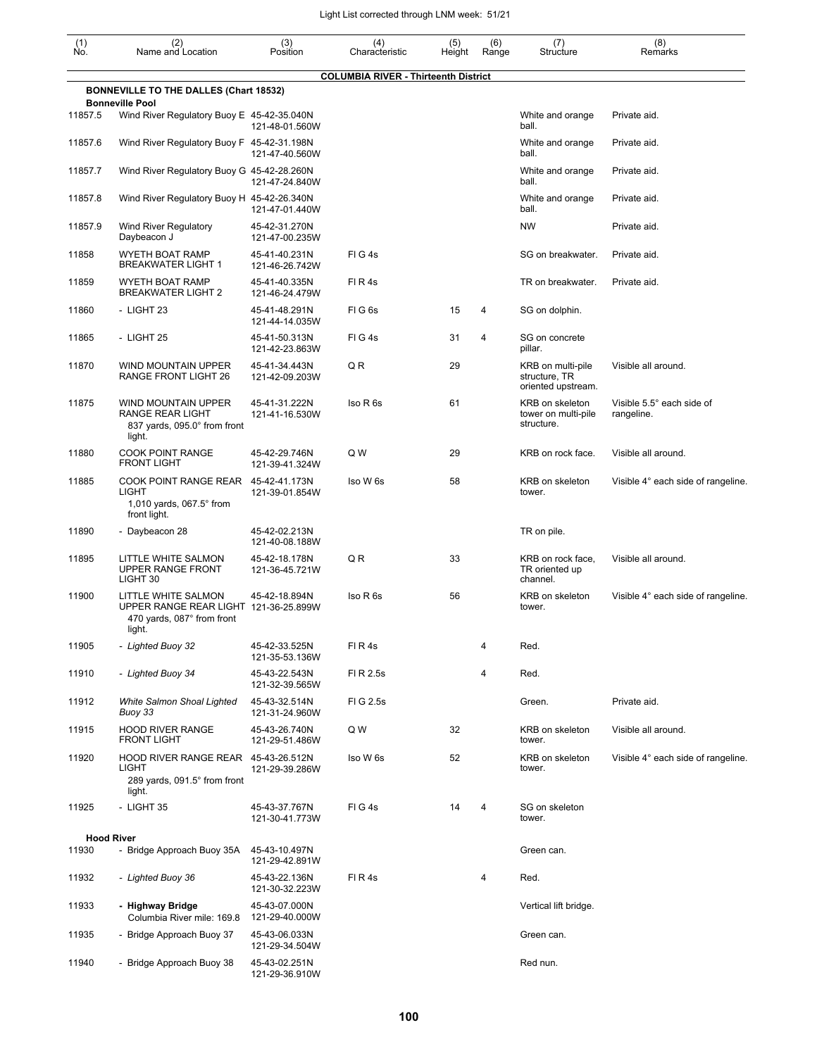| (1) No. | (2) Name and Location | (3) Position | (4) Characteristic | (5) Height | (6) Range | (7) Structure | (8) Remarks |
|---|---|---|---|---|---|---|---|
| | **COLUMBIA RIVER - Thirteenth District** | | | | | | |
| | **BONNEVILLE TO THE DALLES (Chart 18532)** | | | | | | |
| | **Bonneville Pool** | | | | | | |
| 11857.5 | Wind River Regulatory Buoy E | 45-42-35.040N 121-48-01.560W | | | | White and orange ball. | Private aid. |
| 11857.6 | Wind River Regulatory Buoy F | 45-42-31.198N 121-47-40.560W | | | | White and orange ball. | Private aid. |
| 11857.7 | Wind River Regulatory Buoy G | 45-42-28.260N 121-47-24.840W | | | | White and orange ball. | Private aid. |
| 11857.8 | Wind River Regulatory Buoy H | 45-42-26.340N 121-47-01.440W | | | | White and orange ball. | Private aid. |
| 11857.9 | Wind River Regulatory Daybeacon J | 45-42-31.270N 121-47-00.235W | | | | NW | Private aid. |
| 11858 | WYETH BOAT RAMP BREAKWATER LIGHT 1 | 45-41-40.231N 121-46-26.742W | Fl G 4s | | | SG on breakwater. | Private aid. |
| 11859 | WYETH BOAT RAMP BREAKWATER LIGHT 2 | 45-41-40.335N 121-46-24.479W | Fl R 4s | | | TR on breakwater. | Private aid. |
| 11860 | - LIGHT 23 | 45-41-48.291N 121-44-14.035W | Fl G 6s | 15 | 4 | SG on dolphin. | |
| 11865 | - LIGHT 25 | 45-41-50.313N 121-42-23.863W | Fl G 4s | 31 | 4 | SG on concrete pillar. | |
| 11870 | WIND MOUNTAIN UPPER RANGE FRONT LIGHT 26 | 45-41-34.443N 121-42-09.203W | Q R | 29 | | KRB on multi-pile structure, TR oriented upstream. | Visible all around. |
| 11875 | WIND MOUNTAIN UPPER RANGE REAR LIGHT 837 yards, 095.0° from front light. | 45-41-31.222N 121-41-16.530W | Iso R 6s | 61 | | KRB on skeleton tower on multi-pile structure. | Visible 5.5° each side of rangeline. |
| 11880 | COOK POINT RANGE FRONT LIGHT | 45-42-29.746N 121-39-41.324W | Q W | 29 | | KRB on rock face. | Visible all around. |
| 11885 | COOK POINT RANGE REAR LIGHT 1,010 yards, 067.5° from front light. | 45-42-41.173N 121-39-01.854W | Iso W 6s | 58 | | KRB on skeleton tower. | Visible 4° each side of rangeline. |
| 11890 | - Daybeacon 28 | 45-42-02.213N 121-40-08.188W | | | | TR on pile. | |
| 11895 | LITTLE WHITE SALMON UPPER RANGE FRONT LIGHT 30 | 45-42-18.178N 121-36-45.721W | Q R | 33 | | KRB on rock face, TR oriented up channel. | Visible all around. |
| 11900 | LITTLE WHITE SALMON UPPER RANGE REAR LIGHT 470 yards, 087° from front light. | 45-42-18.894N 121-36-25.899W | Iso R 6s | 56 | | KRB on skeleton tower. | Visible 4° each side of rangeline. |
| 11905 | *- Lighted Buoy 32* | 45-42-33.525N 121-35-53.136W | Fl R 4s | | 4 | Red. | |
| 11910 | *- Lighted Buoy 34* | 45-43-22.543N 121-32-39.565W | Fl R 2.5s | | 4 | Red. | |
| 11912 | *White Salmon Shoal Lighted Buoy 33* | 45-43-32.514N 121-31-24.960W | Fl G 2.5s | | | Green. | Private aid. |
| 11915 | HOOD RIVER RANGE FRONT LIGHT | 45-43-26.740N 121-29-51.486W | Q W | 32 | | KRB on skeleton tower. | Visible all around. |
| 11920 | HOOD RIVER RANGE REAR LIGHT 289 yards, 091.5° from front light. | 45-43-26.512N 121-29-39.286W | Iso W 6s | 52 | | KRB on skeleton tower. | Visible 4° each side of rangeline. |
| 11925 | - LIGHT 35 | 45-43-37.767N 121-30-41.773W | Fl G 4s | 14 | 4 | SG on skeleton tower. | |
| | **Hood River** | | | | | | |
| 11930 | - Bridge Approach Buoy 35A | 45-43-10.497N 121-29-42.891W | | | | Green can. | |
| 11932 | *- Lighted Buoy 36* | 45-43-22.136N 121-30-32.223W | Fl R 4s | | 4 | Red. | |
| 11933 | **- Highway Bridge** Columbia River mile: 169.8 | 45-43-07.000N 121-29-40.000W | | | | Vertical lift bridge. | |
| 11935 | - Bridge Approach Buoy 37 | 45-43-06.033N 121-29-34.504W | | | | Green can. | |
| 11940 | - Bridge Approach Buoy 38 | 45-43-02.251N 121-29-36.910W | | | | Red nun. | |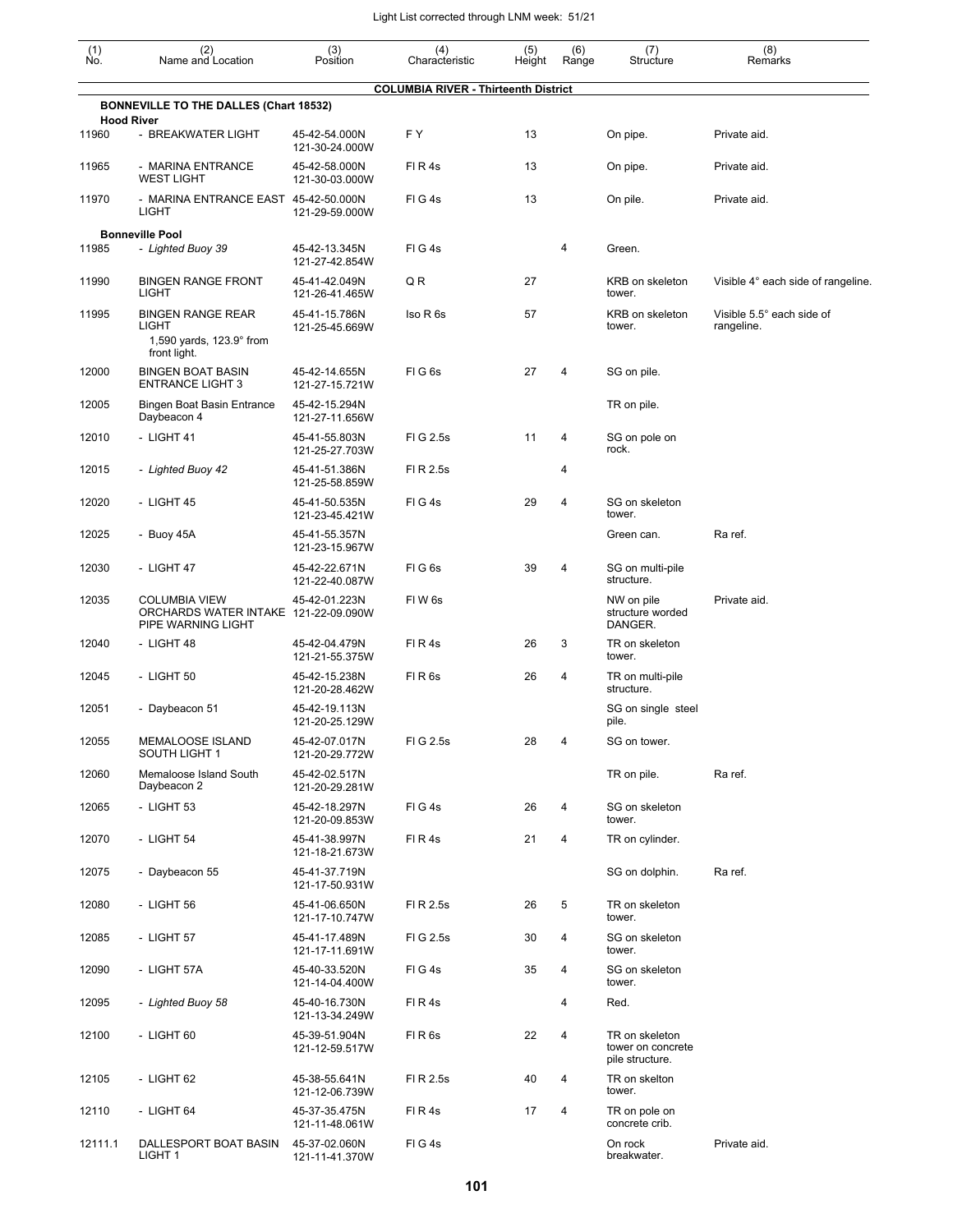| (1) No. | (2) Name and Location | (3) Position | (4) Characteristic | (5) Height | (6) Range | (7) Structure | (8) Remarks |
|---|---|---|---|---|---|---|---|
| | **COLUMBIA RIVER - Thirteenth District** | | | | | | |
| | **BONNEVILLE TO THE DALLES (Chart 18532)** | | | | | | |
| | **Hood River** | | | | | | |
| 11960 | - BREAKWATER LIGHT | 45-42-54.000N 121-30-24.000W | F Y | 13 | | On pipe. | Private aid. |
| 11965 | - MARINA ENTRANCE WEST LIGHT | 45-42-58.000N 121-30-03.000W | Fl R 4s | 13 | | On pipe. | Private aid. |
| 11970 | - MARINA ENTRANCE EAST LIGHT | 45-42-50.000N 121-29-59.000W | Fl G 4s | 13 | | On pile. | Private aid. |
| | **Bonneville Pool** | | | | | | |
| 11985 | *- Lighted Buoy 39* | 45-42-13.345N 121-27-42.854W | Fl G 4s | | 4 | Green. | |
| 11990 | BINGEN RANGE FRONT LIGHT | 45-41-42.049N 121-26-41.465W | Q R | 27 | | KRB on skeleton tower. | Visible 4° each side of rangeline. |
| 11995 | BINGEN RANGE REAR LIGHT 1,590 yards, 123.9° from front light. | 45-41-15.786N 121-25-45.669W | Iso R 6s | 57 | | KRB on skeleton tower. | Visible 5.5° each side of rangeline. |
| 12000 | BINGEN BOAT BASIN ENTRANCE LIGHT 3 | 45-42-14.655N 121-27-15.721W | Fl G 6s | 27 | 4 | SG on pile. | |
| 12005 | Bingen Boat Basin Entrance Daybeacon 4 | 45-42-15.294N 121-27-11.656W | | | | TR on pile. | |
| 12010 | - LIGHT 41 | 45-41-55.803N 121-25-27.703W | Fl G 2.5s | 11 | 4 | SG on pole on rock. | |
| 12015 | *- Lighted Buoy 42* | 45-41-51.386N 121-25-58.859W | Fl R 2.5s | | 4 | | |
| 12020 | - LIGHT 45 | 45-41-50.535N 121-23-45.421W | Fl G 4s | 29 | 4 | SG on skeleton tower. | |
| 12025 | - Buoy 45A | 45-41-55.357N 121-23-15.967W | | | | Green can. | Ra ref. |
| 12030 | - LIGHT 47 | 45-42-22.671N 121-22-40.087W | Fl G 6s | 39 | 4 | SG on multi-pile structure. | |
| 12035 | COLUMBIA VIEW ORCHARDS WATER INTAKE PIPE WARNING LIGHT | 45-42-01.223N 121-22-09.090W | Fl W 6s | | | NW on pile structure worded DANGER. | Private aid. |
| 12040 | - LIGHT 48 | 45-42-04.479N 121-21-55.375W | Fl R 4s | 26 | 3 | TR on skeleton tower. | |
| 12045 | - LIGHT 50 | 45-42-15.238N 121-20-28.462W | Fl R 6s | 26 | 4 | TR on multi-pile structure. | |
| 12051 | - Daybeacon 51 | 45-42-19.113N 121-20-25.129W | | | | SG on single steel pile. | |
| 12055 | MEMALOOSE ISLAND SOUTH LIGHT 1 | 45-42-07.017N 121-20-29.772W | Fl G 2.5s | 28 | 4 | SG on tower. | |
| 12060 | Memaloose Island South Daybeacon 2 | 45-42-02.517N 121-20-29.281W | | | | TR on pile. | Ra ref. |
| 12065 | - LIGHT 53 | 45-42-18.297N 121-20-09.853W | Fl G 4s | 26 | 4 | SG on skeleton tower. | |
| 12070 | - LIGHT 54 | 45-41-38.997N 121-18-21.673W | Fl R 4s | 21 | 4 | TR on cylinder. | |
| 12075 | - Daybeacon 55 | 45-41-37.719N 121-17-50.931W | | | | SG on dolphin. | Ra ref. |
| 12080 | - LIGHT 56 | 45-41-06.650N 121-17-10.747W | Fl R 2.5s | 26 | 5 | TR on skeleton tower. | |
| 12085 | - LIGHT 57 | 45-41-17.489N 121-17-11.691W | Fl G 2.5s | 30 | 4 | SG on skeleton tower. | |
| 12090 | - LIGHT 57A | 45-40-33.520N 121-14-04.400W | Fl G 4s | 35 | 4 | SG on skeleton tower. | |
| 12095 | *- Lighted Buoy 58* | 45-40-16.730N 121-13-34.249W | Fl R 4s | | 4 | Red. | |
| 12100 | - LIGHT 60 | 45-39-51.904N 121-12-59.517W | Fl R 6s | 22 | 4 | TR on skeleton tower on concrete pile structure. | |
| 12105 | - LIGHT 62 | 45-38-55.641N 121-12-06.739W | Fl R 2.5s | 40 | 4 | TR on skelton tower. | |
| 12110 | - LIGHT 64 | 45-37-35.475N 121-11-48.061W | Fl R 4s | 17 | 4 | TR on pole on concrete crib. | |
| 12111.1 | DALLESPORT BOAT BASIN LIGHT 1 | 45-37-02.060N 121-11-41.370W | Fl G 4s | | | On rock breakwater. | Private aid. |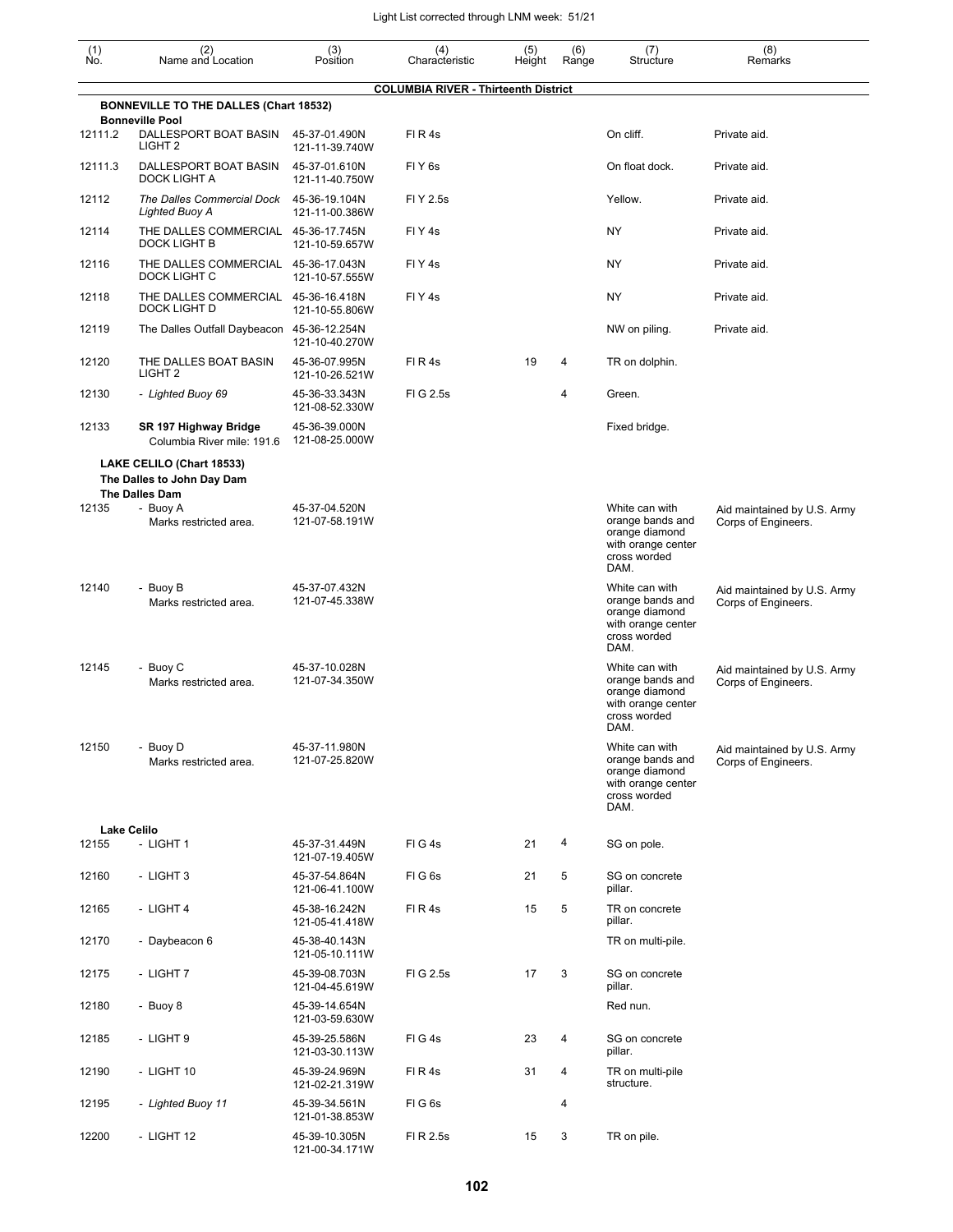| (1) No. | (2) Name and Location | (3) Position | (4) Characteristic | (5) Height | (6) Range | (7) Structure | (8) Remarks |
|---|---|---|---|---|---|---|---|
| | **COLUMBIA RIVER - Thirteenth District** | | | | | | |
| | **BONNEVILLE TO THE DALLES (Chart 18532)** | | | | | | |
| | **Bonneville Pool** | | | | | | |
| 12111.2 | DALLESPORT BOAT BASIN LIGHT 2 | 45-37-01.490N 121-11-39.740W | Fl R 4s | | | On cliff. | Private aid. |
| 12111.3 | DALLESPORT BOAT BASIN DOCK LIGHT A | 45-37-01.610N 121-11-40.750W | Fl Y 6s | | | On float dock. | Private aid. |
| 12112 | *The Dalles Commercial Dock Lighted Buoy A* | 45-36-19.104N 121-11-00.386W | Fl Y 2.5s | | | Yellow. | Private aid. |
| 12114 | THE DALLES COMMERCIAL DOCK LIGHT B | 45-36-17.745N 121-10-59.657W | Fl Y 4s | | | NY | Private aid. |
| 12116 | THE DALLES COMMERCIAL DOCK LIGHT C | 45-36-17.043N 121-10-57.555W | Fl Y 4s | | | NY | Private aid. |
| 12118 | THE DALLES COMMERCIAL DOCK LIGHT D | 45-36-16.418N 121-10-55.806W | Fl Y 4s | | | NY | Private aid. |
| 12119 | The Dalles Outfall Daybeacon | 45-36-12.254N 121-10-40.270W | | | | NW on piling. | Private aid. |
| 12120 | THE DALLES BOAT BASIN LIGHT 2 | 45-36-07.995N 121-10-26.521W | Fl R 4s | 19 | 4 | TR on dolphin. | |
| 12130 | - *Lighted Buoy 69* | 45-36-33.343N 121-08-52.330W | Fl G 2.5s | | 4 | Green. | |
| 12133 | **SR 197 Highway Bridge** Columbia River mile: 191.6 | 45-36-39.000N 121-08-25.000W | | | | Fixed bridge. | |
| | **LAKE CELILO (Chart 18533)** | | | | | | |
| | **The Dalles to John Day Dam** | | | | | | |
| | **The Dalles Dam** | | | | | | |
| 12135 | - Buoy A Marks restricted area. | 45-37-04.520N 121-07-58.191W | | | | White can with orange bands and orange diamond with orange center cross worded DAM. | Aid maintained by U.S. Army Corps of Engineers. |
| 12140 | - Buoy B Marks restricted area. | 45-37-07.432N 121-07-45.338W | | | | White can with orange bands and orange diamond with orange center cross worded DAM. | Aid maintained by U.S. Army Corps of Engineers. |
| 12145 | - Buoy C Marks restricted area. | 45-37-10.028N 121-07-34.350W | | | | White can with orange bands and orange diamond with orange center cross worded DAM. | Aid maintained by U.S. Army Corps of Engineers. |
| 12150 | - Buoy D Marks restricted area. | 45-37-11.980N 121-07-25.820W | | | | White can with orange bands and orange diamond with orange center cross worded DAM. | Aid maintained by U.S. Army Corps of Engineers. |
| | **Lake Celilo** | | | | | | |
| 12155 | - LIGHT 1 | 45-37-31.449N 121-07-19.405W | Fl G 4s | 21 | 4 | SG on pole. | |
| 12160 | - LIGHT 3 | 45-37-54.864N 121-06-41.100W | Fl G 6s | 21 | 5 | SG on concrete pillar. | |
| 12165 | - LIGHT 4 | 45-38-16.242N 121-05-41.418W | Fl R 4s | 15 | 5 | TR on concrete pillar. | |
| 12170 | - Daybeacon 6 | 45-38-40.143N 121-05-10.111W | | | | TR on multi-pile. | |
| 12175 | - LIGHT 7 | 45-39-08.703N 121-04-45.619W | Fl G 2.5s | 17 | 3 | SG on concrete pillar. | |
| 12180 | - Buoy 8 | 45-39-14.654N 121-03-59.630W | | | | Red nun. | |
| 12185 | - LIGHT 9 | 45-39-25.586N 121-03-30.113W | Fl G 4s | 23 | 4 | SG on concrete pillar. | |
| 12190 | - LIGHT 10 | 45-39-24.969N 121-02-21.319W | Fl R 4s | 31 | 4 | TR on multi-pile structure. | |
| 12195 | - *Lighted Buoy 11* | 45-39-34.561N 121-01-38.853W | Fl G 6s | | 4 | | |
| 12200 | - LIGHT 12 | 45-39-10.305N 121-00-34.171W | Fl R 2.5s | 15 | 3 | TR on pile. | |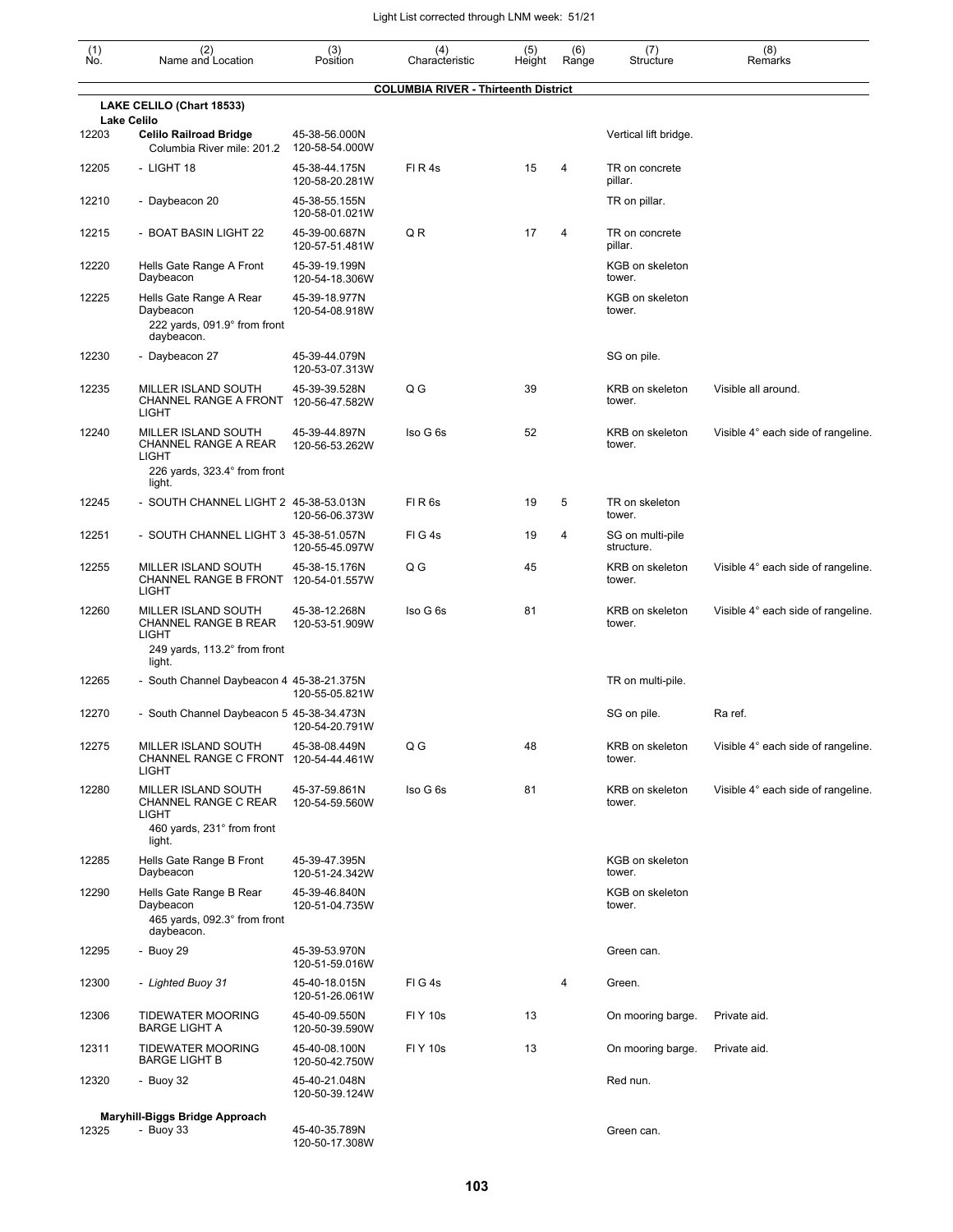| (1) No. | (2) Name and Location | (3) Position | (4) Characteristic | (5) Height | (6) Range | (7) Structure | (8) Remarks |
|---|---|---|---|---|---|---|---|
| | **COLUMBIA RIVER - Thirteenth District** | | | | | | |
| | **LAKE CELILO (Chart 18533)** | | | | | | |
| | **Lake Celilo** | | | | | | |
| 12203 | **Celilo Railroad Bridge** Columbia River mile: 201.2 | 45-38-56.000N 120-58-54.000W | | | | Vertical lift bridge. | |
| 12205 | - LIGHT 18 | 45-38-44.175N 120-58-20.281W | Fl R 4s | 15 | 4 | TR on concrete pillar. | |
| 12210 | - Daybeacon 20 | 45-38-55.155N 120-58-01.021W | | | | TR on pillar. | |
| 12215 | - BOAT BASIN LIGHT 22 | 45-39-00.687N 120-57-51.481W | Q R | 17 | 4 | TR on concrete pillar. | |
| 12220 | Hells Gate Range A Front Daybeacon | 45-39-19.199N 120-54-18.306W | | | | KGB on skeleton tower. | |
| 12225 | Hells Gate Range A Rear Daybeacon 222 yards, 091.9° from front daybeacon. | 45-39-18.977N 120-54-08.918W | | | | KGB on skeleton tower. | |
| 12230 | - Daybeacon 27 | 45-39-44.079N 120-53-07.313W | | | | SG on pile. | |
| 12235 | MILLER ISLAND SOUTH CHANNEL RANGE A FRONT LIGHT | 45-39-39.528N 120-56-47.582W | Q G | 39 | | KRB on skeleton tower. | Visible all around. |
| 12240 | MILLER ISLAND SOUTH CHANNEL RANGE A REAR LIGHT 226 yards, 323.4° from front light. | 45-39-44.897N 120-56-53.262W | Iso G 6s | 52 | | KRB on skeleton tower. | Visible 4° each side of rangeline. |
| 12245 | - SOUTH CHANNEL LIGHT 2 | 45-38-53.013N 120-56-06.373W | Fl R 6s | 19 | 5 | TR on skeleton tower. | |
| 12251 | - SOUTH CHANNEL LIGHT 3 | 45-38-51.057N 120-55-45.097W | Fl G 4s | 19 | 4 | SG on multi-pile structure. | |
| 12255 | MILLER ISLAND SOUTH CHANNEL RANGE B FRONT LIGHT | 45-38-15.176N 120-54-01.557W | Q G | 45 | | KRB on skeleton tower. | Visible 4° each side of rangeline. |
| 12260 | MILLER ISLAND SOUTH CHANNEL RANGE B REAR LIGHT 249 yards, 113.2° from front light. | 45-38-12.268N 120-53-51.909W | Iso G 6s | 81 | | KRB on skeleton tower. | Visible 4° each side of rangeline. |
| 12265 | - South Channel Daybeacon 4 | 45-38-21.375N 120-55-05.821W | | | | TR on multi-pile. | |
| 12270 | - South Channel Daybeacon 5 | 45-38-34.473N 120-54-20.791W | | | | SG on pile. | Ra ref. |
| 12275 | MILLER ISLAND SOUTH CHANNEL RANGE C FRONT LIGHT | 45-38-08.449N 120-54-44.461W | Q G | 48 | | KRB on skeleton tower. | Visible 4° each side of rangeline. |
| 12280 | MILLER ISLAND SOUTH CHANNEL RANGE C REAR LIGHT 460 yards, 231° from front light. | 45-37-59.861N 120-54-59.560W | Iso G 6s | 81 | | KRB on skeleton tower. | Visible 4° each side of rangeline. |
| 12285 | Hells Gate Range B Front Daybeacon | 45-39-47.395N 120-51-24.342W | | | | KGB on skeleton tower. | |
| 12290 | Hells Gate Range B Rear Daybeacon 465 yards, 092.3° from front daybeacon. | 45-39-46.840N 120-51-04.735W | | | | KGB on skeleton tower. | |
| 12295 | - Buoy 29 | 45-39-53.970N 120-51-59.016W | | | | Green can. | |
| 12300 | - *Lighted Buoy 31* | 45-40-18.015N 120-51-26.061W | Fl G 4s | | 4 | Green. | |
| 12306 | TIDEWATER MOORING BARGE LIGHT A | 45-40-09.550N 120-50-39.590W | Fl Y 10s | 13 | | On mooring barge. | Private aid. |
| 12311 | TIDEWATER MOORING BARGE LIGHT B | 45-40-08.100N 120-50-42.750W | Fl Y 10s | 13 | | On mooring barge. | Private aid. |
| 12320 | - Buoy 32 | 45-40-21.048N 120-50-39.124W | | | | Red nun. | |
| | **Maryhill-Biggs Bridge Approach** | | | | | | |
| 12325 | - Buoy 33 | 45-40-35.789N 120-50-17.308W | | | | Green can. | |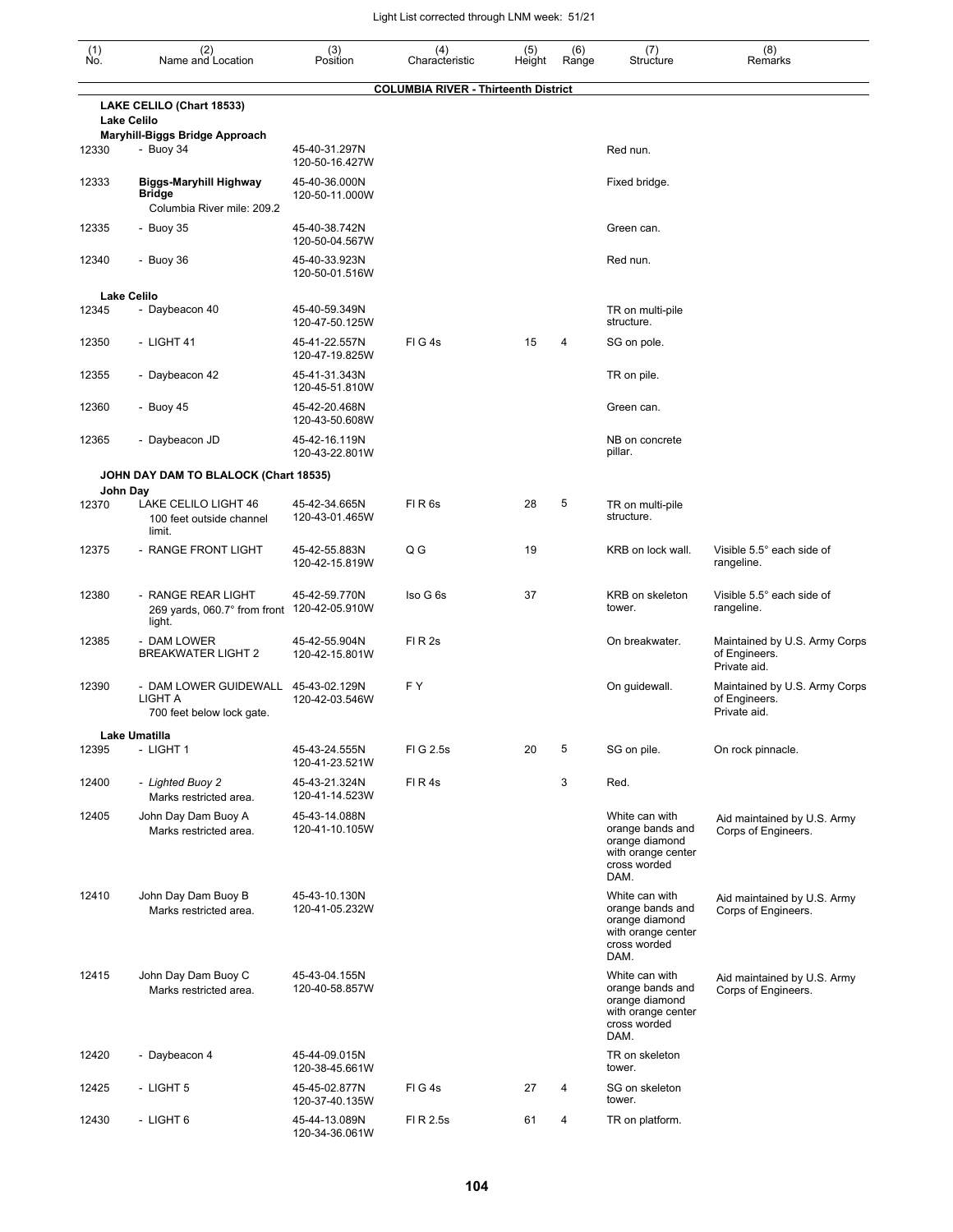| (1) No. | (2) Name and Location | (3) Position | (4) Characteristic | (5) Height | (6) Range | (7) Structure | (8) Remarks |
|---|---|---|---|---|---|---|---|
| | **COLUMBIA RIVER - Thirteenth District** | | | | | | |
| | **LAKE CELILO (Chart 18533)** | | | | | | |
| | **Lake Celilo** | | | | | | |
| | **Maryhill-Biggs Bridge Approach** | | | | | | |
| 12330 | - Buoy 34 | 45-40-31.297N 120-50-16.427W | | | | Red nun. | |
| 12333 | **Biggs-Maryhill Highway Bridge** Columbia River mile: 209.2 | 45-40-36.000N 120-50-11.000W | | | | Fixed bridge. | |
| 12335 | - Buoy 35 | 45-40-38.742N 120-50-04.567W | | | | Green can. | |
| 12340 | - Buoy 36 | 45-40-33.923N 120-50-01.516W | | | | Red nun. | |
| | **Lake Celilo** | | | | | | |
| 12345 | - Daybeacon 40 | 45-40-59.349N 120-47-50.125W | | | | TR on multi-pile structure. | |
| 12350 | - LIGHT 41 | 45-41-22.557N 120-47-19.825W | Fl G 4s | 15 | 4 | SG on pole. | |
| 12355 | - Daybeacon 42 | 45-41-31.343N 120-45-51.810W | | | | TR on pile. | |
| 12360 | - Buoy 45 | 45-42-20.468N 120-43-50.608W | | | | Green can. | |
| 12365 | - Daybeacon JD | 45-42-16.119N 120-43-22.801W | | | | NB on concrete pillar. | |
| | **JOHN DAY DAM TO BLALOCK (Chart 18535)** | | | | | | |
| | **John Day** | | | | | | |
| 12370 | LAKE CELILO LIGHT 46 100 feet outside channel limit. | 45-42-34.665N 120-43-01.465W | Fl R 6s | 28 | 5 | TR on multi-pile structure. | |
| 12375 | - RANGE FRONT LIGHT | 45-42-55.883N 120-42-15.819W | Q G | 19 | | KRB on lock wall. | Visible 5.5° each side of rangeline. |
| 12380 | - RANGE REAR LIGHT 269 yards, 060.7° from front light. | 45-42-59.770N 120-42-05.910W | Iso G 6s | 37 | | KRB on skeleton tower. | Visible 5.5° each side of rangeline. |
| 12385 | - DAM LOWER BREAKWATER LIGHT 2 | 45-42-55.904N 120-42-15.801W | Fl R 2s | | | On breakwater. | Maintained by U.S. Army Corps of Engineers. Private aid. |
| 12390 | - DAM LOWER GUIDEWALL LIGHT A 700 feet below lock gate. | 45-43-02.129N 120-42-03.546W | F Y | | | On guidewall. | Maintained by U.S. Army Corps of Engineers. Private aid. |
| | **Lake Umatilla** | | | | | | |
| 12395 | - LIGHT 1 | 45-43-24.555N 120-41-23.521W | Fl G 2.5s | 20 | 5 | SG on pile. | On rock pinnacle. |
| 12400 | - *Lighted Buoy 2* Marks restricted area. | 45-43-21.324N 120-41-14.523W | Fl R 4s | | 3 | Red. | |
| 12405 | John Day Dam Buoy A Marks restricted area. | 45-43-14.088N 120-41-10.105W | | | | White can with orange bands and orange diamond with orange center cross worded DAM. | Aid maintained by U.S. Army Corps of Engineers. |
| 12410 | John Day Dam Buoy B Marks restricted area. | 45-43-10.130N 120-41-05.232W | | | | White can with orange bands and orange diamond with orange center cross worded DAM. | Aid maintained by U.S. Army Corps of Engineers. |
| 12415 | John Day Dam Buoy C Marks restricted area. | 45-43-04.155N 120-40-58.857W | | | | White can with orange bands and orange diamond with orange center cross worded DAM. | Aid maintained by U.S. Army Corps of Engineers. |
| 12420 | - Daybeacon 4 | 45-44-09.015N 120-38-45.661W | | | | TR on skeleton tower. | |
| 12425 | - LIGHT 5 | 45-45-02.877N 120-37-40.135W | Fl G 4s | 27 | 4 | SG on skeleton tower. | |
| 12430 | - LIGHT 6 | 45-44-13.089N 120-34-36.061W | Fl R 2.5s | 61 | 4 | TR on platform. | |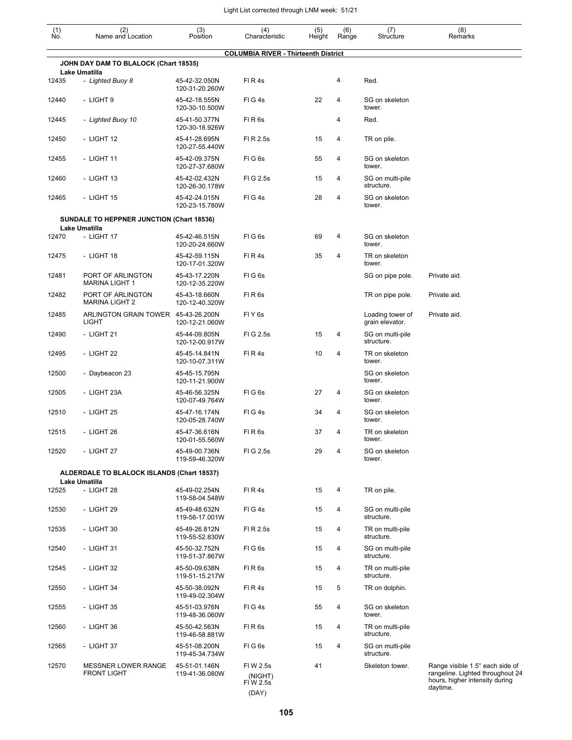Light List corrected through LNM week: 51/21

| (1) No. | (2) Name and Location | (3) Position | (4) Characteristic | (5) Height | (6) Range | (7) Structure | (8) Remarks |
|---|---|---|---|---|---|---|---|
| | **COLUMBIA RIVER - Thirteenth District** | | | | | | |
| | **JOHN DAY DAM TO BLALOCK (Chart 18535)** | | | | | | |
| | **Lake Umatilla** | | | | | | |
| 12435 | *- Lighted Buoy 8* | 45-42-32.050N 120-31-20.260W | Fl R 4s | | 4 | Red. | |
| 12440 | - LIGHT 9 | 45-42-18.555N 120-30-10.500W | Fl G 4s | 22 | 4 | SG on skeleton tower. | |
| 12445 | *- Lighted Buoy 10* | 45-41-50.377N 120-30-18.926W | Fl R 6s | | 4 | Red. | |
| 12450 | - LIGHT 12 | 45-41-28.695N 120-27-55.440W | Fl R 2.5s | 15 | 4 | TR on pile. | |
| 12455 | - LIGHT 11 | 45-42-09.375N 120-27-37.680W | Fl G 6s | 55 | 4 | SG on skeleton tower. | |
| 12460 | - LIGHT 13 | 45-42-02.432N 120-26-30.178W | Fl G 2.5s | 15 | 4 | SG on multi-pile structure. | |
| 12465 | - LIGHT 15 | 45-42-24.015N 120-23-15.780W | Fl G 4s | 28 | 4 | SG on skeleton tower. | |
| | **SUNDALE TO HEPPNER JUNCTION (Chart 18536)** | | | | | | |
| | **Lake Umatilla** | | | | | | |
| 12470 | - LIGHT 17 | 45-42-46.515N 120-20-24.660W | Fl G 6s | 69 | 4 | SG on skeleton tower. | |
| 12475 | - LIGHT 18 | 45-42-59.115N 120-17-01.320W | Fl R 4s | 35 | 4 | TR on skeleton tower. | |
| 12481 | PORT OF ARLINGTON MARINA LIGHT 1 | 45-43-17.220N 120-12-35.220W | Fl G 6s | | | SG on pipe pole. | Private aid. |
| 12482 | PORT OF ARLINGTON MARINA LIGHT 2 | 45-43-18.660N 120-12-40.320W | Fl R 6s | | | TR on pipe pole. | Private aid. |
| 12485 | ARLINGTON GRAIN TOWER LIGHT | 45-43-26.200N 120-12-21.060W | Fl Y 6s | | | Loading tower of grain elevator. | Private aid. |
| 12490 | - LIGHT 21 | 45-44-09.805N 120-12-00.917W | Fl G 2.5s | 15 | 4 | SG on multi-pile structure. | |
| 12495 | - LIGHT 22 | 45-45-14.841N 120-10-07.311W | Fl R 4s | 10 | 4 | TR on skeleton tower. | |
| 12500 | - Daybeacon 23 | 45-45-15.795N 120-11-21.900W | | | | SG on skeleton tower. | |
| 12505 | - LIGHT 23A | 45-46-56.325N 120-07-49.764W | Fl G 6s | 27 | 4 | SG on skeleton tower. | |
| 12510 | - LIGHT 25 | 45-47-16.174N 120-05-28.740W | Fl G 4s | 34 | 4 | SG on skeleton tower. | |
| 12515 | - LIGHT 26 | 45-47-36.616N 120-01-55.560W | Fl R 6s | 37 | 4 | TR on skeleton tower. | |
| 12520 | - LIGHT 27 | 45-49-00.736N 119-59-46.320W | Fl G 2.5s | 29 | 4 | SG on skeleton tower. | |
| | **ALDERDALE TO BLALOCK ISLANDS (Chart 18537)** | | | | | | |
| | **Lake Umatilla** | | | | | | |
| 12525 | - LIGHT 28 | 45-49-02.254N 119-58-04.548W | Fl R 4s | 15 | 4 | TR on pile. | |
| 12530 | - LIGHT 29 | 45-49-48.632N 119-56-17.001W | Fl G 4s | 15 | 4 | SG on multi-pile structure. | |
| 12535 | - LIGHT 30 | 45-49-26.812N 119-55-52.830W | Fl R 2.5s | 15 | 4 | TR on multi-pile structure. | |
| 12540 | - LIGHT 31 | 45-50-32.752N 119-51-37.867W | Fl G 6s | 15 | 4 | SG on multi-pile structure. | |
| 12545 | - LIGHT 32 | 45-50-09.638N 119-51-15.217W | Fl R 6s | 15 | 4 | TR on multi-pile structure. | |
| 12550 | - LIGHT 34 | 45-50-38.092N 119-49-02.304W | Fl R 4s | 15 | 5 | TR on dolphin. | |
| 12555 | - LIGHT 35 | 45-51-03.976N 119-48-36.060W | Fl G 4s | 55 | 4 | SG on skeleton tower. | |
| 12560 | - LIGHT 36 | 45-50-42.563N 119-46-58.881W | Fl R 6s | 15 | 4 | TR on multi-pile structure. | |
| 12565 | - LIGHT 37 | 45-51-08.200N 119-45-34.734W | Fl G 6s | 15 | 4 | SG on multi-pile structure. | |
| 12570 | MESSNER LOWER RANGE FRONT LIGHT | 45-51-01.146N 119-41-36.080W | Fl W 2.5s (NIGHT) Fl W 2.5s (DAY) | 41 | | Skeleton tower. | Range visible 1.5° each side of rangeline. Lighted throughout 24 hours, higher intensity during daytime. |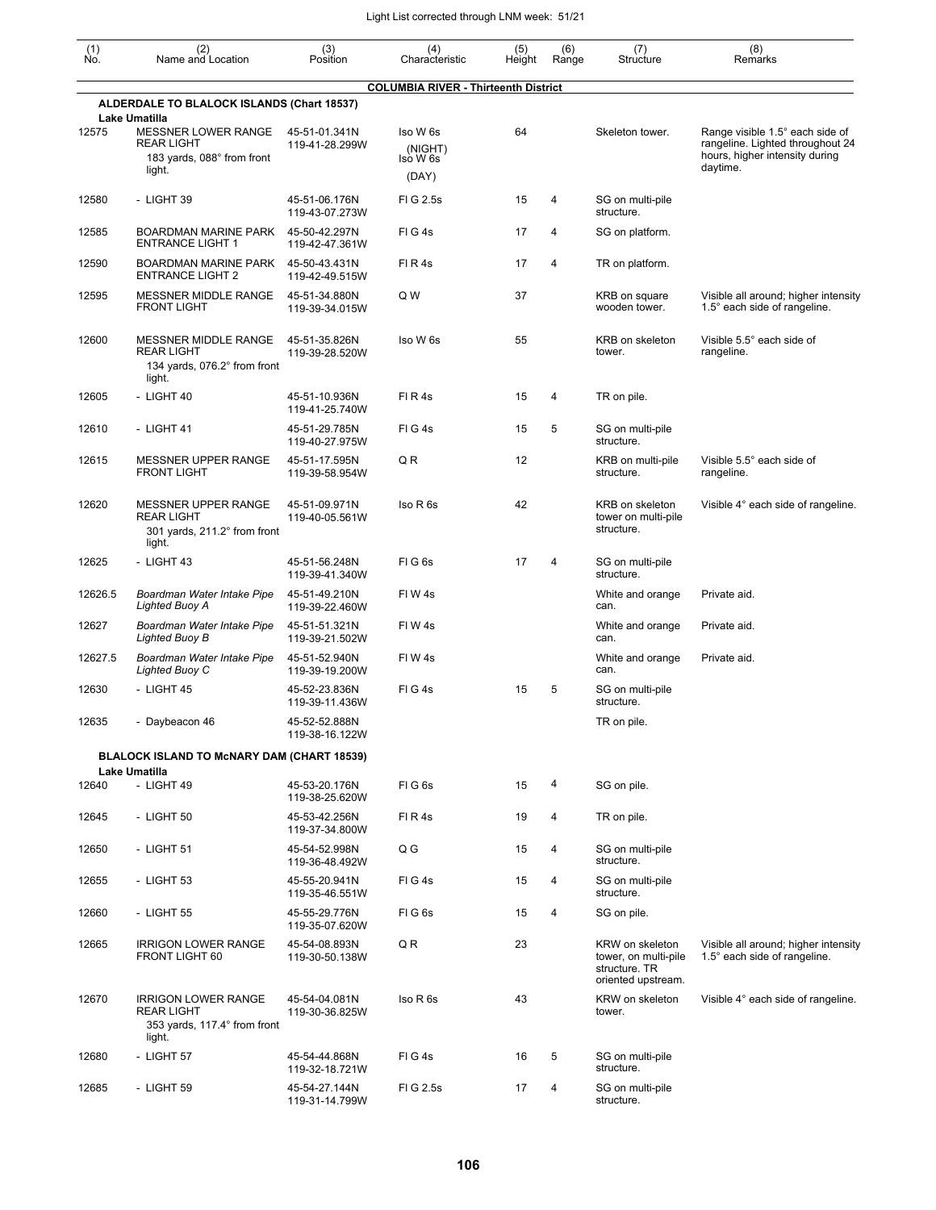| (1) No. | (2) Name and Location | (3) Position | (4) Characteristic | (5) Height | (6) Range | (7) Structure | (8) Remarks |
|---|---|---|---|---|---|---|---|
| | **COLUMBIA RIVER - Thirteenth District** | | | | | | |
| | **ALDERDALE TO BLALOCK ISLANDS (Chart 18537)** | | | | | | |
| | **Lake Umatilla** | | | | | | |
| 12575 | MESSNER LOWER RANGE REAR LIGHT 183 yards, 088° from front light. | 45-51-01.341N 119-41-28.299W | Iso W 6s (NIGHT) Iso W 6s (DAY) | 64 | | Skeleton tower. | Range visible 1.5° each side of rangeline. Lighted throughout 24 hours, higher intensity during daytime. |
| 12580 | - LIGHT 39 | 45-51-06.176N 119-43-07.273W | Fl G 2.5s | 15 | 4 | SG on multi-pile structure. | |
| 12585 | BOARDMAN MARINE PARK ENTRANCE LIGHT 1 | 45-50-42.297N 119-42-47.361W | Fl G 4s | 17 | 4 | SG on platform. | |
| 12590 | BOARDMAN MARINE PARK ENTRANCE LIGHT 2 | 45-50-43.431N 119-42-49.515W | Fl R 4s | 17 | 4 | TR on platform. | |
| 12595 | MESSNER MIDDLE RANGE FRONT LIGHT | 45-51-34.880N 119-39-34.015W | Q W | 37 | | KRB on square wooden tower. | Visible all around; higher intensity 1.5° each side of rangeline. |
| 12600 | MESSNER MIDDLE RANGE REAR LIGHT 134 yards, 076.2° from front light. | 45-51-35.826N 119-39-28.520W | Iso W 6s | 55 | | KRB on skeleton tower. | Visible 5.5° each side of rangeline. |
| 12605 | - LIGHT 40 | 45-51-10.936N 119-41-25.740W | Fl R 4s | 15 | 4 | TR on pile. | |
| 12610 | - LIGHT 41 | 45-51-29.785N 119-40-27.975W | Fl G 4s | 15 | 5 | SG on multi-pile structure. | |
| 12615 | MESSNER UPPER RANGE FRONT LIGHT | 45-51-17.595N 119-39-58.954W | Q R | 12 | | KRB on multi-pile structure. | Visible 5.5° each side of rangeline. |
| 12620 | MESSNER UPPER RANGE REAR LIGHT 301 yards, 211.2° from front light. | 45-51-09.971N 119-40-05.561W | Iso R 6s | 42 | | KRB on skeleton tower on multi-pile structure. | Visible 4° each side of rangeline. |
| 12625 | - LIGHT 43 | 45-51-56.248N 119-39-41.340W | Fl G 6s | 17 | 4 | SG on multi-pile structure. | |
| 12626.5 | *Boardman Water Intake Pipe Lighted Buoy A* | 45-51-49.210N 119-39-22.460W | Fl W 4s | | | White and orange can. | Private aid. |
| 12627 | *Boardman Water Intake Pipe Lighted Buoy B* | 45-51-51.321N 119-39-21.502W | Fl W 4s | | | White and orange can. | Private aid. |
| 12627.5 | *Boardman Water Intake Pipe Lighted Buoy C* | 45-51-52.940N 119-39-19.200W | Fl W 4s | | | White and orange can. | Private aid. |
| 12630 | - LIGHT 45 | 45-52-23.836N 119-39-11.436W | Fl G 4s | 15 | 5 | SG on multi-pile structure. | |
| 12635 | - Daybeacon 46 | 45-52-52.888N 119-38-16.122W | | | | TR on pile. | |
| | **BLALOCK ISLAND TO McNARY DAM (CHART 18539)** | | | | | | |
| | **Lake Umatilla** | | | | | | |
| 12640 | - LIGHT 49 | 45-53-20.176N 119-38-25.620W | Fl G 6s | 15 | 4 | SG on pile. | |
| 12645 | - LIGHT 50 | 45-53-42.256N 119-37-34.800W | Fl R 4s | 19 | 4 | TR on pile. | |
| 12650 | - LIGHT 51 | 45-54-52.998N 119-36-48.492W | Q G | 15 | 4 | SG on multi-pile structure. | |
| 12655 | - LIGHT 53 | 45-55-20.941N 119-35-46.551W | Fl G 4s | 15 | 4 | SG on multi-pile structure. | |
| 12660 | - LIGHT 55 | 45-55-29.776N 119-35-07.620W | Fl G 6s | 15 | 4 | SG on pile. | |
| 12665 | IRRIGON LOWER RANGE FRONT LIGHT 60 | 45-54-08.893N 119-30-50.138W | Q R | 23 | | KRW on skeleton tower, on multi-pile structure. TR oriented upstream. | Visible all around; higher intensity 1.5° each side of rangeline. |
| 12670 | IRRIGON LOWER RANGE REAR LIGHT 353 yards, 117.4° from front light. | 45-54-04.081N 119-30-36.825W | Iso R 6s | 43 | | KRW on skeleton tower. | Visible 4° each side of rangeline. |
| 12680 | - LIGHT 57 | 45-54-44.868N 119-32-18.721W | Fl G 4s | 16 | 5 | SG on multi-pile structure. | |
| 12685 | - LIGHT 59 | 45-54-27.144N 119-31-14.799W | Fl G 2.5s | 17 | 4 | SG on multi-pile structure. | |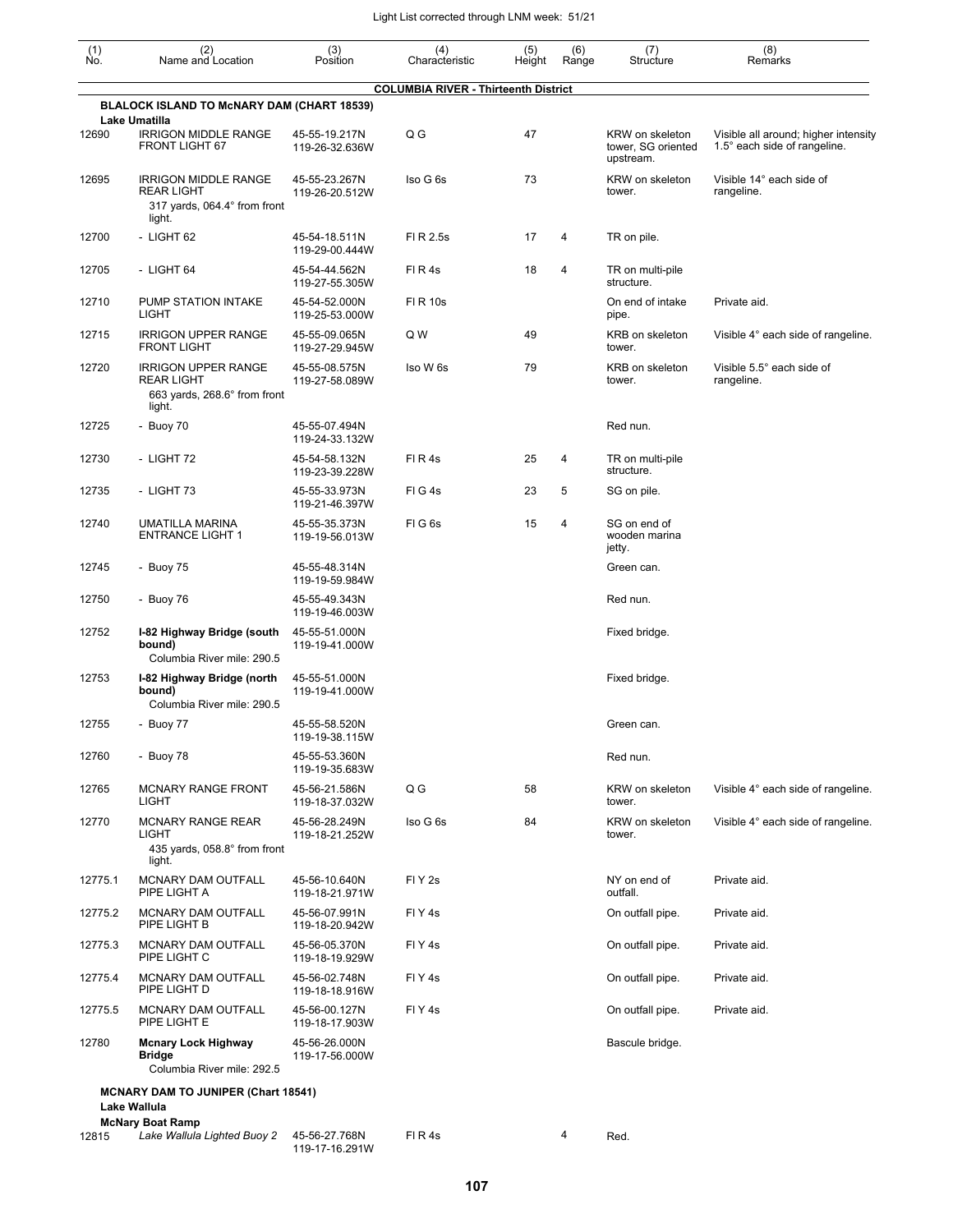| (1) No. | (2) Name and Location | (3) Position | (4) Characteristic | (5) Height | (6) Range | (7) Structure | (8) Remarks |
|---|---|---|---|---|---|---|---|
| | **COLUMBIA RIVER - Thirteenth District** | | | | | | |
| | **BLALOCK ISLAND TO McNARY DAM (CHART 18539)** | | | | | | |
| | **Lake Umatilla** | | | | | | |
| 12690 | IRRIGON MIDDLE RANGE FRONT LIGHT 67 | 45-55-19.217N 119-26-32.636W | Q G | 47 | | KRW on skeleton tower, SG oriented upstream. | Visible all around; higher intensity 1.5° each side of rangeline. |
| 12695 | IRRIGON MIDDLE RANGE REAR LIGHT 317 yards, 064.4° from front light. | 45-55-23.267N 119-26-20.512W | Iso G 6s | 73 | | KRW on skeleton tower. | Visible 14° each side of rangeline. |
| 12700 | - LIGHT 62 | 45-54-18.511N 119-29-00.444W | Fl R 2.5s | 17 | 4 | TR on pile. | |
| 12705 | - LIGHT 64 | 45-54-44.562N 119-27-55.305W | Fl R 4s | 18 | 4 | TR on multi-pile structure. | |
| 12710 | PUMP STATION INTAKE LIGHT | 45-54-52.000N 119-25-53.000W | Fl R 10s | | | On end of intake pipe. | Private aid. |
| 12715 | IRRIGON UPPER RANGE FRONT LIGHT | 45-55-09.065N 119-27-29.945W | Q W | 49 | | KRB on skeleton tower. | Visible 4° each side of rangeline. |
| 12720 | IRRIGON UPPER RANGE REAR LIGHT 663 yards, 268.6° from front light. | 45-55-08.575N 119-27-58.089W | Iso W 6s | 79 | | KRB on skeleton tower. | Visible 5.5° each side of rangeline. |
| 12725 | - Buoy 70 | 45-55-07.494N 119-24-33.132W | | | | Red nun. | |
| 12730 | - LIGHT 72 | 45-54-58.132N 119-23-39.228W | Fl R 4s | 25 | 4 | TR on multi-pile structure. | |
| 12735 | - LIGHT 73 | 45-55-33.973N 119-21-46.397W | Fl G 4s | 23 | 5 | SG on pile. | |
| 12740 | UMATILLA MARINA ENTRANCE LIGHT 1 | 45-55-35.373N 119-19-56.013W | Fl G 6s | 15 | 4 | SG on end of wooden marina jetty. | |
| 12745 | - Buoy 75 | 45-55-48.314N 119-19-59.984W | | | | Green can. | |
| 12750 | - Buoy 76 | 45-55-49.343N 119-19-46.003W | | | | Red nun. | |
| 12752 | **I-82 Highway Bridge (south bound)** Columbia River mile: 290.5 | 45-55-51.000N 119-19-41.000W | | | | Fixed bridge. | |
| 12753 | **I-82 Highway Bridge (north bound)** Columbia River mile: 290.5 | 45-55-51.000N 119-19-41.000W | | | | Fixed bridge. | |
| 12755 | - Buoy 77 | 45-55-58.520N 119-19-38.115W | | | | Green can. | |
| 12760 | - Buoy 78 | 45-55-53.360N 119-19-35.683W | | | | Red nun. | |
| 12765 | MCNARY RANGE FRONT LIGHT | 45-56-21.586N 119-18-37.032W | Q G | 58 | | KRW on skeleton tower. | Visible 4° each side of rangeline. |
| 12770 | MCNARY RANGE REAR LIGHT 435 yards, 058.8° from front light. | 45-56-28.249N 119-18-21.252W | Iso G 6s | 84 | | KRW on skeleton tower. | Visible 4° each side of rangeline. |
| 12775.1 | MCNARY DAM OUTFALL PIPE LIGHT A | 45-56-10.640N 119-18-21.971W | Fl Y 2s | | | NY on end of outfall. | Private aid. |
| 12775.2 | MCNARY DAM OUTFALL PIPE LIGHT B | 45-56-07.991N 119-18-20.942W | Fl Y 4s | | | On outfall pipe. | Private aid. |
| 12775.3 | MCNARY DAM OUTFALL PIPE LIGHT C | 45-56-05.370N 119-18-19.929W | Fl Y 4s | | | On outfall pipe. | Private aid. |
| 12775.4 | MCNARY DAM OUTFALL PIPE LIGHT D | 45-56-02.748N 119-18-18.916W | Fl Y 4s | | | On outfall pipe. | Private aid. |
| 12775.5 | MCNARY DAM OUTFALL PIPE LIGHT E | 45-56-00.127N 119-18-17.903W | Fl Y 4s | | | On outfall pipe. | Private aid. |
| 12780 | **Mcnary Lock Highway Bridge** Columbia River mile: 292.5 | 45-56-26.000N 119-17-56.000W | | | | Bascule bridge. | |
| | **MCNARY DAM TO JUNIPER (Chart 18541)** | | | | | | |
| | **Lake Wallula** | | | | | | |
| | **McNary Boat Ramp** | | | | | | |
| 12815 | *Lake Wallula Lighted Buoy 2* | 45-56-27.768N 119-17-16.291W | Fl R 4s | | 4 | Red. | |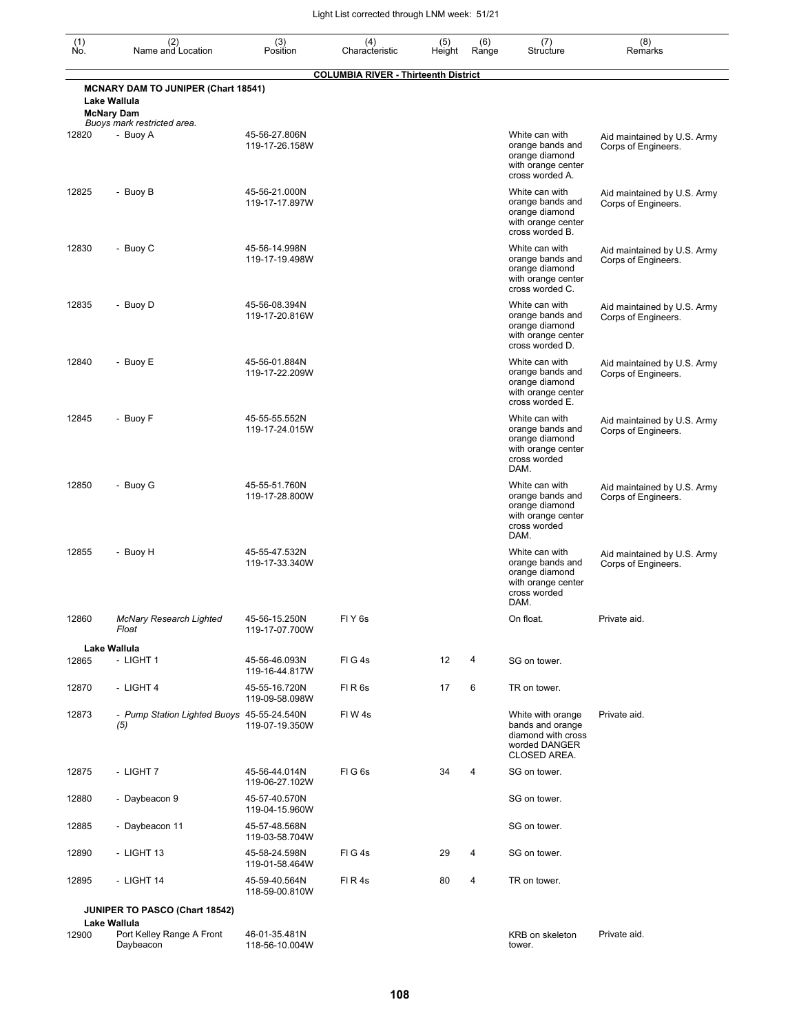| (1) No. | (2) Name and Location | (3) Position | (4) Characteristic | (5) Height | (6) Range | (7) Structure | (8) Remarks |
|---|---|---|---|---|---|---|---|
| | **COLUMBIA RIVER - Thirteenth District** | | | | | | |
| | **MCNARY DAM TO JUNIPER (Chart 18541)** | | | | | | |
| | **Lake Wallula** | | | | | | |
| | **McNary Dam** | | | | | | |
| | *Buoys mark restricted area.* | | | | | | |
| 12820 | - Buoy A | 45-56-27.806N 119-17-26.158W | | | | White can with orange bands and orange diamond with orange center cross worded A. | Aid maintained by U.S. Army Corps of Engineers. |
| 12825 | - Buoy B | 45-56-21.000N 119-17-17.897W | | | | White can with orange bands and orange diamond with orange center cross worded B. | Aid maintained by U.S. Army Corps of Engineers. |
| 12830 | - Buoy C | 45-56-14.998N 119-17-19.498W | | | | White can with orange bands and orange diamond with orange center cross worded C. | Aid maintained by U.S. Army Corps of Engineers. |
| 12835 | - Buoy D | 45-56-08.394N 119-17-20.816W | | | | White can with orange bands and orange diamond with orange center cross worded D. | Aid maintained by U.S. Army Corps of Engineers. |
| 12840 | - Buoy E | 45-56-01.884N 119-17-22.209W | | | | White can with orange bands and orange diamond with orange center cross worded E. | Aid maintained by U.S. Army Corps of Engineers. |
| 12845 | - Buoy F | 45-55-55.552N 119-17-24.015W | | | | White can with orange bands and orange diamond with orange center cross worded DAM. | Aid maintained by U.S. Army Corps of Engineers. |
| 12850 | - Buoy G | 45-55-51.760N 119-17-28.800W | | | | White can with orange bands and orange diamond with orange center cross worded DAM. | Aid maintained by U.S. Army Corps of Engineers. |
| 12855 | - Buoy H | 45-55-47.532N 119-17-33.340W | | | | White can with orange bands and orange diamond with orange center cross worded DAM. | Aid maintained by U.S. Army Corps of Engineers. |
| 12860 | *McNary Research Lighted Float* | 45-56-15.250N 119-17-07.700W | Fl Y 6s | | | On float. | Private aid. |
| | **Lake Wallula** | | | | | | |
| 12865 | - LIGHT 1 | 45-56-46.093N 119-16-44.817W | Fl G 4s | 12 | 4 | SG on tower. | |
| 12870 | - LIGHT 4 | 45-55-16.720N 119-09-58.098W | Fl R 6s | 17 | 6 | TR on tower. | |
| 12873 | - *Pump Station Lighted Buoys (5)* | 45-55-24.540N 119-07-19.350W | Fl W 4s | | | White with orange bands and orange diamond with cross worded DANGER CLOSED AREA. | Private aid. |
| 12875 | - LIGHT 7 | 45-56-44.014N 119-06-27.102W | Fl G 6s | 34 | 4 | SG on tower. | |
| 12880 | - Daybeacon 9 | 45-57-40.570N 119-04-15.960W | | | | SG on tower. | |
| 12885 | - Daybeacon 11 | 45-57-48.568N 119-03-58.704W | | | | SG on tower. | |
| 12890 | - LIGHT 13 | 45-58-24.598N 119-01-58.464W | Fl G 4s | 29 | 4 | SG on tower. | |
| 12895 | - LIGHT 14 | 45-59-40.564N 118-59-00.810W | Fl R 4s | 80 | 4 | TR on tower. | |
| | **JUNIPER TO PASCO (Chart 18542)** | | | | | | |
| | **Lake Wallula** | | | | | | |
| 12900 | Port Kelley Range A Front Daybeacon | 46-01-35.481N 118-56-10.004W | | | | KRB on skeleton tower. | Private aid. |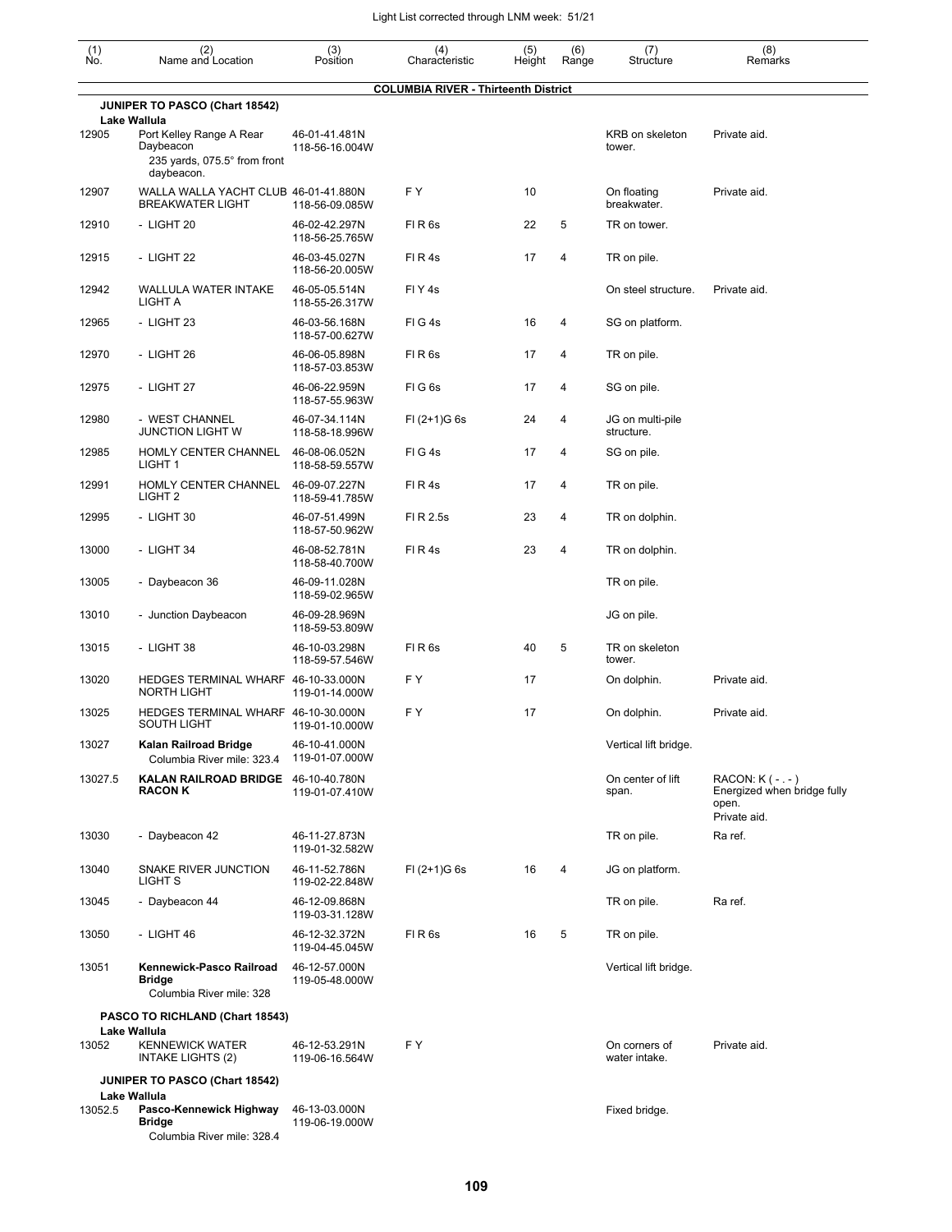Light List corrected through LNM week: 51/21

| (1) No. | (2) Name and Location | (3) Position | (4) Characteristic | (5) Height | (6) Range | (7) Structure | (8) Remarks |
|---|---|---|---|---|---|---|---|
| | **COLUMBIA RIVER - Thirteenth District** | | | | | | |
| | **JUNIPER TO PASCO (Chart 18542)** | | | | | | |
| | **Lake Wallula** | | | | | | |
| 12905 | Port Kelley Range A Rear Daybeacon 235 yards, 075.5° from front daybeacon. | 46-01-41.481N 118-56-16.004W | | | | KRB on skeleton tower. | Private aid. |
| 12907 | WALLA WALLA YACHT CLUB BREAKWATER LIGHT | 46-01-41.880N 118-56-09.085W | F Y | 10 | | On floating breakwater. | Private aid. |
| 12910 | - LIGHT 20 | 46-02-42.297N 118-56-25.765W | Fl R 6s | 22 | 5 | TR on tower. | |
| 12915 | - LIGHT 22 | 46-03-45.027N 118-56-20.005W | Fl R 4s | 17 | 4 | TR on pile. | |
| 12942 | WALLULA WATER INTAKE LIGHT A | 46-05-05.514N 118-55-26.317W | Fl Y 4s | | | On steel structure. | Private aid. |
| 12965 | - LIGHT 23 | 46-03-56.168N 118-57-00.627W | Fl G 4s | 16 | 4 | SG on platform. | |
| 12970 | - LIGHT 26 | 46-06-05.898N 118-57-03.853W | Fl R 6s | 17 | 4 | TR on pile. | |
| 12975 | - LIGHT 27 | 46-06-22.959N 118-57-55.963W | Fl G 6s | 17 | 4 | SG on pile. | |
| 12980 | - WEST CHANNEL JUNCTION LIGHT W | 46-07-34.114N 118-58-18.996W | Fl (2+1)G 6s | 24 | 4 | JG on multi-pile structure. | |
| 12985 | HOMLY CENTER CHANNEL LIGHT 1 | 46-08-06.052N 118-58-59.557W | Fl G 4s | 17 | 4 | SG on pile. | |
| 12991 | HOMLY CENTER CHANNEL LIGHT 2 | 46-09-07.227N 118-59-41.785W | Fl R 4s | 17 | 4 | TR on pile. | |
| 12995 | - LIGHT 30 | 46-07-51.499N 118-57-50.962W | Fl R 2.5s | 23 | 4 | TR on dolphin. | |
| 13000 | - LIGHT 34 | 46-08-52.781N 118-58-40.700W | Fl R 4s | 23 | 4 | TR on dolphin. | |
| 13005 | - Daybeacon 36 | 46-09-11.028N 118-59-02.965W | | | | TR on pile. | |
| 13010 | - Junction Daybeacon | 46-09-28.969N 118-59-53.809W | | | | JG on pile. | |
| 13015 | - LIGHT 38 | 46-10-03.298N 118-59-57.546W | Fl R 6s | 40 | 5 | TR on skeleton tower. | |
| 13020 | HEDGES TERMINAL WHARF NORTH LIGHT | 46-10-33.000N 119-01-14.000W | F Y | 17 | | On dolphin. | Private aid. |
| 13025 | HEDGES TERMINAL WHARF SOUTH LIGHT | 46-10-30.000N 119-01-10.000W | F Y | 17 | | On dolphin. | Private aid. |
| 13027 | **Kalan Railroad Bridge** Columbia River mile: 323.4 | 46-10-41.000N 119-01-07.000W | | | | Vertical lift bridge. | |
| 13027.5 | **KALAN RAILROAD BRIDGE RACON K** | 46-10-40.780N 119-01-07.410W | | | | On center of lift span. | RACON: K ( - . - ) Energized when bridge fully open. Private aid. |
| 13030 | - Daybeacon 42 | 46-11-27.873N 119-01-32.582W | | | | TR on pile. | Ra ref. |
| 13040 | SNAKE RIVER JUNCTION LIGHT S | 46-11-52.786N 119-02-22.848W | Fl (2+1)G 6s | 16 | 4 | JG on platform. | |
| 13045 | - Daybeacon 44 | 46-12-09.868N 119-03-31.128W | | | | TR on pile. | Ra ref. |
| 13050 | - LIGHT 46 | 46-12-32.372N 119-04-45.045W | Fl R 6s | 16 | 5 | TR on pile. | |
| 13051 | **Kennewick-Pasco Railroad Bridge** Columbia River mile: 328 | 46-12-57.000N 119-05-48.000W | | | | Vertical lift bridge. | |
| | **PASCO TO RICHLAND (Chart 18543)** | | | | | | |
| | **Lake Wallula** | | | | | | |
| 13052 | KENNEWICK WATER INTAKE LIGHTS (2) | 46-12-53.291N 119-06-16.564W | F Y | | | On corners of water intake. | Private aid. |
| | **JUNIPER TO PASCO (Chart 18542)** | | | | | | |
| | **Lake Wallula** | | | | | | |
| 13052.5 | **Pasco-Kennewick Highway Bridge** Columbia River mile: 328.4 | 46-13-03.000N 119-06-19.000W | | | | Fixed bridge. | |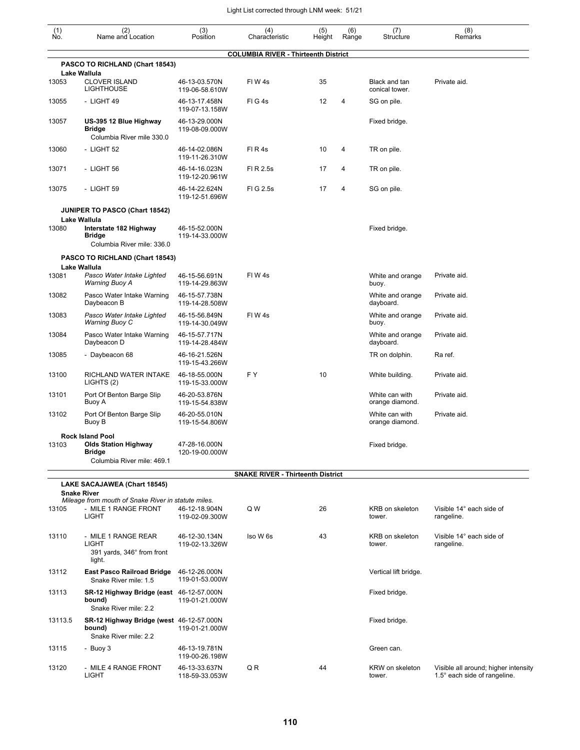Light List corrected through LNM week: 51/21

| (1) No. | (2) Name and Location | (3) Position | (4) Characteristic | (5) Height | (6) Range | (7) Structure | (8) Remarks |
|---|---|---|---|---|---|---|---|
| | **COLUMBIA RIVER - Thirteenth District** | | | | | | |
| | **PASCO TO RICHLAND (Chart 18543)** | | | | | | |
| | **Lake Wallula** | | | | | | |
| 13053 | CLOVER ISLAND LIGHTHOUSE | 46-13-03.570N 119-06-58.610W | Fl W 4s | 35 | | Black and tan conical tower. | Private aid. |
| 13055 | - LIGHT 49 | 46-13-17.458N 119-07-13.158W | Fl G 4s | 12 | 4 | SG on pile. | |
| 13057 | **US-395 12 Blue Highway Bridge** Columbia River mile 330.0 | 46-13-29.000N 119-08-09.000W | | | | Fixed bridge. | |
| 13060 | - LIGHT 52 | 46-14-02.086N 119-11-26.310W | Fl R 4s | 10 | 4 | TR on pile. | |
| 13071 | - LIGHT 56 | 46-14-16.023N 119-12-20.961W | Fl R 2.5s | 17 | 4 | TR on pile. | |
| 13075 | - LIGHT 59 | 46-14-22.624N 119-12-51.696W | Fl G 2.5s | 17 | 4 | SG on pile. | |
| | **JUNIPER TO PASCO (Chart 18542)** | | | | | | |
| | **Lake Wallula** | | | | | | |
| 13080 | **Interstate 182 Highway Bridge** Columbia River mile: 336.0 | 46-15-52.000N 119-14-33.000W | | | | Fixed bridge. | |
| | **PASCO TO RICHLAND (Chart 18543)** | | | | | | |
| | **Lake Wallula** | | | | | | |
| 13081 | *Pasco Water Intake Lighted Warning Buoy A* | 46-15-56.691N 119-14-29.863W | Fl W 4s | | | White and orange buoy. | Private aid. |
| 13082 | Pasco Water Intake Warning Daybeacon B | 46-15-57.738N 119-14-28.508W | | | | White and orange dayboard. | Private aid. |
| 13083 | *Pasco Water Intake Lighted Warning Buoy C* | 46-15-56.849N 119-14-30.049W | Fl W 4s | | | White and orange buoy. | Private aid. |
| 13084 | Pasco Water Intake Warning Daybeacon D | 46-15-57.717N 119-14-28.484W | | | | White and orange dayboard. | Private aid. |
| 13085 | - Daybeacon 68 | 46-16-21.526N 119-15-43.266W | | | | TR on dolphin. | Ra ref. |
| 13100 | RICHLAND WATER INTAKE LIGHTS (2) | 46-18-55.000N 119-15-33.000W | F Y | 10 | | White building. | Private aid. |
| 13101 | Port Of Benton Barge Slip Buoy A | 46-20-53.876N 119-15-54.838W | | | | White can with orange diamond. | Private aid. |
| 13102 | Port Of Benton Barge Slip Buoy B | 46-20-55.010N 119-15-54.806W | | | | White can with orange diamond. | Private aid. |
| | **Rock Island Pool** | | | | | | |
| 13103 | **Olds Station Highway Bridge** Columbia River mile: 469.1 | 47-28-16.000N 120-19-00.000W | | | | Fixed bridge. | |
| | **SNAKE RIVER - Thirteenth District** | | | | | | |
| | **LAKE SACAJAWEA (Chart 18545)** | | | | | | |
| | **Snake River** *Mileage from mouth of Snake River in statute miles.* | | | | | | |
| 13105 | - MILE 1 RANGE FRONT LIGHT | 46-12-18.904N 119-02-09.300W | Q W | 26 | | KRB on skeleton tower. | Visible 14° each side of rangeline. |
| 13110 | - MILE 1 RANGE REAR LIGHT 391 yards, 346° from front light. | 46-12-30.134N 119-02-13.326W | Iso W 6s | 43 | | KRB on skeleton tower. | Visible 14° each side of rangeline. |
| 13112 | **East Pasco Railroad Bridge** Snake River mile: 1.5 | 46-12-26.000N 119-01-53.000W | | | | Vertical lift bridge. | |
| 13113 | **SR-12 Highway Bridge (east bound)** Snake River mile: 2.2 | 46-12-57.000N 119-01-21.000W | | | | Fixed bridge. | |
| 13113.5 | **SR-12 Highway Bridge (west bound)** Snake River mile: 2.2 | 46-12-57.000N 119-01-21.000W | | | | Fixed bridge. | |
| 13115 | - Buoy 3 | 46-13-19.781N 119-00-26.198W | | | | Green can. | |
| 13120 | - MILE 4 RANGE FRONT LIGHT | 46-13-33.637N 118-59-33.053W | Q R | 44 | | KRW on skeleton tower. | Visible all around; higher intensity 1.5° each side of rangeline. |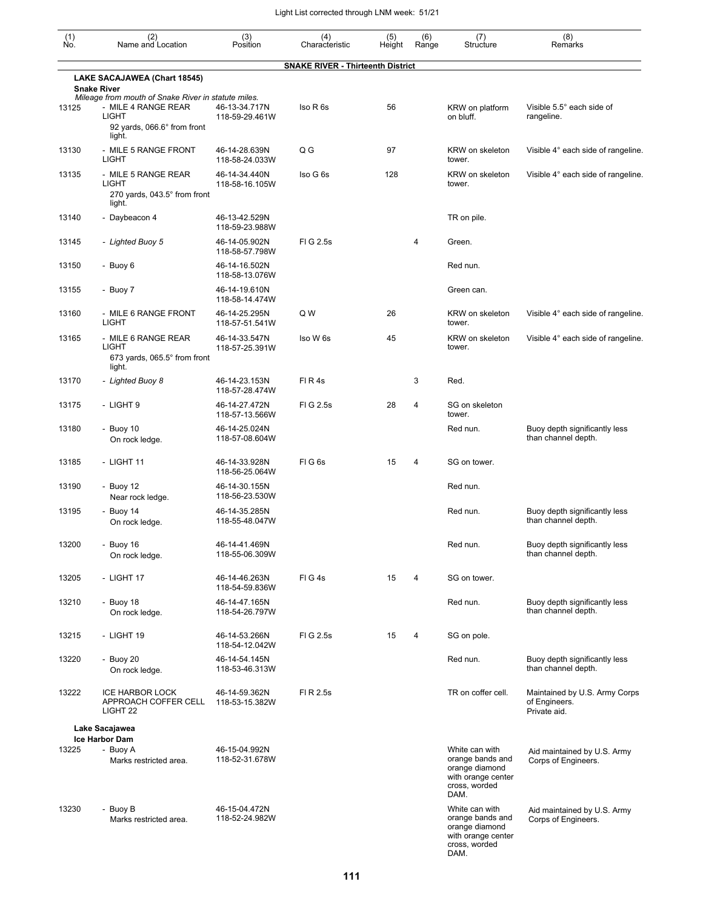| (1) No. | (2) Name and Location | (3) Position | (4) Characteristic | (5) Height | (6) Range | (7) Structure | (8) Remarks |
|---|---|---|---|---|---|---|---|
| | **SNAKE RIVER - Thirteenth District** | | | | | | |
| | **LAKE SACAJAWEA (Chart 18545)** | | | | | | |
| | **Snake River** | | | | | | |
| | *Mileage from mouth of Snake River in statute miles.* | | | | | | |
| 13125 | - MILE 4 RANGE REAR LIGHT<br>92 yards, 066.6° from front light. | 46-13-34.717N<br>118-59-29.461W | Iso R 6s | 56 | | KRW on platform on bluff. | Visible 5.5° each side of rangeline. |
| 13130 | - MILE 5 RANGE FRONT LIGHT | 46-14-28.639N<br>118-58-24.033W | Q G | 97 | | KRW on skeleton tower. | Visible 4° each side of rangeline. |
| 13135 | - MILE 5 RANGE REAR LIGHT<br>270 yards, 043.5° from front light. | 46-14-34.440N<br>118-58-16.105W | Iso G 6s | 128 | | KRW on skeleton tower. | Visible 4° each side of rangeline. |
| 13140 | - Daybeacon 4 | 46-13-42.529N<br>118-59-23.988W | | | | TR on pile. | |
| 13145 | - *Lighted Buoy 5* | 46-14-05.902N<br>118-58-57.798W | Fl G 2.5s | | 4 | Green. | |
| 13150 | - Buoy 6 | 46-14-16.502N<br>118-58-13.076W | | | | Red nun. | |
| 13155 | - Buoy 7 | 46-14-19.610N<br>118-58-14.474W | | | | Green can. | |
| 13160 | - MILE 6 RANGE FRONT LIGHT | 46-14-25.295N<br>118-57-51.541W | Q W | 26 | | KRW on skeleton tower. | Visible 4° each side of rangeline. |
| 13165 | - MILE 6 RANGE REAR LIGHT<br>673 yards, 065.5° from front light. | 46-14-33.547N<br>118-57-25.391W | Iso W 6s | 45 | | KRW on skeleton tower. | Visible 4° each side of rangeline. |
| 13170 | - *Lighted Buoy 8* | 46-14-23.153N<br>118-57-28.474W | Fl R 4s | | 3 | Red. | |
| 13175 | - LIGHT 9 | 46-14-27.472N<br>118-57-13.566W | Fl G 2.5s | 28 | 4 | SG on skeleton tower. | |
| 13180 | - Buoy 10<br>On rock ledge. | 46-14-25.024N<br>118-57-08.604W | | | | Red nun. | Buoy depth significantly less than channel depth. |
| 13185 | - LIGHT 11 | 46-14-33.928N<br>118-56-25.064W | Fl G 6s | 15 | 4 | SG on tower. | |
| 13190 | - Buoy 12<br>Near rock ledge. | 46-14-30.155N<br>118-56-23.530W | | | | Red nun. | |
| 13195 | - Buoy 14<br>On rock ledge. | 46-14-35.285N<br>118-55-48.047W | | | | Red nun. | Buoy depth significantly less than channel depth. |
| 13200 | - Buoy 16<br>On rock ledge. | 46-14-41.469N<br>118-55-06.309W | | | | Red nun. | Buoy depth significantly less than channel depth. |
| 13205 | - LIGHT 17 | 46-14-46.263N<br>118-54-59.836W | Fl G 4s | 15 | 4 | SG on tower. | |
| 13210 | - Buoy 18<br>On rock ledge. | 46-14-47.165N<br>118-54-26.797W | | | | Red nun. | Buoy depth significantly less than channel depth. |
| 13215 | - LIGHT 19 | 46-14-53.266N<br>118-54-12.042W | Fl G 2.5s | 15 | 4 | SG on pole. | |
| 13220 | - Buoy 20<br>On rock ledge. | 46-14-54.145N<br>118-53-46.313W | | | | Red nun. | Buoy depth significantly less than channel depth. |
| 13222 | ICE HARBOR LOCK APPROACH COFFER CELL LIGHT 22 | 46-14-59.362N<br>118-53-15.382W | Fl R 2.5s | | | TR on coffer cell. | Maintained by U.S. Army Corps of Engineers.<br>Private aid. |
| | **Lake Sacajawea** | | | | | | |
| | **Ice Harbor Dam** | | | | | | |
| 13225 | - Buoy A<br>Marks restricted area. | 46-15-04.992N<br>118-52-31.678W | | | | White can with orange bands and orange diamond with orange center cross, worded DAM. | Aid maintained by U.S. Army Corps of Engineers. |
| 13230 | - Buoy B<br>Marks restricted area. | 46-15-04.472N<br>118-52-24.982W | | | | White can with orange bands and orange diamond with orange center cross, worded DAM. | Aid maintained by U.S. Army Corps of Engineers. |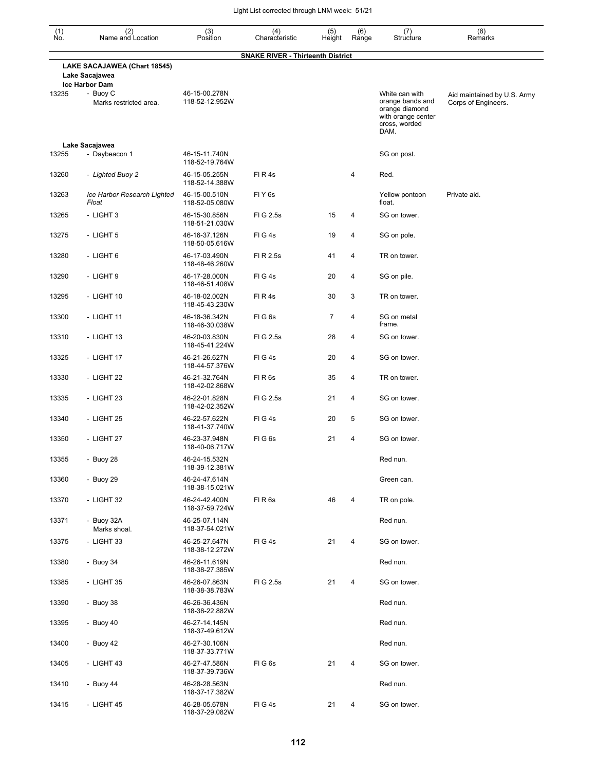| (1) No. | (2) Name and Location | (3) Position | (4) Characteristic | (5) Height | (6) Range | (7) Structure | (8) Remarks |
|---|---|---|---|---|---|---|---|
| | **SNAKE RIVER - Thirteenth District** | | | | | | |
| | **LAKE SACAJAWEA (Chart 18545)** | | | | | | |
| | **Lake Sacajawea** | | | | | | |
| | **Ice Harbor Dam** | | | | | | |
| 13235 | - Buoy C<br>Marks restricted area. | 46-15-00.278N<br>118-52-12.952W | | | | White can with orange bands and orange diamond with orange center cross, worded DAM. | Aid maintained by U.S. Army Corps of Engineers. |
| | **Lake Sacajawea** | | | | | | |
| 13255 | - Daybeacon 1 | 46-15-11.740N<br>118-52-19.764W | | | | SG on post. | |
| 13260 | *- Lighted Buoy 2* | 46-15-05.255N<br>118-52-14.388W | Fl R 4s | | 4 | Red. | |
| 13263 | *Ice Harbor Research Lighted Float* | 46-15-00.510N<br>118-52-05.080W | Fl Y 6s | | | Yellow pontoon float. | Private aid. |
| 13265 | - LIGHT 3 | 46-15-30.856N<br>118-51-21.030W | Fl G 2.5s | 15 | 4 | SG on tower. | |
| 13275 | - LIGHT 5 | 46-16-37.126N<br>118-50-05.616W | Fl G 4s | 19 | 4 | SG on pole. | |
| 13280 | - LIGHT 6 | 46-17-03.490N<br>118-48-46.260W | Fl R 2.5s | 41 | 4 | TR on tower. | |
| 13290 | - LIGHT 9 | 46-17-28.000N<br>118-46-51.408W | Fl G 4s | 20 | 4 | SG on pile. | |
| 13295 | - LIGHT 10 | 46-18-02.002N<br>118-45-43.230W | Fl R 4s | 30 | 3 | TR on tower. | |
| 13300 | - LIGHT 11 | 46-18-36.342N<br>118-46-30.038W | Fl G 6s | 7 | 4 | SG on metal frame. | |
| 13310 | - LIGHT 13 | 46-20-03.830N<br>118-45-41.224W | Fl G 2.5s | 28 | 4 | SG on tower. | |
| 13325 | - LIGHT 17 | 46-21-26.627N<br>118-44-57.376W | Fl G 4s | 20 | 4 | SG on tower. | |
| 13330 | - LIGHT 22 | 46-21-32.764N<br>118-42-02.868W | Fl R 6s | 35 | 4 | TR on tower. | |
| 13335 | - LIGHT 23 | 46-22-01.828N<br>118-42-02.352W | Fl G 2.5s | 21 | 4 | SG on tower. | |
| 13340 | - LIGHT 25 | 46-22-57.622N<br>118-41-37.740W | Fl G 4s | 20 | 5 | SG on tower. | |
| 13350 | - LIGHT 27 | 46-23-37.948N<br>118-40-06.717W | Fl G 6s | 21 | 4 | SG on tower. | |
| 13355 | - Buoy 28 | 46-24-15.532N<br>118-39-12.381W | | | | Red nun. | |
| 13360 | - Buoy 29 | 46-24-47.614N<br>118-38-15.021W | | | | Green can. | |
| 13370 | - LIGHT 32 | 46-24-42.400N<br>118-37-59.724W | Fl R 6s | 46 | 4 | TR on pole. | |
| 13371 | - Buoy 32A<br>Marks shoal. | 46-25-07.114N<br>118-37-54.021W | | | | Red nun. | |
| 13375 | - LIGHT 33 | 46-25-27.647N<br>118-38-12.272W | Fl G 4s | 21 | 4 | SG on tower. | |
| 13380 | - Buoy 34 | 46-26-11.619N<br>118-38-27.385W | | | | Red nun. | |
| 13385 | - LIGHT 35 | 46-26-07.863N<br>118-38-38.783W | Fl G 2.5s | 21 | 4 | SG on tower. | |
| 13390 | - Buoy 38 | 46-26-36.436N<br>118-38-22.882W | | | | Red nun. | |
| 13395 | - Buoy 40 | 46-27-14.145N<br>118-37-49.612W | | | | Red nun. | |
| 13400 | - Buoy 42 | 46-27-30.106N<br>118-37-33.771W | | | | Red nun. | |
| 13405 | - LIGHT 43 | 46-27-47.586N<br>118-37-39.736W | Fl G 6s | 21 | 4 | SG on tower. | |
| 13410 | - Buoy 44 | 46-28-28.563N<br>118-37-17.382W | | | | Red nun. | |
| 13415 | - LIGHT 45 | 46-28-05.678N<br>118-37-29.082W | Fl G 4s | 21 | 4 | SG on tower. | |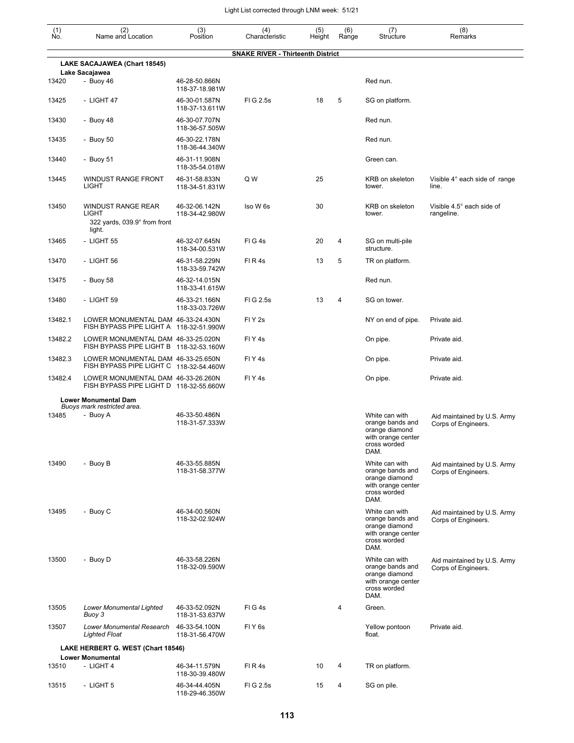| (1) No. | (2) Name and Location | (3) Position | (4) Characteristic | (5) Height | (6) Range | (7) Structure | (8) Remarks |
|---|---|---|---|---|---|---|---|
| | **SNAKE RIVER - Thirteenth District** | | | | | | |
| | **LAKE SACAJAWEA (Chart 18545)** | | | | | | |
| | **Lake Sacajawea** | | | | | | |
| 13420 | - Buoy 46 | 46-28-50.866N 118-37-18.981W | | | | Red nun. | |
| 13425 | - LIGHT 47 | 46-30-01.587N 118-37-13.611W | Fl G 2.5s | 18 | 5 | SG on platform. | |
| 13430 | - Buoy 48 | 46-30-07.707N 118-36-57.505W | | | | Red nun. | |
| 13435 | - Buoy 50 | 46-30-22.178N 118-36-44.340W | | | | Red nun. | |
| 13440 | - Buoy 51 | 46-31-11.908N 118-35-54.018W | | | | Green can. | |
| 13445 | WINDUST RANGE FRONT LIGHT | 46-31-58.833N 118-34-51.831W | Q W | 25 | | KRB on skeleton tower. | Visible 4° each side of range line. |
| 13450 | WINDUST RANGE REAR LIGHT 322 yards, 039.9° from front light. | 46-32-06.142N 118-34-42.980W | Iso W 6s | 30 | | KRB on skeleton tower. | Visible 4.5° each side of rangeline. |
| 13465 | - LIGHT 55 | 46-32-07.645N 118-34-00.531W | Fl G 4s | 20 | 4 | SG on multi-pile structure. | |
| 13470 | - LIGHT 56 | 46-31-58.229N 118-33-59.742W | Fl R 4s | 13 | 5 | TR on platform. | |
| 13475 | - Buoy 58 | 46-32-14.015N 118-33-41.615W | | | | Red nun. | |
| 13480 | - LIGHT 59 | 46-33-21.166N 118-33-03.726W | Fl G 2.5s | 13 | 4 | SG on tower. | |
| 13482.1 | LOWER MONUMENTAL DAM FISH BYPASS PIPE LIGHT A | 46-33-24.430N 118-32-51.990W | Fl Y 2s | | | NY on end of pipe. | Private aid. |
| 13482.2 | LOWER MONUMENTAL DAM FISH BYPASS PIPE LIGHT B | 46-33-25.020N 118-32-53.160W | Fl Y 4s | | | On pipe. | Private aid. |
| 13482.3 | LOWER MONUMENTAL DAM FISH BYPASS PIPE LIGHT C | 46-33-25.650N 118-32-54.460W | Fl Y 4s | | | On pipe. | Private aid. |
| 13482.4 | LOWER MONUMENTAL DAM FISH BYPASS PIPE LIGHT D | 46-33-26.260N 118-32-55.660W | Fl Y 4s | | | On pipe. | Private aid. |
| | **Lower Monumental Dam** *Buoys mark restricted area.* | | | | | | |
| 13485 | - Buoy A | 46-33-50.486N 118-31-57.333W | | | | White can with orange bands and orange diamond with orange center cross worded DAM. | Aid maintained by U.S. Army Corps of Engineers. |
| 13490 | - Buoy B | 46-33-55.885N 118-31-58.377W | | | | White can with orange bands and orange diamond with orange center cross worded DAM. | Aid maintained by U.S. Army Corps of Engineers. |
| 13495 | - Buoy C | 46-34-00.560N 118-32-02.924W | | | | White can with orange bands and orange diamond with orange center cross worded DAM. | Aid maintained by U.S. Army Corps of Engineers. |
| 13500 | - Buoy D | 46-33-58.226N 118-32-09.590W | | | | White can with orange bands and orange diamond with orange center cross worded DAM. | Aid maintained by U.S. Army Corps of Engineers. |
| 13505 | *Lower Monumental Lighted Buoy 3* | 46-33-52.092N 118-31-53.637W | Fl G 4s | | 4 | Green. | |
| 13507 | *Lower Monumental Research Lighted Float* | 46-33-54.100N 118-31-56.470W | Fl Y 6s | | | Yellow pontoon float. | Private aid. |
| | **LAKE HERBERT G. WEST (Chart 18546)** | | | | | | |
| | **Lower Monumental** | | | | | | |
| 13510 | - LIGHT 4 | 46-34-11.579N 118-30-39.480W | Fl R 4s | 10 | 4 | TR on platform. | |
| 13515 | - LIGHT 5 | 46-34-44.405N 118-29-46.350W | Fl G 2.5s | 15 | 4 | SG on pile. | |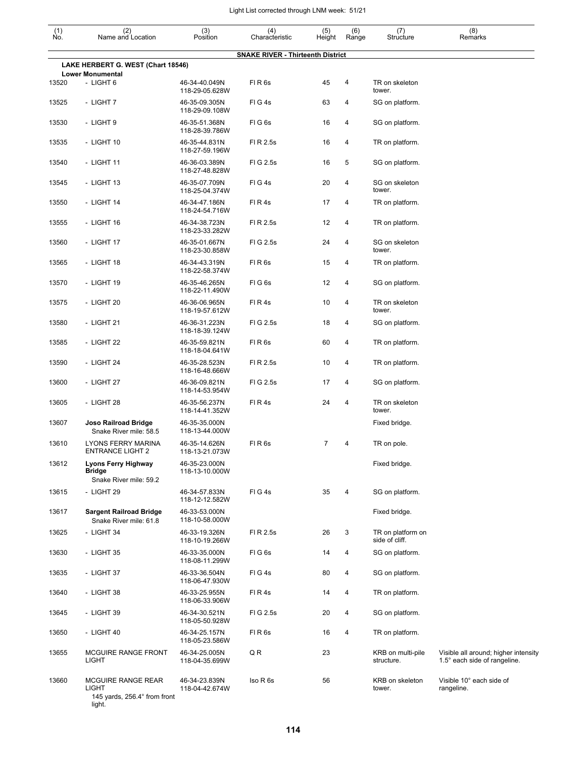| (1) No. | (2) Name and Location | (3) Position | (4) Characteristic | (5) Height | (6) Range | (7) Structure | (8) Remarks |
|---|---|---|---|---|---|---|---|
| | **SNAKE RIVER - Thirteenth District** | | | | | | |
| | **LAKE HERBERT G. WEST (Chart 18546)** | | | | | | |
| | **Lower Monumental** | | | | | | |
| 13520 | - LIGHT 6 | 46-34-40.049N 118-29-05.628W | Fl R 6s | 45 | 4 | TR on skeleton tower. | |
| 13525 | - LIGHT 7 | 46-35-09.305N 118-29-09.108W | Fl G 4s | 63 | 4 | SG on platform. | |
| 13530 | - LIGHT 9 | 46-35-51.368N 118-28-39.786W | Fl G 6s | 16 | 4 | SG on platform. | |
| 13535 | - LIGHT 10 | 46-35-44.831N 118-27-59.196W | Fl R 2.5s | 16 | 4 | TR on platform. | |
| 13540 | - LIGHT 11 | 46-36-03.389N 118-27-48.828W | Fl G 2.5s | 16 | 5 | SG on platform. | |
| 13545 | - LIGHT 13 | 46-35-07.709N 118-25-04.374W | Fl G 4s | 20 | 4 | SG on skeleton tower. | |
| 13550 | - LIGHT 14 | 46-34-47.186N 118-24-54.716W | Fl R 4s | 17 | 4 | TR on platform. | |
| 13555 | - LIGHT 16 | 46-34-38.723N 118-23-33.282W | Fl R 2.5s | 12 | 4 | TR on platform. | |
| 13560 | - LIGHT 17 | 46-35-01.667N 118-23-30.858W | Fl G 2.5s | 24 | 4 | SG on skeleton tower. | |
| 13565 | - LIGHT 18 | 46-34-43.319N 118-22-58.374W | Fl R 6s | 15 | 4 | TR on platform. | |
| 13570 | - LIGHT 19 | 46-35-46.265N 118-22-11.490W | Fl G 6s | 12 | 4 | SG on platform. | |
| 13575 | - LIGHT 20 | 46-36-06.965N 118-19-57.612W | Fl R 4s | 10 | 4 | TR on skeleton tower. | |
| 13580 | - LIGHT 21 | 46-36-31.223N 118-18-39.124W | Fl G 2.5s | 18 | 4 | SG on platform. | |
| 13585 | - LIGHT 22 | 46-35-59.821N 118-18-04.641W | Fl R 6s | 60 | 4 | TR on platform. | |
| 13590 | - LIGHT 24 | 46-35-28.523N 118-16-48.666W | Fl R 2.5s | 10 | 4 | TR on platform. | |
| 13600 | - LIGHT 27 | 46-36-09.821N 118-14-53.954W | Fl G 2.5s | 17 | 4 | SG on platform. | |
| 13605 | - LIGHT 28 | 46-35-56.237N 118-14-41.352W | Fl R 4s | 24 | 4 | TR on skeleton tower. | |
| 13607 | **Joso Railroad Bridge** Snake River mile: 58.5 | 46-35-35.000N 118-13-44.000W | | | | Fixed bridge. | |
| 13610 | LYONS FERRY MARINA ENTRANCE LIGHT 2 | 46-35-14.626N 118-13-21.073W | Fl R 6s | 7 | 4 | TR on pole. | |
| 13612 | **Lyons Ferry Highway Bridge** Snake River mile: 59.2 | 46-35-23.000N 118-13-10.000W | | | | Fixed bridge. | |
| 13615 | - LIGHT 29 | 46-34-57.833N 118-12-12.582W | Fl G 4s | 35 | 4 | SG on platform. | |
| 13617 | **Sargent Railroad Bridge** Snake River mile: 61.8 | 46-33-53.000N 118-10-58.000W | | | | Fixed bridge. | |
| 13625 | - LIGHT 34 | 46-33-19.326N 118-10-19.266W | Fl R 2.5s | 26 | 3 | TR on platform on side of cliff. | |
| 13630 | - LIGHT 35 | 46-33-35.000N 118-08-11.299W | Fl G 6s | 14 | 4 | SG on platform. | |
| 13635 | - LIGHT 37 | 46-33-36.504N 118-06-47.930W | Fl G 4s | 80 | 4 | SG on platform. | |
| 13640 | - LIGHT 38 | 46-33-25.955N 118-06-33.906W | Fl R 4s | 14 | 4 | TR on platform. | |
| 13645 | - LIGHT 39 | 46-34-30.521N 118-05-50.928W | Fl G 2.5s | 20 | 4 | SG on platform. | |
| 13650 | - LIGHT 40 | 46-34-25.157N 118-05-23.586W | Fl R 6s | 16 | 4 | TR on platform. | |
| 13655 | MCGUIRE RANGE FRONT LIGHT | 46-34-25.005N 118-04-35.699W | Q R | 23 | | KRB on multi-pile structure. | Visible all around; higher intensity 1.5° each side of rangeline. |
| 13660 | MCGUIRE RANGE REAR LIGHT 145 yards, 256.4° from front light. | 46-34-23.839N 118-04-42.674W | Iso R 6s | 56 | | KRB on skeleton tower. | Visible 10° each side of rangeline. |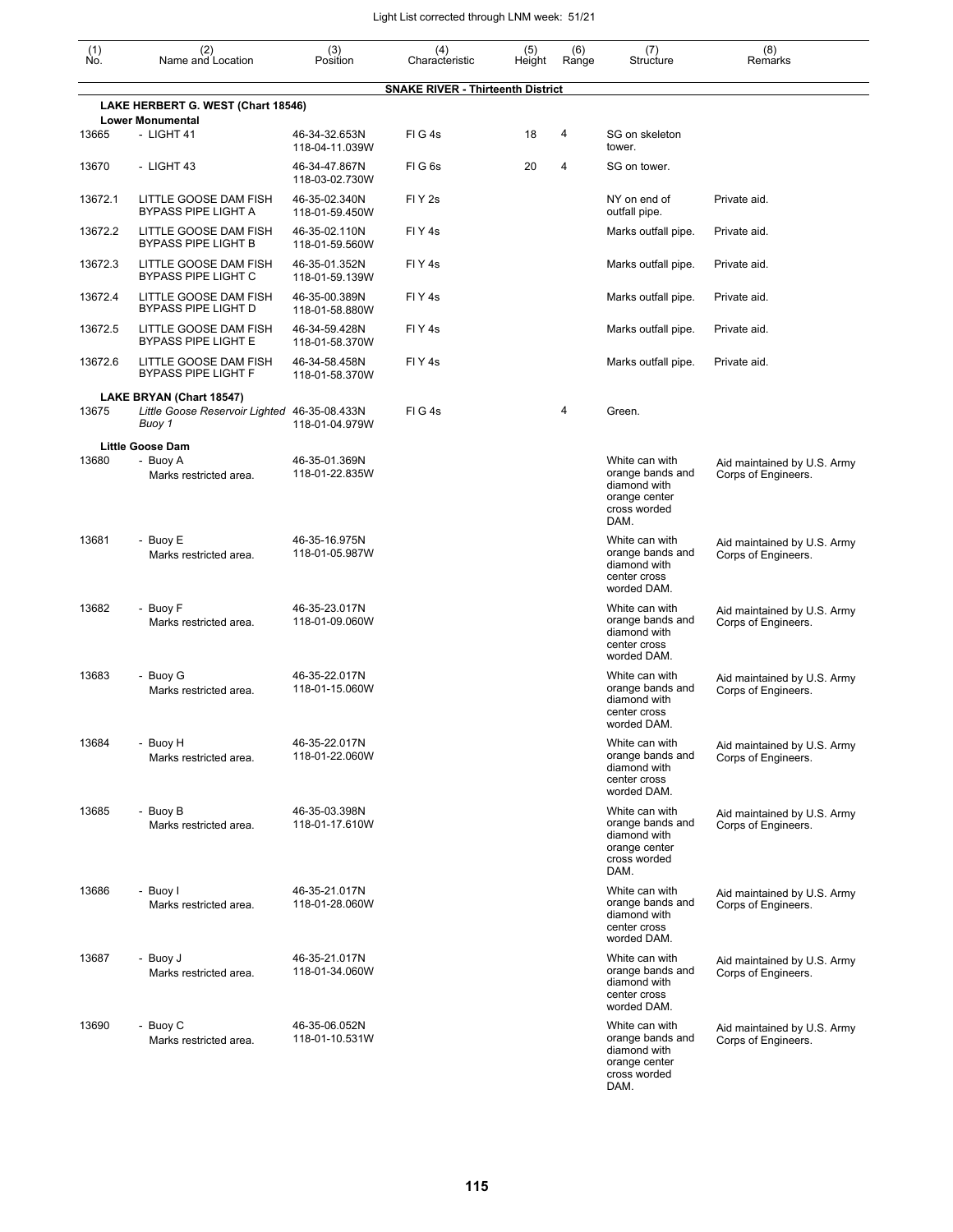| (1) No. | (2) Name and Location | (3) Position | (4) Characteristic | (5) Height | (6) Range | (7) Structure | (8) Remarks |
|---|---|---|---|---|---|---|---|
| | **SNAKE RIVER - Thirteenth District** | | | | | | |
| | **LAKE HERBERT G. WEST (Chart 18546)** | | | | | | |
| | **Lower Monumental** | | | | | | |
| 13665 | - LIGHT 41 | 46-34-32.653N 118-04-11.039W | Fl G 4s | 18 | 4 | SG on skeleton tower. | |
| 13670 | - LIGHT 43 | 46-34-47.867N 118-03-02.730W | Fl G 6s | 20 | 4 | SG on tower. | |
| 13672.1 | LITTLE GOOSE DAM FISH BYPASS PIPE LIGHT A | 46-35-02.340N 118-01-59.450W | Fl Y 2s | | | NY on end of outfall pipe. | Private aid. |
| 13672.2 | LITTLE GOOSE DAM FISH BYPASS PIPE LIGHT B | 46-35-02.110N 118-01-59.560W | Fl Y 4s | | | Marks outfall pipe. | Private aid. |
| 13672.3 | LITTLE GOOSE DAM FISH BYPASS PIPE LIGHT C | 46-35-01.352N 118-01-59.139W | Fl Y 4s | | | Marks outfall pipe. | Private aid. |
| 13672.4 | LITTLE GOOSE DAM FISH BYPASS PIPE LIGHT D | 46-35-00.389N 118-01-58.880W | Fl Y 4s | | | Marks outfall pipe. | Private aid. |
| 13672.5 | LITTLE GOOSE DAM FISH BYPASS PIPE LIGHT E | 46-34-59.428N 118-01-58.370W | Fl Y 4s | | | Marks outfall pipe. | Private aid. |
| 13672.6 | LITTLE GOOSE DAM FISH BYPASS PIPE LIGHT F | 46-34-58.458N 118-01-58.370W | Fl Y 4s | | | Marks outfall pipe. | Private aid. |
| | **LAKE BRYAN (Chart 18547)** | | | | | | |
| 13675 | *Little Goose Reservoir Lighted Buoy 1* | 46-35-08.433N 118-01-04.979W | Fl G 4s | | 4 | Green. | |
| | **Little Goose Dam** | | | | | | |
| 13680 | - Buoy A Marks restricted area. | 46-35-01.369N 118-01-22.835W | | | | White can with orange bands and diamond with orange center cross worded DAM. | Aid maintained by U.S. Army Corps of Engineers. |
| 13681 | - Buoy E Marks restricted area. | 46-35-16.975N 118-01-05.987W | | | | White can with orange bands and diamond with center cross worded DAM. | Aid maintained by U.S. Army Corps of Engineers. |
| 13682 | - Buoy F Marks restricted area. | 46-35-23.017N 118-01-09.060W | | | | White can with orange bands and diamond with center cross worded DAM. | Aid maintained by U.S. Army Corps of Engineers. |
| 13683 | - Buoy G Marks restricted area. | 46-35-22.017N 118-01-15.060W | | | | White can with orange bands and diamond with center cross worded DAM. | Aid maintained by U.S. Army Corps of Engineers. |
| 13684 | - Buoy H Marks restricted area. | 46-35-22.017N 118-01-22.060W | | | | White can with orange bands and diamond with center cross worded DAM. | Aid maintained by U.S. Army Corps of Engineers. |
| 13685 | - Buoy B Marks restricted area. | 46-35-03.398N 118-01-17.610W | | | | White can with orange bands and diamond with orange center cross worded DAM. | Aid maintained by U.S. Army Corps of Engineers. |
| 13686 | - Buoy I Marks restricted area. | 46-35-21.017N 118-01-28.060W | | | | White can with orange bands and diamond with center cross worded DAM. | Aid maintained by U.S. Army Corps of Engineers. |
| 13687 | - Buoy J Marks restricted area. | 46-35-21.017N 118-01-34.060W | | | | White can with orange bands and diamond with center cross worded DAM. | Aid maintained by U.S. Army Corps of Engineers. |
| 13690 | - Buoy C Marks restricted area. | 46-35-06.052N 118-01-10.531W | | | | White can with orange bands and diamond with orange center cross worded DAM. | Aid maintained by U.S. Army Corps of Engineers. |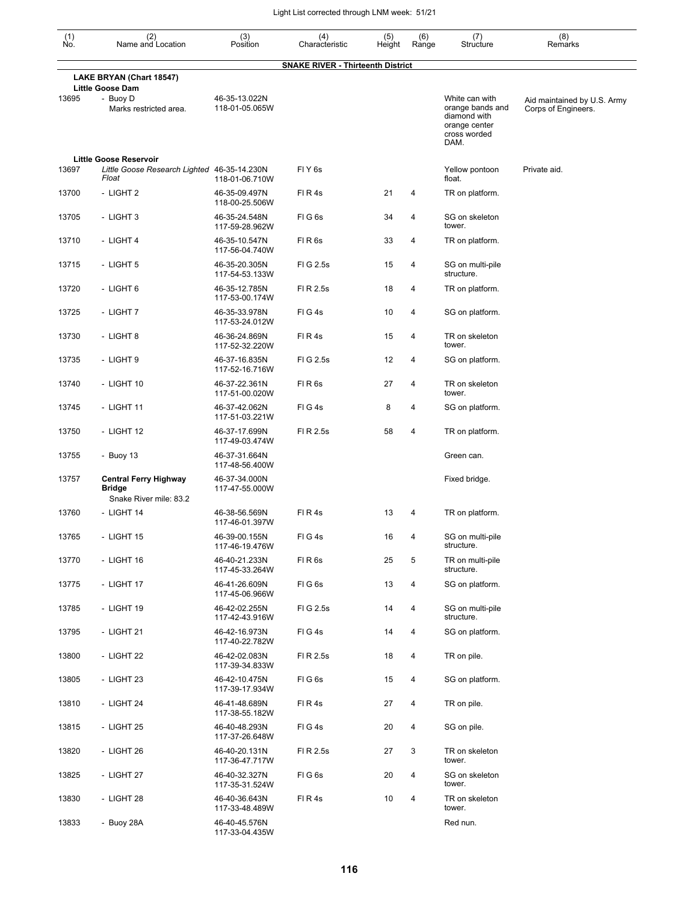| (1) No. | (2) Name and Location | (3) Position | (4) Characteristic | (5) Height | (6) Range | (7) Structure | (8) Remarks |
|---|---|---|---|---|---|---|---|
| | **SNAKE RIVER - Thirteenth District** | | | | | | |
| | **LAKE BRYAN (Chart 18547)** | | | | | | |
| | **Little Goose Dam** | | | | | | |
| 13695 | - Buoy D<br>Marks restricted area. | 46-35-13.022N<br>118-01-05.065W | | | | White can with orange bands and diamond with orange center cross worded DAM. | Aid maintained by U.S. Army Corps of Engineers. |
| | **Little Goose Reservoir** | | | | | | |
| 13697 | *Little Goose Research Lighted Float* | 46-35-14.230N<br>118-01-06.710W | Fl Y 6s | | | Yellow pontoon float. | Private aid. |
| 13700 | - LIGHT 2 | 46-35-09.497N<br>118-00-25.506W | Fl R 4s | 21 | 4 | TR on platform. | |
| 13705 | - LIGHT 3 | 46-35-24.548N<br>117-59-28.962W | Fl G 6s | 34 | 4 | SG on skeleton tower. | |
| 13710 | - LIGHT 4 | 46-35-10.547N<br>117-56-04.740W | Fl R 6s | 33 | 4 | TR on platform. | |
| 13715 | - LIGHT 5 | 46-35-20.305N<br>117-54-53.133W | Fl G 2.5s | 15 | 4 | SG on multi-pile structure. | |
| 13720 | - LIGHT 6 | 46-35-12.785N<br>117-53-00.174W | Fl R 2.5s | 18 | 4 | TR on platform. | |
| 13725 | - LIGHT 7 | 46-35-33.978N<br>117-53-24.012W | Fl G 4s | 10 | 4 | SG on platform. | |
| 13730 | - LIGHT 8 | 46-36-24.869N<br>117-52-32.220W | Fl R 4s | 15 | 4 | TR on skeleton tower. | |
| 13735 | - LIGHT 9 | 46-37-16.835N<br>117-52-16.716W | Fl G 2.5s | 12 | 4 | SG on platform. | |
| 13740 | - LIGHT 10 | 46-37-22.361N<br>117-51-00.020W | Fl R 6s | 27 | 4 | TR on skeleton tower. | |
| 13745 | - LIGHT 11 | 46-37-42.062N<br>117-51-03.221W | Fl G 4s | 8 | 4 | SG on platform. | |
| 13750 | - LIGHT 12 | 46-37-17.699N<br>117-49-03.474W | Fl R 2.5s | 58 | 4 | TR on platform. | |
| 13755 | - Buoy 13 | 46-37-31.664N<br>117-48-56.400W | | | | Green can. | |
| 13757 | **Central Ferry Highway Bridge**<br>Snake River mile: 83.2 | 46-37-34.000N<br>117-47-55.000W | | | | Fixed bridge. | |
| 13760 | - LIGHT 14 | 46-38-56.569N<br>117-46-01.397W | Fl R 4s | 13 | 4 | TR on platform. | |
| 13765 | - LIGHT 15 | 46-39-00.155N<br>117-46-19.476W | Fl G 4s | 16 | 4 | SG on multi-pile structure. | |
| 13770 | - LIGHT 16 | 46-40-21.233N<br>117-45-33.264W | Fl R 6s | 25 | 5 | TR on multi-pile structure. | |
| 13775 | - LIGHT 17 | 46-41-26.609N<br>117-45-06.966W | Fl G 6s | 13 | 4 | SG on platform. | |
| 13785 | - LIGHT 19 | 46-42-02.255N<br>117-42-43.916W | Fl G 2.5s | 14 | 4 | SG on multi-pile structure. | |
| 13795 | - LIGHT 21 | 46-42-16.973N<br>117-40-22.782W | Fl G 4s | 14 | 4 | SG on platform. | |
| 13800 | - LIGHT 22 | 46-42-02.083N<br>117-39-34.833W | Fl R 2.5s | 18 | 4 | TR on pile. | |
| 13805 | - LIGHT 23 | 46-42-10.475N<br>117-39-17.934W | Fl G 6s | 15 | 4 | SG on platform. | |
| 13810 | - LIGHT 24 | 46-41-48.689N<br>117-38-55.182W | Fl R 4s | 27 | 4 | TR on pile. | |
| 13815 | - LIGHT 25 | 46-40-48.293N<br>117-37-26.648W | Fl G 4s | 20 | 4 | SG on pile. | |
| 13820 | - LIGHT 26 | 46-40-20.131N<br>117-36-47.717W | Fl R 2.5s | 27 | 3 | TR on skeleton tower. | |
| 13825 | - LIGHT 27 | 46-40-32.327N<br>117-35-31.524W | Fl G 6s | 20 | 4 | SG on skeleton tower. | |
| 13830 | - LIGHT 28 | 46-40-36.643N<br>117-33-48.489W | Fl R 4s | 10 | 4 | TR on skeleton tower. | |
| 13833 | - Buoy 28A | 46-40-45.576N<br>117-33-04.435W | | | | Red nun. | |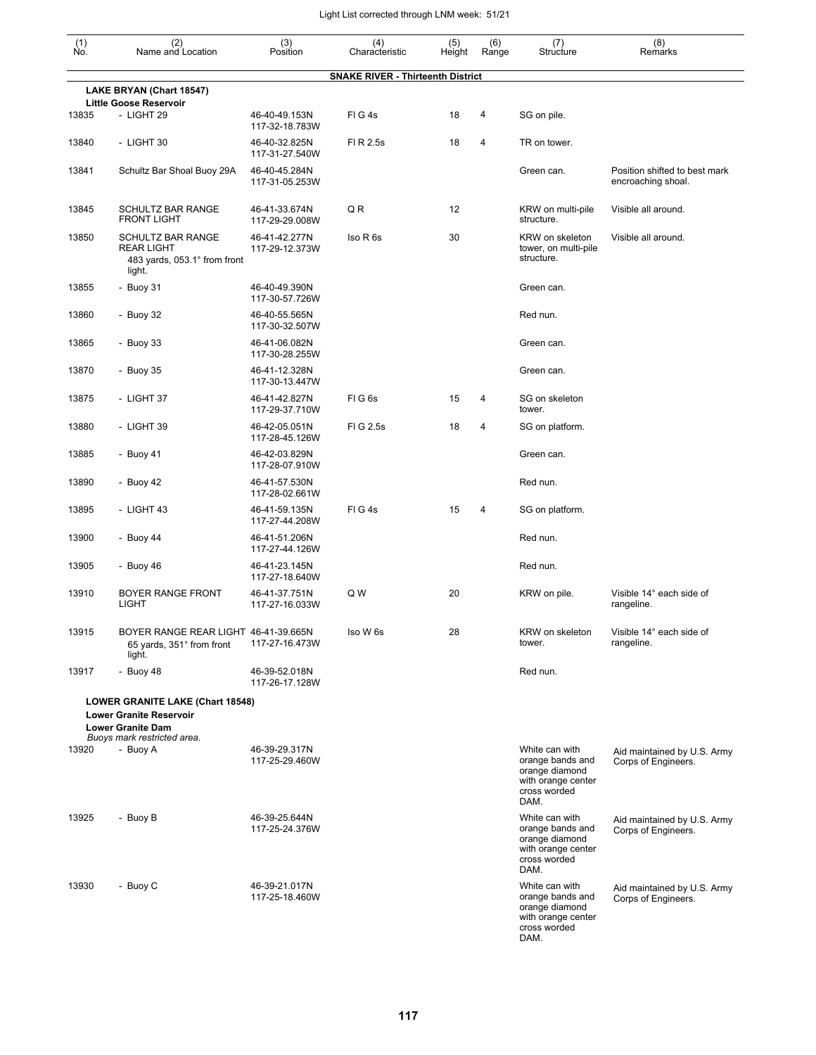| (1) No. | (2) Name and Location | (3) Position | (4) Characteristic | (5) Height | (6) Range | (7) Structure | (8) Remarks |
|---|---|---|---|---|---|---|---|
| | **SNAKE RIVER - Thirteenth District** | | | | | | |
| | **LAKE BRYAN (Chart 18547)** | | | | | | |
| | **Little Goose Reservoir** | | | | | | |
| 13835 | - LIGHT 29 | 46-40-49.153N 117-32-18.783W | Fl G 4s | 18 | 4 | SG on pile. | |
| 13840 | - LIGHT 30 | 46-40-32.825N 117-31-27.540W | Fl R 2.5s | 18 | 4 | TR on tower. | |
| 13841 | Schultz Bar Shoal Buoy 29A | 46-40-45.284N 117-31-05.253W | | | | Green can. | Position shifted to best mark encroaching shoal. |
| 13845 | SCHULTZ BAR RANGE FRONT LIGHT | 46-41-33.674N 117-29-29.008W | Q R | 12 | | KRW on multi-pile structure. | Visible all around. |
| 13850 | SCHULTZ BAR RANGE REAR LIGHT 483 yards, 053.1° from front light. | 46-41-42.277N 117-29-12.373W | Iso R 6s | 30 | | KRW on skeleton tower, on multi-pile structure. | Visible all around. |
| 13855 | - Buoy 31 | 46-40-49.390N 117-30-57.726W | | | | Green can. | |
| 13860 | - Buoy 32 | 46-40-55.565N 117-30-32.507W | | | | Red nun. | |
| 13865 | - Buoy 33 | 46-41-06.082N 117-30-28.255W | | | | Green can. | |
| 13870 | - Buoy 35 | 46-41-12.328N 117-30-13.447W | | | | Green can. | |
| 13875 | - LIGHT 37 | 46-41-42.827N 117-29-37.710W | Fl G 6s | 15 | 4 | SG on skeleton tower. | |
| 13880 | - LIGHT 39 | 46-42-05.051N 117-28-45.126W | Fl G 2.5s | 18 | 4 | SG on platform. | |
| 13885 | - Buoy 41 | 46-42-03.829N 117-28-07.910W | | | | Green can. | |
| 13890 | - Buoy 42 | 46-41-57.530N 117-28-02.661W | | | | Red nun. | |
| 13895 | - LIGHT 43 | 46-41-59.135N 117-27-44.208W | Fl G 4s | 15 | 4 | SG on platform. | |
| 13900 | - Buoy 44 | 46-41-51.206N 117-27-44.126W | | | | Red nun. | |
| 13905 | - Buoy 46 | 46-41-23.145N 117-27-18.640W | | | | Red nun. | |
| 13910 | BOYER RANGE FRONT LIGHT | 46-41-37.751N 117-27-16.033W | Q W | 20 | | KRW on pile. | Visible 14° each side of rangeline. |
| 13915 | BOYER RANGE REAR LIGHT 65 yards, 351° from front light. | 46-41-39.665N 117-27-16.473W | Iso W 6s | 28 | | KRW on skeleton tower. | Visible 14° each side of rangeline. |
| 13917 | - Buoy 48 | 46-39-52.018N 117-26-17.128W | | | | Red nun. | |
| | **LOWER GRANITE LAKE (Chart 18548)** | | | | | | |
| | **Lower Granite Reservoir** | | | | | | |
| | **Lower Granite Dam** | | | | | | |
| | *Buoys mark restricted area.* | | | | | | |
| 13920 | - Buoy A | 46-39-29.317N 117-25-29.460W | | | | White can with orange bands and orange diamond with orange center cross worded DAM. | Aid maintained by U.S. Army Corps of Engineers. |
| 13925 | - Buoy B | 46-39-25.644N 117-25-24.376W | | | | White can with orange bands and orange diamond with orange center cross worded DAM. | Aid maintained by U.S. Army Corps of Engineers. |
| 13930 | - Buoy C | 46-39-21.017N 117-25-18.460W | | | | White can with orange bands and orange diamond with orange center cross worded DAM. | Aid maintained by U.S. Army Corps of Engineers. |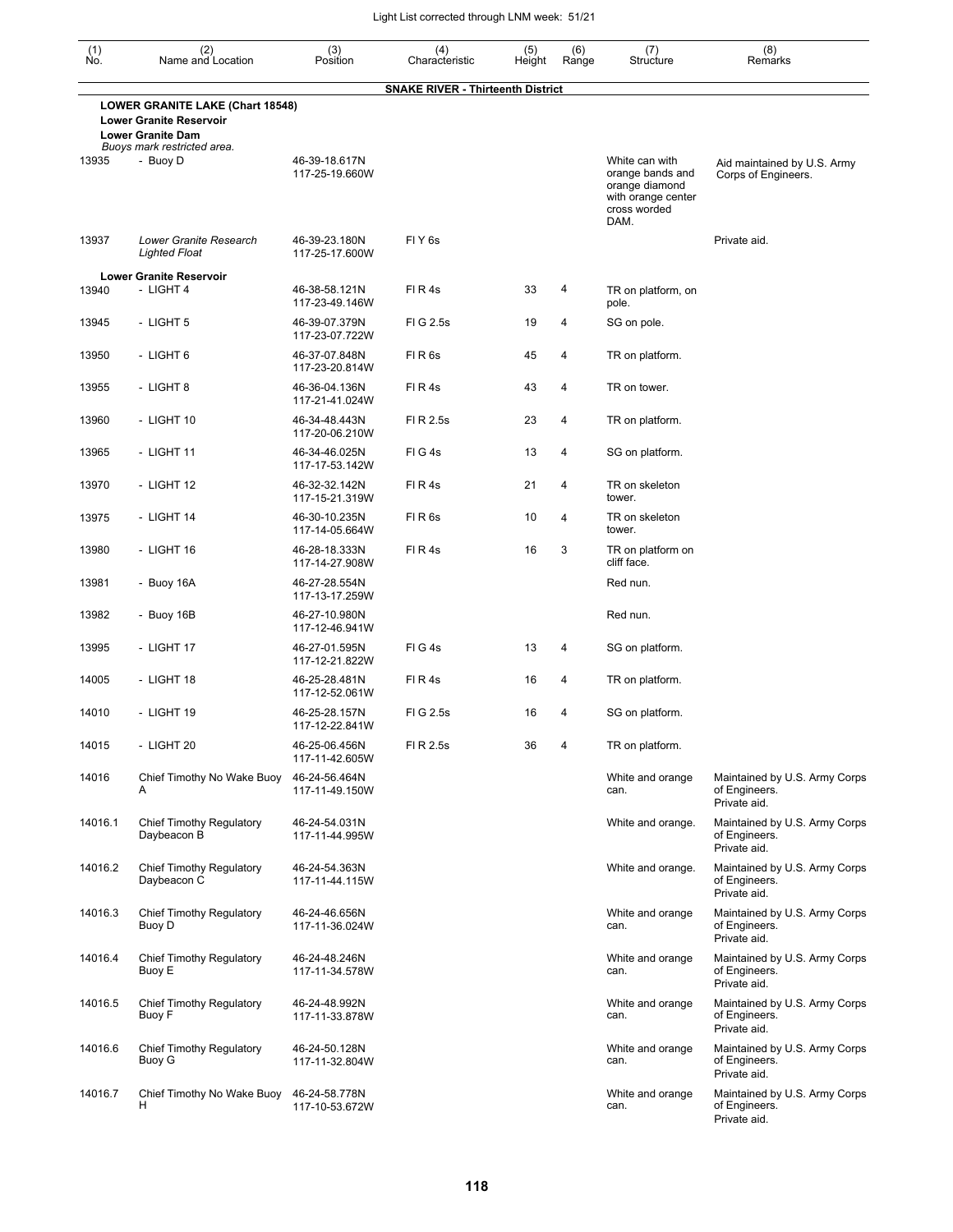| (1) No. | (2) Name and Location | (3) Position | (4) Characteristic | (5) Height | (6) Range | (7) Structure | (8) Remarks |
|---|---|---|---|---|---|---|---|
| | **SNAKE RIVER - Thirteenth District** | | | | | | |
| | **LOWER GRANITE LAKE (Chart 18548)** | | | | | | |
| | **Lower Granite Reservoir** | | | | | | |
| | **Lower Granite Dam** | | | | | | |
| | *Buoys mark restricted area.* | | | | | | |
| 13935 | - Buoy D | 46-39-18.617N 117-25-19.660W | | | | White can with orange bands and orange diamond with orange center cross worded DAM. | Aid maintained by U.S. Army Corps of Engineers. |
| 13937 | *Lower Granite Research Lighted Float* | 46-39-23.180N 117-25-17.600W | Fl Y 6s | | | | Private aid. |
| | **Lower Granite Reservoir** | | | | | | |
| 13940 | - LIGHT 4 | 46-38-58.121N 117-23-49.146W | Fl R 4s | 33 | 4 | TR on platform, on pole. | |
| 13945 | - LIGHT 5 | 46-39-07.379N 117-23-07.722W | Fl G 2.5s | 19 | 4 | SG on pole. | |
| 13950 | - LIGHT 6 | 46-37-07.848N 117-23-20.814W | Fl R 6s | 45 | 4 | TR on platform. | |
| 13955 | - LIGHT 8 | 46-36-04.136N 117-21-41.024W | Fl R 4s | 43 | 4 | TR on tower. | |
| 13960 | - LIGHT 10 | 46-34-48.443N 117-20-06.210W | Fl R 2.5s | 23 | 4 | TR on platform. | |
| 13965 | - LIGHT 11 | 46-34-46.025N 117-17-53.142W | Fl G 4s | 13 | 4 | SG on platform. | |
| 13970 | - LIGHT 12 | 46-32-32.142N 117-15-21.319W | Fl R 4s | 21 | 4 | TR on skeleton tower. | |
| 13975 | - LIGHT 14 | 46-30-10.235N 117-14-05.664W | Fl R 6s | 10 | 4 | TR on skeleton tower. | |
| 13980 | - LIGHT 16 | 46-28-18.333N 117-14-27.908W | Fl R 4s | 16 | 3 | TR on platform on cliff face. | |
| 13981 | - Buoy 16A | 46-27-28.554N 117-13-17.259W | | | | Red nun. | |
| 13982 | - Buoy 16B | 46-27-10.980N 117-12-46.941W | | | | Red nun. | |
| 13995 | - LIGHT 17 | 46-27-01.595N 117-12-21.822W | Fl G 4s | 13 | 4 | SG on platform. | |
| 14005 | - LIGHT 18 | 46-25-28.481N 117-12-52.061W | Fl R 4s | 16 | 4 | TR on platform. | |
| 14010 | - LIGHT 19 | 46-25-28.157N 117-12-22.841W | Fl G 2.5s | 16 | 4 | SG on platform. | |
| 14015 | - LIGHT 20 | 46-25-06.456N 117-11-42.605W | Fl R 2.5s | 36 | 4 | TR on platform. | |
| 14016 | Chief Timothy No Wake Buoy A | 46-24-56.464N 117-11-49.150W | | | | White and orange can. | Maintained by U.S. Army Corps of Engineers. Private aid. |
| 14016.1 | Chief Timothy Regulatory Daybeacon B | 46-24-54.031N 117-11-44.995W | | | | White and orange. | Maintained by U.S. Army Corps of Engineers. Private aid. |
| 14016.2 | Chief Timothy Regulatory Daybeacon C | 46-24-54.363N 117-11-44.115W | | | | White and orange. | Maintained by U.S. Army Corps of Engineers. Private aid. |
| 14016.3 | Chief Timothy Regulatory Buoy D | 46-24-46.656N 117-11-36.024W | | | | White and orange can. | Maintained by U.S. Army Corps of Engineers. Private aid. |
| 14016.4 | Chief Timothy Regulatory Buoy E | 46-24-48.246N 117-11-34.578W | | | | White and orange can. | Maintained by U.S. Army Corps of Engineers. Private aid. |
| 14016.5 | Chief Timothy Regulatory Buoy F | 46-24-48.992N 117-11-33.878W | | | | White and orange can. | Maintained by U.S. Army Corps of Engineers. Private aid. |
| 14016.6 | Chief Timothy Regulatory Buoy G | 46-24-50.128N 117-11-32.804W | | | | White and orange can. | Maintained by U.S. Army Corps of Engineers. Private aid. |
| 14016.7 | Chief Timothy No Wake Buoy H | 46-24-58.778N 117-10-53.672W | | | | White and orange can. | Maintained by U.S. Army Corps of Engineers. Private aid. |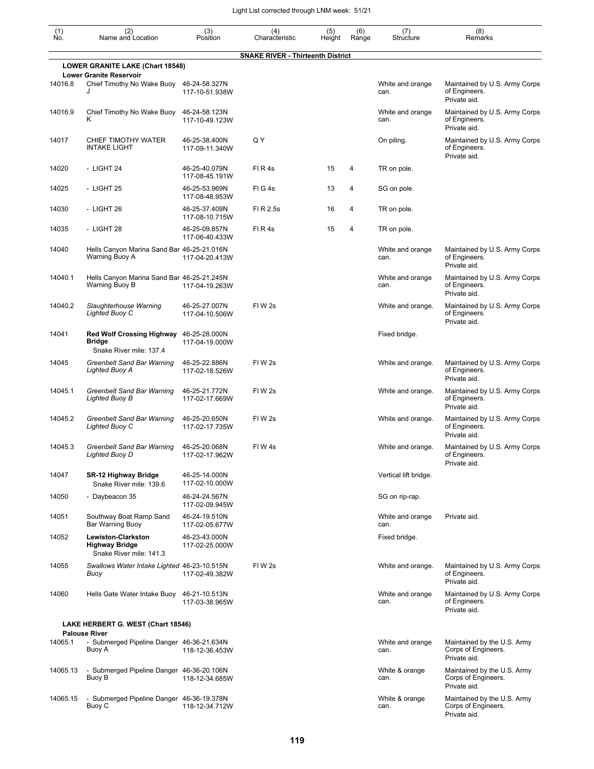| (1) No. | (2) Name and Location | (3) Position | (4) Characteristic | (5) Height | (6) Range | (7) Structure | (8) Remarks |
|---|---|---|---|---|---|---|---|
| | | | **SNAKE RIVER - Thirteenth District** | | | | |
| | **LOWER GRANITE LAKE (Chart 18548)** | | | | | | |
| | **Lower Granite Reservoir** | | | | | | |
| 14016.8 | Chief Timothy No Wake Buoy J | 46-24-58.327N 117-10-51.938W | | | | White and orange can. | Maintained by U.S. Army Corps of Engineers. Private aid. |
| 14016.9 | Chief Timothy No Wake Buoy K | 46-24-58.123N 117-10-49.123W | | | | White and orange can. | Maintained by U.S. Army Corps of Engineers. Private aid. |
| 14017 | CHIEF TIMOTHY WATER INTAKE LIGHT | 46-25-38.400N 117-09-11.340W | Q Y | | | On piling. | Maintained by U.S. Army Corps of Engineers. Private aid. |
| 14020 | - LIGHT 24 | 46-25-40.079N 117-08-45.191W | Fl R 4s | 15 | 4 | TR on pole. | |
| 14025 | - LIGHT 25 | 46-25-53.969N 117-08-48.953W | Fl G 4s | 13 | 4 | SG on pole. | |
| 14030 | - LIGHT 26 | 46-25-37.409N 117-08-10.715W | Fl R 2.5s | 16 | 4 | TR on pole. | |
| 14035 | - LIGHT 28 | 46-25-09.857N 117-06-40.433W | Fl R 4s | 15 | 4 | TR on pole. | |
| 14040 | Hells Canyon Marina Sand Bar Warning Buoy A | 46-25-21.016N 117-04-20.413W | | | | White and orange can. | Maintained by U.S. Army Corps of Engineers. Private aid. |
| 14040.1 | Hells Canyon Marina Sand Bar Warning Buoy B | 46-25-21.245N 117-04-19.263W | | | | White and orange can. | Maintained by U.S. Army Corps of Engineers. Private aid. |
| 14040.2 | *Slaughterhouse Warning Lighted Buoy C* | 46-25-27.007N 117-04-10.506W | Fl W 2s | | | White and orange. | Maintained by U.S. Army Corps of Engineers. Private aid. |
| 14041 | **Red Wolf Crossing Highway Bridge** Snake River mile: 137.4 | 46-25-28.000N 117-04-19.000W | | | | Fixed bridge. | |
| 14045 | *Greenbelt Sand Bar Warning Lighted Buoy A* | 46-25-22.886N 117-02-18.526W | Fl W 2s | | | White and orange. | Maintained by U.S. Army Corps of Engineers. Private aid. |
| 14045.1 | *Greenbelt Sand Bar Warning Lighted Buoy B* | 46-25-21.772N 117-02-17.669W | Fl W 2s | | | White and orange. | Maintained by U.S. Army Corps of Engineers. Private aid. |
| 14045.2 | *Greenbelt Sand Bar Warning Lighted Buoy C* | 46-25-20.650N 117-02-17.735W | Fl W 2s | | | White and orange. | Maintained by U.S. Army Corps of Engineers. Private aid. |
| 14045.3 | *Greenbelt Sand Bar Warning Lighted Buoy D* | 46-25-20.068N 117-02-17.962W | Fl W 4s | | | White and orange. | Maintained by U.S. Army Corps of Engineers. Private aid. |
| 14047 | **SR-12 Highway Bridge** Snake River mile: 139.6 | 46-25-14.000N 117-02-10.000W | | | | Vertical lift bridge. | |
| 14050 | - Daybeacon 35 | 46-24-24.567N 117-02-09.945W | | | | SG on rip-rap. | |
| 14051 | Southway Boat Ramp Sand Bar Warning Buoy | 46-24-19.510N 117-02-05.677W | | | | White and orange can. | Private aid. |
| 14052 | **Lewiston-Clarkston Highway Bridge** Snake River mile: 141.3 | 46-23-43.000N 117-02-25.000W | | | | Fixed bridge. | |
| 14055 | *Swallows Water Intake Lighted Buoy* | 46-23-10.515N 117-02-49.382W | Fl W 2s | | | White and orange. | Maintained by U.S. Army Corps of Engineers. Private aid. |
| 14060 | Hells Gate Water Intake Buoy | 46-21-10.513N 117-03-38.965W | | | | White and orange can. | Maintained by U.S. Army Corps of Engineers. Private aid. |
| | **LAKE HERBERT G. WEST (Chart 18546)** | | | | | | |
| | **Palouse River** | | | | | | |
| 14065.1 | - Submerged Pipeline Danger Buoy A | 46-36-21.634N 118-12-36.453W | | | | White and orange can. | Maintained by the U.S. Army Corps of Engineers. Private aid. |
| 14065.13 | - Submerged Pipeline Danger Buoy B | 46-36-20.106N 118-12-34.685W | | | | White & orange can. | Maintained by the U.S. Army Corps of Engineers. Private aid. |
| 14065.15 | - Submerged Pipeline Danger Buoy C | 46-36-19.378N 118-12-34.712W | | | | White & orange can. | Maintained by the U.S. Army Corps of Engineers. Private aid. |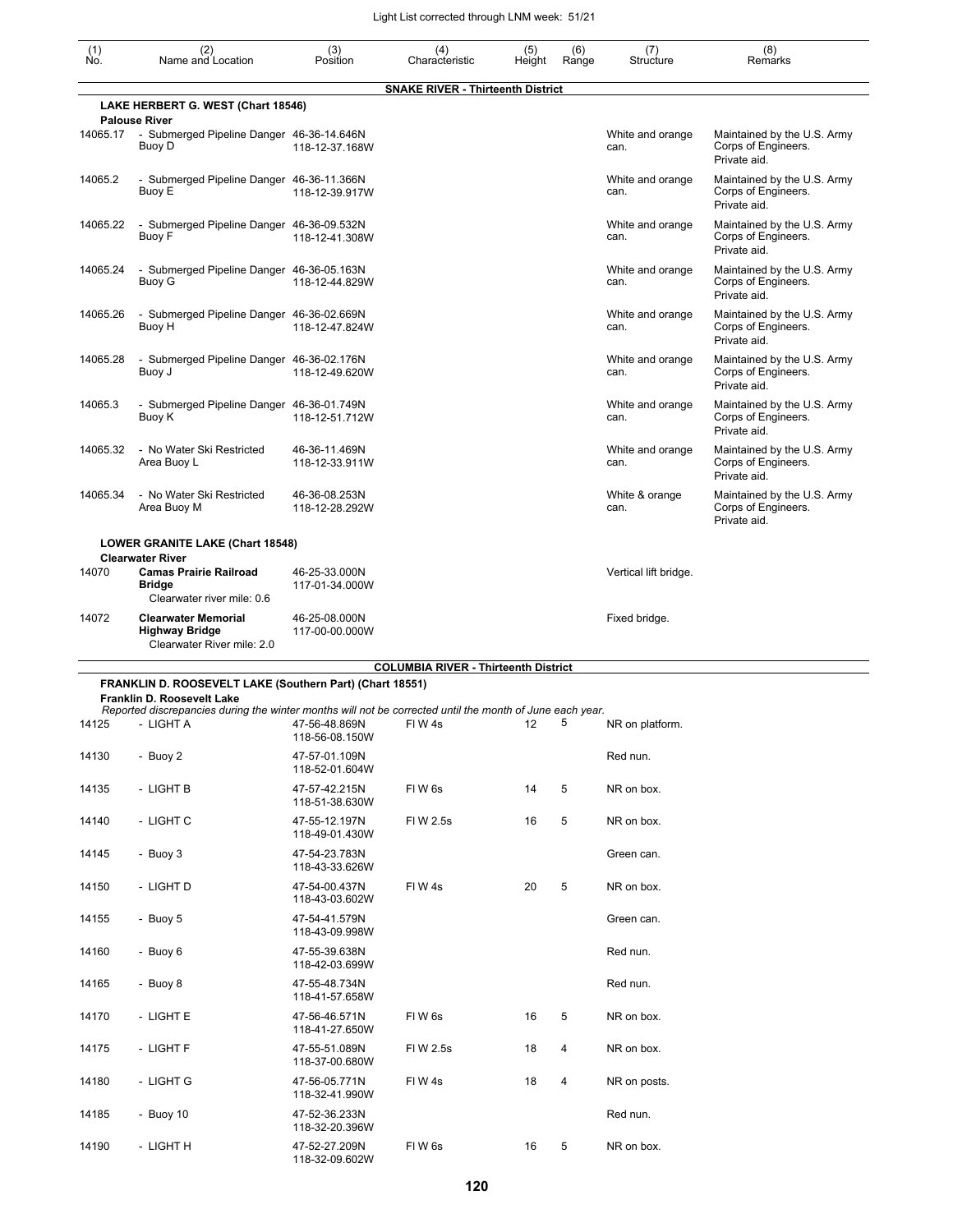| (1) No. | (2) Name and Location | (3) Position | (4) Characteristic | (5) Height | (6) Range | (7) Structure | (8) Remarks |
|---|---|---|---|---|---|---|---|
| | **SNAKE RIVER - Thirteenth District** | | | | | | |
| | **LAKE HERBERT G. WEST (Chart 18546)** | | | | | | |
| | **Palouse River** | | | | | | |
| 14065.17 | - Submerged Pipeline Danger Buoy D | 46-36-14.646N 118-12-37.168W | | | | White and orange can. | Maintained by the U.S. Army Corps of Engineers. Private aid. |
| 14065.2 | - Submerged Pipeline Danger Buoy E | 46-36-11.366N 118-12-39.917W | | | | White and orange can. | Maintained by the U.S. Army Corps of Engineers. Private aid. |
| 14065.22 | - Submerged Pipeline Danger Buoy F | 46-36-09.532N 118-12-41.308W | | | | White and orange can. | Maintained by the U.S. Army Corps of Engineers. Private aid. |
| 14065.24 | - Submerged Pipeline Danger Buoy G | 46-36-05.163N 118-12-44.829W | | | | White and orange can. | Maintained by the U.S. Army Corps of Engineers. Private aid. |
| 14065.26 | - Submerged Pipeline Danger Buoy H | 46-36-02.669N 118-12-47.824W | | | | White and orange can. | Maintained by the U.S. Army Corps of Engineers. Private aid. |
| 14065.28 | - Submerged Pipeline Danger Buoy J | 46-36-02.176N 118-12-49.620W | | | | White and orange can. | Maintained by the U.S. Army Corps of Engineers. Private aid. |
| 14065.3 | - Submerged Pipeline Danger Buoy K | 46-36-01.749N 118-12-51.712W | | | | White and orange can. | Maintained by the U.S. Army Corps of Engineers. Private aid. |
| 14065.32 | - No Water Ski Restricted Area Buoy L | 46-36-11.469N 118-12-33.911W | | | | White and orange can. | Maintained by the U.S. Army Corps of Engineers. Private aid. |
| 14065.34 | - No Water Ski Restricted Area Buoy M | 46-36-08.253N 118-12-28.292W | | | | White & orange can. | Maintained by the U.S. Army Corps of Engineers. Private aid. |
| | **LOWER GRANITE LAKE (Chart 18548)** | | | | | | |
| | **Clearwater River** | | | | | | |
| 14070 | **Camas Prairie Railroad Bridge** Clearwater river mile: 0.6 | 46-25-33.000N 117-01-34.000W | | | | Vertical lift bridge. | |
| 14072 | **Clearwater Memorial Highway Bridge** Clearwater River mile: 2.0 | 46-25-08.000N 117-00-00.000W | | | | Fixed bridge. | |
| | **COLUMBIA RIVER - Thirteenth District** | | | | | | |
| | **FRANKLIN D. ROOSEVELT LAKE (Southern Part) (Chart 18551)** | | | | | | |
| | **Franklin D. Roosevelt Lake** | | | | | | |
| | *Reported discrepancies during the winter months will not be corrected until the month of June each year.* | | | | | | |
| 14125 | - LIGHT A | 47-56-48.869N 118-56-08.150W | Fl W 4s | 12 | 5 | NR on platform. | |
| 14130 | - Buoy 2 | 47-57-01.109N 118-52-01.604W | | | | Red nun. | |
| 14135 | - LIGHT B | 47-57-42.215N 118-51-38.630W | Fl W 6s | 14 | 5 | NR on box. | |
| 14140 | - LIGHT C | 47-55-12.197N 118-49-01.430W | Fl W 2.5s | 16 | 5 | NR on box. | |
| 14145 | - Buoy 3 | 47-54-23.783N 118-43-33.626W | | | | Green can. | |
| 14150 | - LIGHT D | 47-54-00.437N 118-43-03.602W | Fl W 4s | 20 | 5 | NR on box. | |
| 14155 | - Buoy 5 | 47-54-41.579N 118-43-09.998W | | | | Green can. | |
| 14160 | - Buoy 6 | 47-55-39.638N 118-42-03.699W | | | | Red nun. | |
| 14165 | - Buoy 8 | 47-55-48.734N 118-41-57.658W | | | | Red nun. | |
| 14170 | - LIGHT E | 47-56-46.571N 118-41-27.650W | Fl W 6s | 16 | 5 | NR on box. | |
| 14175 | - LIGHT F | 47-55-51.089N 118-37-00.680W | Fl W 2.5s | 18 | 4 | NR on box. | |
| 14180 | - LIGHT G | 47-56-05.771N 118-32-41.990W | Fl W 4s | 18 | 4 | NR on posts. | |
| 14185 | - Buoy 10 | 47-52-36.233N 118-32-20.396W | | | | Red nun. | |
| 14190 | - LIGHT H | 47-52-27.209N 118-32-09.602W | Fl W 6s | 16 | 5 | NR on box. | |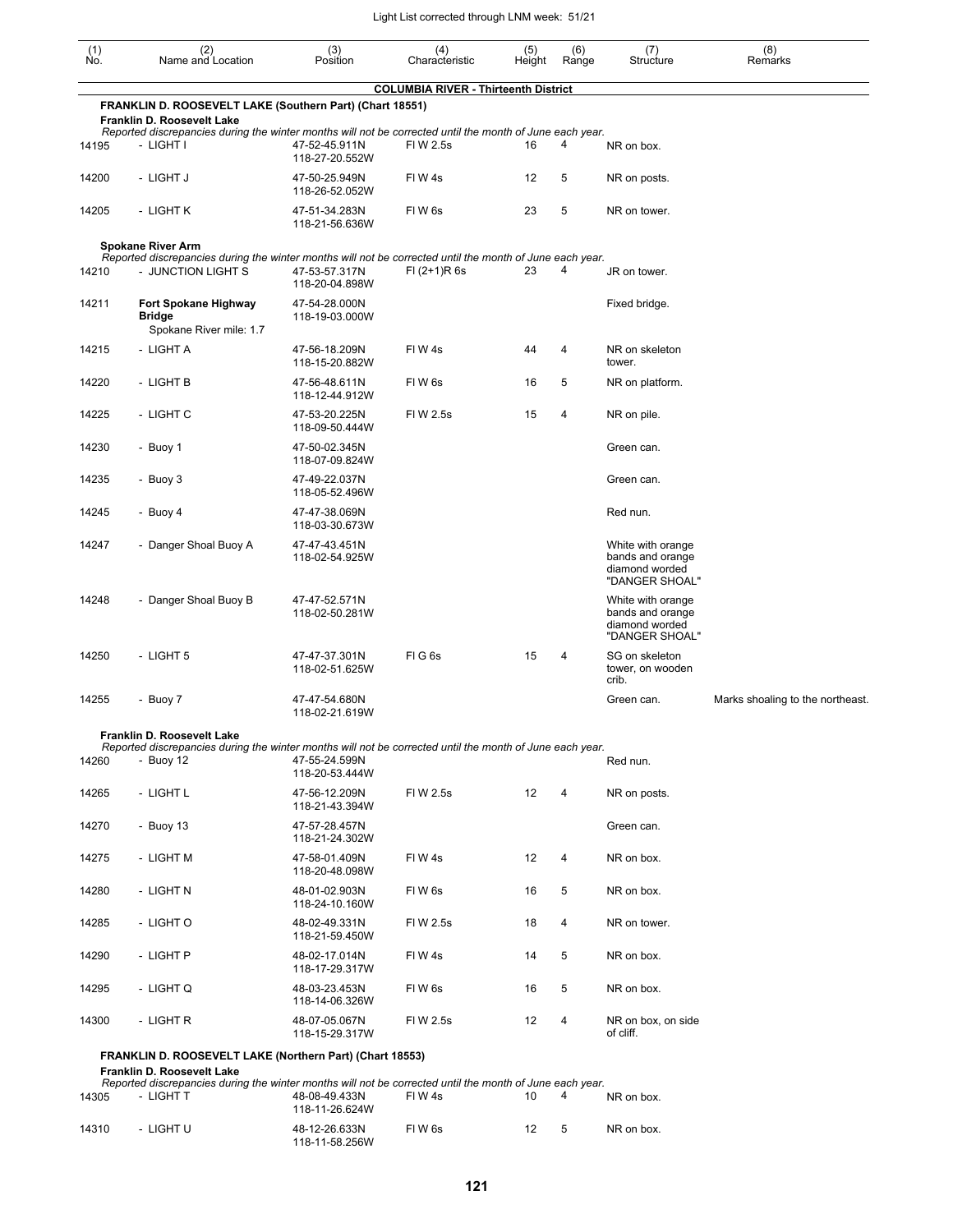| (1) No. | (2) Name and Location | (3) Position | (4) Characteristic | (5) Height | (6) Range | (7) Structure | (8) Remarks |
|---|---|---|---|---|---|---|---|
| | **COLUMBIA RIVER - Thirteenth District** | | | | | | |
| | **FRANKLIN D. ROOSEVELT LAKE (Southern Part) (Chart 18551)** | | | | | | |
| | **Franklin D. Roosevelt Lake** *Reported discrepancies during the winter months will not be corrected until the month of June each year.* | | | | | | |
| 14195 | - LIGHT I | 47-52-45.911N 118-27-20.552W | Fl W 2.5s | 16 | 4 | NR on box. | |
| 14200 | - LIGHT J | 47-50-25.949N 118-26-52.052W | Fl W 4s | 12 | 5 | NR on posts. | |
| 14205 | - LIGHT K | 47-51-34.283N 118-21-56.636W | Fl W 6s | 23 | 5 | NR on tower. | |
| | **Spokane River Arm** *Reported discrepancies during the winter months will not be corrected until the month of June each year.* | | | | | | |
| 14210 | - JUNCTION LIGHT S | 47-53-57.317N 118-20-04.898W | Fl (2+1)R 6s | 23 | 4 | JR on tower. | |
| 14211 | **Fort Spokane Highway Bridge** Spokane River mile: 1.7 | 47-54-28.000N 118-19-03.000W | | | | Fixed bridge. | |
| 14215 | - LIGHT A | 47-56-18.209N 118-15-20.882W | Fl W 4s | 44 | 4 | NR on skeleton tower. | |
| 14220 | - LIGHT B | 47-56-48.611N 118-12-44.912W | Fl W 6s | 16 | 5 | NR on platform. | |
| 14225 | - LIGHT C | 47-53-20.225N 118-09-50.444W | Fl W 2.5s | 15 | 4 | NR on pile. | |
| 14230 | - Buoy 1 | 47-50-02.345N 118-07-09.824W | | | | Green can. | |
| 14235 | - Buoy 3 | 47-49-22.037N 118-05-52.496W | | | | Green can. | |
| 14245 | - Buoy 4 | 47-47-38.069N 118-03-30.673W | | | | Red nun. | |
| 14247 | - Danger Shoal Buoy A | 47-47-43.451N 118-02-54.925W | | | | White with orange bands and orange diamond worded "DANGER SHOAL" | |
| 14248 | - Danger Shoal Buoy B | 47-47-52.571N 118-02-50.281W | | | | White with orange bands and orange diamond worded "DANGER SHOAL" | |
| 14250 | - LIGHT 5 | 47-47-37.301N 118-02-51.625W | Fl G 6s | 15 | 4 | SG on skeleton tower, on wooden crib. | |
| 14255 | - Buoy 7 | 47-47-54.680N 118-02-21.619W | | | | Green can. | Marks shoaling to the northeast. |
| | **Franklin D. Roosevelt Lake** *Reported discrepancies during the winter months will not be corrected until the month of June each year.* | | | | | | |
| 14260 | - Buoy 12 | 47-55-24.599N 118-20-53.444W | | | | Red nun. | |
| 14265 | - LIGHT L | 47-56-12.209N 118-21-43.394W | Fl W 2.5s | 12 | 4 | NR on posts. | |
| 14270 | - Buoy 13 | 47-57-28.457N 118-21-24.302W | | | | Green can. | |
| 14275 | - LIGHT M | 47-58-01.409N 118-20-48.098W | Fl W 4s | 12 | 4 | NR on box. | |
| 14280 | - LIGHT N | 48-01-02.903N 118-24-10.160W | Fl W 6s | 16 | 5 | NR on box. | |
| 14285 | - LIGHT O | 48-02-49.331N 118-21-59.450W | Fl W 2.5s | 18 | 4 | NR on tower. | |
| 14290 | - LIGHT P | 48-02-17.014N 118-17-29.317W | Fl W 4s | 14 | 5 | NR on box. | |
| 14295 | - LIGHT Q | 48-03-23.453N 118-14-06.326W | Fl W 6s | 16 | 5 | NR on box. | |
| 14300 | - LIGHT R | 48-07-05.067N 118-15-29.317W | Fl W 2.5s | 12 | 4 | NR on box, on side of cliff. | |
| | **FRANKLIN D. ROOSEVELT LAKE (Northern Part) (Chart 18553)** | | | | | | |
| | **Franklin D. Roosevelt Lake** *Reported discrepancies during the winter months will not be corrected until the month of June each year.* | | | | | | |
| 14305 | - LIGHT T | 48-08-49.433N 118-11-26.624W | Fl W 4s | 10 | 4 | NR on box. | |
| 14310 | - LIGHT U | 48-12-26.633N 118-11-58.256W | Fl W 6s | 12 | 5 | NR on box. | |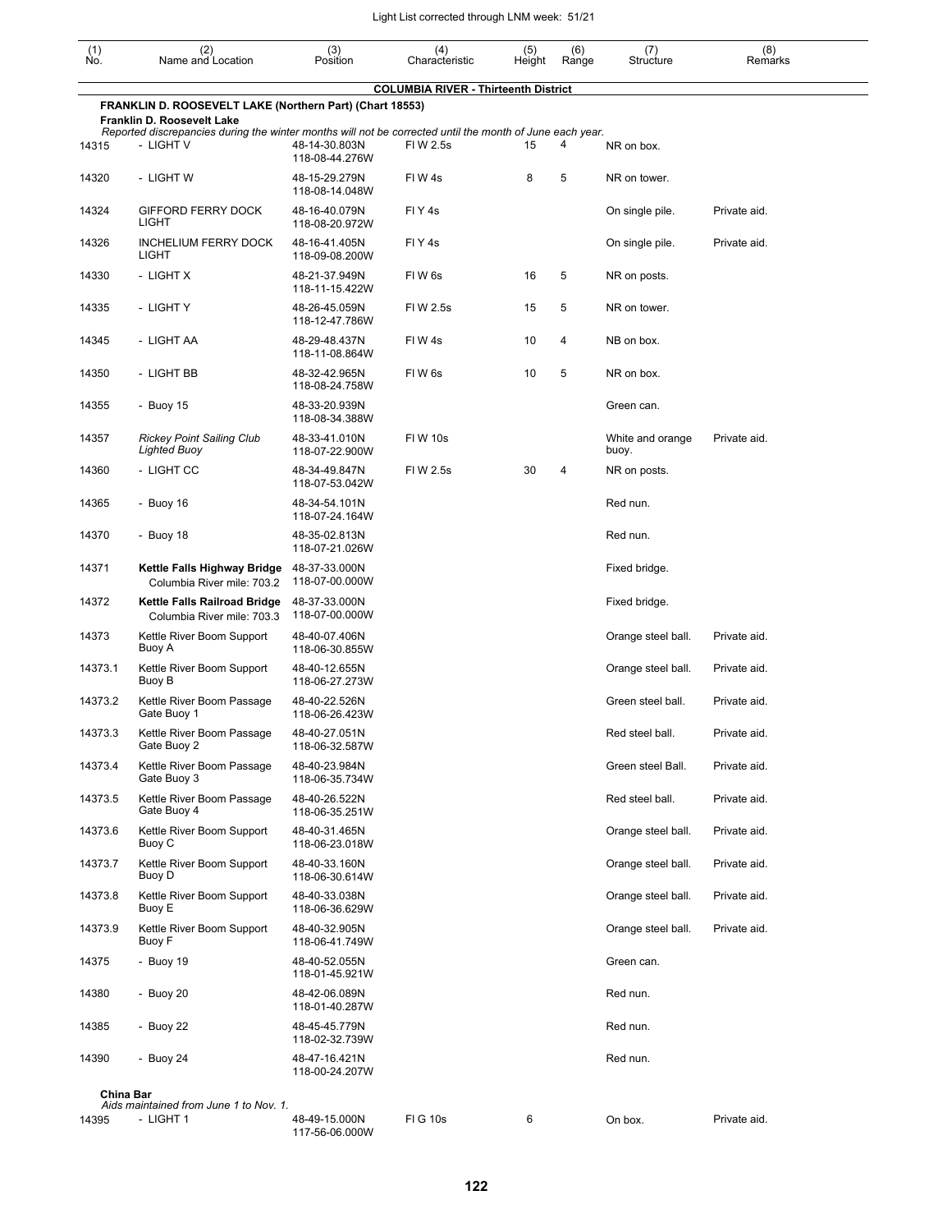| (1) No. | (2) Name and Location | (3) Position | (4) Characteristic | (5) Height | (6) Range | (7) Structure | (8) Remarks |
|---|---|---|---|---|---|---|---|
| | **COLUMBIA RIVER - Thirteenth District** | | | | | | |
| | **FRANKLIN D. ROOSEVELT LAKE (Northern Part) (Chart 18553)** | | | | | | |
| | **Franklin D. Roosevelt Lake** *Reported discrepancies during the winter months will not be corrected until the month of June each year.* | | | | | | |
| 14315 | - LIGHT V | 48-14-30.803N 118-08-44.276W | Fl W 2.5s | 15 | 4 | NR on box. | |
| 14320 | - LIGHT W | 48-15-29.279N 118-08-14.048W | Fl W 4s | 8 | 5 | NR on tower. | |
| 14324 | GIFFORD FERRY DOCK LIGHT | 48-16-40.079N 118-08-20.972W | Fl Y 4s | | | On single pile. | Private aid. |
| 14326 | INCHELIUM FERRY DOCK LIGHT | 48-16-41.405N 118-09-08.200W | Fl Y 4s | | | On single pile. | Private aid. |
| 14330 | - LIGHT X | 48-21-37.949N 118-11-15.422W | Fl W 6s | 16 | 5 | NR on posts. | |
| 14335 | - LIGHT Y | 48-26-45.059N 118-12-47.786W | Fl W 2.5s | 15 | 5 | NR on tower. | |
| 14345 | - LIGHT AA | 48-29-48.437N 118-11-08.864W | Fl W 4s | 10 | 4 | NB on box. | |
| 14350 | - LIGHT BB | 48-32-42.965N 118-08-24.758W | Fl W 6s | 10 | 5 | NR on box. | |
| 14355 | - Buoy 15 | 48-33-20.939N 118-08-34.388W | | | | Green can. | |
| 14357 | *Rickey Point Sailing Club Lighted Buoy* | 48-33-41.010N 118-07-22.900W | Fl W 10s | | | White and orange buoy. | Private aid. |
| 14360 | - LIGHT CC | 48-34-49.847N 118-07-53.042W | Fl W 2.5s | 30 | 4 | NR on posts. | |
| 14365 | - Buoy 16 | 48-34-54.101N 118-07-24.164W | | | | Red nun. | |
| 14370 | - Buoy 18 | 48-35-02.813N 118-07-21.026W | | | | Red nun. | |
| 14371 | **Kettle Falls Highway Bridge** Columbia River mile: 703.2 | 48-37-33.000N 118-07-00.000W | | | | Fixed bridge. | |
| 14372 | **Kettle Falls Railroad Bridge** Columbia River mile: 703.3 | 48-37-33.000N 118-07-00.000W | | | | Fixed bridge. | |
| 14373 | Kettle River Boom Support Buoy A | 48-40-07.406N 118-06-30.855W | | | | Orange steel ball. | Private aid. |
| 14373.1 | Kettle River Boom Support Buoy B | 48-40-12.655N 118-06-27.273W | | | | Orange steel ball. | Private aid. |
| 14373.2 | Kettle River Boom Passage Gate Buoy 1 | 48-40-22.526N 118-06-26.423W | | | | Green steel ball. | Private aid. |
| 14373.3 | Kettle River Boom Passage Gate Buoy 2 | 48-40-27.051N 118-06-32.587W | | | | Red steel ball. | Private aid. |
| 14373.4 | Kettle River Boom Passage Gate Buoy 3 | 48-40-23.984N 118-06-35.734W | | | | Green steel Ball. | Private aid. |
| 14373.5 | Kettle River Boom Passage Gate Buoy 4 | 48-40-26.522N 118-06-35.251W | | | | Red steel ball. | Private aid. |
| 14373.6 | Kettle River Boom Support Buoy C | 48-40-31.465N 118-06-23.018W | | | | Orange steel ball. | Private aid. |
| 14373.7 | Kettle River Boom Support Buoy D | 48-40-33.160N 118-06-30.614W | | | | Orange steel ball. | Private aid. |
| 14373.8 | Kettle River Boom Support Buoy E | 48-40-33.038N 118-06-36.629W | | | | Orange steel ball. | Private aid. |
| 14373.9 | Kettle River Boom Support Buoy F | 48-40-32.905N 118-06-41.749W | | | | Orange steel ball. | Private aid. |
| 14375 | - Buoy 19 | 48-40-52.055N 118-01-45.921W | | | | Green can. | |
| 14380 | - Buoy 20 | 48-42-06.089N 118-01-40.287W | | | | Red nun. | |
| 14385 | - Buoy 22 | 48-45-45.779N 118-02-32.739W | | | | Red nun. | |
| 14390 | - Buoy 24 | 48-47-16.421N 118-00-24.207W | | | | Red nun. | |
| | **China Bar** *Aids maintained from June 1 to Nov. 1.* | | | | | | |
| 14395 | - LIGHT 1 | 48-49-15.000N 117-56-06.000W | Fl G 10s | 6 | | On box. | Private aid. |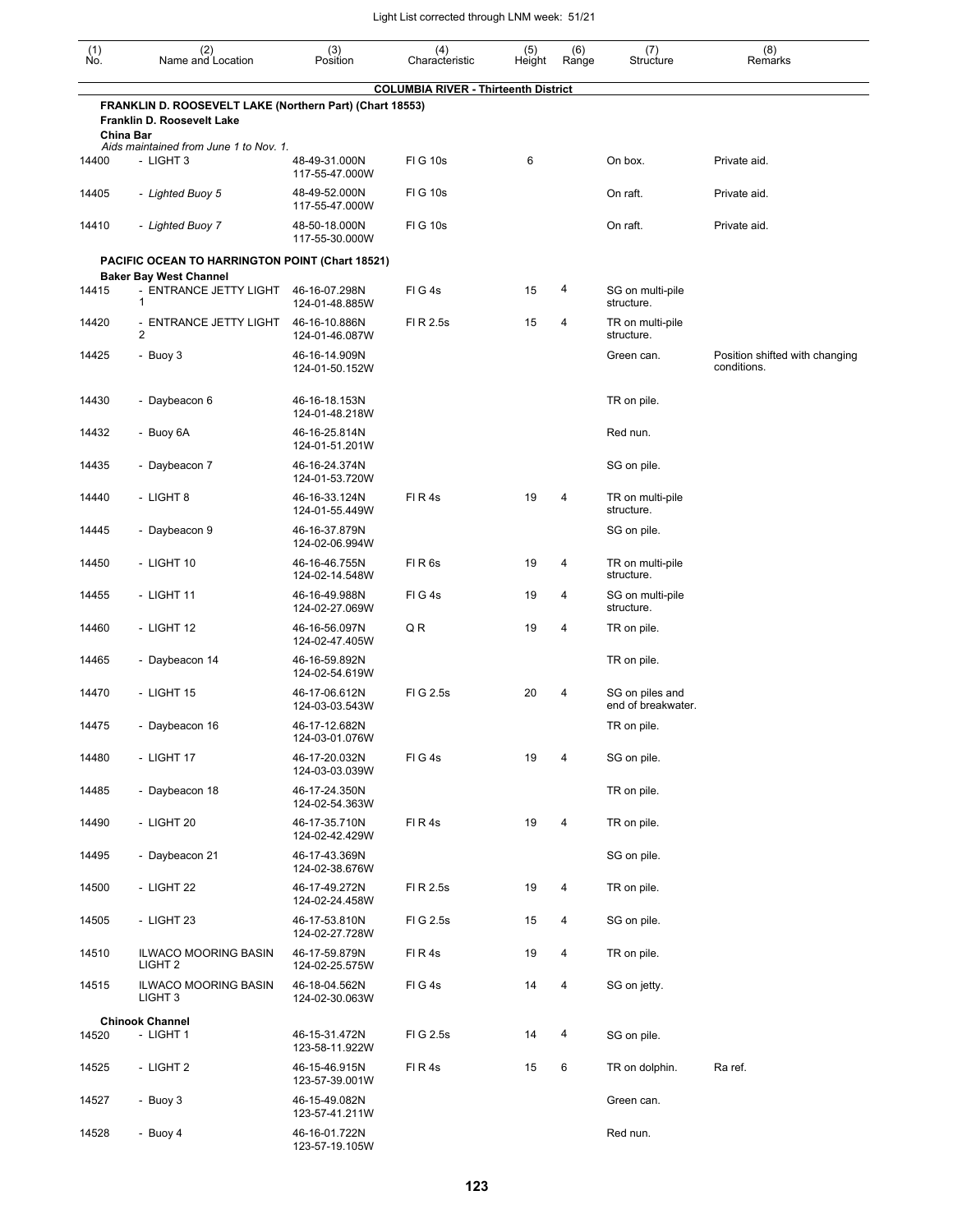| (1) No. | (2) Name and Location | (3) Position | (4) Characteristic | (5) Height | (6) Range | (7) Structure | (8) Remarks |
|---|---|---|---|---|---|---|---|
| | **COLUMBIA RIVER - Thirteenth District** | | | | | | |
| | **FRANKLIN D. ROOSEVELT LAKE (Northern Part) (Chart 18553)** | | | | | | |
| | **Franklin D. Roosevelt Lake** | | | | | | |
| | **China Bar** | | | | | | |
| | *Aids maintained from June 1 to Nov. 1.* | | | | | | |
| 14400 | - LIGHT 3 | 48-49-31.000N 117-55-47.000W | Fl G 10s | 6 | | On box. | Private aid. |
| 14405 | *- Lighted Buoy 5* | 48-49-52.000N 117-55-47.000W | Fl G 10s | | | On raft. | Private aid. |
| 14410 | *- Lighted Buoy 7* | 48-50-18.000N 117-55-30.000W | Fl G 10s | | | On raft. | Private aid. |
| | **PACIFIC OCEAN TO HARRINGTON POINT (Chart 18521)** | | | | | | |
| | **Baker Bay West Channel** | | | | | | |
| 14415 | - ENTRANCE JETTY LIGHT 1 | 46-16-07.298N 124-01-48.885W | Fl G 4s | 15 | 4 | SG on multi-pile structure. | |
| 14420 | - ENTRANCE JETTY LIGHT 2 | 46-16-10.886N 124-01-46.087W | Fl R 2.5s | 15 | 4 | TR on multi-pile structure. | |
| 14425 | - Buoy 3 | 46-16-14.909N 124-01-50.152W | | | | Green can. | Position shifted with changing conditions. |
| 14430 | - Daybeacon 6 | 46-16-18.153N 124-01-48.218W | | | | TR on pile. | |
| 14432 | - Buoy 6A | 46-16-25.814N 124-01-51.201W | | | | Red nun. | |
| 14435 | - Daybeacon 7 | 46-16-24.374N 124-01-53.720W | | | | SG on pile. | |
| 14440 | - LIGHT 8 | 46-16-33.124N 124-01-55.449W | Fl R 4s | 19 | 4 | TR on multi-pile structure. | |
| 14445 | - Daybeacon 9 | 46-16-37.879N 124-02-06.994W | | | | SG on pile. | |
| 14450 | - LIGHT 10 | 46-16-46.755N 124-02-14.548W | Fl R 6s | 19 | 4 | TR on multi-pile structure. | |
| 14455 | - LIGHT 11 | 46-16-49.988N 124-02-27.069W | Fl G 4s | 19 | 4 | SG on multi-pile structure. | |
| 14460 | - LIGHT 12 | 46-16-56.097N 124-02-47.405W | Q R | 19 | 4 | TR on pile. | |
| 14465 | - Daybeacon 14 | 46-16-59.892N 124-02-54.619W | | | | TR on pile. | |
| 14470 | - LIGHT 15 | 46-17-06.612N 124-03-03.543W | Fl G 2.5s | 20 | 4 | SG on piles and end of breakwater. | |
| 14475 | - Daybeacon 16 | 46-17-12.682N 124-03-01.076W | | | | TR on pile. | |
| 14480 | - LIGHT 17 | 46-17-20.032N 124-03-03.039W | Fl G 4s | 19 | 4 | SG on pile. | |
| 14485 | - Daybeacon 18 | 46-17-24.350N 124-02-54.363W | | | | TR on pile. | |
| 14490 | - LIGHT 20 | 46-17-35.710N 124-02-42.429W | Fl R 4s | 19 | 4 | TR on pile. | |
| 14495 | - Daybeacon 21 | 46-17-43.369N 124-02-38.676W | | | | SG on pile. | |
| 14500 | - LIGHT 22 | 46-17-49.272N 124-02-24.458W | Fl R 2.5s | 19 | 4 | TR on pile. | |
| 14505 | - LIGHT 23 | 46-17-53.810N 124-02-27.728W | Fl G 2.5s | 15 | 4 | SG on pile. | |
| 14510 | ILWACO MOORING BASIN LIGHT 2 | 46-17-59.879N 124-02-25.575W | Fl R 4s | 19 | 4 | TR on pile. | |
| 14515 | ILWACO MOORING BASIN LIGHT 3 | 46-18-04.562N 124-02-30.063W | Fl G 4s | 14 | 4 | SG on jetty. | |
| | **Chinook Channel** | | | | | | |
| 14520 | - LIGHT 1 | 46-15-31.472N 123-58-11.922W | Fl G 2.5s | 14 | 4 | SG on pile. | |
| 14525 | - LIGHT 2 | 46-15-46.915N 123-57-39.001W | Fl R 4s | 15 | 6 | TR on dolphin. | Ra ref. |
| 14527 | - Buoy 3 | 46-15-49.082N 123-57-41.211W | | | | Green can. | |
| 14528 | - Buoy 4 | 46-16-01.722N 123-57-19.105W | | | | Red nun. | |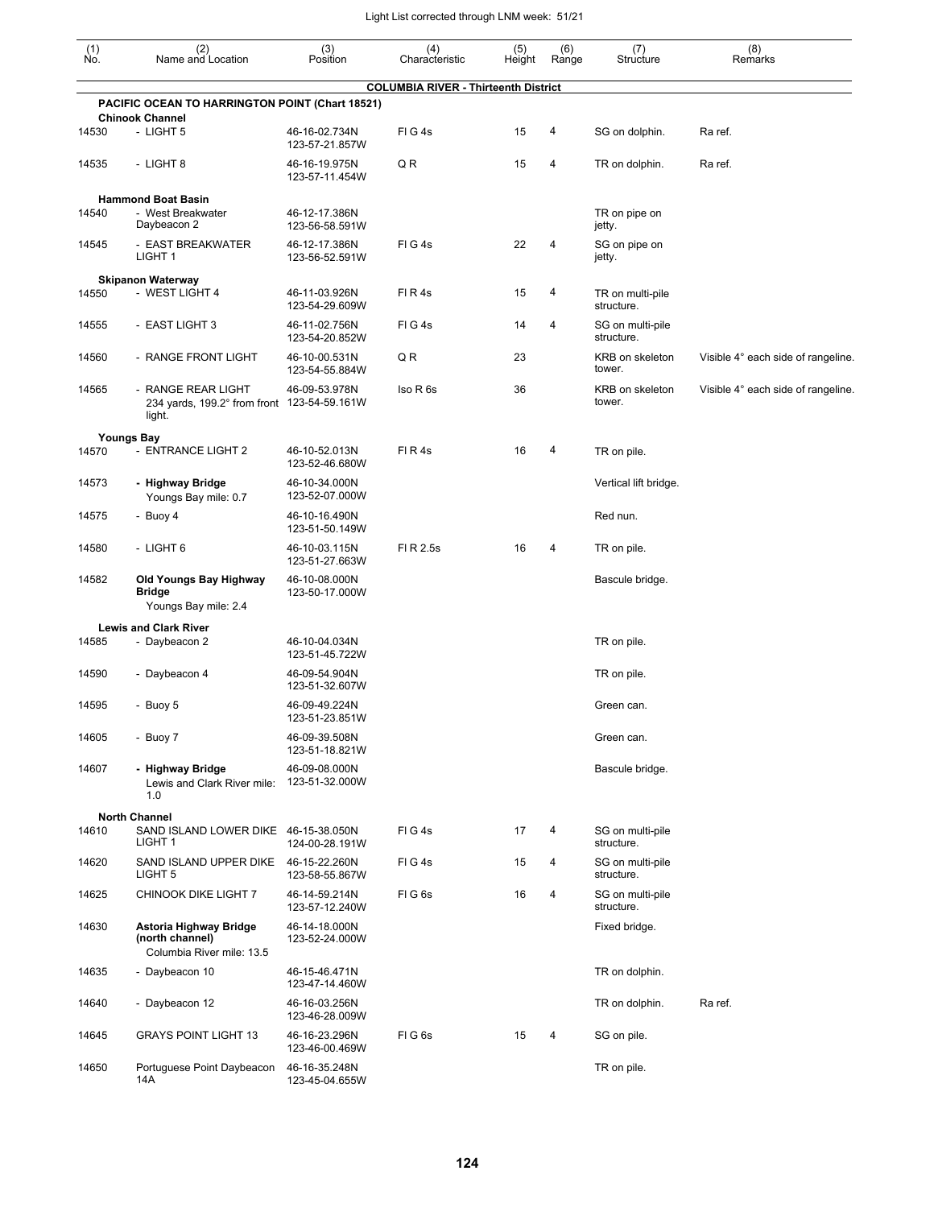| (1) No. | (2) Name and Location | (3) Position | (4) Characteristic | (5) Height | (6) Range | (7) Structure | (8) Remarks |
|---|---|---|---|---|---|---|---|
| | | | **COLUMBIA RIVER - Thirteenth District** | | | | |
| | **PACIFIC OCEAN TO HARRINGTON POINT (Chart 18521)** | | | | | | |
| | **Chinook Channel** | | | | | | |
| 14530 | - LIGHT 5 | 46-16-02.734N 123-57-21.857W | Fl G 4s | 15 | 4 | SG on dolphin. | Ra ref. |
| 14535 | - LIGHT 8 | 46-16-19.975N 123-57-11.454W | Q R | 15 | 4 | TR on dolphin. | Ra ref. |
| | **Hammond Boat Basin** | | | | | | |
| 14540 | - West Breakwater Daybeacon 2 | 46-12-17.386N 123-56-58.591W | | | | TR on pipe on jetty. | |
| 14545 | - EAST BREAKWATER LIGHT 1 | 46-12-17.386N 123-56-52.591W | Fl G 4s | 22 | 4 | SG on pipe on jetty. | |
| | **Skipanon Waterway** | | | | | | |
| 14550 | - WEST LIGHT 4 | 46-11-03.926N 123-54-29.609W | Fl R 4s | 15 | 4 | TR on multi-pile structure. | |
| 14555 | - EAST LIGHT 3 | 46-11-02.756N 123-54-20.852W | Fl G 4s | 14 | 4 | SG on multi-pile structure. | |
| 14560 | - RANGE FRONT LIGHT | 46-10-00.531N 123-54-55.884W | Q R | 23 | | KRB on skeleton tower. | Visible 4° each side of rangeline. |
| 14565 | - RANGE REAR LIGHT 234 yards, 199.2° from front light. | 46-09-53.978N 123-54-59.161W | Iso R 6s | 36 | | KRB on skeleton tower. | Visible 4° each side of rangeline. |
| | **Youngs Bay** | | | | | | |
| 14570 | - ENTRANCE LIGHT 2 | 46-10-52.013N 123-52-46.680W | Fl R 4s | 16 | 4 | TR on pile. | |
| 14573 | **- Highway Bridge** Youngs Bay mile: 0.7 | 46-10-34.000N 123-52-07.000W | | | | Vertical lift bridge. | |
| 14575 | - Buoy 4 | 46-10-16.490N 123-51-50.149W | | | | Red nun. | |
| 14580 | - LIGHT 6 | 46-10-03.115N 123-51-27.663W | Fl R 2.5s | 16 | 4 | TR on pile. | |
| 14582 | **Old Youngs Bay Highway Bridge** Youngs Bay mile: 2.4 | 46-10-08.000N 123-50-17.000W | | | | Bascule bridge. | |
| | **Lewis and Clark River** | | | | | | |
| 14585 | - Daybeacon 2 | 46-10-04.034N 123-51-45.722W | | | | TR on pile. | |
| 14590 | - Daybeacon 4 | 46-09-54.904N 123-51-32.607W | | | | TR on pile. | |
| 14595 | - Buoy 5 | 46-09-49.224N 123-51-23.851W | | | | Green can. | |
| 14605 | - Buoy 7 | 46-09-39.508N 123-51-18.821W | | | | Green can. | |
| 14607 | **- Highway Bridge** Lewis and Clark River mile: 1.0 | 46-09-08.000N 123-51-32.000W | | | | Bascule bridge. | |
| | **North Channel** | | | | | | |
| 14610 | SAND ISLAND LOWER DIKE LIGHT 1 | 46-15-38.050N 124-00-28.191W | Fl G 4s | 17 | 4 | SG on multi-pile structure. | |
| 14620 | SAND ISLAND UPPER DIKE LIGHT 5 | 46-15-22.260N 123-58-55.867W | Fl G 4s | 15 | 4 | SG on multi-pile structure. | |
| 14625 | CHINOOK DIKE LIGHT 7 | 46-14-59.214N 123-57-12.240W | Fl G 6s | 16 | 4 | SG on multi-pile structure. | |
| 14630 | **Astoria Highway Bridge (north channel)** Columbia River mile: 13.5 | 46-14-18.000N 123-52-24.000W | | | | Fixed bridge. | |
| 14635 | - Daybeacon 10 | 46-15-46.471N 123-47-14.460W | | | | TR on dolphin. | |
| 14640 | - Daybeacon 12 | 46-16-03.256N 123-46-28.009W | | | | TR on dolphin. | Ra ref. |
| 14645 | GRAYS POINT LIGHT 13 | 46-16-23.296N 123-46-00.469W | Fl G 6s | 15 | 4 | SG on pile. | |
| 14650 | Portuguese Point Daybeacon 14A | 46-16-35.248N 123-45-04.655W | | | | TR on pile. | |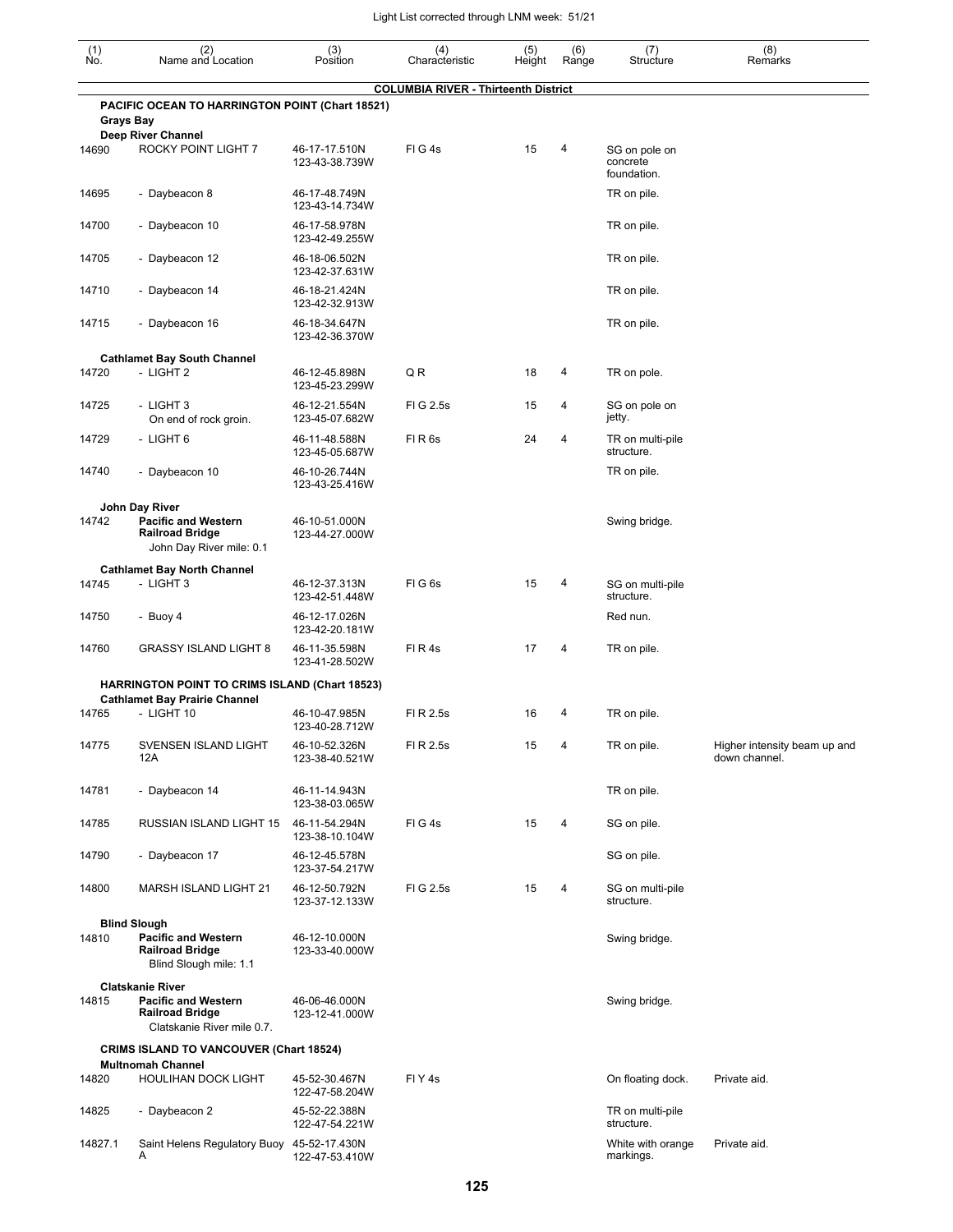| (1) No. | (2) Name and Location | (3) Position | (4) Characteristic | (5) Height | (6) Range | (7) Structure | (8) Remarks |
|---|---|---|---|---|---|---|---|
| | **COLUMBIA RIVER - Thirteenth District** | | | | | | |
| | **PACIFIC OCEAN TO HARRINGTON POINT (Chart 18521)** | | | | | | |
| | **Grays Bay** | | | | | | |
| | **Deep River Channel** | | | | | | |
| 14690 | ROCKY POINT LIGHT 7 | 46-17-17.510N 123-43-38.739W | Fl G 4s | 15 | 4 | SG on pole on concrete foundation. | |
| 14695 | - Daybeacon 8 | 46-17-48.749N 123-43-14.734W | | | | TR on pile. | |
| 14700 | - Daybeacon 10 | 46-17-58.978N 123-42-49.255W | | | | TR on pile. | |
| 14705 | - Daybeacon 12 | 46-18-06.502N 123-42-37.631W | | | | TR on pile. | |
| 14710 | - Daybeacon 14 | 46-18-21.424N 123-42-32.913W | | | | TR on pile. | |
| 14715 | - Daybeacon 16 | 46-18-34.647N 123-42-36.370W | | | | TR on pile. | |
| | **Cathlamet Bay South Channel** | | | | | | |
| 14720 | - LIGHT 2 | 46-12-45.898N 123-45-23.299W | Q R | 18 | 4 | TR on pole. | |
| 14725 | - LIGHT 3 On end of rock groin. | 46-12-21.554N 123-45-07.682W | Fl G 2.5s | 15 | 4 | SG on pole on jetty. | |
| 14729 | - LIGHT 6 | 46-11-48.588N 123-45-05.687W | Fl R 6s | 24 | 4 | TR on multi-pile structure. | |
| 14740 | - Daybeacon 10 | 46-10-26.744N 123-43-25.416W | | | | TR on pile. | |
| | **John Day River** | | | | | | |
| 14742 | **Pacific and Western Railroad Bridge** John Day River mile: 0.1 | 46-10-51.000N 123-44-27.000W | | | | Swing bridge. | |
| | **Cathlamet Bay North Channel** | | | | | | |
| 14745 | - LIGHT 3 | 46-12-37.313N 123-42-51.448W | Fl G 6s | 15 | 4 | SG on multi-pile structure. | |
| 14750 | - Buoy 4 | 46-12-17.026N 123-42-20.181W | | | | Red nun. | |
| 14760 | GRASSY ISLAND LIGHT 8 | 46-11-35.598N 123-41-28.502W | Fl R 4s | 17 | 4 | TR on pile. | |
| | **HARRINGTON POINT TO CRIMS ISLAND (Chart 18523)** | | | | | | |
| | **Cathlamet Bay Prairie Channel** | | | | | | |
| 14765 | - LIGHT 10 | 46-10-47.985N 123-40-28.712W | Fl R 2.5s | 16 | 4 | TR on pile. | |
| 14775 | SVENSEN ISLAND LIGHT 12A | 46-10-52.326N 123-38-40.521W | Fl R 2.5s | 15 | 4 | TR on pile. | Higher intensity beam up and down channel. |
| 14781 | - Daybeacon 14 | 46-11-14.943N 123-38-03.065W | | | | TR on pile. | |
| 14785 | RUSSIAN ISLAND LIGHT 15 | 46-11-54.294N 123-38-10.104W | Fl G 4s | 15 | 4 | SG on pile. | |
| 14790 | - Daybeacon 17 | 46-12-45.578N 123-37-54.217W | | | | SG on pile. | |
| 14800 | MARSH ISLAND LIGHT 21 | 46-12-50.792N 123-37-12.133W | Fl G 2.5s | 15 | 4 | SG on multi-pile structure. | |
| | **Blind Slough** | | | | | | |
| 14810 | **Pacific and Western Railroad Bridge** Blind Slough mile: 1.1 | 46-12-10.000N 123-33-40.000W | | | | Swing bridge. | |
| | **Clatskanie River** | | | | | | |
| 14815 | **Pacific and Western Railroad Bridge** Clatskanie River mile 0.7. | 46-06-46.000N 123-12-41.000W | | | | Swing bridge. | |
| | **CRIMS ISLAND TO VANCOUVER (Chart 18524)** | | | | | | |
| | **Multnomah Channel** | | | | | | |
| 14820 | HOULIHAN DOCK LIGHT | 45-52-30.467N 122-47-58.204W | Fl Y 4s | | | On floating dock. | Private aid. |
| 14825 | - Daybeacon 2 | 45-52-22.388N 122-47-54.221W | | | | TR on multi-pile structure. | |
| 14827.1 | Saint Helens Regulatory Buoy A | 45-52-17.430N 122-47-53.410W | | | | White with orange markings. | Private aid. |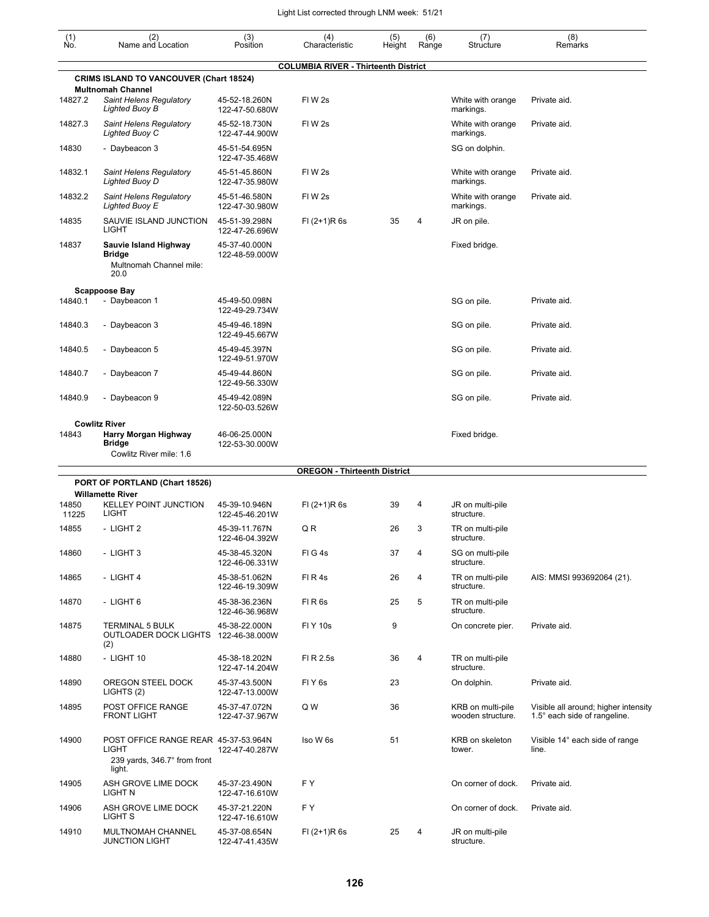Light List corrected through LNM week: 51/21

| (1) No. | (2) Name and Location | (3) Position | (4) Characteristic | (5) Height | (6) Range | (7) Structure | (8) Remarks |
|---|---|---|---|---|---|---|---|
| | **COLUMBIA RIVER - Thirteenth District** | | | | | | |
| | **CRIMS ISLAND TO VANCOUVER (Chart 18524)** | | | | | | |
| | **Multnomah Channel** | | | | | | |
| 14827.2 | *Saint Helens Regulatory Lighted Buoy B* | 45-52-18.260N 122-47-50.680W | Fl W 2s | | | White with orange markings. | Private aid. |
| 14827.3 | *Saint Helens Regulatory Lighted Buoy C* | 45-52-18.730N 122-47-44.900W | Fl W 2s | | | White with orange markings. | Private aid. |
| 14830 | - Daybeacon 3 | 45-51-54.695N 122-47-35.468W | | | | SG on dolphin. | |
| 14832.1 | *Saint Helens Regulatory Lighted Buoy D* | 45-51-45.860N 122-47-35.980W | Fl W 2s | | | White with orange markings. | Private aid. |
| 14832.2 | *Saint Helens Regulatory Lighted Buoy E* | 45-51-46.580N 122-47-30.980W | Fl W 2s | | | White with orange markings. | Private aid. |
| 14835 | SAUVIE ISLAND JUNCTION LIGHT | 45-51-39.298N 122-47-26.696W | Fl (2+1)R 6s | 35 | 4 | JR on pile. | |
| 14837 | **Sauvie Island Highway Bridge** Multnomah Channel mile: 20.0 | 45-37-40.000N 122-48-59.000W | | | | Fixed bridge. | |
| | **Scappoose Bay** | | | | | | |
| 14840.1 | - Daybeacon 1 | 45-49-50.098N 122-49-29.734W | | | | SG on pile. | Private aid. |
| 14840.3 | - Daybeacon 3 | 45-49-46.189N 122-49-45.667W | | | | SG on pile. | Private aid. |
| 14840.5 | - Daybeacon 5 | 45-49-45.397N 122-49-51.970W | | | | SG on pile. | Private aid. |
| 14840.7 | - Daybeacon 7 | 45-49-44.860N 122-49-56.330W | | | | SG on pile. | Private aid. |
| 14840.9 | - Daybeacon 9 | 45-49-42.089N 122-50-03.526W | | | | SG on pile. | Private aid. |
| | **Cowlitz River** | | | | | | |
| 14843 | **Harry Morgan Highway Bridge** Cowlitz River mile: 1.6 | 46-06-25.000N 122-53-30.000W | | | | Fixed bridge. | |
| | **OREGON - Thirteenth District** | | | | | | |
| | **PORT OF PORTLAND (Chart 18526)** | | | | | | |
| | **Willamette River** | | | | | | |
| 14850 11225 | KELLEY POINT JUNCTION LIGHT | 45-39-10.946N 122-45-46.201W | Fl (2+1)R 6s | 39 | 4 | JR on multi-pile structure. | |
| 14855 | - LIGHT 2 | 45-39-11.767N 122-46-04.392W | Q R | 26 | 3 | TR on multi-pile structure. | |
| 14860 | - LIGHT 3 | 45-38-45.320N 122-46-06.331W | Fl G 4s | 37 | 4 | SG on multi-pile structure. | |
| 14865 | - LIGHT 4 | 45-38-51.062N 122-46-19.309W | Fl R 4s | 26 | 4 | TR on multi-pile structure. | AIS: MMSI 993692064 (21). |
| 14870 | - LIGHT 6 | 45-38-36.236N 122-46-36.968W | Fl R 6s | 25 | 5 | TR on multi-pile structure. | |
| 14875 | TERMINAL 5 BULK OUTLOADER DOCK LIGHTS (2) | 45-38-22.000N 122-46-38.000W | Fl Y 10s | 9 | | On concrete pier. | Private aid. |
| 14880 | - LIGHT 10 | 45-38-18.202N 122-47-14.204W | Fl R 2.5s | 36 | 4 | TR on multi-pile structure. | |
| 14890 | OREGON STEEL DOCK LIGHTS (2) | 45-37-43.500N 122-47-13.000W | Fl Y 6s | 23 | | On dolphin. | Private aid. |
| 14895 | POST OFFICE RANGE FRONT LIGHT | 45-37-47.072N 122-47-37.967W | Q W | 36 | | KRB on multi-pile wooden structure. | Visible all around; higher intensity 1.5° each side of rangeline. |
| 14900 | POST OFFICE RANGE REAR LIGHT 239 yards, 346.7° from front light. | 45-37-53.964N 122-47-40.287W | Iso W 6s | 51 | | KRB on skeleton tower. | Visible 14° each side of range line. |
| 14905 | ASH GROVE LIME DOCK LIGHT N | 45-37-23.490N 122-47-16.610W | F Y | | | On corner of dock. | Private aid. |
| 14906 | ASH GROVE LIME DOCK LIGHT S | 45-37-21.220N 122-47-16.610W | F Y | | | On corner of dock. | Private aid. |
| 14910 | MULTNOMAH CHANNEL JUNCTION LIGHT | 45-37-08.654N 122-47-41.435W | Fl (2+1)R 6s | 25 | 4 | JR on multi-pile structure. | |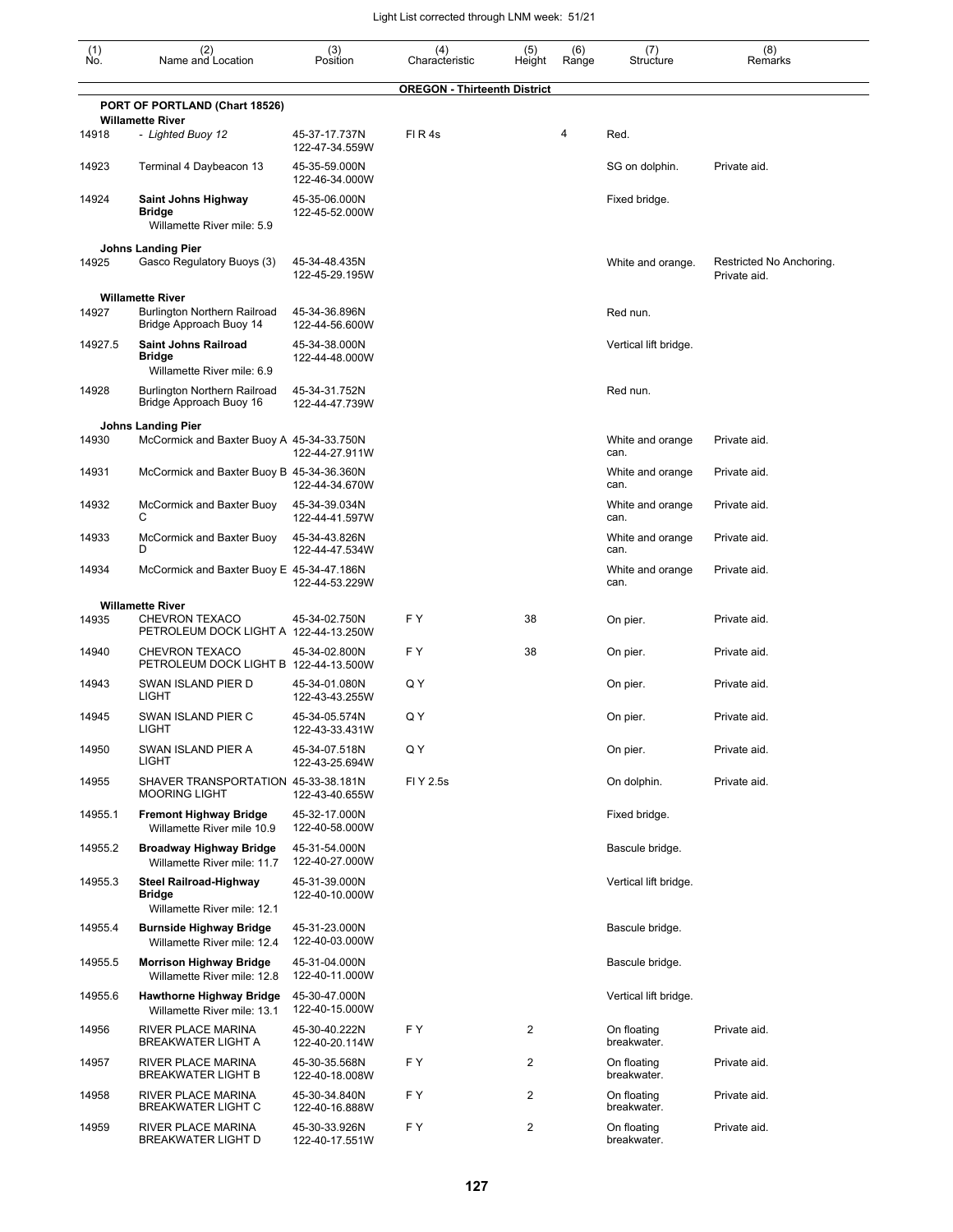| (1) No. | (2) Name and Location | (3) Position | (4) Characteristic | (5) Height | (6) Range | (7) Structure | (8) Remarks |
|---|---|---|---|---|---|---|---|
| | **OREGON - Thirteenth District** | | | | | | |
| | **PORT OF PORTLAND (Chart 18526)** | | | | | | |
| | **Willamette River** | | | | | | |
| 14918 | *- Lighted Buoy 12* | 45-37-17.737N 122-47-34.559W | Fl R 4s | | 4 | Red. | |
| 14923 | Terminal 4 Daybeacon 13 | 45-35-59.000N 122-46-34.000W | | | | SG on dolphin. | Private aid. |
| 14924 | **Saint Johns Highway Bridge** Willamette River mile: 5.9 | 45-35-06.000N 122-45-52.000W | | | | Fixed bridge. | |
| | **Johns Landing Pier** | | | | | | |
| 14925 | Gasco Regulatory Buoys (3) | 45-34-48.435N 122-45-29.195W | | | | White and orange. | Restricted No Anchoring. Private aid. |
| | **Willamette River** | | | | | | |
| 14927 | Burlington Northern Railroad Bridge Approach Buoy 14 | 45-34-36.896N 122-44-56.600W | | | | Red nun. | |
| 14927.5 | **Saint Johns Railroad Bridge** Willamette River mile: 6.9 | 45-34-38.000N 122-44-48.000W | | | | Vertical lift bridge. | |
| 14928 | Burlington Northern Railroad Bridge Approach Buoy 16 | 45-34-31.752N 122-44-47.739W | | | | Red nun. | |
| | **Johns Landing Pier** | | | | | | |
| 14930 | McCormick and Baxter Buoy A | 45-34-33.750N 122-44-27.911W | | | | White and orange can. | Private aid. |
| 14931 | McCormick and Baxter Buoy B | 45-34-36.360N 122-44-34.670W | | | | White and orange can. | Private aid. |
| 14932 | McCormick and Baxter Buoy C | 45-34-39.034N 122-44-41.597W | | | | White and orange can. | Private aid. |
| 14933 | McCormick and Baxter Buoy D | 45-34-43.826N 122-44-47.534W | | | | White and orange can. | Private aid. |
| 14934 | McCormick and Baxter Buoy E | 45-34-47.186N 122-44-53.229W | | | | White and orange can. | Private aid. |
| | **Willamette River** | | | | | | |
| 14935 | CHEVRON TEXACO PETROLEUM DOCK LIGHT A | 45-34-02.750N 122-44-13.250W | F Y | 38 | | On pier. | Private aid. |
| 14940 | CHEVRON TEXACO PETROLEUM DOCK LIGHT B | 45-34-02.800N 122-44-13.500W | F Y | 38 | | On pier. | Private aid. |
| 14943 | SWAN ISLAND PIER D LIGHT | 45-34-01.080N 122-43-43.255W | Q Y | | | On pier. | Private aid. |
| 14945 | SWAN ISLAND PIER C LIGHT | 45-34-05.574N 122-43-33.431W | Q Y | | | On pier. | Private aid. |
| 14950 | SWAN ISLAND PIER A LIGHT | 45-34-07.518N 122-43-25.694W | Q Y | | | On pier. | Private aid. |
| 14955 | SHAVER TRANSPORTATION MOORING LIGHT | 45-33-38.181N 122-43-40.655W | Fl Y 2.5s | | | On dolphin. | Private aid. |
| 14955.1 | **Fremont Highway Bridge** Willamette River mile 10.9 | 45-32-17.000N 122-40-58.000W | | | | Fixed bridge. | |
| 14955.2 | **Broadway Highway Bridge** Willamette River mile: 11.7 | 45-31-54.000N 122-40-27.000W | | | | Bascule bridge. | |
| 14955.3 | **Steel Railroad-Highway Bridge** Willamette River mile: 12.1 | 45-31-39.000N 122-40-10.000W | | | | Vertical lift bridge. | |
| 14955.4 | **Burnside Highway Bridge** Willamette River mile: 12.4 | 45-31-23.000N 122-40-03.000W | | | | Bascule bridge. | |
| 14955.5 | **Morrison Highway Bridge** Willamette River mile: 12.8 | 45-31-04.000N 122-40-11.000W | | | | Bascule bridge. | |
| 14955.6 | **Hawthorne Highway Bridge** Willamette River mile: 13.1 | 45-30-47.000N 122-40-15.000W | | | | Vertical lift bridge. | |
| 14956 | RIVER PLACE MARINA BREAKWATER LIGHT A | 45-30-40.222N 122-40-20.114W | F Y | 2 | | On floating breakwater. | Private aid. |
| 14957 | RIVER PLACE MARINA BREAKWATER LIGHT B | 45-30-35.568N 122-40-18.008W | F Y | 2 | | On floating breakwater. | Private aid. |
| 14958 | RIVER PLACE MARINA BREAKWATER LIGHT C | 45-30-34.840N 122-40-16.888W | F Y | 2 | | On floating breakwater. | Private aid. |
| 14959 | RIVER PLACE MARINA BREAKWATER LIGHT D | 45-30-33.926N 122-40-17.551W | F Y | 2 | | On floating breakwater. | Private aid. |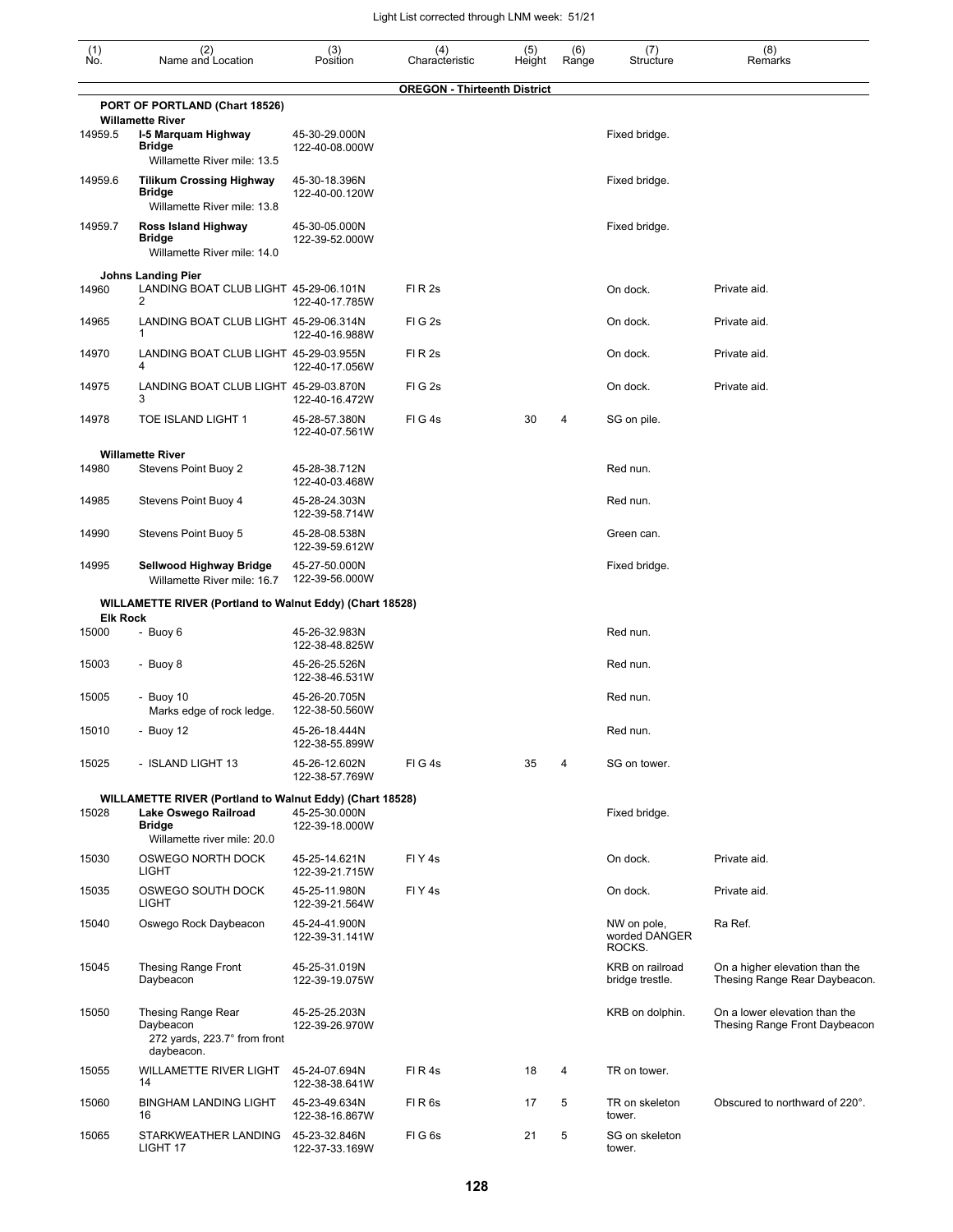| (1) No. | (2) Name and Location | (3) Position | (4) Characteristic | (5) Height | (6) Range | (7) Structure | (8) Remarks |
|---|---|---|---|---|---|---|---|
| | | | **OREGON - Thirteenth District** | | | | |
| | **PORT OF PORTLAND (Chart 18526)** | | | | | | |
| | **Willamette River** | | | | | | |
| 14959.5 | **I-5 Marquam Highway Bridge** Willamette River mile: 13.5 | 45-30-29.000N 122-40-08.000W | | | | Fixed bridge. | |
| 14959.6 | **Tilikum Crossing Highway Bridge** Willamette River mile: 13.8 | 45-30-18.396N 122-40-00.120W | | | | Fixed bridge. | |
| 14959.7 | **Ross Island Highway Bridge** Willamette River mile: 14.0 | 45-30-05.000N 122-39-52.000W | | | | Fixed bridge. | |
| | **Johns Landing Pier** | | | | | | |
| 14960 | LANDING BOAT CLUB LIGHT 2 | 45-29-06.101N 122-40-17.785W | Fl R 2s | | | On dock. | Private aid. |
| 14965 | LANDING BOAT CLUB LIGHT 1 | 45-29-06.314N 122-40-16.988W | Fl G 2s | | | On dock. | Private aid. |
| 14970 | LANDING BOAT CLUB LIGHT 4 | 45-29-03.955N 122-40-17.056W | Fl R 2s | | | On dock. | Private aid. |
| 14975 | LANDING BOAT CLUB LIGHT 3 | 45-29-03.870N 122-40-16.472W | Fl G 2s | | | On dock. | Private aid. |
| 14978 | TOE ISLAND LIGHT 1 | 45-28-57.380N 122-40-07.561W | Fl G 4s | 30 | 4 | SG on pile. | |
| | **Willamette River** | | | | | | |
| 14980 | Stevens Point Buoy 2 | 45-28-38.712N 122-40-03.468W | | | | Red nun. | |
| 14985 | Stevens Point Buoy 4 | 45-28-24.303N 122-39-58.714W | | | | Red nun. | |
| 14990 | Stevens Point Buoy 5 | 45-28-08.538N 122-39-59.612W | | | | Green can. | |
| 14995 | **Sellwood Highway Bridge** Willamette River mile: 16.7 | 45-27-50.000N 122-39-56.000W | | | | Fixed bridge. | |
| | **WILLAMETTE RIVER (Portland to Walnut Eddy) (Chart 18528)** | | | | | | |
| | **Elk Rock** | | | | | | |
| 15000 | - Buoy 6 | 45-26-32.983N 122-38-48.825W | | | | Red nun. | |
| 15003 | - Buoy 8 | 45-26-25.526N 122-38-46.531W | | | | Red nun. | |
| 15005 | - Buoy 10 Marks edge of rock ledge. | 45-26-20.705N 122-38-50.560W | | | | Red nun. | |
| 15010 | - Buoy 12 | 45-26-18.444N 122-38-55.899W | | | | Red nun. | |
| 15025 | - ISLAND LIGHT 13 | 45-26-12.602N 122-38-57.769W | Fl G 4s | 35 | 4 | SG on tower. | |
| | **WILLAMETTE RIVER (Portland to Walnut Eddy) (Chart 18528)** | | | | | | |
| 15028 | **Lake Oswego Railroad Bridge** Willamette river mile: 20.0 | 45-25-30.000N 122-39-18.000W | | | | Fixed bridge. | |
| 15030 | OSWEGO NORTH DOCK LIGHT | 45-25-14.621N 122-39-21.715W | Fl Y 4s | | | On dock. | Private aid. |
| 15035 | OSWEGO SOUTH DOCK LIGHT | 45-25-11.980N 122-39-21.564W | Fl Y 4s | | | On dock. | Private aid. |
| 15040 | Oswego Rock Daybeacon | 45-24-41.900N 122-39-31.141W | | | | NW on pole, worded DANGER ROCKS. | Ra Ref. |
| 15045 | Thesing Range Front Daybeacon | 45-25-31.019N 122-39-19.075W | | | | KRB on railroad bridge trestle. | On a higher elevation than the Thesing Range Rear Daybeacon. |
| 15050 | Thesing Range Rear Daybeacon 272 yards, 223.7° from front daybeacon. | 45-25-25.203N 122-39-26.970W | | | | KRB on dolphin. | On a lower elevation than the Thesing Range Front Daybeacon |
| 15055 | WILLAMETTE RIVER LIGHT 14 | 45-24-07.694N 122-38-38.641W | Fl R 4s | 18 | 4 | TR on tower. | |
| 15060 | BINGHAM LANDING LIGHT 16 | 45-23-49.634N 122-38-16.867W | Fl R 6s | 17 | 5 | TR on skeleton tower. | Obscured to northward of 220°. |
| 15065 | STARKWEATHER LANDING LIGHT 17 | 45-23-32.846N 122-37-33.169W | Fl G 6s | 21 | 5 | SG on skeleton tower. | |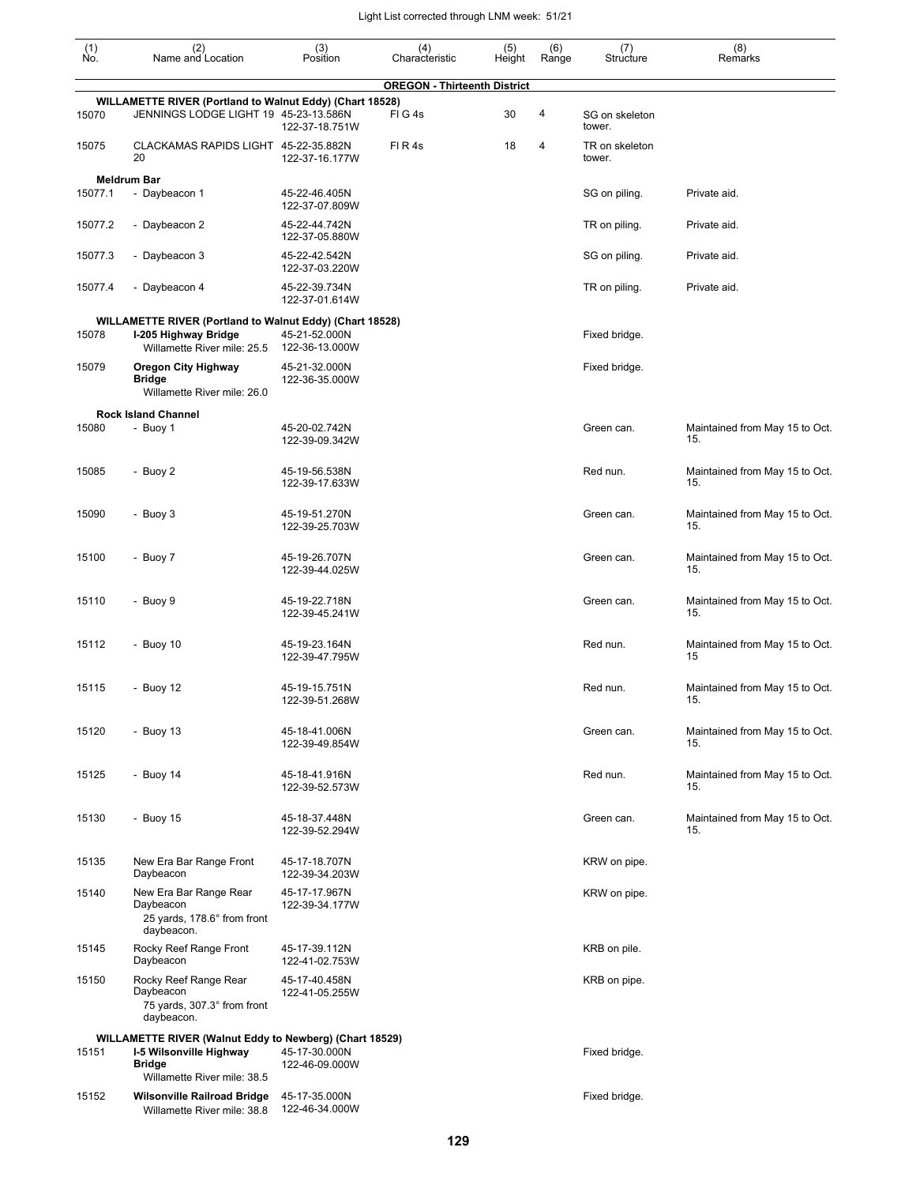| (1) No. | (2) Name and Location | (3) Position | (4) Characteristic | (5) Height | (6) Range | (7) Structure | (8) Remarks |
|---|---|---|---|---|---|---|---|
| | | | **OREGON - Thirteenth District** | | | | |
| | **WILLAMETTE RIVER (Portland to Walnut Eddy) (Chart 18528)** | | | | | | |
| 15070 | JENNINGS LODGE LIGHT 19 | 45-23-13.586N 122-37-18.751W | Fl G 4s | 30 | 4 | SG on skeleton tower. | |
| 15075 | CLACKAMAS RAPIDS LIGHT 20 | 45-22-35.882N 122-37-16.177W | Fl R 4s | 18 | 4 | TR on skeleton tower. | |
| | **Meldrum Bar** | | | | | | |
| 15077.1 | - Daybeacon 1 | 45-22-46.405N 122-37-07.809W | | | | SG on piling. | Private aid. |
| 15077.2 | - Daybeacon 2 | 45-22-44.742N 122-37-05.880W | | | | TR on piling. | Private aid. |
| 15077.3 | - Daybeacon 3 | 45-22-42.542N 122-37-03.220W | | | | SG on piling. | Private aid. |
| 15077.4 | - Daybeacon 4 | 45-22-39.734N 122-37-01.614W | | | | TR on piling. | Private aid. |
| | **WILLAMETTE RIVER (Portland to Walnut Eddy) (Chart 18528)** | | | | | | |
| 15078 | **I-205 Highway Bridge** Willamette River mile: 25.5 | 45-21-52.000N 122-36-13.000W | | | | Fixed bridge. | |
| 15079 | **Oregon City Highway Bridge** Willamette River mile: 26.0 | 45-21-32.000N 122-36-35.000W | | | | Fixed bridge. | |
| | **Rock Island Channel** | | | | | | |
| 15080 | - Buoy 1 | 45-20-02.742N 122-39-09.342W | | | | Green can. | Maintained from May 15 to Oct. 15. |
| 15085 | - Buoy 2 | 45-19-56.538N 122-39-17.633W | | | | Red nun. | Maintained from May 15 to Oct. 15. |
| 15090 | - Buoy 3 | 45-19-51.270N 122-39-25.703W | | | | Green can. | Maintained from May 15 to Oct. 15. |
| 15100 | - Buoy 7 | 45-19-26.707N 122-39-44.025W | | | | Green can. | Maintained from May 15 to Oct. 15. |
| 15110 | - Buoy 9 | 45-19-22.718N 122-39-45.241W | | | | Green can. | Maintained from May 15 to Oct. 15. |
| 15112 | - Buoy 10 | 45-19-23.164N 122-39-47.795W | | | | Red nun. | Maintained from May 15 to Oct. 15 |
| 15115 | - Buoy 12 | 45-19-15.751N 122-39-51.268W | | | | Red nun. | Maintained from May 15 to Oct. 15. |
| 15120 | - Buoy 13 | 45-18-41.006N 122-39-49.854W | | | | Green can. | Maintained from May 15 to Oct. 15. |
| 15125 | - Buoy 14 | 45-18-41.916N 122-39-52.573W | | | | Red nun. | Maintained from May 15 to Oct. 15. |
| 15130 | - Buoy 15 | 45-18-37.448N 122-39-52.294W | | | | Green can. | Maintained from May 15 to Oct. 15. |
| 15135 | New Era Bar Range Front Daybeacon | 45-17-18.707N 122-39-34.203W | | | | KRW on pipe. | |
| 15140 | New Era Bar Range Rear Daybeacon 25 yards, 178.6° from front daybeacon. | 45-17-17.967N 122-39-34.177W | | | | KRW on pipe. | |
| 15145 | Rocky Reef Range Front Daybeacon | 45-17-39.112N 122-41-02.753W | | | | KRB on pile. | |
| 15150 | Rocky Reef Range Rear Daybeacon 75 yards, 307.3° from front daybeacon. | 45-17-40.458N 122-41-05.255W | | | | KRB on pipe. | |
| | **WILLAMETTE RIVER (Walnut Eddy to Newberg) (Chart 18529)** | | | | | | |
| 15151 | **I-5 Wilsonville Highway Bridge** Willamette River mile: 38.5 | 45-17-30.000N 122-46-09.000W | | | | Fixed bridge. | |
| 15152 | **Wilsonville Railroad Bridge** Willamette River mile: 38.8 | 45-17-35.000N 122-46-34.000W | | | | Fixed bridge. | |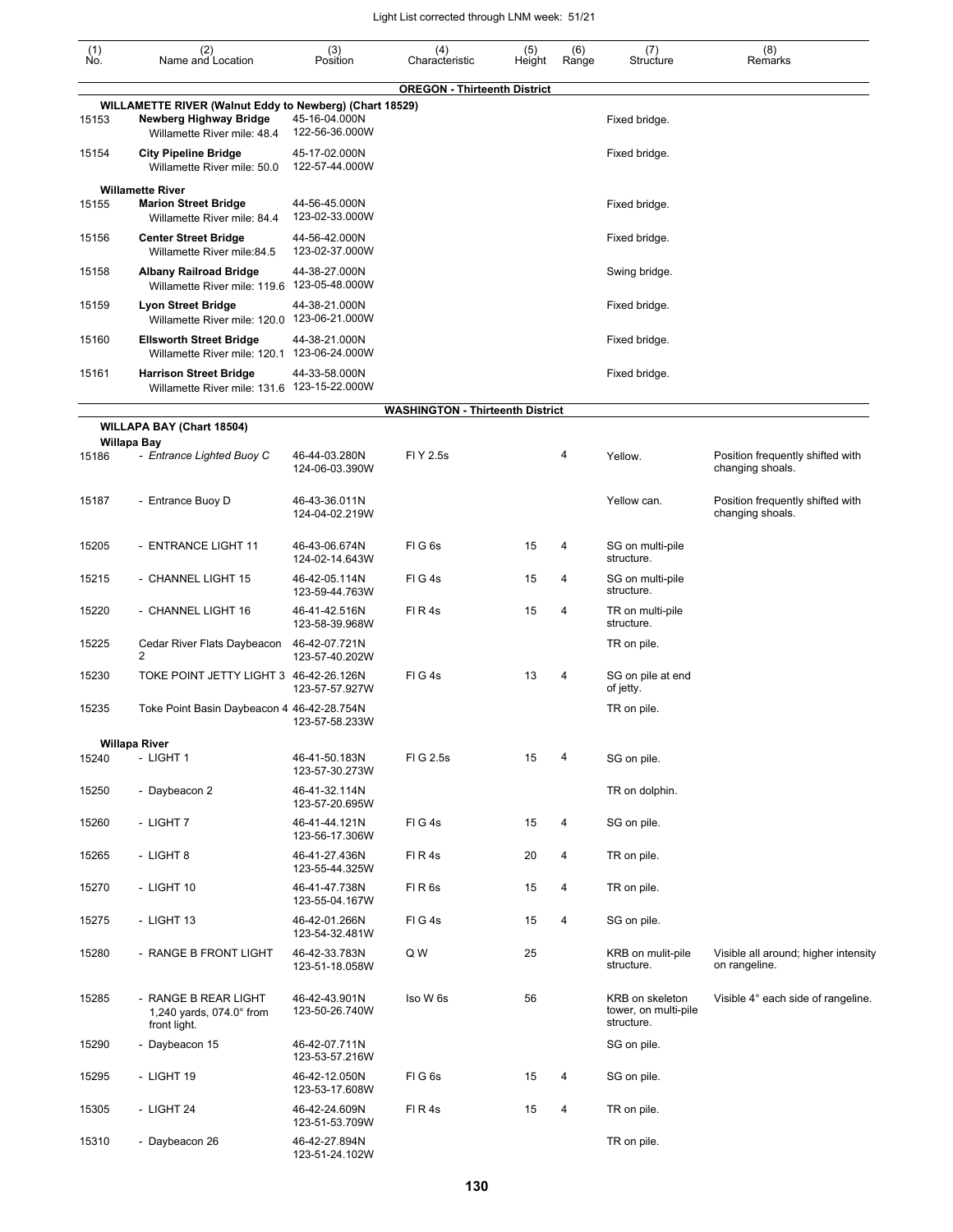| (1) No. | (2) Name and Location | (3) Position | (4) Characteristic | (5) Height | (6) Range | (7) Structure | (8) Remarks |
|---|---|---|---|---|---|---|---|
| | | | **OREGON - Thirteenth District** | | | | |
| | **WILLAMETTE RIVER (Walnut Eddy to Newberg) (Chart 18529)** | | | | | | |
| 15153 | **Newberg Highway Bridge** Willamette River mile: 48.4 | 45-16-04.000N 122-56-36.000W | | | | Fixed bridge. | |
| 15154 | **City Pipeline Bridge** Willamette River mile: 50.0 | 45-17-02.000N 122-57-44.000W | | | | Fixed bridge. | |
| | **Willamette River** | | | | | | |
| 15155 | **Marion Street Bridge** Willamette River mile: 84.4 | 44-56-45.000N 123-02-33.000W | | | | Fixed bridge. | |
| 15156 | **Center Street Bridge** Willamette River mile:84.5 | 44-56-42.000N 123-02-37.000W | | | | Fixed bridge. | |
| 15158 | **Albany Railroad Bridge** Willamette River mile: 119.6 | 44-38-27.000N 123-05-48.000W | | | | Swing bridge. | |
| 15159 | **Lyon Street Bridge** Willamette River mile: 120.0 | 44-38-21.000N 123-06-21.000W | | | | Fixed bridge. | |
| 15160 | **Ellsworth Street Bridge** Willamette River mile: 120.1 | 44-38-21.000N 123-06-24.000W | | | | Fixed bridge. | |
| 15161 | **Harrison Street Bridge** Willamette River mile: 131.6 | 44-33-58.000N 123-15-22.000W | | | | Fixed bridge. | |
| | | | **WASHINGTON - Thirteenth District** | | | | |
| | **WILLAPA BAY (Chart 18504)** | | | | | | |
| | **Willapa Bay** | | | | | | |
| 15186 | - *Entrance Lighted Buoy C* | 46-44-03.280N 124-06-03.390W | Fl Y 2.5s | | 4 | Yellow. | Position frequently shifted with changing shoals. |
| 15187 | - Entrance Buoy D | 46-43-36.011N 124-04-02.219W | | | | Yellow can. | Position frequently shifted with changing shoals. |
| 15205 | - ENTRANCE LIGHT 11 | 46-43-06.674N 124-02-14.643W | Fl G 6s | 15 | 4 | SG on multi-pile structure. | |
| 15215 | - CHANNEL LIGHT 15 | 46-42-05.114N 123-59-44.763W | Fl G 4s | 15 | 4 | SG on multi-pile structure. | |
| 15220 | - CHANNEL LIGHT 16 | 46-41-42.516N 123-58-39.968W | Fl R 4s | 15 | 4 | TR on multi-pile structure. | |
| 15225 | Cedar River Flats Daybeacon 2 | 46-42-07.721N 123-57-40.202W | | | | TR on pile. | |
| 15230 | TOKE POINT JETTY LIGHT 3 | 46-42-26.126N 123-57-57.927W | Fl G 4s | 13 | 4 | SG on pile at end of jetty. | |
| 15235 | Toke Point Basin Daybeacon 4 | 46-42-28.754N 123-57-58.233W | | | | TR on pile. | |
| | **Willapa River** | | | | | | |
| 15240 | - LIGHT 1 | 46-41-50.183N 123-57-30.273W | Fl G 2.5s | 15 | 4 | SG on pile. | |
| 15250 | - Daybeacon 2 | 46-41-32.114N 123-57-20.695W | | | | TR on dolphin. | |
| 15260 | - LIGHT 7 | 46-41-44.121N 123-56-17.306W | Fl G 4s | 15 | 4 | SG on pile. | |
| 15265 | - LIGHT 8 | 46-41-27.436N 123-55-44.325W | Fl R 4s | 20 | 4 | TR on pile. | |
| 15270 | - LIGHT 10 | 46-41-47.738N 123-55-04.167W | Fl R 6s | 15 | 4 | TR on pile. | |
| 15275 | - LIGHT 13 | 46-42-01.266N 123-54-32.481W | Fl G 4s | 15 | 4 | SG on pile. | |
| 15280 | - RANGE B FRONT LIGHT | 46-42-33.783N 123-51-18.058W | Q W | 25 | | KRB on mulit-pile structure. | Visible all around; higher intensity on rangeline. |
| 15285 | - RANGE B REAR LIGHT 1,240 yards, 074.0° from front light. | 46-42-43.901N 123-50-26.740W | Iso W 6s | 56 | | KRB on skeleton tower, on multi-pile structure. | Visible 4° each side of rangeline. |
| 15290 | - Daybeacon 15 | 46-42-07.711N 123-53-57.216W | | | | SG on pile. | |
| 15295 | - LIGHT 19 | 46-42-12.050N 123-53-17.608W | Fl G 6s | 15 | 4 | SG on pile. | |
| 15305 | - LIGHT 24 | 46-42-24.609N 123-51-53.709W | Fl R 4s | 15 | 4 | TR on pile. | |
| 15310 | - Daybeacon 26 | 46-42-27.894N 123-51-24.102W | | | | TR on pile. | |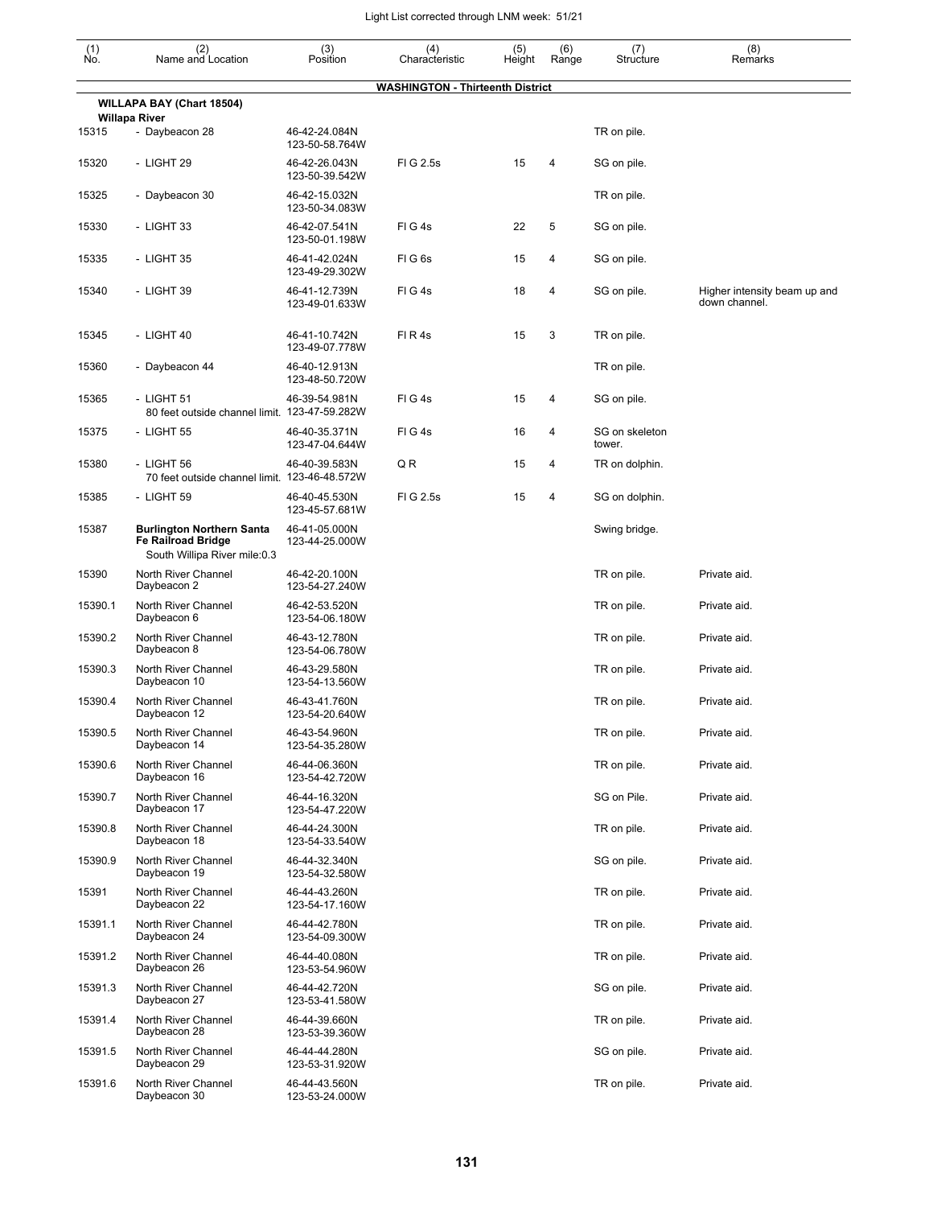| (1) No. | (2) Name and Location | (3) Position | (4) Characteristic | (5) Height | (6) Range | (7) Structure | (8) Remarks |
|---|---|---|---|---|---|---|---|
| | **WASHINGTON - Thirteenth District** | | | | | | |
| | **WILLAPA BAY (Chart 18504)** | | | | | | |
| | **Willapa River** | | | | | | |
| 15315 | - Daybeacon 28 | 46-42-24.084N 123-50-58.764W | | | | TR on pile. | |
| 15320 | - LIGHT 29 | 46-42-26.043N 123-50-39.542W | Fl G 2.5s | 15 | 4 | SG on pile. | |
| 15325 | - Daybeacon 30 | 46-42-15.032N 123-50-34.083W | | | | TR on pile. | |
| 15330 | - LIGHT 33 | 46-42-07.541N 123-50-01.198W | Fl G 4s | 22 | 5 | SG on pile. | |
| 15335 | - LIGHT 35 | 46-41-42.024N 123-49-29.302W | Fl G 6s | 15 | 4 | SG on pile. | |
| 15340 | - LIGHT 39 | 46-41-12.739N 123-49-01.633W | Fl G 4s | 18 | 4 | SG on pile. | Higher intensity beam up and down channel. |
| 15345 | - LIGHT 40 | 46-41-10.742N 123-49-07.778W | Fl R 4s | 15 | 3 | TR on pile. | |
| 15360 | - Daybeacon 44 | 46-40-12.913N 123-48-50.720W | | | | TR on pile. | |
| 15365 | - LIGHT 51 80 feet outside channel limit. | 46-39-54.981N 123-47-59.282W | Fl G 4s | 15 | 4 | SG on pile. | |
| 15375 | - LIGHT 55 | 46-40-35.371N 123-47-04.644W | Fl G 4s | 16 | 4 | SG on skeleton tower. | |
| 15380 | - LIGHT 56 70 feet outside channel limit. | 46-40-39.583N 123-46-48.572W | Q R | 15 | 4 | TR on dolphin. | |
| 15385 | - LIGHT 59 | 46-40-45.530N 123-45-57.681W | Fl G 2.5s | 15 | 4 | SG on dolphin. | |
| 15387 | **Burlington Northern Santa Fe Railroad Bridge** South Willipa River mile:0.3 | 46-41-05.000N 123-44-25.000W | | | | Swing bridge. | |
| 15390 | North River Channel Daybeacon 2 | 46-42-20.100N 123-54-27.240W | | | | TR on pile. | Private aid. |
| 15390.1 | North River Channel Daybeacon 6 | 46-42-53.520N 123-54-06.180W | | | | TR on pile. | Private aid. |
| 15390.2 | North River Channel Daybeacon 8 | 46-43-12.780N 123-54-06.780W | | | | TR on pile. | Private aid. |
| 15390.3 | North River Channel Daybeacon 10 | 46-43-29.580N 123-54-13.560W | | | | TR on pile. | Private aid. |
| 15390.4 | North River Channel Daybeacon 12 | 46-43-41.760N 123-54-20.640W | | | | TR on pile. | Private aid. |
| 15390.5 | North River Channel Daybeacon 14 | 46-43-54.960N 123-54-35.280W | | | | TR on pile. | Private aid. |
| 15390.6 | North River Channel Daybeacon 16 | 46-44-06.360N 123-54-42.720W | | | | TR on pile. | Private aid. |
| 15390.7 | North River Channel Daybeacon 17 | 46-44-16.320N 123-54-47.220W | | | | SG on Pile. | Private aid. |
| 15390.8 | North River Channel Daybeacon 18 | 46-44-24.300N 123-54-33.540W | | | | TR on pile. | Private aid. |
| 15390.9 | North River Channel Daybeacon 19 | 46-44-32.340N 123-54-32.580W | | | | SG on pile. | Private aid. |
| 15391 | North River Channel Daybeacon 22 | 46-44-43.260N 123-54-17.160W | | | | TR on pile. | Private aid. |
| 15391.1 | North River Channel Daybeacon 24 | 46-44-42.780N 123-54-09.300W | | | | TR on pile. | Private aid. |
| 15391.2 | North River Channel Daybeacon 26 | 46-44-40.080N 123-53-54.960W | | | | TR on pile. | Private aid. |
| 15391.3 | North River Channel Daybeacon 27 | 46-44-42.720N 123-53-41.580W | | | | SG on pile. | Private aid. |
| 15391.4 | North River Channel Daybeacon 28 | 46-44-39.660N 123-53-39.360W | | | | TR on pile. | Private aid. |
| 15391.5 | North River Channel Daybeacon 29 | 46-44-44.280N 123-53-31.920W | | | | SG on pile. | Private aid. |
| 15391.6 | North River Channel Daybeacon 30 | 46-44-43.560N 123-53-24.000W | | | | TR on pile. | Private aid. |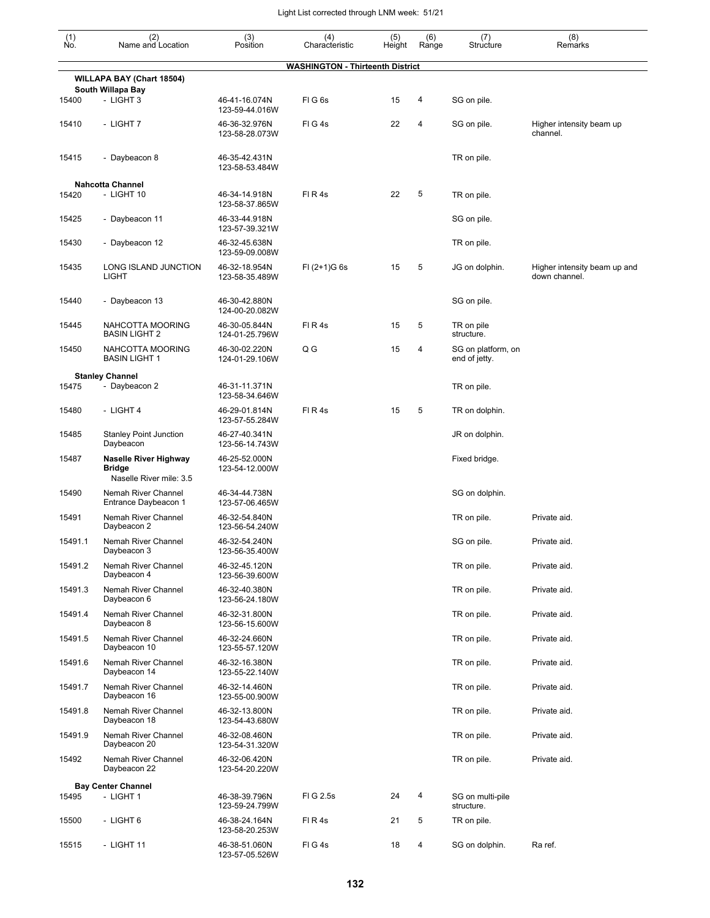| (1) No. | (2) Name and Location | (3) Position | (4) Characteristic | (5) Height | (6) Range | (7) Structure | (8) Remarks |
|---|---|---|---|---|---|---|---|
| | **WASHINGTON - Thirteenth District** | | | | | | |
| | **WILLAPA BAY (Chart 18504)** | | | | | | |
| | **South Willapa Bay** | | | | | | |
| 15400 | - LIGHT 3 | 46-41-16.074N 123-59-44.016W | Fl G 6s | 15 | 4 | SG on pile. | |
| 15410 | - LIGHT 7 | 46-36-32.976N 123-58-28.073W | Fl G 4s | 22 | 4 | SG on pile. | Higher intensity beam up channel. |
| 15415 | - Daybeacon 8 | 46-35-42.431N 123-58-53.484W | | | | TR on pile. | |
| | **Nahcotta Channel** | | | | | | |
| 15420 | - LIGHT 10 | 46-34-14.918N 123-58-37.865W | Fl R 4s | 22 | 5 | TR on pile. | |
| 15425 | - Daybeacon 11 | 46-33-44.918N 123-57-39.321W | | | | SG on pile. | |
| 15430 | - Daybeacon 12 | 46-32-45.638N 123-59-09.008W | | | | TR on pile. | |
| 15435 | LONG ISLAND JUNCTION LIGHT | 46-32-18.954N 123-58-35.489W | Fl (2+1)G 6s | 15 | 5 | JG on dolphin. | Higher intensity beam up and down channel. |
| 15440 | - Daybeacon 13 | 46-30-42.880N 124-00-20.082W | | | | SG on pile. | |
| 15445 | NAHCOTTA MOORING BASIN LIGHT 2 | 46-30-05.844N 124-01-25.796W | Fl R 4s | 15 | 5 | TR on pile structure. | |
| 15450 | NAHCOTTA MOORING BASIN LIGHT 1 | 46-30-02.220N 124-01-29.106W | Q G | 15 | 4 | SG on platform, on end of jetty. | |
| | **Stanley Channel** | | | | | | |
| 15475 | - Daybeacon 2 | 46-31-11.371N 123-58-34.646W | | | | TR on pile. | |
| 15480 | - LIGHT 4 | 46-29-01.814N 123-57-55.284W | Fl R 4s | 15 | 5 | TR on dolphin. | |
| 15485 | Stanley Point Junction Daybeacon | 46-27-40.341N 123-56-14.743W | | | | JR on dolphin. | |
| 15487 | **Naselle River Highway Bridge** Naselle River mile: 3.5 | 46-25-52.000N 123-54-12.000W | | | | Fixed bridge. | |
| 15490 | Nemah River Channel Entrance Daybeacon 1 | 46-34-44.738N 123-57-06.465W | | | | SG on dolphin. | |
| 15491 | Nemah River Channel Daybeacon 2 | 46-32-54.840N 123-56-54.240W | | | | TR on pile. | Private aid. |
| 15491.1 | Nemah River Channel Daybeacon 3 | 46-32-54.240N 123-56-35.400W | | | | SG on pile. | Private aid. |
| 15491.2 | Nemah River Channel Daybeacon 4 | 46-32-45.120N 123-56-39.600W | | | | TR on pile. | Private aid. |
| 15491.3 | Nemah River Channel Daybeacon 6 | 46-32-40.380N 123-56-24.180W | | | | TR on pile. | Private aid. |
| 15491.4 | Nemah River Channel Daybeacon 8 | 46-32-31.800N 123-56-15.600W | | | | TR on pile. | Private aid. |
| 15491.5 | Nemah River Channel Daybeacon 10 | 46-32-24.660N 123-55-57.120W | | | | TR on pile. | Private aid. |
| 15491.6 | Nemah River Channel Daybeacon 14 | 46-32-16.380N 123-55-22.140W | | | | TR on pile. | Private aid. |
| 15491.7 | Nemah River Channel Daybeacon 16 | 46-32-14.460N 123-55-00.900W | | | | TR on pile. | Private aid. |
| 15491.8 | Nemah River Channel Daybeacon 18 | 46-32-13.800N 123-54-43.680W | | | | TR on pile. | Private aid. |
| 15491.9 | Nemah River Channel Daybeacon 20 | 46-32-08.460N 123-54-31.320W | | | | TR on pile. | Private aid. |
| 15492 | Nemah River Channel Daybeacon 22 | 46-32-06.420N 123-54-20.220W | | | | TR on pile. | Private aid. |
| | **Bay Center Channel** | | | | | | |
| 15495 | - LIGHT 1 | 46-38-39.796N 123-59-24.799W | Fl G 2.5s | 24 | 4 | SG on multi-pile structure. | |
| 15500 | - LIGHT 6 | 46-38-24.164N 123-58-20.253W | Fl R 4s | 21 | 5 | TR on pile. | |
| 15515 | - LIGHT 11 | 46-38-51.060N 123-57-05.526W | Fl G 4s | 18 | 4 | SG on dolphin. | Ra ref. |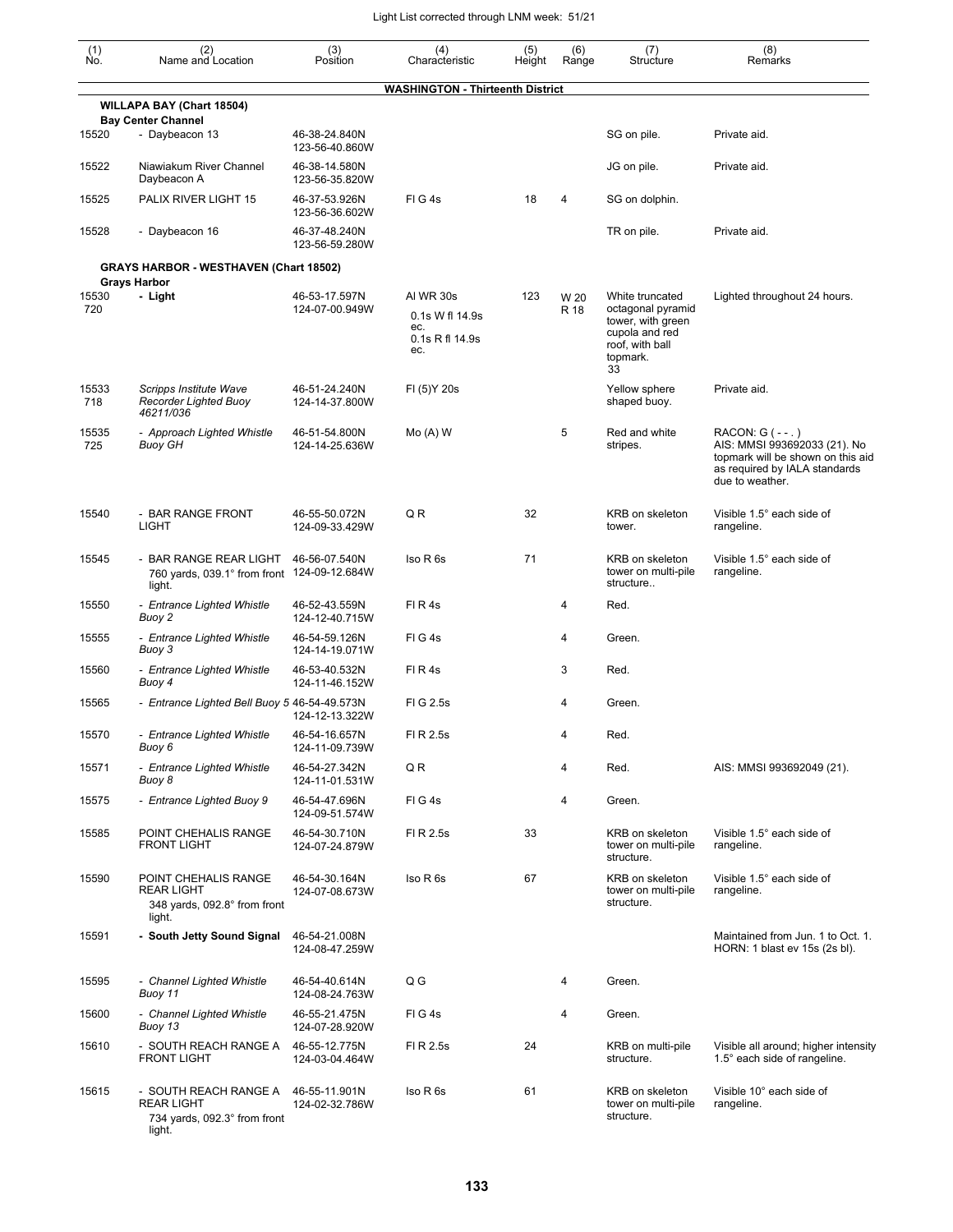Light List corrected through LNM week: 51/21

| (1) No. | (2) Name and Location | (3) Position | (4) Characteristic | (5) Height | (6) Range | (7) Structure | (8) Remarks |
|---|---|---|---|---|---|---|---|
| | **WASHINGTON - Thirteenth District** | | | | | | |
| | **WILLAPA BAY (Chart 18504)** | | | | | | |
| | **Bay Center Channel** | | | | | | |
| 15520 | - Daybeacon 13 | 46-38-24.840N 123-56-40.860W | | | | SG on pile. | Private aid. |
| 15522 | Niawiakum River Channel Daybeacon A | 46-38-14.580N 123-56-35.820W | | | | JG on pile. | Private aid. |
| 15525 | PALIX RIVER LIGHT 15 | 46-37-53.926N 123-56-36.602W | Fl G 4s | 18 | 4 | SG on dolphin. | |
| 15528 | - Daybeacon 16 | 46-37-48.240N 123-56-59.280W | | | | TR on pile. | Private aid. |
| | **GRAYS HARBOR - WESTHAVEN (Chart 18502)** | | | | | | |
| | **Grays Harbor** | | | | | | |
| 15530 720 | **- Light** | 46-53-17.597N 124-07-00.949W | Al WR 30s 0.1s W fl 14.9s ec. 0.1s R fl 14.9s ec. | 123 | W 20 R 18 | White truncated octagonal pyramid tower, with green cupola and red roof, with ball topmark. 33 | Lighted throughout 24 hours. |
| 15533 718 | *Scripps Institute Wave Recorder Lighted Buoy 46211/036* | 46-51-24.240N 124-14-37.800W | Fl (5)Y 20s | | | Yellow sphere shaped buoy. | Private aid. |
| 15535 725 | *- Approach Lighted Whistle Buoy GH* | 46-51-54.800N 124-14-25.636W | Mo (A) W | | 5 | Red and white stripes. | RACON: G ( - - . ) AIS: MMSI 993692033 (21). No topmark will be shown on this aid as required by IALA standards due to weather. |
| 15540 | - BAR RANGE FRONT LIGHT | 46-55-50.072N 124-09-33.429W | Q R | 32 | | KRB on skeleton tower. | Visible 1.5° each side of rangeline. |
| 15545 | - BAR RANGE REAR LIGHT 760 yards, 039.1° from front light. | 46-56-07.540N 124-09-12.684W | Iso R 6s | 71 | | KRB on skeleton tower on multi-pile structure.. | Visible 1.5° each side of rangeline. |
| 15550 | *- Entrance Lighted Whistle Buoy 2* | 46-52-43.559N 124-12-40.715W | Fl R 4s | | 4 | Red. | |
| 15555 | *- Entrance Lighted Whistle Buoy 3* | 46-54-59.126N 124-14-19.071W | Fl G 4s | | 4 | Green. | |
| 15560 | *- Entrance Lighted Whistle Buoy 4* | 46-53-40.532N 124-11-46.152W | Fl R 4s | | 3 | Red. | |
| 15565 | *- Entrance Lighted Bell Buoy 5* | 46-54-49.573N 124-12-13.322W | Fl G 2.5s | | 4 | Green. | |
| 15570 | *- Entrance Lighted Whistle Buoy 6* | 46-54-16.657N 124-11-09.739W | Fl R 2.5s | | 4 | Red. | |
| 15571 | *- Entrance Lighted Whistle Buoy 8* | 46-54-27.342N 124-11-01.531W | Q R | | 4 | Red. | AIS: MMSI 993692049 (21). |
| 15575 | *- Entrance Lighted Buoy 9* | 46-54-47.696N 124-09-51.574W | Fl G 4s | | 4 | Green. | |
| 15585 | POINT CHEHALIS RANGE FRONT LIGHT | 46-54-30.710N 124-07-24.879W | Fl R 2.5s | 33 | | KRB on skeleton tower on multi-pile structure. | Visible 1.5° each side of rangeline. |
| 15590 | POINT CHEHALIS RANGE REAR LIGHT 348 yards, 092.8° from front light. | 46-54-30.164N 124-07-08.673W | Iso R 6s | 67 | | KRB on skeleton tower on multi-pile structure. | Visible 1.5° each side of rangeline. |
| 15591 | **- South Jetty Sound Signal** | 46-54-21.008N 124-08-47.259W | | | | | Maintained from Jun. 1 to Oct. 1. HORN: 1 blast ev 15s (2s bl). |
| 15595 | *- Channel Lighted Whistle Buoy 11* | 46-54-40.614N 124-08-24.763W | Q G | | 4 | Green. | |
| 15600 | *- Channel Lighted Whistle Buoy 13* | 46-55-21.475N 124-07-28.920W | Fl G 4s | | 4 | Green. | |
| 15610 | - SOUTH REACH RANGE A FRONT LIGHT | 46-55-12.775N 124-03-04.464W | Fl R 2.5s | 24 | | KRB on multi-pile structure. | Visible all around; higher intensity 1.5° each side of rangeline. |
| 15615 | - SOUTH REACH RANGE A REAR LIGHT 734 yards, 092.3° from front light. | 46-55-11.901N 124-02-32.786W | Iso R 6s | 61 | | KRB on skeleton tower on multi-pile structure. | Visible 10° each side of rangeline. |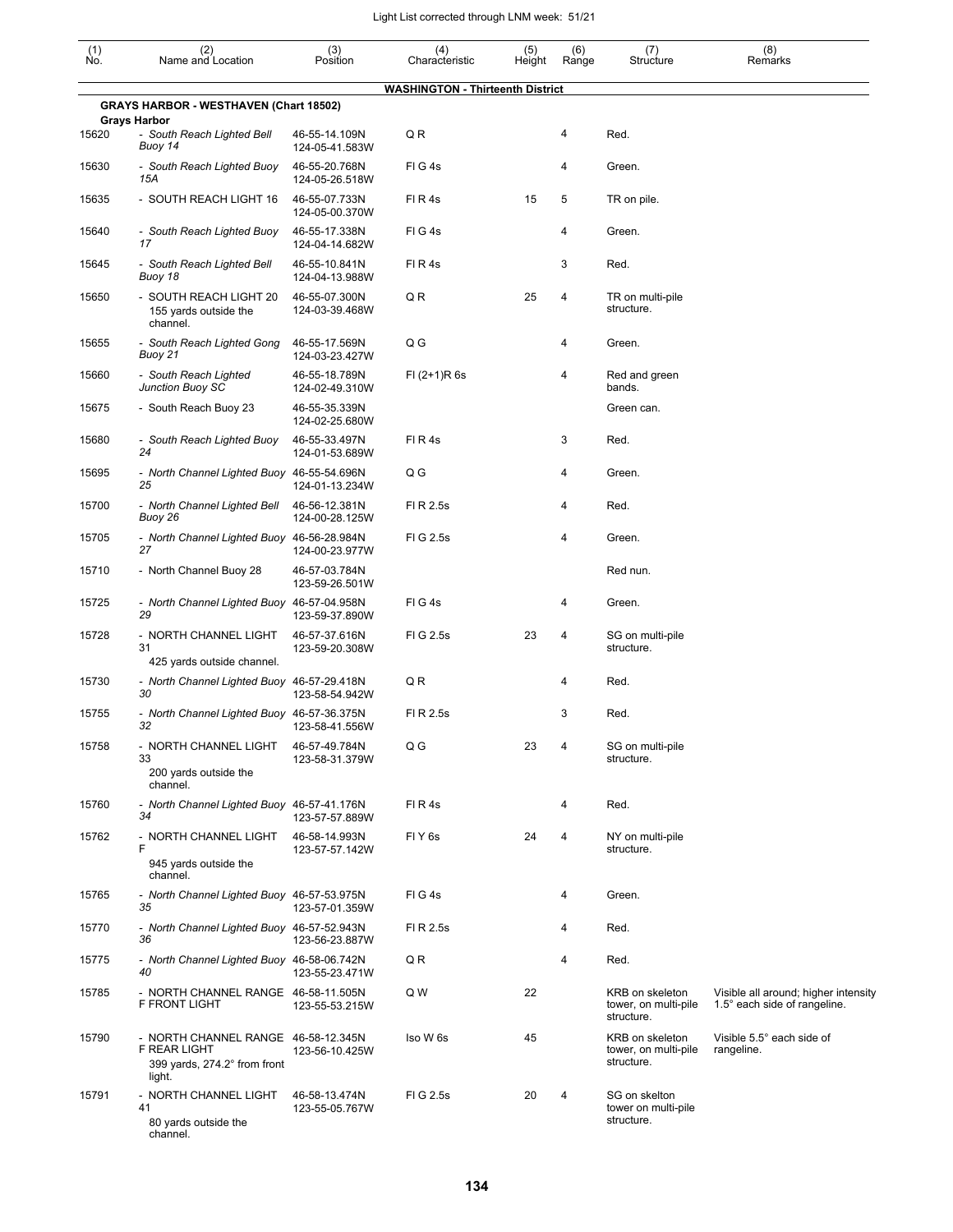| (1) No. | (2) Name and Location | (3) Position | (4) Characteristic | (5) Height | (6) Range | (7) Structure | (8) Remarks |
|---|---|---|---|---|---|---|---|
| | **WASHINGTON - Thirteenth District** | | | | | | |
| | **GRAYS HARBOR - WESTHAVEN (Chart 18502)** | | | | | | |
| | **Grays Harbor** | | | | | | |
| 15620 | - *South Reach Lighted Bell Buoy 14* | 46-55-14.109N 124-05-41.583W | Q R | | 4 | Red. | |
| 15630 | - *South Reach Lighted Buoy 15A* | 46-55-20.768N 124-05-26.518W | Fl G 4s | | 4 | Green. | |
| 15635 | - SOUTH REACH LIGHT 16 | 46-55-07.733N 124-05-00.370W | Fl R 4s | 15 | 5 | TR on pile. | |
| 15640 | - *South Reach Lighted Buoy 17* | 46-55-17.338N 124-04-14.682W | Fl G 4s | | 4 | Green. | |
| 15645 | - *South Reach Lighted Bell Buoy 18* | 46-55-10.841N 124-04-13.988W | Fl R 4s | | 3 | Red. | |
| 15650 | - SOUTH REACH LIGHT 20 155 yards outside the channel. | 46-55-07.300N 124-03-39.468W | Q R | 25 | 4 | TR on multi-pile structure. | |
| 15655 | - *South Reach Lighted Gong Buoy 21* | 46-55-17.569N 124-03-23.427W | Q G | | 4 | Green. | |
| 15660 | - *South Reach Lighted Junction Buoy SC* | 46-55-18.789N 124-02-49.310W | Fl (2+1)R 6s | | 4 | Red and green bands. | |
| 15675 | - South Reach Buoy 23 | 46-55-35.339N 124-02-25.680W | | | | Green can. | |
| 15680 | - *South Reach Lighted Buoy 24* | 46-55-33.497N 124-01-53.689W | Fl R 4s | | 3 | Red. | |
| 15695 | - *North Channel Lighted Buoy 25* | 46-55-54.696N 124-01-13.234W | Q G | | 4 | Green. | |
| 15700 | - *North Channel Lighted Bell Buoy 26* | 46-56-12.381N 124-00-28.125W | Fl R 2.5s | | 4 | Red. | |
| 15705 | - *North Channel Lighted Buoy 27* | 46-56-28.984N 124-00-23.977W | Fl G 2.5s | | 4 | Green. | |
| 15710 | - North Channel Buoy 28 | 46-57-03.784N 123-59-26.501W | | | | Red nun. | |
| 15725 | - *North Channel Lighted Buoy 29* | 46-57-04.958N 123-59-37.890W | Fl G 4s | | 4 | Green. | |
| 15728 | - NORTH CHANNEL LIGHT 31 425 yards outside channel. | 46-57-37.616N 123-59-20.308W | Fl G 2.5s | 23 | 4 | SG on multi-pile structure. | |
| 15730 | - *North Channel Lighted Buoy 30* | 46-57-29.418N 123-58-54.942W | Q R | | 4 | Red. | |
| 15755 | - *North Channel Lighted Buoy 32* | 46-57-36.375N 123-58-41.556W | Fl R 2.5s | | 3 | Red. | |
| 15758 | - NORTH CHANNEL LIGHT 33 200 yards outside the channel. | 46-57-49.784N 123-58-31.379W | Q G | 23 | 4 | SG on multi-pile structure. | |
| 15760 | - *North Channel Lighted Buoy 34* | 46-57-41.176N 123-57-57.889W | Fl R 4s | | 4 | Red. | |
| 15762 | - NORTH CHANNEL LIGHT F 945 yards outside the channel. | 46-58-14.993N 123-57-57.142W | Fl Y 6s | 24 | 4 | NY on multi-pile structure. | |
| 15765 | - *North Channel Lighted Buoy 35* | 46-57-53.975N 123-57-01.359W | Fl G 4s | | 4 | Green. | |
| 15770 | - *North Channel Lighted Buoy 36* | 46-57-52.943N 123-56-23.887W | Fl R 2.5s | | 4 | Red. | |
| 15775 | - *North Channel Lighted Buoy 40* | 46-58-06.742N 123-55-23.471W | Q R | | 4 | Red. | |
| 15785 | - NORTH CHANNEL RANGE F FRONT LIGHT | 46-58-11.505N 123-55-53.215W | Q W | 22 | | KRB on skeleton tower, on multi-pile structure. | Visible all around; higher intensity 1.5° each side of rangeline. |
| 15790 | - NORTH CHANNEL RANGE F REAR LIGHT 399 yards, 274.2° from front light. | 46-58-12.345N 123-56-10.425W | Iso W 6s | 45 | | KRB on skeleton tower, on multi-pile structure. | Visible 5.5° each side of rangeline. |
| 15791 | - NORTH CHANNEL LIGHT 41 80 yards outside the channel. | 46-58-13.474N 123-55-05.767W | Fl G 2.5s | 20 | 4 | SG on skelton tower on multi-pile structure. | |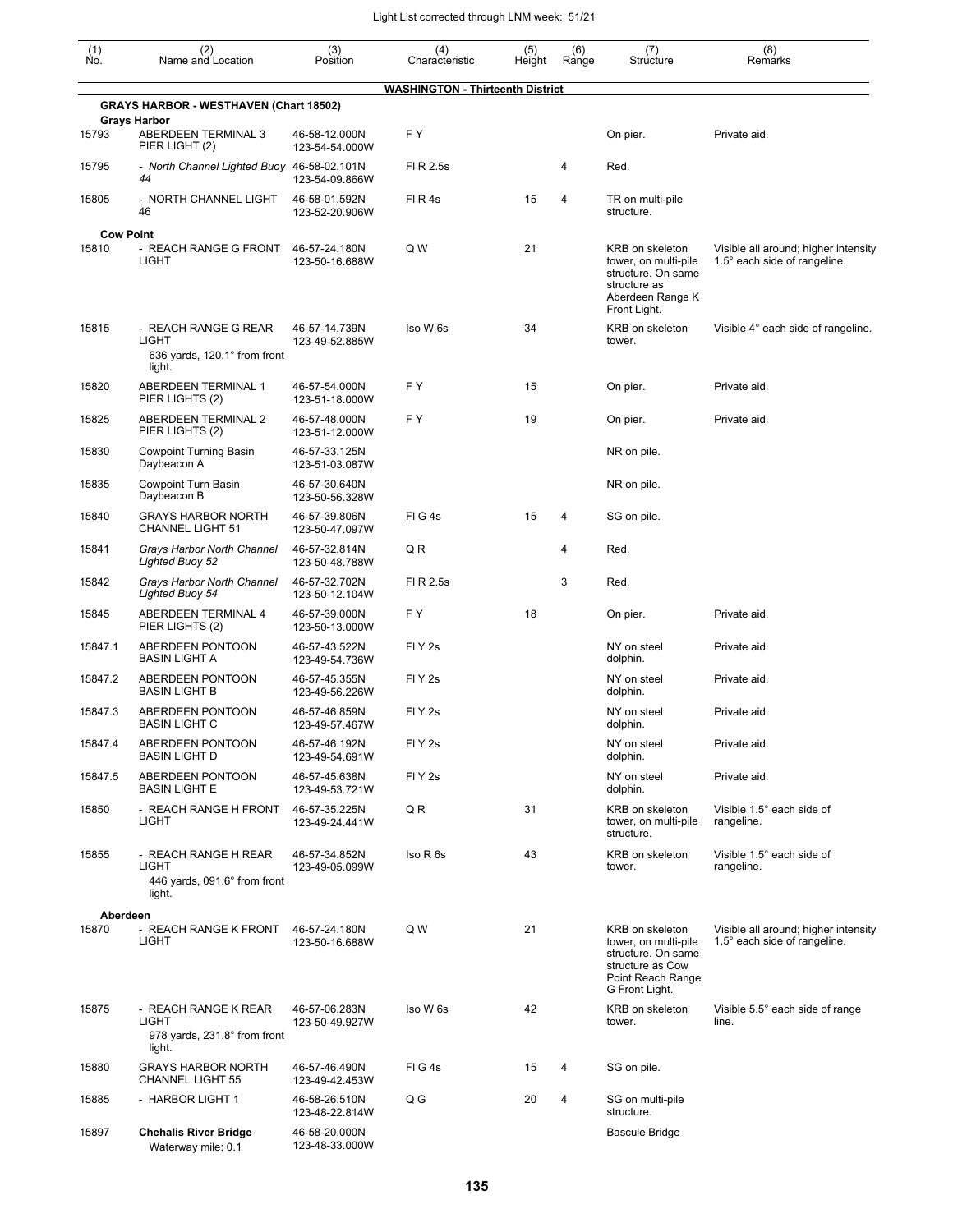Light List corrected through LNM week: 51/21

| (1) No. | (2) Name and Location | (3) Position | (4) Characteristic | (5) Height | (6) Range | (7) Structure | (8) Remarks |
|---|---|---|---|---|---|---|---|
| | | | **WASHINGTON - Thirteenth District** | | | | |
| | **GRAYS HARBOR - WESTHAVEN (Chart 18502)** | | | | | | |
| | **Grays Harbor** | | | | | | |
| 15793 | ABERDEEN TERMINAL 3 PIER LIGHT (2) | 46-58-12.000N 123-54-54.000W | F Y | | | On pier. | Private aid. |
| 15795 | - *North Channel Lighted Buoy 44* | 46-58-02.101N 123-54-09.866W | Fl R 2.5s | | 4 | Red. | |
| 15805 | - NORTH CHANNEL LIGHT 46 | 46-58-01.592N 123-52-20.906W | Fl R 4s | 15 | 4 | TR on multi-pile structure. | |
| | **Cow Point** | | | | | | |
| 15810 | - REACH RANGE G FRONT LIGHT | 46-57-24.180N 123-50-16.688W | Q W | 21 | | KRB on skeleton tower, on multi-pile structure. On same structure as Aberdeen Range K Front Light. | Visible all around; higher intensity 1.5° each side of rangeline. |
| 15815 | - REACH RANGE G REAR LIGHT 636 yards, 120.1° from front light. | 46-57-14.739N 123-49-52.885W | Iso W 6s | 34 | | KRB on skeleton tower. | Visible 4° each side of rangeline. |
| 15820 | ABERDEEN TERMINAL 1 PIER LIGHTS (2) | 46-57-54.000N 123-51-18.000W | F Y | 15 | | On pier. | Private aid. |
| 15825 | ABERDEEN TERMINAL 2 PIER LIGHTS (2) | 46-57-48.000N 123-51-12.000W | F Y | 19 | | On pier. | Private aid. |
| 15830 | Cowpoint Turning Basin Daybeacon A | 46-57-33.125N 123-51-03.087W | | | | NR on pile. | |
| 15835 | Cowpoint Turn Basin Daybeacon B | 46-57-30.640N 123-50-56.328W | | | | NR on pile. | |
| 15840 | GRAYS HARBOR NORTH CHANNEL LIGHT 51 | 46-57-39.806N 123-50-47.097W | Fl G 4s | 15 | 4 | SG on pile. | |
| 15841 | *Grays Harbor North Channel Lighted Buoy 52* | 46-57-32.814N 123-50-48.788W | Q R | | 4 | Red. | |
| 15842 | *Grays Harbor North Channel Lighted Buoy 54* | 46-57-32.702N 123-50-12.104W | Fl R 2.5s | | 3 | Red. | |
| 15845 | ABERDEEN TERMINAL 4 PIER LIGHTS (2) | 46-57-39.000N 123-50-13.000W | F Y | 18 | | On pier. | Private aid. |
| 15847.1 | ABERDEEN PONTOON BASIN LIGHT A | 46-57-43.522N 123-49-54.736W | Fl Y 2s | | | NY on steel dolphin. | Private aid. |
| 15847.2 | ABERDEEN PONTOON BASIN LIGHT B | 46-57-45.355N 123-49-56.226W | Fl Y 2s | | | NY on steel dolphin. | Private aid. |
| 15847.3 | ABERDEEN PONTOON BASIN LIGHT C | 46-57-46.859N 123-49-57.467W | Fl Y 2s | | | NY on steel dolphin. | Private aid. |
| 15847.4 | ABERDEEN PONTOON BASIN LIGHT D | 46-57-46.192N 123-49-54.691W | Fl Y 2s | | | NY on steel dolphin. | Private aid. |
| 15847.5 | ABERDEEN PONTOON BASIN LIGHT E | 46-57-45.638N 123-49-53.721W | Fl Y 2s | | | NY on steel dolphin. | Private aid. |
| 15850 | - REACH RANGE H FRONT LIGHT | 46-57-35.225N 123-49-24.441W | Q R | 31 | | KRB on skeleton tower, on multi-pile structure. | Visible 1.5° each side of rangeline. |
| 15855 | - REACH RANGE H REAR LIGHT 446 yards, 091.6° from front light. | 46-57-34.852N 123-49-05.099W | Iso R 6s | 43 | | KRB on skeleton tower. | Visible 1.5° each side of rangeline. |
| | **Aberdeen** | | | | | | |
| 15870 | - REACH RANGE K FRONT LIGHT | 46-57-24.180N 123-50-16.688W | Q W | 21 | | KRB on skeleton tower, on multi-pile structure. On same structure as Cow Point Reach Range G Front Light. | Visible all around; higher intensity 1.5° each side of rangeline. |
| 15875 | - REACH RANGE K REAR LIGHT 978 yards, 231.8° from front light. | 46-57-06.283N 123-50-49.927W | Iso W 6s | 42 | | KRB on skeleton tower. | Visible 5.5° each side of range line. |
| 15880 | GRAYS HARBOR NORTH CHANNEL LIGHT 55 | 46-57-46.490N 123-49-42.453W | Fl G 4s | 15 | 4 | SG on pile. | |
| 15885 | - HARBOR LIGHT 1 | 46-58-26.510N 123-48-22.814W | Q G | 20 | 4 | SG on multi-pile structure. | |
| 15897 | **Chehalis River Bridge** Waterway mile: 0.1 | 46-58-20.000N 123-48-33.000W | | | | Bascule Bridge | |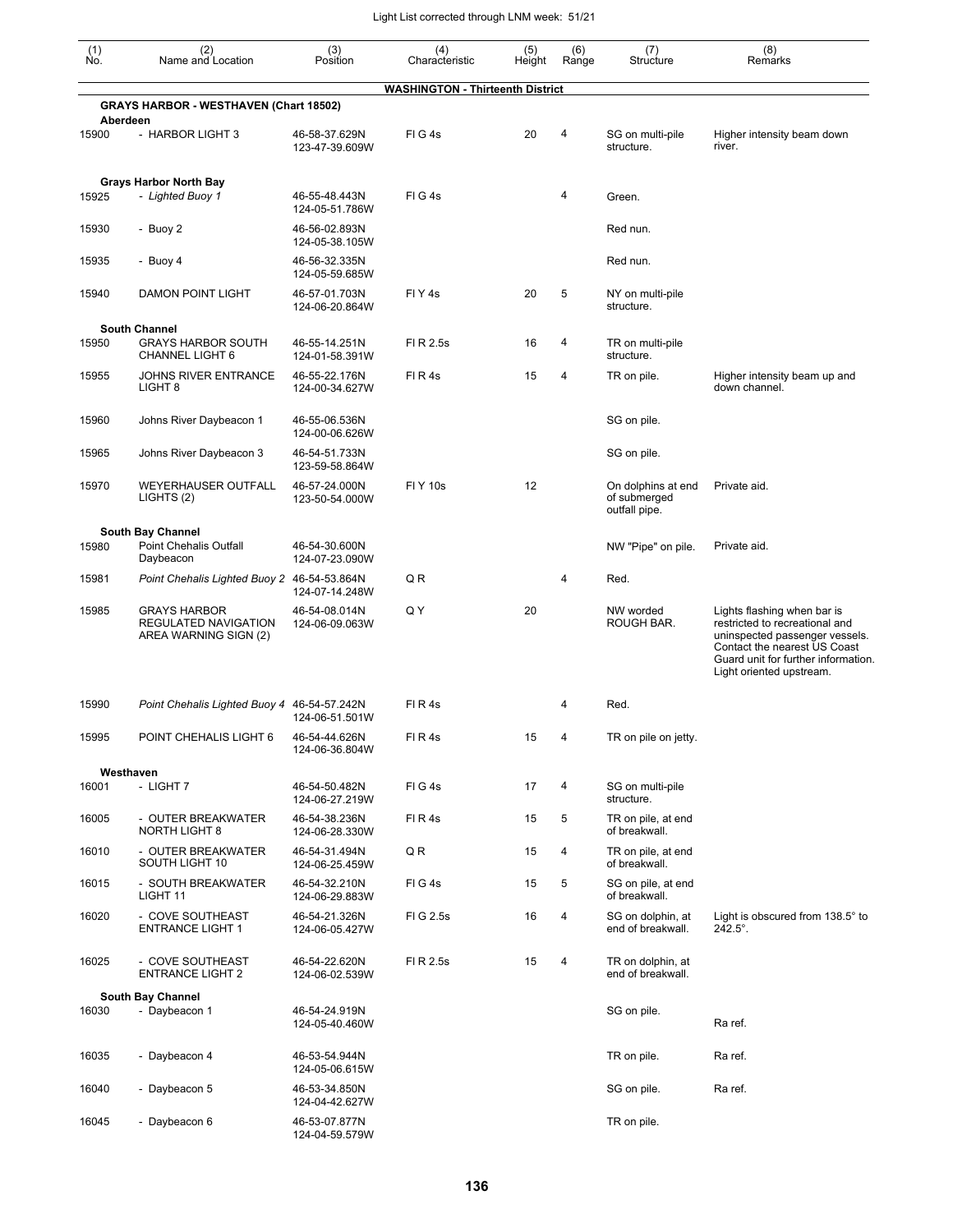| (1) No. | (2) Name and Location | (3) Position | (4) Characteristic | (5) Height | (6) Range | (7) Structure | (8) Remarks |
|---|---|---|---|---|---|---|---|
| | | | **WASHINGTON - Thirteenth District** | | | | |
| | **GRAYS HARBOR - WESTHAVEN (Chart 18502)** | | | | | | |
| | **Aberdeen** | | | | | | |
| 15900 | - HARBOR LIGHT 3 | 46-58-37.629N 123-47-39.609W | Fl G 4s | 20 | 4 | SG on multi-pile structure. | Higher intensity beam down river. |
| | **Grays Harbor North Bay** | | | | | | |
| 15925 | *- Lighted Buoy 1* | 46-55-48.443N 124-05-51.786W | Fl G 4s | | 4 | Green. | |
| 15930 | - Buoy 2 | 46-56-02.893N 124-05-38.105W | | | | Red nun. | |
| 15935 | - Buoy 4 | 46-56-32.335N 124-05-59.685W | | | | Red nun. | |
| 15940 | DAMON POINT LIGHT | 46-57-01.703N 124-06-20.864W | Fl Y 4s | 20 | 5 | NY on multi-pile structure. | |
| | **South Channel** | | | | | | |
| 15950 | GRAYS HARBOR SOUTH CHANNEL LIGHT 6 | 46-55-14.251N 124-01-58.391W | Fl R 2.5s | 16 | 4 | TR on multi-pile structure. | |
| 15955 | JOHNS RIVER ENTRANCE LIGHT 8 | 46-55-22.176N 124-00-34.627W | Fl R 4s | 15 | 4 | TR on pile. | Higher intensity beam up and down channel. |
| 15960 | Johns River Daybeacon 1 | 46-55-06.536N 124-00-06.626W | | | | SG on pile. | |
| 15965 | Johns River Daybeacon 3 | 46-54-51.733N 123-59-58.864W | | | | SG on pile. | |
| 15970 | WEYERHAUSER OUTFALL LIGHTS (2) | 46-57-24.000N 123-50-54.000W | Fl Y 10s | 12 | | On dolphins at end of submerged outfall pipe. | Private aid. |
| | **South Bay Channel** | | | | | | |
| 15980 | Point Chehalis Outfall Daybeacon | 46-54-30.600N 124-07-23.090W | | | | NW "Pipe" on pile. | Private aid. |
| 15981 | *Point Chehalis Lighted Buoy 2* | 46-54-53.864N 124-07-14.248W | Q R | | 4 | Red. | |
| 15985 | GRAYS HARBOR REGULATED NAVIGATION AREA WARNING SIGN (2) | 46-54-08.014N 124-06-09.063W | Q Y | 20 | | NW worded ROUGH BAR. | Lights flashing when bar is restricted to recreational and uninspected passenger vessels. Contact the nearest US Coast Guard unit for further information. Light oriented upstream. |
| 15990 | *Point Chehalis Lighted Buoy 4* | 46-54-57.242N 124-06-51.501W | Fl R 4s | | 4 | Red. | |
| 15995 | POINT CHEHALIS LIGHT 6 | 46-54-44.626N 124-06-36.804W | Fl R 4s | 15 | 4 | TR on pile on jetty. | |
| | **Westhaven** | | | | | | |
| 16001 | - LIGHT 7 | 46-54-50.482N 124-06-27.219W | Fl G 4s | 17 | 4 | SG on multi-pile structure. | |
| 16005 | - OUTER BREAKWATER NORTH LIGHT 8 | 46-54-38.236N 124-06-28.330W | Fl R 4s | 15 | 5 | TR on pile, at end of breakwall. | |
| 16010 | - OUTER BREAKWATER SOUTH LIGHT 10 | 46-54-31.494N 124-06-25.459W | Q R | 15 | 4 | TR on pile, at end of breakwall. | |
| 16015 | - SOUTH BREAKWATER LIGHT 11 | 46-54-32.210N 124-06-29.883W | Fl G 4s | 15 | 5 | SG on pile, at end of breakwall. | |
| 16020 | - COVE SOUTHEAST ENTRANCE LIGHT 1 | 46-54-21.326N 124-06-05.427W | Fl G 2.5s | 16 | 4 | SG on dolphin, at end of breakwall. | Light is obscured from 138.5° to 242.5°. |
| 16025 | - COVE SOUTHEAST ENTRANCE LIGHT 2 | 46-54-22.620N 124-06-02.539W | Fl R 2.5s | 15 | 4 | TR on dolphin, at end of breakwall. | |
| | **South Bay Channel** | | | | | | |
| 16030 | - Daybeacon 1 | 46-54-24.919N 124-05-40.460W | | | | SG on pile. | Ra ref. |
| 16035 | - Daybeacon 4 | 46-53-54.944N 124-05-06.615W | | | | TR on pile. | Ra ref. |
| 16040 | - Daybeacon 5 | 46-53-34.850N 124-04-42.627W | | | | SG on pile. | Ra ref. |
| 16045 | - Daybeacon 6 | 46-53-07.877N 124-04-59.579W | | | | TR on pile. | |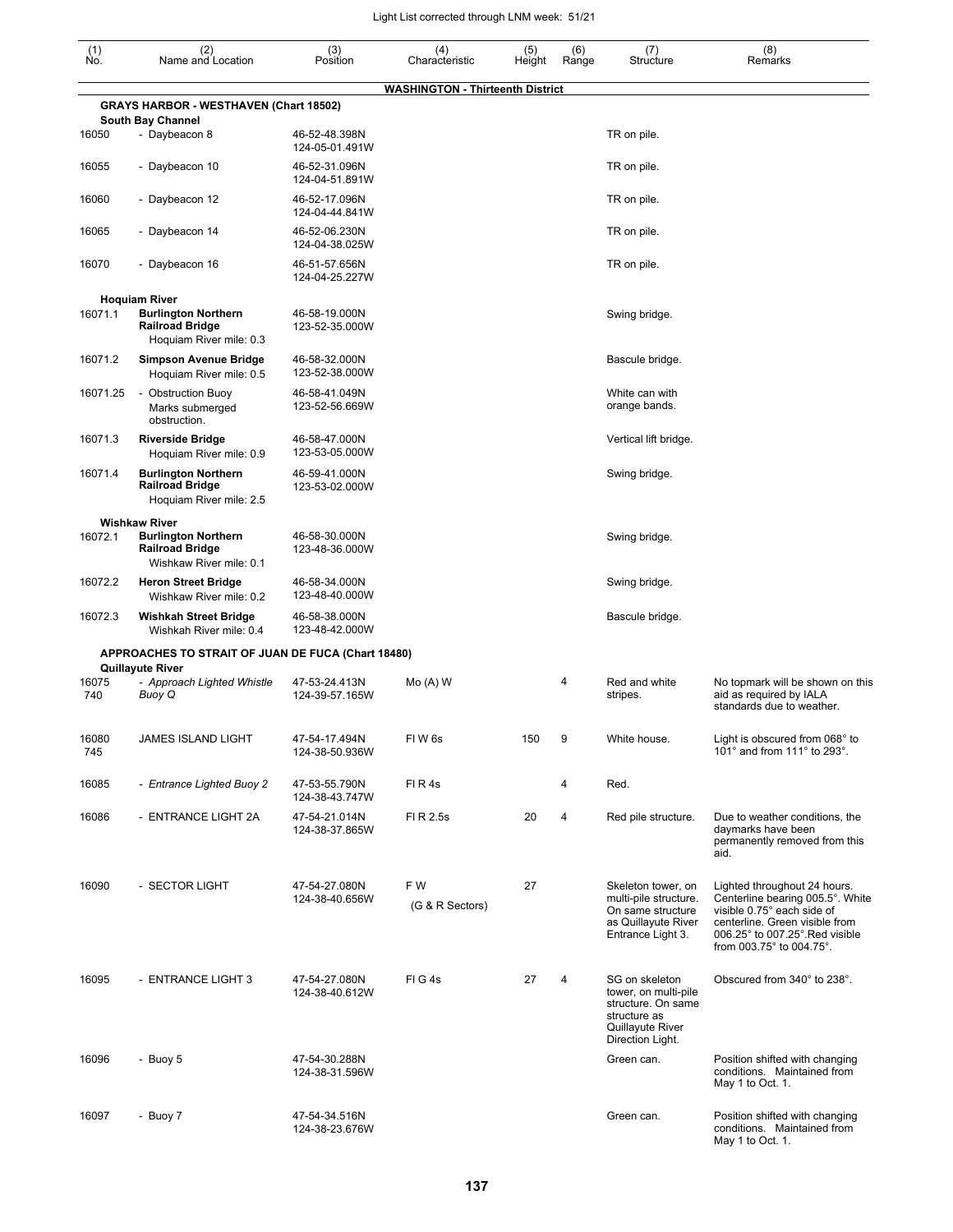| (1) No. | (2) Name and Location | (3) Position | (4) Characteristic | (5) Height | (6) Range | (7) Structure | (8) Remarks |
|---|---|---|---|---|---|---|---|
| | **WASHINGTON - Thirteenth District** | | | | | | |
| | **GRAYS HARBOR - WESTHAVEN (Chart 18502)** | | | | | | |
| | **South Bay Channel** | | | | | | |
| 16050 | - Daybeacon 8 | 46-52-48.398N 124-05-01.491W | | | | TR on pile. | |
| 16055 | - Daybeacon 10 | 46-52-31.096N 124-04-51.891W | | | | TR on pile. | |
| 16060 | - Daybeacon 12 | 46-52-17.096N 124-04-44.841W | | | | TR on pile. | |
| 16065 | - Daybeacon 14 | 46-52-06.230N 124-04-38.025W | | | | TR on pile. | |
| 16070 | - Daybeacon 16 | 46-51-57.656N 124-04-25.227W | | | | TR on pile. | |
| | **Hoquiam River** | | | | | | |
| 16071.1 | **Burlington Northern Railroad Bridge** Hoquiam River mile: 0.3 | 46-58-19.000N 123-52-35.000W | | | | Swing bridge. | |
| 16071.2 | **Simpson Avenue Bridge** Hoquiam River mile: 0.5 | 46-58-32.000N 123-52-38.000W | | | | Bascule bridge. | |
| 16071.25 | - Obstruction Buoy Marks submerged obstruction. | 46-58-41.049N 123-52-56.669W | | | | White can with orange bands. | |
| 16071.3 | **Riverside Bridge** Hoquiam River mile: 0.9 | 46-58-47.000N 123-53-05.000W | | | | Vertical lift bridge. | |
| 16071.4 | **Burlington Northern Railroad Bridge** Hoquiam River mile: 2.5 | 46-59-41.000N 123-53-02.000W | | | | Swing bridge. | |
| | **Wishkaw River** | | | | | | |
| 16072.1 | **Burlington Northern Railroad Bridge** Wishkaw River mile: 0.1 | 46-58-30.000N 123-48-36.000W | | | | Swing bridge. | |
| 16072.2 | **Heron Street Bridge** Wishkaw River mile: 0.2 | 46-58-34.000N 123-48-40.000W | | | | Swing bridge. | |
| 16072.3 | **Wishkah Street Bridge** Wishkah River mile: 0.4 | 46-58-38.000N 123-48-42.000W | | | | Bascule bridge. | |
| | **APPROACHES TO STRAIT OF JUAN DE FUCA (Chart 18480)** | | | | | | |
| | **Quillayute River** | | | | | | |
| 16075 740 | - *Approach Lighted Whistle Buoy Q* | 47-53-24.413N 124-39-57.165W | Mo (A) W | | 4 | Red and white stripes. | No topmark will be shown on this aid as required by IALA standards due to weather. |
| 16080 745 | JAMES ISLAND LIGHT | 47-54-17.494N 124-38-50.936W | Fl W 6s | 150 | 9 | White house. | Light is obscured from 068° to 101° and from 111° to 293°. |
| 16085 | - *Entrance Lighted Buoy 2* | 47-53-55.790N 124-38-43.747W | Fl R 4s | | 4 | Red. | |
| 16086 | - ENTRANCE LIGHT 2A | 47-54-21.014N 124-38-37.865W | Fl R 2.5s | 20 | 4 | Red pile structure. | Due to weather conditions, the daymarks have been permanently removed from this aid. |
| 16090 | - SECTOR LIGHT | 47-54-27.080N 124-38-40.656W | F W (G & R Sectors) | 27 | | Skeleton tower, on multi-pile structure. On same structure as Quillayute River Entrance Light 3. | Lighted throughout 24 hours. Centerline bearing 005.5°. White visible 0.75° each side of centerline. Green visible from 006.25° to 007.25°.Red visible from 003.75° to 004.75°. |
| 16095 | - ENTRANCE LIGHT 3 | 47-54-27.080N 124-38-40.612W | Fl G 4s | 27 | 4 | SG on skeleton tower, on multi-pile structure. On same structure as Quillayute River Direction Light. | Obscured from 340° to 238°. |
| 16096 | - Buoy 5 | 47-54-30.288N 124-38-31.596W | | | | Green can. | Position shifted with changing conditions. Maintained from May 1 to Oct. 1. |
| 16097 | - Buoy 7 | 47-54-34.516N 124-38-23.676W | | | | Green can. | Position shifted with changing conditions. Maintained from May 1 to Oct. 1. |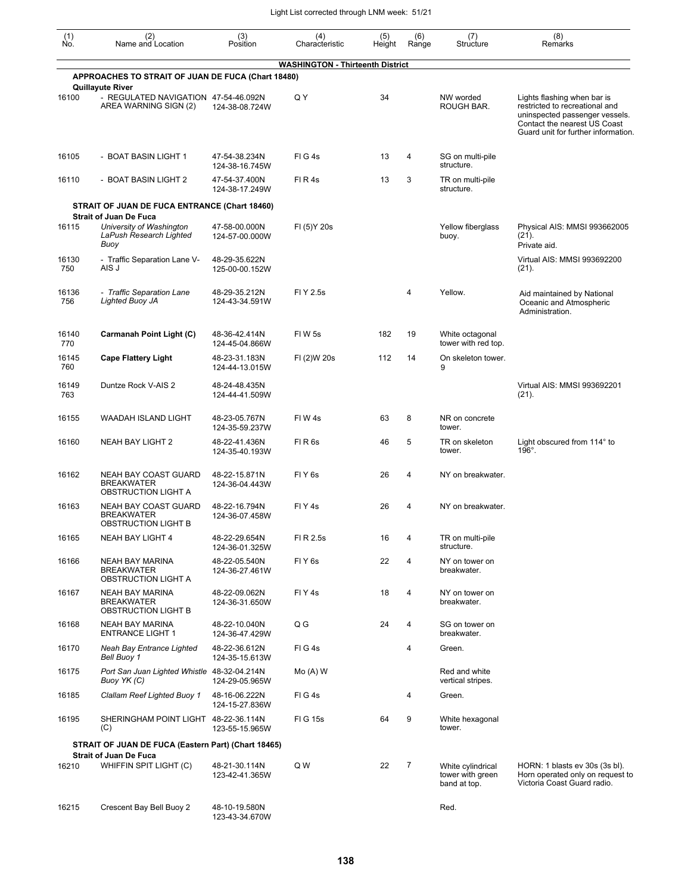Light List corrected through LNM week: 51/21

| (1) No. | (2) Name and Location | (3) Position | (4) Characteristic | (5) Height | (6) Range | (7) Structure | (8) Remarks |
|---|---|---|---|---|---|---|---|
| | **WASHINGTON - Thirteenth District** | | | | | | |
| | **APPROACHES TO STRAIT OF JUAN DE FUCA (Chart 18480)** | | | | | | |
| | **Quillayute River** | | | | | | |
| 16100 | - REGULATED NAVIGATION AREA WARNING SIGN (2) | 47-54-46.092N 124-38-08.724W | Q Y | 34 | | NW worded ROUGH BAR. | Lights flashing when bar is restricted to recreational and uninspected passenger vessels. Contact the nearest US Coast Guard unit for further information. |
| 16105 | - BOAT BASIN LIGHT 1 | 47-54-38.234N 124-38-16.745W | Fl G 4s | 13 | 4 | SG on multi-pile structure. | |
| 16110 | - BOAT BASIN LIGHT 2 | 47-54-37.400N 124-38-17.249W | Fl R 4s | 13 | 3 | TR on multi-pile structure. | |
| | **STRAIT OF JUAN DE FUCA ENTRANCE (Chart 18460)** | | | | | | |
| | **Strait of Juan De Fuca** | | | | | | |
| 16115 | *University of Washington LaPush Research Lighted Buoy* | 47-58-00.000N 124-57-00.000W | Fl (5)Y 20s | | | Yellow fiberglass buoy. | Physical AIS: MMSI 993662005 (21). Private aid. |
| 16130 750 | - Traffic Separation Lane V-AIS J | 48-29-35.622N 125-00-00.152W | | | | | Virtual AIS: MMSI 993692200 (21). |
| 16136 756 | *- Traffic Separation Lane Lighted Buoy JA* | 48-29-35.212N 124-43-34.591W | Fl Y 2.5s | | 4 | Yellow. | Aid maintained by National Oceanic and Atmospheric Administration. |
| 16140 770 | **Carmanah Point Light (C)** | 48-36-42.414N 124-45-04.866W | Fl W 5s | 182 | 19 | White octagonal tower with red top. | |
| 16145 760 | **Cape Flattery Light** | 48-23-31.183N 124-44-13.015W | Fl (2)W 20s | 112 | 14 | On skeleton tower. 9 | |
| 16149 763 | Duntze Rock V-AIS 2 | 48-24-48.435N 124-44-41.509W | | | | | Virtual AIS: MMSI 993692201 (21). |
| 16155 | WAADAH ISLAND LIGHT | 48-23-05.767N 124-35-59.237W | Fl W 4s | 63 | 8 | NR on concrete tower. | |
| 16160 | NEAH BAY LIGHT 2 | 48-22-41.436N 124-35-40.193W | Fl R 6s | 46 | 5 | TR on skeleton tower. | Light obscured from 114° to 196°. |
| 16162 | NEAH BAY COAST GUARD BREAKWATER OBSTRUCTION LIGHT A | 48-22-15.871N 124-36-04.443W | Fl Y 6s | 26 | 4 | NY on breakwater. | |
| 16163 | NEAH BAY COAST GUARD BREAKWATER OBSTRUCTION LIGHT B | 48-22-16.794N 124-36-07.458W | Fl Y 4s | 26 | 4 | NY on breakwater. | |
| 16165 | NEAH BAY LIGHT 4 | 48-22-29.654N 124-36-01.325W | Fl R 2.5s | 16 | 4 | TR on multi-pile structure. | |
| 16166 | NEAH BAY MARINA BREAKWATER OBSTRUCTION LIGHT A | 48-22-05.540N 124-36-27.461W | Fl Y 6s | 22 | 4 | NY on tower on breakwater. | |
| 16167 | NEAH BAY MARINA BREAKWATER OBSTRUCTION LIGHT B | 48-22-09.062N 124-36-31.650W | Fl Y 4s | 18 | 4 | NY on tower on breakwater. | |
| 16168 | NEAH BAY MARINA ENTRANCE LIGHT 1 | 48-22-10.040N 124-36-47.429W | Q G | 24 | 4 | SG on tower on breakwater. | |
| 16170 | *Neah Bay Entrance Lighted Bell Buoy 1* | 48-22-36.612N 124-35-15.613W | Fl G 4s | | 4 | Green. | |
| 16175 | *Port San Juan Lighted Whistle Buoy YK (C)* | 48-32-04.214N 124-29-05.965W | Mo (A) W | | | Red and white vertical stripes. | |
| 16185 | *Clallam Reef Lighted Buoy 1* | 48-16-06.222N 124-15-27.836W | Fl G 4s | | 4 | Green. | |
| 16195 | SHERINGHAM POINT LIGHT (C) | 48-22-36.114N 123-55-15.965W | Fl G 15s | 64 | 9 | White hexagonal tower. | |
| | **STRAIT OF JUAN DE FUCA (Eastern Part) (Chart 18465)** | | | | | | |
| | **Strait of Juan De Fuca** | | | | | | |
| 16210 | WHIFFIN SPIT LIGHT (C) | 48-21-30.114N 123-42-41.365W | Q W | 22 | 7 | White cylindrical tower with green band at top. | HORN: 1 blasts ev 30s (3s bl). Horn operated only on request to Victoria Coast Guard radio. |
| 16215 | Crescent Bay Bell Buoy 2 | 48-10-19.580N 123-43-34.670W | | | | Red. | |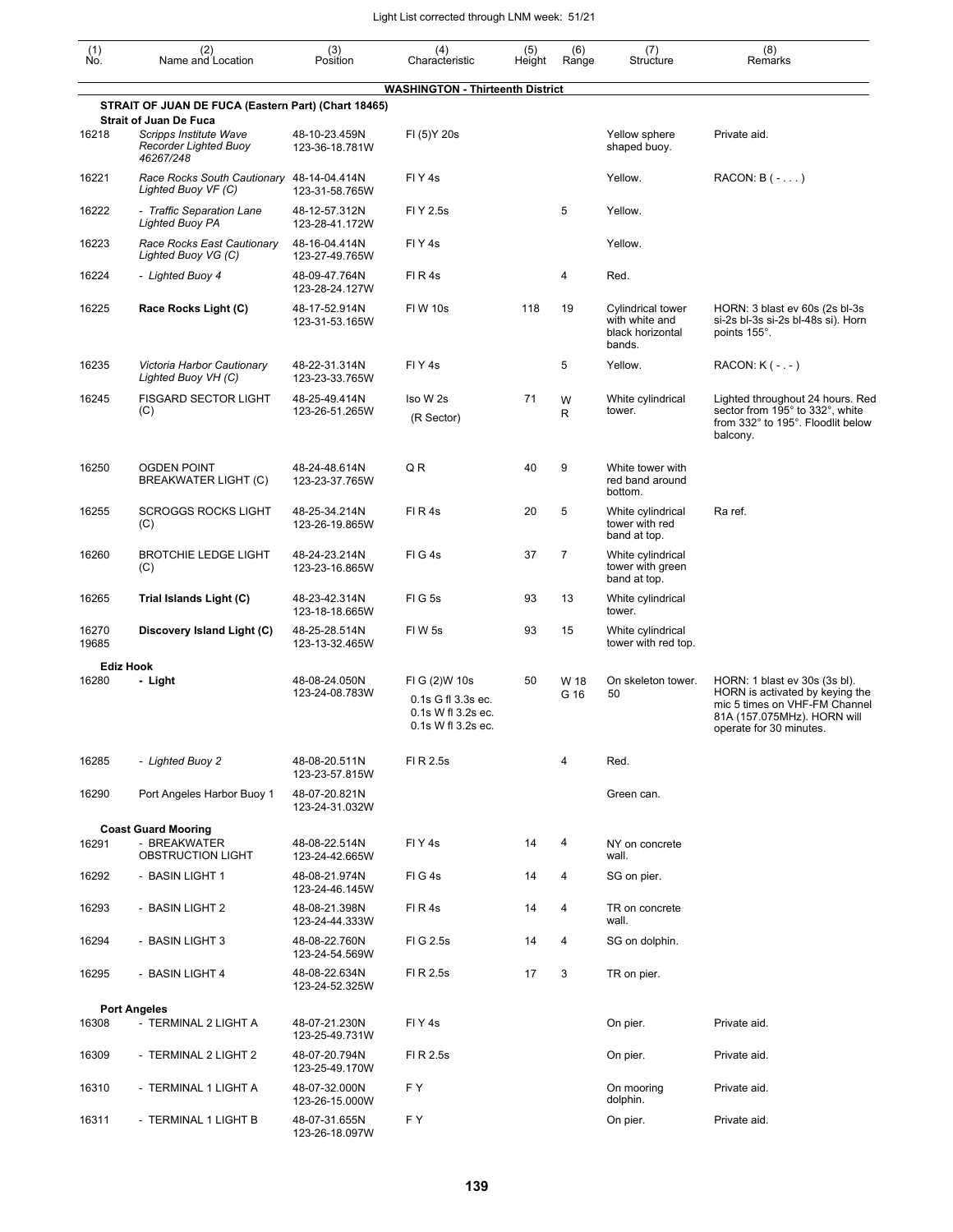Light List corrected through LNM week: 51/21

| (1) No. | (2) Name and Location | (3) Position | (4) Characteristic | (5) Height | (6) Range | (7) Structure | (8) Remarks |
|---|---|---|---|---|---|---|---|
| | **WASHINGTON - Thirteenth District** | | | | | | |
| | **STRAIT OF JUAN DE FUCA (Eastern Part) (Chart 18465)** | | | | | | |
| | **Strait of Juan De Fuca** | | | | | | |
| 16218 | *Scripps Institute Wave Recorder Lighted Buoy 46267/248* | 48-10-23.459N 123-36-18.781W | Fl (5)Y 20s | | | Yellow sphere shaped buoy. | Private aid. |
| 16221 | *Race Rocks South Cautionary Lighted Buoy VF (C)* | 48-14-04.414N 123-31-58.765W | Fl Y 4s | | | Yellow. | RACON: B ( - . . . ) |
| 16222 | *- Traffic Separation Lane Lighted Buoy PA* | 48-12-57.312N 123-28-41.172W | Fl Y 2.5s | | 5 | Yellow. | |
| 16223 | *Race Rocks East Cautionary Lighted Buoy VG (C)* | 48-16-04.414N 123-27-49.765W | Fl Y 4s | | | Yellow. | |
| 16224 | *- Lighted Buoy 4* | 48-09-47.764N 123-28-24.127W | Fl R 4s | | 4 | Red. | |
| 16225 | **Race Rocks Light (C)** | 48-17-52.914N 123-31-53.165W | Fl W 10s | 118 | 19 | Cylindrical tower with white and black horizontal bands. | HORN: 3 blast ev 60s (2s bl-3s si-2s bl-3s si-2s bl-48s si). Horn points 155°. |
| 16235 | *Victoria Harbor Cautionary Lighted Buoy VH (C)* | 48-22-31.314N 123-23-33.765W | Fl Y 4s | | 5 | Yellow. | RACON: K ( - . - ) |
| 16245 | FISGARD SECTOR LIGHT (C) | 48-25-49.414N 123-26-51.265W | Iso W 2s (R Sector) | 71 | W R | White cylindrical tower. | Lighted throughout 24 hours. Red sector from 195° to 332°, white from 332° to 195°. Floodlit below balcony. |
| 16250 | OGDEN POINT BREAKWATER LIGHT (C) | 48-24-48.614N 123-23-37.765W | Q R | 40 | 9 | White tower with red band around bottom. | |
| 16255 | SCROGGS ROCKS LIGHT (C) | 48-25-34.214N 123-26-19.865W | Fl R 4s | 20 | 5 | White cylindrical tower with red band at top. | Ra ref. |
| 16260 | BROTCHIE LEDGE LIGHT (C) | 48-24-23.214N 123-23-16.865W | Fl G 4s | 37 | 7 | White cylindrical tower with green band at top. | |
| 16265 | **Trial Islands Light (C)** | 48-23-42.314N 123-18-18.665W | Fl G 5s | 93 | 13 | White cylindrical tower. | |
| 16270 19685 | **Discovery Island Light (C)** | 48-25-28.514N 123-13-32.465W | Fl W 5s | 93 | 15 | White cylindrical tower with red top. | |
| | **Ediz Hook** | | | | | | |
| 16280 | **- Light** | 48-08-24.050N 123-24-08.783W | Fl G (2)W 10s 0.1s G fl 3.3s ec. 0.1s W fl 3.2s ec. 0.1s W fl 3.2s ec. | 50 | W 18 G 16 | On skeleton tower. 50 | HORN: 1 blast ev 30s (3s bl). HORN is activated by keying the mic 5 times on VHF-FM Channel 81A (157.075MHz). HORN will operate for 30 minutes. |
| 16285 | *- Lighted Buoy 2* | 48-08-20.511N 123-23-57.815W | Fl R 2.5s | | 4 | Red. | |
| 16290 | Port Angeles Harbor Buoy 1 | 48-07-20.821N 123-24-31.032W | | | | Green can. | |
| | **Coast Guard Mooring** | | | | | | |
| 16291 | - BREAKWATER OBSTRUCTION LIGHT | 48-08-22.514N 123-24-42.665W | Fl Y 4s | 14 | 4 | NY on concrete wall. | |
| 16292 | - BASIN LIGHT 1 | 48-08-21.974N 123-24-46.145W | Fl G 4s | 14 | 4 | SG on pier. | |
| 16293 | - BASIN LIGHT 2 | 48-08-21.398N 123-24-44.333W | Fl R 4s | 14 | 4 | TR on concrete wall. | |
| 16294 | - BASIN LIGHT 3 | 48-08-22.760N 123-24-54.569W | Fl G 2.5s | 14 | 4 | SG on dolphin. | |
| 16295 | - BASIN LIGHT 4 | 48-08-22.634N 123-24-52.325W | Fl R 2.5s | 17 | 3 | TR on pier. | |
| | **Port Angeles** | | | | | | |
| 16308 | - TERMINAL 2 LIGHT A | 48-07-21.230N 123-25-49.731W | Fl Y 4s | | | On pier. | Private aid. |
| 16309 | - TERMINAL 2 LIGHT 2 | 48-07-20.794N 123-25-49.170W | Fl R 2.5s | | | On pier. | Private aid. |
| 16310 | - TERMINAL 1 LIGHT A | 48-07-32.000N 123-26-15.000W | F Y | | | On mooring dolphin. | Private aid. |
| 16311 | - TERMINAL 1 LIGHT B | 48-07-31.655N 123-26-18.097W | F Y | | | On pier. | Private aid. |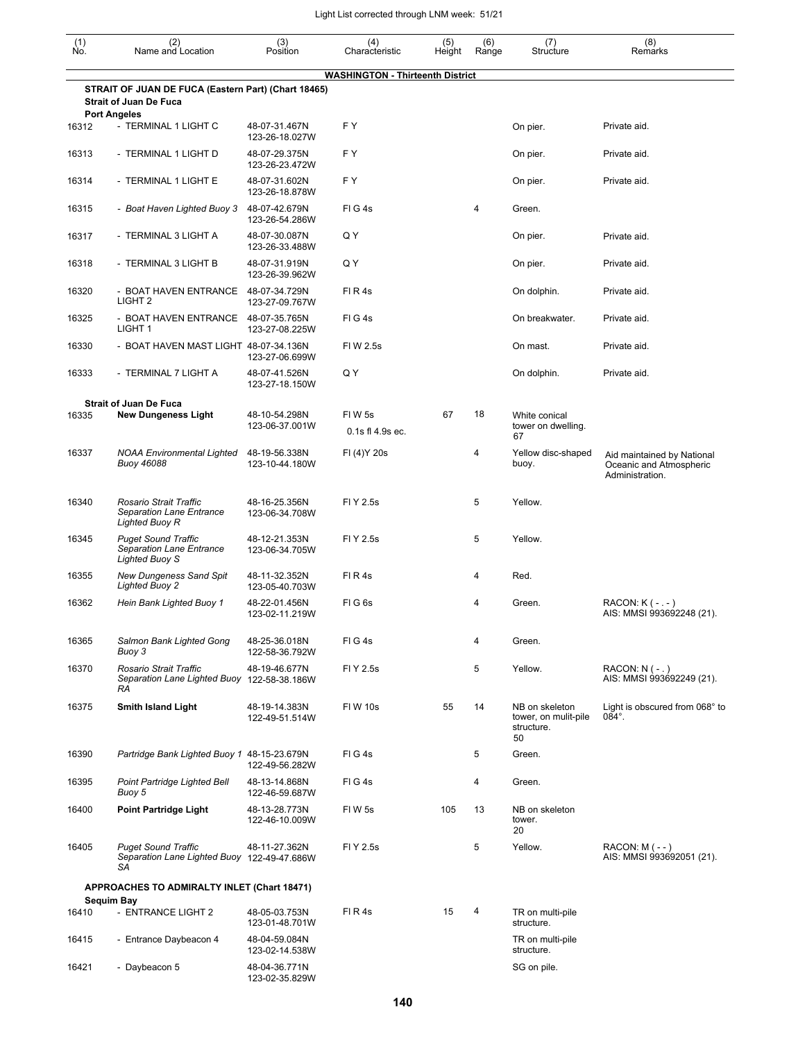| (1) No. | (2) Name and Location | (3) Position | (4) Characteristic | (5) Height | (6) Range | (7) Structure | (8) Remarks |
|---|---|---|---|---|---|---|---|
| | **WASHINGTON - Thirteenth District** | | | | | | |
| | **STRAIT OF JUAN DE FUCA (Eastern Part) (Chart 18465)** | | | | | | |
| | **Strait of Juan De Fuca** | | | | | | |
| | **Port Angeles** | | | | | | |
| 16312 | - TERMINAL 1 LIGHT C | 48-07-31.467N 123-26-18.027W | F Y | | | On pier. | Private aid. |
| 16313 | - TERMINAL 1 LIGHT D | 48-07-29.375N 123-26-23.472W | F Y | | | On pier. | Private aid. |
| 16314 | - TERMINAL 1 LIGHT E | 48-07-31.602N 123-26-18.878W | F Y | | | On pier. | Private aid. |
| 16315 | - *Boat Haven Lighted Buoy 3* | 48-07-42.679N 123-26-54.286W | Fl G 4s | | 4 | Green. | |
| 16317 | - TERMINAL 3 LIGHT A | 48-07-30.087N 123-26-33.488W | Q Y | | | On pier. | Private aid. |
| 16318 | - TERMINAL 3 LIGHT B | 48-07-31.919N 123-26-39.962W | Q Y | | | On pier. | Private aid. |
| 16320 | - BOAT HAVEN ENTRANCE LIGHT 2 | 48-07-34.729N 123-27-09.767W | Fl R 4s | | | On dolphin. | Private aid. |
| 16325 | - BOAT HAVEN ENTRANCE LIGHT 1 | 48-07-35.765N 123-27-08.225W | Fl G 4s | | | On breakwater. | Private aid. |
| 16330 | - BOAT HAVEN MAST LIGHT | 48-07-34.136N 123-27-06.699W | Fl W 2.5s | | | On mast. | Private aid. |
| 16333 | - TERMINAL 7 LIGHT A | 48-07-41.526N 123-27-18.150W | Q Y | | | On dolphin. | Private aid. |
| | **Strait of Juan De Fuca** | | | | | | |
| 16335 | **New Dungeness Light** | 48-10-54.298N 123-06-37.001W | Fl W 5s 0.1s fl 4.9s ec. | 67 | 18 | White conical tower on dwelling. 67 | |
| 16337 | *NOAA Environmental Lighted Buoy 46088* | 48-19-56.338N 123-10-44.180W | Fl (4)Y 20s | | 4 | Yellow disc-shaped buoy. | Aid maintained by National Oceanic and Atmospheric Administration. |
| 16340 | *Rosario Strait Traffic Separation Lane Entrance Lighted Buoy R* | 48-16-25.356N 123-06-34.708W | Fl Y 2.5s | | 5 | Yellow. | |
| 16345 | *Puget Sound Traffic Separation Lane Entrance Lighted Buoy S* | 48-12-21.353N 123-06-34.705W | Fl Y 2.5s | | 5 | Yellow. | |
| 16355 | *New Dungeness Sand Spit Lighted Buoy 2* | 48-11-32.352N 123-05-40.703W | Fl R 4s | | 4 | Red. | |
| 16362 | *Hein Bank Lighted Buoy 1* | 48-22-01.456N 123-02-11.219W | Fl G 6s | | 4 | Green. | RACON: K ( - . - ) AIS: MMSI 993692248 (21). |
| 16365 | *Salmon Bank Lighted Gong Buoy 3* | 48-25-36.018N 122-58-36.792W | Fl G 4s | | 4 | Green. | |
| 16370 | *Rosario Strait Traffic Separation Lane Lighted Buoy RA* | 48-19-46.677N 122-58-38.186W | Fl Y 2.5s | | 5 | Yellow. | RACON: N ( - . ) AIS: MMSI 993692249 (21). |
| 16375 | **Smith Island Light** | 48-19-14.383N 122-49-51.514W | Fl W 10s | 55 | 14 | NB on skeleton tower, on mulit-pile structure. 50 | Light is obscured from 068° to 084°. |
| 16390 | *Partridge Bank Lighted Buoy 1* | 48-15-23.679N 122-49-56.282W | Fl G 4s | | 5 | Green. | |
| 16395 | *Point Partridge Lighted Bell Buoy 5* | 48-13-14.868N 122-46-59.687W | Fl G 4s | | 4 | Green. | |
| 16400 | **Point Partridge Light** | 48-13-28.773N 122-46-10.009W | Fl W 5s | 105 | 13 | NB on skeleton tower. 20 | |
| 16405 | *Puget Sound Traffic Separation Lane Lighted Buoy SA* | 48-11-27.362N 122-49-47.686W | Fl Y 2.5s | | 5 | Yellow. | RACON: M ( - - ) AIS: MMSI 993692051 (21). |
| | **APPROACHES TO ADMIRALTY INLET (Chart 18471)** | | | | | | |
| | **Sequim Bay** | | | | | | |
| 16410 | - ENTRANCE LIGHT 2 | 48-05-03.753N 123-01-48.701W | Fl R 4s | 15 | 4 | TR on multi-pile structure. | |
| 16415 | - Entrance Daybeacon 4 | 48-04-59.084N 123-02-14.538W | | | | TR on multi-pile structure. | |
| 16421 | - Daybeacon 5 | 48-04-36.771N 123-02-35.829W | | | | SG on pile. | |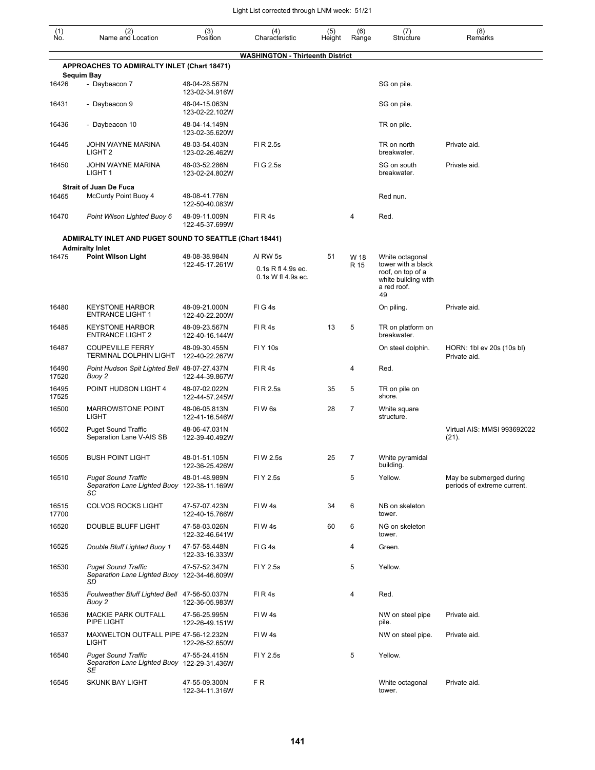| (1) No. | (2) Name and Location | (3) Position | (4) Characteristic | (5) Height | (6) Range | (7) Structure | (8) Remarks |
|---|---|---|---|---|---|---|---|
| | **WASHINGTON - Thirteenth District** | | | | | | |
| | **APPROACHES TO ADMIRALTY INLET (Chart 18471)** | | | | | | |
| | **Sequim Bay** | | | | | | |
| 16426 | - Daybeacon 7 | 48-04-28.567N 123-02-34.916W | | | | SG on pile. | |
| 16431 | - Daybeacon 9 | 48-04-15.063N 123-02-22.102W | | | | SG on pile. | |
| 16436 | - Daybeacon 10 | 48-04-14.149N 123-02-35.620W | | | | TR on pile. | |
| 16445 | JOHN WAYNE MARINA LIGHT 2 | 48-03-54.403N 123-02-26.462W | Fl R 2.5s | | | TR on north breakwater. | Private aid. |
| 16450 | JOHN WAYNE MARINA LIGHT 1 | 48-03-52.286N 123-02-24.802W | Fl G 2.5s | | | SG on south breakwater. | Private aid. |
| | **Strait of Juan De Fuca** | | | | | | |
| 16465 | McCurdy Point Buoy 4 | 48-08-41.776N 122-50-40.083W | | | | Red nun. | |
| 16470 | *Point Wilson Lighted Buoy 6* | 48-09-11.009N 122-45-37.699W | Fl R 4s | | 4 | Red. | |
| | **ADMIRALTY INLET AND PUGET SOUND TO SEATTLE (Chart 18441)** | | | | | | |
| | **Admiralty Inlet** | | | | | | |
| 16475 | **Point Wilson Light** | 48-08-38.984N 122-45-17.261W | Al RW 5s<br>0.1s R fl 4.9s ec.<br>0.1s W fl 4.9s ec. | 51 | W 18<br>R 15 | White octagonal tower with a black roof, on top of a white building with a red roof.<br>49 | |
| 16480 | KEYSTONE HARBOR ENTRANCE LIGHT 1 | 48-09-21.000N 122-40-22.200W | Fl G 4s | | | On piling. | Private aid. |
| 16485 | KEYSTONE HARBOR ENTRANCE LIGHT 2 | 48-09-23.567N 122-40-16.144W | Fl R 4s | 13 | 5 | TR on platform on breakwater. | |
| 16487 | COUPEVILLE FERRY TERMINAL DOLPHIN LIGHT | 48-09-30.455N 122-40-22.267W | Fl Y 10s | | | On steel dolphin. | HORN: 1bl ev 20s (10s bl) Private aid. |
| 16490<br>17520 | *Point Hudson Spit Lighted Bell Buoy 2* | 48-07-27.437N 122-44-39.867W | Fl R 4s | | 4 | Red. | |
| 16495<br>17525 | POINT HUDSON LIGHT 4 | 48-07-02.022N 122-44-57.245W | Fl R 2.5s | 35 | 5 | TR on pile on shore. | |
| 16500 | MARROWSTONE POINT LIGHT | 48-06-05.813N 122-41-16.546W | Fl W 6s | 28 | 7 | White square structure. | |
| 16502 | Puget Sound Traffic Separation Lane V-AIS SB | 48-06-47.031N 122-39-40.492W | | | | | Virtual AIS: MMSI 993692022 (21). |
| 16505 | BUSH POINT LIGHT | 48-01-51.105N 122-36-25.426W | Fl W 2.5s | 25 | 7 | White pyramidal building. | |
| 16510 | *Puget Sound Traffic Separation Lane Lighted Buoy SC* | 48-01-48.989N 122-38-11.169W | Fl Y 2.5s | | 5 | Yellow. | May be submerged during periods of extreme current. |
| 16515<br>17700 | COLVOS ROCKS LIGHT | 47-57-07.423N 122-40-15.766W | Fl W 4s | 34 | 6 | NB on skeleton tower. | |
| 16520 | DOUBLE BLUFF LIGHT | 47-58-03.026N 122-32-46.641W | Fl W 4s | 60 | 6 | NG on skeleton tower. | |
| 16525 | *Double Bluff Lighted Buoy 1* | 47-57-58.448N 122-33-16.333W | Fl G 4s | | 4 | Green. | |
| 16530 | *Puget Sound Traffic Separation Lane Lighted Buoy SD* | 47-57-52.347N 122-34-46.609W | Fl Y 2.5s | | 5 | Yellow. | |
| 16535 | *Foulweather Bluff Lighted Bell Buoy 2* | 47-56-50.037N 122-36-05.983W | Fl R 4s | | 4 | Red. | |
| 16536 | MACKIE PARK OUTFALL PIPE LIGHT | 47-56-25.995N 122-26-49.151W | Fl W 4s | | | NW on steel pipe pile. | Private aid. |
| 16537 | MAXWELTON OUTFALL PIPE LIGHT | 47-56-12.232N 122-26-52.650W | Fl W 4s | | | NW on steel pipe. | Private aid. |
| 16540 | *Puget Sound Traffic Separation Lane Lighted Buoy SE* | 47-55-24.415N 122-29-31.436W | Fl Y 2.5s | | 5 | Yellow. | |
| 16545 | SKUNK BAY LIGHT | 47-55-09.300N 122-34-11.316W | F R | | | White octagonal tower. | Private aid. |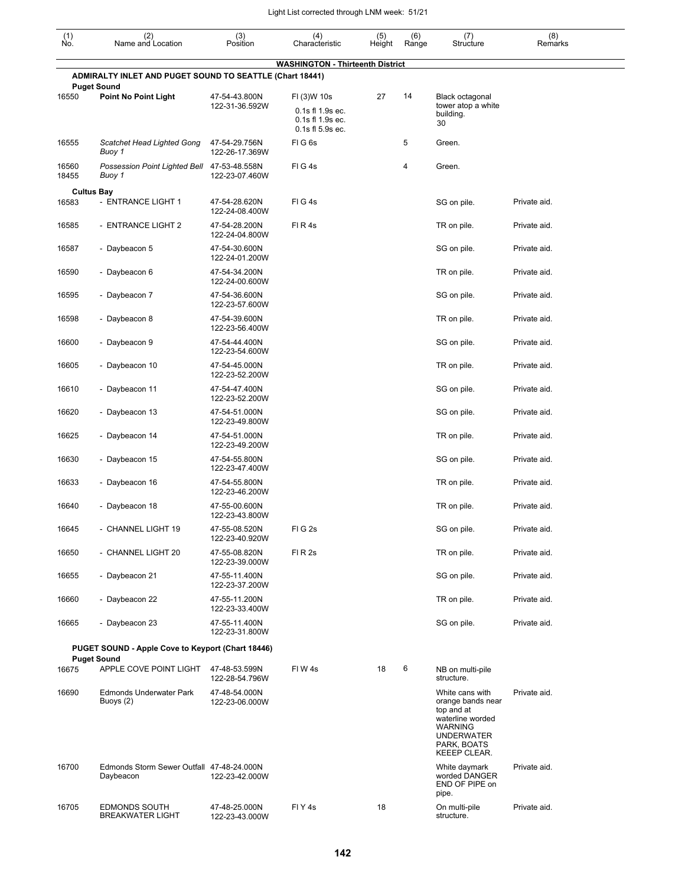| (1) No. | (2) Name and Location | (3) Position | (4) Characteristic | (5) Height | (6) Range | (7) Structure | (8) Remarks |
|---|---|---|---|---|---|---|---|
| | **WASHINGTON - Thirteenth District** | | | | | | |
| | **ADMIRALTY INLET AND PUGET SOUND TO SEATTLE (Chart 18441)** | | | | | | |
| | **Puget Sound** | | | | | | |
| 16550 | **Point No Point Light** | 47-54-43.800N 122-31-36.592W | Fl (3)W 10s 0.1s fl 1.9s ec. 0.1s fl 1.9s ec. 0.1s fl 5.9s ec. | 27 | 14 | Black octagonal tower atop a white building. 30 | |
| 16555 | *Scatchet Head Lighted Gong Buoy 1* | 47-54-29.756N 122-26-17.369W | Fl G 6s | | 5 | Green. | |
| 16560 18455 | *Possession Point Lighted Bell Buoy 1* | 47-53-48.558N 122-23-07.460W | Fl G 4s | | 4 | Green. | |
| | **Cultus Bay** | | | | | | |
| 16583 | - ENTRANCE LIGHT 1 | 47-54-28.620N 122-24-08.400W | Fl G 4s | | | SG on pile. | Private aid. |
| 16585 | - ENTRANCE LIGHT 2 | 47-54-28.200N 122-24-04.800W | Fl R 4s | | | TR on pile. | Private aid. |
| 16587 | - Daybeacon 5 | 47-54-30.600N 122-24-01.200W | | | | SG on pile. | Private aid. |
| 16590 | - Daybeacon 6 | 47-54-34.200N 122-24-00.600W | | | | TR on pile. | Private aid. |
| 16595 | - Daybeacon 7 | 47-54-36.600N 122-23-57.600W | | | | SG on pile. | Private aid. |
| 16598 | - Daybeacon 8 | 47-54-39.600N 122-23-56.400W | | | | TR on pile. | Private aid. |
| 16600 | - Daybeacon 9 | 47-54-44.400N 122-23-54.600W | | | | SG on pile. | Private aid. |
| 16605 | - Daybeacon 10 | 47-54-45.000N 122-23-52.200W | | | | TR on pile. | Private aid. |
| 16610 | - Daybeacon 11 | 47-54-47.400N 122-23-52.200W | | | | SG on pile. | Private aid. |
| 16620 | - Daybeacon 13 | 47-54-51.000N 122-23-49.800W | | | | SG on pile. | Private aid. |
| 16625 | - Daybeacon 14 | 47-54-51.000N 122-23-49.200W | | | | TR on pile. | Private aid. |
| 16630 | - Daybeacon 15 | 47-54-55.800N 122-23-47.400W | | | | SG on pile. | Private aid. |
| 16633 | - Daybeacon 16 | 47-54-55.800N 122-23-46.200W | | | | TR on pile. | Private aid. |
| 16640 | - Daybeacon 18 | 47-55-00.600N 122-23-43.800W | | | | TR on pile. | Private aid. |
| 16645 | - CHANNEL LIGHT 19 | 47-55-08.520N 122-23-40.920W | Fl G 2s | | | SG on pile. | Private aid. |
| 16650 | - CHANNEL LIGHT 20 | 47-55-08.820N 122-23-39.000W | Fl R 2s | | | TR on pile. | Private aid. |
| 16655 | - Daybeacon 21 | 47-55-11.400N 122-23-37.200W | | | | SG on pile. | Private aid. |
| 16660 | - Daybeacon 22 | 47-55-11.200N 122-23-33.400W | | | | TR on pile. | Private aid. |
| 16665 | - Daybeacon 23 | 47-55-11.400N 122-23-31.800W | | | | SG on pile. | Private aid. |
| | **PUGET SOUND - Apple Cove to Keyport (Chart 18446)** | | | | | | |
| | **Puget Sound** | | | | | | |
| 16675 | APPLE COVE POINT LIGHT | 47-48-53.599N 122-28-54.796W | Fl W 4s | 18 | 6 | NB on multi-pile structure. | |
| 16690 | Edmonds Underwater Park Buoys (2) | 47-48-54.000N 122-23-06.000W | | | | White cans with orange bands near top and at waterline worded WARNING UNDERWATER PARK, BOATS KEEEP CLEAR. | Private aid. |
| 16700 | Edmonds Storm Sewer Outfall Daybeacon | 47-48-24.000N 122-23-42.000W | | | | White daymark worded DANGER END OF PIPE on pipe. | Private aid. |
| 16705 | EDMONDS SOUTH BREAKWATER LIGHT | 47-48-25.000N 122-23-43.000W | Fl Y 4s | 18 | | On multi-pile structure. | Private aid. |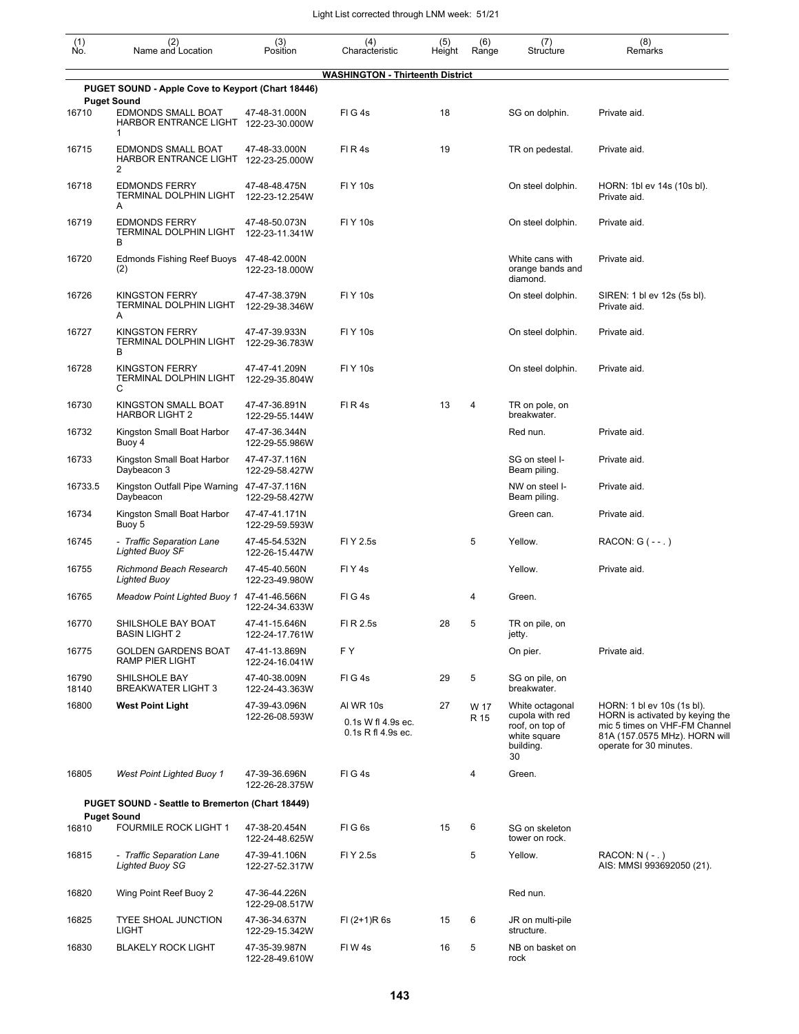| (1) No. | (2) Name and Location | (3) Position | (4) Characteristic | (5) Height | (6) Range | (7) Structure | (8) Remarks |
|---|---|---|---|---|---|---|---|
| | **WASHINGTON - Thirteenth District** | | | | | | |
| | **PUGET SOUND - Apple Cove to Keyport (Chart 18446)** | | | | | | |
| | **Puget Sound** | | | | | | |
| 16710 | EDMONDS SMALL BOAT HARBOR ENTRANCE LIGHT 1 | 47-48-31.000N 122-23-30.000W | Fl G 4s | 18 | | SG on dolphin. | Private aid. |
| 16715 | EDMONDS SMALL BOAT HARBOR ENTRANCE LIGHT 2 | 47-48-33.000N 122-23-25.000W | Fl R 4s | 19 | | TR on pedestal. | Private aid. |
| 16718 | EDMONDS FERRY TERMINAL DOLPHIN LIGHT A | 47-48-48.475N 122-23-12.254W | Fl Y 10s | | | On steel dolphin. | HORN: 1bl ev 14s (10s bl). Private aid. |
| 16719 | EDMONDS FERRY TERMINAL DOLPHIN LIGHT B | 47-48-50.073N 122-23-11.341W | Fl Y 10s | | | On steel dolphin. | Private aid. |
| 16720 | Edmonds Fishing Reef Buoys (2) | 47-48-42.000N 122-23-18.000W | | | | White cans with orange bands and diamond. | Private aid. |
| 16726 | KINGSTON FERRY TERMINAL DOLPHIN LIGHT A | 47-47-38.379N 122-29-38.346W | Fl Y 10s | | | On steel dolphin. | SIREN: 1 bl ev 12s (5s bl). Private aid. |
| 16727 | KINGSTON FERRY TERMINAL DOLPHIN LIGHT B | 47-47-39.933N 122-29-36.783W | Fl Y 10s | | | On steel dolphin. | Private aid. |
| 16728 | KINGSTON FERRY TERMINAL DOLPHIN LIGHT C | 47-47-41.209N 122-29-35.804W | Fl Y 10s | | | On steel dolphin. | Private aid. |
| 16730 | KINGSTON SMALL BOAT HARBOR LIGHT 2 | 47-47-36.891N 122-29-55.144W | Fl R 4s | 13 | 4 | TR on pole, on breakwater. | |
| 16732 | Kingston Small Boat Harbor Buoy 4 | 47-47-36.344N 122-29-55.986W | | | | Red nun. | Private aid. |
| 16733 | Kingston Small Boat Harbor Daybeacon 3 | 47-47-37.116N 122-29-58.427W | | | | SG on steel I-Beam piling. | Private aid. |
| 16733.5 | Kingston Outfall Pipe Warning Daybeacon | 47-47-37.116N 122-29-58.427W | | | | NW on steel I-Beam piling. | Private aid. |
| 16734 | Kingston Small Boat Harbor Buoy 5 | 47-47-41.171N 122-29-59.593W | | | | Green can. | Private aid. |
| 16745 | *- Traffic Separation Lane Lighted Buoy SF* | 47-45-54.532N 122-26-15.447W | Fl Y 2.5s | | 5 | Yellow. | RACON: G ( - - . ) |
| 16755 | *Richmond Beach Research Lighted Buoy* | 47-45-40.560N 122-23-49.980W | Fl Y 4s | | | Yellow. | Private aid. |
| 16765 | *Meadow Point Lighted Buoy 1* | 47-41-46.566N 122-24-34.633W | Fl G 4s | | 4 | Green. | |
| 16770 | SHILSHOLE BAY BOAT BASIN LIGHT 2 | 47-41-15.646N 122-24-17.761W | Fl R 2.5s | 28 | 5 | TR on pile, on jetty. | |
| 16775 | GOLDEN GARDENS BOAT RAMP PIER LIGHT | 47-41-13.869N 122-24-16.041W | F Y | | | On pier. | Private aid. |
| 16790 18140 | SHILSHOLE BAY BREAKWATER LIGHT 3 | 47-40-38.009N 122-24-43.363W | Fl G 4s | 29 | 5 | SG on pile, on breakwater. | |
| 16800 | **West Point Light** | 47-39-43.096N 122-26-08.593W | Al WR 10s 0.1s W fl 4.9s ec. 0.1s R fl 4.9s ec. | 27 | W 17 R 15 | White octagonal cupola with red roof, on top of white square building. 30 | HORN: 1 bl ev 10s (1s bl). HORN is activated by keying the mic 5 times on VHF-FM Channel 81A (157.0575 MHz). HORN will operate for 30 minutes. |
| 16805 | *West Point Lighted Buoy 1* | 47-39-36.696N 122-26-28.375W | Fl G 4s | | 4 | Green. | |
| | **PUGET SOUND - Seattle to Bremerton (Chart 18449)** | | | | | | |
| | **Puget Sound** | | | | | | |
| 16810 | FOURMILE ROCK LIGHT 1 | 47-38-20.454N 122-24-48.625W | Fl G 6s | 15 | 6 | SG on skeleton tower on rock. | |
| 16815 | *- Traffic Separation Lane Lighted Buoy SG* | 47-39-41.106N 122-27-52.317W | Fl Y 2.5s | | 5 | Yellow. | RACON: N ( - . ) AIS: MMSI 993692050 (21). |
| 16820 | Wing Point Reef Buoy 2 | 47-36-44.226N 122-29-08.517W | | | | Red nun. | |
| 16825 | TYEE SHOAL JUNCTION LIGHT | 47-36-34.637N 122-29-15.342W | Fl (2+1)R 6s | 15 | 6 | JR on multi-pile structure. | |
| 16830 | BLAKELY ROCK LIGHT | 47-35-39.987N 122-28-49.610W | Fl W 4s | 16 | 5 | NB on basket on rock | |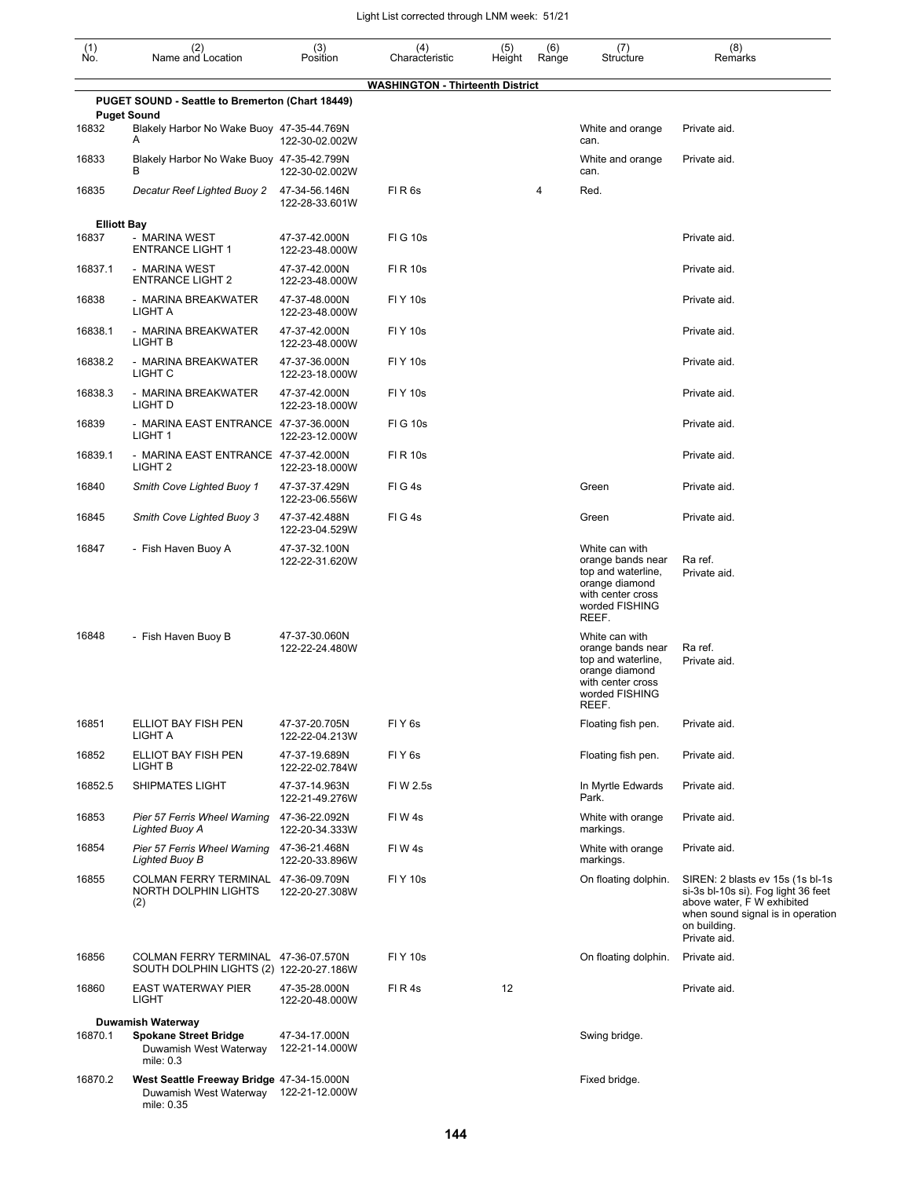| (1) No. | (2) Name and Location | (3) Position | (4) Characteristic | (5) Height | (6) Range | (7) Structure | (8) Remarks |
|---|---|---|---|---|---|---|---|
| | | | **WASHINGTON - Thirteenth District** | | | | |
| | **PUGET SOUND - Seattle to Bremerton (Chart 18449)** | | | | | | |
| | **Puget Sound** | | | | | | |
| 16832 | Blakely Harbor No Wake Buoy A | 47-35-44.769N 122-30-02.002W | | | | White and orange can. | Private aid. |
| 16833 | Blakely Harbor No Wake Buoy B | 47-35-42.799N 122-30-02.002W | | | | White and orange can. | Private aid. |
| 16835 | *Decatur Reef Lighted Buoy 2* | 47-34-56.146N 122-28-33.601W | Fl R 6s | | 4 | Red. | |
| | **Elliott Bay** | | | | | | |
| 16837 | - MARINA WEST ENTRANCE LIGHT 1 | 47-37-42.000N 122-23-48.000W | Fl G 10s | | | | Private aid. |
| 16837.1 | - MARINA WEST ENTRANCE LIGHT 2 | 47-37-42.000N 122-23-48.000W | Fl R 10s | | | | Private aid. |
| 16838 | - MARINA BREAKWATER LIGHT A | 47-37-48.000N 122-23-48.000W | Fl Y 10s | | | | Private aid. |
| 16838.1 | - MARINA BREAKWATER LIGHT B | 47-37-42.000N 122-23-48.000W | Fl Y 10s | | | | Private aid. |
| 16838.2 | - MARINA BREAKWATER LIGHT C | 47-37-36.000N 122-23-18.000W | Fl Y 10s | | | | Private aid. |
| 16838.3 | - MARINA BREAKWATER LIGHT D | 47-37-42.000N 122-23-18.000W | Fl Y 10s | | | | Private aid. |
| 16839 | - MARINA EAST ENTRANCE LIGHT 1 | 47-37-36.000N 122-23-12.000W | Fl G 10s | | | | Private aid. |
| 16839.1 | - MARINA EAST ENTRANCE LIGHT 2 | 47-37-42.000N 122-23-18.000W | Fl R 10s | | | | Private aid. |
| 16840 | *Smith Cove Lighted Buoy 1* | 47-37-37.429N 122-23-06.556W | Fl G 4s | | | Green | Private aid. |
| 16845 | *Smith Cove Lighted Buoy 3* | 47-37-42.488N 122-23-04.529W | Fl G 4s | | | Green | Private aid. |
| 16847 | - Fish Haven Buoy A | 47-37-32.100N 122-22-31.620W | | | | White can with orange bands near top and waterline, orange diamond with center cross worded FISHING REEF. | Ra ref. Private aid. |
| 16848 | - Fish Haven Buoy B | 47-37-30.060N 122-22-24.480W | | | | White can with orange bands near top and waterline, orange diamond with center cross worded FISHING REEF. | Ra ref. Private aid. |
| 16851 | ELLIOT BAY FISH PEN LIGHT A | 47-37-20.705N 122-22-04.213W | Fl Y 6s | | | Floating fish pen. | Private aid. |
| 16852 | ELLIOT BAY FISH PEN LIGHT B | 47-37-19.689N 122-22-02.784W | Fl Y 6s | | | Floating fish pen. | Private aid. |
| 16852.5 | SHIPMATES LIGHT | 47-37-14.963N 122-21-49.276W | Fl W 2.5s | | | In Myrtle Edwards Park. | Private aid. |
| 16853 | *Pier 57 Ferris Wheel Warning Lighted Buoy A* | 47-36-22.092N 122-20-34.333W | Fl W 4s | | | White with orange markings. | Private aid. |
| 16854 | *Pier 57 Ferris Wheel Warning Lighted Buoy B* | 47-36-21.468N 122-20-33.896W | Fl W 4s | | | White with orange markings. | Private aid. |
| 16855 | COLMAN FERRY TERMINAL NORTH DOLPHIN LIGHTS (2) | 47-36-09.709N 122-20-27.308W | Fl Y 10s | | | On floating dolphin. | SIREN: 2 blasts ev 15s (1s bl-1s si-3s bl-10s si). Fog light 36 feet above water, F W exhibited when sound signal is in operation on building. Private aid. |
| 16856 | COLMAN FERRY TERMINAL SOUTH DOLPHIN LIGHTS (2) | 47-36-07.570N 122-20-27.186W | Fl Y 10s | | | On floating dolphin. | Private aid. |
| 16860 | EAST WATERWAY PIER LIGHT | 47-35-28.000N 122-20-48.000W | Fl R 4s | 12 | | | Private aid. |
| | **Duwamish Waterway** | | | | | | |
| 16870.1 | **Spokane Street Bridge** Duwamish West Waterway mile: 0.3 | 47-34-17.000N 122-21-14.000W | | | | Swing bridge. | |
| 16870.2 | **West Seattle Freeway Bridge** Duwamish West Waterway mile: 0.35 | 47-34-15.000N 122-21-12.000W | | | | Fixed bridge. | |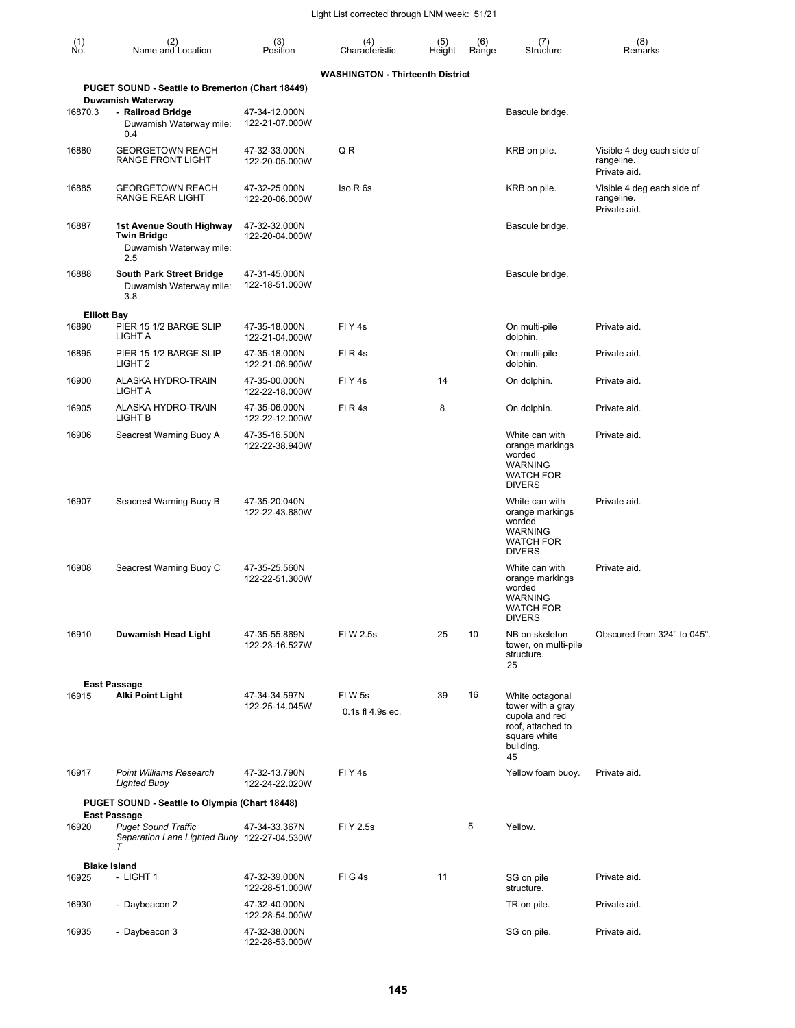| (1) No. | (2) Name and Location | (3) Position | (4) Characteristic | (5) Height | (6) Range | (7) Structure | (8) Remarks |
|---|---|---|---|---|---|---|---|
| | **WASHINGTON - Thirteenth District** | | | | | | |
| | **PUGET SOUND - Seattle to Bremerton (Chart 18449)** | | | | | | |
| | **Duwamish Waterway** | | | | | | |
| 16870.3 | **- Railroad Bridge** Duwamish Waterway mile: 0.4 | 47-34-12.000N 122-21-07.000W | | | | Bascule bridge. | |
| 16880 | GEORGETOWN REACH RANGE FRONT LIGHT | 47-32-33.000N 122-20-05.000W | Q R | | | KRB on pile. | Visible 4 deg each side of rangeline. Private aid. |
| 16885 | GEORGETOWN REACH RANGE REAR LIGHT | 47-32-25.000N 122-20-06.000W | Iso R 6s | | | KRB on pile. | Visible 4 deg each side of rangeline. Private aid. |
| 16887 | **1st Avenue South Highway Twin Bridge** Duwamish Waterway mile: 2.5 | 47-32-32.000N 122-20-04.000W | | | | Bascule bridge. | |
| 16888 | **South Park Street Bridge** Duwamish Waterway mile: 3.8 | 47-31-45.000N 122-18-51.000W | | | | Bascule bridge. | |
| | **Elliott Bay** | | | | | | |
| 16890 | PIER 15 1/2 BARGE SLIP LIGHT A | 47-35-18.000N 122-21-04.000W | Fl Y 4s | | | On multi-pile dolphin. | Private aid. |
| 16895 | PIER 15 1/2 BARGE SLIP LIGHT 2 | 47-35-18.000N 122-21-06.900W | Fl R 4s | | | On multi-pile dolphin. | Private aid. |
| 16900 | ALASKA HYDRO-TRAIN LIGHT A | 47-35-00.000N 122-22-18.000W | Fl Y 4s | 14 | | On dolphin. | Private aid. |
| 16905 | ALASKA HYDRO-TRAIN LIGHT B | 47-35-06.000N 122-22-12.000W | Fl R 4s | 8 | | On dolphin. | Private aid. |
| 16906 | Seacrest Warning Buoy A | 47-35-16.500N 122-22-38.940W | | | | White can with orange markings worded WARNING WATCH FOR DIVERS | Private aid. |
| 16907 | Seacrest Warning Buoy B | 47-35-20.040N 122-22-43.680W | | | | White can with orange markings worded WARNING WATCH FOR DIVERS | Private aid. |
| 16908 | Seacrest Warning Buoy C | 47-35-25.560N 122-22-51.300W | | | | White can with orange markings worded WARNING WATCH FOR DIVERS | Private aid. |
| 16910 | **Duwamish Head Light** | 47-35-55.869N 122-23-16.527W | Fl W 2.5s | 25 | 10 | NB on skeleton tower, on multi-pile structure. 25 | Obscured from 324° to 045°. |
| | **East Passage** | | | | | | |
| 16915 | **Alki Point Light** | 47-34-34.597N 122-25-14.045W | Fl W 5s 0.1s fl 4.9s ec. | 39 | 16 | White octagonal tower with a gray cupola and red roof, attached to square white building. 45 | |
| 16917 | *Point Williams Research Lighted Buoy* | 47-32-13.790N 122-24-22.020W | Fl Y 4s | | | Yellow foam buoy. | Private aid. |
| | **PUGET SOUND - Seattle to Olympia (Chart 18448)** | | | | | | |
| | **East Passage** | | | | | | |
| 16920 | *Puget Sound Traffic Separation Lane Lighted Buoy T* | 47-34-33.367N 122-27-04.530W | Fl Y 2.5s | | 5 | Yellow. | |
| | **Blake Island** | | | | | | |
| 16925 | - LIGHT 1 | 47-32-39.000N 122-28-51.000W | Fl G 4s | 11 | | SG on pile structure. | Private aid. |
| 16930 | - Daybeacon 2 | 47-32-40.000N 122-28-54.000W | | | | TR on pile. | Private aid. |
| 16935 | - Daybeacon 3 | 47-32-38.000N 122-28-53.000W | | | | SG on pile. | Private aid. |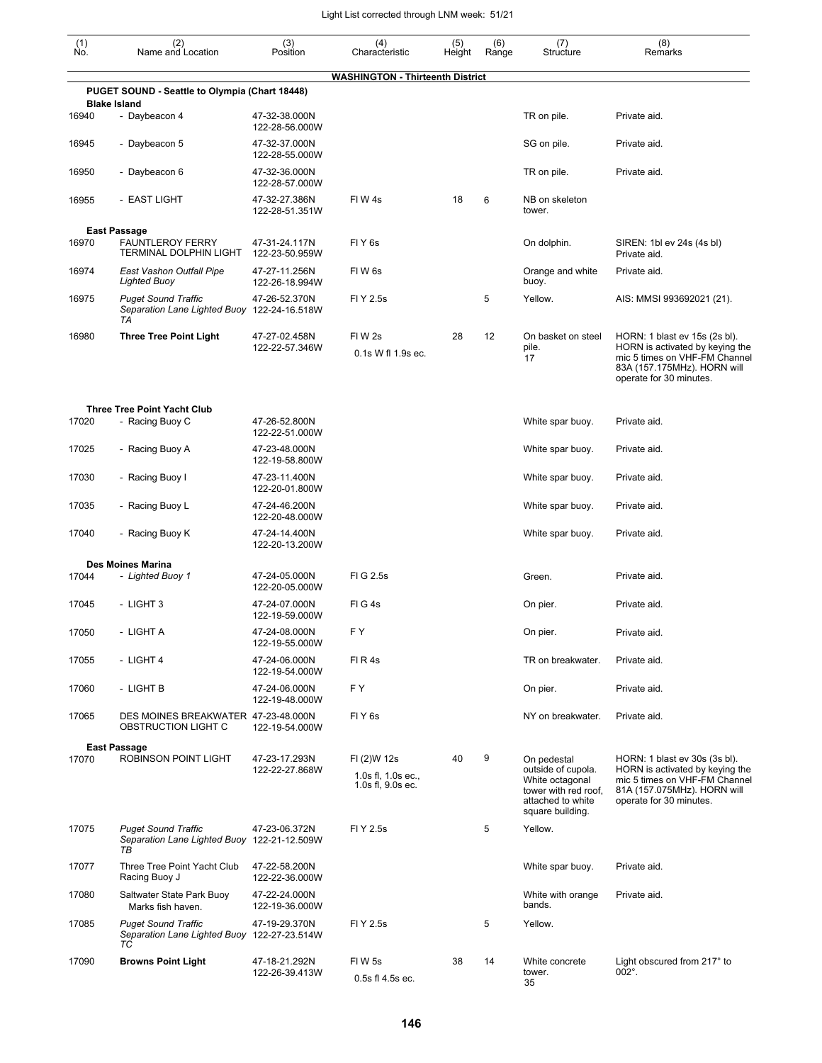Light List corrected through LNM week: 51/21

| (1) No. | (2) Name and Location | (3) Position | (4) Characteristic | (5) Height | (6) Range | (7) Structure | (8) Remarks |
|---|---|---|---|---|---|---|---|
| | **WASHINGTON - Thirteenth District** | | | | | | |
| | **PUGET SOUND - Seattle to Olympia (Chart 18448)** | | | | | | |
| | **Blake Island** | | | | | | |
| 16940 | - Daybeacon 4 | 47-32-38.000N 122-28-56.000W | | | | TR on pile. | Private aid. |
| 16945 | - Daybeacon 5 | 47-32-37.000N 122-28-55.000W | | | | SG on pile. | Private aid. |
| 16950 | - Daybeacon 6 | 47-32-36.000N 122-28-57.000W | | | | TR on pile. | Private aid. |
| 16955 | - EAST LIGHT | 47-32-27.386N 122-28-51.351W | Fl W 4s | 18 | 6 | NB on skeleton tower. | |
| | **East Passage** | | | | | | |
| 16970 | FAUNTLEROY FERRY TERMINAL DOLPHIN LIGHT | 47-31-24.117N 122-23-50.959W | Fl Y 6s | | | On dolphin. | SIREN: 1bl ev 24s (4s bl) Private aid. |
| 16974 | *East Vashon Outfall Pipe Lighted Buoy* | 47-27-11.256N 122-26-18.994W | Fl W 6s | | | Orange and white buoy. | Private aid. |
| 16975 | *Puget Sound Traffic Separation Lane Lighted Buoy TA* | 47-26-52.370N 122-24-16.518W | Fl Y 2.5s | | 5 | Yellow. | AIS: MMSI 993692021 (21). |
| 16980 | **Three Tree Point Light** | 47-27-02.458N 122-22-57.346W | Fl W 2s 0.1s W fl 1.9s ec. | 28 | 12 | On basket on steel pile. 17 | HORN: 1 blast ev 15s (2s bl). HORN is activated by keying the mic 5 times on VHF-FM Channel 83A (157.175MHz). HORN will operate for 30 minutes. |
| | **Three Tree Point Yacht Club** | | | | | | |
| 17020 | - Racing Buoy C | 47-26-52.800N 122-22-51.000W | | | | White spar buoy. | Private aid. |
| 17025 | - Racing Buoy A | 47-23-48.000N 122-19-58.800W | | | | White spar buoy. | Private aid. |
| 17030 | - Racing Buoy I | 47-23-11.400N 122-20-01.800W | | | | White spar buoy. | Private aid. |
| 17035 | - Racing Buoy L | 47-24-46.200N 122-20-48.000W | | | | White spar buoy. | Private aid. |
| 17040 | - Racing Buoy K | 47-24-14.400N 122-20-13.200W | | | | White spar buoy. | Private aid. |
| | **Des Moines Marina** | | | | | | |
| 17044 | - *Lighted Buoy 1* | 47-24-05.000N 122-20-05.000W | Fl G 2.5s | | | Green. | Private aid. |
| 17045 | - LIGHT 3 | 47-24-07.000N 122-19-59.000W | Fl G 4s | | | On pier. | Private aid. |
| 17050 | - LIGHT A | 47-24-08.000N 122-19-55.000W | F Y | | | On pier. | Private aid. |
| 17055 | - LIGHT 4 | 47-24-06.000N 122-19-54.000W | Fl R 4s | | | TR on breakwater. | Private aid. |
| 17060 | - LIGHT B | 47-24-06.000N 122-19-48.000W | F Y | | | On pier. | Private aid. |
| 17065 | DES MOINES BREAKWATER OBSTRUCTION LIGHT C | 47-23-48.000N 122-19-54.000W | Fl Y 6s | | | NY on breakwater. | Private aid. |
| | **East Passage** | | | | | | |
| 17070 | ROBINSON POINT LIGHT | 47-23-17.293N 122-22-27.868W | Fl (2)W 12s 1.0s fl, 1.0s ec., 1.0s fl, 9.0s ec. | 40 | 9 | On pedestal outside of cupola. White octagonal tower with red roof, attached to white square building. | HORN: 1 blast ev 30s (3s bl). HORN is activated by keying the mic 5 times on VHF-FM Channel 81A (157.075MHz). HORN will operate for 30 minutes. |
| 17075 | *Puget Sound Traffic Separation Lane Lighted Buoy TB* | 47-23-06.372N 122-21-12.509W | Fl Y 2.5s | | 5 | Yellow. | |
| 17077 | Three Tree Point Yacht Club Racing Buoy J | 47-22-58.200N 122-22-36.000W | | | | White spar buoy. | Private aid. |
| 17080 | Saltwater State Park Buoy Marks fish haven. | 47-22-24.000N 122-19-36.000W | | | | White with orange bands. | Private aid. |
| 17085 | *Puget Sound Traffic Separation Lane Lighted Buoy TC* | 47-19-29.370N 122-27-23.514W | Fl Y 2.5s | | 5 | Yellow. | |
| 17090 | **Browns Point Light** | 47-18-21.292N 122-26-39.413W | Fl W 5s 0.5s fl 4.5s ec. | 38 | 14 | White concrete tower. 35 | Light obscured from 217° to 002°. |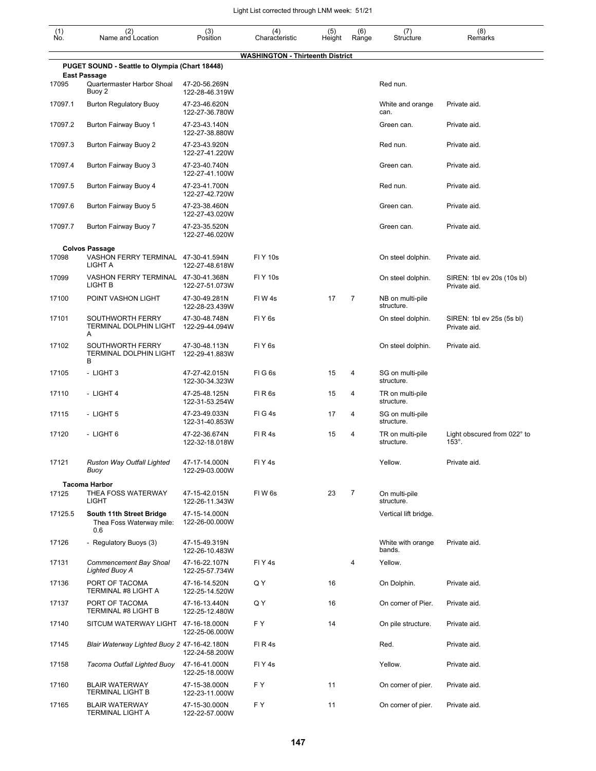## WASHINGTON - Thirteenth District

| (1) No. | (2) Name and Location | (3) Position | (4) Characteristic | (5) Height | (6) Range | (7) Structure | (8) Remarks |
|---|---|---|---|---|---|---|---|
| | **PUGET SOUND - Seattle to Olympia (Chart 18448)** | | | | | | |
| | **East Passage** | | | | | | |
| 17095 | Quartermaster Harbor Shoal Buoy 2 | 47-20-56.269N 122-28-46.319W | | | | Red nun. | |
| 17097.1 | Burton Regulatory Buoy | 47-23-46.620N 122-27-36.780W | | | | White and orange can. | Private aid. |
| 17097.2 | Burton Fairway Buoy 1 | 47-23-43.140N 122-27-38.880W | | | | Green can. | Private aid. |
| 17097.3 | Burton Fairway Buoy 2 | 47-23-43.920N 122-27-41.220W | | | | Red nun. | Private aid. |
| 17097.4 | Burton Fairway Buoy 3 | 47-23-40.740N 122-27-41.100W | | | | Green can. | Private aid. |
| 17097.5 | Burton Fairway Buoy 4 | 47-23-41.700N 122-27-42.720W | | | | Red nun. | Private aid. |
| 17097.6 | Burton Fairway Buoy 5 | 47-23-38.460N 122-27-43.020W | | | | Green can. | Private aid. |
| 17097.7 | Burton Fairway Buoy 7 | 47-23-35.520N 122-27-46.020W | | | | Green can. | Private aid. |
| | **Colvos Passage** | | | | | | |
| 17098 | VASHON FERRY TERMINAL LIGHT A | 47-30-41.594N 122-27-48.618W | Fl Y 10s | | | On steel dolphin. | Private aid. |
| 17099 | VASHON FERRY TERMINAL LIGHT B | 47-30-41.368N 122-27-51.073W | Fl Y 10s | | | On steel dolphin. | SIREN: 1bl ev 20s (10s bl) Private aid. |
| 17100 | POINT VASHON LIGHT | 47-30-49.281N 122-28-23.439W | Fl W 4s | 17 | 7 | NB on multi-pile structure. | |
| 17101 | SOUTHWORTH FERRY TERMINAL DOLPHIN LIGHT A | 47-30-48.748N 122-29-44.094W | Fl Y 6s | | | On steel dolphin. | SIREN: 1bl ev 25s (5s bl) Private aid. |
| 17102 | SOUTHWORTH FERRY TERMINAL DOLPHIN LIGHT B | 47-30-48.113N 122-29-41.883W | Fl Y 6s | | | On steel dolphin. | Private aid. |
| 17105 | - LIGHT 3 | 47-27-42.015N 122-30-34.323W | Fl G 6s | 15 | 4 | SG on multi-pile structure. | |
| 17110 | - LIGHT 4 | 47-25-48.125N 122-31-53.254W | Fl R 6s | 15 | 4 | TR on multi-pile structure. | |
| 17115 | - LIGHT 5 | 47-23-49.033N 122-31-40.853W | Fl G 4s | 17 | 4 | SG on multi-pile structure. | |
| 17120 | - LIGHT 6 | 47-22-36.674N 122-32-18.018W | Fl R 4s | 15 | 4 | TR on multi-pile structure. | Light obscured from 022° to 153°. |
| 17121 | *Ruston Way Outfall Lighted Buoy* | 47-17-14.000N 122-29-03.000W | Fl Y 4s | | | Yellow. | Private aid. |
| | **Tacoma Harbor** | | | | | | |
| 17125 | THEA FOSS WATERWAY LIGHT | 47-15-42.015N 122-26-11.343W | Fl W 6s | 23 | 7 | On multi-pile structure. | |
| 17125.5 | **South 11th Street Bridge** Thea Foss Waterway mile: 0.6 | 47-15-14.000N 122-26-00.000W | | | | Vertical lift bridge. | |
| 17126 | - Regulatory Buoys (3) | 47-15-49.319N 122-26-10.483W | | | | White with orange bands. | Private aid. |
| 17131 | *Commencement Bay Shoal Lighted Buoy A* | 47-16-22.107N 122-25-57.734W | Fl Y 4s | | 4 | Yellow. | |
| 17136 | PORT OF TACOMA TERMINAL #8 LIGHT A | 47-16-14.520N 122-25-14.520W | Q Y | 16 | | On Dolphin. | Private aid. |
| 17137 | PORT OF TACOMA TERMINAL #8 LIGHT B | 47-16-13.440N 122-25-12.480W | Q Y | 16 | | On corner of Pier. | Private aid. |
| 17140 | SITCUM WATERWAY LIGHT | 47-16-18.000N 122-25-06.000W | F Y | 14 | | On pile structure. | Private aid. |
| 17145 | *Blair Waterway Lighted Buoy 2* | 47-16-42.180N 122-24-58.200W | Fl R 4s | | | Red. | Private aid. |
| 17158 | *Tacoma Outfall Lighted Buoy* | 47-16-41.000N 122-25-18.000W | Fl Y 4s | | | Yellow. | Private aid. |
| 17160 | BLAIR WATERWAY TERMINAL LIGHT B | 47-15-38.000N 122-23-11.000W | F Y | 11 | | On corner of pier. | Private aid. |
| 17165 | BLAIR WATERWAY TERMINAL LIGHT A | 47-15-30.000N 122-22-57.000W | F Y | 11 | | On corner of pier. | Private aid. |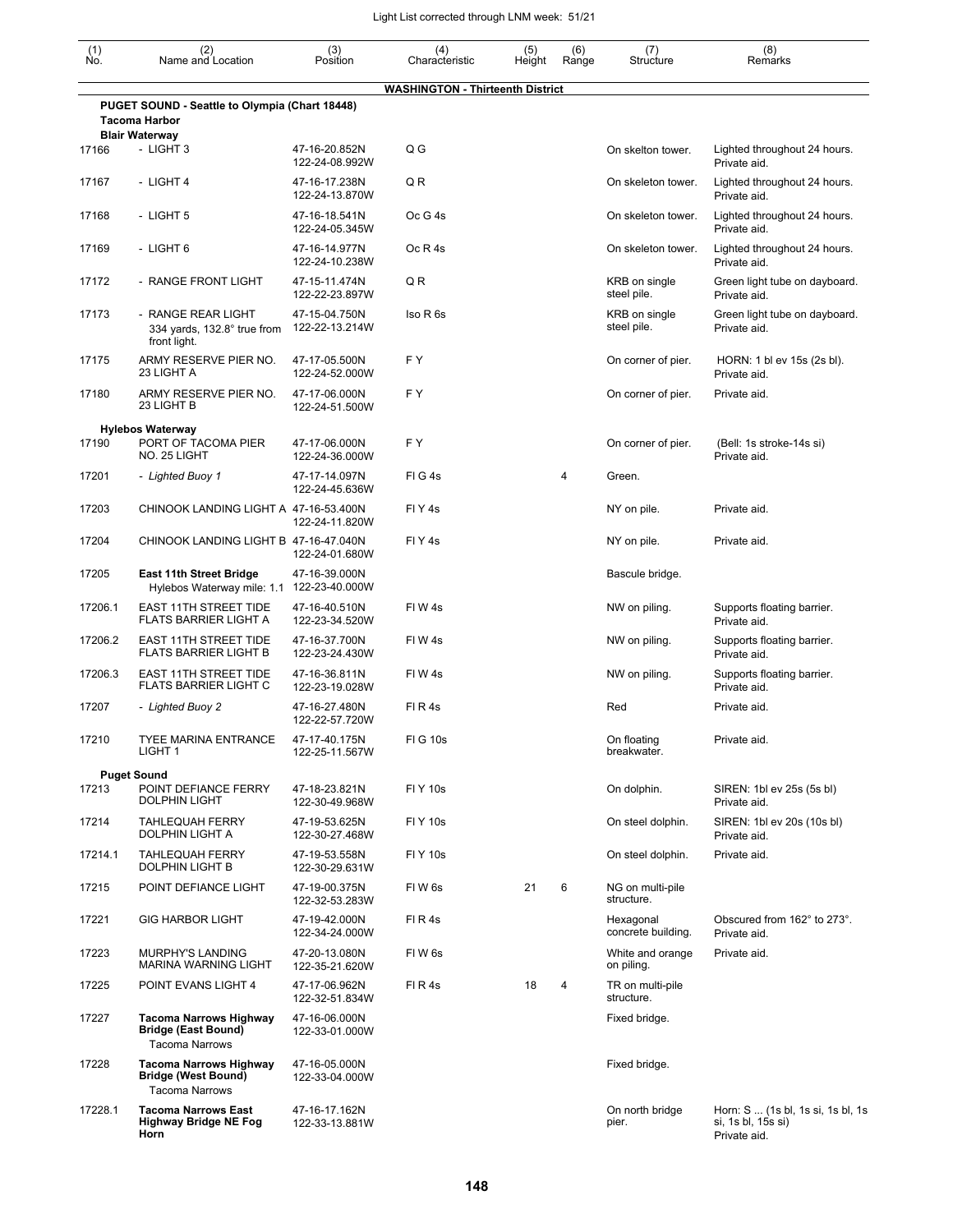| (1) No. | (2) Name and Location | (3) Position | (4) Characteristic | (5) Height | (6) Range | (7) Structure | (8) Remarks |
|---|---|---|---|---|---|---|---|
| | **WASHINGTON - Thirteenth District** | | | | | | |
| | **PUGET SOUND - Seattle to Olympia (Chart 18448)** | | | | | | |
| | **Tacoma Harbor** | | | | | | |
| | **Blair Waterway** | | | | | | |
| 17166 | - LIGHT 3 | 47-16-20.852N 122-24-08.992W | Q G | | | On skelton tower. | Lighted throughout 24 hours. Private aid. |
| 17167 | - LIGHT 4 | 47-16-17.238N 122-24-13.870W | Q R | | | On skeleton tower. | Lighted throughout 24 hours. Private aid. |
| 17168 | - LIGHT 5 | 47-16-18.541N 122-24-05.345W | Oc G 4s | | | On skeleton tower. | Lighted throughout 24 hours. Private aid. |
| 17169 | - LIGHT 6 | 47-16-14.977N 122-24-10.238W | Oc R 4s | | | On skeleton tower. | Lighted throughout 24 hours. Private aid. |
| 17172 | - RANGE FRONT LIGHT | 47-15-11.474N 122-22-23.897W | Q R | | | KRB on single steel pile. | Green light tube on dayboard. Private aid. |
| 17173 | - RANGE REAR LIGHT 334 yards, 132.8° true from front light. | 47-15-04.750N 122-22-13.214W | Iso R 6s | | | KRB on single steel pile. | Green light tube on dayboard. Private aid. |
| 17175 | ARMY RESERVE PIER NO. 23 LIGHT A | 47-17-05.500N 122-24-52.000W | F Y | | | On corner of pier. | HORN: 1 bl ev 15s (2s bl). Private aid. |
| 17180 | ARMY RESERVE PIER NO. 23 LIGHT B | 47-17-06.000N 122-24-51.500W | F Y | | | On corner of pier. | Private aid. |
| | **Hylebos Waterway** | | | | | | |
| 17190 | PORT OF TACOMA PIER NO. 25 LIGHT | 47-17-06.000N 122-24-36.000W | F Y | | | On corner of pier. | (Bell: 1s stroke-14s si) Private aid. |
| 17201 | *- Lighted Buoy 1* | 47-17-14.097N 122-24-45.636W | Fl G 4s | | 4 | Green. | |
| 17203 | CHINOOK LANDING LIGHT A | 47-16-53.400N 122-24-11.820W | Fl Y 4s | | | NY on pile. | Private aid. |
| 17204 | CHINOOK LANDING LIGHT B | 47-16-47.040N 122-24-01.680W | Fl Y 4s | | | NY on pile. | Private aid. |
| 17205 | **East 11th Street Bridge** Hylebos Waterway mile: 1.1 | 47-16-39.000N 122-23-40.000W | | | | Bascule bridge. | |
| 17206.1 | EAST 11TH STREET TIDE FLATS BARRIER LIGHT A | 47-16-40.510N 122-23-34.520W | Fl W 4s | | | NW on piling. | Supports floating barrier. Private aid. |
| 17206.2 | EAST 11TH STREET TIDE FLATS BARRIER LIGHT B | 47-16-37.700N 122-23-24.430W | Fl W 4s | | | NW on piling. | Supports floating barrier. Private aid. |
| 17206.3 | EAST 11TH STREET TIDE FLATS BARRIER LIGHT C | 47-16-36.811N 122-23-19.028W | Fl W 4s | | | NW on piling. | Supports floating barrier. Private aid. |
| 17207 | *- Lighted Buoy 2* | 47-16-27.480N 122-22-57.720W | Fl R 4s | | | Red | Private aid. |
| 17210 | TYEE MARINA ENTRANCE LIGHT 1 | 47-17-40.175N 122-25-11.567W | Fl G 10s | | | On floating breakwater. | Private aid. |
| | **Puget Sound** | | | | | | |
| 17213 | POINT DEFIANCE FERRY DOLPHIN LIGHT | 47-18-23.821N 122-30-49.968W | Fl Y 10s | | | On dolphin. | SIREN: 1bl ev 25s (5s bl) Private aid. |
| 17214 | TAHLEQUAH FERRY DOLPHIN LIGHT A | 47-19-53.625N 122-30-27.468W | Fl Y 10s | | | On steel dolphin. | SIREN: 1bl ev 20s (10s bl) Private aid. |
| 17214.1 | TAHLEQUAH FERRY DOLPHIN LIGHT B | 47-19-53.558N 122-30-29.631W | Fl Y 10s | | | On steel dolphin. | Private aid. |
| 17215 | POINT DEFIANCE LIGHT | 47-19-00.375N 122-32-53.283W | Fl W 6s | 21 | 6 | NG on multi-pile structure. | |
| 17221 | GIG HARBOR LIGHT | 47-19-42.000N 122-34-24.000W | Fl R 4s | | | Hexagonal concrete building. | Obscured from 162° to 273°. Private aid. |
| 17223 | MURPHY'S LANDING MARINA WARNING LIGHT | 47-20-13.080N 122-35-21.620W | Fl W 6s | | | White and orange on piling. | Private aid. |
| 17225 | POINT EVANS LIGHT 4 | 47-17-06.962N 122-32-51.834W | Fl R 4s | 18 | 4 | TR on multi-pile structure. | |
| 17227 | **Tacoma Narrows Highway Bridge (East Bound)** Tacoma Narrows | 47-16-06.000N 122-33-01.000W | | | | Fixed bridge. | |
| 17228 | **Tacoma Narrows Highway Bridge (West Bound)** Tacoma Narrows | 47-16-05.000N 122-33-04.000W | | | | Fixed bridge. | |
| 17228.1 | **Tacoma Narrows East Highway Bridge NE Fog Horn** | 47-16-17.162N 122-33-13.881W | | | | On north bridge pier. | Horn: S ... (1s bl, 1s si, 1s bl, 1s si, 1s bl, 15s si) Private aid. |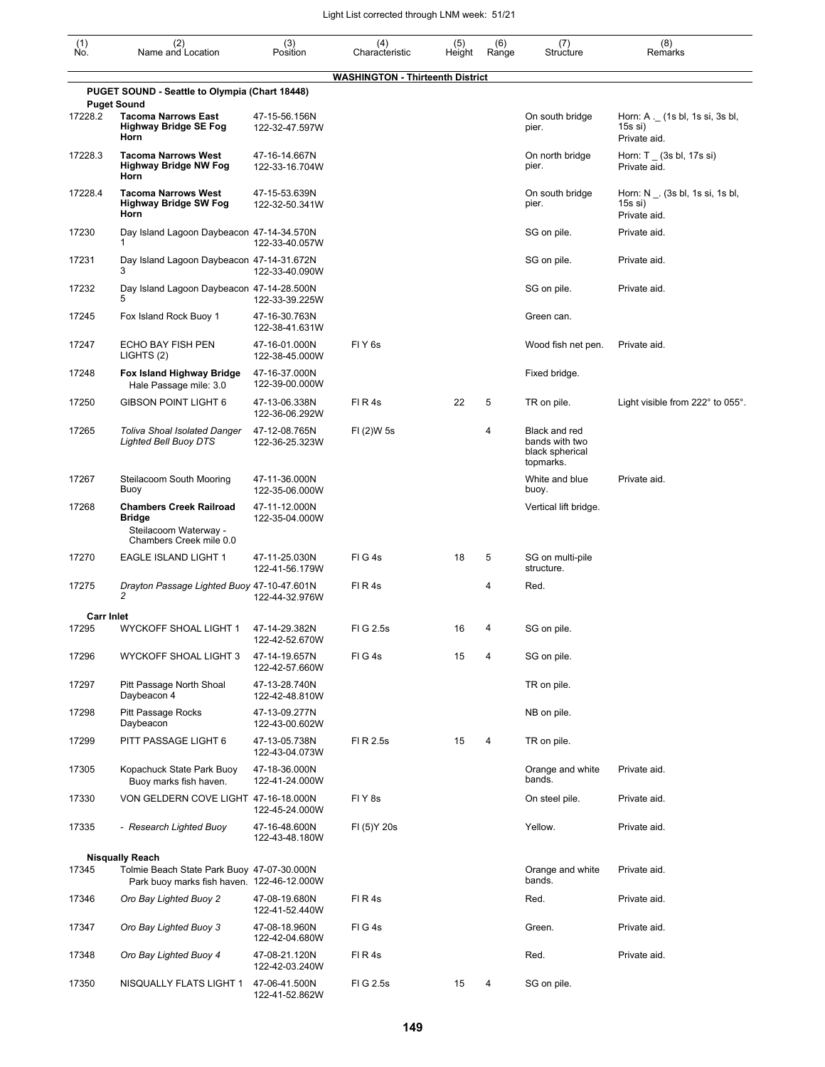## WASHINGTON - Thirteenth District

| (1) No. | (2) Name and Location | (3) Position | (4) Characteristic | (5) Height | (6) Range | (7) Structure | (8) Remarks |
|---|---|---|---|---|---|---|---|
| | **PUGET SOUND - Seattle to Olympia (Chart 18448)** | | | | | | |
| | **Puget Sound** | | | | | | |
| 17228.2 | **Tacoma Narrows East Highway Bridge SE Fog Horn** | 47-15-56.156N 122-32-47.597W | | | | On south bridge pier. | Horn: A ._ (1s bl, 1s si, 3s bl, 15s si) Private aid. |
| 17228.3 | **Tacoma Narrows West Highway Bridge NW Fog Horn** | 47-16-14.667N 122-33-16.704W | | | | On north bridge pier. | Horn: T _ (3s bl, 17s si) Private aid. |
| 17228.4 | **Tacoma Narrows West Highway Bridge SW Fog Horn** | 47-15-53.639N 122-32-50.341W | | | | On south bridge pier. | Horn: N _. (3s bl, 1s si, 1s bl, 15s si) Private aid. |
| 17230 | Day Island Lagoon Daybeacon 1 | 47-14-34.570N 122-33-40.057W | | | | SG on pile. | Private aid. |
| 17231 | Day Island Lagoon Daybeacon 3 | 47-14-31.672N 122-33-40.090W | | | | SG on pile. | Private aid. |
| 17232 | Day Island Lagoon Daybeacon 5 | 47-14-28.500N 122-33-39.225W | | | | SG on pile. | Private aid. |
| 17245 | Fox Island Rock Buoy 1 | 47-16-30.763N 122-38-41.631W | | | | Green can. | |
| 17247 | ECHO BAY FISH PEN LIGHTS (2) | 47-16-01.000N 122-38-45.000W | Fl Y 6s | | | Wood fish net pen. | Private aid. |
| 17248 | **Fox Island Highway Bridge** Hale Passage mile: 3.0 | 47-16-37.000N 122-39-00.000W | | | | Fixed bridge. | |
| 17250 | GIBSON POINT LIGHT 6 | 47-13-06.338N 122-36-06.292W | Fl R 4s | 22 | 5 | TR on pile. | Light visible from 222° to 055°. |
| 17265 | *Toliva Shoal Isolated Danger Lighted Bell Buoy DTS* | 47-12-08.765N 122-36-25.323W | Fl (2)W 5s | | 4 | Black and red bands with two black spherical topmarks. | |
| 17267 | Steilacoom South Mooring Buoy | 47-11-36.000N 122-35-06.000W | | | | White and blue buoy. | Private aid. |
| 17268 | **Chambers Creek Railroad Bridge** Steilacoom Waterway - Chambers Creek mile 0.0 | 47-11-12.000N 122-35-04.000W | | | | Vertical lift bridge. | |
| 17270 | EAGLE ISLAND LIGHT 1 | 47-11-25.030N 122-41-56.179W | Fl G 4s | 18 | 5 | SG on multi-pile structure. | |
| 17275 | *Drayton Passage Lighted Buoy 2* | 47-10-47.601N 122-44-32.976W | Fl R 4s | | 4 | Red. | |
| | **Carr Inlet** | | | | | | |
| 17295 | WYCKOFF SHOAL LIGHT 1 | 47-14-29.382N 122-42-52.670W | Fl G 2.5s | 16 | 4 | SG on pile. | |
| 17296 | WYCKOFF SHOAL LIGHT 3 | 47-14-19.657N 122-42-57.660W | Fl G 4s | 15 | 4 | SG on pile. | |
| 17297 | Pitt Passage North Shoal Daybeacon 4 | 47-13-28.740N 122-42-48.810W | | | | TR on pile. | |
| 17298 | Pitt Passage Rocks Daybeacon | 47-13-09.277N 122-43-00.602W | | | | NB on pile. | |
| 17299 | PITT PASSAGE LIGHT 6 | 47-13-05.738N 122-43-04.073W | Fl R 2.5s | 15 | 4 | TR on pile. | |
| 17305 | Kopachuck State Park Buoy Buoy marks fish haven. | 47-18-36.000N 122-41-24.000W | | | | Orange and white bands. | Private aid. |
| 17330 | VON GELDERN COVE LIGHT | 47-16-18.000N 122-45-24.000W | Fl Y 8s | | | On steel pile. | Private aid. |
| 17335 | *- Research Lighted Buoy* | 47-16-48.600N 122-43-48.180W | Fl (5)Y 20s | | | Yellow. | Private aid. |
| | **Nisqually Reach** | | | | | | |
| 17345 | Tolmie Beach State Park Buoy Park buoy marks fish haven. | 47-07-30.000N 122-46-12.000W | | | | Orange and white bands. | Private aid. |
| 17346 | *Oro Bay Lighted Buoy 2* | 47-08-19.680N 122-41-52.440W | Fl R 4s | | | Red. | Private aid. |
| 17347 | *Oro Bay Lighted Buoy 3* | 47-08-18.960N 122-42-04.680W | Fl G 4s | | | Green. | Private aid. |
| 17348 | *Oro Bay Lighted Buoy 4* | 47-08-21.120N 122-42-03.240W | Fl R 4s | | | Red. | Private aid. |
| 17350 | NISQUALLY FLATS LIGHT 1 | 47-06-41.500N 122-41-52.862W | Fl G 2.5s | 15 | 4 | SG on pile. | |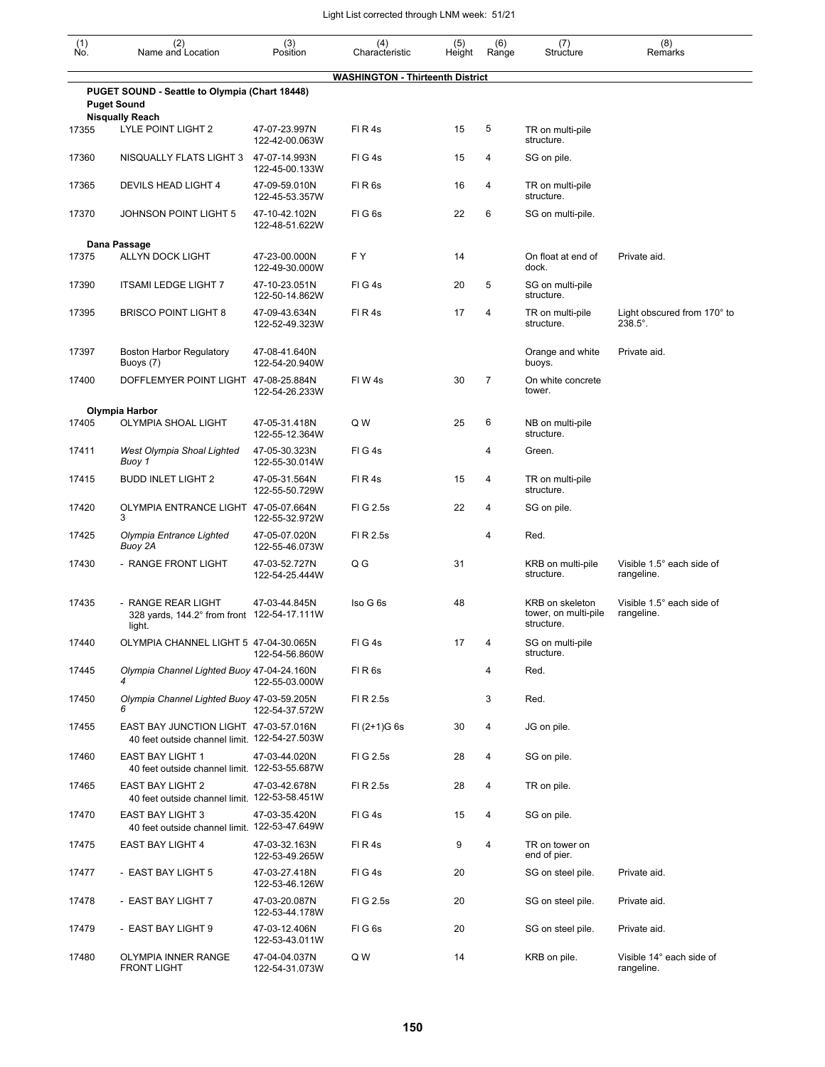| (1) No. | (2) Name and Location | (3) Position | (4) Characteristic | (5) Height | (6) Range | (7) Structure | (8) Remarks |
|---|---|---|---|---|---|---|---|
| | **WASHINGTON - Thirteenth District** | | | | | | |
| | **PUGET SOUND - Seattle to Olympia (Chart 18448)** | | | | | | |
| | **Puget Sound** | | | | | | |
| | **Nisqually Reach** | | | | | | |
| 17355 | LYLE POINT LIGHT 2 | 47-07-23.997N 122-42-00.063W | Fl R 4s | 15 | 5 | TR on multi-pile structure. | |
| 17360 | NISQUALLY FLATS LIGHT 3 | 47-07-14.993N 122-45-00.133W | Fl G 4s | 15 | 4 | SG on pile. | |
| 17365 | DEVILS HEAD LIGHT 4 | 47-09-59.010N 122-45-53.357W | Fl R 6s | 16 | 4 | TR on multi-pile structure. | |
| 17370 | JOHNSON POINT LIGHT 5 | 47-10-42.102N 122-48-51.622W | Fl G 6s | 22 | 6 | SG on multi-pile. | |
| | **Dana Passage** | | | | | | |
| 17375 | ALLYN DOCK LIGHT | 47-23-00.000N 122-49-30.000W | F Y | 14 | | On float at end of dock. | Private aid. |
| 17390 | ITSAMI LEDGE LIGHT 7 | 47-10-23.051N 122-50-14.862W | Fl G 4s | 20 | 5 | SG on multi-pile structure. | |
| 17395 | BRISCO POINT LIGHT 8 | 47-09-43.634N 122-52-49.323W | Fl R 4s | 17 | 4 | TR on multi-pile structure. | Light obscured from 170° to 238.5°. |
| 17397 | Boston Harbor Regulatory Buoys (7) | 47-08-41.640N 122-54-20.940W | | | | Orange and white buoys. | Private aid. |
| 17400 | DOFFLEMYER POINT LIGHT | 47-08-25.884N 122-54-26.233W | Fl W 4s | 30 | 7 | On white concrete tower. | |
| | **Olympia Harbor** | | | | | | |
| 17405 | OLYMPIA SHOAL LIGHT | 47-05-31.418N 122-55-12.364W | Q W | 25 | 6 | NB on multi-pile structure. | |
| 17411 | *West Olympia Shoal Lighted Buoy 1* | 47-05-30.323N 122-55-30.014W | Fl G 4s | | 4 | Green. | |
| 17415 | BUDD INLET LIGHT 2 | 47-05-31.564N 122-55-50.729W | Fl R 4s | 15 | 4 | TR on multi-pile structure. | |
| 17420 | OLYMPIA ENTRANCE LIGHT 3 | 47-05-07.664N 122-55-32.972W | Fl G 2.5s | 22 | 4 | SG on pile. | |
| 17425 | *Olympia Entrance Lighted Buoy 2A* | 47-05-07.020N 122-55-46.073W | Fl R 2.5s | | 4 | Red. | |
| 17430 | - RANGE FRONT LIGHT | 47-03-52.727N 122-54-25.444W | Q G | 31 | | KRB on multi-pile structure. | Visible 1.5° each side of rangeline. |
| 17435 | - RANGE REAR LIGHT 328 yards, 144.2° from front light. | 47-03-44.845N 122-54-17.111W | Iso G 6s | 48 | | KRB on skeleton tower, on multi-pile structure. | Visible 1.5° each side of rangeline. |
| 17440 | OLYMPIA CHANNEL LIGHT 5 | 47-04-30.065N 122-54-56.860W | Fl G 4s | 17 | 4 | SG on multi-pile structure. | |
| 17445 | *Olympia Channel Lighted Buoy 4* | 47-04-24.160N 122-55-03.000W | Fl R 6s | | 4 | Red. | |
| 17450 | *Olympia Channel Lighted Buoy 6* | 47-03-59.205N 122-54-37.572W | Fl R 2.5s | | 3 | Red. | |
| 17455 | EAST BAY JUNCTION LIGHT 40 feet outside channel limit. | 47-03-57.016N 122-54-27.503W | Fl (2+1)G 6s | 30 | 4 | JG on pile. | |
| 17460 | EAST BAY LIGHT 1 40 feet outside channel limit. | 47-03-44.020N 122-53-55.687W | Fl G 2.5s | 28 | 4 | SG on pile. | |
| 17465 | EAST BAY LIGHT 2 40 feet outside channel limit. | 47-03-42.678N 122-53-58.451W | Fl R 2.5s | 28 | 4 | TR on pile. | |
| 17470 | EAST BAY LIGHT 3 40 feet outside channel limit. | 47-03-35.420N 122-53-47.649W | Fl G 4s | 15 | 4 | SG on pile. | |
| 17475 | EAST BAY LIGHT 4 | 47-03-32.163N 122-53-49.265W | Fl R 4s | 9 | 4 | TR on tower on end of pier. | |
| 17477 | - EAST BAY LIGHT 5 | 47-03-27.418N 122-53-46.126W | Fl G 4s | 20 | | SG on steel pile. | Private aid. |
| 17478 | - EAST BAY LIGHT 7 | 47-03-20.087N 122-53-44.178W | Fl G 2.5s | 20 | | SG on steel pile. | Private aid. |
| 17479 | - EAST BAY LIGHT 9 | 47-03-12.406N 122-53-43.011W | Fl G 6s | 20 | | SG on steel pile. | Private aid. |
| 17480 | OLYMPIA INNER RANGE FRONT LIGHT | 47-04-04.037N 122-54-31.073W | Q W | 14 | | KRB on pile. | Visible 14° each side of rangeline. |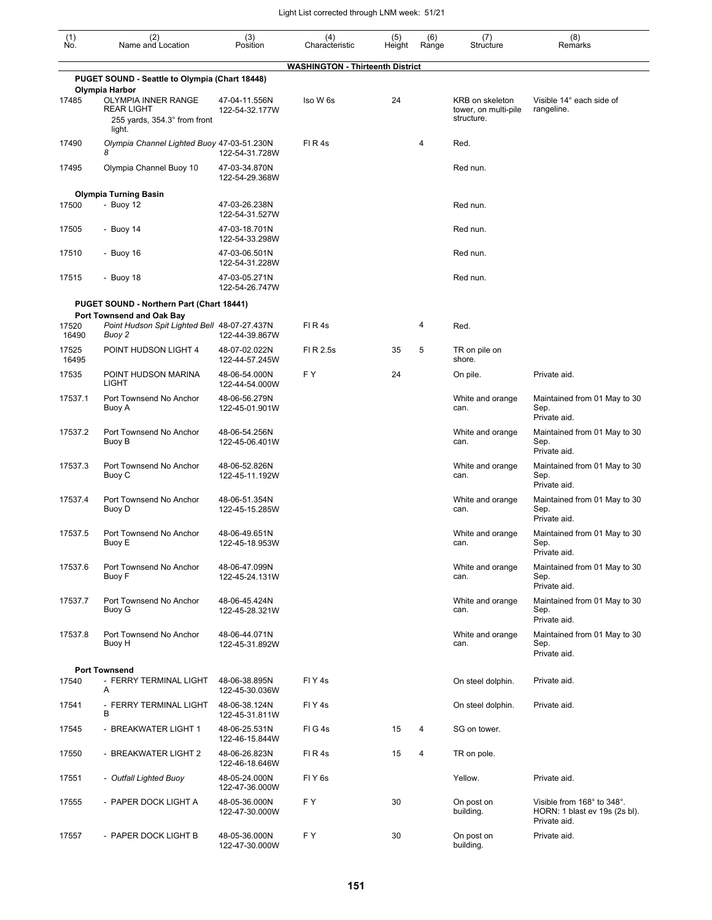| (1) No. | (2) Name and Location | (3) Position | (4) Characteristic | (5) Height | (6) Range | (7) Structure | (8) Remarks |
|---|---|---|---|---|---|---|---|
| | | | **WASHINGTON - Thirteenth District** | | | | |
| | **PUGET SOUND - Seattle to Olympia (Chart 18448)** | | | | | | |
| | **Olympia Harbor** | | | | | | |
| 17485 | OLYMPIA INNER RANGE REAR LIGHT 255 yards, 354.3° from front light. | 47-04-11.556N 122-54-32.177W | Iso W 6s | 24 | | KRB on skeleton tower, on multi-pile structure. | Visible 14° each side of rangeline. |
| 17490 | *Olympia Channel Lighted Buoy 8* | 47-03-51.230N 122-54-31.728W | Fl R 4s | | 4 | Red. | |
| 17495 | Olympia Channel Buoy 10 | 47-03-34.870N 122-54-29.368W | | | | Red nun. | |
| | **Olympia Turning Basin** | | | | | | |
| 17500 | - Buoy 12 | 47-03-26.238N 122-54-31.527W | | | | Red nun. | |
| 17505 | - Buoy 14 | 47-03-18.701N 122-54-33.298W | | | | Red nun. | |
| 17510 | - Buoy 16 | 47-03-06.501N 122-54-31.228W | | | | Red nun. | |
| 17515 | - Buoy 18 | 47-03-05.271N 122-54-26.747W | | | | Red nun. | |
| | **PUGET SOUND - Northern Part (Chart 18441)** | | | | | | |
| | **Port Townsend and Oak Bay** | | | | | | |
| 17520 16490 | *Point Hudson Spit Lighted Bell Buoy 2* | 48-07-27.437N 122-44-39.867W | Fl R 4s | | 4 | Red. | |
| 17525 16495 | POINT HUDSON LIGHT 4 | 48-07-02.022N 122-44-57.245W | Fl R 2.5s | 35 | 5 | TR on pile on shore. | |
| 17535 | POINT HUDSON MARINA LIGHT | 48-06-54.000N 122-44-54.000W | F Y | 24 | | On pile. | Private aid. |
| 17537.1 | Port Townsend No Anchor Buoy A | 48-06-56.279N 122-45-01.901W | | | | White and orange can. | Maintained from 01 May to 30 Sep. Private aid. |
| 17537.2 | Port Townsend No Anchor Buoy B | 48-06-54.256N 122-45-06.401W | | | | White and orange can. | Maintained from 01 May to 30 Sep. Private aid. |
| 17537.3 | Port Townsend No Anchor Buoy C | 48-06-52.826N 122-45-11.192W | | | | White and orange can. | Maintained from 01 May to 30 Sep. Private aid. |
| 17537.4 | Port Townsend No Anchor Buoy D | 48-06-51.354N 122-45-15.285W | | | | White and orange can. | Maintained from 01 May to 30 Sep. Private aid. |
| 17537.5 | Port Townsend No Anchor Buoy E | 48-06-49.651N 122-45-18.953W | | | | White and orange can. | Maintained from 01 May to 30 Sep. Private aid. |
| 17537.6 | Port Townsend No Anchor Buoy F | 48-06-47.099N 122-45-24.131W | | | | White and orange can. | Maintained from 01 May to 30 Sep. Private aid. |
| 17537.7 | Port Townsend No Anchor Buoy G | 48-06-45.424N 122-45-28.321W | | | | White and orange can. | Maintained from 01 May to 30 Sep. Private aid. |
| 17537.8 | Port Townsend No Anchor Buoy H | 48-06-44.071N 122-45-31.892W | | | | White and orange can. | Maintained from 01 May to 30 Sep. Private aid. |
| | **Port Townsend** | | | | | | |
| 17540 | - FERRY TERMINAL LIGHT A | 48-06-38.895N 122-45-30.036W | Fl Y 4s | | | On steel dolphin. | Private aid. |
| 17541 | - FERRY TERMINAL LIGHT B | 48-06-38.124N 122-45-31.811W | Fl Y 4s | | | On steel dolphin. | Private aid. |
| 17545 | - BREAKWATER LIGHT 1 | 48-06-25.531N 122-46-15.844W | Fl G 4s | 15 | 4 | SG on tower. | |
| 17550 | - BREAKWATER LIGHT 2 | 48-06-26.823N 122-46-18.646W | Fl R 4s | 15 | 4 | TR on pole. | |
| 17551 | - *Outfall Lighted Buoy* | 48-05-24.000N 122-47-36.000W | Fl Y 6s | | | Yellow. | Private aid. |
| 17555 | - PAPER DOCK LIGHT A | 48-05-36.000N 122-47-30.000W | F Y | 30 | | On post on building. | Visible from 168° to 348°. HORN: 1 blast ev 19s (2s bl). Private aid. |
| 17557 | - PAPER DOCK LIGHT B | 48-05-36.000N 122-47-30.000W | F Y | 30 | | On post on building. | Private aid. |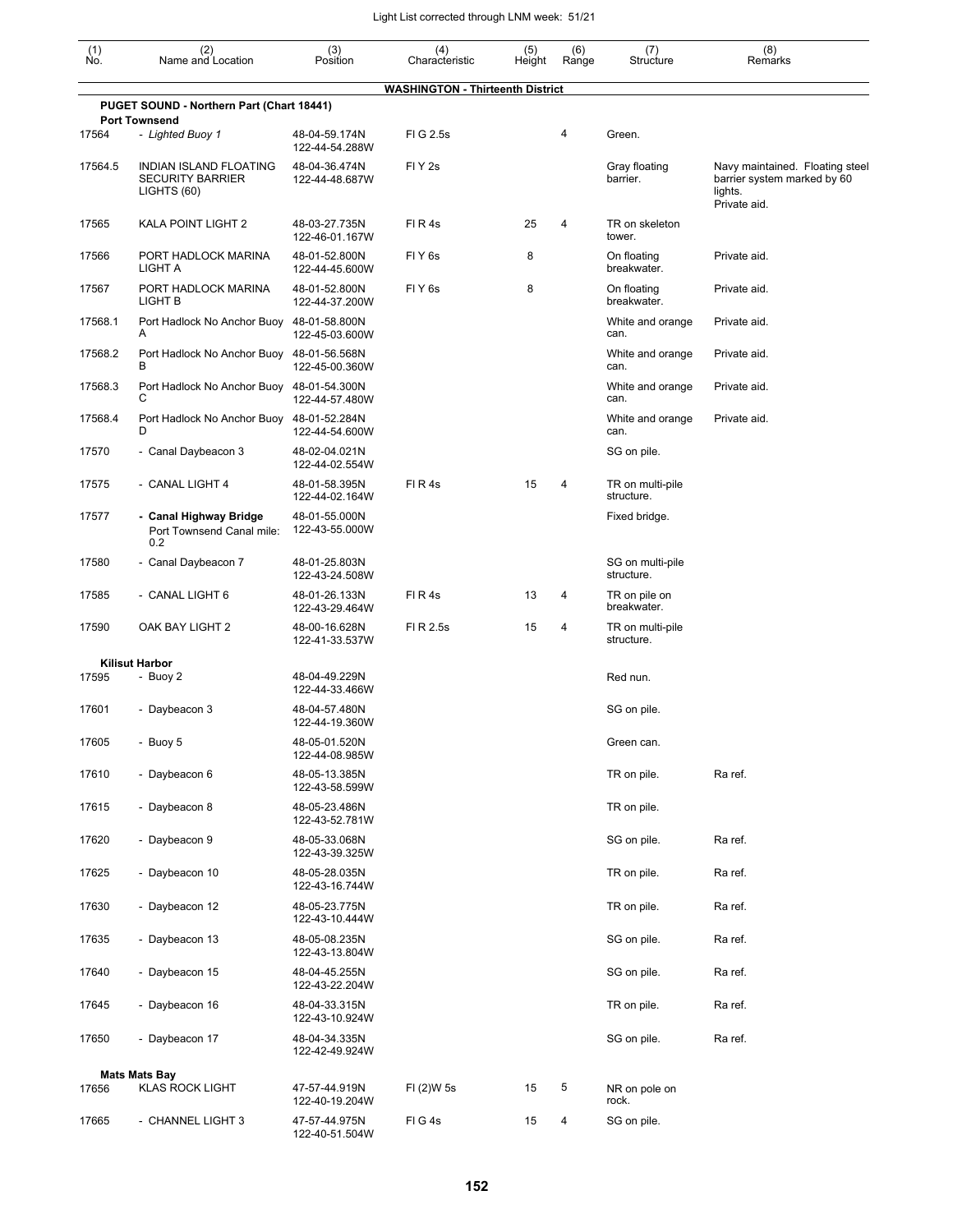Light List corrected through LNM week: 51/21

| (1) No. | (2) Name and Location | (3) Position | (4) Characteristic | (5) Height | (6) Range | (7) Structure | (8) Remarks |
|---|---|---|---|---|---|---|---|
| | **WASHINGTON - Thirteenth District** | | | | | | |
| | **PUGET SOUND - Northern Part (Chart 18441)** | | | | | | |
| | **Port Townsend** | | | | | | |
| 17564 | *- Lighted Buoy 1* | 48-04-59.174N 122-44-54.288W | Fl G 2.5s | | 4 | Green. | |
| 17564.5 | INDIAN ISLAND FLOATING SECURITY BARRIER LIGHTS (60) | 48-04-36.474N 122-44-48.687W | Fl Y 2s | | | Gray floating barrier. | Navy maintained. Floating steel barrier system marked by 60 lights. Private aid. |
| 17565 | KALA POINT LIGHT 2 | 48-03-27.735N 122-46-01.167W | Fl R 4s | 25 | 4 | TR on skeleton tower. | |
| 17566 | PORT HADLOCK MARINA LIGHT A | 48-01-52.800N 122-44-45.600W | Fl Y 6s | 8 | | On floating breakwater. | Private aid. |
| 17567 | PORT HADLOCK MARINA LIGHT B | 48-01-52.800N 122-44-37.200W | Fl Y 6s | 8 | | On floating breakwater. | Private aid. |
| 17568.1 | Port Hadlock No Anchor Buoy A | 48-01-58.800N 122-45-03.600W | | | | White and orange can. | Private aid. |
| 17568.2 | Port Hadlock No Anchor Buoy B | 48-01-56.568N 122-45-00.360W | | | | White and orange can. | Private aid. |
| 17568.3 | Port Hadlock No Anchor Buoy C | 48-01-54.300N 122-44-57.480W | | | | White and orange can. | Private aid. |
| 17568.4 | Port Hadlock No Anchor Buoy D | 48-01-52.284N 122-44-54.600W | | | | White and orange can. | Private aid. |
| 17570 | - Canal Daybeacon 3 | 48-02-04.021N 122-44-02.554W | | | | SG on pile. | |
| 17575 | - CANAL LIGHT 4 | 48-01-58.395N 122-44-02.164W | Fl R 4s | 15 | 4 | TR on multi-pile structure. | |
| 17577 | **- Canal Highway Bridge** Port Townsend Canal mile: 0.2 | 48-01-55.000N 122-43-55.000W | | | | Fixed bridge. | |
| 17580 | - Canal Daybeacon 7 | 48-01-25.803N 122-43-24.508W | | | | SG on multi-pile structure. | |
| 17585 | - CANAL LIGHT 6 | 48-01-26.133N 122-43-29.464W | Fl R 4s | 13 | 4 | TR on pile on breakwater. | |
| 17590 | OAK BAY LIGHT 2 | 48-00-16.628N 122-41-33.537W | Fl R 2.5s | 15 | 4 | TR on multi-pile structure. | |
| | **Kilisut Harbor** | | | | | | |
| 17595 | - Buoy 2 | 48-04-49.229N 122-44-33.466W | | | | Red nun. | |
| 17601 | - Daybeacon 3 | 48-04-57.480N 122-44-19.360W | | | | SG on pile. | |
| 17605 | - Buoy 5 | 48-05-01.520N 122-44-08.985W | | | | Green can. | |
| 17610 | - Daybeacon 6 | 48-05-13.385N 122-43-58.599W | | | | TR on pile. | Ra ref. |
| 17615 | - Daybeacon 8 | 48-05-23.486N 122-43-52.781W | | | | TR on pile. | |
| 17620 | - Daybeacon 9 | 48-05-33.068N 122-43-39.325W | | | | SG on pile. | Ra ref. |
| 17625 | - Daybeacon 10 | 48-05-28.035N 122-43-16.744W | | | | TR on pile. | Ra ref. |
| 17630 | - Daybeacon 12 | 48-05-23.775N 122-43-10.444W | | | | TR on pile. | Ra ref. |
| 17635 | - Daybeacon 13 | 48-05-08.235N 122-43-13.804W | | | | SG on pile. | Ra ref. |
| 17640 | - Daybeacon 15 | 48-04-45.255N 122-43-22.204W | | | | SG on pile. | Ra ref. |
| 17645 | - Daybeacon 16 | 48-04-33.315N 122-43-10.924W | | | | TR on pile. | Ra ref. |
| 17650 | - Daybeacon 17 | 48-04-34.335N 122-42-49.924W | | | | SG on pile. | Ra ref. |
| | **Mats Mats Bay** | | | | | | |
| 17656 | KLAS ROCK LIGHT | 47-57-44.919N 122-40-19.204W | Fl (2)W 5s | 15 | 5 | NR on pole on rock. | |
| 17665 | - CHANNEL LIGHT 3 | 47-57-44.975N 122-40-51.504W | Fl G 4s | 15 | 4 | SG on pile. | |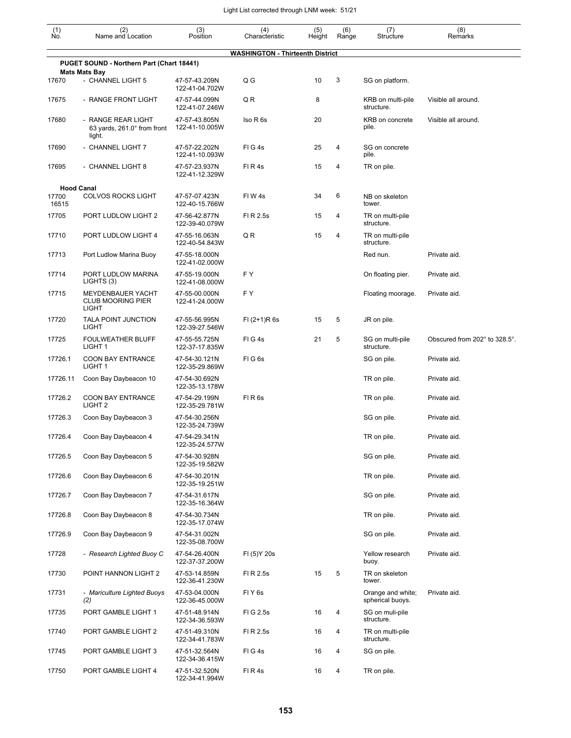| (1) No. | (2) Name and Location | (3) Position | (4) Characteristic | (5) Height | (6) Range | (7) Structure | (8) Remarks |
|---|---|---|---|---|---|---|---|
| | **WASHINGTON - Thirteenth District** | | | | | | |
| | **PUGET SOUND - Northern Part (Chart 18441)** | | | | | | |
| | **Mats Mats Bay** | | | | | | |
| 17670 | - CHANNEL LIGHT 5 | 47-57-43.209N 122-41-04.702W | Q G | 10 | 3 | SG on platform. | |
| 17675 | - RANGE FRONT LIGHT | 47-57-44.099N 122-41-07.246W | Q R | 8 | | KRB on multi-pile structure. | Visible all around. |
| 17680 | - RANGE REAR LIGHT 63 yards, 261.0° from front light. | 47-57-43.805N 122-41-10.005W | Iso R 6s | 20 | | KRB on concrete pile. | Visible all around. |
| 17690 | - CHANNEL LIGHT 7 | 47-57-22.202N 122-41-10.093W | Fl G 4s | 25 | 4 | SG on concrete pile. | |
| 17695 | - CHANNEL LIGHT 8 | 47-57-23.937N 122-41-12.329W | Fl R 4s | 15 | 4 | TR on pile. | |
| | **Hood Canal** | | | | | | |
| 17700 16515 | COLVOS ROCKS LIGHT | 47-57-07.423N 122-40-15.766W | Fl W 4s | 34 | 6 | NB on skeleton tower. | |
| 17705 | PORT LUDLOW LIGHT 2 | 47-56-42.877N 122-39-40.079W | Fl R 2.5s | 15 | 4 | TR on multi-pile structure. | |
| 17710 | PORT LUDLOW LIGHT 4 | 47-55-16.063N 122-40-54.843W | Q R | 15 | 4 | TR on multi-pile structure. | |
| 17713 | Port Ludlow Marina Buoy | 47-55-18.000N 122-41-02.000W | | | | Red nun. | Private aid. |
| 17714 | PORT LUDLOW MARINA LIGHTS (3) | 47-55-19.000N 122-41-08.000W | F Y | | | On floating pier. | Private aid. |
| 17715 | MEYDENBAUER YACHT CLUB MOORING PIER LIGHT | 47-55-00.000N 122-41-24.000W | F Y | | | Floating moorage. | Private aid. |
| 17720 | TALA POINT JUNCTION LIGHT | 47-55-56.995N 122-39-27.546W | Fl (2+1)R 6s | 15 | 5 | JR on pile. | |
| 17725 | FOULWEATHER BLUFF LIGHT 1 | 47-55-55.725N 122-37-17.835W | Fl G 4s | 21 | 5 | SG on multi-pile structure. | Obscured from 202° to 328.5°. |
| 17726.1 | COON BAY ENTRANCE LIGHT 1 | 47-54-30.121N 122-35-29.869W | Fl G 6s | | | SG on pile. | Private aid. |
| 17726.11 | Coon Bay Daybeacon 10 | 47-54-30.692N 122-35-13.178W | | | | TR on pile. | Private aid. |
| 17726.2 | COON BAY ENTRANCE LIGHT 2 | 47-54-29.199N 122-35-29.781W | Fl R 6s | | | TR on pile. | Private aid. |
| 17726.3 | Coon Bay Daybeacon 3 | 47-54-30.256N 122-35-24.739W | | | | SG on pile. | Private aid. |
| 17726.4 | Coon Bay Daybeacon 4 | 47-54-29.341N 122-35-24.577W | | | | TR on pile. | Private aid. |
| 17726.5 | Coon Bay Daybeacon 5 | 47-54-30.928N 122-35-19.582W | | | | SG on pile. | Private aid. |
| 17726.6 | Coon Bay Daybeacon 6 | 47-54-30.201N 122-35-19.251W | | | | TR on pile. | Private aid. |
| 17726.7 | Coon Bay Daybeacon 7 | 47-54-31.617N 122-35-16.364W | | | | SG on pile. | Private aid. |
| 17726.8 | Coon Bay Daybeacon 8 | 47-54-30.734N 122-35-17.074W | | | | TR on pile. | Private aid. |
| 17726.9 | Coon Bay Daybeacon 9 | 47-54-31.002N 122-35-08.700W | | | | SG on pile. | Private aid. |
| 17728 | *- Research Lighted Buoy C* | 47-54-26.400N 122-37-37.200W | Fl (5)Y 20s | | | Yellow research buoy. | Private aid. |
| 17730 | POINT HANNON LIGHT 2 | 47-53-14.859N 122-36-41.230W | Fl R 2.5s | 15 | 5 | TR on skeleton tower. | |
| 17731 | *- Mariculture Lighted Buoys (2)* | 47-53-04.000N 122-36-45.000W | Fl Y 6s | | | Orange and white; spherical buoys. | Private aid. |
| 17735 | PORT GAMBLE LIGHT 1 | 47-51-48.914N 122-34-36.593W | Fl G 2.5s | 16 | 4 | SG on muli-pile structure. | |
| 17740 | PORT GAMBLE LIGHT 2 | 47-51-49.310N 122-34-41.783W | Fl R 2.5s | 16 | 4 | TR on multi-pile structure. | |
| 17745 | PORT GAMBLE LIGHT 3 | 47-51-32.564N 122-34-36.415W | Fl G 4s | 16 | 4 | SG on pile. | |
| 17750 | PORT GAMBLE LIGHT 4 | 47-51-32.520N 122-34-41.994W | Fl R 4s | 16 | 4 | TR on pile. | |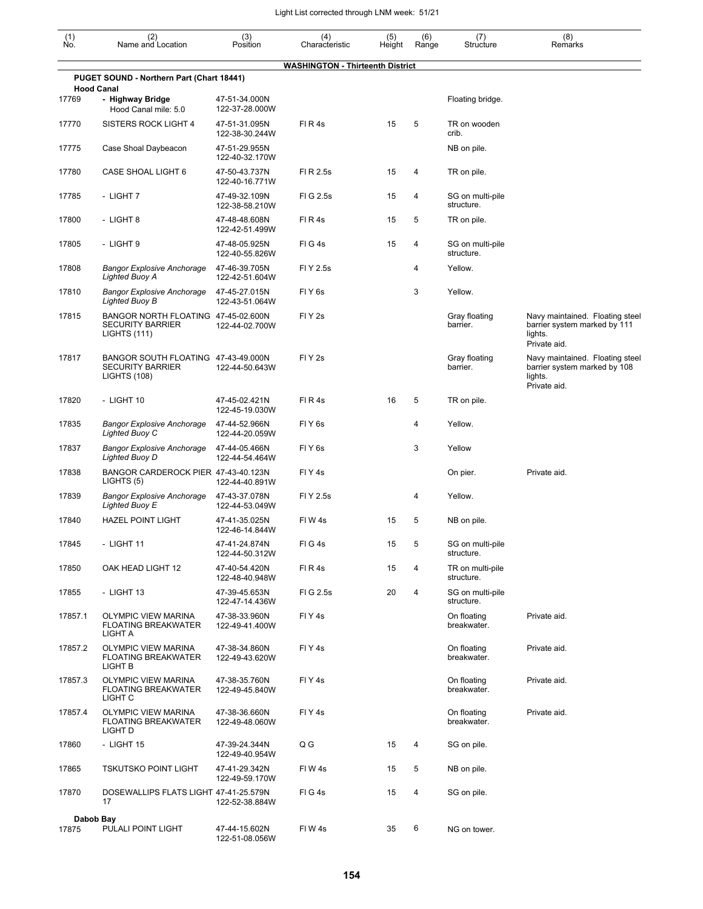| (1) No. | (2) Name and Location | (3) Position | (4) Characteristic | (5) Height | (6) Range | (7) Structure | (8) Remarks |
|---|---|---|---|---|---|---|---|
| | **WASHINGTON - Thirteenth District** | | | | | | |
| | **PUGET SOUND - Northern Part (Chart 18441)** | | | | | | |
| | **Hood Canal** | | | | | | |
| 17769 | **- Highway Bridge** Hood Canal mile: 5.0 | 47-51-34.000N 122-37-28.000W | | | | Floating bridge. | |
| 17770 | SISTERS ROCK LIGHT 4 | 47-51-31.095N 122-38-30.244W | Fl R 4s | 15 | 5 | TR on wooden crib. | |
| 17775 | Case Shoal Daybeacon | 47-51-29.955N 122-40-32.170W | | | | NB on pile. | |
| 17780 | CASE SHOAL LIGHT 6 | 47-50-43.737N 122-40-16.771W | Fl R 2.5s | 15 | 4 | TR on pile. | |
| 17785 | - LIGHT 7 | 47-49-32.109N 122-38-58.210W | Fl G 2.5s | 15 | 4 | SG on multi-pile structure. | |
| 17800 | - LIGHT 8 | 47-48-48.608N 122-42-51.499W | Fl R 4s | 15 | 5 | TR on pile. | |
| 17805 | - LIGHT 9 | 47-48-05.925N 122-40-55.826W | Fl G 4s | 15 | 4 | SG on multi-pile structure. | |
| 17808 | *Bangor Explosive Anchorage Lighted Buoy A* | 47-46-39.705N 122-42-51.604W | Fl Y 2.5s | | 4 | Yellow. | |
| 17810 | *Bangor Explosive Anchorage Lighted Buoy B* | 47-45-27.015N 122-43-51.064W | Fl Y 6s | | 3 | Yellow. | |
| 17815 | BANGOR NORTH FLOATING SECURITY BARRIER LIGHTS (111) | 47-45-02.600N 122-44-02.700W | Fl Y 2s | | | Gray floating barrier. | Navy maintained. Floating steel barrier system marked by 111 lights. Private aid. |
| 17817 | BANGOR SOUTH FLOATING SECURITY BARRIER LIGHTS (108) | 47-43-49.000N 122-44-50.643W | Fl Y 2s | | | Gray floating barrier. | Navy maintained. Floating steel barrier system marked by 108 lights. Private aid. |
| 17820 | - LIGHT 10 | 47-45-02.421N 122-45-19.030W | Fl R 4s | 16 | 5 | TR on pile. | |
| 17835 | *Bangor Explosive Anchorage Lighted Buoy C* | 47-44-52.966N 122-44-20.059W | Fl Y 6s | | 4 | Yellow. | |
| 17837 | *Bangor Explosive Anchorage Lighted Buoy D* | 47-44-05.466N 122-44-54.464W | Fl Y 6s | | 3 | Yellow | |
| 17838 | BANGOR CARDEROCK PIER LIGHTS (5) | 47-43-40.123N 122-44-40.891W | Fl Y 4s | | | On pier. | Private aid. |
| 17839 | *Bangor Explosive Anchorage Lighted Buoy E* | 47-43-37.078N 122-44-53.049W | Fl Y 2.5s | | 4 | Yellow. | |
| 17840 | HAZEL POINT LIGHT | 47-41-35.025N 122-46-14.844W | Fl W 4s | 15 | 5 | NB on pile. | |
| 17845 | - LIGHT 11 | 47-41-24.874N 122-44-50.312W | Fl G 4s | 15 | 5 | SG on multi-pile structure. | |
| 17850 | OAK HEAD LIGHT 12 | 47-40-54.420N 122-48-40.948W | Fl R 4s | 15 | 4 | TR on multi-pile structure. | |
| 17855 | - LIGHT 13 | 47-39-45.653N 122-47-14.436W | Fl G 2.5s | 20 | 4 | SG on multi-pile structure. | |
| 17857.1 | OLYMPIC VIEW MARINA FLOATING BREAKWATER LIGHT A | 47-38-33.960N 122-49-41.400W | Fl Y 4s | | | On floating breakwater. | Private aid. |
| 17857.2 | OLYMPIC VIEW MARINA FLOATING BREAKWATER LIGHT B | 47-38-34.860N 122-49-43.620W | Fl Y 4s | | | On floating breakwater. | Private aid. |
| 17857.3 | OLYMPIC VIEW MARINA FLOATING BREAKWATER LIGHT C | 47-38-35.760N 122-49-45.840W | Fl Y 4s | | | On floating breakwater. | Private aid. |
| 17857.4 | OLYMPIC VIEW MARINA FLOATING BREAKWATER LIGHT D | 47-38-36.660N 122-49-48.060W | Fl Y 4s | | | On floating breakwater. | Private aid. |
| 17860 | - LIGHT 15 | 47-39-24.344N 122-49-40.954W | Q G | 15 | 4 | SG on pile. | |
| 17865 | TSKUTSKO POINT LIGHT | 47-41-29.342N 122-49-59.170W | Fl W 4s | 15 | 5 | NB on pile. | |
| 17870 | DOSEWALLIPS FLATS LIGHT 17 | 47-41-25.579N 122-52-38.884W | Fl G 4s | 15 | 4 | SG on pile. | |
| | **Dabob Bay** | | | | | | |
| 17875 | PULALI POINT LIGHT | 47-44-15.602N 122-51-08.056W | Fl W 4s | 35 | 6 | NG on tower. | |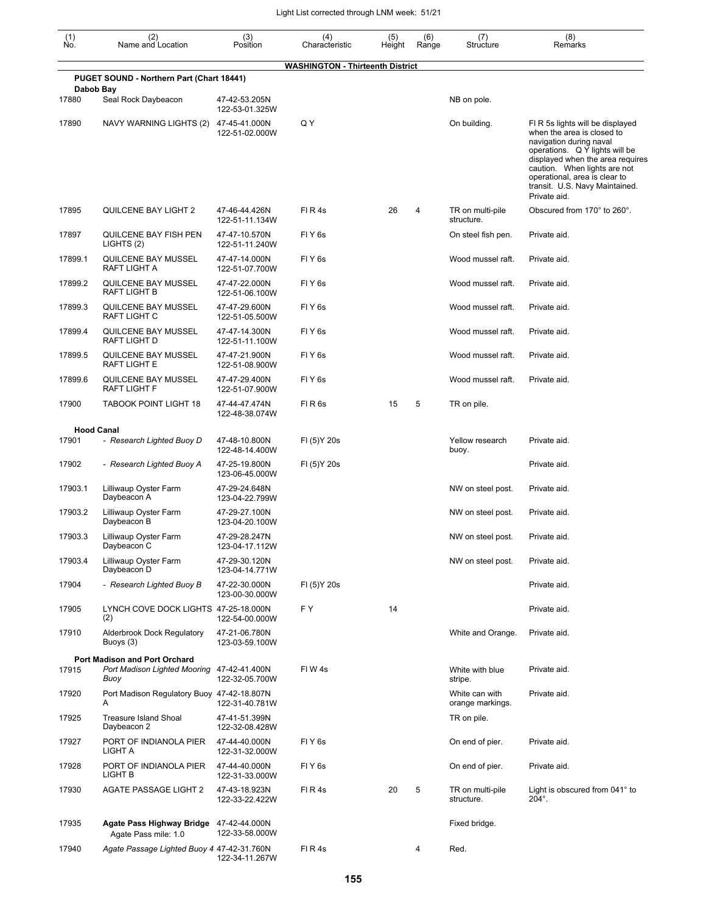| (1) No. | (2) Name and Location | (3) Position | (4) Characteristic | (5) Height | (6) Range | (7) Structure | (8) Remarks |
|---|---|---|---|---|---|---|---|
| | | | **WASHINGTON - Thirteenth District** | | | | |
| | **PUGET SOUND - Northern Part (Chart 18441)** | | | | | | |
| | **Dabob Bay** | | | | | | |
| 17880 | Seal Rock Daybeacon | 47-42-53.205N 122-53-01.325W | | | | NB on pole. | |
| 17890 | NAVY WARNING LIGHTS (2) | 47-45-41.000N 122-51-02.000W | Q Y | | | On building. | Fl R 5s lights will be displayed when the area is closed to navigation during naval operations. Q Y lights will be displayed when the area requires caution. When lights are not operational, area is clear to transit. U.S. Navy Maintained. Private aid. |
| 17895 | QUILCENE BAY LIGHT 2 | 47-46-44.426N 122-51-11.134W | Fl R 4s | 26 | 4 | TR on multi-pile structure. | Obscured from 170° to 260°. |
| 17897 | QUILCENE BAY FISH PEN LIGHTS (2) | 47-47-10.570N 122-51-11.240W | Fl Y 6s | | | On steel fish pen. | Private aid. |
| 17899.1 | QUILCENE BAY MUSSEL RAFT LIGHT A | 47-47-14.000N 122-51-07.700W | Fl Y 6s | | | Wood mussel raft. | Private aid. |
| 17899.2 | QUILCENE BAY MUSSEL RAFT LIGHT B | 47-47-22.000N 122-51-06.100W | Fl Y 6s | | | Wood mussel raft. | Private aid. |
| 17899.3 | QUILCENE BAY MUSSEL RAFT LIGHT C | 47-47-29.600N 122-51-05.500W | Fl Y 6s | | | Wood mussel raft. | Private aid. |
| 17899.4 | QUILCENE BAY MUSSEL RAFT LIGHT D | 47-47-14.300N 122-51-11.100W | Fl Y 6s | | | Wood mussel raft. | Private aid. |
| 17899.5 | QUILCENE BAY MUSSEL RAFT LIGHT E | 47-47-21.900N 122-51-08.900W | Fl Y 6s | | | Wood mussel raft. | Private aid. |
| 17899.6 | QUILCENE BAY MUSSEL RAFT LIGHT F | 47-47-29.400N 122-51-07.900W | Fl Y 6s | | | Wood mussel raft. | Private aid. |
| 17900 | TABOOK POINT LIGHT 18 | 47-44-47.474N 122-48-38.074W | Fl R 6s | 15 | 5 | TR on pile. | |
| | **Hood Canal** | | | | | | |
| 17901 | *- Research Lighted Buoy D* | 47-48-10.800N 122-48-14.400W | Fl (5)Y 20s | | | Yellow research buoy. | Private aid. |
| 17902 | *- Research Lighted Buoy A* | 47-25-19.800N 123-06-45.000W | Fl (5)Y 20s | | | | Private aid. |
| 17903.1 | Lilliwaup Oyster Farm Daybeacon A | 47-29-24.648N 123-04-22.799W | | | | NW on steel post. | Private aid. |
| 17903.2 | Lilliwaup Oyster Farm Daybeacon B | 47-29-27.100N 123-04-20.100W | | | | NW on steel post. | Private aid. |
| 17903.3 | Lilliwaup Oyster Farm Daybeacon C | 47-29-28.247N 123-04-17.112W | | | | NW on steel post. | Private aid. |
| 17903.4 | Lilliwaup Oyster Farm Daybeacon D | 47-29-30.120N 123-04-14.771W | | | | NW on steel post. | Private aid. |
| 17904 | *- Research Lighted Buoy B* | 47-22-30.000N 123-00-30.000W | Fl (5)Y 20s | | | | Private aid. |
| 17905 | LYNCH COVE DOCK LIGHTS (2) | 47-25-18.000N 122-54-00.000W | F Y | 14 | | | Private aid. |
| 17910 | Alderbrook Dock Regulatory Buoys (3) | 47-21-06.780N 123-03-59.100W | | | | White and Orange. | Private aid. |
| | **Port Madison and Port Orchard** | | | | | | |
| 17915 | *Port Madison Lighted Mooring Buoy* | 47-42-41.400N 122-32-05.700W | Fl W 4s | | | White with blue stripe. | Private aid. |
| 17920 | Port Madison Regulatory Buoy A | 47-42-18.807N 122-31-40.781W | | | | White can with orange markings. | Private aid. |
| 17925 | Treasure Island Shoal Daybeacon 2 | 47-41-51.399N 122-32-08.428W | | | | TR on pile. | |
| 17927 | PORT OF INDIANOLA PIER LIGHT A | 47-44-40.000N 122-31-32.000W | Fl Y 6s | | | On end of pier. | Private aid. |
| 17928 | PORT OF INDIANOLA PIER LIGHT B | 47-44-40.000N 122-31-33.000W | Fl Y 6s | | | On end of pier. | Private aid. |
| 17930 | AGATE PASSAGE LIGHT 2 | 47-43-18.923N 122-33-22.422W | Fl R 4s | 20 | 5 | TR on multi-pile structure. | Light is obscured from 041° to 204°. |
| 17935 | **Agate Pass Highway Bridge** Agate Pass mile: 1.0 | 47-42-44.000N 122-33-58.000W | | | | Fixed bridge. | |
| 17940 | *Agate Passage Lighted Buoy 4* | 47-42-31.760N 122-34-11.267W | Fl R 4s | | 4 | Red. | |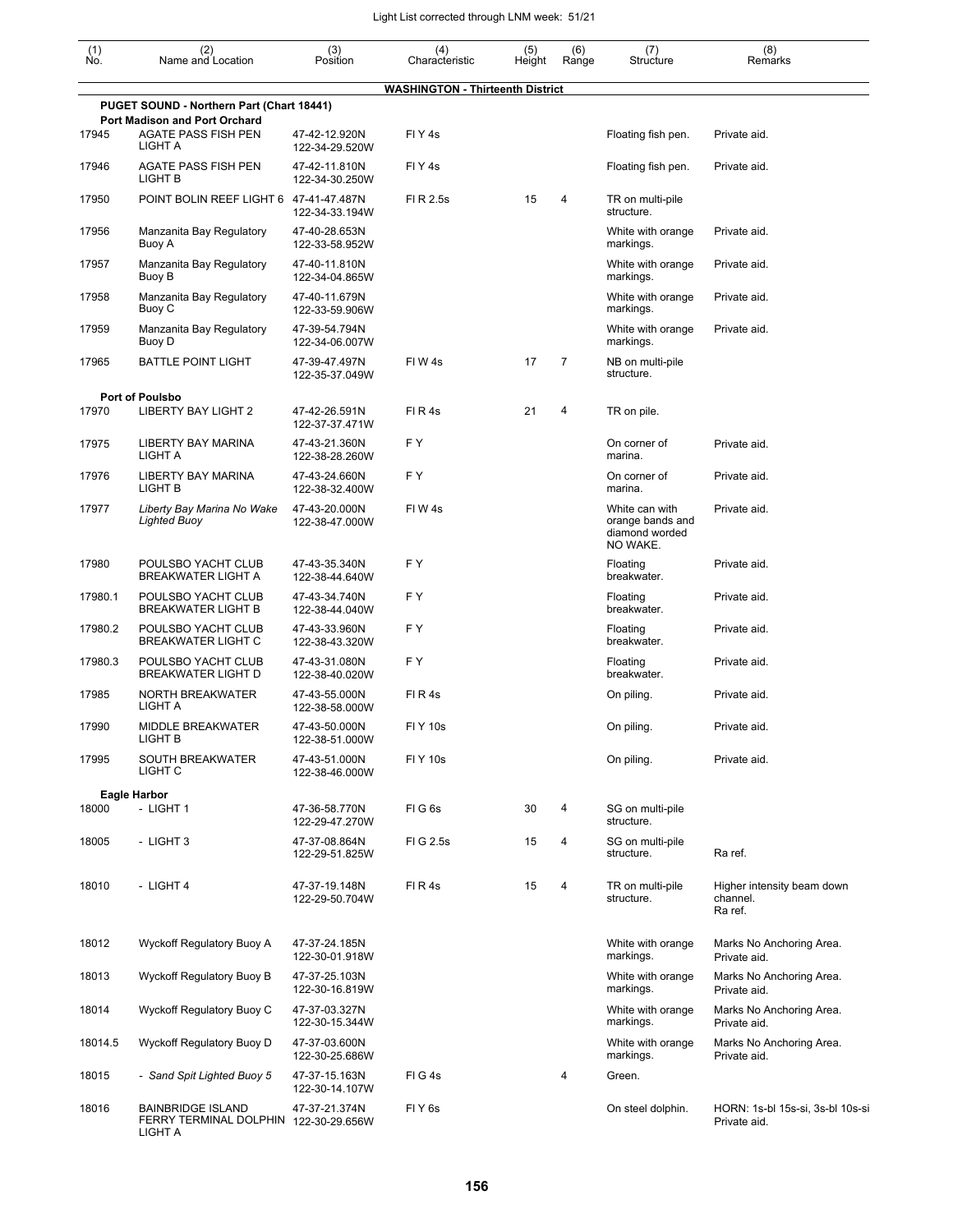| (1) No. | (2) Name and Location | (3) Position | (4) Characteristic | (5) Height | (6) Range | (7) Structure | (8) Remarks |
|---|---|---|---|---|---|---|---|
| | **WASHINGTON - Thirteenth District** | | | | | | |
| | **PUGET SOUND - Northern Part (Chart 18441)** | | | | | | |
| | **Port Madison and Port Orchard** | | | | | | |
| 17945 | AGATE PASS FISH PEN LIGHT A | 47-42-12.920N 122-34-29.520W | Fl Y 4s | | | Floating fish pen. | Private aid. |
| 17946 | AGATE PASS FISH PEN LIGHT B | 47-42-11.810N 122-34-30.250W | Fl Y 4s | | | Floating fish pen. | Private aid. |
| 17950 | POINT BOLIN REEF LIGHT 6 | 47-41-47.487N 122-34-33.194W | Fl R 2.5s | 15 | 4 | TR on multi-pile structure. | |
| 17956 | Manzanita Bay Regulatory Buoy A | 47-40-28.653N 122-33-58.952W | | | | White with orange markings. | Private aid. |
| 17957 | Manzanita Bay Regulatory Buoy B | 47-40-11.810N 122-34-04.865W | | | | White with orange markings. | Private aid. |
| 17958 | Manzanita Bay Regulatory Buoy C | 47-40-11.679N 122-33-59.906W | | | | White with orange markings. | Private aid. |
| 17959 | Manzanita Bay Regulatory Buoy D | 47-39-54.794N 122-34-06.007W | | | | White with orange markings. | Private aid. |
| 17965 | BATTLE POINT LIGHT | 47-39-47.497N 122-35-37.049W | Fl W 4s | 17 | 7 | NB on multi-pile structure. | |
| | **Port of Poulsbo** | | | | | | |
| 17970 | LIBERTY BAY LIGHT 2 | 47-42-26.591N 122-37-37.471W | Fl R 4s | 21 | 4 | TR on pile. | |
| 17975 | LIBERTY BAY MARINA LIGHT A | 47-43-21.360N 122-38-28.260W | F Y | | | On corner of marina. | Private aid. |
| 17976 | LIBERTY BAY MARINA LIGHT B | 47-43-24.660N 122-38-32.400W | F Y | | | On corner of marina. | Private aid. |
| 17977 | *Liberty Bay Marina No Wake Lighted Buoy* | 47-43-20.000N 122-38-47.000W | Fl W 4s | | | White can with orange bands and diamond worded NO WAKE. | Private aid. |
| 17980 | POULSBO YACHT CLUB BREAKWATER LIGHT A | 47-43-35.340N 122-38-44.640W | F Y | | | Floating breakwater. | Private aid. |
| 17980.1 | POULSBO YACHT CLUB BREAKWATER LIGHT B | 47-43-34.740N 122-38-44.040W | F Y | | | Floating breakwater. | Private aid. |
| 17980.2 | POULSBO YACHT CLUB BREAKWATER LIGHT C | 47-43-33.960N 122-38-43.320W | F Y | | | Floating breakwater. | Private aid. |
| 17980.3 | POULSBO YACHT CLUB BREAKWATER LIGHT D | 47-43-31.080N 122-38-40.020W | F Y | | | Floating breakwater. | Private aid. |
| 17985 | NORTH BREAKWATER LIGHT A | 47-43-55.000N 122-38-58.000W | Fl R 4s | | | On piling. | Private aid. |
| 17990 | MIDDLE BREAKWATER LIGHT B | 47-43-50.000N 122-38-51.000W | Fl Y 10s | | | On piling. | Private aid. |
| 17995 | SOUTH BREAKWATER LIGHT C | 47-43-51.000N 122-38-46.000W | Fl Y 10s | | | On piling. | Private aid. |
| | **Eagle Harbor** | | | | | | |
| 18000 | - LIGHT 1 | 47-36-58.770N 122-29-47.270W | Fl G 6s | 30 | 4 | SG on multi-pile structure. | |
| 18005 | - LIGHT 3 | 47-37-08.864N 122-29-51.825W | Fl G 2.5s | 15 | 4 | SG on multi-pile structure. | Ra ref. |
| 18010 | - LIGHT 4 | 47-37-19.148N 122-29-50.704W | Fl R 4s | 15 | 4 | TR on multi-pile structure. | Higher intensity beam down channel. Ra ref. |
| 18012 | Wyckoff Regulatory Buoy A | 47-37-24.185N 122-30-01.918W | | | | White with orange markings. | Marks No Anchoring Area. Private aid. |
| 18013 | Wyckoff Regulatory Buoy B | 47-37-25.103N 122-30-16.819W | | | | White with orange markings. | Marks No Anchoring Area. Private aid. |
| 18014 | Wyckoff Regulatory Buoy C | 47-37-03.327N 122-30-15.344W | | | | White with orange markings. | Marks No Anchoring Area. Private aid. |
| 18014.5 | Wyckoff Regulatory Buoy D | 47-37-03.600N 122-30-25.686W | | | | White with orange markings. | Marks No Anchoring Area. Private aid. |
| 18015 | - *Sand Spit Lighted Buoy 5* | 47-37-15.163N 122-30-14.107W | Fl G 4s | | 4 | Green. | |
| 18016 | BAINBRIDGE ISLAND FERRY TERMINAL DOLPHIN LIGHT A | 47-37-21.374N 122-30-29.656W | Fl Y 6s | | | On steel dolphin. | HORN: 1s-bl 15s-si, 3s-bl 10s-si Private aid. |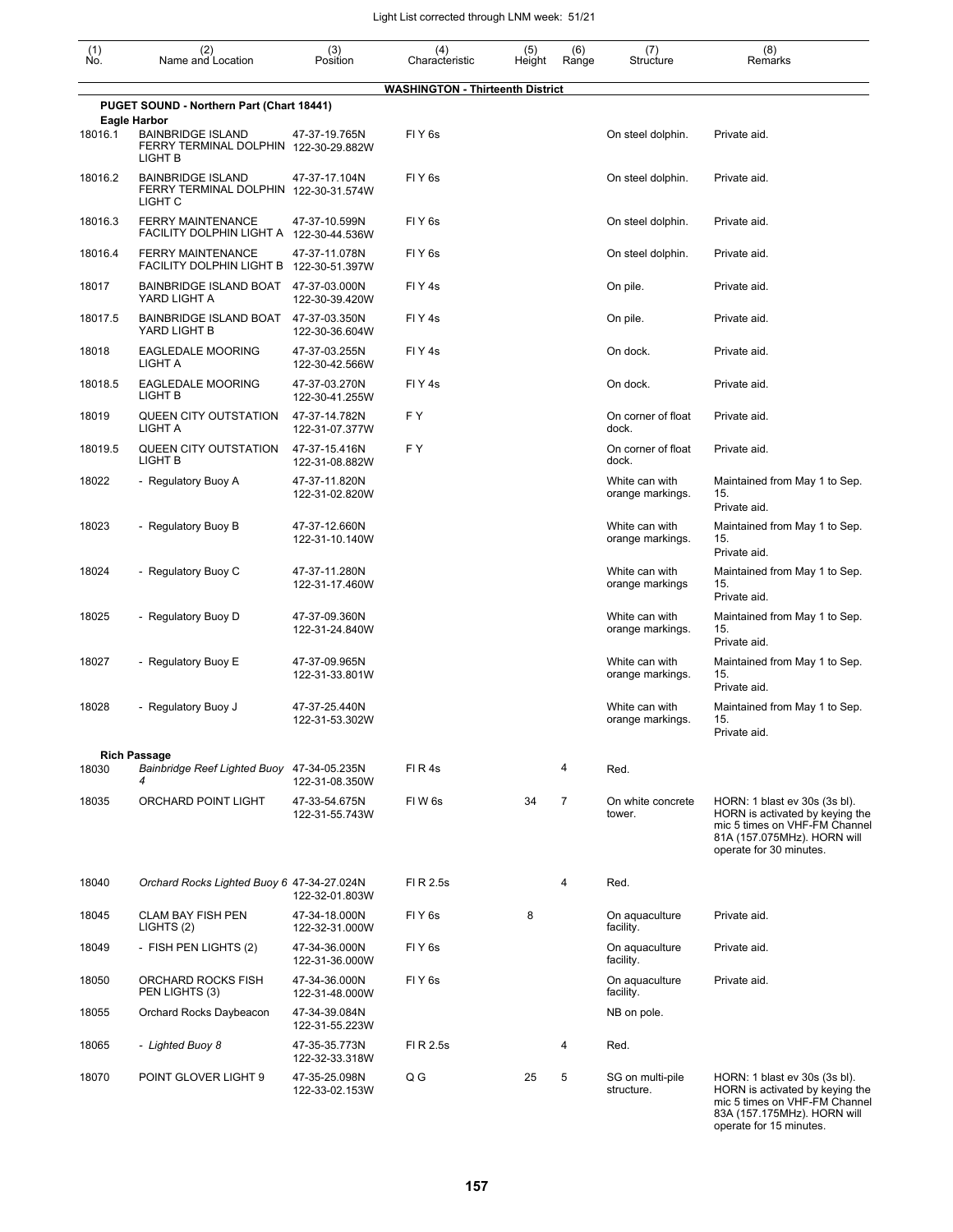| (1) No. | (2) Name and Location | (3) Position | (4) Characteristic | (5) Height | (6) Range | (7) Structure | (8) Remarks |
|---|---|---|---|---|---|---|---|
| | **WASHINGTON - Thirteenth District** | | | | | | |
| | **PUGET SOUND - Northern Part (Chart 18441)** | | | | | | |
| | **Eagle Harbor** | | | | | | |
| 18016.1 | BAINBRIDGE ISLAND FERRY TERMINAL DOLPHIN LIGHT B | 47-37-19.765N 122-30-29.882W | Fl Y 6s | | | On steel dolphin. | Private aid. |
| 18016.2 | BAINBRIDGE ISLAND FERRY TERMINAL DOLPHIN LIGHT C | 47-37-17.104N 122-30-31.574W | Fl Y 6s | | | On steel dolphin. | Private aid. |
| 18016.3 | FERRY MAINTENANCE FACILITY DOLPHIN LIGHT A | 47-37-10.599N 122-30-44.536W | Fl Y 6s | | | On steel dolphin. | Private aid. |
| 18016.4 | FERRY MAINTENANCE FACILITY DOLPHIN LIGHT B | 47-37-11.078N 122-30-51.397W | Fl Y 6s | | | On steel dolphin. | Private aid. |
| 18017 | BAINBRIDGE ISLAND BOAT YARD LIGHT A | 47-37-03.000N 122-30-39.420W | Fl Y 4s | | | On pile. | Private aid. |
| 18017.5 | BAINBRIDGE ISLAND BOAT YARD LIGHT B | 47-37-03.350N 122-30-36.604W | Fl Y 4s | | | On pile. | Private aid. |
| 18018 | EAGLEDALE MOORING LIGHT A | 47-37-03.255N 122-30-42.566W | Fl Y 4s | | | On dock. | Private aid. |
| 18018.5 | EAGLEDALE MOORING LIGHT B | 47-37-03.270N 122-30-41.255W | Fl Y 4s | | | On dock. | Private aid. |
| 18019 | QUEEN CITY OUTSTATION LIGHT A | 47-37-14.782N 122-31-07.377W | F Y | | | On corner of float dock. | Private aid. |
| 18019.5 | QUEEN CITY OUTSTATION LIGHT B | 47-37-15.416N 122-31-08.882W | F Y | | | On corner of float dock. | Private aid. |
| 18022 | - Regulatory Buoy A | 47-37-11.820N 122-31-02.820W | | | | White can with orange markings. | Maintained from May 1 to Sep. 15. Private aid. |
| 18023 | - Regulatory Buoy B | 47-37-12.660N 122-31-10.140W | | | | White can with orange markings. | Maintained from May 1 to Sep. 15. Private aid. |
| 18024 | - Regulatory Buoy C | 47-37-11.280N 122-31-17.460W | | | | White can with orange markings | Maintained from May 1 to Sep. 15. Private aid. |
| 18025 | - Regulatory Buoy D | 47-37-09.360N 122-31-24.840W | | | | White can with orange markings. | Maintained from May 1 to Sep. 15. Private aid. |
| 18027 | - Regulatory Buoy E | 47-37-09.965N 122-31-33.801W | | | | White can with orange markings. | Maintained from May 1 to Sep. 15. Private aid. |
| 18028 | - Regulatory Buoy J | 47-37-25.440N 122-31-53.302W | | | | White can with orange markings. | Maintained from May 1 to Sep. 15. Private aid. |
| | **Rich Passage** | | | | | | |
| 18030 | *Bainbridge Reef Lighted Buoy 4* | 47-34-05.235N 122-31-08.350W | Fl R 4s | | 4 | Red. | |
| 18035 | ORCHARD POINT LIGHT | 47-33-54.675N 122-31-55.743W | Fl W 6s | 34 | 7 | On white concrete tower. | HORN: 1 blast ev 30s (3s bl). HORN is activated by keying the mic 5 times on VHF-FM Channel 81A (157.075MHz). HORN will operate for 30 minutes. |
| 18040 | *Orchard Rocks Lighted Buoy 6* | 47-34-27.024N 122-32-01.803W | Fl R 2.5s | | 4 | Red. | |
| 18045 | CLAM BAY FISH PEN LIGHTS (2) | 47-34-18.000N 122-32-31.000W | Fl Y 6s | 8 | | On aquaculture facility. | Private aid. |
| 18049 | - FISH PEN LIGHTS (2) | 47-34-36.000N 122-31-36.000W | Fl Y 6s | | | On aquaculture facility. | Private aid. |
| 18050 | ORCHARD ROCKS FISH PEN LIGHTS (3) | 47-34-36.000N 122-31-48.000W | Fl Y 6s | | | On aquaculture facility. | Private aid. |
| 18055 | Orchard Rocks Daybeacon | 47-34-39.084N 122-31-55.223W | | | | NB on pole. | |
| 18065 | *- Lighted Buoy 8* | 47-35-35.773N 122-32-33.318W | Fl R 2.5s | | 4 | Red. | |
| 18070 | POINT GLOVER LIGHT 9 | 47-35-25.098N 122-33-02.153W | Q G | 25 | 5 | SG on multi-pile structure. | HORN: 1 blast ev 30s (3s bl). HORN is activated by keying the mic 5 times on VHF-FM Channel 83A (157.175MHz). HORN will operate for 15 minutes. |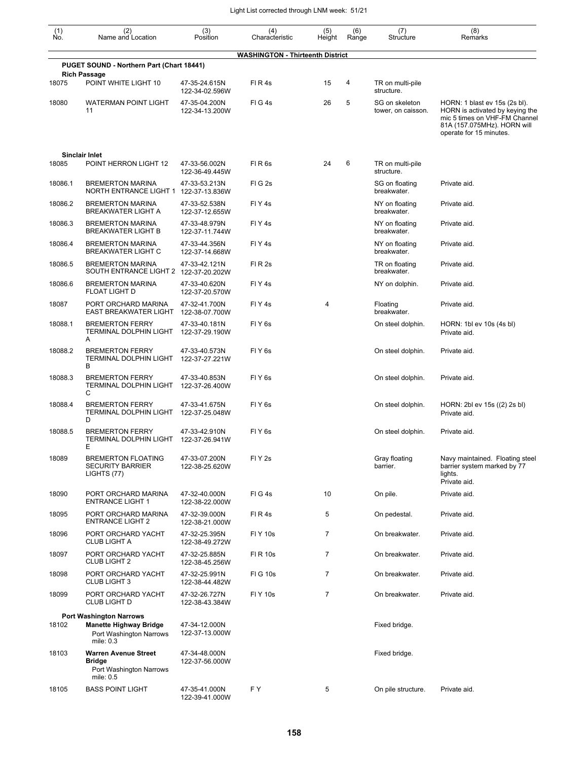| (1) No. | (2) Name and Location | (3) Position | (4) Characteristic | (5) Height | (6) Range | (7) Structure | (8) Remarks |
|---|---|---|---|---|---|---|---|
| | **WASHINGTON - Thirteenth District** | | | | | | |
| | **PUGET SOUND - Northern Part (Chart 18441)** | | | | | | |
| | **Rich Passage** | | | | | | |
| 18075 | POINT WHITE LIGHT 10 | 47-35-24.615N 122-34-02.596W | Fl R 4s | 15 | 4 | TR on multi-pile structure. | |
| 18080 | WATERMAN POINT LIGHT 11 | 47-35-04.200N 122-34-13.200W | Fl G 4s | 26 | 5 | SG on skeleton tower, on caisson. | HORN: 1 blast ev 15s (2s bl). HORN is activated by keying the mic 5 times on VHF-FM Channel 81A (157.075MHz). HORN will operate for 15 minutes. |
| | **Sinclair Inlet** | | | | | | |
| 18085 | POINT HERRON LIGHT 12 | 47-33-56.002N 122-36-49.445W | Fl R 6s | 24 | 6 | TR on multi-pile structure. | |
| 18086.1 | BREMERTON MARINA NORTH ENTRANCE LIGHT 1 | 47-33-53.213N 122-37-13.836W | Fl G 2s | | | SG on floating breakwater. | Private aid. |
| 18086.2 | BREMERTON MARINA BREAKWATER LIGHT A | 47-33-52.538N 122-37-12.655W | Fl Y 4s | | | NY on floating breakwater. | Private aid. |
| 18086.3 | BREMERTON MARINA BREAKWATER LIGHT B | 47-33-48.979N 122-37-11.744W | Fl Y 4s | | | NY on floating breakwater. | Private aid. |
| 18086.4 | BREMERTON MARINA BREAKWATER LIGHT C | 47-33-44.356N 122-37-14.668W | Fl Y 4s | | | NY on floating breakwater. | Private aid. |
| 18086.5 | BREMERTON MARINA SOUTH ENTRANCE LIGHT 2 | 47-33-42.121N 122-37-20.202W | Fl R 2s | | | TR on floating breakwater. | Private aid. |
| 18086.6 | BREMERTON MARINA FLOAT LIGHT D | 47-33-40.620N 122-37-20.570W | Fl Y 4s | | | NY on dolphin. | Private aid. |
| 18087 | PORT ORCHARD MARINA EAST BREAKWATER LIGHT | 47-32-41.700N 122-38-07.700W | Fl Y 4s | 4 | | Floating breakwater. | Private aid. |
| 18088.1 | BREMERTON FERRY TERMINAL DOLPHIN LIGHT A | 47-33-40.181N 122-37-29.190W | Fl Y 6s | | | On steel dolphin. | HORN: 1bl ev 10s (4s bl) Private aid. |
| 18088.2 | BREMERTON FERRY TERMINAL DOLPHIN LIGHT B | 47-33-40.573N 122-37-27.221W | Fl Y 6s | | | On steel dolphin. | Private aid. |
| 18088.3 | BREMERTON FERRY TERMINAL DOLPHIN LIGHT C | 47-33-40.853N 122-37-26.400W | Fl Y 6s | | | On steel dolphin. | Private aid. |
| 18088.4 | BREMERTON FERRY TERMINAL DOLPHIN LIGHT D | 47-33-41.675N 122-37-25.048W | Fl Y 6s | | | On steel dolphin. | HORN: 2bl ev 15s ((2) 2s bl) Private aid. |
| 18088.5 | BREMERTON FERRY TERMINAL DOLPHIN LIGHT E | 47-33-42.910N 122-37-26.941W | Fl Y 6s | | | On steel dolphin. | Private aid. |
| 18089 | BREMERTON FLOATING SECURITY BARRIER LIGHTS (77) | 47-33-07.200N 122-38-25.620W | Fl Y 2s | | | Gray floating barrier. | Navy maintained. Floating steel barrier system marked by 77 lights. Private aid. |
| 18090 | PORT ORCHARD MARINA ENTRANCE LIGHT 1 | 47-32-40.000N 122-38-22.000W | Fl G 4s | 10 | | On pile. | Private aid. |
| 18095 | PORT ORCHARD MARINA ENTRANCE LIGHT 2 | 47-32-39.000N 122-38-21.000W | Fl R 4s | 5 | | On pedestal. | Private aid. |
| 18096 | PORT ORCHARD YACHT CLUB LIGHT A | 47-32-25.395N 122-38-49.272W | Fl Y 10s | 7 | | On breakwater. | Private aid. |
| 18097 | PORT ORCHARD YACHT CLUB LIGHT 2 | 47-32-25.885N 122-38-45.256W | Fl R 10s | 7 | | On breakwater. | Private aid. |
| 18098 | PORT ORCHARD YACHT CLUB LIGHT 3 | 47-32-25.991N 122-38-44.482W | Fl G 10s | 7 | | On breakwater. | Private aid. |
| 18099 | PORT ORCHARD YACHT CLUB LIGHT D | 47-32-26.727N 122-38-43.384W | Fl Y 10s | 7 | | On breakwater. | Private aid. |
| | **Port Washington Narrows** | | | | | | |
| 18102 | **Manette Highway Bridge** Port Washington Narrows mile: 0.3 | 47-34-12.000N 122-37-13.000W | | | | Fixed bridge. | |
| 18103 | **Warren Avenue Street Bridge** Port Washington Narrows mile: 0.5 | 47-34-48.000N 122-37-56.000W | | | | Fixed bridge. | |
| 18105 | BASS POINT LIGHT | 47-35-41.000N 122-39-41.000W | F Y | 5 | | On pile structure. | Private aid. |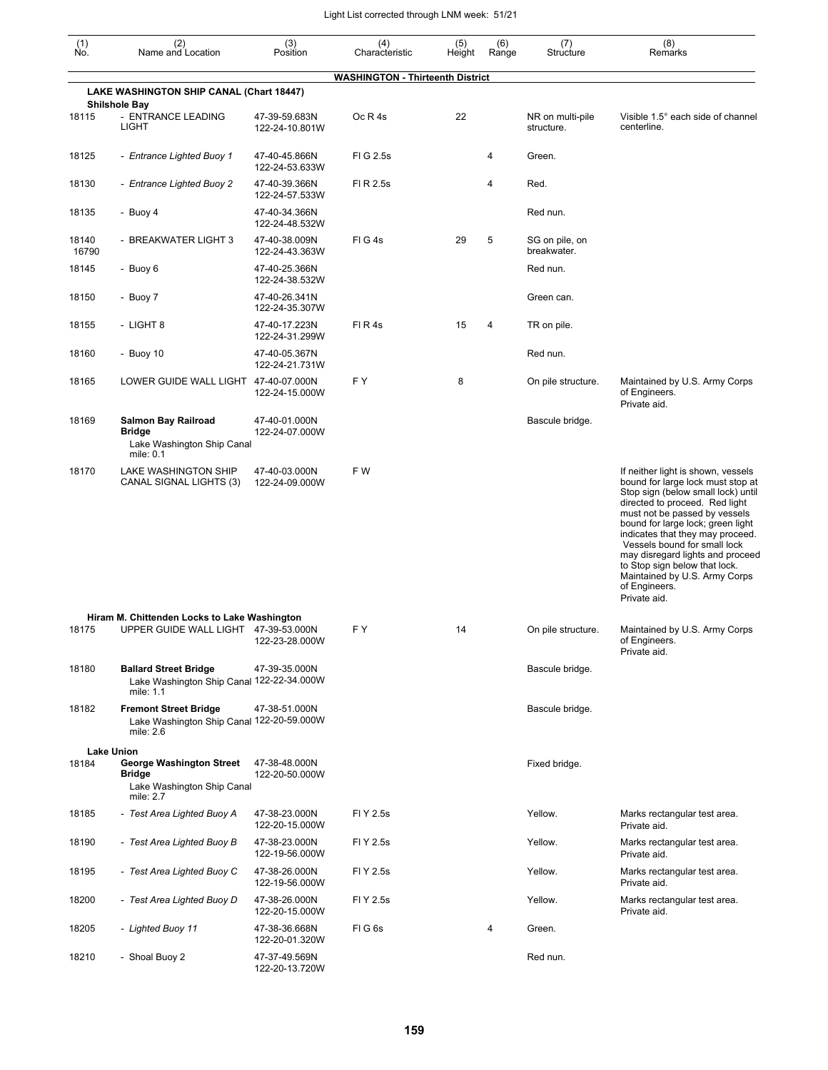| (1) No. | (2) Name and Location | (3) Position | (4) Characteristic | (5) Height | (6) Range | (7) Structure | (8) Remarks |
|---|---|---|---|---|---|---|---|
| | **WASHINGTON - Thirteenth District** | | | | | | |
| | **LAKE WASHINGTON SHIP CANAL (Chart 18447)** | | | | | | |
| | **Shilshole Bay** | | | | | | |
| 18115 | - ENTRANCE LEADING LIGHT | 47-39-59.683N 122-24-10.801W | Oc R 4s | 22 | | NR on multi-pile structure. | Visible 1.5° each side of channel centerline. |
| 18125 | - *Entrance Lighted Buoy 1* | 47-40-45.866N 122-24-53.633W | Fl G 2.5s | | 4 | Green. | |
| 18130 | - *Entrance Lighted Buoy 2* | 47-40-39.366N 122-24-57.533W | Fl R 2.5s | | 4 | Red. | |
| 18135 | - Buoy 4 | 47-40-34.366N 122-24-48.532W | | | | Red nun. | |
| 18140 16790 | - BREAKWATER LIGHT 3 | 47-40-38.009N 122-24-43.363W | Fl G 4s | 29 | 5 | SG on pile, on breakwater. | |
| 18145 | - Buoy 6 | 47-40-25.366N 122-24-38.532W | | | | Red nun. | |
| 18150 | - Buoy 7 | 47-40-26.341N 122-24-35.307W | | | | Green can. | |
| 18155 | - LIGHT 8 | 47-40-17.223N 122-24-31.299W | Fl R 4s | 15 | 4 | TR on pile. | |
| 18160 | - Buoy 10 | 47-40-05.367N 122-24-21.731W | | | | Red nun. | |
| 18165 | LOWER GUIDE WALL LIGHT | 47-40-07.000N 122-24-15.000W | F Y | 8 | | On pile structure. | Maintained by U.S. Army Corps of Engineers. Private aid. |
| 18169 | **Salmon Bay Railroad Bridge** Lake Washington Ship Canal mile: 0.1 | 47-40-01.000N 122-24-07.000W | | | | Bascule bridge. | |
| 18170 | LAKE WASHINGTON SHIP CANAL SIGNAL LIGHTS (3) | 47-40-03.000N 122-24-09.000W | F W | | | | If neither light is shown, vessels bound for large lock must stop at Stop sign (below small lock) until directed to proceed. Red light must not be passed by vessels bound for large lock; green light indicates that they may proceed. Vessels bound for small lock may disregard lights and proceed to Stop sign below that lock. Maintained by U.S. Army Corps of Engineers. Private aid. |
| | **Hiram M. Chittenden Locks to Lake Washington** | | | | | | |
| 18175 | UPPER GUIDE WALL LIGHT | 47-39-53.000N 122-23-28.000W | F Y | 14 | | On pile structure. | Maintained by U.S. Army Corps of Engineers. Private aid. |
| 18180 | **Ballard Street Bridge** Lake Washington Ship Canal mile: 1.1 | 47-39-35.000N 122-22-34.000W | | | | Bascule bridge. | |
| 18182 | **Fremont Street Bridge** Lake Washington Ship Canal mile: 2.6 | 47-38-51.000N 122-20-59.000W | | | | Bascule bridge. | |
| | **Lake Union** | | | | | | |
| 18184 | **George Washington Street Bridge** Lake Washington Ship Canal mile: 2.7 | 47-38-48.000N 122-20-50.000W | | | | Fixed bridge. | |
| 18185 | - *Test Area Lighted Buoy A* | 47-38-23.000N 122-20-15.000W | Fl Y 2.5s | | | Yellow. | Marks rectangular test area. Private aid. |
| 18190 | - *Test Area Lighted Buoy B* | 47-38-23.000N 122-19-56.000W | Fl Y 2.5s | | | Yellow. | Marks rectangular test area. Private aid. |
| 18195 | - *Test Area Lighted Buoy C* | 47-38-26.000N 122-19-56.000W | Fl Y 2.5s | | | Yellow. | Marks rectangular test area. Private aid. |
| 18200 | - *Test Area Lighted Buoy D* | 47-38-26.000N 122-20-15.000W | Fl Y 2.5s | | | Yellow. | Marks rectangular test area. Private aid. |
| 18205 | - *Lighted Buoy 11* | 47-38-36.668N 122-20-01.320W | Fl G 6s | | 4 | Green. | |
| 18210 | - Shoal Buoy 2 | 47-37-49.569N 122-20-13.720W | | | | Red nun. | |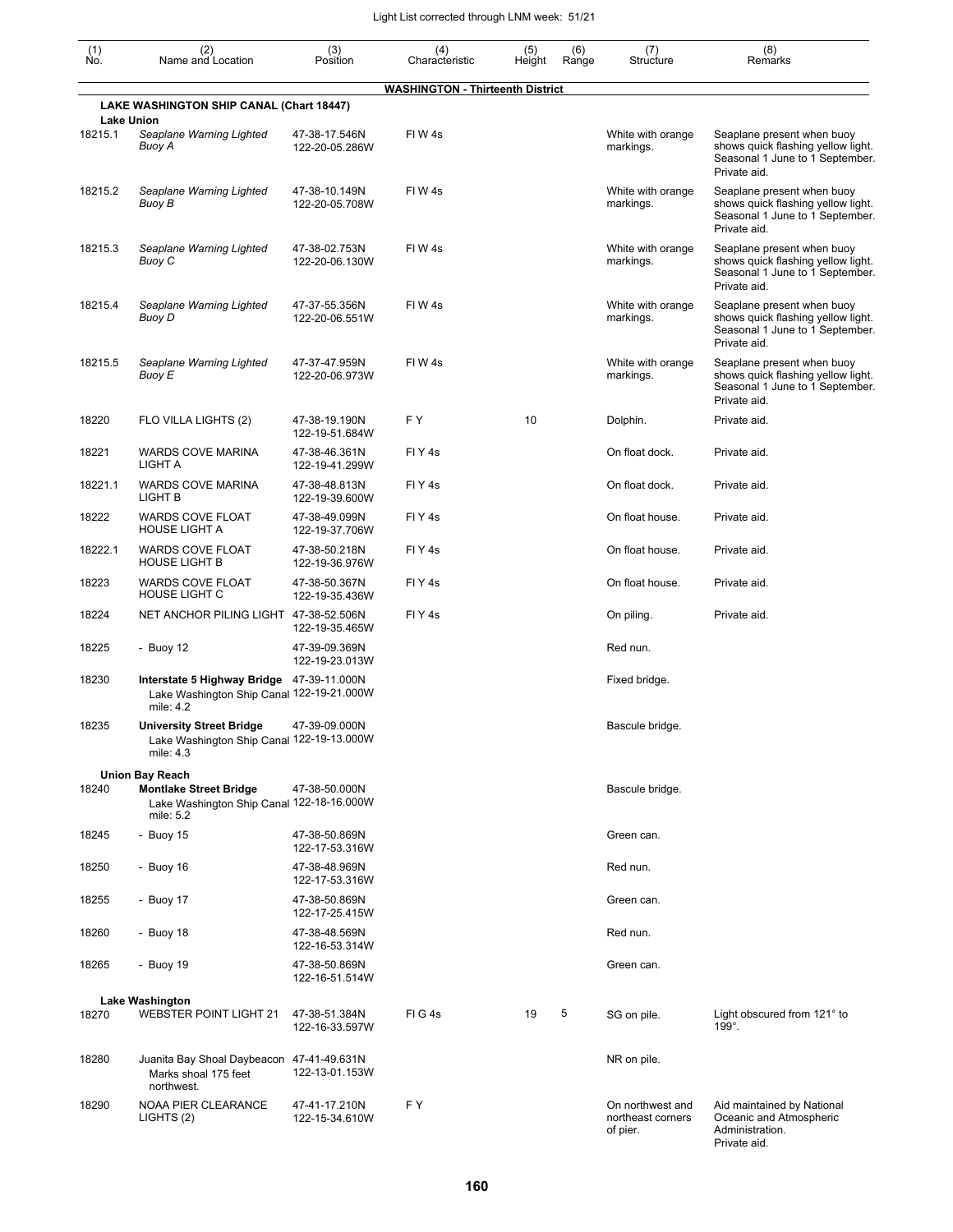| (1) No. | (2) Name and Location | (3) Position | (4) Characteristic | (5) Height | (6) Range | (7) Structure | (8) Remarks |
|---|---|---|---|---|---|---|---|
| | **WASHINGTON - Thirteenth District** | | | | | | |
| | **LAKE WASHINGTON SHIP CANAL (Chart 18447)** | | | | | | |
| | **Lake Union** | | | | | | |
| 18215.1 | *Seaplane Warning Lighted Buoy A* | 47-38-17.546N 122-20-05.286W | Fl W 4s | | | White with orange markings. | Seaplane present when buoy shows quick flashing yellow light. Seasonal 1 June to 1 September. Private aid. |
| 18215.2 | *Seaplane Warning Lighted Buoy B* | 47-38-10.149N 122-20-05.708W | Fl W 4s | | | White with orange markings. | Seaplane present when buoy shows quick flashing yellow light. Seasonal 1 June to 1 September. Private aid. |
| 18215.3 | *Seaplane Warning Lighted Buoy C* | 47-38-02.753N 122-20-06.130W | Fl W 4s | | | White with orange markings. | Seaplane present when buoy shows quick flashing yellow light. Seasonal 1 June to 1 September. Private aid. |
| 18215.4 | *Seaplane Warning Lighted Buoy D* | 47-37-55.356N 122-20-06.551W | Fl W 4s | | | White with orange markings. | Seaplane present when buoy shows quick flashing yellow light. Seasonal 1 June to 1 September. Private aid. |
| 18215.5 | *Seaplane Warning Lighted Buoy E* | 47-37-47.959N 122-20-06.973W | Fl W 4s | | | White with orange markings. | Seaplane present when buoy shows quick flashing yellow light. Seasonal 1 June to 1 September. Private aid. |
| 18220 | FLO VILLA LIGHTS (2) | 47-38-19.190N 122-19-51.684W | F Y | 10 | | Dolphin. | Private aid. |
| 18221 | WARDS COVE MARINA LIGHT A | 47-38-46.361N 122-19-41.299W | Fl Y 4s | | | On float dock. | Private aid. |
| 18221.1 | WARDS COVE MARINA LIGHT B | 47-38-48.813N 122-19-39.600W | Fl Y 4s | | | On float dock. | Private aid. |
| 18222 | WARDS COVE FLOAT HOUSE LIGHT A | 47-38-49.099N 122-19-37.706W | Fl Y 4s | | | On float house. | Private aid. |
| 18222.1 | WARDS COVE FLOAT HOUSE LIGHT B | 47-38-50.218N 122-19-36.976W | Fl Y 4s | | | On float house. | Private aid. |
| 18223 | WARDS COVE FLOAT HOUSE LIGHT C | 47-38-50.367N 122-19-35.436W | Fl Y 4s | | | On float house. | Private aid. |
| 18224 | NET ANCHOR PILING LIGHT | 47-38-52.506N 122-19-35.465W | Fl Y 4s | | | On piling. | Private aid. |
| 18225 | - Buoy 12 | 47-39-09.369N 122-19-23.013W | | | | Red nun. | |
| 18230 | **Interstate 5 Highway Bridge** Lake Washington Ship Canal mile: 4.2 | 47-39-11.000N 122-19-21.000W | | | | Fixed bridge. | |
| 18235 | **University Street Bridge** Lake Washington Ship Canal mile: 4.3 | 47-39-09.000N 122-19-13.000W | | | | Bascule bridge. | |
| | **Union Bay Reach** | | | | | | |
| 18240 | **Montlake Street Bridge** Lake Washington Ship Canal mile: 5.2 | 47-38-50.000N 122-18-16.000W | | | | Bascule bridge. | |
| 18245 | - Buoy 15 | 47-38-50.869N 122-17-53.316W | | | | Green can. | |
| 18250 | - Buoy 16 | 47-38-48.969N 122-17-53.316W | | | | Red nun. | |
| 18255 | - Buoy 17 | 47-38-50.869N 122-17-25.415W | | | | Green can. | |
| 18260 | - Buoy 18 | 47-38-48.569N 122-16-53.314W | | | | Red nun. | |
| 18265 | - Buoy 19 | 47-38-50.869N 122-16-51.514W | | | | Green can. | |
| | **Lake Washington** | | | | | | |
| 18270 | WEBSTER POINT LIGHT 21 | 47-38-51.384N 122-16-33.597W | Fl G 4s | 19 | 5 | SG on pile. | Light obscured from 121° to 199°. |
| 18280 | Juanita Bay Shoal Daybeacon Marks shoal 175 feet northwest. | 47-41-49.631N 122-13-01.153W | | | | NR on pile. | |
| 18290 | NOAA PIER CLEARANCE LIGHTS (2) | 47-41-17.210N 122-15-34.610W | F Y | | | On northwest and northeast corners of pier. | Aid maintained by National Oceanic and Atmospheric Administration. Private aid. |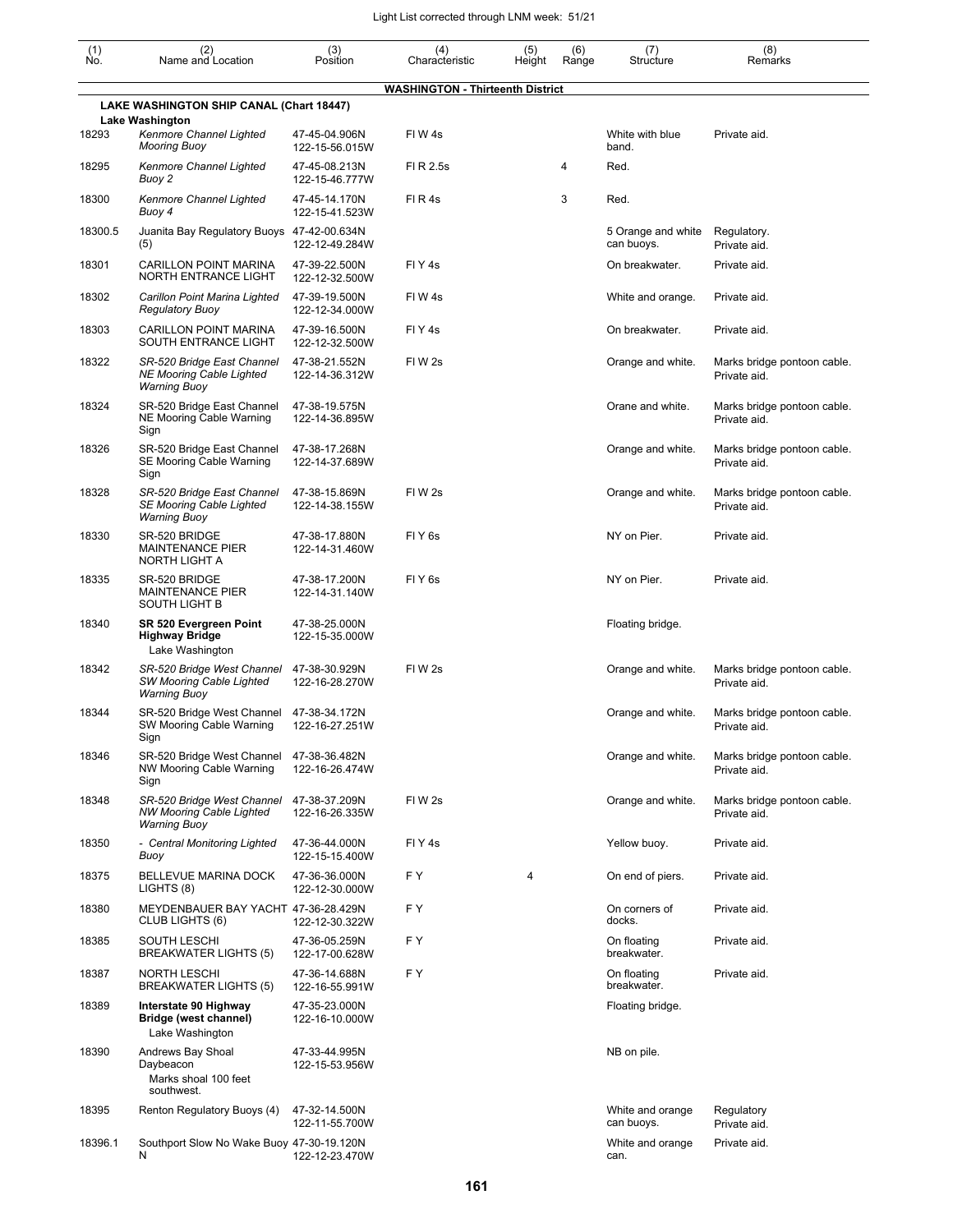| (1) No. | (2) Name and Location | (3) Position | (4) Characteristic | (5) Height | (6) Range | (7) Structure | (8) Remarks |
|---|---|---|---|---|---|---|---|
| | **WASHINGTON - Thirteenth District** | | | | | | |
| | **LAKE WASHINGTON SHIP CANAL (Chart 18447)** | | | | | | |
| | **Lake Washington** | | | | | | |
| 18293 | *Kenmore Channel Lighted Mooring Buoy* | 47-45-04.906N 122-15-56.015W | Fl W 4s | | | White with blue band. | Private aid. |
| 18295 | *Kenmore Channel Lighted Buoy 2* | 47-45-08.213N 122-15-46.777W | Fl R 2.5s | | 4 | Red. | |
| 18300 | *Kenmore Channel Lighted Buoy 4* | 47-45-14.170N 122-15-41.523W | Fl R 4s | | 3 | Red. | |
| 18300.5 | Juanita Bay Regulatory Buoys (5) | 47-42-00.634N 122-12-49.284W | | | | 5 Orange and white can buoys. | Regulatory. Private aid. |
| 18301 | CARILLON POINT MARINA NORTH ENTRANCE LIGHT | 47-39-22.500N 122-12-32.500W | Fl Y 4s | | | On breakwater. | Private aid. |
| 18302 | *Carillon Point Marina Lighted Regulatory Buoy* | 47-39-19.500N 122-12-34.000W | Fl W 4s | | | White and orange. | Private aid. |
| 18303 | CARILLON POINT MARINA SOUTH ENTRANCE LIGHT | 47-39-16.500N 122-12-32.500W | Fl Y 4s | | | On breakwater. | Private aid. |
| 18322 | *SR-520 Bridge East Channel NE Mooring Cable Lighted Warning Buoy* | 47-38-21.552N 122-14-36.312W | Fl W 2s | | | Orange and white. | Marks bridge pontoon cable. Private aid. |
| 18324 | SR-520 Bridge East Channel NE Mooring Cable Warning Sign | 47-38-19.575N 122-14-36.895W | | | | Orane and white. | Marks bridge pontoon cable. Private aid. |
| 18326 | SR-520 Bridge East Channel SE Mooring Cable Warning Sign | 47-38-17.268N 122-14-37.689W | | | | Orange and white. | Marks bridge pontoon cable. Private aid. |
| 18328 | *SR-520 Bridge East Channel SE Mooring Cable Lighted Warning Buoy* | 47-38-15.869N 122-14-38.155W | Fl W 2s | | | Orange and white. | Marks bridge pontoon cable. Private aid. |
| 18330 | SR-520 BRIDGE MAINTENANCE PIER NORTH LIGHT A | 47-38-17.880N 122-14-31.460W | Fl Y 6s | | | NY on Pier. | Private aid. |
| 18335 | SR-520 BRIDGE MAINTENANCE PIER SOUTH LIGHT B | 47-38-17.200N 122-14-31.140W | Fl Y 6s | | | NY on Pier. | Private aid. |
| 18340 | **SR 520 Evergreen Point Highway Bridge** Lake Washington | 47-38-25.000N 122-15-35.000W | | | | Floating bridge. | |
| 18342 | *SR-520 Bridge West Channel SW Mooring Cable Lighted Warning Buoy* | 47-38-30.929N 122-16-28.270W | Fl W 2s | | | Orange and white. | Marks bridge pontoon cable. Private aid. |
| 18344 | SR-520 Bridge West Channel SW Mooring Cable Warning Sign | 47-38-34.172N 122-16-27.251W | | | | Orange and white. | Marks bridge pontoon cable. Private aid. |
| 18346 | SR-520 Bridge West Channel NW Mooring Cable Warning Sign | 47-38-36.482N 122-16-26.474W | | | | Orange and white. | Marks bridge pontoon cable. Private aid. |
| 18348 | *SR-520 Bridge West Channel NW Mooring Cable Lighted Warning Buoy* | 47-38-37.209N 122-16-26.335W | Fl W 2s | | | Orange and white. | Marks bridge pontoon cable. Private aid. |
| 18350 | - *Central Monitoring Lighted Buoy* | 47-36-44.000N 122-15-15.400W | Fl Y 4s | | | Yellow buoy. | Private aid. |
| 18375 | BELLEVUE MARINA DOCK LIGHTS (8) | 47-36-36.000N 122-12-30.000W | F Y | 4 | | On end of piers. | Private aid. |
| 18380 | MEYDENBAUER BAY YACHT CLUB LIGHTS (6) | 47-36-28.429N 122-12-30.322W | F Y | | | On corners of docks. | Private aid. |
| 18385 | SOUTH LESCHI BREAKWATER LIGHTS (5) | 47-36-05.259N 122-17-00.628W | F Y | | | On floating breakwater. | Private aid. |
| 18387 | NORTH LESCHI BREAKWATER LIGHTS (5) | 47-36-14.688N 122-16-55.991W | F Y | | | On floating breakwater. | Private aid. |
| 18389 | **Interstate 90 Highway Bridge (west channel)** Lake Washington | 47-35-23.000N 122-16-10.000W | | | | Floating bridge. | |
| 18390 | Andrews Bay Shoal Daybeacon Marks shoal 100 feet southwest. | 47-33-44.995N 122-15-53.956W | | | | NB on pile. | |
| 18395 | Renton Regulatory Buoys (4) | 47-32-14.500N 122-11-55.700W | | | | White and orange can buoys. | Regulatory Private aid. |
| 18396.1 | Southport Slow No Wake Buoy N | 47-30-19.120N 122-12-23.470W | | | | White and orange can. | Private aid. |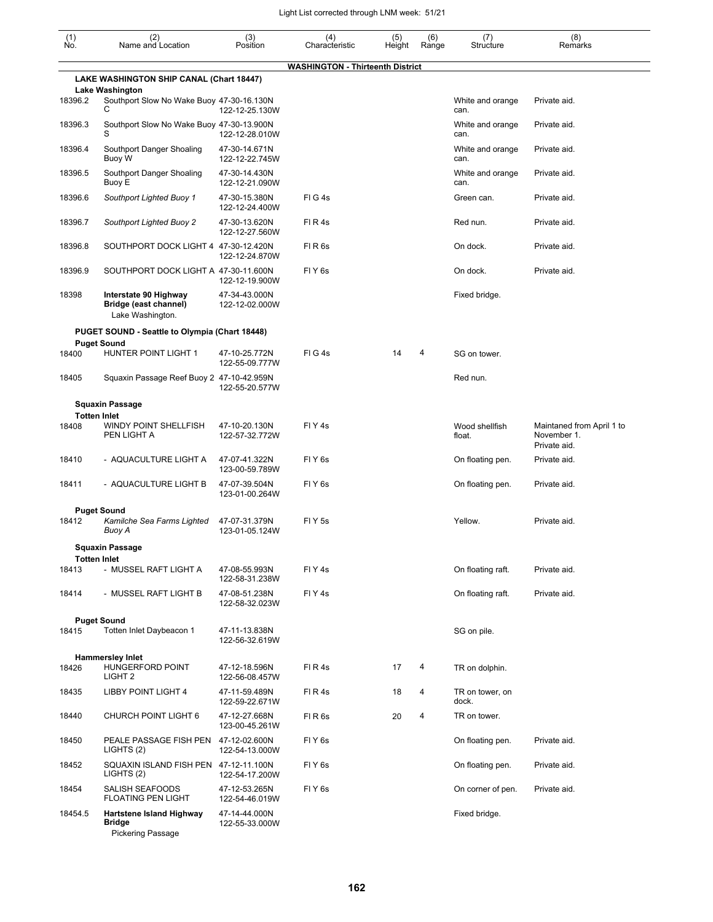Light List corrected through LNM week: 51/21

| (1) No. | (2) Name and Location | (3) Position | (4) Characteristic | (5) Height | (6) Range | (7) Structure | (8) Remarks |
|---|---|---|---|---|---|---|---|
| | **WASHINGTON - Thirteenth District** | | | | | | |
| | **LAKE WASHINGTON SHIP CANAL (Chart 18447)** | | | | | | |
| | **Lake Washington** | | | | | | |
| 18396.2 | Southport Slow No Wake Buoy C | 47-30-16.130N 122-12-25.130W | | | | White and orange can. | Private aid. |
| 18396.3 | Southport Slow No Wake Buoy S | 47-30-13.900N 122-12-28.010W | | | | White and orange can. | Private aid. |
| 18396.4 | Southport Danger Shoaling Buoy W | 47-30-14.671N 122-12-22.745W | | | | White and orange can. | Private aid. |
| 18396.5 | Southport Danger Shoaling Buoy E | 47-30-14.430N 122-12-21.090W | | | | White and orange can. | Private aid. |
| 18396.6 | *Southport Lighted Buoy 1* | 47-30-15.380N 122-12-24.400W | Fl G 4s | | | Green can. | Private aid. |
| 18396.7 | *Southport Lighted Buoy 2* | 47-30-13.620N 122-12-27.560W | Fl R 4s | | | Red nun. | Private aid. |
| 18396.8 | SOUTHPORT DOCK LIGHT 4 | 47-30-12.420N 122-12-24.870W | Fl R 6s | | | On dock. | Private aid. |
| 18396.9 | SOUTHPORT DOCK LIGHT A | 47-30-11.600N 122-12-19.900W | Fl Y 6s | | | On dock. | Private aid. |
| 18398 | **Interstate 90 Highway Bridge (east channel)** Lake Washington. | 47-34-43.000N 122-12-02.000W | | | | Fixed bridge. | |
| | **PUGET SOUND - Seattle to Olympia (Chart 18448)** | | | | | | |
| | **Puget Sound** | | | | | | |
| 18400 | HUNTER POINT LIGHT 1 | 47-10-25.772N 122-55-09.777W | Fl G 4s | 14 | 4 | SG on tower. | |
| 18405 | Squaxin Passage Reef Buoy 2 | 47-10-42.959N 122-55-20.577W | | | | Red nun. | |
| | **Squaxin Passage** | | | | | | |
| | **Totten Inlet** | | | | | | |
| 18408 | WINDY POINT SHELLFISH PEN LIGHT A | 47-10-20.130N 122-57-32.772W | Fl Y 4s | | | Wood shellfish float. | Maintaned from April 1 to November 1. Private aid. |
| 18410 | - AQUACULTURE LIGHT A | 47-07-41.322N 123-00-59.789W | Fl Y 6s | | | On floating pen. | Private aid. |
| 18411 | - AQUACULTURE LIGHT B | 47-07-39.504N 123-01-00.264W | Fl Y 6s | | | On floating pen. | Private aid. |
| | **Puget Sound** | | | | | | |
| 18412 | *Kamilche Sea Farms Lighted Buoy A* | 47-07-31.379N 123-01-05.124W | Fl Y 5s | | | Yellow. | Private aid. |
| | **Squaxin Passage** | | | | | | |
| | **Totten Inlet** | | | | | | |
| 18413 | - MUSSEL RAFT LIGHT A | 47-08-55.993N 122-58-31.238W | Fl Y 4s | | | On floating raft. | Private aid. |
| 18414 | - MUSSEL RAFT LIGHT B | 47-08-51.238N 122-58-32.023W | Fl Y 4s | | | On floating raft. | Private aid. |
| | **Puget Sound** | | | | | | |
| 18415 | Totten Inlet Daybeacon 1 | 47-11-13.838N 122-56-32.619W | | | | SG on pile. | |
| | **Hammersley Inlet** | | | | | | |
| 18426 | HUNGERFORD POINT LIGHT 2 | 47-12-18.596N 122-56-08.457W | Fl R 4s | 17 | 4 | TR on dolphin. | |
| 18435 | LIBBY POINT LIGHT 4 | 47-11-59.489N 122-59-22.671W | Fl R 4s | 18 | 4 | TR on tower, on dock. | |
| 18440 | CHURCH POINT LIGHT 6 | 47-12-27.668N 123-00-45.261W | Fl R 6s | 20 | 4 | TR on tower. | |
| 18450 | PEALE PASSAGE FISH PEN LIGHTS (2) | 47-12-02.600N 122-54-13.000W | Fl Y 6s | | | On floating pen. | Private aid. |
| 18452 | SQUAXIN ISLAND FISH PEN LIGHTS (2) | 47-12-11.100N 122-54-17.200W | Fl Y 6s | | | On floating pen. | Private aid. |
| 18454 | SALISH SEAFOODS FLOATING PEN LIGHT | 47-12-53.265N 122-54-46.019W | Fl Y 6s | | | On corner of pen. | Private aid. |
| 18454.5 | **Hartstene Island Highway Bridge** Pickering Passage | 47-14-44.000N 122-55-33.000W | | | | Fixed bridge. | |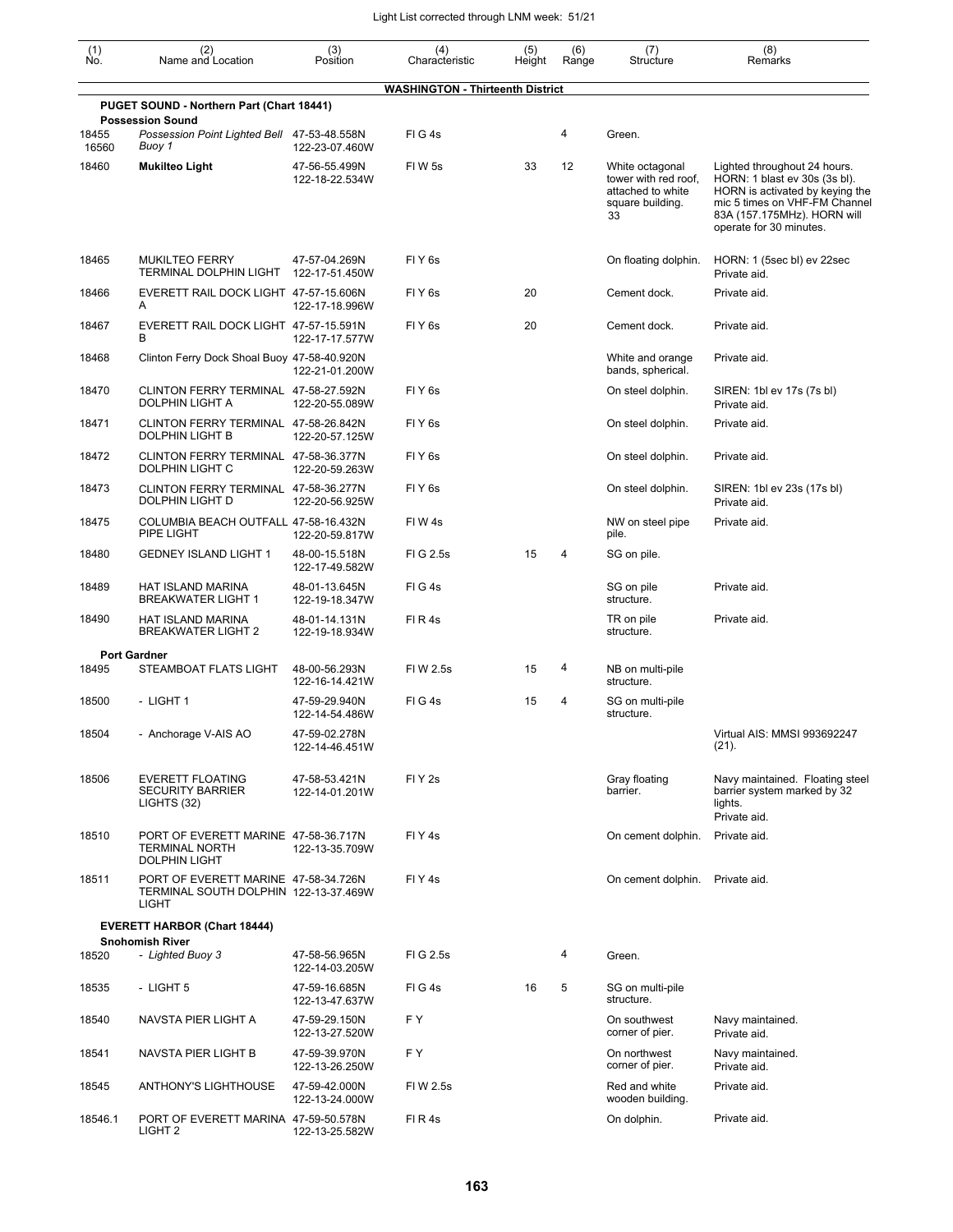| (1) No. | (2) Name and Location | (3) Position | (4) Characteristic | (5) Height | (6) Range | (7) Structure | (8) Remarks |
|---|---|---|---|---|---|---|---|
| | | | **WASHINGTON - Thirteenth District** | | | | |
| | **PUGET SOUND - Northern Part (Chart 18441)** | | | | | | |
| | **Possession Sound** | | | | | | |
| 18455 16560 | *Possession Point Lighted Bell Buoy 1* | 47-53-48.558N 122-23-07.460W | Fl G 4s | | 4 | Green. | |
| 18460 | **Mukilteo Light** | 47-56-55.499N 122-18-22.534W | Fl W 5s | 33 | 12 | White octagonal tower with red roof, attached to white square building. 33 | Lighted throughout 24 hours. HORN: 1 blast ev 30s (3s bl). HORN is activated by keying the mic 5 times on VHF-FM Channel 83A (157.175MHz). HORN will operate for 30 minutes. |
| 18465 | MUKILTEO FERRY TERMINAL DOLPHIN LIGHT | 47-57-04.269N 122-17-51.450W | Fl Y 6s | | | On floating dolphin. | HORN: 1 (5sec bl) ev 22sec Private aid. |
| 18466 | EVERETT RAIL DOCK LIGHT A | 47-57-15.606N 122-17-18.996W | Fl Y 6s | 20 | | Cement dock. | Private aid. |
| 18467 | EVERETT RAIL DOCK LIGHT B | 47-57-15.591N 122-17-17.577W | Fl Y 6s | 20 | | Cement dock. | Private aid. |
| 18468 | Clinton Ferry Dock Shoal Buoy | 47-58-40.920N 122-21-01.200W | | | | White and orange bands, spherical. | Private aid. |
| 18470 | CLINTON FERRY TERMINAL DOLPHIN LIGHT A | 47-58-27.592N 122-20-55.089W | Fl Y 6s | | | On steel dolphin. | SIREN: 1bl ev 17s (7s bl) Private aid. |
| 18471 | CLINTON FERRY TERMINAL DOLPHIN LIGHT B | 47-58-26.842N 122-20-57.125W | Fl Y 6s | | | On steel dolphin. | Private aid. |
| 18472 | CLINTON FERRY TERMINAL DOLPHIN LIGHT C | 47-58-36.377N 122-20-59.263W | Fl Y 6s | | | On steel dolphin. | Private aid. |
| 18473 | CLINTON FERRY TERMINAL DOLPHIN LIGHT D | 47-58-36.277N 122-20-56.925W | Fl Y 6s | | | On steel dolphin. | SIREN: 1bl ev 23s (17s bl) Private aid. |
| 18475 | COLUMBIA BEACH OUTFALL PIPE LIGHT | 47-58-16.432N 122-20-59.817W | Fl W 4s | | | NW on steel pipe pile. | Private aid. |
| 18480 | GEDNEY ISLAND LIGHT 1 | 48-00-15.518N 122-17-49.582W | Fl G 2.5s | 15 | 4 | SG on pile. | |
| 18489 | HAT ISLAND MARINA BREAKWATER LIGHT 1 | 48-01-13.645N 122-19-18.347W | Fl G 4s | | | SG on pile structure. | Private aid. |
| 18490 | HAT ISLAND MARINA BREAKWATER LIGHT 2 | 48-01-14.131N 122-19-18.934W | Fl R 4s | | | TR on pile structure. | Private aid. |
| | **Port Gardner** | | | | | | |
| 18495 | STEAMBOAT FLATS LIGHT | 48-00-56.293N 122-16-14.421W | Fl W 2.5s | 15 | 4 | NB on multi-pile structure. | |
| 18500 | - LIGHT 1 | 47-59-29.940N 122-14-54.486W | Fl G 4s | 15 | 4 | SG on multi-pile structure. | |
| 18504 | - Anchorage V-AIS AO | 47-59-02.278N 122-14-46.451W | | | | | Virtual AIS: MMSI 993692247 (21). |
| 18506 | EVERETT FLOATING SECURITY BARRIER LIGHTS (32) | 47-58-53.421N 122-14-01.201W | Fl Y 2s | | | Gray floating barrier. | Navy maintained. Floating steel barrier system marked by 32 lights. Private aid. |
| 18510 | PORT OF EVERETT MARINE TERMINAL NORTH DOLPHIN LIGHT | 47-58-36.717N 122-13-35.709W | Fl Y 4s | | | On cement dolphin. | Private aid. |
| 18511 | PORT OF EVERETT MARINE TERMINAL SOUTH DOLPHIN LIGHT | 47-58-34.726N 122-13-37.469W | Fl Y 4s | | | On cement dolphin. | Private aid. |
| | **EVERETT HARBOR (Chart 18444)** | | | | | | |
| | **Snohomish River** | | | | | | |
| 18520 | *- Lighted Buoy 3* | 47-58-56.965N 122-14-03.205W | Fl G 2.5s | | 4 | Green. | |
| 18535 | - LIGHT 5 | 47-59-16.685N 122-13-47.637W | Fl G 4s | 16 | 5 | SG on multi-pile structure. | |
| 18540 | NAVSTA PIER LIGHT A | 47-59-29.150N 122-13-27.520W | F Y | | | On southwest corner of pier. | Navy maintained. Private aid. |
| 18541 | NAVSTA PIER LIGHT B | 47-59-39.970N 122-13-26.250W | F Y | | | On northwest corner of pier. | Navy maintained. Private aid. |
| 18545 | ANTHONY'S LIGHTHOUSE | 47-59-42.000N 122-13-24.000W | Fl W 2.5s | | | Red and white wooden building. | Private aid. |
| 18546.1 | PORT OF EVERETT MARINA LIGHT 2 | 47-59-50.578N 122-13-25.582W | Fl R 4s | | | On dolphin. | Private aid. |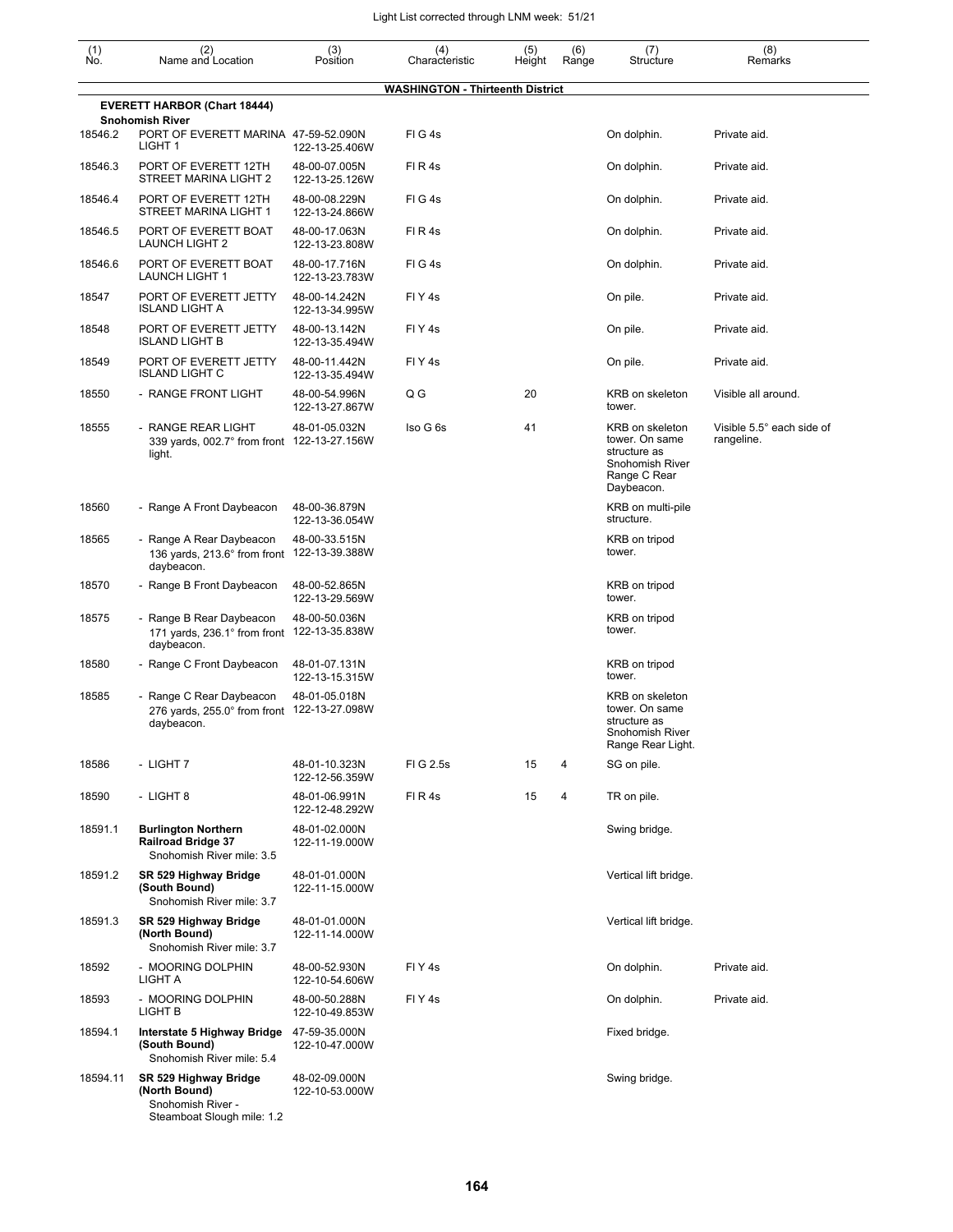| (1) No. | (2) Name and Location | (3) Position | (4) Characteristic | (5) Height | (6) Range | (7) Structure | (8) Remarks |
|---|---|---|---|---|---|---|---|
| | | | **WASHINGTON - Thirteenth District** | | | | |
| | **EVERETT HARBOR (Chart 18444)** | | | | | | |
| | **Snohomish River** | | | | | | |
| 18546.2 | PORT OF EVERETT MARINA LIGHT 1 | 47-59-52.090N 122-13-25.406W | Fl G 4s | | | On dolphin. | Private aid. |
| 18546.3 | PORT OF EVERETT 12TH STREET MARINA LIGHT 2 | 48-00-07.005N 122-13-25.126W | Fl R 4s | | | On dolphin. | Private aid. |
| 18546.4 | PORT OF EVERETT 12TH STREET MARINA LIGHT 1 | 48-00-08.229N 122-13-24.866W | Fl G 4s | | | On dolphin. | Private aid. |
| 18546.5 | PORT OF EVERETT BOAT LAUNCH LIGHT 2 | 48-00-17.063N 122-13-23.808W | Fl R 4s | | | On dolphin. | Private aid. |
| 18546.6 | PORT OF EVERETT BOAT LAUNCH LIGHT 1 | 48-00-17.716N 122-13-23.783W | Fl G 4s | | | On dolphin. | Private aid. |
| 18547 | PORT OF EVERETT JETTY ISLAND LIGHT A | 48-00-14.242N 122-13-34.995W | Fl Y 4s | | | On pile. | Private aid. |
| 18548 | PORT OF EVERETT JETTY ISLAND LIGHT B | 48-00-13.142N 122-13-35.494W | Fl Y 4s | | | On pile. | Private aid. |
| 18549 | PORT OF EVERETT JETTY ISLAND LIGHT C | 48-00-11.442N 122-13-35.494W | Fl Y 4s | | | On pile. | Private aid. |
| 18550 | - RANGE FRONT LIGHT | 48-00-54.996N 122-13-27.867W | Q G | 20 | | KRB on skeleton tower. | Visible all around. |
| 18555 | - RANGE REAR LIGHT 339 yards, 002.7° from front light. | 48-01-05.032N 122-13-27.156W | Iso G 6s | 41 | | KRB on skeleton tower. On same structure as Snohomish River Range C Rear Daybeacon. | Visible 5.5° each side of rangeline. |
| 18560 | - Range A Front Daybeacon | 48-00-36.879N 122-13-36.054W | | | | KRB on multi-pile structure. | |
| 18565 | - Range A Rear Daybeacon 136 yards, 213.6° from front daybeacon. | 48-00-33.515N 122-13-39.388W | | | | KRB on tripod tower. | |
| 18570 | - Range B Front Daybeacon | 48-00-52.865N 122-13-29.569W | | | | KRB on tripod tower. | |
| 18575 | - Range B Rear Daybeacon 171 yards, 236.1° from front daybeacon. | 48-00-50.036N 122-13-35.838W | | | | KRB on tripod tower. | |
| 18580 | - Range C Front Daybeacon | 48-01-07.131N 122-13-15.315W | | | | KRB on tripod tower. | |
| 18585 | - Range C Rear Daybeacon 276 yards, 255.0° from front daybeacon. | 48-01-05.018N 122-13-27.098W | | | | KRB on skeleton tower. On same structure as Snohomish River Range Rear Light. | |
| 18586 | - LIGHT 7 | 48-01-10.323N 122-12-56.359W | Fl G 2.5s | 15 | 4 | SG on pile. | |
| 18590 | - LIGHT 8 | 48-01-06.991N 122-12-48.292W | Fl R 4s | 15 | 4 | TR on pile. | |
| 18591.1 | **Burlington Northern Railroad Bridge 37** Snohomish River mile: 3.5 | 48-01-02.000N 122-11-19.000W | | | | Swing bridge. | |
| 18591.2 | **SR 529 Highway Bridge (South Bound)** Snohomish River mile: 3.7 | 48-01-01.000N 122-11-15.000W | | | | Vertical lift bridge. | |
| 18591.3 | **SR 529 Highway Bridge (North Bound)** Snohomish River mile: 3.7 | 48-01-01.000N 122-11-14.000W | | | | Vertical lift bridge. | |
| 18592 | - MOORING DOLPHIN LIGHT A | 48-00-52.930N 122-10-54.606W | Fl Y 4s | | | On dolphin. | Private aid. |
| 18593 | - MOORING DOLPHIN LIGHT B | 48-00-50.288N 122-10-49.853W | Fl Y 4s | | | On dolphin. | Private aid. |
| 18594.1 | **Interstate 5 Highway Bridge (South Bound)** Snohomish River mile: 5.4 | 47-59-35.000N 122-10-47.000W | | | | Fixed bridge. | |
| 18594.11 | **SR 529 Highway Bridge (North Bound)** Snohomish River - Steamboat Slough mile: 1.2 | 48-02-09.000N 122-10-53.000W | | | | Swing bridge. | |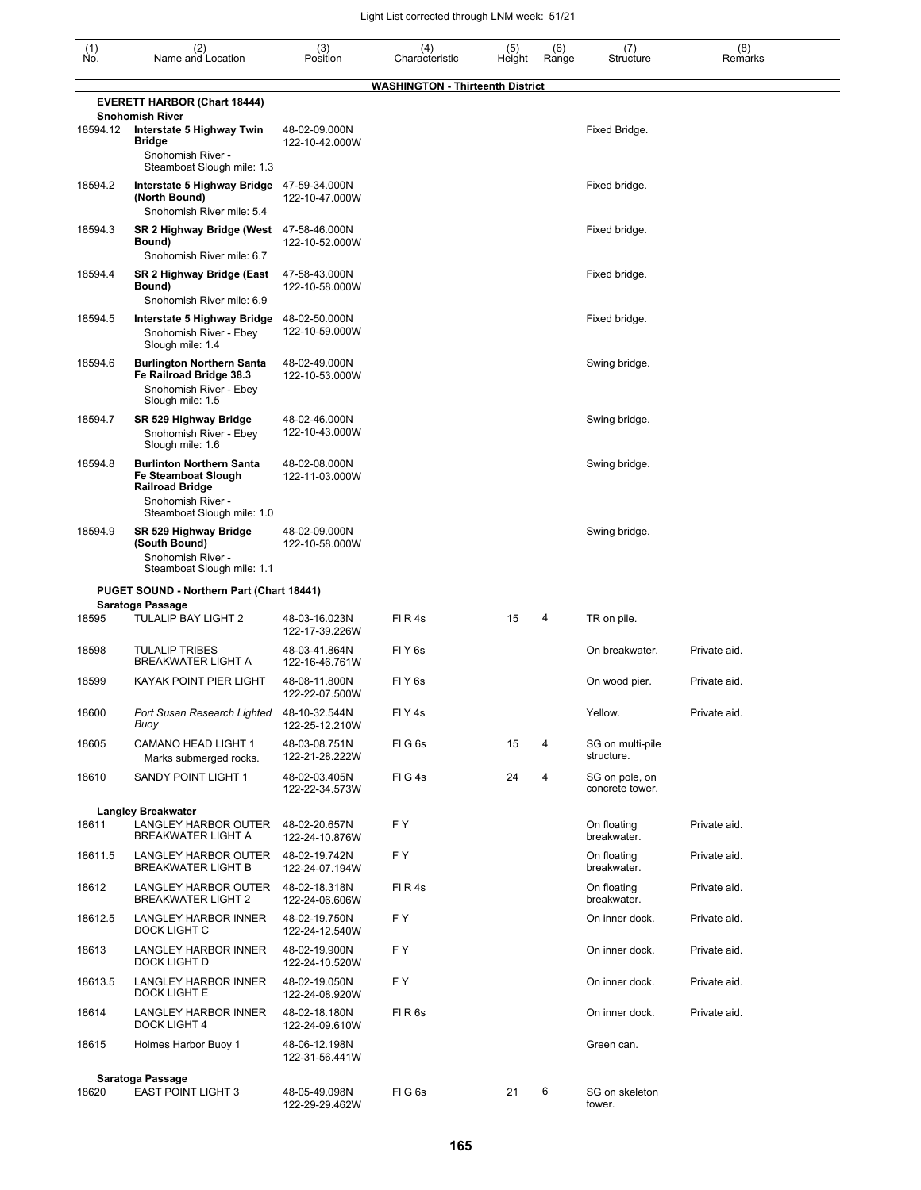Light List corrected through LNM week: 51/21

| (1) No. | (2) Name and Location | (3) Position | (4) Characteristic | (5) Height | (6) Range | (7) Structure | (8) Remarks |
|---|---|---|---|---|---|---|---|
| | **WASHINGTON - Thirteenth District** | | | | | | |
| | **EVERETT HARBOR (Chart 18444)** | | | | | | |
| | **Snohomish River** | | | | | | |
| 18594.12 | **Interstate 5 Highway Twin Bridge** Snohomish River - Steamboat Slough mile: 1.3 | 48-02-09.000N 122-10-42.000W | | | | Fixed Bridge. | |
| 18594.2 | **Interstate 5 Highway Bridge (North Bound)** Snohomish River mile: 5.4 | 47-59-34.000N 122-10-47.000W | | | | Fixed bridge. | |
| 18594.3 | **SR 2 Highway Bridge (West Bound)** Snohomish River mile: 6.7 | 47-58-46.000N 122-10-52.000W | | | | Fixed bridge. | |
| 18594.4 | **SR 2 Highway Bridge (East Bound)** Snohomish River mile: 6.9 | 47-58-43.000N 122-10-58.000W | | | | Fixed bridge. | |
| 18594.5 | **Interstate 5 Highway Bridge** Snohomish River - Ebey Slough mile: 1.4 | 48-02-50.000N 122-10-59.000W | | | | Fixed bridge. | |
| 18594.6 | **Burlington Northern Santa Fe Railroad Bridge 38.3** Snohomish River - Ebey Slough mile: 1.5 | 48-02-49.000N 122-10-53.000W | | | | Swing bridge. | |
| 18594.7 | **SR 529 Highway Bridge** Snohomish River - Ebey Slough mile: 1.6 | 48-02-46.000N 122-10-43.000W | | | | Swing bridge. | |
| 18594.8 | **Burlinton Northern Santa Fe Steamboat Slough Railroad Bridge** Snohomish River - Steamboat Slough mile: 1.0 | 48-02-08.000N 122-11-03.000W | | | | Swing bridge. | |
| 18594.9 | **SR 529 Highway Bridge (South Bound)** Snohomish River - Steamboat Slough mile: 1.1 | 48-02-09.000N 122-10-58.000W | | | | Swing bridge. | |
| | **PUGET SOUND - Northern Part (Chart 18441)** | | | | | | |
| | **Saratoga Passage** | | | | | | |
| 18595 | TULALIP BAY LIGHT 2 | 48-03-16.023N 122-17-39.226W | Fl R 4s | 15 | 4 | TR on pile. | |
| 18598 | TULALIP TRIBES BREAKWATER LIGHT A | 48-03-41.864N 122-16-46.761W | Fl Y 6s | | | On breakwater. | Private aid. |
| 18599 | KAYAK POINT PIER LIGHT | 48-08-11.800N 122-22-07.500W | Fl Y 6s | | | On wood pier. | Private aid. |
| 18600 | *Port Susan Research Lighted Buoy* | 48-10-32.544N 122-25-12.210W | Fl Y 4s | | | Yellow. | Private aid. |
| 18605 | CAMANO HEAD LIGHT 1 Marks submerged rocks. | 48-03-08.751N 122-21-28.222W | Fl G 6s | 15 | 4 | SG on multi-pile structure. | |
| 18610 | SANDY POINT LIGHT 1 | 48-02-03.405N 122-22-34.573W | Fl G 4s | 24 | 4 | SG on pole, on concrete tower. | |
| | **Langley Breakwater** | | | | | | |
| 18611 | LANGLEY HARBOR OUTER BREAKWATER LIGHT A | 48-02-20.657N 122-24-10.876W | F Y | | | On floating breakwater. | Private aid. |
| 18611.5 | LANGLEY HARBOR OUTER BREAKWATER LIGHT B | 48-02-19.742N 122-24-07.194W | F Y | | | On floating breakwater. | Private aid. |
| 18612 | LANGLEY HARBOR OUTER BREAKWATER LIGHT 2 | 48-02-18.318N 122-24-06.606W | Fl R 4s | | | On floating breakwater. | Private aid. |
| 18612.5 | LANGLEY HARBOR INNER DOCK LIGHT C | 48-02-19.750N 122-24-12.540W | F Y | | | On inner dock. | Private aid. |
| 18613 | LANGLEY HARBOR INNER DOCK LIGHT D | 48-02-19.900N 122-24-10.520W | F Y | | | On inner dock. | Private aid. |
| 18613.5 | LANGLEY HARBOR INNER DOCK LIGHT E | 48-02-19.050N 122-24-08.920W | F Y | | | On inner dock. | Private aid. |
| 18614 | LANGLEY HARBOR INNER DOCK LIGHT 4 | 48-02-18.180N 122-24-09.610W | Fl R 6s | | | On inner dock. | Private aid. |
| 18615 | Holmes Harbor Buoy 1 | 48-06-12.198N 122-31-56.441W | | | | Green can. | |
| | **Saratoga Passage** | | | | | | |
| 18620 | EAST POINT LIGHT 3 | 48-05-49.098N 122-29-29.462W | Fl G 6s | 21 | 6 | SG on skeleton tower. | |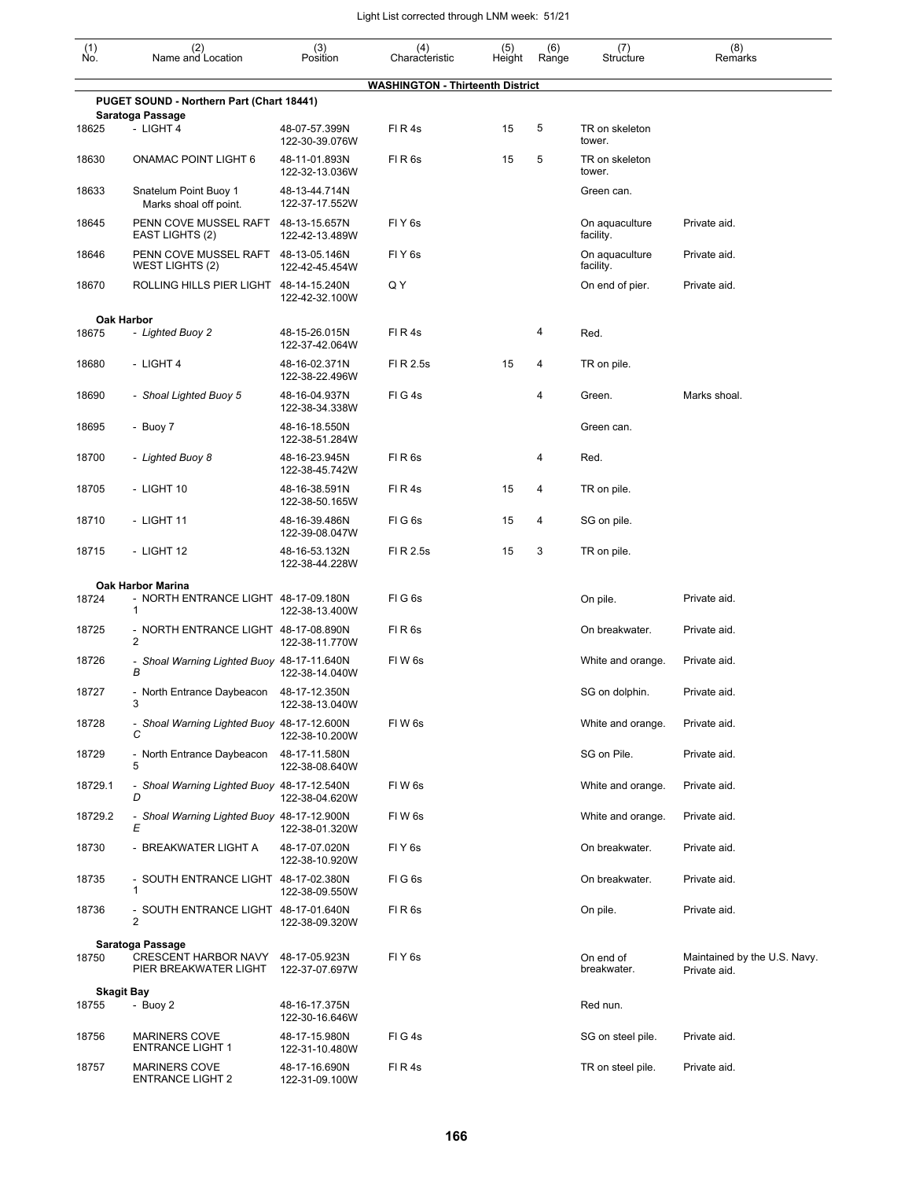| (1) No. | (2) Name and Location | (3) Position | (4) Characteristic | (5) Height | (6) Range | (7) Structure | (8) Remarks |
|---|---|---|---|---|---|---|---|
| | **WASHINGTON - Thirteenth District** | | | | | | |
| | **PUGET SOUND - Northern Part (Chart 18441)** | | | | | | |
| | **Saratoga Passage** | | | | | | |
| 18625 | - LIGHT 4 | 48-07-57.399N 122-30-39.076W | Fl R 4s | 15 | 5 | TR on skeleton tower. | |
| 18630 | ONAMAC POINT LIGHT 6 | 48-11-01.893N 122-32-13.036W | Fl R 6s | 15 | 5 | TR on skeleton tower. | |
| 18633 | Snatelum Point Buoy 1 Marks shoal off point. | 48-13-44.714N 122-37-17.552W | | | | Green can. | |
| 18645 | PENN COVE MUSSEL RAFT EAST LIGHTS (2) | 48-13-15.657N 122-42-13.489W | Fl Y 6s | | | On aquaculture facility. | Private aid. |
| 18646 | PENN COVE MUSSEL RAFT WEST LIGHTS (2) | 48-13-05.146N 122-42-45.454W | Fl Y 6s | | | On aquaculture facility. | Private aid. |
| 18670 | ROLLING HILLS PIER LIGHT | 48-14-15.240N 122-42-32.100W | Q Y | | | On end of pier. | Private aid. |
| | **Oak Harbor** | | | | | | |
| 18675 | - *Lighted Buoy 2* | 48-15-26.015N 122-37-42.064W | Fl R 4s | | 4 | Red. | |
| 18680 | - LIGHT 4 | 48-16-02.371N 122-38-22.496W | Fl R 2.5s | 15 | 4 | TR on pile. | |
| 18690 | - *Shoal Lighted Buoy 5* | 48-16-04.937N 122-38-34.338W | Fl G 4s | | 4 | Green. | Marks shoal. |
| 18695 | - Buoy 7 | 48-16-18.550N 122-38-51.284W | | | | Green can. | |
| 18700 | - *Lighted Buoy 8* | 48-16-23.945N 122-38-45.742W | Fl R 6s | | 4 | Red. | |
| 18705 | - LIGHT 10 | 48-16-38.591N 122-38-50.165W | Fl R 4s | 15 | 4 | TR on pile. | |
| 18710 | - LIGHT 11 | 48-16-39.486N 122-39-08.047W | Fl G 6s | 15 | 4 | SG on pile. | |
| 18715 | - LIGHT 12 | 48-16-53.132N 122-38-44.228W | Fl R 2.5s | 15 | 3 | TR on pile. | |
| | **Oak Harbor Marina** | | | | | | |
| 18724 | - NORTH ENTRANCE LIGHT 1 | 48-17-09.180N 122-38-13.400W | Fl G 6s | | | On pile. | Private aid. |
| 18725 | - NORTH ENTRANCE LIGHT 2 | 48-17-08.890N 122-38-11.770W | Fl R 6s | | | On breakwater. | Private aid. |
| 18726 | - *Shoal Warning Lighted Buoy B* | 48-17-11.640N 122-38-14.040W | Fl W 6s | | | White and orange. | Private aid. |
| 18727 | - North Entrance Daybeacon 3 | 48-17-12.350N 122-38-13.040W | | | | SG on dolphin. | Private aid. |
| 18728 | - *Shoal Warning Lighted Buoy C* | 48-17-12.600N 122-38-10.200W | Fl W 6s | | | White and orange. | Private aid. |
| 18729 | - North Entrance Daybeacon 5 | 48-17-11.580N 122-38-08.640W | | | | SG on Pile. | Private aid. |
| 18729.1 | - *Shoal Warning Lighted Buoy D* | 48-17-12.540N 122-38-04.620W | Fl W 6s | | | White and orange. | Private aid. |
| 18729.2 | - *Shoal Warning Lighted Buoy E* | 48-17-12.900N 122-38-01.320W | Fl W 6s | | | White and orange. | Private aid. |
| 18730 | - BREAKWATER LIGHT A | 48-17-07.020N 122-38-10.920W | Fl Y 6s | | | On breakwater. | Private aid. |
| 18735 | - SOUTH ENTRANCE LIGHT 1 | 48-17-02.380N 122-38-09.550W | Fl G 6s | | | On breakwater. | Private aid. |
| 18736 | - SOUTH ENTRANCE LIGHT 2 | 48-17-01.640N 122-38-09.320W | Fl R 6s | | | On pile. | Private aid. |
| | **Saratoga Passage** | | | | | | |
| 18750 | CRESCENT HARBOR NAVY PIER BREAKWATER LIGHT | 48-17-05.923N 122-37-07.697W | Fl Y 6s | | | On end of breakwater. | Maintained by the U.S. Navy. Private aid. |
| | **Skagit Bay** | | | | | | |
| 18755 | - Buoy 2 | 48-16-17.375N 122-30-16.646W | | | | Red nun. | |
| 18756 | MARINERS COVE ENTRANCE LIGHT 1 | 48-17-15.980N 122-31-10.480W | Fl G 4s | | | SG on steel pile. | Private aid. |
| 18757 | MARINERS COVE ENTRANCE LIGHT 2 | 48-17-16.690N 122-31-09.100W | Fl R 4s | | | TR on steel pile. | Private aid. |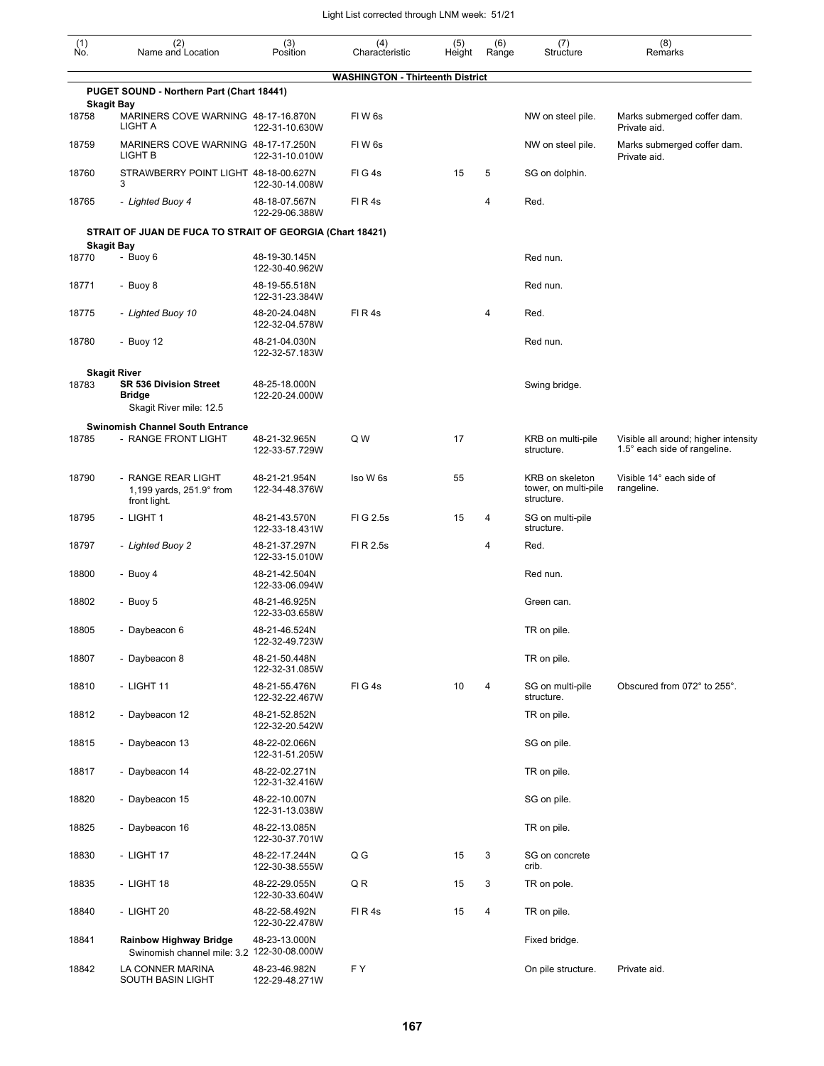| (1) No. | (2) Name and Location | (3) Position | (4) Characteristic | (5) Height | (6) Range | (7) Structure | (8) Remarks |
|---|---|---|---|---|---|---|---|
| | | | **WASHINGTON - Thirteenth District** | | | | |
| | **PUGET SOUND - Northern Part (Chart 18441)** | | | | | | |
| | **Skagit Bay** | | | | | | |
| 18758 | MARINERS COVE WARNING LIGHT A | 48-17-16.870N 122-31-10.630W | Fl W 6s | | | NW on steel pile. | Marks submerged coffer dam. Private aid. |
| 18759 | MARINERS COVE WARNING LIGHT B | 48-17-17.250N 122-31-10.010W | Fl W 6s | | | NW on steel pile. | Marks submerged coffer dam. Private aid. |
| 18760 | STRAWBERRY POINT LIGHT 3 | 48-18-00.627N 122-30-14.008W | Fl G 4s | 15 | 5 | SG on dolphin. | |
| 18765 | - *Lighted Buoy 4* | 48-18-07.567N 122-29-06.388W | Fl R 4s | | 4 | Red. | |
| | **STRAIT OF JUAN DE FUCA TO STRAIT OF GEORGIA (Chart 18421)** | | | | | | |
| | **Skagit Bay** | | | | | | |
| 18770 | - Buoy 6 | 48-19-30.145N 122-30-40.962W | | | | Red nun. | |
| 18771 | - Buoy 8 | 48-19-55.518N 122-31-23.384W | | | | Red nun. | |
| 18775 | - *Lighted Buoy 10* | 48-20-24.048N 122-32-04.578W | Fl R 4s | | 4 | Red. | |
| 18780 | - Buoy 12 | 48-21-04.030N 122-32-57.183W | | | | Red nun. | |
| | **Skagit River** | | | | | | |
| 18783 | **SR 536 Division Street Bridge** Skagit River mile: 12.5 | 48-25-18.000N 122-20-24.000W | | | | Swing bridge. | |
| | **Swinomish Channel South Entrance** | | | | | | |
| 18785 | - RANGE FRONT LIGHT | 48-21-32.965N 122-33-57.729W | Q W | 17 | | KRB on multi-pile structure. | Visible all around; higher intensity 1.5° each side of rangeline. |
| 18790 | - RANGE REAR LIGHT 1,199 yards, 251.9° from front light. | 48-21-21.954N 122-34-48.376W | Iso W 6s | 55 | | KRB on skeleton tower, on multi-pile structure. | Visible 14° each side of rangeline. |
| 18795 | - LIGHT 1 | 48-21-43.570N 122-33-18.431W | Fl G 2.5s | 15 | 4 | SG on multi-pile structure. | |
| 18797 | - *Lighted Buoy 2* | 48-21-37.297N 122-33-15.010W | Fl R 2.5s | | 4 | Red. | |
| 18800 | - Buoy 4 | 48-21-42.504N 122-33-06.094W | | | | Red nun. | |
| 18802 | - Buoy 5 | 48-21-46.925N 122-33-03.658W | | | | Green can. | |
| 18805 | - Daybeacon 6 | 48-21-46.524N 122-32-49.723W | | | | TR on pile. | |
| 18807 | - Daybeacon 8 | 48-21-50.448N 122-32-31.085W | | | | TR on pile. | |
| 18810 | - LIGHT 11 | 48-21-55.476N 122-32-22.467W | Fl G 4s | 10 | 4 | SG on multi-pile structure. | Obscured from 072° to 255°. |
| 18812 | - Daybeacon 12 | 48-21-52.852N 122-32-20.542W | | | | TR on pile. | |
| 18815 | - Daybeacon 13 | 48-22-02.066N 122-31-51.205W | | | | SG on pile. | |
| 18817 | - Daybeacon 14 | 48-22-02.271N 122-31-32.416W | | | | TR on pile. | |
| 18820 | - Daybeacon 15 | 48-22-10.007N 122-31-13.038W | | | | SG on pile. | |
| 18825 | - Daybeacon 16 | 48-22-13.085N 122-30-37.701W | | | | TR on pile. | |
| 18830 | - LIGHT 17 | 48-22-17.244N 122-30-38.555W | Q G | 15 | 3 | SG on concrete crib. | |
| 18835 | - LIGHT 18 | 48-22-29.055N 122-30-33.604W | Q R | 15 | 3 | TR on pole. | |
| 18840 | - LIGHT 20 | 48-22-58.492N 122-30-22.478W | Fl R 4s | 15 | 4 | TR on pile. | |
| 18841 | **Rainbow Highway Bridge** Swinomish channel mile: 3.2 | 48-23-13.000N 122-30-08.000W | | | | Fixed bridge. | |
| 18842 | LA CONNER MARINA SOUTH BASIN LIGHT | 48-23-46.982N 122-29-48.271W | F Y | | | On pile structure. | Private aid. |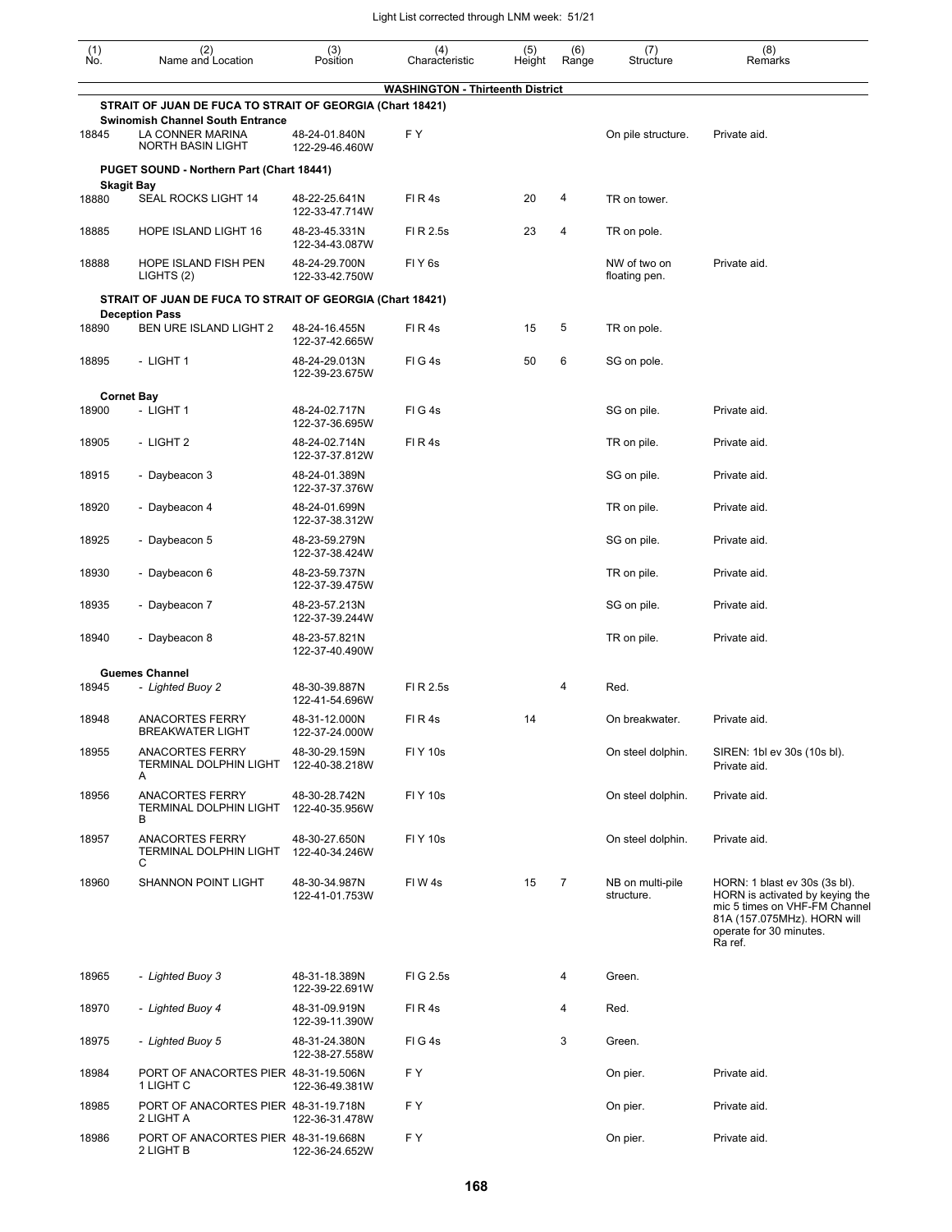## WASHINGTON - Thirteenth District

| (1) No. | (2) Name and Location | (3) Position | (4) Characteristic | (5) Height | (6) Range | (7) Structure | (8) Remarks |
|---|---|---|---|---|---|---|---|
| | **STRAIT OF JUAN DE FUCA TO STRAIT OF GEORGIA (Chart 18421)** | | | | | | |
| | **Swinomish Channel South Entrance** | | | | | | |
| 18845 | LA CONNER MARINA NORTH BASIN LIGHT | 48-24-01.840N 122-29-46.460W | F Y | | | On pile structure. | Private aid. |
| | **PUGET SOUND - Northern Part (Chart 18441)** | | | | | | |
| | **Skagit Bay** | | | | | | |
| 18880 | SEAL ROCKS LIGHT 14 | 48-22-25.641N 122-33-47.714W | Fl R 4s | 20 | 4 | TR on tower. | |
| 18885 | HOPE ISLAND LIGHT 16 | 48-23-45.331N 122-34-43.087W | Fl R 2.5s | 23 | 4 | TR on pole. | |
| 18888 | HOPE ISLAND FISH PEN LIGHTS (2) | 48-24-29.700N 122-33-42.750W | Fl Y 6s | | | NW of two on floating pen. | Private aid. |
| | **STRAIT OF JUAN DE FUCA TO STRAIT OF GEORGIA (Chart 18421)** | | | | | | |
| | **Deception Pass** | | | | | | |
| 18890 | BEN URE ISLAND LIGHT 2 | 48-24-16.455N 122-37-42.665W | Fl R 4s | 15 | 5 | TR on pole. | |
| 18895 | - LIGHT 1 | 48-24-29.013N 122-39-23.675W | Fl G 4s | 50 | 6 | SG on pole. | |
| | **Cornet Bay** | | | | | | |
| 18900 | - LIGHT 1 | 48-24-02.717N 122-37-36.695W | Fl G 4s | | | SG on pile. | Private aid. |
| 18905 | - LIGHT 2 | 48-24-02.714N 122-37-37.812W | Fl R 4s | | | TR on pile. | Private aid. |
| 18915 | - Daybeacon 3 | 48-24-01.389N 122-37-37.376W | | | | SG on pile. | Private aid. |
| 18920 | - Daybeacon 4 | 48-24-01.699N 122-37-38.312W | | | | TR on pile. | Private aid. |
| 18925 | - Daybeacon 5 | 48-23-59.279N 122-37-38.424W | | | | SG on pile. | Private aid. |
| 18930 | - Daybeacon 6 | 48-23-59.737N 122-37-39.475W | | | | TR on pile. | Private aid. |
| 18935 | - Daybeacon 7 | 48-23-57.213N 122-37-39.244W | | | | SG on pile. | Private aid. |
| 18940 | - Daybeacon 8 | 48-23-57.821N 122-37-40.490W | | | | TR on pile. | Private aid. |
| | **Guemes Channel** | | | | | | |
| 18945 | *- Lighted Buoy 2* | 48-30-39.887N 122-41-54.696W | Fl R 2.5s | | 4 | Red. | |
| 18948 | ANACORTES FERRY BREAKWATER LIGHT | 48-31-12.000N 122-37-24.000W | Fl R 4s | 14 | | On breakwater. | Private aid. |
| 18955 | ANACORTES FERRY TERMINAL DOLPHIN LIGHT A | 48-30-29.159N 122-40-38.218W | Fl Y 10s | | | On steel dolphin. | SIREN: 1bl ev 30s (10s bl). Private aid. |
| 18956 | ANACORTES FERRY TERMINAL DOLPHIN LIGHT B | 48-30-28.742N 122-40-35.956W | Fl Y 10s | | | On steel dolphin. | Private aid. |
| 18957 | ANACORTES FERRY TERMINAL DOLPHIN LIGHT C | 48-30-27.650N 122-40-34.246W | Fl Y 10s | | | On steel dolphin. | Private aid. |
| 18960 | SHANNON POINT LIGHT | 48-30-34.987N 122-41-01.753W | Fl W 4s | 15 | 7 | NB on multi-pile structure. | HORN: 1 blast ev 30s (3s bl). HORN is activated by keying the mic 5 times on VHF-FM Channel 81A (157.075MHz). HORN will operate for 30 minutes. Ra ref. |
| 18965 | *- Lighted Buoy 3* | 48-31-18.389N 122-39-22.691W | Fl G 2.5s | | 4 | Green. | |
| 18970 | *- Lighted Buoy 4* | 48-31-09.919N 122-39-11.390W | Fl R 4s | | 4 | Red. | |
| 18975 | *- Lighted Buoy 5* | 48-31-24.380N 122-38-27.558W | Fl G 4s | | 3 | Green. | |
| 18984 | PORT OF ANACORTES PIER 1 LIGHT C | 48-31-19.506N 122-36-49.381W | F Y | | | On pier. | Private aid. |
| 18985 | PORT OF ANACORTES PIER 2 LIGHT A | 48-31-19.718N 122-36-31.478W | F Y | | | On pier. | Private aid. |
| 18986 | PORT OF ANACORTES PIER 2 LIGHT B | 48-31-19.668N 122-36-24.652W | F Y | | | On pier. | Private aid. |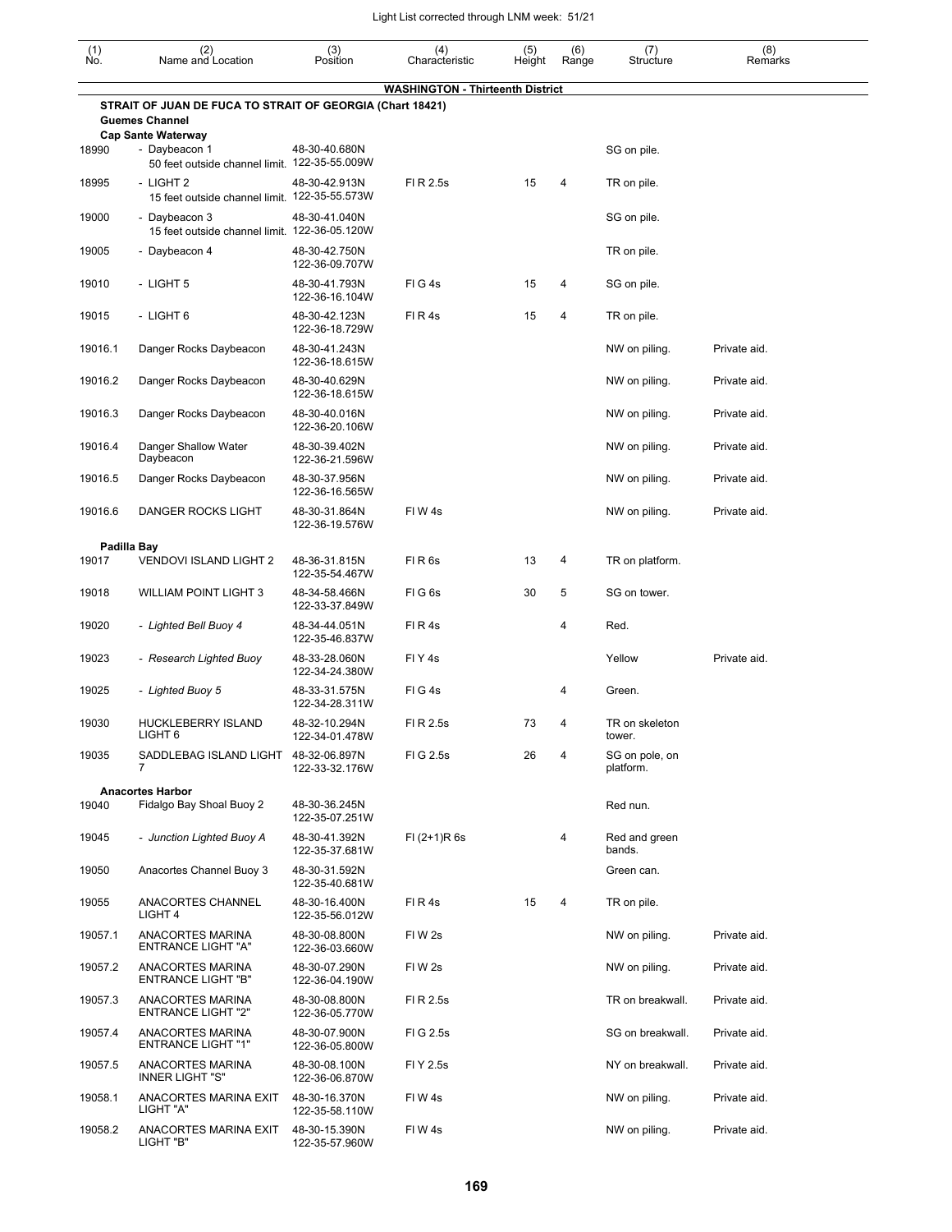| (1) No. | (2) Name and Location | (3) Position | (4) Characteristic | (5) Height | (6) Range | (7) Structure | (8) Remarks |
|---|---|---|---|---|---|---|---|
| | **WASHINGTON - Thirteenth District** | | | | | | |
| | **STRAIT OF JUAN DE FUCA TO STRAIT OF GEORGIA (Chart 18421)** | | | | | | |
| | **Guemes Channel** | | | | | | |
| | **Cap Sante Waterway** | | | | | | |
| 18990 | - Daybeacon 1 50 feet outside channel limit. | 48-30-40.680N 122-35-55.009W | | | | SG on pile. | |
| 18995 | - LIGHT 2 15 feet outside channel limit. | 48-30-42.913N 122-35-55.573W | Fl R 2.5s | 15 | 4 | TR on pile. | |
| 19000 | - Daybeacon 3 15 feet outside channel limit. | 48-30-41.040N 122-36-05.120W | | | | SG on pile. | |
| 19005 | - Daybeacon 4 | 48-30-42.750N 122-36-09.707W | | | | TR on pile. | |
| 19010 | - LIGHT 5 | 48-30-41.793N 122-36-16.104W | Fl G 4s | 15 | 4 | SG on pile. | |
| 19015 | - LIGHT 6 | 48-30-42.123N 122-36-18.729W | Fl R 4s | 15 | 4 | TR on pile. | |
| 19016.1 | Danger Rocks Daybeacon | 48-30-41.243N 122-36-18.615W | | | | NW on piling. | Private aid. |
| 19016.2 | Danger Rocks Daybeacon | 48-30-40.629N 122-36-18.615W | | | | NW on piling. | Private aid. |
| 19016.3 | Danger Rocks Daybeacon | 48-30-40.016N 122-36-20.106W | | | | NW on piling. | Private aid. |
| 19016.4 | Danger Shallow Water Daybeacon | 48-30-39.402N 122-36-21.596W | | | | NW on piling. | Private aid. |
| 19016.5 | Danger Rocks Daybeacon | 48-30-37.956N 122-36-16.565W | | | | NW on piling. | Private aid. |
| 19016.6 | DANGER ROCKS LIGHT | 48-30-31.864N 122-36-19.576W | Fl W 4s | | | NW on piling. | Private aid. |
| | **Padilla Bay** | | | | | | |
| 19017 | VENDOVI ISLAND LIGHT 2 | 48-36-31.815N 122-35-54.467W | Fl R 6s | 13 | 4 | TR on platform. | |
| 19018 | WILLIAM POINT LIGHT 3 | 48-34-58.466N 122-33-37.849W | Fl G 6s | 30 | 5 | SG on tower. | |
| 19020 | - *Lighted Bell Buoy 4* | 48-34-44.051N 122-35-46.837W | Fl R 4s | | 4 | Red. | |
| 19023 | - *Research Lighted Buoy* | 48-33-28.060N 122-34-24.380W | Fl Y 4s | | | Yellow | Private aid. |
| 19025 | - *Lighted Buoy 5* | 48-33-31.575N 122-34-28.311W | Fl G 4s | | 4 | Green. | |
| 19030 | HUCKLEBERRY ISLAND LIGHT 6 | 48-32-10.294N 122-34-01.478W | Fl R 2.5s | 73 | 4 | TR on skeleton tower. | |
| 19035 | SADDLEBAG ISLAND LIGHT 7 | 48-32-06.897N 122-33-32.176W | Fl G 2.5s | 26 | 4 | SG on pole, on platform. | |
| | **Anacortes Harbor** | | | | | | |
| 19040 | Fidalgo Bay Shoal Buoy 2 | 48-30-36.245N 122-35-07.251W | | | | Red nun. | |
| 19045 | - *Junction Lighted Buoy A* | 48-30-41.392N 122-35-37.681W | Fl (2+1)R 6s | | 4 | Red and green bands. | |
| 19050 | Anacortes Channel Buoy 3 | 48-30-31.592N 122-35-40.681W | | | | Green can. | |
| 19055 | ANACORTES CHANNEL LIGHT 4 | 48-30-16.400N 122-35-56.012W | Fl R 4s | 15 | 4 | TR on pile. | |
| 19057.1 | ANACORTES MARINA ENTRANCE LIGHT "A" | 48-30-08.800N 122-36-03.660W | Fl W 2s | | | NW on piling. | Private aid. |
| 19057.2 | ANACORTES MARINA ENTRANCE LIGHT "B" | 48-30-07.290N 122-36-04.190W | Fl W 2s | | | NW on piling. | Private aid. |
| 19057.3 | ANACORTES MARINA ENTRANCE LIGHT "2" | 48-30-08.800N 122-36-05.770W | Fl R 2.5s | | | TR on breakwall. | Private aid. |
| 19057.4 | ANACORTES MARINA ENTRANCE LIGHT "1" | 48-30-07.900N 122-36-05.800W | Fl G 2.5s | | | SG on breakwall. | Private aid. |
| 19057.5 | ANACORTES MARINA INNER LIGHT "S" | 48-30-08.100N 122-36-06.870W | Fl Y 2.5s | | | NY on breakwall. | Private aid. |
| 19058.1 | ANACORTES MARINA EXIT LIGHT "A" | 48-30-16.370N 122-35-58.110W | Fl W 4s | | | NW on piling. | Private aid. |
| 19058.2 | ANACORTES MARINA EXIT LIGHT "B" | 48-30-15.390N 122-35-57.960W | Fl W 4s | | | NW on piling. | Private aid. |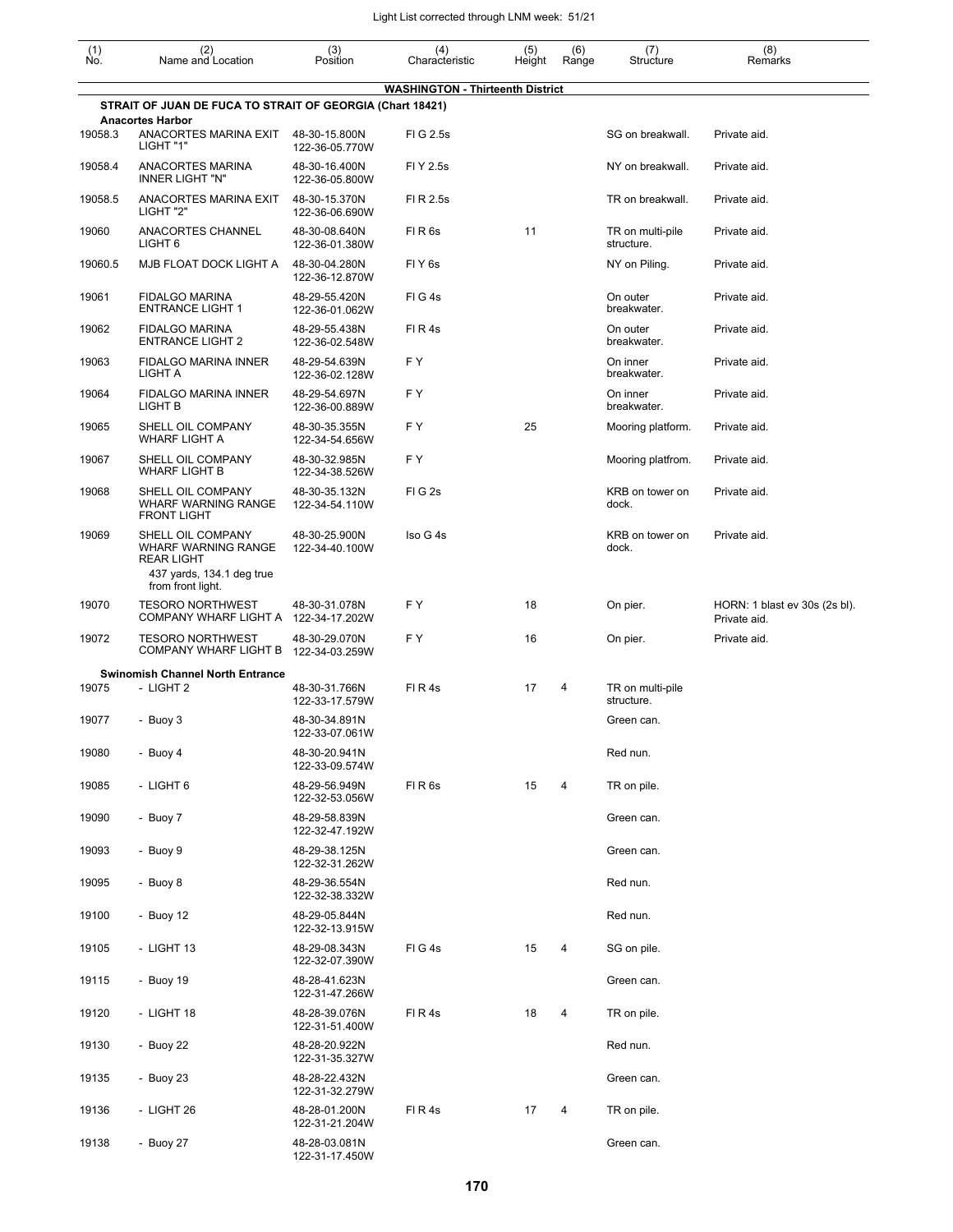| (1) No. | (2) Name and Location | (3) Position | (4) Characteristic | (5) Height | (6) Range | (7) Structure | (8) Remarks |
|---|---|---|---|---|---|---|---|
| | **WASHINGTON - Thirteenth District** | | | | | | |
| | **STRAIT OF JUAN DE FUCA TO STRAIT OF GEORGIA (Chart 18421)** | | | | | | |
| | **Anacortes Harbor** | | | | | | |
| 19058.3 | ANACORTES MARINA EXIT LIGHT "1" | 48-30-15.800N 122-36-05.770W | Fl G 2.5s | | | SG on breakwall. | Private aid. |
| 19058.4 | ANACORTES MARINA INNER LIGHT "N" | 48-30-16.400N 122-36-05.800W | Fl Y 2.5s | | | NY on breakwall. | Private aid. |
| 19058.5 | ANACORTES MARINA EXIT LIGHT "2" | 48-30-15.370N 122-36-06.690W | Fl R 2.5s | | | TR on breakwall. | Private aid. |
| 19060 | ANACORTES CHANNEL LIGHT 6 | 48-30-08.640N 122-36-01.380W | Fl R 6s | 11 | | TR on multi-pile structure. | Private aid. |
| 19060.5 | MJB FLOAT DOCK LIGHT A | 48-30-04.280N 122-36-12.870W | Fl Y 6s | | | NY on Piling. | Private aid. |
| 19061 | FIDALGO MARINA ENTRANCE LIGHT 1 | 48-29-55.420N 122-36-01.062W | Fl G 4s | | | On outer breakwater. | Private aid. |
| 19062 | FIDALGO MARINA ENTRANCE LIGHT 2 | 48-29-55.438N 122-36-02.548W | Fl R 4s | | | On outer breakwater. | Private aid. |
| 19063 | FIDALGO MARINA INNER LIGHT A | 48-29-54.639N 122-36-02.128W | F Y | | | On inner breakwater. | Private aid. |
| 19064 | FIDALGO MARINA INNER LIGHT B | 48-29-54.697N 122-36-00.889W | F Y | | | On inner breakwater. | Private aid. |
| 19065 | SHELL OIL COMPANY WHARF LIGHT A | 48-30-35.355N 122-34-54.656W | F Y | 25 | | Mooring platform. | Private aid. |
| 19067 | SHELL OIL COMPANY WHARF LIGHT B | 48-30-32.985N 122-34-38.526W | F Y | | | Mooring platfrom. | Private aid. |
| 19068 | SHELL OIL COMPANY WHARF WARNING RANGE FRONT LIGHT | 48-30-35.132N 122-34-54.110W | Fl G 2s | | | KRB on tower on dock. | Private aid. |
| 19069 | SHELL OIL COMPANY WHARF WARNING RANGE REAR LIGHT 437 yards, 134.1 deg true from front light. | 48-30-25.900N 122-34-40.100W | Iso G 4s | | | KRB on tower on dock. | Private aid. |
| 19070 | TESORO NORTHWEST COMPANY WHARF LIGHT A | 48-30-31.078N 122-34-17.202W | F Y | 18 | | On pier. | HORN: 1 blast ev 30s (2s bl). Private aid. |
| 19072 | TESORO NORTHWEST COMPANY WHARF LIGHT B | 48-30-29.070N 122-34-03.259W | F Y | 16 | | On pier. | Private aid. |
| | **Swinomish Channel North Entrance** | | | | | | |
| 19075 | - LIGHT 2 | 48-30-31.766N 122-33-17.579W | Fl R 4s | 17 | 4 | TR on multi-pile structure. | |
| 19077 | - Buoy 3 | 48-30-34.891N 122-33-07.061W | | | | Green can. | |
| 19080 | - Buoy 4 | 48-30-20.941N 122-33-09.574W | | | | Red nun. | |
| 19085 | - LIGHT 6 | 48-29-56.949N 122-32-53.056W | Fl R 6s | 15 | 4 | TR on pile. | |
| 19090 | - Buoy 7 | 48-29-58.839N 122-32-47.192W | | | | Green can. | |
| 19093 | - Buoy 9 | 48-29-38.125N 122-32-31.262W | | | | Green can. | |
| 19095 | - Buoy 8 | 48-29-36.554N 122-32-38.332W | | | | Red nun. | |
| 19100 | - Buoy 12 | 48-29-05.844N 122-32-13.915W | | | | Red nun. | |
| 19105 | - LIGHT 13 | 48-29-08.343N 122-32-07.390W | Fl G 4s | 15 | 4 | SG on pile. | |
| 19115 | - Buoy 19 | 48-28-41.623N 122-31-47.266W | | | | Green can. | |
| 19120 | - LIGHT 18 | 48-28-39.076N 122-31-51.400W | Fl R 4s | 18 | 4 | TR on pile. | |
| 19130 | - Buoy 22 | 48-28-20.922N 122-31-35.327W | | | | Red nun. | |
| 19135 | - Buoy 23 | 48-28-22.432N 122-31-32.279W | | | | Green can. | |
| 19136 | - LIGHT 26 | 48-28-01.200N 122-31-21.204W | Fl R 4s | 17 | 4 | TR on pile. | |
| 19138 | - Buoy 27 | 48-28-03.081N 122-31-17.450W | | | | Green can. | |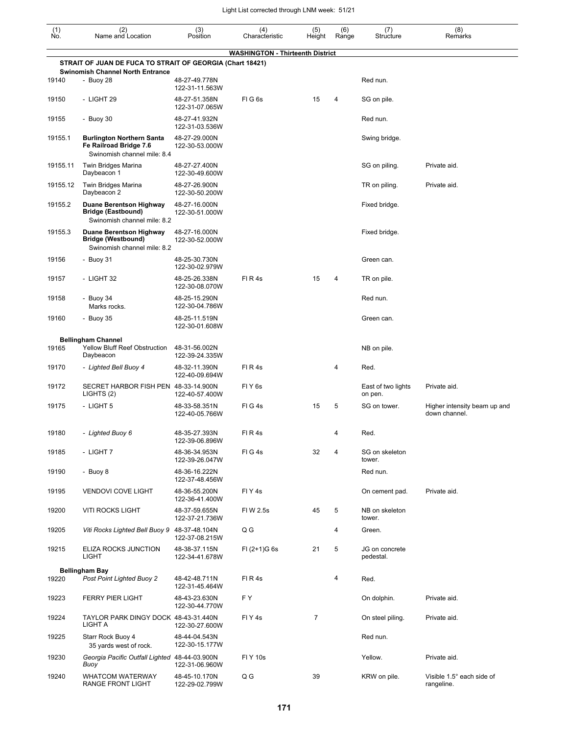| (1) No. | (2) Name and Location | (3) Position | (4) Characteristic | (5) Height | (6) Range | (7) Structure | (8) Remarks |
|---|---|---|---|---|---|---|---|
| | **WASHINGTON - Thirteenth District** | | | | | | |
| | **STRAIT OF JUAN DE FUCA TO STRAIT OF GEORGIA (Chart 18421)** | | | | | | |
| | **Swinomish Channel North Entrance** | | | | | | |
| 19140 | - Buoy 28 | 48-27-49.778N 122-31-11.563W | | | | Red nun. | |
| 19150 | - LIGHT 29 | 48-27-51.358N 122-31-07.065W | Fl G 6s | 15 | 4 | SG on pile. | |
| 19155 | - Buoy 30 | 48-27-41.932N 122-31-03.536W | | | | Red nun. | |
| 19155.1 | **Burlington Northern Santa Fe Railroad Bridge 7.6** Swinomish channel mile: 8.4 | 48-27-29.000N 122-30-53.000W | | | | Swing bridge. | |
| 19155.11 | Twin Bridges Marina Daybeacon 1 | 48-27-27.400N 122-30-49.600W | | | | SG on piling. | Private aid. |
| 19155.12 | Twin Bridges Marina Daybeacon 2 | 48-27-26.900N 122-30-50.200W | | | | TR on piling. | Private aid. |
| 19155.2 | **Duane Berentson Highway Bridge (Eastbound)** Swinomish channel mile: 8.2 | 48-27-16.000N 122-30-51.000W | | | | Fixed bridge. | |
| 19155.3 | **Duane Berentson Highway Bridge (Westbound)** Swinomish channel mile: 8.2 | 48-27-16.000N 122-30-52.000W | | | | Fixed bridge. | |
| 19156 | - Buoy 31 | 48-25-30.730N 122-30-02.979W | | | | Green can. | |
| 19157 | - LIGHT 32 | 48-25-26.338N 122-30-08.070W | Fl R 4s | 15 | 4 | TR on pile. | |
| 19158 | - Buoy 34 Marks rocks. | 48-25-15.290N 122-30-04.786W | | | | Red nun. | |
| 19160 | - Buoy 35 | 48-25-11.519N 122-30-01.608W | | | | Green can. | |
| | **Bellingham Channel** | | | | | | |
| 19165 | Yellow Bluff Reef Obstruction Daybeacon | 48-31-56.002N 122-39-24.335W | | | | NB on pile. | |
| 19170 | *- Lighted Bell Buoy 4* | 48-32-11.390N 122-40-09.694W | Fl R 4s | | 4 | Red. | |
| 19172 | SECRET HARBOR FISH PEN LIGHTS (2) | 48-33-14.900N 122-40-57.400W | Fl Y 6s | | | East of two lights on pen. | Private aid. |
| 19175 | - LIGHT 5 | 48-33-58.351N 122-40-05.766W | Fl G 4s | 15 | 5 | SG on tower. | Higher intensity beam up and down channel. |
| 19180 | *- Lighted Buoy 6* | 48-35-27.393N 122-39-06.896W | Fl R 4s | | 4 | Red. | |
| 19185 | - LIGHT 7 | 48-36-34.953N 122-39-26.047W | Fl G 4s | 32 | 4 | SG on skeleton tower. | |
| 19190 | - Buoy 8 | 48-36-16.222N 122-37-48.456W | | | | Red nun. | |
| 19195 | VENDOVI COVE LIGHT | 48-36-55.200N 122-36-41.400W | Fl Y 4s | | | On cement pad. | Private aid. |
| 19200 | VITI ROCKS LIGHT | 48-37-59.655N 122-37-21.736W | Fl W 2.5s | 45 | 5 | NB on skeleton tower. | |
| 19205 | *Viti Rocks Lighted Bell Buoy 9* | 48-37-48.104N 122-37-08.215W | Q G | | 4 | Green. | |
| 19215 | ELIZA ROCKS JUNCTION LIGHT | 48-38-37.115N 122-34-41.678W | Fl (2+1)G 6s | 21 | 5 | JG on concrete pedestal. | |
| | **Bellingham Bay** | | | | | | |
| 19220 | *Post Point Lighted Buoy 2* | 48-42-48.711N 122-31-45.464W | Fl R 4s | | 4 | Red. | |
| 19223 | FERRY PIER LIGHT | 48-43-23.630N 122-30-44.770W | F Y | | | On dolphin. | Private aid. |
| 19224 | TAYLOR PARK DINGY DOCK LIGHT A | 48-43-31.440N 122-30-27.600W | Fl Y 4s | 7 | | On steel piling. | Private aid. |
| 19225 | Starr Rock Buoy 4 35 yards west of rock. | 48-44-04.543N 122-30-15.177W | | | | Red nun. | |
| 19230 | *Georgia Pacific Outfall Lighted Buoy* | 48-44-03.900N 122-31-06.960W | Fl Y 10s | | | Yellow. | Private aid. |
| 19240 | WHATCOM WATERWAY RANGE FRONT LIGHT | 48-45-10.170N 122-29-02.799W | Q G | 39 | | KRW on pile. | Visible 1.5° each side of rangeline. |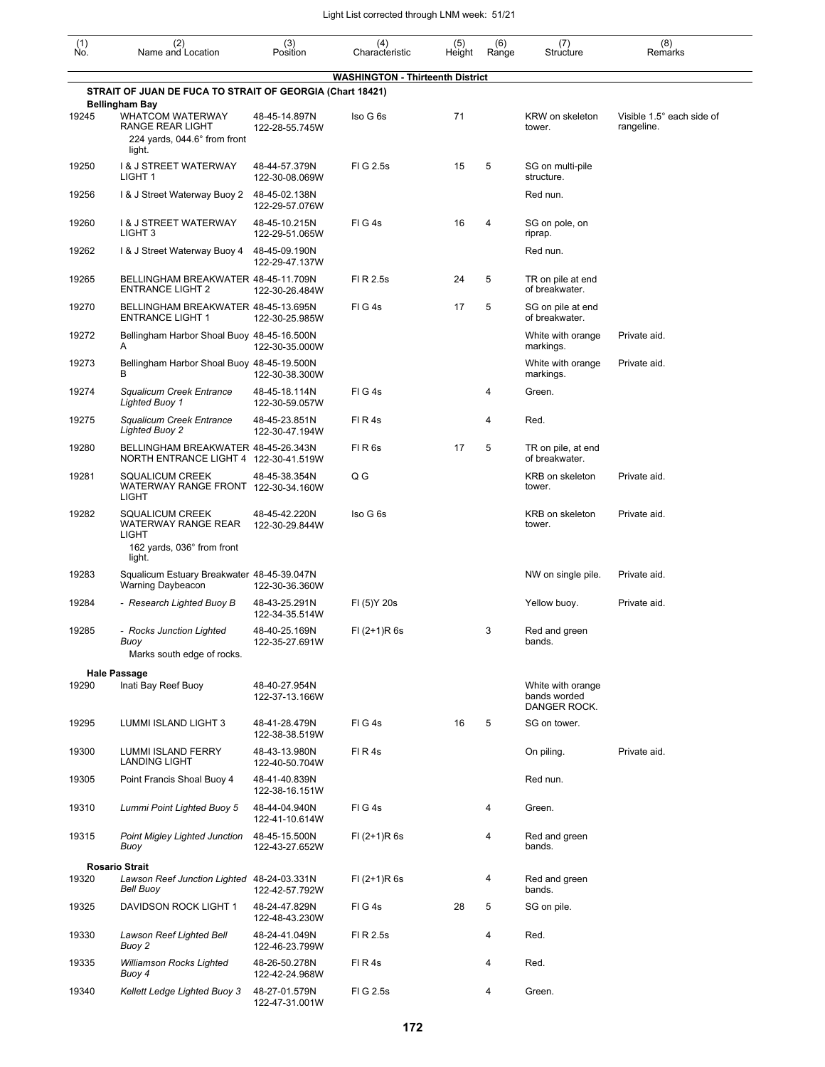| (1) No. | (2) Name and Location | (3) Position | (4) Characteristic | (5) Height | (6) Range | (7) Structure | (8) Remarks |
|---|---|---|---|---|---|---|---|
| | **WASHINGTON - Thirteenth District** | | | | | | |
| | **STRAIT OF JUAN DE FUCA TO STRAIT OF GEORGIA (Chart 18421)** | | | | | | |
| | **Bellingham Bay** | | | | | | |
| 19245 | WHATCOM WATERWAY RANGE REAR LIGHT<br>224 yards, 044.6° from front light. | 48-45-14.897N<br>122-28-55.745W | Iso G 6s | 71 | | KRW on skeleton tower. | Visible 1.5° each side of rangeline. |
| 19250 | I & J STREET WATERWAY LIGHT 1 | 48-44-57.379N<br>122-30-08.069W | Fl G 2.5s | 15 | 5 | SG on multi-pile structure. | |
| 19256 | I & J Street Waterway Buoy 2 | 48-45-02.138N<br>122-29-57.076W | | | | Red nun. | |
| 19260 | I & J STREET WATERWAY LIGHT 3 | 48-45-10.215N<br>122-29-51.065W | Fl G 4s | 16 | 4 | SG on pole, on riprap. | |
| 19262 | I & J Street Waterway Buoy 4 | 48-45-09.190N<br>122-29-47.137W | | | | Red nun. | |
| 19265 | BELLINGHAM BREAKWATER ENTRANCE LIGHT 2 | 48-45-11.709N<br>122-30-26.484W | Fl R 2.5s | 24 | 5 | TR on pile at end of breakwater. | |
| 19270 | BELLINGHAM BREAKWATER ENTRANCE LIGHT 1 | 48-45-13.695N<br>122-30-25.985W | Fl G 4s | 17 | 5 | SG on pile at end of breakwater. | |
| 19272 | Bellingham Harbor Shoal Buoy A | 48-45-16.500N<br>122-30-35.000W | | | | White with orange markings. | Private aid. |
| 19273 | Bellingham Harbor Shoal Buoy B | 48-45-19.500N<br>122-30-38.300W | | | | White with orange markings. | Private aid. |
| 19274 | *Squalicum Creek Entrance Lighted Buoy 1* | 48-45-18.114N<br>122-30-59.057W | Fl G 4s | | 4 | Green. | |
| 19275 | *Squalicum Creek Entrance Lighted Buoy 2* | 48-45-23.851N<br>122-30-47.194W | Fl R 4s | | 4 | Red. | |
| 19280 | BELLINGHAM BREAKWATER NORTH ENTRANCE LIGHT 4 | 48-45-26.343N<br>122-30-41.519W | Fl R 6s | 17 | 5 | TR on pile, at end of breakwater. | |
| 19281 | SQUALICUM CREEK WATERWAY RANGE FRONT LIGHT | 48-45-38.354N<br>122-30-34.160W | Q G | | | KRB on skeleton tower. | Private aid. |
| 19282 | SQUALICUM CREEK WATERWAY RANGE REAR LIGHT<br>162 yards, 036° from front light. | 48-45-42.220N<br>122-30-29.844W | Iso G 6s | | | KRB on skeleton tower. | Private aid. |
| 19283 | Squalicum Estuary Breakwater Warning Daybeacon | 48-45-39.047N<br>122-30-36.360W | | | | NW on single pile. | Private aid. |
| 19284 | - *Research Lighted Buoy B* | 48-43-25.291N<br>122-34-35.514W | Fl (5)Y 20s | | | Yellow buoy. | Private aid. |
| 19285 | - *Rocks Junction Lighted Buoy*<br>Marks south edge of rocks. | 48-40-25.169N<br>122-35-27.691W | Fl (2+1)R 6s | | 3 | Red and green bands. | |
| | **Hale Passage** | | | | | | |
| 19290 | Inati Bay Reef Buoy | 48-40-27.954N<br>122-37-13.166W | | | | White with orange bands worded DANGER ROCK. | |
| 19295 | LUMMI ISLAND LIGHT 3 | 48-41-28.479N<br>122-38-38.519W | Fl G 4s | 16 | 5 | SG on tower. | |
| 19300 | LUMMI ISLAND FERRY LANDING LIGHT | 48-43-13.980N<br>122-40-50.704W | Fl R 4s | | | On piling. | Private aid. |
| 19305 | Point Francis Shoal Buoy 4 | 48-41-40.839N<br>122-38-16.151W | | | | Red nun. | |
| 19310 | *Lummi Point Lighted Buoy 5* | 48-44-04.940N<br>122-41-10.614W | Fl G 4s | | 4 | Green. | |
| 19315 | *Point Migley Lighted Junction Buoy* | 48-45-15.500N<br>122-43-27.652W | Fl (2+1)R 6s | | 4 | Red and green bands. | |
| | **Rosario Strait** | | | | | | |
| 19320 | *Lawson Reef Junction Lighted Bell Buoy* | 48-24-03.331N<br>122-42-57.792W | Fl (2+1)R 6s | | 4 | Red and green bands. | |
| 19325 | DAVIDSON ROCK LIGHT 1 | 48-24-47.829N<br>122-48-43.230W | Fl G 4s | 28 | 5 | SG on pile. | |
| 19330 | *Lawson Reef Lighted Bell Buoy 2* | 48-24-41.049N<br>122-46-23.799W | Fl R 2.5s | | 4 | Red. | |
| 19335 | *Williamson Rocks Lighted Buoy 4* | 48-26-50.278N<br>122-42-24.968W | Fl R 4s | | 4 | Red. | |
| 19340 | *Kellett Ledge Lighted Buoy 3* | 48-27-01.579N<br>122-47-31.001W | Fl G 2.5s | | 4 | Green. | |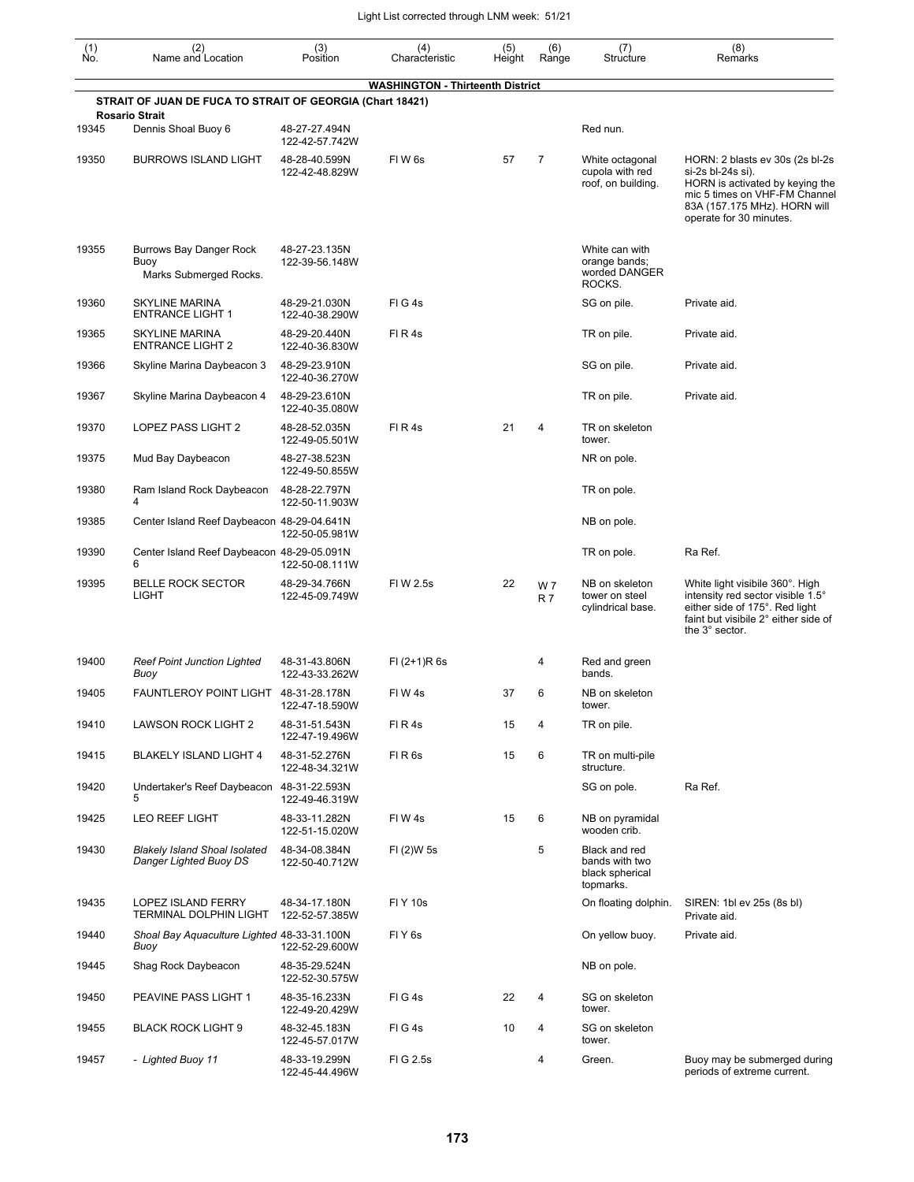Light List corrected through LNM week: 51/21

| (1) No. | (2) Name and Location | (3) Position | (4) Characteristic | (5) Height | (6) Range | (7) Structure | (8) Remarks |
|---|---|---|---|---|---|---|---|
| | **WASHINGTON - Thirteenth District** | | | | | | |
| | **STRAIT OF JUAN DE FUCA TO STRAIT OF GEORGIA (Chart 18421)** | | | | | | |
| | **Rosario Strait** | | | | | | |
| 19345 | Dennis Shoal Buoy 6 | 48-27-27.494N 122-42-57.742W | | | | Red nun. | |
| 19350 | BURROWS ISLAND LIGHT | 48-28-40.599N 122-42-48.829W | Fl W 6s | 57 | 7 | White octagonal cupola with red roof, on building. | HORN: 2 blasts ev 30s (2s bl-2s si-2s bl-24s si). HORN is activated by keying the mic 5 times on VHF-FM Channel 83A (157.175 MHz). HORN will operate for 30 minutes. |
| 19355 | Burrows Bay Danger Rock Buoy Marks Submerged Rocks. | 48-27-23.135N 122-39-56.148W | | | | White can with orange bands; worded DANGER ROCKS. | |
| 19360 | SKYLINE MARINA ENTRANCE LIGHT 1 | 48-29-21.030N 122-40-38.290W | Fl G 4s | | | SG on pile. | Private aid. |
| 19365 | SKYLINE MARINA ENTRANCE LIGHT 2 | 48-29-20.440N 122-40-36.830W | Fl R 4s | | | TR on pile. | Private aid. |
| 19366 | Skyline Marina Daybeacon 3 | 48-29-23.910N 122-40-36.270W | | | | SG on pile. | Private aid. |
| 19367 | Skyline Marina Daybeacon 4 | 48-29-23.610N 122-40-35.080W | | | | TR on pile. | Private aid. |
| 19370 | LOPEZ PASS LIGHT 2 | 48-28-52.035N 122-49-05.501W | Fl R 4s | 21 | 4 | TR on skeleton tower. | |
| 19375 | Mud Bay Daybeacon | 48-27-38.523N 122-49-50.855W | | | | NR on pole. | |
| 19380 | Ram Island Rock Daybeacon 4 | 48-28-22.797N 122-50-11.903W | | | | TR on pole. | |
| 19385 | Center Island Reef Daybeacon | 48-29-04.641N 122-50-05.981W | | | | NB on pole. | |
| 19390 | Center Island Reef Daybeacon 6 | 48-29-05.091N 122-50-08.111W | | | | TR on pole. | Ra Ref. |
| 19395 | BELLE ROCK SECTOR LIGHT | 48-29-34.766N 122-45-09.749W | Fl W 2.5s | 22 | W 7 R 7 | NB on skeleton tower on steel cylindrical base. | White light visibile 360°. High intensity red sector visible 1.5° either side of 175°. Red light faint but visibile 2° either side of the 3° sector. |
| 19400 | *Reef Point Junction Lighted Buoy* | 48-31-43.806N 122-43-33.262W | Fl (2+1)R 6s | | 4 | Red and green bands. | |
| 19405 | FAUNTLEROY POINT LIGHT | 48-31-28.178N 122-47-18.590W | Fl W 4s | 37 | 6 | NB on skeleton tower. | |
| 19410 | LAWSON ROCK LIGHT 2 | 48-31-51.543N 122-47-19.496W | Fl R 4s | 15 | 4 | TR on pile. | |
| 19415 | BLAKELY ISLAND LIGHT 4 | 48-31-52.276N 122-48-34.321W | Fl R 6s | 15 | 6 | TR on multi-pile structure. | |
| 19420 | Undertaker's Reef Daybeacon 5 | 48-31-22.593N 122-49-46.319W | | | | SG on pole. | Ra Ref. |
| 19425 | LEO REEF LIGHT | 48-33-11.282N 122-51-15.020W | Fl W 4s | 15 | 6 | NB on pyramidal wooden crib. | |
| 19430 | *Blakely Island Shoal Isolated Danger Lighted Buoy DS* | 48-34-08.384N 122-50-40.712W | Fl (2)W 5s | | 5 | Black and red bands with two black spherical topmarks. | |
| 19435 | LOPEZ ISLAND FERRY TERMINAL DOLPHIN LIGHT | 48-34-17.180N 122-52-57.385W | Fl Y 10s | | | On floating dolphin. | SIREN: 1bl ev 25s (8s bl) Private aid. |
| 19440 | *Shoal Bay Aquaculture Lighted Buoy* | 48-33-31.100N 122-52-29.600W | Fl Y 6s | | | On yellow buoy. | Private aid. |
| 19445 | Shag Rock Daybeacon | 48-35-29.524N 122-52-30.575W | | | | NB on pole. | |
| 19450 | PEAVINE PASS LIGHT 1 | 48-35-16.233N 122-49-20.429W | Fl G 4s | 22 | 4 | SG on skeleton tower. | |
| 19455 | BLACK ROCK LIGHT 9 | 48-32-45.183N 122-45-57.017W | Fl G 4s | 10 | 4 | SG on skeleton tower. | |
| 19457 | *- Lighted Buoy 11* | 48-33-19.299N 122-45-44.496W | Fl G 2.5s | | 4 | Green. | Buoy may be submerged during periods of extreme current. |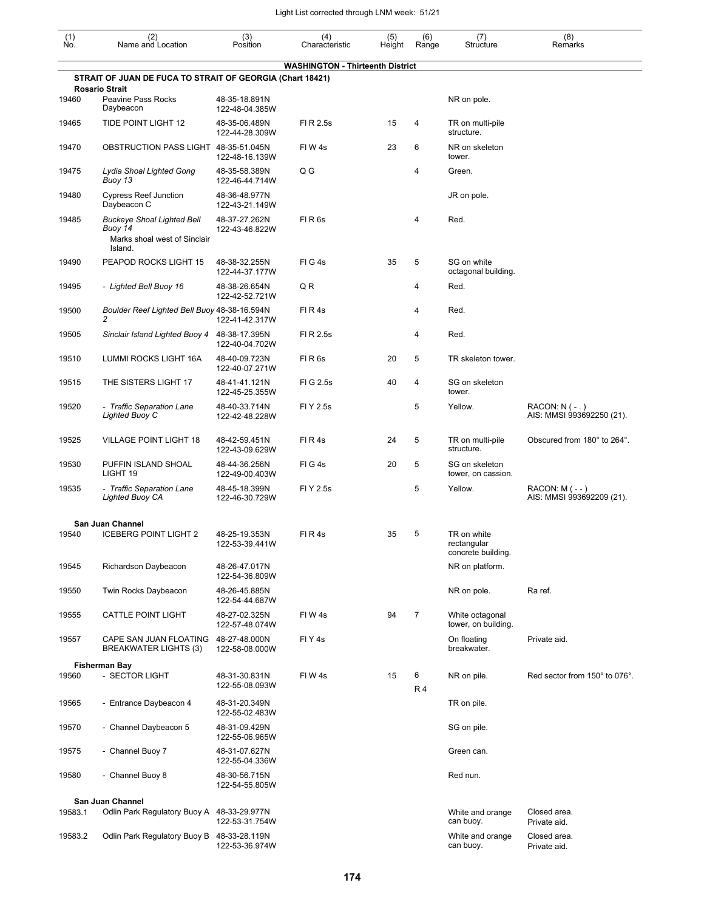| (1) No. | (2) Name and Location | (3) Position | (4) Characteristic | (5) Height | (6) Range | (7) Structure | (8) Remarks |
|---|---|---|---|---|---|---|---|
| | **WASHINGTON - Thirteenth District** | | | | | | |
| | **STRAIT OF JUAN DE FUCA TO STRAIT OF GEORGIA (Chart 18421)** | | | | | | |
| | **Rosario Strait** | | | | | | |
| 19460 | Peavine Pass Rocks Daybeacon | 48-35-18.891N 122-48-04.385W | | | | NR on pole. | |
| 19465 | TIDE POINT LIGHT 12 | 48-35-06.489N 122-44-28.309W | Fl R 2.5s | 15 | 4 | TR on multi-pile structure. | |
| 19470 | OBSTRUCTION PASS LIGHT | 48-35-51.045N 122-48-16.139W | Fl W 4s | 23 | 6 | NR on skeleton tower. | |
| 19475 | *Lydia Shoal Lighted Gong Buoy 13* | 48-35-58.389N 122-46-44.714W | Q G | | 4 | Green. | |
| 19480 | Cypress Reef Junction Daybeacon C | 48-36-48.977N 122-43-21.149W | | | | JR on pole. | |
| 19485 | *Buckeye Shoal Lighted Bell Buoy 14* Marks shoal west of Sinclair Island. | 48-37-27.262N 122-43-46.822W | Fl R 6s | | 4 | Red. | |
| 19490 | PEAPOD ROCKS LIGHT 15 | 48-38-32.255N 122-44-37.177W | Fl G 4s | 35 | 5 | SG on white octagonal building. | |
| 19495 | *- Lighted Bell Buoy 16* | 48-38-26.654N 122-42-52.721W | Q R | | 4 | Red. | |
| 19500 | *Boulder Reef Lighted Bell Buoy 2* | 48-38-16.594N 122-41-42.317W | Fl R 4s | | 4 | Red. | |
| 19505 | *Sinclair Island Lighted Buoy 4* | 48-38-17.395N 122-40-04.702W | Fl R 2.5s | | 4 | Red. | |
| 19510 | LUMMI ROCKS LIGHT 16A | 48-40-09.723N 122-40-07.271W | Fl R 6s | 20 | 5 | TR skeleton tower. | |
| 19515 | THE SISTERS LIGHT 17 | 48-41-41.121N 122-45-25.355W | Fl G 2.5s | 40 | 4 | SG on skeleton tower. | |
| 19520 | *- Traffic Separation Lane Lighted Buoy C* | 48-40-33.714N 122-42-48.228W | Fl Y 2.5s | | 5 | Yellow. | RACON: N ( - . ) AIS: MMSI 993692250 (21). |
| 19525 | VILLAGE POINT LIGHT 18 | 48-42-59.451N 122-43-09.629W | Fl R 4s | 24 | 5 | TR on multi-pile structure. | Obscured from 180° to 264°. |
| 19530 | PUFFIN ISLAND SHOAL LIGHT 19 | 48-44-36.256N 122-49-00.403W | Fl G 4s | 20 | 5 | SG on skeleton tower, on cassion. | |
| 19535 | *- Traffic Separation Lane Lighted Buoy CA* | 48-45-18.399N 122-46-30.729W | Fl Y 2.5s | | 5 | Yellow. | RACON: M ( - - ) AIS: MMSI 993692209 (21). |
| | **San Juan Channel** | | | | | | |
| 19540 | ICEBERG POINT LIGHT 2 | 48-25-19.353N 122-53-39.441W | Fl R 4s | 35 | 5 | TR on white rectangular concrete building. | |
| 19545 | Richardson Daybeacon | 48-26-47.017N 122-54-36.809W | | | | NR on platform. | |
| 19550 | Twin Rocks Daybeacon | 48-26-45.885N 122-54-44.687W | | | | NR on pole. | Ra ref. |
| 19555 | CATTLE POINT LIGHT | 48-27-02.325N 122-57-48.074W | Fl W 4s | 94 | 7 | White octagonal tower, on building. | |
| 19557 | CAPE SAN JUAN FLOATING BREAKWATER LIGHTS (3) | 48-27-48.000N 122-58-08.000W | Fl Y 4s | | | On floating breakwater. | Private aid. |
| | **Fisherman Bay** | | | | | | |
| 19560 | - SECTOR LIGHT | 48-31-30.831N 122-55-08.093W | Fl W 4s | 15 | 6 R 4 | NR on pile. | Red sector from 150° to 076°. |
| 19565 | - Entrance Daybeacon 4 | 48-31-20.349N 122-55-02.483W | | | | TR on pile. | |
| 19570 | - Channel Daybeacon 5 | 48-31-09.429N 122-55-06.965W | | | | SG on pile. | |
| 19575 | - Channel Buoy 7 | 48-31-07.627N 122-55-04.336W | | | | Green can. | |
| 19580 | - Channel Buoy 8 | 48-30-56.715N 122-54-55.805W | | | | Red nun. | |
| | **San Juan Channel** | | | | | | |
| 19583.1 | Odlin Park Regulatory Buoy A | 48-33-29.977N 122-53-31.754W | | | | White and orange can buoy. | Closed area. Private aid. |
| 19583.2 | Odlin Park Regulatory Buoy B | 48-33-28.119N 122-53-36.974W | | | | White and orange can buoy. | Closed area. Private aid. |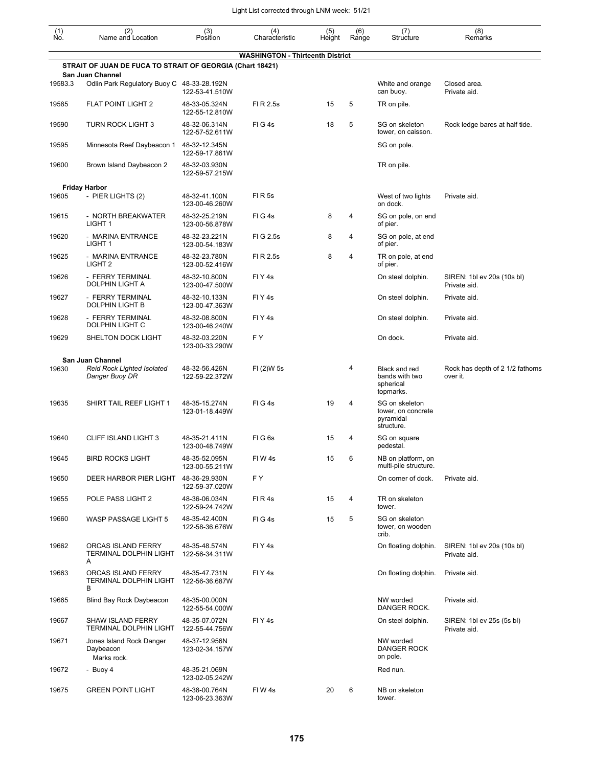| (1) No. | (2) Name and Location | (3) Position | (4) Characteristic | (5) Height | (6) Range | (7) Structure | (8) Remarks |
|---|---|---|---|---|---|---|---|
| | **WASHINGTON - Thirteenth District** | | | | | | |
| | **STRAIT OF JUAN DE FUCA TO STRAIT OF GEORGIA (Chart 18421)** | | | | | | |
| | **San Juan Channel** | | | | | | |
| 19583.3 | Odlin Park Regulatory Buoy C | 48-33-28.192N 122-53-41.510W | | | | White and orange can buoy. | Closed area. Private aid. |
| 19585 | FLAT POINT LIGHT 2 | 48-33-05.324N 122-55-12.810W | Fl R 2.5s | 15 | 5 | TR on pile. | |
| 19590 | TURN ROCK LIGHT 3 | 48-32-06.314N 122-57-52.611W | Fl G 4s | 18 | 5 | SG on skeleton tower, on caisson. | Rock ledge bares at half tide. |
| 19595 | Minnesota Reef Daybeacon 1 | 48-32-12.345N 122-59-17.861W | | | | SG on pole. | |
| 19600 | Brown Island Daybeacon 2 | 48-32-03.930N 122-59-57.215W | | | | TR on pile. | |
| | **Friday Harbor** | | | | | | |
| 19605 | - PIER LIGHTS (2) | 48-32-41.100N 123-00-46.260W | Fl R 5s | | | West of two lights on dock. | Private aid. |
| 19615 | - NORTH BREAKWATER LIGHT 1 | 48-32-25.219N 123-00-56.878W | Fl G 4s | 8 | 4 | SG on pole, on end of pier. | |
| 19620 | - MARINA ENTRANCE LIGHT 1 | 48-32-23.221N 123-00-54.183W | Fl G 2.5s | 8 | 4 | SG on pole, at end of pier. | |
| 19625 | - MARINA ENTRANCE LIGHT 2 | 48-32-23.780N 123-00-52.416W | Fl R 2.5s | 8 | 4 | TR on pole, at end of pier. | |
| 19626 | - FERRY TERMINAL DOLPHIN LIGHT A | 48-32-10.800N 123-00-47.500W | Fl Y 4s | | | On steel dolphin. | SIREN: 1bl ev 20s (10s bl) Private aid. |
| 19627 | - FERRY TERMINAL DOLPHIN LIGHT B | 48-32-10.133N 123-00-47.363W | Fl Y 4s | | | On steel dolphin. | Private aid. |
| 19628 | - FERRY TERMINAL DOLPHIN LIGHT C | 48-32-08.800N 123-00-46.240W | Fl Y 4s | | | On steel dolphin. | Private aid. |
| 19629 | SHELTON DOCK LIGHT | 48-32-03.220N 123-00-33.290W | F Y | | | On dock. | Private aid. |
| | **San Juan Channel** | | | | | | |
| 19630 | *Reid Rock Lighted Isolated Danger Buoy DR* | 48-32-56.426N 122-59-22.372W | Fl (2)W 5s | | 4 | Black and red bands with two spherical topmarks. | Rock has depth of 2 1/2 fathoms over it. |
| 19635 | SHIRT TAIL REEF LIGHT 1 | 48-35-15.274N 123-01-18.449W | Fl G 4s | 19 | 4 | SG on skeleton tower, on concrete pyramidal structure. | |
| 19640 | CLIFF ISLAND LIGHT 3 | 48-35-21.411N 123-00-48.749W | Fl G 6s | 15 | 4 | SG on square pedestal. | |
| 19645 | BIRD ROCKS LIGHT | 48-35-52.095N 123-00-55.211W | Fl W 4s | 15 | 6 | NB on platform, on multi-pile structure. | |
| 19650 | DEER HARBOR PIER LIGHT | 48-36-29.930N 122-59-37.020W | F Y | | | On corner of dock. | Private aid. |
| 19655 | POLE PASS LIGHT 2 | 48-36-06.034N 122-59-24.742W | Fl R 4s | 15 | 4 | TR on skeleton tower. | |
| 19660 | WASP PASSAGE LIGHT 5 | 48-35-42.400N 122-58-36.676W | Fl G 4s | 15 | 5 | SG on skeleton tower, on wooden crib. | |
| 19662 | ORCAS ISLAND FERRY TERMINAL DOLPHIN LIGHT A | 48-35-48.574N 122-56-34.311W | Fl Y 4s | | | On floating dolphin. | SIREN: 1bl ev 20s (10s bl) Private aid. |
| 19663 | ORCAS ISLAND FERRY TERMINAL DOLPHIN LIGHT B | 48-35-47.731N 122-56-36.687W | Fl Y 4s | | | On floating dolphin. | Private aid. |
| 19665 | Blind Bay Rock Daybeacon | 48-35-00.000N 122-55-54.000W | | | | NW worded DANGER ROCK. | Private aid. |
| 19667 | SHAW ISLAND FERRY TERMINAL DOLPHIN LIGHT | 48-35-07.072N 122-55-44.756W | Fl Y 4s | | | On steel dolphin. | SIREN: 1bl ev 25s (5s bl) Private aid. |
| 19671 | Jones Island Rock Danger Daybeacon Marks rock. | 48-37-12.956N 123-02-34.157W | | | | NW worded DANGER ROCK on pole. | |
| 19672 | - Buoy 4 | 48-35-21.069N 123-02-05.242W | | | | Red nun. | |
| 19675 | GREEN POINT LIGHT | 48-38-00.764N 123-06-23.363W | Fl W 4s | 20 | 6 | NB on skeleton tower. | |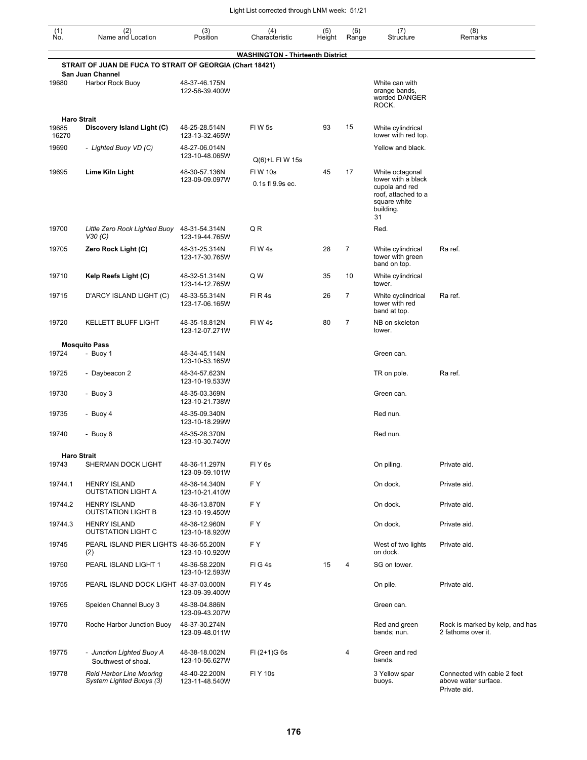| (1) No. | (2) Name and Location | (3) Position | (4) Characteristic | (5) Height | (6) Range | (7) Structure | (8) Remarks |
|---|---|---|---|---|---|---|---|
| | **WASHINGTON - Thirteenth District** | | | | | | |
| | **STRAIT OF JUAN DE FUCA TO STRAIT OF GEORGIA (Chart 18421)** | | | | | | |
| | **San Juan Channel** | | | | | | |
| 19680 | Harbor Rock Buoy | 48-37-46.175N 122-58-39.400W | | | | White can with orange bands, worded DANGER ROCK. | |
| | **Haro Strait** | | | | | | |
| 19685 16270 | **Discovery Island Light (C)** | 48-25-28.514N 123-13-32.465W | Fl W 5s | 93 | 15 | White cylindrical tower with red top. | |
| 19690 | *- Lighted Buoy VD (C)* | 48-27-06.014N 123-10-48.065W | Q(6)+L Fl W 15s | | | Yellow and black. | |
| 19695 | **Lime Kiln Light** | 48-30-57.136N 123-09-09.097W | Fl W 10s 0.1s fl 9.9s ec. | 45 | 17 | White octagonal tower with a black cupola and red roof, attached to a square white building. 31 | |
| 19700 | *Little Zero Rock Lighted Buoy V30 (C)* | 48-31-54.314N 123-19-44.765W | Q R | | | Red. | |
| 19705 | **Zero Rock Light (C)** | 48-31-25.314N 123-17-30.765W | Fl W 4s | 28 | 7 | White cylindrical tower with green band on top. | Ra ref. |
| 19710 | **Kelp Reefs Light (C)** | 48-32-51.314N 123-14-12.765W | Q W | 35 | 10 | White cylindrical tower. | |
| 19715 | D'ARCY ISLAND LIGHT (C) | 48-33-55.314N 123-17-06.165W | Fl R 4s | 26 | 7 | White cyclindrical tower with red band at top. | Ra ref. |
| 19720 | KELLETT BLUFF LIGHT | 48-35-18.812N 123-12-07.271W | Fl W 4s | 80 | 7 | NB on skeleton tower. | |
| | **Mosquito Pass** | | | | | | |
| 19724 | - Buoy 1 | 48-34-45.114N 123-10-53.165W | | | | Green can. | |
| 19725 | - Daybeacon 2 | 48-34-57.623N 123-10-19.533W | | | | TR on pole. | Ra ref. |
| 19730 | - Buoy 3 | 48-35-03.369N 123-10-21.738W | | | | Green can. | |
| 19735 | - Buoy 4 | 48-35-09.340N 123-10-18.299W | | | | Red nun. | |
| 19740 | - Buoy 6 | 48-35-28.370N 123-10-30.740W | | | | Red nun. | |
| | **Haro Strait** | | | | | | |
| 19743 | SHERMAN DOCK LIGHT | 48-36-11.297N 123-09-59.101W | Fl Y 6s | | | On piling. | Private aid. |
| 19744.1 | HENRY ISLAND OUTSTATION LIGHT A | 48-36-14.340N 123-10-21.410W | F Y | | | On dock. | Private aid. |
| 19744.2 | HENRY ISLAND OUTSTATION LIGHT B | 48-36-13.870N 123-10-19.450W | F Y | | | On dock. | Private aid. |
| 19744.3 | HENRY ISLAND OUTSTATION LIGHT C | 48-36-12.960N 123-10-18.920W | F Y | | | On dock. | Private aid. |
| 19745 | PEARL ISLAND PIER LIGHTS (2) | 48-36-55.200N 123-10-10.920W | F Y | | | West of two lights on dock. | Private aid. |
| 19750 | PEARL ISLAND LIGHT 1 | 48-36-58.220N 123-10-12.593W | Fl G 4s | 15 | 4 | SG on tower. | |
| 19755 | PEARL ISLAND DOCK LIGHT | 48-37-03.000N 123-09-39.400W | Fl Y 4s | | | On pile. | Private aid. |
| 19765 | Speiden Channel Buoy 3 | 48-38-04.886N 123-09-43.207W | | | | Green can. | |
| 19770 | Roche Harbor Junction Buoy | 48-37-30.274N 123-09-48.011W | | | | Red and green bands; nun. | Rock is marked by kelp, and has 2 fathoms over it. |
| 19775 | *- Junction Lighted Buoy A* Southwest of shoal. | 48-38-18.002N 123-10-56.627W | Fl (2+1)G 6s | | 4 | Green and red bands. | |
| 19778 | *Reid Harbor Line Mooring System Lighted Buoys (3)* | 48-40-22.200N 123-11-48.540W | Fl Y 10s | | | 3 Yellow spar buoys. | Connected with cable 2 feet above water surface. Private aid. |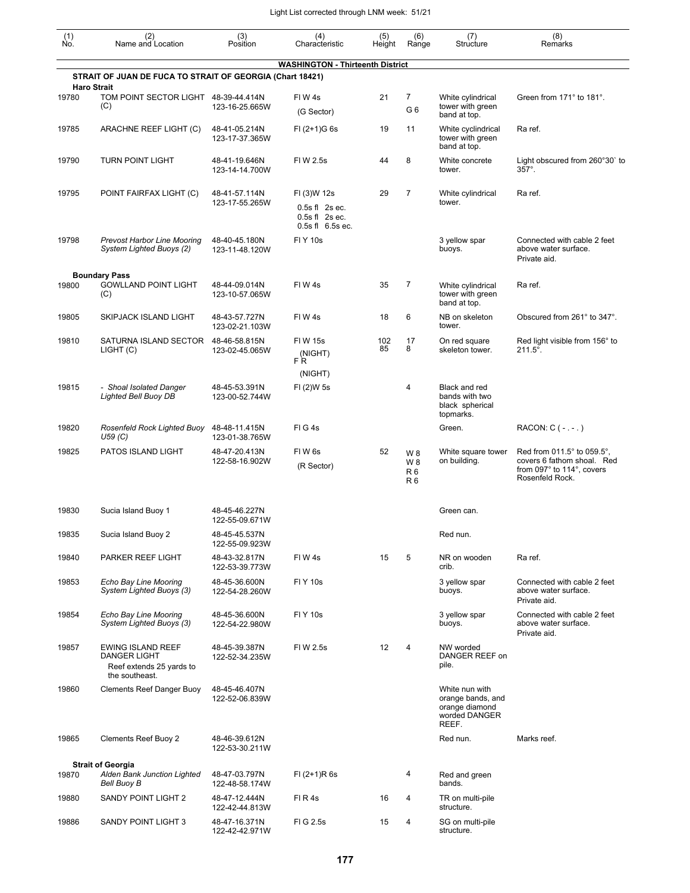| (1) No. | (2) Name and Location | (3) Position | (4) Characteristic | (5) Height | (6) Range | (7) Structure | (8) Remarks |
|---|---|---|---|---|---|---|---|
| | **WASHINGTON - Thirteenth District** | | | | | | |
| | **STRAIT OF JUAN DE FUCA TO STRAIT OF GEORGIA (Chart 18421)** | | | | | | |
| | **Haro Strait** | | | | | | |
| 19780 | TOM POINT SECTOR LIGHT (C) | 48-39-44.414N 123-16-25.665W | Fl W 4s (G Sector) | 21 | 7 G 6 | White cylindrical tower with green band at top. | Green from 171° to 181°. |
| 19785 | ARACHNE REEF LIGHT (C) | 48-41-05.214N 123-17-37.365W | Fl (2+1)G 6s | 19 | 11 | White cyclindrical tower with green band at top. | Ra ref. |
| 19790 | TURN POINT LIGHT | 48-41-19.646N 123-14-14.700W | Fl W 2.5s | 44 | 8 | White concrete tower. | Light obscured from 260°30` to 357°. |
| 19795 | POINT FAIRFAX LIGHT (C) | 48-41-57.114N 123-17-55.265W | Fl (3)W 12s 0.5s fl 2s ec. 0.5s fl 2s ec. 0.5s fl 6.5s ec. | 29 | 7 | White cylindrical tower. | Ra ref. |
| 19798 | *Prevost Harbor Line Mooring System Lighted Buoys (2)* | 48-40-45.180N 123-11-48.120W | Fl Y 10s | | | 3 yellow spar buoys. | Connected with cable 2 feet above water surface. Private aid. |
| | **Boundary Pass** | | | | | | |
| 19800 | GOWLLAND POINT LIGHT (C) | 48-44-09.014N 123-10-57.065W | Fl W 4s | 35 | 7 | White cylindrical tower with green band at top. | Ra ref. |
| 19805 | SKIPJACK ISLAND LIGHT | 48-43-57.727N 123-02-21.103W | Fl W 4s | 18 | 6 | NB on skeleton tower. | Obscured from 261° to 347°. |
| 19810 | SATURNA ISLAND SECTOR LIGHT (C) | 48-46-58.815N 123-02-45.065W | Fl W 15s (NIGHT) F R (NIGHT) | 102 85 | 17 8 | On red square skeleton tower. | Red light visible from 156° to 211.5°. |
| 19815 | - *Shoal Isolated Danger Lighted Bell Buoy DB* | 48-45-53.391N 123-00-52.744W | Fl (2)W 5s | | 4 | Black and red bands with two black spherical topmarks. | |
| 19820 | *Rosenfeld Rock Lighted Buoy U59 (C)* | 48-48-11.415N 123-01-38.765W | Fl G 4s | | | Green. | RACON: C ( - . - . ) |
| 19825 | PATOS ISLAND LIGHT | 48-47-20.413N 122-58-16.902W | Fl W 6s (R Sector) | 52 | W 8 W 8 R 6 R 6 | White square tower on building. | Red from 011.5° to 059.5°, covers 6 fathom shoal. Red from 097° to 114°, covers Rosenfeld Rock. |
| 19830 | Sucia Island Buoy 1 | 48-45-46.227N 122-55-09.671W | | | | Green can. | |
| 19835 | Sucia Island Buoy 2 | 48-45-45.537N 122-55-09.923W | | | | Red nun. | |
| 19840 | PARKER REEF LIGHT | 48-43-32.817N 122-53-39.773W | Fl W 4s | 15 | 5 | NR on wooden crib. | Ra ref. |
| 19853 | *Echo Bay Line Mooring System Lighted Buoys (3)* | 48-45-36.600N 122-54-28.260W | Fl Y 10s | | | 3 yellow spar buoys. | Connected with cable 2 feet above water surface. Private aid. |
| 19854 | *Echo Bay Line Mooring System Lighted Buoys (3)* | 48-45-36.600N 122-54-22.980W | Fl Y 10s | | | 3 yellow spar buoys. | Connected with cable 2 feet above water surface. Private aid. |
| 19857 | EWING ISLAND REEF DANGER LIGHT Reef extends 25 yards to the southeast. | 48-45-39.387N 122-52-34.235W | Fl W 2.5s | 12 | 4 | NW worded DANGER REEF on pile. | |
| 19860 | Clements Reef Danger Buoy | 48-45-46.407N 122-52-06.839W | | | | White nun with orange bands, and orange diamond worded DANGER REEF. | |
| 19865 | Clements Reef Buoy 2 | 48-46-39.612N 122-53-30.211W | | | | Red nun. | Marks reef. |
| | **Strait of Georgia** | | | | | | |
| 19870 | *Alden Bank Junction Lighted Bell Buoy B* | 48-47-03.797N 122-48-58.174W | Fl (2+1)R 6s | | 4 | Red and green bands. | |
| 19880 | SANDY POINT LIGHT 2 | 48-47-12.444N 122-42-44.813W | Fl R 4s | 16 | 4 | TR on multi-pile structure. | |
| 19886 | SANDY POINT LIGHT 3 | 48-47-16.371N 122-42-42.971W | Fl G 2.5s | 15 | 4 | SG on multi-pile structure. | |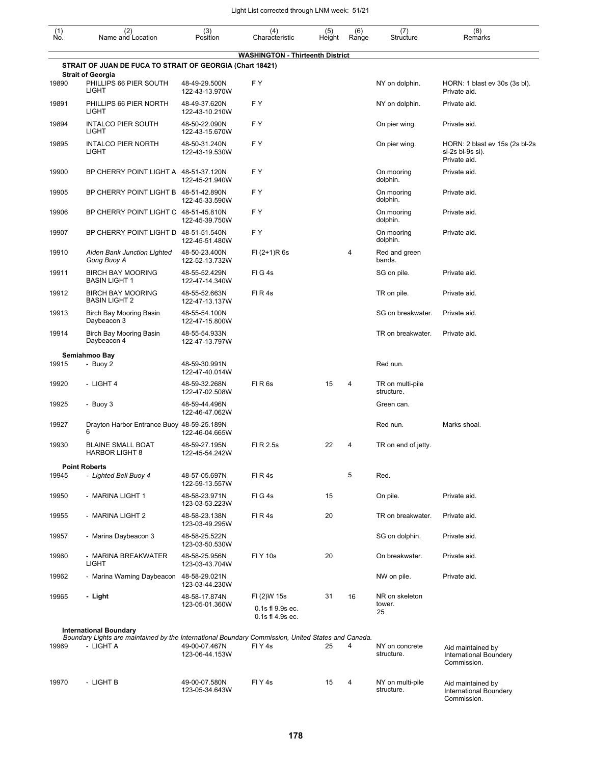Light List corrected through LNM week: 51/21

| (1) No. | (2) Name and Location | (3) Position | (4) Characteristic | (5) Height | (6) Range | (7) Structure | (8) Remarks |
|---|---|---|---|---|---|---|---|
| | **WASHINGTON - Thirteenth District** | | | | | | |
| | **STRAIT OF JUAN DE FUCA TO STRAIT OF GEORGIA (Chart 18421)** | | | | | | |
| | **Strait of Georgia** | | | | | | |
| 19890 | PHILLIPS 66 PIER SOUTH LIGHT | 48-49-29.500N 122-43-13.970W | F Y | | | NY on dolphin. | HORN: 1 blast ev 30s (3s bl). Private aid. |
| 19891 | PHILLIPS 66 PIER NORTH LIGHT | 48-49-37.620N 122-43-10.210W | F Y | | | NY on dolphin. | Private aid. |
| 19894 | INTALCO PIER SOUTH LIGHT | 48-50-22.090N 122-43-15.670W | F Y | | | On pier wing. | Private aid. |
| 19895 | INTALCO PIER NORTH LIGHT | 48-50-31.240N 122-43-19.530W | F Y | | | On pier wing. | HORN: 2 blast ev 15s (2s bl-2s si-2s bl-9s si). Private aid. |
| 19900 | BP CHERRY POINT LIGHT A | 48-51-37.120N 122-45-21.940W | F Y | | | On mooring dolphin. | Private aid. |
| 19905 | BP CHERRY POINT LIGHT B | 48-51-42.890N 122-45-33.590W | F Y | | | On mooring dolphin. | Private aid. |
| 19906 | BP CHERRY POINT LIGHT C | 48-51-45.810N 122-45-39.750W | F Y | | | On mooring dolphin. | Private aid. |
| 19907 | BP CHERRY POINT LIGHT D | 48-51-51.540N 122-45-51.480W | F Y | | | On mooring dolphin. | Private aid. |
| 19910 | *Alden Bank Junction Lighted Gong Buoy A* | 48-50-23.400N 122-52-13.732W | Fl (2+1)R 6s | | 4 | Red and green bands. | |
| 19911 | BIRCH BAY MOORING BASIN LIGHT 1 | 48-55-52.429N 122-47-14.340W | Fl G 4s | | | SG on pile. | Private aid. |
| 19912 | BIRCH BAY MOORING BASIN LIGHT 2 | 48-55-52.663N 122-47-13.137W | Fl R 4s | | | TR on pile. | Private aid. |
| 19913 | Birch Bay Mooring Basin Daybeacon 3 | 48-55-54.100N 122-47-15.800W | | | | SG on breakwater. | Private aid. |
| 19914 | Birch Bay Mooring Basin Daybeacon 4 | 48-55-54.933N 122-47-13.797W | | | | TR on breakwater. | Private aid. |
| | **Semiahmoo Bay** | | | | | | |
| 19915 | - Buoy 2 | 48-59-30.991N 122-47-40.014W | | | | Red nun. | |
| 19920 | - LIGHT 4 | 48-59-32.268N 122-47-02.508W | Fl R 6s | 15 | 4 | TR on multi-pile structure. | |
| 19925 | - Buoy 3 | 48-59-44.496N 122-46-47.062W | | | | Green can. | |
| 19927 | Drayton Harbor Entrance Buoy 6 | 48-59-25.189N 122-46-04.665W | | | | Red nun. | Marks shoal. |
| 19930 | BLAINE SMALL BOAT HARBOR LIGHT 8 | 48-59-27.195N 122-45-54.242W | Fl R 2.5s | 22 | 4 | TR on end of jetty. | |
| | **Point Roberts** | | | | | | |
| 19945 | *- Lighted Bell Buoy 4* | 48-57-05.697N 122-59-13.557W | Fl R 4s | | 5 | Red. | |
| 19950 | - MARINA LIGHT 1 | 48-58-23.971N 123-03-53.223W | Fl G 4s | 15 | | On pile. | Private aid. |
| 19955 | - MARINA LIGHT 2 | 48-58-23.138N 123-03-49.295W | Fl R 4s | 20 | | TR on breakwater. | Private aid. |
| 19957 | - Marina Daybeacon 3 | 48-58-25.522N 123-03-50.530W | | | | SG on dolphin. | Private aid. |
| 19960 | - MARINA BREAKWATER LIGHT | 48-58-25.956N 123-03-43.704W | Fl Y 10s | 20 | | On breakwater. | Private aid. |
| 19962 | - Marina Warning Daybeacon | 48-58-29.021N 123-03-44.230W | | | | NW on pile. | Private aid. |
| 19965 | **- Light** | 48-58-17.874N 123-05-01.360W | Fl (2)W 15s 0.1s fl 9.9s ec. 0.1s fl 4.9s ec. | 31 | 16 | NR on skeleton tower. 25 | |
| | **International Boundary** *Boundary Lights are maintained by the International Boundary Commission, United States and Canada.* | | | | | | |
| 19969 | - LIGHT A | 49-00-07.467N 123-06-44.153W | Fl Y 4s | 25 | 4 | NY on concrete structure. | Aid maintained by International Boundery Commission. |
| 19970 | - LIGHT B | 49-00-07.580N 123-05-34.643W | Fl Y 4s | 15 | 4 | NY on multi-pile structure. | Aid maintained by International Boundery Commission. |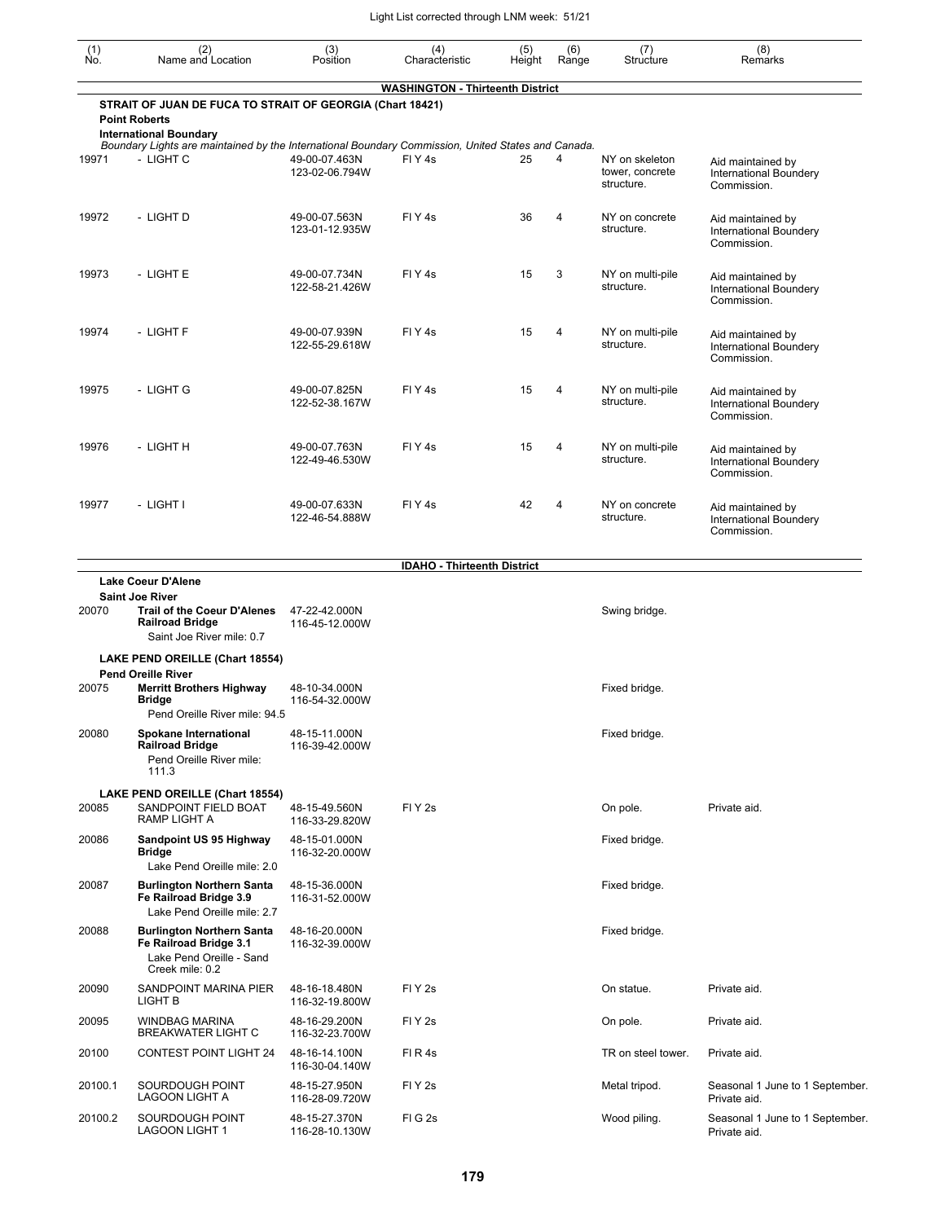| (1) No. | (2) Name and Location | (3) Position | (4) Characteristic | (5) Height | (6) Range | (7) Structure | (8) Remarks |
|---|---|---|---|---|---|---|---|
| | **WASHINGTON - Thirteenth District** | | | | | | |
| | **STRAIT OF JUAN DE FUCA TO STRAIT OF GEORGIA (Chart 18421)** | | | | | | |
| | **Point Roberts** | | | | | | |
| | **International Boundary** | | | | | | |
| | *Boundary Lights are maintained by the International Boundary Commission, United States and Canada.* | | | | | | |
| 19971 | - LIGHT C | 49-00-07.463N 123-02-06.794W | Fl Y 4s | 25 | 4 | NY on skeleton tower, concrete structure. | Aid maintained by International Boundery Commission. |
| 19972 | - LIGHT D | 49-00-07.563N 123-01-12.935W | Fl Y 4s | 36 | 4 | NY on concrete structure. | Aid maintained by International Boundery Commission. |
| 19973 | - LIGHT E | 49-00-07.734N 122-58-21.426W | Fl Y 4s | 15 | 3 | NY on multi-pile structure. | Aid maintained by International Boundery Commission. |
| 19974 | - LIGHT F | 49-00-07.939N 122-55-29.618W | Fl Y 4s | 15 | 4 | NY on multi-pile structure. | Aid maintained by International Boundery Commission. |
| 19975 | - LIGHT G | 49-00-07.825N 122-52-38.167W | Fl Y 4s | 15 | 4 | NY on multi-pile structure. | Aid maintained by International Boundery Commission. |
| 19976 | - LIGHT H | 49-00-07.763N 122-49-46.530W | Fl Y 4s | 15 | 4 | NY on multi-pile structure. | Aid maintained by International Boundery Commission. |
| 19977 | - LIGHT I | 49-00-07.633N 122-46-54.888W | Fl Y 4s | 42 | 4 | NY on concrete structure. | Aid maintained by International Boundery Commission. |
| | **IDAHO - Thirteenth District** | | | | | | |
| | **Lake Coeur D'Alene** | | | | | | |
| | **Saint Joe River** | | | | | | |
| 20070 | **Trail of the Coeur D'Alenes Railroad Bridge** Saint Joe River mile: 0.7 | 47-22-42.000N 116-45-12.000W | | | | Swing bridge. | |
| | **LAKE PEND OREILLE (Chart 18554)** | | | | | | |
| | **Pend Oreille River** | | | | | | |
| 20075 | **Merritt Brothers Highway Bridge** Pend Oreille River mile: 94.5 | 48-10-34.000N 116-54-32.000W | | | | Fixed bridge. | |
| 20080 | **Spokane International Railroad Bridge** Pend Oreille River mile: 111.3 | 48-15-11.000N 116-39-42.000W | | | | Fixed bridge. | |
| | **LAKE PEND OREILLE (Chart 18554)** | | | | | | |
| 20085 | SANDPOINT FIELD BOAT RAMP LIGHT A | 48-15-49.560N 116-33-29.820W | Fl Y 2s | | | On pole. | Private aid. |
| 20086 | **Sandpoint US 95 Highway Bridge** Lake Pend Oreille mile: 2.0 | 48-15-01.000N 116-32-20.000W | | | | Fixed bridge. | |
| 20087 | **Burlington Northern Santa Fe Railroad Bridge 3.9** Lake Pend Oreille mile: 2.7 | 48-15-36.000N 116-31-52.000W | | | | Fixed bridge. | |
| 20088 | **Burlington Northern Santa Fe Railroad Bridge 3.1** Lake Pend Oreille - Sand Creek mile: 0.2 | 48-16-20.000N 116-32-39.000W | | | | Fixed bridge. | |
| 20090 | SANDPOINT MARINA PIER LIGHT B | 48-16-18.480N 116-32-19.800W | Fl Y 2s | | | On statue. | Private aid. |
| 20095 | WINDBAG MARINA BREAKWATER LIGHT C | 48-16-29.200N 116-32-23.700W | Fl Y 2s | | | On pole. | Private aid. |
| 20100 | CONTEST POINT LIGHT 24 | 48-16-14.100N 116-30-04.140W | Fl R 4s | | | TR on steel tower. | Private aid. |
| 20100.1 | SOURDOUGH POINT LAGOON LIGHT A | 48-15-27.950N 116-28-09.720W | Fl Y 2s | | | Metal tripod. | Seasonal 1 June to 1 September. Private aid. |
| 20100.2 | SOURDOUGH POINT LAGOON LIGHT 1 | 48-15-27.370N 116-28-10.130W | Fl G 2s | | | Wood piling. | Seasonal 1 June to 1 September. Private aid. |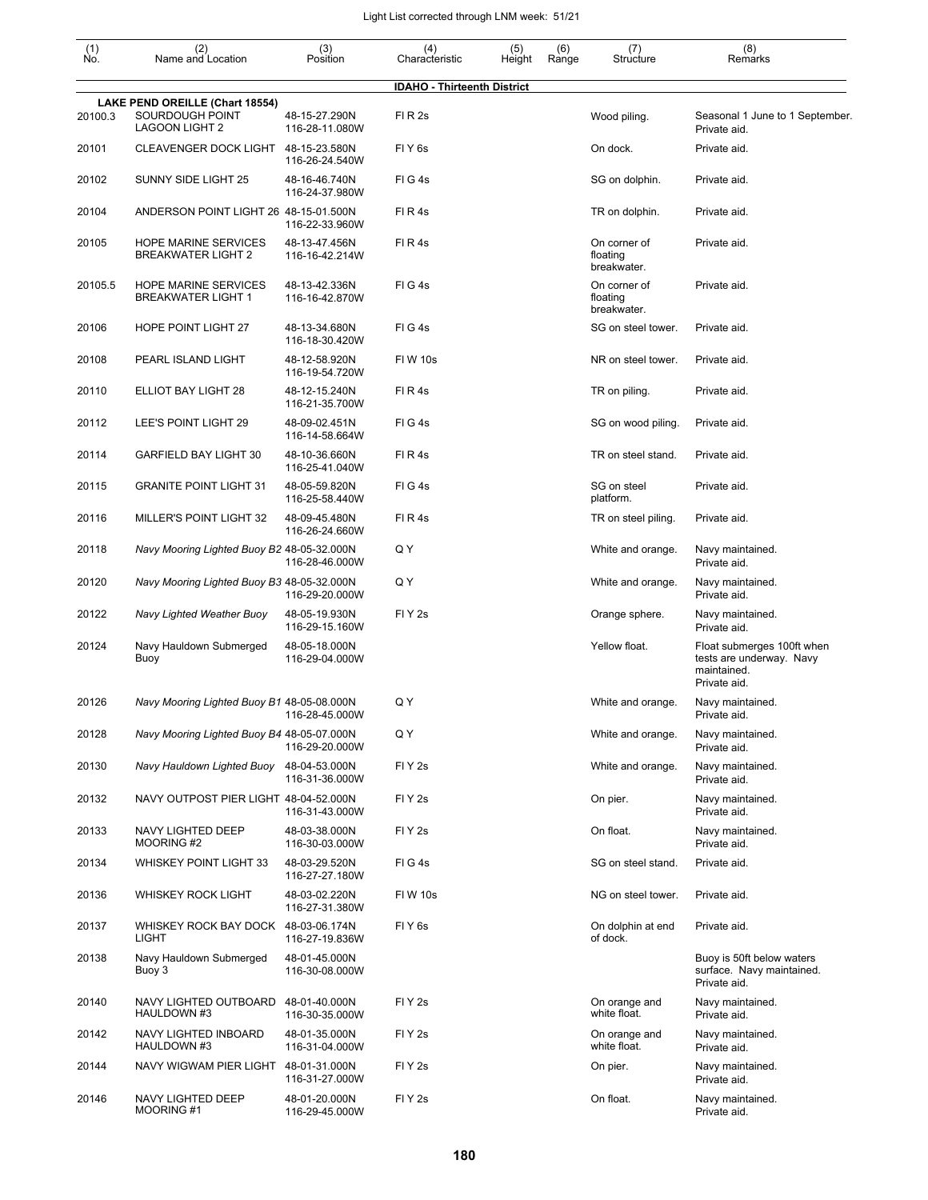| (1) No. | (2) Name and Location | (3) Position | (4) Characteristic | (5) Height | (6) Range | (7) Structure | (8) Remarks |
|---|---|---|---|---|---|---|---|
| | | | **IDAHO - Thirteenth District** | | | | |
| | **LAKE PEND OREILLE (Chart 18554)** | | | | | | |
| 20100.3 | SOURDOUGH POINT LAGOON LIGHT 2 | 48-15-27.290N 116-28-11.080W | Fl R 2s | | | Wood piling. | Seasonal 1 June to 1 September. Private aid. |
| 20101 | CLEAVENGER DOCK LIGHT | 48-15-23.580N 116-26-24.540W | Fl Y 6s | | | On dock. | Private aid. |
| 20102 | SUNNY SIDE LIGHT 25 | 48-16-46.740N 116-24-37.980W | Fl G 4s | | | SG on dolphin. | Private aid. |
| 20104 | ANDERSON POINT LIGHT 26 | 48-15-01.500N 116-22-33.960W | Fl R 4s | | | TR on dolphin. | Private aid. |
| 20105 | HOPE MARINE SERVICES BREAKWATER LIGHT 2 | 48-13-47.456N 116-16-42.214W | Fl R 4s | | | On corner of floating breakwater. | Private aid. |
| 20105.5 | HOPE MARINE SERVICES BREAKWATER LIGHT 1 | 48-13-42.336N 116-16-42.870W | Fl G 4s | | | On corner of floating breakwater. | Private aid. |
| 20106 | HOPE POINT LIGHT 27 | 48-13-34.680N 116-18-30.420W | Fl G 4s | | | SG on steel tower. | Private aid. |
| 20108 | PEARL ISLAND LIGHT | 48-12-58.920N 116-19-54.720W | Fl W 10s | | | NR on steel tower. | Private aid. |
| 20110 | ELLIOT BAY LIGHT 28 | 48-12-15.240N 116-21-35.700W | Fl R 4s | | | TR on piling. | Private aid. |
| 20112 | LEE'S POINT LIGHT 29 | 48-09-02.451N 116-14-58.664W | Fl G 4s | | | SG on wood piling. | Private aid. |
| 20114 | GARFIELD BAY LIGHT 30 | 48-10-36.660N 116-25-41.040W | Fl R 4s | | | TR on steel stand. | Private aid. |
| 20115 | GRANITE POINT LIGHT 31 | 48-05-59.820N 116-25-58.440W | Fl G 4s | | | SG on steel platform. | Private aid. |
| 20116 | MILLER'S POINT LIGHT 32 | 48-09-45.480N 116-26-24.660W | Fl R 4s | | | TR on steel piling. | Private aid. |
| 20118 | *Navy Mooring Lighted Buoy B2* | 48-05-32.000N 116-28-46.000W | Q Y | | | White and orange. | Navy maintained. Private aid. |
| 20120 | *Navy Mooring Lighted Buoy B3* | 48-05-32.000N 116-29-20.000W | Q Y | | | White and orange. | Navy maintained. Private aid. |
| 20122 | *Navy Lighted Weather Buoy* | 48-05-19.930N 116-29-15.160W | Fl Y 2s | | | Orange sphere. | Navy maintained. Private aid. |
| 20124 | Navy Hauldown Submerged Buoy | 48-05-18.000N 116-29-04.000W | | | | Yellow float. | Float submerges 100ft when tests are underway. Navy maintained. Private aid. |
| 20126 | *Navy Mooring Lighted Buoy B1* | 48-05-08.000N 116-28-45.000W | Q Y | | | White and orange. | Navy maintained. Private aid. |
| 20128 | *Navy Mooring Lighted Buoy B4* | 48-05-07.000N 116-29-20.000W | Q Y | | | White and orange. | Navy maintained. Private aid. |
| 20130 | *Navy Hauldown Lighted Buoy* | 48-04-53.000N 116-31-36.000W | Fl Y 2s | | | White and orange. | Navy maintained. Private aid. |
| 20132 | NAVY OUTPOST PIER LIGHT | 48-04-52.000N 116-31-43.000W | Fl Y 2s | | | On pier. | Navy maintained. Private aid. |
| 20133 | NAVY LIGHTED DEEP MOORING #2 | 48-03-38.000N 116-30-03.000W | Fl Y 2s | | | On float. | Navy maintained. Private aid. |
| 20134 | WHISKEY POINT LIGHT 33 | 48-03-29.520N 116-27-27.180W | Fl G 4s | | | SG on steel stand. | Private aid. |
| 20136 | WHISKEY ROCK LIGHT | 48-03-02.220N 116-27-31.380W | Fl W 10s | | | NG on steel tower. | Private aid. |
| 20137 | WHISKEY ROCK BAY DOCK LIGHT | 48-03-06.174N 116-27-19.836W | Fl Y 6s | | | On dolphin at end of dock. | Private aid. |
| 20138 | Navy Hauldown Submerged Buoy 3 | 48-01-45.000N 116-30-08.000W | | | | | Buoy is 50ft below waters surface. Navy maintained. Private aid. |
| 20140 | NAVY LIGHTED OUTBOARD HAULDOWN #3 | 48-01-40.000N 116-30-35.000W | Fl Y 2s | | | On orange and white float. | Navy maintained. Private aid. |
| 20142 | NAVY LIGHTED INBOARD HAULDOWN #3 | 48-01-35.000N 116-31-04.000W | Fl Y 2s | | | On orange and white float. | Navy maintained. Private aid. |
| 20144 | NAVY WIGWAM PIER LIGHT | 48-01-31.000N 116-31-27.000W | Fl Y 2s | | | On pier. | Navy maintained. Private aid. |
| 20146 | NAVY LIGHTED DEEP MOORING #1 | 48-01-20.000N 116-29-45.000W | Fl Y 2s | | | On float. | Navy maintained. Private aid. |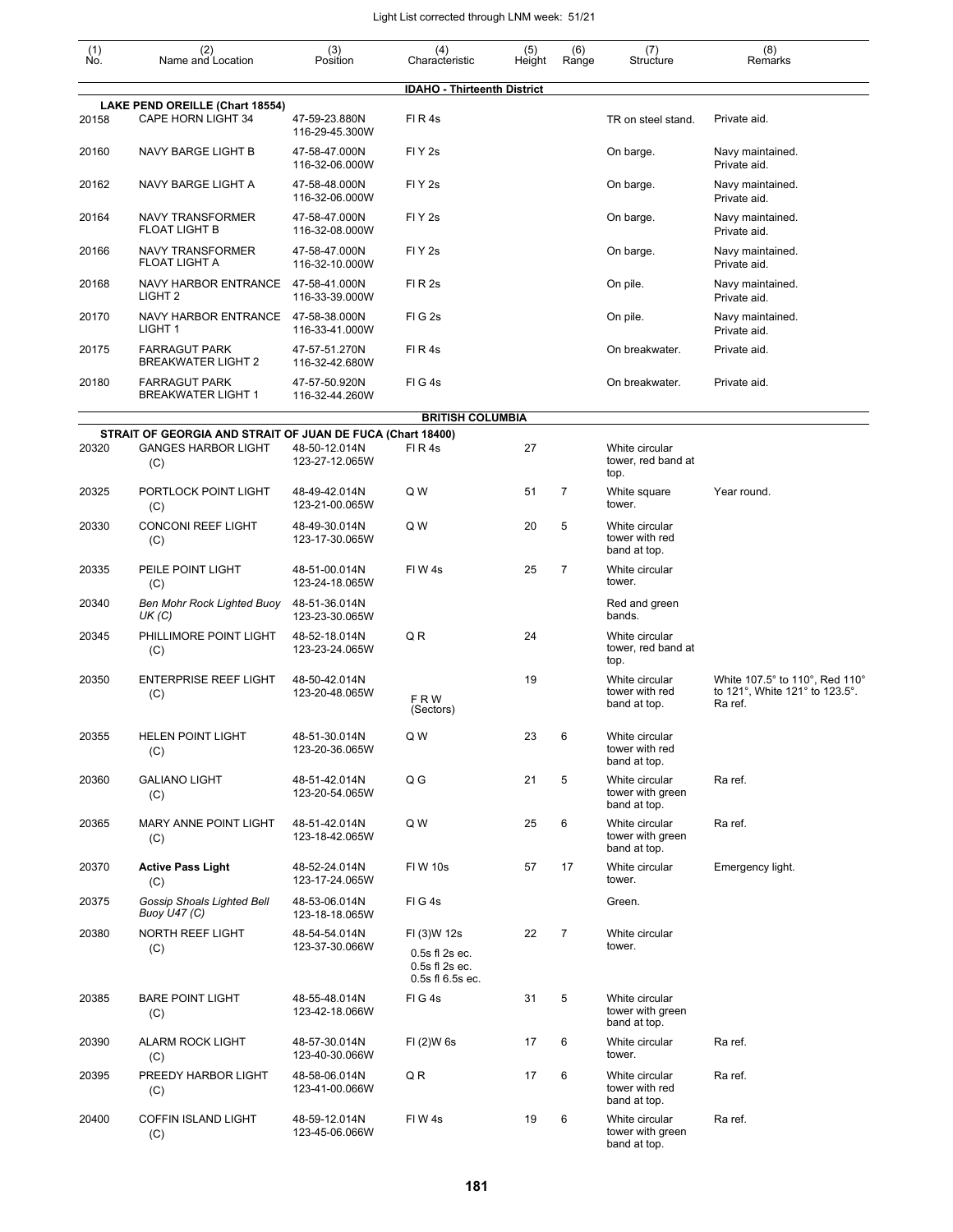Light List corrected through LNM week: 51/21

| (1) No. | (2) Name and Location | (3) Position | (4) Characteristic | (5) Height | (6) Range | (7) Structure | (8) Remarks |
|---|---|---|---|---|---|---|---|
| | | | **IDAHO - Thirteenth District** | | | | |
| | **LAKE PEND OREILLE (Chart 18554)** | | | | | | |
| 20158 | CAPE HORN LIGHT 34 | 47-59-23.880N 116-29-45.300W | Fl R 4s | | | TR on steel stand. | Private aid. |
| 20160 | NAVY BARGE LIGHT B | 47-58-47.000N 116-32-06.000W | Fl Y 2s | | | On barge. | Navy maintained. Private aid. |
| 20162 | NAVY BARGE LIGHT A | 47-58-48.000N 116-32-06.000W | Fl Y 2s | | | On barge. | Navy maintained. Private aid. |
| 20164 | NAVY TRANSFORMER FLOAT LIGHT B | 47-58-47.000N 116-32-08.000W | Fl Y 2s | | | On barge. | Navy maintained. Private aid. |
| 20166 | NAVY TRANSFORMER FLOAT LIGHT A | 47-58-47.000N 116-32-10.000W | Fl Y 2s | | | On barge. | Navy maintained. Private aid. |
| 20168 | NAVY HARBOR ENTRANCE LIGHT 2 | 47-58-41.000N 116-33-39.000W | Fl R 2s | | | On pile. | Navy maintained. Private aid. |
| 20170 | NAVY HARBOR ENTRANCE LIGHT 1 | 47-58-38.000N 116-33-41.000W | Fl G 2s | | | On pile. | Navy maintained. Private aid. |
| 20175 | FARRAGUT PARK BREAKWATER LIGHT 2 | 47-57-51.270N 116-32-42.680W | Fl R 4s | | | On breakwater. | Private aid. |
| 20180 | FARRAGUT PARK BREAKWATER LIGHT 1 | 47-57-50.920N 116-32-44.260W | Fl G 4s | | | On breakwater. | Private aid. |
| | | | **BRITISH COLUMBIA** | | | | |
| | **STRAIT OF GEORGIA AND STRAIT OF JUAN DE FUCA (Chart 18400)** | | | | | | |
| 20320 | GANGES HARBOR LIGHT (C) | 48-50-12.014N 123-27-12.065W | Fl R 4s | 27 | | White circular tower, red band at top. | |
| 20325 | PORTLOCK POINT LIGHT (C) | 48-49-42.014N 123-21-00.065W | Q W | 51 | 7 | White square tower. | Year round. |
| 20330 | CONCONI REEF LIGHT (C) | 48-49-30.014N 123-17-30.065W | Q W | 20 | 5 | White circular tower with red band at top. | |
| 20335 | PEILE POINT LIGHT (C) | 48-51-00.014N 123-24-18.065W | Fl W 4s | 25 | 7 | White circular tower. | |
| 20340 | *Ben Mohr Rock Lighted Buoy UK (C)* | 48-51-36.014N 123-23-30.065W | | | | Red and green bands. | |
| 20345 | PHILLIMORE POINT LIGHT (C) | 48-52-18.014N 123-23-24.065W | Q R | 24 | | White circular tower, red band at top. | |
| 20350 | ENTERPRISE REEF LIGHT (C) | 48-50-42.014N 123-20-48.065W | F R W (Sectors) | 19 | | White circular tower with red band at top. | White 107.5° to 110°, Red 110° to 121°, White 121° to 123.5°. Ra ref. |
| 20355 | HELEN POINT LIGHT (C) | 48-51-30.014N 123-20-36.065W | Q W | 23 | 6 | White circular tower with red band at top. | |
| 20360 | GALIANO LIGHT (C) | 48-51-42.014N 123-20-54.065W | Q G | 21 | 5 | White circular tower with green band at top. | Ra ref. |
| 20365 | MARY ANNE POINT LIGHT (C) | 48-51-42.014N 123-18-42.065W | Q W | 25 | 6 | White circular tower with green band at top. | Ra ref. |
| 20370 | **Active Pass Light** (C) | 48-52-24.014N 123-17-24.065W | Fl W 10s | 57 | 17 | White circular tower. | Emergency light. |
| 20375 | *Gossip Shoals Lighted Bell Buoy U47 (C)* | 48-53-06.014N 123-18-18.065W | Fl G 4s | | | Green. | |
| 20380 | NORTH REEF LIGHT (C) | 48-54-54.014N 123-37-30.066W | Fl (3)W 12s 0.5s fl 2s ec. 0.5s fl 2s ec. 0.5s fl 6.5s ec. | 22 | 7 | White circular tower. | |
| 20385 | BARE POINT LIGHT (C) | 48-55-48.014N 123-42-18.066W | Fl G 4s | 31 | 5 | White circular tower with green band at top. | |
| 20390 | ALARM ROCK LIGHT (C) | 48-57-30.014N 123-40-30.066W | Fl (2)W 6s | 17 | 6 | White circular tower. | Ra ref. |
| 20395 | PREEDY HARBOR LIGHT (C) | 48-58-06.014N 123-41-00.066W | Q R | 17 | 6 | White circular tower with red band at top. | Ra ref. |
| 20400 | COFFIN ISLAND LIGHT (C) | 48-59-12.014N 123-45-06.066W | Fl W 4s | 19 | 6 | White circular tower with green band at top. | Ra ref. |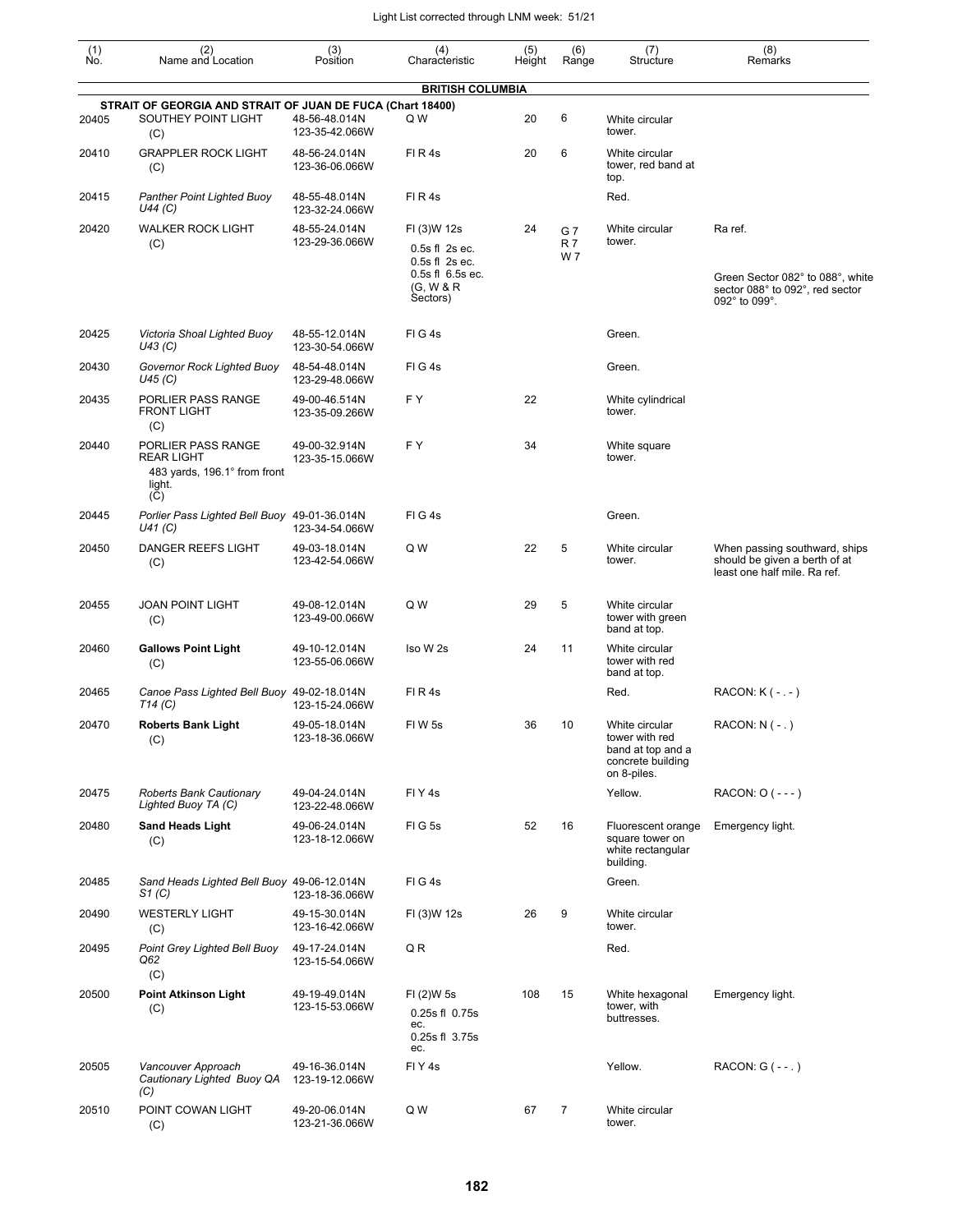| (1) No. | (2) Name and Location | (3) Position | (4) Characteristic | (5) Height | (6) Range | (7) Structure | (8) Remarks |
|---|---|---|---|---|---|---|---|
| | | | **BRITISH COLUMBIA** | | | | |
| | **STRAIT OF GEORGIA AND STRAIT OF JUAN DE FUCA (Chart 18400)** | | | | | | |
| 20405 | SOUTHEY POINT LIGHT (C) | 48-56-48.014N 123-35-42.066W | Q W | 20 | 6 | White circular tower. | |
| 20410 | GRAPPLER ROCK LIGHT (C) | 48-56-24.014N 123-36-06.066W | Fl R 4s | 20 | 6 | White circular tower, red band at top. | |
| 20415 | *Panther Point Lighted Buoy U44 (C)* | 48-55-48.014N 123-32-24.066W | Fl R 4s | | | Red. | |
| 20420 | WALKER ROCK LIGHT (C) | 48-55-24.014N 123-29-36.066W | Fl (3)W 12s 0.5s fl 2s ec. 0.5s fl 2s ec. 0.5s fl 6.5s ec. (G, W & R Sectors) | 24 | G 7 R 7 W 7 | White circular tower. | Ra ref. Green Sector 082° to 088°, white sector 088° to 092°, red sector 092° to 099°. |
| 20425 | *Victoria Shoal Lighted Buoy U43 (C)* | 48-55-12.014N 123-30-54.066W | Fl G 4s | | | Green. | |
| 20430 | *Governor Rock Lighted Buoy U45 (C)* | 48-54-48.014N 123-29-48.066W | Fl G 4s | | | Green. | |
| 20435 | PORLIER PASS RANGE FRONT LIGHT (C) | 49-00-46.514N 123-35-09.266W | F Y | 22 | | White cylindrical tower. | |
| 20440 | PORLIER PASS RANGE REAR LIGHT 483 yards, 196.1° from front light. (C) | 49-00-32.914N 123-35-15.066W | F Y | 34 | | White square tower. | |
| 20445 | *Porlier Pass Lighted Bell Buoy U41 (C)* | 49-01-36.014N 123-34-54.066W | Fl G 4s | | | Green. | |
| 20450 | DANGER REEFS LIGHT (C) | 49-03-18.014N 123-42-54.066W | Q W | 22 | 5 | White circular tower. | When passing southward, ships should be given a berth of at least one half mile. Ra ref. |
| 20455 | JOAN POINT LIGHT (C) | 49-08-12.014N 123-49-00.066W | Q W | 29 | 5 | White circular tower with green band at top. | |
| 20460 | **Gallows Point Light** (C) | 49-10-12.014N 123-55-06.066W | Iso W 2s | 24 | 11 | White circular tower with red band at top. | |
| 20465 | *Canoe Pass Lighted Bell Buoy T14 (C)* | 49-02-18.014N 123-15-24.066W | Fl R 4s | | | Red. | RACON: K ( - . - ) |
| 20470 | **Roberts Bank Light** (C) | 49-05-18.014N 123-18-36.066W | Fl W 5s | 36 | 10 | White circular tower with red band at top and a concrete building on 8-piles. | RACON: N ( - . ) |
| 20475 | *Roberts Bank Cautionary Lighted Buoy TA (C)* | 49-04-24.014N 123-22-48.066W | Fl Y 4s | | | Yellow. | RACON: O ( - - - ) |
| 20480 | **Sand Heads Light** (C) | 49-06-24.014N 123-18-12.066W | Fl G 5s | 52 | 16 | Fluorescent orange square tower on white rectangular building. | Emergency light. |
| 20485 | *Sand Heads Lighted Bell Buoy S1 (C)* | 49-06-12.014N 123-18-36.066W | Fl G 4s | | | Green. | |
| 20490 | WESTERLY LIGHT (C) | 49-15-30.014N 123-16-42.066W | Fl (3)W 12s | 26 | 9 | White circular tower. | |
| 20495 | *Point Grey Lighted Bell Buoy Q62 (C)* | 49-17-24.014N 123-15-54.066W | Q R | | | Red. | |
| 20500 | **Point Atkinson Light** (C) | 49-19-49.014N 123-15-53.066W | Fl (2)W 5s 0.25s fl 0.75s ec. 0.25s fl 3.75s ec. | 108 | 15 | White hexagonal tower, with buttresses. | Emergency light. |
| 20505 | *Vancouver Approach Cautionary Lighted Buoy QA (C)* | 49-16-36.014N 123-19-12.066W | Fl Y 4s | | | Yellow. | RACON: G ( - - . ) |
| 20510 | POINT COWAN LIGHT (C) | 49-20-06.014N 123-21-36.066W | Q W | 67 | 7 | White circular tower. | |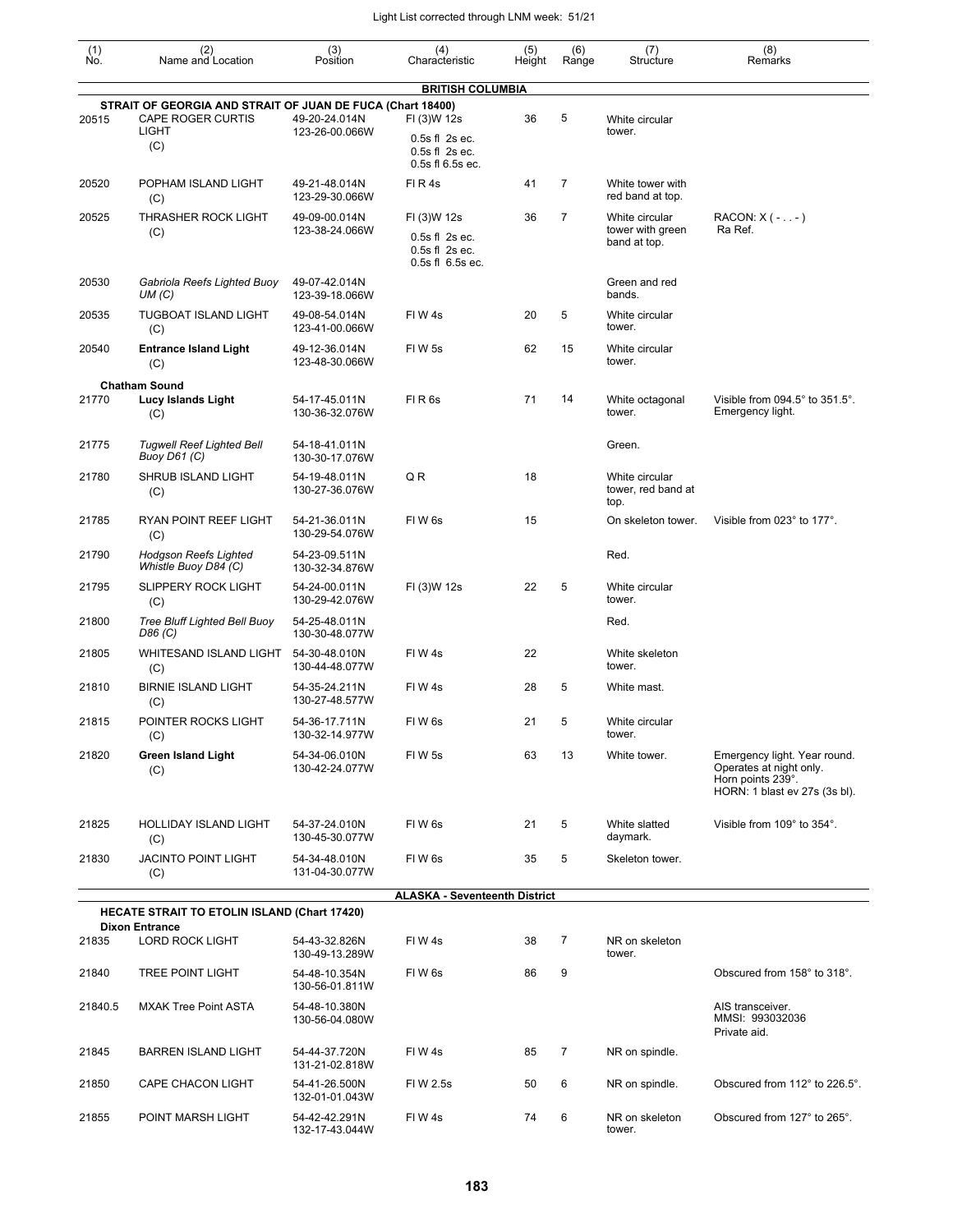| (1) No. | (2) Name and Location | (3) Position | (4) Characteristic | (5) Height | (6) Range | (7) Structure | (8) Remarks |
|---|---|---|---|---|---|---|---|
| | | | **BRITISH COLUMBIA** | | | | |
| | **STRAIT OF GEORGIA AND STRAIT OF JUAN DE FUCA (Chart 18400)** | | | | | | |
| 20515 | CAPE ROGER CURTIS LIGHT (C) | 49-20-24.014N 123-26-00.066W | Fl (3)W 12s 0.5s fl 2s ec. 0.5s fl 2s ec. 0.5s fl 6.5s ec. | 36 | 5 | White circular tower. | |
| 20520 | POPHAM ISLAND LIGHT (C) | 49-21-48.014N 123-29-30.066W | Fl R 4s | 41 | 7 | White tower with red band at top. | |
| 20525 | THRASHER ROCK LIGHT (C) | 49-09-00.014N 123-38-24.066W | Fl (3)W 12s 0.5s fl 2s ec. 0.5s fl 2s ec. 0.5s fl 6.5s ec. | 36 | 7 | White circular tower with green band at top. | RACON: X ( - . . - ) Ra Ref. |
| 20530 | *Gabriola Reefs Lighted Buoy UM (C)* | 49-07-42.014N 123-39-18.066W | | | | Green and red bands. | |
| 20535 | TUGBOAT ISLAND LIGHT (C) | 49-08-54.014N 123-41-00.066W | Fl W 4s | 20 | 5 | White circular tower. | |
| 20540 | **Entrance Island Light** (C) | 49-12-36.014N 123-48-30.066W | Fl W 5s | 62 | 15 | White circular tower. | |
| | **Chatham Sound** | | | | | | |
| 21770 | **Lucy Islands Light** (C) | 54-17-45.011N 130-36-32.076W | Fl R 6s | 71 | 14 | White octagonal tower. | Visible from 094.5° to 351.5°. Emergency light. |
| 21775 | *Tugwell Reef Lighted Bell Buoy D61 (C)* | 54-18-41.011N 130-30-17.076W | | | | Green. | |
| 21780 | SHRUB ISLAND LIGHT (C) | 54-19-48.011N 130-27-36.076W | Q R | 18 | | White circular tower, red band at top. | |
| 21785 | RYAN POINT REEF LIGHT (C) | 54-21-36.011N 130-29-54.076W | Fl W 6s | 15 | | On skeleton tower. | Visible from 023° to 177°. |
| 21790 | *Hodgson Reefs Lighted Whistle Buoy D84 (C)* | 54-23-09.511N 130-32-34.876W | | | | Red. | |
| 21795 | SLIPPERY ROCK LIGHT (C) | 54-24-00.011N 130-29-42.076W | Fl (3)W 12s | 22 | 5 | White circular tower. | |
| 21800 | *Tree Bluff Lighted Bell Buoy D86 (C)* | 54-25-48.011N 130-30-48.077W | | | | Red. | |
| 21805 | WHITESAND ISLAND LIGHT (C) | 54-30-48.010N 130-44-48.077W | Fl W 4s | 22 | | White skeleton tower. | |
| 21810 | BIRNIE ISLAND LIGHT (C) | 54-35-24.211N 130-27-48.577W | Fl W 4s | 28 | 5 | White mast. | |
| 21815 | POINTER ROCKS LIGHT (C) | 54-36-17.711N 130-32-14.977W | Fl W 6s | 21 | 5 | White circular tower. | |
| 21820 | **Green Island Light** (C) | 54-34-06.010N 130-42-24.077W | Fl W 5s | 63 | 13 | White tower. | Emergency light. Year round. Operates at night only. Horn points 239°. HORN: 1 blast ev 27s (3s bl). |
| 21825 | HOLLIDAY ISLAND LIGHT (C) | 54-37-24.010N 130-45-30.077W | Fl W 6s | 21 | 5 | White slatted daymark. | Visible from 109° to 354°. |
| 21830 | JACINTO POINT LIGHT (C) | 54-34-48.010N 131-04-30.077W | Fl W 6s | 35 | 5 | Skeleton tower. | |
| | | | **ALASKA - Seventeenth District** | | | | |
| | **HECATE STRAIT TO ETOLIN ISLAND (Chart 17420)** | | | | | | |
| | **Dixon Entrance** | | | | | | |
| 21835 | LORD ROCK LIGHT | 54-43-32.826N 130-49-13.289W | Fl W 4s | 38 | 7 | NR on skeleton tower. | |
| 21840 | TREE POINT LIGHT | 54-48-10.354N 130-56-01.811W | Fl W 6s | 86 | 9 | | Obscured from 158° to 318°. |
| 21840.5 | MXAK Tree Point ASTA | 54-48-10.380N 130-56-04.080W | | | | | AIS transceiver. MMSI: 993032036 Private aid. |
| 21845 | BARREN ISLAND LIGHT | 54-44-37.720N 131-21-02.818W | Fl W 4s | 85 | 7 | NR on spindle. | |
| 21850 | CAPE CHACON LIGHT | 54-41-26.500N 132-01-01.043W | Fl W 2.5s | 50 | 6 | NR on spindle. | Obscured from 112° to 226.5°. |
| 21855 | POINT MARSH LIGHT | 54-42-42.291N 132-17-43.044W | Fl W 4s | 74 | 6 | NR on skeleton tower. | Obscured from 127° to 265°. |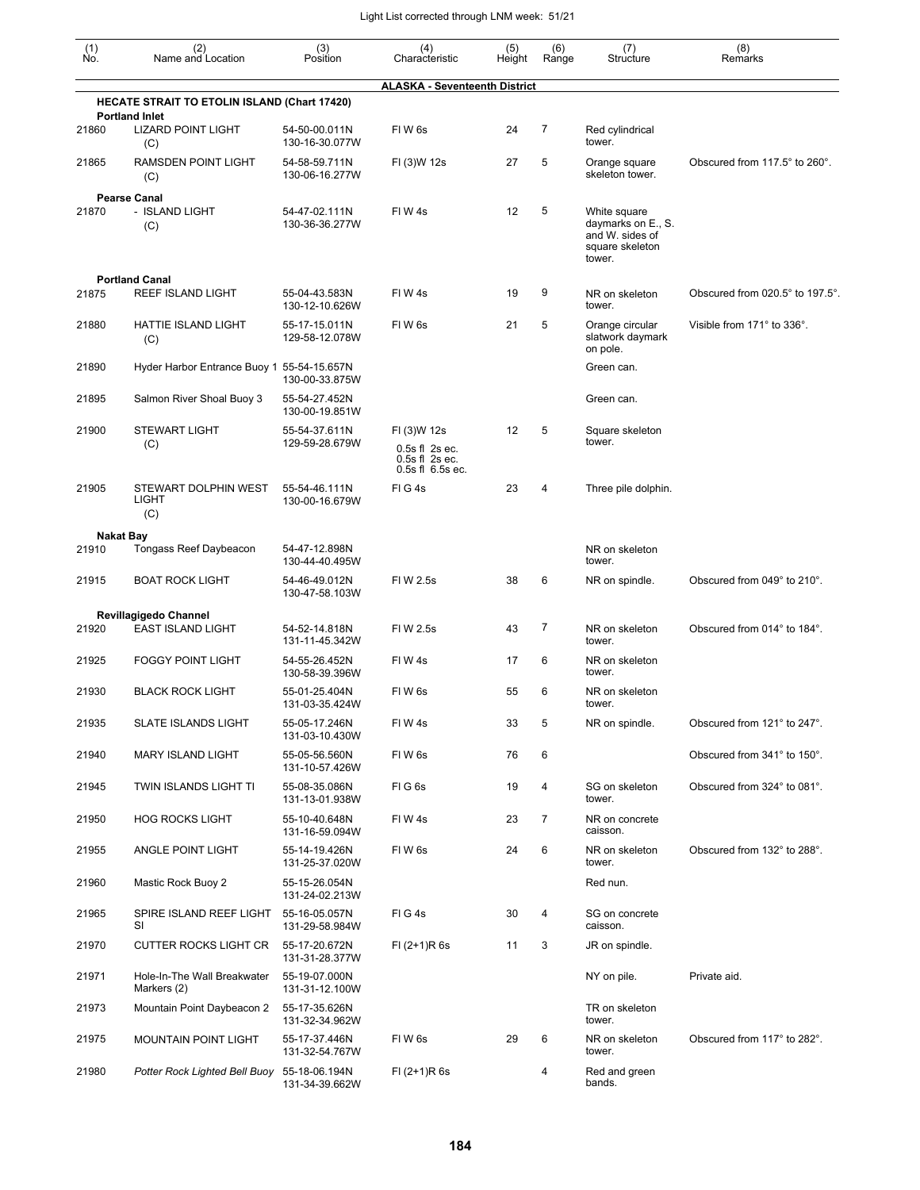| (1) No. | (2) Name and Location | (3) Position | (4) Characteristic | (5) Height | (6) Range | (7) Structure | (8) Remarks |
|---|---|---|---|---|---|---|---|
| | | | **ALASKA - Seventeenth District** | | | | |
| | **HECATE STRAIT TO ETOLIN ISLAND (Chart 17420)** | | | | | | |
| | **Portland Inlet** | | | | | | |
| 21860 | LIZARD POINT LIGHT (C) | 54-50-00.011N 130-16-30.077W | Fl W 6s | 24 | 7 | Red cylindrical tower. | |
| 21865 | RAMSDEN POINT LIGHT (C) | 54-58-59.711N 130-06-16.277W | Fl (3)W 12s | 27 | 5 | Orange square skeleton tower. | Obscured from 117.5° to 260°. |
| | **Pearse Canal** | | | | | | |
| 21870 | - ISLAND LIGHT (C) | 54-47-02.111N 130-36-36.277W | Fl W 4s | 12 | 5 | White square daymarks on E., S. and W. sides of square skeleton tower. | |
| | **Portland Canal** | | | | | | |
| 21875 | REEF ISLAND LIGHT | 55-04-43.583N 130-12-10.626W | Fl W 4s | 19 | 9 | NR on skeleton tower. | Obscured from 020.5° to 197.5°. |
| 21880 | HATTIE ISLAND LIGHT (C) | 55-17-15.011N 129-58-12.078W | Fl W 6s | 21 | 5 | Orange circular slatwork daymark on pole. | Visible from 171° to 336°. |
| 21890 | Hyder Harbor Entrance Buoy 1 | 55-54-15.657N 130-00-33.875W | | | | Green can. | |
| 21895 | Salmon River Shoal Buoy 3 | 55-54-27.452N 130-00-19.851W | | | | Green can. | |
| 21900 | STEWART LIGHT (C) | 55-54-37.611N 129-59-28.679W | Fl (3)W 12s 0.5s fl 2s ec. 0.5s fl 2s ec. 0.5s fl 6.5s ec. | 12 | 5 | Square skeleton tower. | |
| 21905 | STEWART DOLPHIN WEST LIGHT (C) | 55-54-46.111N 130-00-16.679W | Fl G 4s | 23 | 4 | Three pile dolphin. | |
| | **Nakat Bay** | | | | | | |
| 21910 | Tongass Reef Daybeacon | 54-47-12.898N 130-44-40.495W | | | | NR on skeleton tower. | |
| 21915 | BOAT ROCK LIGHT | 54-46-49.012N 130-47-58.103W | Fl W 2.5s | 38 | 6 | NR on spindle. | Obscured from 049° to 210°. |
| | **Revillagigedo Channel** | | | | | | |
| 21920 | EAST ISLAND LIGHT | 54-52-14.818N 131-11-45.342W | Fl W 2.5s | 43 | 7 | NR on skeleton tower. | Obscured from 014° to 184°. |
| 21925 | FOGGY POINT LIGHT | 54-55-26.452N 130-58-39.396W | Fl W 4s | 17 | 6 | NR on skeleton tower. | |
| 21930 | BLACK ROCK LIGHT | 55-01-25.404N 131-03-35.424W | Fl W 6s | 55 | 6 | NR on skeleton tower. | |
| 21935 | SLATE ISLANDS LIGHT | 55-05-17.246N 131-03-10.430W | Fl W 4s | 33 | 5 | NR on spindle. | Obscured from 121° to 247°. |
| 21940 | MARY ISLAND LIGHT | 55-05-56.560N 131-10-57.426W | Fl W 6s | 76 | 6 | | Obscured from 341° to 150°. |
| 21945 | TWIN ISLANDS LIGHT TI | 55-08-35.086N 131-13-01.938W | Fl G 6s | 19 | 4 | SG on skeleton tower. | Obscured from 324° to 081°. |
| 21950 | HOG ROCKS LIGHT | 55-10-40.648N 131-16-59.094W | Fl W 4s | 23 | 7 | NR on concrete caisson. | |
| 21955 | ANGLE POINT LIGHT | 55-14-19.426N 131-25-37.020W | Fl W 6s | 24 | 6 | NR on skeleton tower. | Obscured from 132° to 288°. |
| 21960 | Mastic Rock Buoy 2 | 55-15-26.054N 131-24-02.213W | | | | Red nun. | |
| 21965 | SPIRE ISLAND REEF LIGHT SI | 55-16-05.057N 131-29-58.984W | Fl G 4s | 30 | 4 | SG on concrete caisson. | |
| 21970 | CUTTER ROCKS LIGHT CR | 55-17-20.672N 131-31-28.377W | Fl (2+1)R 6s | 11 | 3 | JR on spindle. | |
| 21971 | Hole-In-The Wall Breakwater Markers (2) | 55-19-07.000N 131-31-12.100W | | | | NY on pile. | Private aid. |
| 21973 | Mountain Point Daybeacon 2 | 55-17-35.626N 131-32-34.962W | | | | TR on skeleton tower. | |
| 21975 | MOUNTAIN POINT LIGHT | 55-17-37.446N 131-32-54.767W | Fl W 6s | 29 | 6 | NR on skeleton tower. | Obscured from 117° to 282°. |
| 21980 | *Potter Rock Lighted Bell Buoy* | 55-18-06.194N 131-34-39.662W | Fl (2+1)R 6s | | 4 | Red and green bands. | |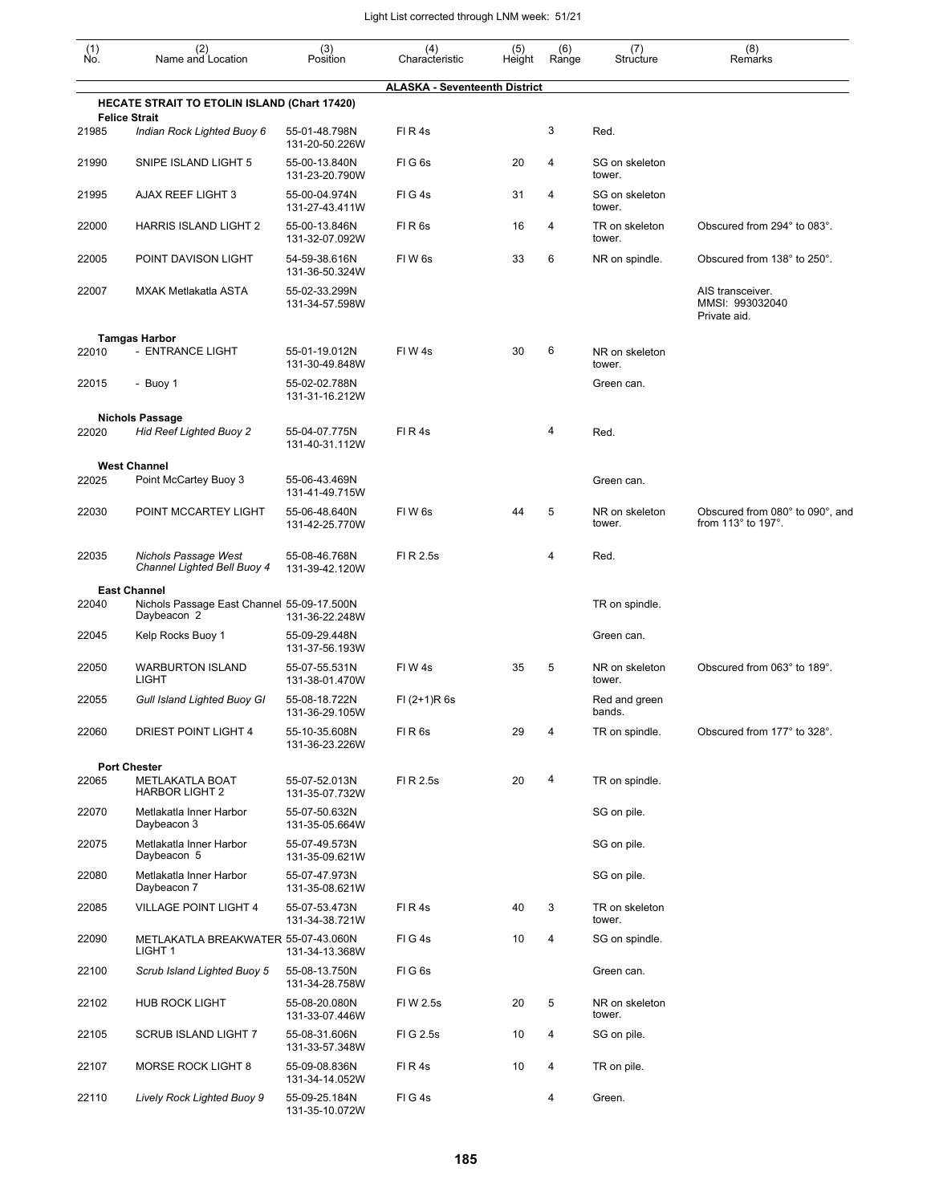| (1) No. | (2) Name and Location | (3) Position | (4) Characteristic | (5) Height | (6) Range | (7) Structure | (8) Remarks |
|---|---|---|---|---|---|---|---|
| | **ALASKA - Seventeenth District** | | | | | | |
| | **HECATE STRAIT TO ETOLIN ISLAND (Chart 17420)** | | | | | | |
| | **Felice Strait** | | | | | | |
| 21985 | *Indian Rock Lighted Buoy 6* | 55-01-48.798N 131-20-50.226W | Fl R 4s | | 3 | Red. | |
| 21990 | SNIPE ISLAND LIGHT 5 | 55-00-13.840N 131-23-20.790W | Fl G 6s | 20 | 4 | SG on skeleton tower. | |
| 21995 | AJAX REEF LIGHT 3 | 55-00-04.974N 131-27-43.411W | Fl G 4s | 31 | 4 | SG on skeleton tower. | |
| 22000 | HARRIS ISLAND LIGHT 2 | 55-00-13.846N 131-32-07.092W | Fl R 6s | 16 | 4 | TR on skeleton tower. | Obscured from 294° to 083°. |
| 22005 | POINT DAVISON LIGHT | 54-59-38.616N 131-36-50.324W | Fl W 6s | 33 | 6 | NR on spindle. | Obscured from 138° to 250°. |
| 22007 | MXAK Metlakatla ASTA | 55-02-33.299N 131-34-57.598W | | | | | AIS transceiver. MMSI: 993032040 Private aid. |
| | **Tamgas Harbor** | | | | | | |
| 22010 | - ENTRANCE LIGHT | 55-01-19.012N 131-30-49.848W | Fl W 4s | 30 | 6 | NR on skeleton tower. | |
| 22015 | - Buoy 1 | 55-02-02.788N 131-31-16.212W | | | | Green can. | |
| | **Nichols Passage** | | | | | | |
| 22020 | *Hid Reef Lighted Buoy 2* | 55-04-07.775N 131-40-31.112W | Fl R 4s | | 4 | Red. | |
| | **West Channel** | | | | | | |
| 22025 | Point McCartey Buoy 3 | 55-06-43.469N 131-41-49.715W | | | | Green can. | |
| 22030 | POINT MCCARTEY LIGHT | 55-06-48.640N 131-42-25.770W | Fl W 6s | 44 | 5 | NR on skeleton tower. | Obscured from 080° to 090°, and from 113° to 197°. |
| 22035 | *Nichols Passage West Channel Lighted Bell Buoy 4* | 55-08-46.768N 131-39-42.120W | Fl R 2.5s | | 4 | Red. | |
| | **East Channel** | | | | | | |
| 22040 | Nichols Passage East Channel Daybeacon 2 | 55-09-17.500N 131-36-22.248W | | | | TR on spindle. | |
| 22045 | Kelp Rocks Buoy 1 | 55-09-29.448N 131-37-56.193W | | | | Green can. | |
| 22050 | WARBURTON ISLAND LIGHT | 55-07-55.531N 131-38-01.470W | Fl W 4s | 35 | 5 | NR on skeleton tower. | Obscured from 063° to 189°. |
| 22055 | *Gull Island Lighted Buoy GI* | 55-08-18.722N 131-36-29.105W | Fl (2+1)R 6s | | | Red and green bands. | |
| 22060 | DRIEST POINT LIGHT 4 | 55-10-35.608N 131-36-23.226W | Fl R 6s | 29 | 4 | TR on spindle. | Obscured from 177° to 328°. |
| | **Port Chester** | | | | | | |
| 22065 | METLAKATLA BOAT HARBOR LIGHT 2 | 55-07-52.013N 131-35-07.732W | Fl R 2.5s | 20 | 4 | TR on spindle. | |
| 22070 | Metlakatla Inner Harbor Daybeacon 3 | 55-07-50.632N 131-35-05.664W | | | | SG on pile. | |
| 22075 | Metlakatla Inner Harbor Daybeacon 5 | 55-07-49.573N 131-35-09.621W | | | | SG on pile. | |
| 22080 | Metlakatla Inner Harbor Daybeacon 7 | 55-07-47.973N 131-35-08.621W | | | | SG on pile. | |
| 22085 | VILLAGE POINT LIGHT 4 | 55-07-53.473N 131-34-38.721W | Fl R 4s | 40 | 3 | TR on skeleton tower. | |
| 22090 | METLAKATLA BREAKWATER LIGHT 1 | 55-07-43.060N 131-34-13.368W | Fl G 4s | 10 | 4 | SG on spindle. | |
| 22100 | *Scrub Island Lighted Buoy 5* | 55-08-13.750N 131-34-28.758W | Fl G 6s | | | Green can. | |
| 22102 | HUB ROCK LIGHT | 55-08-20.080N 131-33-07.446W | Fl W 2.5s | 20 | 5 | NR on skeleton tower. | |
| 22105 | SCRUB ISLAND LIGHT 7 | 55-08-31.606N 131-33-57.348W | Fl G 2.5s | 10 | 4 | SG on pile. | |
| 22107 | MORSE ROCK LIGHT 8 | 55-09-08.836N 131-34-14.052W | Fl R 4s | 10 | 4 | TR on pile. | |
| 22110 | *Lively Rock Lighted Buoy 9* | 55-09-25.184N 131-35-10.072W | Fl G 4s | | 4 | Green. | |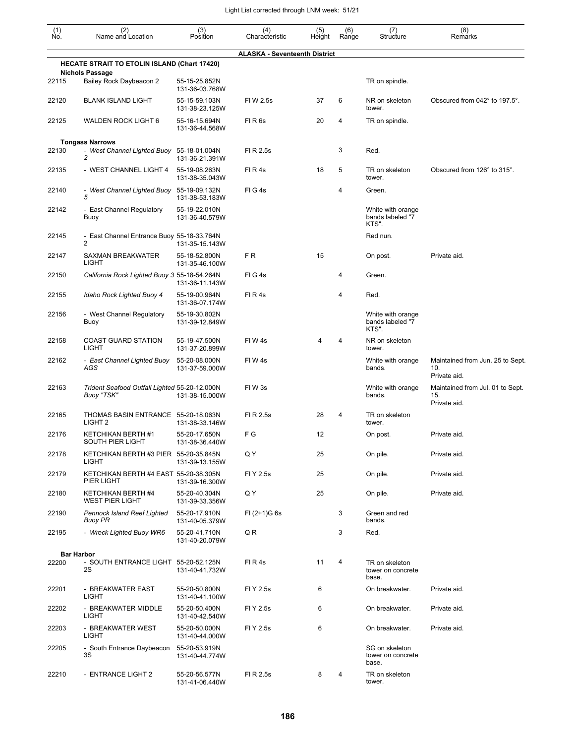| (1) No. | (2) Name and Location | (3) Position | (4) Characteristic | (5) Height | (6) Range | (7) Structure | (8) Remarks |
|---|---|---|---|---|---|---|---|
| | | | **ALASKA - Seventeenth District** | | | | |
| | **HECATE STRAIT TO ETOLIN ISLAND (Chart 17420)** | | | | | | |
| | **Nichols Passage** | | | | | | |
| 22115 | Bailey Rock Daybeacon 2 | 55-15-25.852N 131-36-03.768W | | | | TR on spindle. | |
| 22120 | BLANK ISLAND LIGHT | 55-15-59.103N 131-38-23.125W | Fl W 2.5s | 37 | 6 | NR on skeleton tower. | Obscured from 042° to 197.5°. |
| 22125 | WALDEN ROCK LIGHT 6 | 55-16-15.694N 131-36-44.568W | Fl R 6s | 20 | 4 | TR on spindle. | |
| | **Tongass Narrows** | | | | | | |
| 22130 | - *West Channel Lighted Buoy 2* | 55-18-01.004N 131-36-21.391W | Fl R 2.5s | | 3 | Red. | |
| 22135 | - WEST CHANNEL LIGHT 4 | 55-19-08.263N 131-38-35.043W | Fl R 4s | 18 | 5 | TR on skeleton tower. | Obscured from 126° to 315°. |
| 22140 | - *West Channel Lighted Buoy 5* | 55-19-09.132N 131-38-53.183W | Fl G 4s | | 4 | Green. | |
| 22142 | - East Channel Regulatory Buoy | 55-19-22.010N 131-36-40.579W | | | | White with orange bands labeled "7 KTS". | |
| 22145 | - East Channel Entrance Buoy 2 | 55-18-33.764N 131-35-15.143W | | | | Red nun. | |
| 22147 | SAXMAN BREAKWATER LIGHT | 55-18-52.800N 131-35-46.100W | F R | 15 | | On post. | Private aid. |
| 22150 | *California Rock Lighted Buoy 3* | 55-18-54.264N 131-36-11.143W | Fl G 4s | | 4 | Green. | |
| 22155 | *Idaho Rock Lighted Buoy 4* | 55-19-00.964N 131-36-07.174W | Fl R 4s | | 4 | Red. | |
| 22156 | - West Channel Regulatory Buoy | 55-19-30.802N 131-39-12.849W | | | | White with orange bands labeled "7 KTS". | |
| 22158 | COAST GUARD STATION LIGHT | 55-19-47.500N 131-37-20.899W | Fl W 4s | 4 | 4 | NR on skeleton tower. | |
| 22162 | - *East Channel Lighted Buoy AGS* | 55-20-08.000N 131-37-59.000W | Fl W 4s | | | White with orange bands. | Maintained from Jun. 25 to Sept. 10. Private aid. |
| 22163 | *Trident Seafood Outfall Lighted Buoy "TSK"* | 55-20-12.000N 131-38-15.000W | Fl W 3s | | | White with orange bands. | Maintained from Jul. 01 to Sept. 15. Private aid. |
| 22165 | THOMAS BASIN ENTRANCE LIGHT 2 | 55-20-18.063N 131-38-33.146W | Fl R 2.5s | 28 | 4 | TR on skeleton tower. | |
| 22176 | KETCHIKAN BERTH #1 SOUTH PIER LIGHT | 55-20-17.650N 131-38-36.440W | F G | 12 | | On post. | Private aid. |
| 22178 | KETCHIKAN BERTH #3 PIER LIGHT | 55-20-35.845N 131-39-13.155W | Q Y | 25 | | On pile. | Private aid. |
| 22179 | KETCHIKAN BERTH #4 EAST PIER LIGHT | 55-20-38.305N 131-39-16.300W | Fl Y 2.5s | 25 | | On pile. | Private aid. |
| 22180 | KETCHIKAN BERTH #4 WEST PIER LIGHT | 55-20-40.304N 131-39-33.356W | Q Y | 25 | | On pile. | Private aid. |
| 22190 | *Pennock Island Reef Lighted Buoy PR* | 55-20-17.910N 131-40-05.379W | Fl (2+1)G 6s | | 3 | Green and red bands. | |
| 22195 | - *Wreck Lighted Buoy WR6* | 55-20-41.710N 131-40-20.079W | Q R | | 3 | Red. | |
| | **Bar Harbor** | | | | | | |
| 22200 | - SOUTH ENTRANCE LIGHT 2S | 55-20-52.125N 131-40-41.732W | Fl R 4s | 11 | 4 | TR on skeleton tower on concrete base. | |
| 22201 | - BREAKWATER EAST LIGHT | 55-20-50.800N 131-40-41.100W | Fl Y 2.5s | 6 | | On breakwater. | Private aid. |
| 22202 | - BREAKWATER MIDDLE LIGHT | 55-20-50.400N 131-40-42.540W | Fl Y 2.5s | 6 | | On breakwater. | Private aid. |
| 22203 | - BREAKWATER WEST LIGHT | 55-20-50.000N 131-40-44.000W | Fl Y 2.5s | 6 | | On breakwater. | Private aid. |
| 22205 | - South Entrance Daybeacon 3S | 55-20-53.919N 131-40-44.774W | | | | SG on skeleton tower on concrete base. | |
| 22210 | - ENTRANCE LIGHT 2 | 55-20-56.577N 131-41-06.440W | Fl R 2.5s | 8 | 4 | TR on skeleton tower. | |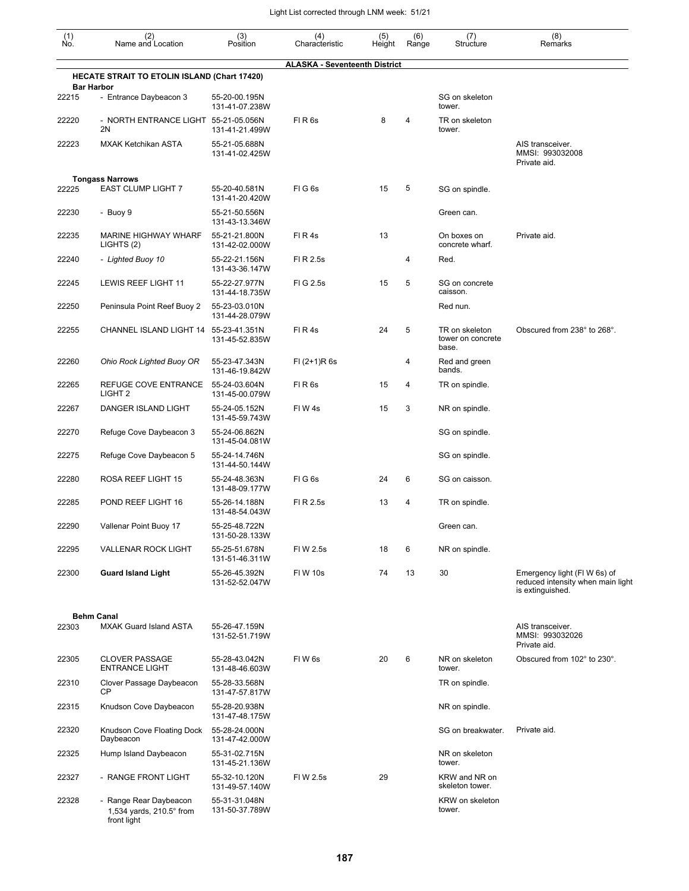| (1) No. | (2) Name and Location | (3) Position | (4) Characteristic | (5) Height | (6) Range | (7) Structure | (8) Remarks |
|---|---|---|---|---|---|---|---|
| | | | **ALASKA - Seventeenth District** | | | | |
| | **HECATE STRAIT TO ETOLIN ISLAND (Chart 17420)** | | | | | | |
| | **Bar Harbor** | | | | | | |
| 22215 | - Entrance Daybeacon 3 | 55-20-00.195N 131-41-07.238W | | | | SG on skeleton tower. | |
| 22220 | - NORTH ENTRANCE LIGHT 2N | 55-21-05.056N 131-41-21.499W | Fl R 6s | 8 | 4 | TR on skeleton tower. | |
| 22223 | MXAK Ketchikan ASTA | 55-21-05.688N 131-41-02.425W | | | | | AIS transceiver. MMSI: 993032008 Private aid. |
| | **Tongass Narrows** | | | | | | |
| 22225 | EAST CLUMP LIGHT 7 | 55-20-40.581N 131-41-20.420W | Fl G 6s | 15 | 5 | SG on spindle. | |
| 22230 | - Buoy 9 | 55-21-50.556N 131-43-13.346W | | | | Green can. | |
| 22235 | MARINE HIGHWAY WHARF LIGHTS (2) | 55-21-21.800N 131-42-02.000W | Fl R 4s | 13 | | On boxes on concrete wharf. | Private aid. |
| 22240 | *- Lighted Buoy 10* | 55-22-21.156N 131-43-36.147W | Fl R 2.5s | | 4 | Red. | |
| 22245 | LEWIS REEF LIGHT 11 | 55-22-27.977N 131-44-18.735W | Fl G 2.5s | 15 | 5 | SG on concrete caisson. | |
| 22250 | Peninsula Point Reef Buoy 2 | 55-23-03.010N 131-44-28.079W | | | | Red nun. | |
| 22255 | CHANNEL ISLAND LIGHT 14 | 55-23-41.351N 131-45-52.835W | Fl R 4s | 24 | 5 | TR on skeleton tower on concrete base. | Obscured from 238° to 268°. |
| 22260 | *Ohio Rock Lighted Buoy OR* | 55-23-47.343N 131-46-19.842W | Fl (2+1)R 6s | | 4 | Red and green bands. | |
| 22265 | REFUGE COVE ENTRANCE LIGHT 2 | 55-24-03.604N 131-45-00.079W | Fl R 6s | 15 | 4 | TR on spindle. | |
| 22267 | DANGER ISLAND LIGHT | 55-24-05.152N 131-45-59.743W | Fl W 4s | 15 | 3 | NR on spindle. | |
| 22270 | Refuge Cove Daybeacon 3 | 55-24-06.862N 131-45-04.081W | | | | SG on spindle. | |
| 22275 | Refuge Cove Daybeacon 5 | 55-24-14.746N 131-44-50.144W | | | | SG on spindle. | |
| 22280 | ROSA REEF LIGHT 15 | 55-24-48.363N 131-48-09.177W | Fl G 6s | 24 | 6 | SG on caisson. | |
| 22285 | POND REEF LIGHT 16 | 55-26-14.188N 131-48-54.043W | Fl R 2.5s | 13 | 4 | TR on spindle. | |
| 22290 | Vallenar Point Buoy 17 | 55-25-48.722N 131-50-28.133W | | | | Green can. | |
| 22295 | VALLENAR ROCK LIGHT | 55-25-51.678N 131-51-46.311W | Fl W 2.5s | 18 | 6 | NR on spindle. | |
| 22300 | **Guard Island Light** | 55-26-45.392N 131-52-52.047W | Fl W 10s | 74 | 13 | 30 | Emergency light (Fl W 6s) of reduced intensity when main light is extinguished. |
| | **Behm Canal** | | | | | | |
| 22303 | MXAK Guard Island ASTA | 55-26-47.159N 131-52-51.719W | | | | | AIS transceiver. MMSI: 993032026 Private aid. |
| 22305 | CLOVER PASSAGE ENTRANCE LIGHT | 55-28-43.042N 131-48-46.603W | Fl W 6s | 20 | 6 | NR on skeleton tower. | Obscured from 102° to 230°. |
| 22310 | Clover Passage Daybeacon CP | 55-28-33.568N 131-47-57.817W | | | | TR on spindle. | |
| 22315 | Knudson Cove Daybeacon | 55-28-20.938N 131-47-48.175W | | | | NR on spindle. | |
| 22320 | Knudson Cove Floating Dock Daybeacon | 55-28-24.000N 131-47-42.000W | | | | SG on breakwater. | Private aid. |
| 22325 | Hump Island Daybeacon | 55-31-02.715N 131-45-21.136W | | | | NR on skeleton tower. | |
| 22327 | - RANGE FRONT LIGHT | 55-32-10.120N 131-49-57.140W | Fl W 2.5s | 29 | | KRW and NR on skeleton tower. | |
| 22328 | - Range Rear Daybeacon 1,534 yards, 210.5° from front light | 55-31-31.048N 131-50-37.789W | | | | KRW on skeleton tower. | |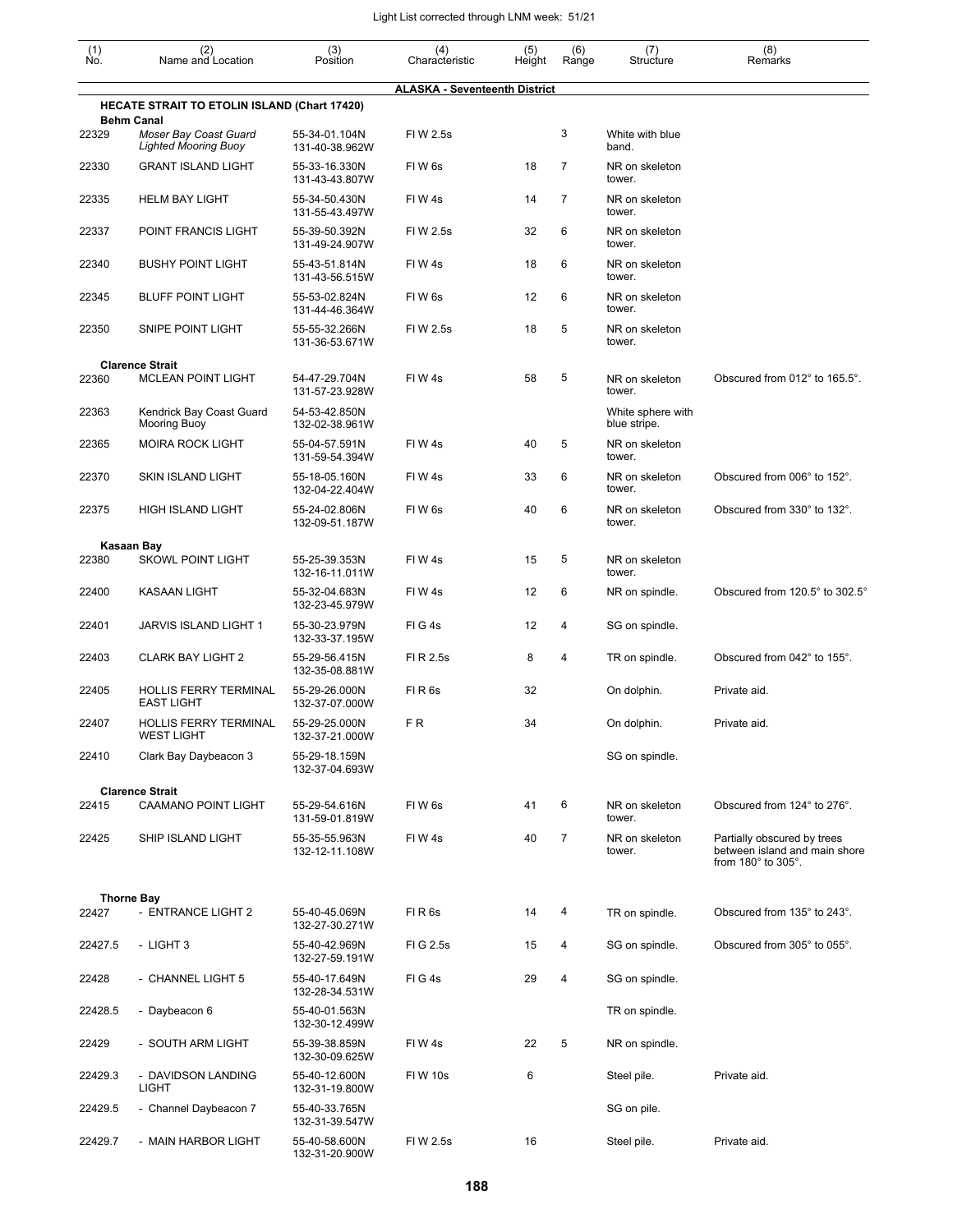| (1) No. | (2) Name and Location | (3) Position | (4) Characteristic | (5) Height | (6) Range | (7) Structure | (8) Remarks |
|---|---|---|---|---|---|---|---|
| | | | **ALASKA - Seventeenth District** | | | | |
| | **HECATE STRAIT TO ETOLIN ISLAND (Chart 17420)** | | | | | | |
| | **Behm Canal** | | | | | | |
| 22329 | *Moser Bay Coast Guard Lighted Mooring Buoy* | 55-34-01.104N 131-40-38.962W | Fl W 2.5s | | 3 | White with blue band. | |
| 22330 | GRANT ISLAND LIGHT | 55-33-16.330N 131-43-43.807W | Fl W 6s | 18 | 7 | NR on skeleton tower. | |
| 22335 | HELM BAY LIGHT | 55-34-50.430N 131-55-43.497W | Fl W 4s | 14 | 7 | NR on skeleton tower. | |
| 22337 | POINT FRANCIS LIGHT | 55-39-50.392N 131-49-24.907W | Fl W 2.5s | 32 | 6 | NR on skeleton tower. | |
| 22340 | BUSHY POINT LIGHT | 55-43-51.814N 131-43-56.515W | Fl W 4s | 18 | 6 | NR on skeleton tower. | |
| 22345 | BLUFF POINT LIGHT | 55-53-02.824N 131-44-46.364W | Fl W 6s | 12 | 6 | NR on skeleton tower. | |
| 22350 | SNIPE POINT LIGHT | 55-55-32.266N 131-36-53.671W | Fl W 2.5s | 18 | 5 | NR on skeleton tower. | |
| | **Clarence Strait** | | | | | | |
| 22360 | MCLEAN POINT LIGHT | 54-47-29.704N 131-57-23.928W | Fl W 4s | 58 | 5 | NR on skeleton tower. | Obscured from 012° to 165.5°. |
| 22363 | Kendrick Bay Coast Guard Mooring Buoy | 54-53-42.850N 132-02-38.961W | | | | White sphere with blue stripe. | |
| 22365 | MOIRA ROCK LIGHT | 55-04-57.591N 131-59-54.394W | Fl W 4s | 40 | 5 | NR on skeleton tower. | |
| 22370 | SKIN ISLAND LIGHT | 55-18-05.160N 132-04-22.404W | Fl W 4s | 33 | 6 | NR on skeleton tower. | Obscured from 006° to 152°. |
| 22375 | HIGH ISLAND LIGHT | 55-24-02.806N 132-09-51.187W | Fl W 6s | 40 | 6 | NR on skeleton tower. | Obscured from 330° to 132°. |
| | **Kasaan Bay** | | | | | | |
| 22380 | SKOWL POINT LIGHT | 55-25-39.353N 132-16-11.011W | Fl W 4s | 15 | 5 | NR on skeleton tower. | |
| 22400 | KASAAN LIGHT | 55-32-04.683N 132-23-45.979W | Fl W 4s | 12 | 6 | NR on spindle. | Obscured from 120.5° to 302.5° |
| 22401 | JARVIS ISLAND LIGHT 1 | 55-30-23.979N 132-33-37.195W | Fl G 4s | 12 | 4 | SG on spindle. | |
| 22403 | CLARK BAY LIGHT 2 | 55-29-56.415N 132-35-08.881W | Fl R 2.5s | 8 | 4 | TR on spindle. | Obscured from 042° to 155°. |
| 22405 | HOLLIS FERRY TERMINAL EAST LIGHT | 55-29-26.000N 132-37-07.000W | Fl R 6s | 32 | | On dolphin. | Private aid. |
| 22407 | HOLLIS FERRY TERMINAL WEST LIGHT | 55-29-25.000N 132-37-21.000W | F R | 34 | | On dolphin. | Private aid. |
| 22410 | Clark Bay Daybeacon 3 | 55-29-18.159N 132-37-04.693W | | | | SG on spindle. | |
| | **Clarence Strait** | | | | | | |
| 22415 | CAAMANO POINT LIGHT | 55-29-54.616N 131-59-01.819W | Fl W 6s | 41 | 6 | NR on skeleton tower. | Obscured from 124° to 276°. |
| 22425 | SHIP ISLAND LIGHT | 55-35-55.963N 132-12-11.108W | Fl W 4s | 40 | 7 | NR on skeleton tower. | Partially obscured by trees between island and main shore from 180° to 305°. |
| | **Thorne Bay** | | | | | | |
| 22427 | - ENTRANCE LIGHT 2 | 55-40-45.069N 132-27-30.271W | Fl R 6s | 14 | 4 | TR on spindle. | Obscured from 135° to 243°. |
| 22427.5 | - LIGHT 3 | 55-40-42.969N 132-27-59.191W | Fl G 2.5s | 15 | 4 | SG on spindle. | Obscured from 305° to 055°. |
| 22428 | - CHANNEL LIGHT 5 | 55-40-17.649N 132-28-34.531W | Fl G 4s | 29 | 4 | SG on spindle. | |
| 22428.5 | - Daybeacon 6 | 55-40-01.563N 132-30-12.499W | | | | TR on spindle. | |
| 22429 | - SOUTH ARM LIGHT | 55-39-38.859N 132-30-09.625W | Fl W 4s | 22 | 5 | NR on spindle. | |
| 22429.3 | - DAVIDSON LANDING LIGHT | 55-40-12.600N 132-31-19.800W | Fl W 10s | 6 | | Steel pile. | Private aid. |
| 22429.5 | - Channel Daybeacon 7 | 55-40-33.765N 132-31-39.547W | | | | SG on pile. | |
| 22429.7 | - MAIN HARBOR LIGHT | 55-40-58.600N 132-31-20.900W | Fl W 2.5s | 16 | | Steel pile. | Private aid. |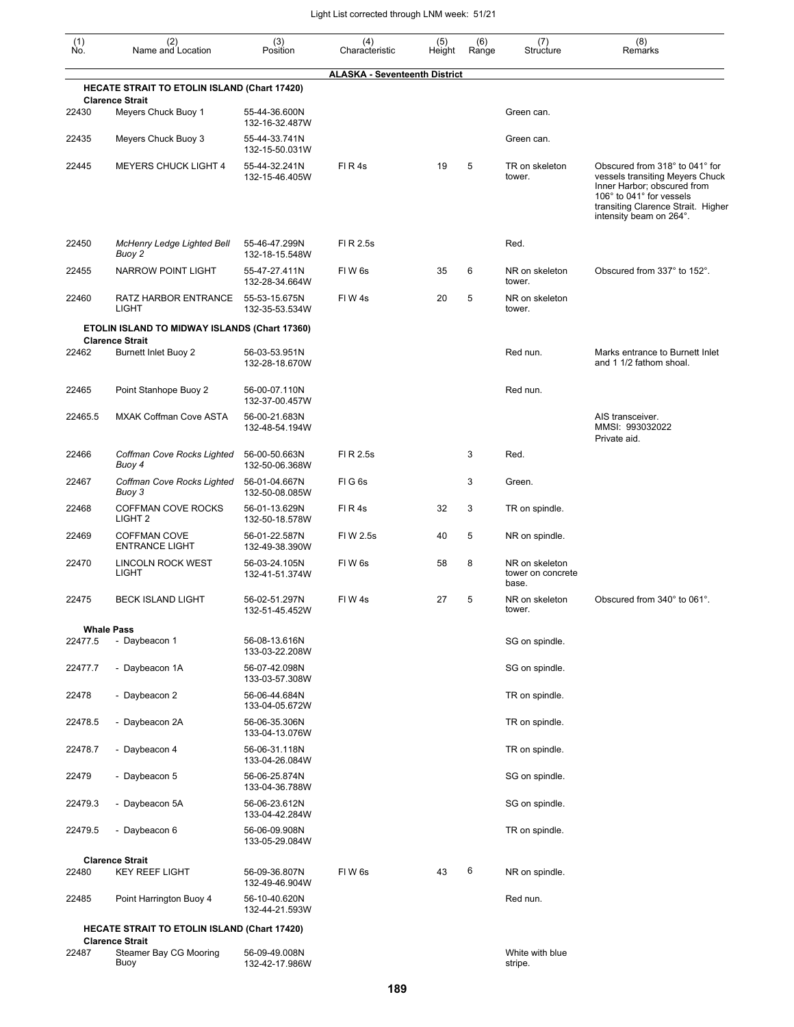| (1) No. | (2) Name and Location | (3) Position | (4) Characteristic | (5) Height | (6) Range | (7) Structure | (8) Remarks |
|---|---|---|---|---|---|---|---|
| | | | **ALASKA - Seventeenth District** | | | | |
| | **HECATE STRAIT TO ETOLIN ISLAND (Chart 17420)** | | | | | | |
| | **Clarence Strait** | | | | | | |
| 22430 | Meyers Chuck Buoy 1 | 55-44-36.600N 132-16-32.487W | | | | Green can. | |
| 22435 | Meyers Chuck Buoy 3 | 55-44-33.741N 132-15-50.031W | | | | Green can. | |
| 22445 | MEYERS CHUCK LIGHT 4 | 55-44-32.241N 132-15-46.405W | Fl R 4s | 19 | 5 | TR on skeleton tower. | Obscured from 318° to 041° for vessels transiting Meyers Chuck Inner Harbor; obscured from 106° to 041° for vessels transiting Clarence Strait. Higher intensity beam on 264°. |
| 22450 | *McHenry Ledge Lighted Bell Buoy 2* | 55-46-47.299N 132-18-15.548W | Fl R 2.5s | | | Red. | |
| 22455 | NARROW POINT LIGHT | 55-47-27.411N 132-28-34.664W | Fl W 6s | 35 | 6 | NR on skeleton tower. | Obscured from 337° to 152°. |
| 22460 | RATZ HARBOR ENTRANCE LIGHT | 55-53-15.675N 132-35-53.534W | Fl W 4s | 20 | 5 | NR on skeleton tower. | |
| | **ETOLIN ISLAND TO MIDWAY ISLANDS (Chart 17360)** | | | | | | |
| | **Clarence Strait** | | | | | | |
| 22462 | Burnett Inlet Buoy 2 | 56-03-53.951N 132-28-18.670W | | | | Red nun. | Marks entrance to Burnett Inlet and 1 1/2 fathom shoal. |
| 22465 | Point Stanhope Buoy 2 | 56-00-07.110N 132-37-00.457W | | | | Red nun. | |
| 22465.5 | MXAK Coffman Cove ASTA | 56-00-21.683N 132-48-54.194W | | | | | AIS transceiver. MMSI: 993032022 Private aid. |
| 22466 | *Coffman Cove Rocks Lighted Buoy 4* | 56-00-50.663N 132-50-06.368W | Fl R 2.5s | | 3 | Red. | |
| 22467 | *Coffman Cove Rocks Lighted Buoy 3* | 56-01-04.667N 132-50-08.085W | Fl G 6s | | 3 | Green. | |
| 22468 | COFFMAN COVE ROCKS LIGHT 2 | 56-01-13.629N 132-50-18.578W | Fl R 4s | 32 | 3 | TR on spindle. | |
| 22469 | COFFMAN COVE ENTRANCE LIGHT | 56-01-22.587N 132-49-38.390W | Fl W 2.5s | 40 | 5 | NR on spindle. | |
| 22470 | LINCOLN ROCK WEST LIGHT | 56-03-24.105N 132-41-51.374W | Fl W 6s | 58 | 8 | NR on skeleton tower on concrete base. | |
| 22475 | BECK ISLAND LIGHT | 56-02-51.297N 132-51-45.452W | Fl W 4s | 27 | 5 | NR on skeleton tower. | Obscured from 340° to 061°. |
| | **Whale Pass** | | | | | | |
| 22477.5 | - Daybeacon 1 | 56-08-13.616N 133-03-22.208W | | | | SG on spindle. | |
| 22477.7 | - Daybeacon 1A | 56-07-42.098N 133-03-57.308W | | | | SG on spindle. | |
| 22478 | - Daybeacon 2 | 56-06-44.684N 133-04-05.672W | | | | TR on spindle. | |
| 22478.5 | - Daybeacon 2A | 56-06-35.306N 133-04-13.076W | | | | TR on spindle. | |
| 22478.7 | - Daybeacon 4 | 56-06-31.118N 133-04-26.084W | | | | TR on spindle. | |
| 22479 | - Daybeacon 5 | 56-06-25.874N 133-04-36.788W | | | | SG on spindle. | |
| 22479.3 | - Daybeacon 5A | 56-06-23.612N 133-04-42.284W | | | | SG on spindle. | |
| 22479.5 | - Daybeacon 6 | 56-06-09.908N 133-05-29.084W | | | | TR on spindle. | |
| | **Clarence Strait** | | | | | | |
| 22480 | KEY REEF LIGHT | 56-09-36.807N 132-49-46.904W | Fl W 6s | 43 | 6 | NR on spindle. | |
| 22485 | Point Harrington Buoy 4 | 56-10-40.620N 132-44-21.593W | | | | Red nun. | |
| | **HECATE STRAIT TO ETOLIN ISLAND (Chart 17420)** | | | | | | |
| | **Clarence Strait** | | | | | | |
| 22487 | Steamer Bay CG Mooring Buoy | 56-09-49.008N 132-42-17.986W | | | | White with blue stripe. | |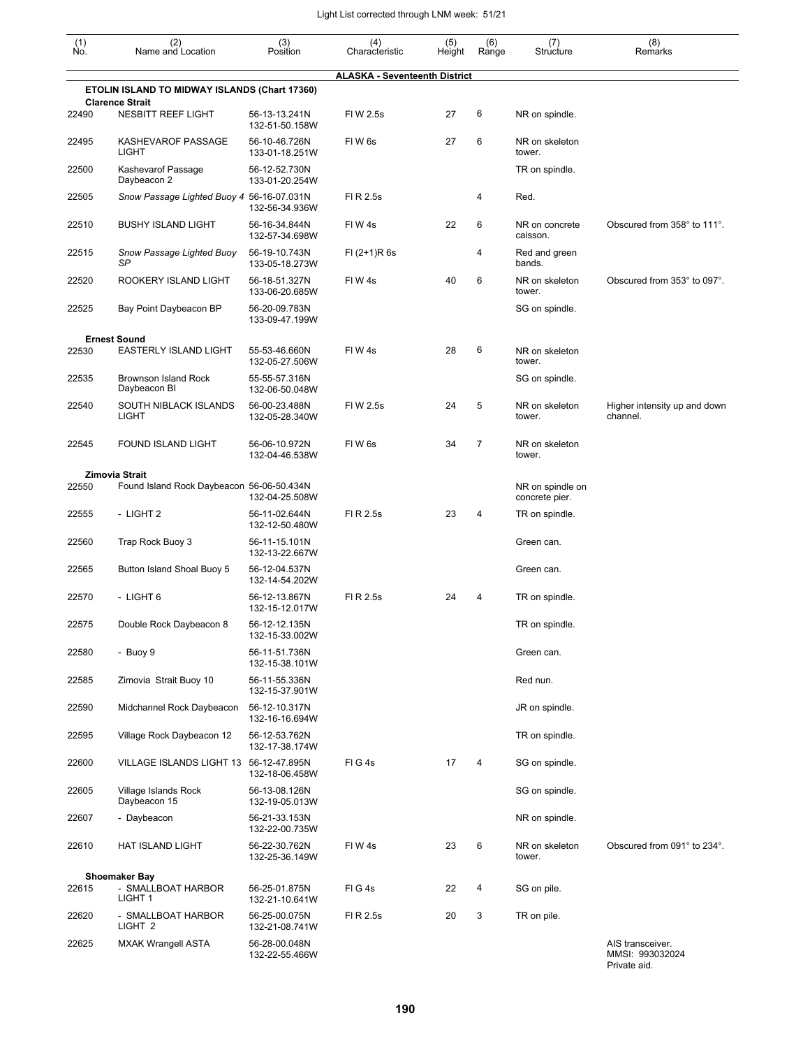| (1) No. | (2) Name and Location | (3) Position | (4) Characteristic | (5) Height | (6) Range | (7) Structure | (8) Remarks |
|---|---|---|---|---|---|---|---|
| | **ALASKA - Seventeenth District** | | | | | | |
| | **ETOLIN ISLAND TO MIDWAY ISLANDS (Chart 17360)** | | | | | | |
| | **Clarence Strait** | | | | | | |
| 22490 | NESBITT REEF LIGHT | 56-13-13.241N 132-51-50.158W | Fl W 2.5s | 27 | 6 | NR on spindle. | |
| 22495 | KASHEVAROF PASSAGE LIGHT | 56-10-46.726N 133-01-18.251W | Fl W 6s | 27 | 6 | NR on skeleton tower. | |
| 22500 | Kashevarof Passage Daybeacon 2 | 56-12-52.730N 133-01-20.254W | | | | TR on spindle. | |
| 22505 | *Snow Passage Lighted Buoy 4* | 56-16-07.031N 132-56-34.936W | Fl R 2.5s | | 4 | Red. | |
| 22510 | BUSHY ISLAND LIGHT | 56-16-34.844N 132-57-34.698W | Fl W 4s | 22 | 6 | NR on concrete caisson. | Obscured from 358° to 111°. |
| 22515 | *Snow Passage Lighted Buoy SP* | 56-19-10.743N 133-05-18.273W | Fl (2+1)R 6s | | 4 | Red and green bands. | |
| 22520 | ROOKERY ISLAND LIGHT | 56-18-51.327N 133-06-20.685W | Fl W 4s | 40 | 6 | NR on skeleton tower. | Obscured from 353° to 097°. |
| 22525 | Bay Point Daybeacon BP | 56-20-09.783N 133-09-47.199W | | | | SG on spindle. | |
| | **Ernest Sound** | | | | | | |
| 22530 | EASTERLY ISLAND LIGHT | 55-53-46.660N 132-05-27.506W | Fl W 4s | 28 | 6 | NR on skeleton tower. | |
| 22535 | Brownson Island Rock Daybeacon BI | 55-55-57.316N 132-06-50.048W | | | | SG on spindle. | |
| 22540 | SOUTH NIBLACK ISLANDS LIGHT | 56-00-23.488N 132-05-28.340W | Fl W 2.5s | 24 | 5 | NR on skeleton tower. | Higher intensity up and down channel. |
| 22545 | FOUND ISLAND LIGHT | 56-06-10.972N 132-04-46.538W | Fl W 6s | 34 | 7 | NR on skeleton tower. | |
| | **Zimovia Strait** | | | | | | |
| 22550 | Found Island Rock Daybeacon | 56-06-50.434N 132-04-25.508W | | | | NR on spindle on concrete pier. | |
| 22555 | - LIGHT 2 | 56-11-02.644N 132-12-50.480W | Fl R 2.5s | 23 | 4 | TR on spindle. | |
| 22560 | Trap Rock Buoy 3 | 56-11-15.101N 132-13-22.667W | | | | Green can. | |
| 22565 | Button Island Shoal Buoy 5 | 56-12-04.537N 132-14-54.202W | | | | Green can. | |
| 22570 | - LIGHT 6 | 56-12-13.867N 132-15-12.017W | Fl R 2.5s | 24 | 4 | TR on spindle. | |
| 22575 | Double Rock Daybeacon 8 | 56-12-12.135N 132-15-33.002W | | | | TR on spindle. | |
| 22580 | - Buoy 9 | 56-11-51.736N 132-15-38.101W | | | | Green can. | |
| 22585 | Zimovia Strait Buoy 10 | 56-11-55.336N 132-15-37.901W | | | | Red nun. | |
| 22590 | Midchannel Rock Daybeacon | 56-12-10.317N 132-16-16.694W | | | | JR on spindle. | |
| 22595 | Village Rock Daybeacon 12 | 56-12-53.762N 132-17-38.174W | | | | TR on spindle. | |
| 22600 | VILLAGE ISLANDS LIGHT 13 | 56-12-47.895N 132-18-06.458W | Fl G 4s | 17 | 4 | SG on spindle. | |
| 22605 | Village Islands Rock Daybeacon 15 | 56-13-08.126N 132-19-05.013W | | | | SG on spindle. | |
| 22607 | - Daybeacon | 56-21-33.153N 132-22-00.735W | | | | NR on spindle. | |
| 22610 | HAT ISLAND LIGHT | 56-22-30.762N 132-25-36.149W | Fl W 4s | 23 | 6 | NR on skeleton tower. | Obscured from 091° to 234°. |
| | **Shoemaker Bay** | | | | | | |
| 22615 | - SMALLBOAT HARBOR LIGHT 1 | 56-25-01.875N 132-21-10.641W | Fl G 4s | 22 | 4 | SG on pile. | |
| 22620 | - SMALLBOAT HARBOR LIGHT 2 | 56-25-00.075N 132-21-08.741W | Fl R 2.5s | 20 | 3 | TR on pile. | |
| 22625 | MXAK Wrangell ASTA | 56-28-00.048N 132-22-55.466W | | | | | AIS transceiver. MMSI: 993032024 Private aid. |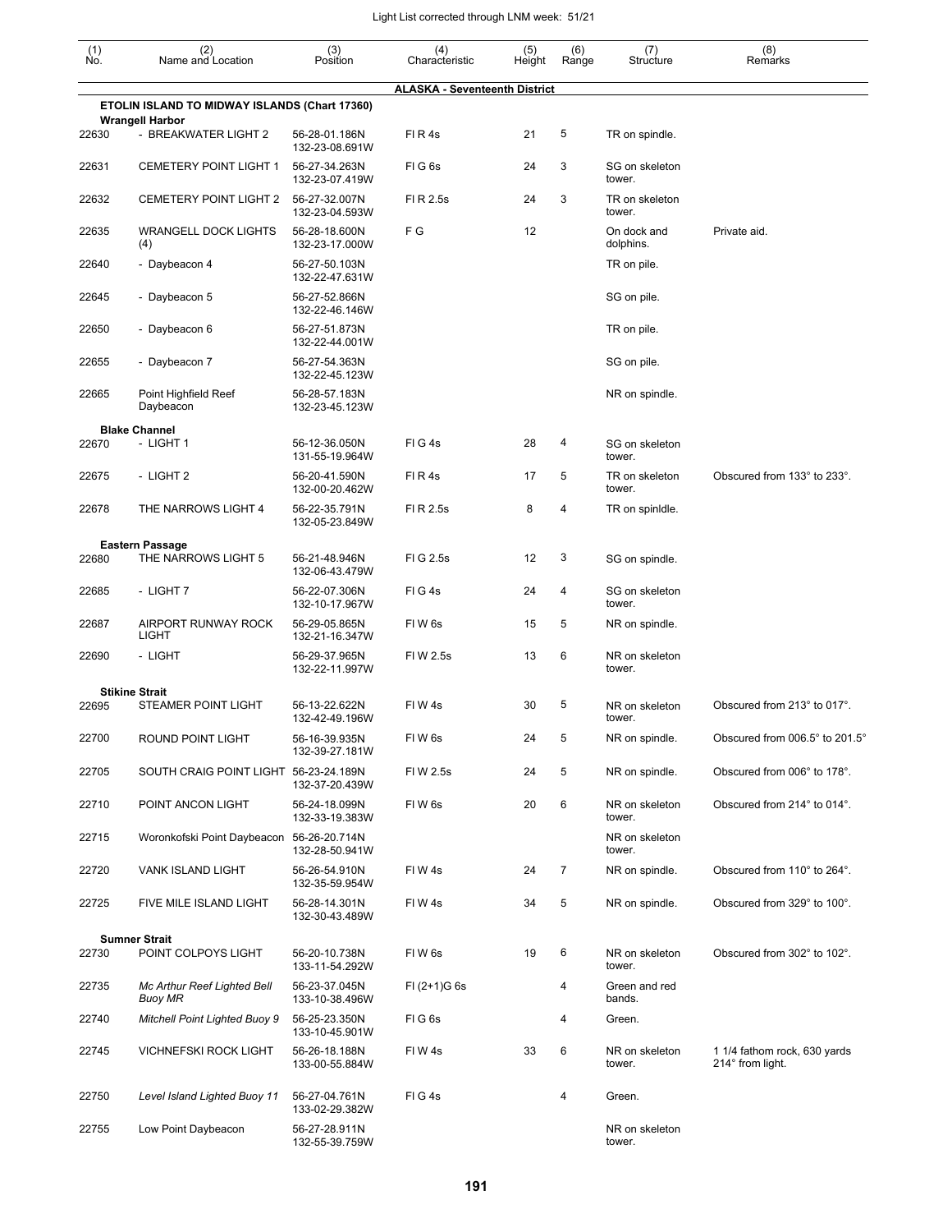## ALASKA - Seventeenth District

| (1) No. | (2) Name and Location | (3) Position | (4) Characteristic | (5) Height | (6) Range | (7) Structure | (8) Remarks |
|---|---|---|---|---|---|---|---|
| | **ETOLIN ISLAND TO MIDWAY ISLANDS (Chart 17360)** | | | | | | |
| | **Wrangell Harbor** | | | | | | |
| 22630 | - BREAKWATER LIGHT 2 | 56-28-01.186N 132-23-08.691W | Fl R 4s | 21 | 5 | TR on spindle. | |
| 22631 | CEMETERY POINT LIGHT 1 | 56-27-34.263N 132-23-07.419W | Fl G 6s | 24 | 3 | SG on skeleton tower. | |
| 22632 | CEMETERY POINT LIGHT 2 | 56-27-32.007N 132-23-04.593W | Fl R 2.5s | 24 | 3 | TR on skeleton tower. | |
| 22635 | WRANGELL DOCK LIGHTS (4) | 56-28-18.600N 132-23-17.000W | F G | 12 | | On dock and dolphins. | Private aid. |
| 22640 | - Daybeacon 4 | 56-27-50.103N 132-22-47.631W | | | | TR on pile. | |
| 22645 | - Daybeacon 5 | 56-27-52.866N 132-22-46.146W | | | | SG on pile. | |
| 22650 | - Daybeacon 6 | 56-27-51.873N 132-22-44.001W | | | | TR on pile. | |
| 22655 | - Daybeacon 7 | 56-27-54.363N 132-22-45.123W | | | | SG on pile. | |
| 22665 | Point Highfield Reef Daybeacon | 56-28-57.183N 132-23-45.123W | | | | NR on spindle. | |
| | **Blake Channel** | | | | | | |
| 22670 | - LIGHT 1 | 56-12-36.050N 131-55-19.964W | Fl G 4s | 28 | 4 | SG on skeleton tower. | |
| 22675 | - LIGHT 2 | 56-20-41.590N 132-00-20.462W | Fl R 4s | 17 | 5 | TR on skeleton tower. | Obscured from 133° to 233°. |
| 22678 | THE NARROWS LIGHT 4 | 56-22-35.791N 132-05-23.849W | Fl R 2.5s | 8 | 4 | TR on spinldle. | |
| | **Eastern Passage** | | | | | | |
| 22680 | THE NARROWS LIGHT 5 | 56-21-48.946N 132-06-43.479W | Fl G 2.5s | 12 | 3 | SG on spindle. | |
| 22685 | - LIGHT 7 | 56-22-07.306N 132-10-17.967W | Fl G 4s | 24 | 4 | SG on skeleton tower. | |
| 22687 | AIRPORT RUNWAY ROCK LIGHT | 56-29-05.865N 132-21-16.347W | Fl W 6s | 15 | 5 | NR on spindle. | |
| 22690 | - LIGHT | 56-29-37.965N 132-22-11.997W | Fl W 2.5s | 13 | 6 | NR on skeleton tower. | |
| | **Stikine Strait** | | | | | | |
| 22695 | STEAMER POINT LIGHT | 56-13-22.622N 132-42-49.196W | Fl W 4s | 30 | 5 | NR on skeleton tower. | Obscured from 213° to 017°. |
| 22700 | ROUND POINT LIGHT | 56-16-39.935N 132-39-27.181W | Fl W 6s | 24 | 5 | NR on spindle. | Obscured from 006.5° to 201.5° |
| 22705 | SOUTH CRAIG POINT LIGHT | 56-23-24.189N 132-37-20.439W | Fl W 2.5s | 24 | 5 | NR on spindle. | Obscured from 006° to 178°. |
| 22710 | POINT ANCON LIGHT | 56-24-18.099N 132-33-19.383W | Fl W 6s | 20 | 6 | NR on skeleton tower. | Obscured from 214° to 014°. |
| 22715 | Woronkofski Point Daybeacon | 56-26-20.714N 132-28-50.941W | | | | NR on skeleton tower. | |
| 22720 | VANK ISLAND LIGHT | 56-26-54.910N 132-35-59.954W | Fl W 4s | 24 | 7 | NR on spindle. | Obscured from 110° to 264°. |
| 22725 | FIVE MILE ISLAND LIGHT | 56-28-14.301N 132-30-43.489W | Fl W 4s | 34 | 5 | NR on spindle. | Obscured from 329° to 100°. |
| | **Sumner Strait** | | | | | | |
| 22730 | POINT COLPOYS LIGHT | 56-20-10.738N 133-11-54.292W | Fl W 6s | 19 | 6 | NR on skeleton tower. | Obscured from 302° to 102°. |
| 22735 | *Mc Arthur Reef Lighted Bell Buoy MR* | 56-23-37.045N 133-10-38.496W | Fl (2+1)G 6s | | 4 | Green and red bands. | |
| 22740 | *Mitchell Point Lighted Buoy 9* | 56-25-23.350N 133-10-45.901W | Fl G 6s | | 4 | Green. | |
| 22745 | VICHNEFSKI ROCK LIGHT | 56-26-18.188N 133-00-55.884W | Fl W 4s | 33 | 6 | NR on skeleton tower. | 1 1/4 fathom rock, 630 yards 214° from light. |
| 22750 | *Level Island Lighted Buoy 11* | 56-27-04.761N 133-02-29.382W | Fl G 4s | | 4 | Green. | |
| 22755 | Low Point Daybeacon | 56-27-28.911N 132-55-39.759W | | | | NR on skeleton tower. | |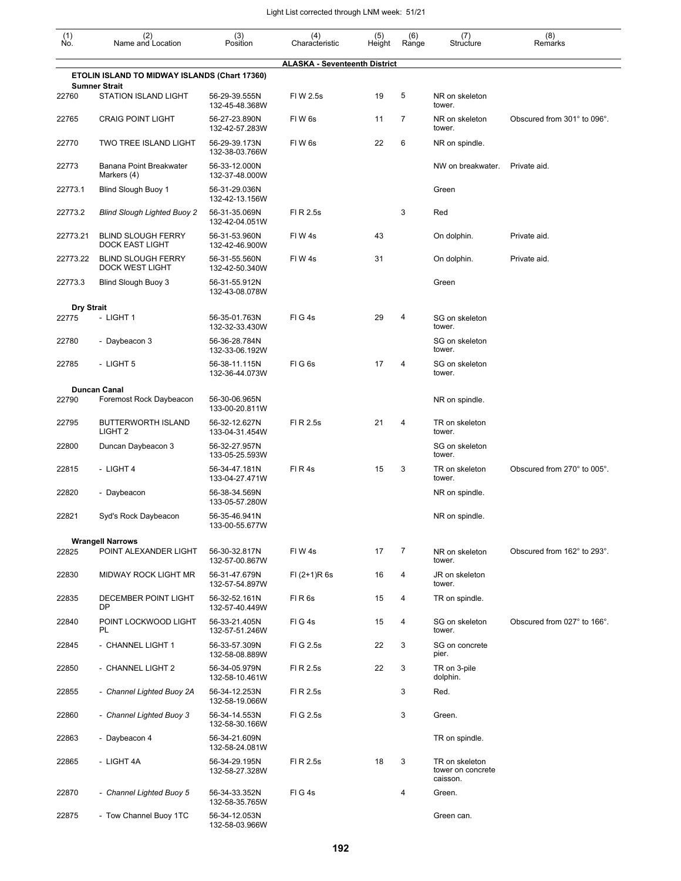Light List corrected through LNM week: 51/21

| (1) No. | (2) Name and Location | (3) Position | (4) Characteristic | (5) Height | (6) Range | (7) Structure | (8) Remarks |
|---|---|---|---|---|---|---|---|
| | | | **ALASKA - Seventeenth District** | | | | |
| | **ETOLIN ISLAND TO MIDWAY ISLANDS (Chart 17360)** | | | | | | |
| | **Sumner Strait** | | | | | | |
| 22760 | STATION ISLAND LIGHT | 56-29-39.555N 132-45-48.368W | Fl W 2.5s | 19 | 5 | NR on skeleton tower. | |
| 22765 | CRAIG POINT LIGHT | 56-27-23.890N 132-42-57.283W | Fl W 6s | 11 | 7 | NR on skeleton tower. | Obscured from 301° to 096°. |
| 22770 | TWO TREE ISLAND LIGHT | 56-29-39.173N 132-38-03.766W | Fl W 6s | 22 | 6 | NR on spindle. | |
| 22773 | Banana Point Breakwater Markers (4) | 56-33-12.000N 132-37-48.000W | | | | NW on breakwater. | Private aid. |
| 22773.1 | Blind Slough Buoy 1 | 56-31-29.036N 132-42-13.156W | | | | Green | |
| 22773.2 | *Blind Slough Lighted Buoy 2* | 56-31-35.069N 132-42-04.051W | Fl R 2.5s | | 3 | Red | |
| 22773.21 | BLIND SLOUGH FERRY DOCK EAST LIGHT | 56-31-53.960N 132-42-46.900W | Fl W 4s | 43 | | On dolphin. | Private aid. |
| 22773.22 | BLIND SLOUGH FERRY DOCK WEST LIGHT | 56-31-55.560N 132-42-50.340W | Fl W 4s | 31 | | On dolphin. | Private aid. |
| 22773.3 | Blind Slough Buoy 3 | 56-31-55.912N 132-43-08.078W | | | | Green | |
| | **Dry Strait** | | | | | | |
| 22775 | - LIGHT 1 | 56-35-01.763N 132-32-33.430W | Fl G 4s | 29 | 4 | SG on skeleton tower. | |
| 22780 | - Daybeacon 3 | 56-36-28.784N 132-33-06.192W | | | | SG on skeleton tower. | |
| 22785 | - LIGHT 5 | 56-38-11.115N 132-36-44.073W | Fl G 6s | 17 | 4 | SG on skeleton tower. | |
| | **Duncan Canal** | | | | | | |
| 22790 | Foremost Rock Daybeacon | 56-30-06.965N 133-00-20.811W | | | | NR on spindle. | |
| 22795 | BUTTERWORTH ISLAND LIGHT 2 | 56-32-12.627N 133-04-31.454W | Fl R 2.5s | 21 | 4 | TR on skeleton tower. | |
| 22800 | Duncan Daybeacon 3 | 56-32-27.957N 133-05-25.593W | | | | SG on skeleton tower. | |
| 22815 | - LIGHT 4 | 56-34-47.181N 133-04-27.471W | Fl R 4s | 15 | 3 | TR on skeleton tower. | Obscured from 270° to 005°. |
| 22820 | - Daybeacon | 56-38-34.569N 133-05-57.280W | | | | NR on spindle. | |
| 22821 | Syd's Rock Daybeacon | 56-35-46.941N 133-00-55.677W | | | | NR on spindle. | |
| | **Wrangell Narrows** | | | | | | |
| 22825 | POINT ALEXANDER LIGHT | 56-30-32.817N 132-57-00.867W | Fl W 4s | 17 | 7 | NR on skeleton tower. | Obscured from 162° to 293°. |
| 22830 | MIDWAY ROCK LIGHT MR | 56-31-47.679N 132-57-54.897W | Fl (2+1)R 6s | 16 | 4 | JR on skeleton tower. | |
| 22835 | DECEMBER POINT LIGHT DP | 56-32-52.161N 132-57-40.449W | Fl R 6s | 15 | 4 | TR on spindle. | |
| 22840 | POINT LOCKWOOD LIGHT PL | 56-33-21.405N 132-57-51.246W | Fl G 4s | 15 | 4 | SG on skeleton tower. | Obscured from 027° to 166°. |
| 22845 | - CHANNEL LIGHT 1 | 56-33-57.309N 132-58-08.889W | Fl G 2.5s | 22 | 3 | SG on concrete pier. | |
| 22850 | - CHANNEL LIGHT 2 | 56-34-05.979N 132-58-10.461W | Fl R 2.5s | 22 | 3 | TR on 3-pile dolphin. | |
| 22855 | - *Channel Lighted Buoy 2A* | 56-34-12.253N 132-58-19.066W | Fl R 2.5s | | 3 | Red. | |
| 22860 | - *Channel Lighted Buoy 3* | 56-34-14.553N 132-58-30.166W | Fl G 2.5s | | 3 | Green. | |
| 22863 | - Daybeacon 4 | 56-34-21.609N 132-58-24.081W | | | | TR on spindle. | |
| 22865 | - LIGHT 4A | 56-34-29.195N 132-58-27.328W | Fl R 2.5s | 18 | 3 | TR on skeleton tower on concrete caisson. | |
| 22870 | - *Channel Lighted Buoy 5* | 56-34-33.352N 132-58-35.765W | Fl G 4s | | 4 | Green. | |
| 22875 | - Tow Channel Buoy 1TC | 56-34-12.053N 132-58-03.966W | | | | Green can. | |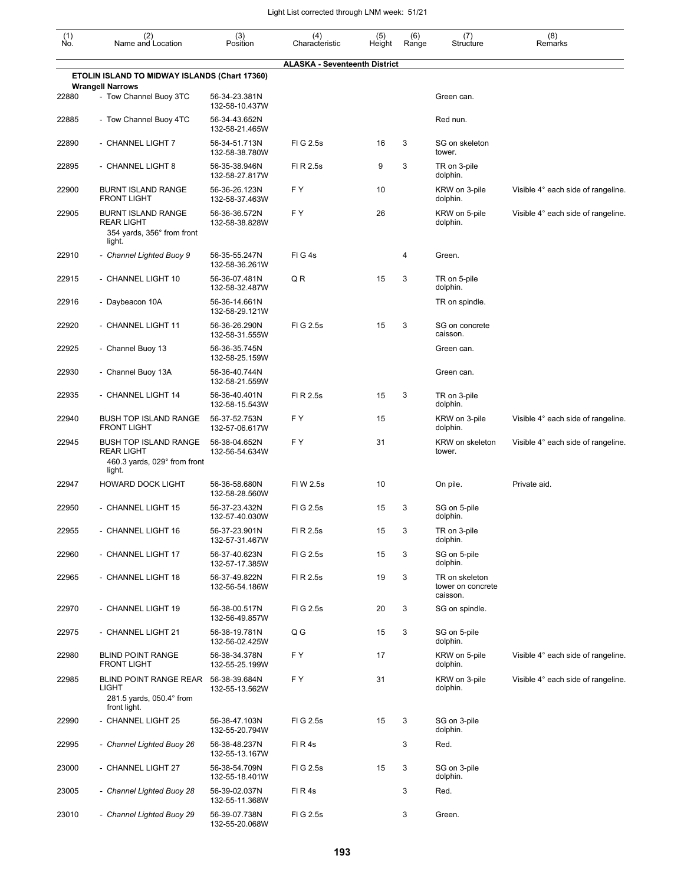| (1) No. | (2) Name and Location | (3) Position | (4) Characteristic | (5) Height | (6) Range | (7) Structure | (8) Remarks |
|---|---|---|---|---|---|---|---|
| | | | **ALASKA - Seventeenth District** | | | | |
| | **ETOLIN ISLAND TO MIDWAY ISLANDS (Chart 17360)** | | | | | | |
| | **Wrangell Narrows** | | | | | | |
| 22880 | - Tow Channel Buoy 3TC | 56-34-23.381N 132-58-10.437W | | | | Green can. | |
| 22885 | - Tow Channel Buoy 4TC | 56-34-43.652N 132-58-21.465W | | | | Red nun. | |
| 22890 | - CHANNEL LIGHT 7 | 56-34-51.713N 132-58-38.780W | Fl G 2.5s | 16 | 3 | SG on skeleton tower. | |
| 22895 | - CHANNEL LIGHT 8 | 56-35-38.946N 132-58-27.817W | Fl R 2.5s | 9 | 3 | TR on 3-pile dolphin. | |
| 22900 | BURNT ISLAND RANGE FRONT LIGHT | 56-36-26.123N 132-58-37.463W | F Y | 10 | | KRW on 3-pile dolphin. | Visible 4° each side of rangeline. |
| 22905 | BURNT ISLAND RANGE REAR LIGHT 354 yards, 356° from front light. | 56-36-36.572N 132-58-38.828W | F Y | 26 | | KRW on 5-pile dolphin. | Visible 4° each side of rangeline. |
| 22910 | - *Channel Lighted Buoy 9* | 56-35-55.247N 132-58-36.261W | Fl G 4s | | 4 | Green. | |
| 22915 | - CHANNEL LIGHT 10 | 56-36-07.481N 132-58-32.487W | Q R | 15 | 3 | TR on 5-pile dolphin. | |
| 22916 | - Daybeacon 10A | 56-36-14.661N 132-58-29.121W | | | | TR on spindle. | |
| 22920 | - CHANNEL LIGHT 11 | 56-36-26.290N 132-58-31.555W | Fl G 2.5s | 15 | 3 | SG on concrete caisson. | |
| 22925 | - Channel Buoy 13 | 56-36-35.745N 132-58-25.159W | | | | Green can. | |
| 22930 | - Channel Buoy 13A | 56-36-40.744N 132-58-21.559W | | | | Green can. | |
| 22935 | - CHANNEL LIGHT 14 | 56-36-40.401N 132-58-15.543W | Fl R 2.5s | 15 | 3 | TR on 3-pile dolphin. | |
| 22940 | BUSH TOP ISLAND RANGE FRONT LIGHT | 56-37-52.753N 132-57-06.617W | F Y | 15 | | KRW on 3-pile dolphin. | Visible 4° each side of rangeline. |
| 22945 | BUSH TOP ISLAND RANGE REAR LIGHT 460.3 yards, 029° from front light. | 56-38-04.652N 132-56-54.634W | F Y | 31 | | KRW on skeleton tower. | Visible 4° each side of rangeline. |
| 22947 | HOWARD DOCK LIGHT | 56-36-58.680N 132-58-28.560W | Fl W 2.5s | 10 | | On pile. | Private aid. |
| 22950 | - CHANNEL LIGHT 15 | 56-37-23.432N 132-57-40.030W | Fl G 2.5s | 15 | 3 | SG on 5-pile dolphin. | |
| 22955 | - CHANNEL LIGHT 16 | 56-37-23.901N 132-57-31.467W | Fl R 2.5s | 15 | 3 | TR on 3-pile dolphin. | |
| 22960 | - CHANNEL LIGHT 17 | 56-37-40.623N 132-57-17.385W | Fl G 2.5s | 15 | 3 | SG on 5-pile dolphin. | |
| 22965 | - CHANNEL LIGHT 18 | 56-37-49.822N 132-56-54.186W | Fl R 2.5s | 19 | 3 | TR on skeleton tower on concrete caisson. | |
| 22970 | - CHANNEL LIGHT 19 | 56-38-00.517N 132-56-49.857W | Fl G 2.5s | 20 | 3 | SG on spindle. | |
| 22975 | - CHANNEL LIGHT 21 | 56-38-19.781N 132-56-02.425W | Q G | 15 | 3 | SG on 5-pile dolphin. | |
| 22980 | BLIND POINT RANGE FRONT LIGHT | 56-38-34.378N 132-55-25.199W | F Y | 17 | | KRW on 5-pile dolphin. | Visible 4° each side of rangeline. |
| 22985 | BLIND POINT RANGE REAR LIGHT 281.5 yards, 050.4° from front light. | 56-38-39.684N 132-55-13.562W | F Y | 31 | | KRW on 3-pile dolphin. | Visible 4° each side of rangeline. |
| 22990 | - CHANNEL LIGHT 25 | 56-38-47.103N 132-55-20.794W | Fl G 2.5s | 15 | 3 | SG on 3-pile dolphin. | |
| 22995 | - *Channel Lighted Buoy 26* | 56-38-48.237N 132-55-13.167W | Fl R 4s | | 3 | Red. | |
| 23000 | - CHANNEL LIGHT 27 | 56-38-54.709N 132-55-18.401W | Fl G 2.5s | 15 | 3 | SG on 3-pile dolphin. | |
| 23005 | - *Channel Lighted Buoy 28* | 56-39-02.037N 132-55-11.368W | Fl R 4s | | 3 | Red. | |
| 23010 | - *Channel Lighted Buoy 29* | 56-39-07.738N 132-55-20.068W | Fl G 2.5s | | 3 | Green. | |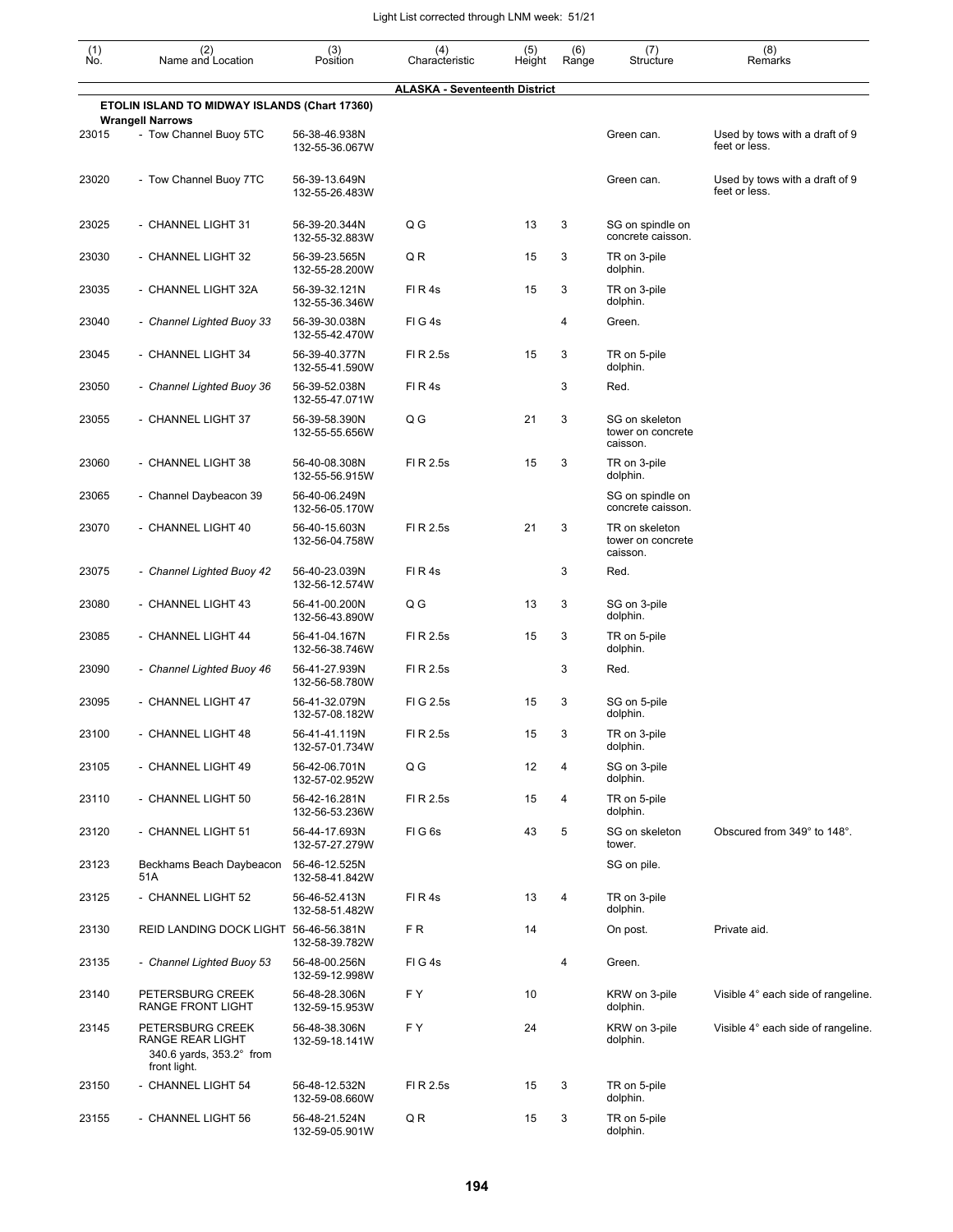| (1) No. | (2) Name and Location | (3) Position | (4) Characteristic | (5) Height | (6) Range | (7) Structure | (8) Remarks |
|---|---|---|---|---|---|---|---|
| | **ALASKA - Seventeenth District** | | | | | | |
| | **ETOLIN ISLAND TO MIDWAY ISLANDS (Chart 17360)** | | | | | | |
| | **Wrangell Narrows** | | | | | | |
| 23015 | - Tow Channel Buoy 5TC | 56-38-46.938N 132-55-36.067W | | | | Green can. | Used by tows with a draft of 9 feet or less. |
| 23020 | - Tow Channel Buoy 7TC | 56-39-13.649N 132-55-26.483W | | | | Green can. | Used by tows with a draft of 9 feet or less. |
| 23025 | - CHANNEL LIGHT 31 | 56-39-20.344N 132-55-32.883W | Q G | 13 | 3 | SG on spindle on concrete caisson. | |
| 23030 | - CHANNEL LIGHT 32 | 56-39-23.565N 132-55-28.200W | Q R | 15 | 3 | TR on 3-pile dolphin. | |
| 23035 | - CHANNEL LIGHT 32A | 56-39-32.121N 132-55-36.346W | Fl R 4s | 15 | 3 | TR on 3-pile dolphin. | |
| 23040 | - *Channel Lighted Buoy 33* | 56-39-30.038N 132-55-42.470W | Fl G 4s | | 4 | Green. | |
| 23045 | - CHANNEL LIGHT 34 | 56-39-40.377N 132-55-41.590W | Fl R 2.5s | 15 | 3 | TR on 5-pile dolphin. | |
| 23050 | - *Channel Lighted Buoy 36* | 56-39-52.038N 132-55-47.071W | Fl R 4s | | 3 | Red. | |
| 23055 | - CHANNEL LIGHT 37 | 56-39-58.390N 132-55-55.656W | Q G | 21 | 3 | SG on skeleton tower on concrete caisson. | |
| 23060 | - CHANNEL LIGHT 38 | 56-40-08.308N 132-55-56.915W | Fl R 2.5s | 15 | 3 | TR on 3-pile dolphin. | |
| 23065 | - Channel Daybeacon 39 | 56-40-06.249N 132-56-05.170W | | | | SG on spindle on concrete caisson. | |
| 23070 | - CHANNEL LIGHT 40 | 56-40-15.603N 132-56-04.758W | Fl R 2.5s | 21 | 3 | TR on skeleton tower on concrete caisson. | |
| 23075 | - *Channel Lighted Buoy 42* | 56-40-23.039N 132-56-12.574W | Fl R 4s | | 3 | Red. | |
| 23080 | - CHANNEL LIGHT 43 | 56-41-00.200N 132-56-43.890W | Q G | 13 | 3 | SG on 3-pile dolphin. | |
| 23085 | - CHANNEL LIGHT 44 | 56-41-04.167N 132-56-38.746W | Fl R 2.5s | 15 | 3 | TR on 5-pile dolphin. | |
| 23090 | - *Channel Lighted Buoy 46* | 56-41-27.939N 132-56-58.780W | Fl R 2.5s | | 3 | Red. | |
| 23095 | - CHANNEL LIGHT 47 | 56-41-32.079N 132-57-08.182W | Fl G 2.5s | 15 | 3 | SG on 5-pile dolphin. | |
| 23100 | - CHANNEL LIGHT 48 | 56-41-41.119N 132-57-01.734W | Fl R 2.5s | 15 | 3 | TR on 3-pile dolphin. | |
| 23105 | - CHANNEL LIGHT 49 | 56-42-06.701N 132-57-02.952W | Q G | 12 | 4 | SG on 3-pile dolphin. | |
| 23110 | - CHANNEL LIGHT 50 | 56-42-16.281N 132-56-53.236W | Fl R 2.5s | 15 | 4 | TR on 5-pile dolphin. | |
| 23120 | - CHANNEL LIGHT 51 | 56-44-17.693N 132-57-27.279W | Fl G 6s | 43 | 5 | SG on skeleton tower. | Obscured from 349° to 148°. |
| 23123 | Beckhams Beach Daybeacon 51A | 56-46-12.525N 132-58-41.842W | | | | SG on pile. | |
| 23125 | - CHANNEL LIGHT 52 | 56-46-52.413N 132-58-51.482W | Fl R 4s | 13 | 4 | TR on 3-pile dolphin. | |
| 23130 | REID LANDING DOCK LIGHT | 56-46-56.381N 132-58-39.782W | F R | 14 | | On post. | Private aid. |
| 23135 | - *Channel Lighted Buoy 53* | 56-48-00.256N 132-59-12.998W | Fl G 4s | | 4 | Green. | |
| 23140 | PETERSBURG CREEK RANGE FRONT LIGHT | 56-48-28.306N 132-59-15.953W | F Y | 10 | | KRW on 3-pile dolphin. | Visible 4° each side of rangeline. |
| 23145 | PETERSBURG CREEK RANGE REAR LIGHT 340.6 yards, 353.2° from front light. | 56-48-38.306N 132-59-18.141W | F Y | 24 | | KRW on 3-pile dolphin. | Visible 4° each side of rangeline. |
| 23150 | - CHANNEL LIGHT 54 | 56-48-12.532N 132-59-08.660W | Fl R 2.5s | 15 | 3 | TR on 5-pile dolphin. | |
| 23155 | - CHANNEL LIGHT 56 | 56-48-21.524N 132-59-05.901W | Q R | 15 | 3 | TR on 5-pile dolphin. | |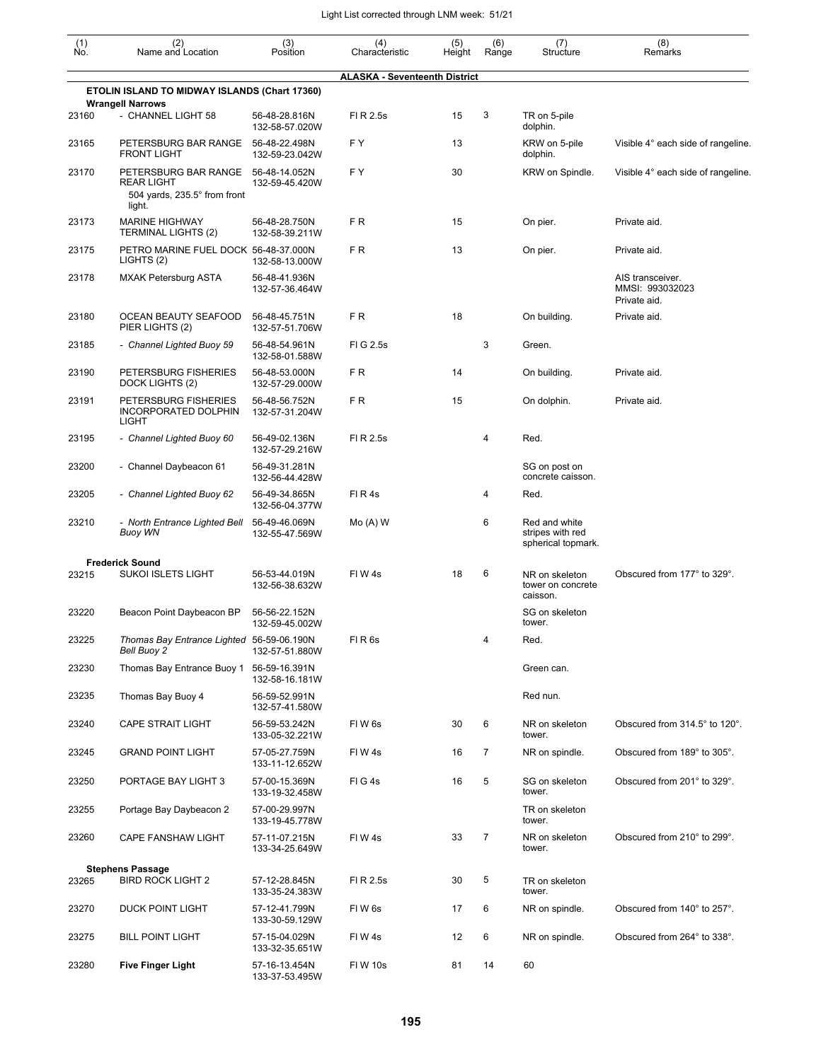| (1) No. | (2) Name and Location | (3) Position | (4) Characteristic | (5) Height | (6) Range | (7) Structure | (8) Remarks |
|---|---|---|---|---|---|---|---|
| | | | **ALASKA - Seventeenth District** | | | | |
| | **ETOLIN ISLAND TO MIDWAY ISLANDS (Chart 17360)** | | | | | | |
| | **Wrangell Narrows** | | | | | | |
| 23160 | - CHANNEL LIGHT 58 | 56-48-28.816N 132-58-57.020W | Fl R 2.5s | 15 | 3 | TR on 5-pile dolphin. | |
| 23165 | PETERSBURG BAR RANGE FRONT LIGHT | 56-48-22.498N 132-59-23.042W | F Y | 13 | | KRW on 5-pile dolphin. | Visible 4° each side of rangeline. |
| 23170 | PETERSBURG BAR RANGE REAR LIGHT 504 yards, 235.5° from front light. | 56-48-14.052N 132-59-45.420W | F Y | 30 | | KRW on Spindle. | Visible 4° each side of rangeline. |
| 23173 | MARINE HIGHWAY TERMINAL LIGHTS (2) | 56-48-28.750N 132-58-39.211W | F R | 15 | | On pier. | Private aid. |
| 23175 | PETRO MARINE FUEL DOCK LIGHTS (2) | 56-48-37.000N 132-58-13.000W | F R | 13 | | On pier. | Private aid. |
| 23178 | MXAK Petersburg ASTA | 56-48-41.936N 132-57-36.464W | | | | | AIS transceiver. MMSI: 993032023 Private aid. |
| 23180 | OCEAN BEAUTY SEAFOOD PIER LIGHTS (2) | 56-48-45.751N 132-57-51.706W | F R | 18 | | On building. | Private aid. |
| 23185 | *- Channel Lighted Buoy 59* | 56-48-54.961N 132-58-01.588W | Fl G 2.5s | | 3 | Green. | |
| 23190 | PETERSBURG FISHERIES DOCK LIGHTS (2) | 56-48-53.000N 132-57-29.000W | F R | 14 | | On building. | Private aid. |
| 23191 | PETERSBURG FISHERIES INCORPORATED DOLPHIN LIGHT | 56-48-56.752N 132-57-31.204W | F R | 15 | | On dolphin. | Private aid. |
| 23195 | *- Channel Lighted Buoy 60* | 56-49-02.136N 132-57-29.216W | Fl R 2.5s | | 4 | Red. | |
| 23200 | - Channel Daybeacon 61 | 56-49-31.281N 132-56-44.428W | | | | SG on post on concrete caisson. | |
| 23205 | *- Channel Lighted Buoy 62* | 56-49-34.865N 132-56-04.377W | Fl R 4s | | 4 | Red. | |
| 23210 | *- North Entrance Lighted Bell Buoy WN* | 56-49-46.069N 132-55-47.569W | Mo (A) W | | 6 | Red and white stripes with red spherical topmark. | |
| | **Frederick Sound** | | | | | | |
| 23215 | SUKOI ISLETS LIGHT | 56-53-44.019N 132-56-38.632W | Fl W 4s | 18 | 6 | NR on skeleton tower on concrete caisson. | Obscured from 177° to 329°. |
| 23220 | Beacon Point Daybeacon BP | 56-56-22.152N 132-59-45.002W | | | | SG on skeleton tower. | |
| 23225 | *Thomas Bay Entrance Lighted Bell Buoy 2* | 56-59-06.190N 132-57-51.880W | Fl R 6s | | 4 | Red. | |
| 23230 | Thomas Bay Entrance Buoy 1 | 56-59-16.391N 132-58-16.181W | | | | Green can. | |
| 23235 | Thomas Bay Buoy 4 | 56-59-52.991N 132-57-41.580W | | | | Red nun. | |
| 23240 | CAPE STRAIT LIGHT | 56-59-53.242N 133-05-32.221W | Fl W 6s | 30 | 6 | NR on skeleton tower. | Obscured from 314.5° to 120°. |
| 23245 | GRAND POINT LIGHT | 57-05-27.759N 133-11-12.652W | Fl W 4s | 16 | 7 | NR on spindle. | Obscured from 189° to 305°. |
| 23250 | PORTAGE BAY LIGHT 3 | 57-00-15.369N 133-19-32.458W | Fl G 4s | 16 | 5 | SG on skeleton tower. | Obscured from 201° to 329°. |
| 23255 | Portage Bay Daybeacon 2 | 57-00-29.997N 133-19-45.778W | | | | TR on skeleton tower. | |
| 23260 | CAPE FANSHAW LIGHT | 57-11-07.215N 133-34-25.649W | Fl W 4s | 33 | 7 | NR on skeleton tower. | Obscured from 210° to 299°. |
| | **Stephens Passage** | | | | | | |
| 23265 | BIRD ROCK LIGHT 2 | 57-12-28.845N 133-35-24.383W | Fl R 2.5s | 30 | 5 | TR on skeleton tower. | |
| 23270 | DUCK POINT LIGHT | 57-12-41.799N 133-30-59.129W | Fl W 6s | 17 | 6 | NR on spindle. | Obscured from 140° to 257°. |
| 23275 | BILL POINT LIGHT | 57-15-04.029N 133-32-35.651W | Fl W 4s | 12 | 6 | NR on spindle. | Obscured from 264° to 338°. |
| 23280 | **Five Finger Light** | 57-16-13.454N 133-37-53.495W | Fl W 10s | 81 | 14 | 60 | |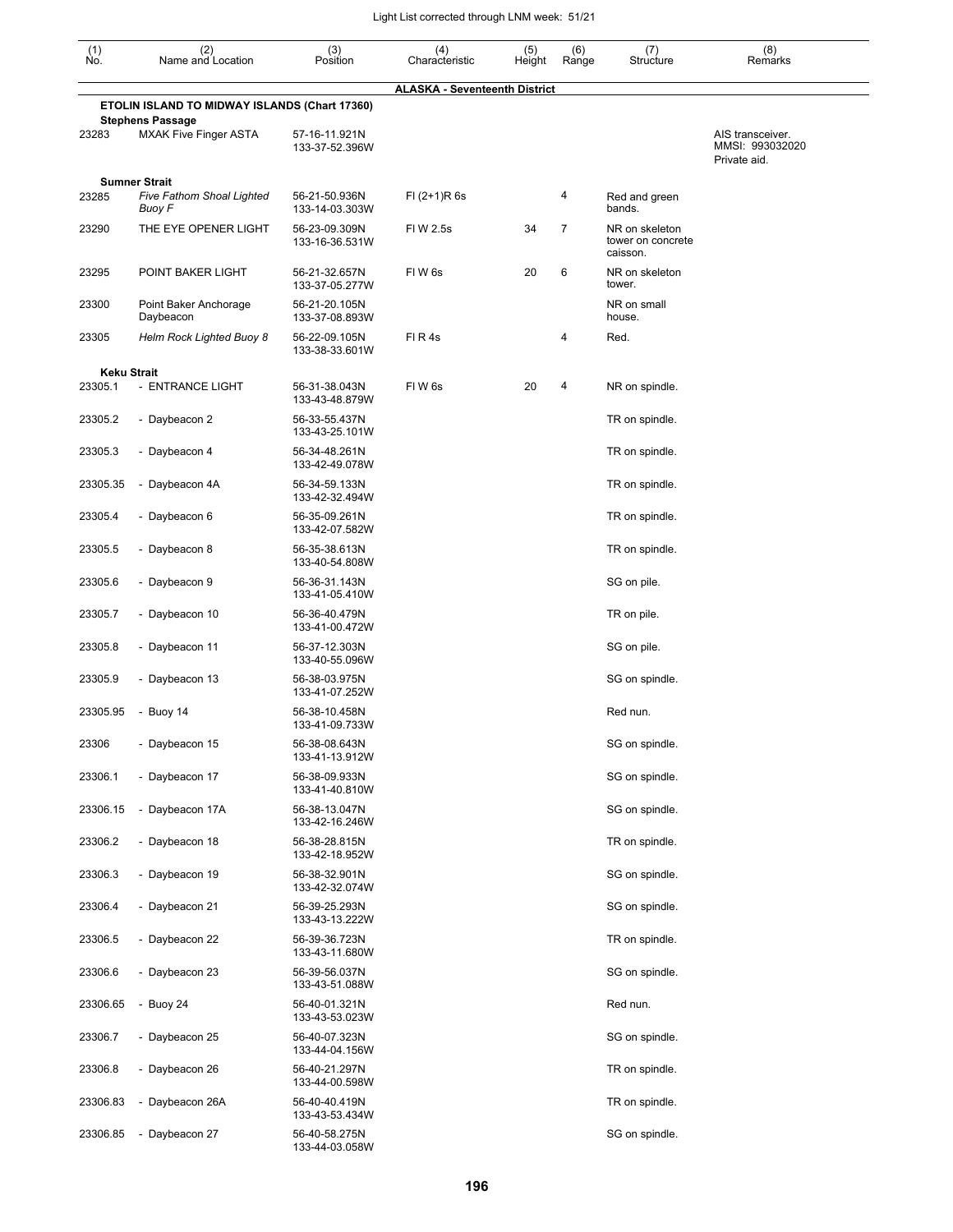| (1) No. | (2) Name and Location | (3) Position | (4) Characteristic | (5) Height | (6) Range | (7) Structure | (8) Remarks |
|---|---|---|---|---|---|---|---|
| | | | **ALASKA - Seventeenth District** | | | | |
| | **ETOLIN ISLAND TO MIDWAY ISLANDS (Chart 17360)** | | | | | | |
| | **Stephens Passage** | | | | | | |
| 23283 | MXAK Five Finger ASTA | 57-16-11.921N 133-37-52.396W | | | | | AIS transceiver. MMSI: 993032020 Private aid. |
| | **Sumner Strait** | | | | | | |
| 23285 | *Five Fathom Shoal Lighted Buoy F* | 56-21-50.936N 133-14-03.303W | Fl (2+1)R 6s | | 4 | Red and green bands. | |
| 23290 | THE EYE OPENER LIGHT | 56-23-09.309N 133-16-36.531W | Fl W 2.5s | 34 | 7 | NR on skeleton tower on concrete caisson. | |
| 23295 | POINT BAKER LIGHT | 56-21-32.657N 133-37-05.277W | Fl W 6s | 20 | 6 | NR on skeleton tower. | |
| 23300 | Point Baker Anchorage Daybeacon | 56-21-20.105N 133-37-08.893W | | | | NR on small house. | |
| 23305 | *Helm Rock Lighted Buoy 8* | 56-22-09.105N 133-38-33.601W | Fl R 4s | | 4 | Red. | |
| | **Keku Strait** | | | | | | |
| 23305.1 | - ENTRANCE LIGHT | 56-31-38.043N 133-43-48.879W | Fl W 6s | 20 | 4 | NR on spindle. | |
| 23305.2 | - Daybeacon 2 | 56-33-55.437N 133-43-25.101W | | | | TR on spindle. | |
| 23305.3 | - Daybeacon 4 | 56-34-48.261N 133-42-49.078W | | | | TR on spindle. | |
| 23305.35 | - Daybeacon 4A | 56-34-59.133N 133-42-32.494W | | | | TR on spindle. | |
| 23305.4 | - Daybeacon 6 | 56-35-09.261N 133-42-07.582W | | | | TR on spindle. | |
| 23305.5 | - Daybeacon 8 | 56-35-38.613N 133-40-54.808W | | | | TR on spindle. | |
| 23305.6 | - Daybeacon 9 | 56-36-31.143N 133-41-05.410W | | | | SG on pile. | |
| 23305.7 | - Daybeacon 10 | 56-36-40.479N 133-41-00.472W | | | | TR on pile. | |
| 23305.8 | - Daybeacon 11 | 56-37-12.303N 133-40-55.096W | | | | SG on pile. | |
| 23305.9 | - Daybeacon 13 | 56-38-03.975N 133-41-07.252W | | | | SG on spindle. | |
| 23305.95 | - Buoy 14 | 56-38-10.458N 133-41-09.733W | | | | Red nun. | |
| 23306 | - Daybeacon 15 | 56-38-08.643N 133-41-13.912W | | | | SG on spindle. | |
| 23306.1 | - Daybeacon 17 | 56-38-09.933N 133-41-40.810W | | | | SG on spindle. | |
| 23306.15 | - Daybeacon 17A | 56-38-13.047N 133-42-16.246W | | | | SG on spindle. | |
| 23306.2 | - Daybeacon 18 | 56-38-28.815N 133-42-18.952W | | | | TR on spindle. | |
| 23306.3 | - Daybeacon 19 | 56-38-32.901N 133-42-32.074W | | | | SG on spindle. | |
| 23306.4 | - Daybeacon 21 | 56-39-25.293N 133-43-13.222W | | | | SG on spindle. | |
| 23306.5 | - Daybeacon 22 | 56-39-36.723N 133-43-11.680W | | | | TR on spindle. | |
| 23306.6 | - Daybeacon 23 | 56-39-56.037N 133-43-51.088W | | | | SG on spindle. | |
| 23306.65 | - Buoy 24 | 56-40-01.321N 133-43-53.023W | | | | Red nun. | |
| 23306.7 | - Daybeacon 25 | 56-40-07.323N 133-44-04.156W | | | | SG on spindle. | |
| 23306.8 | - Daybeacon 26 | 56-40-21.297N 133-44-00.598W | | | | TR on spindle. | |
| 23306.83 | - Daybeacon 26A | 56-40-40.419N 133-43-53.434W | | | | TR on spindle. | |
| 23306.85 | - Daybeacon 27 | 56-40-58.275N 133-44-03.058W | | | | SG on spindle. | |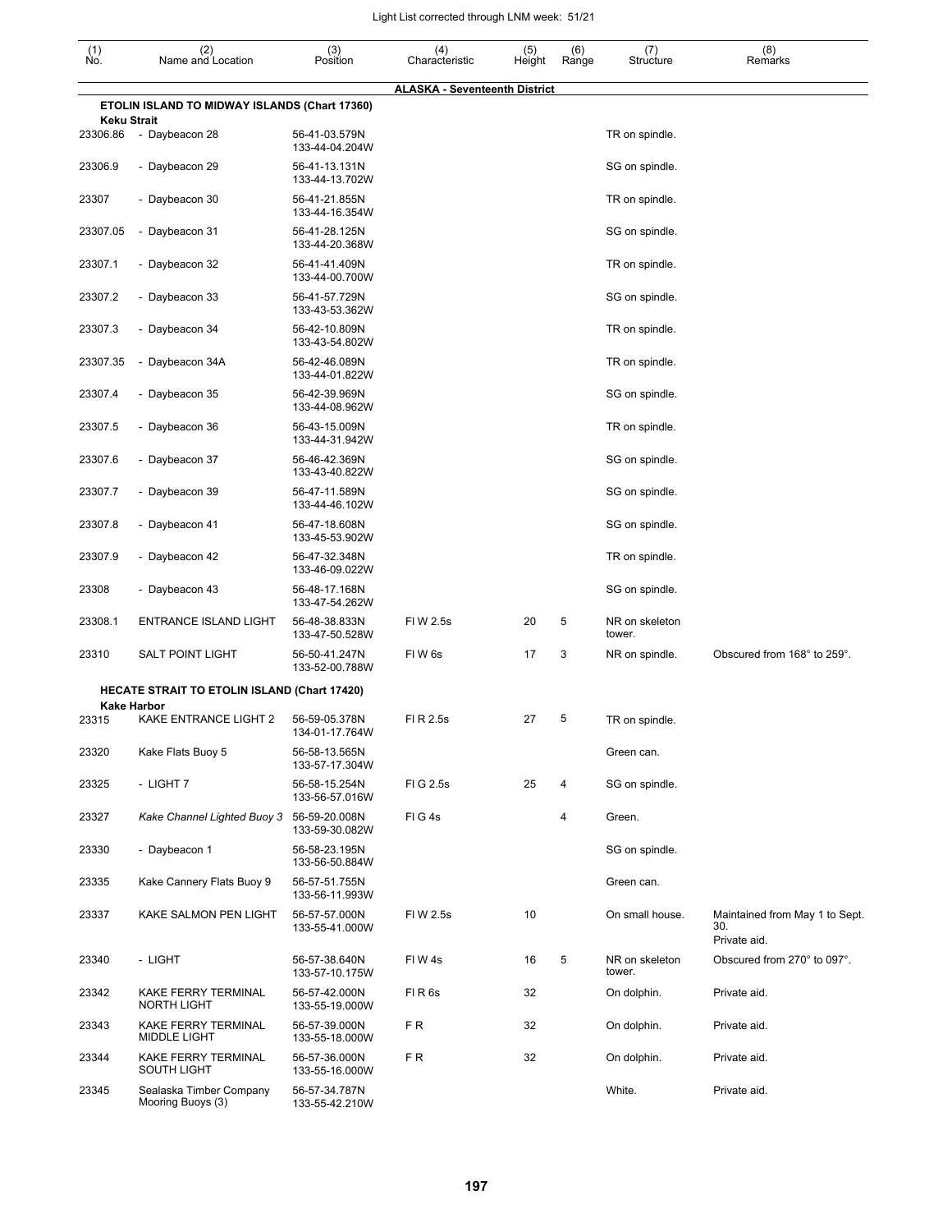| (1) No. | (2) Name and Location | (3) Position | (4) Characteristic | (5) Height | (6) Range | (7) Structure | (8) Remarks |
|---|---|---|---|---|---|---|---|
| | | | **ALASKA - Seventeenth District** | | | | |
| | **ETOLIN ISLAND TO MIDWAY ISLANDS (Chart 17360)** | | | | | | |
| | **Keku Strait** | | | | | | |
| 23306.86 | - Daybeacon 28 | 56-41-03.579N 133-44-04.204W | | | | TR on spindle. | |
| 23306.9 | - Daybeacon 29 | 56-41-13.131N 133-44-13.702W | | | | SG on spindle. | |
| 23307 | - Daybeacon 30 | 56-41-21.855N 133-44-16.354W | | | | TR on spindle. | |
| 23307.05 | - Daybeacon 31 | 56-41-28.125N 133-44-20.368W | | | | SG on spindle. | |
| 23307.1 | - Daybeacon 32 | 56-41-41.409N 133-44-00.700W | | | | TR on spindle. | |
| 23307.2 | - Daybeacon 33 | 56-41-57.729N 133-43-53.362W | | | | SG on spindle. | |
| 23307.3 | - Daybeacon 34 | 56-42-10.809N 133-43-54.802W | | | | TR on spindle. | |
| 23307.35 | - Daybeacon 34A | 56-42-46.089N 133-44-01.822W | | | | TR on spindle. | |
| 23307.4 | - Daybeacon 35 | 56-42-39.969N 133-44-08.962W | | | | SG on spindle. | |
| 23307.5 | - Daybeacon 36 | 56-43-15.009N 133-44-31.942W | | | | TR on spindle. | |
| 23307.6 | - Daybeacon 37 | 56-46-42.369N 133-43-40.822W | | | | SG on spindle. | |
| 23307.7 | - Daybeacon 39 | 56-47-11.589N 133-44-46.102W | | | | SG on spindle. | |
| 23307.8 | - Daybeacon 41 | 56-47-18.608N 133-45-53.902W | | | | SG on spindle. | |
| 23307.9 | - Daybeacon 42 | 56-47-32.348N 133-46-09.022W | | | | TR on spindle. | |
| 23308 | - Daybeacon 43 | 56-48-17.168N 133-47-54.262W | | | | SG on spindle. | |
| 23308.1 | ENTRANCE ISLAND LIGHT | 56-48-38.833N 133-47-50.528W | Fl W 2.5s | 20 | 5 | NR on skeleton tower. | |
| 23310 | SALT POINT LIGHT | 56-50-41.247N 133-52-00.788W | Fl W 6s | 17 | 3 | NR on spindle. | Obscured from 168° to 259°. |
| | **HECATE STRAIT TO ETOLIN ISLAND (Chart 17420)** | | | | | | |
| | **Kake Harbor** | | | | | | |
| 23315 | KAKE ENTRANCE LIGHT 2 | 56-59-05.378N 134-01-17.764W | Fl R 2.5s | 27 | 5 | TR on spindle. | |
| 23320 | Kake Flats Buoy 5 | 56-58-13.565N 133-57-17.304W | | | | Green can. | |
| 23325 | - LIGHT 7 | 56-58-15.254N 133-56-57.016W | Fl G 2.5s | 25 | 4 | SG on spindle. | |
| 23327 | *Kake Channel Lighted Buoy 3* | 56-59-20.008N 133-59-30.082W | Fl G 4s | | 4 | Green. | |
| 23330 | - Daybeacon 1 | 56-58-23.195N 133-56-50.884W | | | | SG on spindle. | |
| 23335 | Kake Cannery Flats Buoy 9 | 56-57-51.755N 133-56-11.993W | | | | Green can. | |
| 23337 | KAKE SALMON PEN LIGHT | 56-57-57.000N 133-55-41.000W | Fl W 2.5s | 10 | | On small house. | Maintained from May 1 to Sept. 30. Private aid. |
| 23340 | - LIGHT | 56-57-38.640N 133-57-10.175W | Fl W 4s | 16 | 5 | NR on skeleton tower. | Obscured from 270° to 097°. |
| 23342 | KAKE FERRY TERMINAL NORTH LIGHT | 56-57-42.000N 133-55-19.000W | Fl R 6s | 32 | | On dolphin. | Private aid. |
| 23343 | KAKE FERRY TERMINAL MIDDLE LIGHT | 56-57-39.000N 133-55-18.000W | F R | 32 | | On dolphin. | Private aid. |
| 23344 | KAKE FERRY TERMINAL SOUTH LIGHT | 56-57-36.000N 133-55-16.000W | F R | 32 | | On dolphin. | Private aid. |
| 23345 | Sealaska Timber Company Mooring Buoys (3) | 56-57-34.787N 133-55-42.210W | | | | White. | Private aid. |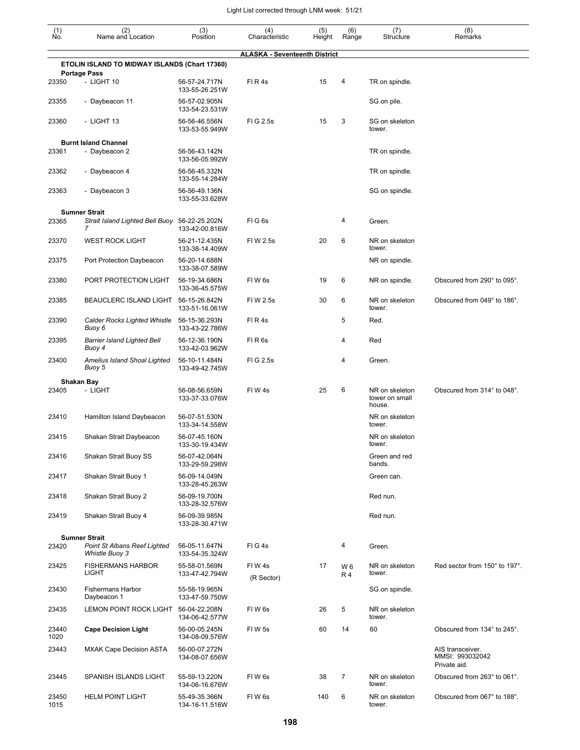| (1) No. | (2) Name and Location | (3) Position | (4) Characteristic | (5) Height | (6) Range | (7) Structure | (8) Remarks |
|---|---|---|---|---|---|---|---|
| | | | **ALASKA - Seventeenth District** | | | | |
| | **ETOLIN ISLAND TO MIDWAY ISLANDS (Chart 17360)** | | | | | | |
| | **Portage Pass** | | | | | | |
| 23350 | - LIGHT 10 | 56-57-24.717N 133-55-26.251W | Fl R 4s | 15 | 4 | TR on spindle. | |
| 23355 | - Daybeacon 11 | 56-57-02.905N 133-54-23.531W | | | | SG on pile. | |
| 23360 | - LIGHT 13 | 56-56-46.556N 133-53-55.949W | Fl G 2.5s | 15 | 3 | SG on skeleton tower. | |
| | **Burnt Island Channel** | | | | | | |
| 23361 | - Daybeacon 2 | 56-56-43.142N 133-56-05.992W | | | | TR on spindle. | |
| 23362 | - Daybeacon 4 | 56-56-45.332N 133-55-14.284W | | | | TR on spindle. | |
| 23363 | - Daybeacon 3 | 56-56-49.136N 133-55-33.628W | | | | SG on spindle. | |
| | **Sumner Strait** | | | | | | |
| 23365 | *Strait Island Lighted Bell Buoy 7* | 56-22-25.202N 133-42-00.816W | Fl G 6s | | 4 | Green. | |
| 23370 | WEST ROCK LIGHT | 56-21-12.435N 133-38-14.409W | Fl W 2.5s | 20 | 6 | NR on skeleton tower. | |
| 23375 | Port Protection Daybeacon | 56-20-14.688N 133-38-07.589W | | | | NR on spindle. | |
| 23380 | PORT PROTECTION LIGHT | 56-19-34.686N 133-36-45.575W | Fl W 6s | 19 | 6 | NR on spindle. | Obscured from 290° to 095°. |
| 23385 | BEAUCLERC ISLAND LIGHT | 56-15-26.842N 133-51-16.061W | Fl W 2.5s | 30 | 6 | NR on skeleton tower. | Obscured from 049° to 186°. |
| 23390 | *Calder Rocks Lighted Whistle Buoy 6* | 56-15-36.293N 133-43-22.786W | Fl R 4s | | 5 | Red. | |
| 23395 | *Barrier Island Lighted Bell Buoy 4* | 56-12-36.190N 133-42-03.962W | Fl R 6s | | 4 | Red | |
| 23400 | *Amelius Island Shoal Lighted Buoy 5* | 56-10-11.484N 133-49-42.745W | Fl G 2.5s | | 4 | Green. | |
| | **Shakan Bay** | | | | | | |
| 23405 | - LIGHT | 56-08-56.659N 133-37-33.076W | Fl W 4s | 25 | 6 | NR on skeleton tower on small house. | Obscured from 314° to 048°. |
| 23410 | Hamilton Island Daybeacon | 56-07-51.530N 133-34-14.558W | | | | NR on skeleton tower. | |
| 23415 | Shakan Strait Daybeacon | 56-07-45.160N 133-30-19.434W | | | | NR on skeleton tower. | |
| 23416 | Shakan Strait Buoy SS | 56-07-42.064N 133-29-59.298W | | | | Green and red bands. | |
| 23417 | Shakan Strait Buoy 1 | 56-09-14.049N 133-28-45.263W | | | | Green can. | |
| 23418 | Shakan Strait Buoy 2 | 56-09-19.700N 133-28-32.576W | | | | Red nun. | |
| 23419 | Shakan Strait Buoy 4 | 56-09-39.985N 133-28-30.471W | | | | Red nun. | |
| | **Sumner Strait** | | | | | | |
| 23420 | *Point St Albans Reef Lighted Whistle Buoy 3* | 56-05-11.647N 133-54-35.324W | Fl G 4s | | 4 | Green. | |
| 23425 | FISHERMANS HARBOR LIGHT | 55-58-01.569N 133-47-42.794W | Fl W 4s (R Sector) | 17 | W 6 R 4 | NR on skeleton tower. | Red sector from 150° to 197°. |
| 23430 | Fishermans Harbor Daybeacon 1 | 55-58-19.965N 133-47-59.750W | | | | SG on spindle. | |
| 23435 | LEMON POINT ROCK LIGHT | 56-04-22.208N 134-06-42.577W | Fl W 6s | 26 | 5 | NR on skeleton tower. | |
| 23440 1020 | **Cape Decision Light** | 56-00-05.245N 134-08-09.576W | Fl W 5s | 60 | 14 | 60 | Obscured from 134° to 245°. |
| 23443 | MXAK Cape Decision ASTA | 56-00-07.272N 134-08-07.656W | | | | | AIS transceiver. MMSI: 993032042 Private aid. |
| 23445 | SPANISH ISLANDS LIGHT | 55-59-13.220N 134-06-16.676W | Fl W 6s | 38 | 7 | NR on skeleton tower. | Obscured from 263° to 061°. |
| 23450 1015 | HELM POINT LIGHT | 55-49-35.366N 134-16-11.516W | Fl W 6s | 140 | 6 | NR on skeleton tower. | Obscured from 067° to 188°. |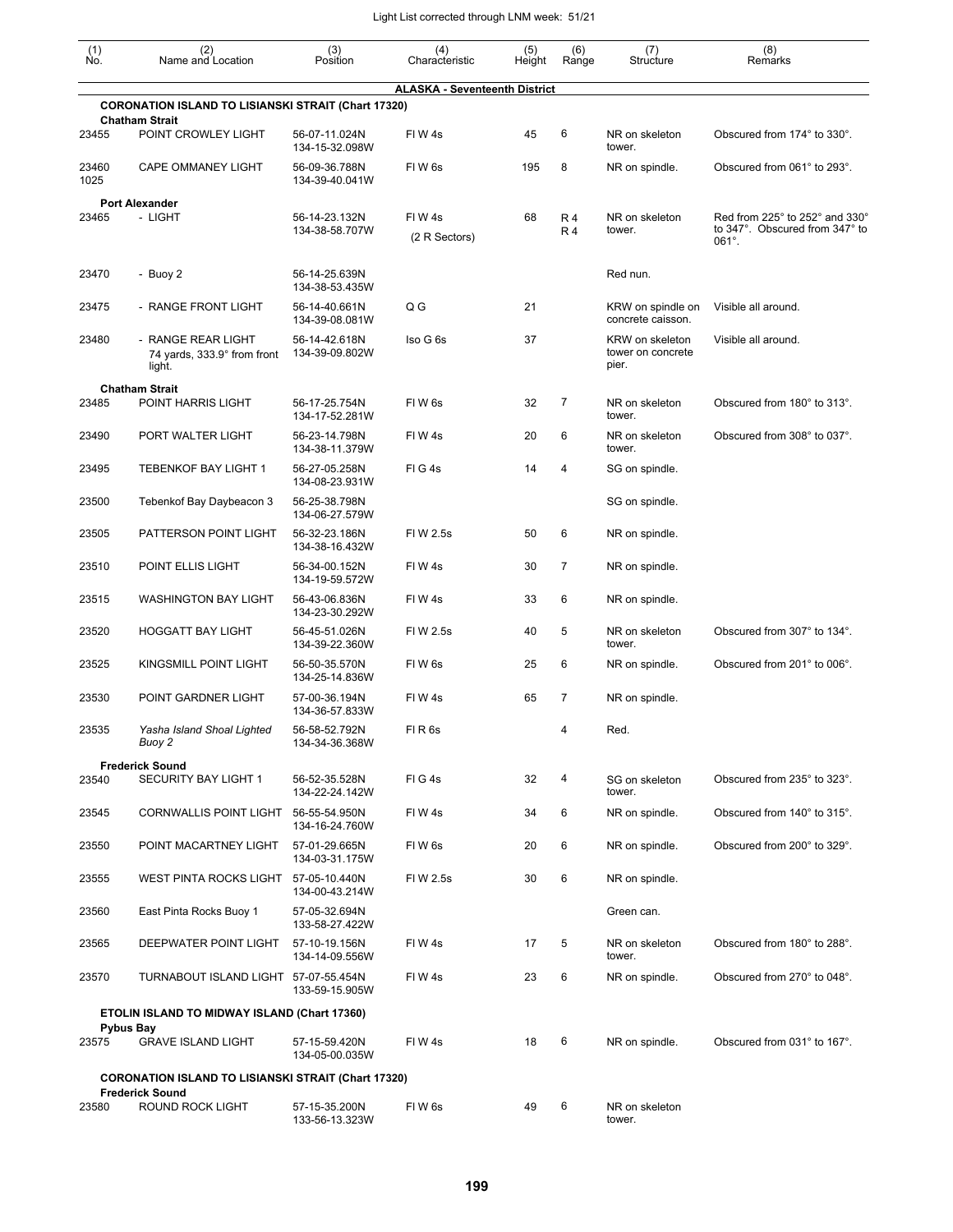| (1) No. | (2) Name and Location | (3) Position | (4) Characteristic | (5) Height | (6) Range | (7) Structure | (8) Remarks |
|---|---|---|---|---|---|---|---|
| | **ALASKA - Seventeenth District** | | | | | | |
| | **CORONATION ISLAND TO LISIANSKI STRAIT (Chart 17320)** | | | | | | |
| | **Chatham Strait** | | | | | | |
| 23455 | POINT CROWLEY LIGHT | 56-07-11.024N 134-15-32.098W | Fl W 4s | 45 | 6 | NR on skeleton tower. | Obscured from 174° to 330°. |
| 23460 1025 | CAPE OMMANEY LIGHT | 56-09-36.788N 134-39-40.041W | Fl W 6s | 195 | 8 | NR on spindle. | Obscured from 061° to 293°. |
| | **Port Alexander** | | | | | | |
| 23465 | - LIGHT | 56-14-23.132N 134-38-58.707W | Fl W 4s (2 R Sectors) | 68 | R 4 R 4 | NR on skeleton tower. | Red from 225° to 252° and 330° to 347°. Obscured from 347° to 061°. |
| 23470 | - Buoy 2 | 56-14-25.639N 134-38-53.435W | | | | Red nun. | |
| 23475 | - RANGE FRONT LIGHT | 56-14-40.661N 134-39-08.081W | Q G | 21 | | KRW on spindle on concrete caisson. | Visible all around. |
| 23480 | - RANGE REAR LIGHT 74 yards, 333.9° from front light. | 56-14-42.618N 134-39-09.802W | Iso G 6s | 37 | | KRW on skeleton tower on concrete pier. | Visible all around. |
| | **Chatham Strait** | | | | | | |
| 23485 | POINT HARRIS LIGHT | 56-17-25.754N 134-17-52.281W | Fl W 6s | 32 | 7 | NR on skeleton tower. | Obscured from 180° to 313°. |
| 23490 | PORT WALTER LIGHT | 56-23-14.798N 134-38-11.379W | Fl W 4s | 20 | 6 | NR on skeleton tower. | Obscured from 308° to 037°. |
| 23495 | TEBENKOF BAY LIGHT 1 | 56-27-05.258N 134-08-23.931W | Fl G 4s | 14 | 4 | SG on spindle. | |
| 23500 | Tebenkof Bay Daybeacon 3 | 56-25-38.798N 134-06-27.579W | | | | SG on spindle. | |
| 23505 | PATTERSON POINT LIGHT | 56-32-23.186N 134-38-16.432W | Fl W 2.5s | 50 | 6 | NR on spindle. | |
| 23510 | POINT ELLIS LIGHT | 56-34-00.152N 134-19-59.572W | Fl W 4s | 30 | 7 | NR on spindle. | |
| 23515 | WASHINGTON BAY LIGHT | 56-43-06.836N 134-23-30.292W | Fl W 4s | 33 | 6 | NR on spindle. | |
| 23520 | HOGGATT BAY LIGHT | 56-45-51.026N 134-39-22.360W | Fl W 2.5s | 40 | 5 | NR on skeleton tower. | Obscured from 307° to 134°. |
| 23525 | KINGSMILL POINT LIGHT | 56-50-35.570N 134-25-14.836W | Fl W 6s | 25 | 6 | NR on spindle. | Obscured from 201° to 006°. |
| 23530 | POINT GARDNER LIGHT | 57-00-36.194N 134-36-57.833W | Fl W 4s | 65 | 7 | NR on spindle. | |
| 23535 | *Yasha Island Shoal Lighted Buoy 2* | 56-58-52.792N 134-34-36.368W | Fl R 6s | | 4 | Red. | |
| | **Frederick Sound** | | | | | | |
| 23540 | SECURITY BAY LIGHT 1 | 56-52-35.528N 134-22-24.142W | Fl G 4s | 32 | 4 | SG on skeleton tower. | Obscured from 235° to 323°. |
| 23545 | CORNWALLIS POINT LIGHT | 56-55-54.950N 134-16-24.760W | Fl W 4s | 34 | 6 | NR on spindle. | Obscured from 140° to 315°. |
| 23550 | POINT MACARTNEY LIGHT | 57-01-29.665N 134-03-31.175W | Fl W 6s | 20 | 6 | NR on spindle. | Obscured from 200° to 329°. |
| 23555 | WEST PINTA ROCKS LIGHT | 57-05-10.440N 134-00-43.214W | Fl W 2.5s | 30 | 6 | NR on spindle. | |
| 23560 | East Pinta Rocks Buoy 1 | 57-05-32.694N 133-58-27.422W | | | | Green can. | |
| 23565 | DEEPWATER POINT LIGHT | 57-10-19.156N 134-14-09.556W | Fl W 4s | 17 | 5 | NR on skeleton tower. | Obscured from 180° to 288°. |
| 23570 | TURNABOUT ISLAND LIGHT | 57-07-55.454N 133-59-15.905W | Fl W 4s | 23 | 6 | NR on spindle. | Obscured from 270° to 048°. |
| | **ETOLIN ISLAND TO MIDWAY ISLAND (Chart 17360)** | | | | | | |
| | **Pybus Bay** | | | | | | |
| 23575 | GRAVE ISLAND LIGHT | 57-15-59.420N 134-05-00.035W | Fl W 4s | 18 | 6 | NR on spindle. | Obscured from 031° to 167°. |
| | **CORONATION ISLAND TO LISIANSKI STRAIT (Chart 17320)** | | | | | | |
| | **Frederick Sound** | | | | | | |
| 23580 | ROUND ROCK LIGHT | 57-15-35.200N 133-56-13.323W | Fl W 6s | 49 | 6 | NR on skeleton tower. | |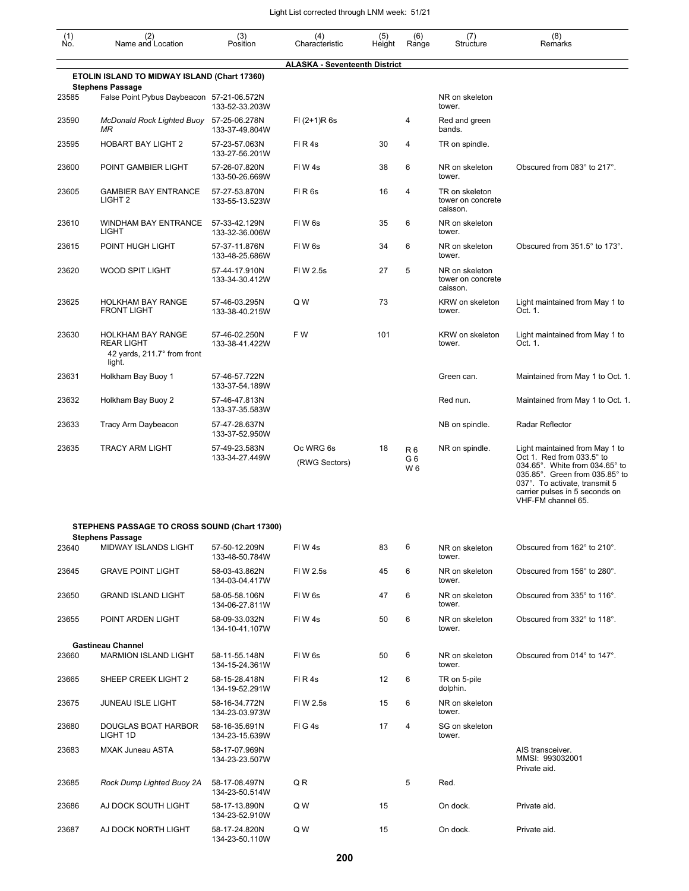| (1) No. | (2) Name and Location | (3) Position | (4) Characteristic | (5) Height | (6) Range | (7) Structure | (8) Remarks |
|---|---|---|---|---|---|---|---|
| | **ALASKA - Seventeenth District** | | | | | | |
| | **ETOLIN ISLAND TO MIDWAY ISLAND (Chart 17360)** | | | | | | |
| | **Stephens Passage** | | | | | | |
| 23585 | False Point Pybus Daybeacon | 57-21-06.572N 133-52-33.203W | | | | NR on skeleton tower. | |
| 23590 | *McDonald Rock Lighted Buoy MR* | 57-25-06.278N 133-37-49.804W | Fl (2+1)R 6s | | 4 | Red and green bands. | |
| 23595 | HOBART BAY LIGHT 2 | 57-23-57.063N 133-27-56.201W | Fl R 4s | 30 | 4 | TR on spindle. | |
| 23600 | POINT GAMBIER LIGHT | 57-26-07.820N 133-50-26.669W | Fl W 4s | 38 | 6 | NR on skeleton tower. | Obscured from 083° to 217°. |
| 23605 | GAMBIER BAY ENTRANCE LIGHT 2 | 57-27-53.870N 133-55-13.523W | Fl R 6s | 16 | 4 | TR on skeleton tower on concrete caisson. | |
| 23610 | WINDHAM BAY ENTRANCE LIGHT | 57-33-42.129N 133-32-36.006W | Fl W 6s | 35 | 6 | NR on skeleton tower. | |
| 23615 | POINT HUGH LIGHT | 57-37-11.876N 133-48-25.686W | Fl W 6s | 34 | 6 | NR on skeleton tower. | Obscured from 351.5° to 173°. |
| 23620 | WOOD SPIT LIGHT | 57-44-17.910N 133-34-30.412W | Fl W 2.5s | 27 | 5 | NR on skeleton tower on concrete caisson. | |
| 23625 | HOLKHAM BAY RANGE FRONT LIGHT | 57-46-03.295N 133-38-40.215W | Q W | 73 | | KRW on skeleton tower. | Light maintained from May 1 to Oct. 1. |
| 23630 | HOLKHAM BAY RANGE REAR LIGHT 42 yards, 211.7° from front light. | 57-46-02.250N 133-38-41.422W | F W | 101 | | KRW on skeleton tower. | Light maintained from May 1 to Oct. 1. |
| 23631 | Holkham Bay Buoy 1 | 57-46-57.722N 133-37-54.189W | | | | Green can. | Maintained from May 1 to Oct. 1. |
| 23632 | Holkham Bay Buoy 2 | 57-46-47.813N 133-37-35.583W | | | | Red nun. | Maintained from May 1 to Oct. 1. |
| 23633 | Tracy Arm Daybeacon | 57-47-28.637N 133-37-52.950W | | | | NB on spindle. | Radar Reflector |
| 23635 | TRACY ARM LIGHT | 57-49-23.583N 133-34-27.449W | Oc WRG 6s (RWG Sectors) | 18 | R 6 G 6 W 6 | NR on spindle. | Light maintained from May 1 to Oct 1. Red from 033.5° to 034.65°. White from 034.65° to 035.85°. Green from 035.85° to 037°. To activate, transmit 5 carrier pulses in 5 seconds on VHF-FM channel 65. |
| | **STEPHENS PASSAGE TO CROSS SOUND (Chart 17300)** | | | | | | |
| | **Stephens Passage** | | | | | | |
| 23640 | MIDWAY ISLANDS LIGHT | 57-50-12.209N 133-48-50.784W | Fl W 4s | 83 | 6 | NR on skeleton tower. | Obscured from 162° to 210°. |
| 23645 | GRAVE POINT LIGHT | 58-03-43.862N 134-03-04.417W | Fl W 2.5s | 45 | 6 | NR on skeleton tower. | Obscured from 156° to 280°. |
| 23650 | GRAND ISLAND LIGHT | 58-05-58.106N 134-06-27.811W | Fl W 6s | 47 | 6 | NR on skeleton tower. | Obscured from 335° to 116°. |
| 23655 | POINT ARDEN LIGHT | 58-09-33.032N 134-10-41.107W | Fl W 4s | 50 | 6 | NR on skeleton tower. | Obscured from 332° to 118°. |
| | **Gastineau Channel** | | | | | | |
| 23660 | MARMION ISLAND LIGHT | 58-11-55.148N 134-15-24.361W | Fl W 6s | 50 | 6 | NR on skeleton tower. | Obscured from 014° to 147°. |
| 23665 | SHEEP CREEK LIGHT 2 | 58-15-28.418N 134-19-52.291W | Fl R 4s | 12 | 6 | TR on 5-pile dolphin. | |
| 23675 | JUNEAU ISLE LIGHT | 58-16-34.772N 134-23-03.973W | Fl W 2.5s | 15 | 6 | NR on skeleton tower. | |
| 23680 | DOUGLAS BOAT HARBOR LIGHT 1D | 58-16-35.691N 134-23-15.639W | Fl G 4s | 17 | 4 | SG on skeleton tower. | |
| 23683 | MXAK Juneau ASTA | 58-17-07.969N 134-23-23.507W | | | | | AIS transceiver. MMSI: 993032001 Private aid. |
| 23685 | *Rock Dump Lighted Buoy 2A* | 58-17-08.497N 134-23-50.514W | Q R | | 5 | Red. | |
| 23686 | AJ DOCK SOUTH LIGHT | 58-17-13.890N 134-23-52.910W | Q W | 15 | | On dock. | Private aid. |
| 23687 | AJ DOCK NORTH LIGHT | 58-17-24.820N 134-23-50.110W | Q W | 15 | | On dock. | Private aid. |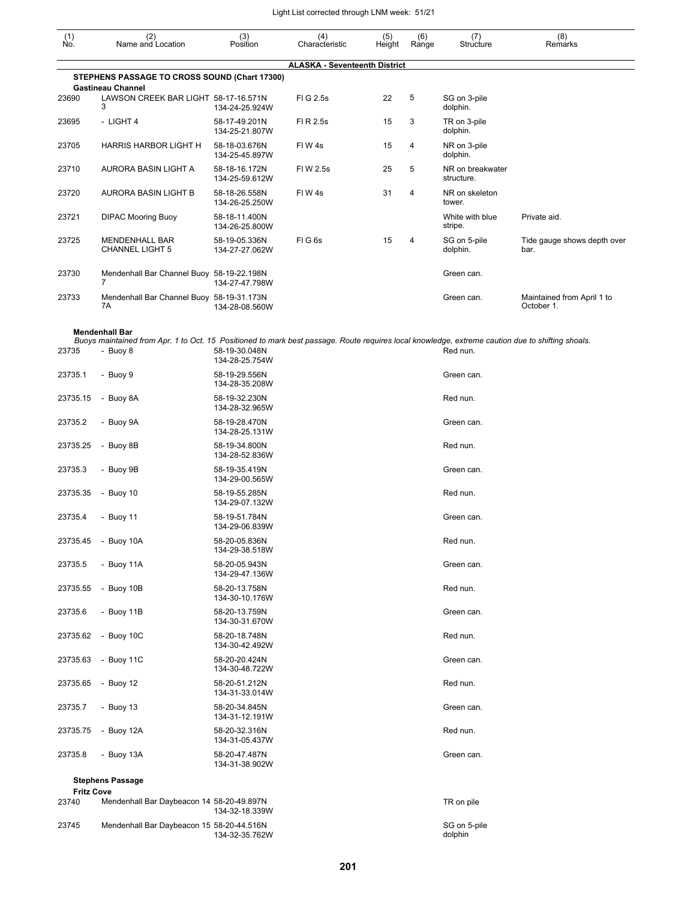| (1) No. | (2) Name and Location | (3) Position | (4) Characteristic | (5) Height | (6) Range | (7) Structure | (8) Remarks |
|---|---|---|---|---|---|---|---|
| | **ALASKA - Seventeenth District** | | | | | | |
| | **STEPHENS PASSAGE TO CROSS SOUND (Chart 17300)** | | | | | | |
| | **Gastineau Channel** | | | | | | |
| 23690 | LAWSON CREEK BAR LIGHT 3 | 58-17-16.571N 134-24-25.924W | Fl G 2.5s | 22 | 5 | SG on 3-pile dolphin. | |
| 23695 | - LIGHT 4 | 58-17-49.201N 134-25-21.807W | Fl R 2.5s | 15 | 3 | TR on 3-pile dolphin. | |
| 23705 | HARRIS HARBOR LIGHT H | 58-18-03.676N 134-25-45.897W | Fl W 4s | 15 | 4 | NR on 3-pile dolphin. | |
| 23710 | AURORA BASIN LIGHT A | 58-18-16.172N 134-25-59.612W | Fl W 2.5s | 25 | 5 | NR on breakwater structure. | |
| 23720 | AURORA BASIN LIGHT B | 58-18-26.558N 134-26-25.250W | Fl W 4s | 31 | 4 | NR on skeleton tower. | |
| 23721 | DIPAC Mooring Buoy | 58-18-11.400N 134-26-25.800W | | | | White with blue stripe. | Private aid. |
| 23725 | MENDENHALL BAR CHANNEL LIGHT 5 | 58-19-05.336N 134-27-27.062W | Fl G 6s | 15 | 4 | SG on 5-pile dolphin. | Tide gauge shows depth over bar. |
| 23730 | Mendenhall Bar Channel Buoy 7 | 58-19-22.198N 134-27-47.798W | | | | Green can. | |
| 23733 | Mendenhall Bar Channel Buoy 7A | 58-19-31.173N 134-28-08.560W | | | | Green can. | Maintained from April 1 to October 1. |
| | **Mendenhall Bar** *Buoys maintained from Apr. 1 to Oct. 15 Positioned to mark best passage. Route requires local knowledge, extreme caution due to shifting shoals.* | | | | | | |
| 23735 | - Buoy 8 | 58-19-30.048N 134-28-25.754W | | | | Red nun. | |
| 23735.1 | - Buoy 9 | 58-19-29.556N 134-28-35.208W | | | | Green can. | |
| 23735.15 | - Buoy 8A | 58-19-32.230N 134-28-32.965W | | | | Red nun. | |
| 23735.2 | - Buoy 9A | 58-19-28.470N 134-28-25.131W | | | | Green can. | |
| 23735.25 | - Buoy 8B | 58-19-34.800N 134-28-52.836W | | | | Red nun. | |
| 23735.3 | - Buoy 9B | 58-19-35.419N 134-29-00.565W | | | | Green can. | |
| 23735.35 | - Buoy 10 | 58-19-55.285N 134-29-07.132W | | | | Red nun. | |
| 23735.4 | - Buoy 11 | 58-19-51.784N 134-29-06.839W | | | | Green can. | |
| 23735.45 | - Buoy 10A | 58-20-05.836N 134-29-38.518W | | | | Red nun. | |
| 23735.5 | - Buoy 11A | 58-20-05.943N 134-29-47.136W | | | | Green can. | |
| 23735.55 | - Buoy 10B | 58-20-13.758N 134-30-10.176W | | | | Red nun. | |
| 23735.6 | - Buoy 11B | 58-20-13.759N 134-30-31.670W | | | | Green can. | |
| 23735.62 | - Buoy 10C | 58-20-18.748N 134-30-42.492W | | | | Red nun. | |
| 23735.63 | - Buoy 11C | 58-20-20.424N 134-30-48.722W | | | | Green can. | |
| 23735.65 | - Buoy 12 | 58-20-51.212N 134-31-33.014W | | | | Red nun. | |
| 23735.7 | - Buoy 13 | 58-20-34.845N 134-31-12.191W | | | | Green can. | |
| 23735.75 | - Buoy 12A | 58-20-32.316N 134-31-05.437W | | | | Red nun. | |
| 23735.8 | - Buoy 13A | 58-20-47.487N 134-31-38.902W | | | | Green can. | |
| | **Stephens Passage** | | | | | | |
| | **Fritz Cove** | | | | | | |
| 23740 | Mendenhall Bar Daybeacon 14 | 58-20-49.897N 134-32-18.339W | | | | TR on pile | |
| 23745 | Mendenhall Bar Daybeacon 15 | 58-20-44.516N 134-32-35.762W | | | | SG on 5-pile dolphin | |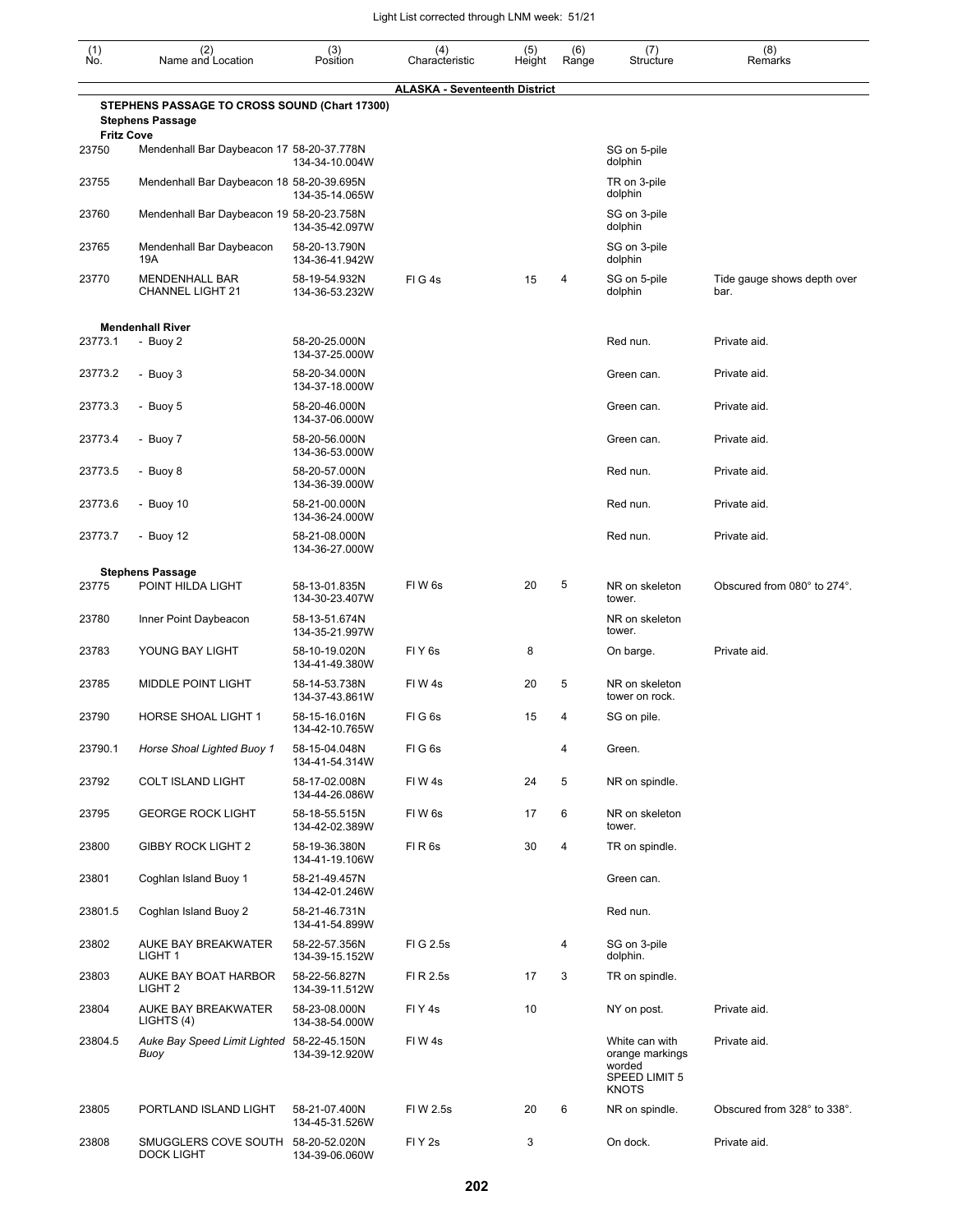Light List corrected through LNM week: 51/21

| (1) No. | (2) Name and Location | (3) Position | (4) Characteristic | (5) Height | (6) Range | (7) Structure | (8) Remarks |
|---|---|---|---|---|---|---|---|
| | **ALASKA - Seventeenth District** | | | | | | |
| | **STEPHENS PASSAGE TO CROSS SOUND (Chart 17300)** | | | | | | |
| | **Stephens Passage** | | | | | | |
| | **Fritz Cove** | | | | | | |
| 23750 | Mendenhall Bar Daybeacon 17 | 58-20-37.778N 134-34-10.004W | | | | SG on 5-pile dolphin | |
| 23755 | Mendenhall Bar Daybeacon 18 | 58-20-39.695N 134-35-14.065W | | | | TR on 3-pile dolphin | |
| 23760 | Mendenhall Bar Daybeacon 19 | 58-20-23.758N 134-35-42.097W | | | | SG on 3-pile dolphin | |
| 23765 | Mendenhall Bar Daybeacon 19A | 58-20-13.790N 134-36-41.942W | | | | SG on 3-pile dolphin | |
| 23770 | MENDENHALL BAR CHANNEL LIGHT 21 | 58-19-54.932N 134-36-53.232W | Fl G 4s | 15 | 4 | SG on 5-pile dolphin | Tide gauge shows depth over bar. |
| | **Mendenhall River** | | | | | | |
| 23773.1 | - Buoy 2 | 58-20-25.000N 134-37-25.000W | | | | Red nun. | Private aid. |
| 23773.2 | - Buoy 3 | 58-20-34.000N 134-37-18.000W | | | | Green can. | Private aid. |
| 23773.3 | - Buoy 5 | 58-20-46.000N 134-37-06.000W | | | | Green can. | Private aid. |
| 23773.4 | - Buoy 7 | 58-20-56.000N 134-36-53.000W | | | | Green can. | Private aid. |
| 23773.5 | - Buoy 8 | 58-20-57.000N 134-36-39.000W | | | | Red nun. | Private aid. |
| 23773.6 | - Buoy 10 | 58-21-00.000N 134-36-24.000W | | | | Red nun. | Private aid. |
| 23773.7 | - Buoy 12 | 58-21-08.000N 134-36-27.000W | | | | Red nun. | Private aid. |
| | **Stephens Passage** | | | | | | |
| 23775 | POINT HILDA LIGHT | 58-13-01.835N 134-30-23.407W | Fl W 6s | 20 | 5 | NR on skeleton tower. | Obscured from 080° to 274°. |
| 23780 | Inner Point Daybeacon | 58-13-51.674N 134-35-21.997W | | | | NR on skeleton tower. | |
| 23783 | YOUNG BAY LIGHT | 58-10-19.020N 134-41-49.380W | Fl Y 6s | 8 | | On barge. | Private aid. |
| 23785 | MIDDLE POINT LIGHT | 58-14-53.738N 134-37-43.861W | Fl W 4s | 20 | 5 | NR on skeleton tower on rock. | |
| 23790 | HORSE SHOAL LIGHT 1 | 58-15-16.016N 134-42-10.765W | Fl G 6s | 15 | 4 | SG on pile. | |
| 23790.1 | *Horse Shoal Lighted Buoy 1* | 58-15-04.048N 134-41-54.314W | Fl G 6s | | 4 | Green. | |
| 23792 | COLT ISLAND LIGHT | 58-17-02.008N 134-44-26.086W | Fl W 4s | 24 | 5 | NR on spindle. | |
| 23795 | GEORGE ROCK LIGHT | 58-18-55.515N 134-42-02.389W | Fl W 6s | 17 | 6 | NR on skeleton tower. | |
| 23800 | GIBBY ROCK LIGHT 2 | 58-19-36.380N 134-41-19.106W | Fl R 6s | 30 | 4 | TR on spindle. | |
| 23801 | Coghlan Island Buoy 1 | 58-21-49.457N 134-42-01.246W | | | | Green can. | |
| 23801.5 | Coghlan Island Buoy 2 | 58-21-46.731N 134-41-54.899W | | | | Red nun. | |
| 23802 | AUKE BAY BREAKWATER LIGHT 1 | 58-22-57.356N 134-39-15.152W | Fl G 2.5s | | 4 | SG on 3-pile dolphin. | |
| 23803 | AUKE BAY BOAT HARBOR LIGHT 2 | 58-22-56.827N 134-39-11.512W | Fl R 2.5s | 17 | 3 | TR on spindle. | |
| 23804 | AUKE BAY BREAKWATER LIGHTS (4) | 58-23-08.000N 134-38-54.000W | Fl Y 4s | 10 | | NY on post. | Private aid. |
| 23804.5 | *Auke Bay Speed Limit Lighted Buoy* | 58-22-45.150N 134-39-12.920W | Fl W 4s | | | White can with orange markings worded SPEED LIMIT 5 KNOTS | Private aid. |
| 23805 | PORTLAND ISLAND LIGHT | 58-21-07.400N 134-45-31.526W | Fl W 2.5s | 20 | 6 | NR on spindle. | Obscured from 328° to 338°. |
| 23808 | SMUGGLERS COVE SOUTH DOCK LIGHT | 58-20-52.020N 134-39-06.060W | Fl Y 2s | 3 | | On dock. | Private aid. |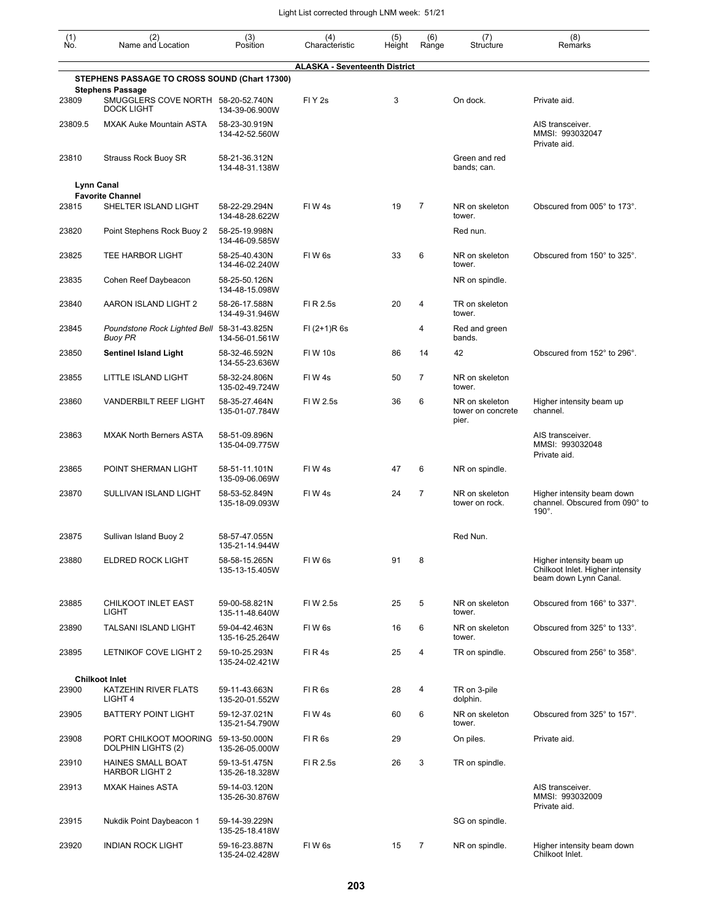Light List corrected through LNM week: 51/21

| (1) No. | (2) Name and Location | (3) Position | (4) Characteristic | (5) Height | (6) Range | (7) Structure | (8) Remarks |
|---|---|---|---|---|---|---|---|
| | **ALASKA - Seventeenth District** | | | | | | |
| | **STEPHENS PASSAGE TO CROSS SOUND (Chart 17300)** | | | | | | |
| | **Stephens Passage** | | | | | | |
| 23809 | SMUGGLERS COVE NORTH DOCK LIGHT | 58-20-52.740N 134-39-06.900W | Fl Y 2s | 3 | | On dock. | Private aid. |
| 23809.5 | MXAK Auke Mountain ASTA | 58-23-30.919N 134-42-52.560W | | | | | AIS transceiver. MMSI: 993032047 Private aid. |
| 23810 | Strauss Rock Buoy SR | 58-21-36.312N 134-48-31.138W | | | | Green and red bands; can. | |
| | **Lynn Canal** | | | | | | |
| | **Favorite Channel** | | | | | | |
| 23815 | SHELTER ISLAND LIGHT | 58-22-29.294N 134-48-28.622W | Fl W 4s | 19 | 7 | NR on skeleton tower. | Obscured from 005° to 173°. |
| 23820 | Point Stephens Rock Buoy 2 | 58-25-19.998N 134-46-09.585W | | | | Red nun. | |
| 23825 | TEE HARBOR LIGHT | 58-25-40.430N 134-46-02.240W | Fl W 6s | 33 | 6 | NR on skeleton tower. | Obscured from 150° to 325°. |
| 23835 | Cohen Reef Daybeacon | 58-25-50.126N 134-48-15.098W | | | | NR on spindle. | |
| 23840 | AARON ISLAND LIGHT 2 | 58-26-17.588N 134-49-31.946W | Fl R 2.5s | 20 | 4 | TR on skeleton tower. | |
| 23845 | *Poundstone Rock Lighted Bell Buoy PR* | 58-31-43.825N 134-56-01.561W | Fl (2+1)R 6s | | 4 | Red and green bands. | |
| 23850 | **Sentinel Island Light** | 58-32-46.592N 134-55-23.636W | Fl W 10s | 86 | 14 | 42 | Obscured from 152° to 296°. |
| 23855 | LITTLE ISLAND LIGHT | 58-32-24.806N 135-02-49.724W | Fl W 4s | 50 | 7 | NR on skeleton tower. | |
| 23860 | VANDERBILT REEF LIGHT | 58-35-27.464N 135-01-07.784W | Fl W 2.5s | 36 | 6 | NR on skeleton tower on concrete pier. | Higher intensity beam up channel. |
| 23863 | MXAK North Berners ASTA | 58-51-09.896N 135-04-09.775W | | | | | AIS transceiver. MMSI: 993032048 Private aid. |
| 23865 | POINT SHERMAN LIGHT | 58-51-11.101N 135-09-06.069W | Fl W 4s | 47 | 6 | NR on spindle. | |
| 23870 | SULLIVAN ISLAND LIGHT | 58-53-52.849N 135-18-09.093W | Fl W 4s | 24 | 7 | NR on skeleton tower on rock. | Higher intensity beam down channel. Obscured from 090° to 190°. |
| 23875 | Sullivan Island Buoy 2 | 58-57-47.055N 135-21-14.944W | | | | Red Nun. | |
| 23880 | ELDRED ROCK LIGHT | 58-58-15.265N 135-13-15.405W | Fl W 6s | 91 | 8 | | Higher intensity beam up Chilkoot Inlet. Higher intensity beam down Lynn Canal. |
| 23885 | CHILKOOT INLET EAST LIGHT | 59-00-58.821N 135-11-48.640W | Fl W 2.5s | 25 | 5 | NR on skeleton tower. | Obscured from 166° to 337°. |
| 23890 | TALSANI ISLAND LIGHT | 59-04-42.463N 135-16-25.264W | Fl W 6s | 16 | 6 | NR on skeleton tower. | Obscured from 325° to 133°. |
| 23895 | LETNIKOF COVE LIGHT 2 | 59-10-25.293N 135-24-02.421W | Fl R 4s | 25 | 4 | TR on spindle. | Obscured from 256° to 358°. |
| | **Chilkoot Inlet** | | | | | | |
| 23900 | KATZEHIN RIVER FLATS LIGHT 4 | 59-11-43.663N 135-20-01.552W | Fl R 6s | 28 | 4 | TR on 3-pile dolphin. | |
| 23905 | BATTERY POINT LIGHT | 59-12-37.021N 135-21-54.790W | Fl W 4s | 60 | 6 | NR on skeleton tower. | Obscured from 325° to 157°. |
| 23908 | PORT CHILKOOT MOORING DOLPHIN LIGHTS (2) | 59-13-50.000N 135-26-05.000W | Fl R 6s | 29 | | On piles. | Private aid. |
| 23910 | HAINES SMALL BOAT HARBOR LIGHT 2 | 59-13-51.475N 135-26-18.328W | Fl R 2.5s | 26 | 3 | TR on spindle. | |
| 23913 | MXAK Haines ASTA | 59-14-03.120N 135-26-30.876W | | | | | AIS transceiver. MMSI: 993032009 Private aid. |
| 23915 | Nukdik Point Daybeacon 1 | 59-14-39.229N 135-25-18.418W | | | | SG on spindle. | |
| 23920 | INDIAN ROCK LIGHT | 59-16-23.887N 135-24-02.428W | Fl W 6s | 15 | 7 | NR on spindle. | Higher intensity beam down Chilkoot Inlet. |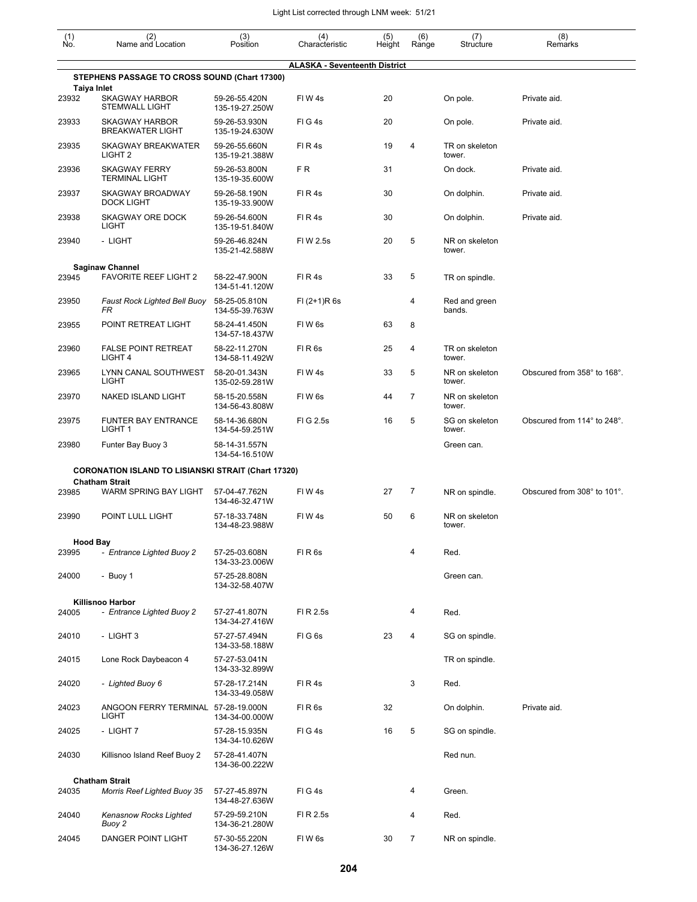| (1) No. | (2) Name and Location | (3) Position | (4) Characteristic | (5) Height | (6) Range | (7) Structure | (8) Remarks |
|---|---|---|---|---|---|---|---|
| | | | **ALASKA - Seventeenth District** | | | | |
| | **STEPHENS PASSAGE TO CROSS SOUND (Chart 17300)** | | | | | | |
| | **Taiya Inlet** | | | | | | |
| 23932 | SKAGWAY HARBOR STEMWALL LIGHT | 59-26-55.420N 135-19-27.250W | Fl W 4s | 20 | | On pole. | Private aid. |
| 23933 | SKAGWAY HARBOR BREAKWATER LIGHT | 59-26-53.930N 135-19-24.630W | Fl G 4s | 20 | | On pole. | Private aid. |
| 23935 | SKAGWAY BREAKWATER LIGHT 2 | 59-26-55.660N 135-19-21.388W | Fl R 4s | 19 | 4 | TR on skeleton tower. | |
| 23936 | SKAGWAY FERRY TERMINAL LIGHT | 59-26-53.800N 135-19-35.600W | F R | 31 | | On dock. | Private aid. |
| 23937 | SKAGWAY BROADWAY DOCK LIGHT | 59-26-58.190N 135-19-33.900W | Fl R 4s | 30 | | On dolphin. | Private aid. |
| 23938 | SKAGWAY ORE DOCK LIGHT | 59-26-54.600N 135-19-51.840W | Fl R 4s | 30 | | On dolphin. | Private aid. |
| 23940 | - LIGHT | 59-26-46.824N 135-21-42.588W | Fl W 2.5s | 20 | 5 | NR on skeleton tower. | |
| | **Saginaw Channel** | | | | | | |
| 23945 | FAVORITE REEF LIGHT 2 | 58-22-47.900N 134-51-41.120W | Fl R 4s | 33 | 5 | TR on spindle. | |
| 23950 | *Faust Rock Lighted Bell Buoy FR* | 58-25-05.810N 134-55-39.763W | Fl (2+1)R 6s | | 4 | Red and green bands. | |
| 23955 | POINT RETREAT LIGHT | 58-24-41.450N 134-57-18.437W | Fl W 6s | 63 | 8 | | |
| 23960 | FALSE POINT RETREAT LIGHT 4 | 58-22-11.270N 134-58-11.492W | Fl R 6s | 25 | 4 | TR on skeleton tower. | |
| 23965 | LYNN CANAL SOUTHWEST LIGHT | 58-20-01.343N 135-02-59.281W | Fl W 4s | 33 | 5 | NR on skeleton tower. | Obscured from 358° to 168°. |
| 23970 | NAKED ISLAND LIGHT | 58-15-20.558N 134-56-43.808W | Fl W 6s | 44 | 7 | NR on skeleton tower. | |
| 23975 | FUNTER BAY ENTRANCE LIGHT 1 | 58-14-36.680N 134-54-59.251W | Fl G 2.5s | 16 | 5 | SG on skeleton tower. | Obscured from 114° to 248°. |
| 23980 | Funter Bay Buoy 3 | 58-14-31.557N 134-54-16.510W | | | | Green can. | |
| | **CORONATION ISLAND TO LISIANSKI STRAIT (Chart 17320)** | | | | | | |
| | **Chatham Strait** | | | | | | |
| 23985 | WARM SPRING BAY LIGHT | 57-04-47.762N 134-46-32.471W | Fl W 4s | 27 | 7 | NR on spindle. | Obscured from 308° to 101°. |
| 23990 | POINT LULL LIGHT | 57-18-33.748N 134-48-23.988W | Fl W 4s | 50 | 6 | NR on skeleton tower. | |
| | **Hood Bay** | | | | | | |
| 23995 | *- Entrance Lighted Buoy 2* | 57-25-03.608N 134-33-23.006W | Fl R 6s | | 4 | Red. | |
| 24000 | - Buoy 1 | 57-25-28.808N 134-32-58.407W | | | | Green can. | |
| | **Killisnoo Harbor** | | | | | | |
| 24005 | *- Entrance Lighted Buoy 2* | 57-27-41.807N 134-34-27.416W | Fl R 2.5s | | 4 | Red. | |
| 24010 | - LIGHT 3 | 57-27-57.494N 134-33-58.188W | Fl G 6s | 23 | 4 | SG on spindle. | |
| 24015 | Lone Rock Daybeacon 4 | 57-27-53.041N 134-33-32.899W | | | | TR on spindle. | |
| 24020 | *- Lighted Buoy 6* | 57-28-17.214N 134-33-49.058W | Fl R 4s | | 3 | Red. | |
| 24023 | ANGOON FERRY TERMINAL LIGHT | 57-28-19.000N 134-34-00.000W | Fl R 6s | 32 | | On dolphin. | Private aid. |
| 24025 | - LIGHT 7 | 57-28-15.935N 134-34-10.626W | Fl G 4s | 16 | 5 | SG on spindle. | |
| 24030 | Killisnoo Island Reef Buoy 2 | 57-28-41.407N 134-36-00.222W | | | | Red nun. | |
| | **Chatham Strait** | | | | | | |
| 24035 | *Morris Reef Lighted Buoy 35* | 57-27-45.897N 134-48-27.636W | Fl G 4s | | 4 | Green. | |
| 24040 | *Kenasnow Rocks Lighted Buoy 2* | 57-29-59.210N 134-36-21.280W | Fl R 2.5s | | 4 | Red. | |
| 24045 | DANGER POINT LIGHT | 57-30-55.220N 134-36-27.126W | Fl W 6s | 30 | 7 | NR on spindle. | |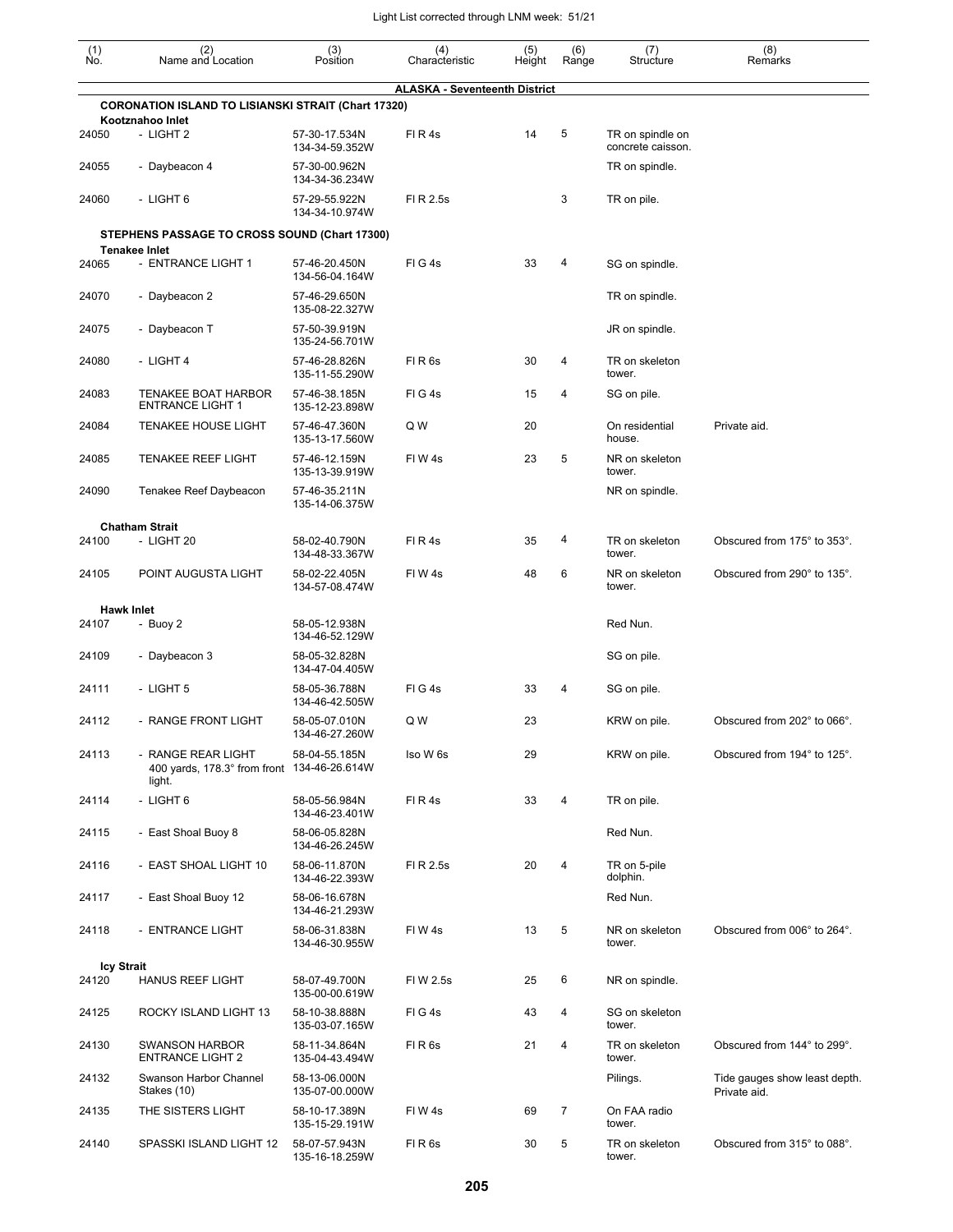| (1) No. | (2) Name and Location | (3) Position | (4) Characteristic | (5) Height | (6) Range | (7) Structure | (8) Remarks |
|---|---|---|---|---|---|---|---|
| | **ALASKA - Seventeenth District** | | | | | | |
| | **CORONATION ISLAND TO LISIANSKI STRAIT (Chart 17320)** | | | | | | |
| | **Kootznahoo Inlet** | | | | | | |
| 24050 | - LIGHT 2 | 57-30-17.534N 134-34-59.352W | Fl R 4s | 14 | 5 | TR on spindle on concrete caisson. | |
| 24055 | - Daybeacon 4 | 57-30-00.962N 134-34-36.234W | | | | TR on spindle. | |
| 24060 | - LIGHT 6 | 57-29-55.922N 134-34-10.974W | Fl R 2.5s | | 3 | TR on pile. | |
| | **STEPHENS PASSAGE TO CROSS SOUND (Chart 17300)** | | | | | | |
| | **Tenakee Inlet** | | | | | | |
| 24065 | - ENTRANCE LIGHT 1 | 57-46-20.450N 134-56-04.164W | Fl G 4s | 33 | 4 | SG on spindle. | |
| 24070 | - Daybeacon 2 | 57-46-29.650N 135-08-22.327W | | | | TR on spindle. | |
| 24075 | - Daybeacon T | 57-50-39.919N 135-24-56.701W | | | | JR on spindle. | |
| 24080 | - LIGHT 4 | 57-46-28.826N 135-11-55.290W | Fl R 6s | 30 | 4 | TR on skeleton tower. | |
| 24083 | TENAKEE BOAT HARBOR ENTRANCE LIGHT 1 | 57-46-38.185N 135-12-23.898W | Fl G 4s | 15 | 4 | SG on pile. | |
| 24084 | TENAKEE HOUSE LIGHT | 57-46-47.360N 135-13-17.560W | Q W | 20 | | On residential house. | Private aid. |
| 24085 | TENAKEE REEF LIGHT | 57-46-12.159N 135-13-39.919W | Fl W 4s | 23 | 5 | NR on skeleton tower. | |
| 24090 | Tenakee Reef Daybeacon | 57-46-35.211N 135-14-06.375W | | | | NR on spindle. | |
| | **Chatham Strait** | | | | | | |
| 24100 | - LIGHT 20 | 58-02-40.790N 134-48-33.367W | Fl R 4s | 35 | 4 | TR on skeleton tower. | Obscured from 175° to 353°. |
| 24105 | POINT AUGUSTA LIGHT | 58-02-22.405N 134-57-08.474W | Fl W 4s | 48 | 6 | NR on skeleton tower. | Obscured from 290° to 135°. |
| | **Hawk Inlet** | | | | | | |
| 24107 | - Buoy 2 | 58-05-12.938N 134-46-52.129W | | | | Red Nun. | |
| 24109 | - Daybeacon 3 | 58-05-32.828N 134-47-04.405W | | | | SG on pile. | |
| 24111 | - LIGHT 5 | 58-05-36.788N 134-46-42.505W | Fl G 4s | 33 | 4 | SG on pile. | |
| 24112 | - RANGE FRONT LIGHT | 58-05-07.010N 134-46-27.260W | Q W | 23 | | KRW on pile. | Obscured from 202° to 066°. |
| 24113 | - RANGE REAR LIGHT 400 yards, 178.3° from front light. | 58-04-55.185N 134-46-26.614W | Iso W 6s | 29 | | KRW on pile. | Obscured from 194° to 125°. |
| 24114 | - LIGHT 6 | 58-05-56.984N 134-46-23.401W | Fl R 4s | 33 | 4 | TR on pile. | |
| 24115 | - East Shoal Buoy 8 | 58-06-05.828N 134-46-26.245W | | | | Red Nun. | |
| 24116 | - EAST SHOAL LIGHT 10 | 58-06-11.870N 134-46-22.393W | Fl R 2.5s | 20 | 4 | TR on 5-pile dolphin. | |
| 24117 | - East Shoal Buoy 12 | 58-06-16.678N 134-46-21.293W | | | | Red Nun. | |
| 24118 | - ENTRANCE LIGHT | 58-06-31.838N 134-46-30.955W | Fl W 4s | 13 | 5 | NR on skeleton tower. | Obscured from 006° to 264°. |
| | **Icy Strait** | | | | | | |
| 24120 | HANUS REEF LIGHT | 58-07-49.700N 135-00-00.619W | Fl W 2.5s | 25 | 6 | NR on spindle. | |
| 24125 | ROCKY ISLAND LIGHT 13 | 58-10-38.888N 135-03-07.165W | Fl G 4s | 43 | 4 | SG on skeleton tower. | |
| 24130 | SWANSON HARBOR ENTRANCE LIGHT 2 | 58-11-34.864N 135-04-43.494W | Fl R 6s | 21 | 4 | TR on skeleton tower. | Obscured from 144° to 299°. |
| 24132 | Swanson Harbor Channel Stakes (10) | 58-13-06.000N 135-07-00.000W | | | | Pilings. | Tide gauges show least depth. Private aid. |
| 24135 | THE SISTERS LIGHT | 58-10-17.389N 135-15-29.191W | Fl W 4s | 69 | 7 | On FAA radio tower. | |
| 24140 | SPASSKI ISLAND LIGHT 12 | 58-07-57.943N 135-16-18.259W | Fl R 6s | 30 | 5 | TR on skeleton tower. | Obscured from 315° to 088°. |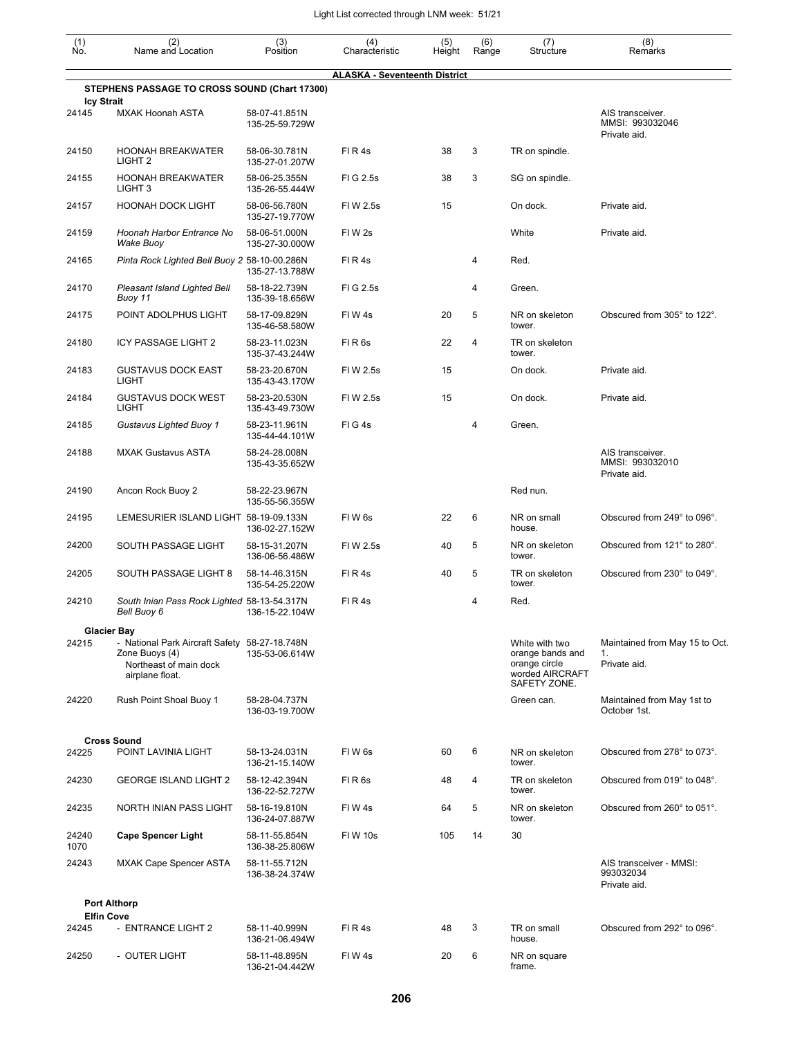| (1) No. | (2) Name and Location | (3) Position | (4) Characteristic | (5) Height | (6) Range | (7) Structure | (8) Remarks |
|---|---|---|---|---|---|---|---|
| | **ALASKA - Seventeenth District** | | | | | | |
| | **STEPHENS PASSAGE TO CROSS SOUND (Chart 17300)** | | | | | | |
| | **Icy Strait** | | | | | | |
| 24145 | MXAK Hoonah ASTA | 58-07-41.851N 135-25-59.729W | | | | | AIS transceiver. MMSI: 993032046 Private aid. |
| 24150 | HOONAH BREAKWATER LIGHT 2 | 58-06-30.781N 135-27-01.207W | Fl R 4s | 38 | 3 | TR on spindle. | |
| 24155 | HOONAH BREAKWATER LIGHT 3 | 58-06-25.355N 135-26-55.444W | Fl G 2.5s | 38 | 3 | SG on spindle. | |
| 24157 | HOONAH DOCK LIGHT | 58-06-56.780N 135-27-19.770W | Fl W 2.5s | 15 | | On dock. | Private aid. |
| 24159 | *Hoonah Harbor Entrance No Wake Buoy* | 58-06-51.000N 135-27-30.000W | Fl W 2s | | | White | Private aid. |
| 24165 | *Pinta Rock Lighted Bell Buoy 2* | 58-10-00.286N 135-27-13.788W | Fl R 4s | | 4 | Red. | |
| 24170 | *Pleasant Island Lighted Bell Buoy 11* | 58-18-22.739N 135-39-18.656W | Fl G 2.5s | | 4 | Green. | |
| 24175 | POINT ADOLPHUS LIGHT | 58-17-09.829N 135-46-58.580W | Fl W 4s | 20 | 5 | NR on skeleton tower. | Obscured from 305° to 122°. |
| 24180 | ICY PASSAGE LIGHT 2 | 58-23-11.023N 135-37-43.244W | Fl R 6s | 22 | 4 | TR on skeleton tower. | |
| 24183 | GUSTAVUS DOCK EAST LIGHT | 58-23-20.670N 135-43-43.170W | Fl W 2.5s | 15 | | On dock. | Private aid. |
| 24184 | GUSTAVUS DOCK WEST LIGHT | 58-23-20.530N 135-43-49.730W | Fl W 2.5s | 15 | | On dock. | Private aid. |
| 24185 | *Gustavus Lighted Buoy 1* | 58-23-11.961N 135-44-44.101W | Fl G 4s | | 4 | Green. | |
| 24188 | MXAK Gustavus ASTA | 58-24-28.008N 135-43-35.652W | | | | | AIS transceiver. MMSI: 993032010 Private aid. |
| 24190 | Ancon Rock Buoy 2 | 58-22-23.967N 135-55-56.355W | | | | Red nun. | |
| 24195 | LEMESURIER ISLAND LIGHT | 58-19-09.133N 136-02-27.152W | Fl W 6s | 22 | 6 | NR on small house. | Obscured from 249° to 096°. |
| 24200 | SOUTH PASSAGE LIGHT | 58-15-31.207N 136-06-56.486W | Fl W 2.5s | 40 | 5 | NR on skeleton tower. | Obscured from 121° to 280°. |
| 24205 | SOUTH PASSAGE LIGHT 8 | 58-14-46.315N 135-54-25.220W | Fl R 4s | 40 | 5 | TR on skeleton tower. | Obscured from 230° to 049°. |
| 24210 | *South Inian Pass Rock Lighted Bell Buoy 6* | 58-13-54.317N 136-15-22.104W | Fl R 4s | | 4 | Red. | |
| | **Glacier Bay** | | | | | | |
| 24215 | - National Park Aircraft Safety Zone Buoys (4) Northeast of main dock airplane float. | 58-27-18.748N 135-53-06.614W | | | | White with two orange bands and orange circle worded AIRCRAFT SAFETY ZONE. | Maintained from May 15 to Oct. 1. Private aid. |
| 24220 | Rush Point Shoal Buoy 1 | 58-28-04.737N 136-03-19.700W | | | | Green can. | Maintained from May 1st to October 1st. |
| | **Cross Sound** | | | | | | |
| 24225 | POINT LAVINIA LIGHT | 58-13-24.031N 136-21-15.140W | Fl W 6s | 60 | 6 | NR on skeleton tower. | Obscured from 278° to 073°. |
| 24230 | GEORGE ISLAND LIGHT 2 | 58-12-42.394N 136-22-52.727W | Fl R 6s | 48 | 4 | TR on skeleton tower. | Obscured from 019° to 048°. |
| 24235 | NORTH INIAN PASS LIGHT | 58-16-19.810N 136-24-07.887W | Fl W 4s | 64 | 5 | NR on skeleton tower. | Obscured from 260° to 051°. |
| 24240 1070 | **Cape Spencer Light** | 58-11-55.854N 136-38-25.806W | Fl W 10s | 105 | 14 | 30 | |
| 24243 | MXAK Cape Spencer ASTA | 58-11-55.712N 136-38-24.374W | | | | | AIS transceiver - MMSI: 993032034 Private aid. |
| | **Port Althorp** | | | | | | |
| | **Elfin Cove** | | | | | | |
| 24245 | - ENTRANCE LIGHT 2 | 58-11-40.999N 136-21-06.494W | Fl R 4s | 48 | 3 | TR on small house. | Obscured from 292° to 096°. |
| 24250 | - OUTER LIGHT | 58-11-48.895N 136-21-04.442W | Fl W 4s | 20 | 6 | NR on square frame. | |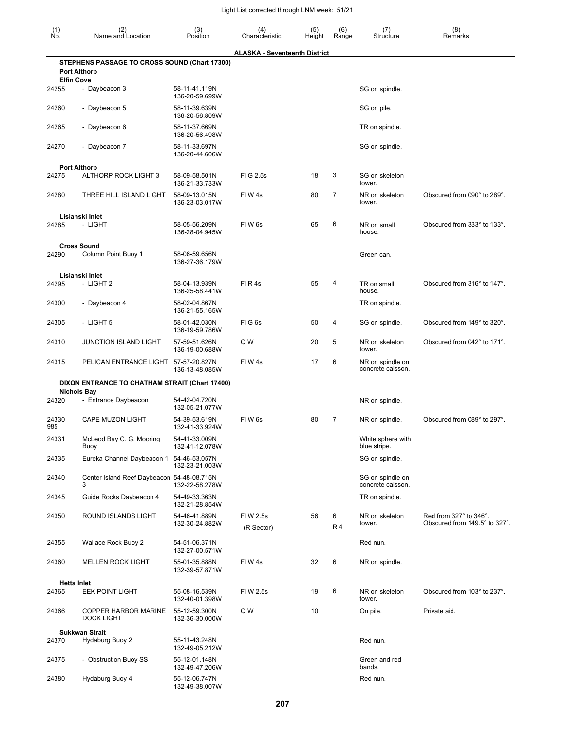| (1) No. | (2) Name and Location | (3) Position | (4) Characteristic | (5) Height | (6) Range | (7) Structure | (8) Remarks |
|---|---|---|---|---|---|---|---|
| | **ALASKA - Seventeenth District** | | | | | | |
| | **STEPHENS PASSAGE TO CROSS SOUND (Chart 17300)** | | | | | | |
| | **Port Althorp** | | | | | | |
| | **Elfin Cove** | | | | | | |
| 24255 | - Daybeacon 3 | 58-11-41.119N 136-20-59.699W | | | | SG on spindle. | |
| 24260 | - Daybeacon 5 | 58-11-39.639N 136-20-56.809W | | | | SG on pile. | |
| 24265 | - Daybeacon 6 | 58-11-37.669N 136-20-56.498W | | | | TR on spindle. | |
| 24270 | - Daybeacon 7 | 58-11-33.697N 136-20-44.606W | | | | SG on spindle. | |
| | **Port Althorp** | | | | | | |
| 24275 | ALTHORP ROCK LIGHT 3 | 58-09-58.501N 136-21-33.733W | Fl G 2.5s | 18 | 3 | SG on skeleton tower. | |
| 24280 | THREE HILL ISLAND LIGHT | 58-09-13.015N 136-23-03.017W | Fl W 4s | 80 | 7 | NR on skeleton tower. | Obscured from 090° to 289°. |
| | **Lisianski Inlet** | | | | | | |
| 24285 | - LIGHT | 58-05-56.209N 136-28-04.945W | Fl W 6s | 65 | 6 | NR on small house. | Obscured from 333° to 133°. |
| | **Cross Sound** | | | | | | |
| 24290 | Column Point Buoy 1 | 58-06-59.656N 136-27-36.179W | | | | Green can. | |
| | **Lisianski Inlet** | | | | | | |
| 24295 | - LIGHT 2 | 58-04-13.939N 136-25-58.441W | Fl R 4s | 55 | 4 | TR on small house. | Obscured from 316° to 147°. |
| 24300 | - Daybeacon 4 | 58-02-04.867N 136-21-55.165W | | | | TR on spindle. | |
| 24305 | - LIGHT 5 | 58-01-42.030N 136-19-59.786W | Fl G 6s | 50 | 4 | SG on spindle. | Obscured from 149° to 320°. |
| 24310 | JUNCTION ISLAND LIGHT | 57-59-51.626N 136-19-00.688W | Q W | 20 | 5 | NR on skeleton tower. | Obscured from 042° to 171°. |
| 24315 | PELICAN ENTRANCE LIGHT | 57-57-20.827N 136-13-48.085W | Fl W 4s | 17 | 6 | NR on spindle on concrete caisson. | |
| | **DIXON ENTRANCE TO CHATHAM STRAIT (Chart 17400)** | | | | | | |
| | **Nichols Bay** | | | | | | |
| 24320 | - Entrance Daybeacon | 54-42-04.720N 132-05-21.077W | | | | NR on spindle. | |
| 24330 985 | CAPE MUZON LIGHT | 54-39-53.619N 132-41-33.924W | Fl W 6s | 80 | 7 | NR on spindle. | Obscured from 089° to 297°. |
| 24331 | McLeod Bay C. G. Mooring Buoy | 54-41-33.009N 132-41-12.078W | | | | White sphere with blue stripe. | |
| 24335 | Eureka Channel Daybeacon 1 | 54-46-53.057N 132-23-21.003W | | | | SG on spindle. | |
| 24340 | Center Island Reef Daybeacon 3 | 54-48-08.715N 132-22-58.278W | | | | SG on spindle on concrete caisson. | |
| 24345 | Guide Rocks Daybeacon 4 | 54-49-33.363N 132-21-28.854W | | | | TR on spindle. | |
| 24350 | ROUND ISLANDS LIGHT | 54-46-41.889N 132-30-24.882W | Fl W 2.5s (R Sector) | 56 | 6 R 4 | NR on skeleton tower. | Red from 327° to 346°. Obscured from 149.5° to 327°. |
| 24355 | Wallace Rock Buoy 2 | 54-51-06.371N 132-27-00.571W | | | | Red nun. | |
| 24360 | MELLEN ROCK LIGHT | 55-01-35.888N 132-39-57.871W | Fl W 4s | 32 | 6 | NR on spindle. | |
| | **Hetta Inlet** | | | | | | |
| 24365 | EEK POINT LIGHT | 55-08-16.539N 132-40-01.398W | Fl W 2.5s | 19 | 6 | NR on skeleton tower. | Obscured from 103° to 237°. |
| 24366 | COPPER HARBOR MARINE DOCK LIGHT | 55-12-59.300N 132-36-30.000W | Q W | 10 | | On pile. | Private aid. |
| | **Sukkwan Strait** | | | | | | |
| 24370 | Hydaburg Buoy 2 | 55-11-43.248N 132-49-05.212W | | | | Red nun. | |
| 24375 | - Obstruction Buoy SS | 55-12-01.148N 132-49-47.206W | | | | Green and red bands. | |
| 24380 | Hydaburg Buoy 4 | 55-12-06.747N 132-49-38.007W | | | | Red nun. | |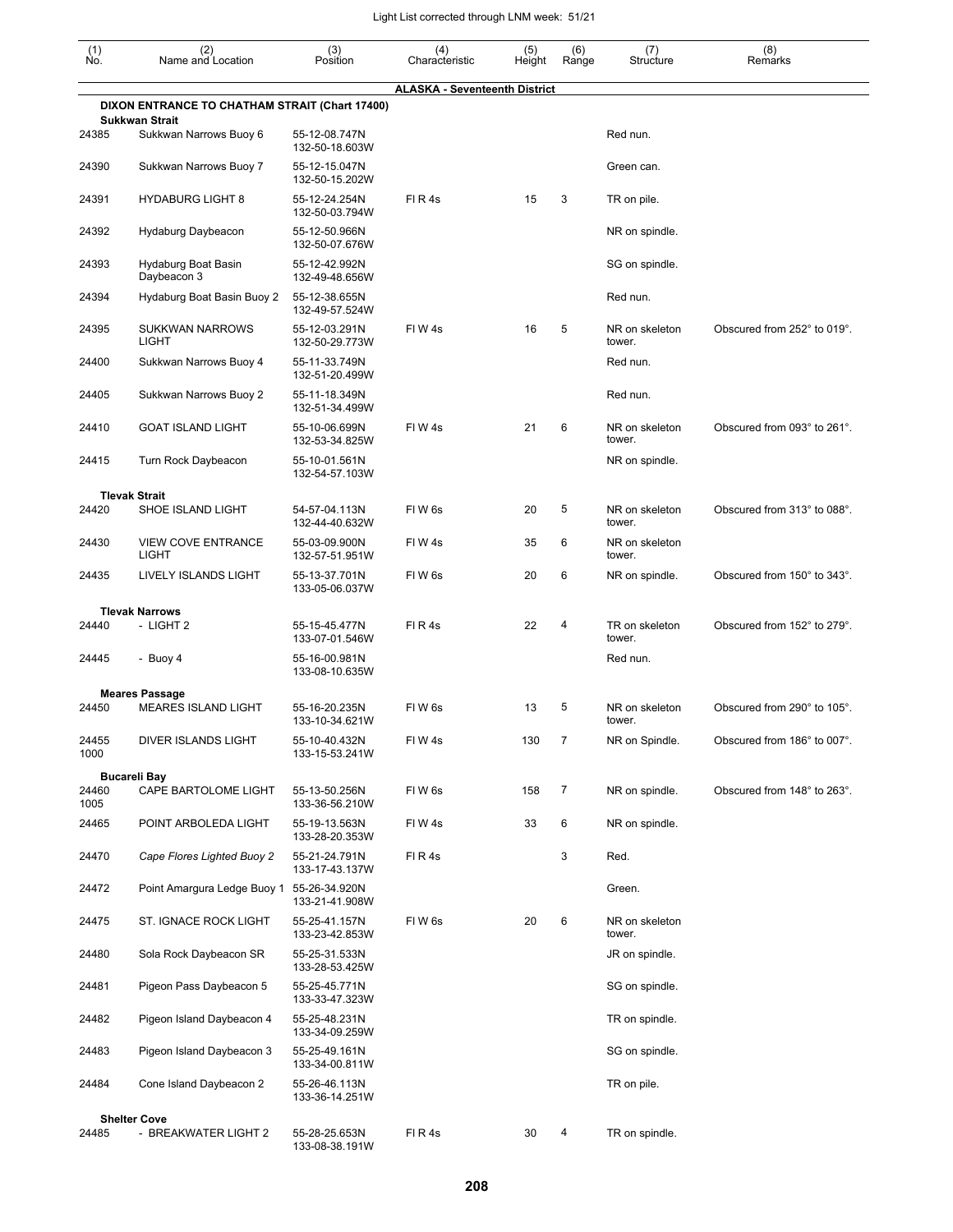Light List corrected through LNM week: 51/21

| (1) No. | (2) Name and Location | (3) Position | (4) Characteristic | (5) Height | (6) Range | (7) Structure | (8) Remarks |
|---|---|---|---|---|---|---|---|
| | **ALASKA - Seventeenth District** | | | | | | |
| | **DIXON ENTRANCE TO CHATHAM STRAIT (Chart 17400)** | | | | | | |
| | **Sukkwan Strait** | | | | | | |
| 24385 | Sukkwan Narrows Buoy 6 | 55-12-08.747N 132-50-18.603W | | | | Red nun. | |
| 24390 | Sukkwan Narrows Buoy 7 | 55-12-15.047N 132-50-15.202W | | | | Green can. | |
| 24391 | HYDABURG LIGHT 8 | 55-12-24.254N 132-50-03.794W | Fl R 4s | 15 | 3 | TR on pile. | |
| 24392 | Hydaburg Daybeacon | 55-12-50.966N 132-50-07.676W | | | | NR on spindle. | |
| 24393 | Hydaburg Boat Basin Daybeacon 3 | 55-12-42.992N 132-49-48.656W | | | | SG on spindle. | |
| 24394 | Hydaburg Boat Basin Buoy 2 | 55-12-38.655N 132-49-57.524W | | | | Red nun. | |
| 24395 | SUKKWAN NARROWS LIGHT | 55-12-03.291N 132-50-29.773W | Fl W 4s | 16 | 5 | NR on skeleton tower. | Obscured from 252° to 019°. |
| 24400 | Sukkwan Narrows Buoy 4 | 55-11-33.749N 132-51-20.499W | | | | Red nun. | |
| 24405 | Sukkwan Narrows Buoy 2 | 55-11-18.349N 132-51-34.499W | | | | Red nun. | |
| 24410 | GOAT ISLAND LIGHT | 55-10-06.699N 132-53-34.825W | Fl W 4s | 21 | 6 | NR on skeleton tower. | Obscured from 093° to 261°. |
| 24415 | Turn Rock Daybeacon | 55-10-01.561N 132-54-57.103W | | | | NR on spindle. | |
| | **Tlevak Strait** | | | | | | |
| 24420 | SHOE ISLAND LIGHT | 54-57-04.113N 132-44-40.632W | Fl W 6s | 20 | 5 | NR on skeleton tower. | Obscured from 313° to 088°. |
| 24430 | VIEW COVE ENTRANCE LIGHT | 55-03-09.900N 132-57-51.951W | Fl W 4s | 35 | 6 | NR on skeleton tower. | |
| 24435 | LIVELY ISLANDS LIGHT | 55-13-37.701N 133-05-06.037W | Fl W 6s | 20 | 6 | NR on spindle. | Obscured from 150° to 343°. |
| | **Tlevak Narrows** | | | | | | |
| 24440 | - LIGHT 2 | 55-15-45.477N 133-07-01.546W | Fl R 4s | 22 | 4 | TR on skeleton tower. | Obscured from 152° to 279°. |
| 24445 | - Buoy 4 | 55-16-00.981N 133-08-10.635W | | | | Red nun. | |
| | **Meares Passage** | | | | | | |
| 24450 | MEARES ISLAND LIGHT | 55-16-20.235N 133-10-34.621W | Fl W 6s | 13 | 5 | NR on skeleton tower. | Obscured from 290° to 105°. |
| 24455 1000 | DIVER ISLANDS LIGHT | 55-10-40.432N 133-15-53.241W | Fl W 4s | 130 | 7 | NR on Spindle. | Obscured from 186° to 007°. |
| | **Bucareli Bay** | | | | | | |
| 24460 1005 | CAPE BARTOLOME LIGHT | 55-13-50.256N 133-36-56.210W | Fl W 6s | 158 | 7 | NR on spindle. | Obscured from 148° to 263°. |
| 24465 | POINT ARBOLEDA LIGHT | 55-19-13.563N 133-28-20.353W | Fl W 4s | 33 | 6 | NR on spindle. | |
| 24470 | *Cape Flores Lighted Buoy 2* | 55-21-24.791N 133-17-43.137W | Fl R 4s | | 3 | Red. | |
| 24472 | Point Amargura Ledge Buoy 1 | 55-26-34.920N 133-21-41.908W | | | | Green. | |
| 24475 | ST. IGNACE ROCK LIGHT | 55-25-41.157N 133-23-42.853W | Fl W 6s | 20 | 6 | NR on skeleton tower. | |
| 24480 | Sola Rock Daybeacon SR | 55-25-31.533N 133-28-53.425W | | | | JR on spindle. | |
| 24481 | Pigeon Pass Daybeacon 5 | 55-25-45.771N 133-33-47.323W | | | | SG on spindle. | |
| 24482 | Pigeon Island Daybeacon 4 | 55-25-48.231N 133-34-09.259W | | | | TR on spindle. | |
| 24483 | Pigeon Island Daybeacon 3 | 55-25-49.161N 133-34-00.811W | | | | SG on spindle. | |
| 24484 | Cone Island Daybeacon 2 | 55-26-46.113N 133-36-14.251W | | | | TR on pile. | |
| | **Shelter Cove** | | | | | | |
| 24485 | - BREAKWATER LIGHT 2 | 55-28-25.653N 133-08-38.191W | Fl R 4s | 30 | 4 | TR on spindle. | |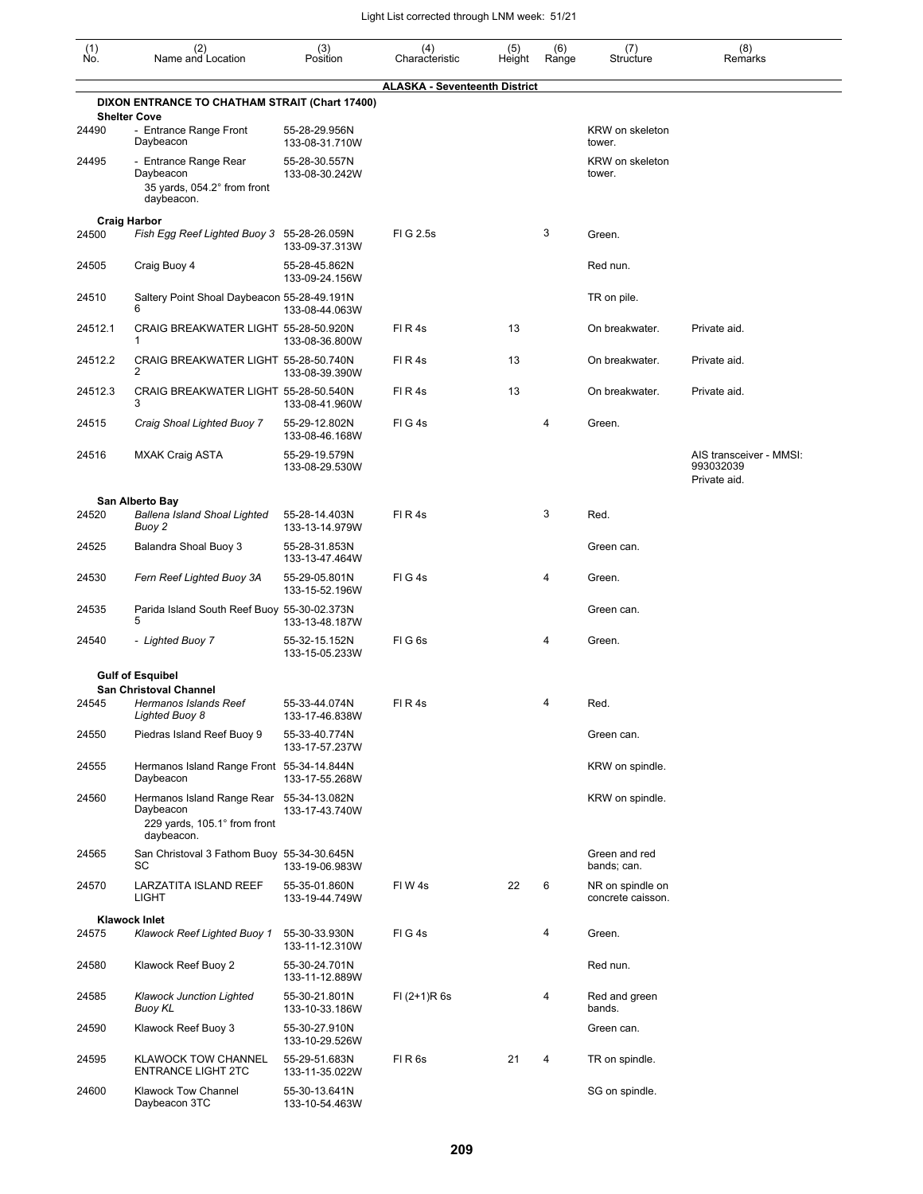| (1) No. | (2) Name and Location | (3) Position | (4) Characteristic | (5) Height | (6) Range | (7) Structure | (8) Remarks |
|---|---|---|---|---|---|---|---|
| | **ALASKA - Seventeenth District** | | | | | | |
| | **DIXON ENTRANCE TO CHATHAM STRAIT (Chart 17400)** | | | | | | |
| | **Shelter Cove** | | | | | | |
| 24490 | - Entrance Range Front Daybeacon | 55-28-29.956N 133-08-31.710W | | | | KRW on skeleton tower. | |
| 24495 | - Entrance Range Rear Daybeacon 35 yards, 054.2° from front daybeacon. | 55-28-30.557N 133-08-30.242W | | | | KRW on skeleton tower. | |
| | **Craig Harbor** | | | | | | |
| 24500 | *Fish Egg Reef Lighted Buoy 3* | 55-28-26.059N 133-09-37.313W | Fl G 2.5s | | 3 | Green. | |
| 24505 | Craig Buoy 4 | 55-28-45.862N 133-09-24.156W | | | | Red nun. | |
| 24510 | Saltery Point Shoal Daybeacon 6 | 55-28-49.191N 133-08-44.063W | | | | TR on pile. | |
| 24512.1 | CRAIG BREAKWATER LIGHT 1 | 55-28-50.920N 133-08-36.800W | Fl R 4s | 13 | | On breakwater. | Private aid. |
| 24512.2 | CRAIG BREAKWATER LIGHT 2 | 55-28-50.740N 133-08-39.390W | Fl R 4s | 13 | | On breakwater. | Private aid. |
| 24512.3 | CRAIG BREAKWATER LIGHT 3 | 55-28-50.540N 133-08-41.960W | Fl R 4s | 13 | | On breakwater. | Private aid. |
| 24515 | *Craig Shoal Lighted Buoy 7* | 55-29-12.802N 133-08-46.168W | Fl G 4s | | 4 | Green. | |
| 24516 | MXAK Craig ASTA | 55-29-19.579N 133-08-29.530W | | | | | AIS transceiver - MMSI: 993032039 Private aid. |
| | **San Alberto Bay** | | | | | | |
| 24520 | *Ballena Island Shoal Lighted Buoy 2* | 55-28-14.403N 133-13-14.979W | Fl R 4s | | 3 | Red. | |
| 24525 | Balandra Shoal Buoy 3 | 55-28-31.853N 133-13-47.464W | | | | Green can. | |
| 24530 | *Fern Reef Lighted Buoy 3A* | 55-29-05.801N 133-15-52.196W | Fl G 4s | | 4 | Green. | |
| 24535 | Parida Island South Reef Buoy 5 | 55-30-02.373N 133-13-48.187W | | | | Green can. | |
| 24540 | *- Lighted Buoy 7* | 55-32-15.152N 133-15-05.233W | Fl G 6s | | 4 | Green. | |
| | **Gulf of Esquibel** | | | | | | |
| | **San Christoval Channel** | | | | | | |
| 24545 | *Hermanos Islands Reef Lighted Buoy 8* | 55-33-44.074N 133-17-46.838W | Fl R 4s | | 4 | Red. | |
| 24550 | Piedras Island Reef Buoy 9 | 55-33-40.774N 133-17-57.237W | | | | Green can. | |
| 24555 | Hermanos Island Range Front Daybeacon | 55-34-14.844N 133-17-55.268W | | | | KRW on spindle. | |
| 24560 | Hermanos Island Range Rear Daybeacon 229 yards, 105.1° from front daybeacon. | 55-34-13.082N 133-17-43.740W | | | | KRW on spindle. | |
| 24565 | San Christoval 3 Fathom Buoy SC | 55-34-30.645N 133-19-06.983W | | | | Green and red bands; can. | |
| 24570 | LARZATITA ISLAND REEF LIGHT | 55-35-01.860N 133-19-44.749W | Fl W 4s | 22 | 6 | NR on spindle on concrete caisson. | |
| | **Klawock Inlet** | | | | | | |
| 24575 | *Klawock Reef Lighted Buoy 1* | 55-30-33.930N 133-11-12.310W | Fl G 4s | | 4 | Green. | |
| 24580 | Klawock Reef Buoy 2 | 55-30-24.701N 133-11-12.889W | | | | Red nun. | |
| 24585 | *Klawock Junction Lighted Buoy KL* | 55-30-21.801N 133-10-33.186W | Fl (2+1)R 6s | | 4 | Red and green bands. | |
| 24590 | Klawock Reef Buoy 3 | 55-30-27.910N 133-10-29.526W | | | | Green can. | |
| 24595 | KLAWOCK TOW CHANNEL ENTRANCE LIGHT 2TC | 55-29-51.683N 133-11-35.022W | Fl R 6s | 21 | 4 | TR on spindle. | |
| 24600 | Klawock Tow Channel Daybeacon 3TC | 55-30-13.641N 133-10-54.463W | | | | SG on spindle. | |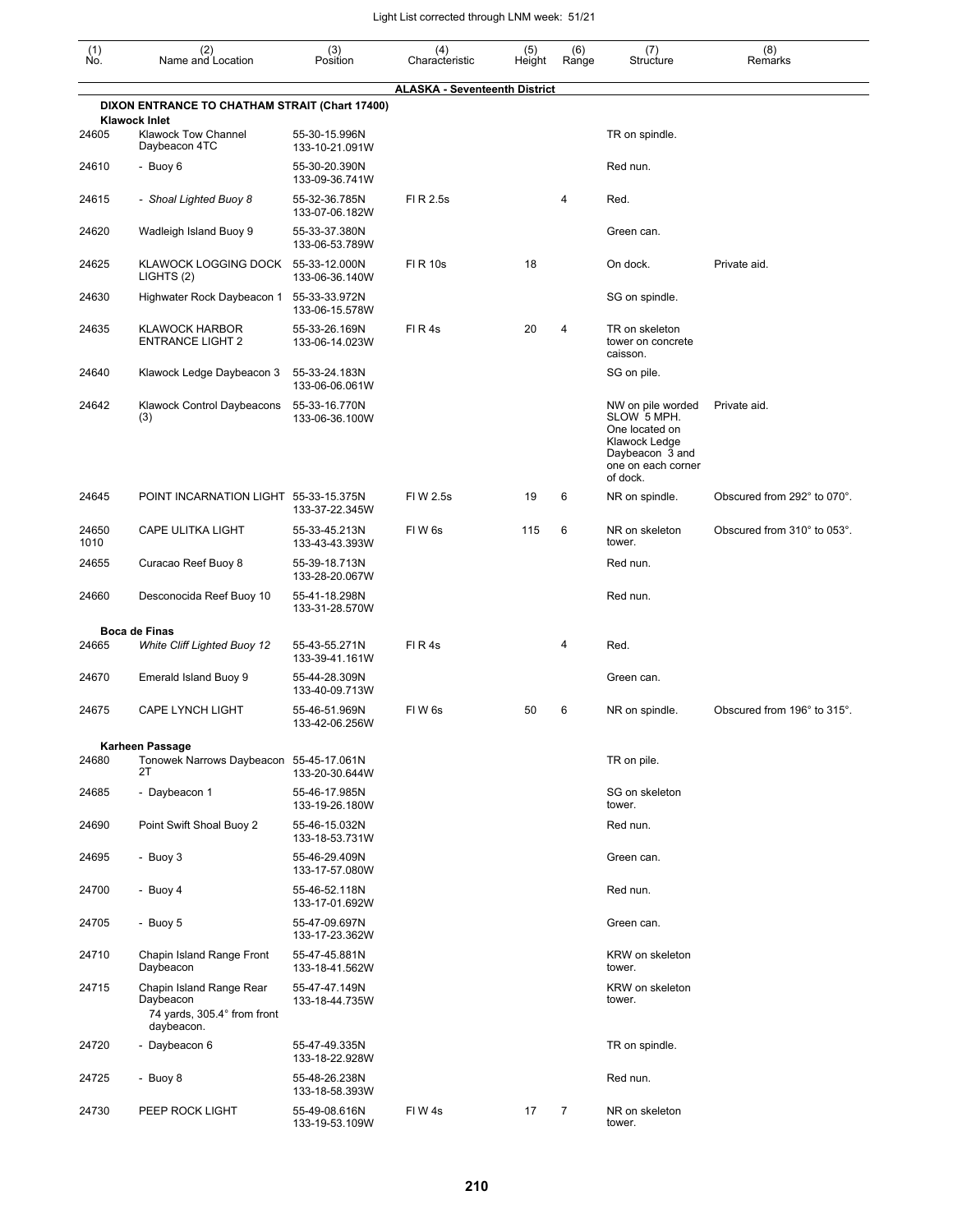| (1) No. | (2) Name and Location | (3) Position | (4) Characteristic | (5) Height | (6) Range | (7) Structure | (8) Remarks |
|---|---|---|---|---|---|---|---|
| | | | **ALASKA - Seventeenth District** | | | | |
| | **DIXON ENTRANCE TO CHATHAM STRAIT (Chart 17400)** | | | | | | |
| | **Klawock Inlet** | | | | | | |
| 24605 | Klawock Tow Channel Daybeacon 4TC | 55-30-15.996N 133-10-21.091W | | | | TR on spindle. | |
| 24610 | - Buoy 6 | 55-30-20.390N 133-09-36.741W | | | | Red nun. | |
| 24615 | - *Shoal Lighted Buoy 8* | 55-32-36.785N 133-07-06.182W | Fl R 2.5s | | 4 | Red. | |
| 24620 | Wadleigh Island Buoy 9 | 55-33-37.380N 133-06-53.789W | | | | Green can. | |
| 24625 | KLAWOCK LOGGING DOCK LIGHTS (2) | 55-33-12.000N 133-06-36.140W | Fl R 10s | 18 | | On dock. | Private aid. |
| 24630 | Highwater Rock Daybeacon 1 | 55-33-33.972N 133-06-15.578W | | | | SG on spindle. | |
| 24635 | KLAWOCK HARBOR ENTRANCE LIGHT 2 | 55-33-26.169N 133-06-14.023W | Fl R 4s | 20 | 4 | TR on skeleton tower on concrete caisson. | |
| 24640 | Klawock Ledge Daybeacon 3 | 55-33-24.183N 133-06-06.061W | | | | SG on pile. | |
| 24642 | Klawock Control Daybeacons (3) | 55-33-16.770N 133-06-36.100W | | | | NW on pile worded SLOW 5 MPH. One located on Klawock Ledge Daybeacon 3 and one on each corner of dock. | Private aid. |
| 24645 | POINT INCARNATION LIGHT | 55-33-15.375N 133-37-22.345W | Fl W 2.5s | 19 | 6 | NR on spindle. | Obscured from 292° to 070°. |
| 24650 1010 | CAPE ULITKA LIGHT | 55-33-45.213N 133-43-43.393W | Fl W 6s | 115 | 6 | NR on skeleton tower. | Obscured from 310° to 053°. |
| 24655 | Curacao Reef Buoy 8 | 55-39-18.713N 133-28-20.067W | | | | Red nun. | |
| 24660 | Desconocida Reef Buoy 10 | 55-41-18.298N 133-31-28.570W | | | | Red nun. | |
| | **Boca de Finas** | | | | | | |
| 24665 | *White Cliff Lighted Buoy 12* | 55-43-55.271N 133-39-41.161W | Fl R 4s | | 4 | Red. | |
| 24670 | Emerald Island Buoy 9 | 55-44-28.309N 133-40-09.713W | | | | Green can. | |
| 24675 | CAPE LYNCH LIGHT | 55-46-51.969N 133-42-06.256W | Fl W 6s | 50 | 6 | NR on spindle. | Obscured from 196° to 315°. |
| | **Karheen Passage** | | | | | | |
| 24680 | Tonowek Narrows Daybeacon 2T | 55-45-17.061N 133-20-30.644W | | | | TR on pile. | |
| 24685 | - Daybeacon 1 | 55-46-17.985N 133-19-26.180W | | | | SG on skeleton tower. | |
| 24690 | Point Swift Shoal Buoy 2 | 55-46-15.032N 133-18-53.731W | | | | Red nun. | |
| 24695 | - Buoy 3 | 55-46-29.409N 133-17-57.080W | | | | Green can. | |
| 24700 | - Buoy 4 | 55-46-52.118N 133-17-01.692W | | | | Red nun. | |
| 24705 | - Buoy 5 | 55-47-09.697N 133-17-23.362W | | | | Green can. | |
| 24710 | Chapin Island Range Front Daybeacon | 55-47-45.881N 133-18-41.562W | | | | KRW on skeleton tower. | |
| 24715 | Chapin Island Range Rear Daybeacon 74 yards, 305.4° from front daybeacon. | 55-47-47.149N 133-18-44.735W | | | | KRW on skeleton tower. | |
| 24720 | - Daybeacon 6 | 55-47-49.335N 133-18-22.928W | | | | TR on spindle. | |
| 24725 | - Buoy 8 | 55-48-26.238N 133-18-58.393W | | | | Red nun. | |
| 24730 | PEEP ROCK LIGHT | 55-49-08.616N 133-19-53.109W | Fl W 4s | 17 | 7 | NR on skeleton tower. | |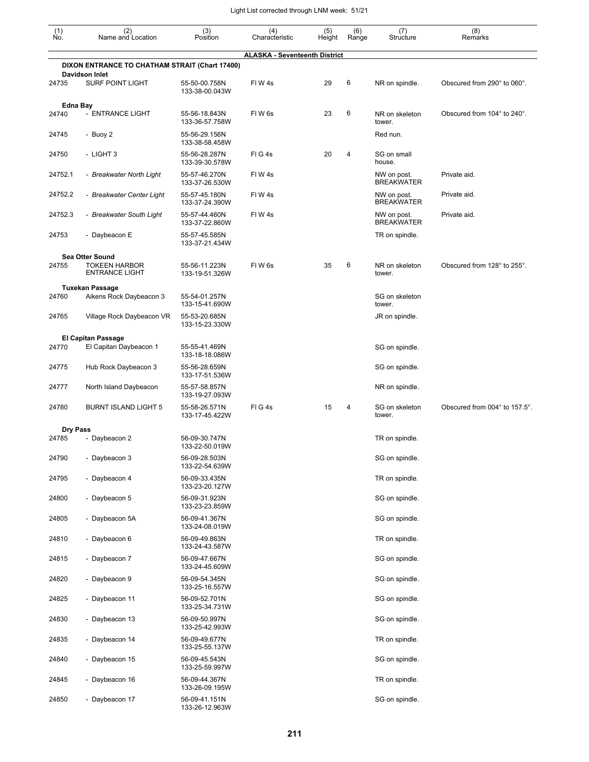| (1) No. | (2) Name and Location | (3) Position | (4) Characteristic | (5) Height | (6) Range | (7) Structure | (8) Remarks |
|---|---|---|---|---|---|---|---|
| | | | **ALASKA - Seventeenth District** | | | | |
| | **DIXON ENTRANCE TO CHATHAM STRAIT (Chart 17400)** | | | | | | |
| | **Davidson Inlet** | | | | | | |
| 24735 | SURF POINT LIGHT | 55-50-00.758N 133-38-00.043W | Fl W 4s | 29 | 6 | NR on spindle. | Obscured from 290° to 060°. |
| | **Edna Bay** | | | | | | |
| 24740 | - ENTRANCE LIGHT | 55-56-18.843N 133-36-57.758W | Fl W 6s | 23 | 6 | NR on skeleton tower. | Obscured from 104° to 240°. |
| 24745 | - Buoy 2 | 55-56-29.156N 133-38-58.458W | | | | Red nun. | |
| 24750 | - LIGHT 3 | 55-56-28.287N 133-39-30.578W | Fl G 4s | 20 | 4 | SG on small house. | |
| 24752.1 | - *Breakwater North Light* | 55-57-46.270N 133-37-26.530W | Fl W 4s | | | NW on post. BREAKWATER | Private aid. |
| 24752.2 | - *Breakwater Center Light* | 55-57-45.180N 133-37-24.390W | Fl W 4s | | | NW on post. BREAKWATER | Private aid. |
| 24752.3 | - *Breakwater South Light* | 55-57-44.460N 133-37-22.860W | Fl W 4s | | | NW on post. BREAKWATER | Private aid. |
| 24753 | - Daybeacon E | 55-57-45.585N 133-37-21.434W | | | | TR on spindle. | |
| | **Sea Otter Sound** | | | | | | |
| 24755 | TOKEEN HARBOR ENTRANCE LIGHT | 55-56-11.223N 133-19-51.326W | Fl W 6s | 35 | 6 | NR on skeleton tower. | Obscured from 128° to 255°. |
| | **Tuxekan Passage** | | | | | | |
| 24760 | Aikens Rock Daybeacon 3 | 55-54-01.257N 133-15-41.690W | | | | SG on skeleton tower. | |
| 24765 | Village Rock Daybeacon VR | 55-53-20.685N 133-15-23.330W | | | | JR on spindle. | |
| | **El Capitan Passage** | | | | | | |
| 24770 | El Capitan Daybeacon 1 | 55-55-41.469N 133-18-18.086W | | | | SG on spindle. | |
| 24775 | Hub Rock Daybeacon 3 | 55-56-28.659N 133-17-51.536W | | | | SG on spindle. | |
| 24777 | North Island Daybeacon | 55-57-58.857N 133-19-27.093W | | | | NR on spindle. | |
| 24780 | BURNT ISLAND LIGHT 5 | 55-58-26.571N 133-17-45.422W | Fl G 4s | 15 | 4 | SG on skeleton tower. | Obscured from 004° to 157.5°. |
| | **Dry Pass** | | | | | | |
| 24785 | - Daybeacon 2 | 56-09-30.747N 133-22-50.019W | | | | TR on spindle. | |
| 24790 | - Daybeacon 3 | 56-09-28.503N 133-22-54.639W | | | | SG on spindle. | |
| 24795 | - Daybeacon 4 | 56-09-33.435N 133-23-20.127W | | | | TR on spindle. | |
| 24800 | - Daybeacon 5 | 56-09-31.923N 133-23-23.859W | | | | SG on spindle. | |
| 24805 | - Daybeacon 5A | 56-09-41.367N 133-24-08.019W | | | | SG on spindle. | |
| 24810 | - Daybeacon 6 | 56-09-49.863N 133-24-43.587W | | | | TR on spindle. | |
| 24815 | - Daybeacon 7 | 56-09-47.667N 133-24-45.609W | | | | SG on spindle. | |
| 24820 | - Daybeacon 9 | 56-09-54.345N 133-25-16.557W | | | | SG on spindle. | |
| 24825 | - Daybeacon 11 | 56-09-52.701N 133-25-34.731W | | | | SG on spindle. | |
| 24830 | - Daybeacon 13 | 56-09-50.997N 133-25-42.993W | | | | SG on spindle. | |
| 24835 | - Daybeacon 14 | 56-09-49.677N 133-25-55.137W | | | | TR on spindle. | |
| 24840 | - Daybeacon 15 | 56-09-45.543N 133-25-59.997W | | | | SG on spindle. | |
| 24845 | - Daybeacon 16 | 56-09-44.367N 133-26-09.195W | | | | TR on spindle. | |
| 24850 | - Daybeacon 17 | 56-09-41.151N 133-26-12.963W | | | | SG on spindle. | |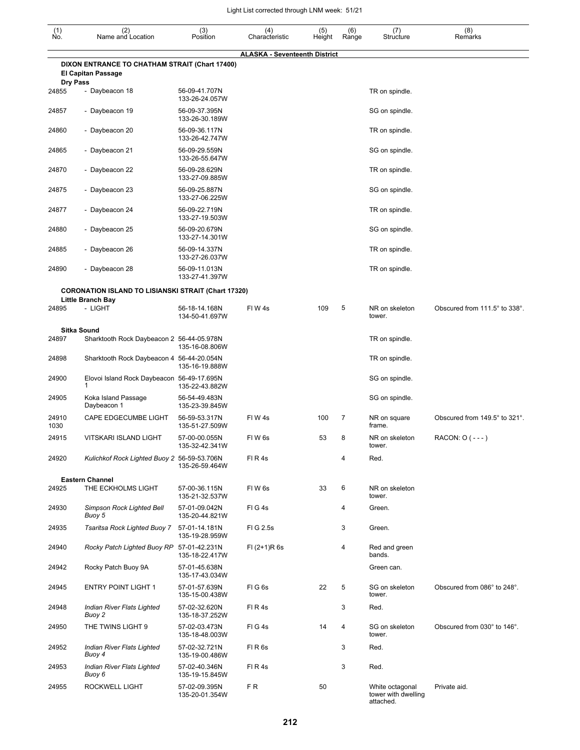Light List corrected through LNM week: 51/21

| (1) No. | (2) Name and Location | (3) Position | (4) Characteristic | (5) Height | (6) Range | (7) Structure | (8) Remarks |
|---|---|---|---|---|---|---|---|
| | **ALASKA - Seventeenth District** | | | | | | |
| | **DIXON ENTRANCE TO CHATHAM STRAIT (Chart 17400)** | | | | | | |
| | **El Capitan Passage** | | | | | | |
| | **Dry Pass** | | | | | | |
| 24855 | - Daybeacon 18 | 56-09-41.707N 133-26-24.057W | | | | TR on spindle. | |
| 24857 | - Daybeacon 19 | 56-09-37.395N 133-26-30.189W | | | | SG on spindle. | |
| 24860 | - Daybeacon 20 | 56-09-36.117N 133-26-42.747W | | | | TR on spindle. | |
| 24865 | - Daybeacon 21 | 56-09-29.559N 133-26-55.647W | | | | SG on spindle. | |
| 24870 | - Daybeacon 22 | 56-09-28.629N 133-27-09.885W | | | | TR on spindle. | |
| 24875 | - Daybeacon 23 | 56-09-25.887N 133-27-06.225W | | | | SG on spindle. | |
| 24877 | - Daybeacon 24 | 56-09-22.719N 133-27-19.503W | | | | TR on spindle. | |
| 24880 | - Daybeacon 25 | 56-09-20.679N 133-27-14.301W | | | | SG on spindle. | |
| 24885 | - Daybeacon 26 | 56-09-14.337N 133-27-26.037W | | | | TR on spindle. | |
| 24890 | - Daybeacon 28 | 56-09-11.013N 133-27-41.397W | | | | TR on spindle. | |
| | **CORONATION ISLAND TO LISIANSKI STRAIT (Chart 17320)** | | | | | | |
| | **Little Branch Bay** | | | | | | |
| 24895 | - LIGHT | 56-18-14.168N 134-50-41.697W | Fl W 4s | 109 | 5 | NR on skeleton tower. | Obscured from 111.5° to 338°. |
| | **Sitka Sound** | | | | | | |
| 24897 | Sharktooth Rock Daybeacon 2 | 56-44-05.978N 135-16-08.806W | | | | TR on spindle. | |
| 24898 | Sharktooth Rock Daybeacon 4 | 56-44-20.054N 135-16-19.888W | | | | TR on spindle. | |
| 24900 | Elovoi Island Rock Daybeacon 1 | 56-49-17.695N 135-22-43.882W | | | | SG on spindle. | |
| 24905 | Koka Island Passage Daybeacon 1 | 56-54-49.483N 135-23-39.845W | | | | SG on spindle. | |
| 24910 1030 | CAPE EDGECUMBE LIGHT | 56-59-53.317N 135-51-27.509W | Fl W 4s | 100 | 7 | NR on square frame. | Obscured from 149.5° to 321°. |
| 24915 | VITSKARI ISLAND LIGHT | 57-00-00.055N 135-32-42.341W | Fl W 6s | 53 | 8 | NR on skeleton tower. | RACON: O ( - - - ) |
| 24920 | *Kulichkof Rock Lighted Buoy 2* | 56-59-53.706N 135-26-59.464W | Fl R 4s | | 4 | Red. | |
| | **Eastern Channel** | | | | | | |
| 24925 | THE ECKHOLMS LIGHT | 57-00-36.115N 135-21-32.537W | Fl W 6s | 33 | 6 | NR on skeleton tower. | |
| 24930 | *Simpson Rock Lighted Bell Buoy 5* | 57-01-09.042N 135-20-44.821W | Fl G 4s | | 4 | Green. | |
| 24935 | *Tsaritsa Rock Lighted Buoy 7* | 57-01-14.181N 135-19-28.959W | Fl G 2.5s | | 3 | Green. | |
| 24940 | *Rocky Patch Lighted Buoy RP* | 57-01-42.231N 135-18-22.417W | Fl (2+1)R 6s | | 4 | Red and green bands. | |
| 24942 | Rocky Patch Buoy 9A | 57-01-45.638N 135-17-43.034W | | | | Green can. | |
| 24945 | ENTRY POINT LIGHT 1 | 57-01-57.639N 135-15-00.438W | Fl G 6s | 22 | 5 | SG on skeleton tower. | Obscured from 086° to 248°. |
| 24948 | *Indian River Flats Lighted Buoy 2* | 57-02-32.620N 135-18-37.252W | Fl R 4s | | 3 | Red. | |
| 24950 | THE TWINS LIGHT 9 | 57-02-03.473N 135-18-48.003W | Fl G 4s | 14 | 4 | SG on skeleton tower. | Obscured from 030° to 146°. |
| 24952 | *Indian River Flats Lighted Buoy 4* | 57-02-32.721N 135-19-00.486W | Fl R 6s | | 3 | Red. | |
| 24953 | *Indian River Flats Lighted Buoy 6* | 57-02-40.346N 135-19-15.845W | Fl R 4s | | 3 | Red. | |
| 24955 | ROCKWELL LIGHT | 57-02-09.395N 135-20-01.354W | F R | 50 | | White octagonal tower with dwelling attached. | Private aid. |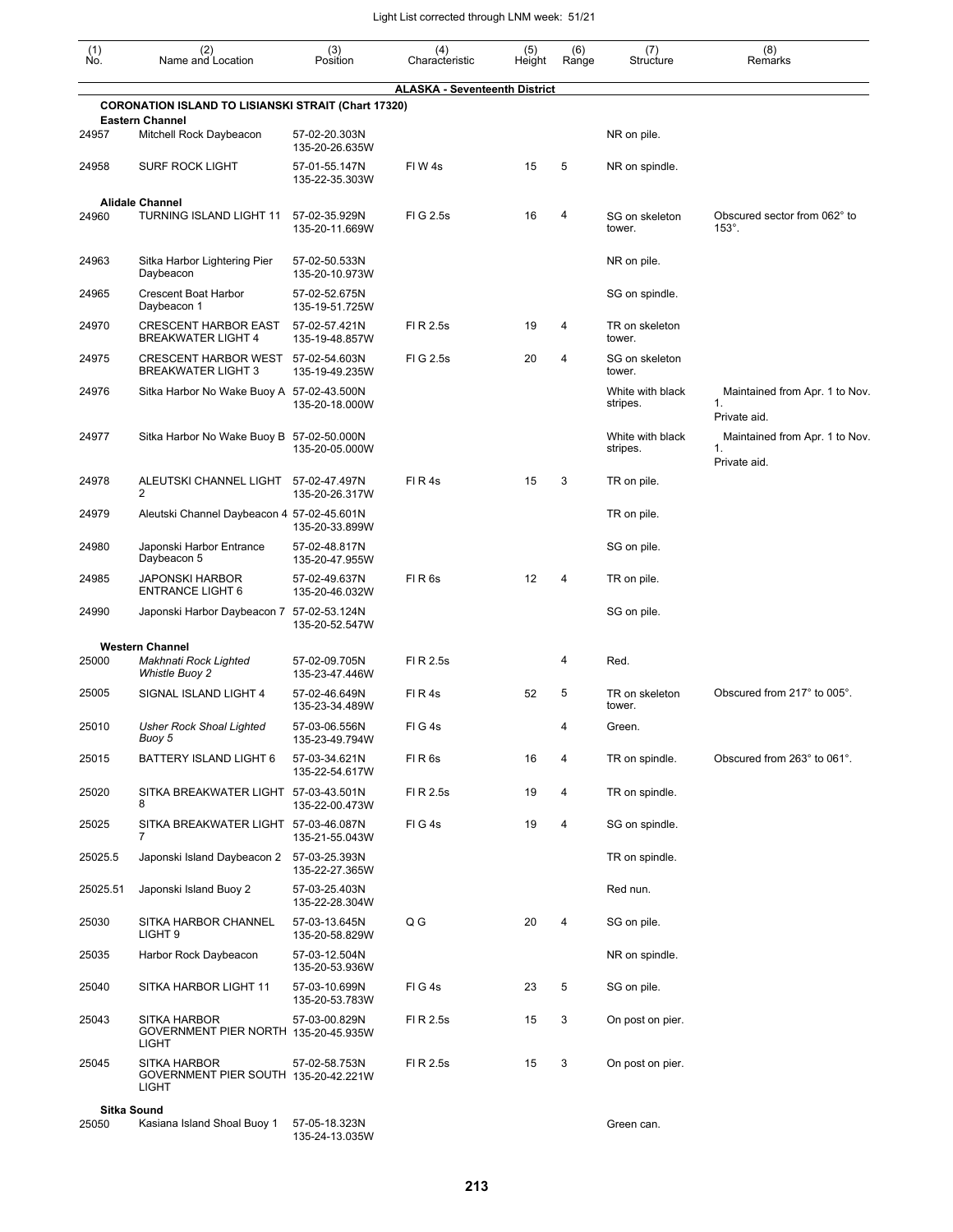| (1) No. | (2) Name and Location | (3) Position | (4) Characteristic | (5) Height | (6) Range | (7) Structure | (8) Remarks |
|---|---|---|---|---|---|---|---|
| | | | **ALASKA - Seventeenth District** | | | | |
| | **CORONATION ISLAND TO LISIANSKI STRAIT (Chart 17320)** | | | | | | |
| | **Eastern Channel** | | | | | | |
| 24957 | Mitchell Rock Daybeacon | 57-02-20.303N 135-20-26.635W | | | | NR on pile. | |
| 24958 | SURF ROCK LIGHT | 57-01-55.147N 135-22-35.303W | Fl W 4s | 15 | 5 | NR on spindle. | |
| | **Alidale Channel** | | | | | | |
| 24960 | TURNING ISLAND LIGHT 11 | 57-02-35.929N 135-20-11.669W | Fl G 2.5s | 16 | 4 | SG on skeleton tower. | Obscured sector from 062° to 153°. |
| 24963 | Sitka Harbor Lightering Pier Daybeacon | 57-02-50.533N 135-20-10.973W | | | | NR on pile. | |
| 24965 | Crescent Boat Harbor Daybeacon 1 | 57-02-52.675N 135-19-51.725W | | | | SG on spindle. | |
| 24970 | CRESCENT HARBOR EAST BREAKWATER LIGHT 4 | 57-02-57.421N 135-19-48.857W | Fl R 2.5s | 19 | 4 | TR on skeleton tower. | |
| 24975 | CRESCENT HARBOR WEST BREAKWATER LIGHT 3 | 57-02-54.603N 135-19-49.235W | Fl G 2.5s | 20 | 4 | SG on skeleton tower. | |
| 24976 | Sitka Harbor No Wake Buoy A | 57-02-43.500N 135-20-18.000W | | | | White with black stripes. | Maintained from Apr. 1 to Nov. 1. Private aid. |
| 24977 | Sitka Harbor No Wake Buoy B | 57-02-50.000N 135-20-05.000W | | | | White with black stripes. | Maintained from Apr. 1 to Nov. 1. Private aid. |
| 24978 | ALEUTSKI CHANNEL LIGHT 2 | 57-02-47.497N 135-20-26.317W | Fl R 4s | 15 | 3 | TR on pile. | |
| 24979 | Aleutski Channel Daybeacon 4 | 57-02-45.601N 135-20-33.899W | | | | TR on pile. | |
| 24980 | Japonski Harbor Entrance Daybeacon 5 | 57-02-48.817N 135-20-47.955W | | | | SG on pile. | |
| 24985 | JAPONSKI HARBOR ENTRANCE LIGHT 6 | 57-02-49.637N 135-20-46.032W | Fl R 6s | 12 | 4 | TR on pile. | |
| 24990 | Japonski Harbor Daybeacon 7 | 57-02-53.124N 135-20-52.547W | | | | SG on pile. | |
| | **Western Channel** | | | | | | |
| 25000 | *Makhnati Rock Lighted Whistle Buoy 2* | 57-02-09.705N 135-23-47.446W | Fl R 2.5s | | 4 | Red. | |
| 25005 | SIGNAL ISLAND LIGHT 4 | 57-02-46.649N 135-23-34.489W | Fl R 4s | 52 | 5 | TR on skeleton tower. | Obscured from 217° to 005°. |
| 25010 | *Usher Rock Shoal Lighted Buoy 5* | 57-03-06.556N 135-23-49.794W | Fl G 4s | | 4 | Green. | |
| 25015 | BATTERY ISLAND LIGHT 6 | 57-03-34.621N 135-22-54.617W | Fl R 6s | 16 | 4 | TR on spindle. | Obscured from 263° to 061°. |
| 25020 | SITKA BREAKWATER LIGHT 8 | 57-03-43.501N 135-22-00.473W | Fl R 2.5s | 19 | 4 | TR on spindle. | |
| 25025 | SITKA BREAKWATER LIGHT 7 | 57-03-46.087N 135-21-55.043W | Fl G 4s | 19 | 4 | SG on spindle. | |
| 25025.5 | Japonski Island Daybeacon 2 | 57-03-25.393N 135-22-27.365W | | | | TR on spindle. | |
| 25025.51 | Japonski Island Buoy 2 | 57-03-25.403N 135-22-28.304W | | | | Red nun. | |
| 25030 | SITKA HARBOR CHANNEL LIGHT 9 | 57-03-13.645N 135-20-58.829W | Q G | 20 | 4 | SG on pile. | |
| 25035 | Harbor Rock Daybeacon | 57-03-12.504N 135-20-53.936W | | | | NR on spindle. | |
| 25040 | SITKA HARBOR LIGHT 11 | 57-03-10.699N 135-20-53.783W | Fl G 4s | 23 | 5 | SG on pile. | |
| 25043 | SITKA HARBOR GOVERNMENT PIER NORTH LIGHT | 57-03-00.829N 135-20-45.935W | Fl R 2.5s | 15 | 3 | On post on pier. | |
| 25045 | SITKA HARBOR GOVERNMENT PIER SOUTH LIGHT | 57-02-58.753N 135-20-42.221W | Fl R 2.5s | 15 | 3 | On post on pier. | |
| | **Sitka Sound** | | | | | | |
| 25050 | Kasiana Island Shoal Buoy 1 | 57-05-18.323N 135-24-13.035W | | | | Green can. | |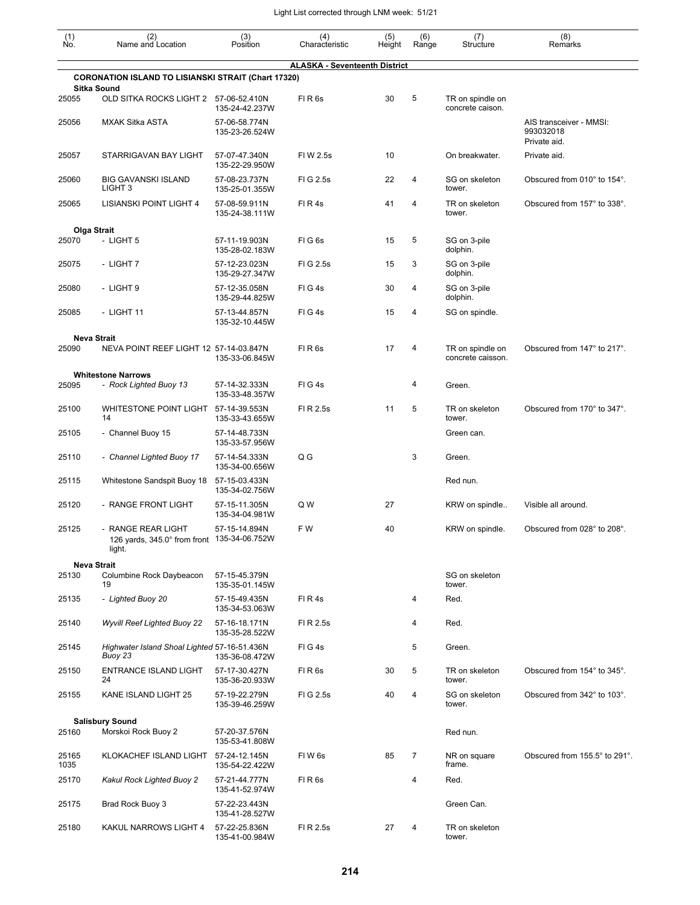| (1) No. | (2) Name and Location | (3) Position | (4) Characteristic | (5) Height | (6) Range | (7) Structure | (8) Remarks |
|---|---|---|---|---|---|---|---|
| | | | **ALASKA - Seventeenth District** | | | | |
| | **CORONATION ISLAND TO LISIANSKI STRAIT (Chart 17320)** | | | | | | |
| | **Sitka Sound** | | | | | | |
| 25055 | OLD SITKA ROCKS LIGHT 2 | 57-06-52.410N 135-24-42.237W | Fl R 6s | 30 | 5 | TR on spindle on concrete caison. | |
| 25056 | MXAK Sitka ASTA | 57-06-58.774N 135-23-26.524W | | | | | AIS transceiver - MMSI: 993032018 Private aid. |
| 25057 | STARRIGAVAN BAY LIGHT | 57-07-47.340N 135-22-29.950W | Fl W 2.5s | 10 | | On breakwater. | Private aid. |
| 25060 | BIG GAVANSKI ISLAND LIGHT 3 | 57-08-23.737N 135-25-01.355W | Fl G 2.5s | 22 | 4 | SG on skeleton tower. | Obscured from 010° to 154°. |
| 25065 | LISIANSKI POINT LIGHT 4 | 57-08-59.911N 135-24-38.111W | Fl R 4s | 41 | 4 | TR on skeleton tower. | Obscured from 157° to 338°. |
| | **Olga Strait** | | | | | | |
| 25070 | - LIGHT 5 | 57-11-19.903N 135-28-02.183W | Fl G 6s | 15 | 5 | SG on 3-pile dolphin. | |
| 25075 | - LIGHT 7 | 57-12-23.023N 135-29-27.347W | Fl G 2.5s | 15 | 3 | SG on 3-pile dolphin. | |
| 25080 | - LIGHT 9 | 57-12-35.058N 135-29-44.825W | Fl G 4s | 30 | 4 | SG on 3-pile dolphin. | |
| 25085 | - LIGHT 11 | 57-13-44.857N 135-32-10.445W | Fl G 4s | 15 | 4 | SG on spindle. | |
| | **Neva Strait** | | | | | | |
| 25090 | NEVA POINT REEF LIGHT 12 | 57-14-03.847N 135-33-06.845W | Fl R 6s | 17 | 4 | TR on spindle on concrete caisson. | Obscured from 147° to 217°. |
| | **Whitestone Narrows** | | | | | | |
| 25095 | *- Rock Lighted Buoy 13* | 57-14-32.333N 135-33-48.357W | Fl G 4s | | 4 | Green. | |
| 25100 | WHITESTONE POINT LIGHT 14 | 57-14-39.553N 135-33-43.655W | Fl R 2.5s | 11 | 5 | TR on skeleton tower. | Obscured from 170° to 347°. |
| 25105 | - Channel Buoy 15 | 57-14-48.733N 135-33-57.956W | | | | Green can. | |
| 25110 | *- Channel Lighted Buoy 17* | 57-14-54.333N 135-34-00.656W | Q G | | 3 | Green. | |
| 25115 | Whitestone Sandspit Buoy 18 | 57-15-03.433N 135-34-02.756W | | | | Red nun. | |
| 25120 | - RANGE FRONT LIGHT | 57-15-11.305N 135-34-04.981W | Q W | 27 | | KRW on spindle.. | Visible all around. |
| 25125 | - RANGE REAR LIGHT 126 yards, 345.0° from front light. | 57-15-14.894N 135-34-06.752W | F W | 40 | | KRW on spindle. | Obscured from 028° to 208°. |
| | **Neva Strait** | | | | | | |
| 25130 | Columbine Rock Daybeacon 19 | 57-15-45.379N 135-35-01.145W | | | | SG on skeleton tower. | |
| 25135 | *- Lighted Buoy 20* | 57-15-49.435N 135-34-53.063W | Fl R 4s | | 4 | Red. | |
| 25140 | *Wyvill Reef Lighted Buoy 22* | 57-16-18.171N 135-35-28.522W | Fl R 2.5s | | 4 | Red. | |
| 25145 | *Highwater Island Shoal Lighted Buoy 23* | 57-16-51.436N 135-36-08.472W | Fl G 4s | | 5 | Green. | |
| 25150 | ENTRANCE ISLAND LIGHT 24 | 57-17-30.427N 135-36-20.933W | Fl R 6s | 30 | 5 | TR on skeleton tower. | Obscured from 154° to 345°. |
| 25155 | KANE ISLAND LIGHT 25 | 57-19-22.279N 135-39-46.259W | Fl G 2.5s | 40 | 4 | SG on skeleton tower. | Obscured from 342° to 103°. |
| | **Salisbury Sound** | | | | | | |
| 25160 | Morskoi Rock Buoy 2 | 57-20-37.576N 135-53-41.808W | | | | Red nun. | |
| 25165 1035 | KLOKACHEF ISLAND LIGHT | 57-24-12.145N 135-54-22.422W | Fl W 6s | 85 | 7 | NR on square frame. | Obscured from 155.5° to 291°. |
| 25170 | *Kakul Rock Lighted Buoy 2* | 57-21-44.777N 135-41-52.974W | Fl R 6s | | 4 | Red. | |
| 25175 | Brad Rock Buoy 3 | 57-22-23.443N 135-41-28.527W | | | | Green Can. | |
| 25180 | KAKUL NARROWS LIGHT 4 | 57-22-25.836N 135-41-00.984W | Fl R 2.5s | 27 | 4 | TR on skeleton tower. | |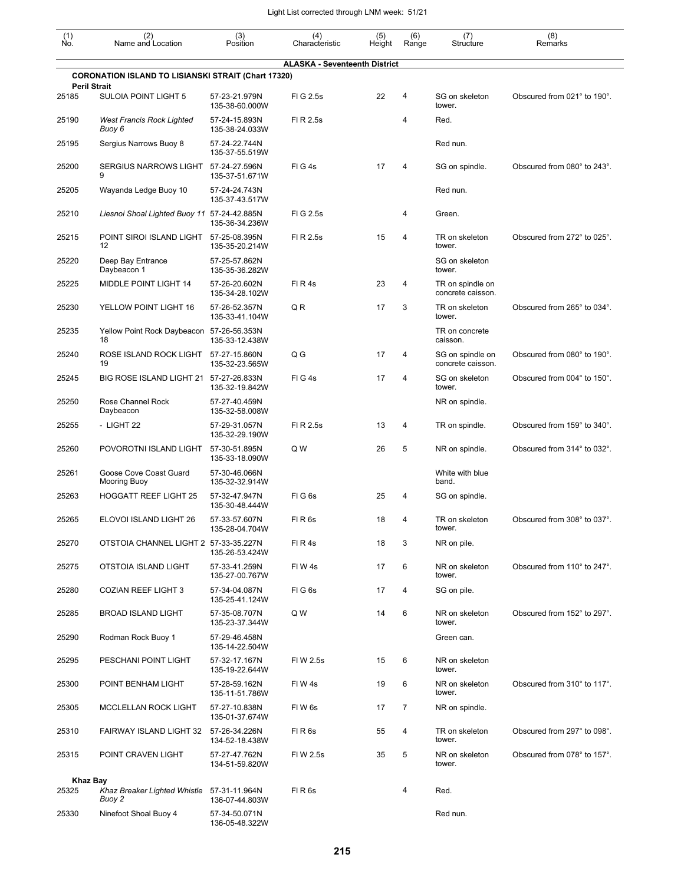| (1) No. | (2) Name and Location | (3) Position | (4) Characteristic | (5) Height | (6) Range | (7) Structure | (8) Remarks |
|---|---|---|---|---|---|---|---|
| | | | **ALASKA - Seventeenth District** | | | | |
| | **CORONATION ISLAND TO LISIANSKI STRAIT (Chart 17320)** | | | | | | |
| | **Peril Strait** | | | | | | |
| 25185 | SULOIA POINT LIGHT 5 | 57-23-21.979N 135-38-60.000W | Fl G 2.5s | 22 | 4 | SG on skeleton tower. | Obscured from 021° to 190°. |
| 25190 | *West Francis Rock Lighted Buoy 6* | 57-24-15.893N 135-38-24.033W | Fl R 2.5s | | 4 | Red. | |
| 25195 | Sergius Narrows Buoy 8 | 57-24-22.744N 135-37-55.519W | | | | Red nun. | |
| 25200 | SERGIUS NARROWS LIGHT 9 | 57-24-27.596N 135-37-51.671W | Fl G 4s | 17 | 4 | SG on spindle. | Obscured from 080° to 243°. |
| 25205 | Wayanda Ledge Buoy 10 | 57-24-24.743N 135-37-43.517W | | | | Red nun. | |
| 25210 | *Liesnoi Shoal Lighted Buoy 11* | 57-24-42.885N 135-36-34.236W | Fl G 2.5s | | 4 | Green. | |
| 25215 | POINT SIROI ISLAND LIGHT 12 | 57-25-08.395N 135-35-20.214W | Fl R 2.5s | 15 | 4 | TR on skeleton tower. | Obscured from 272° to 025°. |
| 25220 | Deep Bay Entrance Daybeacon 1 | 57-25-57.862N 135-35-36.282W | | | | SG on skeleton tower. | |
| 25225 | MIDDLE POINT LIGHT 14 | 57-26-20.602N 135-34-28.102W | Fl R 4s | 23 | 4 | TR on spindle on concrete caisson. | |
| 25230 | YELLOW POINT LIGHT 16 | 57-26-52.357N 135-33-41.104W | Q R | 17 | 3 | TR on skeleton tower. | Obscured from 265° to 034°. |
| 25235 | Yellow Point Rock Daybeacon 18 | 57-26-56.353N 135-33-12.438W | | | | TR on concrete caisson. | |
| 25240 | ROSE ISLAND ROCK LIGHT 19 | 57-27-15.860N 135-32-23.565W | Q G | 17 | 4 | SG on spindle on concrete caisson. | Obscured from 080° to 190°. |
| 25245 | BIG ROSE ISLAND LIGHT 21 | 57-27-26.833N 135-32-19.842W | Fl G 4s | 17 | 4 | SG on skeleton tower. | Obscured from 004° to 150°. |
| 25250 | Rose Channel Rock Daybeacon | 57-27-40.459N 135-32-58.008W | | | | NR on spindle. | |
| 25255 | - LIGHT 22 | 57-29-31.057N 135-32-29.190W | Fl R 2.5s | 13 | 4 | TR on spindle. | Obscured from 159° to 340°. |
| 25260 | POVOROTNI ISLAND LIGHT | 57-30-51.895N 135-33-18.090W | Q W | 26 | 5 | NR on spindle. | Obscured from 314° to 032°. |
| 25261 | Goose Cove Coast Guard Mooring Buoy | 57-30-46.066N 135-32-32.914W | | | | White with blue band. | |
| 25263 | HOGGATT REEF LIGHT 25 | 57-32-47.947N 135-30-48.444W | Fl G 6s | 25 | 4 | SG on spindle. | |
| 25265 | ELOVOI ISLAND LIGHT 26 | 57-33-57.607N 135-28-04.704W | Fl R 6s | 18 | 4 | TR on skeleton tower. | Obscured from 308° to 037°. |
| 25270 | OTSTOIA CHANNEL LIGHT 2 | 57-33-35.227N 135-26-53.424W | Fl R 4s | 18 | 3 | NR on pile. | |
| 25275 | OTSTOIA ISLAND LIGHT | 57-33-41.259N 135-27-00.767W | Fl W 4s | 17 | 6 | NR on skeleton tower. | Obscured from 110° to 247°. |
| 25280 | COZIAN REEF LIGHT 3 | 57-34-04.087N 135-25-41.124W | Fl G 6s | 17 | 4 | SG on pile. | |
| 25285 | BROAD ISLAND LIGHT | 57-35-08.707N 135-23-37.344W | Q W | 14 | 6 | NR on skeleton tower. | Obscured from 152° to 297°. |
| 25290 | Rodman Rock Buoy 1 | 57-29-46.458N 135-14-22.504W | | | | Green can. | |
| 25295 | PESCHANI POINT LIGHT | 57-32-17.167N 135-19-22.644W | Fl W 2.5s | 15 | 6 | NR on skeleton tower. | |
| 25300 | POINT BENHAM LIGHT | 57-28-59.162N 135-11-51.786W | Fl W 4s | 19 | 6 | NR on skeleton tower. | Obscured from 310° to 117°. |
| 25305 | MCCLELLAN ROCK LIGHT | 57-27-10.838N 135-01-37.674W | Fl W 6s | 17 | 7 | NR on spindle. | |
| 25310 | FAIRWAY ISLAND LIGHT 32 | 57-26-34.226N 134-52-18.438W | Fl R 6s | 55 | 4 | TR on skeleton tower. | Obscured from 297° to 098°. |
| 25315 | POINT CRAVEN LIGHT | 57-27-47.762N 134-51-59.820W | Fl W 2.5s | 35 | 5 | NR on skeleton tower. | Obscured from 078° to 157°. |
| | **Khaz Bay** | | | | | | |
| 25325 | *Khaz Breaker Lighted Whistle Buoy 2* | 57-31-11.964N 136-07-44.803W | Fl R 6s | | 4 | Red. | |
| 25330 | Ninefoot Shoal Buoy 4 | 57-34-50.071N 136-05-48.322W | | | | Red nun. | |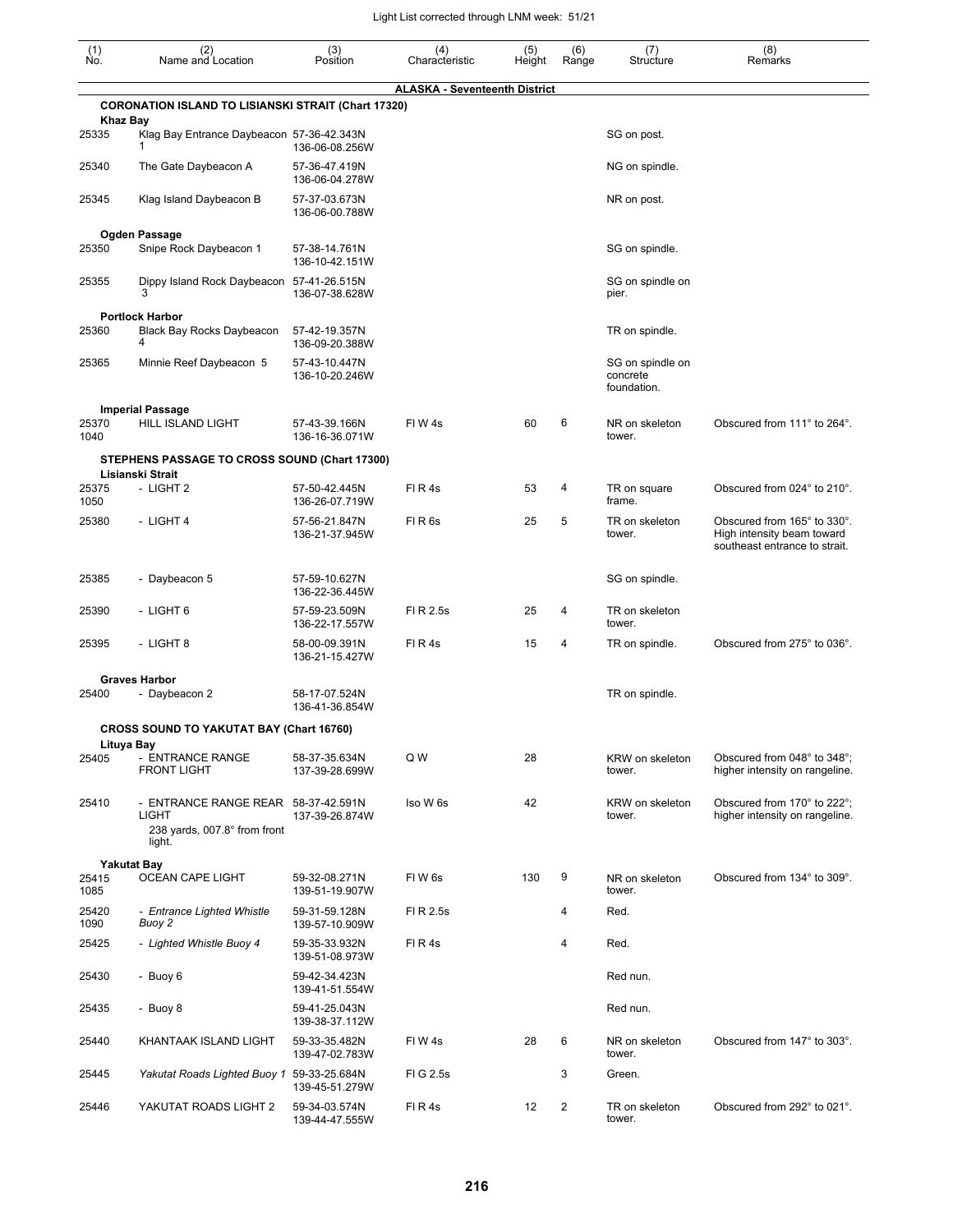| (1) No. | (2) Name and Location | (3) Position | (4) Characteristic | (5) Height | (6) Range | (7) Structure | (8) Remarks |
|---|---|---|---|---|---|---|---|
| | **ALASKA - Seventeenth District** | | | | | | |
| | **CORONATION ISLAND TO LISIANSKI STRAIT (Chart 17320)** | | | | | | |
| | **Khaz Bay** | | | | | | |
| 25335 | Klag Bay Entrance Daybeacon 1 | 57-36-42.343N 136-06-08.256W | | | | SG on post. | |
| 25340 | The Gate Daybeacon A | 57-36-47.419N 136-06-04.278W | | | | NG on spindle. | |
| 25345 | Klag Island Daybeacon B | 57-37-03.673N 136-06-00.788W | | | | NR on post. | |
| | **Ogden Passage** | | | | | | |
| 25350 | Snipe Rock Daybeacon 1 | 57-38-14.761N 136-10-42.151W | | | | SG on spindle. | |
| 25355 | Dippy Island Rock Daybeacon 3 | 57-41-26.515N 136-07-38.628W | | | | SG on spindle on pier. | |
| | **Portlock Harbor** | | | | | | |
| 25360 | Black Bay Rocks Daybeacon 4 | 57-42-19.357N 136-09-20.388W | | | | TR on spindle. | |
| 25365 | Minnie Reef Daybeacon 5 | 57-43-10.447N 136-10-20.246W | | | | SG on spindle on concrete foundation. | |
| | **Imperial Passage** | | | | | | |
| 25370 1040 | HILL ISLAND LIGHT | 57-43-39.166N 136-16-36.071W | Fl W 4s | 60 | 6 | NR on skeleton tower. | Obscured from 111° to 264°. |
| | **STEPHENS PASSAGE TO CROSS SOUND (Chart 17300)** | | | | | | |
| | **Lisianski Strait** | | | | | | |
| 25375 1050 | - LIGHT 2 | 57-50-42.445N 136-26-07.719W | Fl R 4s | 53 | 4 | TR on square frame. | Obscured from 024° to 210°. |
| 25380 | - LIGHT 4 | 57-56-21.847N 136-21-37.945W | Fl R 6s | 25 | 5 | TR on skeleton tower. | Obscured from 165° to 330°. High intensity beam toward southeast entrance to strait. |
| 25385 | - Daybeacon 5 | 57-59-10.627N 136-22-36.445W | | | | SG on spindle. | |
| 25390 | - LIGHT 6 | 57-59-23.509N 136-22-17.557W | Fl R 2.5s | 25 | 4 | TR on skeleton tower. | |
| 25395 | - LIGHT 8 | 58-00-09.391N 136-21-15.427W | Fl R 4s | 15 | 4 | TR on spindle. | Obscured from 275° to 036°. |
| | **Graves Harbor** | | | | | | |
| 25400 | - Daybeacon 2 | 58-17-07.524N 136-41-36.854W | | | | TR on spindle. | |
| | **CROSS SOUND TO YAKUTAT BAY (Chart 16760)** | | | | | | |
| | **Lituya Bay** | | | | | | |
| 25405 | - ENTRANCE RANGE FRONT LIGHT | 58-37-35.634N 137-39-28.699W | Q W | 28 | | KRW on skeleton tower. | Obscured from 048° to 348°; higher intensity on rangeline. |
| 25410 | - ENTRANCE RANGE REAR LIGHT 238 yards, 007.8° from front light. | 58-37-42.591N 137-39-26.874W | Iso W 6s | 42 | | KRW on skeleton tower. | Obscured from 170° to 222°; higher intensity on rangeline. |
| | **Yakutat Bay** | | | | | | |
| 25415 1085 | OCEAN CAPE LIGHT | 59-32-08.271N 139-51-19.907W | Fl W 6s | 130 | 9 | NR on skeleton tower. | Obscured from 134° to 309°. |
| 25420 1090 | *- Entrance Lighted Whistle Buoy 2* | 59-31-59.128N 139-57-10.909W | Fl R 2.5s | | 4 | Red. | |
| 25425 | *- Lighted Whistle Buoy 4* | 59-35-33.932N 139-51-08.973W | Fl R 4s | | 4 | Red. | |
| 25430 | - Buoy 6 | 59-42-34.423N 139-41-51.554W | | | | Red nun. | |
| 25435 | - Buoy 8 | 59-41-25.043N 139-38-37.112W | | | | Red nun. | |
| 25440 | KHANTAAK ISLAND LIGHT | 59-33-35.482N 139-47-02.783W | Fl W 4s | 28 | 6 | NR on skeleton tower. | Obscured from 147° to 303°. |
| 25445 | *Yakutat Roads Lighted Buoy 1* | 59-33-25.684N 139-45-51.279W | Fl G 2.5s | | 3 | Green. | |
| 25446 | YAKUTAT ROADS LIGHT 2 | 59-34-03.574N 139-44-47.555W | Fl R 4s | 12 | 2 | TR on skeleton tower. | Obscured from 292° to 021°. |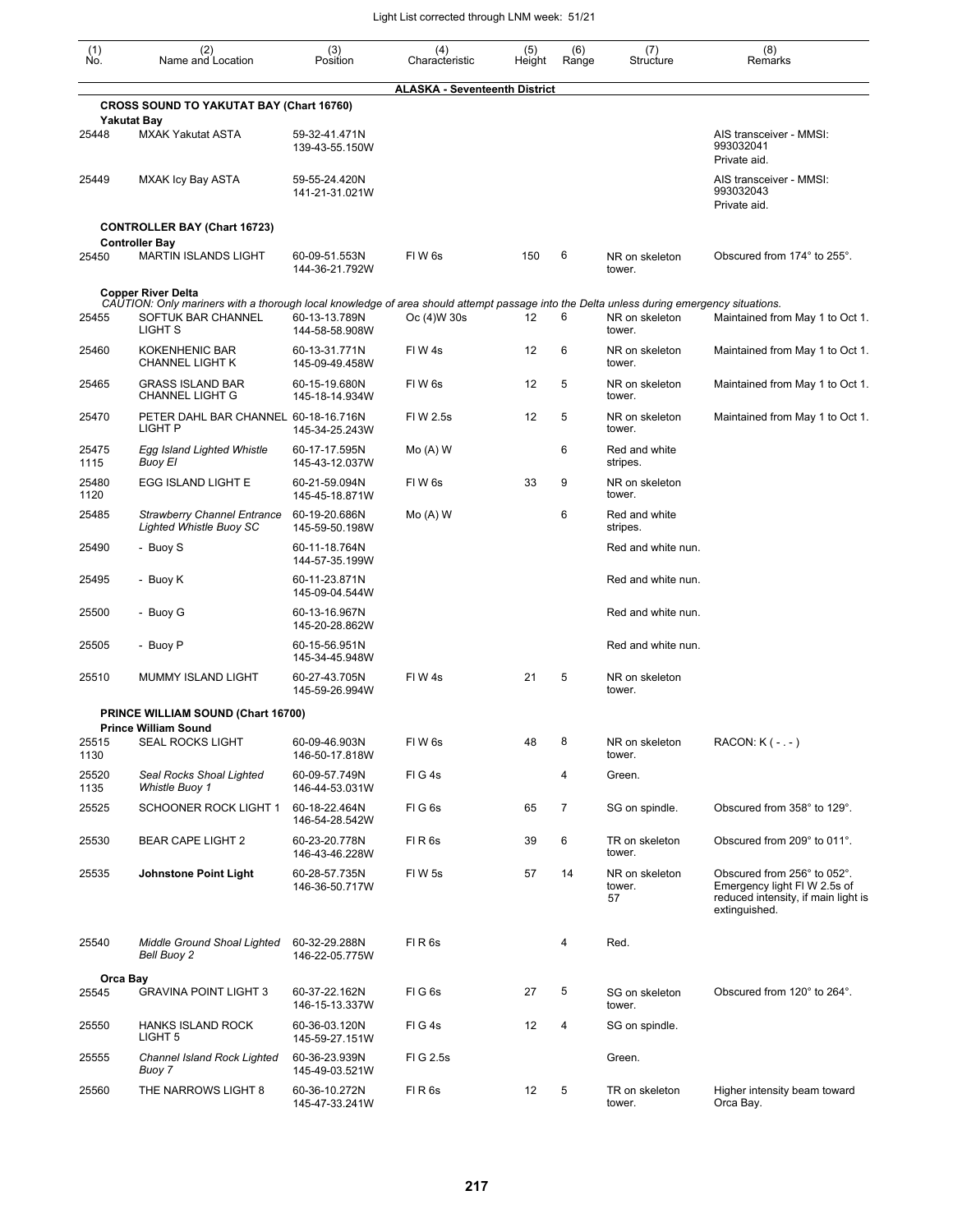| (1) No. | (2) Name and Location | (3) Position | (4) Characteristic | (5) Height | (6) Range | (7) Structure | (8) Remarks |
|---|---|---|---|---|---|---|---|
| | | | **ALASKA - Seventeenth District** | | | | |
| | **CROSS SOUND TO YAKUTAT BAY (Chart 16760)** | | | | | | |
| | **Yakutat Bay** | | | | | | |
| 25448 | MXAK Yakutat ASTA | 59-32-41.471N 139-43-55.150W | | | | | AIS transceiver - MMSI: 993032041 Private aid. |
| 25449 | MXAK Icy Bay ASTA | 59-55-24.420N 141-21-31.021W | | | | | AIS transceiver - MMSI: 993032043 Private aid. |
| | **CONTROLLER BAY (Chart 16723)** | | | | | | |
| | **Controller Bay** | | | | | | |
| 25450 | MARTIN ISLANDS LIGHT | 60-09-51.553N 144-36-21.792W | Fl W 6s | 150 | 6 | NR on skeleton tower. | Obscured from 174° to 255°. |
| | **Copper River Delta** | | | | | | |
| | *CAUTION: Only mariners with a thorough local knowledge of area should attempt passage into the Delta unless during emergency situations.* | | | | | | |
| 25455 | SOFTUK BAR CHANNEL LIGHT S | 60-13-13.789N 144-58-58.908W | Oc (4)W 30s | 12 | 6 | NR on skeleton tower. | Maintained from May 1 to Oct 1. |
| 25460 | KOKENHENIC BAR CHANNEL LIGHT K | 60-13-31.771N 145-09-49.458W | Fl W 4s | 12 | 6 | NR on skeleton tower. | Maintained from May 1 to Oct 1. |
| 25465 | GRASS ISLAND BAR CHANNEL LIGHT G | 60-15-19.680N 145-18-14.934W | Fl W 6s | 12 | 5 | NR on skeleton tower. | Maintained from May 1 to Oct 1. |
| 25470 | PETER DAHL BAR CHANNEL LIGHT P | 60-18-16.716N 145-34-25.243W | Fl W 2.5s | 12 | 5 | NR on skeleton tower. | Maintained from May 1 to Oct 1. |
| 25475 1115 | *Egg Island Lighted Whistle Buoy EI* | 60-17-17.595N 145-43-12.037W | Mo (A) W | | 6 | Red and white stripes. | |
| 25480 1120 | EGG ISLAND LIGHT E | 60-21-59.094N 145-45-18.871W | Fl W 6s | 33 | 9 | NR on skeleton tower. | |
| 25485 | *Strawberry Channel Entrance Lighted Whistle Buoy SC* | 60-19-20.686N 145-59-50.198W | Mo (A) W | | 6 | Red and white stripes. | |
| 25490 | - Buoy S | 60-11-18.764N 144-57-35.199W | | | | Red and white nun. | |
| 25495 | - Buoy K | 60-11-23.871N 145-09-04.544W | | | | Red and white nun. | |
| 25500 | - Buoy G | 60-13-16.967N 145-20-28.862W | | | | Red and white nun. | |
| 25505 | - Buoy P | 60-15-56.951N 145-34-45.948W | | | | Red and white nun. | |
| 25510 | MUMMY ISLAND LIGHT | 60-27-43.705N 145-59-26.994W | Fl W 4s | 21 | 5 | NR on skeleton tower. | |
| | **PRINCE WILLIAM SOUND (Chart 16700)** | | | | | | |
| | **Prince William Sound** | | | | | | |
| 25515 1130 | SEAL ROCKS LIGHT | 60-09-46.903N 146-50-17.818W | Fl W 6s | 48 | 8 | NR on skeleton tower. | RACON: K ( - . - ) |
| 25520 1135 | *Seal Rocks Shoal Lighted Whistle Buoy 1* | 60-09-57.749N 146-44-53.031W | Fl G 4s | | 4 | Green. | |
| 25525 | SCHOONER ROCK LIGHT 1 | 60-18-22.464N 146-54-28.542W | Fl G 6s | 65 | 7 | SG on spindle. | Obscured from 358° to 129°. |
| 25530 | BEAR CAPE LIGHT 2 | 60-23-20.778N 146-43-46.228W | Fl R 6s | 39 | 6 | TR on skeleton tower. | Obscured from 209° to 011°. |
| 25535 | **Johnstone Point Light** | 60-28-57.735N 146-36-50.717W | Fl W 5s | 57 | 14 | NR on skeleton tower. 57 | Obscured from 256° to 052°. Emergency light Fl W 2.5s of reduced intensity, if main light is extinguished. |
| 25540 | *Middle Ground Shoal Lighted Bell Buoy 2* | 60-32-29.288N 146-22-05.775W | Fl R 6s | | 4 | Red. | |
| | **Orca Bay** | | | | | | |
| 25545 | GRAVINA POINT LIGHT 3 | 60-37-22.162N 146-15-13.337W | Fl G 6s | 27 | 5 | SG on skeleton tower. | Obscured from 120° to 264°. |
| 25550 | HANKS ISLAND ROCK LIGHT 5 | 60-36-03.120N 145-59-27.151W | Fl G 4s | 12 | 4 | SG on spindle. | |
| 25555 | *Channel Island Rock Lighted Buoy 7* | 60-36-23.939N 145-49-03.521W | Fl G 2.5s | | | Green. | |
| 25560 | THE NARROWS LIGHT 8 | 60-36-10.272N 145-47-33.241W | Fl R 6s | 12 | 5 | TR on skeleton tower. | Higher intensity beam toward Orca Bay. |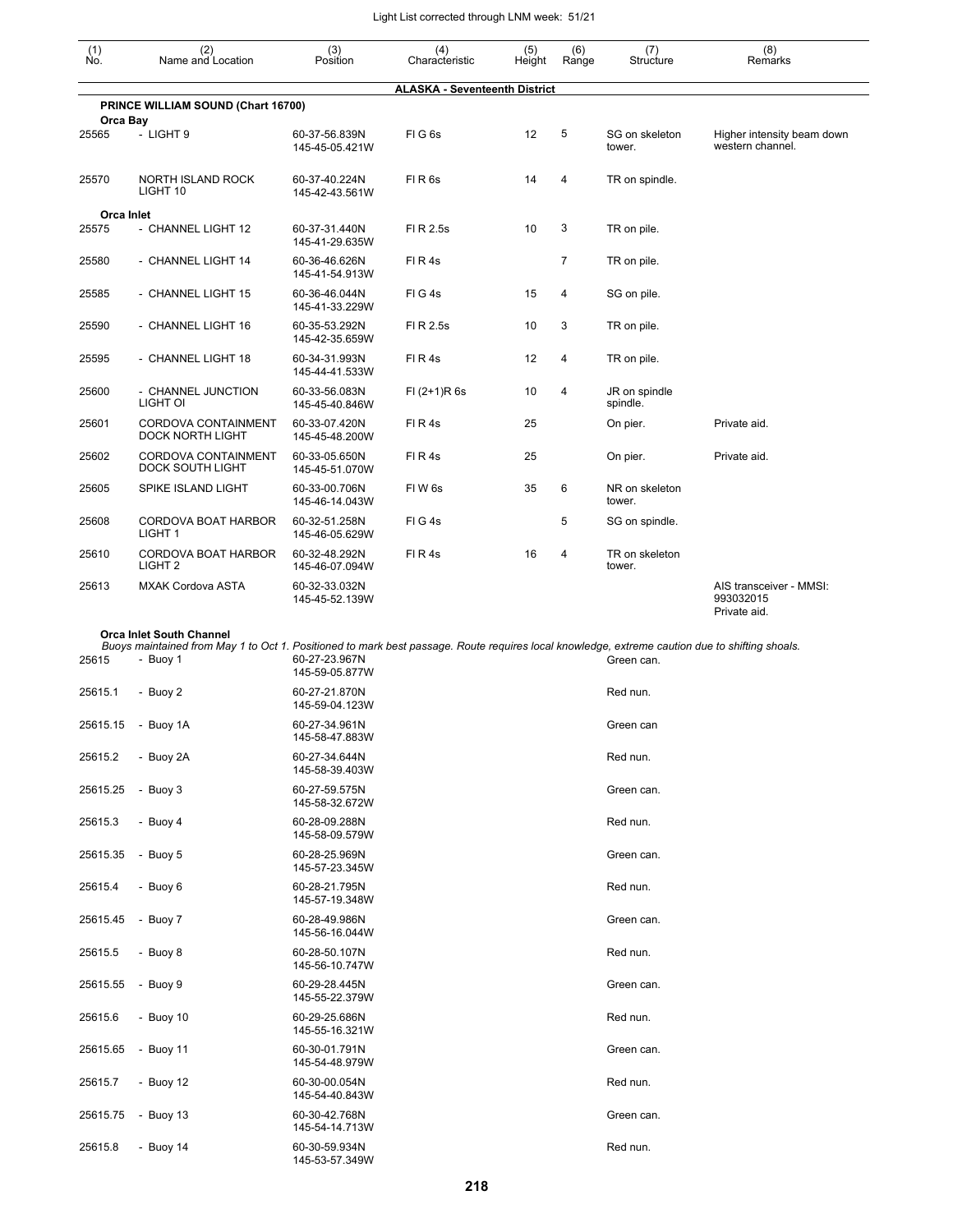| (1) No. | (2) Name and Location | (3) Position | (4) Characteristic | (5) Height | (6) Range | (7) Structure | (8) Remarks |
|---|---|---|---|---|---|---|---|
| | | | **ALASKA - Seventeenth District** | | | | |
| | **PRINCE WILLIAM SOUND (Chart 16700)** | | | | | | |
| | **Orca Bay** | | | | | | |
| 25565 | - LIGHT 9 | 60-37-56.839N 145-45-05.421W | Fl G 6s | 12 | 5 | SG on skeleton tower. | Higher intensity beam down western channel. |
| 25570 | NORTH ISLAND ROCK LIGHT 10 | 60-37-40.224N 145-42-43.561W | Fl R 6s | 14 | 4 | TR on spindle. | |
| | **Orca Inlet** | | | | | | |
| 25575 | - CHANNEL LIGHT 12 | 60-37-31.440N 145-41-29.635W | Fl R 2.5s | 10 | 3 | TR on pile. | |
| 25580 | - CHANNEL LIGHT 14 | 60-36-46.626N 145-41-54.913W | Fl R 4s | | 7 | TR on pile. | |
| 25585 | - CHANNEL LIGHT 15 | 60-36-46.044N 145-41-33.229W | Fl G 4s | 15 | 4 | SG on pile. | |
| 25590 | - CHANNEL LIGHT 16 | 60-35-53.292N 145-42-35.659W | Fl R 2.5s | 10 | 3 | TR on pile. | |
| 25595 | - CHANNEL LIGHT 18 | 60-34-31.993N 145-44-41.533W | Fl R 4s | 12 | 4 | TR on pile. | |
| 25600 | - CHANNEL JUNCTION LIGHT OI | 60-33-56.083N 145-45-40.846W | Fl (2+1)R 6s | 10 | 4 | JR on spindle spindle. | |
| 25601 | CORDOVA CONTAINMENT DOCK NORTH LIGHT | 60-33-07.420N 145-45-48.200W | Fl R 4s | 25 | | On pier. | Private aid. |
| 25602 | CORDOVA CONTAINMENT DOCK SOUTH LIGHT | 60-33-05.650N 145-45-51.070W | Fl R 4s | 25 | | On pier. | Private aid. |
| 25605 | SPIKE ISLAND LIGHT | 60-33-00.706N 145-46-14.043W | Fl W 6s | 35 | 6 | NR on skeleton tower. | |
| 25608 | CORDOVA BOAT HARBOR LIGHT 1 | 60-32-51.258N 145-46-05.629W | Fl G 4s | | 5 | SG on spindle. | |
| 25610 | CORDOVA BOAT HARBOR LIGHT 2 | 60-32-48.292N 145-46-07.094W | Fl R 4s | 16 | 4 | TR on skeleton tower. | |
| 25613 | MXAK Cordova ASTA | 60-32-33.032N 145-45-52.139W | | | | | AIS transceiver - MMSI: 993032015 Private aid. |
| | **Orca Inlet South Channel** | | | | | | |
| | *Buoys maintained from May 1 to Oct 1. Positioned to mark best passage. Route requires local knowledge, extreme caution due to shifting shoals.* | | | | | | |
| 25615 | - Buoy 1 | 60-27-23.967N 145-59-05.877W | | | | Green can. | |
| 25615.1 | - Buoy 2 | 60-27-21.870N 145-59-04.123W | | | | Red nun. | |
| 25615.15 | - Buoy 1A | 60-27-34.961N 145-58-47.883W | | | | Green can | |
| 25615.2 | - Buoy 2A | 60-27-34.644N 145-58-39.403W | | | | Red nun. | |
| 25615.25 | - Buoy 3 | 60-27-59.575N 145-58-32.672W | | | | Green can. | |
| 25615.3 | - Buoy 4 | 60-28-09.288N 145-58-09.579W | | | | Red nun. | |
| 25615.35 | - Buoy 5 | 60-28-25.969N 145-57-23.345W | | | | Green can. | |
| 25615.4 | - Buoy 6 | 60-28-21.795N 145-57-19.348W | | | | Red nun. | |
| 25615.45 | - Buoy 7 | 60-28-49.986N 145-56-16.044W | | | | Green can. | |
| 25615.5 | - Buoy 8 | 60-28-50.107N 145-56-10.747W | | | | Red nun. | |
| 25615.55 | - Buoy 9 | 60-29-28.445N 145-55-22.379W | | | | Green can. | |
| 25615.6 | - Buoy 10 | 60-29-25.686N 145-55-16.321W | | | | Red nun. | |
| 25615.65 | - Buoy 11 | 60-30-01.791N 145-54-48.979W | | | | Green can. | |
| 25615.7 | - Buoy 12 | 60-30-00.054N 145-54-40.843W | | | | Red nun. | |
| 25615.75 | - Buoy 13 | 60-30-42.768N 145-54-14.713W | | | | Green can. | |
| 25615.8 | - Buoy 14 | 60-30-59.934N 145-53-57.349W | | | | Red nun. | |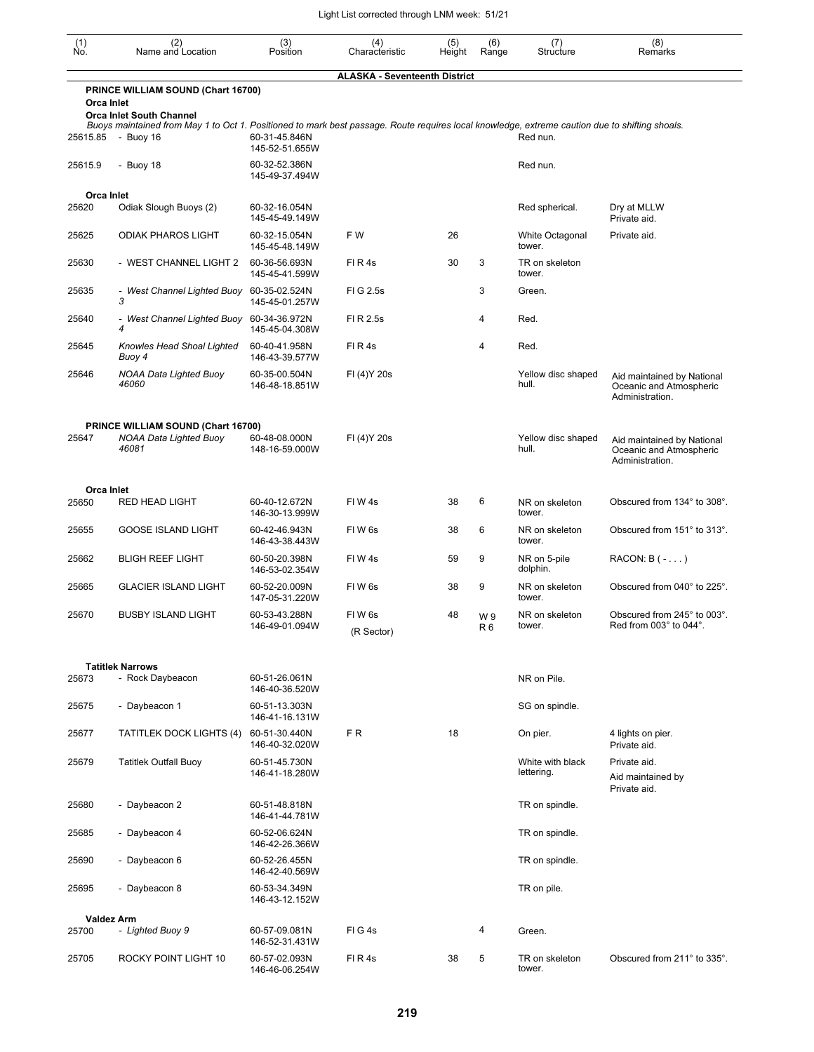## ALASKA - Seventeenth District

| (1) No. | (2) Name and Location | (3) Position | (4) Characteristic | (5) Height | (6) Range | (7) Structure | (8) Remarks |
|---|---|---|---|---|---|---|---|
| | **PRINCE WILLIAM SOUND (Chart 16700)** | | | | | | |
| | **Orca Inlet** | | | | | | |
| | **Orca Inlet South Channel** | | | | | | |
| | *Buoys maintained from May 1 to Oct 1. Positioned to mark best passage. Route requires local knowledge, extreme caution due to shifting shoals.* | | | | | | |
| 25615.85 | - Buoy 16 | 60-31-45.846N 145-52-51.655W | | | | Red nun. | |
| 25615.9 | - Buoy 18 | 60-32-52.386N 145-49-37.494W | | | | Red nun. | |
| | **Orca Inlet** | | | | | | |
| 25620 | Odiak Slough Buoys (2) | 60-32-16.054N 145-45-49.149W | | | | Red spherical. | Dry at MLLW Private aid. |
| 25625 | ODIAK PHAROS LIGHT | 60-32-15.054N 145-45-48.149W | F W | 26 | | White Octagonal tower. | Private aid. |
| 25630 | - WEST CHANNEL LIGHT 2 | 60-36-56.693N 145-45-41.599W | Fl R 4s | 30 | 3 | TR on skeleton tower. | |
| 25635 | - *West Channel Lighted Buoy 3* | 60-35-02.524N 145-45-01.257W | Fl G 2.5s | | 3 | Green. | |
| 25640 | - *West Channel Lighted Buoy 4* | 60-34-36.972N 145-45-04.308W | Fl R 2.5s | | 4 | Red. | |
| 25645 | *Knowles Head Shoal Lighted Buoy 4* | 60-40-41.958N 146-43-39.577W | Fl R 4s | | 4 | Red. | |
| 25646 | *NOAA Data Lighted Buoy 46060* | 60-35-00.504N 146-48-18.851W | Fl (4)Y 20s | | | Yellow disc shaped hull. | Aid maintained by National Oceanic and Atmospheric Administration. |
| | **PRINCE WILLIAM SOUND (Chart 16700)** | | | | | | |
| 25647 | *NOAA Data Lighted Buoy 46081* | 60-48-08.000N 148-16-59.000W | Fl (4)Y 20s | | | Yellow disc shaped hull. | Aid maintained by National Oceanic and Atmospheric Administration. |
| | **Orca Inlet** | | | | | | |
| 25650 | RED HEAD LIGHT | 60-40-12.672N 146-30-13.999W | Fl W 4s | 38 | 6 | NR on skeleton tower. | Obscured from 134° to 308°. |
| 25655 | GOOSE ISLAND LIGHT | 60-42-46.943N 146-43-38.443W | Fl W 6s | 38 | 6 | NR on skeleton tower. | Obscured from 151° to 313°. |
| 25662 | BLIGH REEF LIGHT | 60-50-20.398N 146-53-02.354W | Fl W 4s | 59 | 9 | NR on 5-pile dolphin. | RACON: B ( - . . . ) |
| 25665 | GLACIER ISLAND LIGHT | 60-52-20.009N 147-05-31.220W | Fl W 6s | 38 | 9 | NR on skeleton tower. | Obscured from 040° to 225°. |
| 25670 | BUSBY ISLAND LIGHT | 60-53-43.288N 146-49-01.094W | Fl W 6s (R Sector) | 48 | W 9 R 6 | NR on skeleton tower. | Obscured from 245° to 003°. Red from 003° to 044°. |
| | **Tatitlek Narrows** | | | | | | |
| 25673 | - Rock Daybeacon | 60-51-26.061N 146-40-36.520W | | | | NR on Pile. | |
| 25675 | - Daybeacon 1 | 60-51-13.303N 146-41-16.131W | | | | SG on spindle. | |
| 25677 | TATITLEK DOCK LIGHTS (4) | 60-51-30.440N 146-40-32.020W | F R | 18 | | On pier. | 4 lights on pier. Private aid. |
| 25679 | Tatitlek Outfall Buoy | 60-51-45.730N 146-41-18.280W | | | | White with black lettering. | Private aid. Aid maintained by Private aid. |
| 25680 | - Daybeacon 2 | 60-51-48.818N 146-41-44.781W | | | | TR on spindle. | |
| 25685 | - Daybeacon 4 | 60-52-06.624N 146-42-26.366W | | | | TR on spindle. | |
| 25690 | - Daybeacon 6 | 60-52-26.455N 146-42-40.569W | | | | TR on spindle. | |
| 25695 | - Daybeacon 8 | 60-53-34.349N 146-43-12.152W | | | | TR on pile. | |
| | **Valdez Arm** | | | | | | |
| 25700 | - *Lighted Buoy 9* | 60-57-09.081N 146-52-31.431W | Fl G 4s | | 4 | Green. | |
| 25705 | ROCKY POINT LIGHT 10 | 60-57-02.093N 146-46-06.254W | Fl R 4s | 38 | 5 | TR on skeleton tower. | Obscured from 211° to 335°. |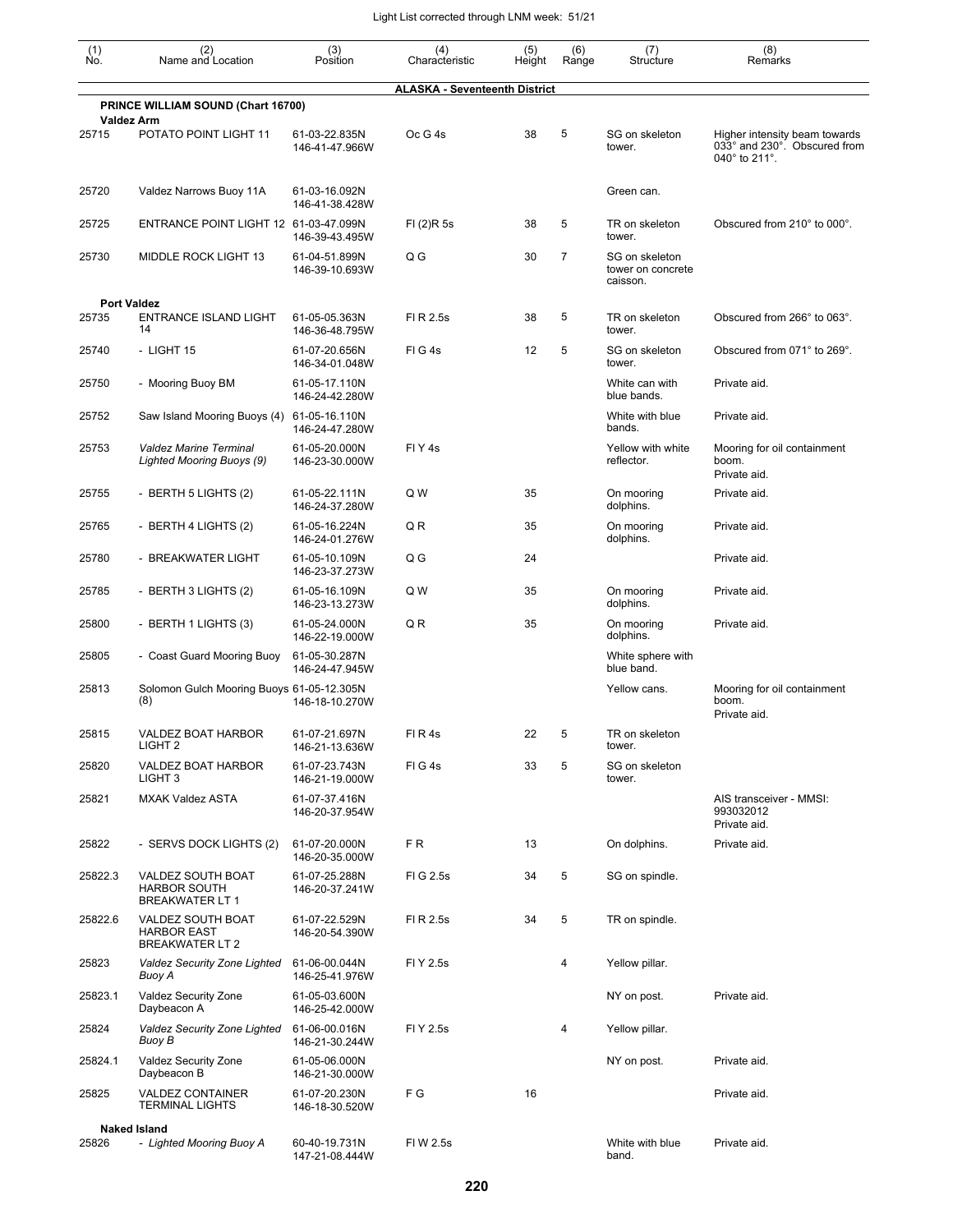Light List corrected through LNM week: 51/21

| (1) No. | (2) Name and Location | (3) Position | (4) Characteristic | (5) Height | (6) Range | (7) Structure | (8) Remarks |
|---|---|---|---|---|---|---|---|
| | **ALASKA - Seventeenth District** | | | | | | |
| | **PRINCE WILLIAM SOUND (Chart 16700)** | | | | | | |
| | **Valdez Arm** | | | | | | |
| 25715 | POTATO POINT LIGHT 11 | 61-03-22.835N 146-41-47.966W | Oc G 4s | 38 | 5 | SG on skeleton tower. | Higher intensity beam towards 033° and 230°. Obscured from 040° to 211°. |
| 25720 | Valdez Narrows Buoy 11A | 61-03-16.092N 146-41-38.428W | | | | Green can. | |
| 25725 | ENTRANCE POINT LIGHT 12 | 61-03-47.099N 146-39-43.495W | Fl (2)R 5s | 38 | 5 | TR on skeleton tower. | Obscured from 210° to 000°. |
| 25730 | MIDDLE ROCK LIGHT 13 | 61-04-51.899N 146-39-10.693W | Q G | 30 | 7 | SG on skeleton tower on concrete caisson. | |
| | **Port Valdez** | | | | | | |
| 25735 | ENTRANCE ISLAND LIGHT 14 | 61-05-05.363N 146-36-48.795W | Fl R 2.5s | 38 | 5 | TR on skeleton tower. | Obscured from 266° to 063°. |
| 25740 | - LIGHT 15 | 61-07-20.656N 146-34-01.048W | Fl G 4s | 12 | 5 | SG on skeleton tower. | Obscured from 071° to 269°. |
| 25750 | - Mooring Buoy BM | 61-05-17.110N 146-24-42.280W | | | | White can with blue bands. | Private aid. |
| 25752 | Saw Island Mooring Buoys (4) | 61-05-16.110N 146-24-47.280W | | | | White with blue bands. | Private aid. |
| 25753 | *Valdez Marine Terminal Lighted Mooring Buoys (9)* | 61-05-20.000N 146-23-30.000W | Fl Y 4s | | | Yellow with white reflector. | Mooring for oil containment boom. Private aid. |
| 25755 | - BERTH 5 LIGHTS (2) | 61-05-22.111N 146-24-37.280W | Q W | 35 | | On mooring dolphins. | Private aid. |
| 25765 | - BERTH 4 LIGHTS (2) | 61-05-16.224N 146-24-01.276W | Q R | 35 | | On mooring dolphins. | Private aid. |
| 25780 | - BREAKWATER LIGHT | 61-05-10.109N 146-23-37.273W | Q G | 24 | | | Private aid. |
| 25785 | - BERTH 3 LIGHTS (2) | 61-05-16.109N 146-23-13.273W | Q W | 35 | | On mooring dolphins. | Private aid. |
| 25800 | - BERTH 1 LIGHTS (3) | 61-05-24.000N 146-22-19.000W | Q R | 35 | | On mooring dolphins. | Private aid. |
| 25805 | - Coast Guard Mooring Buoy | 61-05-30.287N 146-24-47.945W | | | | White sphere with blue band. | |
| 25813 | Solomon Gulch Mooring Buoys (8) | 61-05-12.305N 146-18-10.270W | | | | Yellow cans. | Mooring for oil containment boom. Private aid. |
| 25815 | VALDEZ BOAT HARBOR LIGHT 2 | 61-07-21.697N 146-21-13.636W | Fl R 4s | 22 | 5 | TR on skeleton tower. | |
| 25820 | VALDEZ BOAT HARBOR LIGHT 3 | 61-07-23.743N 146-21-19.000W | Fl G 4s | 33 | 5 | SG on skeleton tower. | |
| 25821 | MXAK Valdez ASTA | 61-07-37.416N 146-20-37.954W | | | | | AIS transceiver - MMSI: 993032012 Private aid. |
| 25822 | - SERVS DOCK LIGHTS (2) | 61-07-20.000N 146-20-35.000W | F R | 13 | | On dolphins. | Private aid. |
| 25822.3 | VALDEZ SOUTH BOAT HARBOR SOUTH BREAKWATER LT 1 | 61-07-25.288N 146-20-37.241W | Fl G 2.5s | 34 | 5 | SG on spindle. | |
| 25822.6 | VALDEZ SOUTH BOAT HARBOR EAST BREAKWATER LT 2 | 61-07-22.529N 146-20-54.390W | Fl R 2.5s | 34 | 5 | TR on spindle. | |
| 25823 | *Valdez Security Zone Lighted Buoy A* | 61-06-00.044N 146-25-41.976W | Fl Y 2.5s | | 4 | Yellow pillar. | |
| 25823.1 | Valdez Security Zone Daybeacon A | 61-05-03.600N 146-25-42.000W | | | | NY on post. | Private aid. |
| 25824 | *Valdez Security Zone Lighted Buoy B* | 61-06-00.016N 146-21-30.244W | Fl Y 2.5s | | 4 | Yellow pillar. | |
| 25824.1 | Valdez Security Zone Daybeacon B | 61-05-06.000N 146-21-30.000W | | | | NY on post. | Private aid. |
| 25825 | VALDEZ CONTAINER TERMINAL LIGHTS | 61-07-20.230N 146-18-30.520W | F G | 16 | | | Private aid. |
| | **Naked Island** | | | | | | |
| 25826 | *- Lighted Mooring Buoy A* | 60-40-19.731N 147-21-08.444W | Fl W 2.5s | | | White with blue band. | Private aid. |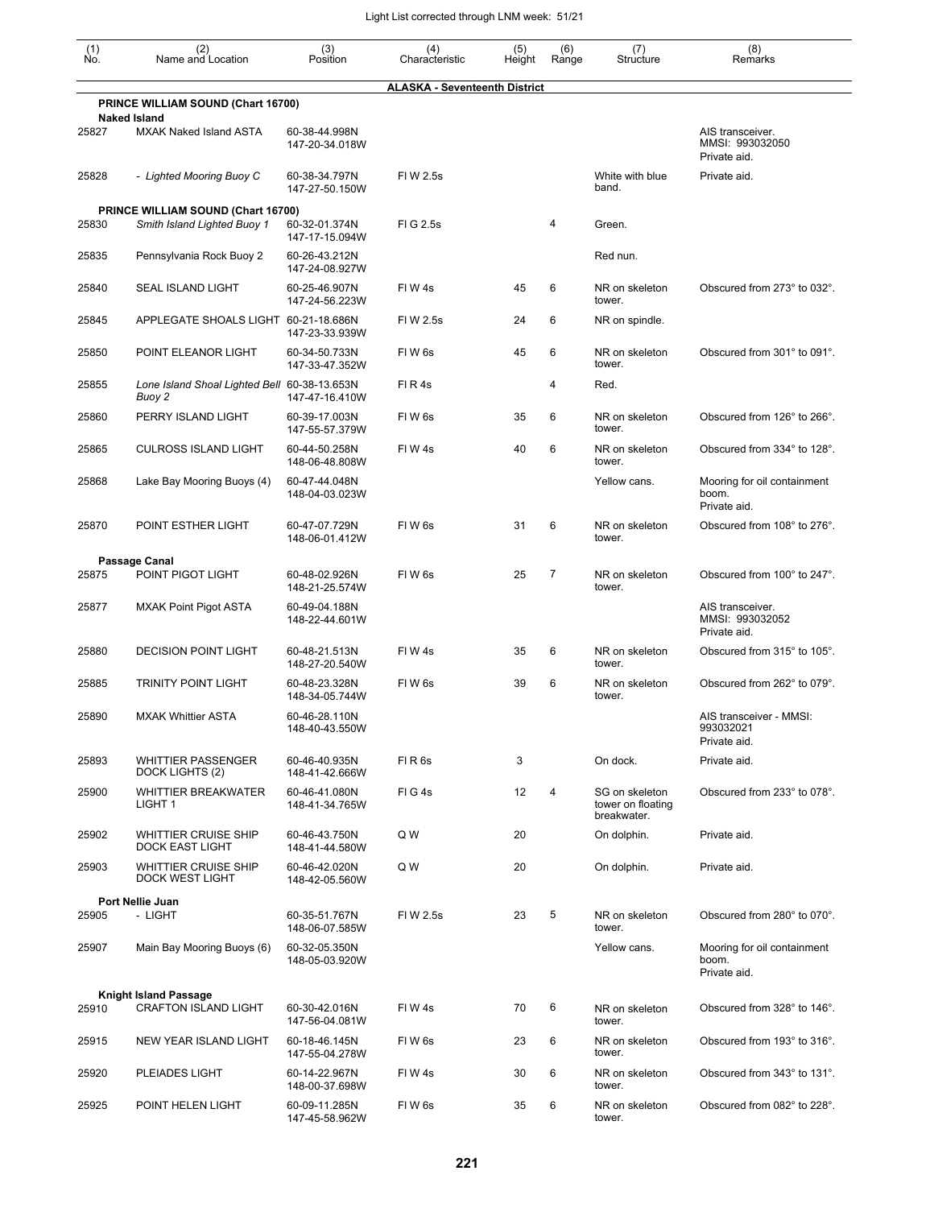## ALASKA - Seventeenth District

| (1) No. | (2) Name and Location | (3) Position | (4) Characteristic | (5) Height | (6) Range | (7) Structure | (8) Remarks |
|---|---|---|---|---|---|---|---|
| | **PRINCE WILLIAM SOUND (Chart 16700)** | | | | | | |
| | **Naked Island** | | | | | | |
| 25827 | MXAK Naked Island ASTA | 60-38-44.998N 147-20-34.018W | | | | | AIS transceiver. MMSI: 993032050 Private aid. |
| 25828 | *- Lighted Mooring Buoy C* | 60-38-34.797N 147-27-50.150W | Fl W 2.5s | | | White with blue band. | Private aid. |
| | **PRINCE WILLIAM SOUND (Chart 16700)** | | | | | | |
| 25830 | *Smith Island Lighted Buoy 1* | 60-32-01.374N 147-17-15.094W | Fl G 2.5s | | 4 | Green. | |
| 25835 | Pennsylvania Rock Buoy 2 | 60-26-43.212N 147-24-08.927W | | | | Red nun. | |
| 25840 | SEAL ISLAND LIGHT | 60-25-46.907N 147-24-56.223W | Fl W 4s | 45 | 6 | NR on skeleton tower. | Obscured from 273° to 032°. |
| 25845 | APPLEGATE SHOALS LIGHT | 60-21-18.686N 147-23-33.939W | Fl W 2.5s | 24 | 6 | NR on spindle. | |
| 25850 | POINT ELEANOR LIGHT | 60-34-50.733N 147-33-47.352W | Fl W 6s | 45 | 6 | NR on skeleton tower. | Obscured from 301° to 091°. |
| 25855 | *Lone Island Shoal Lighted Bell Buoy 2* | 60-38-13.653N 147-47-16.410W | Fl R 4s | | 4 | Red. | |
| 25860 | PERRY ISLAND LIGHT | 60-39-17.003N 147-55-57.379W | Fl W 6s | 35 | 6 | NR on skeleton tower. | Obscured from 126° to 266°. |
| 25865 | CULROSS ISLAND LIGHT | 60-44-50.258N 148-06-48.808W | Fl W 4s | 40 | 6 | NR on skeleton tower. | Obscured from 334° to 128°. |
| 25868 | Lake Bay Mooring Buoys (4) | 60-47-44.048N 148-04-03.023W | | | | Yellow cans. | Mooring for oil containment boom. Private aid. |
| 25870 | POINT ESTHER LIGHT | 60-47-07.729N 148-06-01.412W | Fl W 6s | 31 | 6 | NR on skeleton tower. | Obscured from 108° to 276°. |
| | **Passage Canal** | | | | | | |
| 25875 | POINT PIGOT LIGHT | 60-48-02.926N 148-21-25.574W | Fl W 6s | 25 | 7 | NR on skeleton tower. | Obscured from 100° to 247°. |
| 25877 | MXAK Point Pigot ASTA | 60-49-04.188N 148-22-44.601W | | | | | AIS transceiver. MMSI: 993032052 Private aid. |
| 25880 | DECISION POINT LIGHT | 60-48-21.513N 148-27-20.540W | Fl W 4s | 35 | 6 | NR on skeleton tower. | Obscured from 315° to 105°. |
| 25885 | TRINITY POINT LIGHT | 60-48-23.328N 148-34-05.744W | Fl W 6s | 39 | 6 | NR on skeleton tower. | Obscured from 262° to 079°. |
| 25890 | MXAK Whittier ASTA | 60-46-28.110N 148-40-43.550W | | | | | AIS transceiver - MMSI: 993032021 Private aid. |
| 25893 | WHITTIER PASSENGER DOCK LIGHTS (2) | 60-46-40.935N 148-41-42.666W | Fl R 6s | 3 | | On dock. | Private aid. |
| 25900 | WHITTIER BREAKWATER LIGHT 1 | 60-46-41.080N 148-41-34.765W | Fl G 4s | 12 | 4 | SG on skeleton tower on floating breakwater. | Obscured from 233° to 078°. |
| 25902 | WHITTIER CRUISE SHIP DOCK EAST LIGHT | 60-46-43.750N 148-41-44.580W | Q W | 20 | | On dolphin. | Private aid. |
| 25903 | WHITTIER CRUISE SHIP DOCK WEST LIGHT | 60-46-42.020N 148-42-05.560W | Q W | 20 | | On dolphin. | Private aid. |
| | **Port Nellie Juan** | | | | | | |
| 25905 | - LIGHT | 60-35-51.767N 148-06-07.585W | Fl W 2.5s | 23 | 5 | NR on skeleton tower. | Obscured from 280° to 070°. |
| 25907 | Main Bay Mooring Buoys (6) | 60-32-05.350N 148-05-03.920W | | | | Yellow cans. | Mooring for oil containment boom. Private aid. |
| | **Knight Island Passage** | | | | | | |
| 25910 | CRAFTON ISLAND LIGHT | 60-30-42.016N 147-56-04.081W | Fl W 4s | 70 | 6 | NR on skeleton tower. | Obscured from 328° to 146°. |
| 25915 | NEW YEAR ISLAND LIGHT | 60-18-46.145N 147-55-04.278W | Fl W 6s | 23 | 6 | NR on skeleton tower. | Obscured from 193° to 316°. |
| 25920 | PLEIADES LIGHT | 60-14-22.967N 148-00-37.698W | Fl W 4s | 30 | 6 | NR on skeleton tower. | Obscured from 343° to 131°. |
| 25925 | POINT HELEN LIGHT | 60-09-11.285N 147-45-58.962W | Fl W 6s | 35 | 6 | NR on skeleton tower. | Obscured from 082° to 228°. |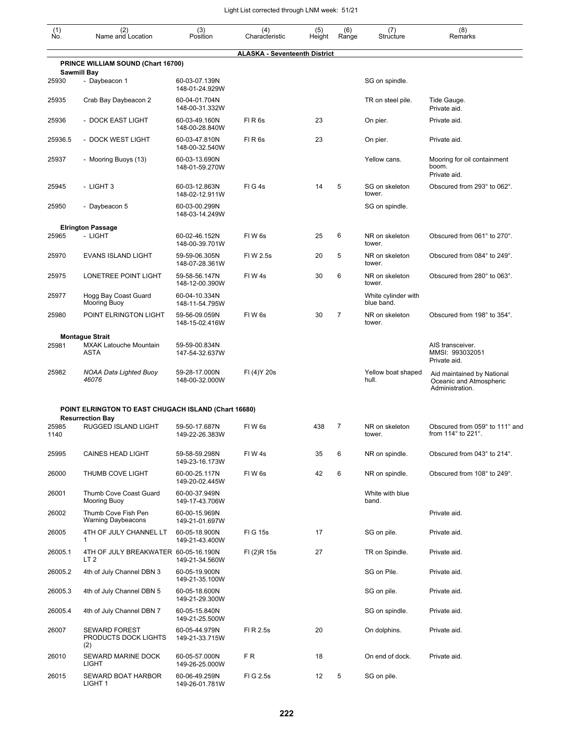Light List corrected through LNM week: 51/21

| (1) No. | (2) Name and Location | (3) Position | (4) Characteristic | (5) Height | (6) Range | (7) Structure | (8) Remarks |
|---|---|---|---|---|---|---|---|
| | **ALASKA - Seventeenth District** | | | | | | |
| | **PRINCE WILLIAM SOUND (Chart 16700)** | | | | | | |
| | **Sawmill Bay** | | | | | | |
| 25930 | - Daybeacon 1 | 60-03-07.139N 148-01-24.929W | | | | SG on spindle. | |
| 25935 | Crab Bay Daybeacon 2 | 60-04-01.704N 148-00-31.332W | | | | TR on steel pile. | Tide Gauge. Private aid. |
| 25936 | - DOCK EAST LIGHT | 60-03-49.160N 148-00-28.840W | Fl R 6s | 23 | | On pier. | Private aid. |
| 25936.5 | - DOCK WEST LIGHT | 60-03-47.810N 148-00-32.540W | Fl R 6s | 23 | | On pier. | Private aid. |
| 25937 | - Mooring Buoys (13) | 60-03-13.690N 148-01-59.270W | | | | Yellow cans. | Mooring for oil containment boom. Private aid. |
| 25945 | - LIGHT 3 | 60-03-12.863N 148-02-12.911W | Fl G 4s | 14 | 5 | SG on skeleton tower. | Obscured from 293° to 062°. |
| 25950 | - Daybeacon 5 | 60-03-00.299N 148-03-14.249W | | | | SG on spindle. | |
| | **Elrington Passage** | | | | | | |
| 25965 | - LIGHT | 60-02-46.152N 148-00-39.701W | Fl W 6s | 25 | 6 | NR on skeleton tower. | Obscured from 061° to 270°. |
| 25970 | EVANS ISLAND LIGHT | 59-59-06.305N 148-07-28.361W | Fl W 2.5s | 20 | 5 | NR on skeleton tower. | Obscured from 084° to 249°. |
| 25975 | LONETREE POINT LIGHT | 59-58-56.147N 148-12-00.390W | Fl W 4s | 30 | 6 | NR on skeleton tower. | Obscured from 280° to 063°. |
| 25977 | Hogg Bay Coast Guard Mooring Buoy | 60-04-10.334N 148-11-54.795W | | | | White cylinder with blue band. | |
| 25980 | POINT ELRINGTON LIGHT | 59-56-09.059N 148-15-02.416W | Fl W 6s | 30 | 7 | NR on skeleton tower. | Obscured from 198° to 354°. |
| | **Montague Strait** | | | | | | |
| 25981 | MXAK Latouche Mountain ASTA | 59-59-00.834N 147-54-32.637W | | | | | AIS transceiver. MMSI: 993032051 Private aid. |
| 25982 | *NOAA Data Lighted Buoy 46076* | 59-28-17.000N 148-00-32.000W | Fl (4)Y 20s | | | Yellow boat shaped hull. | Aid maintained by National Oceanic and Atmospheric Administration. |
| | **POINT ELRINGTON TO EAST CHUGACH ISLAND (Chart 16680)** | | | | | | |
| | **Resurrection Bay** | | | | | | |
| 25985 1140 | RUGGED ISLAND LIGHT | 59-50-17.687N 149-22-26.383W | Fl W 6s | 438 | 7 | NR on skeleton tower. | Obscured from 059° to 111° and from 114° to 221°. |
| 25995 | CAINES HEAD LIGHT | 59-58-59.298N 149-23-16.173W | Fl W 4s | 35 | 6 | NR on spindle. | Obscured from 043° to 214°. |
| 26000 | THUMB COVE LIGHT | 60-00-25.117N 149-20-02.445W | Fl W 6s | 42 | 6 | NR on spindle. | Obscured from 108° to 249°. |
| 26001 | Thumb Cove Coast Guard Mooring Buoy | 60-00-37.949N 149-17-43.706W | | | | White with blue band. | |
| 26002 | Thumb Cove Fish Pen Warning Daybeacons | 60-00-15.969N 149-21-01.697W | | | | | Private aid. |
| 26005 | 4TH OF JULY CHANNEL LT 1 | 60-05-18.900N 149-21-43.400W | Fl G 15s | 17 | | SG on pile. | Private aid. |
| 26005.1 | 4TH OF JULY BREAKWATER LT 2 | 60-05-16.190N 149-21-34.560W | Fl (2)R 15s | 27 | | TR on Spindle. | Private aid. |
| 26005.2 | 4th of July Channel DBN 3 | 60-05-19.900N 149-21-35.100W | | | | SG on Pile. | Private aid. |
| 26005.3 | 4th of July Channel DBN 5 | 60-05-18.600N 149-21-29.300W | | | | SG on pile. | Private aid. |
| 26005.4 | 4th of July Channel DBN 7 | 60-05-15.840N 149-21-25.500W | | | | SG on spindle. | Private aid. |
| 26007 | SEWARD FOREST PRODUCTS DOCK LIGHTS (2) | 60-05-44.979N 149-21-33.715W | Fl R 2.5s | 20 | | On dolphins. | Private aid. |
| 26010 | SEWARD MARINE DOCK LIGHT | 60-05-57.000N 149-26-25.000W | F R | 18 | | On end of dock. | Private aid. |
| 26015 | SEWARD BOAT HARBOR LIGHT 1 | 60-06-49.259N 149-26-01.781W | Fl G 2.5s | 12 | 5 | SG on pile. | |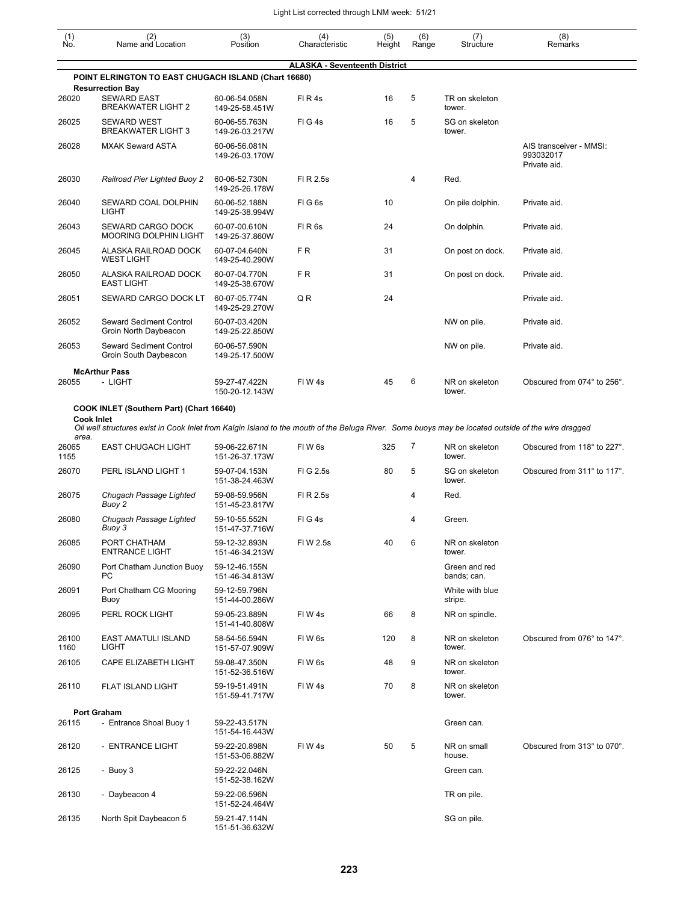| (1) No. | (2) Name and Location | (3) Position | (4) Characteristic | (5) Height | (6) Range | (7) Structure | (8) Remarks |
|---|---|---|---|---|---|---|---|
| | | | **ALASKA - Seventeenth District** | | | | |
| | **POINT ELRINGTON TO EAST CHUGACH ISLAND (Chart 16680)** | | | | | | |
| | **Resurrection Bay** | | | | | | |
| 26020 | SEWARD EAST BREAKWATER LIGHT 2 | 60-06-54.058N 149-25-58.451W | Fl R 4s | 16 | 5 | TR on skeleton tower. | |
| 26025 | SEWARD WEST BREAKWATER LIGHT 3 | 60-06-55.763N 149-26-03.217W | Fl G 4s | 16 | 5 | SG on skeleton tower. | |
| 26028 | MXAK Seward ASTA | 60-06-56.081N 149-26-03.170W | | | | | AIS transceiver - MMSI: 993032017 Private aid. |
| 26030 | *Railroad Pier Lighted Buoy 2* | 60-06-52.730N 149-25-26.178W | Fl R 2.5s | | 4 | Red. | |
| 26040 | SEWARD COAL DOLPHIN LIGHT | 60-06-52.188N 149-25-38.994W | Fl G 6s | 10 | | On pile dolphin. | Private aid. |
| 26043 | SEWARD CARGO DOCK MOORING DOLPHIN LIGHT | 60-07-00.610N 149-25-37.860W | Fl R 6s | 24 | | On dolphin. | Private aid. |
| 26045 | ALASKA RAILROAD DOCK WEST LIGHT | 60-07-04.640N 149-25-40.290W | F R | 31 | | On post on dock. | Private aid. |
| 26050 | ALASKA RAILROAD DOCK EAST LIGHT | 60-07-04.770N 149-25-38.670W | F R | 31 | | On post on dock. | Private aid. |
| 26051 | SEWARD CARGO DOCK LT | 60-07-05.774N 149-25-29.270W | Q R | 24 | | | Private aid. |
| 26052 | Seward Sediment Control Groin North Daybeacon | 60-07-03.420N 149-25-22.850W | | | | NW on pile. | Private aid. |
| 26053 | Seward Sediment Control Groin South Daybeacon | 60-06-57.590N 149-25-17.500W | | | | NW on pile. | Private aid. |
| | **McArthur Pass** | | | | | | |
| 26055 | - LIGHT | 59-27-47.422N 150-20-12.143W | Fl W 4s | 45 | 6 | NR on skeleton tower. | Obscured from 074° to 256°. |
| | **COOK INLET (Southern Part) (Chart 16640)** | | | | | | |
| | **Cook Inlet** | | | | | | |
| | *Oil well structures exist in Cook Inlet from Kalgin Island to the mouth of the Beluga River. Some buoys may be located outside of the wire dragged area.* | | | | | | |
| 26065 1155 | EAST CHUGACH LIGHT | 59-06-22.671N 151-26-37.173W | Fl W 6s | 325 | 7 | NR on skeleton tower. | Obscured from 118° to 227°. |
| 26070 | PERL ISLAND LIGHT 1 | 59-07-04.153N 151-38-24.463W | Fl G 2.5s | 80 | 5 | SG on skeleton tower. | Obscured from 311° to 117°. |
| 26075 | *Chugach Passage Lighted Buoy 2* | 59-08-59.956N 151-45-23.817W | Fl R 2.5s | | 4 | Red. | |
| 26080 | *Chugach Passage Lighted Buoy 3* | 59-10-55.552N 151-47-37.716W | Fl G 4s | | 4 | Green. | |
| 26085 | PORT CHATHAM ENTRANCE LIGHT | 59-12-32.893N 151-46-34.213W | Fl W 2.5s | 40 | 6 | NR on skeleton tower. | |
| 26090 | Port Chatham Junction Buoy PC | 59-12-46.155N 151-46-34.813W | | | | Green and red bands; can. | |
| 26091 | Port Chatham CG Mooring Buoy | 59-12-59.796N 151-44-00.286W | | | | White with blue stripe. | |
| 26095 | PERL ROCK LIGHT | 59-05-23.889N 151-41-40.808W | Fl W 4s | 66 | 8 | NR on spindle. | |
| 26100 1160 | EAST AMATULI ISLAND LIGHT | 58-54-56.594N 151-57-07.909W | Fl W 6s | 120 | 8 | NR on skeleton tower. | Obscured from 076° to 147°. |
| 26105 | CAPE ELIZABETH LIGHT | 59-08-47.350N 151-52-36.516W | Fl W 6s | 48 | 9 | NR on skeleton tower. | |
| 26110 | FLAT ISLAND LIGHT | 59-19-51.491N 151-59-41.717W | Fl W 4s | 70 | 8 | NR on skeleton tower. | |
| | **Port Graham** | | | | | | |
| 26115 | - Entrance Shoal Buoy 1 | 59-22-43.517N 151-54-16.443W | | | | Green can. | |
| 26120 | - ENTRANCE LIGHT | 59-22-20.898N 151-53-06.882W | Fl W 4s | 50 | 5 | NR on small house. | Obscured from 313° to 070°. |
| 26125 | - Buoy 3 | 59-22-22.046N 151-52-38.162W | | | | Green can. | |
| 26130 | - Daybeacon 4 | 59-22-06.596N 151-52-24.464W | | | | TR on pile. | |
| 26135 | North Spit Daybeacon 5 | 59-21-47.114N 151-51-36.632W | | | | SG on pile. | |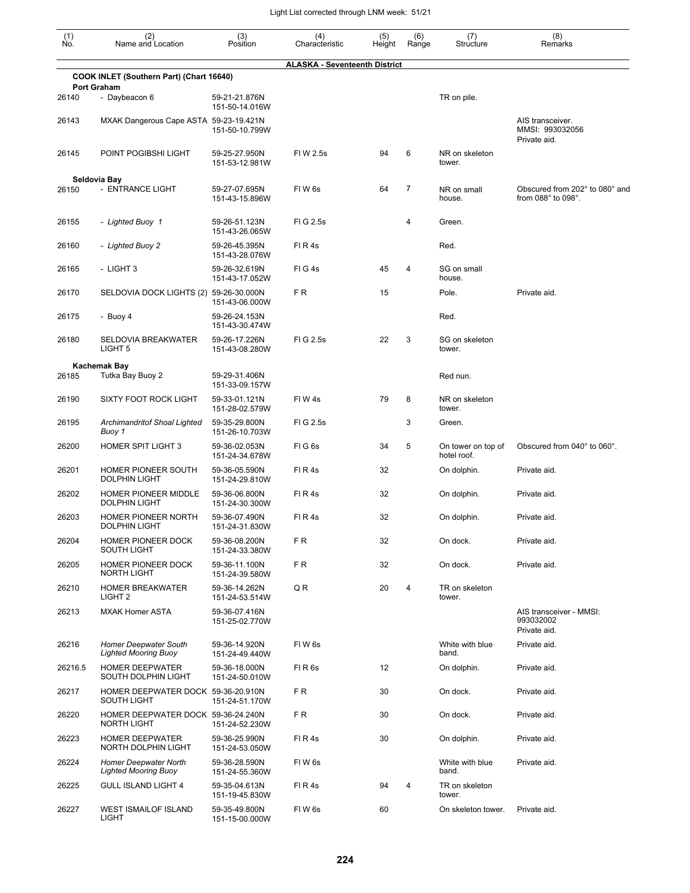| (1) No. | (2) Name and Location | (3) Position | (4) Characteristic | (5) Height | (6) Range | (7) Structure | (8) Remarks |
|---|---|---|---|---|---|---|---|
| | | | **ALASKA - Seventeenth District** | | | | |
| | **COOK INLET (Southern Part) (Chart 16640)** | | | | | | |
| | **Port Graham** | | | | | | |
| 26140 | - Daybeacon 6 | 59-21-21.876N 151-50-14.016W | | | | TR on pile. | |
| 26143 | MXAK Dangerous Cape ASTA | 59-23-19.421N 151-50-10.799W | | | | | AIS transceiver. MMSI: 993032056 Private aid. |
| 26145 | POINT POGIBSHI LIGHT | 59-25-27.950N 151-53-12.981W | Fl W 2.5s | 94 | 6 | NR on skeleton tower. | |
| | **Seldovia Bay** | | | | | | |
| 26150 | - ENTRANCE LIGHT | 59-27-07.695N 151-43-15.896W | Fl W 6s | 64 | 7 | NR on small house. | Obscured from 202° to 080° and from 088° to 098°. |
| 26155 | *- Lighted Buoy 1* | 59-26-51.123N 151-43-26.065W | Fl G 2.5s | | 4 | Green. | |
| 26160 | *- Lighted Buoy 2* | 59-26-45.395N 151-43-28.076W | Fl R 4s | | | Red. | |
| 26165 | - LIGHT 3 | 59-26-32.619N 151-43-17.052W | Fl G 4s | 45 | 4 | SG on small house. | |
| 26170 | SELDOVIA DOCK LIGHTS (2) | 59-26-30.000N 151-43-06.000W | F R | 15 | | Pole. | Private aid. |
| 26175 | - Buoy 4 | 59-26-24.153N 151-43-30.474W | | | | Red. | |
| 26180 | SELDOVIA BREAKWATER LIGHT 5 | 59-26-17.226N 151-43-08.280W | Fl G 2.5s | 22 | 3 | SG on skeleton tower. | |
| | **Kachemak Bay** | | | | | | |
| 26185 | Tutka Bay Buoy 2 | 59-29-31.406N 151-33-09.157W | | | | Red nun. | |
| 26190 | SIXTY FOOT ROCK LIGHT | 59-33-01.121N 151-28-02.579W | Fl W 4s | 79 | 8 | NR on skeleton tower. | |
| 26195 | *Archimandritof Shoal Lighted Buoy 1* | 59-35-29.800N 151-26-10.703W | Fl G 2.5s | | 3 | Green. | |
| 26200 | HOMER SPIT LIGHT 3 | 59-36-02.053N 151-24-34.678W | Fl G 6s | 34 | 5 | On tower on top of hotel roof. | Obscured from 040° to 060°. |
| 26201 | HOMER PIONEER SOUTH DOLPHIN LIGHT | 59-36-05.590N 151-24-29.810W | Fl R 4s | 32 | | On dolphin. | Private aid. |
| 26202 | HOMER PIONEER MIDDLE DOLPHIN LIGHT | 59-36-06.800N 151-24-30.300W | Fl R 4s | 32 | | On dolphin. | Private aid. |
| 26203 | HOMER PIONEER NORTH DOLPHIN LIGHT | 59-36-07.490N 151-24-31.830W | Fl R 4s | 32 | | On dolphin. | Private aid. |
| 26204 | HOMER PIONEER DOCK SOUTH LIGHT | 59-36-08.200N 151-24-33.380W | F R | 32 | | On dock. | Private aid. |
| 26205 | HOMER PIONEER DOCK NORTH LIGHT | 59-36-11.100N 151-24-39.580W | F R | 32 | | On dock. | Private aid. |
| 26210 | HOMER BREAKWATER LIGHT 2 | 59-36-14.262N 151-24-53.514W | Q R | 20 | 4 | TR on skeleton tower. | |
| 26213 | MXAK Homer ASTA | 59-36-07.416N 151-25-02.770W | | | | | AIS transceiver - MMSI: 993032002 Private aid. |
| 26216 | *Homer Deepwater South Lighted Mooring Buoy* | 59-36-14.920N 151-24-49.440W | Fl W 6s | | | White with blue band. | Private aid. |
| 26216.5 | HOMER DEEPWATER SOUTH DOLPHIN LIGHT | 59-36-18.000N 151-24-50.010W | Fl R 6s | 12 | | On dolphin. | Private aid. |
| 26217 | HOMER DEEPWATER DOCK SOUTH LIGHT | 59-36-20.910N 151-24-51.170W | F R | 30 | | On dock. | Private aid. |
| 26220 | HOMER DEEPWATER DOCK NORTH LIGHT | 59-36-24.240N 151-24-52.230W | F R | 30 | | On dock. | Private aid. |
| 26223 | HOMER DEEPWATER NORTH DOLPHIN LIGHT | 59-36-25.990N 151-24-53.050W | Fl R 4s | 30 | | On dolphin. | Private aid. |
| 26224 | *Homer Deepwater North Lighted Mooring Buoy* | 59-36-28.590N 151-24-55.360W | Fl W 6s | | | White with blue band. | Private aid. |
| 26225 | GULL ISLAND LIGHT 4 | 59-35-04.613N 151-19-45.830W | Fl R 4s | 94 | 4 | TR on skeleton tower. | |
| 26227 | WEST ISMAILOF ISLAND LIGHT | 59-35-49.800N 151-15-00.000W | Fl W 6s | 60 | | On skeleton tower. | Private aid. |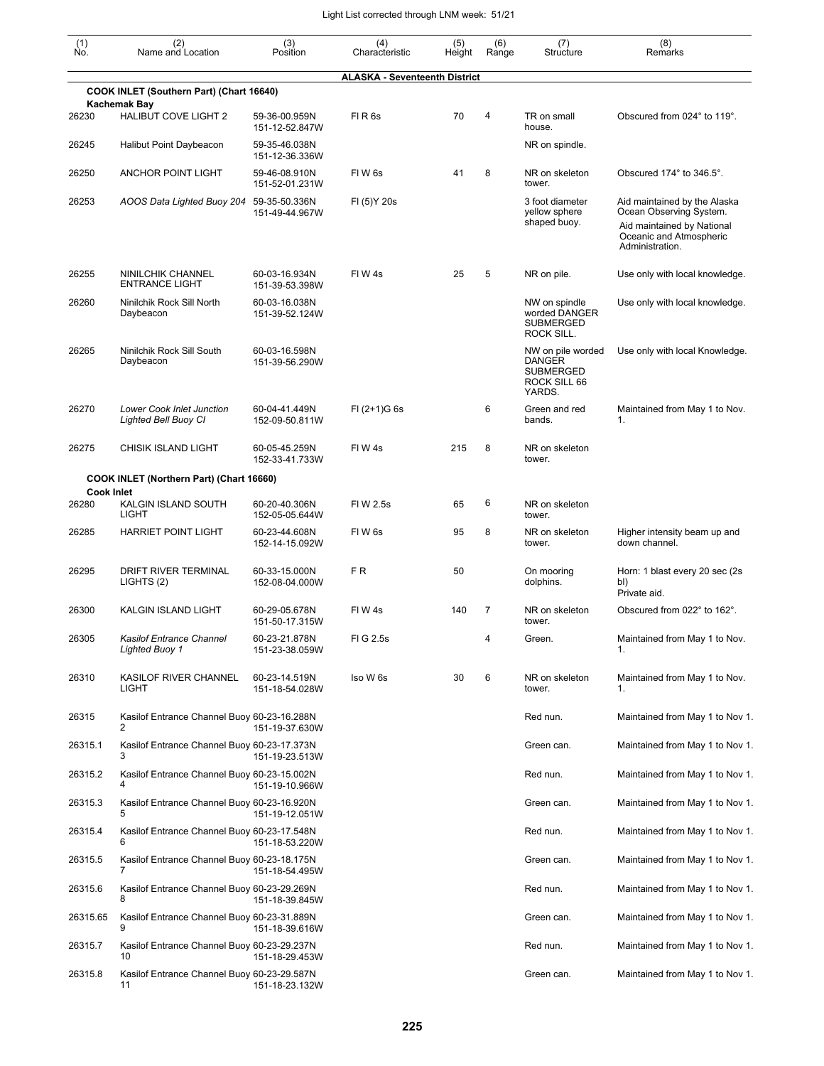| (1) No. | (2) Name and Location | (3) Position | (4) Characteristic | (5) Height | (6) Range | (7) Structure | (8) Remarks |
|---|---|---|---|---|---|---|---|
| | | | **ALASKA - Seventeenth District** | | | | |
| | **COOK INLET (Southern Part) (Chart 16640)** | | | | | | |
| | **Kachemak Bay** | | | | | | |
| 26230 | HALIBUT COVE LIGHT 2 | 59-36-00.959N 151-12-52.847W | Fl R 6s | 70 | 4 | TR on small house. | Obscured from 024° to 119°. |
| 26245 | Halibut Point Daybeacon | 59-35-46.038N 151-12-36.336W | | | | NR on spindle. | |
| 26250 | ANCHOR POINT LIGHT | 59-46-08.910N 151-52-01.231W | Fl W 6s | 41 | 8 | NR on skeleton tower. | Obscured 174° to 346.5°. |
| 26253 | *AOOS Data Lighted Buoy 204* | 59-35-50.336N 151-49-44.967W | Fl (5)Y 20s | | | 3 foot diameter yellow sphere shaped buoy. | Aid maintained by the Alaska Ocean Observing System. Aid maintained by National Oceanic and Atmospheric Administration. |
| 26255 | NINILCHIK CHANNEL ENTRANCE LIGHT | 60-03-16.934N 151-39-53.398W | Fl W 4s | 25 | 5 | NR on pile. | Use only with local knowledge. |
| 26260 | Ninilchik Rock Sill North Daybeacon | 60-03-16.038N 151-39-52.124W | | | | NW on spindle worded DANGER SUBMERGED ROCK SILL. | Use only with local knowledge. |
| 26265 | Ninilchik Rock Sill South Daybeacon | 60-03-16.598N 151-39-56.290W | | | | NW on pile worded DANGER SUBMERGED ROCK SILL 66 YARDS. | Use only with local Knowledge. |
| 26270 | *Lower Cook Inlet Junction Lighted Bell Buoy CI* | 60-04-41.449N 152-09-50.811W | Fl (2+1)G 6s | | 6 | Green and red bands. | Maintained from May 1 to Nov. 1. |
| 26275 | CHISIK ISLAND LIGHT | 60-05-45.259N 152-33-41.733W | Fl W 4s | 215 | 8 | NR on skeleton tower. | |
| | **COOK INLET (Northern Part) (Chart 16660)** | | | | | | |
| | **Cook Inlet** | | | | | | |
| 26280 | KALGIN ISLAND SOUTH LIGHT | 60-20-40.306N 152-05-05.644W | Fl W 2.5s | 65 | 6 | NR on skeleton tower. | |
| 26285 | HARRIET POINT LIGHT | 60-23-44.608N 152-14-15.092W | Fl W 6s | 95 | 8 | NR on skeleton tower. | Higher intensity beam up and down channel. |
| 26295 | DRIFT RIVER TERMINAL LIGHTS (2) | 60-33-15.000N 152-08-04.000W | F R | 50 | | On mooring dolphins. | Horn: 1 blast every 20 sec (2s bl) Private aid. |
| 26300 | KALGIN ISLAND LIGHT | 60-29-05.678N 151-50-17.315W | Fl W 4s | 140 | 7 | NR on skeleton tower. | Obscured from 022° to 162°. |
| 26305 | *Kasilof Entrance Channel Lighted Buoy 1* | 60-23-21.878N 151-23-38.059W | Fl G 2.5s | | 4 | Green. | Maintained from May 1 to Nov. 1. |
| 26310 | KASILOF RIVER CHANNEL LIGHT | 60-23-14.519N 151-18-54.028W | Iso W 6s | 30 | 6 | NR on skeleton tower. | Maintained from May 1 to Nov. 1. |
| 26315 | Kasilof Entrance Channel Buoy 2 | 60-23-16.288N 151-19-37.630W | | | | Red nun. | Maintained from May 1 to Nov 1. |
| 26315.1 | Kasilof Entrance Channel Buoy 3 | 60-23-17.373N 151-19-23.513W | | | | Green can. | Maintained from May 1 to Nov 1. |
| 26315.2 | Kasilof Entrance Channel Buoy 4 | 60-23-15.002N 151-19-10.966W | | | | Red nun. | Maintained from May 1 to Nov 1. |
| 26315.3 | Kasilof Entrance Channel Buoy 5 | 60-23-16.920N 151-19-12.051W | | | | Green can. | Maintained from May 1 to Nov 1. |
| 26315.4 | Kasilof Entrance Channel Buoy 6 | 60-23-17.548N 151-18-53.220W | | | | Red nun. | Maintained from May 1 to Nov 1. |
| 26315.5 | Kasilof Entrance Channel Buoy 7 | 60-23-18.175N 151-18-54.495W | | | | Green can. | Maintained from May 1 to Nov 1. |
| 26315.6 | Kasilof Entrance Channel Buoy 8 | 60-23-29.269N 151-18-39.845W | | | | Red nun. | Maintained from May 1 to Nov 1. |
| 26315.65 | Kasilof Entrance Channel Buoy 9 | 60-23-31.889N 151-18-39.616W | | | | Green can. | Maintained from May 1 to Nov 1. |
| 26315.7 | Kasilof Entrance Channel Buoy 10 | 60-23-29.237N 151-18-29.453W | | | | Red nun. | Maintained from May 1 to Nov 1. |
| 26315.8 | Kasilof Entrance Channel Buoy 11 | 60-23-29.587N 151-18-23.132W | | | | Green can. | Maintained from May 1 to Nov 1. |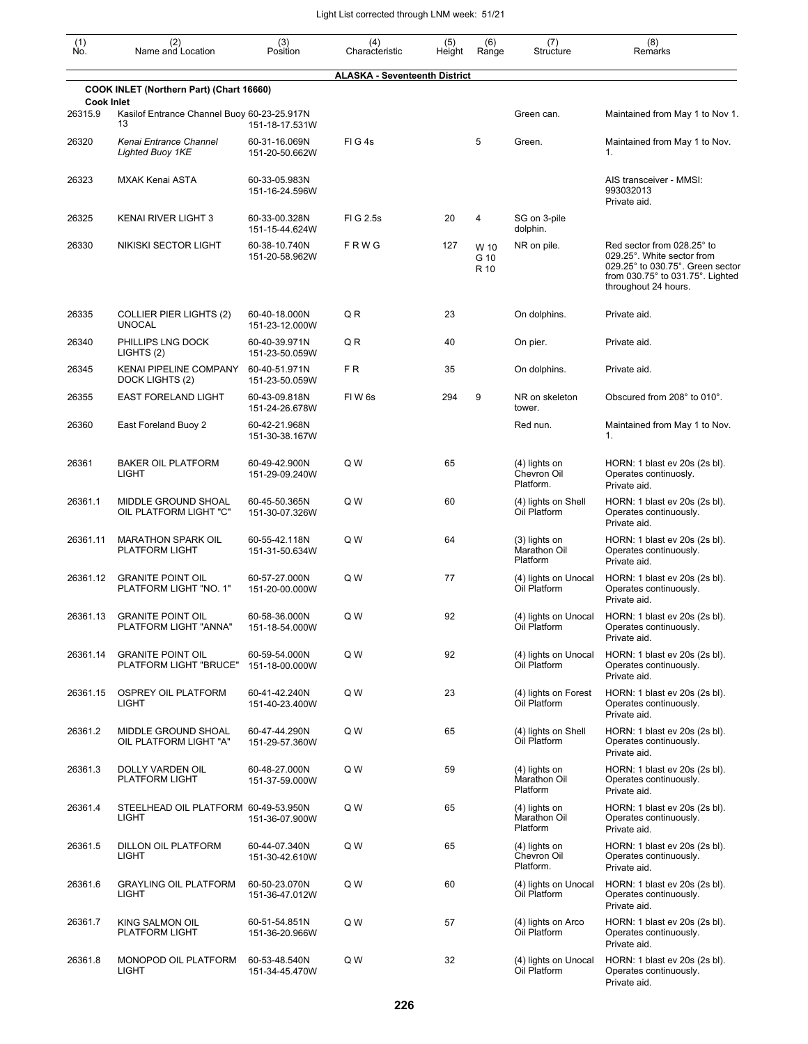Light List corrected through LNM week: 51/21

| (1) No. | (2) Name and Location | (3) Position | (4) Characteristic | (5) Height | (6) Range | (7) Structure | (8) Remarks |
|---|---|---|---|---|---|---|---|
| | **ALASKA - Seventeenth District** | | | | | | |
| | **COOK INLET (Northern Part) (Chart 16660)** | | | | | | |
| | **Cook Inlet** | | | | | | |
| 26315.9 | Kasilof Entrance Channel Buoy 13 | 60-23-25.917N 151-18-17.531W | | | | Green can. | Maintained from May 1 to Nov 1. |
| 26320 | *Kenai Entrance Channel Lighted Buoy 1KE* | 60-31-16.069N 151-20-50.662W | Fl G 4s | | 5 | Green. | Maintained from May 1 to Nov. 1. |
| 26323 | MXAK Kenai ASTA | 60-33-05.983N 151-16-24.596W | | | | | AIS transceiver - MMSI: 993032013 Private aid. |
| 26325 | KENAI RIVER LIGHT 3 | 60-33-00.328N 151-15-44.624W | Fl G 2.5s | 20 | 4 | SG on 3-pile dolphin. | |
| 26330 | NIKISKI SECTOR LIGHT | 60-38-10.740N 151-20-58.962W | F R W G | 127 | W 10 G 10 R 10 | NR on pile. | Red sector from 028.25° to 029.25°. White sector from 029.25° to 030.75°. Green sector from 030.75° to 031.75°. Lighted throughout 24 hours. |
| 26335 | COLLIER PIER LIGHTS (2) UNOCAL | 60-40-18.000N 151-23-12.000W | Q R | 23 | | On dolphins. | Private aid. |
| 26340 | PHILLIPS LNG DOCK LIGHTS (2) | 60-40-39.971N 151-23-50.059W | Q R | 40 | | On pier. | Private aid. |
| 26345 | KENAI PIPELINE COMPANY DOCK LIGHTS (2) | 60-40-51.971N 151-23-50.059W | F R | 35 | | On dolphins. | Private aid. |
| 26355 | EAST FORELAND LIGHT | 60-43-09.818N 151-24-26.678W | Fl W 6s | 294 | 9 | NR on skeleton tower. | Obscured from 208° to 010°. |
| 26360 | East Foreland Buoy 2 | 60-42-21.968N 151-30-38.167W | | | | Red nun. | Maintained from May 1 to Nov. 1. |
| 26361 | BAKER OIL PLATFORM LIGHT | 60-49-42.900N 151-29-09.240W | Q W | 65 | | (4) lights on Chevron Oil Platform. | HORN: 1 blast ev 20s (2s bl). Operates continuously. Private aid. |
| 26361.1 | MIDDLE GROUND SHOAL OIL PLATFORM LIGHT "C" | 60-45-50.365N 151-30-07.326W | Q W | 60 | | (4) lights on Shell Oil Platform | HORN: 1 blast ev 20s (2s bl). Operates continuously. Private aid. |
| 26361.11 | MARATHON SPARK OIL PLATFORM LIGHT | 60-55-42.118N 151-31-50.634W | Q W | 64 | | (3) lights on Marathon Oil Platform | HORN: 1 blast ev 20s (2s bl). Operates continuously. Private aid. |
| 26361.12 | GRANITE POINT OIL PLATFORM LIGHT "NO. 1" | 60-57-27.000N 151-20-00.000W | Q W | 77 | | (4) lights on Unocal Oil Platform | HORN: 1 blast ev 20s (2s bl). Operates continuously. Private aid. |
| 26361.13 | GRANITE POINT OIL PLATFORM LIGHT "ANNA" | 60-58-36.000N 151-18-54.000W | Q W | 92 | | (4) lights on Unocal Oil Platform | HORN: 1 blast ev 20s (2s bl). Operates continuously. Private aid. |
| 26361.14 | GRANITE POINT OIL PLATFORM LIGHT "BRUCE" | 60-59-54.000N 151-18-00.000W | Q W | 92 | | (4) lights on Unocal Oil Platform | HORN: 1 blast ev 20s (2s bl). Operates continuously. Private aid. |
| 26361.15 | OSPREY OIL PLATFORM LIGHT | 60-41-42.240N 151-40-23.400W | Q W | 23 | | (4) lights on Forest Oil Platform | HORN: 1 blast ev 20s (2s bl). Operates continuously. Private aid. |
| 26361.2 | MIDDLE GROUND SHOAL OIL PLATFORM LIGHT "A" | 60-47-44.290N 151-29-57.360W | Q W | 65 | | (4) lights on Shell Oil Platform | HORN: 1 blast ev 20s (2s bl). Operates continuously. Private aid. |
| 26361.3 | DOLLY VARDEN OIL PLATFORM LIGHT | 60-48-27.000N 151-37-59.000W | Q W | 59 | | (4) lights on Marathon Oil Platform | HORN: 1 blast ev 20s (2s bl). Operates continuously. Private aid. |
| 26361.4 | STEELHEAD OIL PLATFORM LIGHT | 60-49-53.950N 151-36-07.900W | Q W | 65 | | (4) lights on Marathon Oil Platform | HORN: 1 blast ev 20s (2s bl). Operates continuously. Private aid. |
| 26361.5 | DILLON OIL PLATFORM LIGHT | 60-44-07.340N 151-30-42.610W | Q W | 65 | | (4) lights on Chevron Oil Platform. | HORN: 1 blast ev 20s (2s bl). Operates continuously. Private aid. |
| 26361.6 | GRAYLING OIL PLATFORM LIGHT | 60-50-23.070N 151-36-47.012W | Q W | 60 | | (4) lights on Unocal Oil Platform | HORN: 1 blast ev 20s (2s bl). Operates continuously. Private aid. |
| 26361.7 | KING SALMON OIL PLATFORM LIGHT | 60-51-54.851N 151-36-20.966W | Q W | 57 | | (4) lights on Arco Oil Platform | HORN: 1 blast ev 20s (2s bl). Operates continuously. Private aid. |
| 26361.8 | MONOPOD OIL PLATFORM LIGHT | 60-53-48.540N 151-34-45.470W | Q W | 32 | | (4) lights on Unocal Oil Platform | HORN: 1 blast ev 20s (2s bl). Operates continuously. Private aid. |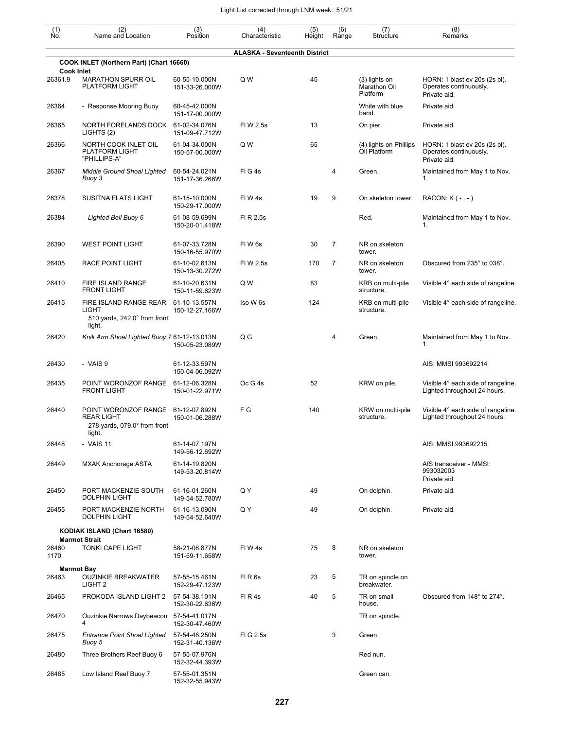| (1) No. | (2) Name and Location | (3) Position | (4) Characteristic | (5) Height | (6) Range | (7) Structure | (8) Remarks |
|---|---|---|---|---|---|---|---|
| | | | **ALASKA - Seventeenth District** | | | | |
| | **COOK INLET (Northern Part) (Chart 16660)** | | | | | | |
| | **Cook Inlet** | | | | | | |
| 26361.9 | MARATHON SPURR OIL PLATFORM LIGHT | 60-55-10.000N 151-33-26.000W | Q W | 45 | | (3) lights on Marathon Oil Platform | HORN: 1 blast ev 20s (2s bl). Operates continuously. Private aid. |
| 26364 | - Response Mooring Buoy | 60-45-42.000N 151-17-00.000W | | | | White with blue band. | Private aid. |
| 26365 | NORTH FORELANDS DOCK LIGHTS (2) | 61-02-34.076N 151-09-47.712W | Fl W 2.5s | 13 | | On pier. | Private aid. |
| 26366 | NORTH COOK INLET OIL PLATFORM LIGHT "PHILLIPS-A" | 61-04-34.000N 150-57-00.000W | Q W | 65 | | (4) lights on Phillips Oil Platform | HORN: 1 blast ev 20s (2s bl). Operates continuously. Private aid. |
| 26367 | *Middle Ground Shoal Lighted Buoy 3* | 60-54-24.021N 151-17-36.266W | Fl G 4s | | 4 | Green. | Maintained from May 1 to Nov. 1. |
| 26378 | SUSITNA FLATS LIGHT | 61-15-10.000N 150-29-17.000W | Fl W 4s | 19 | 9 | On skeleton tower. | RACON: K ( - . - ) |
| 26384 | *- Lighted Bell Buoy 6* | 61-08-59.699N 150-20-01.418W | Fl R 2.5s | | | Red. | Maintained from May 1 to Nov. 1. |
| 26390 | WEST POINT LIGHT | 61-07-33.728N 150-16-55.970W | Fl W 6s | 30 | 7 | NR on skeleton tower. | |
| 26405 | RACE POINT LIGHT | 61-10-02.613N 150-13-30.272W | Fl W 2.5s | 170 | 7 | NR on skeleton tower. | Obscured from 235° to 038°. |
| 26410 | FIRE ISLAND RANGE FRONT LIGHT | 61-10-20.631N 150-11-59.623W | Q W | 83 | | KRB on multi-pile structure. | Visible 4° each side of rangeline. |
| 26415 | FIRE ISLAND RANGE REAR LIGHT 510 yards, 242.0° from front light. | 61-10-13.557N 150-12-27.166W | Iso W 6s | 124 | | KRB on multi-pile structure. | Visible 4° each side of rangeline. |
| 26420 | *Knik Arm Shoal Lighted Buoy 7* | 61-12-13.013N 150-05-23.089W | Q G | | 4 | Green. | Maintained from May 1 to Nov. 1. |
| 26430 | - VAIS 9 | 61-12-33.597N 150-04-06.092W | | | | | AIS: MMSI 993692214 |
| 26435 | POINT WORONZOF RANGE FRONT LIGHT | 61-12-06.328N 150-01-22.971W | Oc G 4s | 52 | | KRW on pile. | Visible 4° each side of rangeline. Lighted throughout 24 hours. |
| 26440 | POINT WORONZOF RANGE REAR LIGHT 278 yards, 079.0° from front light. | 61-12-07.892N 150-01-06.288W | F G | 140 | | KRW on multi-pile structure. | Visible 4° each side of rangeline. Lighted throughout 24 hours. |
| 26448 | - VAIS 11 | 61-14-07.197N 149-56-12.692W | | | | | AIS: MMSI 993692215 |
| 26449 | MXAK Anchorage ASTA | 61-14-19.820N 149-53-20.814W | | | | | AIS transceiver - MMSI: 993032003 Private aid. |
| 26450 | PORT MACKENZIE SOUTH DOLPHIN LIGHT | 61-16-01.260N 149-54-52.780W | Q Y | 49 | | On dolphin. | Private aid. |
| 26455 | PORT MACKENZIE NORTH DOLPHIN LIGHT | 61-16-13.090N 149-54-52.640W | Q Y | 49 | | On dolphin. | Private aid. |
| | **KODIAK ISLAND (Chart 16580)** | | | | | | |
| | **Marmot Strait** | | | | | | |
| 26460 1170 | TONKI CAPE LIGHT | 58-21-08.877N 151-59-11.658W | Fl W 4s | 75 | 8 | NR on skeleton tower. | |
| | **Marmot Bay** | | | | | | |
| 26463 | OUZINKIE BREAKWATER LIGHT 2 | 57-55-15.461N 152-29-47.123W | Fl R 6s | 23 | 5 | TR on spindle on breakwater. | |
| 26465 | PROKODA ISLAND LIGHT 2 | 57-54-38.101N 152-30-22.636W | Fl R 4s | 40 | 5 | TR on small house. | Obscured from 148° to 274°. |
| 26470 | Ouzinkie Narrows Daybeacon 4 | 57-54-41.017N 152-30-47.460W | | | | TR on spindle. | |
| 26475 | *Entrance Point Shoal Lighted Buoy 5* | 57-54-48.250N 152-31-40.136W | Fl G 2.5s | | 3 | Green. | |
| 26480 | Three Brothers Reef Buoy 6 | 57-55-07.976N 152-32-44.393W | | | | Red nun. | |
| 26485 | Low Island Reef Buoy 7 | 57-55-01.351N 152-32-55.943W | | | | Green can. | |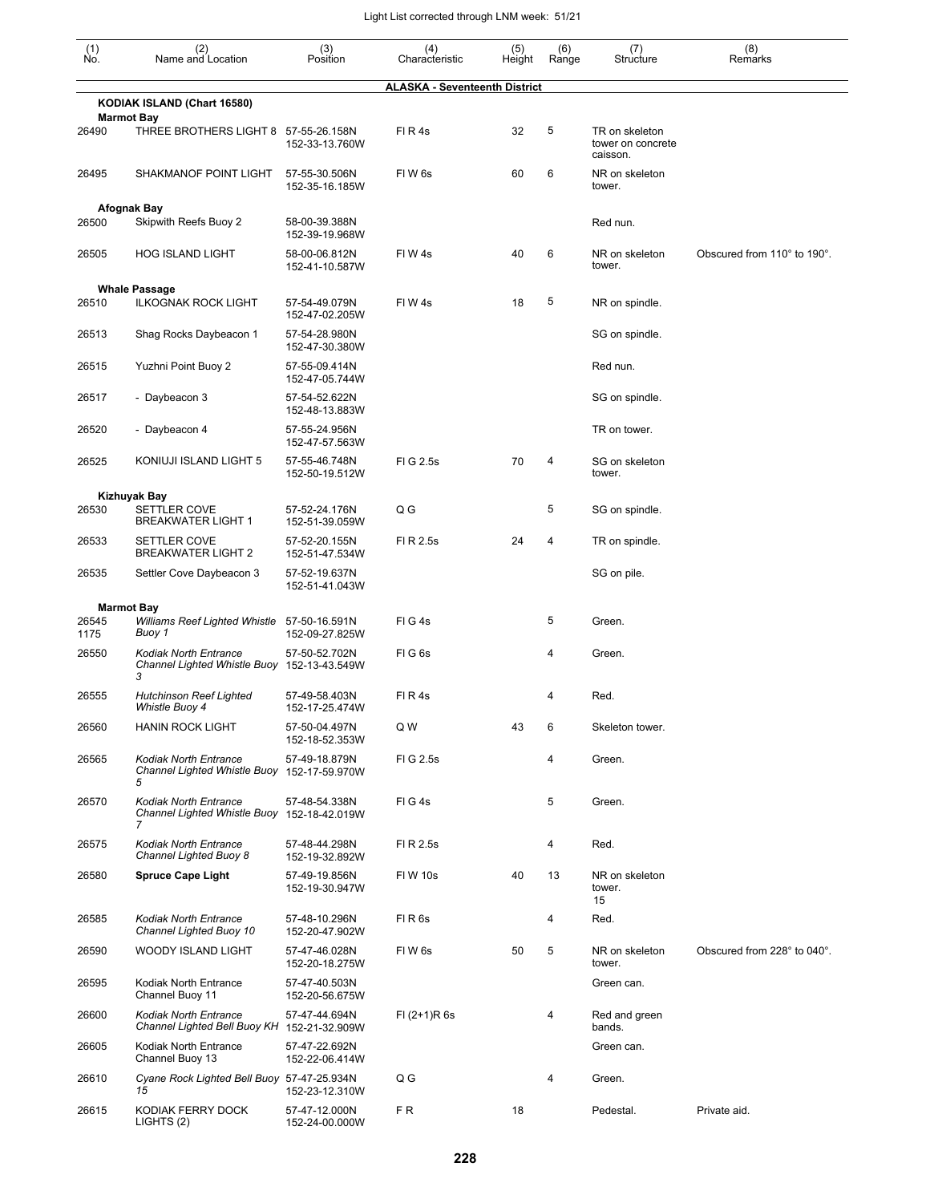| (1) No. | (2) Name and Location | (3) Position | (4) Characteristic | (5) Height | (6) Range | (7) Structure | (8) Remarks |
|---|---|---|---|---|---|---|---|
| | **ALASKA - Seventeenth District** | | | | | | |
| | **KODIAK ISLAND (Chart 16580)** | | | | | | |
| | **Marmot Bay** | | | | | | |
| 26490 | THREE BROTHERS LIGHT 8 | 57-55-26.158N 152-33-13.760W | Fl R 4s | 32 | 5 | TR on skeleton tower on concrete caisson. | |
| 26495 | SHAKMANOF POINT LIGHT | 57-55-30.506N 152-35-16.185W | Fl W 6s | 60 | 6 | NR on skeleton tower. | |
| | **Afognak Bay** | | | | | | |
| 26500 | Skipwith Reefs Buoy 2 | 58-00-39.388N 152-39-19.968W | | | | Red nun. | |
| 26505 | HOG ISLAND LIGHT | 58-00-06.812N 152-41-10.587W | Fl W 4s | 40 | 6 | NR on skeleton tower. | Obscured from 110° to 190°. |
| | **Whale Passage** | | | | | | |
| 26510 | ILKOGNAK ROCK LIGHT | 57-54-49.079N 152-47-02.205W | Fl W 4s | 18 | 5 | NR on spindle. | |
| 26513 | Shag Rocks Daybeacon 1 | 57-54-28.980N 152-47-30.380W | | | | SG on spindle. | |
| 26515 | Yuzhni Point Buoy 2 | 57-55-09.414N 152-47-05.744W | | | | Red nun. | |
| 26517 | - Daybeacon 3 | 57-54-52.622N 152-48-13.883W | | | | SG on spindle. | |
| 26520 | - Daybeacon 4 | 57-55-24.956N 152-47-57.563W | | | | TR on tower. | |
| 26525 | KONIUJI ISLAND LIGHT 5 | 57-55-46.748N 152-50-19.512W | Fl G 2.5s | 70 | 4 | SG on skeleton tower. | |
| | **Kizhuyak Bay** | | | | | | |
| 26530 | SETTLER COVE BREAKWATER LIGHT 1 | 57-52-24.176N 152-51-39.059W | Q G | | 5 | SG on spindle. | |
| 26533 | SETTLER COVE BREAKWATER LIGHT 2 | 57-52-20.155N 152-51-47.534W | Fl R 2.5s | 24 | 4 | TR on spindle. | |
| 26535 | Settler Cove Daybeacon 3 | 57-52-19.637N 152-51-41.043W | | | | SG on pile. | |
| | **Marmot Bay** | | | | | | |
| 26545 1175 | *Williams Reef Lighted Whistle Buoy 1* | 57-50-16.591N 152-09-27.825W | Fl G 4s | | 5 | Green. | |
| 26550 | *Kodiak North Entrance Channel Lighted Whistle Buoy 3* | 57-50-52.702N 152-13-43.549W | Fl G 6s | | 4 | Green. | |
| 26555 | *Hutchinson Reef Lighted Whistle Buoy 4* | 57-49-58.403N 152-17-25.474W | Fl R 4s | | 4 | Red. | |
| 26560 | HANIN ROCK LIGHT | 57-50-04.497N 152-18-52.353W | Q W | 43 | 6 | Skeleton tower. | |
| 26565 | *Kodiak North Entrance Channel Lighted Whistle Buoy 5* | 57-49-18.879N 152-17-59.970W | Fl G 2.5s | | 4 | Green. | |
| 26570 | *Kodiak North Entrance Channel Lighted Whistle Buoy 7* | 57-48-54.338N 152-18-42.019W | Fl G 4s | | 5 | Green. | |
| 26575 | *Kodiak North Entrance Channel Lighted Buoy 8* | 57-48-44.298N 152-19-32.892W | Fl R 2.5s | | 4 | Red. | |
| 26580 | **Spruce Cape Light** | 57-49-19.856N 152-19-30.947W | Fl W 10s | 40 | 13 | NR on skeleton tower. 15 | |
| 26585 | *Kodiak North Entrance Channel Lighted Buoy 10* | 57-48-10.296N 152-20-47.902W | Fl R 6s | | 4 | Red. | |
| 26590 | WOODY ISLAND LIGHT | 57-47-46.028N 152-20-18.275W | Fl W 6s | 50 | 5 | NR on skeleton tower. | Obscured from 228° to 040°. |
| 26595 | Kodiak North Entrance Channel Buoy 11 | 57-47-40.503N 152-20-56.675W | | | | Green can. | |
| 26600 | *Kodiak North Entrance Channel Lighted Bell Buoy KH* | 57-47-44.694N 152-21-32.909W | Fl (2+1)R 6s | | 4 | Red and green bands. | |
| 26605 | Kodiak North Entrance Channel Buoy 13 | 57-47-22.692N 152-22-06.414W | | | | Green can. | |
| 26610 | *Cyane Rock Lighted Bell Buoy 15* | 57-47-25.934N 152-23-12.310W | Q G | | 4 | Green. | |
| 26615 | KODIAK FERRY DOCK LIGHTS (2) | 57-47-12.000N 152-24-00.000W | F R | 18 | | Pedestal. | Private aid. |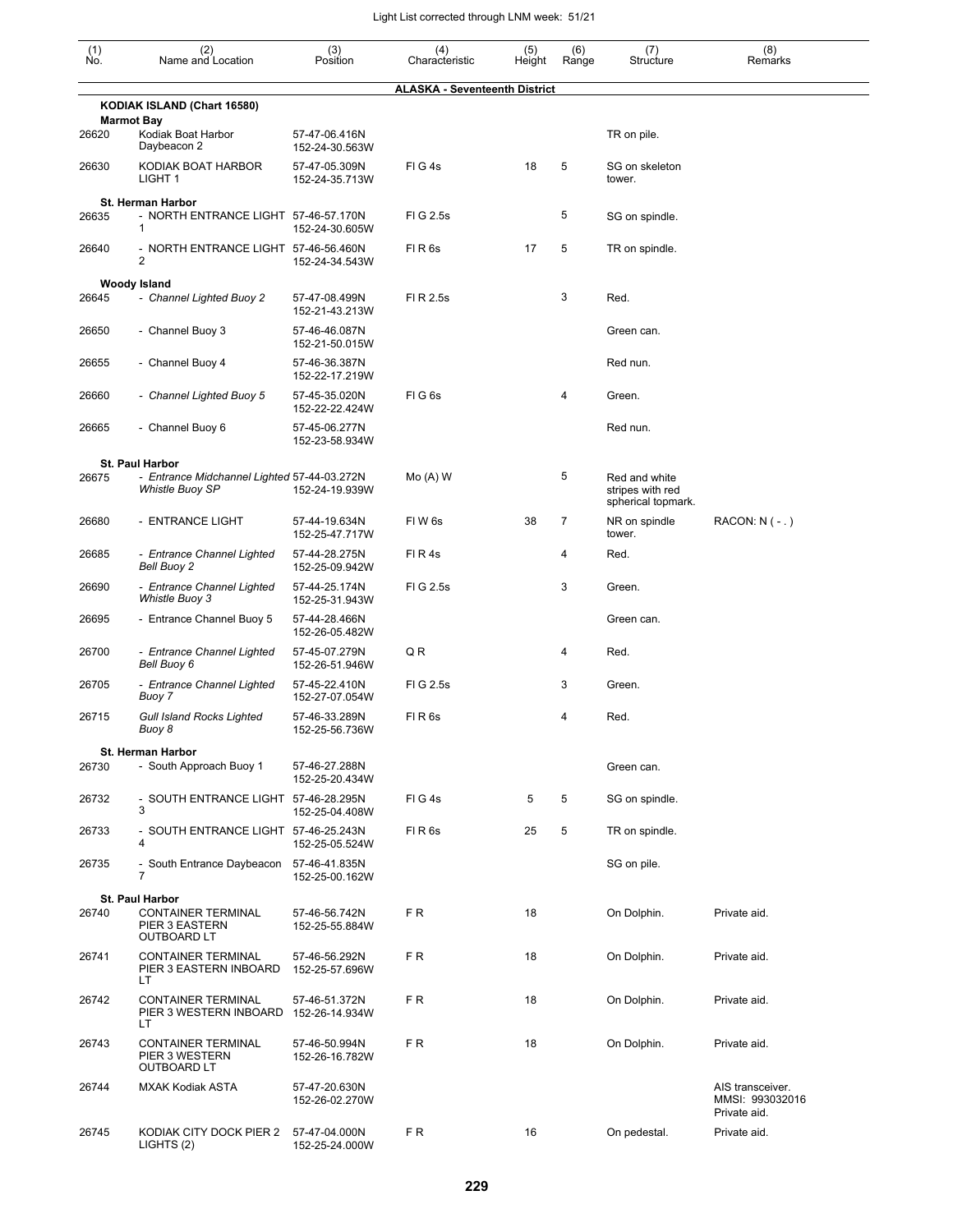| (1) No. | (2) Name and Location | (3) Position | (4) Characteristic | (5) Height | (6) Range | (7) Structure | (8) Remarks |
|---|---|---|---|---|---|---|---|
| | | | **ALASKA - Seventeenth District** | | | | |
| | **KODIAK ISLAND (Chart 16580)** | | | | | | |
| | **Marmot Bay** | | | | | | |
| 26620 | Kodiak Boat Harbor Daybeacon 2 | 57-47-06.416N 152-24-30.563W | | | | TR on pile. | |
| 26630 | KODIAK BOAT HARBOR LIGHT 1 | 57-47-05.309N 152-24-35.713W | Fl G 4s | 18 | 5 | SG on skeleton tower. | |
| | **St. Herman Harbor** | | | | | | |
| 26635 | - NORTH ENTRANCE LIGHT 1 | 57-46-57.170N 152-24-30.605W | Fl G 2.5s | | 5 | SG on spindle. | |
| 26640 | - NORTH ENTRANCE LIGHT 2 | 57-46-56.460N 152-24-34.543W | Fl R 6s | 17 | 5 | TR on spindle. | |
| | **Woody Island** | | | | | | |
| 26645 | *- Channel Lighted Buoy 2* | 57-47-08.499N 152-21-43.213W | Fl R 2.5s | | 3 | Red. | |
| 26650 | - Channel Buoy 3 | 57-46-46.087N 152-21-50.015W | | | | Green can. | |
| 26655 | - Channel Buoy 4 | 57-46-36.387N 152-22-17.219W | | | | Red nun. | |
| 26660 | *- Channel Lighted Buoy 5* | 57-45-35.020N 152-22-22.424W | Fl G 6s | | 4 | Green. | |
| 26665 | - Channel Buoy 6 | 57-45-06.277N 152-23-58.934W | | | | Red nun. | |
| | **St. Paul Harbor** | | | | | | |
| 26675 | *- Entrance Midchannel Lighted Whistle Buoy SP* | 57-44-03.272N 152-24-19.939W | Mo (A) W | | 5 | Red and white stripes with red spherical topmark. | |
| 26680 | - ENTRANCE LIGHT | 57-44-19.634N 152-25-47.717W | Fl W 6s | 38 | 7 | NR on spindle tower. | RACON: N ( - . ) |
| 26685 | *- Entrance Channel Lighted Bell Buoy 2* | 57-44-28.275N 152-25-09.942W | Fl R 4s | | 4 | Red. | |
| 26690 | *- Entrance Channel Lighted Whistle Buoy 3* | 57-44-25.174N 152-25-31.943W | Fl G 2.5s | | 3 | Green. | |
| 26695 | - Entrance Channel Buoy 5 | 57-44-28.466N 152-26-05.482W | | | | Green can. | |
| 26700 | *- Entrance Channel Lighted Bell Buoy 6* | 57-45-07.279N 152-26-51.946W | Q R | | 4 | Red. | |
| 26705 | *- Entrance Channel Lighted Buoy 7* | 57-45-22.410N 152-27-07.054W | Fl G 2.5s | | 3 | Green. | |
| 26715 | *Gull Island Rocks Lighted Buoy 8* | 57-46-33.289N 152-25-56.736W | Fl R 6s | | 4 | Red. | |
| | **St. Herman Harbor** | | | | | | |
| 26730 | - South Approach Buoy 1 | 57-46-27.288N 152-25-20.434W | | | | Green can. | |
| 26732 | - SOUTH ENTRANCE LIGHT 3 | 57-46-28.295N 152-25-04.408W | Fl G 4s | 5 | 5 | SG on spindle. | |
| 26733 | - SOUTH ENTRANCE LIGHT 4 | 57-46-25.243N 152-25-05.524W | Fl R 6s | 25 | 5 | TR on spindle. | |
| 26735 | - South Entrance Daybeacon 7 | 57-46-41.835N 152-25-00.162W | | | | SG on pile. | |
| | **St. Paul Harbor** | | | | | | |
| 26740 | CONTAINER TERMINAL PIER 3 EASTERN OUTBOARD LT | 57-46-56.742N 152-25-55.884W | F R | 18 | | On Dolphin. | Private aid. |
| 26741 | CONTAINER TERMINAL PIER 3 EASTERN INBOARD LT | 57-46-56.292N 152-25-57.696W | F R | 18 | | On Dolphin. | Private aid. |
| 26742 | CONTAINER TERMINAL PIER 3 WESTERN INBOARD LT | 57-46-51.372N 152-26-14.934W | F R | 18 | | On Dolphin. | Private aid. |
| 26743 | CONTAINER TERMINAL PIER 3 WESTERN OUTBOARD LT | 57-46-50.994N 152-26-16.782W | F R | 18 | | On Dolphin. | Private aid. |
| 26744 | MXAK Kodiak ASTA | 57-47-20.630N 152-26-02.270W | | | | | AIS transceiver. MMSI: 993032016 Private aid. |
| 26745 | KODIAK CITY DOCK PIER 2 LIGHTS (2) | 57-47-04.000N 152-25-24.000W | F R | 16 | | On pedestal. | Private aid. |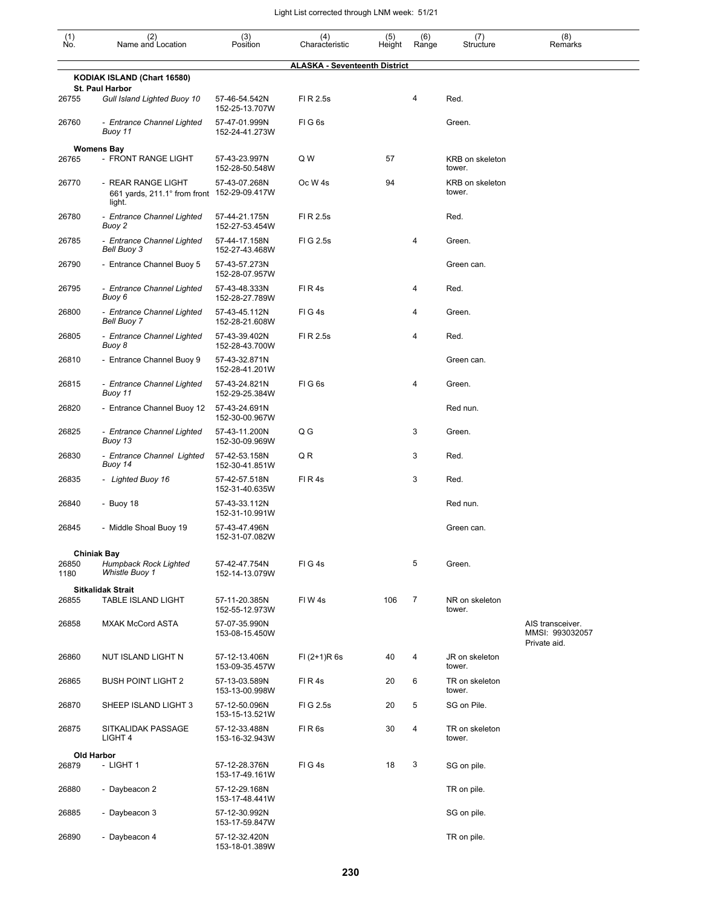Light List corrected through LNM week: 51/21

| (1) No. | (2) Name and Location | (3) Position | (4) Characteristic | (5) Height | (6) Range | (7) Structure | (8) Remarks |
|---|---|---|---|---|---|---|---|
| | **ALASKA - Seventeenth District** | | | | | | |
| | **KODIAK ISLAND (Chart 16580)** | | | | | | |
| | **St. Paul Harbor** | | | | | | |
| 26755 | *Gull Island Lighted Buoy 10* | 57-46-54.542N 152-25-13.707W | Fl R 2.5s | | 4 | Red. | |
| 26760 | *- Entrance Channel Lighted Buoy 11* | 57-47-01.999N 152-24-41.273W | Fl G 6s | | | Green. | |
| | **Womens Bay** | | | | | | |
| 26765 | - FRONT RANGE LIGHT | 57-43-23.997N 152-28-50.548W | Q W | 57 | | KRB on skeleton tower. | |
| 26770 | - REAR RANGE LIGHT 661 yards, 211.1° from front light. | 57-43-07.268N 152-29-09.417W | Oc W 4s | 94 | | KRB on skeleton tower. | |
| 26780 | *- Entrance Channel Lighted Buoy 2* | 57-44-21.175N 152-27-53.454W | Fl R 2.5s | | | Red. | |
| 26785 | *- Entrance Channel Lighted Bell Buoy 3* | 57-44-17.158N 152-27-43.468W | Fl G 2.5s | | 4 | Green. | |
| 26790 | - Entrance Channel Buoy 5 | 57-43-57.273N 152-28-07.957W | | | | Green can. | |
| 26795 | *- Entrance Channel Lighted Buoy 6* | 57-43-48.333N 152-28-27.789W | Fl R 4s | | 4 | Red. | |
| 26800 | *- Entrance Channel Lighted Bell Buoy 7* | 57-43-45.112N 152-28-21.608W | Fl G 4s | | 4 | Green. | |
| 26805 | *- Entrance Channel Lighted Buoy 8* | 57-43-39.402N 152-28-43.700W | Fl R 2.5s | | 4 | Red. | |
| 26810 | - Entrance Channel Buoy 9 | 57-43-32.871N 152-28-41.201W | | | | Green can. | |
| 26815 | *- Entrance Channel Lighted Buoy 11* | 57-43-24.821N 152-29-25.384W | Fl G 6s | | 4 | Green. | |
| 26820 | - Entrance Channel Buoy 12 | 57-43-24.691N 152-30-00.967W | | | | Red nun. | |
| 26825 | *- Entrance Channel Lighted Buoy 13* | 57-43-11.200N 152-30-09.969W | Q G | | 3 | Green. | |
| 26830 | *- Entrance Channel Lighted Buoy 14* | 57-42-53.158N 152-30-41.851W | Q R | | 3 | Red. | |
| 26835 | *- Lighted Buoy 16* | 57-42-57.518N 152-31-40.635W | Fl R 4s | | 3 | Red. | |
| 26840 | - Buoy 18 | 57-43-33.112N 152-31-10.991W | | | | Red nun. | |
| 26845 | - Middle Shoal Buoy 19 | 57-43-47.496N 152-31-07.082W | | | | Green can. | |
| | **Chiniak Bay** | | | | | | |
| 26850 1180 | *Humpback Rock Lighted Whistle Buoy 1* | 57-42-47.754N 152-14-13.079W | Fl G 4s | | 5 | Green. | |
| | **Sitkalidak Strait** | | | | | | |
| 26855 | TABLE ISLAND LIGHT | 57-11-20.385N 152-55-12.973W | Fl W 4s | 106 | 7 | NR on skeleton tower. | |
| 26858 | MXAK McCord ASTA | 57-07-35.990N 153-08-15.450W | | | | | AIS transceiver. MMSI: 993032057 Private aid. |
| 26860 | NUT ISLAND LIGHT N | 57-12-13.406N 153-09-35.457W | Fl (2+1)R 6s | 40 | 4 | JR on skeleton tower. | |
| 26865 | BUSH POINT LIGHT 2 | 57-13-03.589N 153-13-00.998W | Fl R 4s | 20 | 6 | TR on skeleton tower. | |
| 26870 | SHEEP ISLAND LIGHT 3 | 57-12-50.096N 153-15-13.521W | Fl G 2.5s | 20 | 5 | SG on Pile. | |
| 26875 | SITKALIDAK PASSAGE LIGHT 4 | 57-12-33.488N 153-16-32.943W | Fl R 6s | 30 | 4 | TR on skeleton tower. | |
| | **Old Harbor** | | | | | | |
| 26879 | - LIGHT 1 | 57-12-28.376N 153-17-49.161W | Fl G 4s | 18 | 3 | SG on pile. | |
| 26880 | - Daybeacon 2 | 57-12-29.168N 153-17-48.441W | | | | TR on pile. | |
| 26885 | - Daybeacon 3 | 57-12-30.992N 153-17-59.847W | | | | SG on pile. | |
| 26890 | - Daybeacon 4 | 57-12-32.420N 153-18-01.389W | | | | TR on pile. | |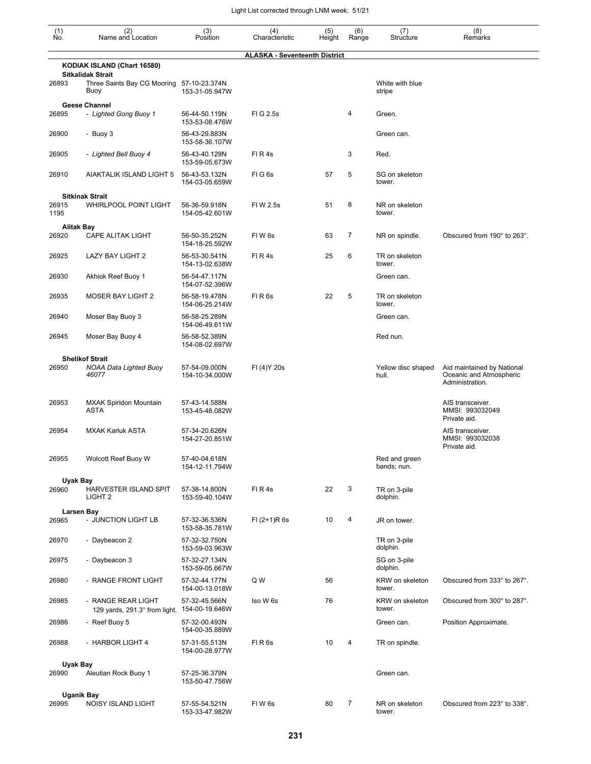Light List corrected through LNM week: 51/21

| (1) No. | (2) Name and Location | (3) Position | (4) Characteristic | (5) Height | (6) Range | (7) Structure | (8) Remarks |
|---|---|---|---|---|---|---|---|
| | **ALASKA - Seventeenth District** | | | | | | |
| | **KODIAK ISLAND (Chart 16580)** | | | | | | |
| | **Sitkalidak Strait** | | | | | | |
| 26893 | Three Saints Bay CG Mooring Buoy | 57-10-23.374N 153-31-05.947W | | | | White with blue stripe | |
| | **Geese Channel** | | | | | | |
| 26895 | - *Lighted Gong Buoy 1* | 56-44-50.119N 153-53-08.476W | Fl G 2.5s | | 4 | Green. | |
| 26900 | - Buoy 3 | 56-43-29.883N 153-58-36.107W | | | | Green can. | |
| 26905 | - *Lighted Bell Buoy 4* | 56-43-40.129N 153-59-05.673W | Fl R 4s | | 3 | Red. | |
| 26910 | AIAKTALIK ISLAND LIGHT 5 | 56-43-53.132N 154-03-05.659W | Fl G 6s | 57 | 5 | SG on skeleton tower. | |
| | **Sitkinak Strait** | | | | | | |
| 26915 1195 | WHIRLPOOL POINT LIGHT | 56-36-59.918N 154-05-42.601W | Fl W 2.5s | 51 | 8 | NR on skeleton tower. | |
| | **Alitak Bay** | | | | | | |
| 26920 | CAPE ALITAK LIGHT | 56-50-35.252N 154-18-25.592W | Fl W 6s | 63 | 7 | NR on spindle. | Obscured from 190° to 263°. |
| 26925 | LAZY BAY LIGHT 2 | 56-53-30.541N 154-13-02.638W | Fl R 4s | 25 | 6 | TR on skeleton tower. | |
| 26930 | Akhiok Reef Buoy 1 | 56-54-47.117N 154-07-52.396W | | | | Green can. | |
| 26935 | MOSER BAY LIGHT 2 | 56-58-19.478N 154-06-25.214W | Fl R 6s | 22 | 5 | TR on skeleton tower. | |
| 26940 | Moser Bay Buoy 3 | 56-58-25.289N 154-06-49.611W | | | | Green can. | |
| 26945 | Moser Bay Buoy 4 | 56-58-52.389N 154-08-02.697W | | | | Red nun. | |
| | **Shelikof Strait** | | | | | | |
| 26950 | *NOAA Data Lighted Buoy 46077* | 57-54-09.000N 154-10-34.000W | Fl (4)Y 20s | | | Yellow disc shaped hull. | Aid maintained by National Oceanic and Atmospheric Administration. |
| 26953 | MXAK Spiridon Mountain ASTA | 57-43-14.588N 153-45-48.082W | | | | | AIS transceiver. MMSI: 993032049 Private aid. |
| 26954 | MXAK Karluk ASTA | 57-34-20.626N 154-27-20.851W | | | | | AIS transceiver. MMSI: 993032038 Private aid. |
| 26955 | Wolcott Reef Buoy W | 57-40-04.618N 154-12-11.794W | | | | Red and green bands; nun. | |
| | **Uyak Bay** | | | | | | |
| 26960 | HARVESTER ISLAND SPIT LIGHT 2 | 57-38-14.800N 153-59-40.104W | Fl R 4s | 22 | 3 | TR on 3-pile dolphin. | |
| | **Larsen Bay** | | | | | | |
| 26965 | - JUNCTION LIGHT LB | 57-32-36.536N 153-58-35.781W | Fl (2+1)R 6s | 10 | 4 | JR on tower. | |
| 26970 | - Daybeacon 2 | 57-32-32.750N 153-59-03.963W | | | | TR on 3-pile dolphin. | |
| 26975 | - Daybeacon 3 | 57-32-27.134N 153-59-05.667W | | | | SG on 3-pile dolphin. | |
| 26980 | - RANGE FRONT LIGHT | 57-32-44.177N 154-00-13.018W | Q W | 56 | | KRW on skeleton tower. | Obscured from 333° to 267°. |
| 26985 | - RANGE REAR LIGHT 129 yards, 291.3° from light. | 57-32-45.566N 154-00-19.646W | Iso W 6s | 76 | | KRW on skeleton tower. | Obscured from 300° to 287°. |
| 26986 | - Reef Buoy 5 | 57-32-00.493N 154-00-35.889W | | | | Green can. | Position Approximate. |
| 26988 | - HARBOR LIGHT 4 | 57-31-55.513N 154-00-28.977W | Fl R 6s | 10 | 4 | TR on spindle. | |
| | **Uyak Bay** | | | | | | |
| 26990 | Aleutian Rock Buoy 1 | 57-25-36.379N 153-50-47.756W | | | | Green can. | |
| | **Uganik Bay** | | | | | | |
| 26995 | NOISY ISLAND LIGHT | 57-55-54.521N 153-33-47.982W | Fl W 6s | 80 | 7 | NR on skeleton tower. | Obscured from 223° to 338°. |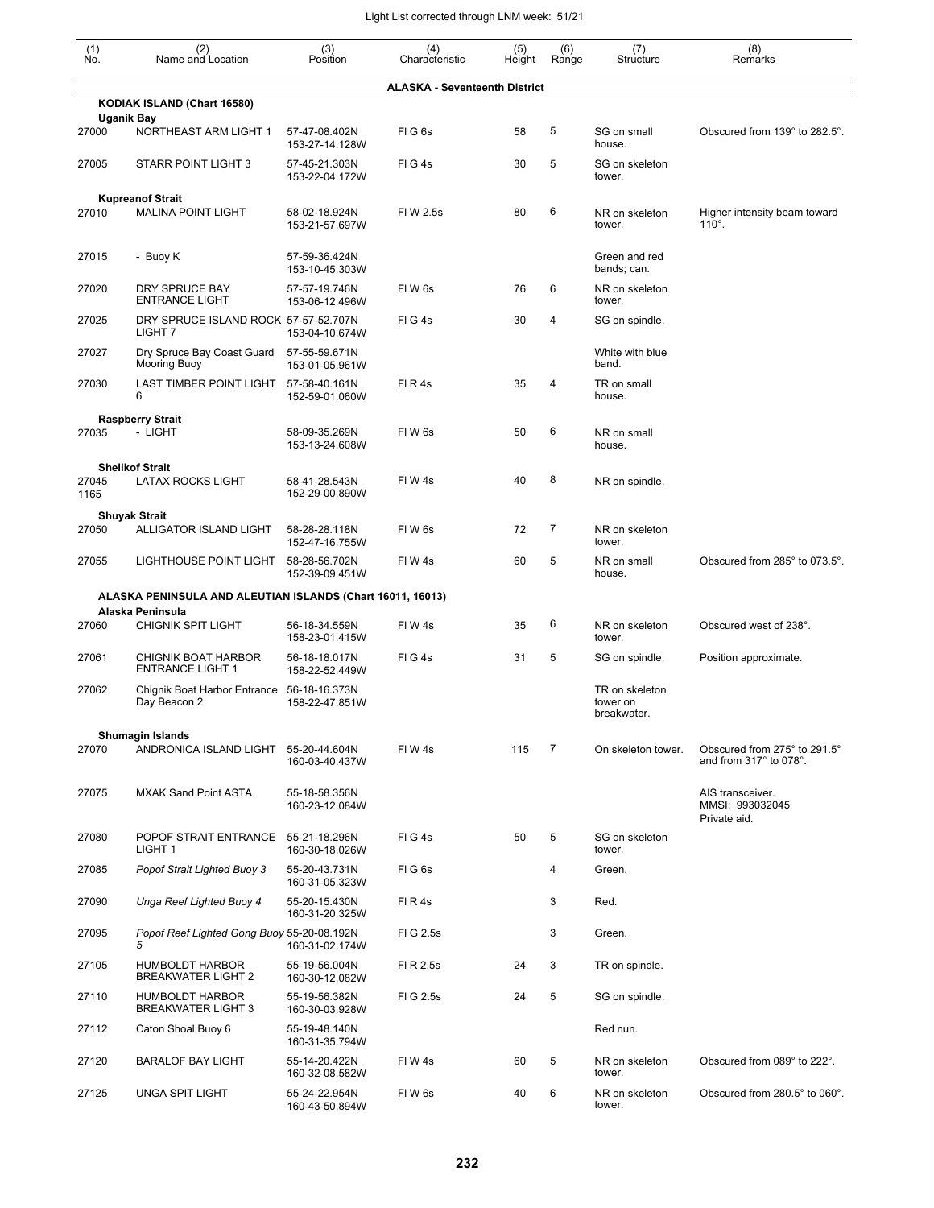| (1) No. | (2) Name and Location | (3) Position | (4) Characteristic | (5) Height | (6) Range | (7) Structure | (8) Remarks |
|---|---|---|---|---|---|---|---|
| | **ALASKA - Seventeenth District** | | | | | | |
| | **KODIAK ISLAND (Chart 16580)** | | | | | | |
| | **Uganik Bay** | | | | | | |
| 27000 | NORTHEAST ARM LIGHT 1 | 57-47-08.402N 153-27-14.128W | Fl G 6s | 58 | 5 | SG on small house. | Obscured from 139° to 282.5°. |
| 27005 | STARR POINT LIGHT 3 | 57-45-21.303N 153-22-04.172W | Fl G 4s | 30 | 5 | SG on skeleton tower. | |
| | **Kupreanof Strait** | | | | | | |
| 27010 | MALINA POINT LIGHT | 58-02-18.924N 153-21-57.697W | Fl W 2.5s | 80 | 6 | NR on skeleton tower. | Higher intensity beam toward 110°. |
| 27015 | - Buoy K | 57-59-36.424N 153-10-45.303W | | | | Green and red bands; can. | |
| 27020 | DRY SPRUCE BAY ENTRANCE LIGHT | 57-57-19.746N 153-06-12.496W | Fl W 6s | 76 | 6 | NR on skeleton tower. | |
| 27025 | DRY SPRUCE ISLAND ROCK LIGHT 7 | 57-57-52.707N 153-04-10.674W | Fl G 4s | 30 | 4 | SG on spindle. | |
| 27027 | Dry Spruce Bay Coast Guard Mooring Buoy | 57-55-59.671N 153-01-05.961W | | | | White with blue band. | |
| 27030 | LAST TIMBER POINT LIGHT 6 | 57-58-40.161N 152-59-01.060W | Fl R 4s | 35 | 4 | TR on small house. | |
| | **Raspberry Strait** | | | | | | |
| 27035 | - LIGHT | 58-09-35.269N 153-13-24.608W | Fl W 6s | 50 | 6 | NR on small house. | |
| | **Shelikof Strait** | | | | | | |
| 27045 1165 | LATAX ROCKS LIGHT | 58-41-28.543N 152-29-00.890W | Fl W 4s | 40 | 8 | NR on spindle. | |
| | **Shuyak Strait** | | | | | | |
| 27050 | ALLIGATOR ISLAND LIGHT | 58-28-28.118N 152-47-16.755W | Fl W 6s | 72 | 7 | NR on skeleton tower. | |
| 27055 | LIGHTHOUSE POINT LIGHT | 58-28-56.702N 152-39-09.451W | Fl W 4s | 60 | 5 | NR on small house. | Obscured from 285° to 073.5°. |
| | **ALASKA PENINSULA AND ALEUTIAN ISLANDS (Chart 16011, 16013)** | | | | | | |
| | **Alaska Peninsula** | | | | | | |
| 27060 | CHIGNIK SPIT LIGHT | 56-18-34.559N 158-23-01.415W | Fl W 4s | 35 | 6 | NR on skeleton tower. | Obscured west of 238°. |
| 27061 | CHIGNIK BOAT HARBOR ENTRANCE LIGHT 1 | 56-18-18.017N 158-22-52.449W | Fl G 4s | 31 | 5 | SG on spindle. | Position approximate. |
| 27062 | Chignik Boat Harbor Entrance Day Beacon 2 | 56-18-16.373N 158-22-47.851W | | | | TR on skeleton tower on breakwater. | |
| | **Shumagin Islands** | | | | | | |
| 27070 | ANDRONICA ISLAND LIGHT | 55-20-44.604N 160-03-40.437W | Fl W 4s | 115 | 7 | On skeleton tower. | Obscured from 275° to 291.5° and from 317° to 078°. |
| 27075 | MXAK Sand Point ASTA | 55-18-58.356N 160-23-12.084W | | | | | AIS transceiver. MMSI: 993032045 Private aid. |
| 27080 | POPOF STRAIT ENTRANCE LIGHT 1 | 55-21-18.296N 160-30-18.026W | Fl G 4s | 50 | 5 | SG on skeleton tower. | |
| 27085 | *Popof Strait Lighted Buoy 3* | 55-20-43.731N 160-31-05.323W | Fl G 6s | | 4 | Green. | |
| 27090 | *Unga Reef Lighted Buoy 4* | 55-20-15.430N 160-31-20.325W | Fl R 4s | | 3 | Red. | |
| 27095 | *Popof Reef Lighted Gong Buoy 5* | 55-20-08.192N 160-31-02.174W | Fl G 2.5s | | 3 | Green. | |
| 27105 | HUMBOLDT HARBOR BREAKWATER LIGHT 2 | 55-19-56.004N 160-30-12.082W | Fl R 2.5s | 24 | 3 | TR on spindle. | |
| 27110 | HUMBOLDT HARBOR BREAKWATER LIGHT 3 | 55-19-56.382N 160-30-03.928W | Fl G 2.5s | 24 | 5 | SG on spindle. | |
| 27112 | Caton Shoal Buoy 6 | 55-19-48.140N 160-31-35.794W | | | | Red nun. | |
| 27120 | BARALOF BAY LIGHT | 55-14-20.422N 160-32-08.582W | Fl W 4s | 60 | 5 | NR on skeleton tower. | Obscured from 089° to 222°. |
| 27125 | UNGA SPIT LIGHT | 55-24-22.954N 160-43-50.894W | Fl W 6s | 40 | 6 | NR on skeleton tower. | Obscured from 280.5° to 060°. |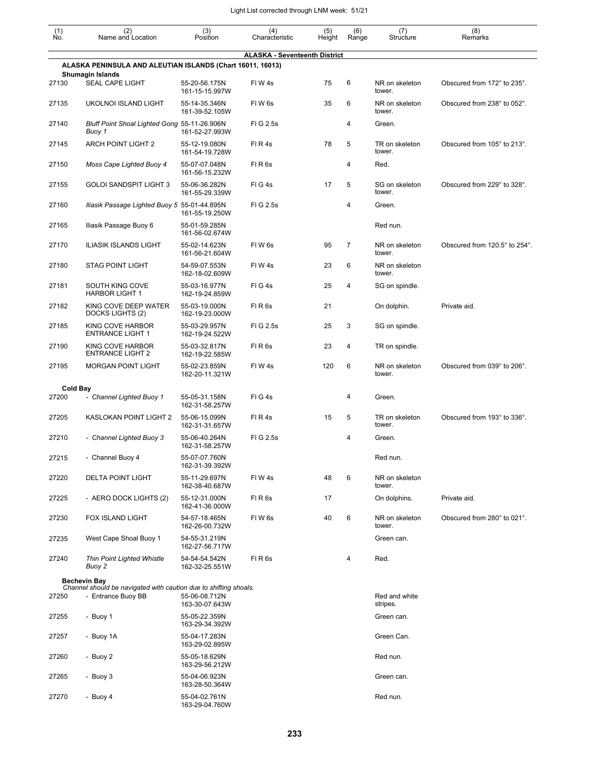| (1) No. | (2) Name and Location | (3) Position | (4) Characteristic | (5) Height | (6) Range | (7) Structure | (8) Remarks |
|---|---|---|---|---|---|---|---|
| | **ALASKA - Seventeenth District** | | | | | | |
| | **ALASKA PENINSULA AND ALEUTIAN ISLANDS (Chart 16011, 16013)** | | | | | | |
| | **Shumagin Islands** | | | | | | |
| 27130 | SEAL CAPE LIGHT | 55-20-56.175N 161-15-15.997W | Fl W 4s | 75 | 6 | NR on skeleton tower. | Obscured from 172° to 235°. |
| 27135 | UKOLNOI ISLAND LIGHT | 55-14-35.346N 161-39-52.105W | Fl W 6s | 35 | 6 | NR on skeleton tower. | Obscured from 238° to 052°. |
| 27140 | *Bluff Point Shoal Lighted Gong Buoy 1* | 55-11-26.906N 161-52-27.993W | Fl G 2.5s | | 4 | Green. | |
| 27145 | ARCH POINT LIGHT 2 | 55-12-19.080N 161-54-19.728W | Fl R 4s | 78 | 5 | TR on skeleton tower. | Obscured from 105° to 213°. |
| 27150 | *Moss Cape Lighted Buoy 4* | 55-07-07.048N 161-56-15.232W | Fl R 6s | | 4 | Red. | |
| 27155 | GOLOI SANDSPIT LIGHT 3 | 55-06-36.282N 161-55-29.339W | Fl G 4s | 17 | 5 | SG on skeleton tower. | Obscured from 229° to 328°. |
| 27160 | *Iliasik Passage Lighted Buoy 5* | 55-01-44.895N 161-55-19.250W | Fl G 2.5s | | 4 | Green. | |
| 27165 | Iliasik Passage Buoy 6 | 55-01-59.285N 161-56-02.674W | | | | Red nun. | |
| 27170 | ILIASIK ISLANDS LIGHT | 55-02-14.623N 161-56-21.604W | Fl W 6s | 95 | 7 | NR on skeleton tower. | Obscured from 120.5° to 254°. |
| 27180 | STAG POINT LIGHT | 54-59-07.553N 162-18-02.609W | Fl W 4s | 23 | 6 | NR on skeleton tower. | |
| 27181 | SOUTH KING COVE HARBOR LIGHT 1 | 55-03-16.977N 162-19-24.859W | Fl G 4s | 25 | 4 | SG on spindle. | |
| 27182 | KING COVE DEEP WATER DOCKS LIGHTS (2) | 55-03-19.000N 162-19-23.000W | Fl R 6s | 21 | | On dolphin. | Private aid. |
| 27185 | KING COVE HARBOR ENTRANCE LIGHT 1 | 55-03-29.957N 162-19-24.522W | Fl G 2.5s | 25 | 3 | SG on spindle. | |
| 27190 | KING COVE HARBOR ENTRANCE LIGHT 2 | 55-03-32.817N 162-19-22.585W | Fl R 6s | 23 | 4 | TR on spindle. | |
| 27195 | MORGAN POINT LIGHT | 55-02-23.859N 162-20-11.321W | Fl W 4s | 120 | 6 | NR on skeleton tower. | Obscured from 039° to 206°. |
| | **Cold Bay** | | | | | | |
| 27200 | *- Channel Lighted Buoy 1* | 55-05-31.158N 162-31-58.257W | Fl G 4s | | 4 | Green. | |
| 27205 | KASLOKAN POINT LIGHT 2 | 55-06-15.099N 162-31-31.657W | Fl R 4s | 15 | 5 | TR on skeleton tower. | Obscured from 193° to 336°. |
| 27210 | *- Channel Lighted Buoy 3* | 55-06-40.264N 162-31-58.257W | Fl G 2.5s | | 4 | Green. | |
| 27215 | - Channel Buoy 4 | 55-07-07.760N 162-31-39.392W | | | | Red nun. | |
| 27220 | DELTA POINT LIGHT | 55-11-29.697N 162-38-40.687W | Fl W 4s | 48 | 6 | NR on skeleton tower. | |
| 27225 | - AERO DOCK LIGHTS (2) | 55-12-31.000N 162-41-36.000W | Fl R 6s | 17 | | On dolphins. | Private aid. |
| 27230 | FOX ISLAND LIGHT | 54-57-18.465N 162-26-00.732W | Fl W 6s | 40 | 6 | NR on skeleton tower. | Obscured from 280° to 021°. |
| 27235 | West Cape Shoal Buoy 1 | 54-55-31.219N 162-27-56.717W | | | | Green can. | |
| 27240 | *Thin Point Lighted Whistle Buoy 2* | 54-54-54.542N 162-32-25.551W | Fl R 6s | | 4 | Red. | |
| | **Bechevin Bay** *Channel should be navigated with caution due to shifting shoals.* | | | | | | |
| 27250 | - Entrance Buoy BB | 55-06-08.712N 163-30-07.643W | | | | Red and white stripes. | |
| 27255 | - Buoy 1 | 55-05-22.359N 163-29-34.392W | | | | Green can. | |
| 27257 | - Buoy 1A | 55-04-17.283N 163-29-02.895W | | | | Green Can. | |
| 27260 | - Buoy 2 | 55-05-18.629N 163-29-56.212W | | | | Red nun. | |
| 27265 | - Buoy 3 | 55-04-06.923N 163-28-50.364W | | | | Green can. | |
| 27270 | - Buoy 4 | 55-04-02.761N 163-29-04.760W | | | | Red nun. | |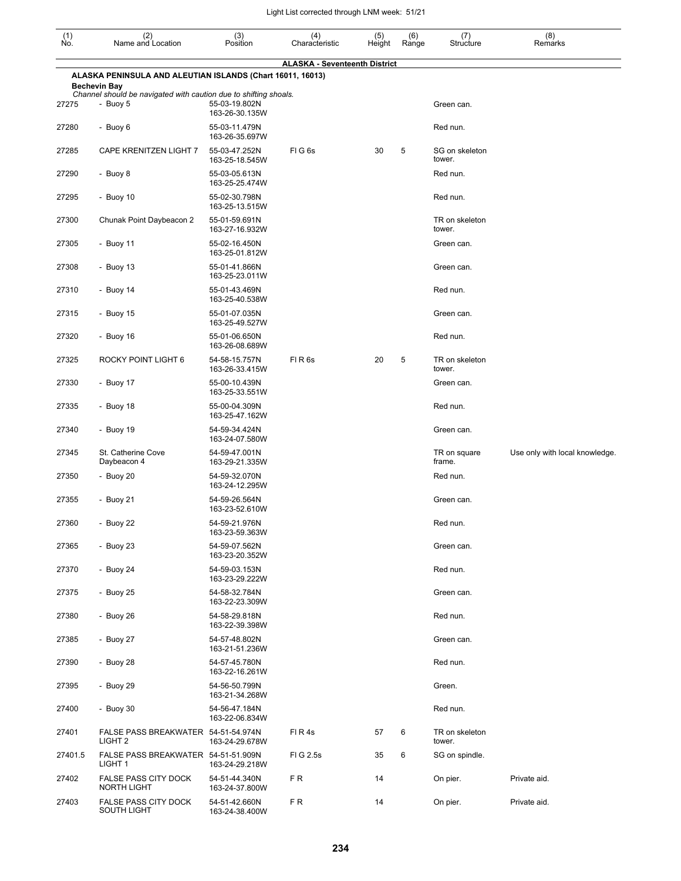| (1) No. | (2) Name and Location | (3) Position | (4) Characteristic | (5) Height | (6) Range | (7) Structure | (8) Remarks |
|---|---|---|---|---|---|---|---|
| | **ALASKA - Seventeenth District** | | | | | | |
| | **ALASKA PENINSULA AND ALEUTIAN ISLANDS (Chart 16011, 16013)** | | | | | | |
| | **Bechevin Bay** *Channel should be navigated with caution due to shifting shoals.* | | | | | | |
| 27275 | - Buoy 5 | 55-03-19.802N 163-26-30.135W | | | | Green can. | |
| 27280 | - Buoy 6 | 55-03-11.479N 163-26-35.697W | | | | Red nun. | |
| 27285 | CAPE KRENITZEN LIGHT 7 | 55-03-47.252N 163-25-18.545W | Fl G 6s | 30 | 5 | SG on skeleton tower. | |
| 27290 | - Buoy 8 | 55-03-05.613N 163-25-25.474W | | | | Red nun. | |
| 27295 | - Buoy 10 | 55-02-30.798N 163-25-13.515W | | | | Red nun. | |
| 27300 | Chunak Point Daybeacon 2 | 55-01-59.691N 163-27-16.932W | | | | TR on skeleton tower. | |
| 27305 | - Buoy 11 | 55-02-16.450N 163-25-01.812W | | | | Green can. | |
| 27308 | - Buoy 13 | 55-01-41.866N 163-25-23.011W | | | | Green can. | |
| 27310 | - Buoy 14 | 55-01-43.469N 163-25-40.538W | | | | Red nun. | |
| 27315 | - Buoy 15 | 55-01-07.035N 163-25-49.527W | | | | Green can. | |
| 27320 | - Buoy 16 | 55-01-06.650N 163-26-08.689W | | | | Red nun. | |
| 27325 | ROCKY POINT LIGHT 6 | 54-58-15.757N 163-26-33.415W | Fl R 6s | 20 | 5 | TR on skeleton tower. | |
| 27330 | - Buoy 17 | 55-00-10.439N 163-25-33.551W | | | | Green can. | |
| 27335 | - Buoy 18 | 55-00-04.309N 163-25-47.162W | | | | Red nun. | |
| 27340 | - Buoy 19 | 54-59-34.424N 163-24-07.580W | | | | Green can. | |
| 27345 | St. Catherine Cove Daybeacon 4 | 54-59-47.001N 163-29-21.335W | | | | TR on square frame. | Use only with local knowledge. |
| 27350 | - Buoy 20 | 54-59-32.070N 163-24-12.295W | | | | Red nun. | |
| 27355 | - Buoy 21 | 54-59-26.564N 163-23-52.610W | | | | Green can. | |
| 27360 | - Buoy 22 | 54-59-21.976N 163-23-59.363W | | | | Red nun. | |
| 27365 | - Buoy 23 | 54-59-07.562N 163-23-20.352W | | | | Green can. | |
| 27370 | - Buoy 24 | 54-59-03.153N 163-23-29.222W | | | | Red nun. | |
| 27375 | - Buoy 25 | 54-58-32.784N 163-22-23.309W | | | | Green can. | |
| 27380 | - Buoy 26 | 54-58-29.818N 163-22-39.398W | | | | Red nun. | |
| 27385 | - Buoy 27 | 54-57-48.802N 163-21-51.236W | | | | Green can. | |
| 27390 | - Buoy 28 | 54-57-45.780N 163-22-16.261W | | | | Red nun. | |
| 27395 | - Buoy 29 | 54-56-50.799N 163-21-34.268W | | | | Green. | |
| 27400 | - Buoy 30 | 54-56-47.184N 163-22-06.834W | | | | Red nun. | |
| 27401 | FALSE PASS BREAKWATER LIGHT 2 | 54-51-54.974N 163-24-29.678W | Fl R 4s | 57 | 6 | TR on skeleton tower. | |
| 27401.5 | FALSE PASS BREAKWATER LIGHT 1 | 54-51-51.909N 163-24-29.218W | Fl G 2.5s | 35 | 6 | SG on spindle. | |
| 27402 | FALSE PASS CITY DOCK NORTH LIGHT | 54-51-44.340N 163-24-37.800W | F R | 14 | | On pier. | Private aid. |
| 27403 | FALSE PASS CITY DOCK SOUTH LIGHT | 54-51-42.660N 163-24-38.400W | F R | 14 | | On pier. | Private aid. |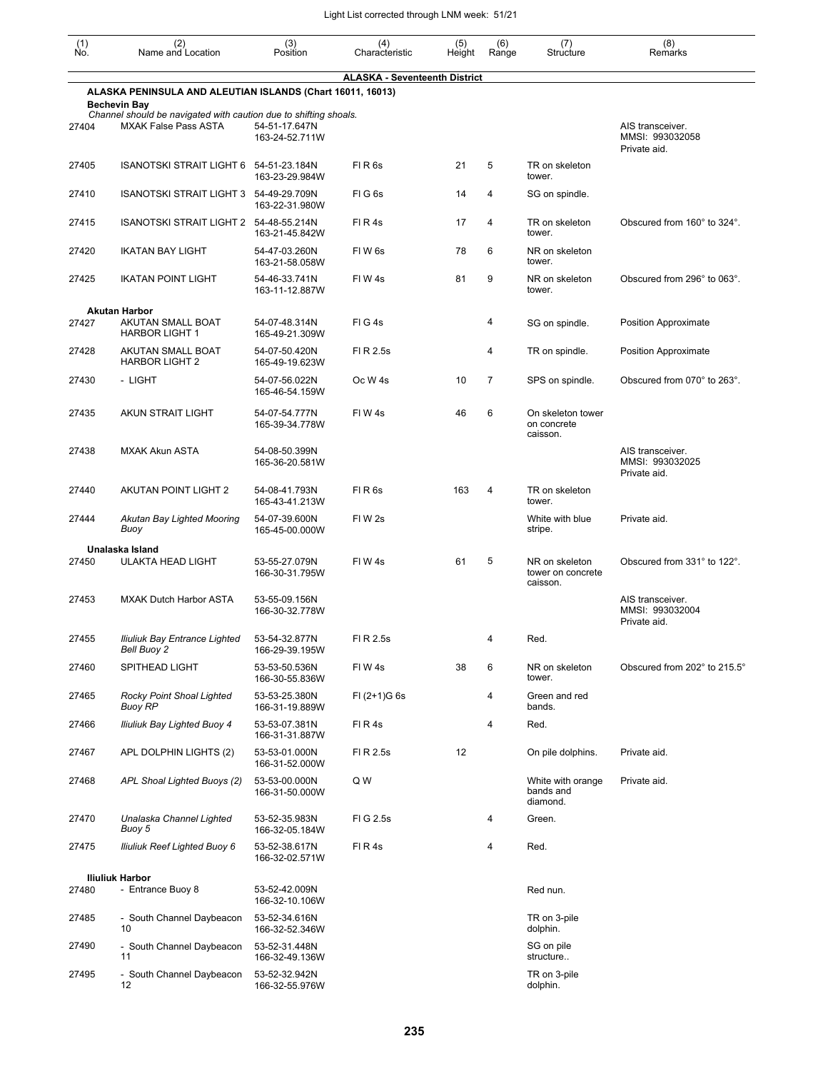| (1) No. | (2) Name and Location | (3) Position | (4) Characteristic | (5) Height | (6) Range | (7) Structure | (8) Remarks |
|---|---|---|---|---|---|---|---|
| | **ALASKA - Seventeenth District** | | | | | | |
| | **ALASKA PENINSULA AND ALEUTIAN ISLANDS (Chart 16011, 16013)** | | | | | | |
| | **Bechevin Bay** | | | | | | |
| | *Channel should be navigated with caution due to shifting shoals.* | | | | | | |
| 27404 | MXAK False Pass ASTA | 54-51-17.647N 163-24-52.711W | | | | | AIS transceiver. MMSI: 993032058 Private aid. |
| 27405 | ISANOTSKI STRAIT LIGHT 6 | 54-51-23.184N 163-23-29.984W | Fl R 6s | 21 | 5 | TR on skeleton tower. | |
| 27410 | ISANOTSKI STRAIT LIGHT 3 | 54-49-29.709N 163-22-31.980W | Fl G 6s | 14 | 4 | SG on spindle. | |
| 27415 | ISANOTSKI STRAIT LIGHT 2 | 54-48-55.214N 163-21-45.842W | Fl R 4s | 17 | 4 | TR on skeleton tower. | Obscured from 160° to 324°. |
| 27420 | IKATAN BAY LIGHT | 54-47-03.260N 163-21-58.058W | Fl W 6s | 78 | 6 | NR on skeleton tower. | |
| 27425 | IKATAN POINT LIGHT | 54-46-33.741N 163-11-12.887W | Fl W 4s | 81 | 9 | NR on skeleton tower. | Obscured from 296° to 063°. |
| | **Akutan Harbor** | | | | | | |
| 27427 | AKUTAN SMALL BOAT HARBOR LIGHT 1 | 54-07-48.314N 165-49-21.309W | Fl G 4s | | 4 | SG on spindle. | Position Approximate |
| 27428 | AKUTAN SMALL BOAT HARBOR LIGHT 2 | 54-07-50.420N 165-49-19.623W | Fl R 2.5s | | 4 | TR on spindle. | Position Approximate |
| 27430 | - LIGHT | 54-07-56.022N 165-46-54.159W | Oc W 4s | 10 | 7 | SPS on spindle. | Obscured from 070° to 263°. |
| 27435 | AKUN STRAIT LIGHT | 54-07-54.777N 165-39-34.778W | Fl W 4s | 46 | 6 | On skeleton tower on concrete caisson. | |
| 27438 | MXAK Akun ASTA | 54-08-50.399N 165-36-20.581W | | | | | AIS transceiver. MMSI: 993032025 Private aid. |
| 27440 | AKUTAN POINT LIGHT 2 | 54-08-41.793N 165-43-41.213W | Fl R 6s | 163 | 4 | TR on skeleton tower. | |
| 27444 | *Akutan Bay Lighted Mooring Buoy* | 54-07-39.600N 165-45-00.000W | Fl W 2s | | | White with blue stripe. | Private aid. |
| | **Unalaska Island** | | | | | | |
| 27450 | ULAKTA HEAD LIGHT | 53-55-27.079N 166-30-31.795W | Fl W 4s | 61 | 5 | NR on skeleton tower on concrete caisson. | Obscured from 331° to 122°. |
| 27453 | MXAK Dutch Harbor ASTA | 53-55-09.156N 166-30-32.778W | | | | | AIS transceiver. MMSI: 993032004 Private aid. |
| 27455 | *Iliuliuk Bay Entrance Lighted Bell Buoy 2* | 53-54-32.877N 166-29-39.195W | Fl R 2.5s | | 4 | Red. | |
| 27460 | SPITHEAD LIGHT | 53-53-50.536N 166-30-55.836W | Fl W 4s | 38 | 6 | NR on skeleton tower. | Obscured from 202° to 215.5° |
| 27465 | *Rocky Point Shoal Lighted Buoy RP* | 53-53-25.380N 166-31-19.889W | Fl (2+1)G 6s | | 4 | Green and red bands. | |
| 27466 | *Iliuliuk Bay Lighted Buoy 4* | 53-53-07.381N 166-31-31.887W | Fl R 4s | | 4 | Red. | |
| 27467 | APL DOLPHIN LIGHTS (2) | 53-53-01.000N 166-31-52.000W | Fl R 2.5s | 12 | | On pile dolphins. | Private aid. |
| 27468 | *APL Shoal Lighted Buoys (2)* | 53-53-00.000N 166-31-50.000W | Q W | | | White with orange bands and diamond. | Private aid. |
| 27470 | *Unalaska Channel Lighted Buoy 5* | 53-52-35.983N 166-32-05.184W | Fl G 2.5s | | 4 | Green. | |
| 27475 | *Iliuliuk Reef Lighted Buoy 6* | 53-52-38.617N 166-32-02.571W | Fl R 4s | | 4 | Red. | |
| | **Iliuliuk Harbor** | | | | | | |
| 27480 | - Entrance Buoy 8 | 53-52-42.009N 166-32-10.106W | | | | Red nun. | |
| 27485 | - South Channel Daybeacon 10 | 53-52-34.616N 166-32-52.346W | | | | TR on 3-pile dolphin. | |
| 27490 | - South Channel Daybeacon 11 | 53-52-31.448N 166-32-49.136W | | | | SG on pile structure.. | |
| 27495 | - South Channel Daybeacon 12 | 53-52-32.942N 166-32-55.976W | | | | TR on 3-pile dolphin. | |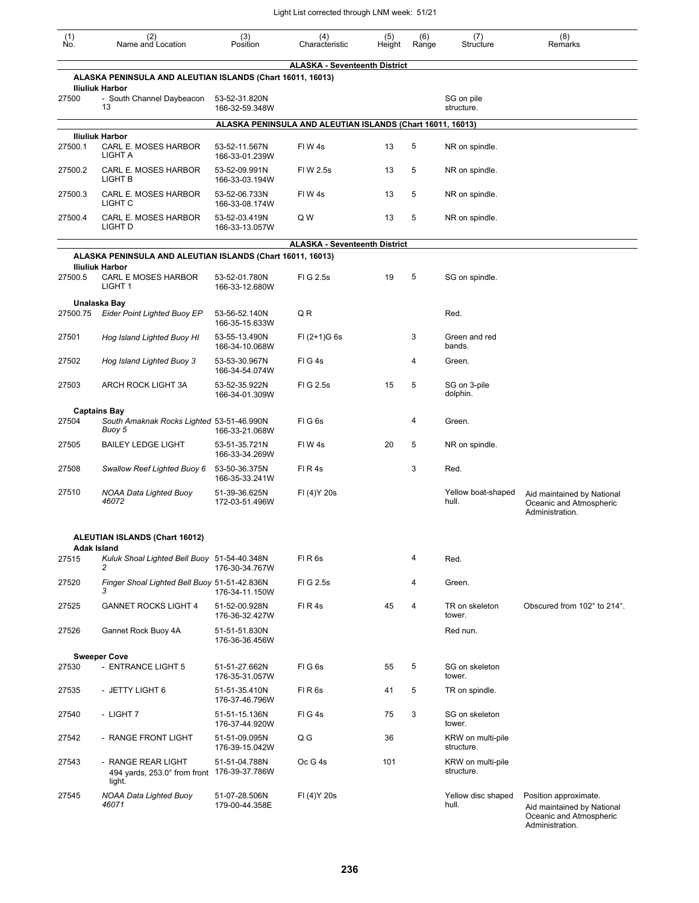| (1) No. | (2) Name and Location | (3) Position | (4) Characteristic | (5) Height | (6) Range | (7) Structure | (8) Remarks |
|---|---|---|---|---|---|---|---|
| | **ALASKA - Seventeenth District** | | | | | | |
| | **ALASKA PENINSULA AND ALEUTIAN ISLANDS (Chart 16011, 16013)** | | | | | | |
| | **Iliuliuk Harbor** | | | | | | |
| 27500 | - South Channel Daybeacon 13 | 53-52-31.820N 166-32-59.348W | | | | SG on pile structure. | |
| | **ALASKA PENINSULA AND ALEUTIAN ISLANDS (Chart 16011, 16013)** | | | | | | |
| | **Iliuliuk Harbor** | | | | | | |
| 27500.1 | CARL E. MOSES HARBOR LIGHT A | 53-52-11.567N 166-33-01.239W | Fl W 4s | 13 | 5 | NR on spindle. | |
| 27500.2 | CARL E. MOSES HARBOR LIGHT B | 53-52-09.991N 166-33-03.194W | Fl W 2.5s | 13 | 5 | NR on spindle. | |
| 27500.3 | CARL E. MOSES HARBOR LIGHT C | 53-52-06.733N 166-33-08.174W | Fl W 4s | 13 | 5 | NR on spindle. | |
| 27500.4 | CARL E. MOSES HARBOR LIGHT D | 53-52-03.419N 166-33-13.057W | Q W | 13 | 5 | NR on spindle. | |
| | **ALASKA - Seventeenth District** | | | | | | |
| | **ALASKA PENINSULA AND ALEUTIAN ISLANDS (Chart 16011, 16013)** | | | | | | |
| | **Iliuliuk Harbor** | | | | | | |
| 27500.5 | CARL E MOSES HARBOR LIGHT 1 | 53-52-01.780N 166-33-12.680W | Fl G 2.5s | 19 | 5 | SG on spindle. | |
| | **Unalaska Bay** | | | | | | |
| 27500.75 | *Eider Point Lighted Buoy EP* | 53-56-52.140N 166-35-15.633W | Q R | | | Red. | |
| 27501 | *Hog Island Lighted Buoy HI* | 53-55-13.490N 166-34-10.068W | Fl (2+1)G 6s | | 3 | Green and red bands. | |
| 27502 | *Hog Island Lighted Buoy 3* | 53-53-30.967N 166-34-54.074W | Fl G 4s | | 4 | Green. | |
| 27503 | ARCH ROCK LIGHT 3A | 53-52-35.922N 166-34-01.309W | Fl G 2.5s | 15 | 5 | SG on 3-pile dolphin. | |
| | **Captains Bay** | | | | | | |
| 27504 | *South Amaknak Rocks Lighted Buoy 5* | 53-51-46.990N 166-33-21.068W | Fl G 6s | | 4 | Green. | |
| 27505 | BAILEY LEDGE LIGHT | 53-51-35.721N 166-33-34.269W | Fl W 4s | 20 | 5 | NR on spindle. | |
| 27508 | *Swallow Reef Lighted Buoy 6* | 53-50-36.375N 166-35-33.241W | Fl R 4s | | 3 | Red. | |
| 27510 | *NOAA Data Lighted Buoy 46072* | 51-39-36.625N 172-03-51.496W | Fl (4)Y 20s | | | Yellow boat-shaped hull. | Aid maintained by National Oceanic and Atmospheric Administration. |
| | **ALEUTIAN ISLANDS (Chart 16012)** | | | | | | |
| | **Adak Island** | | | | | | |
| 27515 | *Kuluk Shoal Lighted Bell Buoy 2* | 51-54-40.348N 176-30-34.767W | Fl R 6s | | 4 | Red. | |
| 27520 | *Finger Shoal Lighted Bell Buoy 3* | 51-51-42.836N 176-34-11.150W | Fl G 2.5s | | 4 | Green. | |
| 27525 | GANNET ROCKS LIGHT 4 | 51-52-00.928N 176-36-32.427W | Fl R 4s | 45 | 4 | TR on skeleton tower. | Obscured from 102° to 214°. |
| 27526 | Gannet Rock Buoy 4A | 51-51-51.830N 176-36-36.456W | | | | Red nun. | |
| | **Sweeper Cove** | | | | | | |
| 27530 | - ENTRANCE LIGHT 5 | 51-51-27.662N 176-35-31.057W | Fl G 6s | 55 | 5 | SG on skeleton tower. | |
| 27535 | - JETTY LIGHT 6 | 51-51-35.410N 176-37-46.796W | Fl R 6s | 41 | 5 | TR on spindle. | |
| 27540 | - LIGHT 7 | 51-51-15.136N 176-37-44.920W | Fl G 4s | 75 | 3 | SG on skeleton tower. | |
| 27542 | - RANGE FRONT LIGHT | 51-51-09.095N 176-39-15.042W | Q G | 36 | | KRW on multi-pile structure. | |
| 27543 | - RANGE REAR LIGHT 494 yards, 253.0° from front light. | 51-51-04.788N 176-39-37.786W | Oc G 4s | 101 | | KRW on multi-pile structure. | |
| 27545 | *NOAA Data Lighted Buoy 46071* | 51-07-28.506N 179-00-44.358E | Fl (4)Y 20s | | | Yellow disc shaped hull. | Position approximate. Aid maintained by National Oceanic and Atmospheric Administration. |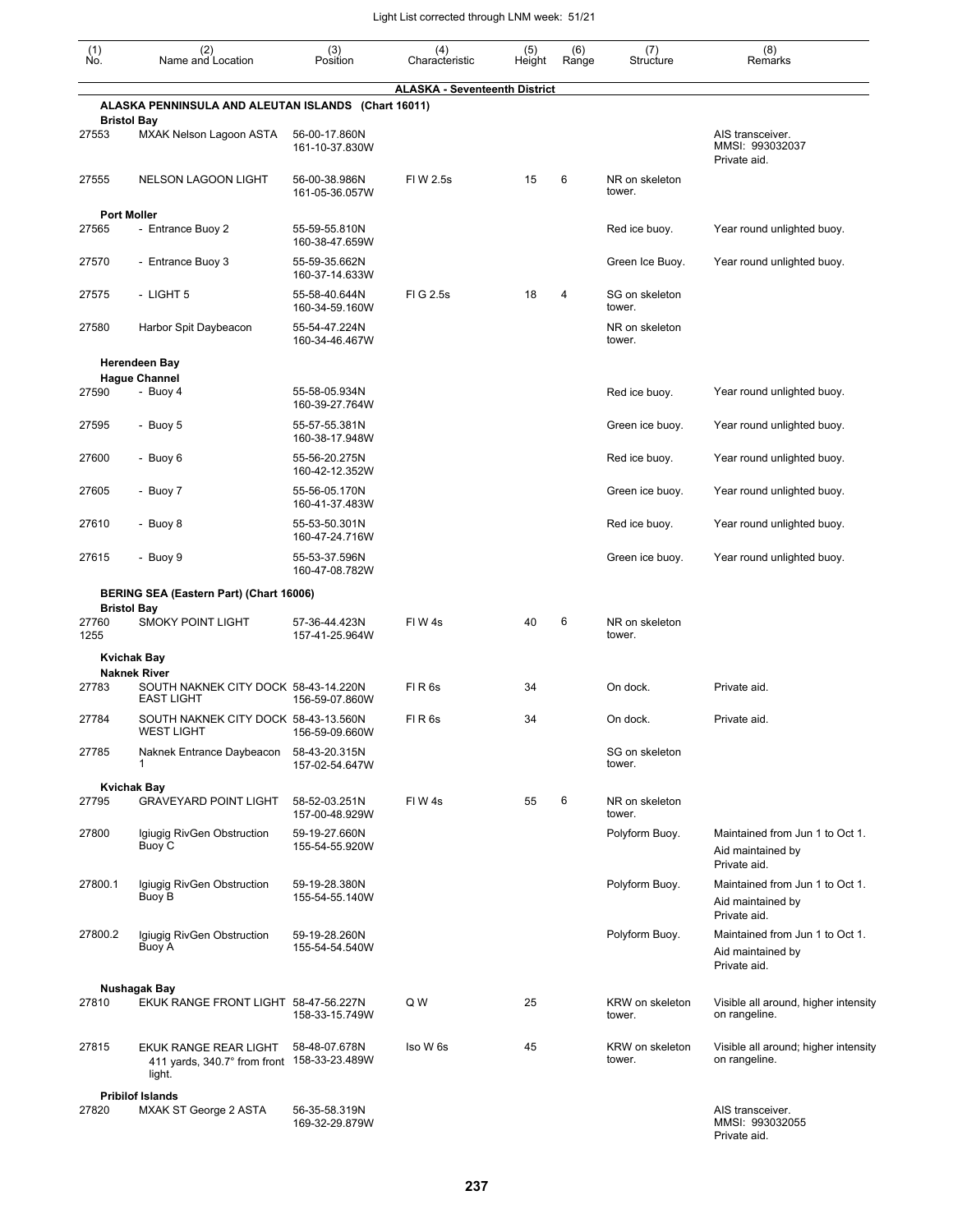Light List corrected through LNM week: 51/21

| (1) No. | (2) Name and Location | (3) Position | (4) Characteristic | (5) Height | (6) Range | (7) Structure | (8) Remarks |
|---|---|---|---|---|---|---|---|
| | **ALASKA - Seventeenth District** | | | | | | |
| | **ALASKA PENNINSULA AND ALEUTAN ISLANDS (Chart 16011)** | | | | | | |
| | **Bristol Bay** | | | | | | |
| 27553 | MXAK Nelson Lagoon ASTA | 56-00-17.860N 161-10-37.830W | | | | | AIS transceiver. MMSI: 993032037 Private aid. |
| 27555 | NELSON LAGOON LIGHT | 56-00-38.986N 161-05-36.057W | Fl W 2.5s | 15 | 6 | NR on skeleton tower. | |
| | **Port Moller** | | | | | | |
| 27565 | - Entrance Buoy 2 | 55-59-55.810N 160-38-47.659W | | | | Red ice buoy. | Year round unlighted buoy. |
| 27570 | - Entrance Buoy 3 | 55-59-35.662N 160-37-14.633W | | | | Green Ice Buoy. | Year round unlighted buoy. |
| 27575 | - LIGHT 5 | 55-58-40.644N 160-34-59.160W | Fl G 2.5s | 18 | 4 | SG on skeleton tower. | |
| 27580 | Harbor Spit Daybeacon | 55-54-47.224N 160-34-46.467W | | | | NR on skeleton tower. | |
| | **Herendeen Bay** | | | | | | |
| | **Hague Channel** | | | | | | |
| 27590 | - Buoy 4 | 55-58-05.934N 160-39-27.764W | | | | Red ice buoy. | Year round unlighted buoy. |
| 27595 | - Buoy 5 | 55-57-55.381N 160-38-17.948W | | | | Green ice buoy. | Year round unlighted buoy. |
| 27600 | - Buoy 6 | 55-56-20.275N 160-42-12.352W | | | | Red ice buoy. | Year round unlighted buoy. |
| 27605 | - Buoy 7 | 55-56-05.170N 160-41-37.483W | | | | Green ice buoy. | Year round unlighted buoy. |
| 27610 | - Buoy 8 | 55-53-50.301N 160-47-24.716W | | | | Red ice buoy. | Year round unlighted buoy. |
| 27615 | - Buoy 9 | 55-53-37.596N 160-47-08.782W | | | | Green ice buoy. | Year round unlighted buoy. |
| | **BERING SEA (Eastern Part) (Chart 16006)** | | | | | | |
| | **Bristol Bay** | | | | | | |
| 27760 1255 | SMOKY POINT LIGHT | 57-36-44.423N 157-41-25.964W | Fl W 4s | 40 | 6 | NR on skeleton tower. | |
| | **Kvichak Bay** | | | | | | |
| | **Naknek River** | | | | | | |
| 27783 | SOUTH NAKNEK CITY DOCK EAST LIGHT | 58-43-14.220N 156-59-07.860W | Fl R 6s | 34 | | On dock. | Private aid. |
| 27784 | SOUTH NAKNEK CITY DOCK WEST LIGHT | 58-43-13.560N 156-59-09.660W | Fl R 6s | 34 | | On dock. | Private aid. |
| 27785 | Naknek Entrance Daybeacon 1 | 58-43-20.315N 157-02-54.647W | | | | SG on skeleton tower. | |
| | **Kvichak Bay** | | | | | | |
| 27795 | GRAVEYARD POINT LIGHT | 58-52-03.251N 157-00-48.929W | Fl W 4s | 55 | 6 | NR on skeleton tower. | |
| 27800 | Igiugig RivGen Obstruction Buoy C | 59-19-27.660N 155-54-55.920W | | | | Polyform Buoy. | Maintained from Jun 1 to Oct 1. Aid maintained by Private aid. |
| 27800.1 | Igiugig RivGen Obstruction Buoy B | 59-19-28.380N 155-54-55.140W | | | | Polyform Buoy. | Maintained from Jun 1 to Oct 1. Aid maintained by Private aid. |
| 27800.2 | Igiugig RivGen Obstruction Buoy A | 59-19-28.260N 155-54-54.540W | | | | Polyform Buoy. | Maintained from Jun 1 to Oct 1. Aid maintained by Private aid. |
| | **Nushagak Bay** | | | | | | |
| 27810 | EKUK RANGE FRONT LIGHT | 58-47-56.227N 158-33-15.749W | Q W | 25 | | KRW on skeleton tower. | Visible all around, higher intensity on rangeline. |
| 27815 | EKUK RANGE REAR LIGHT 411 yards, 340.7° from front light. | 58-48-07.678N 158-33-23.489W | Iso W 6s | 45 | | KRW on skeleton tower. | Visible all around; higher intensity on rangeline. |
| | **Pribilof Islands** | | | | | | |
| 27820 | MXAK ST George 2 ASTA | 56-35-58.319N 169-32-29.879W | | | | | AIS transceiver. MMSI: 993032055 Private aid. |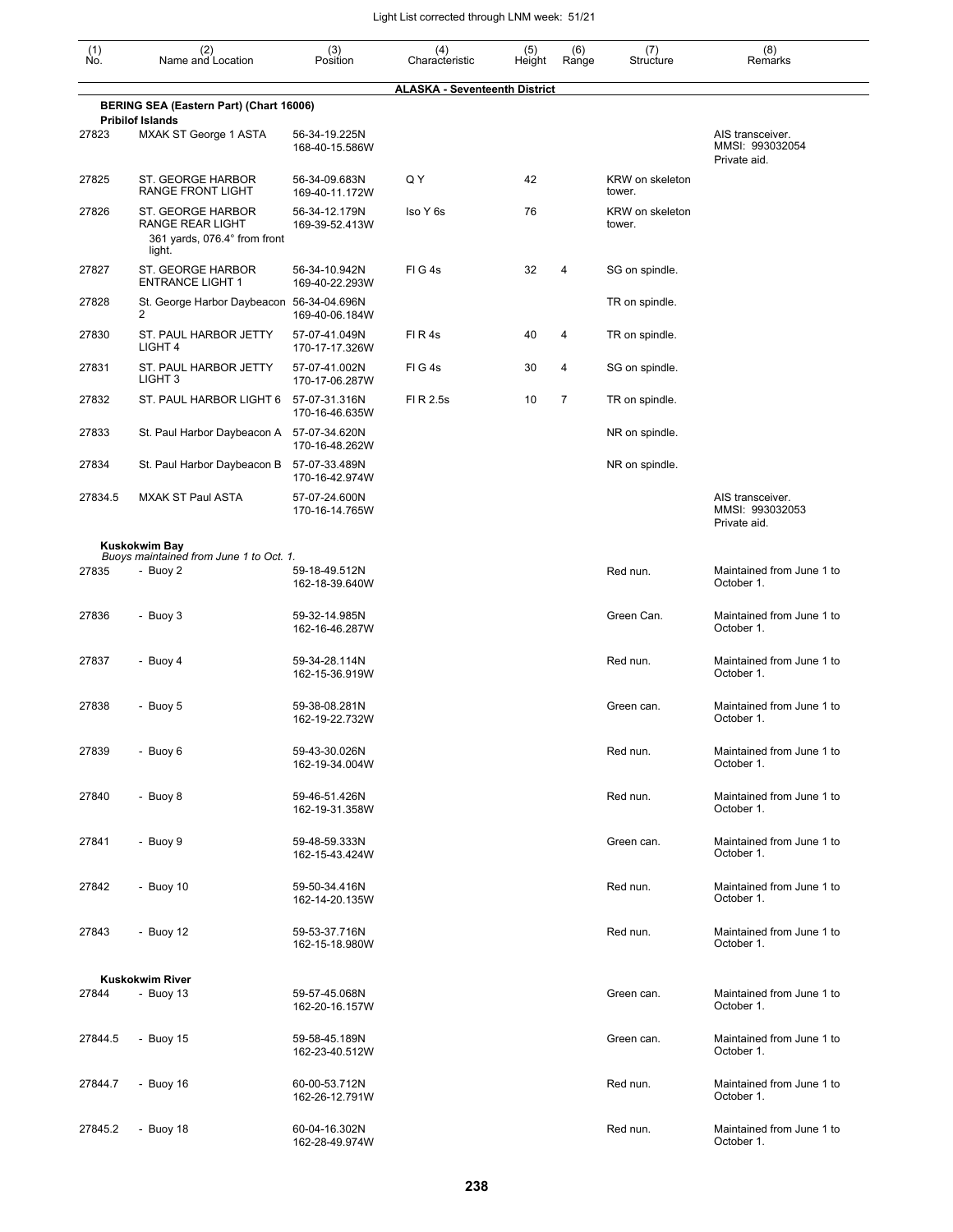Light List corrected through LNM week: 51/21

| (1) No. | (2) Name and Location | (3) Position | (4) Characteristic | (5) Height | (6) Range | (7) Structure | (8) Remarks |
|---|---|---|---|---|---|---|---|
| | | | **ALASKA - Seventeenth District** | | | | |
| | **BERING SEA (Eastern Part) (Chart 16006)** | | | | | | |
| | **Pribilof Islands** | | | | | | |
| 27823 | MXAK ST George 1 ASTA | 56-34-19.225N 168-40-15.586W | | | | | AIS transceiver. MMSI: 993032054 Private aid. |
| 27825 | ST. GEORGE HARBOR RANGE FRONT LIGHT | 56-34-09.683N 169-40-11.172W | Q Y | 42 | | KRW on skeleton tower. | |
| 27826 | ST. GEORGE HARBOR RANGE REAR LIGHT 361 yards, 076.4° from front light. | 56-34-12.179N 169-39-52.413W | Iso Y 6s | 76 | | KRW on skeleton tower. | |
| 27827 | ST. GEORGE HARBOR ENTRANCE LIGHT 1 | 56-34-10.942N 169-40-22.293W | Fl G 4s | 32 | 4 | SG on spindle. | |
| 27828 | St. George Harbor Daybeacon 2 | 56-34-04.696N 169-40-06.184W | | | | TR on spindle. | |
| 27830 | ST. PAUL HARBOR JETTY LIGHT 4 | 57-07-41.049N 170-17-17.326W | Fl R 4s | 40 | 4 | TR on spindle. | |
| 27831 | ST. PAUL HARBOR JETTY LIGHT 3 | 57-07-41.002N 170-17-06.287W | Fl G 4s | 30 | 4 | SG on spindle. | |
| 27832 | ST. PAUL HARBOR LIGHT 6 | 57-07-31.316N 170-16-46.635W | Fl R 2.5s | 10 | 7 | TR on spindle. | |
| 27833 | St. Paul Harbor Daybeacon A | 57-07-34.620N 170-16-48.262W | | | | NR on spindle. | |
| 27834 | St. Paul Harbor Daybeacon B | 57-07-33.489N 170-16-42.974W | | | | NR on spindle. | |
| 27834.5 | MXAK ST Paul ASTA | 57-07-24.600N 170-16-14.765W | | | | | AIS transceiver. MMSI: 993032053 Private aid. |
| | **Kuskokwim Bay** *Buoys maintained from June 1 to Oct. 1.* | | | | | | |
| 27835 | - Buoy 2 | 59-18-49.512N 162-18-39.640W | | | | Red nun. | Maintained from June 1 to October 1. |
| 27836 | - Buoy 3 | 59-32-14.985N 162-16-46.287W | | | | Green Can. | Maintained from June 1 to October 1. |
| 27837 | - Buoy 4 | 59-34-28.114N 162-15-36.919W | | | | Red nun. | Maintained from June 1 to October 1. |
| 27838 | - Buoy 5 | 59-38-08.281N 162-19-22.732W | | | | Green can. | Maintained from June 1 to October 1. |
| 27839 | - Buoy 6 | 59-43-30.026N 162-19-34.004W | | | | Red nun. | Maintained from June 1 to October 1. |
| 27840 | - Buoy 8 | 59-46-51.426N 162-19-31.358W | | | | Red nun. | Maintained from June 1 to October 1. |
| 27841 | - Buoy 9 | 59-48-59.333N 162-15-43.424W | | | | Green can. | Maintained from June 1 to October 1. |
| 27842 | - Buoy 10 | 59-50-34.416N 162-14-20.135W | | | | Red nun. | Maintained from June 1 to October 1. |
| 27843 | - Buoy 12 | 59-53-37.716N 162-15-18.980W | | | | Red nun. | Maintained from June 1 to October 1. |
| | **Kuskokwim River** | | | | | | |
| 27844 | - Buoy 13 | 59-57-45.068N 162-20-16.157W | | | | Green can. | Maintained from June 1 to October 1. |
| 27844.5 | - Buoy 15 | 59-58-45.189N 162-23-40.512W | | | | Green can. | Maintained from June 1 to October 1. |
| 27844.7 | - Buoy 16 | 60-00-53.712N 162-26-12.791W | | | | Red nun. | Maintained from June 1 to October 1. |
| 27845.2 | - Buoy 18 | 60-04-16.302N 162-28-49.974W | | | | Red nun. | Maintained from June 1 to October 1. |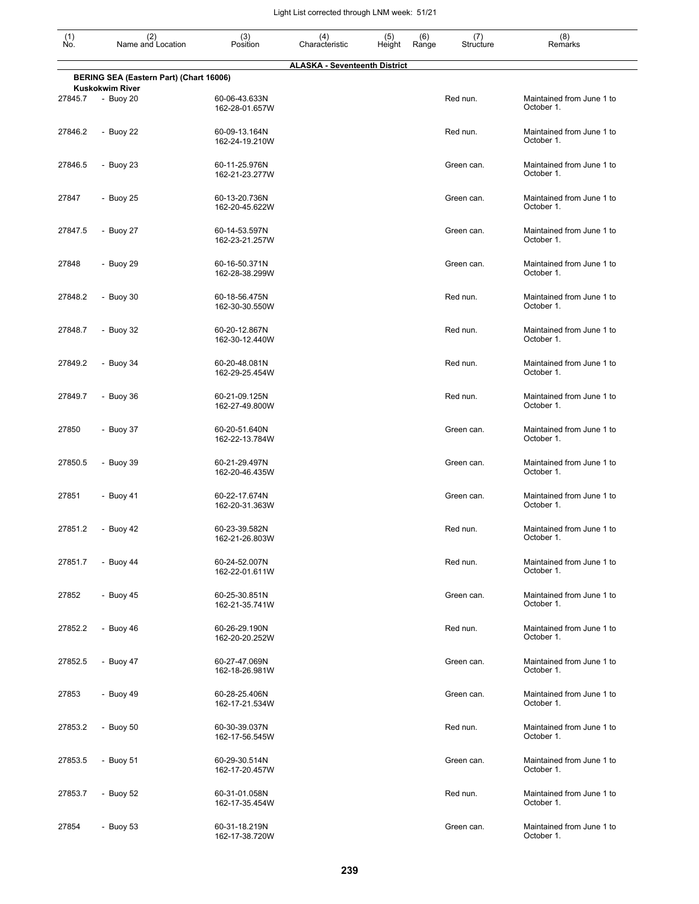| (1) No. | (2) Name and Location | (3) Position | (4) Characteristic | (5) Height | (6) Range | (7) Structure | (8) Remarks |
|---|---|---|---|---|---|---|---|
| | | | **ALASKA - Seventeenth District** | | | | |
| | **BERING SEA (Eastern Part) (Chart 16006)** | | | | | | |
| | **Kuskokwim River** | | | | | | |
| 27845.7 | - Buoy 20 | 60-06-43.633N 162-28-01.657W | | | | Red nun. | Maintained from June 1 to October 1. |
| 27846.2 | - Buoy 22 | 60-09-13.164N 162-24-19.210W | | | | Red nun. | Maintained from June 1 to October 1. |
| 27846.5 | - Buoy 23 | 60-11-25.976N 162-21-23.277W | | | | Green can. | Maintained from June 1 to October 1. |
| 27847 | - Buoy 25 | 60-13-20.736N 162-20-45.622W | | | | Green can. | Maintained from June 1 to October 1. |
| 27847.5 | - Buoy 27 | 60-14-53.597N 162-23-21.257W | | | | Green can. | Maintained from June 1 to October 1. |
| 27848 | - Buoy 29 | 60-16-50.371N 162-28-38.299W | | | | Green can. | Maintained from June 1 to October 1. |
| 27848.2 | - Buoy 30 | 60-18-56.475N 162-30-30.550W | | | | Red nun. | Maintained from June 1 to October 1. |
| 27848.7 | - Buoy 32 | 60-20-12.867N 162-30-12.440W | | | | Red nun. | Maintained from June 1 to October 1. |
| 27849.2 | - Buoy 34 | 60-20-48.081N 162-29-25.454W | | | | Red nun. | Maintained from June 1 to October 1. |
| 27849.7 | - Buoy 36 | 60-21-09.125N 162-27-49.800W | | | | Red nun. | Maintained from June 1 to October 1. |
| 27850 | - Buoy 37 | 60-20-51.640N 162-22-13.784W | | | | Green can. | Maintained from June 1 to October 1. |
| 27850.5 | - Buoy 39 | 60-21-29.497N 162-20-46.435W | | | | Green can. | Maintained from June 1 to October 1. |
| 27851 | - Buoy 41 | 60-22-17.674N 162-20-31.363W | | | | Green can. | Maintained from June 1 to October 1. |
| 27851.2 | - Buoy 42 | 60-23-39.582N 162-21-26.803W | | | | Red nun. | Maintained from June 1 to October 1. |
| 27851.7 | - Buoy 44 | 60-24-52.007N 162-22-01.611W | | | | Red nun. | Maintained from June 1 to October 1. |
| 27852 | - Buoy 45 | 60-25-30.851N 162-21-35.741W | | | | Green can. | Maintained from June 1 to October 1. |
| 27852.2 | - Buoy 46 | 60-26-29.190N 162-20-20.252W | | | | Red nun. | Maintained from June 1 to October 1. |
| 27852.5 | - Buoy 47 | 60-27-47.069N 162-18-26.981W | | | | Green can. | Maintained from June 1 to October 1. |
| 27853 | - Buoy 49 | 60-28-25.406N 162-17-21.534W | | | | Green can. | Maintained from June 1 to October 1. |
| 27853.2 | - Buoy 50 | 60-30-39.037N 162-17-56.545W | | | | Red nun. | Maintained from June 1 to October 1. |
| 27853.5 | - Buoy 51 | 60-29-30.514N 162-17-20.457W | | | | Green can. | Maintained from June 1 to October 1. |
| 27853.7 | - Buoy 52 | 60-31-01.058N 162-17-35.454W | | | | Red nun. | Maintained from June 1 to October 1. |
| 27854 | - Buoy 53 | 60-31-18.219N 162-17-38.720W | | | | Green can. | Maintained from June 1 to October 1. |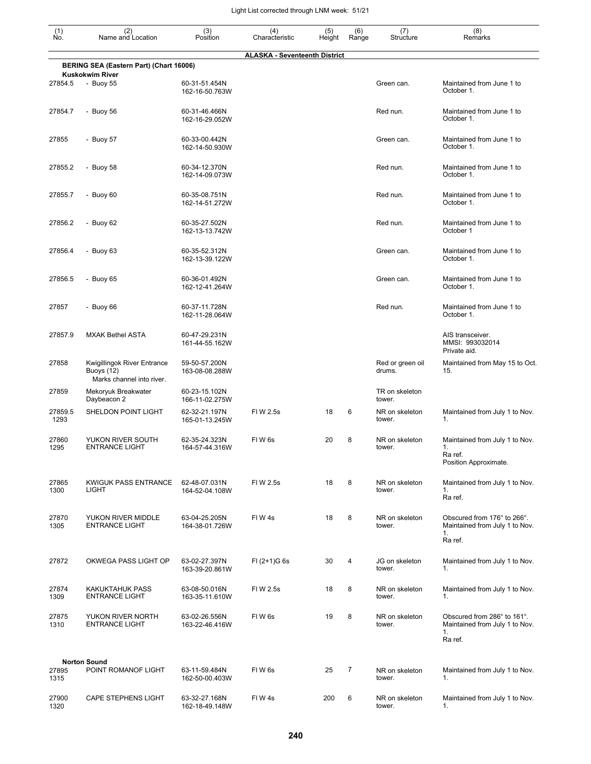| (1) No. | (2) Name and Location | (3) Position | (4) Characteristic | (5) Height | (6) Range | (7) Structure | (8) Remarks |
|---|---|---|---|---|---|---|---|
| | | | **ALASKA - Seventeenth District** | | | | |
| | **BERING SEA (Eastern Part) (Chart 16006)** | | | | | | |
| | **Kuskokwim River** | | | | | | |
| 27854.5 | - Buoy 55 | 60-31-51.454N 162-16-50.763W | | | | Green can. | Maintained from June 1 to October 1. |
| 27854.7 | - Buoy 56 | 60-31-46.466N 162-16-29.052W | | | | Red nun. | Maintained from June 1 to October 1. |
| 27855 | - Buoy 57 | 60-33-00.442N 162-14-50.930W | | | | Green can. | Maintained from June 1 to October 1. |
| 27855.2 | - Buoy 58 | 60-34-12.370N 162-14-09.073W | | | | Red nun. | Maintained from June 1 to October 1. |
| 27855.7 | - Buoy 60 | 60-35-08.751N 162-14-51.272W | | | | Red nun. | Maintained from June 1 to October 1. |
| 27856.2 | - Buoy 62 | 60-35-27.502N 162-13-13.742W | | | | Red nun. | Maintained from June 1 to October 1 |
| 27856.4 | - Buoy 63 | 60-35-52.312N 162-13-39.122W | | | | Green can. | Maintained from June 1 to October 1. |
| 27856.5 | - Buoy 65 | 60-36-01.492N 162-12-41.264W | | | | Green can. | Maintained from June 1 to October 1. |
| 27857 | - Buoy 66 | 60-37-11.728N 162-11-28.064W | | | | Red nun. | Maintained from June 1 to October 1. |
| 27857.9 | MXAK Bethel ASTA | 60-47-29.231N 161-44-55.162W | | | | | AIS transceiver. MMSI: 993032014 Private aid. |
| 27858 | Kwigillingok River Entrance Buoys (12) Marks channel into river. | 59-50-57.200N 163-08-08.288W | | | | Red or green oil drums. | Maintained from May 15 to Oct. 15. |
| 27859 | Mekoryuk Breakwater Daybeacon 2 | 60-23-15.102N 166-11-02.275W | | | | TR on skeleton tower. | |
| 27859.5 1293 | SHELDON POINT LIGHT | 62-32-21.197N 165-01-13.245W | Fl W 2.5s | 18 | 6 | NR on skeleton tower. | Maintained from July 1 to Nov. 1. |
| 27860 1295 | YUKON RIVER SOUTH ENTRANCE LIGHT | 62-35-24.323N 164-57-44.316W | Fl W 6s | 20 | 8 | NR on skeleton tower. | Maintained from July 1 to Nov. 1. Ra ref. Position Approximate. |
| 27865 1300 | KWIGUK PASS ENTRANCE LIGHT | 62-48-07.031N 164-52-04.108W | Fl W 2.5s | 18 | 8 | NR on skeleton tower. | Maintained from July 1 to Nov. 1. Ra ref. |
| 27870 1305 | YUKON RIVER MIDDLE ENTRANCE LIGHT | 63-04-25.205N 164-38-01.726W | Fl W 4s | 18 | 8 | NR on skeleton tower. | Obscured from 176° to 266°. Maintained from July 1 to Nov. 1. Ra ref. |
| 27872 | OKWEGA PASS LIGHT OP | 63-02-27.397N 163-39-20.861W | Fl (2+1)G 6s | 30 | 4 | JG on skeleton tower. | Maintained from July 1 to Nov. 1. |
| 27874 1309 | KAKUKTAHUK PASS ENTRANCE LIGHT | 63-08-50.016N 163-35-11.610W | Fl W 2.5s | 18 | 8 | NR on skeleton tower. | Maintained from July 1 to Nov. 1. |
| 27875 1310 | YUKON RIVER NORTH ENTRANCE LIGHT | 63-02-26.556N 163-22-46.416W | Fl W 6s | 19 | 8 | NR on skeleton tower. | Obscured from 286° to 161°. Maintained from July 1 to Nov. 1. Ra ref. |
| | **Norton Sound** | | | | | | |
| 27895 1315 | POINT ROMANOF LIGHT | 63-11-59.484N 162-50-00.403W | Fl W 6s | 25 | 7 | NR on skeleton tower. | Maintained from July 1 to Nov. 1. |
| 27900 1320 | CAPE STEPHENS LIGHT | 63-32-27.168N 162-18-49.148W | Fl W 4s | 200 | 6 | NR on skeleton tower. | Maintained from July 1 to Nov. 1. |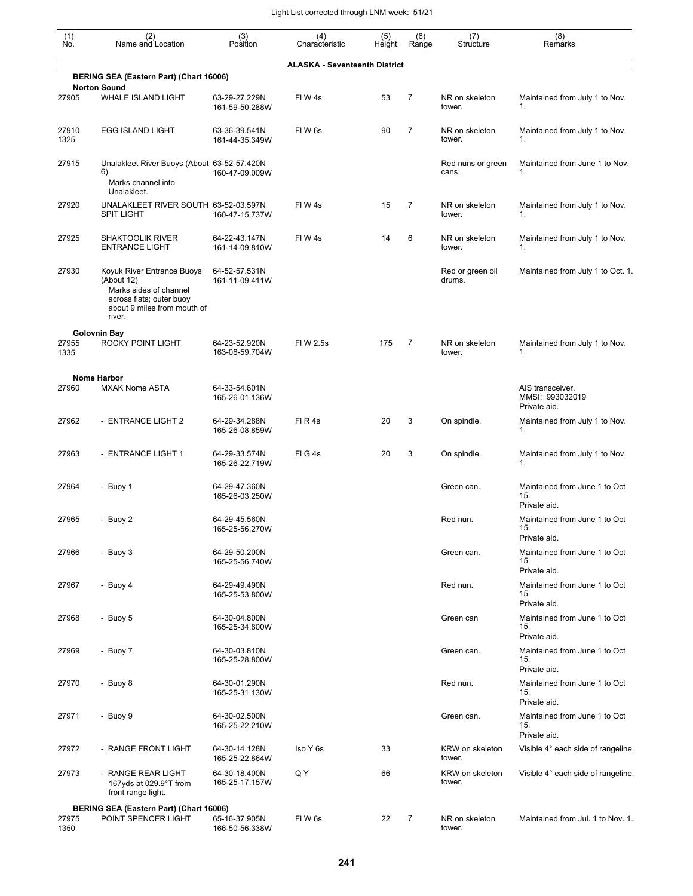| (1) No. | (2) Name and Location | (3) Position | (4) Characteristic | (5) Height | (6) Range | (7) Structure | (8) Remarks |
|---|---|---|---|---|---|---|---|
| | | | **ALASKA - Seventeenth District** | | | | |
| | **BERING SEA (Eastern Part) (Chart 16006)** | | | | | | |
| | **Norton Sound** | | | | | | |
| 27905 | WHALE ISLAND LIGHT | 63-29-27.229N 161-59-50.288W | Fl W 4s | 53 | 7 | NR on skeleton tower. | Maintained from July 1 to Nov. 1. |
| 27910 1325 | EGG ISLAND LIGHT | 63-36-39.541N 161-44-35.349W | Fl W 6s | 90 | 7 | NR on skeleton tower. | Maintained from July 1 to Nov. 1. |
| 27915 | Unalakleet River Buoys (About 6) Marks channel into Unalakleet. | 63-52-57.420N 160-47-09.009W | | | | Red nuns or green cans. | Maintained from June 1 to Nov. 1. |
| 27920 | UNALAKLEET RIVER SOUTH SPIT LIGHT | 63-52-03.597N 160-47-15.737W | Fl W 4s | 15 | 7 | NR on skeleton tower. | Maintained from July 1 to Nov. 1. |
| 27925 | SHAKTOOLIK RIVER ENTRANCE LIGHT | 64-22-43.147N 161-14-09.810W | Fl W 4s | 14 | 6 | NR on skeleton tower. | Maintained from July 1 to Nov. 1. |
| 27930 | Koyuk River Entrance Buoys (About 12) Marks sides of channel across flats; outer buoy about 9 miles from mouth of river. | 64-52-57.531N 161-11-09.411W | | | | Red or green oil drums. | Maintained from July 1 to Oct. 1. |
| | **Golovnin Bay** | | | | | | |
| 27955 1335 | ROCKY POINT LIGHT | 64-23-52.920N 163-08-59.704W | Fl W 2.5s | 175 | 7 | NR on skeleton tower. | Maintained from July 1 to Nov. 1. |
| | **Nome Harbor** | | | | | | |
| 27960 | MXAK Nome ASTA | 64-33-54.601N 165-26-01.136W | | | | | AIS transceiver. MMSI: 993032019 Private aid. |
| 27962 | - ENTRANCE LIGHT 2 | 64-29-34.288N 165-26-08.859W | Fl R 4s | 20 | 3 | On spindle. | Maintained from July 1 to Nov. 1. |
| 27963 | - ENTRANCE LIGHT 1 | 64-29-33.574N 165-26-22.719W | Fl G 4s | 20 | 3 | On spindle. | Maintained from July 1 to Nov. 1. |
| 27964 | - Buoy 1 | 64-29-47.360N 165-26-03.250W | | | | Green can. | Maintained from June 1 to Oct 15. Private aid. |
| 27965 | - Buoy 2 | 64-29-45.560N 165-25-56.270W | | | | Red nun. | Maintained from June 1 to Oct 15. Private aid. |
| 27966 | - Buoy 3 | 64-29-50.200N 165-25-56.740W | | | | Green can. | Maintained from June 1 to Oct 15. Private aid. |
| 27967 | - Buoy 4 | 64-29-49.490N 165-25-53.800W | | | | Red nun. | Maintained from June 1 to Oct 15. Private aid. |
| 27968 | - Buoy 5 | 64-30-04.800N 165-25-34.800W | | | | Green can | Maintained from June 1 to Oct 15. Private aid. |
| 27969 | - Buoy 7 | 64-30-03.810N 165-25-28.800W | | | | Green can. | Maintained from June 1 to Oct 15. Private aid. |
| 27970 | - Buoy 8 | 64-30-01.290N 165-25-31.130W | | | | Red nun. | Maintained from June 1 to Oct 15. Private aid. |
| 27971 | - Buoy 9 | 64-30-02.500N 165-25-22.210W | | | | Green can. | Maintained from June 1 to Oct 15. Private aid. |
| 27972 | - RANGE FRONT LIGHT | 64-30-14.128N 165-25-22.864W | Iso Y 6s | 33 | | KRW on skeleton tower. | Visible 4° each side of rangeline. |
| 27973 | - RANGE REAR LIGHT 167yds at 029.9°T from front range light. | 64-30-18.400N 165-25-17.157W | Q Y | 66 | | KRW on skeleton tower. | Visible 4° each side of rangeline. |
| | **BERING SEA (Eastern Part) (Chart 16006)** | | | | | | |
| 27975 1350 | POINT SPENCER LIGHT | 65-16-37.905N 166-50-56.338W | Fl W 6s | 22 | 7 | NR on skeleton tower. | Maintained from Jul. 1 to Nov. 1. |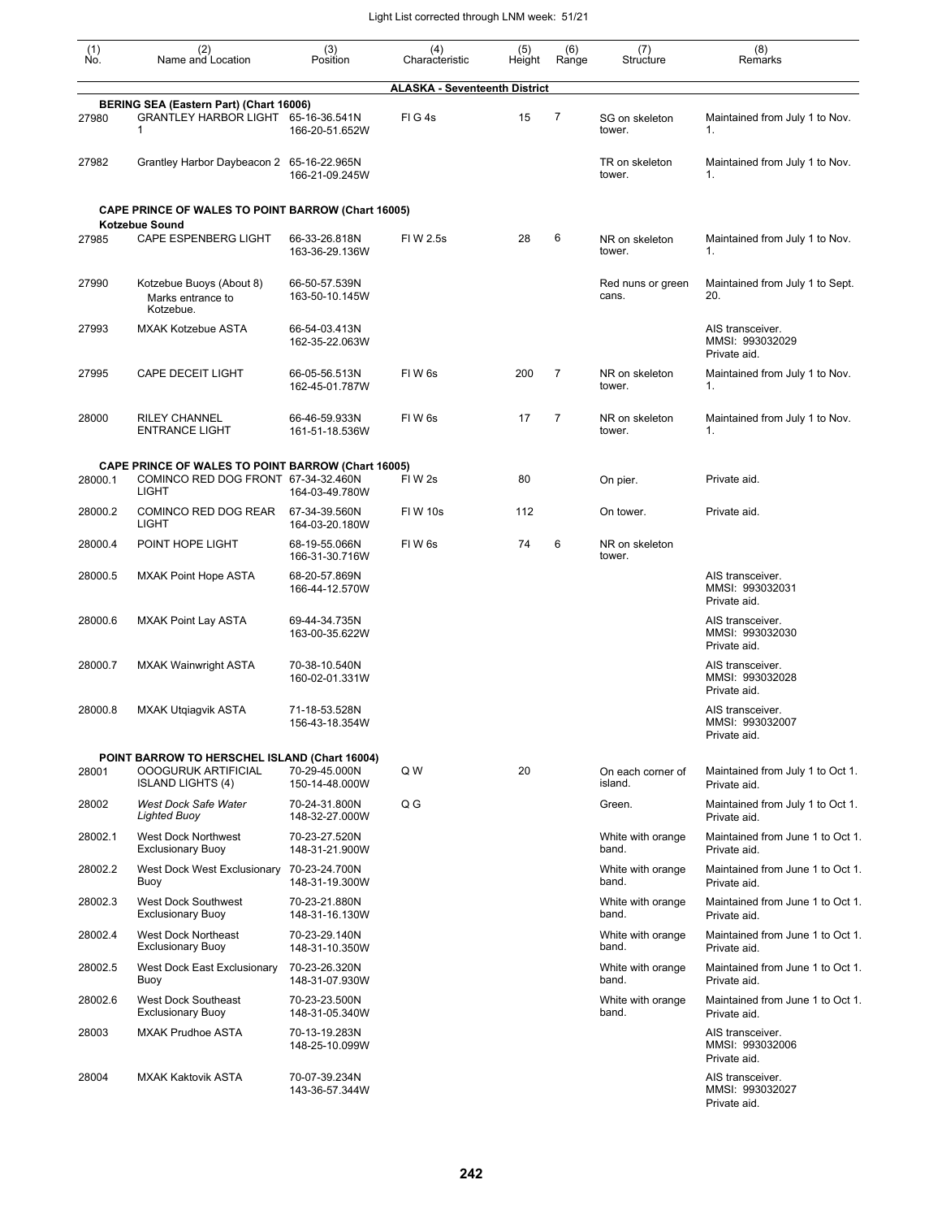Light List corrected through LNM week: 51/21

| (1) No. | (2) Name and Location | (3) Position | (4) Characteristic | (5) Height | (6) Range | (7) Structure | (8) Remarks |
|---|---|---|---|---|---|---|---|
| | | | **ALASKA - Seventeenth District** | | | | |
| | **BERING SEA (Eastern Part) (Chart 16006)** | | | | | | |
| 27980 | GRANTLEY HARBOR LIGHT 1 | 65-16-36.541N 166-20-51.652W | Fl G 4s | 15 | 7 | SG on skeleton tower. | Maintained from July 1 to Nov. 1. |
| 27982 | Grantley Harbor Daybeacon 2 | 65-16-22.965N 166-21-09.245W | | | | TR on skeleton tower. | Maintained from July 1 to Nov. 1. |
| | **CAPE PRINCE OF WALES TO POINT BARROW (Chart 16005)** | | | | | | |
| | **Kotzebue Sound** | | | | | | |
| 27985 | CAPE ESPENBERG LIGHT | 66-33-26.818N 163-36-29.136W | Fl W 2.5s | 28 | 6 | NR on skeleton tower. | Maintained from July 1 to Nov. 1. |
| 27990 | Kotzebue Buoys (About 8) Marks entrance to Kotzebue. | 66-50-57.539N 163-50-10.145W | | | | Red nuns or green cans. | Maintained from July 1 to Sept. 20. |
| 27993 | MXAK Kotzebue ASTA | 66-54-03.413N 162-35-22.063W | | | | | AIS transceiver. MMSI: 993032029 Private aid. |
| 27995 | CAPE DECEIT LIGHT | 66-05-56.513N 162-45-01.787W | Fl W 6s | 200 | 7 | NR on skeleton tower. | Maintained from July 1 to Nov. 1. |
| 28000 | RILEY CHANNEL ENTRANCE LIGHT | 66-46-59.933N 161-51-18.536W | Fl W 6s | 17 | 7 | NR on skeleton tower. | Maintained from July 1 to Nov. 1. |
| | **CAPE PRINCE OF WALES TO POINT BARROW (Chart 16005)** | | | | | | |
| 28000.1 | COMINCO RED DOG FRONT LIGHT | 67-34-32.460N 164-03-49.780W | Fl W 2s | 80 | | On pier. | Private aid. |
| 28000.2 | COMINCO RED DOG REAR LIGHT | 67-34-39.560N 164-03-20.180W | Fl W 10s | 112 | | On tower. | Private aid. |
| 28000.4 | POINT HOPE LIGHT | 68-19-55.066N 166-31-30.716W | Fl W 6s | 74 | 6 | NR on skeleton tower. | |
| 28000.5 | MXAK Point Hope ASTA | 68-20-57.869N 166-44-12.570W | | | | | AIS transceiver. MMSI: 993032031 Private aid. |
| 28000.6 | MXAK Point Lay ASTA | 69-44-34.735N 163-00-35.622W | | | | | AIS transceiver. MMSI: 993032030 Private aid. |
| 28000.7 | MXAK Wainwright ASTA | 70-38-10.540N 160-02-01.331W | | | | | AIS transceiver. MMSI: 993032028 Private aid. |
| 28000.8 | MXAK Utqiagvik ASTA | 71-18-53.528N 156-43-18.354W | | | | | AIS transceiver. MMSI: 993032007 Private aid. |
| | **POINT BARROW TO HERSCHEL ISLAND (Chart 16004)** | | | | | | |
| 28001 | OOOGURUK ARTIFICIAL ISLAND LIGHTS (4) | 70-29-45.000N 150-14-48.000W | Q W | 20 | | On each corner of island. | Maintained from July 1 to Oct 1. Private aid. |
| 28002 | *West Dock Safe Water Lighted Buoy* | 70-24-31.800N 148-32-27.000W | Q G | | | Green. | Maintained from July 1 to Oct 1. Private aid. |
| 28002.1 | West Dock Northwest Exclusionary Buoy | 70-23-27.520N 148-31-21.900W | | | | White with orange band. | Maintained from June 1 to Oct 1. Private aid. |
| 28002.2 | West Dock West Exclusionary Buoy | 70-23-24.700N 148-31-19.300W | | | | White with orange band. | Maintained from June 1 to Oct 1. Private aid. |
| 28002.3 | West Dock Southwest Exclusionary Buoy | 70-23-21.880N 148-31-16.130W | | | | White with orange band. | Maintained from June 1 to Oct 1. Private aid. |
| 28002.4 | West Dock Northeast Exclusionary Buoy | 70-23-29.140N 148-31-10.350W | | | | White with orange band. | Maintained from June 1 to Oct 1. Private aid. |
| 28002.5 | West Dock East Exclusionary Buoy | 70-23-26.320N 148-31-07.930W | | | | White with orange band. | Maintained from June 1 to Oct 1. Private aid. |
| 28002.6 | West Dock Southeast Exclusionary Buoy | 70-23-23.500N 148-31-05.340W | | | | White with orange band. | Maintained from June 1 to Oct 1. Private aid. |
| 28003 | MXAK Prudhoe ASTA | 70-13-19.283N 148-25-10.099W | | | | | AIS transceiver. MMSI: 993032006 Private aid. |
| 28004 | MXAK Kaktovik ASTA | 70-07-39.234N 143-36-57.344W | | | | | AIS transceiver. MMSI: 993032027 Private aid. |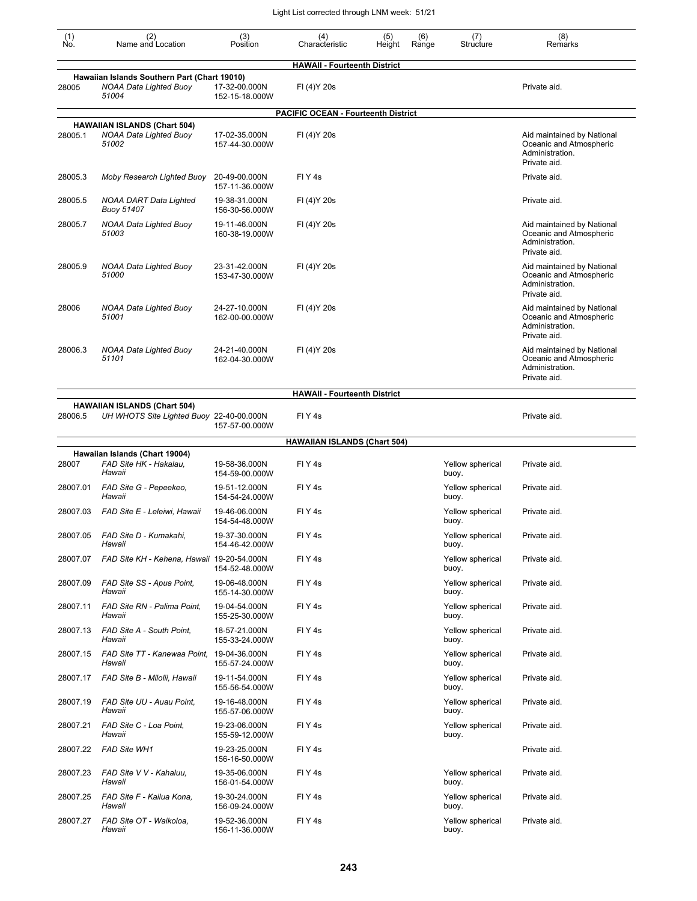| (1) No. | (2) Name and Location | (3) Position | (4) Characteristic | (5) Height | (6) Range | (7) Structure | (8) Remarks |
|---|---|---|---|---|---|---|---|
| | | | **HAWAII - Fourteenth District** | | | | |
| | **Hawaiian Islands Southern Part (Chart 19010)** | | | | | | |
| 28005 | *NOAA Data Lighted Buoy 51004* | 17-32-00.000N 152-15-18.000W | Fl (4)Y 20s | | | | Private aid. |
| | | | **PACIFIC OCEAN - Fourteenth District** | | | | |
| | **HAWAIIAN ISLANDS (Chart 504)** | | | | | | |
| 28005.1 | *NOAA Data Lighted Buoy 51002* | 17-02-35.000N 157-44-30.000W | Fl (4)Y 20s | | | | Aid maintained by National Oceanic and Atmospheric Administration. Private aid. |
| 28005.3 | *Moby Research Lighted Buoy* | 20-49-00.000N 157-11-36.000W | Fl Y 4s | | | | Private aid. |
| 28005.5 | *NOAA DART Data Lighted Buoy 51407* | 19-38-31.000N 156-30-56.000W | Fl (4)Y 20s | | | | Private aid. |
| 28005.7 | *NOAA Data Lighted Buoy 51003* | 19-11-46.000N 160-38-19.000W | Fl (4)Y 20s | | | | Aid maintained by National Oceanic and Atmospheric Administration. Private aid. |
| 28005.9 | *NOAA Data Lighted Buoy 51000* | 23-31-42.000N 153-47-30.000W | Fl (4)Y 20s | | | | Aid maintained by National Oceanic and Atmospheric Administration. Private aid. |
| 28006 | *NOAA Data Lighted Buoy 51001* | 24-27-10.000N 162-00-00.000W | Fl (4)Y 20s | | | | Aid maintained by National Oceanic and Atmospheric Administration. Private aid. |
| 28006.3 | *NOAA Data Lighted Buoy 51101* | 24-21-40.000N 162-04-30.000W | Fl (4)Y 20s | | | | Aid maintained by National Oceanic and Atmospheric Administration. Private aid. |
| | | | **HAWAII - Fourteenth District** | | | | |
| | **HAWAIIAN ISLANDS (Chart 504)** | | | | | | |
| 28006.5 | *UH WHOTS Site Lighted Buoy* | 22-40-00.000N 157-57-00.000W | Fl Y 4s | | | | Private aid. |
| | | | **HAWAIIAN ISLANDS (Chart 504)** | | | | |
| | **Hawaiian Islands (Chart 19004)** | | | | | | |
| 28007 | *FAD Site HK - Hakalau, Hawaii* | 19-58-36.000N 154-59-00.000W | Fl Y 4s | | | Yellow spherical buoy. | Private aid. |
| 28007.01 | *FAD Site G - Pepeekeo, Hawaii* | 19-51-12.000N 154-54-24.000W | Fl Y 4s | | | Yellow spherical buoy. | Private aid. |
| 28007.03 | *FAD Site E - Leleiwi, Hawaii* | 19-46-06.000N 154-54-48.000W | Fl Y 4s | | | Yellow spherical buoy. | Private aid. |
| 28007.05 | *FAD Site D - Kumakahi, Hawaii* | 19-37-30.000N 154-46-42.000W | Fl Y 4s | | | Yellow spherical buoy. | Private aid. |
| 28007.07 | *FAD Site KH - Kehena, Hawaii* | 19-20-54.000N 154-52-48.000W | Fl Y 4s | | | Yellow spherical buoy. | Private aid. |
| 28007.09 | *FAD Site SS - Apua Point, Hawaii* | 19-06-48.000N 155-14-30.000W | Fl Y 4s | | | Yellow spherical buoy. | Private aid. |
| 28007.11 | *FAD Site RN - Palima Point, Hawaii* | 19-04-54.000N 155-25-30.000W | Fl Y 4s | | | Yellow spherical buoy. | Private aid. |
| 28007.13 | *FAD Site A - South Point, Hawaii* | 18-57-21.000N 155-33-24.000W | Fl Y 4s | | | Yellow spherical buoy. | Private aid. |
| 28007.15 | *FAD Site TT - Kanewaa Point, Hawaii* | 19-04-36.000N 155-57-24.000W | Fl Y 4s | | | Yellow spherical buoy. | Private aid. |
| 28007.17 | *FAD Site B - Milolii, Hawaii* | 19-11-54.000N 155-56-54.000W | Fl Y 4s | | | Yellow spherical buoy. | Private aid. |
| 28007.19 | *FAD Site UU - Auau Point, Hawaii* | 19-16-48.000N 155-57-06.000W | Fl Y 4s | | | Yellow spherical buoy. | Private aid. |
| 28007.21 | *FAD Site C - Loa Point, Hawaii* | 19-23-06.000N 155-59-12.000W | Fl Y 4s | | | Yellow spherical buoy. | Private aid. |
| 28007.22 | *FAD Site WH1* | 19-23-25.000N 156-16-50.000W | Fl Y 4s | | | | Private aid. |
| 28007.23 | *FAD Site V V - Kahaluu, Hawaii* | 19-35-06.000N 156-01-54.000W | Fl Y 4s | | | Yellow spherical buoy. | Private aid. |
| 28007.25 | *FAD Site F - Kailua Kona, Hawaii* | 19-30-24.000N 156-09-24.000W | Fl Y 4s | | | Yellow spherical buoy. | Private aid. |
| 28007.27 | *FAD Site OT - Waikoloa, Hawaii* | 19-52-36.000N 156-11-36.000W | Fl Y 4s | | | Yellow spherical buoy. | Private aid. |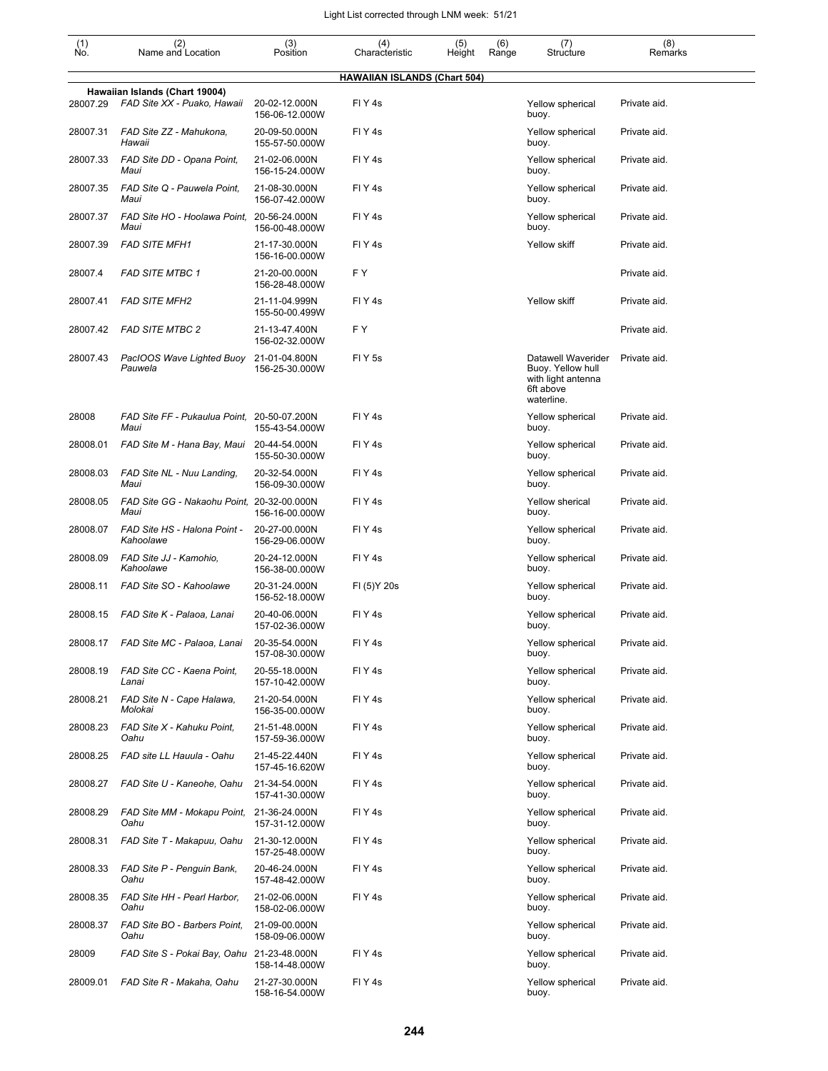| (1) No. | (2) Name and Location | (3) Position | (4) Characteristic | (5) Height | (6) Range | (7) Structure | (8) Remarks |
|---|---|---|---|---|---|---|---|
| | **HAWAIIAN ISLANDS (Chart 504)** | | | | | | |
| | **Hawaiian Islands (Chart 19004)** | | | | | | |
| 28007.29 | *FAD Site XX - Puako, Hawaii* | 20-02-12.000N 156-06-12.000W | Fl Y 4s | | | Yellow spherical buoy. | Private aid. |
| 28007.31 | *FAD Site ZZ - Mahukona, Hawaii* | 20-09-50.000N 155-57-50.000W | Fl Y 4s | | | Yellow spherical buoy. | Private aid. |
| 28007.33 | *FAD Site DD - Opana Point, Maui* | 21-02-06.000N 156-15-24.000W | Fl Y 4s | | | Yellow spherical buoy. | Private aid. |
| 28007.35 | *FAD Site Q - Pauwela Point, Maui* | 21-08-30.000N 156-07-42.000W | Fl Y 4s | | | Yellow spherical buoy. | Private aid. |
| 28007.37 | *FAD Site HO - Hoolawa Point, Maui* | 20-56-24.000N 156-00-48.000W | Fl Y 4s | | | Yellow spherical buoy. | Private aid. |
| 28007.39 | *FAD SITE MFH1* | 21-17-30.000N 156-16-00.000W | Fl Y 4s | | | Yellow skiff | Private aid. |
| 28007.4 | *FAD SITE MTBC 1* | 21-20-00.000N 156-28-48.000W | F Y | | | | Private aid. |
| 28007.41 | *FAD SITE MFH2* | 21-11-04.999N 155-50-00.499W | Fl Y 4s | | | Yellow skiff | Private aid. |
| 28007.42 | *FAD SITE MTBC 2* | 21-13-47.400N 156-02-32.000W | F Y | | | | Private aid. |
| 28007.43 | *PacIOOS Wave Lighted Buoy Pauwela* | 21-01-04.800N 156-25-30.000W | Fl Y 5s | | | Datawell Waverider Buoy. Yellow hull with light antenna 6ft above waterline. | Private aid. |
| 28008 | *FAD Site FF - Pukaulua Point, Maui* | 20-50-07.200N 155-43-54.000W | Fl Y 4s | | | Yellow spherical buoy. | Private aid. |
| 28008.01 | *FAD Site M - Hana Bay, Maui* | 20-44-54.000N 155-50-30.000W | Fl Y 4s | | | Yellow spherical buoy. | Private aid. |
| 28008.03 | *FAD Site NL - Nuu Landing, Maui* | 20-32-54.000N 156-09-30.000W | Fl Y 4s | | | Yellow spherical buoy. | Private aid. |
| 28008.05 | *FAD Site GG - Nakaohu Point, Maui* | 20-32-00.000N 156-16-00.000W | Fl Y 4s | | | Yellow sherical buoy. | Private aid. |
| 28008.07 | *FAD Site HS - Halona Point - Kahoolawe* | 20-27-00.000N 156-29-06.000W | Fl Y 4s | | | Yellow spherical buoy. | Private aid. |
| 28008.09 | *FAD Site JJ - Kamohio, Kahoolawe* | 20-24-12.000N 156-38-00.000W | Fl Y 4s | | | Yellow spherical buoy. | Private aid. |
| 28008.11 | *FAD Site SO - Kahoolawe* | 20-31-24.000N 156-52-18.000W | Fl (5)Y 20s | | | Yellow spherical buoy. | Private aid. |
| 28008.15 | *FAD Site K - Palaoa, Lanai* | 20-40-06.000N 157-02-36.000W | Fl Y 4s | | | Yellow spherical buoy. | Private aid. |
| 28008.17 | *FAD Site MC - Palaoa, Lanai* | 20-35-54.000N 157-08-30.000W | Fl Y 4s | | | Yellow spherical buoy. | Private aid. |
| 28008.19 | *FAD Site CC - Kaena Point, Lanai* | 20-55-18.000N 157-10-42.000W | Fl Y 4s | | | Yellow spherical buoy. | Private aid. |
| 28008.21 | *FAD Site N - Cape Halawa, Molokai* | 21-20-54.000N 156-35-00.000W | Fl Y 4s | | | Yellow spherical buoy. | Private aid. |
| 28008.23 | *FAD Site X - Kahuku Point, Oahu* | 21-51-48.000N 157-59-36.000W | Fl Y 4s | | | Yellow spherical buoy. | Private aid. |
| 28008.25 | *FAD site LL Hauula - Oahu* | 21-45-22.440N 157-45-16.620W | Fl Y 4s | | | Yellow spherical buoy. | Private aid. |
| 28008.27 | *FAD Site U - Kaneohe, Oahu* | 21-34-54.000N 157-41-30.000W | Fl Y 4s | | | Yellow spherical buoy. | Private aid. |
| 28008.29 | *FAD Site MM - Mokapu Point, Oahu* | 21-36-24.000N 157-31-12.000W | Fl Y 4s | | | Yellow spherical buoy. | Private aid. |
| 28008.31 | *FAD Site T - Makapuu, Oahu* | 21-30-12.000N 157-25-48.000W | Fl Y 4s | | | Yellow spherical buoy. | Private aid. |
| 28008.33 | *FAD Site P - Penguin Bank, Oahu* | 20-46-24.000N 157-48-42.000W | Fl Y 4s | | | Yellow spherical buoy. | Private aid. |
| 28008.35 | *FAD Site HH - Pearl Harbor, Oahu* | 21-02-06.000N 158-02-06.000W | Fl Y 4s | | | Yellow spherical buoy. | Private aid. |
| 28008.37 | *FAD Site BO - Barbers Point, Oahu* | 21-09-00.000N 158-09-06.000W | | | | Yellow spherical buoy. | Private aid. |
| 28009 | *FAD Site S - Pokai Bay, Oahu* | 21-23-48.000N 158-14-48.000W | Fl Y 4s | | | Yellow spherical buoy. | Private aid. |
| 28009.01 | *FAD Site R - Makaha, Oahu* | 21-27-30.000N 158-16-54.000W | Fl Y 4s | | | Yellow spherical buoy. | Private aid. |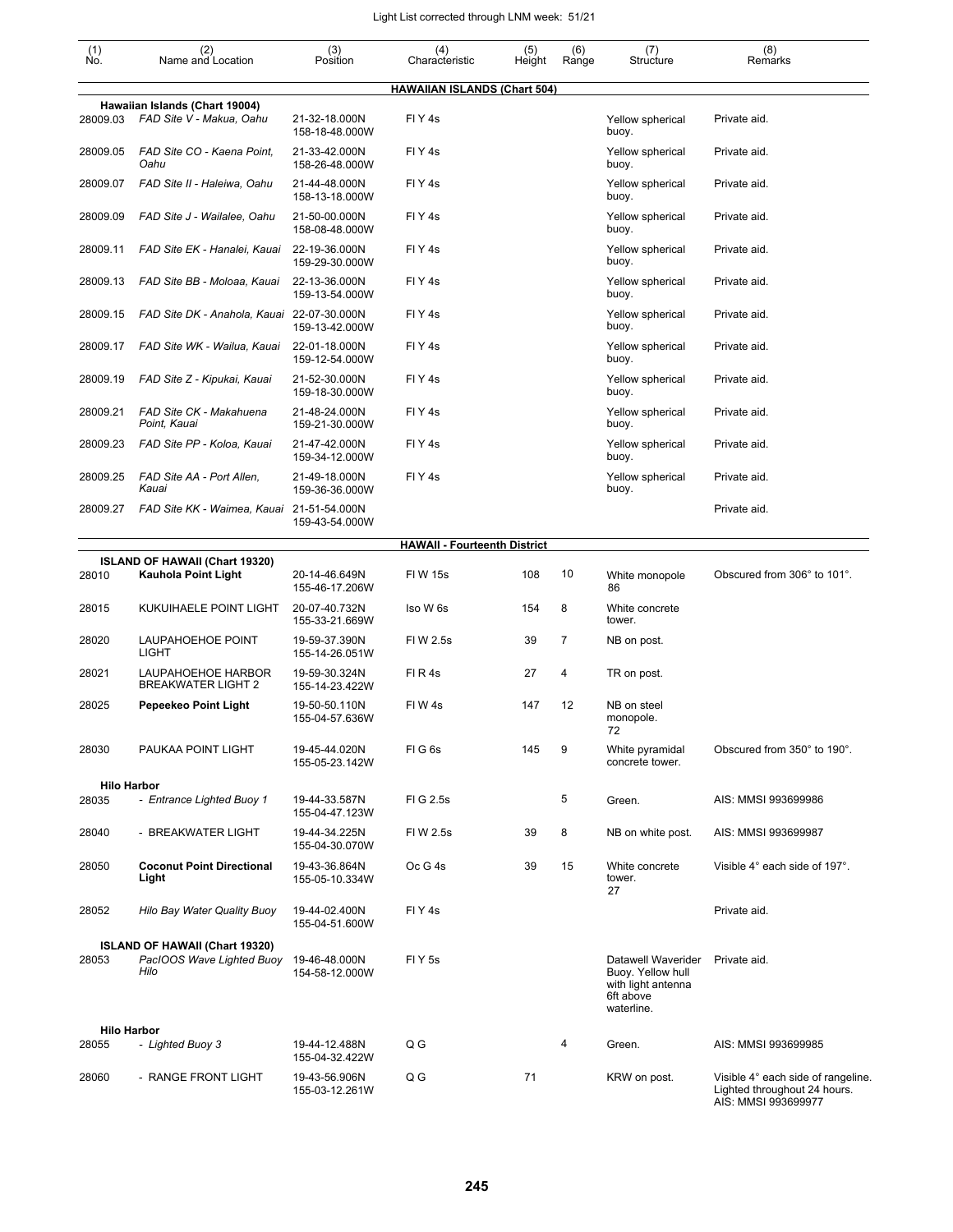| (1) No. | (2) Name and Location | (3) Position | (4) Characteristic | (5) Height | (6) Range | (7) Structure | (8) Remarks |
|---|---|---|---|---|---|---|---|
| | | | **HAWAIIAN ISLANDS (Chart 504)** | | | | |
| | **Hawaiian Islands (Chart 19004)** | | | | | | |
| 28009.03 | *FAD Site V - Makua, Oahu* | 21-32-18.000N 158-18-48.000W | Fl Y 4s | | | Yellow spherical buoy. | Private aid. |
| 28009.05 | *FAD Site CO - Kaena Point, Oahu* | 21-33-42.000N 158-26-48.000W | Fl Y 4s | | | Yellow spherical buoy. | Private aid. |
| 28009.07 | *FAD Site II - Haleiwa, Oahu* | 21-44-48.000N 158-13-18.000W | Fl Y 4s | | | Yellow spherical buoy. | Private aid. |
| 28009.09 | *FAD Site J - Wailalee, Oahu* | 21-50-00.000N 158-08-48.000W | Fl Y 4s | | | Yellow spherical buoy. | Private aid. |
| 28009.11 | *FAD Site EK - Hanalei, Kauai* | 22-19-36.000N 159-29-30.000W | Fl Y 4s | | | Yellow spherical buoy. | Private aid. |
| 28009.13 | *FAD Site BB - Moloaa, Kauai* | 22-13-36.000N 159-13-54.000W | Fl Y 4s | | | Yellow spherical buoy. | Private aid. |
| 28009.15 | *FAD Site DK - Anahola, Kauai* | 22-07-30.000N 159-13-42.000W | Fl Y 4s | | | Yellow spherical buoy. | Private aid. |
| 28009.17 | *FAD Site WK - Wailua, Kauai* | 22-01-18.000N 159-12-54.000W | Fl Y 4s | | | Yellow spherical buoy. | Private aid. |
| 28009.19 | *FAD Site Z - Kipukai, Kauai* | 21-52-30.000N 159-18-30.000W | Fl Y 4s | | | Yellow spherical buoy. | Private aid. |
| 28009.21 | *FAD Site CK - Makahuena Point, Kauai* | 21-48-24.000N 159-21-30.000W | Fl Y 4s | | | Yellow spherical buoy. | Private aid. |
| 28009.23 | *FAD Site PP - Koloa, Kauai* | 21-47-42.000N 159-34-12.000W | Fl Y 4s | | | Yellow spherical buoy. | Private aid. |
| 28009.25 | *FAD Site AA - Port Allen, Kauai* | 21-49-18.000N 159-36-36.000W | Fl Y 4s | | | Yellow spherical buoy. | Private aid. |
| 28009.27 | *FAD Site KK - Waimea, Kauai* | 21-51-54.000N 159-43-54.000W | | | | | Private aid. |
| | | | **HAWAII - Fourteenth District** | | | | |
| | **ISLAND OF HAWAII (Chart 19320)** | | | | | | |
| 28010 | **Kauhola Point Light** | 20-14-46.649N 155-46-17.206W | Fl W 15s | 108 | 10 | White monopole 86 | Obscured from 306° to 101°. |
| 28015 | KUKUIHAELE POINT LIGHT | 20-07-40.732N 155-33-21.669W | Iso W 6s | 154 | 8 | White concrete tower. | |
| 28020 | LAUPAHOEHOE POINT LIGHT | 19-59-37.390N 155-14-26.051W | Fl W 2.5s | 39 | 7 | NB on post. | |
| 28021 | LAUPAHOEHOE HARBOR BREAKWATER LIGHT 2 | 19-59-30.324N 155-14-23.422W | Fl R 4s | 27 | 4 | TR on post. | |
| 28025 | **Pepeekeo Point Light** | 19-50-50.110N 155-04-57.636W | Fl W 4s | 147 | 12 | NB on steel monopole. 72 | |
| 28030 | PAUKAA POINT LIGHT | 19-45-44.020N 155-05-23.142W | Fl G 6s | 145 | 9 | White pyramidal concrete tower. | Obscured from 350° to 190°. |
| | **Hilo Harbor** | | | | | | |
| 28035 | *- Entrance Lighted Buoy 1* | 19-44-33.587N 155-04-47.123W | Fl G 2.5s | | 5 | Green. | AIS: MMSI 993699986 |
| 28040 | - BREAKWATER LIGHT | 19-44-34.225N 155-04-30.070W | Fl W 2.5s | 39 | 8 | NB on white post. | AIS: MMSI 993699987 |
| 28050 | **Coconut Point Directional Light** | 19-43-36.864N 155-05-10.334W | Oc G 4s | 39 | 15 | White concrete tower. 27 | Visible 4° each side of 197°. |
| 28052 | *Hilo Bay Water Quality Buoy* | 19-44-02.400N 155-04-51.600W | Fl Y 4s | | | | Private aid. |
| | **ISLAND OF HAWAII (Chart 19320)** | | | | | | |
| 28053 | *PacIOOS Wave Lighted Buoy Hilo* | 19-46-48.000N 154-58-12.000W | Fl Y 5s | | | Datawell Waverider Buoy. Yellow hull with light antenna 6ft above waterline. | Private aid. |
| | **Hilo Harbor** | | | | | | |
| 28055 | *- Lighted Buoy 3* | 19-44-12.488N 155-04-32.422W | Q G | | 4 | Green. | AIS: MMSI 993699985 |
| 28060 | - RANGE FRONT LIGHT | 19-43-56.906N 155-03-12.261W | Q G | 71 | | KRW on post. | Visible 4° each side of rangeline. Lighted throughout 24 hours. AIS: MMSI 993699977 |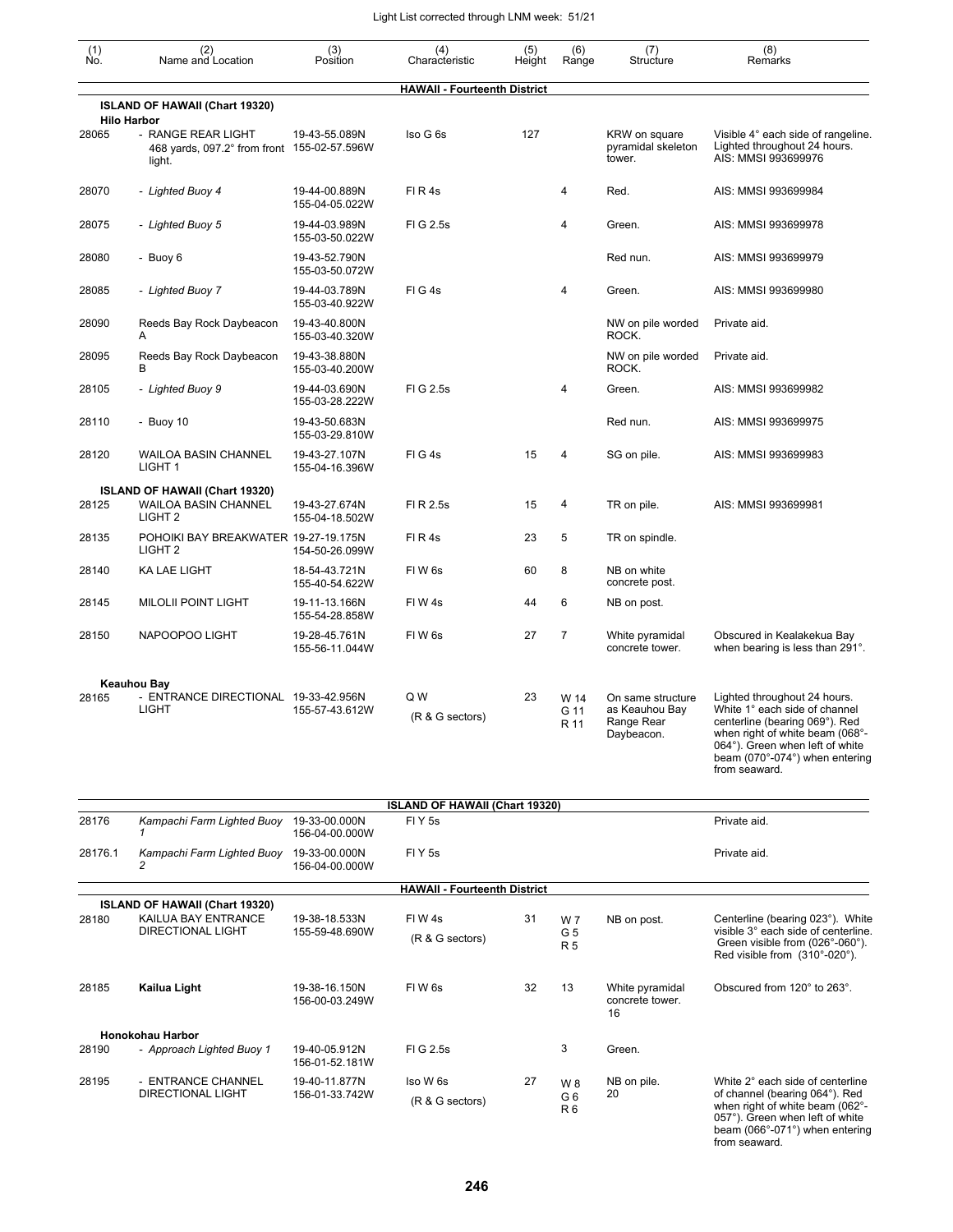| (1) No. | (2) Name and Location | (3) Position | (4) Characteristic | (5) Height | (6) Range | (7) Structure | (8) Remarks |
|---|---|---|---|---|---|---|---|
| | | | **HAWAII - Fourteenth District** | | | | |
| | **ISLAND OF HAWAII (Chart 19320)** | | | | | | |
| | **Hilo Harbor** | | | | | | |
| 28065 | - RANGE REAR LIGHT 468 yards, 097.2° from front light. | 19-43-55.089N 155-02-57.596W | Iso G 6s | 127 | | KRW on square pyramidal skeleton tower. | Visible 4° each side of rangeline. Lighted throughout 24 hours. AIS: MMSI 993699976 |
| 28070 | *- Lighted Buoy 4* | 19-44-00.889N 155-04-05.022W | Fl R 4s | | 4 | Red. | AIS: MMSI 993699984 |
| 28075 | *- Lighted Buoy 5* | 19-44-03.989N 155-03-50.022W | Fl G 2.5s | | 4 | Green. | AIS: MMSI 993699978 |
| 28080 | *- Buoy 6* | 19-43-52.790N 155-03-50.072W | | | | Red nun. | AIS: MMSI 993699979 |
| 28085 | *- Lighted Buoy 7* | 19-44-03.789N 155-03-40.922W | Fl G 4s | | 4 | Green. | AIS: MMSI 993699980 |
| 28090 | Reeds Bay Rock Daybeacon A | 19-43-40.800N 155-03-40.320W | | | | NW on pile worded ROCK. | Private aid. |
| 28095 | Reeds Bay Rock Daybeacon B | 19-43-38.880N 155-03-40.200W | | | | NW on pile worded ROCK. | Private aid. |
| 28105 | *- Lighted Buoy 9* | 19-44-03.690N 155-03-28.222W | Fl G 2.5s | | 4 | Green. | AIS: MMSI 993699982 |
| 28110 | *- Buoy 10* | 19-43-50.683N 155-03-29.810W | | | | Red nun. | AIS: MMSI 993699975 |
| 28120 | WAILOA BASIN CHANNEL LIGHT 1 | 19-43-27.107N 155-04-16.396W | Fl G 4s | 15 | 4 | SG on pile. | AIS: MMSI 993699983 |
| | **ISLAND OF HAWAII (Chart 19320)** | | | | | | |
| 28125 | WAILOA BASIN CHANNEL LIGHT 2 | 19-43-27.674N 155-04-18.502W | Fl R 2.5s | 15 | 4 | TR on pile. | AIS: MMSI 993699981 |
| 28135 | POHOIKI BAY BREAKWATER LIGHT 2 | 19-27-19.175N 154-50-26.099W | Fl R 4s | 23 | 5 | TR on spindle. | |
| 28140 | KA LAE LIGHT | 18-54-43.721N 155-40-54.622W | Fl W 6s | 60 | 8 | NB on white concrete post. | |
| 28145 | MILOLII POINT LIGHT | 19-11-13.166N 155-54-28.858W | Fl W 4s | 44 | 6 | NB on post. | |
| 28150 | NAPOOPOO LIGHT | 19-28-45.761N 155-56-11.044W | Fl W 6s | 27 | 7 | White pyramidal concrete tower. | Obscured in Kealakekua Bay when bearing is less than 291°. |
| | **Keauhou Bay** | | | | | | |
| 28165 | - ENTRANCE DIRECTIONAL LIGHT | 19-33-42.956N 155-57-43.612W | Q W (R & G sectors) | 23 | W 14 G 11 R 11 | On same structure as Keauhou Bay Range Rear Daybeacon. | Lighted throughout 24 hours. White 1° each side of channel centerline (bearing 069°). Red when right of white beam (068°-064°). Green when left of white beam (070°-074°) when entering from seaward. |
| | | | **ISLAND OF HAWAII (Chart 19320)** | | | | |
| 28176 | *Kampachi Farm Lighted Buoy 1* | 19-33-00.000N 156-04-00.000W | Fl Y 5s | | | | Private aid. |
| 28176.1 | *Kampachi Farm Lighted Buoy 2* | 19-33-00.000N 156-04-00.000W | Fl Y 5s | | | | Private aid. |
| | | | **HAWAII - Fourteenth District** | | | | |
| | **ISLAND OF HAWAII (Chart 19320)** | | | | | | |
| 28180 | KAILUA BAY ENTRANCE DIRECTIONAL LIGHT | 19-38-18.533N 155-59-48.690W | Fl W 4s (R & G sectors) | 31 | W 7 G 5 R 5 | NB on post. | Centerline (bearing 023°). White visible 3° each side of centerline. Green visible from (026°-060°). Red visible from (310°-020°). |
| 28185 | **Kailua Light** | 19-38-16.150N 156-00-03.249W | Fl W 6s | 32 | 13 | White pyramidal concrete tower. 16 | Obscured from 120° to 263°. |
| | **Honokohau Harbor** | | | | | | |
| 28190 | *- Approach Lighted Buoy 1* | 19-40-05.912N 156-01-52.181W | Fl G 2.5s | | 3 | Green. | |
| 28195 | - ENTRANCE CHANNEL DIRECTIONAL LIGHT | 19-40-11.877N 156-01-33.742W | Iso W 6s (R & G sectors) | 27 | W 8 G 6 R 6 | NB on pile. 20 | White 2° each side of centerline of channel (bearing 064°). Red when right of white beam (062°-057°). Green when left of white beam (066°-071°) when entering from seaward. |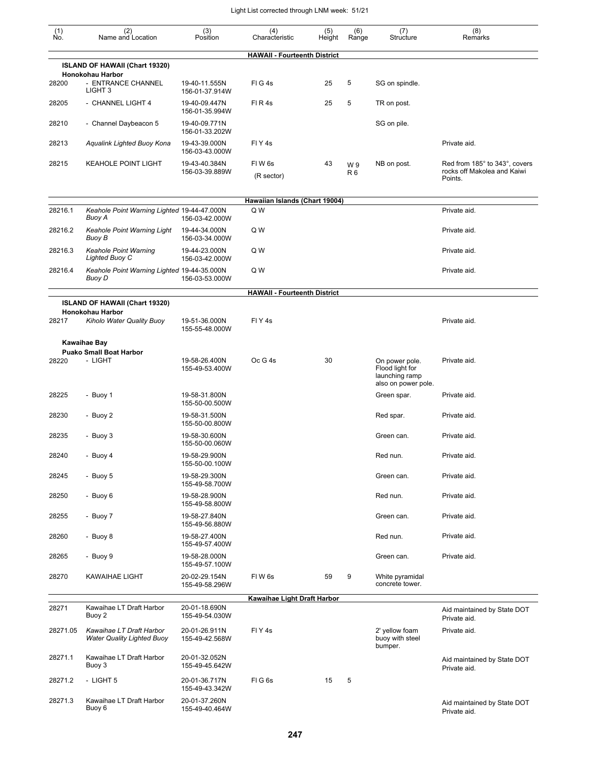Light List corrected through LNM week: 51/21

| (1) No. | (2) Name and Location | (3) Position | (4) Characteristic | (5) Height | (6) Range | (7) Structure | (8) Remarks |
|---|---|---|---|---|---|---|---|
| | | | **HAWAII - Fourteenth District** | | | | |
| | **ISLAND OF HAWAII (Chart 19320)** | | | | | | |
| | **Honokohau Harbor** | | | | | | |
| 28200 | - ENTRANCE CHANNEL LIGHT 3 | 19-40-11.555N 156-01-37.914W | Fl G 4s | 25 | 5 | SG on spindle. | |
| 28205 | - CHANNEL LIGHT 4 | 19-40-09.447N 156-01-35.994W | Fl R 4s | 25 | 5 | TR on post. | |
| 28210 | - Channel Daybeacon 5 | 19-40-09.771N 156-01-33.202W | | | | SG on pile. | |
| 28213 | *Aqualink Lighted Buoy Kona* | 19-43-39.000N 156-03-43.000W | Fl Y 4s | | | | Private aid. |
| 28215 | KEAHOLE POINT LIGHT | 19-43-40.384N 156-03-39.889W | Fl W 6s (R sector) | 43 | W 9 R 6 | NB on post. | Red from 185° to 343°, covers rocks off Makolea and Kaiwi Points. |
| | | | **Hawaiian Islands (Chart 19004)** | | | | |
| 28216.1 | *Keahole Point Warning Lighted Buoy A* | 19-44-47.000N 156-03-42.000W | Q W | | | | Private aid. |
| 28216.2 | *Keahole Point Warning Light Buoy B* | 19-44-34.000N 156-03-34.000W | Q W | | | | Private aid. |
| 28216.3 | *Keahole Point Warning Lighted Buoy C* | 19-44-23.000N 156-03-42.000W | Q W | | | | Private aid. |
| 28216.4 | *Keahole Point Warning Lighted Buoy D* | 19-44-35.000N 156-03-53.000W | Q W | | | | Private aid. |
| | | | **HAWAII - Fourteenth District** | | | | |
| | **ISLAND OF HAWAII (Chart 19320)** | | | | | | |
| | **Honokohau Harbor** | | | | | | |
| 28217 | *Kiholo Water Quality Buoy* | 19-51-36.000N 155-55-48.000W | Fl Y 4s | | | | Private aid. |
| | **Kawaihae Bay** | | | | | | |
| | **Puako Small Boat Harbor** | | | | | | |
| 28220 | - LIGHT | 19-58-26.400N 155-49-53.400W | Oc G 4s | 30 | | On power pole. Flood light for launching ramp also on power pole. | Private aid. |
| 28225 | - Buoy 1 | 19-58-31.800N 155-50-00.500W | | | | Green spar. | Private aid. |
| 28230 | - Buoy 2 | 19-58-31.500N 155-50-00.800W | | | | Red spar. | Private aid. |
| 28235 | - Buoy 3 | 19-58-30.600N 155-50-00.060W | | | | Green can. | Private aid. |
| 28240 | - Buoy 4 | 19-58-29.900N 155-50-00.100W | | | | Red nun. | Private aid. |
| 28245 | - Buoy 5 | 19-58-29.300N 155-49-58.700W | | | | Green can. | Private aid. |
| 28250 | - Buoy 6 | 19-58-28.900N 155-49-58.800W | | | | Red nun. | Private aid. |
| 28255 | - Buoy 7 | 19-58-27.840N 155-49-56.880W | | | | Green can. | Private aid. |
| 28260 | - Buoy 8 | 19-58-27.400N 155-49-57.400W | | | | Red nun. | Private aid. |
| 28265 | - Buoy 9 | 19-58-28.000N 155-49-57.100W | | | | Green can. | Private aid. |
| 28270 | KAWAIHAE LIGHT | 20-02-29.154N 155-49-58.296W | Fl W 6s | 59 | 9 | White pyramidal concrete tower. | |
| | | | **Kawaihae Light Draft Harbor** | | | | |
| 28271 | Kawaihae LT Draft Harbor Buoy 2 | 20-01-18.690N 155-49-54.030W | | | | | Aid maintained by State DOT Private aid. |
| 28271.05 | *Kawaihae LT Draft Harbor Water Quality Lighted Buoy* | 20-01-26.911N 155-49-42.568W | Fl Y 4s | | | 2' yellow foam buoy with steel bumper. | Private aid. |
| 28271.1 | Kawaihae LT Draft Harbor Buoy 3 | 20-01-32.052N 155-49-45.642W | | | | | Aid maintained by State DOT Private aid. |
| 28271.2 | - LIGHT 5 | 20-01-36.717N 155-49-43.342W | Fl G 6s | 15 | 5 | | |
| 28271.3 | Kawaihae LT Draft Harbor Buoy 6 | 20-01-37.260N 155-49-40.464W | | | | | Aid maintained by State DOT Private aid. |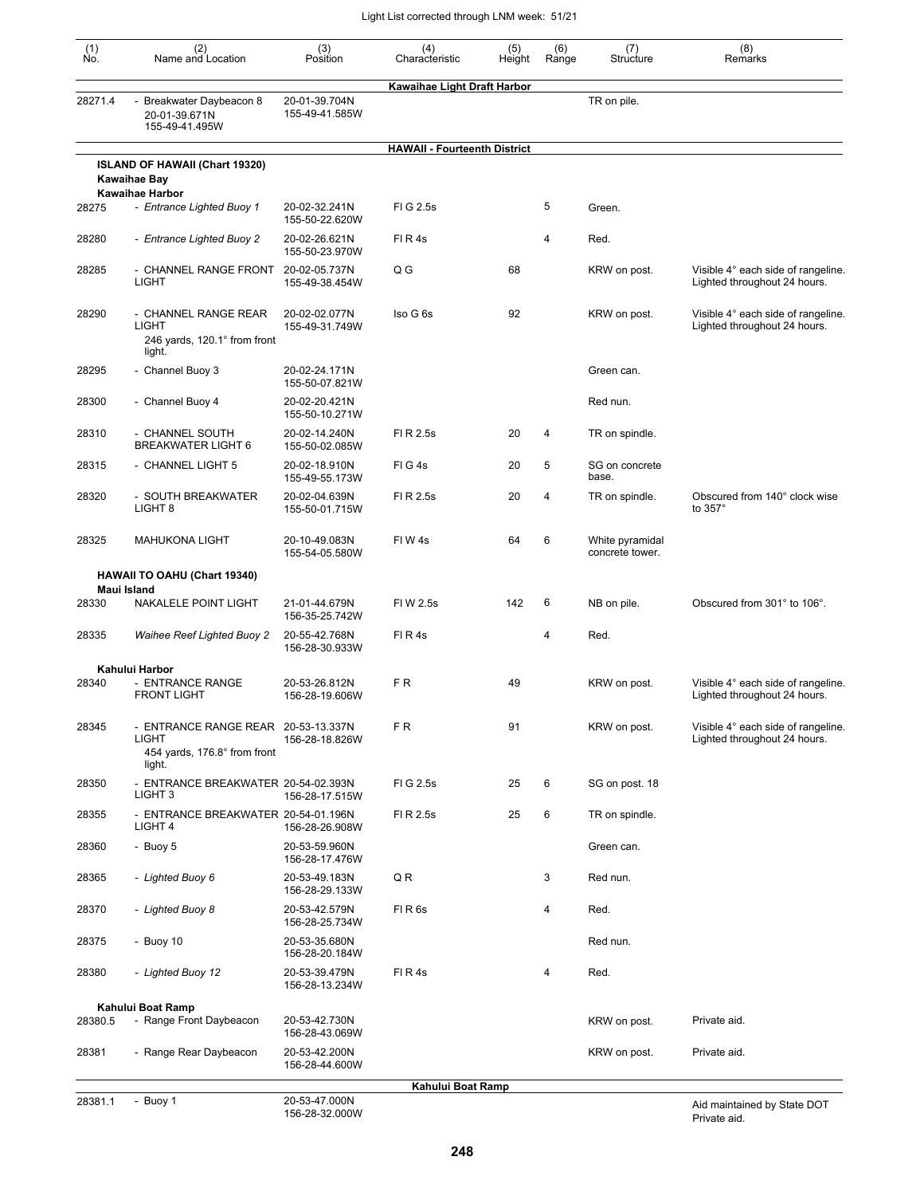| (1) No. | (2) Name and Location | (3) Position | (4) Characteristic | (5) Height | (6) Range | (7) Structure | (8) Remarks |
|---|---|---|---|---|---|---|---|
| | | | **Kawaihae Light Draft Harbor** | | | | |
| 28271.4 | - Breakwater Daybeacon 8 20-01-39.671N 155-49-41.495W | 20-01-39.704N 155-49-41.585W | | | | TR on pile. | |
| | | | **HAWAII - Fourteenth District** | | | | |
| | **ISLAND OF HAWAII (Chart 19320)** | | | | | | |
| | **Kawaihae Bay** | | | | | | |
| | **Kawaihae Harbor** | | | | | | |
| 28275 | - *Entrance Lighted Buoy 1* | 20-02-32.241N 155-50-22.620W | Fl G 2.5s | | 5 | Green. | |
| 28280 | - *Entrance Lighted Buoy 2* | 20-02-26.621N 155-50-23.970W | Fl R 4s | | 4 | Red. | |
| 28285 | - CHANNEL RANGE FRONT LIGHT | 20-02-05.737N 155-49-38.454W | Q G | 68 | | KRW on post. | Visible 4° each side of rangeline. Lighted throughout 24 hours. |
| 28290 | - CHANNEL RANGE REAR LIGHT 246 yards, 120.1° from front light. | 20-02-02.077N 155-49-31.749W | Iso G 6s | 92 | | KRW on post. | Visible 4° each side of rangeline. Lighted throughout 24 hours. |
| 28295 | - Channel Buoy 3 | 20-02-24.171N 155-50-07.821W | | | | Green can. | |
| 28300 | - Channel Buoy 4 | 20-02-20.421N 155-50-10.271W | | | | Red nun. | |
| 28310 | - CHANNEL SOUTH BREAKWATER LIGHT 6 | 20-02-14.240N 155-50-02.085W | Fl R 2.5s | 20 | 4 | TR on spindle. | |
| 28315 | - CHANNEL LIGHT 5 | 20-02-18.910N 155-49-55.173W | Fl G 4s | 20 | 5 | SG on concrete base. | |
| 28320 | - SOUTH BREAKWATER LIGHT 8 | 20-02-04.639N 155-50-01.715W | Fl R 2.5s | 20 | 4 | TR on spindle. | Obscured from 140° clock wise to 357° |
| 28325 | MAHUKONA LIGHT | 20-10-49.083N 155-54-05.580W | Fl W 4s | 64 | 6 | White pyramidal concrete tower. | |
| | **HAWAII TO OAHU (Chart 19340)** | | | | | | |
| | **Maui Island** | | | | | | |
| 28330 | NAKALELE POINT LIGHT | 21-01-44.679N 156-35-25.742W | Fl W 2.5s | 142 | 6 | NB on pile. | Obscured from 301° to 106°. |
| 28335 | *Waihee Reef Lighted Buoy 2* | 20-55-42.768N 156-28-30.933W | Fl R 4s | | 4 | Red. | |
| | **Kahului Harbor** | | | | | | |
| 28340 | - ENTRANCE RANGE FRONT LIGHT | 20-53-26.812N 156-28-19.606W | F R | 49 | | KRW on post. | Visible 4° each side of rangeline. Lighted throughout 24 hours. |
| 28345 | - ENTRANCE RANGE REAR LIGHT 454 yards, 176.8° from front light. | 20-53-13.337N 156-28-18.826W | F R | 91 | | KRW on post. | Visible 4° each side of rangeline. Lighted throughout 24 hours. |
| 28350 | - ENTRANCE BREAKWATER LIGHT 3 | 20-54-02.393N 156-28-17.515W | Fl G 2.5s | 25 | 6 | SG on post. 18 | |
| 28355 | - ENTRANCE BREAKWATER LIGHT 4 | 20-54-01.196N 156-28-26.908W | Fl R 2.5s | 25 | 6 | TR on spindle. | |
| 28360 | - Buoy 5 | 20-53-59.960N 156-28-17.476W | | | | Green can. | |
| 28365 | - *Lighted Buoy 6* | 20-53-49.183N 156-28-29.133W | Q R | | 3 | Red nun. | |
| 28370 | - *Lighted Buoy 8* | 20-53-42.579N 156-28-25.734W | Fl R 6s | | 4 | Red. | |
| 28375 | - Buoy 10 | 20-53-35.680N 156-28-20.184W | | | | Red nun. | |
| 28380 | - *Lighted Buoy 12* | 20-53-39.479N 156-28-13.234W | Fl R 4s | | 4 | Red. | |
| | **Kahului Boat Ramp** | | | | | | |
| 28380.5 | - Range Front Daybeacon | 20-53-42.730N 156-28-43.069W | | | | KRW on post. | Private aid. |
| 28381 | - Range Rear Daybeacon | 20-53-42.200N 156-28-44.600W | | | | KRW on post. | Private aid. |
| | | | **Kahului Boat Ramp** | | | | |
| 28381.1 | - Buoy 1 | 20-53-47.000N 156-28-32.000W | | | | | Aid maintained by State DOT Private aid. |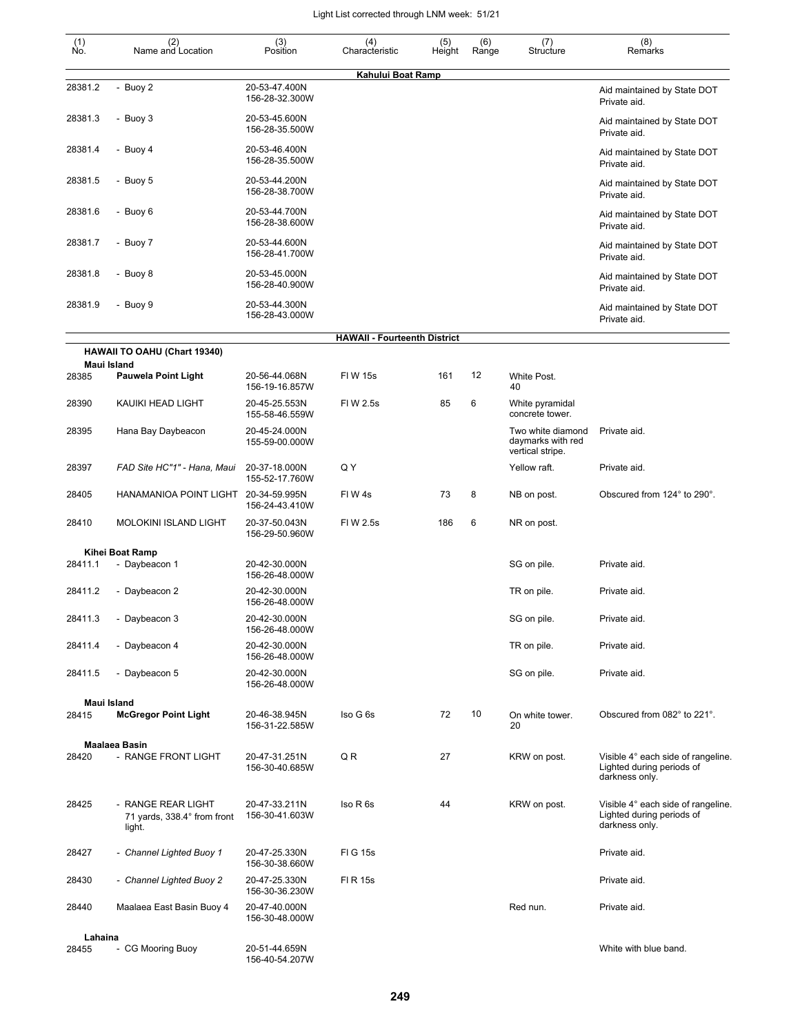| (1) No. | (2) Name and Location | (3) Position | (4) Characteristic | (5) Height | (6) Range | (7) Structure | (8) Remarks |
|---|---|---|---|---|---|---|---|
| | | | **Kahului Boat Ramp** | | | | |
| 28381.2 | - Buoy 2 | 20-53-47.400N 156-28-32.300W | | | | | Aid maintained by State DOT Private aid. |
| 28381.3 | - Buoy 3 | 20-53-45.600N 156-28-35.500W | | | | | Aid maintained by State DOT Private aid. |
| 28381.4 | - Buoy 4 | 20-53-46.400N 156-28-35.500W | | | | | Aid maintained by State DOT Private aid. |
| 28381.5 | - Buoy 5 | 20-53-44.200N 156-28-38.700W | | | | | Aid maintained by State DOT Private aid. |
| 28381.6 | - Buoy 6 | 20-53-44.700N 156-28-38.600W | | | | | Aid maintained by State DOT Private aid. |
| 28381.7 | - Buoy 7 | 20-53-44.600N 156-28-41.700W | | | | | Aid maintained by State DOT Private aid. |
| 28381.8 | - Buoy 8 | 20-53-45.000N 156-28-40.900W | | | | | Aid maintained by State DOT Private aid. |
| 28381.9 | - Buoy 9 | 20-53-44.300N 156-28-43.000W | | | | | Aid maintained by State DOT Private aid. |
| | | | **HAWAII - Fourteenth District** | | | | |
| | **HAWAII TO OAHU (Chart 19340)** | | | | | | |
| | **Maui Island** | | | | | | |
| 28385 | **Pauwela Point Light** | 20-56-44.068N 156-19-16.857W | Fl W 15s | 161 | 12 | White Post. 40 | |
| 28390 | KAUIKI HEAD LIGHT | 20-45-25.553N 155-58-46.559W | Fl W 2.5s | 85 | 6 | White pyramidal concrete tower. | |
| 28395 | Hana Bay Daybeacon | 20-45-24.000N 155-59-00.000W | | | | Two white diamond daymarks with red vertical stripe. | Private aid. |
| 28397 | *FAD Site HC"1" - Hana, Maui* | 20-37-18.000N 155-52-17.760W | Q Y | | | Yellow raft. | Private aid. |
| 28405 | HANAMANIOA POINT LIGHT | 20-34-59.995N 156-24-43.410W | Fl W 4s | 73 | 8 | NB on post. | Obscured from 124° to 290°. |
| 28410 | MOLOKINI ISLAND LIGHT | 20-37-50.043N 156-29-50.960W | Fl W 2.5s | 186 | 6 | NR on post. | |
| | **Kihei Boat Ramp** | | | | | | |
| 28411.1 | - Daybeacon 1 | 20-42-30.000N 156-26-48.000W | | | | SG on pile. | Private aid. |
| 28411.2 | - Daybeacon 2 | 20-42-30.000N 156-26-48.000W | | | | TR on pile. | Private aid. |
| 28411.3 | - Daybeacon 3 | 20-42-30.000N 156-26-48.000W | | | | SG on pile. | Private aid. |
| 28411.4 | - Daybeacon 4 | 20-42-30.000N 156-26-48.000W | | | | TR on pile. | Private aid. |
| 28411.5 | - Daybeacon 5 | 20-42-30.000N 156-26-48.000W | | | | SG on pile. | Private aid. |
| | **Maui Island** | | | | | | |
| 28415 | **McGregor Point Light** | 20-46-38.945N 156-31-22.585W | Iso G 6s | 72 | 10 | On white tower. 20 | Obscured from 082° to 221°. |
| | **Maalaea Basin** | | | | | | |
| 28420 | - RANGE FRONT LIGHT | 20-47-31.251N 156-30-40.685W | Q R | 27 | | KRW on post. | Visible 4° each side of rangeline. Lighted during periods of darkness only. |
| 28425 | - RANGE REAR LIGHT 71 yards, 338.4° from front light. | 20-47-33.211N 156-30-41.603W | Iso R 6s | 44 | | KRW on post. | Visible 4° each side of rangeline. Lighted during periods of darkness only. |
| 28427 | *- Channel Lighted Buoy 1* | 20-47-25.330N 156-30-38.660W | Fl G 15s | | | | Private aid. |
| 28430 | *- Channel Lighted Buoy 2* | 20-47-25.330N 156-30-36.230W | Fl R 15s | | | | Private aid. |
| 28440 | Maalaea East Basin Buoy 4 | 20-47-40.000N 156-30-48.000W | | | | Red nun. | Private aid. |
| | **Lahaina** | | | | | | |
| 28455 | - CG Mooring Buoy | 20-51-44.659N 156-40-54.207W | | | | | White with blue band. |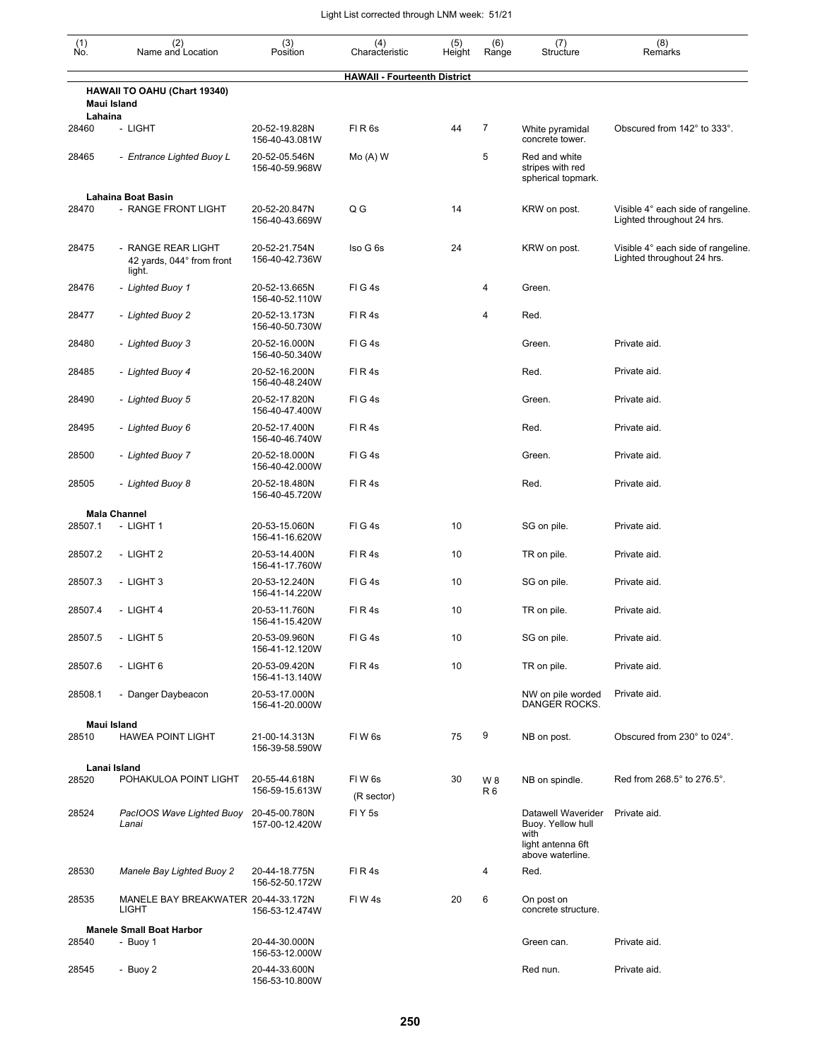| (1) No. | (2) Name and Location | (3) Position | (4) Characteristic | (5) Height | (6) Range | (7) Structure | (8) Remarks |
|---|---|---|---|---|---|---|---|
| | | | **HAWAII - Fourteenth District** | | | | |
| | **HAWAII TO OAHU (Chart 19340)** | | | | | | |
| | **Maui Island** | | | | | | |
| | **Lahaina** | | | | | | |
| 28460 | - LIGHT | 20-52-19.828N 156-40-43.081W | Fl R 6s | 44 | 7 | White pyramidal concrete tower. | Obscured from 142° to 333°. |
| 28465 | *- Entrance Lighted Buoy L* | 20-52-05.546N 156-40-59.968W | Mo (A) W | | 5 | Red and white stripes with red spherical topmark. | |
| | **Lahaina Boat Basin** | | | | | | |
| 28470 | - RANGE FRONT LIGHT | 20-52-20.847N 156-40-43.669W | Q G | 14 | | KRW on post. | Visible 4° each side of rangeline. Lighted throughout 24 hrs. |
| 28475 | - RANGE REAR LIGHT 42 yards, 044° from front light. | 20-52-21.754N 156-40-42.736W | Iso G 6s | 24 | | KRW on post. | Visible 4° each side of rangeline. Lighted throughout 24 hrs. |
| 28476 | *- Lighted Buoy 1* | 20-52-13.665N 156-40-52.110W | Fl G 4s | | 4 | Green. | |
| 28477 | *- Lighted Buoy 2* | 20-52-13.173N 156-40-50.730W | Fl R 4s | | 4 | Red. | |
| 28480 | *- Lighted Buoy 3* | 20-52-16.000N 156-40-50.340W | Fl G 4s | | | Green. | Private aid. |
| 28485 | *- Lighted Buoy 4* | 20-52-16.200N 156-40-48.240W | Fl R 4s | | | Red. | Private aid. |
| 28490 | *- Lighted Buoy 5* | 20-52-17.820N 156-40-47.400W | Fl G 4s | | | Green. | Private aid. |
| 28495 | *- Lighted Buoy 6* | 20-52-17.400N 156-40-46.740W | Fl R 4s | | | Red. | Private aid. |
| 28500 | *- Lighted Buoy 7* | 20-52-18.000N 156-40-42.000W | Fl G 4s | | | Green. | Private aid. |
| 28505 | *- Lighted Buoy 8* | 20-52-18.480N 156-40-45.720W | Fl R 4s | | | Red. | Private aid. |
| | **Mala Channel** | | | | | | |
| 28507.1 | - LIGHT 1 | 20-53-15.060N 156-41-16.620W | Fl G 4s | 10 | | SG on pile. | Private aid. |
| 28507.2 | - LIGHT 2 | 20-53-14.400N 156-41-17.760W | Fl R 4s | 10 | | TR on pile. | Private aid. |
| 28507.3 | - LIGHT 3 | 20-53-12.240N 156-41-14.220W | Fl G 4s | 10 | | SG on pile. | Private aid. |
| 28507.4 | - LIGHT 4 | 20-53-11.760N 156-41-15.420W | Fl R 4s | 10 | | TR on pile. | Private aid. |
| 28507.5 | - LIGHT 5 | 20-53-09.960N 156-41-12.120W | Fl G 4s | 10 | | SG on pile. | Private aid. |
| 28507.6 | - LIGHT 6 | 20-53-09.420N 156-41-13.140W | Fl R 4s | 10 | | TR on pile. | Private aid. |
| 28508.1 | - Danger Daybeacon | 20-53-17.000N 156-41-20.000W | | | | NW on pile worded DANGER ROCKS. | Private aid. |
| | **Maui Island** | | | | | | |
| 28510 | HAWEA POINT LIGHT | 21-00-14.313N 156-39-58.590W | Fl W 6s | 75 | 9 | NB on post. | Obscured from 230° to 024°. |
| | **Lanai Island** | | | | | | |
| 28520 | POHAKULOA POINT LIGHT | 20-55-44.618N 156-59-15.613W | Fl W 6s (R sector) | 30 | W 8 R 6 | NB on spindle. | Red from 268.5° to 276.5°. |
| 28524 | *PacIOOS Wave Lighted Buoy Lanai* | 20-45-00.780N 157-00-12.420W | Fl Y 5s | | | Datawell Waverider Buoy. Yellow hull with light antenna 6ft above waterline. | Private aid. |
| 28530 | *Manele Bay Lighted Buoy 2* | 20-44-18.775N 156-52-50.172W | Fl R 4s | | 4 | Red. | |
| 28535 | MANELE BAY BREAKWATER LIGHT | 20-44-33.172N 156-53-12.474W | Fl W 4s | 20 | 6 | On post on concrete structure. | |
| | **Manele Small Boat Harbor** | | | | | | |
| 28540 | - Buoy 1 | 20-44-30.000N 156-53-12.000W | | | | Green can. | Private aid. |
| 28545 | - Buoy 2 | 20-44-33.600N 156-53-10.800W | | | | Red nun. | Private aid. |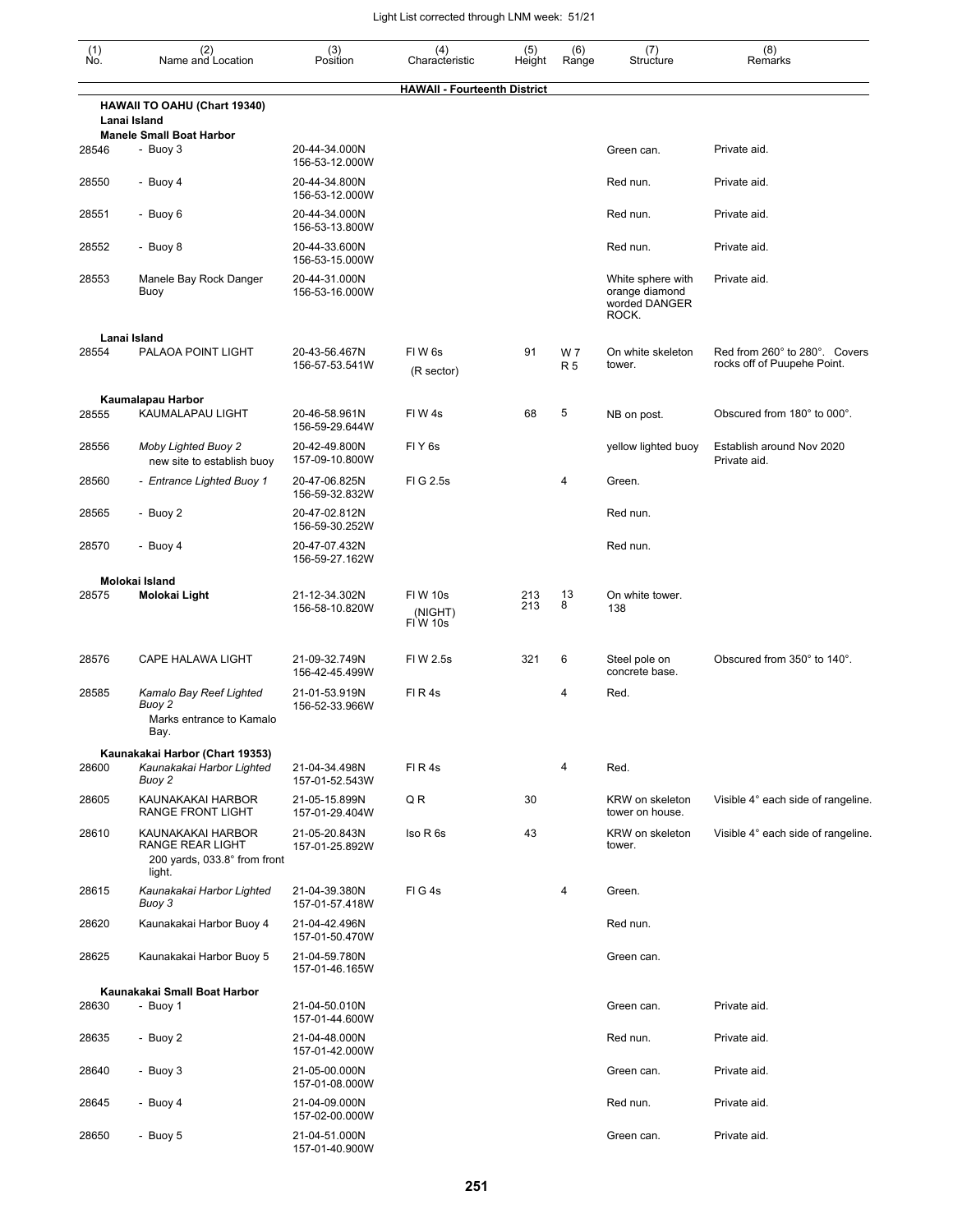Light List corrected through LNM week: 51/21

| (1) No. | (2) Name and Location | (3) Position | (4) Characteristic | (5) Height | (6) Range | (7) Structure | (8) Remarks |
|---|---|---|---|---|---|---|---|
| | **HAWAII - Fourteenth District** | | | | | | |
| | **HAWAII TO OAHU (Chart 19340)** | | | | | | |
| | **Lanai Island** | | | | | | |
| | **Manele Small Boat Harbor** | | | | | | |
| 28546 | - Buoy 3 | 20-44-34.000N 156-53-12.000W | | | | Green can. | Private aid. |
| 28550 | - Buoy 4 | 20-44-34.800N 156-53-12.000W | | | | Red nun. | Private aid. |
| 28551 | - Buoy 6 | 20-44-34.000N 156-53-13.800W | | | | Red nun. | Private aid. |
| 28552 | - Buoy 8 | 20-44-33.600N 156-53-15.000W | | | | Red nun. | Private aid. |
| 28553 | Manele Bay Rock Danger Buoy | 20-44-31.000N 156-53-16.000W | | | | White sphere with orange diamond worded DANGER ROCK. | Private aid. |
| | **Lanai Island** | | | | | | |
| 28554 | PALAOA POINT LIGHT | 20-43-56.467N 156-57-53.541W | Fl W 6s (R sector) | 91 | W 7 R 5 | On white skeleton tower. | Red from 260° to 280°. Covers rocks off of Puupehe Point. |
| | **Kaumalapau Harbor** | | | | | | |
| 28555 | KAUMALAPAU LIGHT | 20-46-58.961N 156-59-29.644W | Fl W 4s | 68 | 5 | NB on post. | Obscured from 180° to 000°. |
| 28556 | *Moby Lighted Buoy 2* new site to establish buoy | 20-42-49.800N 157-09-10.800W | Fl Y 6s | | | yellow lighted buoy | Establish around Nov 2020 Private aid. |
| 28560 | *- Entrance Lighted Buoy 1* | 20-47-06.825N 156-59-32.832W | Fl G 2.5s | | 4 | Green. | |
| 28565 | - Buoy 2 | 20-47-02.812N 156-59-30.252W | | | | Red nun. | |
| 28570 | - Buoy 4 | 20-47-07.432N 156-59-27.162W | | | | Red nun. | |
| | **Molokai Island** | | | | | | |
| 28575 | **Molokai Light** | 21-12-34.302N 156-58-10.820W | Fl W 10s (NIGHT) Fl W 10s | 213 213 | 13 8 | On white tower. 138 | |
| 28576 | CAPE HALAWA LIGHT | 21-09-32.749N 156-42-45.499W | Fl W 2.5s | 321 | 6 | Steel pole on concrete base. | Obscured from 350° to 140°. |
| 28585 | *Kamalo Bay Reef Lighted Buoy 2* Marks entrance to Kamalo Bay. | 21-01-53.919N 156-52-33.966W | Fl R 4s | | 4 | Red. | |
| | **Kaunakakai Harbor (Chart 19353)** | | | | | | |
| 28600 | *Kaunakakai Harbor Lighted Buoy 2* | 21-04-34.498N 157-01-52.543W | Fl R 4s | | 4 | Red. | |
| 28605 | KAUNAKAKAI HARBOR RANGE FRONT LIGHT | 21-05-15.899N 157-01-29.404W | Q R | 30 | | KRW on skeleton tower on house. | Visible 4° each side of rangeline. |
| 28610 | KAUNAKAKAI HARBOR RANGE REAR LIGHT 200 yards, 033.8° from front light. | 21-05-20.843N 157-01-25.892W | Iso R 6s | 43 | | KRW on skeleton tower. | Visible 4° each side of rangeline. |
| 28615 | *Kaunakakai Harbor Lighted Buoy 3* | 21-04-39.380N 157-01-57.418W | Fl G 4s | | 4 | Green. | |
| 28620 | Kaunakakai Harbor Buoy 4 | 21-04-42.496N 157-01-50.470W | | | | Red nun. | |
| 28625 | Kaunakakai Harbor Buoy 5 | 21-04-59.780N 157-01-46.165W | | | | Green can. | |
| | **Kaunakakai Small Boat Harbor** | | | | | | |
| 28630 | - Buoy 1 | 21-04-50.010N 157-01-44.600W | | | | Green can. | Private aid. |
| 28635 | - Buoy 2 | 21-04-48.000N 157-01-42.000W | | | | Red nun. | Private aid. |
| 28640 | - Buoy 3 | 21-05-00.000N 157-01-08.000W | | | | Green can. | Private aid. |
| 28645 | - Buoy 4 | 21-04-09.000N 157-02-00.000W | | | | Red nun. | Private aid. |
| 28650 | - Buoy 5 | 21-04-51.000N 157-01-40.900W | | | | Green can. | Private aid. |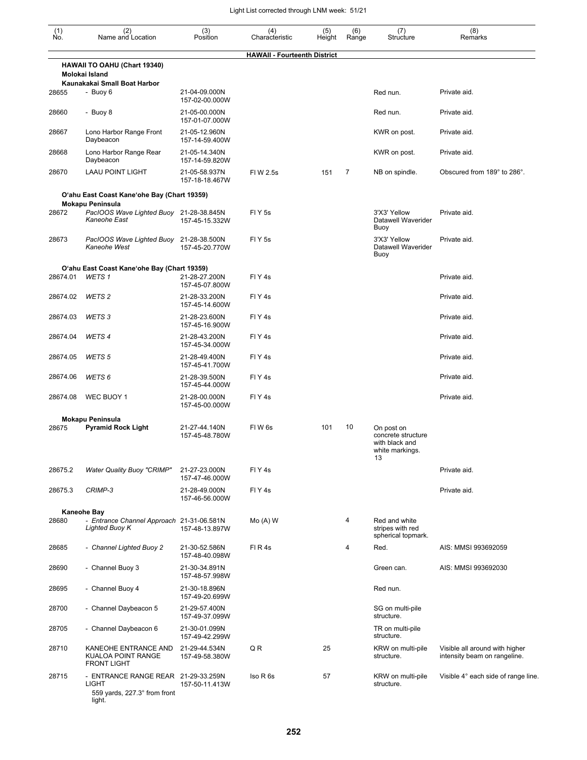Light List corrected through LNM week: 51/21

| (1) No. | (2) Name and Location | (3) Position | (4) Characteristic | (5) Height | (6) Range | (7) Structure | (8) Remarks |
|---|---|---|---|---|---|---|---|
| | | | **HAWAII - Fourteenth District** | | | | |
| | **HAWAII TO OAHU (Chart 19340)** | | | | | | |
| | **Molokai Island** | | | | | | |
| | **Kaunakakai Small Boat Harbor** | | | | | | |
| 28655 | - Buoy 6 | 21-04-09.000N 157-02-00.000W | | | | Red nun. | Private aid. |
| 28660 | - Buoy 8 | 21-05-00.000N 157-01-07.000W | | | | Red nun. | Private aid. |
| 28667 | Lono Harbor Range Front Daybeacon | 21-05-12.960N 157-14-59.400W | | | | KWR on post. | Private aid. |
| 28668 | Lono Harbor Range Rear Daybeacon | 21-05-14.340N 157-14-59.820W | | | | KWR on post. | Private aid. |
| 28670 | LAAU POINT LIGHT | 21-05-58.937N 157-18-18.467W | Fl W 2.5s | 151 | 7 | NB on spindle. | Obscured from 189° to 286°. |
| | **O'ahu East Coast Kane'ohe Bay (Chart 19359)** | | | | | | |
| | **Mokapu Peninsula** | | | | | | |
| 28672 | *PacIOOS Wave Lighted Buoy Kaneohe East* | 21-28-38.845N 157-45-15.332W | Fl Y 5s | | | 3'X3' Yellow Datawell Waverider Buoy | Private aid. |
| 28673 | *PacIOOS Wave Lighted Buoy Kaneohe West* | 21-28-38.500N 157-45-20.770W | Fl Y 5s | | | 3'X3' Yellow Datawell Waverider Buoy | Private aid. |
| | **O'ahu East Coast Kane'ohe Bay (Chart 19359)** | | | | | | |
| 28674.01 | *WETS 1* | 21-28-27.200N 157-45-07.800W | Fl Y 4s | | | | Private aid. |
| 28674.02 | *WETS 2* | 21-28-33.200N 157-45-14.600W | Fl Y 4s | | | | Private aid. |
| 28674.03 | *WETS 3* | 21-28-23.600N 157-45-16.900W | Fl Y 4s | | | | Private aid. |
| 28674.04 | *WETS 4* | 21-28-43.200N 157-45-34.000W | Fl Y 4s | | | | Private aid. |
| 28674.05 | *WETS 5* | 21-28-49.400N 157-45-41.700W | Fl Y 4s | | | | Private aid. |
| 28674.06 | *WETS 6* | 21-28-39.500N 157-45-44.000W | Fl Y 4s | | | | Private aid. |
| 28674.08 | WEC BUOY 1 | 21-28-00.000N 157-45-00.000W | Fl Y 4s | | | | Private aid. |
| | **Mokapu Peninsula** | | | | | | |
| 28675 | **Pyramid Rock Light** | 21-27-44.140N 157-45-48.780W | Fl W 6s | 101 | 10 | On post on concrete structure with black and white markings. 13 | |
| 28675.2 | *Water Quality Buoy "CRIMP"* | 21-27-23.000N 157-47-46.000W | Fl Y 4s | | | | Private aid. |
| 28675.3 | *CRIMP-3* | 21-28-49.000N 157-46-56.000W | Fl Y 4s | | | | Private aid. |
| | **Kaneohe Bay** | | | | | | |
| 28680 | - *Entrance Channel Approach Lighted Buoy K* | 21-31-06.581N 157-48-13.897W | Mo (A) W | | 4 | Red and white stripes with red spherical topmark. | |
| 28685 | - Channel Lighted Buoy 2 | 21-30-52.586N 157-48-40.098W | Fl R 4s | | 4 | Red. | AIS: MMSI 993692059 |
| 28690 | - Channel Buoy 3 | 21-30-34.891N 157-48-57.998W | | | | Green can. | AIS: MMSI 993692030 |
| 28695 | - Channel Buoy 4 | 21-30-18.896N 157-49-20.699W | | | | Red nun. | |
| 28700 | - Channel Daybeacon 5 | 21-29-57.400N 157-49-37.099W | | | | SG on multi-pile structure. | |
| 28705 | - Channel Daybeacon 6 | 21-30-01.099N 157-49-42.299W | | | | TR on multi-pile structure. | |
| 28710 | KANEOHE ENTRANCE AND KUALOA POINT RANGE FRONT LIGHT | 21-29-44.534N 157-49-58.380W | Q R | 25 | | KRW on multi-pile structure. | Visible all around with higher intensity beam on rangeline. |
| 28715 | - ENTRANCE RANGE REAR LIGHT 559 yards, 227.3° from front light. | 21-29-33.259N 157-50-11.413W | Iso R 6s | 57 | | KRW on multi-pile structure. | Visible 4° each side of range line. |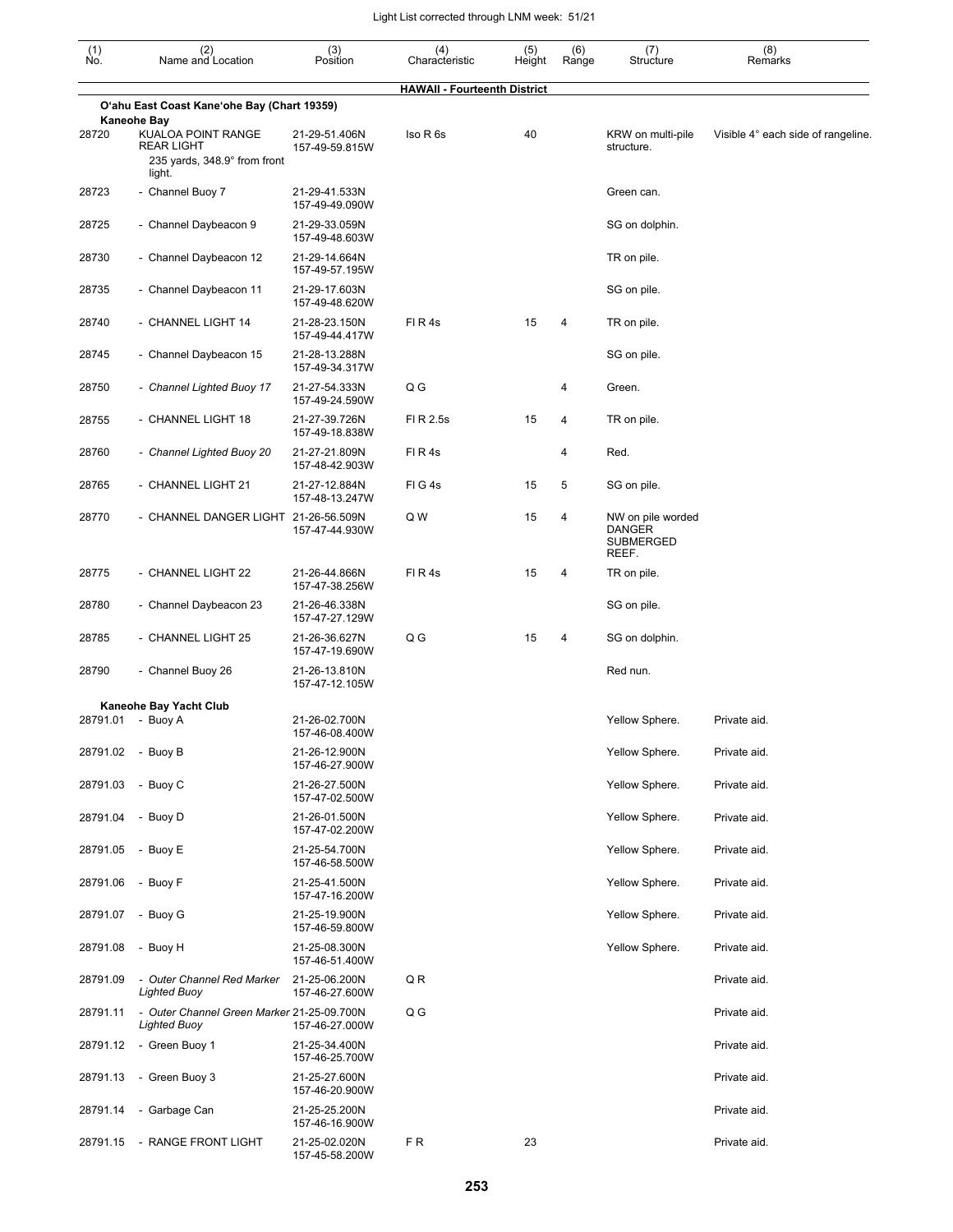| (1) No. | (2) Name and Location | (3) Position | (4) Characteristic | (5) Height | (6) Range | (7) Structure | (8) Remarks |
|---|---|---|---|---|---|---|---|
| | | | **HAWAII - Fourteenth District** | | | | |
| | **O'ahu East Coast Kane'ohe Bay (Chart 19359)** | | | | | | |
| | **Kaneohe Bay** | | | | | | |
| 28720 | KUALOA POINT RANGE REAR LIGHT 235 yards, 348.9° from front light. | 21-29-51.406N 157-49-59.815W | Iso R 6s | 40 | | KRW on multi-pile structure. | Visible 4° each side of rangeline. |
| 28723 | - Channel Buoy 7 | 21-29-41.533N 157-49-49.090W | | | | Green can. | |
| 28725 | - Channel Daybeacon 9 | 21-29-33.059N 157-49-48.603W | | | | SG on dolphin. | |
| 28730 | - Channel Daybeacon 12 | 21-29-14.664N 157-49-57.195W | | | | TR on pile. | |
| 28735 | - Channel Daybeacon 11 | 21-29-17.603N 157-49-48.620W | | | | SG on pile. | |
| 28740 | - CHANNEL LIGHT 14 | 21-28-23.150N 157-49-44.417W | Fl R 4s | 15 | 4 | TR on pile. | |
| 28745 | - Channel Daybeacon 15 | 21-28-13.288N 157-49-34.317W | | | | SG on pile. | |
| 28750 | - *Channel Lighted Buoy 17* | 21-27-54.333N 157-49-24.590W | Q G | | 4 | Green. | |
| 28755 | - CHANNEL LIGHT 18 | 21-27-39.726N 157-49-18.838W | Fl R 2.5s | 15 | 4 | TR on pile. | |
| 28760 | - *Channel Lighted Buoy 20* | 21-27-21.809N 157-48-42.903W | Fl R 4s | | 4 | Red. | |
| 28765 | - CHANNEL LIGHT 21 | 21-27-12.884N 157-48-13.247W | Fl G 4s | 15 | 5 | SG on pile. | |
| 28770 | - CHANNEL DANGER LIGHT | 21-26-56.509N 157-47-44.930W | Q W | 15 | 4 | NW on pile worded DANGER SUBMERGED REEF. | |
| 28775 | - CHANNEL LIGHT 22 | 21-26-44.866N 157-47-38.256W | Fl R 4s | 15 | 4 | TR on pile. | |
| 28780 | - Channel Daybeacon 23 | 21-26-46.338N 157-47-27.129W | | | | SG on pile. | |
| 28785 | - CHANNEL LIGHT 25 | 21-26-36.627N 157-47-19.690W | Q G | 15 | 4 | SG on dolphin. | |
| 28790 | - Channel Buoy 26 | 21-26-13.810N 157-47-12.105W | | | | Red nun. | |
| | **Kaneohe Bay Yacht Club** | | | | | | |
| 28791.01 | - Buoy A | 21-26-02.700N 157-46-08.400W | | | | Yellow Sphere. | Private aid. |
| 28791.02 | - Buoy B | 21-26-12.900N 157-46-27.900W | | | | Yellow Sphere. | Private aid. |
| 28791.03 | - Buoy C | 21-26-27.500N 157-47-02.500W | | | | Yellow Sphere. | Private aid. |
| 28791.04 | - Buoy D | 21-26-01.500N 157-47-02.200W | | | | Yellow Sphere. | Private aid. |
| 28791.05 | - Buoy E | 21-25-54.700N 157-46-58.500W | | | | Yellow Sphere. | Private aid. |
| 28791.06 | - Buoy F | 21-25-41.500N 157-47-16.200W | | | | Yellow Sphere. | Private aid. |
| 28791.07 | - Buoy G | 21-25-19.900N 157-46-59.800W | | | | Yellow Sphere. | Private aid. |
| 28791.08 | - Buoy H | 21-25-08.300N 157-46-51.400W | | | | Yellow Sphere. | Private aid. |
| 28791.09 | - *Outer Channel Red Marker Lighted Buoy* | 21-25-06.200N 157-46-27.600W | Q R | | | | Private aid. |
| 28791.11 | - *Outer Channel Green Marker Lighted Buoy* | 21-25-09.700N 157-46-27.000W | Q G | | | | Private aid. |
| 28791.12 | - Green Buoy 1 | 21-25-34.400N 157-46-25.700W | | | | | Private aid. |
| 28791.13 | - Green Buoy 3 | 21-25-27.600N 157-46-20.900W | | | | | Private aid. |
| 28791.14 | - Garbage Can | 21-25-25.200N 157-46-16.900W | | | | | Private aid. |
| 28791.15 | - RANGE FRONT LIGHT | 21-25-02.020N 157-45-58.200W | F R | 23 | | | Private aid. |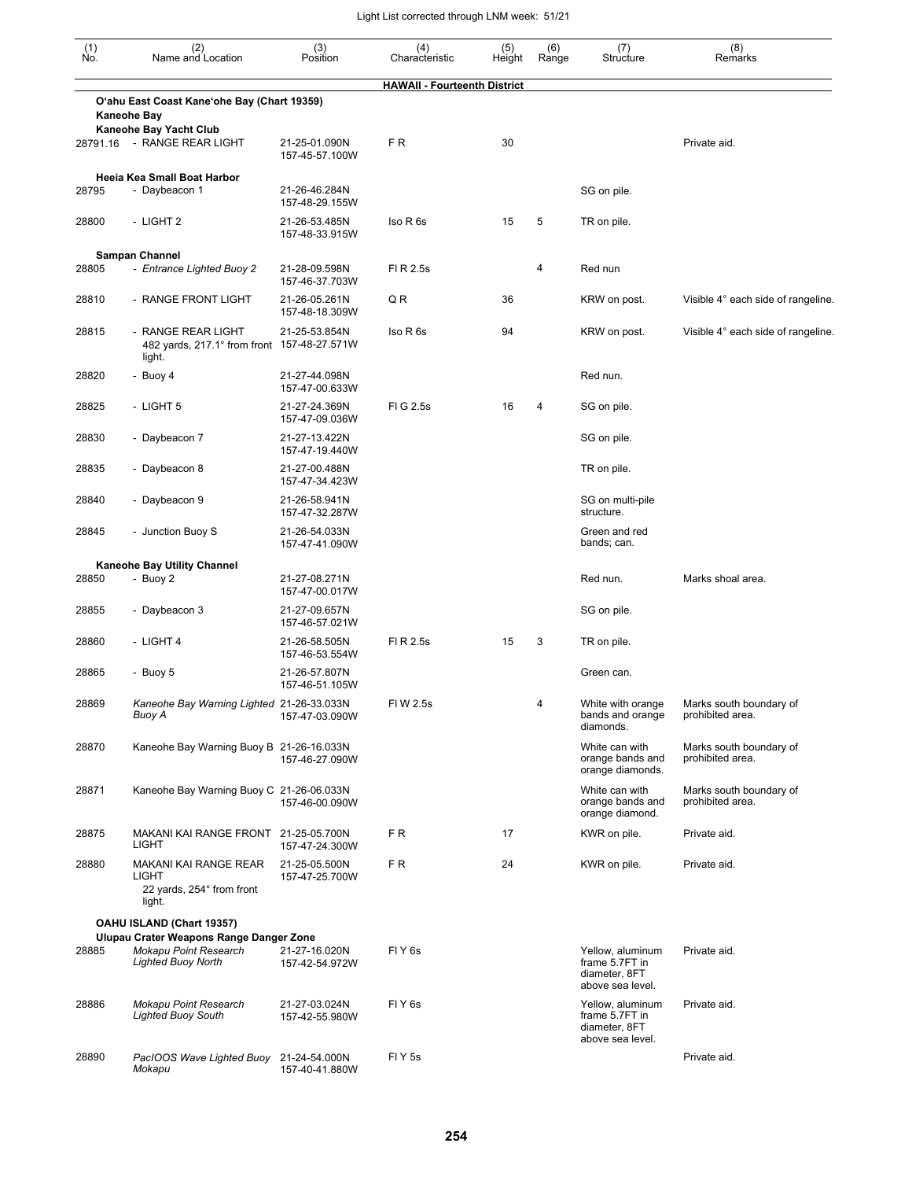| (1) No. | (2) Name and Location | (3) Position | (4) Characteristic | (5) Height | (6) Range | (7) Structure | (8) Remarks |
|---|---|---|---|---|---|---|---|
| | | | **HAWAII - Fourteenth District** | | | | |
| | **O'ahu East Coast Kane'ohe Bay (Chart 19359)** | | | | | | |
| | **Kaneohe Bay** | | | | | | |
| | **Kaneohe Bay Yacht Club** | | | | | | |
| 28791.16 | - RANGE REAR LIGHT | 21-25-01.090N 157-45-57.100W | F R | 30 | | | Private aid. |
| | **Heeia Kea Small Boat Harbor** | | | | | | |
| 28795 | - Daybeacon 1 | 21-26-46.284N 157-48-29.155W | | | | SG on pile. | |
| 28800 | - LIGHT 2 | 21-26-53.485N 157-48-33.915W | Iso R 6s | 15 | 5 | TR on pile. | |
| | **Sampan Channel** | | | | | | |
| 28805 | - *Entrance Lighted Buoy 2* | 21-28-09.598N 157-46-37.703W | Fl R 2.5s | | 4 | Red nun | |
| 28810 | - RANGE FRONT LIGHT | 21-26-05.261N 157-48-18.309W | Q R | 36 | | KRW on post. | Visible 4° each side of rangeline. |
| 28815 | - RANGE REAR LIGHT 482 yards, 217.1° from front light. | 21-25-53.854N 157-48-27.571W | Iso R 6s | 94 | | KRW on post. | Visible 4° each side of rangeline. |
| 28820 | - Buoy 4 | 21-27-44.098N 157-47-00.633W | | | | Red nun. | |
| 28825 | - LIGHT 5 | 21-27-24.369N 157-47-09.036W | Fl G 2.5s | 16 | 4 | SG on pile. | |
| 28830 | - Daybeacon 7 | 21-27-13.422N 157-47-19.440W | | | | SG on pile. | |
| 28835 | - Daybeacon 8 | 21-27-00.488N 157-47-34.423W | | | | TR on pile. | |
| 28840 | - Daybeacon 9 | 21-26-58.941N 157-47-32.287W | | | | SG on multi-pile structure. | |
| 28845 | - Junction Buoy S | 21-26-54.033N 157-47-41.090W | | | | Green and red bands; can. | |
| | **Kaneohe Bay Utility Channel** | | | | | | |
| 28850 | - Buoy 2 | 21-27-08.271N 157-47-00.017W | | | | Red nun. | Marks shoal area. |
| 28855 | - Daybeacon 3 | 21-27-09.657N 157-46-57.021W | | | | SG on pile. | |
| 28860 | - LIGHT 4 | 21-26-58.505N 157-46-53.554W | Fl R 2.5s | 15 | 3 | TR on pile. | |
| 28865 | - Buoy 5 | 21-26-57.807N 157-46-51.105W | | | | Green can. | |
| 28869 | *Kaneohe Bay Warning Lighted Buoy A* | 21-26-33.033N 157-47-03.090W | Fl W 2.5s | | 4 | White with orange bands and orange diamonds. | Marks south boundary of prohibited area. |
| 28870 | Kaneohe Bay Warning Buoy B | 21-26-16.033N 157-46-27.090W | | | | White can with orange bands and orange diamonds. | Marks south boundary of prohibited area. |
| 28871 | Kaneohe Bay Warning Buoy C | 21-26-06.033N 157-46-00.090W | | | | White can with orange bands and orange diamond. | Marks south boundary of prohibited area. |
| 28875 | MAKANI KAI RANGE FRONT LIGHT | 21-25-05.700N 157-47-24.300W | F R | 17 | | KWR on pile. | Private aid. |
| 28880 | MAKANI KAI RANGE REAR LIGHT 22 yards, 254° from front light. | 21-25-05.500N 157-47-25.700W | F R | 24 | | KWR on pile. | Private aid. |
| | **OAHU ISLAND (Chart 19357)** | | | | | | |
| | **Ulupau Crater Weapons Range Danger Zone** | | | | | | |
| 28885 | *Mokapu Point Research Lighted Buoy North* | 21-27-16.020N 157-42-54.972W | Fl Y 6s | | | Yellow, aluminum frame 5.7FT in diameter, 8FT above sea level. | Private aid. |
| 28886 | *Mokapu Point Research Lighted Buoy South* | 21-27-03.024N 157-42-55.980W | Fl Y 6s | | | Yellow, aluminum frame 5.7FT in diameter, 8FT above sea level. | Private aid. |
| 28890 | *PacIOOS Wave Lighted Buoy Mokapu* | 21-24-54.000N 157-40-41.880W | Fl Y 5s | | | | Private aid. |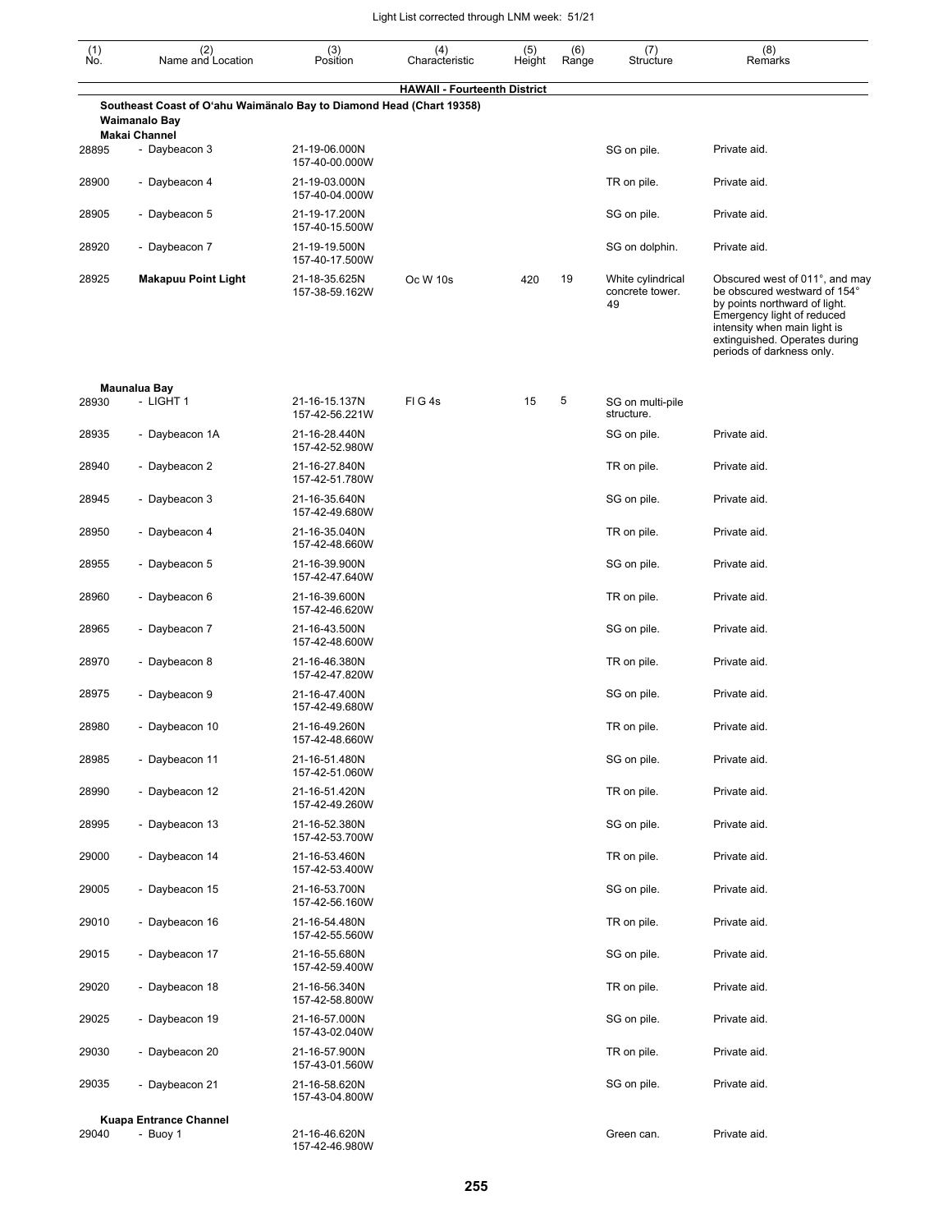| (1) No. | (2) Name and Location | (3) Position | (4) Characteristic | (5) Height | (6) Range | (7) Structure | (8) Remarks |
|---|---|---|---|---|---|---|---|
| | | | **HAWAII - Fourteenth District** | | | | |
| | **Southeast Coast of O'ahu Waimänalo Bay to Diamond Head (Chart 19358)** | | | | | | |
| | **Waimanalo Bay** | | | | | | |
| | **Makai Channel** | | | | | | |
| 28895 | - Daybeacon 3 | 21-19-06.000N 157-40-00.000W | | | | SG on pile. | Private aid. |
| 28900 | - Daybeacon 4 | 21-19-03.000N 157-40-04.000W | | | | TR on pile. | Private aid. |
| 28905 | - Daybeacon 5 | 21-19-17.200N 157-40-15.500W | | | | SG on pile. | Private aid. |
| 28920 | - Daybeacon 7 | 21-19-19.500N 157-40-17.500W | | | | SG on dolphin. | Private aid. |
| 28925 | **Makapuu Point Light** | 21-18-35.625N 157-38-59.162W | Oc W 10s | 420 | 19 | White cylindrical concrete tower. 49 | Obscured west of 011°, and may be obscured westward of 154° by points northward of light. Emergency light of reduced intensity when main light is extinguished. Operates during periods of darkness only. |
| | **Maunalua Bay** | | | | | | |
| 28930 | - LIGHT 1 | 21-16-15.137N 157-42-56.221W | Fl G 4s | 15 | 5 | SG on multi-pile structure. | |
| 28935 | - Daybeacon 1A | 21-16-28.440N 157-42-52.980W | | | | SG on pile. | Private aid. |
| 28940 | - Daybeacon 2 | 21-16-27.840N 157-42-51.780W | | | | TR on pile. | Private aid. |
| 28945 | - Daybeacon 3 | 21-16-35.640N 157-42-49.680W | | | | SG on pile. | Private aid. |
| 28950 | - Daybeacon 4 | 21-16-35.040N 157-42-48.660W | | | | TR on pile. | Private aid. |
| 28955 | - Daybeacon 5 | 21-16-39.900N 157-42-47.640W | | | | SG on pile. | Private aid. |
| 28960 | - Daybeacon 6 | 21-16-39.600N 157-42-46.620W | | | | TR on pile. | Private aid. |
| 28965 | - Daybeacon 7 | 21-16-43.500N 157-42-48.600W | | | | SG on pile. | Private aid. |
| 28970 | - Daybeacon 8 | 21-16-46.380N 157-42-47.820W | | | | TR on pile. | Private aid. |
| 28975 | - Daybeacon 9 | 21-16-47.400N 157-42-49.680W | | | | SG on pile. | Private aid. |
| 28980 | - Daybeacon 10 | 21-16-49.260N 157-42-48.660W | | | | TR on pile. | Private aid. |
| 28985 | - Daybeacon 11 | 21-16-51.480N 157-42-51.060W | | | | SG on pile. | Private aid. |
| 28990 | - Daybeacon 12 | 21-16-51.420N 157-42-49.260W | | | | TR on pile. | Private aid. |
| 28995 | - Daybeacon 13 | 21-16-52.380N 157-42-53.700W | | | | SG on pile. | Private aid. |
| 29000 | - Daybeacon 14 | 21-16-53.460N 157-42-53.400W | | | | TR on pile. | Private aid. |
| 29005 | - Daybeacon 15 | 21-16-53.700N 157-42-56.160W | | | | SG on pile. | Private aid. |
| 29010 | - Daybeacon 16 | 21-16-54.480N 157-42-55.560W | | | | TR on pile. | Private aid. |
| 29015 | - Daybeacon 17 | 21-16-55.680N 157-42-59.400W | | | | SG on pile. | Private aid. |
| 29020 | - Daybeacon 18 | 21-16-56.340N 157-42-58.800W | | | | TR on pile. | Private aid. |
| 29025 | - Daybeacon 19 | 21-16-57.000N 157-43-02.040W | | | | SG on pile. | Private aid. |
| 29030 | - Daybeacon 20 | 21-16-57.900N 157-43-01.560W | | | | TR on pile. | Private aid. |
| 29035 | - Daybeacon 21 | 21-16-58.620N 157-43-04.800W | | | | SG on pile. | Private aid. |
| | **Kuapa Entrance Channel** | | | | | | |
| 29040 | - Buoy 1 | 21-16-46.620N 157-42-46.980W | | | | Green can. | Private aid. |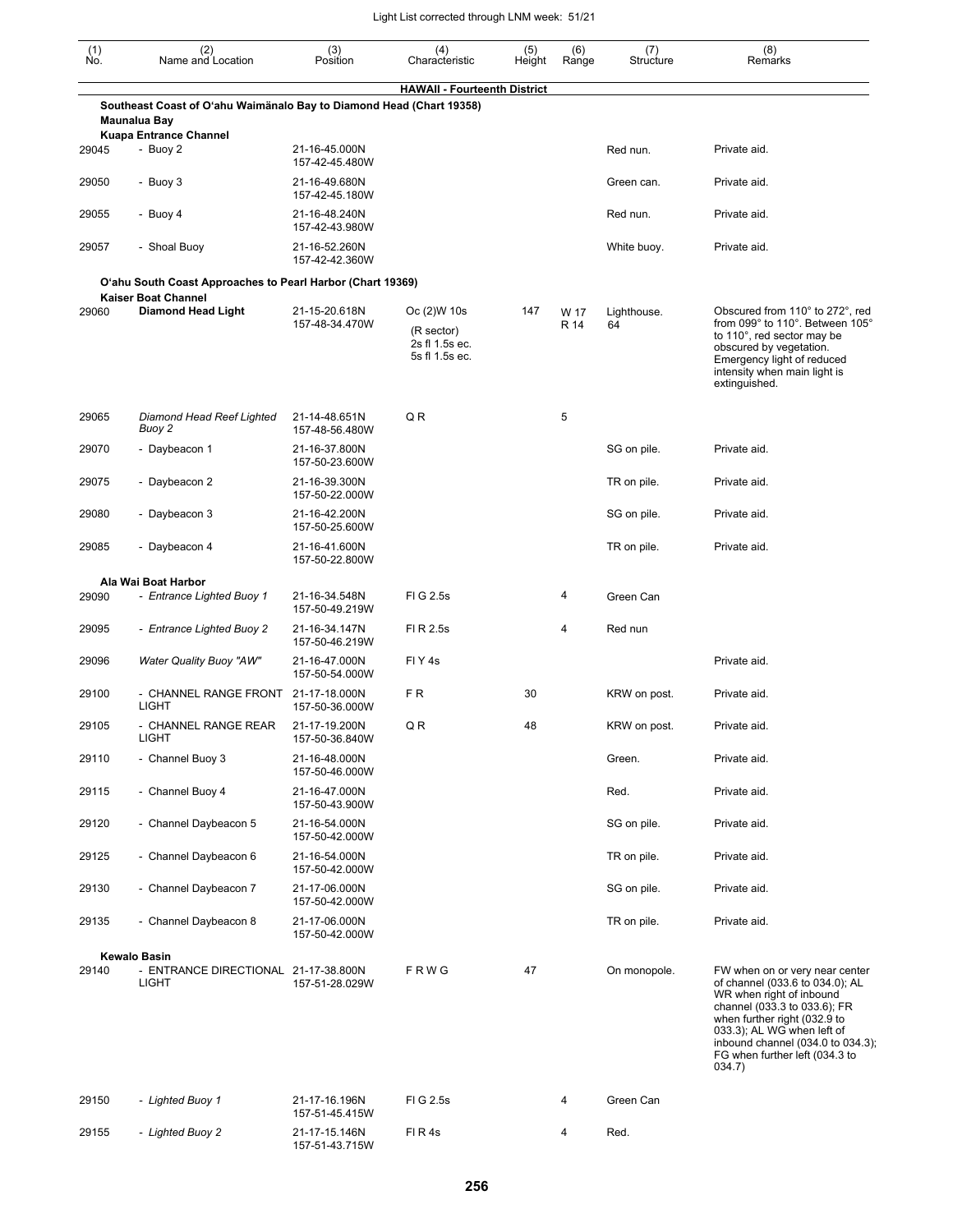Light List corrected through LNM week: 51/21

| (1) No. | (2) Name and Location | (3) Position | (4) Characteristic | (5) Height | (6) Range | (7) Structure | (8) Remarks |
|---|---|---|---|---|---|---|---|
| | **HAWAII - Fourteenth District** | | | | | | |
| | **Southeast Coast of Oʻahu Waimānalo Bay to Diamond Head (Chart 19358)** | | | | | | |
| | **Maunalua Bay** | | | | | | |
| | **Kuapa Entrance Channel** | | | | | | |
| 29045 | - Buoy 2 | 21-16-45.000N 157-42-45.480W | | | | Red nun. | Private aid. |
| 29050 | - Buoy 3 | 21-16-49.680N 157-42-45.180W | | | | Green can. | Private aid. |
| 29055 | - Buoy 4 | 21-16-48.240N 157-42-43.980W | | | | Red nun. | Private aid. |
| 29057 | - Shoal Buoy | 21-16-52.260N 157-42-42.360W | | | | White buoy. | Private aid. |
| | **Oʻahu South Coast Approaches to Pearl Harbor (Chart 19369)** | | | | | | |
| | **Kaiser Boat Channel** | | | | | | |
| 29060 | **Diamond Head Light** | 21-15-20.618N 157-48-34.470W | Oc (2)W 10s (R sector) 2s fl 1.5s ec. 5s fl 1.5s ec. | 147 | W 17 R 14 | Lighthouse. 64 | Obscured from 110° to 272°, red from 099° to 110°. Between 105° to 110°, red sector may be obscured by vegetation. Emergency light of reduced intensity when main light is extinguished. |
| 29065 | *Diamond Head Reef Lighted Buoy 2* | 21-14-48.651N 157-48-56.480W | Q R | | 5 | | |
| 29070 | - Daybeacon 1 | 21-16-37.800N 157-50-23.600W | | | | SG on pile. | Private aid. |
| 29075 | - Daybeacon 2 | 21-16-39.300N 157-50-22.000W | | | | TR on pile. | Private aid. |
| 29080 | - Daybeacon 3 | 21-16-42.200N 157-50-25.600W | | | | SG on pile. | Private aid. |
| 29085 | - Daybeacon 4 | 21-16-41.600N 157-50-22.800W | | | | TR on pile. | Private aid. |
| | **Ala Wai Boat Harbor** | | | | | | |
| 29090 | *- Entrance Lighted Buoy 1* | 21-16-34.548N 157-50-49.219W | Fl G 2.5s | | 4 | Green Can | |
| 29095 | *- Entrance Lighted Buoy 2* | 21-16-34.147N 157-50-46.219W | Fl R 2.5s | | 4 | Red nun | |
| 29096 | *Water Quality Buoy "AW"* | 21-16-47.000N 157-50-54.000W | Fl Y 4s | | | | Private aid. |
| 29100 | - CHANNEL RANGE FRONT LIGHT | 21-17-18.000N 157-50-36.000W | F R | 30 | | KRW on post. | Private aid. |
| 29105 | - CHANNEL RANGE REAR LIGHT | 21-17-19.200N 157-50-36.840W | Q R | 48 | | KRW on post. | Private aid. |
| 29110 | - Channel Buoy 3 | 21-16-48.000N 157-50-46.000W | | | | Green. | Private aid. |
| 29115 | - Channel Buoy 4 | 21-16-47.000N 157-50-43.900W | | | | Red. | Private aid. |
| 29120 | - Channel Daybeacon 5 | 21-16-54.000N 157-50-42.000W | | | | SG on pile. | Private aid. |
| 29125 | - Channel Daybeacon 6 | 21-16-54.000N 157-50-42.000W | | | | TR on pile. | Private aid. |
| 29130 | - Channel Daybeacon 7 | 21-17-06.000N 157-50-42.000W | | | | SG on pile. | Private aid. |
| 29135 | - Channel Daybeacon 8 | 21-17-06.000N 157-50-42.000W | | | | TR on pile. | Private aid. |
| | **Kewalo Basin** | | | | | | |
| 29140 | - ENTRANCE DIRECTIONAL LIGHT | 21-17-38.800N 157-51-28.029W | F R W G | 47 | | On monopole. | FW when on or very near center of channel (033.6 to 034.0); AL WR when right of inbound channel (033.3 to 033.6); FR when further right (032.9 to 033.3); AL WG when left of inbound channel (034.0 to 034.3); FG when further left (034.3 to 034.7) |
| 29150 | *- Lighted Buoy 1* | 21-17-16.196N 157-51-45.415W | Fl G 2.5s | | 4 | Green Can | |
| 29155 | *- Lighted Buoy 2* | 21-17-15.146N 157-51-43.715W | Fl R 4s | | 4 | Red. | |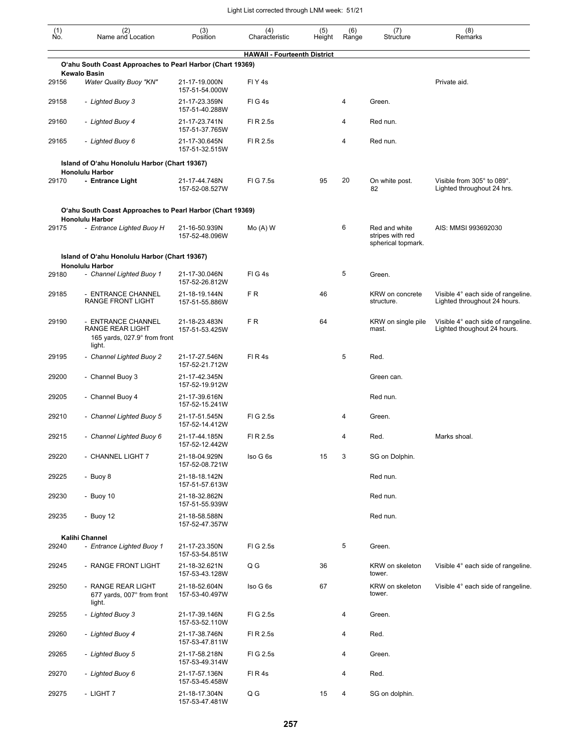| (1) No. | (2) Name and Location | (3) Position | (4) Characteristic | (5) Height | (6) Range | (7) Structure | (8) Remarks |
|---|---|---|---|---|---|---|---|
| | **HAWAII - Fourteenth District** | | | | | | |
| | **O'ahu South Coast Approaches to Pearl Harbor (Chart 19369)** | | | | | | |
| | **Kewalo Basin** | | | | | | |
| 29156 | *Water Quality Buoy "KN"* | 21-17-19.000N 157-51-54.000W | Fl Y 4s | | | | Private aid. |
| 29158 | *- Lighted Buoy 3* | 21-17-23.359N 157-51-40.288W | Fl G 4s | | 4 | Green. | |
| 29160 | *- Lighted Buoy 4* | 21-17-23.741N 157-51-37.765W | Fl R 2.5s | | 4 | Red nun. | |
| 29165 | *- Lighted Buoy 6* | 21-17-30.645N 157-51-32.515W | Fl R 2.5s | | 4 | Red nun. | |
| | **Island of O'ahu Honolulu Harbor (Chart 19367)** | | | | | | |
| | **Honolulu Harbor** | | | | | | |
| 29170 | **- Entrance Light** | 21-17-44.748N 157-52-08.527W | Fl G 7.5s | 95 | 20 | On white post. 82 | Visible from 305° to 089°. Lighted throughout 24 hrs. |
| | **O'ahu South Coast Approaches to Pearl Harbor (Chart 19369)** | | | | | | |
| | **Honolulu Harbor** | | | | | | |
| 29175 | *- Entrance Lighted Buoy H* | 21-16-50.939N 157-52-48.096W | Mo (A) W | | 6 | Red and white stripes with red spherical topmark. | AIS: MMSI 993692030 |
| | **Island of O'ahu Honolulu Harbor (Chart 19367)** | | | | | | |
| | **Honolulu Harbor** | | | | | | |
| 29180 | *- Channel Lighted Buoy 1* | 21-17-30.046N 157-52-26.812W | Fl G 4s | | 5 | Green. | |
| 29185 | - ENTRANCE CHANNEL RANGE FRONT LIGHT | 21-18-19.144N 157-51-55.886W | F R | 46 | | KRW on concrete structure. | Visible 4° each side of rangeline. Lighted throughout 24 hours. |
| 29190 | - ENTRANCE CHANNEL RANGE REAR LIGHT 165 yards, 027.9° from front light. | 21-18-23.483N 157-51-53.425W | F R | 64 | | KRW on single pile mast. | Visible 4° each side of rangeline. Lighted thoughout 24 hours. |
| 29195 | *- Channel Lighted Buoy 2* | 21-17-27.546N 157-52-21.712W | Fl R 4s | | 5 | Red. | |
| 29200 | - Channel Buoy 3 | 21-17-42.345N 157-52-19.912W | | | | Green can. | |
| 29205 | - Channel Buoy 4 | 21-17-39.616N 157-52-15.241W | | | | Red nun. | |
| 29210 | *- Channel Lighted Buoy 5* | 21-17-51.545N 157-52-14.412W | Fl G 2.5s | | 4 | Green. | |
| 29215 | *- Channel Lighted Buoy 6* | 21-17-44.185N 157-52-12.442W | Fl R 2.5s | | 4 | Red. | Marks shoal. |
| 29220 | - CHANNEL LIGHT 7 | 21-18-04.929N 157-52-08.721W | Iso G 6s | 15 | 3 | SG on Dolphin. | |
| 29225 | - Buoy 8 | 21-18-18.142N 157-51-57.613W | | | | Red nun. | |
| 29230 | - Buoy 10 | 21-18-32.862N 157-51-55.939W | | | | Red nun. | |
| 29235 | - Buoy 12 | 21-18-58.588N 157-52-47.357W | | | | Red nun. | |
| | **Kalihi Channel** | | | | | | |
| 29240 | *- Entrance Lighted Buoy 1* | 21-17-23.350N 157-53-54.851W | Fl G 2.5s | | 5 | Green. | |
| 29245 | - RANGE FRONT LIGHT | 21-18-32.621N 157-53-43.128W | Q G | 36 | | KRW on skeleton tower. | Visible 4° each side of rangeline. |
| 29250 | - RANGE REAR LIGHT 677 yards, 007° from front light. | 21-18-52.604N 157-53-40.497W | Iso G 6s | 67 | | KRW on skeleton tower. | Visible 4° each side of rangeline. |
| 29255 | *- Lighted Buoy 3* | 21-17-39.146N 157-53-52.110W | Fl G 2.5s | | 4 | Green. | |
| 29260 | *- Lighted Buoy 4* | 21-17-38.746N 157-53-47.811W | Fl R 2.5s | | 4 | Red. | |
| 29265 | *- Lighted Buoy 5* | 21-17-58.218N 157-53-49.314W | Fl G 2.5s | | 4 | Green. | |
| 29270 | *- Lighted Buoy 6* | 21-17-57.136N 157-53-45.458W | Fl R 4s | | 4 | Red. | |
| 29275 | - LIGHT 7 | 21-18-17.304N 157-53-47.481W | Q G | 15 | 4 | SG on dolphin. | |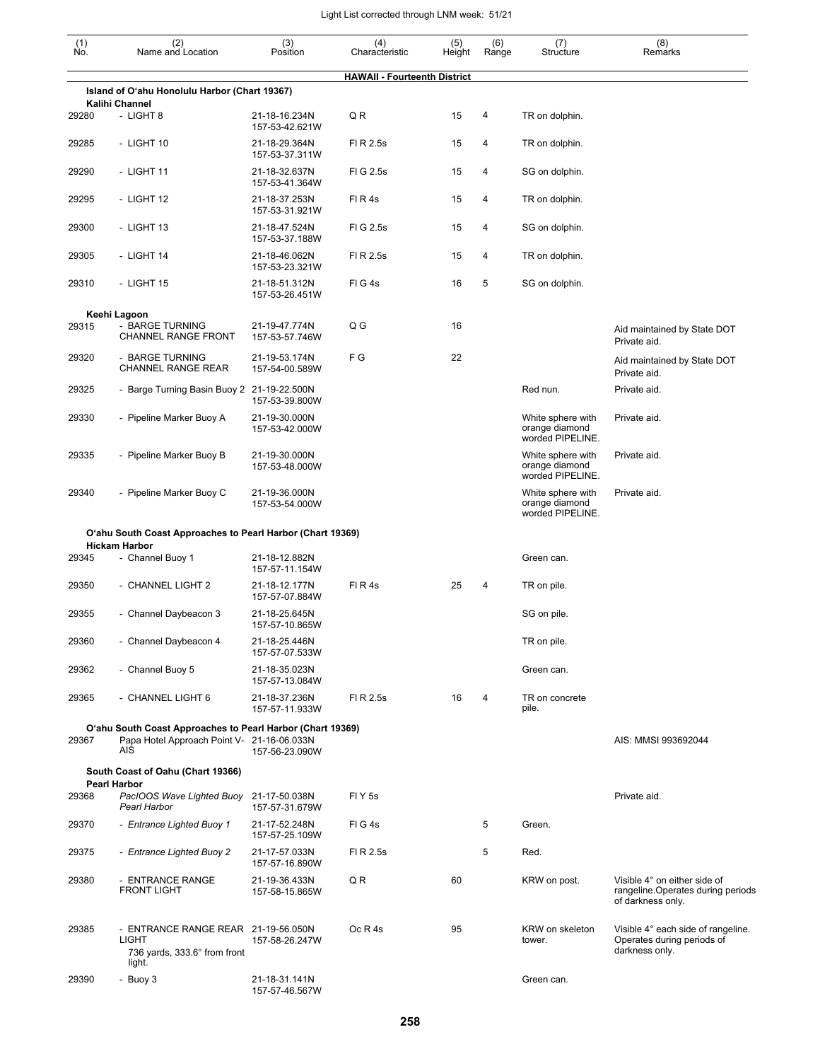| (1) No. | (2) Name and Location | (3) Position | (4) Characteristic | (5) Height | (6) Range | (7) Structure | (8) Remarks |
|---|---|---|---|---|---|---|---|
| | **HAWAII - Fourteenth District** | | | | | | |
| | **Island of O'ahu Honolulu Harbor (Chart 19367)** | | | | | | |
| | **Kalihi Channel** | | | | | | |
| 29280 | - LIGHT 8 | 21-18-16.234N 157-53-42.621W | Q R | 15 | 4 | TR on dolphin. | |
| 29285 | - LIGHT 10 | 21-18-29.364N 157-53-37.311W | Fl R 2.5s | 15 | 4 | TR on dolphin. | |
| 29290 | - LIGHT 11 | 21-18-32.637N 157-53-41.364W | Fl G 2.5s | 15 | 4 | SG on dolphin. | |
| 29295 | - LIGHT 12 | 21-18-37.253N 157-53-31.921W | Fl R 4s | 15 | 4 | TR on dolphin. | |
| 29300 | - LIGHT 13 | 21-18-47.524N 157-53-37.188W | Fl G 2.5s | 15 | 4 | SG on dolphin. | |
| 29305 | - LIGHT 14 | 21-18-46.062N 157-53-23.321W | Fl R 2.5s | 15 | 4 | TR on dolphin. | |
| 29310 | - LIGHT 15 | 21-18-51.312N 157-53-26.451W | Fl G 4s | 16 | 5 | SG on dolphin. | |
| | **Keehi Lagoon** | | | | | | |
| 29315 | - BARGE TURNING CHANNEL RANGE FRONT | 21-19-47.774N 157-53-57.746W | Q G | 16 | | | Aid maintained by State DOT Private aid. |
| 29320 | - BARGE TURNING CHANNEL RANGE REAR | 21-19-53.174N 157-54-00.589W | F G | 22 | | | Aid maintained by State DOT Private aid. |
| 29325 | - Barge Turning Basin Buoy 2 | 21-19-22.500N 157-53-39.800W | | | | Red nun. | Private aid. |
| 29330 | - Pipeline Marker Buoy A | 21-19-30.000N 157-53-42.000W | | | | White sphere with orange diamond worded PIPELINE. | Private aid. |
| 29335 | - Pipeline Marker Buoy B | 21-19-30.000N 157-53-48.000W | | | | White sphere with orange diamond worded PIPELINE. | Private aid. |
| 29340 | - Pipeline Marker Buoy C | 21-19-36.000N 157-53-54.000W | | | | White sphere with orange diamond worded PIPELINE. | Private aid. |
| | **O'ahu South Coast Approaches to Pearl Harbor (Chart 19369)** | | | | | | |
| | **Hickam Harbor** | | | | | | |
| 29345 | - Channel Buoy 1 | 21-18-12.882N 157-57-11.154W | | | | Green can. | |
| 29350 | - CHANNEL LIGHT 2 | 21-18-12.177N 157-57-07.884W | Fl R 4s | 25 | 4 | TR on pile. | |
| 29355 | - Channel Daybeacon 3 | 21-18-25.645N 157-57-10.865W | | | | SG on pile. | |
| 29360 | - Channel Daybeacon 4 | 21-18-25.446N 157-57-07.533W | | | | TR on pile. | |
| 29362 | - Channel Buoy 5 | 21-18-35.023N 157-57-13.084W | | | | Green can. | |
| 29365 | - CHANNEL LIGHT 6 | 21-18-37.236N 157-57-11.933W | Fl R 2.5s | 16 | 4 | TR on concrete pile. | |
| | **O'ahu South Coast Approaches to Pearl Harbor (Chart 19369)** | | | | | | |
| 29367 | Papa Hotel Approach Point V-AIS | 21-16-06.033N 157-56-23.090W | | | | | AIS: MMSI 993692044 |
| | **South Coast of Oahu (Chart 19366)** | | | | | | |
| | **Pearl Harbor** | | | | | | |
| 29368 | *PacIOOS Wave Lighted Buoy Pearl Harbor* | 21-17-50.038N 157-57-31.679W | Fl Y 5s | | | | Private aid. |
| 29370 | *- Entrance Lighted Buoy 1* | 21-17-52.248N 157-57-25.109W | Fl G 4s | | 5 | Green. | |
| 29375 | *- Entrance Lighted Buoy 2* | 21-17-57.033N 157-57-16.890W | Fl R 2.5s | | 5 | Red. | |
| 29380 | - ENTRANCE RANGE FRONT LIGHT | 21-19-36.433N 157-58-15.865W | Q R | 60 | | KRW on post. | Visible 4° on either side of rangeline.Operates during periods of darkness only. |
| 29385 | - ENTRANCE RANGE REAR LIGHT 736 yards, 333.6° from front light. | 21-19-56.050N 157-58-26.247W | Oc R 4s | 95 | | KRW on skeleton tower. | Visible 4° each side of rangeline. Operates during periods of darkness only. |
| 29390 | - Buoy 3 | 21-18-31.141N 157-57-46.567W | | | | Green can. | |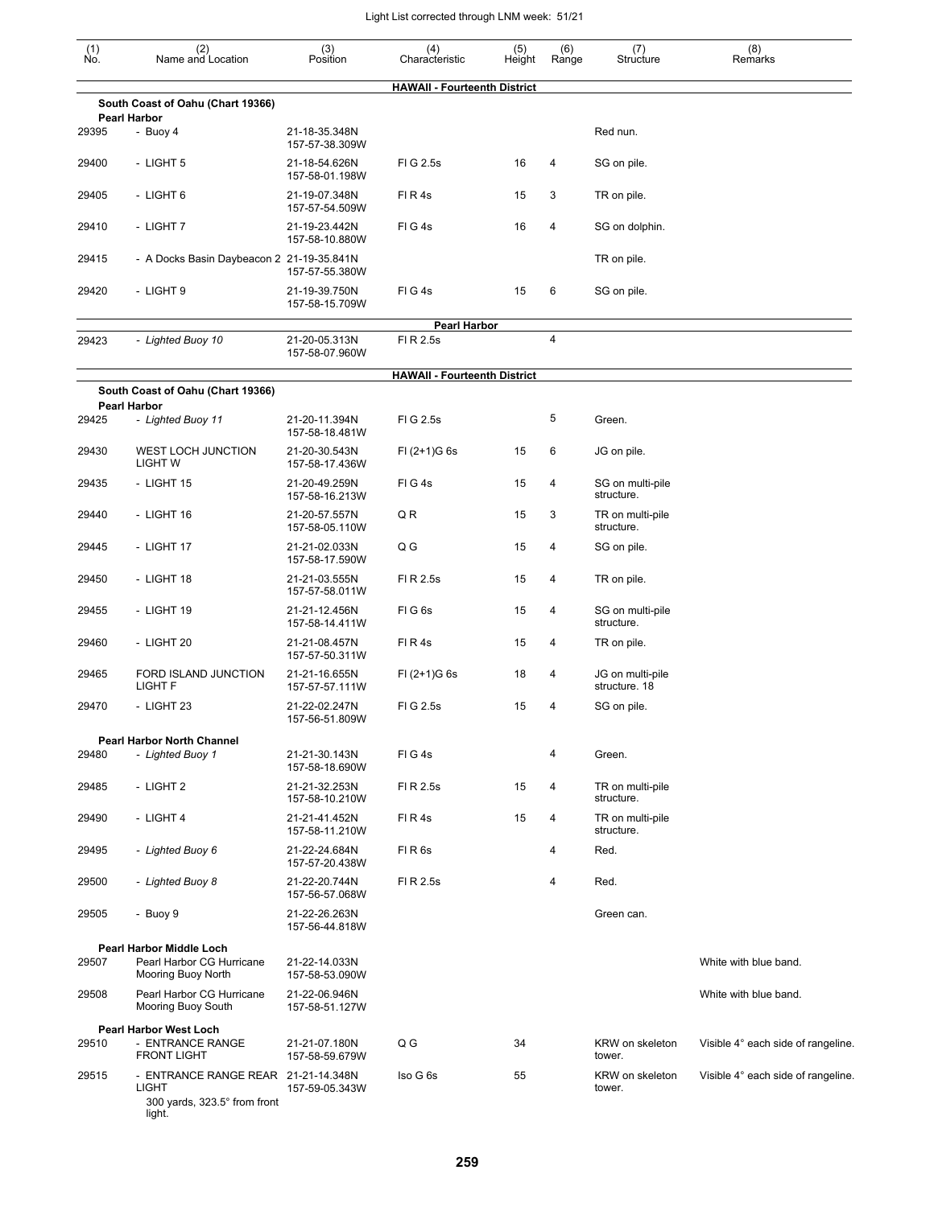| (1) No. | (2) Name and Location | (3) Position | (4) Characteristic | (5) Height | (6) Range | (7) Structure | (8) Remarks |
|---|---|---|---|---|---|---|---|
| | | | **HAWAII - Fourteenth District** | | | | |
| | **South Coast of Oahu (Chart 19366)** | | | | | | |
| | **Pearl Harbor** | | | | | | |
| 29395 | - Buoy 4 | 21-18-35.348N 157-57-38.309W | | | | Red nun. | |
| 29400 | - LIGHT 5 | 21-18-54.626N 157-58-01.198W | Fl G 2.5s | 16 | 4 | SG on pile. | |
| 29405 | - LIGHT 6 | 21-19-07.348N 157-57-54.509W | Fl R 4s | 15 | 3 | TR on pile. | |
| 29410 | - LIGHT 7 | 21-19-23.442N 157-58-10.880W | Fl G 4s | 16 | 4 | SG on dolphin. | |
| 29415 | - A Docks Basin Daybeacon 2 | 21-19-35.841N 157-57-55.380W | | | | TR on pile. | |
| 29420 | - LIGHT 9 | 21-19-39.750N 157-58-15.709W | Fl G 4s | 15 | 6 | SG on pile. | |
| | | | **Pearl Harbor** | | | | |
| 29423 | *- Lighted Buoy 10* | 21-20-05.313N 157-58-07.960W | Fl R 2.5s | | 4 | | |
| | | | **HAWAII - Fourteenth District** | | | | |
| | **South Coast of Oahu (Chart 19366)** | | | | | | |
| | **Pearl Harbor** | | | | | | |
| 29425 | *- Lighted Buoy 11* | 21-20-11.394N 157-58-18.481W | Fl G 2.5s | | 5 | Green. | |
| 29430 | WEST LOCH JUNCTION LIGHT W | 21-20-30.543N 157-58-17.436W | Fl (2+1)G 6s | 15 | 6 | JG on pile. | |
| 29435 | - LIGHT 15 | 21-20-49.259N 157-58-16.213W | Fl G 4s | 15 | 4 | SG on multi-pile structure. | |
| 29440 | - LIGHT 16 | 21-20-57.557N 157-58-05.110W | Q R | 15 | 3 | TR on multi-pile structure. | |
| 29445 | - LIGHT 17 | 21-21-02.033N 157-58-17.590W | Q G | 15 | 4 | SG on pile. | |
| 29450 | - LIGHT 18 | 21-21-03.555N 157-57-58.011W | Fl R 2.5s | 15 | 4 | TR on pile. | |
| 29455 | - LIGHT 19 | 21-21-12.456N 157-58-14.411W | Fl G 6s | 15 | 4 | SG on multi-pile structure. | |
| 29460 | - LIGHT 20 | 21-21-08.457N 157-57-50.311W | Fl R 4s | 15 | 4 | TR on pile. | |
| 29465 | FORD ISLAND JUNCTION LIGHT F | 21-21-16.655N 157-57-57.111W | Fl (2+1)G 6s | 18 | 4 | JG on multi-pile structure. 18 | |
| 29470 | - LIGHT 23 | 21-22-02.247N 157-56-51.809W | Fl G 2.5s | 15 | 4 | SG on pile. | |
| | **Pearl Harbor North Channel** | | | | | | |
| 29480 | *- Lighted Buoy 1* | 21-21-30.143N 157-58-18.690W | Fl G 4s | | 4 | Green. | |
| 29485 | - LIGHT 2 | 21-21-32.253N 157-58-10.210W | Fl R 2.5s | 15 | 4 | TR on multi-pile structure. | |
| 29490 | - LIGHT 4 | 21-21-41.452N 157-58-11.210W | Fl R 4s | 15 | 4 | TR on multi-pile structure. | |
| 29495 | *- Lighted Buoy 6* | 21-22-24.684N 157-57-20.438W | Fl R 6s | | 4 | Red. | |
| 29500 | *- Lighted Buoy 8* | 21-22-20.744N 157-56-57.068W | Fl R 2.5s | | 4 | Red. | |
| 29505 | - Buoy 9 | 21-22-26.263N 157-56-44.818W | | | | Green can. | |
| | **Pearl Harbor Middle Loch** | | | | | | |
| 29507 | Pearl Harbor CG Hurricane Mooring Buoy North | 21-22-14.033N 157-58-53.090W | | | | | White with blue band. |
| 29508 | Pearl Harbor CG Hurricane Mooring Buoy South | 21-22-06.946N 157-58-51.127W | | | | | White with blue band. |
| | **Pearl Harbor West Loch** | | | | | | |
| 29510 | - ENTRANCE RANGE FRONT LIGHT | 21-21-07.180N 157-58-59.679W | Q G | 34 | | KRW on skeleton tower. | Visible 4° each side of rangeline. |
| 29515 | - ENTRANCE RANGE REAR LIGHT 300 yards, 323.5° from front light. | 21-21-14.348N 157-59-05.343W | Iso G 6s | 55 | | KRW on skeleton tower. | Visible 4° each side of rangeline. |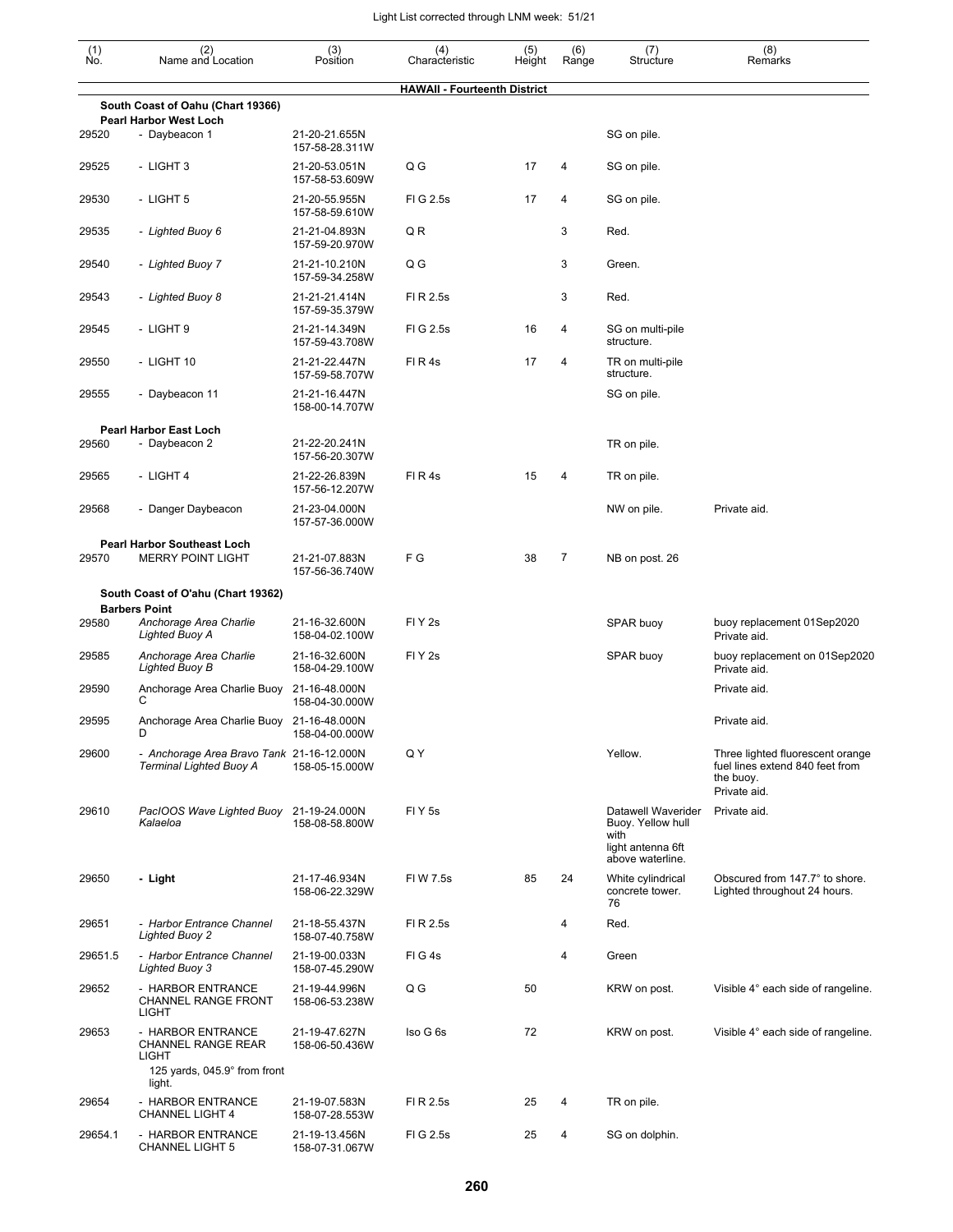| (1) No. | (2) Name and Location | (3) Position | (4) Characteristic | (5) Height | (6) Range | (7) Structure | (8) Remarks |
|---|---|---|---|---|---|---|---|
| | | | **HAWAII - Fourteenth District** | | | | |
| | **South Coast of Oahu (Chart 19366)** | | | | | | |
| | **Pearl Harbor West Loch** | | | | | | |
| 29520 | - Daybeacon 1 | 21-20-21.655N 157-58-28.311W | | | | SG on pile. | |
| 29525 | - LIGHT 3 | 21-20-53.051N 157-58-53.609W | Q G | 17 | 4 | SG on pile. | |
| 29530 | - LIGHT 5 | 21-20-55.955N 157-58-59.610W | Fl G 2.5s | 17 | 4 | SG on pile. | |
| 29535 | - *Lighted Buoy 6* | 21-21-04.893N 157-59-20.970W | Q R | | 3 | Red. | |
| 29540 | - *Lighted Buoy 7* | 21-21-10.210N 157-59-34.258W | Q G | | 3 | Green. | |
| 29543 | - *Lighted Buoy 8* | 21-21-21.414N 157-59-35.379W | Fl R 2.5s | | 3 | Red. | |
| 29545 | - LIGHT 9 | 21-21-14.349N 157-59-43.708W | Fl G 2.5s | 16 | 4 | SG on multi-pile structure. | |
| 29550 | - LIGHT 10 | 21-21-22.447N 157-59-58.707W | Fl R 4s | 17 | 4 | TR on multi-pile structure. | |
| 29555 | - Daybeacon 11 | 21-21-16.447N 158-00-14.707W | | | | SG on pile. | |
| | **Pearl Harbor East Loch** | | | | | | |
| 29560 | - Daybeacon 2 | 21-22-20.241N 157-56-20.307W | | | | TR on pile. | |
| 29565 | - LIGHT 4 | 21-22-26.839N 157-56-12.207W | Fl R 4s | 15 | 4 | TR on pile. | |
| 29568 | - Danger Daybeacon | 21-23-04.000N 157-57-36.000W | | | | NW on pile. | Private aid. |
| | **Pearl Harbor Southeast Loch** | | | | | | |
| 29570 | MERRY POINT LIGHT | 21-21-07.883N 157-56-36.740W | F G | 38 | 7 | NB on post. 26 | |
| | **South Coast of O'ahu (Chart 19362)** | | | | | | |
| | **Barbers Point** | | | | | | |
| 29580 | *Anchorage Area Charlie Lighted Buoy A* | 21-16-32.600N 158-04-02.100W | Fl Y 2s | | | SPAR buoy | buoy replacement 01Sep2020 Private aid. |
| 29585 | *Anchorage Area Charlie Lighted Buoy B* | 21-16-32.600N 158-04-29.100W | Fl Y 2s | | | SPAR buoy | buoy replacement on 01Sep2020 Private aid. |
| 29590 | Anchorage Area Charlie Buoy C | 21-16-48.000N 158-04-30.000W | | | | | Private aid. |
| 29595 | Anchorage Area Charlie Buoy D | 21-16-48.000N 158-04-00.000W | | | | | Private aid. |
| 29600 | - *Anchorage Area Bravo Tank Terminal Lighted Buoy A* | 21-16-12.000N 158-05-15.000W | Q Y | | | Yellow. | Three lighted fluorescent orange fuel lines extend 840 feet from the buoy. Private aid. |
| 29610 | *PacIOOS Wave Lighted Buoy Kalaeloa* | 21-19-24.000N 158-08-58.800W | Fl Y 5s | | | Datawell Waverider Buoy. Yellow hull with light antenna 6ft above waterline. | Private aid. |
| 29650 | **- Light** | 21-17-46.934N 158-06-22.329W | Fl W 7.5s | 85 | 24 | White cylindrical concrete tower. 76 | Obscured from 147.7° to shore. Lighted throughout 24 hours. |
| 29651 | - *Harbor Entrance Channel Lighted Buoy 2* | 21-18-55.437N 158-07-40.758W | Fl R 2.5s | | 4 | Red. | |
| 29651.5 | - *Harbor Entrance Channel Lighted Buoy 3* | 21-19-00.033N 158-07-45.290W | Fl G 4s | | 4 | Green | |
| 29652 | - HARBOR ENTRANCE CHANNEL RANGE FRONT LIGHT | 21-19-44.996N 158-06-53.238W | Q G | 50 | | KRW on post. | Visible 4° each side of rangeline. |
| 29653 | - HARBOR ENTRANCE CHANNEL RANGE REAR LIGHT 125 yards, 045.9° from front light. | 21-19-47.627N 158-06-50.436W | Iso G 6s | 72 | | KRW on post. | Visible 4° each side of rangeline. |
| 29654 | - HARBOR ENTRANCE CHANNEL LIGHT 4 | 21-19-07.583N 158-07-28.553W | Fl R 2.5s | 25 | 4 | TR on pile. | |
| 29654.1 | - HARBOR ENTRANCE CHANNEL LIGHT 5 | 21-19-13.456N 158-07-31.067W | Fl G 2.5s | 25 | 4 | SG on dolphin. | |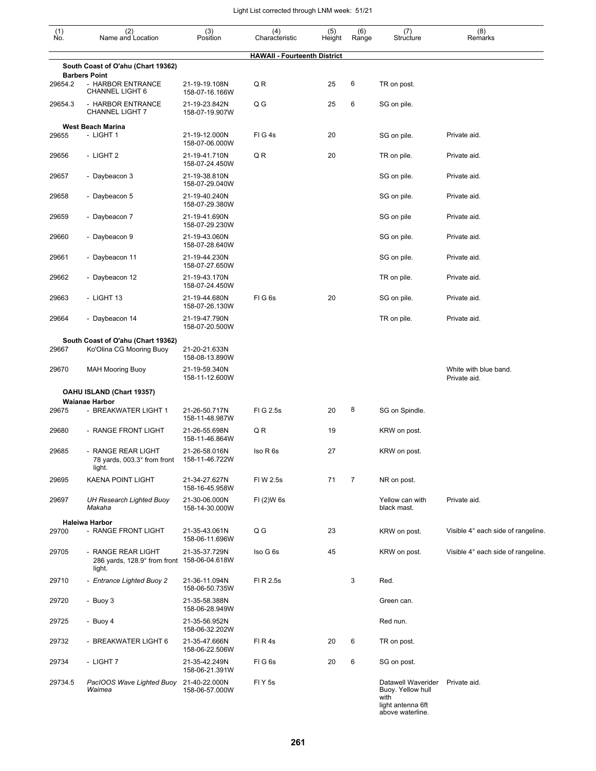| (1) No. | (2) Name and Location | (3) Position | (4) Characteristic | (5) Height | (6) Range | (7) Structure | (8) Remarks |
|---|---|---|---|---|---|---|---|
| | **HAWAII - Fourteenth District** | | | | | | |
| | **South Coast of O'ahu (Chart 19362)** | | | | | | |
| | **Barbers Point** | | | | | | |
| 29654.2 | - HARBOR ENTRANCE CHANNEL LIGHT 6 | 21-19-19.108N 158-07-16.166W | Q R | 25 | 6 | TR on post. | |
| 29654.3 | - HARBOR ENTRANCE CHANNEL LIGHT 7 | 21-19-23.842N 158-07-19.907W | Q G | 25 | 6 | SG on pile. | |
| | **West Beach Marina** | | | | | | |
| 29655 | - LIGHT 1 | 21-19-12.000N 158-07-06.000W | Fl G 4s | 20 | | SG on pile. | Private aid. |
| 29656 | - LIGHT 2 | 21-19-41.710N 158-07-24.450W | Q R | 20 | | TR on pile. | Private aid. |
| 29657 | - Daybeacon 3 | 21-19-38.810N 158-07-29.040W | | | | SG on pile. | Private aid. |
| 29658 | - Daybeacon 5 | 21-19-40.240N 158-07-29.380W | | | | SG on pile. | Private aid. |
| 29659 | - Daybeacon 7 | 21-19-41.690N 158-07-29.230W | | | | SG on pile | Private aid. |
| 29660 | - Daybeacon 9 | 21-19-43.060N 158-07-28.640W | | | | SG on pile. | Private aid. |
| 29661 | - Daybeacon 11 | 21-19-44.230N 158-07-27.650W | | | | SG on pile. | Private aid. |
| 29662 | - Daybeacon 12 | 21-19-43.170N 158-07-24.450W | | | | TR on pile. | Private aid. |
| 29663 | - LIGHT 13 | 21-19-44.680N 158-07-26.130W | Fl G 6s | 20 | | SG on pile. | Private aid. |
| 29664 | - Daybeacon 14 | 21-19-47.790N 158-07-20.500W | | | | TR on pile. | Private aid. |
| | **South Coast of O'ahu (Chart 19362)** | | | | | | |
| 29667 | Ko'Olina CG Mooring Buoy | 21-20-21.633N 158-08-13.890W | | | | | |
| 29670 | MAH Mooring Buoy | 21-19-59.340N 158-11-12.600W | | | | | White with blue band. Private aid. |
| | **OAHU ISLAND (Chart 19357)** | | | | | | |
| | **Waianae Harbor** | | | | | | |
| 29675 | - BREAKWATER LIGHT 1 | 21-26-50.717N 158-11-48.987W | Fl G 2.5s | 20 | 8 | SG on Spindle. | |
| 29680 | - RANGE FRONT LIGHT | 21-26-55.698N 158-11-46.864W | Q R | 19 | | KRW on post. | |
| 29685 | - RANGE REAR LIGHT 78 yards, 003.3° from front light. | 21-26-58.016N 158-11-46.722W | Iso R 6s | 27 | | KRW on post. | |
| 29695 | KAENA POINT LIGHT | 21-34-27.627N 158-16-45.958W | Fl W 2.5s | 71 | 7 | NR on post. | |
| 29697 | *UH Research Lighted Buoy Makaha* | 21-30-06.000N 158-14-30.000W | Fl (2)W 6s | | | Yellow can with black mast. | Private aid. |
| | **Haleiwa Harbor** | | | | | | |
| 29700 | - RANGE FRONT LIGHT | 21-35-43.061N 158-06-11.696W | Q G | 23 | | KRW on post. | Visible 4° each side of rangeline. |
| 29705 | - RANGE REAR LIGHT 286 yards, 128.9° from front light. | 21-35-37.729N 158-06-04.618W | Iso G 6s | 45 | | KRW on post. | Visible 4° each side of rangeline. |
| 29710 | - *Entrance Lighted Buoy 2* | 21-36-11.094N 158-06-50.735W | Fl R 2.5s | | 3 | Red. | |
| 29720 | - Buoy 3 | 21-35-58.388N 158-06-28.949W | | | | Green can. | |
| 29725 | - Buoy 4 | 21-35-56.952N 158-06-32.202W | | | | Red nun. | |
| 29732 | - BREAKWATER LIGHT 6 | 21-35-47.666N 158-06-22.506W | Fl R 4s | 20 | 6 | TR on post. | |
| 29734 | - LIGHT 7 | 21-35-42.249N 158-06-21.391W | Fl G 6s | 20 | 6 | SG on post. | |
| 29734.5 | *PacIOOS Wave Lighted Buoy Waimea* | 21-40-22.000N 158-06-57.000W | Fl Y 5s | | | Datawell Waverider Buoy. Yellow hull with light antenna 6ft above waterline. | Private aid. |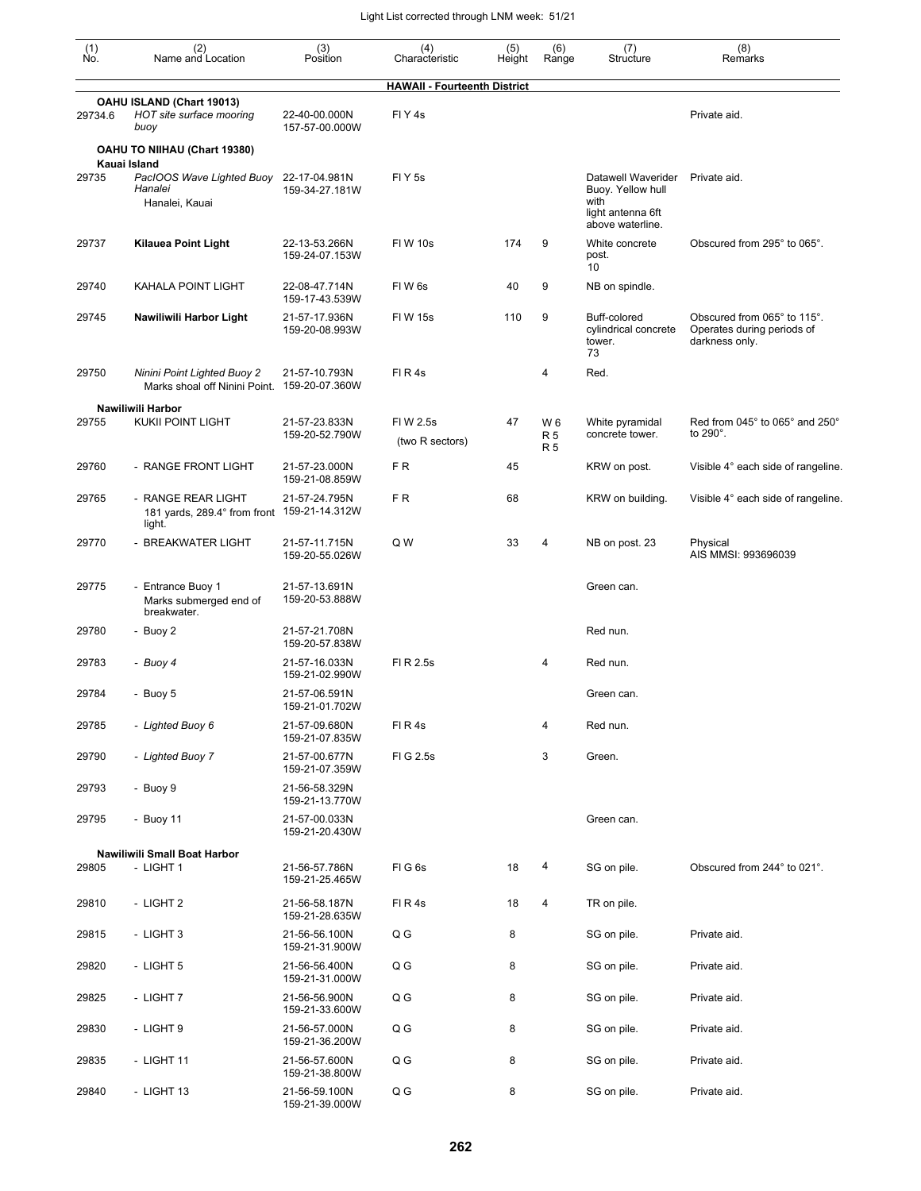| (1) No. | (2) Name and Location | (3) Position | (4) Characteristic | (5) Height | (6) Range | (7) Structure | (8) Remarks |
|---|---|---|---|---|---|---|---|
| | | | **HAWAII - Fourteenth District** | | | | |
| | **OAHU ISLAND (Chart 19013)** | | | | | | |
| 29734.6 | *HOT site surface mooring buoy* | 22-40-00.000N 157-57-00.000W | Fl Y 4s | | | | Private aid. |
| | **OAHU TO NIIHAU (Chart 19380)** | | | | | | |
| | **Kauai Island** | | | | | | |
| 29735 | *PacIOOS Wave Lighted Buoy Hanalei* Hanalei, Kauai | 22-17-04.981N 159-34-27.181W | Fl Y 5s | | | Datawell Waverider Buoy. Yellow hull with light antenna 6ft above waterline. | Private aid. |
| 29737 | **Kilauea Point Light** | 22-13-53.266N 159-24-07.153W | Fl W 10s | 174 | 9 | White concrete post. 10 | Obscured from 295° to 065°. |
| 29740 | KAHALA POINT LIGHT | 22-08-47.714N 159-17-43.539W | Fl W 6s | 40 | 9 | NB on spindle. | |
| 29745 | **Nawiliwili Harbor Light** | 21-57-17.936N 159-20-08.993W | Fl W 15s | 110 | 9 | Buff-colored cylindrical concrete tower. 73 | Obscured from 065° to 115°. Operates during periods of darkness only. |
| 29750 | *Ninini Point Lighted Buoy 2* Marks shoal off Ninini Point. | 21-57-10.793N 159-20-07.360W | Fl R 4s | | 4 | Red. | |
| | **Nawiliwili Harbor** | | | | | | |
| 29755 | KUKII POINT LIGHT | 21-57-23.833N 159-20-52.790W | Fl W 2.5s (two R sectors) | 47 | W 6 R 5 R 5 | White pyramidal concrete tower. | Red from 045° to 065° and 250° to 290°. |
| 29760 | - RANGE FRONT LIGHT | 21-57-23.000N 159-21-08.859W | F R | 45 | | KRW on post. | Visible 4° each side of rangeline. |
| 29765 | - RANGE REAR LIGHT 181 yards, 289.4° from front light. | 21-57-24.795N 159-21-14.312W | F R | 68 | | KRW on building. | Visible 4° each side of rangeline. |
| 29770 | - BREAKWATER LIGHT | 21-57-11.715N 159-20-55.026W | Q W | 33 | 4 | NB on post. 23 | Physical AIS MMSI: 993696039 |
| 29775 | - Entrance Buoy 1 Marks submerged end of breakwater. | 21-57-13.691N 159-20-53.888W | | | | Green can. | |
| 29780 | - Buoy 2 | 21-57-21.708N 159-20-57.838W | | | | Red nun. | |
| 29783 | *- Buoy 4* | 21-57-16.033N 159-21-02.990W | Fl R 2.5s | | 4 | Red nun. | |
| 29784 | - Buoy 5 | 21-57-06.591N 159-21-01.702W | | | | Green can. | |
| 29785 | *- Lighted Buoy 6* | 21-57-09.680N 159-21-07.835W | Fl R 4s | | 4 | Red nun. | |
| 29790 | *- Lighted Buoy 7* | 21-57-00.677N 159-21-07.359W | Fl G 2.5s | | 3 | Green. | |
| 29793 | - Buoy 9 | 21-56-58.329N 159-21-13.770W | | | | | |
| 29795 | - Buoy 11 | 21-57-00.033N 159-21-20.430W | | | | Green can. | |
| | **Nawiliwili Small Boat Harbor** | | | | | | |
| 29805 | - LIGHT 1 | 21-56-57.786N 159-21-25.465W | Fl G 6s | 18 | 4 | SG on pile. | Obscured from 244° to 021°. |
| 29810 | - LIGHT 2 | 21-56-58.187N 159-21-28.635W | Fl R 4s | 18 | 4 | TR on pile. | |
| 29815 | - LIGHT 3 | 21-56-56.100N 159-21-31.900W | Q G | 8 | | SG on pile. | Private aid. |
| 29820 | - LIGHT 5 | 21-56-56.400N 159-21-31.000W | Q G | 8 | | SG on pile. | Private aid. |
| 29825 | - LIGHT 7 | 21-56-56.900N 159-21-33.600W | Q G | 8 | | SG on pile. | Private aid. |
| 29830 | - LIGHT 9 | 21-56-57.000N 159-21-36.200W | Q G | 8 | | SG on pile. | Private aid. |
| 29835 | - LIGHT 11 | 21-56-57.600N 159-21-38.800W | Q G | 8 | | SG on pile. | Private aid. |
| 29840 | - LIGHT 13 | 21-56-59.100N 159-21-39.000W | Q G | 8 | | SG on pile. | Private aid. |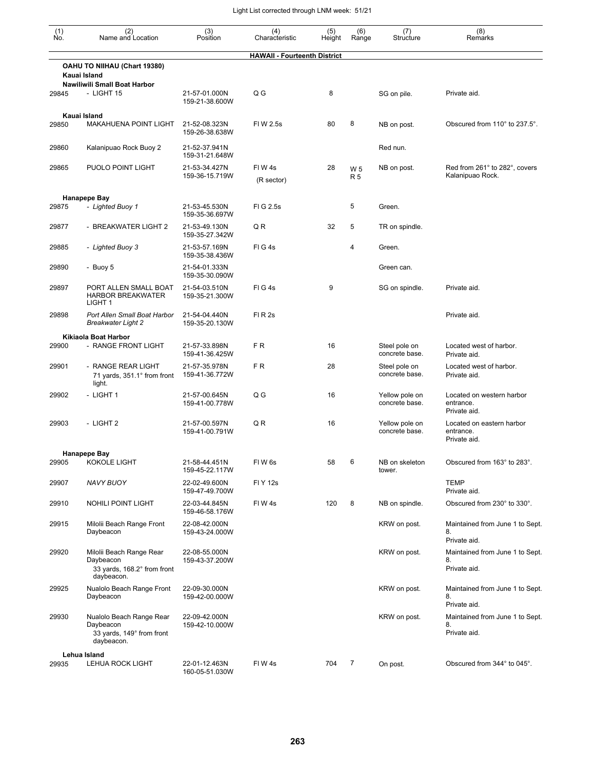| (1) No. | (2) Name and Location | (3) Position | (4) Characteristic | (5) Height | (6) Range | (7) Structure | (8) Remarks |
|---|---|---|---|---|---|---|---|
| | | | **HAWAII - Fourteenth District** | | | | |
| | **OAHU TO NIIHAU (Chart 19380)** | | | | | | |
| | **Kauai Island** | | | | | | |
| | **Nawiliwili Small Boat Harbor** | | | | | | |
| 29845 | - LIGHT 15 | 21-57-01.000N 159-21-38.600W | Q G | 8 | | SG on pile. | Private aid. |
| | **Kauai Island** | | | | | | |
| 29850 | MAKAHUENA POINT LIGHT | 21-52-08.323N 159-26-38.638W | Fl W 2.5s | 80 | 8 | NB on post. | Obscured from 110° to 237.5°. |
| 29860 | Kalanipuao Rock Buoy 2 | 21-52-37.941N 159-31-21.648W | | | | Red nun. | |
| 29865 | PUOLO POINT LIGHT | 21-53-34.427N 159-36-15.719W | Fl W 4s (R sector) | 28 | W 5 R 5 | NB on post. | Red from 261° to 282°, covers Kalanipuao Rock. |
| | **Hanapepe Bay** | | | | | | |
| 29875 | - *Lighted Buoy 1* | 21-53-45.530N 159-35-36.697W | Fl G 2.5s | | 5 | Green. | |
| 29877 | - BREAKWATER LIGHT 2 | 21-53-49.130N 159-35-27.342W | Q R | 32 | 5 | TR on spindle. | |
| 29885 | - *Lighted Buoy 3* | 21-53-57.169N 159-35-38.436W | Fl G 4s | | 4 | Green. | |
| 29890 | - Buoy 5 | 21-54-01.333N 159-35-30.090W | | | | Green can. | |
| 29897 | PORT ALLEN SMALL BOAT HARBOR BREAKWATER LIGHT 1 | 21-54-03.510N 159-35-21.300W | Fl G 4s | 9 | | SG on spindle. | Private aid. |
| 29898 | *Port Allen Small Boat Harbor Breakwater Light 2* | 21-54-04.440N 159-35-20.130W | Fl R 2s | | | | Private aid. |
| | **Kikiaola Boat Harbor** | | | | | | |
| 29900 | - RANGE FRONT LIGHT | 21-57-33.898N 159-41-36.425W | F R | 16 | | Steel pole on concrete base. | Located west of harbor. Private aid. |
| 29901 | - RANGE REAR LIGHT 71 yards, 351.1° from front light. | 21-57-35.978N 159-41-36.772W | F R | 28 | | Steel pole on concrete base. | Located west of harbor. Private aid. |
| 29902 | - LIGHT 1 | 21-57-00.645N 159-41-00.778W | Q G | 16 | | Yellow pole on concrete base. | Located on western harbor entrance. Private aid. |
| 29903 | - LIGHT 2 | 21-57-00.597N 159-41-00.791W | Q R | 16 | | Yellow pole on concrete base. | Located on eastern harbor entrance. Private aid. |
| | **Hanapepe Bay** | | | | | | |
| 29905 | KOKOLE LIGHT | 21-58-44.451N 159-45-22.117W | Fl W 6s | 58 | 6 | NB on skeleton tower. | Obscured from 163° to 283°. |
| 29907 | *NAVY BUOY* | 22-02-49.600N 159-47-49.700W | Fl Y 12s | | | | TEMP Private aid. |
| 29910 | NOHILI POINT LIGHT | 22-03-44.845N 159-46-58.176W | Fl W 4s | 120 | 8 | NB on spindle. | Obscured from 230° to 330°. |
| 29915 | Milolii Beach Range Front Daybeacon | 22-08-42.000N 159-43-24.000W | | | | KRW on post. | Maintained from June 1 to Sept. 8. Private aid. |
| 29920 | Milolii Beach Range Rear Daybeacon 33 yards, 168.2° from front daybeacon. | 22-08-55.000N 159-43-37.200W | | | | KRW on post. | Maintained from June 1 to Sept. 8. Private aid. |
| 29925 | Nualolo Beach Range Front Daybeacon | 22-09-30.000N 159-42-00.000W | | | | KRW on post. | Maintained from June 1 to Sept. 8. Private aid. |
| 29930 | Nualolo Beach Range Rear Daybeacon 33 yards, 149° from front daybeacon. | 22-09-42.000N 159-42-10.000W | | | | KRW on post. | Maintained from June 1 to Sept. 8. Private aid. |
| | **Lehua Island** | | | | | | |
| 29935 | LEHUA ROCK LIGHT | 22-01-12.463N 160-05-51.030W | Fl W 4s | 704 | 7 | On post. | Obscured from 344° to 045°. |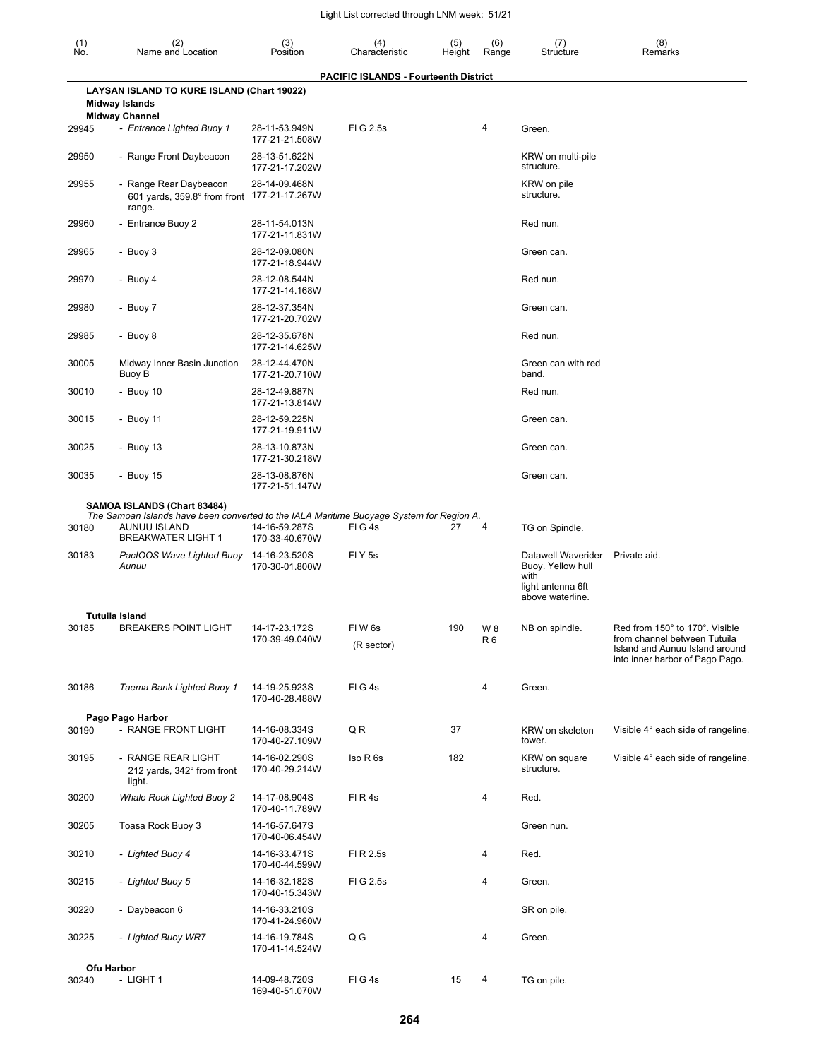| (1) No. | (2) Name and Location | (3) Position | (4) Characteristic | (5) Height | (6) Range | (7) Structure | (8) Remarks |
|---|---|---|---|---|---|---|---|
| | **PACIFIC ISLANDS - Fourteenth District** | | | | | | |
| | **LAYSAN ISLAND TO KURE ISLAND (Chart 19022)** | | | | | | |
| | **Midway Islands** | | | | | | |
| | **Midway Channel** | | | | | | |
| 29945 | - *Entrance Lighted Buoy 1* | 28-11-53.949N 177-21-21.508W | Fl G 2.5s | | 4 | Green. | |
| 29950 | - Range Front Daybeacon | 28-13-51.622N 177-21-17.202W | | | | KRW on multi-pile structure. | |
| 29955 | - Range Rear Daybeacon 601 yards, 359.8° from front range. | 28-14-09.468N 177-21-17.267W | | | | KRW on pile structure. | |
| 29960 | - Entrance Buoy 2 | 28-11-54.013N 177-21-11.831W | | | | Red nun. | |
| 29965 | - Buoy 3 | 28-12-09.080N 177-21-18.944W | | | | Green can. | |
| 29970 | - Buoy 4 | 28-12-08.544N 177-21-14.168W | | | | Red nun. | |
| 29980 | - Buoy 7 | 28-12-37.354N 177-21-20.702W | | | | Green can. | |
| 29985 | - Buoy 8 | 28-12-35.678N 177-21-14.625W | | | | Red nun. | |
| 30005 | Midway Inner Basin Junction Buoy B | 28-12-44.470N 177-21-20.710W | | | | Green can with red band. | |
| 30010 | - Buoy 10 | 28-12-49.887N 177-21-13.814W | | | | Red nun. | |
| 30015 | - Buoy 11 | 28-12-59.225N 177-21-19.911W | | | | Green can. | |
| 30025 | - Buoy 13 | 28-13-10.873N 177-21-30.218W | | | | Green can. | |
| 30035 | - Buoy 15 | 28-13-08.876N 177-21-51.147W | | | | Green can. | |
| | **SAMOA ISLANDS (Chart 83484)** | | | | | | |
| | *The Samoan Islands have been converted to the IALA Maritime Buoyage System for Region A.* | | | | | | |
| 30180 | AUNUU ISLAND BREAKWATER LIGHT 1 | 14-16-59.287S 170-33-40.670W | Fl G 4s | 27 | 4 | TG on Spindle. | |
| 30183 | *PacIOOS Wave Lighted Buoy Aunuu* | 14-16-23.520S 170-30-01.800W | Fl Y 5s | | | Datawell Waverider Buoy. Yellow hull with light antenna 6ft above waterline. | Private aid. |
| | **Tutuila Island** | | | | | | |
| 30185 | BREAKERS POINT LIGHT | 14-17-23.172S 170-39-49.040W | Fl W 6s (R sector) | 190 | W 8 R 6 | NB on spindle. | Red from 150° to 170°. Visible from channel between Tutuila Island and Aunuu Island around into inner harbor of Pago Pago. |
| 30186 | *Taema Bank Lighted Buoy 1* | 14-19-25.923S 170-40-28.488W | Fl G 4s | | 4 | Green. | |
| | **Pago Pago Harbor** | | | | | | |
| 30190 | - RANGE FRONT LIGHT | 14-16-08.334S 170-40-27.109W | Q R | 37 | | KRW on skeleton tower. | Visible 4° each side of rangeline. |
| 30195 | - RANGE REAR LIGHT 212 yards, 342° from front light. | 14-16-02.290S 170-40-29.214W | Iso R 6s | 182 | | KRW on square structure. | Visible 4° each side of rangeline. |
| 30200 | *Whale Rock Lighted Buoy 2* | 14-17-08.904S 170-40-11.789W | Fl R 4s | | 4 | Red. | |
| 30205 | Toasa Rock Buoy 3 | 14-16-57.647S 170-40-06.454W | | | | Green nun. | |
| 30210 | - *Lighted Buoy 4* | 14-16-33.471S 170-40-44.599W | Fl R 2.5s | | 4 | Red. | |
| 30215 | - *Lighted Buoy 5* | 14-16-32.182S 170-40-15.343W | Fl G 2.5s | | 4 | Green. | |
| 30220 | - Daybeacon 6 | 14-16-33.210S 170-41-24.960W | | | | SR on pile. | |
| 30225 | - *Lighted Buoy WR7* | 14-16-19.784S 170-41-14.524W | Q G | | 4 | Green. | |
| | **Ofu Harbor** | | | | | | |
| 30240 | - LIGHT 1 | 14-09-48.720S 169-40-51.070W | Fl G 4s | 15 | 4 | TG on pile. | |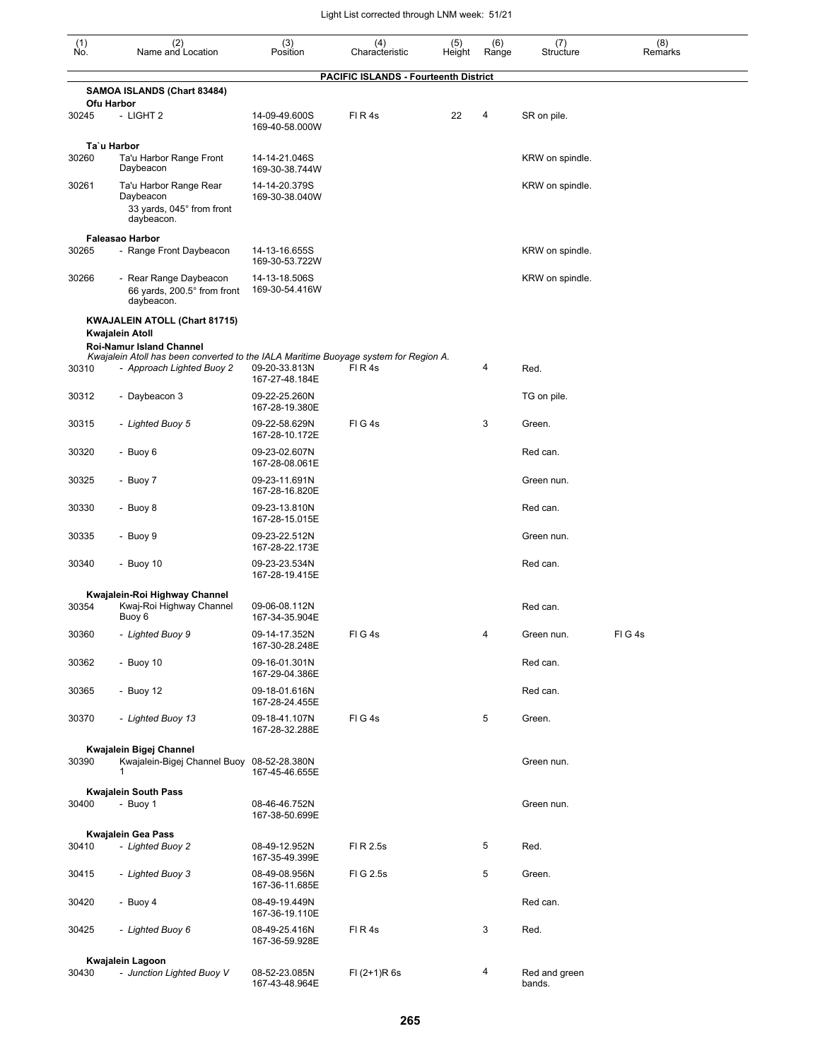| (1) No. | (2) Name and Location | (3) Position | (4) Characteristic | (5) Height | (6) Range | (7) Structure | (8) Remarks |
|---|---|---|---|---|---|---|---|
| | **PACIFIC ISLANDS - Fourteenth District** | | | | | | |
| | **SAMOA ISLANDS (Chart 83484)** | | | | | | |
| | **Ofu Harbor** | | | | | | |
| 30245 | - LIGHT 2 | 14-09-49.600S 169-40-58.000W | Fl R 4s | 22 | 4 | SR on pile. | |
| | **Ta`u Harbor** | | | | | | |
| 30260 | Ta'u Harbor Range Front Daybeacon | 14-14-21.046S 169-30-38.744W | | | | KRW on spindle. | |
| 30261 | Ta'u Harbor Range Rear Daybeacon 33 yards, 045° from front daybeacon. | 14-14-20.379S 169-30-38.040W | | | | KRW on spindle. | |
| | **Faleasao Harbor** | | | | | | |
| 30265 | - Range Front Daybeacon | 14-13-16.655S 169-30-53.722W | | | | KRW on spindle. | |
| 30266 | - Rear Range Daybeacon 66 yards, 200.5° from front daybeacon. | 14-13-18.506S 169-30-54.416W | | | | KRW on spindle. | |
| | **KWAJALEIN ATOLL (Chart 81715)** | | | | | | |
| | **Kwajalein Atoll** | | | | | | |
| | **Roi-Namur Island Channel** *Kwajalein Atoll has been converted to the IALA Maritime Buoyage system for Region A.* | | | | | | |
| 30310 | *- Approach Lighted Buoy 2* | 09-20-33.813N 167-27-48.184E | Fl R 4s | | 4 | Red. | |
| 30312 | - Daybeacon 3 | 09-22-25.260N 167-28-19.380E | | | | TG on pile. | |
| 30315 | *- Lighted Buoy 5* | 09-22-58.629N 167-28-10.172E | Fl G 4s | | 3 | Green. | |
| 30320 | - Buoy 6 | 09-23-02.607N 167-28-08.061E | | | | Red can. | |
| 30325 | - Buoy 7 | 09-23-11.691N 167-28-16.820E | | | | Green nun. | |
| 30330 | - Buoy 8 | 09-23-13.810N 167-28-15.015E | | | | Red can. | |
| 30335 | - Buoy 9 | 09-23-22.512N 167-28-22.173E | | | | Green nun. | |
| 30340 | - Buoy 10 | 09-23-23.534N 167-28-19.415E | | | | Red can. | |
| | **Kwajalein-Roi Highway Channel** | | | | | | |
| 30354 | Kwaj-Roi Highway Channel Buoy 6 | 09-06-08.112N 167-34-35.904E | | | | Red can. | |
| 30360 | *- Lighted Buoy 9* | 09-14-17.352N 167-30-28.248E | Fl G 4s | | 4 | Green nun. | Fl G 4s |
| 30362 | - Buoy 10 | 09-16-01.301N 167-29-04.386E | | | | Red can. | |
| 30365 | - Buoy 12 | 09-18-01.616N 167-28-24.455E | | | | Red can. | |
| 30370 | *- Lighted Buoy 13* | 09-18-41.107N 167-28-32.288E | Fl G 4s | | 5 | Green. | |
| | **Kwajalein Bigej Channel** | | | | | | |
| 30390 | Kwajalein-Bigej Channel Buoy 1 | 08-52-28.380N 167-45-46.655E | | | | Green nun. | |
| | **Kwajalein South Pass** | | | | | | |
| 30400 | - Buoy 1 | 08-46-46.752N 167-38-50.699E | | | | Green nun. | |
| | **Kwajalein Gea Pass** | | | | | | |
| 30410 | *- Lighted Buoy 2* | 08-49-12.952N 167-35-49.399E | Fl R 2.5s | | 5 | Red. | |
| 30415 | *- Lighted Buoy 3* | 08-49-08.956N 167-36-11.685E | Fl G 2.5s | | 5 | Green. | |
| 30420 | - Buoy 4 | 08-49-19.449N 167-36-19.110E | | | | Red can. | |
| 30425 | *- Lighted Buoy 6* | 08-49-25.416N 167-36-59.928E | Fl R 4s | | 3 | Red. | |
| | **Kwajalein Lagoon** | | | | | | |
| 30430 | *- Junction Lighted Buoy V* | 08-52-23.085N 167-43-48.964E | Fl (2+1)R 6s | | 4 | Red and green bands. | |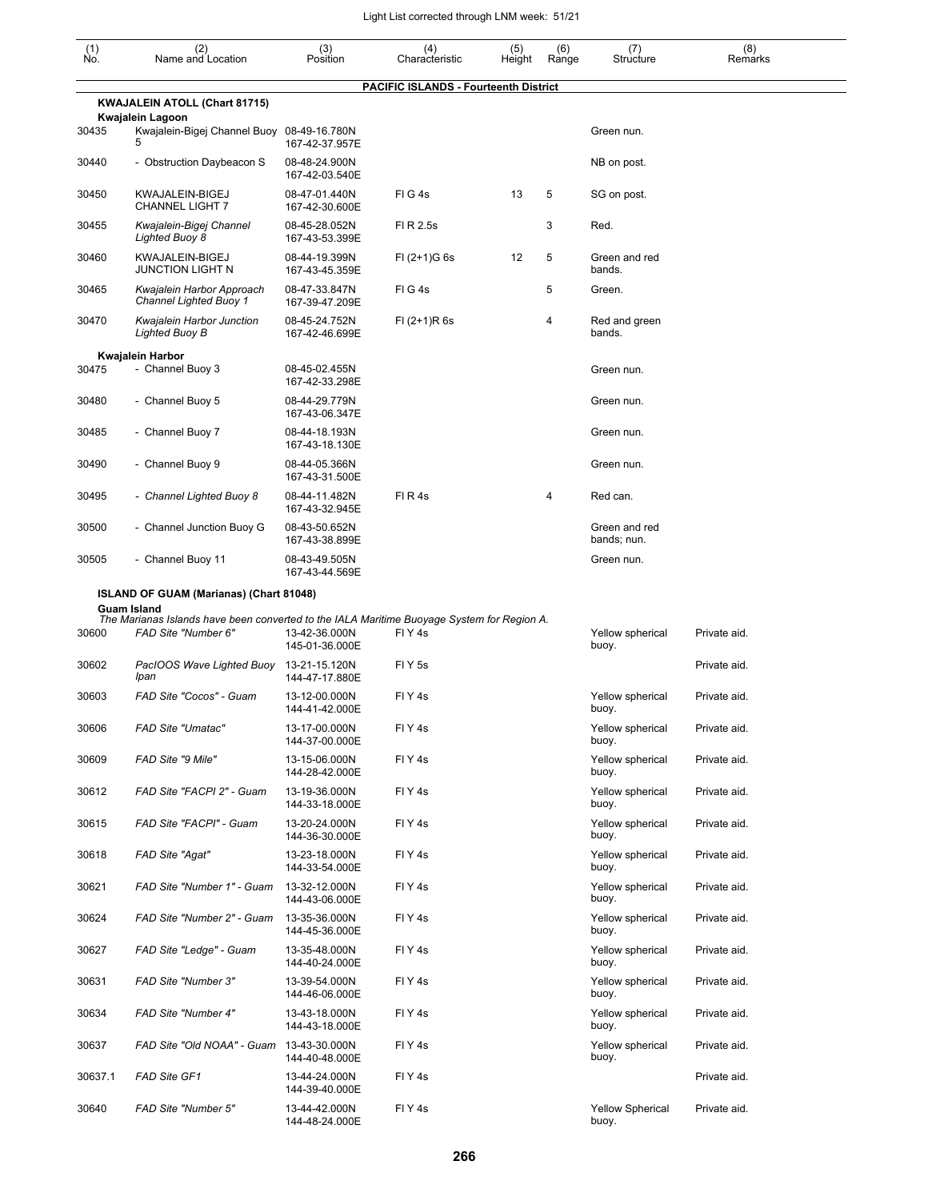| (1) No. | (2) Name and Location | (3) Position | (4) Characteristic | (5) Height | (6) Range | (7) Structure | (8) Remarks |
|---|---|---|---|---|---|---|---|
| | **PACIFIC ISLANDS - Fourteenth District** | | | | | | |
| | **KWAJALEIN ATOLL (Chart 81715)** | | | | | | |
| | **Kwajalein Lagoon** | | | | | | |
| 30435 | Kwajalein-Bigej Channel Buoy 5 | 08-49-16.780N 167-42-37.957E | | | | Green nun. | |
| 30440 | - Obstruction Daybeacon S | 08-48-24.900N 167-42-03.540E | | | | NB on post. | |
| 30450 | KWAJALEIN-BIGEJ CHANNEL LIGHT 7 | 08-47-01.440N 167-42-30.600E | Fl G 4s | 13 | 5 | SG on post. | |
| 30455 | *Kwajalein-Bigej Channel Lighted Buoy 8* | 08-45-28.052N 167-43-53.399E | Fl R 2.5s | | 3 | Red. | |
| 30460 | KWAJALEIN-BIGEJ JUNCTION LIGHT N | 08-44-19.399N 167-43-45.359E | Fl (2+1)G 6s | 12 | 5 | Green and red bands. | |
| 30465 | *Kwajalein Harbor Approach Channel Lighted Buoy 1* | 08-47-33.847N 167-39-47.209E | Fl G 4s | | 5 | Green. | |
| 30470 | *Kwajalein Harbor Junction Lighted Buoy B* | 08-45-24.752N 167-42-46.699E | Fl (2+1)R 6s | | 4 | Red and green bands. | |
| | **Kwajalein Harbor** | | | | | | |
| 30475 | - Channel Buoy 3 | 08-45-02.455N 167-42-33.298E | | | | Green nun. | |
| 30480 | - Channel Buoy 5 | 08-44-29.779N 167-43-06.347E | | | | Green nun. | |
| 30485 | - Channel Buoy 7 | 08-44-18.193N 167-43-18.130E | | | | Green nun. | |
| 30490 | - Channel Buoy 9 | 08-44-05.366N 167-43-31.500E | | | | Green nun. | |
| 30495 | - *Channel Lighted Buoy 8* | 08-44-11.482N 167-43-32.945E | Fl R 4s | | 4 | Red can. | |
| 30500 | - Channel Junction Buoy G | 08-43-50.652N 167-43-38.899E | | | | Green and red bands; nun. | |
| 30505 | - Channel Buoy 11 | 08-43-49.505N 167-43-44.569E | | | | Green nun. | |
| | **ISLAND OF GUAM (Marianas) (Chart 81048)** | | | | | | |
| | **Guam Island** | | | | | | |
| | *The Marianas Islands have been converted to the IALA Maritime Buoyage System for Region A.* | | | | | | |
| 30600 | *FAD Site "Number 6"* | 13-42-36.000N 145-01-36.000E | Fl Y 4s | | | Yellow spherical buoy. | Private aid. |
| 30602 | *PacIOOS Wave Lighted Buoy Ipan* | 13-21-15.120N 144-47-17.880E | Fl Y 5s | | | | Private aid. |
| 30603 | *FAD Site "Cocos" - Guam* | 13-12-00.000N 144-41-42.000E | Fl Y 4s | | | Yellow spherical buoy. | Private aid. |
| 30606 | *FAD Site "Umatac"* | 13-17-00.000N 144-37-00.000E | Fl Y 4s | | | Yellow spherical buoy. | Private aid. |
| 30609 | *FAD Site "9 Mile"* | 13-15-06.000N 144-28-42.000E | Fl Y 4s | | | Yellow spherical buoy. | Private aid. |
| 30612 | *FAD Site "FACPI 2" - Guam* | 13-19-36.000N 144-33-18.000E | Fl Y 4s | | | Yellow spherical buoy. | Private aid. |
| 30615 | *FAD Site "FACPI" - Guam* | 13-20-24.000N 144-36-30.000E | Fl Y 4s | | | Yellow spherical buoy. | Private aid. |
| 30618 | *FAD Site "Agat"* | 13-23-18.000N 144-33-54.000E | Fl Y 4s | | | Yellow spherical buoy. | Private aid. |
| 30621 | *FAD Site "Number 1" - Guam* | 13-32-12.000N 144-43-06.000E | Fl Y 4s | | | Yellow spherical buoy. | Private aid. |
| 30624 | *FAD Site "Number 2" - Guam* | 13-35-36.000N 144-45-36.000E | Fl Y 4s | | | Yellow spherical buoy. | Private aid. |
| 30627 | *FAD Site "Ledge" - Guam* | 13-35-48.000N 144-40-24.000E | Fl Y 4s | | | Yellow spherical buoy. | Private aid. |
| 30631 | *FAD Site "Number 3"* | 13-39-54.000N 144-46-06.000E | Fl Y 4s | | | Yellow spherical buoy. | Private aid. |
| 30634 | *FAD Site "Number 4"* | 13-43-18.000N 144-43-18.000E | Fl Y 4s | | | Yellow spherical buoy. | Private aid. |
| 30637 | *FAD Site "Old NOAA" - Guam* | 13-43-30.000N 144-40-48.000E | Fl Y 4s | | | Yellow spherical buoy. | Private aid. |
| 30637.1 | *FAD Site GF1* | 13-44-24.000N 144-39-40.000E | Fl Y 4s | | | | Private aid. |
| 30640 | *FAD Site "Number 5"* | 13-44-42.000N 144-48-24.000E | Fl Y 4s | | | Yellow Spherical buoy. | Private aid. |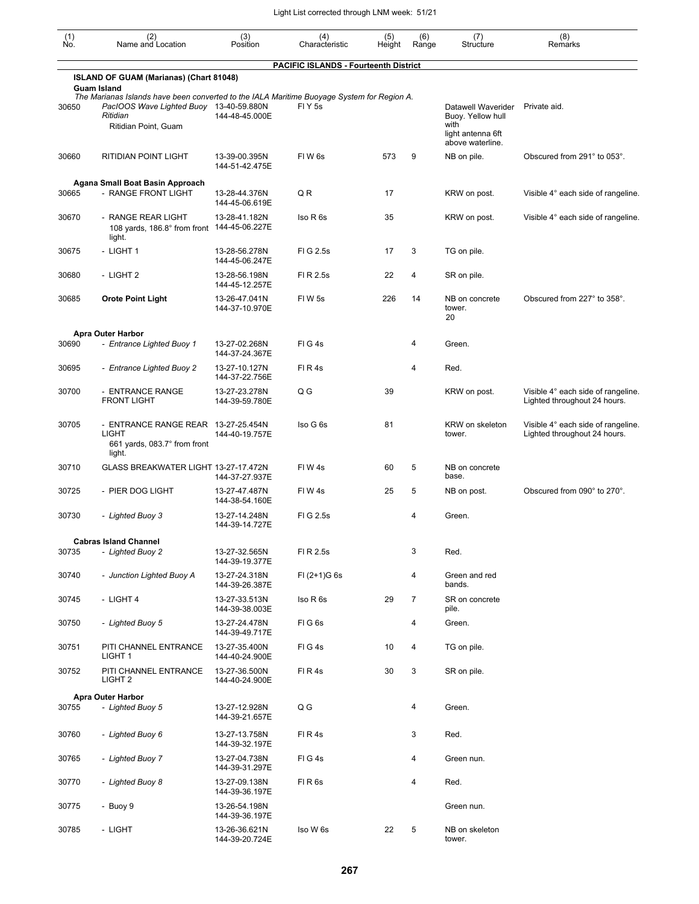| (1) No. | (2) Name and Location | (3) Position | (4) Characteristic | (5) Height | (6) Range | (7) Structure | (8) Remarks |
|---|---|---|---|---|---|---|---|
| | **PACIFIC ISLANDS - Fourteenth District** | | | | | | |
| | **ISLAND OF GUAM (Marianas) (Chart 81048)** | | | | | | |
| | **Guam Island** | | | | | | |
| | *The Marianas Islands have been converted to the IALA Maritime Buoyage System for Region A.* | | | | | | |
| 30650 | *PacIOOS Wave Lighted Buoy Ritidian* Ritidian Point, Guam | 13-40-59.880N 144-48-45.000E | Fl Y 5s | | | Datawell Waverider Buoy. Yellow hull with light antenna 6ft above waterline. | Private aid. |
| 30660 | RITIDIAN POINT LIGHT | 13-39-00.395N 144-51-42.475E | Fl W 6s | 573 | 9 | NB on pile. | Obscured from 291° to 053°. |
| | **Agana Small Boat Basin Approach** | | | | | | |
| 30665 | - RANGE FRONT LIGHT | 13-28-44.376N 144-45-06.619E | Q R | 17 | | KRW on post. | Visible 4° each side of rangeline. |
| 30670 | - RANGE REAR LIGHT 108 yards, 186.8° from front light. | 13-28-41.182N 144-45-06.227E | Iso R 6s | 35 | | KRW on post. | Visible 4° each side of rangeline. |
| 30675 | - LIGHT 1 | 13-28-56.278N 144-45-06.247E | Fl G 2.5s | 17 | 3 | TG on pile. | |
| 30680 | - LIGHT 2 | 13-28-56.198N 144-45-12.257E | Fl R 2.5s | 22 | 4 | SR on pile. | |
| 30685 | **Orote Point Light** | 13-26-47.041N 144-37-10.970E | Fl W 5s | 226 | 14 | NB on concrete tower. 20 | Obscured from 227° to 358°. |
| | **Apra Outer Harbor** | | | | | | |
| 30690 | - *Entrance Lighted Buoy 1* | 13-27-02.268N 144-37-24.367E | Fl G 4s | | 4 | Green. | |
| 30695 | - *Entrance Lighted Buoy 2* | 13-27-10.127N 144-37-22.756E | Fl R 4s | | 4 | Red. | |
| 30700 | - ENTRANCE RANGE FRONT LIGHT | 13-27-23.278N 144-39-59.780E | Q G | 39 | | KRW on post. | Visible 4° each side of rangeline. Lighted throughout 24 hours. |
| 30705 | - ENTRANCE RANGE REAR LIGHT 661 yards, 083.7° from front light. | 13-27-25.454N 144-40-19.757E | Iso G 6s | 81 | | KRW on skeleton tower. | Visible 4° each side of rangeline. Lighted throughout 24 hours. |
| 30710 | GLASS BREAKWATER LIGHT | 13-27-17.472N 144-37-27.937E | Fl W 4s | 60 | 5 | NB on concrete base. | |
| 30725 | - PIER DOG LIGHT | 13-27-47.487N 144-38-54.160E | Fl W 4s | 25 | 5 | NB on post. | Obscured from 090° to 270°. |
| 30730 | - *Lighted Buoy 3* | 13-27-14.248N 144-39-14.727E | Fl G 2.5s | | 4 | Green. | |
| | **Cabras Island Channel** | | | | | | |
| 30735 | - *Lighted Buoy 2* | 13-27-32.565N 144-39-19.377E | Fl R 2.5s | | 3 | Red. | |
| 30740 | - *Junction Lighted Buoy A* | 13-27-24.318N 144-39-26.387E | Fl (2+1)G 6s | | 4 | Green and red bands. | |
| 30745 | - LIGHT 4 | 13-27-33.513N 144-39-38.003E | Iso R 6s | 29 | 7 | SR on concrete pile. | |
| 30750 | - *Lighted Buoy 5* | 13-27-24.478N 144-39-49.717E | Fl G 6s | | 4 | Green. | |
| 30751 | PITI CHANNEL ENTRANCE LIGHT 1 | 13-27-35.400N 144-40-24.900E | Fl G 4s | 10 | 4 | TG on pile. | |
| 30752 | PITI CHANNEL ENTRANCE LIGHT 2 | 13-27-36.500N 144-40-24.900E | Fl R 4s | 30 | 3 | SR on pile. | |
| | **Apra Outer Harbor** | | | | | | |
| 30755 | - *Lighted Buoy 5* | 13-27-12.928N 144-39-21.657E | Q G | | 4 | Green. | |
| 30760 | - *Lighted Buoy 6* | 13-27-13.758N 144-39-32.197E | Fl R 4s | | 3 | Red. | |
| 30765 | - *Lighted Buoy 7* | 13-27-04.738N 144-39-31.297E | Fl G 4s | | 4 | Green nun. | |
| 30770 | - *Lighted Buoy 8* | 13-27-09.138N 144-39-36.197E | Fl R 6s | | 4 | Red. | |
| 30775 | - Buoy 9 | 13-26-54.198N 144-39-36.197E | | | | Green nun. | |
| 30785 | - LIGHT | 13-26-36.621N 144-39-20.724E | Iso W 6s | 22 | 5 | NB on skeleton tower. | |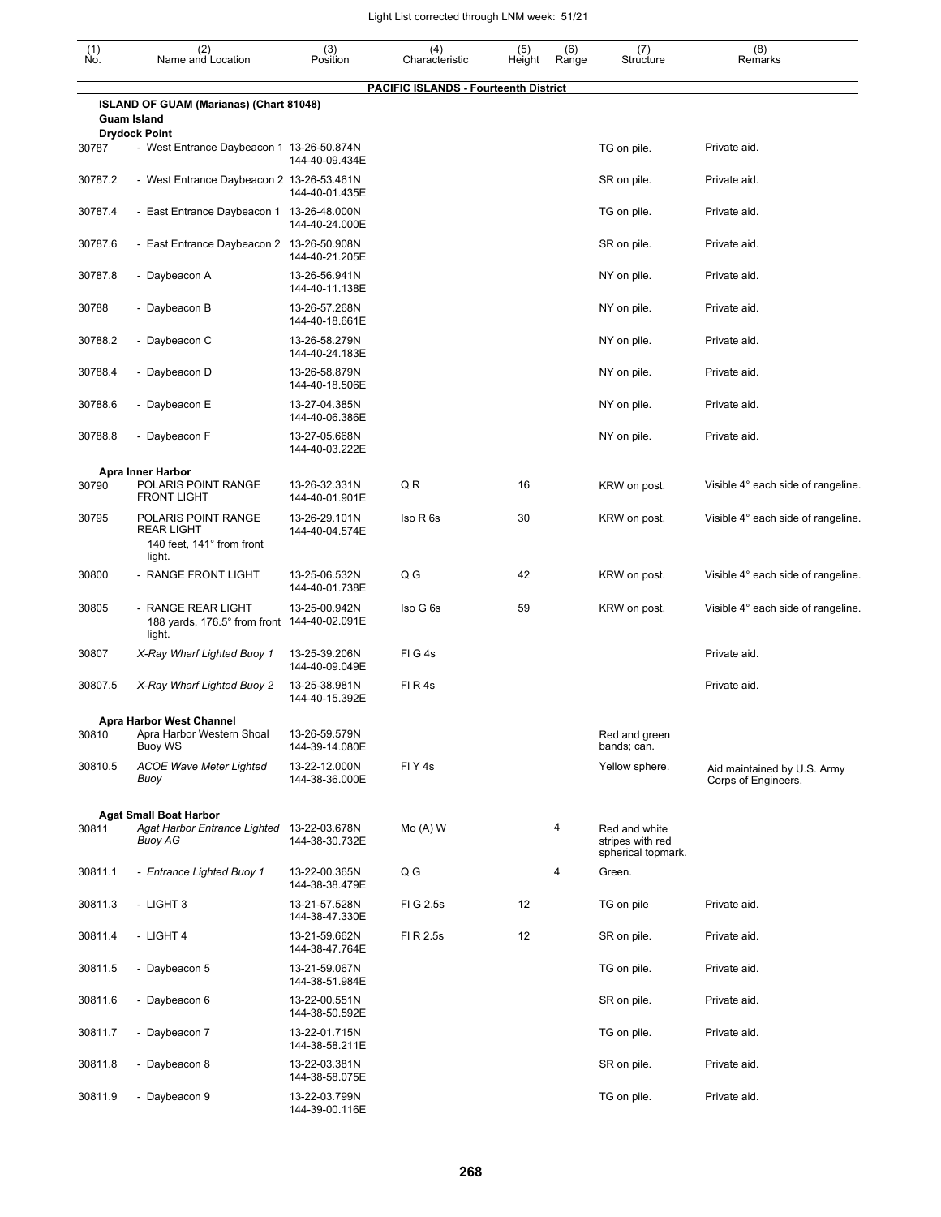Light List corrected through LNM week: 51/21

| (1) No. | (2) Name and Location | (3) Position | (4) Characteristic | (5) Height | (6) Range | (7) Structure | (8) Remarks |
|---|---|---|---|---|---|---|---|
| | **PACIFIC ISLANDS - Fourteenth District** | | | | | | |
| | **ISLAND OF GUAM (Marianas) (Chart 81048)** | | | | | | |
| | **Guam Island** | | | | | | |
| | **Drydock Point** | | | | | | |
| 30787 | - West Entrance Daybeacon 1 | 13-26-50.874N 144-40-09.434E | | | | TG on pile. | Private aid. |
| 30787.2 | - West Entrance Daybeacon 2 | 13-26-53.461N 144-40-01.435E | | | | SR on pile. | Private aid. |
| 30787.4 | - East Entrance Daybeacon 1 | 13-26-48.000N 144-40-24.000E | | | | TG on pile. | Private aid. |
| 30787.6 | - East Entrance Daybeacon 2 | 13-26-50.908N 144-40-21.205E | | | | SR on pile. | Private aid. |
| 30787.8 | - Daybeacon A | 13-26-56.941N 144-40-11.138E | | | | NY on pile. | Private aid. |
| 30788 | - Daybeacon B | 13-26-57.268N 144-40-18.661E | | | | NY on pile. | Private aid. |
| 30788.2 | - Daybeacon C | 13-26-58.279N 144-40-24.183E | | | | NY on pile. | Private aid. |
| 30788.4 | - Daybeacon D | 13-26-58.879N 144-40-18.506E | | | | NY on pile. | Private aid. |
| 30788.6 | - Daybeacon E | 13-27-04.385N 144-40-06.386E | | | | NY on pile. | Private aid. |
| 30788.8 | - Daybeacon F | 13-27-05.668N 144-40-03.222E | | | | NY on pile. | Private aid. |
| | **Apra Inner Harbor** | | | | | | |
| 30790 | POLARIS POINT RANGE FRONT LIGHT | 13-26-32.331N 144-40-01.901E | Q R | 16 | | KRW on post. | Visible 4° each side of rangeline. |
| 30795 | POLARIS POINT RANGE REAR LIGHT 140 feet, 141° from front light. | 13-26-29.101N 144-40-04.574E | Iso R 6s | 30 | | KRW on post. | Visible 4° each side of rangeline. |
| 30800 | - RANGE FRONT LIGHT | 13-25-06.532N 144-40-01.738E | Q G | 42 | | KRW on post. | Visible 4° each side of rangeline. |
| 30805 | - RANGE REAR LIGHT 188 yards, 176.5° from front light. | 13-25-00.942N 144-40-02.091E | Iso G 6s | 59 | | KRW on post. | Visible 4° each side of rangeline. |
| 30807 | *X-Ray Wharf Lighted Buoy 1* | 13-25-39.206N 144-40-09.049E | Fl G 4s | | | | Private aid. |
| 30807.5 | *X-Ray Wharf Lighted Buoy 2* | 13-25-38.981N 144-40-15.392E | Fl R 4s | | | | Private aid. |
| | **Apra Harbor West Channel** | | | | | | |
| 30810 | Apra Harbor Western Shoal Buoy WS | 13-26-59.579N 144-39-14.080E | | | | Red and green bands; can. | |
| 30810.5 | *ACOE Wave Meter Lighted Buoy* | 13-22-12.000N 144-38-36.000E | Fl Y 4s | | | Yellow sphere. | Aid maintained by U.S. Army Corps of Engineers. |
| | **Agat Small Boat Harbor** | | | | | | |
| 30811 | *Agat Harbor Entrance Lighted Buoy AG* | 13-22-03.678N 144-38-30.732E | Mo (A) W | | 4 | Red and white stripes with red spherical topmark. | |
| 30811.1 | - *Entrance Lighted Buoy 1* | 13-22-00.365N 144-38-38.479E | Q G | | 4 | Green. | |
| 30811.3 | - LIGHT 3 | 13-21-57.528N 144-38-47.330E | Fl G 2.5s | 12 | | TG on pile | Private aid. |
| 30811.4 | - LIGHT 4 | 13-21-59.662N 144-38-47.764E | Fl R 2.5s | 12 | | SR on pile. | Private aid. |
| 30811.5 | - Daybeacon 5 | 13-21-59.067N 144-38-51.984E | | | | TG on pile. | Private aid. |
| 30811.6 | - Daybeacon 6 | 13-22-00.551N 144-38-50.592E | | | | SR on pile. | Private aid. |
| 30811.7 | - Daybeacon 7 | 13-22-01.715N 144-38-58.211E | | | | TG on pile. | Private aid. |
| 30811.8 | - Daybeacon 8 | 13-22-03.381N 144-38-58.075E | | | | SR on pile. | Private aid. |
| 30811.9 | - Daybeacon 9 | 13-22-03.799N 144-39-00.116E | | | | TG on pile. | Private aid. |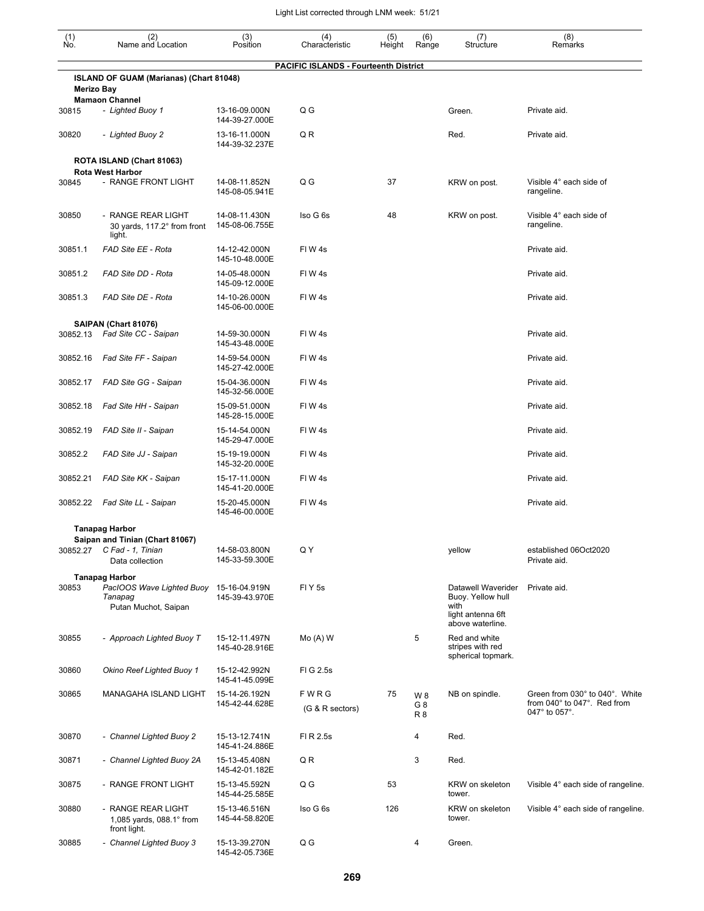| (1) No. | (2) Name and Location | (3) Position | (4) Characteristic | (5) Height | (6) Range | (7) Structure | (8) Remarks |
|---|---|---|---|---|---|---|---|
| | **PACIFIC ISLANDS - Fourteenth District** | | | | | | |
| | **ISLAND OF GUAM (Marianas) (Chart 81048)** | | | | | | |
| | **Merizo Bay** | | | | | | |
| | **Mamaon Channel** | | | | | | |
| 30815 | - *Lighted Buoy 1* | 13-16-09.000N 144-39-27.000E | Q G | | | Green. | Private aid. |
| 30820 | - *Lighted Buoy 2* | 13-16-11.000N 144-39-32.237E | Q R | | | Red. | Private aid. |
| | **ROTA ISLAND (Chart 81063)** | | | | | | |
| | **Rota West Harbor** | | | | | | |
| 30845 | - RANGE FRONT LIGHT | 14-08-11.852N 145-08-05.941E | Q G | 37 | | KRW on post. | Visible 4° each side of rangeline. |
| 30850 | - RANGE REAR LIGHT 30 yards, 117.2° from front light. | 14-08-11.430N 145-08-06.755E | Iso G 6s | 48 | | KRW on post. | Visible 4° each side of rangeline. |
| 30851.1 | *FAD Site EE - Rota* | 14-12-42.000N 145-10-48.000E | Fl W 4s | | | | Private aid. |
| 30851.2 | *FAD Site DD - Rota* | 14-05-48.000N 145-09-12.000E | Fl W 4s | | | | Private aid. |
| 30851.3 | *FAD Site DE - Rota* | 14-10-26.000N 145-06-00.000E | Fl W 4s | | | | Private aid. |
| | **SAIPAN (Chart 81076)** | | | | | | |
| 30852.13 | *Fad Site CC - Saipan* | 14-59-30.000N 145-43-48.000E | Fl W 4s | | | | Private aid. |
| 30852.16 | *Fad Site FF - Saipan* | 14-59-54.000N 145-27-42.000E | Fl W 4s | | | | Private aid. |
| 30852.17 | *FAD Site GG - Saipan* | 15-04-36.000N 145-32-56.000E | Fl W 4s | | | | Private aid. |
| 30852.18 | *Fad Site HH - Saipan* | 15-09-51.000N 145-28-15.000E | Fl W 4s | | | | Private aid. |
| 30852.19 | *FAD Site II - Saipan* | 15-14-54.000N 145-29-47.000E | Fl W 4s | | | | Private aid. |
| 30852.2 | *FAD Site JJ - Saipan* | 15-19-19.000N 145-32-20.000E | Fl W 4s | | | | Private aid. |
| 30852.21 | *FAD Site KK - Saipan* | 15-17-11.000N 145-41-20.000E | Fl W 4s | | | | Private aid. |
| 30852.22 | *Fad Site LL - Saipan* | 15-20-45.000N 145-46-00.000E | Fl W 4s | | | | Private aid. |
| | **Tanapag Harbor** | | | | | | |
| | **Saipan and Tinian (Chart 81067)** | | | | | | |
| 30852.27 | *C Fad - 1, Tinian* Data collection | 14-58-03.800N 145-33-59.300E | Q Y | | | yellow | established 06Oct2020 Private aid. |
| | **Tanapag Harbor** | | | | | | |
| 30853 | *PacIOOS Wave Lighted Buoy Tanapag* Putan Muchot, Saipan | 15-16-04.919N 145-39-43.970E | Fl Y 5s | | | Datawell Waverider Buoy. Yellow hull with light antenna 6ft above waterline. | Private aid. |
| 30855 | - *Approach Lighted Buoy T* | 15-12-11.497N 145-40-28.916E | Mo (A) W | | 5 | Red and white stripes with red spherical topmark. | |
| 30860 | *Okino Reef Lighted Buoy 1* | 15-12-42.992N 145-41-45.099E | Fl G 2.5s | | | | |
| 30865 | MANAGAHA ISLAND LIGHT | 15-14-26.192N 145-42-44.628E | F W R G (G & R sectors) | 75 | W 8 G 8 R 8 | NB on spindle. | Green from 030° to 040°. White from 040° to 047°. Red from 047° to 057°. |
| 30870 | - *Channel Lighted Buoy 2* | 15-13-12.741N 145-41-24.886E | Fl R 2.5s | | 4 | Red. | |
| 30871 | - *Channel Lighted Buoy 2A* | 15-13-45.408N 145-42-01.182E | Q R | | 3 | Red. | |
| 30875 | - RANGE FRONT LIGHT | 15-13-45.592N 145-44-25.585E | Q G | 53 | | KRW on skeleton tower. | Visible 4° each side of rangeline. |
| 30880 | - RANGE REAR LIGHT 1,085 yards, 088.1° from front light. | 15-13-46.516N 145-44-58.820E | Iso G 6s | 126 | | KRW on skeleton tower. | Visible 4° each side of rangeline. |
| 30885 | - *Channel Lighted Buoy 3* | 15-13-39.270N 145-42-05.736E | Q G | | 4 | Green. | |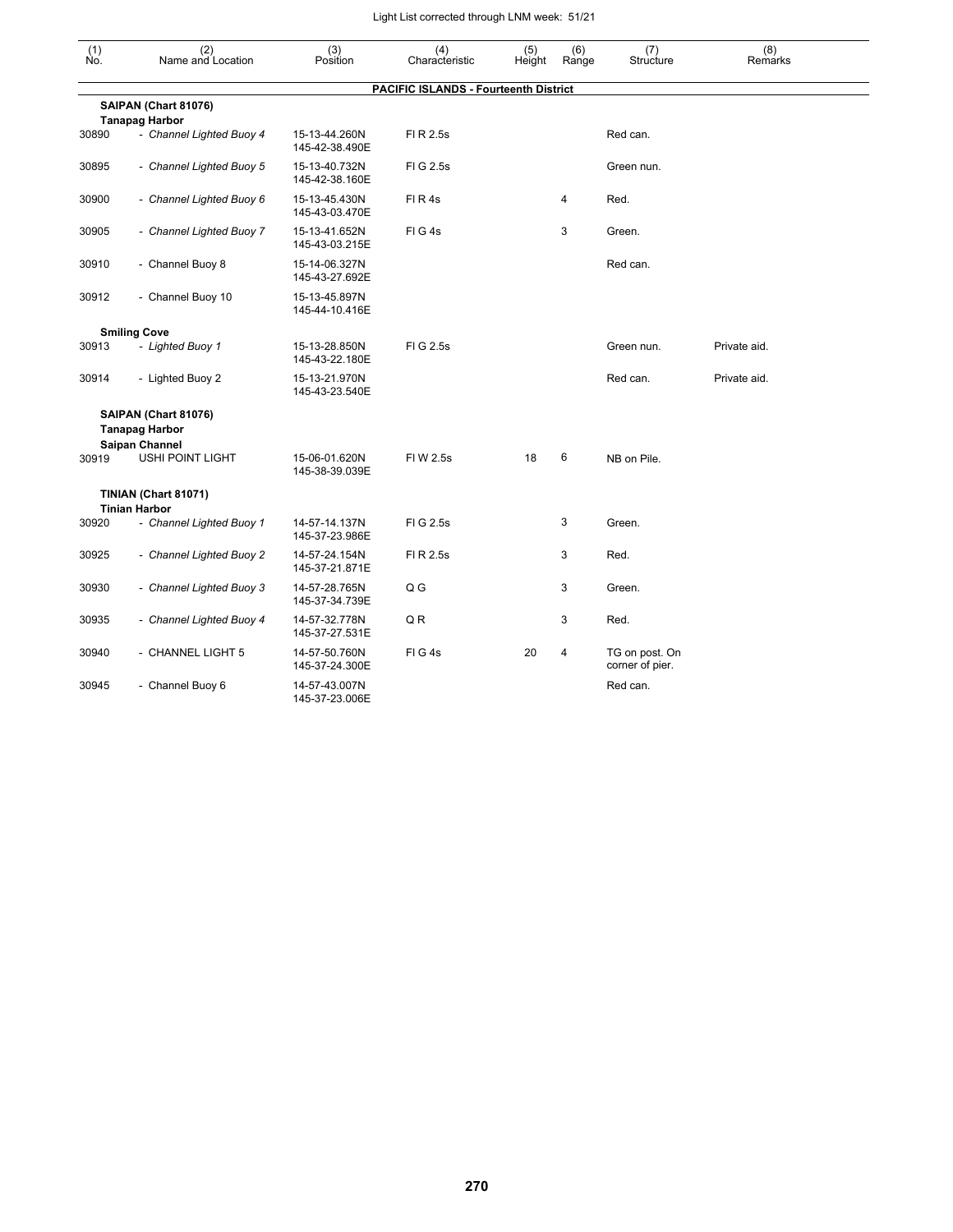| (1) No. | (2) Name and Location | (3) Position | (4) Characteristic | (5) Height | (6) Range | (7) Structure | (8) Remarks |
|---|---|---|---|---|---|---|---|
| | **PACIFIC ISLANDS - Fourteenth District** | | | | | | |
| | **SAIPAN (Chart 81076)** | | | | | | |
| | **Tanapag Harbor** | | | | | | |
| 30890 | *- Channel Lighted Buoy 4* | 15-13-44.260N 145-42-38.490E | Fl R 2.5s | | | Red can. | |
| 30895 | *- Channel Lighted Buoy 5* | 15-13-40.732N 145-42-38.160E | Fl G 2.5s | | | Green nun. | |
| 30900 | *- Channel Lighted Buoy 6* | 15-13-45.430N 145-43-03.470E | Fl R 4s | | 4 | Red. | |
| 30905 | *- Channel Lighted Buoy 7* | 15-13-41.652N 145-43-03.215E | Fl G 4s | | 3 | Green. | |
| 30910 | - Channel Buoy 8 | 15-14-06.327N 145-43-27.692E | | | | Red can. | |
| 30912 | - Channel Buoy 10 | 15-13-45.897N 145-44-10.416E | | | | | |
| | **Smiling Cove** | | | | | | |
| 30913 | *- Lighted Buoy 1* | 15-13-28.850N 145-43-22.180E | Fl G 2.5s | | | Green nun. | Private aid. |
| 30914 | - Lighted Buoy 2 | 15-13-21.970N 145-43-23.540E | | | | Red can. | Private aid. |
| | **SAIPAN (Chart 81076)** | | | | | | |
| | **Tanapag Harbor** | | | | | | |
| | **Saipan Channel** | | | | | | |
| 30919 | USHI POINT LIGHT | 15-06-01.620N 145-38-39.039E | Fl W 2.5s | 18 | 6 | NB on Pile. | |
| | **TINIAN (Chart 81071)** | | | | | | |
| | **Tinian Harbor** | | | | | | |
| 30920 | *- Channel Lighted Buoy 1* | 14-57-14.137N 145-37-23.986E | Fl G 2.5s | | 3 | Green. | |
| 30925 | *- Channel Lighted Buoy 2* | 14-57-24.154N 145-37-21.871E | Fl R 2.5s | | 3 | Red. | |
| 30930 | *- Channel Lighted Buoy 3* | 14-57-28.765N 145-37-34.739E | Q G | | 3 | Green. | |
| 30935 | *- Channel Lighted Buoy 4* | 14-57-32.778N 145-37-27.531E | Q R | | 3 | Red. | |
| 30940 | - CHANNEL LIGHT 5 | 14-57-50.760N 145-37-24.300E | Fl G 4s | 20 | 4 | TG on post. On corner of pier. | |
| 30945 | - Channel Buoy 6 | 14-57-43.007N 145-37-23.006E | | | | Red can. | |